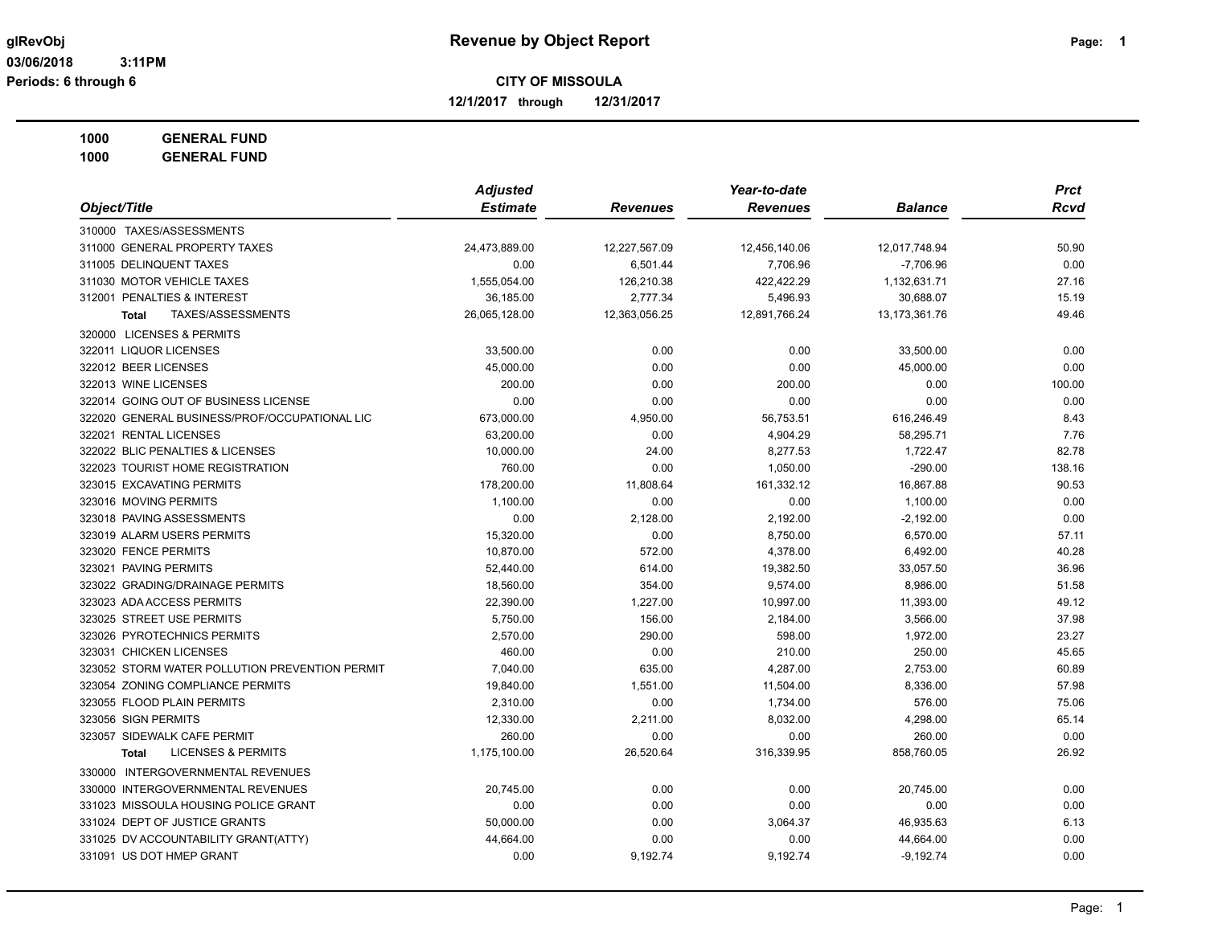# Revenue by Object Report

glRevObj
03/06/2018 3:11PM
Periods: 6 through 6

**CITY OF MISSOULA**

**12/1/2017 through 12/31/2017**

**1000 GENERAL FUND**
**1000 GENERAL FUND**

| Object/Title | Adjusted Estimate | Revenues | Year-to-date Revenues | Balance | Prct Rcvd |
|---|---|---|---|---|---|
| 310000 TAXES/ASSESSMENTS | | | | | |
| 311000 GENERAL PROPERTY TAXES | 24,473,889.00 | 12,227,567.09 | 12,456,140.06 | 12,017,748.94 | 50.90 |
| 311005 DELINQUENT TAXES | 0.00 | 6,501.44 | 7,706.96 | -7,706.96 | 0.00 |
| 311030 MOTOR VEHICLE TAXES | 1,555,054.00 | 126,210.38 | 422,422.29 | 1,132,631.71 | 27.16 |
| 312001 PENALTIES & INTEREST | 36,185.00 | 2,777.34 | 5,496.93 | 30,688.07 | 15.19 |
| **Total** TAXES/ASSESSMENTS | 26,065,128.00 | 12,363,056.25 | 12,891,766.24 | 13,173,361.76 | 49.46 |
| 320000 LICENSES & PERMITS | | | | | |
| 322011 LIQUOR LICENSES | 33,500.00 | 0.00 | 0.00 | 33,500.00 | 0.00 |
| 322012 BEER LICENSES | 45,000.00 | 0.00 | 0.00 | 45,000.00 | 0.00 |
| 322013 WINE LICENSES | 200.00 | 0.00 | 200.00 | 0.00 | 100.00 |
| 322014 GOING OUT OF BUSINESS LICENSE | 0.00 | 0.00 | 0.00 | 0.00 | 0.00 |
| 322020 GENERAL BUSINESS/PROF/OCCUPATIONAL LIC | 673,000.00 | 4,950.00 | 56,753.51 | 616,246.49 | 8.43 |
| 322021 RENTAL LICENSES | 63,200.00 | 0.00 | 4,904.29 | 58,295.71 | 7.76 |
| 322022 BLIC PENALTIES & LICENSES | 10,000.00 | 24.00 | 8,277.53 | 1,722.47 | 82.78 |
| 322023 TOURIST HOME REGISTRATION | 760.00 | 0.00 | 1,050.00 | -290.00 | 138.16 |
| 323015 EXCAVATING PERMITS | 178,200.00 | 11,808.64 | 161,332.12 | 16,867.88 | 90.53 |
| 323016 MOVING PERMITS | 1,100.00 | 0.00 | 0.00 | 1,100.00 | 0.00 |
| 323018 PAVING ASSESSMENTS | 0.00 | 2,128.00 | 2,192.00 | -2,192.00 | 0.00 |
| 323019 ALARM USERS PERMITS | 15,320.00 | 0.00 | 8,750.00 | 6,570.00 | 57.11 |
| 323020 FENCE PERMITS | 10,870.00 | 572.00 | 4,378.00 | 6,492.00 | 40.28 |
| 323021 PAVING PERMITS | 52,440.00 | 614.00 | 19,382.50 | 33,057.50 | 36.96 |
| 323022 GRADING/DRAINAGE PERMITS | 18,560.00 | 354.00 | 9,574.00 | 8,986.00 | 51.58 |
| 323023 ADA ACCESS PERMITS | 22,390.00 | 1,227.00 | 10,997.00 | 11,393.00 | 49.12 |
| 323025 STREET USE PERMITS | 5,750.00 | 156.00 | 2,184.00 | 3,566.00 | 37.98 |
| 323026 PYROTECHNICS PERMITS | 2,570.00 | 290.00 | 598.00 | 1,972.00 | 23.27 |
| 323031 CHICKEN LICENSES | 460.00 | 0.00 | 210.00 | 250.00 | 45.65 |
| 323052 STORM WATER POLLUTION PREVENTION PERMIT | 7,040.00 | 635.00 | 4,287.00 | 2,753.00 | 60.89 |
| 323054 ZONING COMPLIANCE PERMITS | 19,840.00 | 1,551.00 | 11,504.00 | 8,336.00 | 57.98 |
| 323055 FLOOD PLAIN PERMITS | 2,310.00 | 0.00 | 1,734.00 | 576.00 | 75.06 |
| 323056 SIGN PERMITS | 12,330.00 | 2,211.00 | 8,032.00 | 4,298.00 | 65.14 |
| 323057 SIDEWALK CAFE PERMIT | 260.00 | 0.00 | 0.00 | 260.00 | 0.00 |
| **Total** LICENSES & PERMITS | 1,175,100.00 | 26,520.64 | 316,339.95 | 858,760.05 | 26.92 |
| 330000 INTERGOVERNMENTAL REVENUES | | | | | |
| 330000 INTERGOVERNMENTAL REVENUES | 20,745.00 | 0.00 | 0.00 | 20,745.00 | 0.00 |
| 331023 MISSOULA HOUSING POLICE GRANT | 0.00 | 0.00 | 0.00 | 0.00 | 0.00 |
| 331024 DEPT OF JUSTICE GRANTS | 50,000.00 | 0.00 | 3,064.37 | 46,935.63 | 6.13 |
| 331025 DV ACCOUNTABILITY GRANT(ATTY) | 44,664.00 | 0.00 | 0.00 | 44,664.00 | 0.00 |
| 331091 US DOT HMEP GRANT | 0.00 | 9,192.74 | 9,192.74 | -9,192.74 | 0.00 |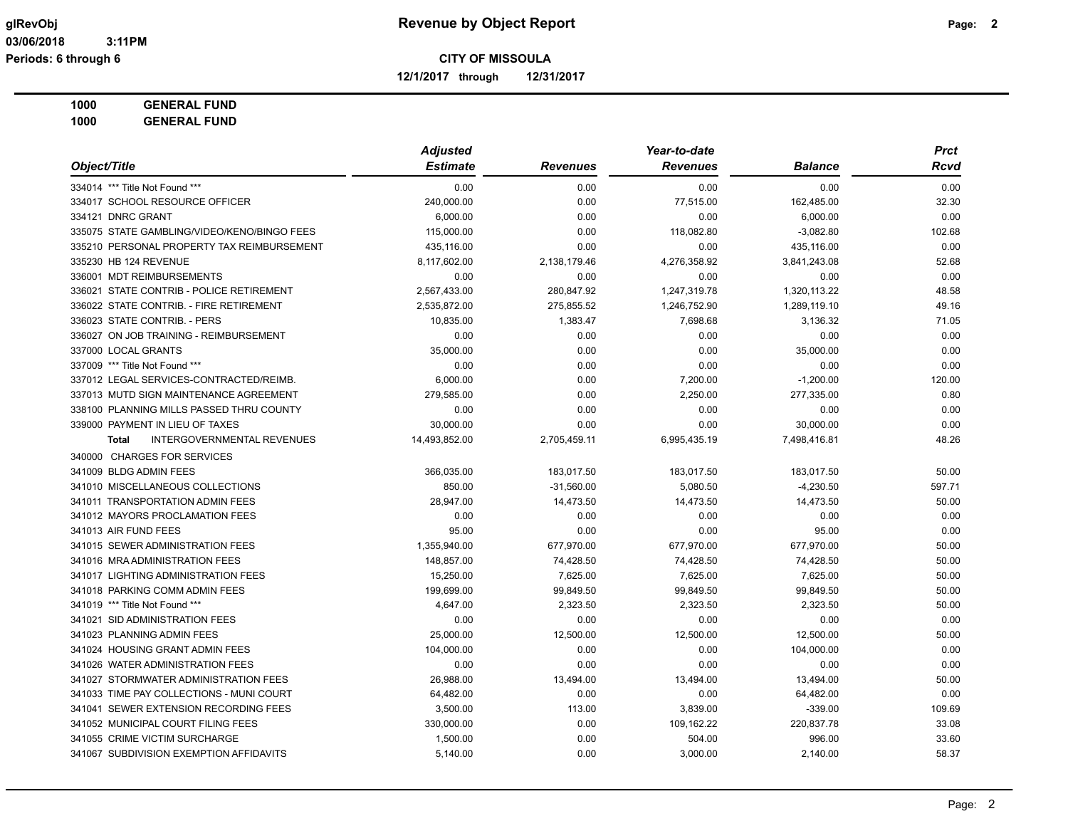**glRevObj** | **Revenue by Object Report**
**03/06/2018 3:11PM**
**Periods: 6 through 6**

**CITY OF MISSOULA**
**12/1/2017 through 12/31/2017**

**1000 GENERAL FUND**
**1000 GENERAL FUND**

| Object/Title | Adjusted Estimate | Revenues | Year-to-date Revenues | Balance | Prct Rcvd |
|---|---|---|---|---|---|
| 334014 *** Title Not Found *** | 0.00 | 0.00 | 0.00 | 0.00 | 0.00 |
| 334017 SCHOOL RESOURCE OFFICER | 240,000.00 | 0.00 | 77,515.00 | 162,485.00 | 32.30 |
| 334121 DNRC GRANT | 6,000.00 | 0.00 | 0.00 | 6,000.00 | 0.00 |
| 335075 STATE GAMBLING/VIDEO/KENO/BINGO FEES | 115,000.00 | 0.00 | 118,082.80 | -3,082.80 | 102.68 |
| 335210 PERSONAL PROPERTY TAX REIMBURSEMENT | 435,116.00 | 0.00 | 0.00 | 435,116.00 | 0.00 |
| 335230 HB 124 REVENUE | 8,117,602.00 | 2,138,179.46 | 4,276,358.92 | 3,841,243.08 | 52.68 |
| 336001 MDT REIMBURSEMENTS | 0.00 | 0.00 | 0.00 | 0.00 | 0.00 |
| 336021 STATE CONTRIB - POLICE RETIREMENT | 2,567,433.00 | 280,847.92 | 1,247,319.78 | 1,320,113.22 | 48.58 |
| 336022 STATE CONTRIB. - FIRE RETIREMENT | 2,535,872.00 | 275,855.52 | 1,246,752.90 | 1,289,119.10 | 49.16 |
| 336023 STATE CONTRIB. - PERS | 10,835.00 | 1,383.47 | 7,698.68 | 3,136.32 | 71.05 |
| 336027 ON JOB TRAINING - REIMBURSEMENT | 0.00 | 0.00 | 0.00 | 0.00 | 0.00 |
| 337000 LOCAL GRANTS | 35,000.00 | 0.00 | 0.00 | 35,000.00 | 0.00 |
| 337009 *** Title Not Found *** | 0.00 | 0.00 | 0.00 | 0.00 | 0.00 |
| 337012 LEGAL SERVICES-CONTRACTED/REIMB. | 6,000.00 | 0.00 | 7,200.00 | -1,200.00 | 120.00 |
| 337013 MUTD SIGN MAINTENANCE AGREEMENT | 279,585.00 | 0.00 | 2,250.00 | 277,335.00 | 0.80 |
| 338100 PLANNING MILLS PASSED THRU COUNTY | 0.00 | 0.00 | 0.00 | 0.00 | 0.00 |
| 339000 PAYMENT IN LIEU OF TAXES | 30,000.00 | 0.00 | 0.00 | 30,000.00 | 0.00 |
| **Total** INTERGOVERNMENTAL REVENUES | 14,493,852.00 | 2,705,459.11 | 6,995,435.19 | 7,498,416.81 | 48.26 |
| 340000 CHARGES FOR SERVICES | | | | | |
| 341009 BLDG ADMIN FEES | 366,035.00 | 183,017.50 | 183,017.50 | 183,017.50 | 50.00 |
| 341010 MISCELLANEOUS COLLECTIONS | 850.00 | -31,560.00 | 5,080.50 | -4,230.50 | 597.71 |
| 341011 TRANSPORTATION ADMIN FEES | 28,947.00 | 14,473.50 | 14,473.50 | 14,473.50 | 50.00 |
| 341012 MAYORS PROCLAMATION FEES | 0.00 | 0.00 | 0.00 | 0.00 | 0.00 |
| 341013 AIR FUND FEES | 95.00 | 0.00 | 0.00 | 95.00 | 0.00 |
| 341015 SEWER ADMINISTRATION FEES | 1,355,940.00 | 677,970.00 | 677,970.00 | 677,970.00 | 50.00 |
| 341016 MRA ADMINISTRATION FEES | 148,857.00 | 74,428.50 | 74,428.50 | 74,428.50 | 50.00 |
| 341017 LIGHTING ADMINISTRATION FEES | 15,250.00 | 7,625.00 | 7,625.00 | 7,625.00 | 50.00 |
| 341018 PARKING COMM ADMIN FEES | 199,699.00 | 99,849.50 | 99,849.50 | 99,849.50 | 50.00 |
| 341019 *** Title Not Found *** | 4,647.00 | 2,323.50 | 2,323.50 | 2,323.50 | 50.00 |
| 341021 SID ADMINISTRATION FEES | 0.00 | 0.00 | 0.00 | 0.00 | 0.00 |
| 341023 PLANNING ADMIN FEES | 25,000.00 | 12,500.00 | 12,500.00 | 12,500.00 | 50.00 |
| 341024 HOUSING GRANT ADMIN FEES | 104,000.00 | 0.00 | 0.00 | 104,000.00 | 0.00 |
| 341026 WATER ADMINISTRATION FEES | 0.00 | 0.00 | 0.00 | 0.00 | 0.00 |
| 341027 STORMWATER ADMINISTRATION FEES | 26,988.00 | 13,494.00 | 13,494.00 | 13,494.00 | 50.00 |
| 341033 TIME PAY COLLECTIONS - MUNI COURT | 64,482.00 | 0.00 | 0.00 | 64,482.00 | 0.00 |
| 341041 SEWER EXTENSION RECORDING FEES | 3,500.00 | 113.00 | 3,839.00 | -339.00 | 109.69 |
| 341052 MUNICIPAL COURT FILING FEES | 330,000.00 | 0.00 | 109,162.22 | 220,837.78 | 33.08 |
| 341055 CRIME VICTIM SURCHARGE | 1,500.00 | 0.00 | 504.00 | 996.00 | 33.60 |
| 341067 SUBDIVISION EXEMPTION AFFIDAVITS | 5,140.00 | 0.00 | 3,000.00 | 2,140.00 | 58.37 |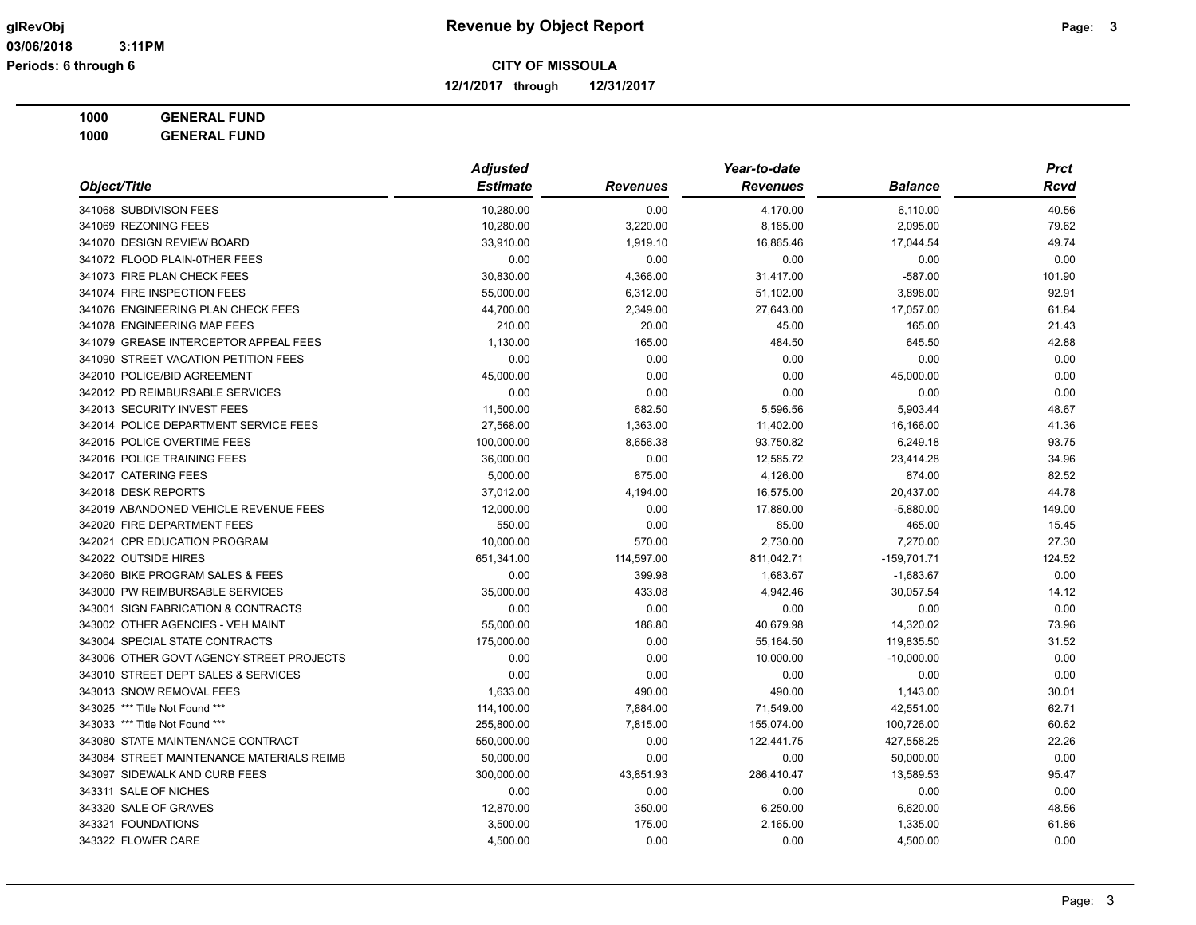**Revenue by Object Report**

**CITY OF MISSOULA**

**12/1/2017 through 12/31/2017**

glRevObj
03/06/2018 3:11PM
Periods: 6 through 6

**1000 GENERAL FUND**
**1000 GENERAL FUND**

| Object/Title | Adjusted Estimate | Revenues | Year-to-date Revenues | Balance | Prct Rcvd |
|---|---|---|---|---|---|
| 341068 SUBDIVISON FEES | 10,280.00 | 0.00 | 4,170.00 | 6,110.00 | 40.56 |
| 341069 REZONING FEES | 10,280.00 | 3,220.00 | 8,185.00 | 2,095.00 | 79.62 |
| 341070 DESIGN REVIEW BOARD | 33,910.00 | 1,919.10 | 16,865.46 | 17,044.54 | 49.74 |
| 341072 FLOOD PLAIN-0THER FEES | 0.00 | 0.00 | 0.00 | 0.00 | 0.00 |
| 341073 FIRE PLAN CHECK FEES | 30,830.00 | 4,366.00 | 31,417.00 | -587.00 | 101.90 |
| 341074 FIRE INSPECTION FEES | 55,000.00 | 6,312.00 | 51,102.00 | 3,898.00 | 92.91 |
| 341076 ENGINEERING PLAN CHECK FEES | 44,700.00 | 2,349.00 | 27,643.00 | 17,057.00 | 61.84 |
| 341078 ENGINEERING MAP FEES | 210.00 | 20.00 | 45.00 | 165.00 | 21.43 |
| 341079 GREASE INTERCEPTOR APPEAL FEES | 1,130.00 | 165.00 | 484.50 | 645.50 | 42.88 |
| 341090 STREET VACATION PETITION FEES | 0.00 | 0.00 | 0.00 | 0.00 | 0.00 |
| 342010 POLICE/BID AGREEMENT | 45,000.00 | 0.00 | 0.00 | 45,000.00 | 0.00 |
| 342012 PD REIMBURSABLE SERVICES | 0.00 | 0.00 | 0.00 | 0.00 | 0.00 |
| 342013 SECURITY INVEST FEES | 11,500.00 | 682.50 | 5,596.56 | 5,903.44 | 48.67 |
| 342014 POLICE DEPARTMENT SERVICE FEES | 27,568.00 | 1,363.00 | 11,402.00 | 16,166.00 | 41.36 |
| 342015 POLICE OVERTIME FEES | 100,000.00 | 8,656.38 | 93,750.82 | 6,249.18 | 93.75 |
| 342016 POLICE TRAINING FEES | 36,000.00 | 0.00 | 12,585.72 | 23,414.28 | 34.96 |
| 342017 CATERING FEES | 5,000.00 | 875.00 | 4,126.00 | 874.00 | 82.52 |
| 342018 DESK REPORTS | 37,012.00 | 4,194.00 | 16,575.00 | 20,437.00 | 44.78 |
| 342019 ABANDONED VEHICLE REVENUE FEES | 12,000.00 | 0.00 | 17,880.00 | -5,880.00 | 149.00 |
| 342020 FIRE DEPARTMENT FEES | 550.00 | 0.00 | 85.00 | 465.00 | 15.45 |
| 342021 CPR EDUCATION PROGRAM | 10,000.00 | 570.00 | 2,730.00 | 7,270.00 | 27.30 |
| 342022 OUTSIDE HIRES | 651,341.00 | 114,597.00 | 811,042.71 | -159,701.71 | 124.52 |
| 342060 BIKE PROGRAM SALES & FEES | 0.00 | 399.98 | 1,683.67 | -1,683.67 | 0.00 |
| 343000 PW REIMBURSABLE SERVICES | 35,000.00 | 433.08 | 4,942.46 | 30,057.54 | 14.12 |
| 343001 SIGN FABRICATION & CONTRACTS | 0.00 | 0.00 | 0.00 | 0.00 | 0.00 |
| 343002 OTHER AGENCIES - VEH MAINT | 55,000.00 | 186.80 | 40,679.98 | 14,320.02 | 73.96 |
| 343004 SPECIAL STATE CONTRACTS | 175,000.00 | 0.00 | 55,164.50 | 119,835.50 | 31.52 |
| 343006 OTHER GOVT AGENCY-STREET PROJECTS | 0.00 | 0.00 | 10,000.00 | -10,000.00 | 0.00 |
| 343010 STREET DEPT SALES & SERVICES | 0.00 | 0.00 | 0.00 | 0.00 | 0.00 |
| 343013 SNOW REMOVAL FEES | 1,633.00 | 490.00 | 490.00 | 1,143.00 | 30.01 |
| 343025 *** Title Not Found *** | 114,100.00 | 7,884.00 | 71,549.00 | 42,551.00 | 62.71 |
| 343033 *** Title Not Found *** | 255,800.00 | 7,815.00 | 155,074.00 | 100,726.00 | 60.62 |
| 343080 STATE MAINTENANCE CONTRACT | 550,000.00 | 0.00 | 122,441.75 | 427,558.25 | 22.26 |
| 343084 STREET MAINTENANCE MATERIALS REIMB | 50,000.00 | 0.00 | 0.00 | 50,000.00 | 0.00 |
| 343097 SIDEWALK AND CURB FEES | 300,000.00 | 43,851.93 | 286,410.47 | 13,589.53 | 95.47 |
| 343311 SALE OF NICHES | 0.00 | 0.00 | 0.00 | 0.00 | 0.00 |
| 343320 SALE OF GRAVES | 12,870.00 | 350.00 | 6,250.00 | 6,620.00 | 48.56 |
| 343321 FOUNDATIONS | 3,500.00 | 175.00 | 2,165.00 | 1,335.00 | 61.86 |
| 343322 FLOWER CARE | 4,500.00 | 0.00 | 0.00 | 4,500.00 | 0.00 |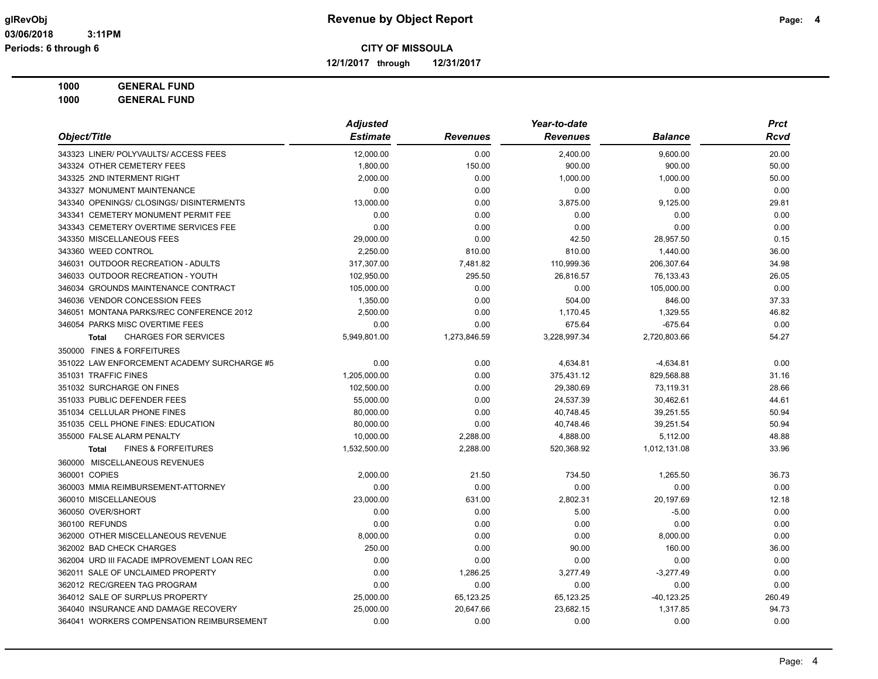**Revenue by Object Report**

glRevObj
03/06/2018 3:11PM
Periods: 6 through 6

**CITY OF MISSOULA**
12/1/2017 through 12/31/2017

**1000 GENERAL FUND**
**1000 GENERAL FUND**

| Object/Title | Adjusted Estimate | Revenues | Year-to-date Revenues | Balance | Prct Rcvd |
|---|---|---|---|---|---|
| 343323 LINER/ POLYVAULTS/ ACCESS FEES | 12,000.00 | 0.00 | 2,400.00 | 9,600.00 | 20.00 |
| 343324 OTHER CEMETERY FEES | 1,800.00 | 150.00 | 900.00 | 900.00 | 50.00 |
| 343325 2ND INTERMENT RIGHT | 2,000.00 | 0.00 | 1,000.00 | 1,000.00 | 50.00 |
| 343327 MONUMENT MAINTENANCE | 0.00 | 0.00 | 0.00 | 0.00 | 0.00 |
| 343340 OPENINGS/ CLOSINGS/ DISINTERMENTS | 13,000.00 | 0.00 | 3,875.00 | 9,125.00 | 29.81 |
| 343341 CEMETERY MONUMENT PERMIT FEE | 0.00 | 0.00 | 0.00 | 0.00 | 0.00 |
| 343343 CEMETERY OVERTIME SERVICES FEE | 0.00 | 0.00 | 0.00 | 0.00 | 0.00 |
| 343350 MISCELLANEOUS FEES | 29,000.00 | 0.00 | 42.50 | 28,957.50 | 0.15 |
| 343360 WEED CONTROL | 2,250.00 | 810.00 | 810.00 | 1,440.00 | 36.00 |
| 346031 OUTDOOR RECREATION - ADULTS | 317,307.00 | 7,481.82 | 110,999.36 | 206,307.64 | 34.98 |
| 346033 OUTDOOR RECREATION - YOUTH | 102,950.00 | 295.50 | 26,816.57 | 76,133.43 | 26.05 |
| 346034 GROUNDS MAINTENANCE CONTRACT | 105,000.00 | 0.00 | 0.00 | 105,000.00 | 0.00 |
| 346036 VENDOR CONCESSION FEES | 1,350.00 | 0.00 | 504.00 | 846.00 | 37.33 |
| 346051 MONTANA PARKS/REC CONFERENCE 2012 | 2,500.00 | 0.00 | 1,170.45 | 1,329.55 | 46.82 |
| 346054 PARKS MISC OVERTIME FEES | 0.00 | 0.00 | 675.64 | -675.64 | 0.00 |
| **Total** CHARGES FOR SERVICES | 5,949,801.00 | 1,273,846.59 | 3,228,997.34 | 2,720,803.66 | 54.27 |
| 350000 FINES & FORFEITURES | | | | | |
| 351022 LAW ENFORCEMENT ACADEMY SURCHARGE #5 | 0.00 | 0.00 | 4,634.81 | -4,634.81 | 0.00 |
| 351031 TRAFFIC FINES | 1,205,000.00 | 0.00 | 375,431.12 | 829,568.88 | 31.16 |
| 351032 SURCHARGE ON FINES | 102,500.00 | 0.00 | 29,380.69 | 73,119.31 | 28.66 |
| 351033 PUBLIC DEFENDER FEES | 55,000.00 | 0.00 | 24,537.39 | 30,462.61 | 44.61 |
| 351034 CELLULAR PHONE FINES | 80,000.00 | 0.00 | 40,748.45 | 39,251.55 | 50.94 |
| 351035 CELL PHONE FINES: EDUCATION | 80,000.00 | 0.00 | 40,748.46 | 39,251.54 | 50.94 |
| 355000 FALSE ALARM PENALTY | 10,000.00 | 2,288.00 | 4,888.00 | 5,112.00 | 48.88 |
| **Total** FINES & FORFEITURES | 1,532,500.00 | 2,288.00 | 520,368.92 | 1,012,131.08 | 33.96 |
| 360000 MISCELLANEOUS REVENUES | | | | | |
| 360001 COPIES | 2,000.00 | 21.50 | 734.50 | 1,265.50 | 36.73 |
| 360003 MMIA REIMBURSEMENT-ATTORNEY | 0.00 | 0.00 | 0.00 | 0.00 | 0.00 |
| 360010 MISCELLANEOUS | 23,000.00 | 631.00 | 2,802.31 | 20,197.69 | 12.18 |
| 360050 OVER/SHORT | 0.00 | 0.00 | 5.00 | -5.00 | 0.00 |
| 360100 REFUNDS | 0.00 | 0.00 | 0.00 | 0.00 | 0.00 |
| 362000 OTHER MISCELLANEOUS REVENUE | 8,000.00 | 0.00 | 0.00 | 8,000.00 | 0.00 |
| 362002 BAD CHECK CHARGES | 250.00 | 0.00 | 90.00 | 160.00 | 36.00 |
| 362004 URD III FACADE IMPROVEMENT LOAN REC | 0.00 | 0.00 | 0.00 | 0.00 | 0.00 |
| 362011 SALE OF UNCLAIMED PROPERTY | 0.00 | 1,286.25 | 3,277.49 | -3,277.49 | 0.00 |
| 362012 REC/GREEN TAG PROGRAM | 0.00 | 0.00 | 0.00 | 0.00 | 0.00 |
| 364012 SALE OF SURPLUS PROPERTY | 25,000.00 | 65,123.25 | 65,123.25 | -40,123.25 | 260.49 |
| 364040 INSURANCE AND DAMAGE RECOVERY | 25,000.00 | 20,647.66 | 23,682.15 | 1,317.85 | 94.73 |
| 364041 WORKERS COMPENSATION REIMBURSEMENT | 0.00 | 0.00 | 0.00 | 0.00 | 0.00 |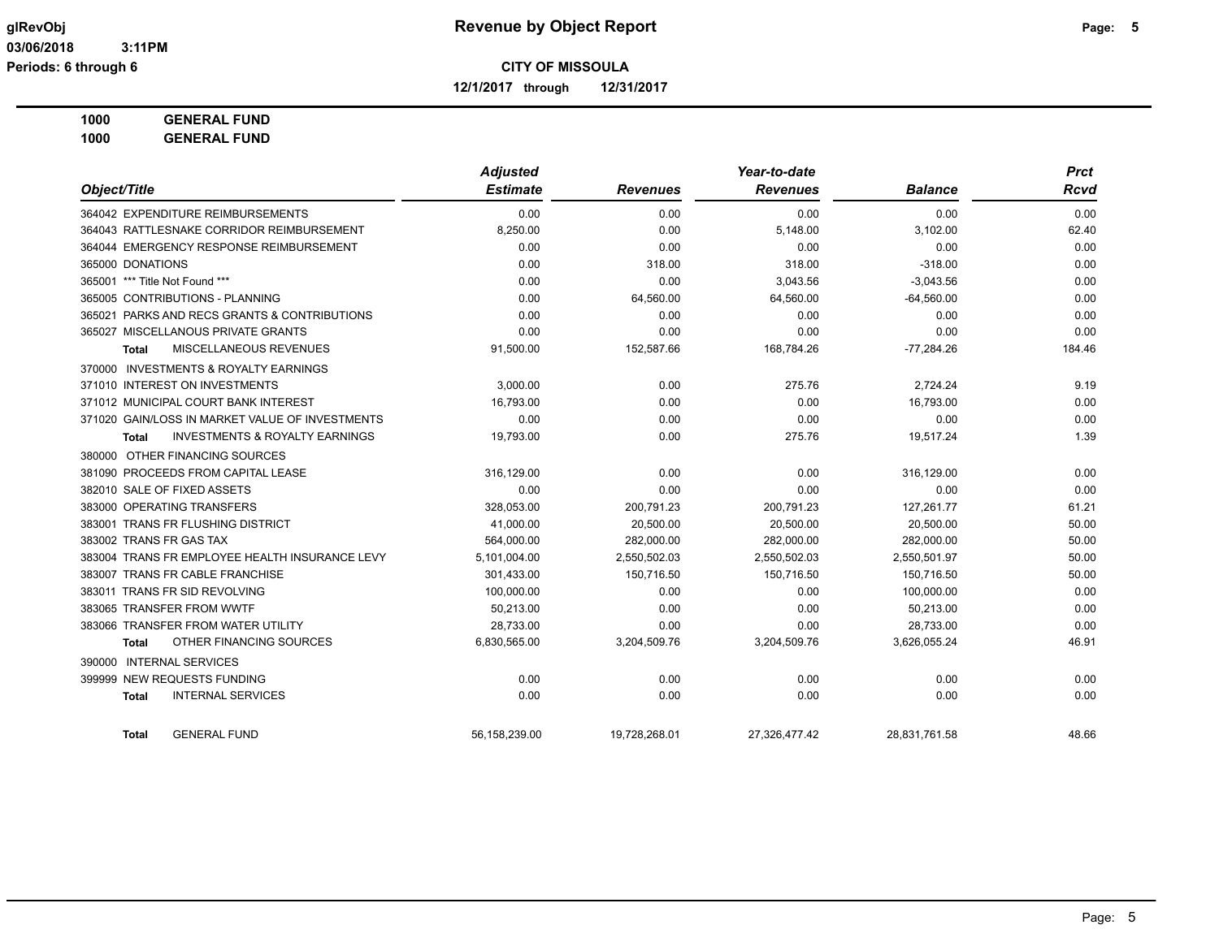**glRevObj** | **Revenue by Object Report**

**03/06/2018 3:11PM**

**Periods: 6 through 6**

**CITY OF MISSOULA**

**12/1/2017 through 12/31/2017**

**1000 GENERAL FUND**

**1000 GENERAL FUND**

| Object/Title | Adjusted Estimate | Revenues | Year-to-date Revenues | Balance | Prct Rcvd |
|---|---|---|---|---|---|
| 364042 EXPENDITURE REIMBURSEMENTS | 0.00 | 0.00 | 0.00 | 0.00 | 0.00 |
| 364043 RATTLESNAKE CORRIDOR REIMBURSEMENT | 8,250.00 | 0.00 | 5,148.00 | 3,102.00 | 62.40 |
| 364044 EMERGENCY RESPONSE REIMBURSEMENT | 0.00 | 0.00 | 0.00 | 0.00 | 0.00 |
| 365000 DONATIONS | 0.00 | 318.00 | 318.00 | -318.00 | 0.00 |
| 365001 *** Title Not Found *** | 0.00 | 0.00 | 3,043.56 | -3,043.56 | 0.00 |
| 365005 CONTRIBUTIONS - PLANNING | 0.00 | 64,560.00 | 64,560.00 | -64,560.00 | 0.00 |
| 365021 PARKS AND RECS GRANTS & CONTRIBUTIONS | 0.00 | 0.00 | 0.00 | 0.00 | 0.00 |
| 365027 MISCELLANOUS PRIVATE GRANTS | 0.00 | 0.00 | 0.00 | 0.00 | 0.00 |
| **Total** MISCELLANEOUS REVENUES | 91,500.00 | 152,587.66 | 168,784.26 | -77,284.26 | 184.46 |
| 370000 INVESTMENTS & ROYALTY EARNINGS | | | | | |
| 371010 INTEREST ON INVESTMENTS | 3,000.00 | 0.00 | 275.76 | 2,724.24 | 9.19 |
| 371012 MUNICIPAL COURT BANK INTEREST | 16,793.00 | 0.00 | 0.00 | 16,793.00 | 0.00 |
| 371020 GAIN/LOSS IN MARKET VALUE OF INVESTMENTS | 0.00 | 0.00 | 0.00 | 0.00 | 0.00 |
| **Total** INVESTMENTS & ROYALTY EARNINGS | 19,793.00 | 0.00 | 275.76 | 19,517.24 | 1.39 |
| 380000 OTHER FINANCING SOURCES | | | | | |
| 381090 PROCEEDS FROM CAPITAL LEASE | 316,129.00 | 0.00 | 0.00 | 316,129.00 | 0.00 |
| 382010 SALE OF FIXED ASSETS | 0.00 | 0.00 | 0.00 | 0.00 | 0.00 |
| 383000 OPERATING TRANSFERS | 328,053.00 | 200,791.23 | 200,791.23 | 127,261.77 | 61.21 |
| 383001 TRANS FR FLUSHING DISTRICT | 41,000.00 | 20,500.00 | 20,500.00 | 20,500.00 | 50.00 |
| 383002 TRANS FR GAS TAX | 564,000.00 | 282,000.00 | 282,000.00 | 282,000.00 | 50.00 |
| 383004 TRANS FR EMPLOYEE HEALTH INSURANCE LEVY | 5,101,004.00 | 2,550,502.03 | 2,550,502.03 | 2,550,501.97 | 50.00 |
| 383007 TRANS FR CABLE FRANCHISE | 301,433.00 | 150,716.50 | 150,716.50 | 150,716.50 | 50.00 |
| 383011 TRANS FR SID REVOLVING | 100,000.00 | 0.00 | 0.00 | 100,000.00 | 0.00 |
| 383065 TRANSFER FROM WWTF | 50,213.00 | 0.00 | 0.00 | 50,213.00 | 0.00 |
| 383066 TRANSFER FROM WATER UTILITY | 28,733.00 | 0.00 | 0.00 | 28,733.00 | 0.00 |
| **Total** OTHER FINANCING SOURCES | 6,830,565.00 | 3,204,509.76 | 3,204,509.76 | 3,626,055.24 | 46.91 |
| 390000 INTERNAL SERVICES | | | | | |
| 399999 NEW REQUESTS FUNDING | 0.00 | 0.00 | 0.00 | 0.00 | 0.00 |
| **Total** INTERNAL SERVICES | 0.00 | 0.00 | 0.00 | 0.00 | 0.00 |
| **Total** GENERAL FUND | 56,158,239.00 | 19,728,268.01 | 27,326,477.42 | 28,831,761.58 | 48.66 |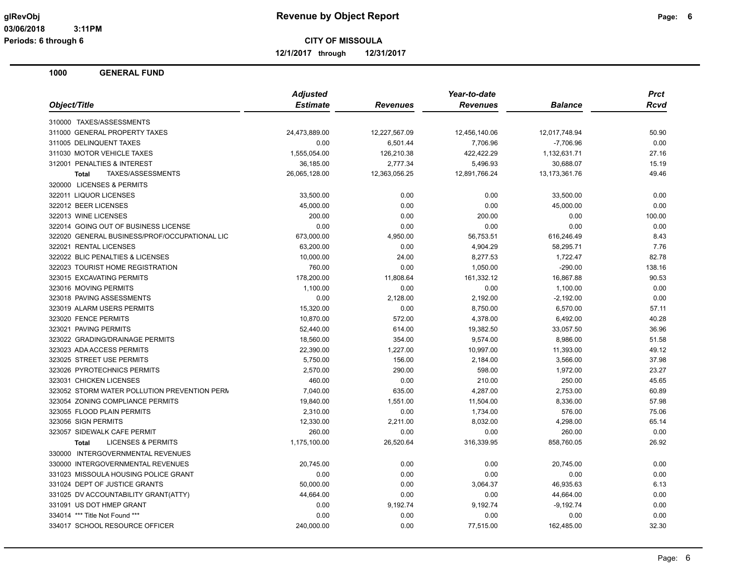# Revenue by Object Report

**CITY OF MISSOULA**

**12/1/2017 through 12/31/2017**

glRevObj
03/06/2018 3:11PM
Periods: 6 through 6

## 1000 GENERAL FUND

| Object/Title | Adjusted Estimate | Revenues | Year-to-date Revenues | Balance | Prct Rcvd |
|---|---|---|---|---|---|
| 310000 TAXES/ASSESSMENTS | | | | | |
| 311000 GENERAL PROPERTY TAXES | 24,473,889.00 | 12,227,567.09 | 12,456,140.06 | 12,017,748.94 | 50.90 |
| 311005 DELINQUENT TAXES | 0.00 | 6,501.44 | 7,706.96 | -7,706.96 | 0.00 |
| 311030 MOTOR VEHICLE TAXES | 1,555,054.00 | 126,210.38 | 422,422.29 | 1,132,631.71 | 27.16 |
| 312001 PENALTIES & INTEREST | 36,185.00 | 2,777.34 | 5,496.93 | 30,688.07 | 15.19 |
| **Total** TAXES/ASSESSMENTS | 26,065,128.00 | 12,363,056.25 | 12,891,766.24 | 13,173,361.76 | 49.46 |
| 320000 LICENSES & PERMITS | | | | | |
| 322011 LIQUOR LICENSES | 33,500.00 | 0.00 | 0.00 | 33,500.00 | 0.00 |
| 322012 BEER LICENSES | 45,000.00 | 0.00 | 0.00 | 45,000.00 | 0.00 |
| 322013 WINE LICENSES | 200.00 | 0.00 | 200.00 | 0.00 | 100.00 |
| 322014 GOING OUT OF BUSINESS LICENSE | 0.00 | 0.00 | 0.00 | 0.00 | 0.00 |
| 322020 GENERAL BUSINESS/PROF/OCCUPATIONAL LIC | 673,000.00 | 4,950.00 | 56,753.51 | 616,246.49 | 8.43 |
| 322021 RENTAL LICENSES | 63,200.00 | 0.00 | 4,904.29 | 58,295.71 | 7.76 |
| 322022 BLIC PENALTIES & LICENSES | 10,000.00 | 24.00 | 8,277.53 | 1,722.47 | 82.78 |
| 322023 TOURIST HOME REGISTRATION | 760.00 | 0.00 | 1,050.00 | -290.00 | 138.16 |
| 323015 EXCAVATING PERMITS | 178,200.00 | 11,808.64 | 161,332.12 | 16,867.88 | 90.53 |
| 323016 MOVING PERMITS | 1,100.00 | 0.00 | 0.00 | 1,100.00 | 0.00 |
| 323018 PAVING ASSESSMENTS | 0.00 | 2,128.00 | 2,192.00 | -2,192.00 | 0.00 |
| 323019 ALARM USERS PERMITS | 15,320.00 | 0.00 | 8,750.00 | 6,570.00 | 57.11 |
| 323020 FENCE PERMITS | 10,870.00 | 572.00 | 4,378.00 | 6,492.00 | 40.28 |
| 323021 PAVING PERMITS | 52,440.00 | 614.00 | 19,382.50 | 33,057.50 | 36.96 |
| 323022 GRADING/DRAINAGE PERMITS | 18,560.00 | 354.00 | 9,574.00 | 8,986.00 | 51.58 |
| 323023 ADA ACCESS PERMITS | 22,390.00 | 1,227.00 | 10,997.00 | 11,393.00 | 49.12 |
| 323025 STREET USE PERMITS | 5,750.00 | 156.00 | 2,184.00 | 3,566.00 | 37.98 |
| 323026 PYROTECHNICS PERMITS | 2,570.00 | 290.00 | 598.00 | 1,972.00 | 23.27 |
| 323031 CHICKEN LICENSES | 460.00 | 0.00 | 210.00 | 250.00 | 45.65 |
| 323052 STORM WATER POLLUTION PREVENTION PERM | 7,040.00 | 635.00 | 4,287.00 | 2,753.00 | 60.89 |
| 323054 ZONING COMPLIANCE PERMITS | 19,840.00 | 1,551.00 | 11,504.00 | 8,336.00 | 57.98 |
| 323055 FLOOD PLAIN PERMITS | 2,310.00 | 0.00 | 1,734.00 | 576.00 | 75.06 |
| 323056 SIGN PERMITS | 12,330.00 | 2,211.00 | 8,032.00 | 4,298.00 | 65.14 |
| 323057 SIDEWALK CAFE PERMIT | 260.00 | 0.00 | 0.00 | 260.00 | 0.00 |
| **Total** LICENSES & PERMITS | 1,175,100.00 | 26,520.64 | 316,339.95 | 858,760.05 | 26.92 |
| 330000 INTERGOVERNMENTAL REVENUES | | | | | |
| 330000 INTERGOVERNMENTAL REVENUES | 20,745.00 | 0.00 | 0.00 | 20,745.00 | 0.00 |
| 331023 MISSOULA HOUSING POLICE GRANT | 0.00 | 0.00 | 0.00 | 0.00 | 0.00 |
| 331024 DEPT OF JUSTICE GRANTS | 50,000.00 | 0.00 | 3,064.37 | 46,935.63 | 6.13 |
| 331025 DV ACCOUNTABILITY GRANT(ATTY) | 44,664.00 | 0.00 | 0.00 | 44,664.00 | 0.00 |
| 331091 US DOT HMEP GRANT | 0.00 | 9,192.74 | 9,192.74 | -9,192.74 | 0.00 |
| 334014 *** Title Not Found *** | 0.00 | 0.00 | 0.00 | 0.00 | 0.00 |
| 334017 SCHOOL RESOURCE OFFICER | 240,000.00 | 0.00 | 77,515.00 | 162,485.00 | 32.30 |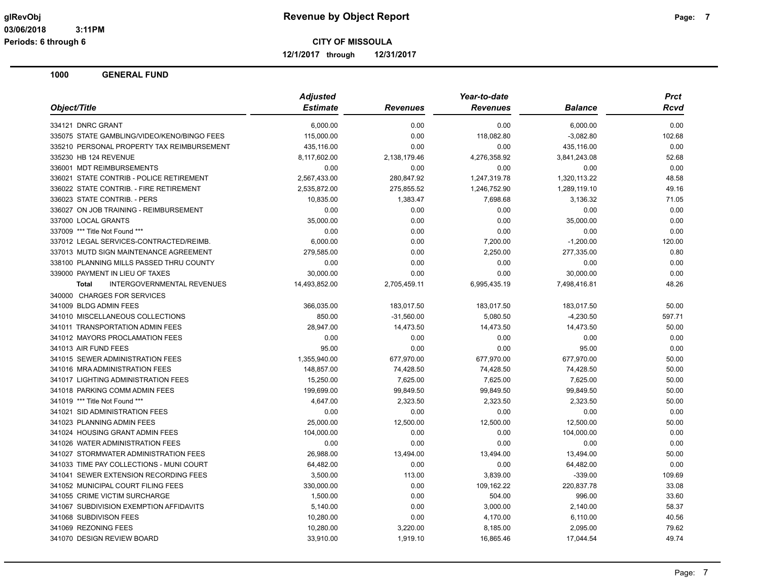**CITY OF MISSOULA**

**12/1/2017 through 12/31/2017**

**Revenue by Object Report**

glRevObj
03/06/2018 3:11PM
Periods: 6 through 6

## 1000 GENERAL FUND

| Object/Title | Adjusted Estimate | Revenues | Year-to-date Revenues | Balance | Prct Rcvd |
|---|---|---|---|---|---|
| 334121 DNRC GRANT | 6,000.00 | 0.00 | 0.00 | 6,000.00 | 0.00 |
| 335075 STATE GAMBLING/VIDEO/KENO/BINGO FEES | 115,000.00 | 0.00 | 118,082.80 | -3,082.80 | 102.68 |
| 335210 PERSONAL PROPERTY TAX REIMBURSEMENT | 435,116.00 | 0.00 | 0.00 | 435,116.00 | 0.00 |
| 335230 HB 124 REVENUE | 8,117,602.00 | 2,138,179.46 | 4,276,358.92 | 3,841,243.08 | 52.68 |
| 336001 MDT REIMBURSEMENTS | 0.00 | 0.00 | 0.00 | 0.00 | 0.00 |
| 336021 STATE CONTRIB - POLICE RETIREMENT | 2,567,433.00 | 280,847.92 | 1,247,319.78 | 1,320,113.22 | 48.58 |
| 336022 STATE CONTRIB. - FIRE RETIREMENT | 2,535,872.00 | 275,855.52 | 1,246,752.90 | 1,289,119.10 | 49.16 |
| 336023 STATE CONTRIB. - PERS | 10,835.00 | 1,383.47 | 7,698.68 | 3,136.32 | 71.05 |
| 336027 ON JOB TRAINING - REIMBURSEMENT | 0.00 | 0.00 | 0.00 | 0.00 | 0.00 |
| 337000 LOCAL GRANTS | 35,000.00 | 0.00 | 0.00 | 35,000.00 | 0.00 |
| 337009 *** Title Not Found *** | 0.00 | 0.00 | 0.00 | 0.00 | 0.00 |
| 337012 LEGAL SERVICES-CONTRACTED/REIMB. | 6,000.00 | 0.00 | 7,200.00 | -1,200.00 | 120.00 |
| 337013 MUTD SIGN MAINTENANCE AGREEMENT | 279,585.00 | 0.00 | 2,250.00 | 277,335.00 | 0.80 |
| 338100 PLANNING MILLS PASSED THRU COUNTY | 0.00 | 0.00 | 0.00 | 0.00 | 0.00 |
| 339000 PAYMENT IN LIEU OF TAXES | 30,000.00 | 0.00 | 0.00 | 30,000.00 | 0.00 |
| **Total** INTERGOVERNMENTAL REVENUES | 14,493,852.00 | 2,705,459.11 | 6,995,435.19 | 7,498,416.81 | 48.26 |
| 340000 CHARGES FOR SERVICES | | | | | |
| 341009 BLDG ADMIN FEES | 366,035.00 | 183,017.50 | 183,017.50 | 183,017.50 | 50.00 |
| 341010 MISCELLANEOUS COLLECTIONS | 850.00 | -31,560.00 | 5,080.50 | -4,230.50 | 597.71 |
| 341011 TRANSPORTATION ADMIN FEES | 28,947.00 | 14,473.50 | 14,473.50 | 14,473.50 | 50.00 |
| 341012 MAYORS PROCLAMATION FEES | 0.00 | 0.00 | 0.00 | 0.00 | 0.00 |
| 341013 AIR FUND FEES | 95.00 | 0.00 | 0.00 | 95.00 | 0.00 |
| 341015 SEWER ADMINISTRATION FEES | 1,355,940.00 | 677,970.00 | 677,970.00 | 677,970.00 | 50.00 |
| 341016 MRA ADMINISTRATION FEES | 148,857.00 | 74,428.50 | 74,428.50 | 74,428.50 | 50.00 |
| 341017 LIGHTING ADMINISTRATION FEES | 15,250.00 | 7,625.00 | 7,625.00 | 7,625.00 | 50.00 |
| 341018 PARKING COMM ADMIN FEES | 199,699.00 | 99,849.50 | 99,849.50 | 99,849.50 | 50.00 |
| 341019 *** Title Not Found *** | 4,647.00 | 2,323.50 | 2,323.50 | 2,323.50 | 50.00 |
| 341021 SID ADMINISTRATION FEES | 0.00 | 0.00 | 0.00 | 0.00 | 0.00 |
| 341023 PLANNING ADMIN FEES | 25,000.00 | 12,500.00 | 12,500.00 | 12,500.00 | 50.00 |
| 341024 HOUSING GRANT ADMIN FEES | 104,000.00 | 0.00 | 0.00 | 104,000.00 | 0.00 |
| 341026 WATER ADMINISTRATION FEES | 0.00 | 0.00 | 0.00 | 0.00 | 0.00 |
| 341027 STORMWATER ADMINISTRATION FEES | 26,988.00 | 13,494.00 | 13,494.00 | 13,494.00 | 50.00 |
| 341033 TIME PAY COLLECTIONS - MUNI COURT | 64,482.00 | 0.00 | 0.00 | 64,482.00 | 0.00 |
| 341041 SEWER EXTENSION RECORDING FEES | 3,500.00 | 113.00 | 3,839.00 | -339.00 | 109.69 |
| 341052 MUNICIPAL COURT FILING FEES | 330,000.00 | 0.00 | 109,162.22 | 220,837.78 | 33.08 |
| 341055 CRIME VICTIM SURCHARGE | 1,500.00 | 0.00 | 504.00 | 996.00 | 33.60 |
| 341067 SUBDIVISION EXEMPTION AFFIDAVITS | 5,140.00 | 0.00 | 3,000.00 | 2,140.00 | 58.37 |
| 341068 SUBDIVISON FEES | 10,280.00 | 0.00 | 4,170.00 | 6,110.00 | 40.56 |
| 341069 REZONING FEES | 10,280.00 | 3,220.00 | 8,185.00 | 2,095.00 | 79.62 |
| 341070 DESIGN REVIEW BOARD | 33,910.00 | 1,919.10 | 16,865.46 | 17,044.54 | 49.74 |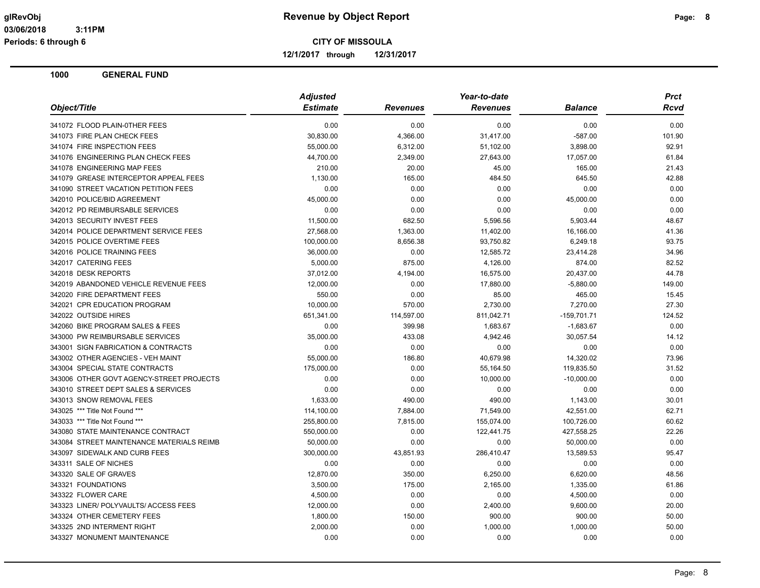# Revenue by Object Report

glRevObj
03/06/2018 3:11PM
Periods: 6 through 6

**CITY OF MISSOULA**

**12/1/2017 through 12/31/2017**

## 1000 GENERAL FUND

| Object/Title | Adjusted Estimate | Revenues | Year-to-date Revenues | Balance | Prct Rcvd |
|---|---|---|---|---|---|
| 341072 FLOOD PLAIN-0THER FEES | 0.00 | 0.00 | 0.00 | 0.00 | 0.00 |
| 341073 FIRE PLAN CHECK FEES | 30,830.00 | 4,366.00 | 31,417.00 | -587.00 | 101.90 |
| 341074 FIRE INSPECTION FEES | 55,000.00 | 6,312.00 | 51,102.00 | 3,898.00 | 92.91 |
| 341076 ENGINEERING PLAN CHECK FEES | 44,700.00 | 2,349.00 | 27,643.00 | 17,057.00 | 61.84 |
| 341078 ENGINEERING MAP FEES | 210.00 | 20.00 | 45.00 | 165.00 | 21.43 |
| 341079 GREASE INTERCEPTOR APPEAL FEES | 1,130.00 | 165.00 | 484.50 | 645.50 | 42.88 |
| 341090 STREET VACATION PETITION FEES | 0.00 | 0.00 | 0.00 | 0.00 | 0.00 |
| 342010 POLICE/BID AGREEMENT | 45,000.00 | 0.00 | 0.00 | 45,000.00 | 0.00 |
| 342012 PD REIMBURSABLE SERVICES | 0.00 | 0.00 | 0.00 | 0.00 | 0.00 |
| 342013 SECURITY INVEST FEES | 11,500.00 | 682.50 | 5,596.56 | 5,903.44 | 48.67 |
| 342014 POLICE DEPARTMENT SERVICE FEES | 27,568.00 | 1,363.00 | 11,402.00 | 16,166.00 | 41.36 |
| 342015 POLICE OVERTIME FEES | 100,000.00 | 8,656.38 | 93,750.82 | 6,249.18 | 93.75 |
| 342016 POLICE TRAINING FEES | 36,000.00 | 0.00 | 12,585.72 | 23,414.28 | 34.96 |
| 342017 CATERING FEES | 5,000.00 | 875.00 | 4,126.00 | 874.00 | 82.52 |
| 342018 DESK REPORTS | 37,012.00 | 4,194.00 | 16,575.00 | 20,437.00 | 44.78 |
| 342019 ABANDONED VEHICLE REVENUE FEES | 12,000.00 | 0.00 | 17,880.00 | -5,880.00 | 149.00 |
| 342020 FIRE DEPARTMENT FEES | 550.00 | 0.00 | 85.00 | 465.00 | 15.45 |
| 342021 CPR EDUCATION PROGRAM | 10,000.00 | 570.00 | 2,730.00 | 7,270.00 | 27.30 |
| 342022 OUTSIDE HIRES | 651,341.00 | 114,597.00 | 811,042.71 | -159,701.71 | 124.52 |
| 342060 BIKE PROGRAM SALES & FEES | 0.00 | 399.98 | 1,683.67 | -1,683.67 | 0.00 |
| 343000 PW REIMBURSABLE SERVICES | 35,000.00 | 433.08 | 4,942.46 | 30,057.54 | 14.12 |
| 343001 SIGN FABRICATION & CONTRACTS | 0.00 | 0.00 | 0.00 | 0.00 | 0.00 |
| 343002 OTHER AGENCIES - VEH MAINT | 55,000.00 | 186.80 | 40,679.98 | 14,320.02 | 73.96 |
| 343004 SPECIAL STATE CONTRACTS | 175,000.00 | 0.00 | 55,164.50 | 119,835.50 | 31.52 |
| 343006 OTHER GOVT AGENCY-STREET PROJECTS | 0.00 | 0.00 | 10,000.00 | -10,000.00 | 0.00 |
| 343010 STREET DEPT SALES & SERVICES | 0.00 | 0.00 | 0.00 | 0.00 | 0.00 |
| 343013 SNOW REMOVAL FEES | 1,633.00 | 490.00 | 490.00 | 1,143.00 | 30.01 |
| 343025 *** Title Not Found *** | 114,100.00 | 7,884.00 | 71,549.00 | 42,551.00 | 62.71 |
| 343033 *** Title Not Found *** | 255,800.00 | 7,815.00 | 155,074.00 | 100,726.00 | 60.62 |
| 343080 STATE MAINTENANCE CONTRACT | 550,000.00 | 0.00 | 122,441.75 | 427,558.25 | 22.26 |
| 343084 STREET MAINTENANCE MATERIALS REIMB | 50,000.00 | 0.00 | 0.00 | 50,000.00 | 0.00 |
| 343097 SIDEWALK AND CURB FEES | 300,000.00 | 43,851.93 | 286,410.47 | 13,589.53 | 95.47 |
| 343311 SALE OF NICHES | 0.00 | 0.00 | 0.00 | 0.00 | 0.00 |
| 343320 SALE OF GRAVES | 12,870.00 | 350.00 | 6,250.00 | 6,620.00 | 48.56 |
| 343321 FOUNDATIONS | 3,500.00 | 175.00 | 2,165.00 | 1,335.00 | 61.86 |
| 343322 FLOWER CARE | 4,500.00 | 0.00 | 0.00 | 4,500.00 | 0.00 |
| 343323 LINER/ POLYVAULTS/ ACCESS FEES | 12,000.00 | 0.00 | 2,400.00 | 9,600.00 | 20.00 |
| 343324 OTHER CEMETERY FEES | 1,800.00 | 150.00 | 900.00 | 900.00 | 50.00 |
| 343325 2ND INTERMENT RIGHT | 2,000.00 | 0.00 | 1,000.00 | 1,000.00 | 50.00 |
| 343327 MONUMENT MAINTENANCE | 0.00 | 0.00 | 0.00 | 0.00 | 0.00 |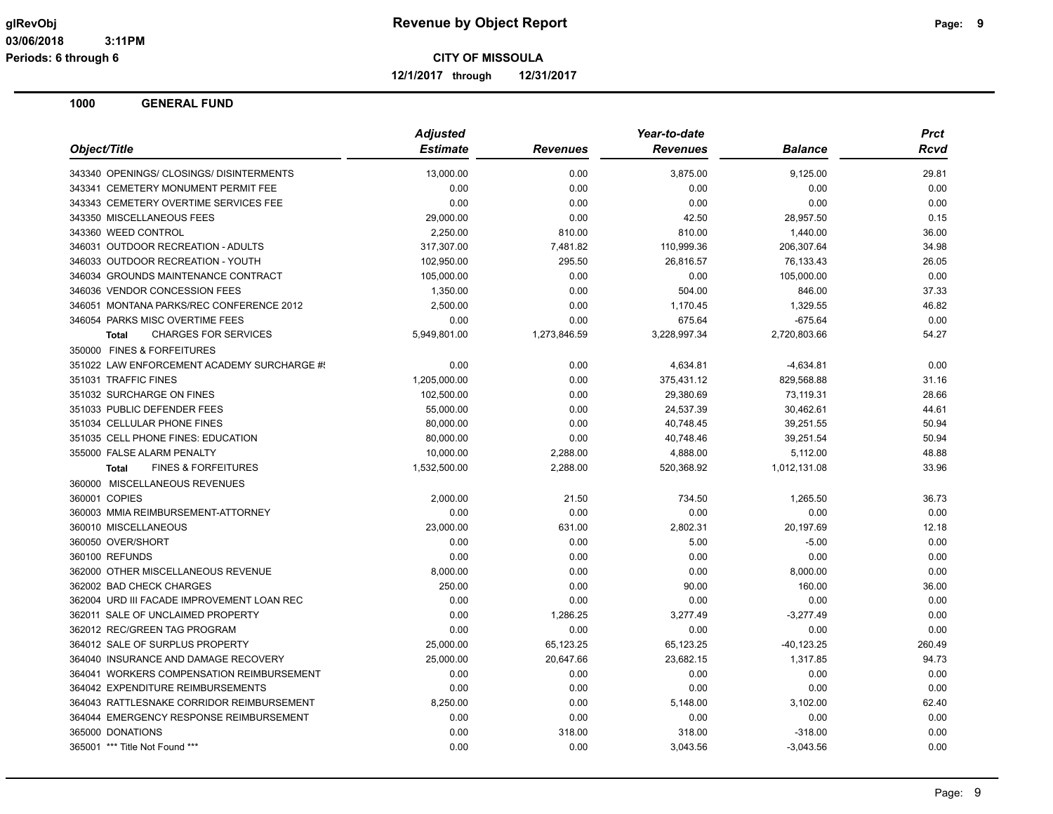**Revenue by Object Report**

**CITY OF MISSOULA**

**12/1/2017 through 12/31/2017**

glRevObj
03/06/2018 3:11PM
Periods: 6 through 6

## 1000 GENERAL FUND

| Object/Title | Adjusted Estimate | Revenues | Year-to-date Revenues | Balance | Prct Rcvd |
|---|---|---|---|---|---|
| 343340 OPENINGS/ CLOSINGS/ DISINTERMENTS | 13,000.00 | 0.00 | 3,875.00 | 9,125.00 | 29.81 |
| 343341 CEMETERY MONUMENT PERMIT FEE | 0.00 | 0.00 | 0.00 | 0.00 | 0.00 |
| 343343 CEMETERY OVERTIME SERVICES FEE | 0.00 | 0.00 | 0.00 | 0.00 | 0.00 |
| 343350 MISCELLANEOUS FEES | 29,000.00 | 0.00 | 42.50 | 28,957.50 | 0.15 |
| 343360 WEED CONTROL | 2,250.00 | 810.00 | 810.00 | 1,440.00 | 36.00 |
| 346031 OUTDOOR RECREATION - ADULTS | 317,307.00 | 7,481.82 | 110,999.36 | 206,307.64 | 34.98 |
| 346033 OUTDOOR RECREATION - YOUTH | 102,950.00 | 295.50 | 26,816.57 | 76,133.43 | 26.05 |
| 346034 GROUNDS MAINTENANCE CONTRACT | 105,000.00 | 0.00 | 0.00 | 105,000.00 | 0.00 |
| 346036 VENDOR CONCESSION FEES | 1,350.00 | 0.00 | 504.00 | 846.00 | 37.33 |
| 346051 MONTANA PARKS/REC CONFERENCE 2012 | 2,500.00 | 0.00 | 1,170.45 | 1,329.55 | 46.82 |
| 346054 PARKS MISC OVERTIME FEES | 0.00 | 0.00 | 675.64 | -675.64 | 0.00 |
| **Total** CHARGES FOR SERVICES | 5,949,801.00 | 1,273,846.59 | 3,228,997.34 | 2,720,803.66 | 54.27 |
| 350000 FINES & FORFEITURES | | | | | |
| 351022 LAW ENFORCEMENT ACADEMY SURCHARGE #! | 0.00 | 0.00 | 4,634.81 | -4,634.81 | 0.00 |
| 351031 TRAFFIC FINES | 1,205,000.00 | 0.00 | 375,431.12 | 829,568.88 | 31.16 |
| 351032 SURCHARGE ON FINES | 102,500.00 | 0.00 | 29,380.69 | 73,119.31 | 28.66 |
| 351033 PUBLIC DEFENDER FEES | 55,000.00 | 0.00 | 24,537.39 | 30,462.61 | 44.61 |
| 351034 CELLULAR PHONE FINES | 80,000.00 | 0.00 | 40,748.45 | 39,251.55 | 50.94 |
| 351035 CELL PHONE FINES: EDUCATION | 80,000.00 | 0.00 | 40,748.46 | 39,251.54 | 50.94 |
| 355000 FALSE ALARM PENALTY | 10,000.00 | 2,288.00 | 4,888.00 | 5,112.00 | 48.88 |
| **Total** FINES & FORFEITURES | 1,532,500.00 | 2,288.00 | 520,368.92 | 1,012,131.08 | 33.96 |
| 360000 MISCELLANEOUS REVENUES | | | | | |
| 360001 COPIES | 2,000.00 | 21.50 | 734.50 | 1,265.50 | 36.73 |
| 360003 MMIA REIMBURSEMENT-ATTORNEY | 0.00 | 0.00 | 0.00 | 0.00 | 0.00 |
| 360010 MISCELLANEOUS | 23,000.00 | 631.00 | 2,802.31 | 20,197.69 | 12.18 |
| 360050 OVER/SHORT | 0.00 | 0.00 | 5.00 | -5.00 | 0.00 |
| 360100 REFUNDS | 0.00 | 0.00 | 0.00 | 0.00 | 0.00 |
| 362000 OTHER MISCELLANEOUS REVENUE | 8,000.00 | 0.00 | 0.00 | 8,000.00 | 0.00 |
| 362002 BAD CHECK CHARGES | 250.00 | 0.00 | 90.00 | 160.00 | 36.00 |
| 362004 URD III FACADE IMPROVEMENT LOAN REC | 0.00 | 0.00 | 0.00 | 0.00 | 0.00 |
| 362011 SALE OF UNCLAIMED PROPERTY | 0.00 | 1,286.25 | 3,277.49 | -3,277.49 | 0.00 |
| 362012 REC/GREEN TAG PROGRAM | 0.00 | 0.00 | 0.00 | 0.00 | 0.00 |
| 364012 SALE OF SURPLUS PROPERTY | 25,000.00 | 65,123.25 | 65,123.25 | -40,123.25 | 260.49 |
| 364040 INSURANCE AND DAMAGE RECOVERY | 25,000.00 | 20,647.66 | 23,682.15 | 1,317.85 | 94.73 |
| 364041 WORKERS COMPENSATION REIMBURSEMENT | 0.00 | 0.00 | 0.00 | 0.00 | 0.00 |
| 364042 EXPENDITURE REIMBURSEMENTS | 0.00 | 0.00 | 0.00 | 0.00 | 0.00 |
| 364043 RATTLESNAKE CORRIDOR REIMBURSEMENT | 8,250.00 | 0.00 | 5,148.00 | 3,102.00 | 62.40 |
| 364044 EMERGENCY RESPONSE REIMBURSEMENT | 0.00 | 0.00 | 0.00 | 0.00 | 0.00 |
| 365000 DONATIONS | 0.00 | 318.00 | 318.00 | -318.00 | 0.00 |
| 365001 *** Title Not Found *** | 0.00 | 0.00 | 3,043.56 | -3,043.56 | 0.00 |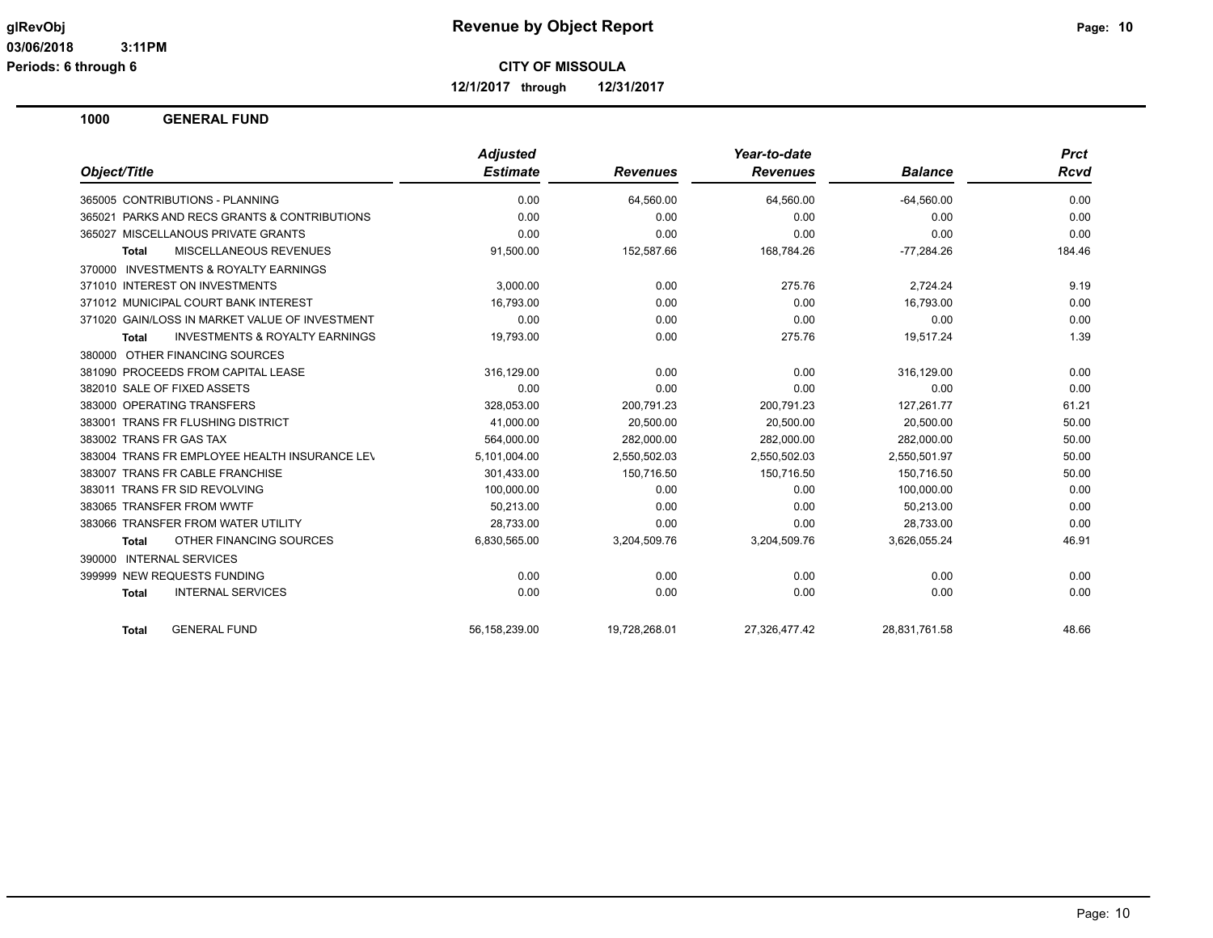**CITY OF MISSOULA**

**12/1/2017 through 12/31/2017**

## 1000 GENERAL FUND

| Object/Title | Adjusted Estimate | Revenues | Year-to-date Revenues | Balance | Prct Rcvd |
|---|---|---|---|---|---|
| 365005 CONTRIBUTIONS - PLANNING | 0.00 | 64,560.00 | 64,560.00 | -64,560.00 | 0.00 |
| 365021 PARKS AND RECS GRANTS & CONTRIBUTIONS | 0.00 | 0.00 | 0.00 | 0.00 | 0.00 |
| 365027 MISCELLANOUS PRIVATE GRANTS | 0.00 | 0.00 | 0.00 | 0.00 | 0.00 |
| **Total** MISCELLANEOUS REVENUES | 91,500.00 | 152,587.66 | 168,784.26 | -77,284.26 | 184.46 |
| 370000 INVESTMENTS & ROYALTY EARNINGS | | | | | |
| 371010 INTEREST ON INVESTMENTS | 3,000.00 | 0.00 | 275.76 | 2,724.24 | 9.19 |
| 371012 MUNICIPAL COURT BANK INTEREST | 16,793.00 | 0.00 | 0.00 | 16,793.00 | 0.00 |
| 371020 GAIN/LOSS IN MARKET VALUE OF INVESTMENT | 0.00 | 0.00 | 0.00 | 0.00 | 0.00 |
| **Total** INVESTMENTS & ROYALTY EARNINGS | 19,793.00 | 0.00 | 275.76 | 19,517.24 | 1.39 |
| 380000 OTHER FINANCING SOURCES | | | | | |
| 381090 PROCEEDS FROM CAPITAL LEASE | 316,129.00 | 0.00 | 0.00 | 316,129.00 | 0.00 |
| 382010 SALE OF FIXED ASSETS | 0.00 | 0.00 | 0.00 | 0.00 | 0.00 |
| 383000 OPERATING TRANSFERS | 328,053.00 | 200,791.23 | 200,791.23 | 127,261.77 | 61.21 |
| 383001 TRANS FR FLUSHING DISTRICT | 41,000.00 | 20,500.00 | 20,500.00 | 20,500.00 | 50.00 |
| 383002 TRANS FR GAS TAX | 564,000.00 | 282,000.00 | 282,000.00 | 282,000.00 | 50.00 |
| 383004 TRANS FR EMPLOYEE HEALTH INSURANCE LEV | 5,101,004.00 | 2,550,502.03 | 2,550,502.03 | 2,550,501.97 | 50.00 |
| 383007 TRANS FR CABLE FRANCHISE | 301,433.00 | 150,716.50 | 150,716.50 | 150,716.50 | 50.00 |
| 383011 TRANS FR SID REVOLVING | 100,000.00 | 0.00 | 0.00 | 100,000.00 | 0.00 |
| 383065 TRANSFER FROM WWTF | 50,213.00 | 0.00 | 0.00 | 50,213.00 | 0.00 |
| 383066 TRANSFER FROM WATER UTILITY | 28,733.00 | 0.00 | 0.00 | 28,733.00 | 0.00 |
| **Total** OTHER FINANCING SOURCES | 6,830,565.00 | 3,204,509.76 | 3,204,509.76 | 3,626,055.24 | 46.91 |
| 390000 INTERNAL SERVICES | | | | | |
| 399999 NEW REQUESTS FUNDING | 0.00 | 0.00 | 0.00 | 0.00 | 0.00 |
| **Total** INTERNAL SERVICES | 0.00 | 0.00 | 0.00 | 0.00 | 0.00 |
| **Total** GENERAL FUND | 56,158,239.00 | 19,728,268.01 | 27,326,477.42 | 28,831,761.58 | 48.66 |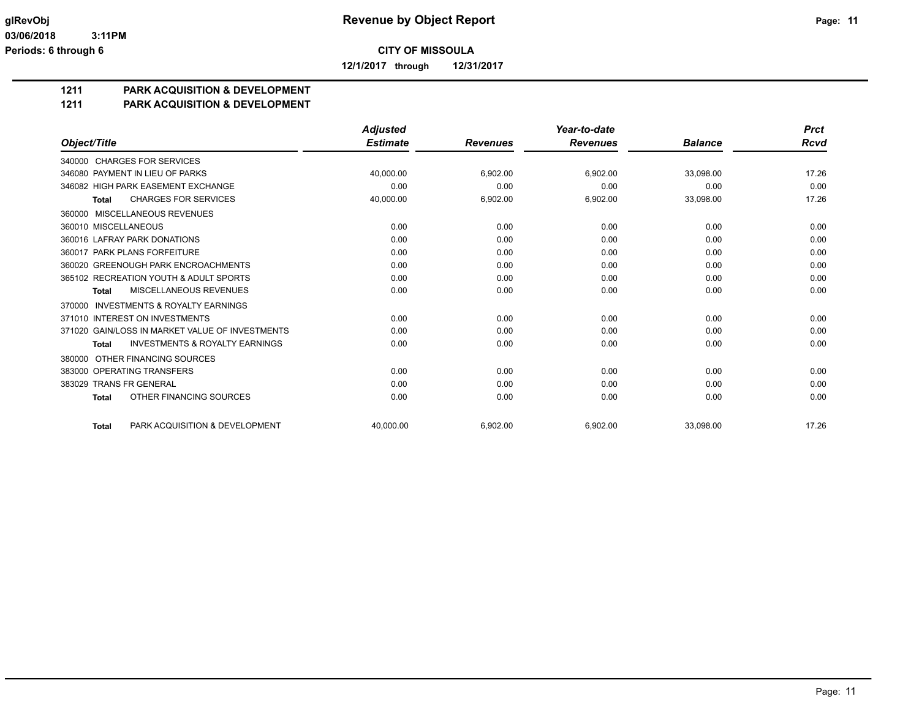**glRevObj**
**03/06/2018 3:11PM**
**Periods: 6 through 6**

# Revenue by Object Report

**CITY OF MISSOULA**

**12/1/2017 through 12/31/2017**

## 1211 PARK ACQUISITION & DEVELOPMENT
## 1211 PARK ACQUISITION & DEVELOPMENT

| Object/Title | Adjusted Estimate | Revenues | Year-to-date Revenues | Balance | Prct Rcvd |
|---|---|---|---|---|---|
| 340000 CHARGES FOR SERVICES | | | | | |
| 346080 PAYMENT IN LIEU OF PARKS | 40,000.00 | 6,902.00 | 6,902.00 | 33,098.00 | 17.26 |
| 346082 HIGH PARK EASEMENT EXCHANGE | 0.00 | 0.00 | 0.00 | 0.00 | 0.00 |
| **Total** CHARGES FOR SERVICES | 40,000.00 | 6,902.00 | 6,902.00 | 33,098.00 | 17.26 |
| 360000 MISCELLANEOUS REVENUES | | | | | |
| 360010 MISCELLANEOUS | 0.00 | 0.00 | 0.00 | 0.00 | 0.00 |
| 360016 LAFRAY PARK DONATIONS | 0.00 | 0.00 | 0.00 | 0.00 | 0.00 |
| 360017 PARK PLANS FORFEITURE | 0.00 | 0.00 | 0.00 | 0.00 | 0.00 |
| 360020 GREENOUGH PARK ENCROACHMENTS | 0.00 | 0.00 | 0.00 | 0.00 | 0.00 |
| 365102 RECREATION YOUTH & ADULT SPORTS | 0.00 | 0.00 | 0.00 | 0.00 | 0.00 |
| **Total** MISCELLANEOUS REVENUES | 0.00 | 0.00 | 0.00 | 0.00 | 0.00 |
| 370000 INVESTMENTS & ROYALTY EARNINGS | | | | | |
| 371010 INTEREST ON INVESTMENTS | 0.00 | 0.00 | 0.00 | 0.00 | 0.00 |
| 371020 GAIN/LOSS IN MARKET VALUE OF INVESTMENTS | 0.00 | 0.00 | 0.00 | 0.00 | 0.00 |
| **Total** INVESTMENTS & ROYALTY EARNINGS | 0.00 | 0.00 | 0.00 | 0.00 | 0.00 |
| 380000 OTHER FINANCING SOURCES | | | | | |
| 383000 OPERATING TRANSFERS | 0.00 | 0.00 | 0.00 | 0.00 | 0.00 |
| 383029 TRANS FR GENERAL | 0.00 | 0.00 | 0.00 | 0.00 | 0.00 |
| **Total** OTHER FINANCING SOURCES | 0.00 | 0.00 | 0.00 | 0.00 | 0.00 |
| **Total** PARK ACQUISITION & DEVELOPMENT | 40,000.00 | 6,902.00 | 6,902.00 | 33,098.00 | 17.26 |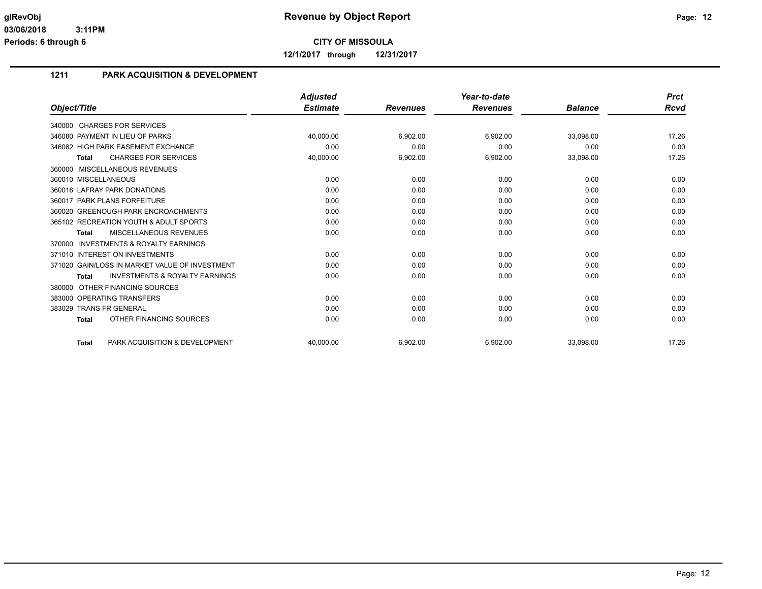**glRevObj**
**03/06/2018 3:11PM**
**Periods: 6 through 6**

# Revenue by Object Report

**CITY OF MISSOULA**

**12/1/2017 through 12/31/2017**

## 1211 PARK ACQUISITION & DEVELOPMENT

| Object/Title | Adjusted Estimate | Revenues | Year-to-date Revenues | Balance | Prct Rcvd |
|---|---|---|---|---|---|
| 340000 CHARGES FOR SERVICES | | | | | |
| 346080 PAYMENT IN LIEU OF PARKS | 40,000.00 | 6,902.00 | 6,902.00 | 33,098.00 | 17.26 |
| 346082 HIGH PARK EASEMENT EXCHANGE | 0.00 | 0.00 | 0.00 | 0.00 | 0.00 |
| **Total** CHARGES FOR SERVICES | 40,000.00 | 6,902.00 | 6,902.00 | 33,098.00 | 17.26 |
| 360000 MISCELLANEOUS REVENUES | | | | | |
| 360010 MISCELLANEOUS | 0.00 | 0.00 | 0.00 | 0.00 | 0.00 |
| 360016 LAFRAY PARK DONATIONS | 0.00 | 0.00 | 0.00 | 0.00 | 0.00 |
| 360017 PARK PLANS FORFEITURE | 0.00 | 0.00 | 0.00 | 0.00 | 0.00 |
| 360020 GREENOUGH PARK ENCROACHMENTS | 0.00 | 0.00 | 0.00 | 0.00 | 0.00 |
| 365102 RECREATION YOUTH & ADULT SPORTS | 0.00 | 0.00 | 0.00 | 0.00 | 0.00 |
| **Total** MISCELLANEOUS REVENUES | 0.00 | 0.00 | 0.00 | 0.00 | 0.00 |
| 370000 INVESTMENTS & ROYALTY EARNINGS | | | | | |
| 371010 INTEREST ON INVESTMENTS | 0.00 | 0.00 | 0.00 | 0.00 | 0.00 |
| 371020 GAIN/LOSS IN MARKET VALUE OF INVESTMENT | 0.00 | 0.00 | 0.00 | 0.00 | 0.00 |
| **Total** INVESTMENTS & ROYALTY EARNINGS | 0.00 | 0.00 | 0.00 | 0.00 | 0.00 |
| 380000 OTHER FINANCING SOURCES | | | | | |
| 383000 OPERATING TRANSFERS | 0.00 | 0.00 | 0.00 | 0.00 | 0.00 |
| 383029 TRANS FR GENERAL | 0.00 | 0.00 | 0.00 | 0.00 | 0.00 |
| **Total** OTHER FINANCING SOURCES | 0.00 | 0.00 | 0.00 | 0.00 | 0.00 |
| **Total** PARK ACQUISITION & DEVELOPMENT | 40,000.00 | 6,902.00 | 6,902.00 | 33,098.00 | 17.26 |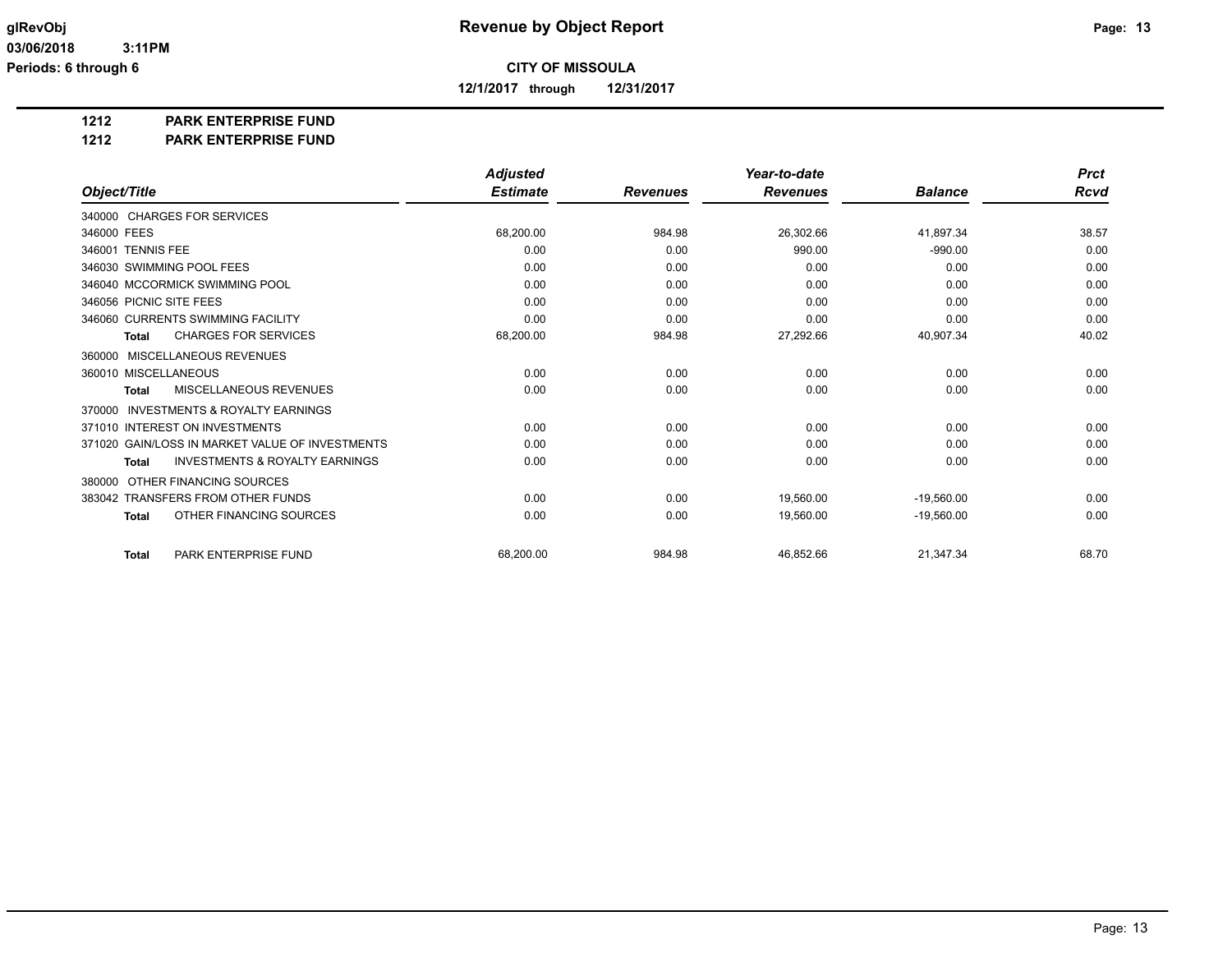# Revenue by Object Report

**CITY OF MISSOULA**

**12/1/2017 through 12/31/2017**

glRevObj
03/06/2018 3:11PM
Periods: 6 through 6

## 1212 PARK ENTERPRISE FUND
## 1212 PARK ENTERPRISE FUND

| Object/Title | Adjusted Estimate | Revenues | Year-to-date Revenues | Balance | Prct Rcvd |
|---|---|---|---|---|---|
| 340000 CHARGES FOR SERVICES | | | | | |
| 346000 FEES | 68,200.00 | 984.98 | 26,302.66 | 41,897.34 | 38.57 |
| 346001 TENNIS FEE | 0.00 | 0.00 | 990.00 | -990.00 | 0.00 |
| 346030 SWIMMING POOL FEES | 0.00 | 0.00 | 0.00 | 0.00 | 0.00 |
| 346040 MCCORMICK SWIMMING POOL | 0.00 | 0.00 | 0.00 | 0.00 | 0.00 |
| 346056 PICNIC SITE FEES | 0.00 | 0.00 | 0.00 | 0.00 | 0.00 |
| 346060 CURRENTS SWIMMING FACILITY | 0.00 | 0.00 | 0.00 | 0.00 | 0.00 |
| **Total** CHARGES FOR SERVICES | 68,200.00 | 984.98 | 27,292.66 | 40,907.34 | 40.02 |
| 360000 MISCELLANEOUS REVENUES | | | | | |
| 360010 MISCELLANEOUS | 0.00 | 0.00 | 0.00 | 0.00 | 0.00 |
| **Total** MISCELLANEOUS REVENUES | 0.00 | 0.00 | 0.00 | 0.00 | 0.00 |
| 370000 INVESTMENTS & ROYALTY EARNINGS | | | | | |
| 371010 INTEREST ON INVESTMENTS | 0.00 | 0.00 | 0.00 | 0.00 | 0.00 |
| 371020 GAIN/LOSS IN MARKET VALUE OF INVESTMENTS | 0.00 | 0.00 | 0.00 | 0.00 | 0.00 |
| **Total** INVESTMENTS & ROYALTY EARNINGS | 0.00 | 0.00 | 0.00 | 0.00 | 0.00 |
| 380000 OTHER FINANCING SOURCES | | | | | |
| 383042 TRANSFERS FROM OTHER FUNDS | 0.00 | 0.00 | 19,560.00 | -19,560.00 | 0.00 |
| **Total** OTHER FINANCING SOURCES | 0.00 | 0.00 | 19,560.00 | -19,560.00 | 0.00 |
| **Total** PARK ENTERPRISE FUND | 68,200.00 | 984.98 | 46,852.66 | 21,347.34 | 68.70 |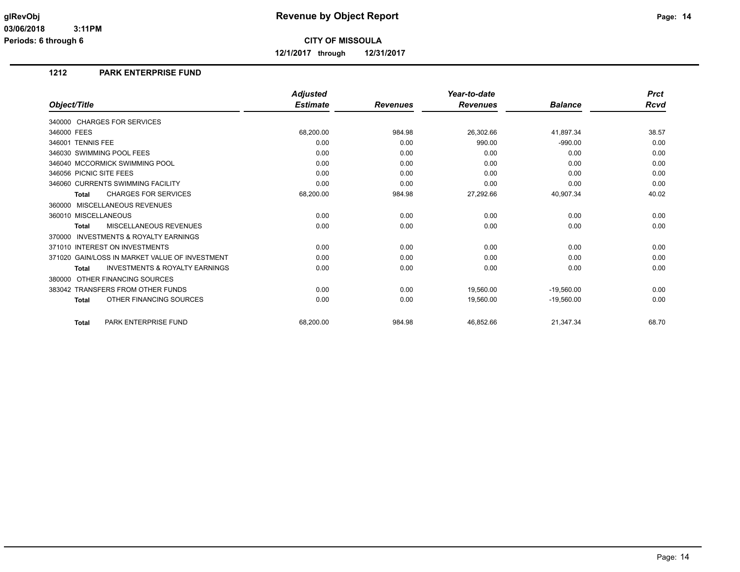**glRevObj**
**03/06/2018 3:11PM**
**Periods: 6 through 6**

# Revenue by Object Report

**CITY OF MISSOULA**

**12/1/2017 through 12/31/2017**

## 1212 PARK ENTERPRISE FUND

| Object/Title | Adjusted Estimate | Revenues | Year-to-date Revenues | Balance | Prct Rcvd |
|---|---|---|---|---|---|
| 340000 CHARGES FOR SERVICES | | | | | |
| 346000 FEES | 68,200.00 | 984.98 | 26,302.66 | 41,897.34 | 38.57 |
| 346001 TENNIS FEE | 0.00 | 0.00 | 990.00 | -990.00 | 0.00 |
| 346030 SWIMMING POOL FEES | 0.00 | 0.00 | 0.00 | 0.00 | 0.00 |
| 346040 MCCORMICK SWIMMING POOL | 0.00 | 0.00 | 0.00 | 0.00 | 0.00 |
| 346056 PICNIC SITE FEES | 0.00 | 0.00 | 0.00 | 0.00 | 0.00 |
| 346060 CURRENTS SWIMMING FACILITY | 0.00 | 0.00 | 0.00 | 0.00 | 0.00 |
| **Total** CHARGES FOR SERVICES | 68,200.00 | 984.98 | 27,292.66 | 40,907.34 | 40.02 |
| 360000 MISCELLANEOUS REVENUES | | | | | |
| 360010 MISCELLANEOUS | 0.00 | 0.00 | 0.00 | 0.00 | 0.00 |
| **Total** MISCELLANEOUS REVENUES | 0.00 | 0.00 | 0.00 | 0.00 | 0.00 |
| 370000 INVESTMENTS & ROYALTY EARNINGS | | | | | |
| 371010 INTEREST ON INVESTMENTS | 0.00 | 0.00 | 0.00 | 0.00 | 0.00 |
| 371020 GAIN/LOSS IN MARKET VALUE OF INVESTMENT | 0.00 | 0.00 | 0.00 | 0.00 | 0.00 |
| **Total** INVESTMENTS & ROYALTY EARNINGS | 0.00 | 0.00 | 0.00 | 0.00 | 0.00 |
| 380000 OTHER FINANCING SOURCES | | | | | |
| 383042 TRANSFERS FROM OTHER FUNDS | 0.00 | 0.00 | 19,560.00 | -19,560.00 | 0.00 |
| **Total** OTHER FINANCING SOURCES | 0.00 | 0.00 | 19,560.00 | -19,560.00 | 0.00 |
| **Total** PARK ENTERPRISE FUND | 68,200.00 | 984.98 | 46,852.66 | 21,347.34 | 68.70 |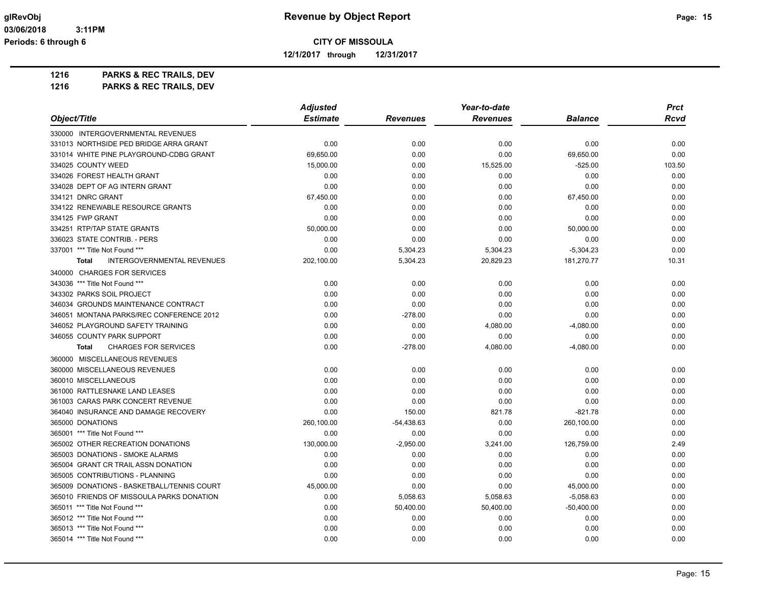**Revenue by Object Report**

**CITY OF MISSOULA**

**12/1/2017 through 12/31/2017**

glRevObj
03/06/2018 3:11PM
Periods: 6 through 6

## 1216 PARKS & REC TRAILS, DEV
## 1216 PARKS & REC TRAILS, DEV

| Object/Title | Adjusted Estimate | Revenues | Year-to-date Revenues | Balance | Prct Rcvd |
|---|---|---|---|---|---|
| 330000 INTERGOVERNMENTAL REVENUES | | | | | |
| 331013 NORTHSIDE PED BRIDGE ARRA GRANT | 0.00 | 0.00 | 0.00 | 0.00 | 0.00 |
| 331014 WHITE PINE PLAYGROUND-CDBG GRANT | 69,650.00 | 0.00 | 0.00 | 69,650.00 | 0.00 |
| 334025 COUNTY WEED | 15,000.00 | 0.00 | 15,525.00 | -525.00 | 103.50 |
| 334026 FOREST HEALTH GRANT | 0.00 | 0.00 | 0.00 | 0.00 | 0.00 |
| 334028 DEPT OF AG INTERN GRANT | 0.00 | 0.00 | 0.00 | 0.00 | 0.00 |
| 334121 DNRC GRANT | 67,450.00 | 0.00 | 0.00 | 67,450.00 | 0.00 |
| 334122 RENEWABLE RESOURCE GRANTS | 0.00 | 0.00 | 0.00 | 0.00 | 0.00 |
| 334125 FWP GRANT | 0.00 | 0.00 | 0.00 | 0.00 | 0.00 |
| 334251 RTP/TAP STATE GRANTS | 50,000.00 | 0.00 | 0.00 | 50,000.00 | 0.00 |
| 336023 STATE CONTRIB. - PERS | 0.00 | 0.00 | 0.00 | 0.00 | 0.00 |
| 337001 *** Title Not Found *** | 0.00 | 5,304.23 | 5,304.23 | -5,304.23 | 0.00 |
| **Total** INTERGOVERNMENTAL REVENUES | 202,100.00 | 5,304.23 | 20,829.23 | 181,270.77 | 10.31 |
| 340000 CHARGES FOR SERVICES | | | | | |
| 343036 *** Title Not Found *** | 0.00 | 0.00 | 0.00 | 0.00 | 0.00 |
| 343302 PARKS SOIL PROJECT | 0.00 | 0.00 | 0.00 | 0.00 | 0.00 |
| 346034 GROUNDS MAINTENANCE CONTRACT | 0.00 | 0.00 | 0.00 | 0.00 | 0.00 |
| 346051 MONTANA PARKS/REC CONFERENCE 2012 | 0.00 | -278.00 | 0.00 | 0.00 | 0.00 |
| 346052 PLAYGROUND SAFETY TRAINING | 0.00 | 0.00 | 4,080.00 | -4,080.00 | 0.00 |
| 346055 COUNTY PARK SUPPORT | 0.00 | 0.00 | 0.00 | 0.00 | 0.00 |
| **Total** CHARGES FOR SERVICES | 0.00 | -278.00 | 4,080.00 | -4,080.00 | 0.00 |
| 360000 MISCELLANEOUS REVENUES | | | | | |
| 360000 MISCELLANEOUS REVENUES | 0.00 | 0.00 | 0.00 | 0.00 | 0.00 |
| 360010 MISCELLANEOUS | 0.00 | 0.00 | 0.00 | 0.00 | 0.00 |
| 361000 RATTLESNAKE LAND LEASES | 0.00 | 0.00 | 0.00 | 0.00 | 0.00 |
| 361003 CARAS PARK CONCERT REVENUE | 0.00 | 0.00 | 0.00 | 0.00 | 0.00 |
| 364040 INSURANCE AND DAMAGE RECOVERY | 0.00 | 150.00 | 821.78 | -821.78 | 0.00 |
| 365000 DONATIONS | 260,100.00 | -54,438.63 | 0.00 | 260,100.00 | 0.00 |
| 365001 *** Title Not Found *** | 0.00 | 0.00 | 0.00 | 0.00 | 0.00 |
| 365002 OTHER RECREATION DONATIONS | 130,000.00 | -2,950.00 | 3,241.00 | 126,759.00 | 2.49 |
| 365003 DONATIONS - SMOKE ALARMS | 0.00 | 0.00 | 0.00 | 0.00 | 0.00 |
| 365004 GRANT CR TRAIL ASSN DONATION | 0.00 | 0.00 | 0.00 | 0.00 | 0.00 |
| 365005 CONTRIBUTIONS - PLANNING | 0.00 | 0.00 | 0.00 | 0.00 | 0.00 |
| 365009 DONATIONS - BASKETBALL/TENNIS COURT | 45,000.00 | 0.00 | 0.00 | 45,000.00 | 0.00 |
| 365010 FRIENDS OF MISSOULA PARKS DONATION | 0.00 | 5,058.63 | 5,058.63 | -5,058.63 | 0.00 |
| 365011 *** Title Not Found *** | 0.00 | 50,400.00 | 50,400.00 | -50,400.00 | 0.00 |
| 365012 *** Title Not Found *** | 0.00 | 0.00 | 0.00 | 0.00 | 0.00 |
| 365013 *** Title Not Found *** | 0.00 | 0.00 | 0.00 | 0.00 | 0.00 |
| 365014 *** Title Not Found *** | 0.00 | 0.00 | 0.00 | 0.00 | 0.00 |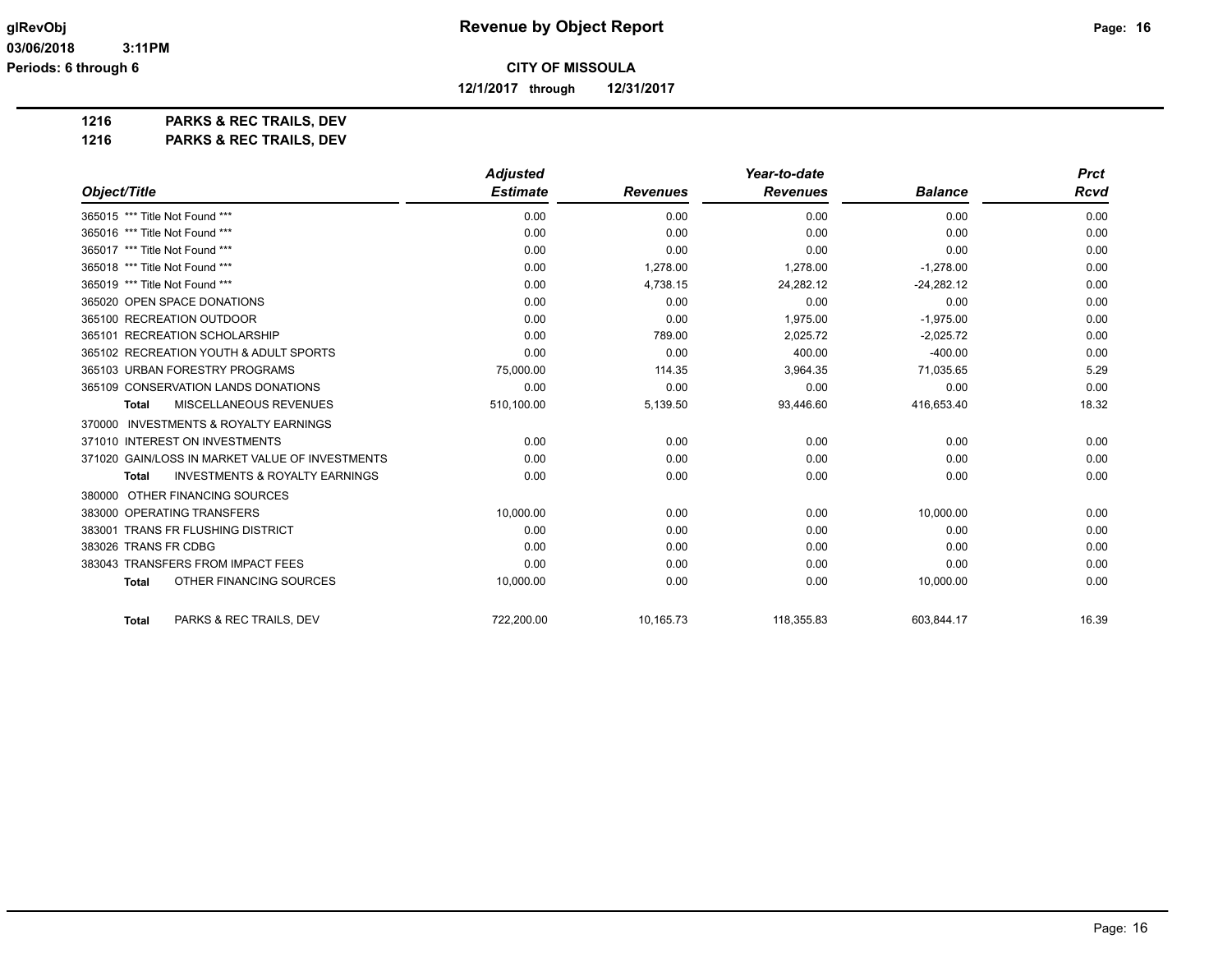**CITY OF MISSOULA**

**12/1/2017 through 12/31/2017**

**Revenue by Object Report**

glRevObj
03/06/2018 3:11PM
Periods: 6 through 6

## 1216 PARKS & REC TRAILS, DEV
## 1216 PARKS & REC TRAILS, DEV

| Object/Title | Adjusted Estimate | Revenues | Year-to-date Revenues | Balance | Prct Rcvd |
|---|---|---|---|---|---|
| 365015 *** Title Not Found *** | 0.00 | 0.00 | 0.00 | 0.00 | 0.00 |
| 365016 *** Title Not Found *** | 0.00 | 0.00 | 0.00 | 0.00 | 0.00 |
| 365017 *** Title Not Found *** | 0.00 | 0.00 | 0.00 | 0.00 | 0.00 |
| 365018 *** Title Not Found *** | 0.00 | 1,278.00 | 1,278.00 | -1,278.00 | 0.00 |
| 365019 *** Title Not Found *** | 0.00 | 4,738.15 | 24,282.12 | -24,282.12 | 0.00 |
| 365020 OPEN SPACE DONATIONS | 0.00 | 0.00 | 0.00 | 0.00 | 0.00 |
| 365100 RECREATION OUTDOOR | 0.00 | 0.00 | 1,975.00 | -1,975.00 | 0.00 |
| 365101 RECREATION SCHOLARSHIP | 0.00 | 789.00 | 2,025.72 | -2,025.72 | 0.00 |
| 365102 RECREATION YOUTH & ADULT SPORTS | 0.00 | 0.00 | 400.00 | -400.00 | 0.00 |
| 365103 URBAN FORESTRY PROGRAMS | 75,000.00 | 114.35 | 3,964.35 | 71,035.65 | 5.29 |
| 365109 CONSERVATION LANDS DONATIONS | 0.00 | 0.00 | 0.00 | 0.00 | 0.00 |
| **Total** MISCELLANEOUS REVENUES | 510,100.00 | 5,139.50 | 93,446.60 | 416,653.40 | 18.32 |
| 370000 INVESTMENTS & ROYALTY EARNINGS | | | | | |
| 371010 INTEREST ON INVESTMENTS | 0.00 | 0.00 | 0.00 | 0.00 | 0.00 |
| 371020 GAIN/LOSS IN MARKET VALUE OF INVESTMENTS | 0.00 | 0.00 | 0.00 | 0.00 | 0.00 |
| **Total** INVESTMENTS & ROYALTY EARNINGS | 0.00 | 0.00 | 0.00 | 0.00 | 0.00 |
| 380000 OTHER FINANCING SOURCES | | | | | |
| 383000 OPERATING TRANSFERS | 10,000.00 | 0.00 | 0.00 | 10,000.00 | 0.00 |
| 383001 TRANS FR FLUSHING DISTRICT | 0.00 | 0.00 | 0.00 | 0.00 | 0.00 |
| 383026 TRANS FR CDBG | 0.00 | 0.00 | 0.00 | 0.00 | 0.00 |
| 383043 TRANSFERS FROM IMPACT FEES | 0.00 | 0.00 | 0.00 | 0.00 | 0.00 |
| **Total** OTHER FINANCING SOURCES | 10,000.00 | 0.00 | 0.00 | 10,000.00 | 0.00 |
| **Total** PARKS & REC TRAILS, DEV | 722,200.00 | 10,165.73 | 118,355.83 | 603,844.17 | 16.39 |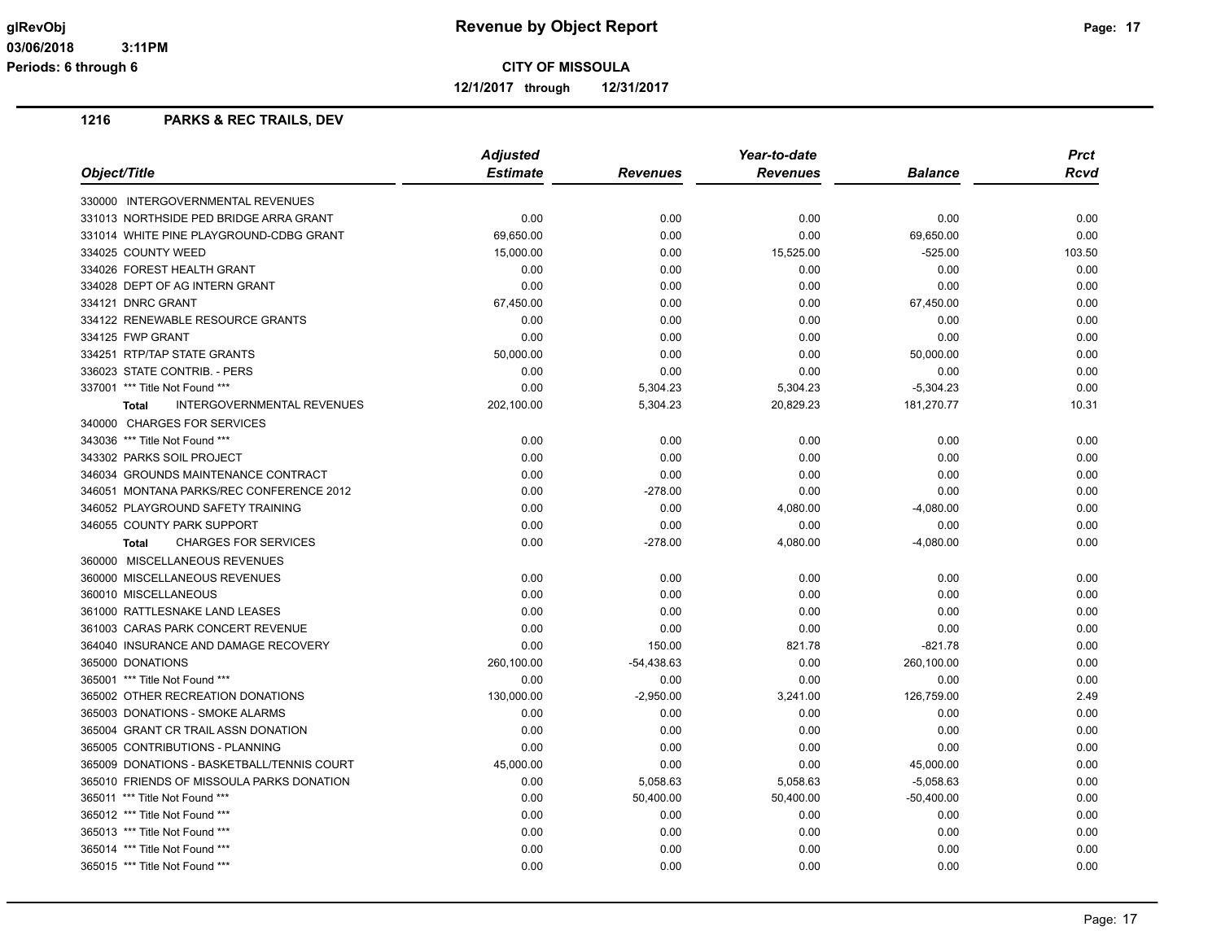# Revenue by Object Report

**CITY OF MISSOULA**

**12/1/2017 through 12/31/2017**

glRevObj
03/06/2018 3:11PM
Periods: 6 through 6

## 1216 PARKS & REC TRAILS, DEV

| Object/Title | Adjusted Estimate | Revenues | Year-to-date Revenues | Balance | Prct Rcvd |
|---|---|---|---|---|---|
| 330000 INTERGOVERNMENTAL REVENUES | | | | | |
| 331013 NORTHSIDE PED BRIDGE ARRA GRANT | 0.00 | 0.00 | 0.00 | 0.00 | 0.00 |
| 331014 WHITE PINE PLAYGROUND-CDBG GRANT | 69,650.00 | 0.00 | 0.00 | 69,650.00 | 0.00 |
| 334025 COUNTY WEED | 15,000.00 | 0.00 | 15,525.00 | -525.00 | 103.50 |
| 334026 FOREST HEALTH GRANT | 0.00 | 0.00 | 0.00 | 0.00 | 0.00 |
| 334028 DEPT OF AG INTERN GRANT | 0.00 | 0.00 | 0.00 | 0.00 | 0.00 |
| 334121 DNRC GRANT | 67,450.00 | 0.00 | 0.00 | 67,450.00 | 0.00 |
| 334122 RENEWABLE RESOURCE GRANTS | 0.00 | 0.00 | 0.00 | 0.00 | 0.00 |
| 334125 FWP GRANT | 0.00 | 0.00 | 0.00 | 0.00 | 0.00 |
| 334251 RTP/TAP STATE GRANTS | 50,000.00 | 0.00 | 0.00 | 50,000.00 | 0.00 |
| 336023 STATE CONTRIB. - PERS | 0.00 | 0.00 | 0.00 | 0.00 | 0.00 |
| 337001 *** Title Not Found *** | 0.00 | 5,304.23 | 5,304.23 | -5,304.23 | 0.00 |
| **Total** INTERGOVERNMENTAL REVENUES | 202,100.00 | 5,304.23 | 20,829.23 | 181,270.77 | 10.31 |
| 340000 CHARGES FOR SERVICES | | | | | |
| 343036 *** Title Not Found *** | 0.00 | 0.00 | 0.00 | 0.00 | 0.00 |
| 343302 PARKS SOIL PROJECT | 0.00 | 0.00 | 0.00 | 0.00 | 0.00 |
| 346034 GROUNDS MAINTENANCE CONTRACT | 0.00 | 0.00 | 0.00 | 0.00 | 0.00 |
| 346051 MONTANA PARKS/REC CONFERENCE 2012 | 0.00 | -278.00 | 0.00 | 0.00 | 0.00 |
| 346052 PLAYGROUND SAFETY TRAINING | 0.00 | 0.00 | 4,080.00 | -4,080.00 | 0.00 |
| 346055 COUNTY PARK SUPPORT | 0.00 | 0.00 | 0.00 | 0.00 | 0.00 |
| **Total** CHARGES FOR SERVICES | 0.00 | -278.00 | 4,080.00 | -4,080.00 | 0.00 |
| 360000 MISCELLANEOUS REVENUES | | | | | |
| 360000 MISCELLANEOUS REVENUES | 0.00 | 0.00 | 0.00 | 0.00 | 0.00 |
| 360010 MISCELLANEOUS | 0.00 | 0.00 | 0.00 | 0.00 | 0.00 |
| 361000 RATTLESNAKE LAND LEASES | 0.00 | 0.00 | 0.00 | 0.00 | 0.00 |
| 361003 CARAS PARK CONCERT REVENUE | 0.00 | 0.00 | 0.00 | 0.00 | 0.00 |
| 364040 INSURANCE AND DAMAGE RECOVERY | 0.00 | 150.00 | 821.78 | -821.78 | 0.00 |
| 365000 DONATIONS | 260,100.00 | -54,438.63 | 0.00 | 260,100.00 | 0.00 |
| 365001 *** Title Not Found *** | 0.00 | 0.00 | 0.00 | 0.00 | 0.00 |
| 365002 OTHER RECREATION DONATIONS | 130,000.00 | -2,950.00 | 3,241.00 | 126,759.00 | 2.49 |
| 365003 DONATIONS - SMOKE ALARMS | 0.00 | 0.00 | 0.00 | 0.00 | 0.00 |
| 365004 GRANT CR TRAIL ASSN DONATION | 0.00 | 0.00 | 0.00 | 0.00 | 0.00 |
| 365005 CONTRIBUTIONS - PLANNING | 0.00 | 0.00 | 0.00 | 0.00 | 0.00 |
| 365009 DONATIONS - BASKETBALL/TENNIS COURT | 45,000.00 | 0.00 | 0.00 | 45,000.00 | 0.00 |
| 365010 FRIENDS OF MISSOULA PARKS DONATION | 0.00 | 5,058.63 | 5,058.63 | -5,058.63 | 0.00 |
| 365011 *** Title Not Found *** | 0.00 | 50,400.00 | 50,400.00 | -50,400.00 | 0.00 |
| 365012 *** Title Not Found *** | 0.00 | 0.00 | 0.00 | 0.00 | 0.00 |
| 365013 *** Title Not Found *** | 0.00 | 0.00 | 0.00 | 0.00 | 0.00 |
| 365014 *** Title Not Found *** | 0.00 | 0.00 | 0.00 | 0.00 | 0.00 |
| 365015 *** Title Not Found *** | 0.00 | 0.00 | 0.00 | 0.00 | 0.00 |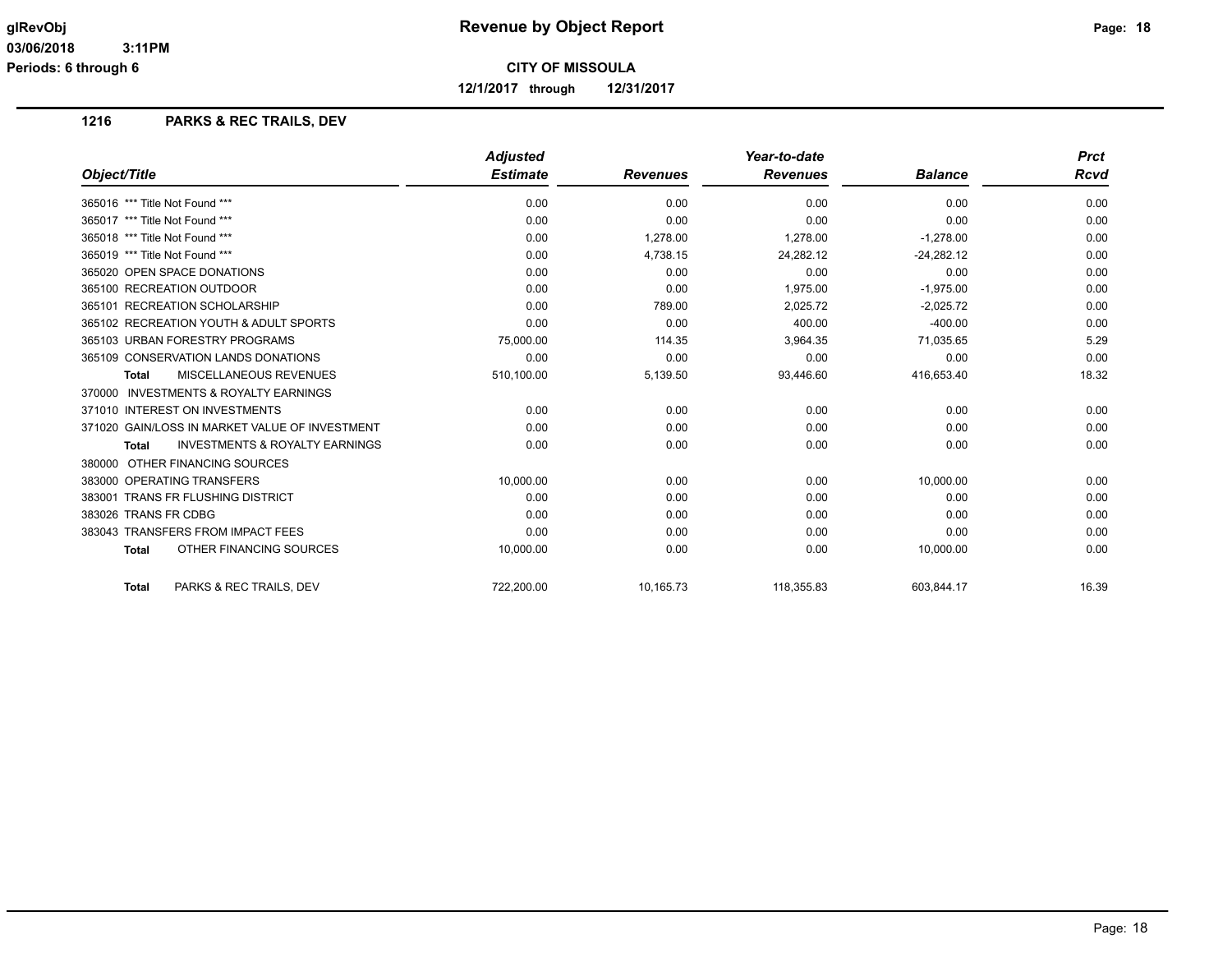**CITY OF MISSOULA**

**12/1/2017 through 12/31/2017**

## 1216 PARKS & REC TRAILS, DEV

| Object/Title | Adjusted Estimate | Revenues | Year-to-date Revenues | Balance | Prct Rcvd |
|---|---|---|---|---|---|
| 365016 *** Title Not Found *** | 0.00 | 0.00 | 0.00 | 0.00 | 0.00 |
| 365017 *** Title Not Found *** | 0.00 | 0.00 | 0.00 | 0.00 | 0.00 |
| 365018 *** Title Not Found *** | 0.00 | 1,278.00 | 1,278.00 | -1,278.00 | 0.00 |
| 365019 *** Title Not Found *** | 0.00 | 4,738.15 | 24,282.12 | -24,282.12 | 0.00 |
| 365020 OPEN SPACE DONATIONS | 0.00 | 0.00 | 0.00 | 0.00 | 0.00 |
| 365100 RECREATION OUTDOOR | 0.00 | 0.00 | 1,975.00 | -1,975.00 | 0.00 |
| 365101 RECREATION SCHOLARSHIP | 0.00 | 789.00 | 2,025.72 | -2,025.72 | 0.00 |
| 365102 RECREATION YOUTH & ADULT SPORTS | 0.00 | 0.00 | 400.00 | -400.00 | 0.00 |
| 365103 URBAN FORESTRY PROGRAMS | 75,000.00 | 114.35 | 3,964.35 | 71,035.65 | 5.29 |
| 365109 CONSERVATION LANDS DONATIONS | 0.00 | 0.00 | 0.00 | 0.00 | 0.00 |
| **Total** MISCELLANEOUS REVENUES | 510,100.00 | 5,139.50 | 93,446.60 | 416,653.40 | 18.32 |
| 370000 INVESTMENTS & ROYALTY EARNINGS | | | | | |
| 371010 INTEREST ON INVESTMENTS | 0.00 | 0.00 | 0.00 | 0.00 | 0.00 |
| 371020 GAIN/LOSS IN MARKET VALUE OF INVESTMENT | 0.00 | 0.00 | 0.00 | 0.00 | 0.00 |
| **Total** INVESTMENTS & ROYALTY EARNINGS | 0.00 | 0.00 | 0.00 | 0.00 | 0.00 |
| 380000 OTHER FINANCING SOURCES | | | | | |
| 383000 OPERATING TRANSFERS | 10,000.00 | 0.00 | 0.00 | 10,000.00 | 0.00 |
| 383001 TRANS FR FLUSHING DISTRICT | 0.00 | 0.00 | 0.00 | 0.00 | 0.00 |
| 383026 TRANS FR CDBG | 0.00 | 0.00 | 0.00 | 0.00 | 0.00 |
| 383043 TRANSFERS FROM IMPACT FEES | 0.00 | 0.00 | 0.00 | 0.00 | 0.00 |
| **Total** OTHER FINANCING SOURCES | 10,000.00 | 0.00 | 0.00 | 10,000.00 | 0.00 |
| **Total** PARKS & REC TRAILS, DEV | 722,200.00 | 10,165.73 | 118,355.83 | 603,844.17 | 16.39 |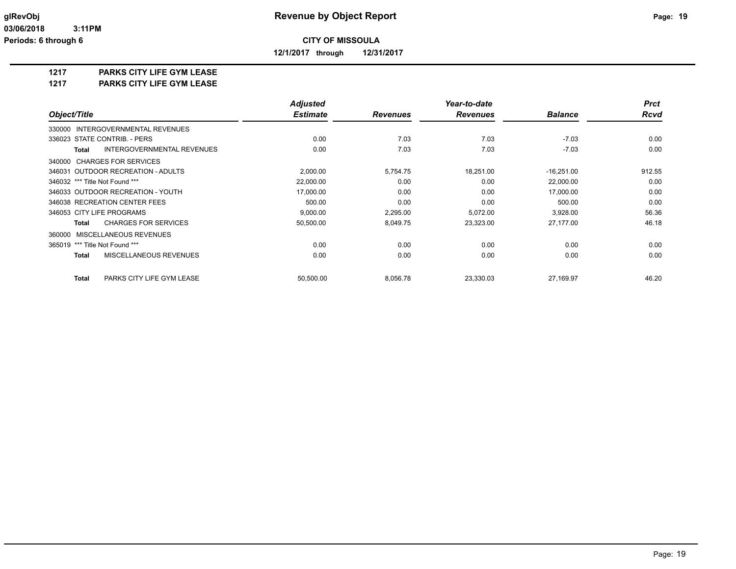**Revenue by Object Report**

**CITY OF MISSOULA**

**12/1/2017 through 12/31/2017**

glRevObj
03/06/2018 3:11PM
Periods: 6 through 6

## 1217 PARKS CITY LIFE GYM LEASE
## 1217 PARKS CITY LIFE GYM LEASE

| Object/Title | Adjusted Estimate | Revenues | Year-to-date Revenues | Balance | Prct Rcvd |
|---|---|---|---|---|---|
| 330000 INTERGOVERNMENTAL REVENUES | | | | | |
| 336023 STATE CONTRIB. - PERS | 0.00 | 7.03 | 7.03 | -7.03 | 0.00 |
| **Total** INTERGOVERNMENTAL REVENUES | 0.00 | 7.03 | 7.03 | -7.03 | 0.00 |
| 340000 CHARGES FOR SERVICES | | | | | |
| 346031 OUTDOOR RECREATION - ADULTS | 2,000.00 | 5,754.75 | 18,251.00 | -16,251.00 | 912.55 |
| 346032 *** Title Not Found *** | 22,000.00 | 0.00 | 0.00 | 22,000.00 | 0.00 |
| 346033 OUTDOOR RECREATION - YOUTH | 17,000.00 | 0.00 | 0.00 | 17,000.00 | 0.00 |
| 346038 RECREATION CENTER FEES | 500.00 | 0.00 | 0.00 | 500.00 | 0.00 |
| 346053 CITY LIFE PROGRAMS | 9,000.00 | 2,295.00 | 5,072.00 | 3,928.00 | 56.36 |
| **Total** CHARGES FOR SERVICES | 50,500.00 | 8,049.75 | 23,323.00 | 27,177.00 | 46.18 |
| 360000 MISCELLANEOUS REVENUES | | | | | |
| 365019 *** Title Not Found *** | 0.00 | 0.00 | 0.00 | 0.00 | 0.00 |
| **Total** MISCELLANEOUS REVENUES | 0.00 | 0.00 | 0.00 | 0.00 | 0.00 |
| **Total** PARKS CITY LIFE GYM LEASE | 50,500.00 | 8,056.78 | 23,330.03 | 27,169.97 | 46.20 |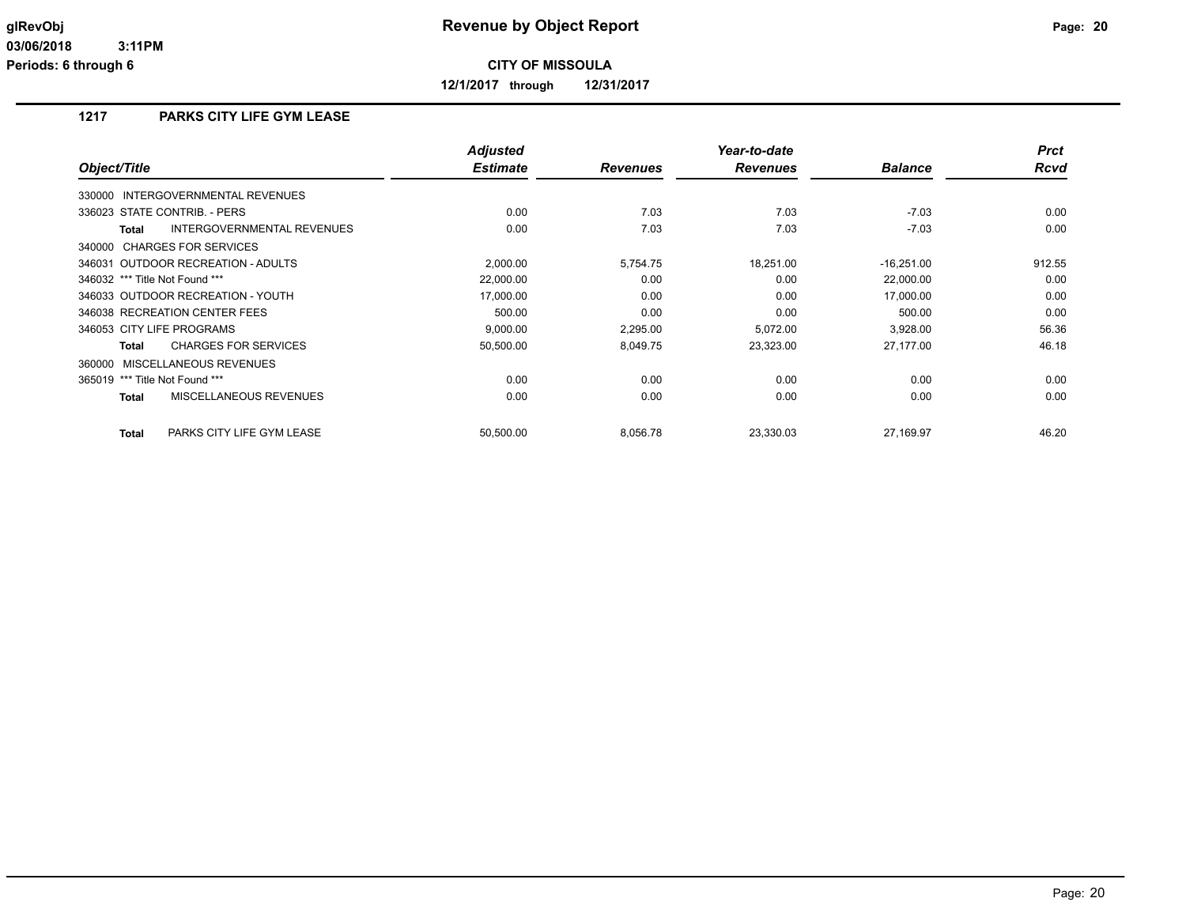**glRevObj** **Revenue by Object Report**

03/06/2018 3:11PM

Periods: 6 through 6

**CITY OF MISSOULA**

**12/1/2017 through 12/31/2017**

## 1217 PARKS CITY LIFE GYM LEASE

| Object/Title | Adjusted Estimate | Revenues | Year-to-date Revenues | Balance | Prct Rcvd |
|---|---|---|---|---|---|
| 330000 INTERGOVERNMENTAL REVENUES | | | | | |
| 336023 STATE CONTRIB. - PERS | 0.00 | 7.03 | 7.03 | -7.03 | 0.00 |
| **Total** INTERGOVERNMENTAL REVENUES | 0.00 | 7.03 | 7.03 | -7.03 | 0.00 |
| 340000 CHARGES FOR SERVICES | | | | | |
| 346031 OUTDOOR RECREATION - ADULTS | 2,000.00 | 5,754.75 | 18,251.00 | -16,251.00 | 912.55 |
| 346032 *** Title Not Found *** | 22,000.00 | 0.00 | 0.00 | 22,000.00 | 0.00 |
| 346033 OUTDOOR RECREATION - YOUTH | 17,000.00 | 0.00 | 0.00 | 17,000.00 | 0.00 |
| 346038 RECREATION CENTER FEES | 500.00 | 0.00 | 0.00 | 500.00 | 0.00 |
| 346053 CITY LIFE PROGRAMS | 9,000.00 | 2,295.00 | 5,072.00 | 3,928.00 | 56.36 |
| **Total** CHARGES FOR SERVICES | 50,500.00 | 8,049.75 | 23,323.00 | 27,177.00 | 46.18 |
| 360000 MISCELLANEOUS REVENUES | | | | | |
| 365019 *** Title Not Found *** | 0.00 | 0.00 | 0.00 | 0.00 | 0.00 |
| **Total** MISCELLANEOUS REVENUES | 0.00 | 0.00 | 0.00 | 0.00 | 0.00 |
| **Total** PARKS CITY LIFE GYM LEASE | 50,500.00 | 8,056.78 | 23,330.03 | 27,169.97 | 46.20 |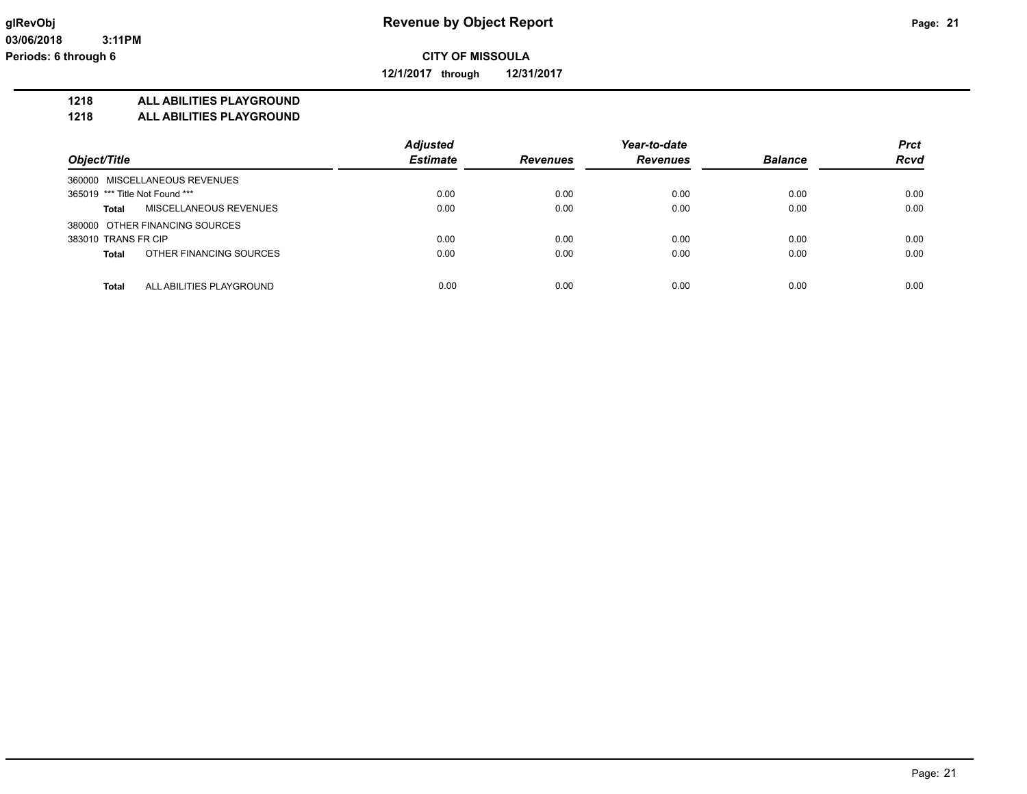# Revenue by Object Report

**CITY OF MISSOULA**

**12/1/2017 through 12/31/2017**

glRevObj
03/06/2018 3:11PM
Periods: 6 through 6

## 1218 ALL ABILITIES PLAYGROUND
## 1218 ALL ABILITIES PLAYGROUND

| Object/Title | Adjusted Estimate | Revenues | Year-to-date Revenues | Balance | Prct Rcvd |
|---|---|---|---|---|---|
| 360000 MISCELLANEOUS REVENUES | | | | | |
| 365019 *** Title Not Found *** | 0.00 | 0.00 | 0.00 | 0.00 | 0.00 |
| **Total** MISCELLANEOUS REVENUES | 0.00 | 0.00 | 0.00 | 0.00 | 0.00 |
| 380000 OTHER FINANCING SOURCES | | | | | |
| 383010 TRANS FR CIP | 0.00 | 0.00 | 0.00 | 0.00 | 0.00 |
| **Total** OTHER FINANCING SOURCES | 0.00 | 0.00 | 0.00 | 0.00 | 0.00 |
| **Total** ALL ABILITIES PLAYGROUND | 0.00 | 0.00 | 0.00 | 0.00 | 0.00 |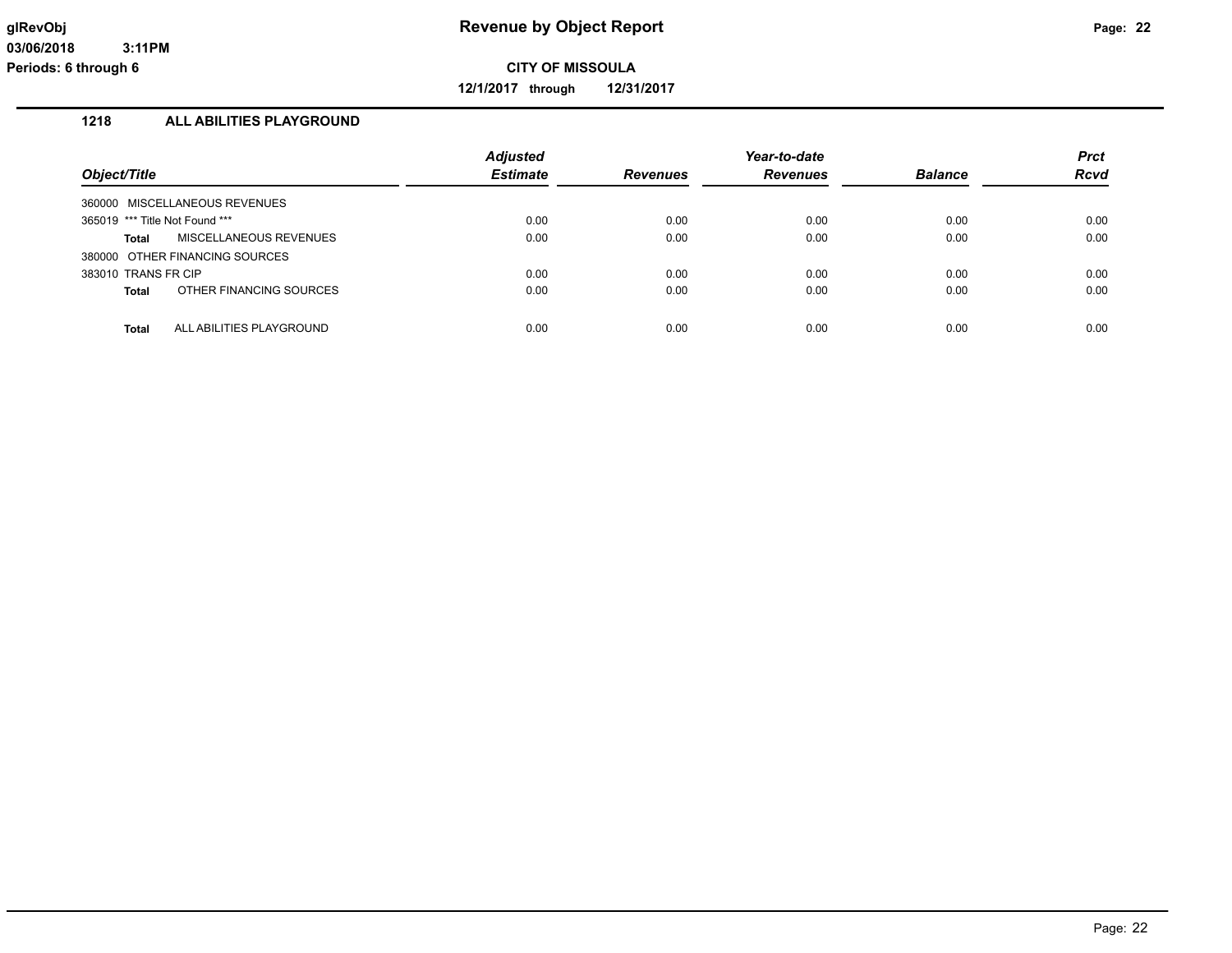**Revenue by Object Report**

glRevObj
03/06/2018 3:11PM
Periods: 6 through 6

**CITY OF MISSOULA**

**12/1/2017 through 12/31/2017**

## 1218 ALL ABILITIES PLAYGROUND

| Object/Title | Adjusted Estimate | Revenues | Year-to-date Revenues | Balance | Prct Rcvd |
|---|---|---|---|---|---|
| 360000 MISCELLANEOUS REVENUES | | | | | |
| 365019 *** Title Not Found *** | 0.00 | 0.00 | 0.00 | 0.00 | 0.00 |
| **Total** MISCELLANEOUS REVENUES | 0.00 | 0.00 | 0.00 | 0.00 | 0.00 |
| 380000 OTHER FINANCING SOURCES | | | | | |
| 383010 TRANS FR CIP | 0.00 | 0.00 | 0.00 | 0.00 | 0.00 |
| **Total** OTHER FINANCING SOURCES | 0.00 | 0.00 | 0.00 | 0.00 | 0.00 |
| **Total** ALL ABILITIES PLAYGROUND | 0.00 | 0.00 | 0.00 | 0.00 | 0.00 |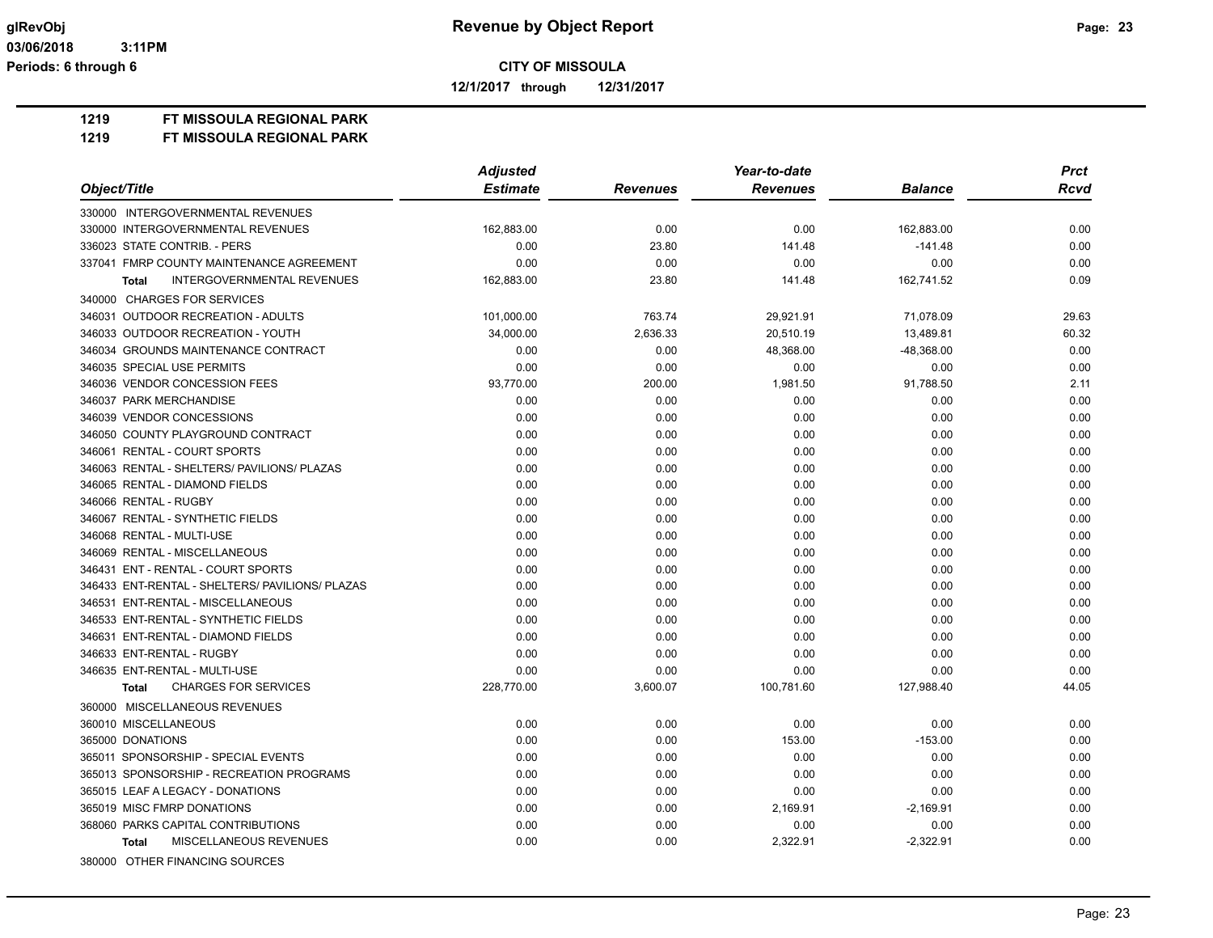# Revenue by Object Report

**CITY OF MISSOULA**

**12/1/2017 through 12/31/2017**

glRevObj
03/06/2018 3:11PM
Periods: 6 through 6

## 1219 FT MISSOULA REGIONAL PARK
## 1219 FT MISSOULA REGIONAL PARK

| Object/Title | Adjusted Estimate | Revenues | Year-to-date Revenues | Balance | Prct Rcvd |
|---|---|---|---|---|---|
| 330000 INTERGOVERNMENTAL REVENUES | | | | | |
| 330000 INTERGOVERNMENTAL REVENUES | 162,883.00 | 0.00 | 0.00 | 162,883.00 | 0.00 |
| 336023 STATE CONTRIB. - PERS | 0.00 | 23.80 | 141.48 | -141.48 | 0.00 |
| 337041 FMRP COUNTY MAINTENANCE AGREEMENT | 0.00 | 0.00 | 0.00 | 0.00 | 0.00 |
| **Total** INTERGOVERNMENTAL REVENUES | 162,883.00 | 23.80 | 141.48 | 162,741.52 | 0.09 |
| 340000 CHARGES FOR SERVICES | | | | | |
| 346031 OUTDOOR RECREATION - ADULTS | 101,000.00 | 763.74 | 29,921.91 | 71,078.09 | 29.63 |
| 346033 OUTDOOR RECREATION - YOUTH | 34,000.00 | 2,636.33 | 20,510.19 | 13,489.81 | 60.32 |
| 346034 GROUNDS MAINTENANCE CONTRACT | 0.00 | 0.00 | 48,368.00 | -48,368.00 | 0.00 |
| 346035 SPECIAL USE PERMITS | 0.00 | 0.00 | 0.00 | 0.00 | 0.00 |
| 346036 VENDOR CONCESSION FEES | 93,770.00 | 200.00 | 1,981.50 | 91,788.50 | 2.11 |
| 346037 PARK MERCHANDISE | 0.00 | 0.00 | 0.00 | 0.00 | 0.00 |
| 346039 VENDOR CONCESSIONS | 0.00 | 0.00 | 0.00 | 0.00 | 0.00 |
| 346050 COUNTY PLAYGROUND CONTRACT | 0.00 | 0.00 | 0.00 | 0.00 | 0.00 |
| 346061 RENTAL - COURT SPORTS | 0.00 | 0.00 | 0.00 | 0.00 | 0.00 |
| 346063 RENTAL - SHELTERS/ PAVILIONS/ PLAZAS | 0.00 | 0.00 | 0.00 | 0.00 | 0.00 |
| 346065 RENTAL - DIAMOND FIELDS | 0.00 | 0.00 | 0.00 | 0.00 | 0.00 |
| 346066 RENTAL - RUGBY | 0.00 | 0.00 | 0.00 | 0.00 | 0.00 |
| 346067 RENTAL - SYNTHETIC FIELDS | 0.00 | 0.00 | 0.00 | 0.00 | 0.00 |
| 346068 RENTAL - MULTI-USE | 0.00 | 0.00 | 0.00 | 0.00 | 0.00 |
| 346069 RENTAL - MISCELLANEOUS | 0.00 | 0.00 | 0.00 | 0.00 | 0.00 |
| 346431 ENT - RENTAL - COURT SPORTS | 0.00 | 0.00 | 0.00 | 0.00 | 0.00 |
| 346433 ENT-RENTAL - SHELTERS/ PAVILIONS/ PLAZAS | 0.00 | 0.00 | 0.00 | 0.00 | 0.00 |
| 346531 ENT-RENTAL - MISCELLANEOUS | 0.00 | 0.00 | 0.00 | 0.00 | 0.00 |
| 346533 ENT-RENTAL - SYNTHETIC FIELDS | 0.00 | 0.00 | 0.00 | 0.00 | 0.00 |
| 346631 ENT-RENTAL - DIAMOND FIELDS | 0.00 | 0.00 | 0.00 | 0.00 | 0.00 |
| 346633 ENT-RENTAL - RUGBY | 0.00 | 0.00 | 0.00 | 0.00 | 0.00 |
| 346635 ENT-RENTAL - MULTI-USE | 0.00 | 0.00 | 0.00 | 0.00 | 0.00 |
| **Total** CHARGES FOR SERVICES | 228,770.00 | 3,600.07 | 100,781.60 | 127,988.40 | 44.05 |
| 360000 MISCELLANEOUS REVENUES | | | | | |
| 360010 MISCELLANEOUS | 0.00 | 0.00 | 0.00 | 0.00 | 0.00 |
| 365000 DONATIONS | 0.00 | 0.00 | 153.00 | -153.00 | 0.00 |
| 365011 SPONSORSHIP - SPECIAL EVENTS | 0.00 | 0.00 | 0.00 | 0.00 | 0.00 |
| 365013 SPONSORSHIP - RECREATION PROGRAMS | 0.00 | 0.00 | 0.00 | 0.00 | 0.00 |
| 365015 LEAF A LEGACY - DONATIONS | 0.00 | 0.00 | 0.00 | 0.00 | 0.00 |
| 365019 MISC FMRP DONATIONS | 0.00 | 0.00 | 2,169.91 | -2,169.91 | 0.00 |
| 368060 PARKS CAPITAL CONTRIBUTIONS | 0.00 | 0.00 | 0.00 | 0.00 | 0.00 |
| **Total** MISCELLANEOUS REVENUES | 0.00 | 0.00 | 2,322.91 | -2,322.91 | 0.00 |
| 380000 OTHER FINANCING SOURCES | | | | | |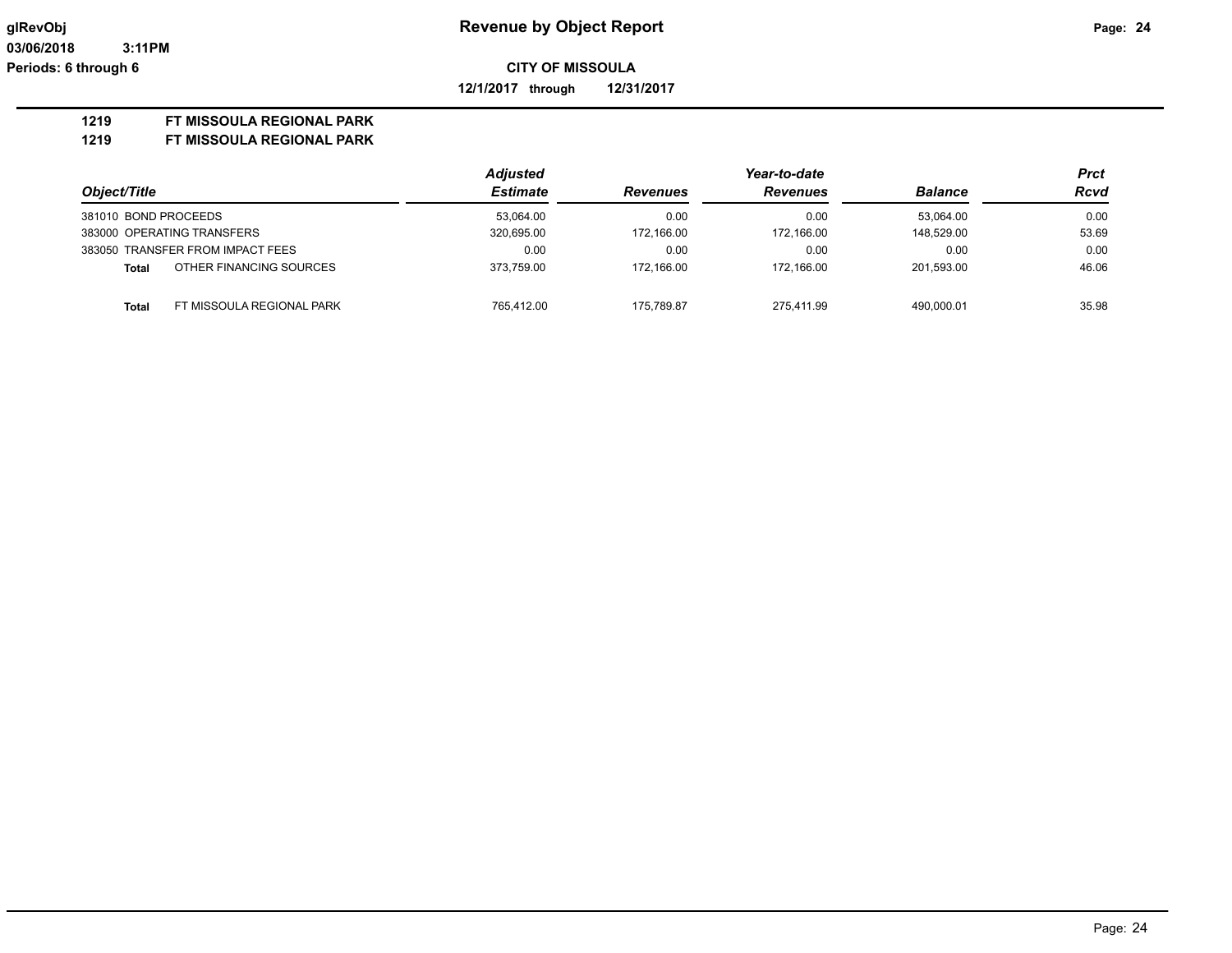**Revenue by Object Report**

**CITY OF MISSOULA**

**12/1/2017 through 12/31/2017**

glRevObj
03/06/2018 3:11PM
Periods: 6 through 6

**1219 FT MISSOULA REGIONAL PARK**
**1219 FT MISSOULA REGIONAL PARK**

| Object/Title | | Adjusted Estimate | Revenues | Year-to-date Revenues | Balance | Prct Rcvd |
|---|---|---|---|---|---|---|
| 381010 BOND PROCEEDS | | 53,064.00 | 0.00 | 0.00 | 53,064.00 | 0.00 |
| 383000 OPERATING TRANSFERS | | 320,695.00 | 172,166.00 | 172,166.00 | 148,529.00 | 53.69 |
| 383050 TRANSFER FROM IMPACT FEES | | 0.00 | 0.00 | 0.00 | 0.00 | 0.00 |
| **Total** | OTHER FINANCING SOURCES | 373,759.00 | 172,166.00 | 172,166.00 | 201,593.00 | 46.06 |
| **Total** | FT MISSOULA REGIONAL PARK | 765,412.00 | 175,789.87 | 275,411.99 | 490,000.01 | 35.98 |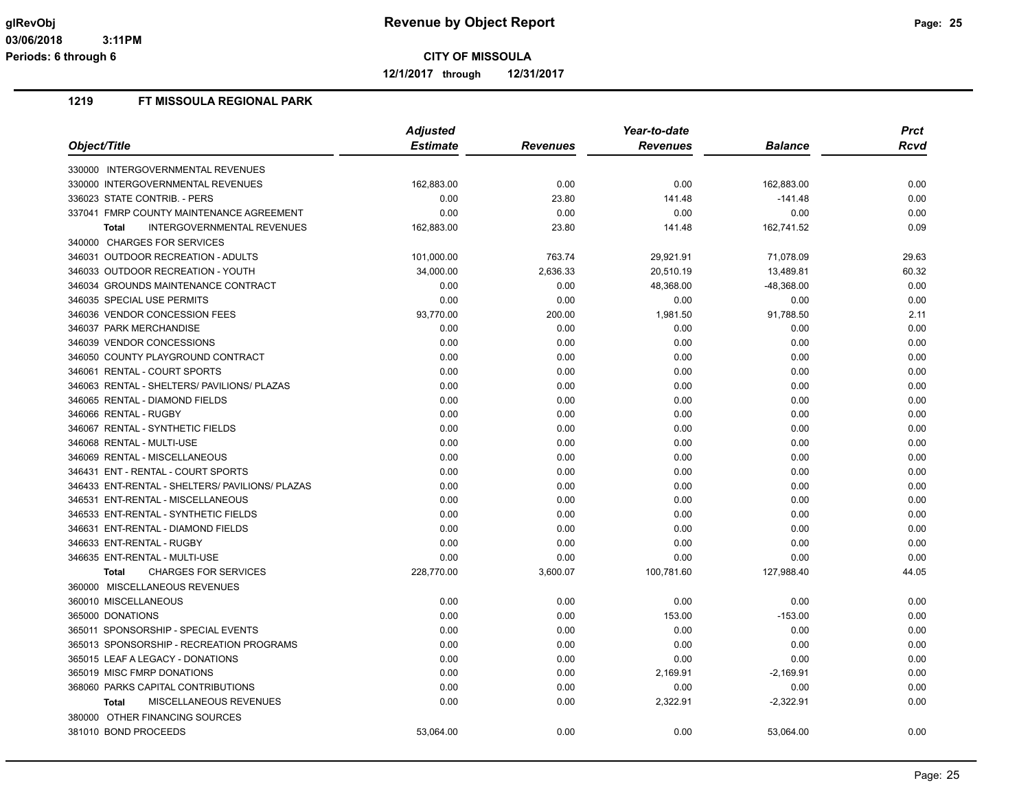**Revenue by Object Report**

**CITY OF MISSOULA**

**12/1/2017 through 12/31/2017**

glRevObj
03/06/2018 3:11PM
Periods: 6 through 6

## 1219 FT MISSOULA REGIONAL PARK

| Object/Title | Adjusted Estimate | Revenues | Year-to-date Revenues | Balance | Prct Rcvd |
|---|---|---|---|---|---|
| 330000 INTERGOVERNMENTAL REVENUES | | | | | |
| 330000 INTERGOVERNMENTAL REVENUES | 162,883.00 | 0.00 | 0.00 | 162,883.00 | 0.00 |
| 336023 STATE CONTRIB. - PERS | 0.00 | 23.80 | 141.48 | -141.48 | 0.00 |
| 337041 FMRP COUNTY MAINTENANCE AGREEMENT | 0.00 | 0.00 | 0.00 | 0.00 | 0.00 |
| **Total** INTERGOVERNMENTAL REVENUES | 162,883.00 | 23.80 | 141.48 | 162,741.52 | 0.09 |
| 340000 CHARGES FOR SERVICES | | | | | |
| 346031 OUTDOOR RECREATION - ADULTS | 101,000.00 | 763.74 | 29,921.91 | 71,078.09 | 29.63 |
| 346033 OUTDOOR RECREATION - YOUTH | 34,000.00 | 2,636.33 | 20,510.19 | 13,489.81 | 60.32 |
| 346034 GROUNDS MAINTENANCE CONTRACT | 0.00 | 0.00 | 48,368.00 | -48,368.00 | 0.00 |
| 346035 SPECIAL USE PERMITS | 0.00 | 0.00 | 0.00 | 0.00 | 0.00 |
| 346036 VENDOR CONCESSION FEES | 93,770.00 | 200.00 | 1,981.50 | 91,788.50 | 2.11 |
| 346037 PARK MERCHANDISE | 0.00 | 0.00 | 0.00 | 0.00 | 0.00 |
| 346039 VENDOR CONCESSIONS | 0.00 | 0.00 | 0.00 | 0.00 | 0.00 |
| 346050 COUNTY PLAYGROUND CONTRACT | 0.00 | 0.00 | 0.00 | 0.00 | 0.00 |
| 346061 RENTAL - COURT SPORTS | 0.00 | 0.00 | 0.00 | 0.00 | 0.00 |
| 346063 RENTAL - SHELTERS/ PAVILIONS/ PLAZAS | 0.00 | 0.00 | 0.00 | 0.00 | 0.00 |
| 346065 RENTAL - DIAMOND FIELDS | 0.00 | 0.00 | 0.00 | 0.00 | 0.00 |
| 346066 RENTAL - RUGBY | 0.00 | 0.00 | 0.00 | 0.00 | 0.00 |
| 346067 RENTAL - SYNTHETIC FIELDS | 0.00 | 0.00 | 0.00 | 0.00 | 0.00 |
| 346068 RENTAL - MULTI-USE | 0.00 | 0.00 | 0.00 | 0.00 | 0.00 |
| 346069 RENTAL - MISCELLANEOUS | 0.00 | 0.00 | 0.00 | 0.00 | 0.00 |
| 346431 ENT - RENTAL - COURT SPORTS | 0.00 | 0.00 | 0.00 | 0.00 | 0.00 |
| 346433 ENT-RENTAL - SHELTERS/ PAVILIONS/ PLAZAS | 0.00 | 0.00 | 0.00 | 0.00 | 0.00 |
| 346531 ENT-RENTAL - MISCELLANEOUS | 0.00 | 0.00 | 0.00 | 0.00 | 0.00 |
| 346533 ENT-RENTAL - SYNTHETIC FIELDS | 0.00 | 0.00 | 0.00 | 0.00 | 0.00 |
| 346631 ENT-RENTAL - DIAMOND FIELDS | 0.00 | 0.00 | 0.00 | 0.00 | 0.00 |
| 346633 ENT-RENTAL - RUGBY | 0.00 | 0.00 | 0.00 | 0.00 | 0.00 |
| 346635 ENT-RENTAL - MULTI-USE | 0.00 | 0.00 | 0.00 | 0.00 | 0.00 |
| **Total** CHARGES FOR SERVICES | 228,770.00 | 3,600.07 | 100,781.60 | 127,988.40 | 44.05 |
| 360000 MISCELLANEOUS REVENUES | | | | | |
| 360010 MISCELLANEOUS | 0.00 | 0.00 | 0.00 | 0.00 | 0.00 |
| 365000 DONATIONS | 0.00 | 0.00 | 153.00 | -153.00 | 0.00 |
| 365011 SPONSORSHIP - SPECIAL EVENTS | 0.00 | 0.00 | 0.00 | 0.00 | 0.00 |
| 365013 SPONSORSHIP - RECREATION PROGRAMS | 0.00 | 0.00 | 0.00 | 0.00 | 0.00 |
| 365015 LEAF A LEGACY - DONATIONS | 0.00 | 0.00 | 0.00 | 0.00 | 0.00 |
| 365019 MISC FMRP DONATIONS | 0.00 | 0.00 | 2,169.91 | -2,169.91 | 0.00 |
| 368060 PARKS CAPITAL CONTRIBUTIONS | 0.00 | 0.00 | 0.00 | 0.00 | 0.00 |
| **Total** MISCELLANEOUS REVENUES | 0.00 | 0.00 | 2,322.91 | -2,322.91 | 0.00 |
| 380000 OTHER FINANCING SOURCES | | | | | |
| 381010 BOND PROCEEDS | 53,064.00 | 0.00 | 0.00 | 53,064.00 | 0.00 |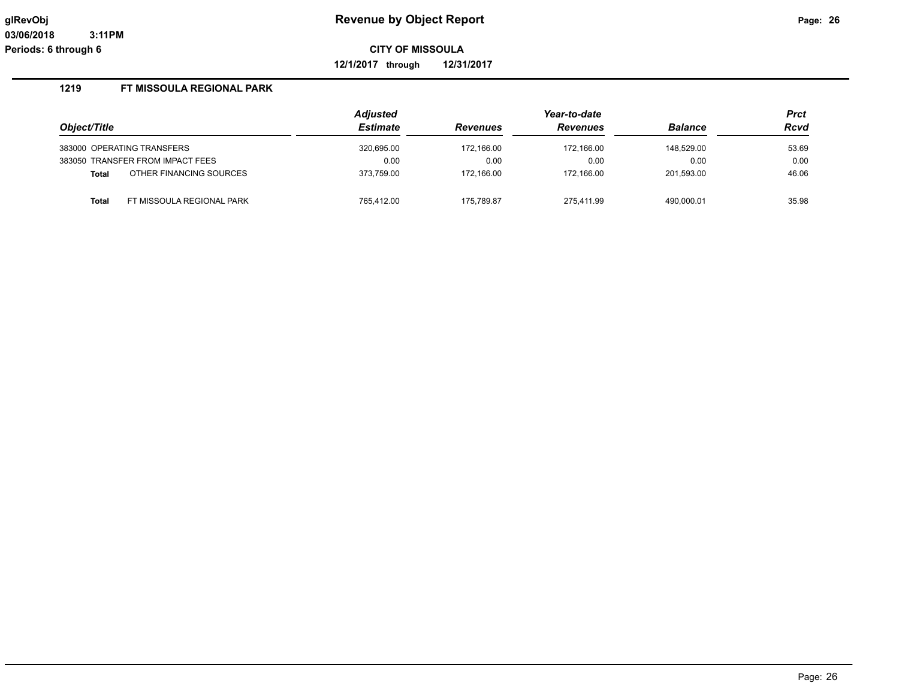# Revenue by Object Report

**CITY OF MISSOULA**

**12/1/2017 through 12/31/2017**

**Periods: 6 through 6**

## 1219 FT MISSOULA REGIONAL PARK

| Object/Title | | Adjusted Estimate | Revenues | Year-to-date Revenues | Balance | Prct Rcvd |
|---|---|---|---|---|---|---|
| 383000 OPERATING TRANSFERS | | 320,695.00 | 172,166.00 | 172,166.00 | 148,529.00 | 53.69 |
| 383050 TRANSFER FROM IMPACT FEES | | 0.00 | 0.00 | 0.00 | 0.00 | 0.00 |
| **Total** | OTHER FINANCING SOURCES | 373,759.00 | 172,166.00 | 172,166.00 | 201,593.00 | 46.06 |
| **Total** | FT MISSOULA REGIONAL PARK | 765,412.00 | 175,789.87 | 275,411.99 | 490,000.01 | 35.98 |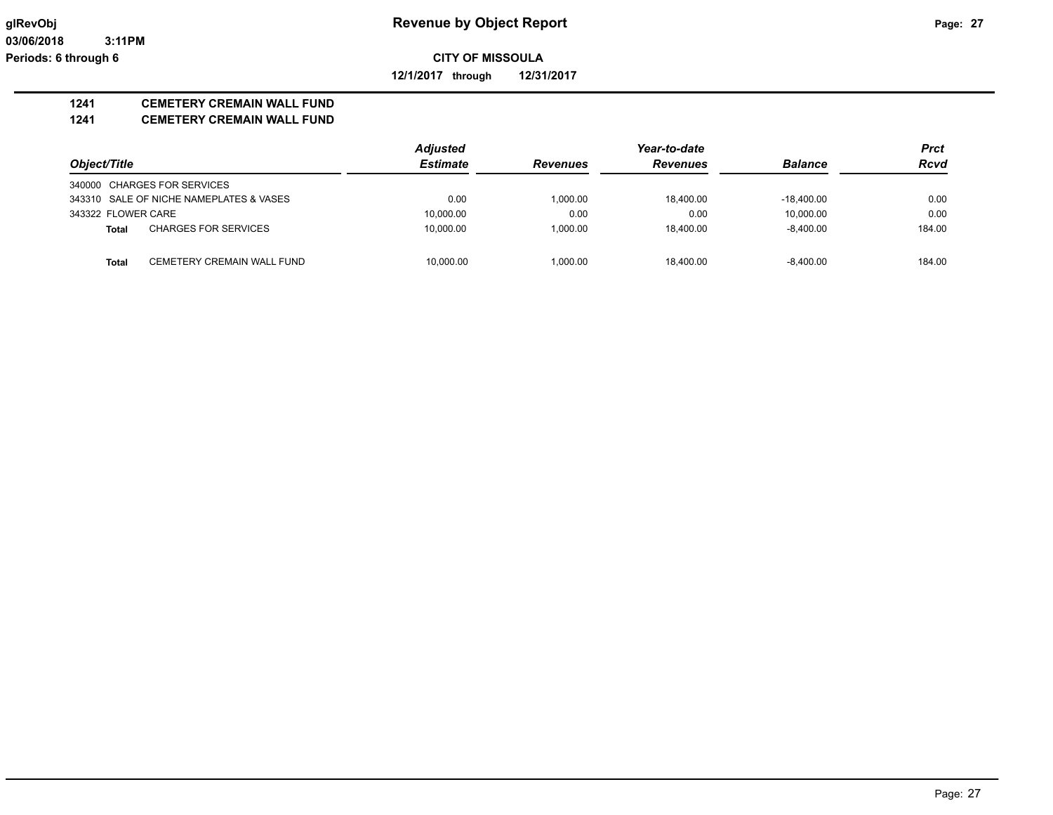# Revenue by Object Report

**CITY OF MISSOULA**

**12/1/2017 through 12/31/2017**

glRevObj
03/06/2018 3:11PM
Periods: 6 through 6

## 1241 CEMETERY CREMAIN WALL FUND
## 1241 CEMETERY CREMAIN WALL FUND

| Object/Title | Adjusted Estimate | Revenues | Year-to-date Revenues | Balance | Prct Rcvd |
|---|---|---|---|---|---|
| 340000 CHARGES FOR SERVICES | | | | | |
| 343310 SALE OF NICHE NAMEPLATES & VASES | 0.00 | 1,000.00 | 18,400.00 | -18,400.00 | 0.00 |
| 343322 FLOWER CARE | 10,000.00 | 0.00 | 0.00 | 10,000.00 | 0.00 |
| **Total** CHARGES FOR SERVICES | 10,000.00 | 1,000.00 | 18,400.00 | -8,400.00 | 184.00 |
| **Total** CEMETERY CREMAIN WALL FUND | 10,000.00 | 1,000.00 | 18,400.00 | -8,400.00 | 184.00 |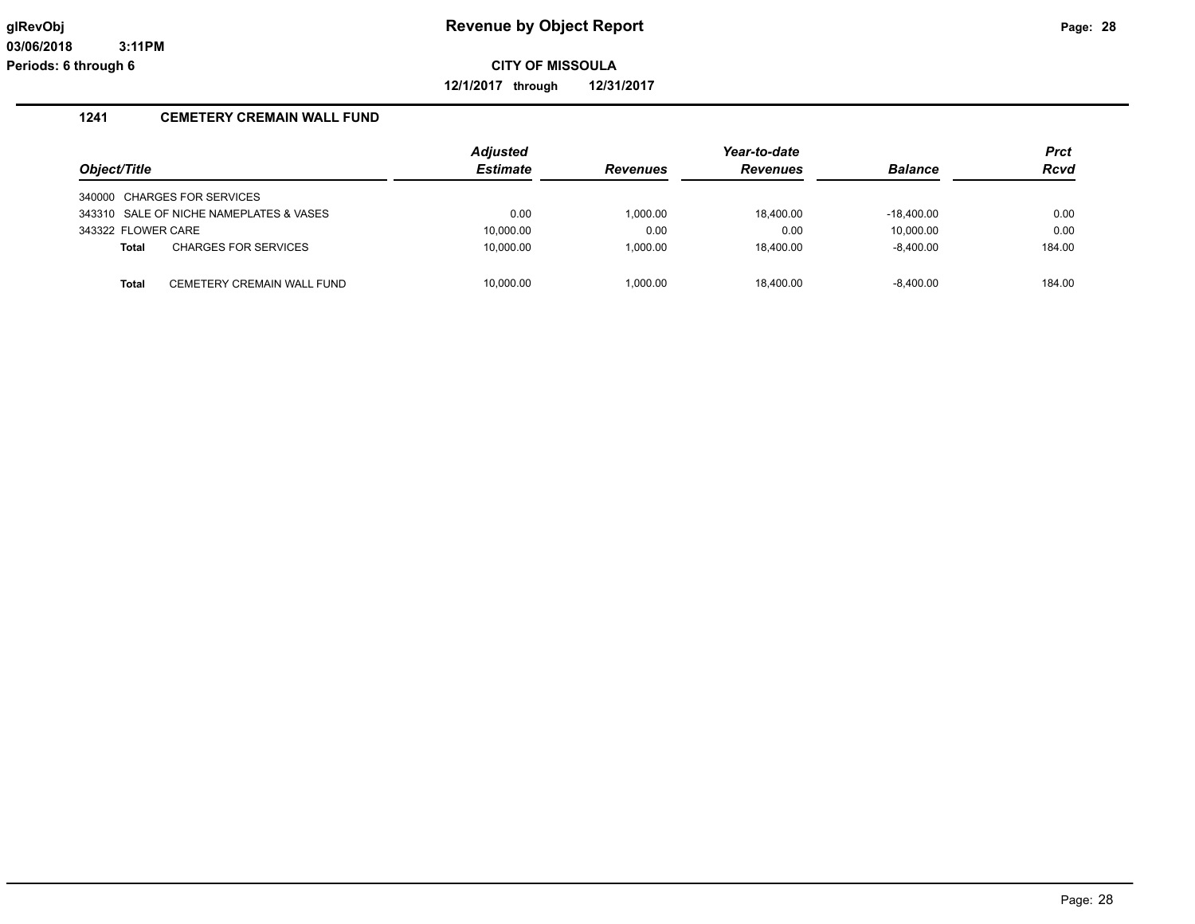# Revenue by Object Report

glRevObj
03/06/2018 3:11PM
Periods: 6 through 6

**CITY OF MISSOULA**

**12/1/2017 through 12/31/2017**

## 1241 CEMETERY CREMAIN WALL FUND

| Object/Title | Adjusted Estimate | Revenues | Year-to-date Revenues | Balance | Prct Rcvd |
|---|---|---|---|---|---|
| 340000 CHARGES FOR SERVICES | | | | | |
| 343310 SALE OF NICHE NAMEPLATES & VASES | 0.00 | 1,000.00 | 18,400.00 | -18,400.00 | 0.00 |
| 343322 FLOWER CARE | 10,000.00 | 0.00 | 0.00 | 10,000.00 | 0.00 |
| **Total** CHARGES FOR SERVICES | 10,000.00 | 1,000.00 | 18,400.00 | -8,400.00 | 184.00 |
| **Total** CEMETERY CREMAIN WALL FUND | 10,000.00 | 1,000.00 | 18,400.00 | -8,400.00 | 184.00 |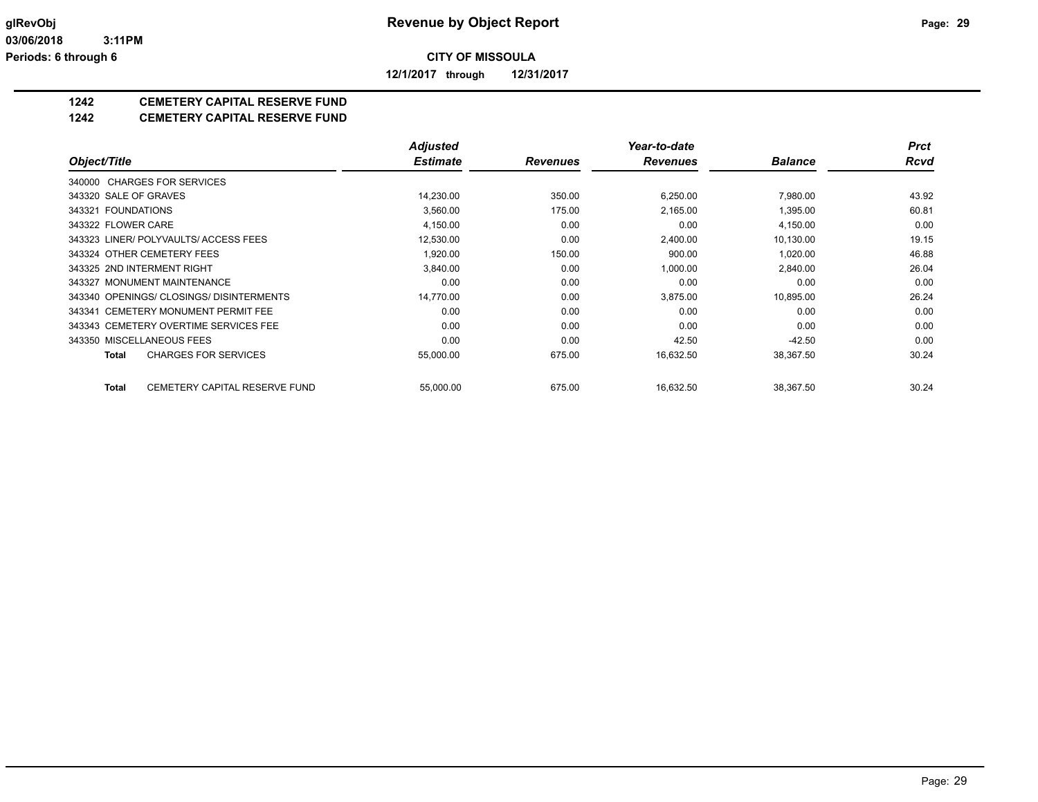**glRevObj** **Revenue by Object Report**

**03/06/2018 3:11PM**

**Periods: 6 through 6**

**CITY OF MISSOULA**

**12/1/2017 through 12/31/2017**

## 1242 CEMETERY CAPITAL RESERVE FUND

## 1242 CEMETERY CAPITAL RESERVE FUND

| Object/Title | Adjusted Estimate | Revenues | Year-to-date Revenues | Balance | Prct Rcvd |
|---|---|---|---|---|---|
| 340000 CHARGES FOR SERVICES | | | | | |
| 343320 SALE OF GRAVES | 14,230.00 | 350.00 | 6,250.00 | 7,980.00 | 43.92 |
| 343321 FOUNDATIONS | 3,560.00 | 175.00 | 2,165.00 | 1,395.00 | 60.81 |
| 343322 FLOWER CARE | 4,150.00 | 0.00 | 0.00 | 4,150.00 | 0.00 |
| 343323 LINER/ POLYVAULTS/ ACCESS FEES | 12,530.00 | 0.00 | 2,400.00 | 10,130.00 | 19.15 |
| 343324 OTHER CEMETERY FEES | 1,920.00 | 150.00 | 900.00 | 1,020.00 | 46.88 |
| 343325 2ND INTERMENT RIGHT | 3,840.00 | 0.00 | 1,000.00 | 2,840.00 | 26.04 |
| 343327 MONUMENT MAINTENANCE | 0.00 | 0.00 | 0.00 | 0.00 | 0.00 |
| 343340 OPENINGS/ CLOSINGS/ DISINTERMENTS | 14,770.00 | 0.00 | 3,875.00 | 10,895.00 | 26.24 |
| 343341 CEMETERY MONUMENT PERMIT FEE | 0.00 | 0.00 | 0.00 | 0.00 | 0.00 |
| 343343 CEMETERY OVERTIME SERVICES FEE | 0.00 | 0.00 | 0.00 | 0.00 | 0.00 |
| 343350 MISCELLANEOUS FEES | 0.00 | 0.00 | 42.50 | -42.50 | 0.00 |
| **Total** CHARGES FOR SERVICES | 55,000.00 | 675.00 | 16,632.50 | 38,367.50 | 30.24 |
| **Total** CEMETERY CAPITAL RESERVE FUND | 55,000.00 | 675.00 | 16,632.50 | 38,367.50 | 30.24 |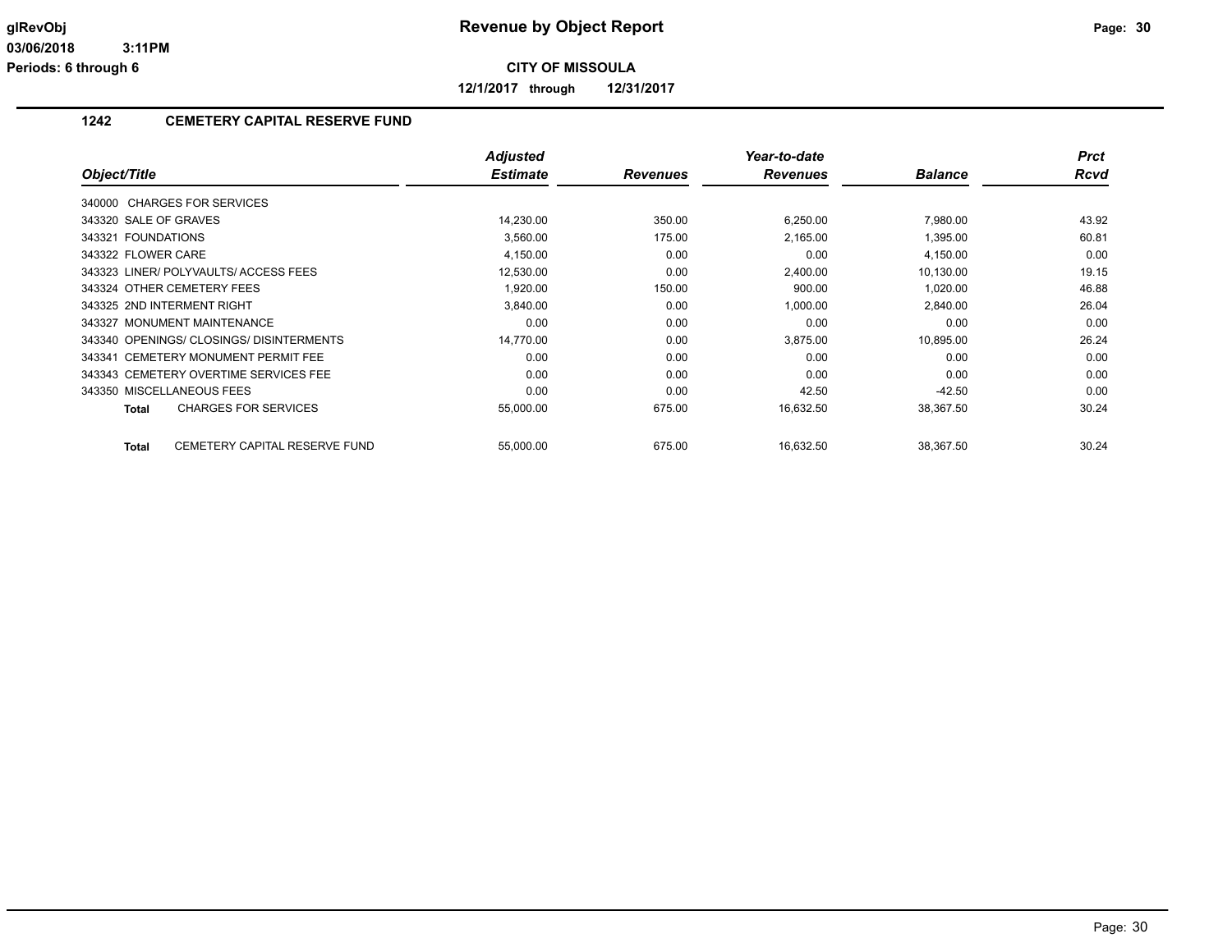# Revenue by Object Report

**CITY OF MISSOULA**

**12/1/2017 through 12/31/2017**

glRevObj
03/06/2018 3:11PM
Periods: 6 through 6

## 1242 CEMETERY CAPITAL RESERVE FUND

| Object/Title | Adjusted Estimate | Revenues | Year-to-date Revenues | Balance | Prct Rcvd |
|---|---|---|---|---|---|
| 340000 CHARGES FOR SERVICES | | | | | |
| 343320 SALE OF GRAVES | 14,230.00 | 350.00 | 6,250.00 | 7,980.00 | 43.92 |
| 343321 FOUNDATIONS | 3,560.00 | 175.00 | 2,165.00 | 1,395.00 | 60.81 |
| 343322 FLOWER CARE | 4,150.00 | 0.00 | 0.00 | 4,150.00 | 0.00 |
| 343323 LINER/ POLYVAULTS/ ACCESS FEES | 12,530.00 | 0.00 | 2,400.00 | 10,130.00 | 19.15 |
| 343324 OTHER CEMETERY FEES | 1,920.00 | 150.00 | 900.00 | 1,020.00 | 46.88 |
| 343325 2ND INTERMENT RIGHT | 3,840.00 | 0.00 | 1,000.00 | 2,840.00 | 26.04 |
| 343327 MONUMENT MAINTENANCE | 0.00 | 0.00 | 0.00 | 0.00 | 0.00 |
| 343340 OPENINGS/ CLOSINGS/ DISINTERMENTS | 14,770.00 | 0.00 | 3,875.00 | 10,895.00 | 26.24 |
| 343341 CEMETERY MONUMENT PERMIT FEE | 0.00 | 0.00 | 0.00 | 0.00 | 0.00 |
| 343343 CEMETERY OVERTIME SERVICES FEE | 0.00 | 0.00 | 0.00 | 0.00 | 0.00 |
| 343350 MISCELLANEOUS FEES | 0.00 | 0.00 | 42.50 | -42.50 | 0.00 |
| **Total** CHARGES FOR SERVICES | 55,000.00 | 675.00 | 16,632.50 | 38,367.50 | 30.24 |
| **Total** CEMETERY CAPITAL RESERVE FUND | 55,000.00 | 675.00 | 16,632.50 | 38,367.50 | 30.24 |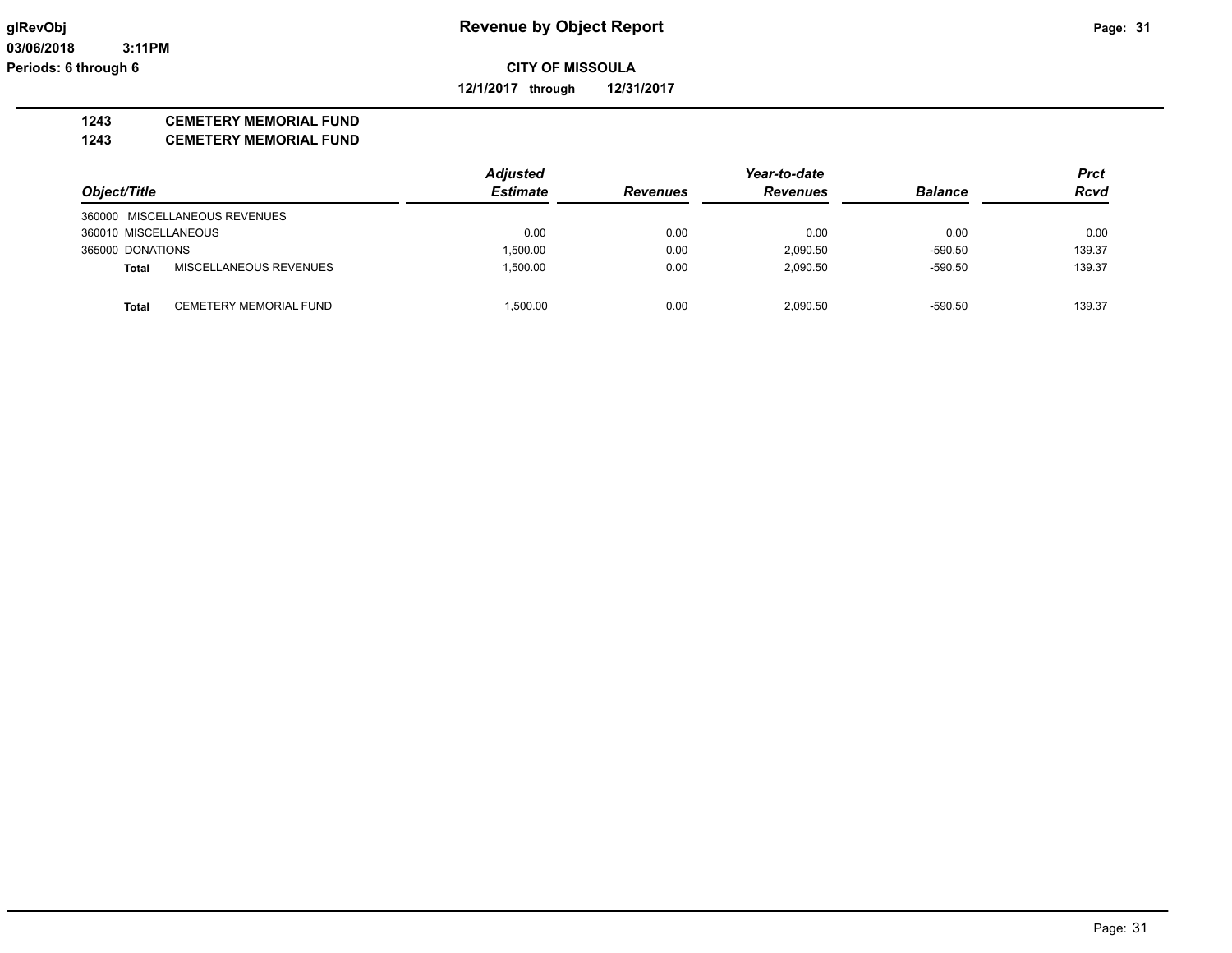**CITY OF MISSOULA**

**12/1/2017 through 12/31/2017**

## 1243 CEMETERY MEMORIAL FUND
## 1243 CEMETERY MEMORIAL FUND

| Object/Title | | Adjusted Estimate | Revenues | Year-to-date Revenues | Balance | Prct Rcvd |
|---|---|---|---|---|---|---|
| 360000 MISCELLANEOUS REVENUES | | | | | | |
| 360010 MISCELLANEOUS | | 0.00 | 0.00 | 0.00 | 0.00 | 0.00 |
| 365000 DONATIONS | | 1,500.00 | 0.00 | 2,090.50 | -590.50 | 139.37 |
| **Total** | MISCELLANEOUS REVENUES | 1,500.00 | 0.00 | 2,090.50 | -590.50 | 139.37 |
| **Total** | CEMETERY MEMORIAL FUND | 1,500.00 | 0.00 | 2,090.50 | -590.50 | 139.37 |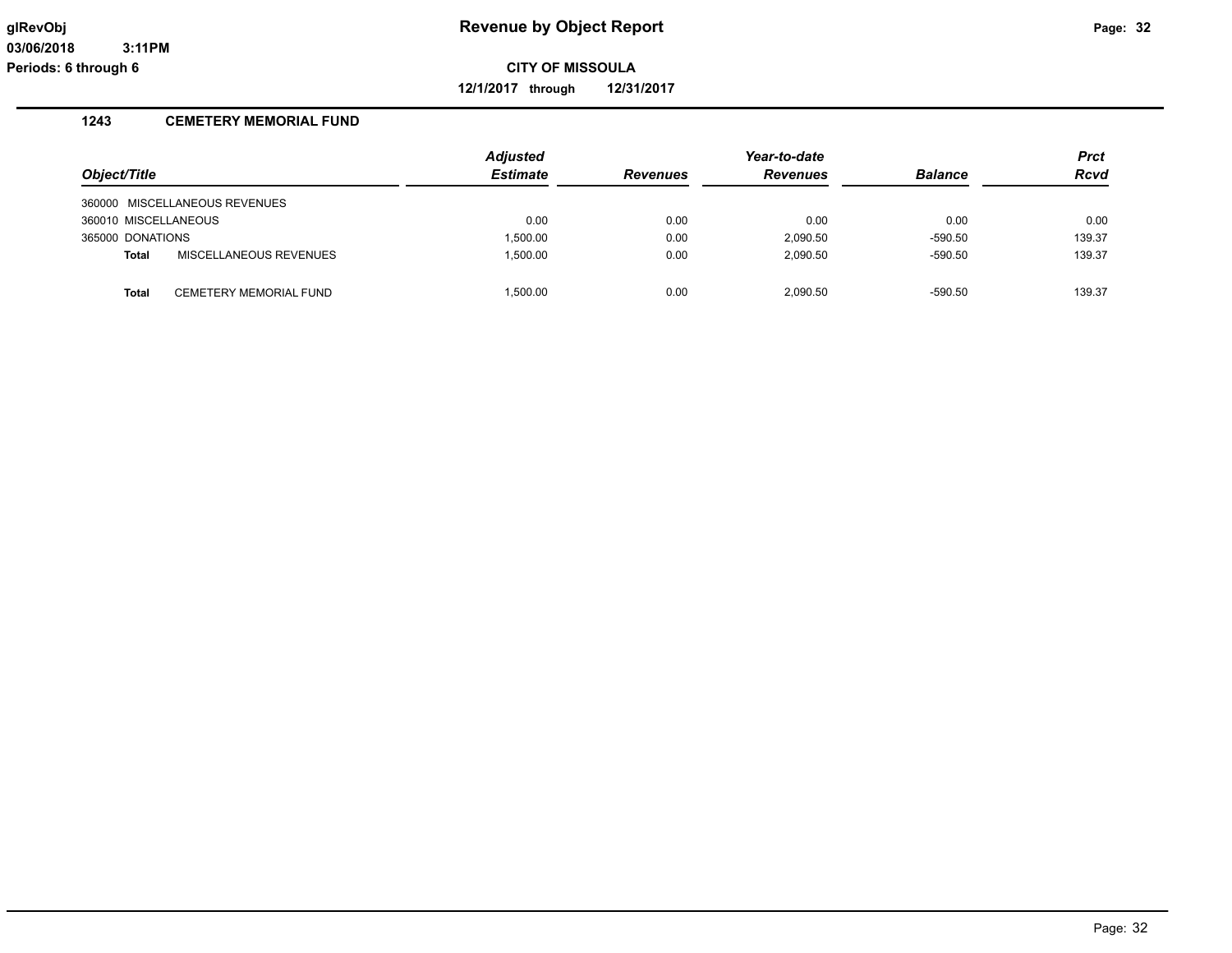# Revenue by Object Report

glRevObj
03/06/2018 3:11PM
Periods: 6 through 6

**CITY OF MISSOULA**

**12/1/2017 through 12/31/2017**

## 1243 CEMETERY MEMORIAL FUND

| Object/Title | Adjusted Estimate | Revenues | Year-to-date Revenues | Balance | Prct Rcvd |
|---|---|---|---|---|---|
| 360000 MISCELLANEOUS REVENUES | | | | | |
| 360010 MISCELLANEOUS | 0.00 | 0.00 | 0.00 | 0.00 | 0.00 |
| 365000 DONATIONS | 1,500.00 | 0.00 | 2,090.50 | -590.50 | 139.37 |
| **Total** MISCELLANEOUS REVENUES | 1,500.00 | 0.00 | 2,090.50 | -590.50 | 139.37 |
| **Total** CEMETERY MEMORIAL FUND | 1,500.00 | 0.00 | 2,090.50 | -590.50 | 139.37 |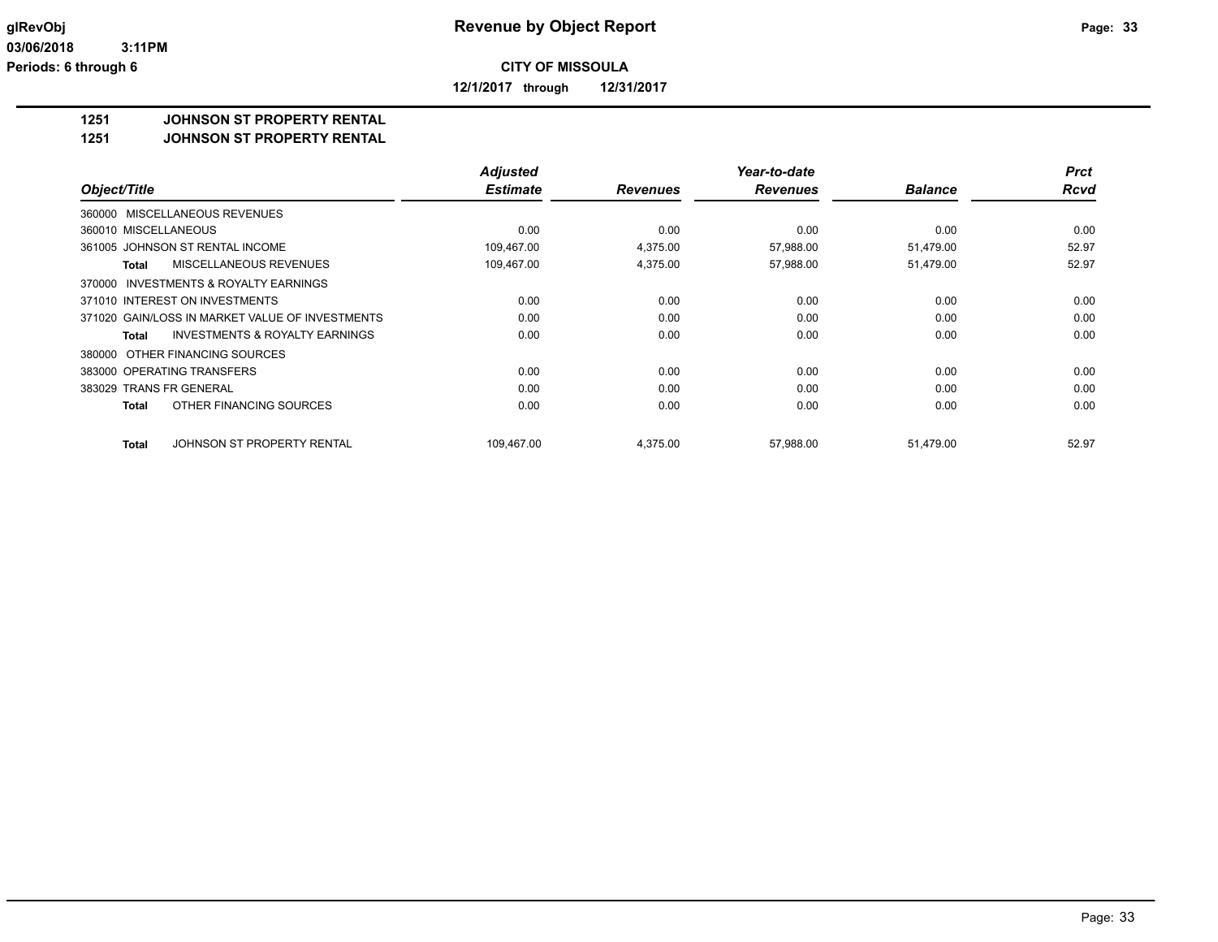**Revenue by Object Report**

**CITY OF MISSOULA**

**12/1/2017 through 12/31/2017**

glRevObj
03/06/2018 3:11PM
Periods: 6 through 6

## 1251 JOHNSON ST PROPERTY RENTAL
## 1251 JOHNSON ST PROPERTY RENTAL

| Object/Title | Adjusted Estimate | Revenues | Year-to-date Revenues | Balance | Prct Rcvd |
|---|---|---|---|---|---|
| 360000 MISCELLANEOUS REVENUES | | | | | |
| 360010 MISCELLANEOUS | 0.00 | 0.00 | 0.00 | 0.00 | 0.00 |
| 361005 JOHNSON ST RENTAL INCOME | 109,467.00 | 4,375.00 | 57,988.00 | 51,479.00 | 52.97 |
| **Total** MISCELLANEOUS REVENUES | 109,467.00 | 4,375.00 | 57,988.00 | 51,479.00 | 52.97 |
| 370000 INVESTMENTS & ROYALTY EARNINGS | | | | | |
| 371010 INTEREST ON INVESTMENTS | 0.00 | 0.00 | 0.00 | 0.00 | 0.00 |
| 371020 GAIN/LOSS IN MARKET VALUE OF INVESTMENTS | 0.00 | 0.00 | 0.00 | 0.00 | 0.00 |
| **Total** INVESTMENTS & ROYALTY EARNINGS | 0.00 | 0.00 | 0.00 | 0.00 | 0.00 |
| 380000 OTHER FINANCING SOURCES | | | | | |
| 383000 OPERATING TRANSFERS | 0.00 | 0.00 | 0.00 | 0.00 | 0.00 |
| 383029 TRANS FR GENERAL | 0.00 | 0.00 | 0.00 | 0.00 | 0.00 |
| **Total** OTHER FINANCING SOURCES | 0.00 | 0.00 | 0.00 | 0.00 | 0.00 |
| **Total** JOHNSON ST PROPERTY RENTAL | 109,467.00 | 4,375.00 | 57,988.00 | 51,479.00 | 52.97 |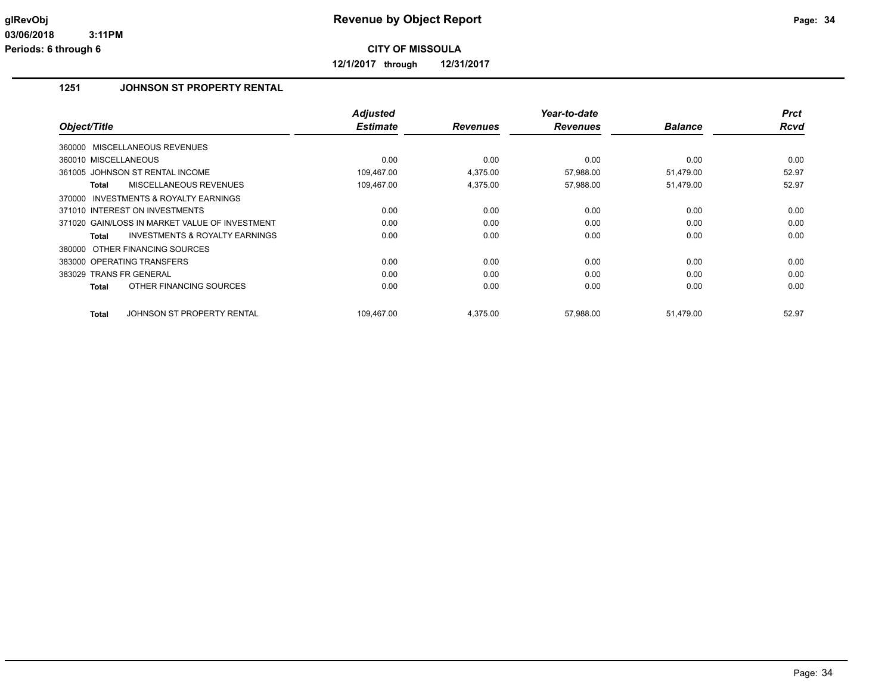# Revenue by Object Report

**CITY OF MISSOULA**

**12/1/2017 through 12/31/2017**

glRevObj
03/06/2018 3:11PM
Periods: 6 through 6

## 1251 JOHNSON ST PROPERTY RENTAL

| Object/Title | Adjusted Estimate | Revenues | Year-to-date Revenues | Balance | Prct Rcvd |
|---|---|---|---|---|---|
| 360000 MISCELLANEOUS REVENUES | | | | | |
| 360010 MISCELLANEOUS | 0.00 | 0.00 | 0.00 | 0.00 | 0.00 |
| 361005 JOHNSON ST RENTAL INCOME | 109,467.00 | 4,375.00 | 57,988.00 | 51,479.00 | 52.97 |
| **Total** MISCELLANEOUS REVENUES | 109,467.00 | 4,375.00 | 57,988.00 | 51,479.00 | 52.97 |
| 370000 INVESTMENTS & ROYALTY EARNINGS | | | | | |
| 371010 INTEREST ON INVESTMENTS | 0.00 | 0.00 | 0.00 | 0.00 | 0.00 |
| 371020 GAIN/LOSS IN MARKET VALUE OF INVESTMENT | 0.00 | 0.00 | 0.00 | 0.00 | 0.00 |
| **Total** INVESTMENTS & ROYALTY EARNINGS | 0.00 | 0.00 | 0.00 | 0.00 | 0.00 |
| 380000 OTHER FINANCING SOURCES | | | | | |
| 383000 OPERATING TRANSFERS | 0.00 | 0.00 | 0.00 | 0.00 | 0.00 |
| 383029 TRANS FR GENERAL | 0.00 | 0.00 | 0.00 | 0.00 | 0.00 |
| **Total** OTHER FINANCING SOURCES | 0.00 | 0.00 | 0.00 | 0.00 | 0.00 |
| **Total** JOHNSON ST PROPERTY RENTAL | 109,467.00 | 4,375.00 | 57,988.00 | 51,479.00 | 52.97 |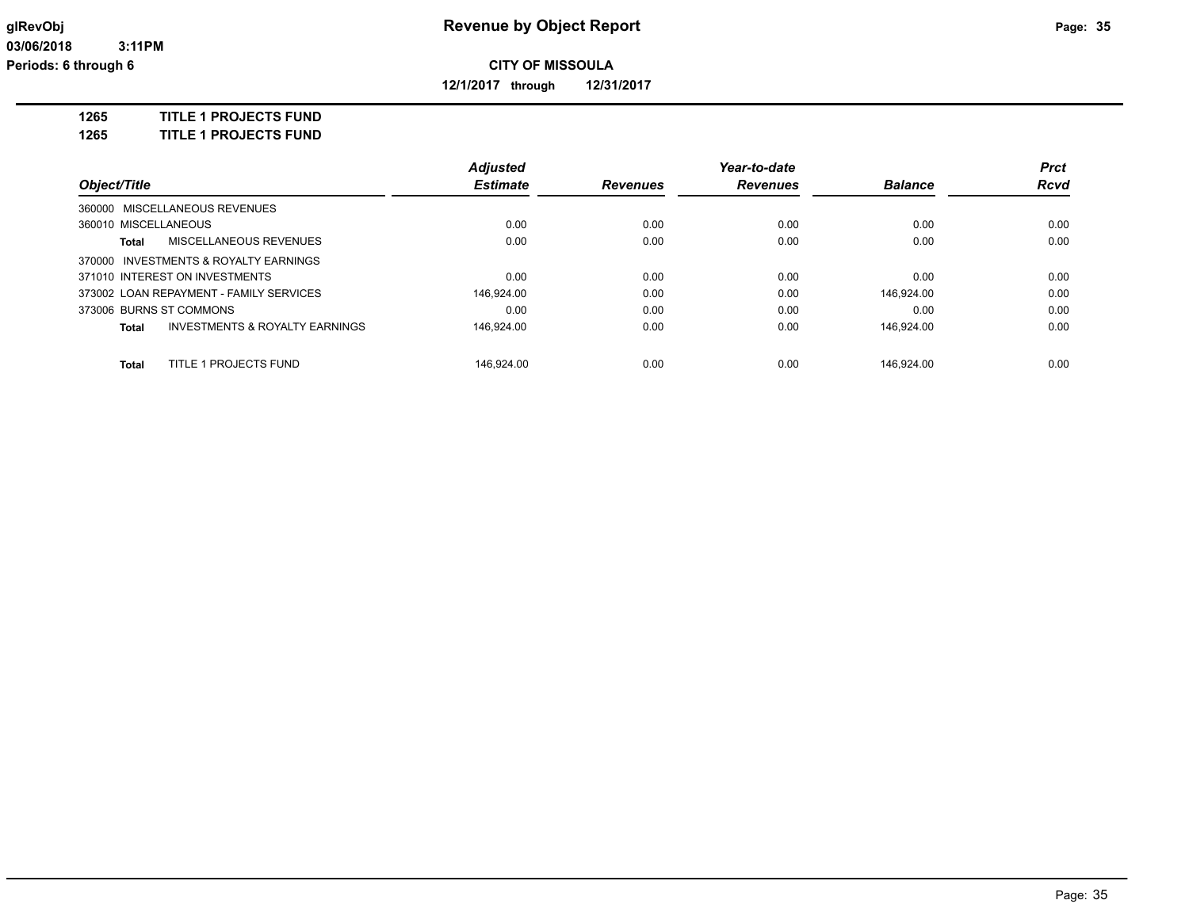**glRevObj** — **Revenue by Object Report**

**03/06/2018 3:11PM**

**Periods: 6 through 6**

**CITY OF MISSOULA**

**12/1/2017 through 12/31/2017**

## 1265 TITLE 1 PROJECTS FUND
## 1265 TITLE 1 PROJECTS FUND

| Object/Title | Adjusted Estimate | Revenues | Year-to-date Revenues | Balance | Prct Rcvd |
|---|---|---|---|---|---|
| 360000 MISCELLANEOUS REVENUES | | | | | |
| 360010 MISCELLANEOUS | 0.00 | 0.00 | 0.00 | 0.00 | 0.00 |
| **Total** MISCELLANEOUS REVENUES | 0.00 | 0.00 | 0.00 | 0.00 | 0.00 |
| 370000 INVESTMENTS & ROYALTY EARNINGS | | | | | |
| 371010 INTEREST ON INVESTMENTS | 0.00 | 0.00 | 0.00 | 0.00 | 0.00 |
| 373002 LOAN REPAYMENT - FAMILY SERVICES | 146,924.00 | 0.00 | 0.00 | 146,924.00 | 0.00 |
| 373006 BURNS ST COMMONS | 0.00 | 0.00 | 0.00 | 0.00 | 0.00 |
| **Total** INVESTMENTS & ROYALTY EARNINGS | 146,924.00 | 0.00 | 0.00 | 146,924.00 | 0.00 |
| **Total** TITLE 1 PROJECTS FUND | 146,924.00 | 0.00 | 0.00 | 146,924.00 | 0.00 |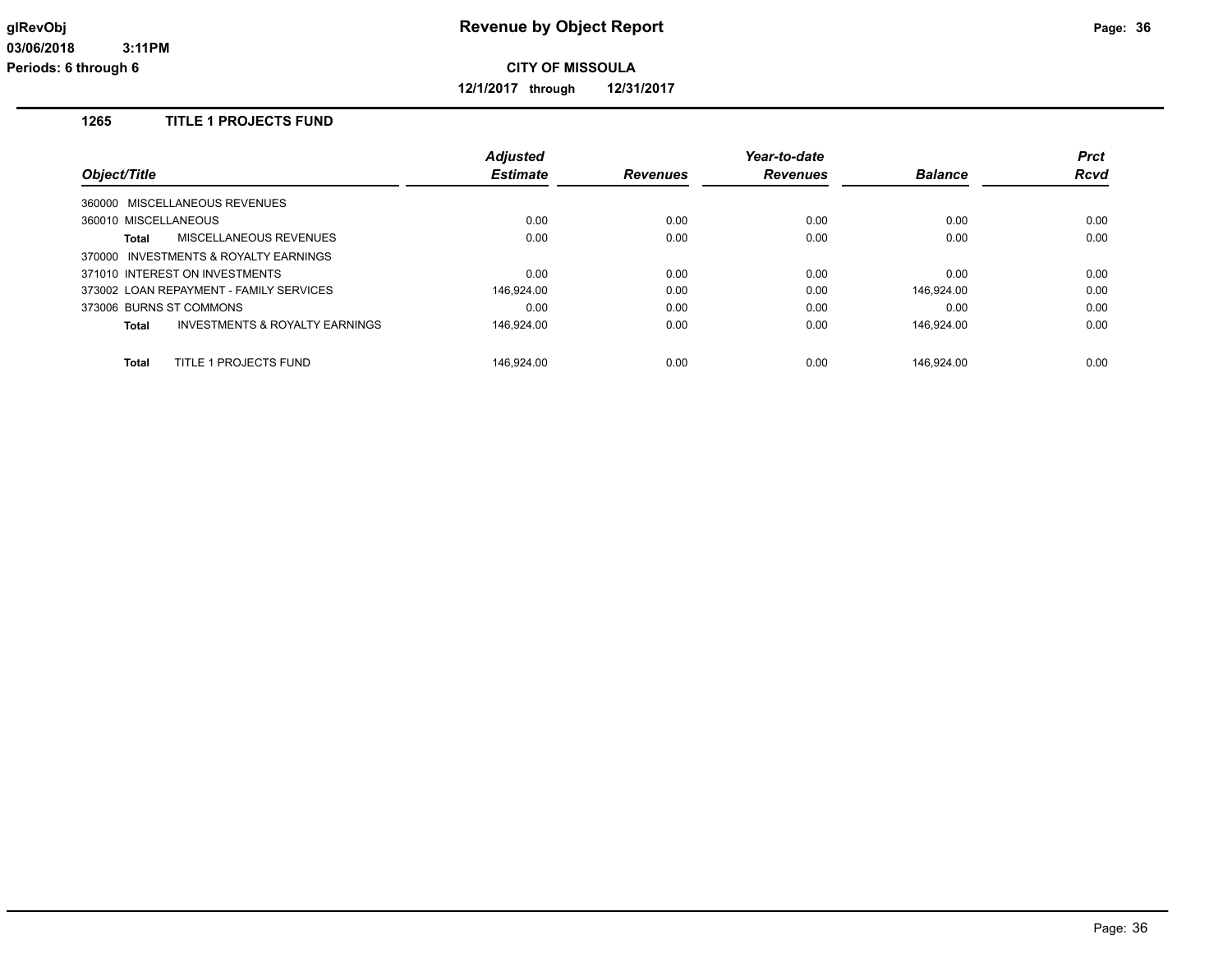# Revenue by Object Report

**CITY OF MISSOULA**

**12/1/2017 through 12/31/2017**

## 1265 TITLE 1 PROJECTS FUND

| Object/Title | | Adjusted Estimate | Revenues | Year-to-date Revenues | Balance | Prct Rcvd |
|---|---|---|---|---|---|---|
| 360000 MISCELLANEOUS REVENUES | | | | | | |
| 360010 MISCELLANEOUS | | 0.00 | 0.00 | 0.00 | 0.00 | 0.00 |
| **Total** | MISCELLANEOUS REVENUES | 0.00 | 0.00 | 0.00 | 0.00 | 0.00 |
| 370000 INVESTMENTS & ROYALTY EARNINGS | | | | | | |
| 371010 INTEREST ON INVESTMENTS | | 0.00 | 0.00 | 0.00 | 0.00 | 0.00 |
| 373002 LOAN REPAYMENT - FAMILY SERVICES | | 146,924.00 | 0.00 | 0.00 | 146,924.00 | 0.00 |
| 373006 BURNS ST COMMONS | | 0.00 | 0.00 | 0.00 | 0.00 | 0.00 |
| **Total** | INVESTMENTS & ROYALTY EARNINGS | 146,924.00 | 0.00 | 0.00 | 146,924.00 | 0.00 |
| **Total** | TITLE 1 PROJECTS FUND | 146,924.00 | 0.00 | 0.00 | 146,924.00 | 0.00 |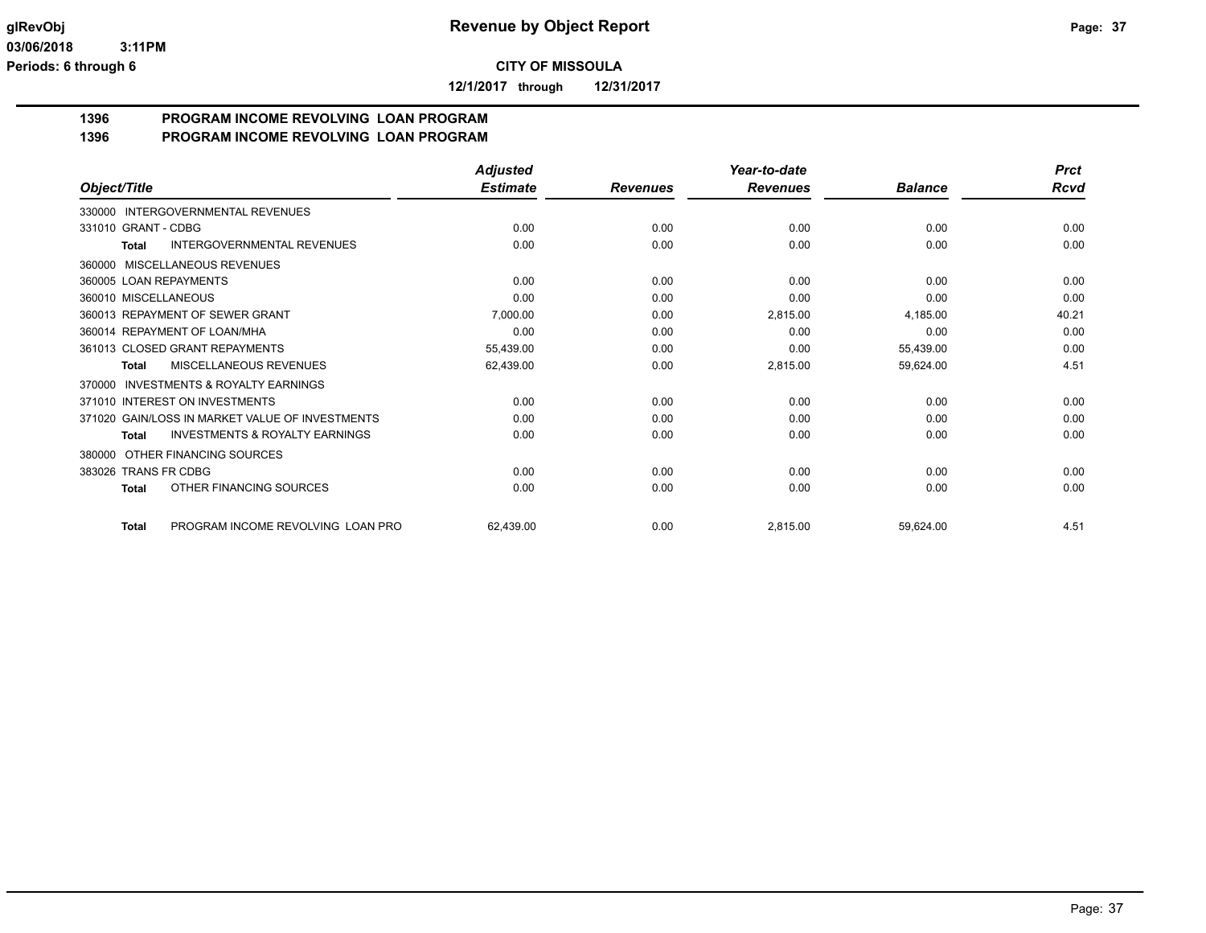**CITY OF MISSOULA**

**12/1/2017 through 12/31/2017**

## 1396 PROGRAM INCOME REVOLVING LOAN PROGRAM
## 1396 PROGRAM INCOME REVOLVING LOAN PROGRAM

| Object/Title | Adjusted Estimate | Revenues | Year-to-date Revenues | Balance | Prct Rcvd |
|---|---|---|---|---|---|
| 330000 INTERGOVERNMENTAL REVENUES | | | | | |
| 331010 GRANT - CDBG | 0.00 | 0.00 | 0.00 | 0.00 | 0.00 |
| **Total** INTERGOVERNMENTAL REVENUES | 0.00 | 0.00 | 0.00 | 0.00 | 0.00 |
| 360000 MISCELLANEOUS REVENUES | | | | | |
| 360005 LOAN REPAYMENTS | 0.00 | 0.00 | 0.00 | 0.00 | 0.00 |
| 360010 MISCELLANEOUS | 0.00 | 0.00 | 0.00 | 0.00 | 0.00 |
| 360013 REPAYMENT OF SEWER GRANT | 7,000.00 | 0.00 | 2,815.00 | 4,185.00 | 40.21 |
| 360014 REPAYMENT OF LOAN/MHA | 0.00 | 0.00 | 0.00 | 0.00 | 0.00 |
| 361013 CLOSED GRANT REPAYMENTS | 55,439.00 | 0.00 | 0.00 | 55,439.00 | 0.00 |
| **Total** MISCELLANEOUS REVENUES | 62,439.00 | 0.00 | 2,815.00 | 59,624.00 | 4.51 |
| 370000 INVESTMENTS & ROYALTY EARNINGS | | | | | |
| 371010 INTEREST ON INVESTMENTS | 0.00 | 0.00 | 0.00 | 0.00 | 0.00 |
| 371020 GAIN/LOSS IN MARKET VALUE OF INVESTMENTS | 0.00 | 0.00 | 0.00 | 0.00 | 0.00 |
| **Total** INVESTMENTS & ROYALTY EARNINGS | 0.00 | 0.00 | 0.00 | 0.00 | 0.00 |
| 380000 OTHER FINANCING SOURCES | | | | | |
| 383026 TRANS FR CDBG | 0.00 | 0.00 | 0.00 | 0.00 | 0.00 |
| **Total** OTHER FINANCING SOURCES | 0.00 | 0.00 | 0.00 | 0.00 | 0.00 |
| **Total** PROGRAM INCOME REVOLVING LOAN PRO | 62,439.00 | 0.00 | 2,815.00 | 59,624.00 | 4.51 |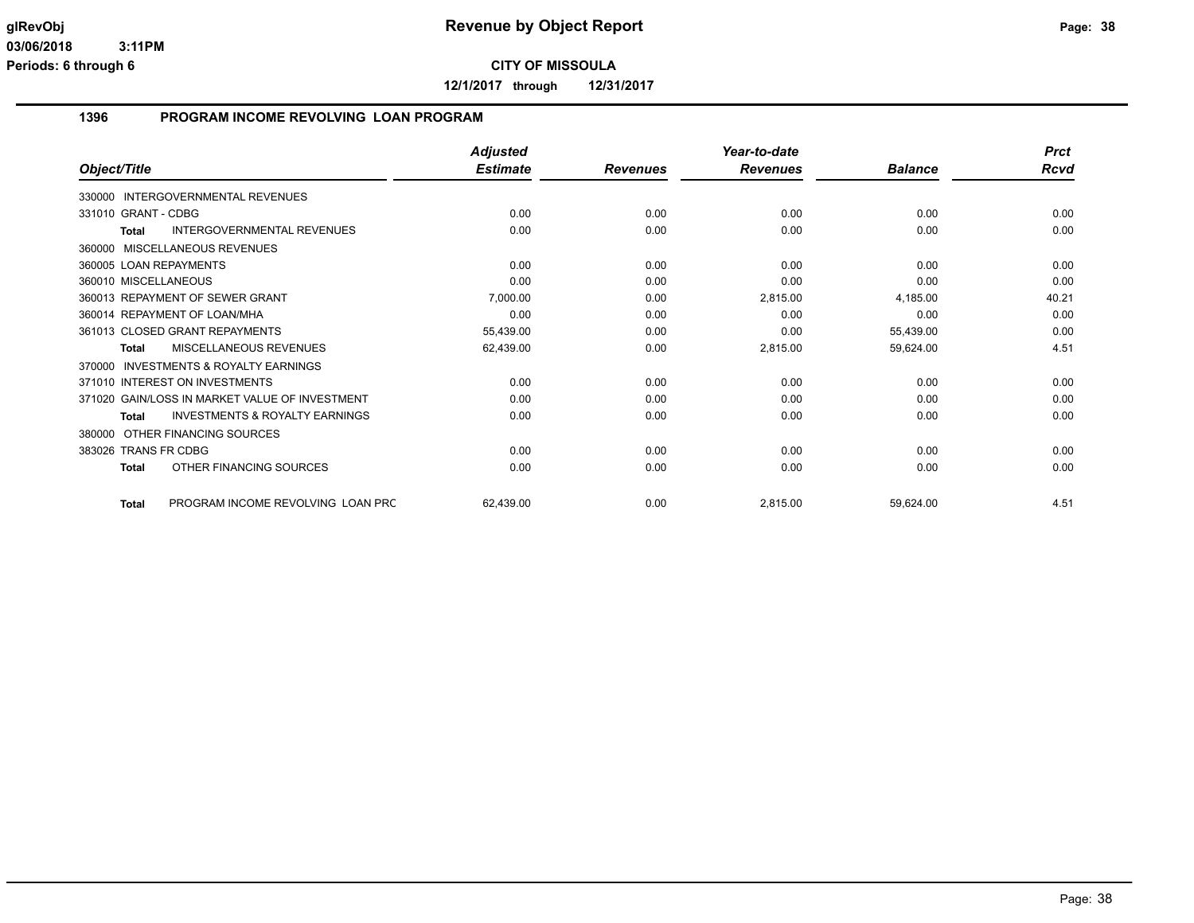# Revenue by Object Report

**CITY OF MISSOULA**

**12/1/2017 through 12/31/2017**

glRevObj
03/06/2018 3:11PM
Periods: 6 through 6

## 1396 PROGRAM INCOME REVOLVING LOAN PROGRAM

| Object/Title | Adjusted Estimate | Revenues | Year-to-date Revenues | Balance | Prct Rcvd |
|---|---|---|---|---|---|
| 330000 INTERGOVERNMENTAL REVENUES | | | | | |
| 331010 GRANT - CDBG | 0.00 | 0.00 | 0.00 | 0.00 | 0.00 |
| **Total** INTERGOVERNMENTAL REVENUES | 0.00 | 0.00 | 0.00 | 0.00 | 0.00 |
| 360000 MISCELLANEOUS REVENUES | | | | | |
| 360005 LOAN REPAYMENTS | 0.00 | 0.00 | 0.00 | 0.00 | 0.00 |
| 360010 MISCELLANEOUS | 0.00 | 0.00 | 0.00 | 0.00 | 0.00 |
| 360013 REPAYMENT OF SEWER GRANT | 7,000.00 | 0.00 | 2,815.00 | 4,185.00 | 40.21 |
| 360014 REPAYMENT OF LOAN/MHA | 0.00 | 0.00 | 0.00 | 0.00 | 0.00 |
| 361013 CLOSED GRANT REPAYMENTS | 55,439.00 | 0.00 | 0.00 | 55,439.00 | 0.00 |
| **Total** MISCELLANEOUS REVENUES | 62,439.00 | 0.00 | 2,815.00 | 59,624.00 | 4.51 |
| 370000 INVESTMENTS & ROYALTY EARNINGS | | | | | |
| 371010 INTEREST ON INVESTMENTS | 0.00 | 0.00 | 0.00 | 0.00 | 0.00 |
| 371020 GAIN/LOSS IN MARKET VALUE OF INVESTMENT | 0.00 | 0.00 | 0.00 | 0.00 | 0.00 |
| **Total** INVESTMENTS & ROYALTY EARNINGS | 0.00 | 0.00 | 0.00 | 0.00 | 0.00 |
| 380000 OTHER FINANCING SOURCES | | | | | |
| 383026 TRANS FR CDBG | 0.00 | 0.00 | 0.00 | 0.00 | 0.00 |
| **Total** OTHER FINANCING SOURCES | 0.00 | 0.00 | 0.00 | 0.00 | 0.00 |
| **Total** PROGRAM INCOME REVOLVING LOAN PRC | 62,439.00 | 0.00 | 2,815.00 | 59,624.00 | 4.51 |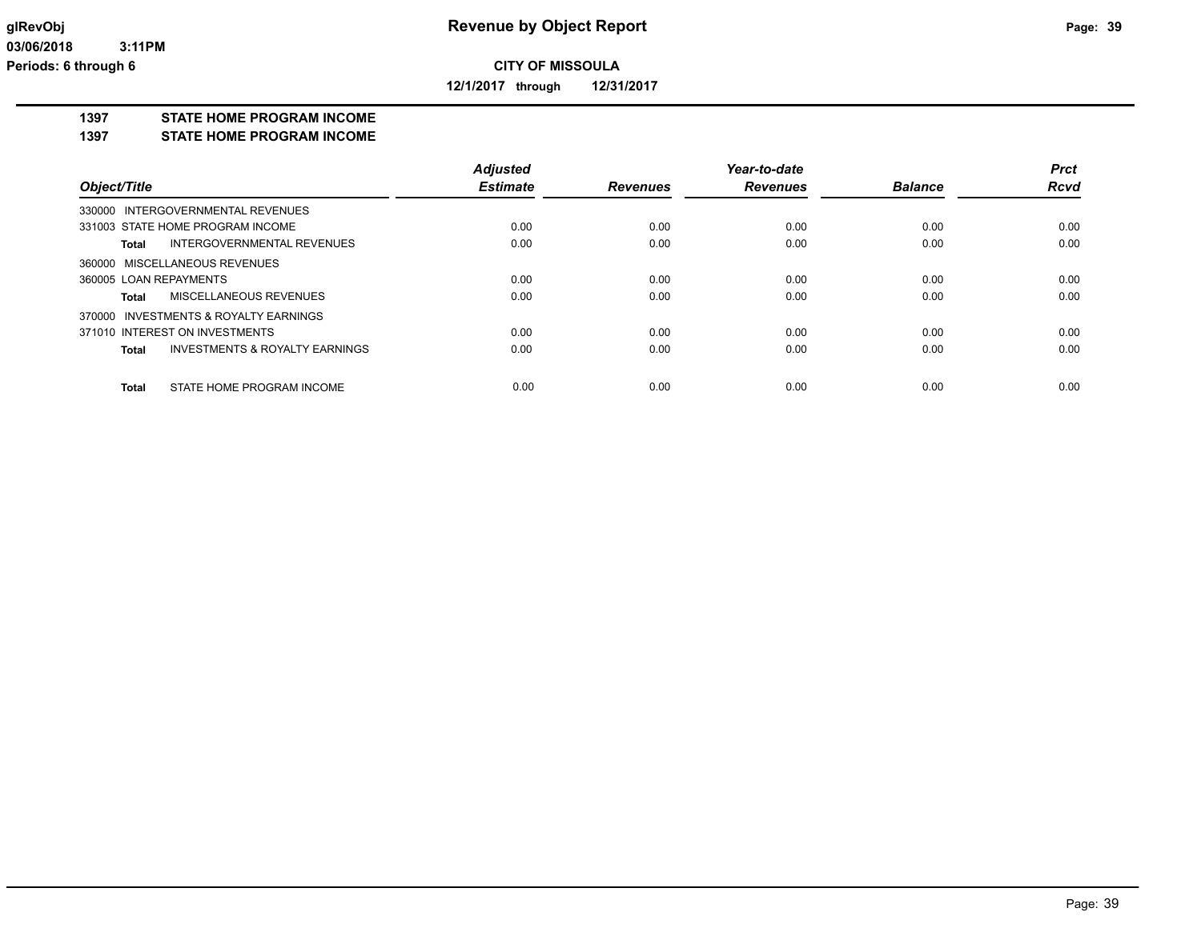**glRevObj**
**03/06/2018 3:11PM**
**Periods: 6 through 6**

# Revenue by Object Report

**CITY OF MISSOULA**

**12/1/2017 through 12/31/2017**

## 1397 STATE HOME PROGRAM INCOME
## 1397 STATE HOME PROGRAM INCOME

| Object/Title | Adjusted Estimate | Revenues | Year-to-date Revenues | Balance | Prct Rcvd |
|---|---|---|---|---|---|
| 330000 INTERGOVERNMENTAL REVENUES | | | | | |
| 331003 STATE HOME PROGRAM INCOME | 0.00 | 0.00 | 0.00 | 0.00 | 0.00 |
| **Total** INTERGOVERNMENTAL REVENUES | 0.00 | 0.00 | 0.00 | 0.00 | 0.00 |
| 360000 MISCELLANEOUS REVENUES | | | | | |
| 360005 LOAN REPAYMENTS | 0.00 | 0.00 | 0.00 | 0.00 | 0.00 |
| **Total** MISCELLANEOUS REVENUES | 0.00 | 0.00 | 0.00 | 0.00 | 0.00 |
| 370000 INVESTMENTS & ROYALTY EARNINGS | | | | | |
| 371010 INTEREST ON INVESTMENTS | 0.00 | 0.00 | 0.00 | 0.00 | 0.00 |
| **Total** INVESTMENTS & ROYALTY EARNINGS | 0.00 | 0.00 | 0.00 | 0.00 | 0.00 |
| **Total** STATE HOME PROGRAM INCOME | 0.00 | 0.00 | 0.00 | 0.00 | 0.00 |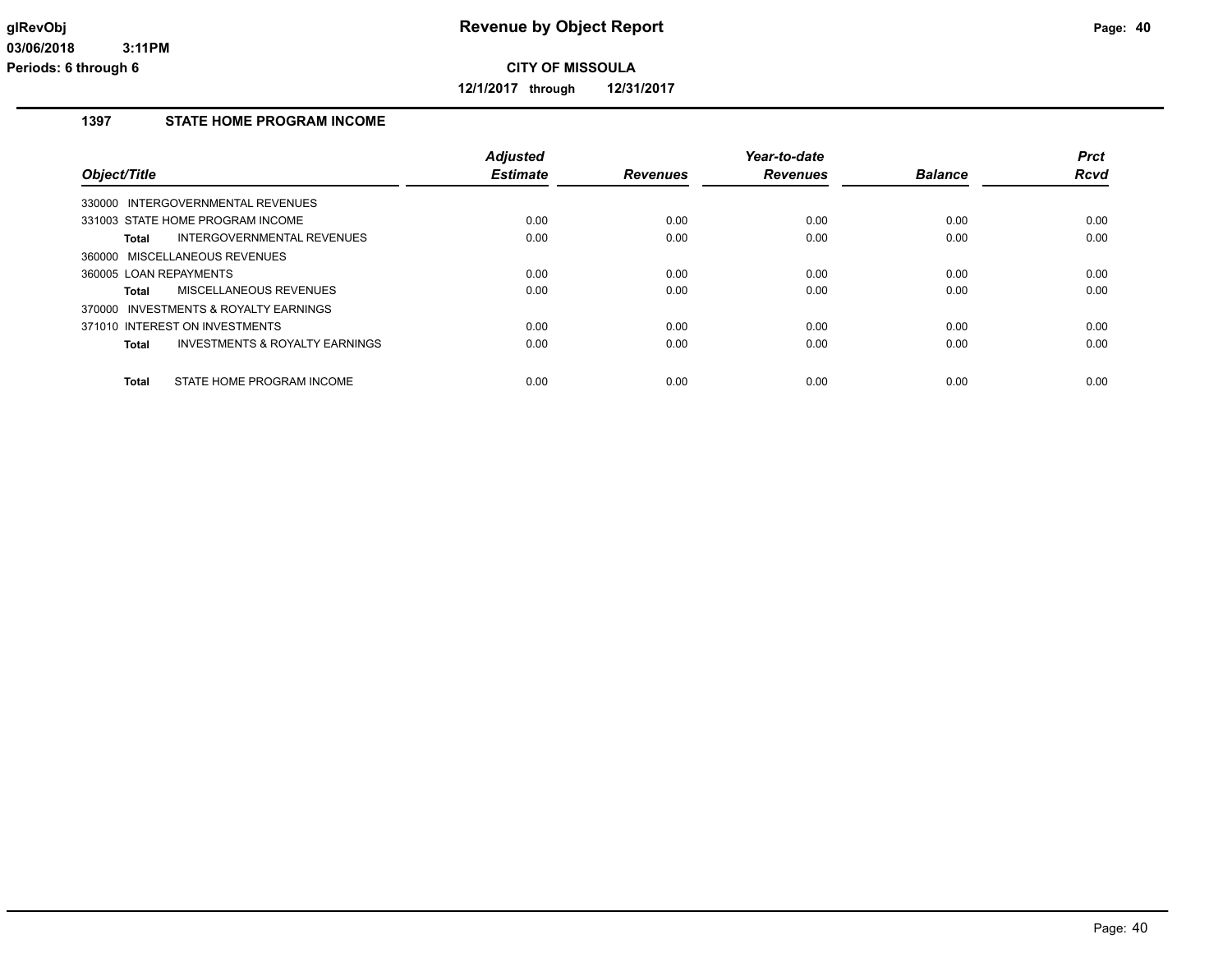**glRevObj** — **Revenue by Object Report**

**03/06/2018 3:11PM**

**Periods: 6 through 6**

**CITY OF MISSOULA**

**12/1/2017 through 12/31/2017**

## 1397 STATE HOME PROGRAM INCOME

| Object/Title | Adjusted Estimate | Revenues | Year-to-date Revenues | Balance | Prct Rcvd |
|---|---|---|---|---|---|
| 330000 INTERGOVERNMENTAL REVENUES | | | | | |
| 331003 STATE HOME PROGRAM INCOME | 0.00 | 0.00 | 0.00 | 0.00 | 0.00 |
| **Total** INTERGOVERNMENTAL REVENUES | 0.00 | 0.00 | 0.00 | 0.00 | 0.00 |
| 360000 MISCELLANEOUS REVENUES | | | | | |
| 360005 LOAN REPAYMENTS | 0.00 | 0.00 | 0.00 | 0.00 | 0.00 |
| **Total** MISCELLANEOUS REVENUES | 0.00 | 0.00 | 0.00 | 0.00 | 0.00 |
| 370000 INVESTMENTS & ROYALTY EARNINGS | | | | | |
| 371010 INTEREST ON INVESTMENTS | 0.00 | 0.00 | 0.00 | 0.00 | 0.00 |
| **Total** INVESTMENTS & ROYALTY EARNINGS | 0.00 | 0.00 | 0.00 | 0.00 | 0.00 |
| **Total** STATE HOME PROGRAM INCOME | 0.00 | 0.00 | 0.00 | 0.00 | 0.00 |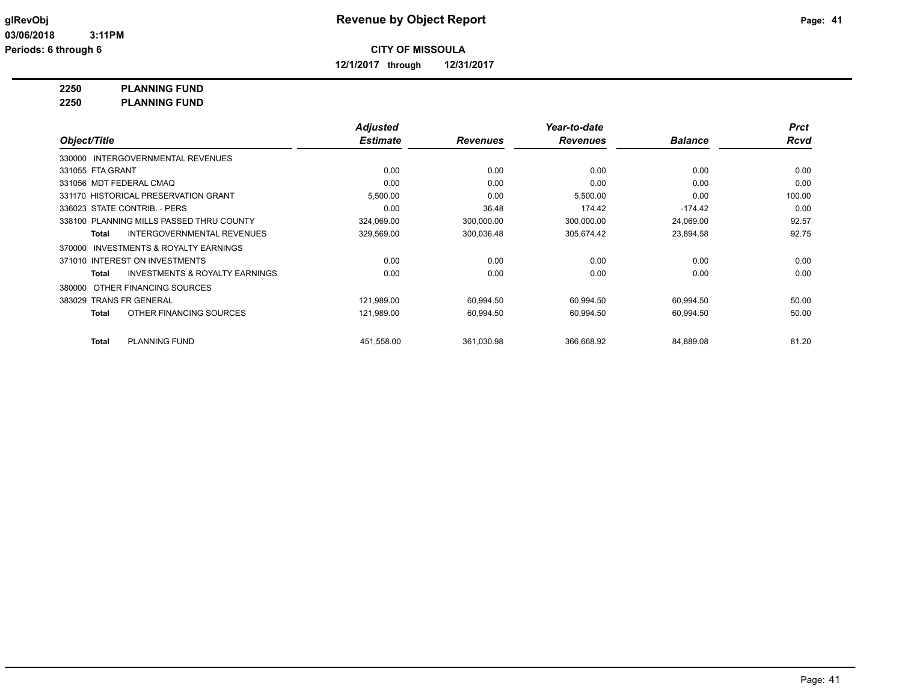**glRevObj**
**03/06/2018 3:11PM**
**Periods: 6 through 6**

# Revenue by Object Report

**CITY OF MISSOULA**

**12/1/2017 through 12/31/2017**

**2250 PLANNING FUND**
**2250 PLANNING FUND**

| Object/Title | Adjusted Estimate | Revenues | Year-to-date Revenues | Balance | Prct Rcvd |
|---|---|---|---|---|---|
| 330000 INTERGOVERNMENTAL REVENUES | | | | | |
| 331055 FTA GRANT | 0.00 | 0.00 | 0.00 | 0.00 | 0.00 |
| 331056 MDT FEDERAL CMAQ | 0.00 | 0.00 | 0.00 | 0.00 | 0.00 |
| 331170 HISTORICAL PRESERVATION GRANT | 5,500.00 | 0.00 | 5,500.00 | 0.00 | 100.00 |
| 336023 STATE CONTRIB. - PERS | 0.00 | 36.48 | 174.42 | -174.42 | 0.00 |
| 338100 PLANNING MILLS PASSED THRU COUNTY | 324,069.00 | 300,000.00 | 300,000.00 | 24,069.00 | 92.57 |
| **Total** INTERGOVERNMENTAL REVENUES | 329,569.00 | 300,036.48 | 305,674.42 | 23,894.58 | 92.75 |
| 370000 INVESTMENTS & ROYALTY EARNINGS | | | | | |
| 371010 INTEREST ON INVESTMENTS | 0.00 | 0.00 | 0.00 | 0.00 | 0.00 |
| **Total** INVESTMENTS & ROYALTY EARNINGS | 0.00 | 0.00 | 0.00 | 0.00 | 0.00 |
| 380000 OTHER FINANCING SOURCES | | | | | |
| 383029 TRANS FR GENERAL | 121,989.00 | 60,994.50 | 60,994.50 | 60,994.50 | 50.00 |
| **Total** OTHER FINANCING SOURCES | 121,989.00 | 60,994.50 | 60,994.50 | 60,994.50 | 50.00 |
| **Total** PLANNING FUND | 451,558.00 | 361,030.98 | 366,668.92 | 84,889.08 | 81.20 |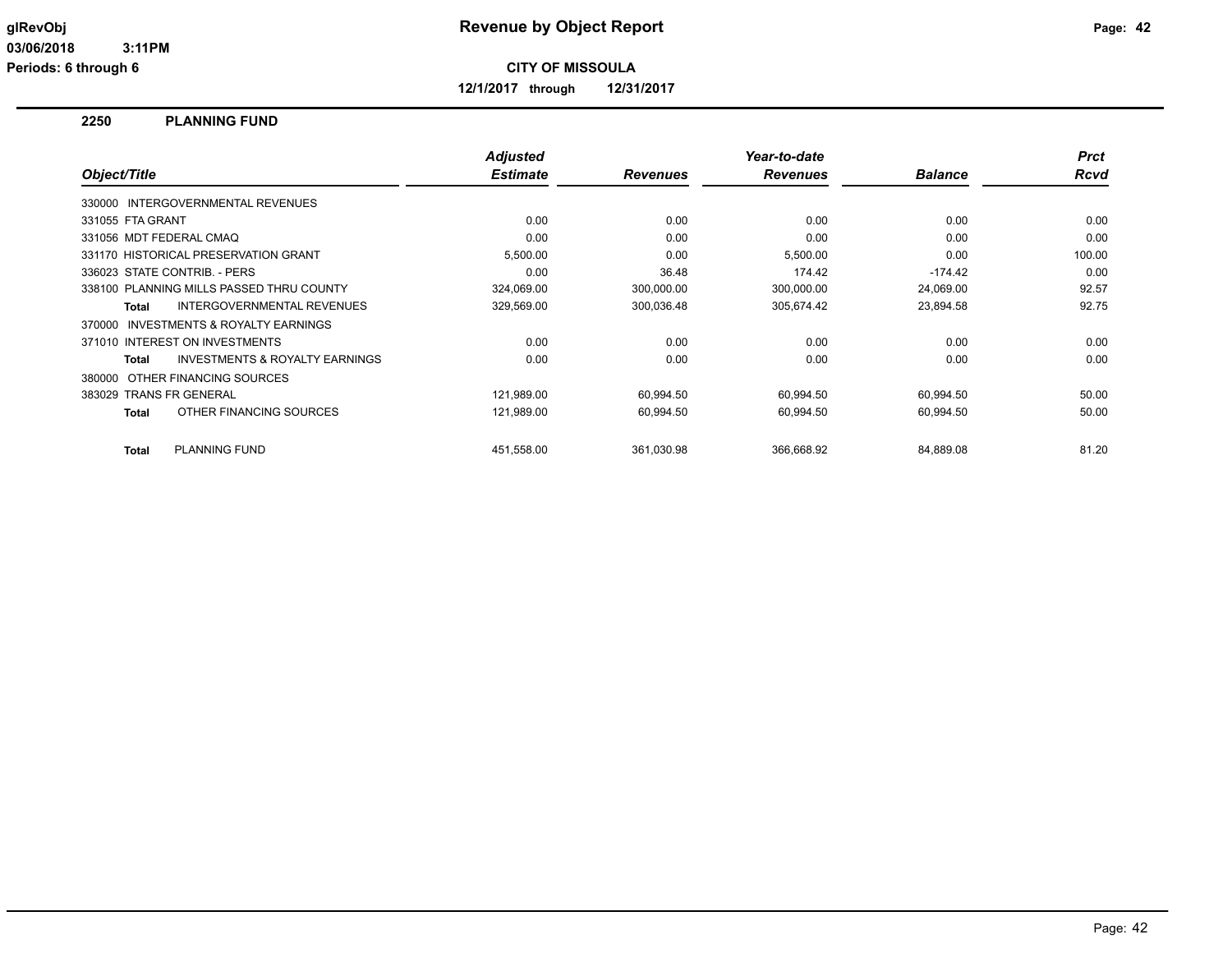# Revenue by Object Report

**CITY OF MISSOULA**

**12/1/2017 through 12/31/2017**

glRevObj
03/06/2018 3:11PM
Periods: 6 through 6

## 2250 PLANNING FUND

| Object/Title | Adjusted Estimate | Revenues | Year-to-date Revenues | Balance | Prct Rcvd |
|---|---|---|---|---|---|
| 330000 INTERGOVERNMENTAL REVENUES | | | | | |
| 331055 FTA GRANT | 0.00 | 0.00 | 0.00 | 0.00 | 0.00 |
| 331056 MDT FEDERAL CMAQ | 0.00 | 0.00 | 0.00 | 0.00 | 0.00 |
| 331170 HISTORICAL PRESERVATION GRANT | 5,500.00 | 0.00 | 5,500.00 | 0.00 | 100.00 |
| 336023 STATE CONTRIB. - PERS | 0.00 | 36.48 | 174.42 | -174.42 | 0.00 |
| 338100 PLANNING MILLS PASSED THRU COUNTY | 324,069.00 | 300,000.00 | 300,000.00 | 24,069.00 | 92.57 |
| **Total** INTERGOVERNMENTAL REVENUES | 329,569.00 | 300,036.48 | 305,674.42 | 23,894.58 | 92.75 |
| 370000 INVESTMENTS & ROYALTY EARNINGS | | | | | |
| 371010 INTEREST ON INVESTMENTS | 0.00 | 0.00 | 0.00 | 0.00 | 0.00 |
| **Total** INVESTMENTS & ROYALTY EARNINGS | 0.00 | 0.00 | 0.00 | 0.00 | 0.00 |
| 380000 OTHER FINANCING SOURCES | | | | | |
| 383029 TRANS FR GENERAL | 121,989.00 | 60,994.50 | 60,994.50 | 60,994.50 | 50.00 |
| **Total** OTHER FINANCING SOURCES | 121,989.00 | 60,994.50 | 60,994.50 | 60,994.50 | 50.00 |
| **Total** PLANNING FUND | 451,558.00 | 361,030.98 | 366,668.92 | 84,889.08 | 81.20 |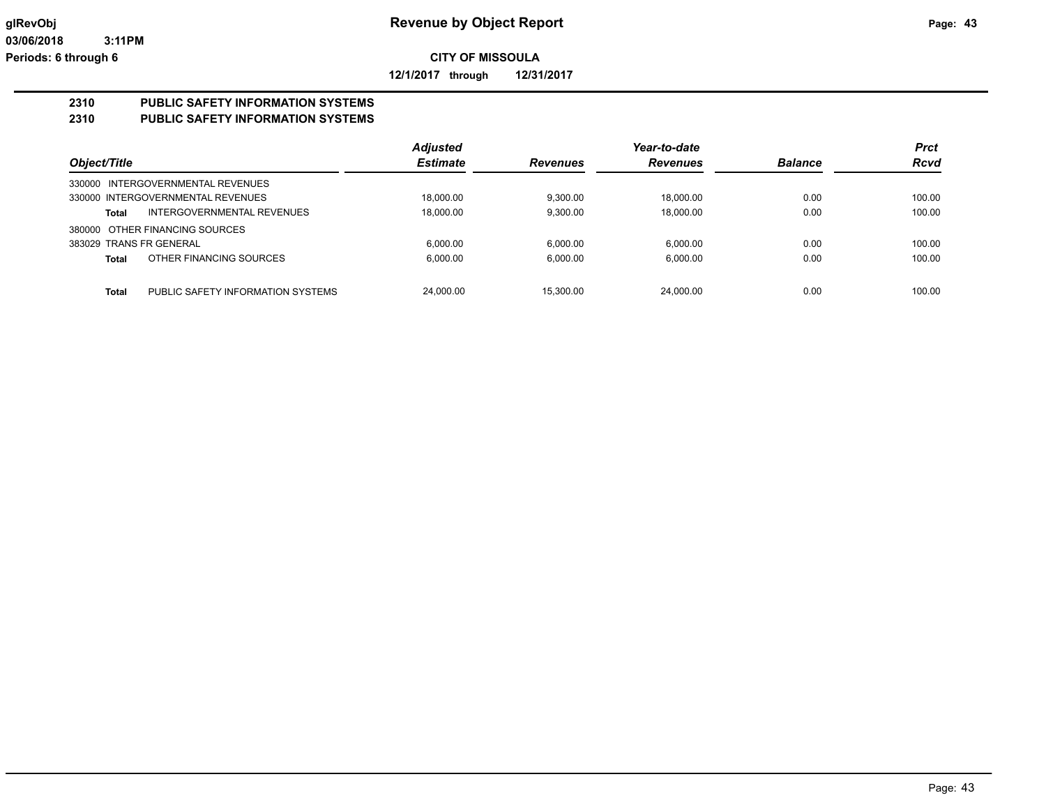glRevObj
03/06/2018 3:11PM
Periods: 6 through 6

# Revenue by Object Report

**CITY OF MISSOULA**

**12/1/2017 through 12/31/2017**

## 2310 PUBLIC SAFETY INFORMATION SYSTEMS
## 2310 PUBLIC SAFETY INFORMATION SYSTEMS

| Object/Title | Adjusted Estimate | Revenues | Year-to-date Revenues | Balance | Prct Rcvd |
|---|---|---|---|---|---|
| 330000 INTERGOVERNMENTAL REVENUES | | | | | |
| 330000 INTERGOVERNMENTAL REVENUES | 18,000.00 | 9,300.00 | 18,000.00 | 0.00 | 100.00 |
| **Total** INTERGOVERNMENTAL REVENUES | 18,000.00 | 9,300.00 | 18,000.00 | 0.00 | 100.00 |
| 380000 OTHER FINANCING SOURCES | | | | | |
| 383029 TRANS FR GENERAL | 6,000.00 | 6,000.00 | 6,000.00 | 0.00 | 100.00 |
| **Total** OTHER FINANCING SOURCES | 6,000.00 | 6,000.00 | 6,000.00 | 0.00 | 100.00 |
| **Total** PUBLIC SAFETY INFORMATION SYSTEMS | 24,000.00 | 15,300.00 | 24,000.00 | 0.00 | 100.00 |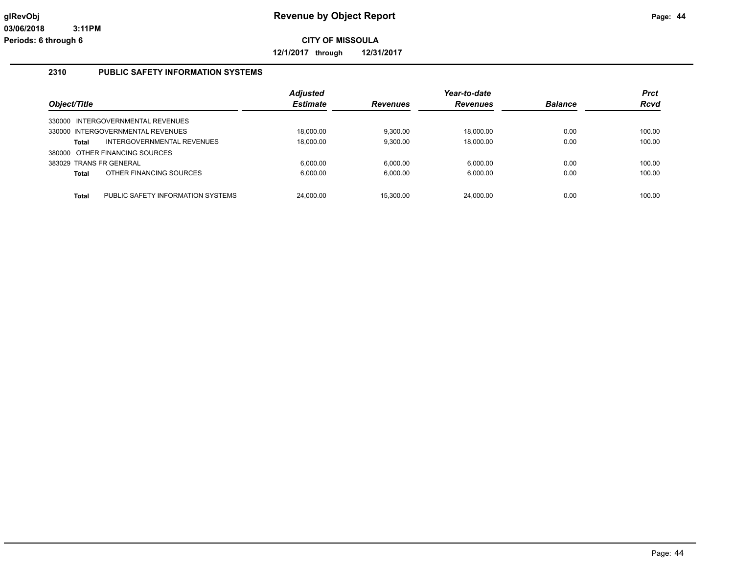**Revenue by Object Report**

**CITY OF MISSOULA**

**12/1/2017 through 12/31/2017**

glRevObj
03/06/2018 3:11PM
Periods: 6 through 6

## 2310 PUBLIC SAFETY INFORMATION SYSTEMS

| Object/Title | | Adjusted Estimate | Revenues | Year-to-date Revenues | Balance | Prct Rcvd |
|---|---|---|---|---|---|---|
| 330000 INTERGOVERNMENTAL REVENUES | | | | | | |
| 330000 INTERGOVERNMENTAL REVENUES | | 18,000.00 | 9,300.00 | 18,000.00 | 0.00 | 100.00 |
| **Total** | INTERGOVERNMENTAL REVENUES | 18,000.00 | 9,300.00 | 18,000.00 | 0.00 | 100.00 |
| 380000 OTHER FINANCING SOURCES | | | | | | |
| 383029 TRANS FR GENERAL | | 6,000.00 | 6,000.00 | 6,000.00 | 0.00 | 100.00 |
| **Total** | OTHER FINANCING SOURCES | 6,000.00 | 6,000.00 | 6,000.00 | 0.00 | 100.00 |
| **Total** | PUBLIC SAFETY INFORMATION SYSTEMS | 24,000.00 | 15,300.00 | 24,000.00 | 0.00 | 100.00 |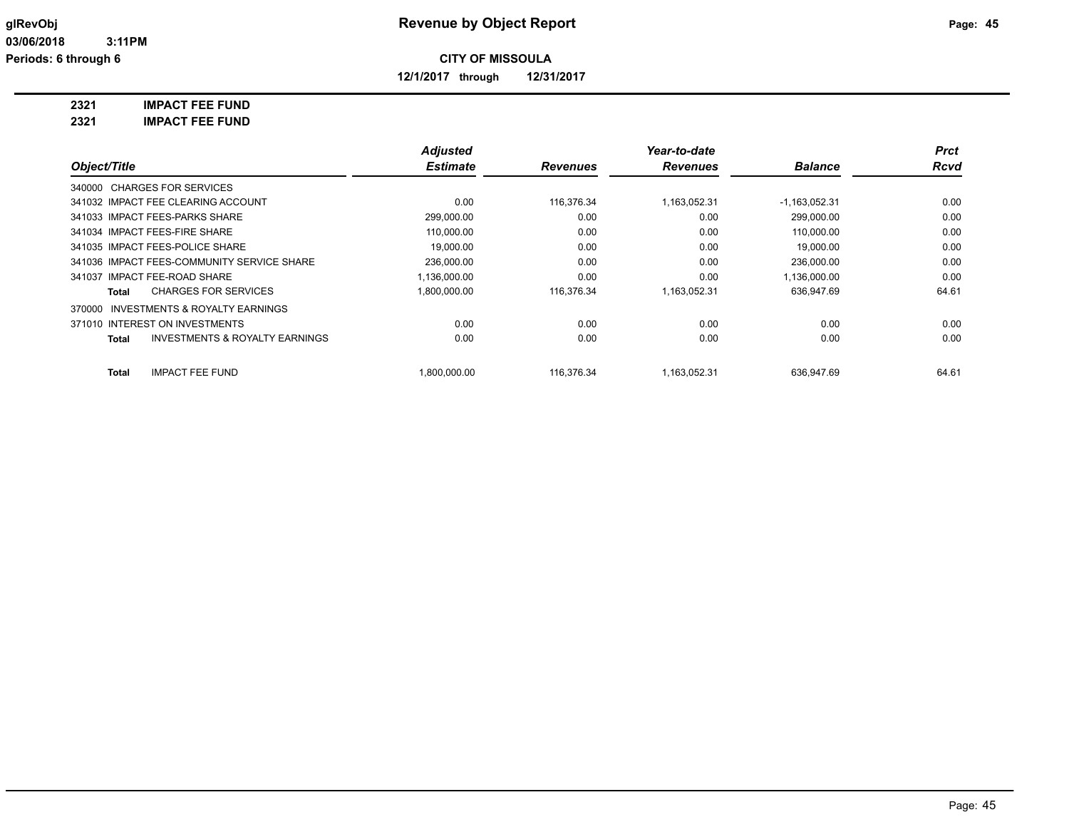# Revenue by Object Report

**CITY OF MISSOULA**

**12/1/2017 through 12/31/2017**

glRevObj
03/06/2018 3:11PM
Periods: 6 through 6

**2321 IMPACT FEE FUND**
**2321 IMPACT FEE FUND**

| Object/Title | Adjusted Estimate | Revenues | Year-to-date Revenues | Balance | Prct Rcvd |
|---|---|---|---|---|---|
| 340000 CHARGES FOR SERVICES | | | | | |
| 341032 IMPACT FEE CLEARING ACCOUNT | 0.00 | 116,376.34 | 1,163,052.31 | -1,163,052.31 | 0.00 |
| 341033 IMPACT FEES-PARKS SHARE | 299,000.00 | 0.00 | 0.00 | 299,000.00 | 0.00 |
| 341034 IMPACT FEES-FIRE SHARE | 110,000.00 | 0.00 | 0.00 | 110,000.00 | 0.00 |
| 341035 IMPACT FEES-POLICE SHARE | 19,000.00 | 0.00 | 0.00 | 19,000.00 | 0.00 |
| 341036 IMPACT FEES-COMMUNITY SERVICE SHARE | 236,000.00 | 0.00 | 0.00 | 236,000.00 | 0.00 |
| 341037 IMPACT FEE-ROAD SHARE | 1,136,000.00 | 0.00 | 0.00 | 1,136,000.00 | 0.00 |
| **Total** CHARGES FOR SERVICES | 1,800,000.00 | 116,376.34 | 1,163,052.31 | 636,947.69 | 64.61 |
| 370000 INVESTMENTS & ROYALTY EARNINGS | | | | | |
| 371010 INTEREST ON INVESTMENTS | 0.00 | 0.00 | 0.00 | 0.00 | 0.00 |
| **Total** INVESTMENTS & ROYALTY EARNINGS | 0.00 | 0.00 | 0.00 | 0.00 | 0.00 |
| **Total** IMPACT FEE FUND | 1,800,000.00 | 116,376.34 | 1,163,052.31 | 636,947.69 | 64.61 |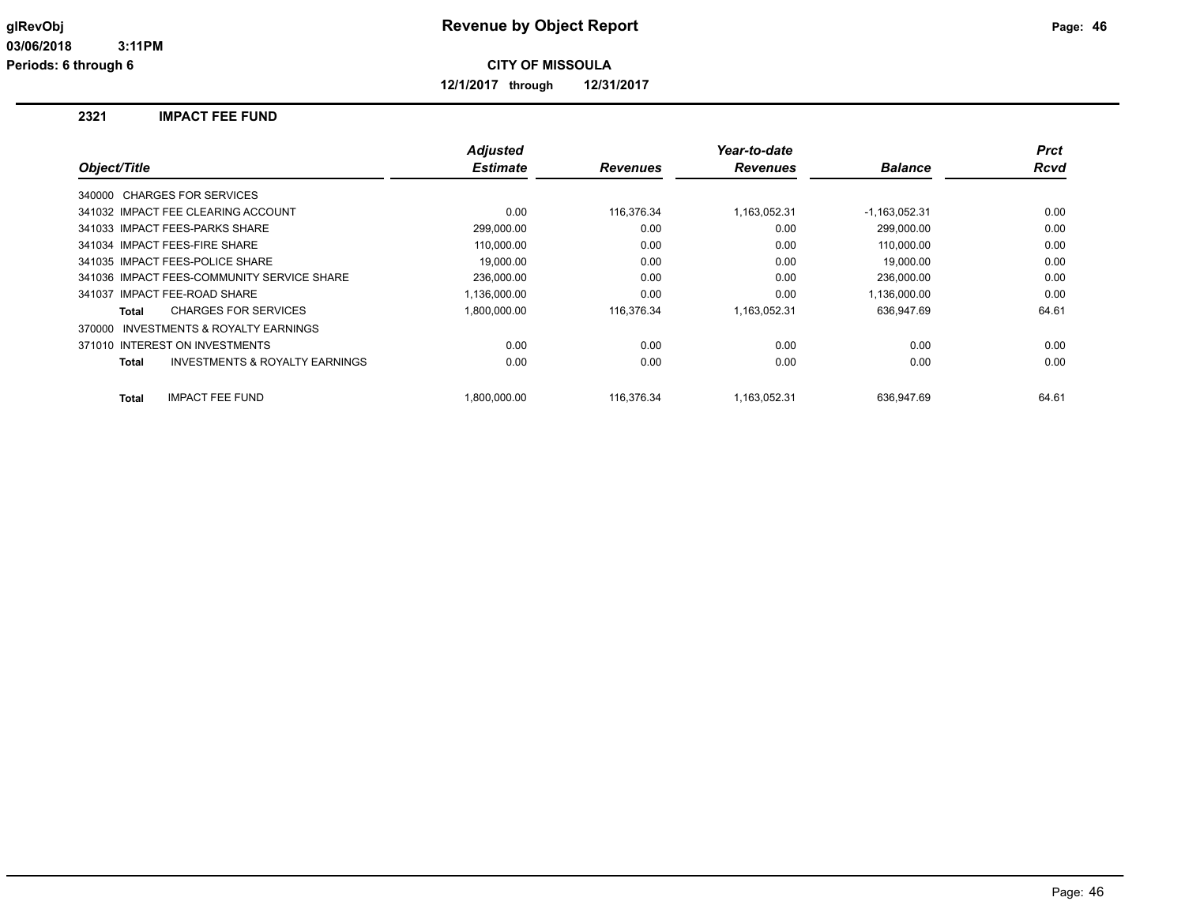**glRevObj**
**03/06/2018 3:11PM**
**Periods: 6 through 6**

# Revenue by Object Report

**CITY OF MISSOULA**

**12/1/2017 through 12/31/2017**

## 2321 IMPACT FEE FUND

| Object/Title | Adjusted Estimate | Revenues | Year-to-date Revenues | Balance | Prct Rcvd |
|---|---|---|---|---|---|
| 340000 CHARGES FOR SERVICES | | | | | |
| 341032 IMPACT FEE CLEARING ACCOUNT | 0.00 | 116,376.34 | 1,163,052.31 | -1,163,052.31 | 0.00 |
| 341033 IMPACT FEES-PARKS SHARE | 299,000.00 | 0.00 | 0.00 | 299,000.00 | 0.00 |
| 341034 IMPACT FEES-FIRE SHARE | 110,000.00 | 0.00 | 0.00 | 110,000.00 | 0.00 |
| 341035 IMPACT FEES-POLICE SHARE | 19,000.00 | 0.00 | 0.00 | 19,000.00 | 0.00 |
| 341036 IMPACT FEES-COMMUNITY SERVICE SHARE | 236,000.00 | 0.00 | 0.00 | 236,000.00 | 0.00 |
| 341037 IMPACT FEE-ROAD SHARE | 1,136,000.00 | 0.00 | 0.00 | 1,136,000.00 | 0.00 |
| **Total** CHARGES FOR SERVICES | 1,800,000.00 | 116,376.34 | 1,163,052.31 | 636,947.69 | 64.61 |
| 370000 INVESTMENTS & ROYALTY EARNINGS | | | | | |
| 371010 INTEREST ON INVESTMENTS | 0.00 | 0.00 | 0.00 | 0.00 | 0.00 |
| **Total** INVESTMENTS & ROYALTY EARNINGS | 0.00 | 0.00 | 0.00 | 0.00 | 0.00 |
| **Total** IMPACT FEE FUND | 1,800,000.00 | 116,376.34 | 1,163,052.31 | 636,947.69 | 64.61 |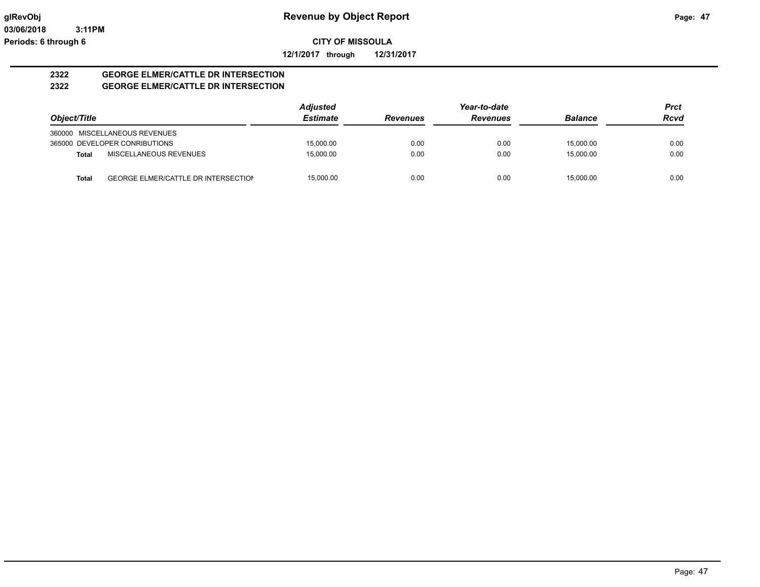# Revenue by Object Report

**CITY OF MISSOULA**

**12/1/2017 through 12/31/2017**

glRevObj
03/06/2018 3:11PM
Periods: 6 through 6

## 2322 GEORGE ELMER/CATTLE DR INTERSECTION
## 2322 GEORGE ELMER/CATTLE DR INTERSECTION

| Object/Title | | Adjusted Estimate | Revenues | Year-to-date Revenues | Balance | Prct Rcvd |
|---|---|---|---|---|---|---|
| 360000 MISCELLANEOUS REVENUES | | | | | | |
| 365000 DEVELOPER CONRIBUTIONS | | 15,000.00 | 0.00 | 0.00 | 15,000.00 | 0.00 |
| **Total** | MISCELLANEOUS REVENUES | 15,000.00 | 0.00 | 0.00 | 15,000.00 | 0.00 |
| **Total** | GEORGE ELMER/CATTLE DR INTERSECTION | 15,000.00 | 0.00 | 0.00 | 15,000.00 | 0.00 |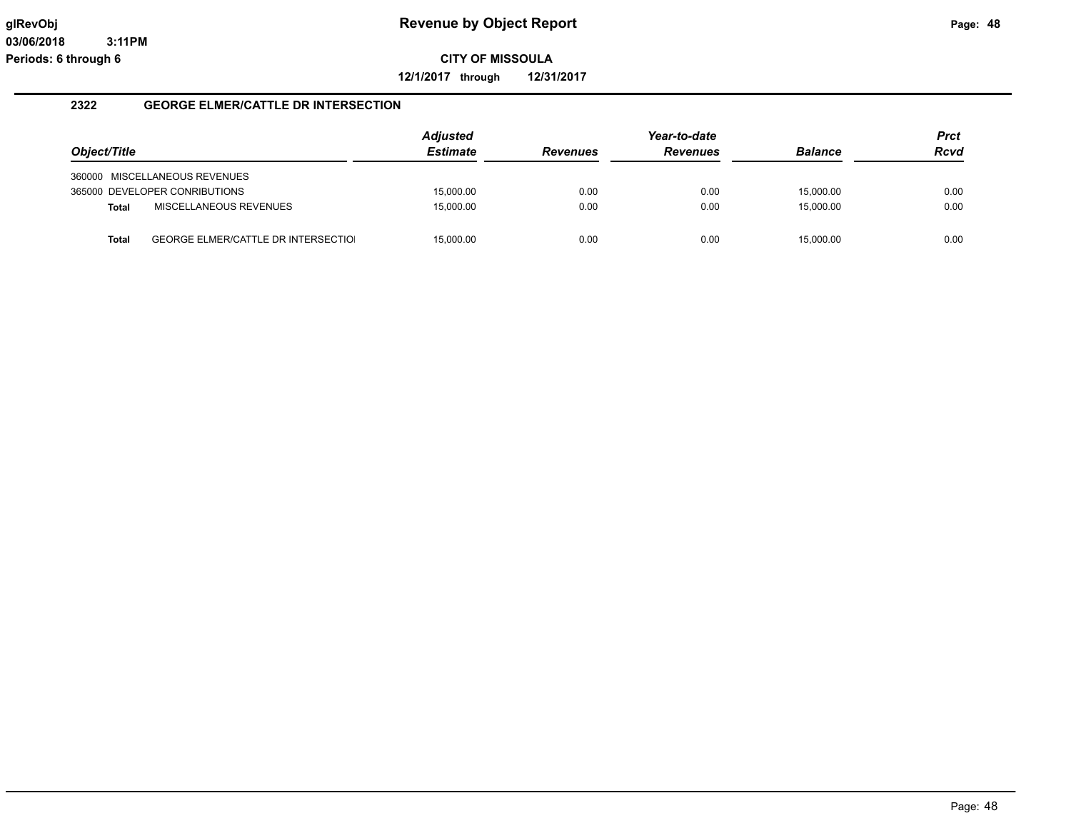**glRevObj**
**03/06/2018 3:11PM**
**Periods: 6 through 6**

# Revenue by Object Report

**CITY OF MISSOULA**

**12/1/2017 through 12/31/2017**

## 2322 GEORGE ELMER/CATTLE DR INTERSECTION

| Object/Title | | Adjusted Estimate | Revenues | Year-to-date Revenues | Balance | Prct Rcvd |
|---|---|---|---|---|---|---|
| 360000 | MISCELLANEOUS REVENUES | | | | | |
| 365000 | DEVELOPER CONRIBUTIONS | 15,000.00 | 0.00 | 0.00 | 15,000.00 | 0.00 |
| Total | MISCELLANEOUS REVENUES | 15,000.00 | 0.00 | 0.00 | 15,000.00 | 0.00 |
| Total | GEORGE ELMER/CATTLE DR INTERSECTIOI | 15,000.00 | 0.00 | 0.00 | 15,000.00 | 0.00 |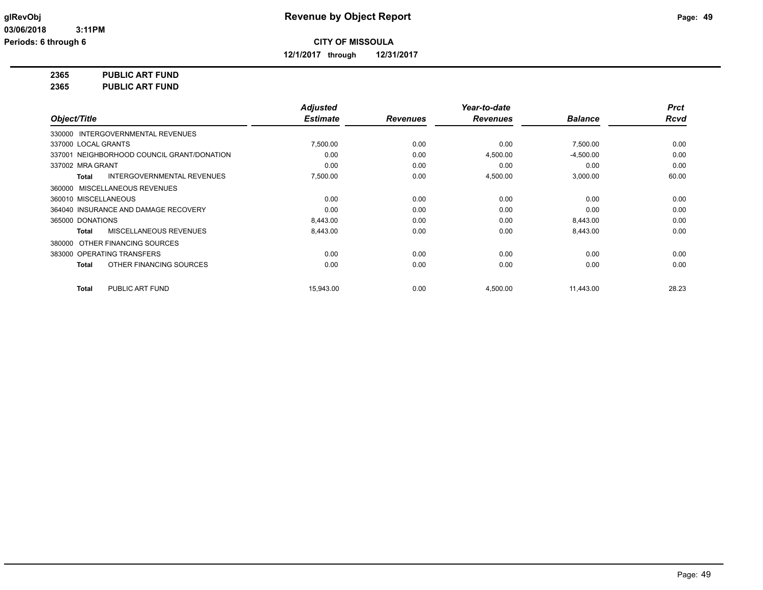# Revenue by Object Report

**CITY OF MISSOULA**

**12/1/2017 through 12/31/2017**

glRevObj
03/06/2018 3:11PM
Periods: 6 through 6

**2365 PUBLIC ART FUND**
**2365 PUBLIC ART FUND**

| Object/Title | Adjusted Estimate | Revenues | Year-to-date Revenues | Balance | Prct Rcvd |
|---|---|---|---|---|---|
| 330000 INTERGOVERNMENTAL REVENUES | | | | | |
| 337000 LOCAL GRANTS | 7,500.00 | 0.00 | 0.00 | 7,500.00 | 0.00 |
| 337001 NEIGHBORHOOD COUNCIL GRANT/DONATION | 0.00 | 0.00 | 4,500.00 | -4,500.00 | 0.00 |
| 337002 MRA GRANT | 0.00 | 0.00 | 0.00 | 0.00 | 0.00 |
| **Total** INTERGOVERNMENTAL REVENUES | 7,500.00 | 0.00 | 4,500.00 | 3,000.00 | 60.00 |
| 360000 MISCELLANEOUS REVENUES | | | | | |
| 360010 MISCELLANEOUS | 0.00 | 0.00 | 0.00 | 0.00 | 0.00 |
| 364040 INSURANCE AND DAMAGE RECOVERY | 0.00 | 0.00 | 0.00 | 0.00 | 0.00 |
| 365000 DONATIONS | 8,443.00 | 0.00 | 0.00 | 8,443.00 | 0.00 |
| **Total** MISCELLANEOUS REVENUES | 8,443.00 | 0.00 | 0.00 | 8,443.00 | 0.00 |
| 380000 OTHER FINANCING SOURCES | | | | | |
| 383000 OPERATING TRANSFERS | 0.00 | 0.00 | 0.00 | 0.00 | 0.00 |
| **Total** OTHER FINANCING SOURCES | 0.00 | 0.00 | 0.00 | 0.00 | 0.00 |
| **Total** PUBLIC ART FUND | 15,943.00 | 0.00 | 4,500.00 | 11,443.00 | 28.23 |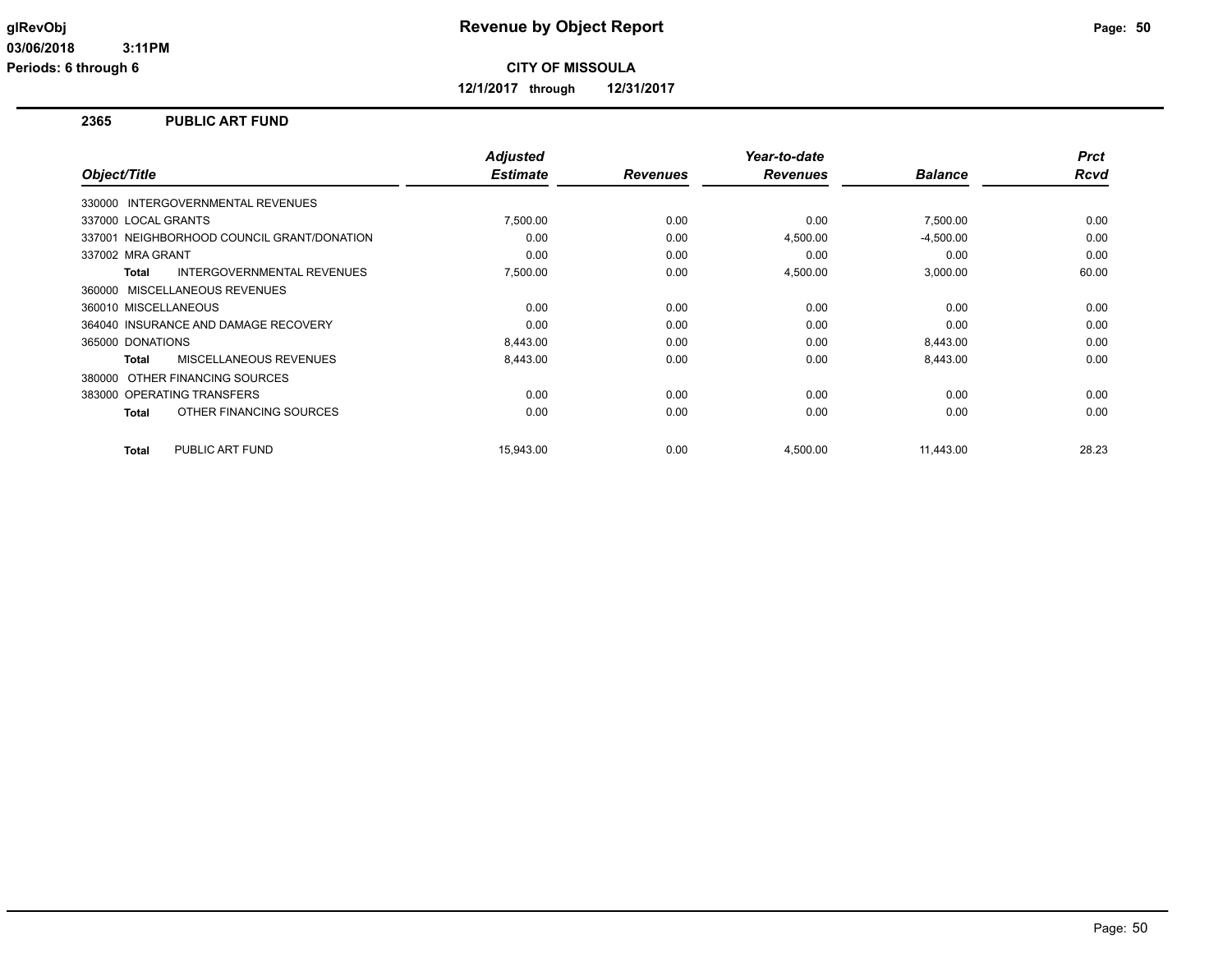# Revenue by Object Report

**CITY OF MISSOULA**

**12/1/2017 through 12/31/2017**

glRevObj
03/06/2018 3:11PM
Periods: 6 through 6

## 2365 PUBLIC ART FUND

| Object/Title | Adjusted Estimate | Revenues | Year-to-date Revenues | Balance | Prct Rcvd |
|---|---|---|---|---|---|
| 330000 INTERGOVERNMENTAL REVENUES | | | | | |
| 337000 LOCAL GRANTS | 7,500.00 | 0.00 | 0.00 | 7,500.00 | 0.00 |
| 337001 NEIGHBORHOOD COUNCIL GRANT/DONATION | 0.00 | 0.00 | 4,500.00 | -4,500.00 | 0.00 |
| 337002 MRA GRANT | 0.00 | 0.00 | 0.00 | 0.00 | 0.00 |
| **Total** INTERGOVERNMENTAL REVENUES | 7,500.00 | 0.00 | 4,500.00 | 3,000.00 | 60.00 |
| 360000 MISCELLANEOUS REVENUES | | | | | |
| 360010 MISCELLANEOUS | 0.00 | 0.00 | 0.00 | 0.00 | 0.00 |
| 364040 INSURANCE AND DAMAGE RECOVERY | 0.00 | 0.00 | 0.00 | 0.00 | 0.00 |
| 365000 DONATIONS | 8,443.00 | 0.00 | 0.00 | 8,443.00 | 0.00 |
| **Total** MISCELLANEOUS REVENUES | 8,443.00 | 0.00 | 0.00 | 8,443.00 | 0.00 |
| 380000 OTHER FINANCING SOURCES | | | | | |
| 383000 OPERATING TRANSFERS | 0.00 | 0.00 | 0.00 | 0.00 | 0.00 |
| **Total** OTHER FINANCING SOURCES | 0.00 | 0.00 | 0.00 | 0.00 | 0.00 |
| **Total** PUBLIC ART FUND | 15,943.00 | 0.00 | 4,500.00 | 11,443.00 | 28.23 |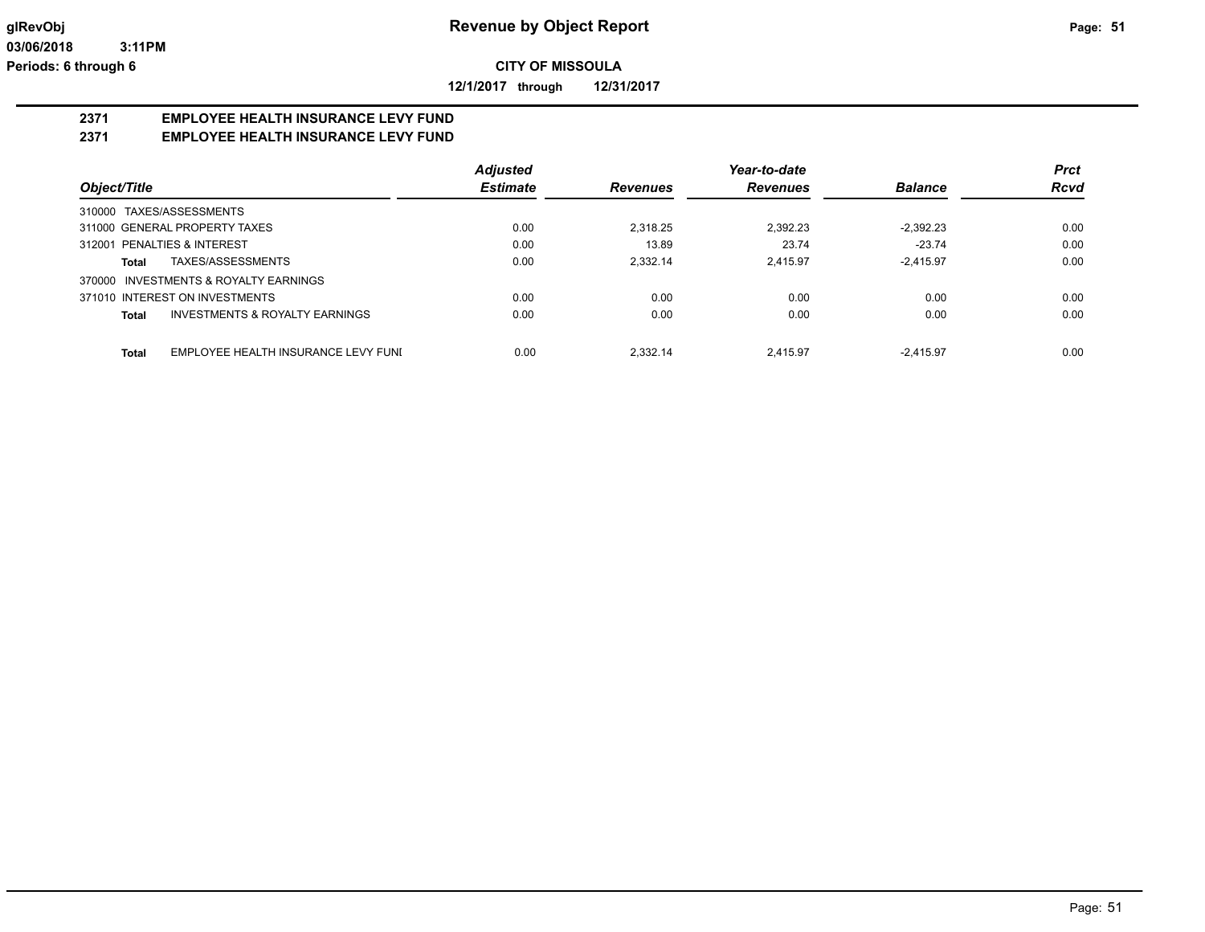**Revenue by Object Report**

glRevObj
03/06/2018 3:11PM
Periods: 6 through 6

**CITY OF MISSOULA**

**12/1/2017 through 12/31/2017**

## 2371 EMPLOYEE HEALTH INSURANCE LEVY FUND
## 2371 EMPLOYEE HEALTH INSURANCE LEVY FUND

| Object/Title | Adjusted Estimate | Revenues | Year-to-date Revenues | Balance | Prct Rcvd |
|---|---|---|---|---|---|
| 310000 TAXES/ASSESSMENTS | | | | | |
| 311000 GENERAL PROPERTY TAXES | 0.00 | 2,318.25 | 2,392.23 | -2,392.23 | 0.00 |
| 312001 PENALTIES & INTEREST | 0.00 | 13.89 | 23.74 | -23.74 | 0.00 |
| **Total** TAXES/ASSESSMENTS | 0.00 | 2,332.14 | 2,415.97 | -2,415.97 | 0.00 |
| 370000 INVESTMENTS & ROYALTY EARNINGS | | | | | |
| 371010 INTEREST ON INVESTMENTS | 0.00 | 0.00 | 0.00 | 0.00 | 0.00 |
| **Total** INVESTMENTS & ROYALTY EARNINGS | 0.00 | 0.00 | 0.00 | 0.00 | 0.00 |
| **Total** EMPLOYEE HEALTH INSURANCE LEVY FUNI | 0.00 | 2,332.14 | 2,415.97 | -2,415.97 | 0.00 |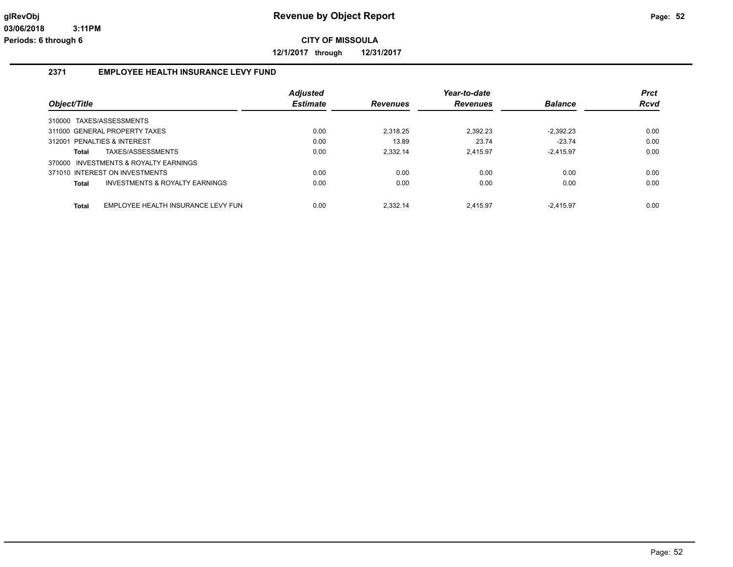# Revenue by Object Report

**CITY OF MISSOULA**

**12/1/2017 through 12/31/2017**

glRevObj
03/06/2018 3:11PM
Periods: 6 through 6

## 2371 EMPLOYEE HEALTH INSURANCE LEVY FUND

| Object/Title | Adjusted Estimate | Revenues | Year-to-date Revenues | Balance | Prct Rcvd |
|---|---|---|---|---|---|
| 310000 TAXES/ASSESSMENTS | | | | | |
| 311000 GENERAL PROPERTY TAXES | 0.00 | 2,318.25 | 2,392.23 | -2,392.23 | 0.00 |
| 312001 PENALTIES & INTEREST | 0.00 | 13.89 | 23.74 | -23.74 | 0.00 |
| **Total** TAXES/ASSESSMENTS | 0.00 | 2,332.14 | 2,415.97 | -2,415.97 | 0.00 |
| 370000 INVESTMENTS & ROYALTY EARNINGS | | | | | |
| 371010 INTEREST ON INVESTMENTS | 0.00 | 0.00 | 0.00 | 0.00 | 0.00 |
| **Total** INVESTMENTS & ROYALTY EARNINGS | 0.00 | 0.00 | 0.00 | 0.00 | 0.00 |
| **Total** EMPLOYEE HEALTH INSURANCE LEVY FUN | 0.00 | 2,332.14 | 2,415.97 | -2,415.97 | 0.00 |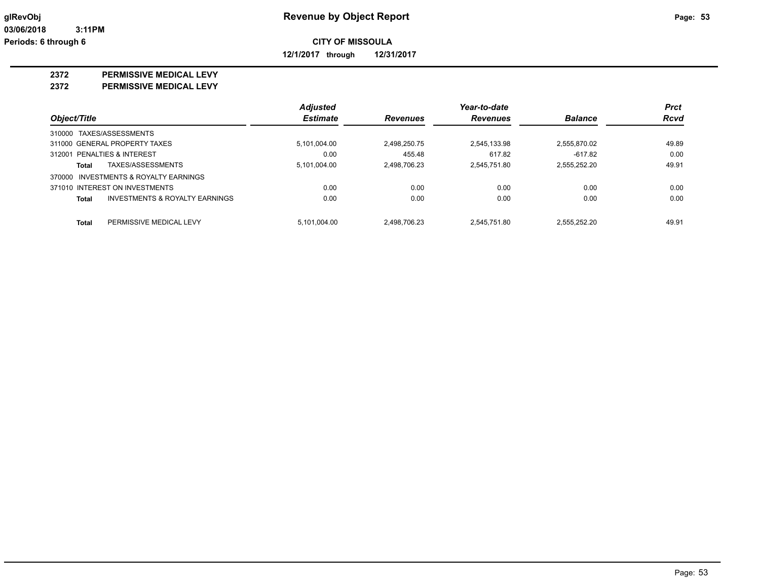**glRevObj**
**03/06/2018 3:11PM**
**Periods: 6 through 6**

# Revenue by Object Report

**CITY OF MISSOULA**

**12/1/2017 through 12/31/2017**

## 2372 PERMISSIVE MEDICAL LEVY
## 2372 PERMISSIVE MEDICAL LEVY

| Object/Title | Adjusted Estimate | Revenues | Year-to-date Revenues | Balance | Prct Rcvd |
|---|---|---|---|---|---|
| 310000 TAXES/ASSESSMENTS | | | | | |
| 311000 GENERAL PROPERTY TAXES | 5,101,004.00 | 2,498,250.75 | 2,545,133.98 | 2,555,870.02 | 49.89 |
| 312001 PENALTIES & INTEREST | 0.00 | 455.48 | 617.82 | -617.82 | 0.00 |
| **Total** TAXES/ASSESSMENTS | 5,101,004.00 | 2,498,706.23 | 2,545,751.80 | 2,555,252.20 | 49.91 |
| 370000 INVESTMENTS & ROYALTY EARNINGS | | | | | |
| 371010 INTEREST ON INVESTMENTS | 0.00 | 0.00 | 0.00 | 0.00 | 0.00 |
| **Total** INVESTMENTS & ROYALTY EARNINGS | 0.00 | 0.00 | 0.00 | 0.00 | 0.00 |
| **Total** PERMISSIVE MEDICAL LEVY | 5,101,004.00 | 2,498,706.23 | 2,545,751.80 | 2,555,252.20 | 49.91 |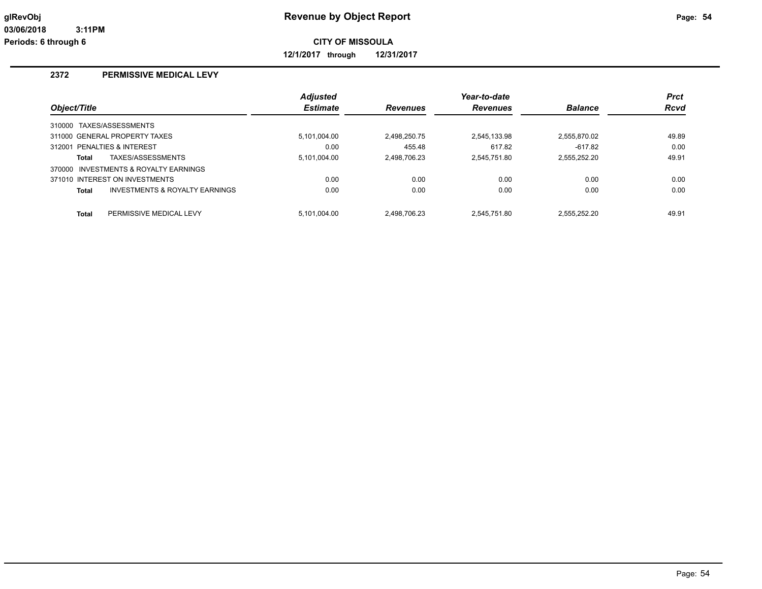**Revenue by Object Report**

**CITY OF MISSOULA**

**12/1/2017 through 12/31/2017**

glRevObj
03/06/2018 3:11PM
Periods: 6 through 6

## 2372 PERMISSIVE MEDICAL LEVY

| Object/Title | Adjusted Estimate | Revenues | Year-to-date Revenues | Balance | Prct Rcvd |
|---|---|---|---|---|---|
| 310000 TAXES/ASSESSMENTS | | | | | |
| 311000 GENERAL PROPERTY TAXES | 5,101,004.00 | 2,498,250.75 | 2,545,133.98 | 2,555,870.02 | 49.89 |
| 312001 PENALTIES & INTEREST | 0.00 | 455.48 | 617.82 | -617.82 | 0.00 |
| **Total** TAXES/ASSESSMENTS | 5,101,004.00 | 2,498,706.23 | 2,545,751.80 | 2,555,252.20 | 49.91 |
| 370000 INVESTMENTS & ROYALTY EARNINGS | | | | | |
| 371010 INTEREST ON INVESTMENTS | 0.00 | 0.00 | 0.00 | 0.00 | 0.00 |
| **Total** INVESTMENTS & ROYALTY EARNINGS | 0.00 | 0.00 | 0.00 | 0.00 | 0.00 |
| **Total** PERMISSIVE MEDICAL LEVY | 5,101,004.00 | 2,498,706.23 | 2,545,751.80 | 2,555,252.20 | 49.91 |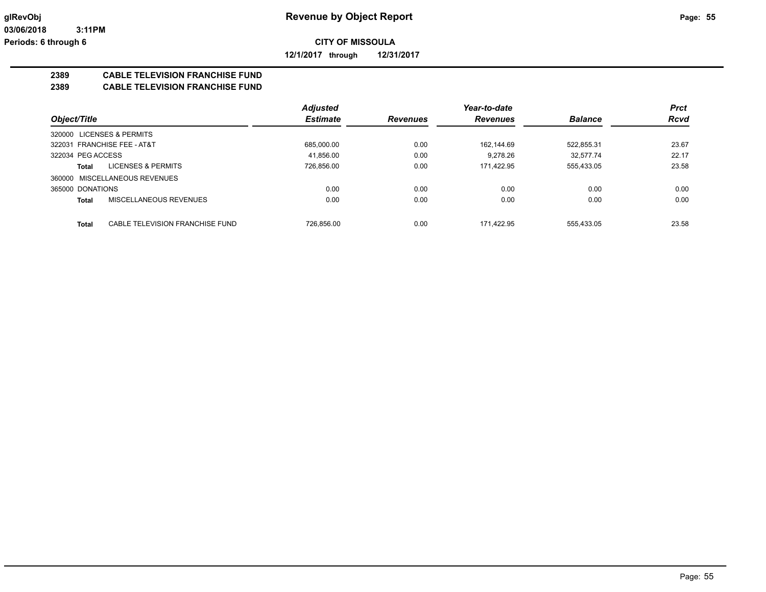**CITY OF MISSOULA**

**12/1/2017 through 12/31/2017**

**Revenue by Object Report**

glRevObj
03/06/2018 3:11PM
Periods: 6 through 6

## 2389 CABLE TELEVISION FRANCHISE FUND
## 2389 CABLE TELEVISION FRANCHISE FUND

| Object/Title | | Adjusted Estimate | Revenues | Year-to-date Revenues | Balance | Prct Rcvd |
|---|---|---|---|---|---|---|
| 320000 LICENSES & PERMITS | | | | | | |
| 322031 FRANCHISE FEE - AT&T | | 685,000.00 | 0.00 | 162,144.69 | 522,855.31 | 23.67 |
| 322034 PEG ACCESS | | 41,856.00 | 0.00 | 9,278.26 | 32,577.74 | 22.17 |
| Total | LICENSES & PERMITS | 726,856.00 | 0.00 | 171,422.95 | 555,433.05 | 23.58 |
| 360000 MISCELLANEOUS REVENUES | | | | | | |
| 365000 DONATIONS | | 0.00 | 0.00 | 0.00 | 0.00 | 0.00 |
| Total | MISCELLANEOUS REVENUES | 0.00 | 0.00 | 0.00 | 0.00 | 0.00 |
| Total | CABLE TELEVISION FRANCHISE FUND | 726,856.00 | 0.00 | 171,422.95 | 555,433.05 | 23.58 |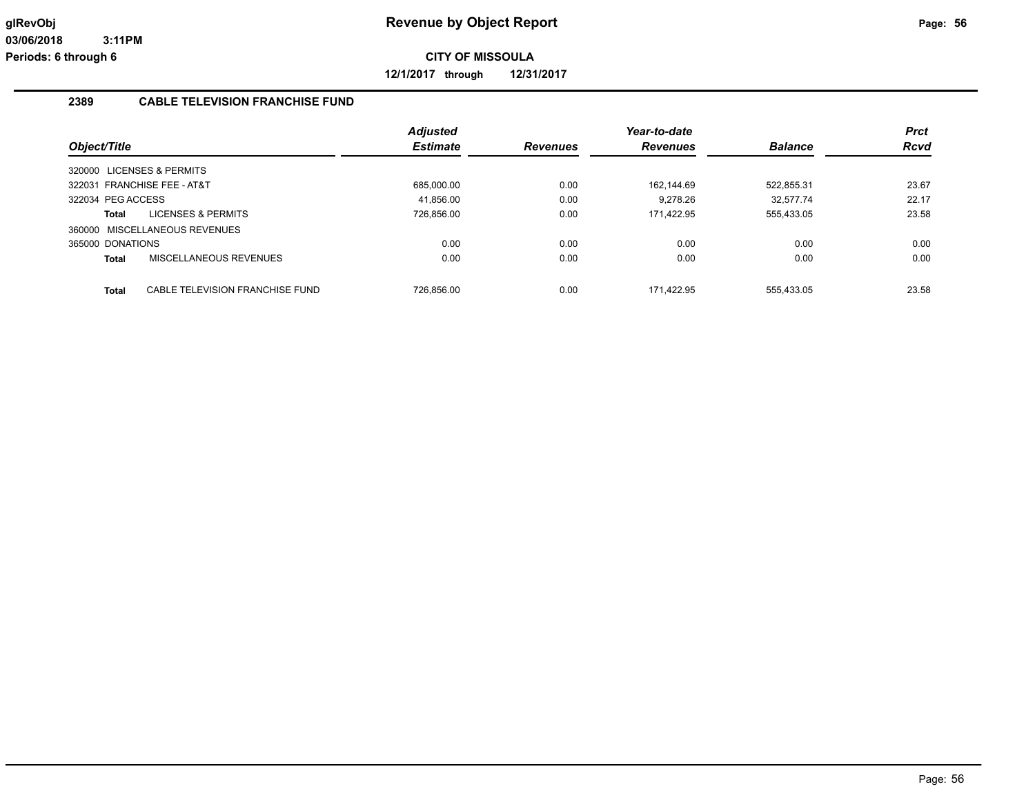# Revenue by Object Report

**CITY OF MISSOULA**

**12/1/2017 through 12/31/2017**

glRevObj
03/06/2018 3:11PM
Periods: 6 through 6

## 2389 CABLE TELEVISION FRANCHISE FUND

| Object/Title | Adjusted Estimate | Revenues | Year-to-date Revenues | Balance | Prct Rcvd |
|---|---|---|---|---|---|
| 320000 LICENSES & PERMITS | | | | | |
| 322031 FRANCHISE FEE - AT&T | 685,000.00 | 0.00 | 162,144.69 | 522,855.31 | 23.67 |
| 322034 PEG ACCESS | 41,856.00 | 0.00 | 9,278.26 | 32,577.74 | 22.17 |
| **Total** LICENSES & PERMITS | 726,856.00 | 0.00 | 171,422.95 | 555,433.05 | 23.58 |
| 360000 MISCELLANEOUS REVENUES | | | | | |
| 365000 DONATIONS | 0.00 | 0.00 | 0.00 | 0.00 | 0.00 |
| **Total** MISCELLANEOUS REVENUES | 0.00 | 0.00 | 0.00 | 0.00 | 0.00 |
| **Total** CABLE TELEVISION FRANCHISE FUND | 726,856.00 | 0.00 | 171,422.95 | 555,433.05 | 23.58 |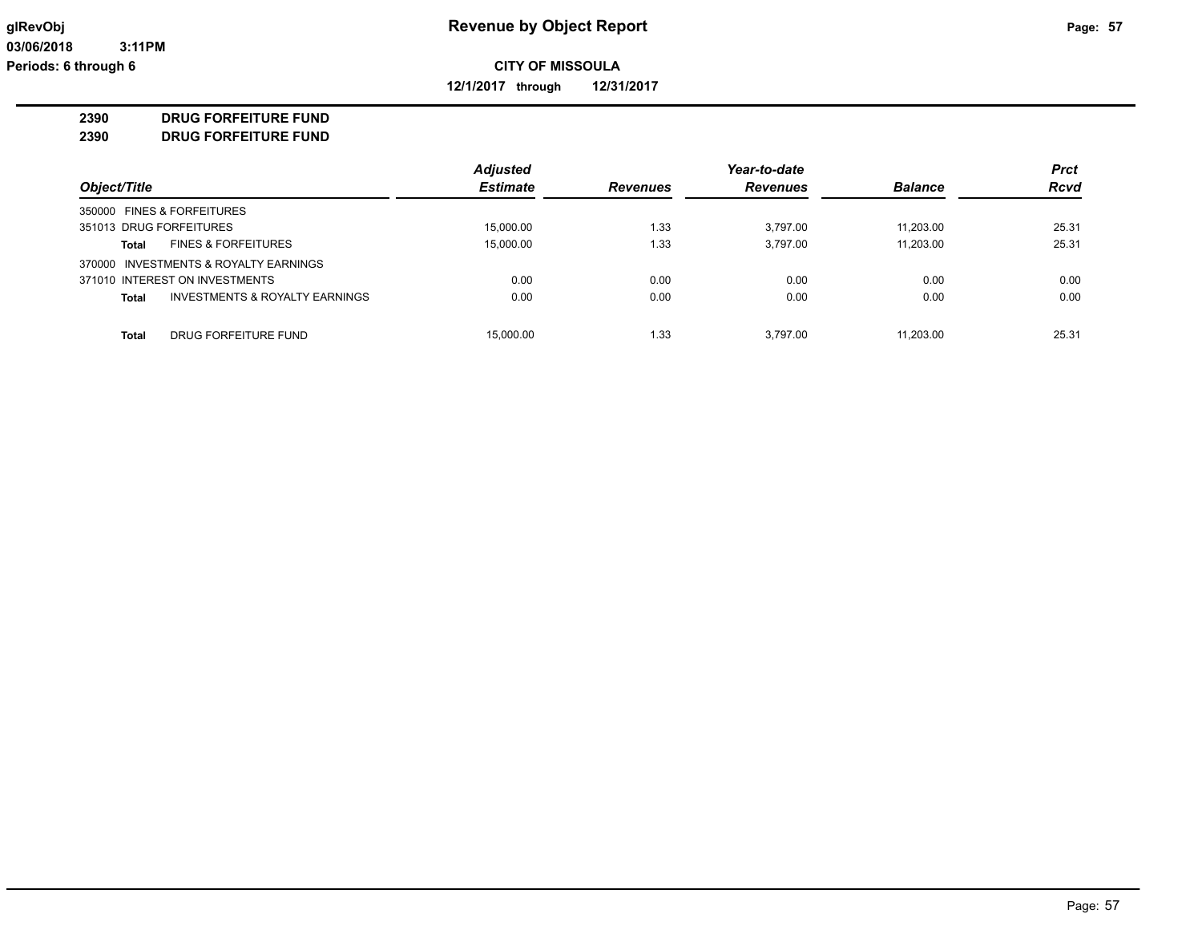**Revenue by Object Report**

**CITY OF MISSOULA**

**12/1/2017 through 12/31/2017**

glRevObj
03/06/2018 3:11PM
Periods: 6 through 6

**2390 DRUG FORFEITURE FUND**
**2390 DRUG FORFEITURE FUND**

| Object/Title | | Adjusted Estimate | Revenues | Year-to-date Revenues | Balance | Prct Rcvd |
|---|---|---|---|---|---|---|
| 350000 FINES & FORFEITURES | | | | | | |
| 351013 DRUG FORFEITURES | | 15,000.00 | 1.33 | 3,797.00 | 11,203.00 | 25.31 |
| **Total** | FINES & FORFEITURES | 15,000.00 | 1.33 | 3,797.00 | 11,203.00 | 25.31 |
| 370000 INVESTMENTS & ROYALTY EARNINGS | | | | | | |
| 371010 INTEREST ON INVESTMENTS | | 0.00 | 0.00 | 0.00 | 0.00 | 0.00 |
| **Total** | INVESTMENTS & ROYALTY EARNINGS | 0.00 | 0.00 | 0.00 | 0.00 | 0.00 |
| **Total** | DRUG FORFEITURE FUND | 15,000.00 | 1.33 | 3,797.00 | 11,203.00 | 25.31 |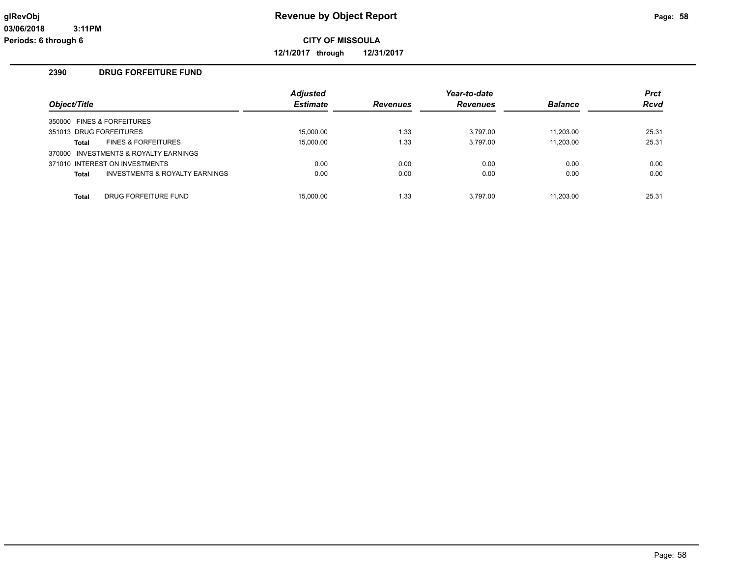**glRevObj**
**03/06/2018 3:11PM**
**Periods: 6 through 6**

# Revenue by Object Report

**CITY OF MISSOULA**

**12/1/2017 through 12/31/2017**

## 2390 DRUG FORFEITURE FUND

| Object/Title | | Adjusted Estimate | Revenues | Year-to-date Revenues | Balance | Prct Rcvd |
|---|---|---|---|---|---|---|
| 350000 FINES & FORFEITURES | | | | | | |
| 351013 DRUG FORFEITURES | | 15,000.00 | 1.33 | 3,797.00 | 11,203.00 | 25.31 |
| Total | FINES & FORFEITURES | 15,000.00 | 1.33 | 3,797.00 | 11,203.00 | 25.31 |
| 370000 INVESTMENTS & ROYALTY EARNINGS | | | | | | |
| 371010 INTEREST ON INVESTMENTS | | 0.00 | 0.00 | 0.00 | 0.00 | 0.00 |
| Total | INVESTMENTS & ROYALTY EARNINGS | 0.00 | 0.00 | 0.00 | 0.00 | 0.00 |
| Total | DRUG FORFEITURE FUND | 15,000.00 | 1.33 | 3,797.00 | 11,203.00 | 25.31 |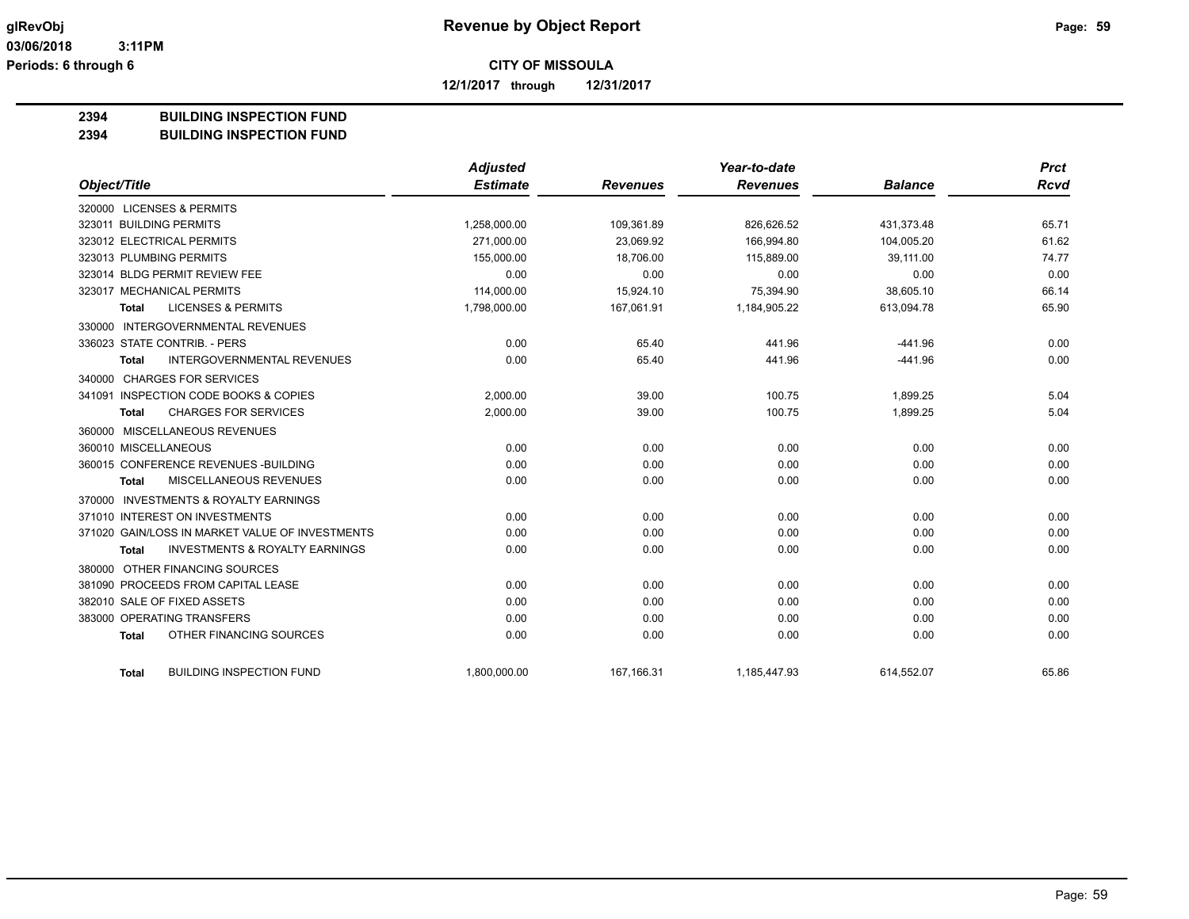**Revenue by Object Report**

**CITY OF MISSOULA**

**12/1/2017 through 12/31/2017**

glRevObj
03/06/2018 3:11PM
Periods: 6 through 6

## 2394 BUILDING INSPECTION FUND
## 2394 BUILDING INSPECTION FUND

| Object/Title | Adjusted Estimate | Revenues | Year-to-date Revenues | Balance | Prct Rcvd |
|---|---|---|---|---|---|
| 320000 LICENSES & PERMITS | | | | | |
| 323011 BUILDING PERMITS | 1,258,000.00 | 109,361.89 | 826,626.52 | 431,373.48 | 65.71 |
| 323012 ELECTRICAL PERMITS | 271,000.00 | 23,069.92 | 166,994.80 | 104,005.20 | 61.62 |
| 323013 PLUMBING PERMITS | 155,000.00 | 18,706.00 | 115,889.00 | 39,111.00 | 74.77 |
| 323014 BLDG PERMIT REVIEW FEE | 0.00 | 0.00 | 0.00 | 0.00 | 0.00 |
| 323017 MECHANICAL PERMITS | 114,000.00 | 15,924.10 | 75,394.90 | 38,605.10 | 66.14 |
| **Total** LICENSES & PERMITS | 1,798,000.00 | 167,061.91 | 1,184,905.22 | 613,094.78 | 65.90 |
| 330000 INTERGOVERNMENTAL REVENUES | | | | | |
| 336023 STATE CONTRIB. - PERS | 0.00 | 65.40 | 441.96 | -441.96 | 0.00 |
| **Total** INTERGOVERNMENTAL REVENUES | 0.00 | 65.40 | 441.96 | -441.96 | 0.00 |
| 340000 CHARGES FOR SERVICES | | | | | |
| 341091 INSPECTION CODE BOOKS & COPIES | 2,000.00 | 39.00 | 100.75 | 1,899.25 | 5.04 |
| **Total** CHARGES FOR SERVICES | 2,000.00 | 39.00 | 100.75 | 1,899.25 | 5.04 |
| 360000 MISCELLANEOUS REVENUES | | | | | |
| 360010 MISCELLANEOUS | 0.00 | 0.00 | 0.00 | 0.00 | 0.00 |
| 360015 CONFERENCE REVENUES -BUILDING | 0.00 | 0.00 | 0.00 | 0.00 | 0.00 |
| **Total** MISCELLANEOUS REVENUES | 0.00 | 0.00 | 0.00 | 0.00 | 0.00 |
| 370000 INVESTMENTS & ROYALTY EARNINGS | | | | | |
| 371010 INTEREST ON INVESTMENTS | 0.00 | 0.00 | 0.00 | 0.00 | 0.00 |
| 371020 GAIN/LOSS IN MARKET VALUE OF INVESTMENTS | 0.00 | 0.00 | 0.00 | 0.00 | 0.00 |
| **Total** INVESTMENTS & ROYALTY EARNINGS | 0.00 | 0.00 | 0.00 | 0.00 | 0.00 |
| 380000 OTHER FINANCING SOURCES | | | | | |
| 381090 PROCEEDS FROM CAPITAL LEASE | 0.00 | 0.00 | 0.00 | 0.00 | 0.00 |
| 382010 SALE OF FIXED ASSETS | 0.00 | 0.00 | 0.00 | 0.00 | 0.00 |
| 383000 OPERATING TRANSFERS | 0.00 | 0.00 | 0.00 | 0.00 | 0.00 |
| **Total** OTHER FINANCING SOURCES | 0.00 | 0.00 | 0.00 | 0.00 | 0.00 |
| **Total** BUILDING INSPECTION FUND | 1,800,000.00 | 167,166.31 | 1,185,447.93 | 614,552.07 | 65.86 |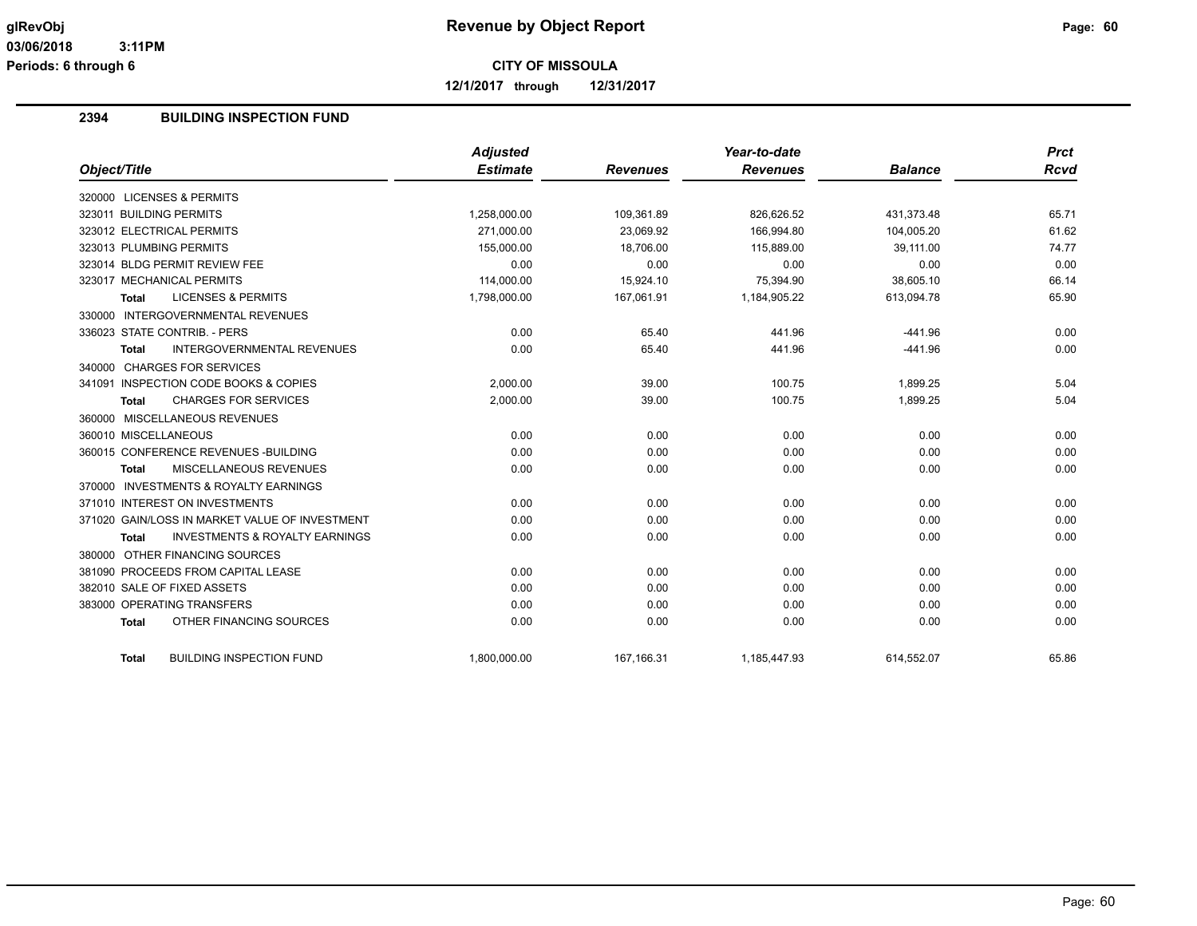**CITY OF MISSOULA**

**12/1/2017 through 12/31/2017**

## 2394 BUILDING INSPECTION FUND

| Object/Title | Adjusted Estimate | Revenues | Year-to-date Revenues | Balance | Prct Rcvd |
|---|---|---|---|---|---|
| 320000 LICENSES & PERMITS | | | | | |
| 323011 BUILDING PERMITS | 1,258,000.00 | 109,361.89 | 826,626.52 | 431,373.48 | 65.71 |
| 323012 ELECTRICAL PERMITS | 271,000.00 | 23,069.92 | 166,994.80 | 104,005.20 | 61.62 |
| 323013 PLUMBING PERMITS | 155,000.00 | 18,706.00 | 115,889.00 | 39,111.00 | 74.77 |
| 323014 BLDG PERMIT REVIEW FEE | 0.00 | 0.00 | 0.00 | 0.00 | 0.00 |
| 323017 MECHANICAL PERMITS | 114,000.00 | 15,924.10 | 75,394.90 | 38,605.10 | 66.14 |
| **Total** LICENSES & PERMITS | 1,798,000.00 | 167,061.91 | 1,184,905.22 | 613,094.78 | 65.90 |
| 330000 INTERGOVERNMENTAL REVENUES | | | | | |
| 336023 STATE CONTRIB. - PERS | 0.00 | 65.40 | 441.96 | -441.96 | 0.00 |
| **Total** INTERGOVERNMENTAL REVENUES | 0.00 | 65.40 | 441.96 | -441.96 | 0.00 |
| 340000 CHARGES FOR SERVICES | | | | | |
| 341091 INSPECTION CODE BOOKS & COPIES | 2,000.00 | 39.00 | 100.75 | 1,899.25 | 5.04 |
| **Total** CHARGES FOR SERVICES | 2,000.00 | 39.00 | 100.75 | 1,899.25 | 5.04 |
| 360000 MISCELLANEOUS REVENUES | | | | | |
| 360010 MISCELLANEOUS | 0.00 | 0.00 | 0.00 | 0.00 | 0.00 |
| 360015 CONFERENCE REVENUES -BUILDING | 0.00 | 0.00 | 0.00 | 0.00 | 0.00 |
| **Total** MISCELLANEOUS REVENUES | 0.00 | 0.00 | 0.00 | 0.00 | 0.00 |
| 370000 INVESTMENTS & ROYALTY EARNINGS | | | | | |
| 371010 INTEREST ON INVESTMENTS | 0.00 | 0.00 | 0.00 | 0.00 | 0.00 |
| 371020 GAIN/LOSS IN MARKET VALUE OF INVESTMENT | 0.00 | 0.00 | 0.00 | 0.00 | 0.00 |
| **Total** INVESTMENTS & ROYALTY EARNINGS | 0.00 | 0.00 | 0.00 | 0.00 | 0.00 |
| 380000 OTHER FINANCING SOURCES | | | | | |
| 381090 PROCEEDS FROM CAPITAL LEASE | 0.00 | 0.00 | 0.00 | 0.00 | 0.00 |
| 382010 SALE OF FIXED ASSETS | 0.00 | 0.00 | 0.00 | 0.00 | 0.00 |
| 383000 OPERATING TRANSFERS | 0.00 | 0.00 | 0.00 | 0.00 | 0.00 |
| **Total** OTHER FINANCING SOURCES | 0.00 | 0.00 | 0.00 | 0.00 | 0.00 |
| **Total** BUILDING INSPECTION FUND | 1,800,000.00 | 167,166.31 | 1,185,447.93 | 614,552.07 | 65.86 |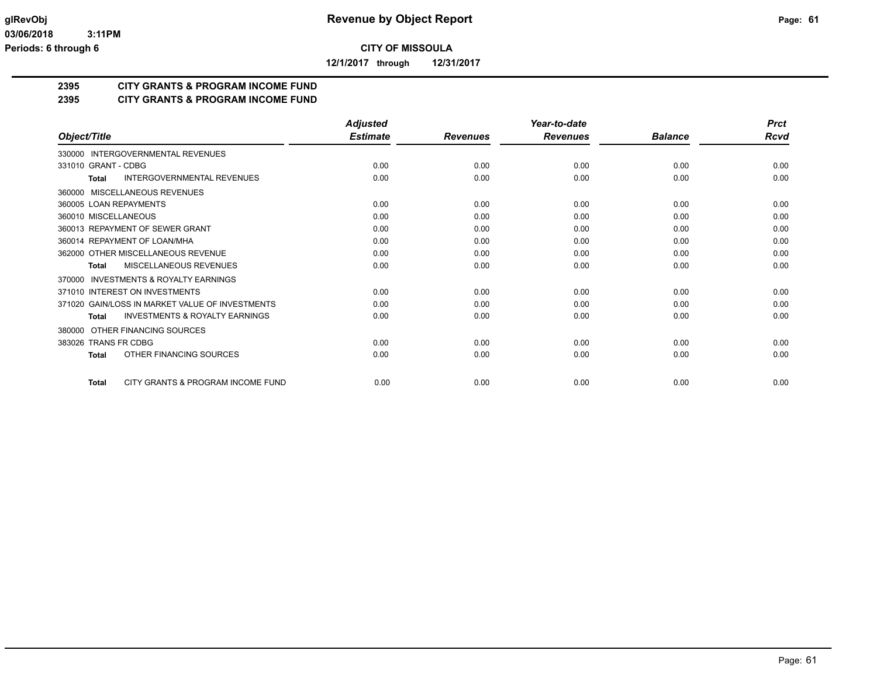# Revenue by Object Report

glRevObj
03/06/2018 3:11PM
Periods: 6 through 6

**CITY OF MISSOULA**

**12/1/2017 through 12/31/2017**

## 2395 CITY GRANTS & PROGRAM INCOME FUND
## 2395 CITY GRANTS & PROGRAM INCOME FUND

| Object/Title | Adjusted Estimate | Revenues | Year-to-date Revenues | Balance | Prct Rcvd |
|---|---|---|---|---|---|
| 330000 INTERGOVERNMENTAL REVENUES | | | | | |
| 331010 GRANT - CDBG | 0.00 | 0.00 | 0.00 | 0.00 | 0.00 |
| **Total** INTERGOVERNMENTAL REVENUES | 0.00 | 0.00 | 0.00 | 0.00 | 0.00 |
| 360000 MISCELLANEOUS REVENUES | | | | | |
| 360005 LOAN REPAYMENTS | 0.00 | 0.00 | 0.00 | 0.00 | 0.00 |
| 360010 MISCELLANEOUS | 0.00 | 0.00 | 0.00 | 0.00 | 0.00 |
| 360013 REPAYMENT OF SEWER GRANT | 0.00 | 0.00 | 0.00 | 0.00 | 0.00 |
| 360014 REPAYMENT OF LOAN/MHA | 0.00 | 0.00 | 0.00 | 0.00 | 0.00 |
| 362000 OTHER MISCELLANEOUS REVENUE | 0.00 | 0.00 | 0.00 | 0.00 | 0.00 |
| **Total** MISCELLANEOUS REVENUES | 0.00 | 0.00 | 0.00 | 0.00 | 0.00 |
| 370000 INVESTMENTS & ROYALTY EARNINGS | | | | | |
| 371010 INTEREST ON INVESTMENTS | 0.00 | 0.00 | 0.00 | 0.00 | 0.00 |
| 371020 GAIN/LOSS IN MARKET VALUE OF INVESTMENTS | 0.00 | 0.00 | 0.00 | 0.00 | 0.00 |
| **Total** INVESTMENTS & ROYALTY EARNINGS | 0.00 | 0.00 | 0.00 | 0.00 | 0.00 |
| 380000 OTHER FINANCING SOURCES | | | | | |
| 383026 TRANS FR CDBG | 0.00 | 0.00 | 0.00 | 0.00 | 0.00 |
| **Total** OTHER FINANCING SOURCES | 0.00 | 0.00 | 0.00 | 0.00 | 0.00 |
| **Total** CITY GRANTS & PROGRAM INCOME FUND | 0.00 | 0.00 | 0.00 | 0.00 | 0.00 |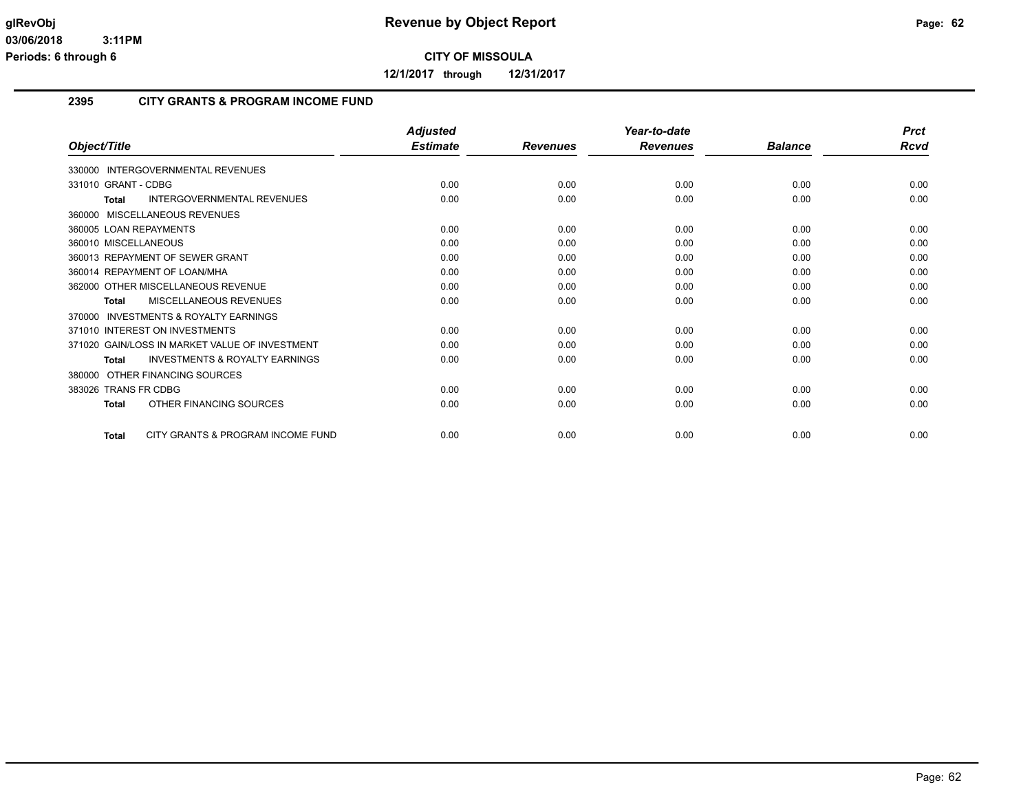**glRevObj**
**03/06/2018 3:11PM**
**Periods: 6 through 6**

# Revenue by Object Report

**CITY OF MISSOULA**

**12/1/2017 through 12/31/2017**

## 2395 CITY GRANTS & PROGRAM INCOME FUND

| Object/Title | Adjusted Estimate | Revenues | Year-to-date Revenues | Balance | Prct Rcvd |
|---|---|---|---|---|---|
| 330000 INTERGOVERNMENTAL REVENUES | | | | | |
| 331010 GRANT - CDBG | 0.00 | 0.00 | 0.00 | 0.00 | 0.00 |
| **Total** INTERGOVERNMENTAL REVENUES | 0.00 | 0.00 | 0.00 | 0.00 | 0.00 |
| 360000 MISCELLANEOUS REVENUES | | | | | |
| 360005 LOAN REPAYMENTS | 0.00 | 0.00 | 0.00 | 0.00 | 0.00 |
| 360010 MISCELLANEOUS | 0.00 | 0.00 | 0.00 | 0.00 | 0.00 |
| 360013 REPAYMENT OF SEWER GRANT | 0.00 | 0.00 | 0.00 | 0.00 | 0.00 |
| 360014 REPAYMENT OF LOAN/MHA | 0.00 | 0.00 | 0.00 | 0.00 | 0.00 |
| 362000 OTHER MISCELLANEOUS REVENUE | 0.00 | 0.00 | 0.00 | 0.00 | 0.00 |
| **Total** MISCELLANEOUS REVENUES | 0.00 | 0.00 | 0.00 | 0.00 | 0.00 |
| 370000 INVESTMENTS & ROYALTY EARNINGS | | | | | |
| 371010 INTEREST ON INVESTMENTS | 0.00 | 0.00 | 0.00 | 0.00 | 0.00 |
| 371020 GAIN/LOSS IN MARKET VALUE OF INVESTMENT | 0.00 | 0.00 | 0.00 | 0.00 | 0.00 |
| **Total** INVESTMENTS & ROYALTY EARNINGS | 0.00 | 0.00 | 0.00 | 0.00 | 0.00 |
| 380000 OTHER FINANCING SOURCES | | | | | |
| 383026 TRANS FR CDBG | 0.00 | 0.00 | 0.00 | 0.00 | 0.00 |
| **Total** OTHER FINANCING SOURCES | 0.00 | 0.00 | 0.00 | 0.00 | 0.00 |
| **Total** CITY GRANTS & PROGRAM INCOME FUND | 0.00 | 0.00 | 0.00 | 0.00 | 0.00 |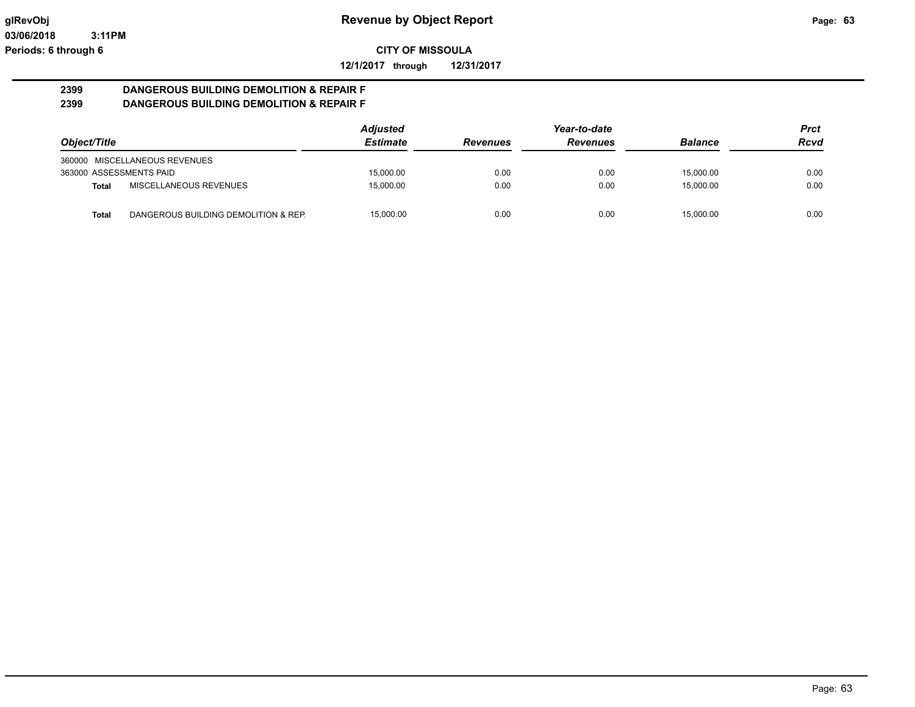**glRevObj** **Revenue by Object Report**

**03/06/2018 3:11PM**

**Periods: 6 through 6**

**CITY OF MISSOULA**

**12/1/2017 through 12/31/2017**

## 2399 DANGEROUS BUILDING DEMOLITION & REPAIR F
## 2399 DANGEROUS BUILDING DEMOLITION & REPAIR F

| Object/Title | | Adjusted Estimate | Revenues | Year-to-date Revenues | Balance | Prct Rcvd |
|---|---|---|---|---|---|---|
| 360000 MISCELLANEOUS REVENUES | | | | | | |
| 363000 ASSESSMENTS PAID | | 15,000.00 | 0.00 | 0.00 | 15,000.00 | 0.00 |
| **Total** | MISCELLANEOUS REVENUES | 15,000.00 | 0.00 | 0.00 | 15,000.00 | 0.00 |
| **Total** | DANGEROUS BUILDING DEMOLITION & REP. | 15,000.00 | 0.00 | 0.00 | 15,000.00 | 0.00 |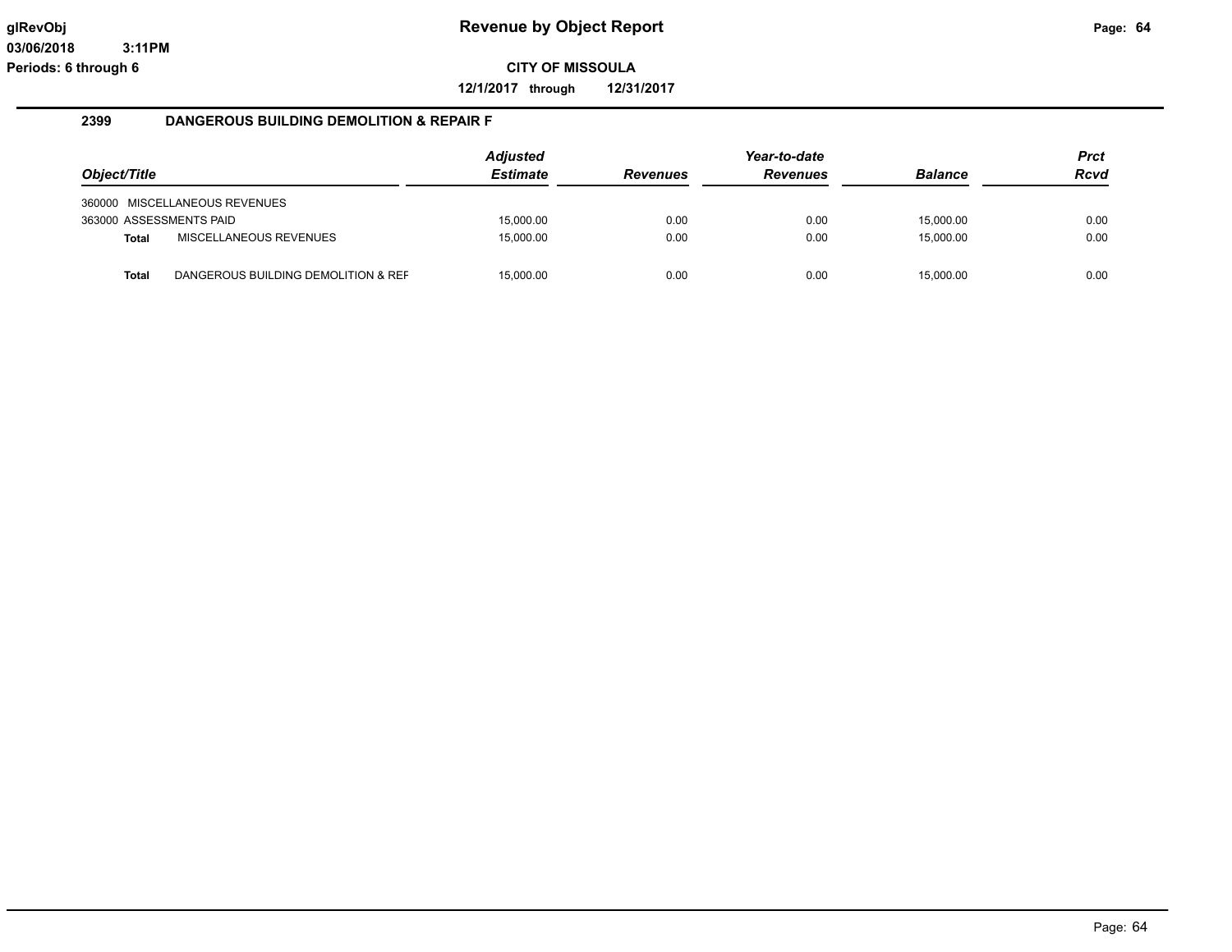# Revenue by Object Report

glRevObj
03/06/2018 3:11PM
Periods: 6 through 6

**CITY OF MISSOULA**

**12/1/2017 through 12/31/2017**

## 2399 DANGEROUS BUILDING DEMOLITION & REPAIR F

| Object/Title | | Adjusted Estimate | Revenues | Year-to-date Revenues | Balance | Prct Rcvd |
|---|---|---|---|---|---|---|
| 360000 MISCELLANEOUS REVENUES | | | | | | |
| 363000 ASSESSMENTS PAID | | 15,000.00 | 0.00 | 0.00 | 15,000.00 | 0.00 |
| **Total** | MISCELLANEOUS REVENUES | 15,000.00 | 0.00 | 0.00 | 15,000.00 | 0.00 |
| **Total** | DANGEROUS BUILDING DEMOLITION & REF | 15,000.00 | 0.00 | 0.00 | 15,000.00 | 0.00 |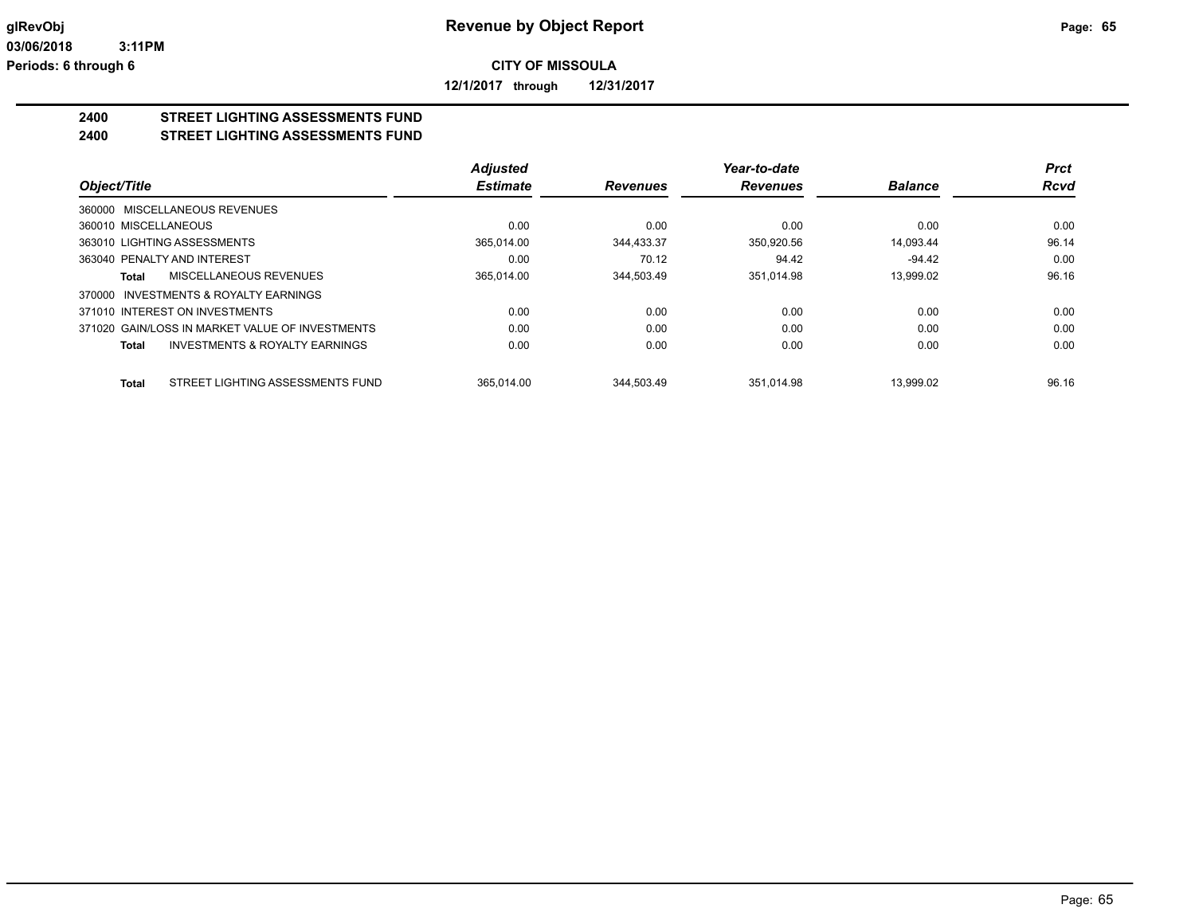**Revenue by Object Report**

**CITY OF MISSOULA**

**12/1/2017 through 12/31/2017**

glRevObj
03/06/2018 3:11PM
Periods: 6 through 6

## 2400 STREET LIGHTING ASSESSMENTS FUND
## 2400 STREET LIGHTING ASSESSMENTS FUND

| Object/Title | Adjusted Estimate | Revenues | Year-to-date Revenues | Balance | Prct Rcvd |
|---|---|---|---|---|---|
| 360000 MISCELLANEOUS REVENUES | | | | | |
| 360010 MISCELLANEOUS | 0.00 | 0.00 | 0.00 | 0.00 | 0.00 |
| 363010 LIGHTING ASSESSMENTS | 365,014.00 | 344,433.37 | 350,920.56 | 14,093.44 | 96.14 |
| 363040 PENALTY AND INTEREST | 0.00 | 70.12 | 94.42 | -94.42 | 0.00 |
| **Total** MISCELLANEOUS REVENUES | 365,014.00 | 344,503.49 | 351,014.98 | 13,999.02 | 96.16 |
| 370000 INVESTMENTS & ROYALTY EARNINGS | | | | | |
| 371010 INTEREST ON INVESTMENTS | 0.00 | 0.00 | 0.00 | 0.00 | 0.00 |
| 371020 GAIN/LOSS IN MARKET VALUE OF INVESTMENTS | 0.00 | 0.00 | 0.00 | 0.00 | 0.00 |
| **Total** INVESTMENTS & ROYALTY EARNINGS | 0.00 | 0.00 | 0.00 | 0.00 | 0.00 |
| **Total** STREET LIGHTING ASSESSMENTS FUND | 365,014.00 | 344,503.49 | 351,014.98 | 13,999.02 | 96.16 |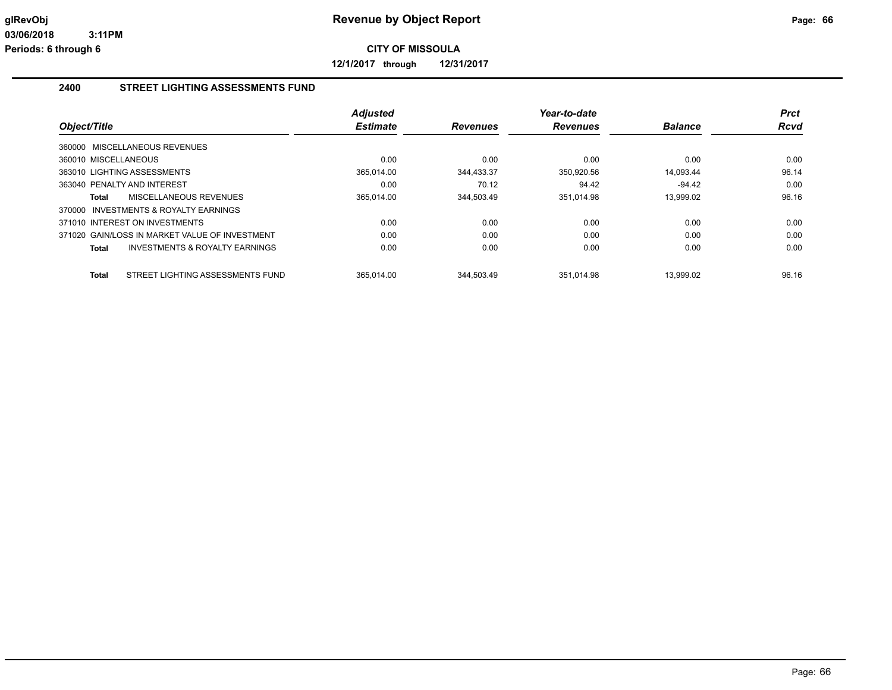glRevObj
03/06/2018 3:11PM
Periods: 6 through 6

# Revenue by Object Report

**CITY OF MISSOULA**

**12/1/2017 through 12/31/2017**

## 2400 STREET LIGHTING ASSESSMENTS FUND

| Object/Title | Adjusted Estimate | Revenues | Year-to-date Revenues | Balance | Prct Rcvd |
|---|---|---|---|---|---|
| 360000 MISCELLANEOUS REVENUES | | | | | |
| 360010 MISCELLANEOUS | 0.00 | 0.00 | 0.00 | 0.00 | 0.00 |
| 363010 LIGHTING ASSESSMENTS | 365,014.00 | 344,433.37 | 350,920.56 | 14,093.44 | 96.14 |
| 363040 PENALTY AND INTEREST | 0.00 | 70.12 | 94.42 | -94.42 | 0.00 |
| **Total** MISCELLANEOUS REVENUES | 365,014.00 | 344,503.49 | 351,014.98 | 13,999.02 | 96.16 |
| 370000 INVESTMENTS & ROYALTY EARNINGS | | | | | |
| 371010 INTEREST ON INVESTMENTS | 0.00 | 0.00 | 0.00 | 0.00 | 0.00 |
| 371020 GAIN/LOSS IN MARKET VALUE OF INVESTMENT | 0.00 | 0.00 | 0.00 | 0.00 | 0.00 |
| **Total** INVESTMENTS & ROYALTY EARNINGS | 0.00 | 0.00 | 0.00 | 0.00 | 0.00 |
| **Total** STREET LIGHTING ASSESSMENTS FUND | 365,014.00 | 344,503.49 | 351,014.98 | 13,999.02 | 96.16 |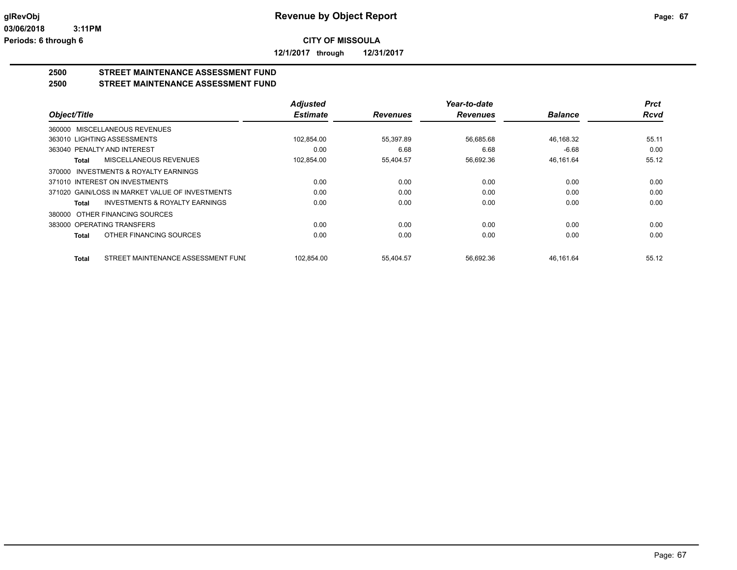**Revenue by Object Report**

**CITY OF MISSOULA**

**12/1/2017 through 12/31/2017**

glRevObj
03/06/2018 3:11PM
Periods: 6 through 6

## 2500 STREET MAINTENANCE ASSESSMENT FUND
## 2500 STREET MAINTENANCE ASSESSMENT FUND

| Object/Title | Adjusted Estimate | Revenues | Year-to-date Revenues | Balance | Prct Rcvd |
|---|---|---|---|---|---|
| 360000 MISCELLANEOUS REVENUES | | | | | |
| 363010 LIGHTING ASSESSMENTS | 102,854.00 | 55,397.89 | 56,685.68 | 46,168.32 | 55.11 |
| 363040 PENALTY AND INTEREST | 0.00 | 6.68 | 6.68 | -6.68 | 0.00 |
| **Total** MISCELLANEOUS REVENUES | 102,854.00 | 55,404.57 | 56,692.36 | 46,161.64 | 55.12 |
| 370000 INVESTMENTS & ROYALTY EARNINGS | | | | | |
| 371010 INTEREST ON INVESTMENTS | 0.00 | 0.00 | 0.00 | 0.00 | 0.00 |
| 371020 GAIN/LOSS IN MARKET VALUE OF INVESTMENTS | 0.00 | 0.00 | 0.00 | 0.00 | 0.00 |
| **Total** INVESTMENTS & ROYALTY EARNINGS | 0.00 | 0.00 | 0.00 | 0.00 | 0.00 |
| 380000 OTHER FINANCING SOURCES | | | | | |
| 383000 OPERATING TRANSFERS | 0.00 | 0.00 | 0.00 | 0.00 | 0.00 |
| **Total** OTHER FINANCING SOURCES | 0.00 | 0.00 | 0.00 | 0.00 | 0.00 |
| **Total** STREET MAINTENANCE ASSESSMENT FUNI | 102,854.00 | 55,404.57 | 56,692.36 | 46,161.64 | 55.12 |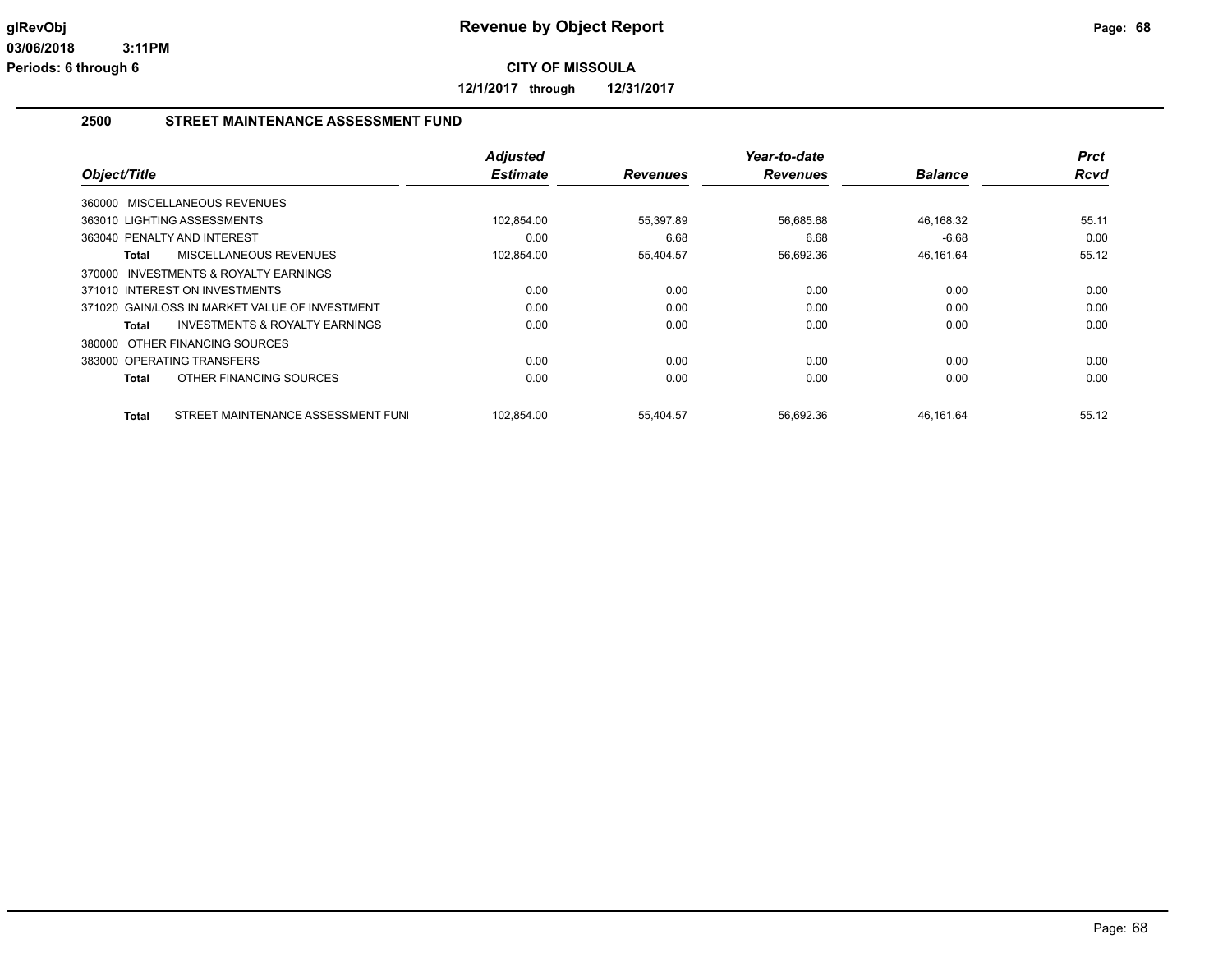# Revenue by Object Report

**CITY OF MISSOULA**

**12/1/2017 through 12/31/2017**

glRevObj
03/06/2018 3:11PM
Periods: 6 through 6

## 2500 STREET MAINTENANCE ASSESSMENT FUND

| Object/Title | Adjusted Estimate | Revenues | Year-to-date Revenues | Balance | Prct Rcvd |
|---|---|---|---|---|---|
| 360000 MISCELLANEOUS REVENUES | | | | | |
| 363010 LIGHTING ASSESSMENTS | 102,854.00 | 55,397.89 | 56,685.68 | 46,168.32 | 55.11 |
| 363040 PENALTY AND INTEREST | 0.00 | 6.68 | 6.68 | -6.68 | 0.00 |
| **Total** MISCELLANEOUS REVENUES | 102,854.00 | 55,404.57 | 56,692.36 | 46,161.64 | 55.12 |
| 370000 INVESTMENTS & ROYALTY EARNINGS | | | | | |
| 371010 INTEREST ON INVESTMENTS | 0.00 | 0.00 | 0.00 | 0.00 | 0.00 |
| 371020 GAIN/LOSS IN MARKET VALUE OF INVESTMENT | 0.00 | 0.00 | 0.00 | 0.00 | 0.00 |
| **Total** INVESTMENTS & ROYALTY EARNINGS | 0.00 | 0.00 | 0.00 | 0.00 | 0.00 |
| 380000 OTHER FINANCING SOURCES | | | | | |
| 383000 OPERATING TRANSFERS | 0.00 | 0.00 | 0.00 | 0.00 | 0.00 |
| **Total** OTHER FINANCING SOURCES | 0.00 | 0.00 | 0.00 | 0.00 | 0.00 |
| **Total** STREET MAINTENANCE ASSESSMENT FUNI | 102,854.00 | 55,404.57 | 56,692.36 | 46,161.64 | 55.12 |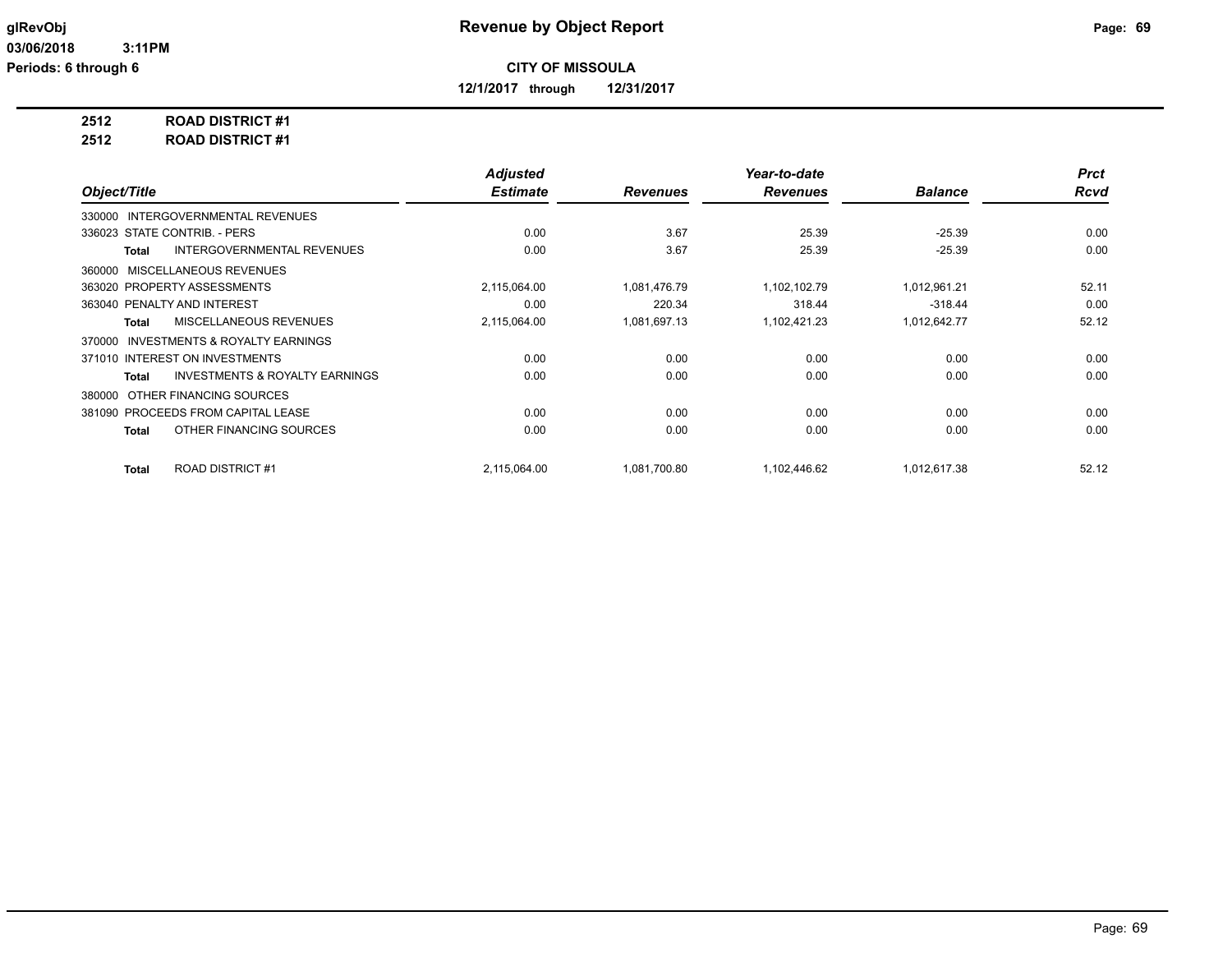**Revenue by Object Report**

**CITY OF MISSOULA**

**12/1/2017 through 12/31/2017**

glRevObj
03/06/2018 3:11PM
Periods: 6 through 6

**2512 ROAD DISTRICT #1**

**2512 ROAD DISTRICT #1**

| Object/Title | Adjusted Estimate | Revenues | Year-to-date Revenues | Balance | Prct Rcvd |
|---|---|---|---|---|---|
| 330000 INTERGOVERNMENTAL REVENUES | | | | | |
| 336023 STATE CONTRIB. - PERS | 0.00 | 3.67 | 25.39 | -25.39 | 0.00 |
| **Total** INTERGOVERNMENTAL REVENUES | 0.00 | 3.67 | 25.39 | -25.39 | 0.00 |
| 360000 MISCELLANEOUS REVENUES | | | | | |
| 363020 PROPERTY ASSESSMENTS | 2,115,064.00 | 1,081,476.79 | 1,102,102.79 | 1,012,961.21 | 52.11 |
| 363040 PENALTY AND INTEREST | 0.00 | 220.34 | 318.44 | -318.44 | 0.00 |
| **Total** MISCELLANEOUS REVENUES | 2,115,064.00 | 1,081,697.13 | 1,102,421.23 | 1,012,642.77 | 52.12 |
| 370000 INVESTMENTS & ROYALTY EARNINGS | | | | | |
| 371010 INTEREST ON INVESTMENTS | 0.00 | 0.00 | 0.00 | 0.00 | 0.00 |
| **Total** INVESTMENTS & ROYALTY EARNINGS | 0.00 | 0.00 | 0.00 | 0.00 | 0.00 |
| 380000 OTHER FINANCING SOURCES | | | | | |
| 381090 PROCEEDS FROM CAPITAL LEASE | 0.00 | 0.00 | 0.00 | 0.00 | 0.00 |
| **Total** OTHER FINANCING SOURCES | 0.00 | 0.00 | 0.00 | 0.00 | 0.00 |
| **Total** ROAD DISTRICT #1 | 2,115,064.00 | 1,081,700.80 | 1,102,446.62 | 1,012,617.38 | 52.12 |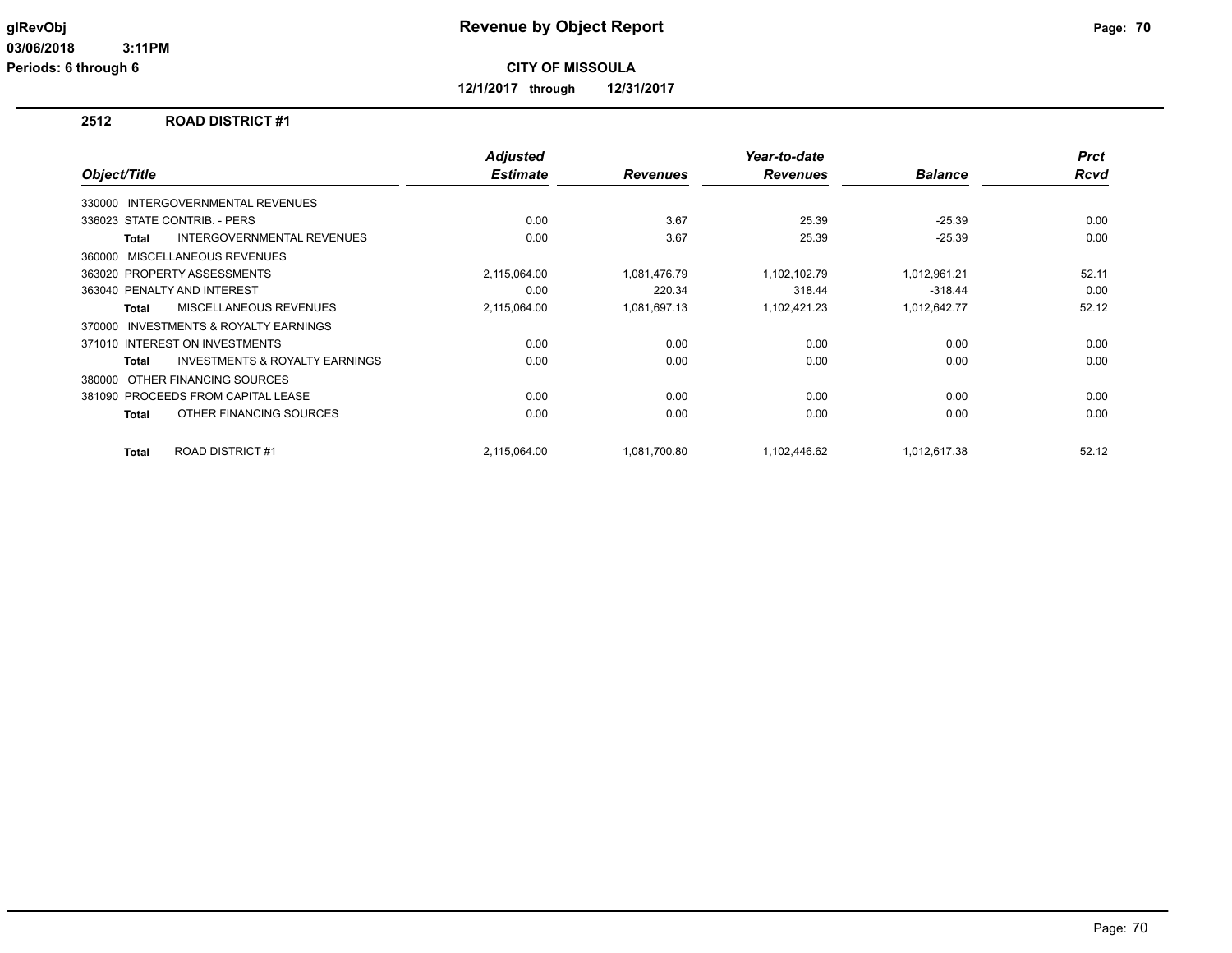**glRevObj**
**03/06/2018 3:11PM**
**Periods: 6 through 6**

# Revenue by Object Report

**CITY OF MISSOULA**

**12/1/2017 through 12/31/2017**

## 2512 ROAD DISTRICT #1

| Object/Title | Adjusted Estimate | Revenues | Year-to-date Revenues | Balance | Prct Rcvd |
|---|---|---|---|---|---|
| 330000 INTERGOVERNMENTAL REVENUES | | | | | |
| 336023 STATE CONTRIB. - PERS | 0.00 | 3.67 | 25.39 | -25.39 | 0.00 |
| **Total** INTERGOVERNMENTAL REVENUES | 0.00 | 3.67 | 25.39 | -25.39 | 0.00 |
| 360000 MISCELLANEOUS REVENUES | | | | | |
| 363020 PROPERTY ASSESSMENTS | 2,115,064.00 | 1,081,476.79 | 1,102,102.79 | 1,012,961.21 | 52.11 |
| 363040 PENALTY AND INTEREST | 0.00 | 220.34 | 318.44 | -318.44 | 0.00 |
| **Total** MISCELLANEOUS REVENUES | 2,115,064.00 | 1,081,697.13 | 1,102,421.23 | 1,012,642.77 | 52.12 |
| 370000 INVESTMENTS & ROYALTY EARNINGS | | | | | |
| 371010 INTEREST ON INVESTMENTS | 0.00 | 0.00 | 0.00 | 0.00 | 0.00 |
| **Total** INVESTMENTS & ROYALTY EARNINGS | 0.00 | 0.00 | 0.00 | 0.00 | 0.00 |
| 380000 OTHER FINANCING SOURCES | | | | | |
| 381090 PROCEEDS FROM CAPITAL LEASE | 0.00 | 0.00 | 0.00 | 0.00 | 0.00 |
| **Total** OTHER FINANCING SOURCES | 0.00 | 0.00 | 0.00 | 0.00 | 0.00 |
| **Total** ROAD DISTRICT #1 | 2,115,064.00 | 1,081,700.80 | 1,102,446.62 | 1,012,617.38 | 52.12 |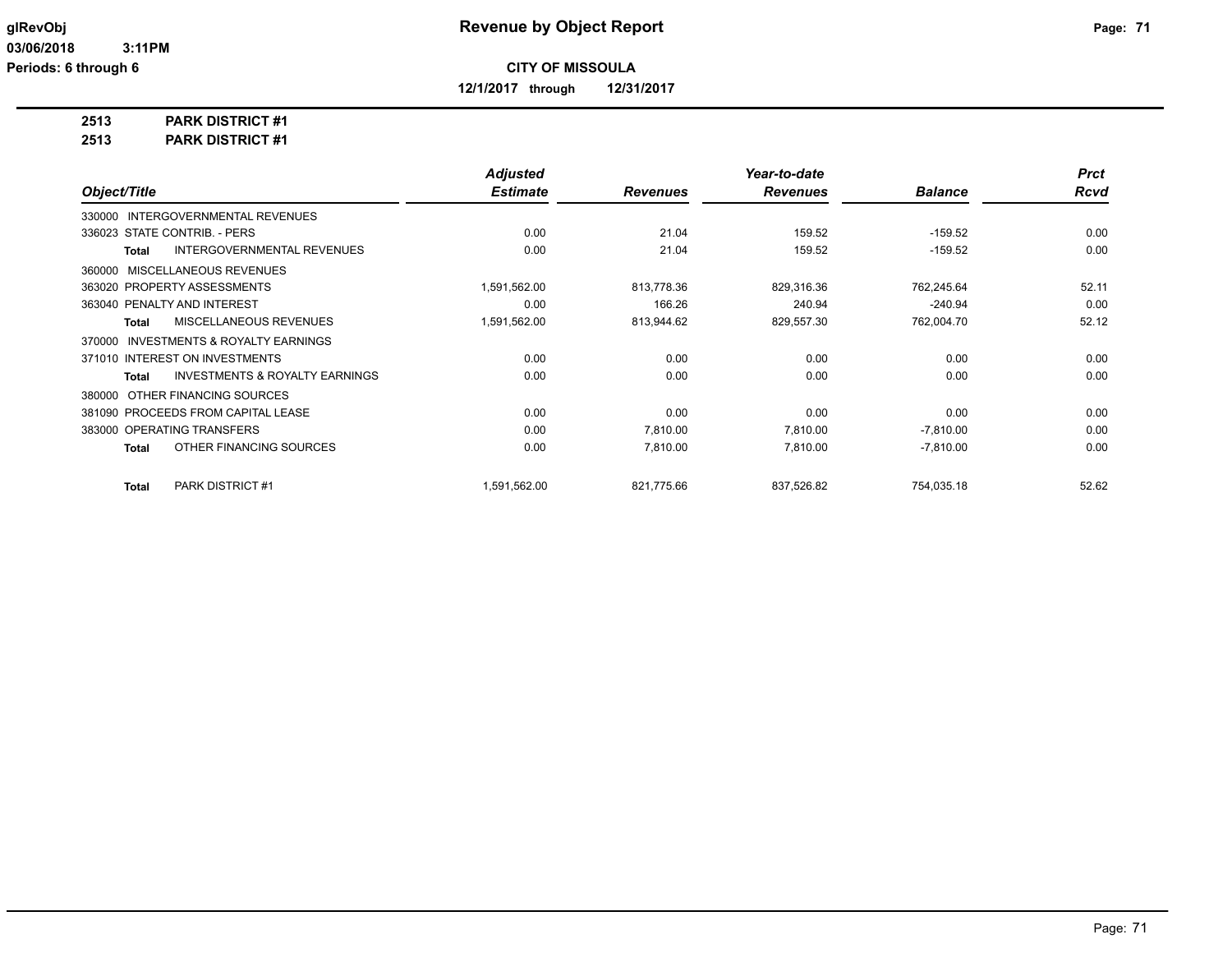**glRevObj** **Revenue by Object Report**

**03/06/2018 3:11PM**

**Periods: 6 through 6**

**CITY OF MISSOULA**

**12/1/2017 through 12/31/2017**

**2513 PARK DISTRICT #1**

**2513 PARK DISTRICT #1**

| Object/Title | Adjusted Estimate | Revenues | Year-to-date Revenues | Balance | Prct Rcvd |
|---|---|---|---|---|---|
| 330000 INTERGOVERNMENTAL REVENUES | | | | | |
| 336023 STATE CONTRIB. - PERS | 0.00 | 21.04 | 159.52 | -159.52 | 0.00 |
| **Total** INTERGOVERNMENTAL REVENUES | 0.00 | 21.04 | 159.52 | -159.52 | 0.00 |
| 360000 MISCELLANEOUS REVENUES | | | | | |
| 363020 PROPERTY ASSESSMENTS | 1,591,562.00 | 813,778.36 | 829,316.36 | 762,245.64 | 52.11 |
| 363040 PENALTY AND INTEREST | 0.00 | 166.26 | 240.94 | -240.94 | 0.00 |
| **Total** MISCELLANEOUS REVENUES | 1,591,562.00 | 813,944.62 | 829,557.30 | 762,004.70 | 52.12 |
| 370000 INVESTMENTS & ROYALTY EARNINGS | | | | | |
| 371010 INTEREST ON INVESTMENTS | 0.00 | 0.00 | 0.00 | 0.00 | 0.00 |
| **Total** INVESTMENTS & ROYALTY EARNINGS | 0.00 | 0.00 | 0.00 | 0.00 | 0.00 |
| 380000 OTHER FINANCING SOURCES | | | | | |
| 381090 PROCEEDS FROM CAPITAL LEASE | 0.00 | 0.00 | 0.00 | 0.00 | 0.00 |
| 383000 OPERATING TRANSFERS | 0.00 | 7,810.00 | 7,810.00 | -7,810.00 | 0.00 |
| **Total** OTHER FINANCING SOURCES | 0.00 | 7,810.00 | 7,810.00 | -7,810.00 | 0.00 |
| **Total** PARK DISTRICT #1 | 1,591,562.00 | 821,775.66 | 837,526.82 | 754,035.18 | 52.62 |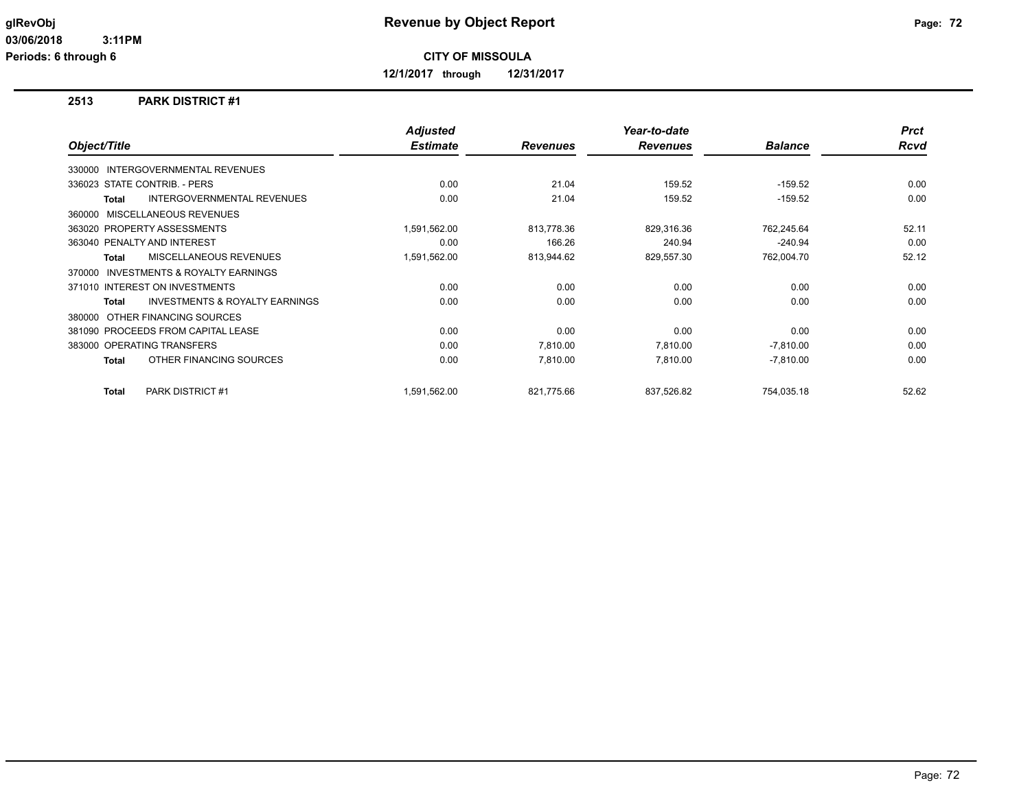# Revenue by Object Report

**CITY OF MISSOULA**

**12/1/2017 through 12/31/2017**

glRevObj
03/06/2018 3:11PM
Periods: 6 through 6

## 2513 PARK DISTRICT #1

| Object/Title | Adjusted Estimate | Revenues | Year-to-date Revenues | Balance | Prct Rcvd |
|---|---|---|---|---|---|
| 330000 INTERGOVERNMENTAL REVENUES | | | | | |
| 336023 STATE CONTRIB. - PERS | 0.00 | 21.04 | 159.52 | -159.52 | 0.00 |
| **Total** INTERGOVERNMENTAL REVENUES | 0.00 | 21.04 | 159.52 | -159.52 | 0.00 |
| 360000 MISCELLANEOUS REVENUES | | | | | |
| 363020 PROPERTY ASSESSMENTS | 1,591,562.00 | 813,778.36 | 829,316.36 | 762,245.64 | 52.11 |
| 363040 PENALTY AND INTEREST | 0.00 | 166.26 | 240.94 | -240.94 | 0.00 |
| **Total** MISCELLANEOUS REVENUES | 1,591,562.00 | 813,944.62 | 829,557.30 | 762,004.70 | 52.12 |
| 370000 INVESTMENTS & ROYALTY EARNINGS | | | | | |
| 371010 INTEREST ON INVESTMENTS | 0.00 | 0.00 | 0.00 | 0.00 | 0.00 |
| **Total** INVESTMENTS & ROYALTY EARNINGS | 0.00 | 0.00 | 0.00 | 0.00 | 0.00 |
| 380000 OTHER FINANCING SOURCES | | | | | |
| 381090 PROCEEDS FROM CAPITAL LEASE | 0.00 | 0.00 | 0.00 | 0.00 | 0.00 |
| 383000 OPERATING TRANSFERS | 0.00 | 7,810.00 | 7,810.00 | -7,810.00 | 0.00 |
| **Total** OTHER FINANCING SOURCES | 0.00 | 7,810.00 | 7,810.00 | -7,810.00 | 0.00 |
| **Total** PARK DISTRICT #1 | 1,591,562.00 | 821,775.66 | 837,526.82 | 754,035.18 | 52.62 |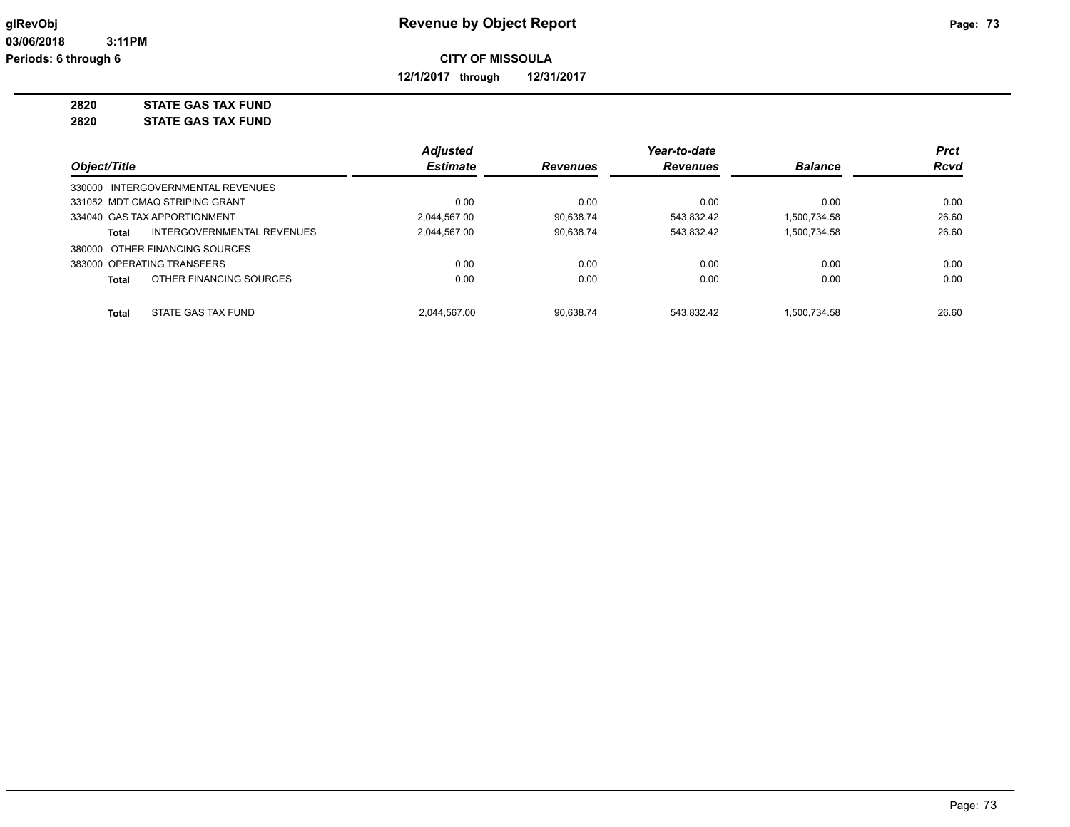# Revenue by Object Report

**CITY OF MISSOULA**

**12/1/2017 through 12/31/2017**

glRevObj
03/06/2018 3:11PM
Periods: 6 through 6

## 2820 STATE GAS TAX FUND
## 2820 STATE GAS TAX FUND

| Object/Title | Adjusted Estimate | Revenues | Year-to-date Revenues | Balance | Prct Rcvd |
|---|---|---|---|---|---|
| 330000 INTERGOVERNMENTAL REVENUES | | | | | |
| 331052 MDT CMAQ STRIPING GRANT | 0.00 | 0.00 | 0.00 | 0.00 | 0.00 |
| 334040 GAS TAX APPORTIONMENT | 2,044,567.00 | 90,638.74 | 543,832.42 | 1,500,734.58 | 26.60 |
| **Total** INTERGOVERNMENTAL REVENUES | 2,044,567.00 | 90,638.74 | 543,832.42 | 1,500,734.58 | 26.60 |
| 380000 OTHER FINANCING SOURCES | | | | | |
| 383000 OPERATING TRANSFERS | 0.00 | 0.00 | 0.00 | 0.00 | 0.00 |
| **Total** OTHER FINANCING SOURCES | 0.00 | 0.00 | 0.00 | 0.00 | 0.00 |
| **Total** STATE GAS TAX FUND | 2,044,567.00 | 90,638.74 | 543,832.42 | 1,500,734.58 | 26.60 |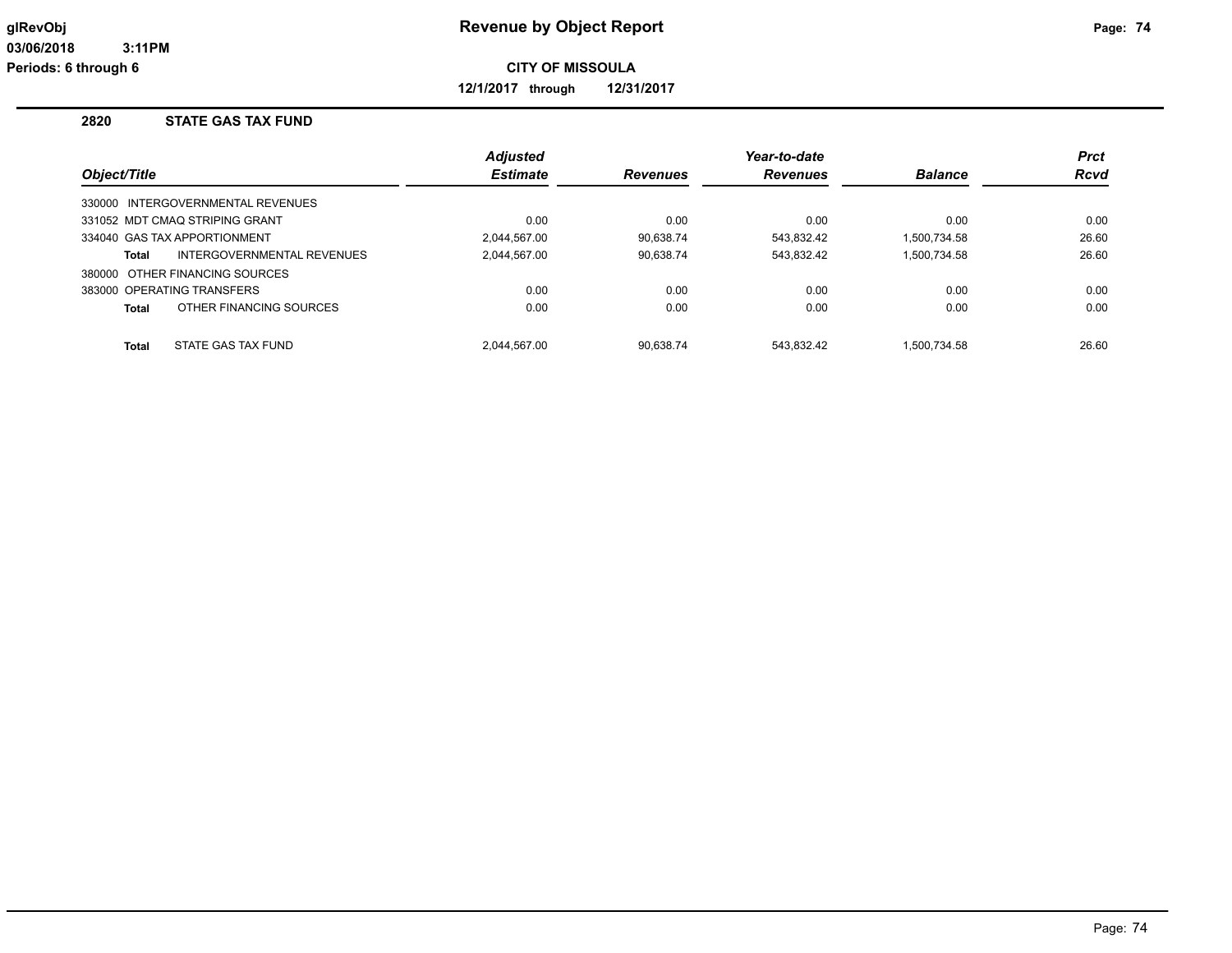**glRevObj**
**03/06/2018 3:11PM**
**Periods: 6 through 6**

# Revenue by Object Report

**CITY OF MISSOULA**

**12/1/2017 through 12/31/2017**

## 2820 STATE GAS TAX FUND

| Object/Title | Adjusted Estimate | Revenues | Year-to-date Revenues | Balance | Prct Rcvd |
|---|---|---|---|---|---|
| 330000 INTERGOVERNMENTAL REVENUES | | | | | |
| 331052 MDT CMAQ STRIPING GRANT | 0.00 | 0.00 | 0.00 | 0.00 | 0.00 |
| 334040 GAS TAX APPORTIONMENT | 2,044,567.00 | 90,638.74 | 543,832.42 | 1,500,734.58 | 26.60 |
| **Total** INTERGOVERNMENTAL REVENUES | 2,044,567.00 | 90,638.74 | 543,832.42 | 1,500,734.58 | 26.60 |
| 380000 OTHER FINANCING SOURCES | | | | | |
| 383000 OPERATING TRANSFERS | 0.00 | 0.00 | 0.00 | 0.00 | 0.00 |
| **Total** OTHER FINANCING SOURCES | 0.00 | 0.00 | 0.00 | 0.00 | 0.00 |
| **Total** STATE GAS TAX FUND | 2,044,567.00 | 90,638.74 | 543,832.42 | 1,500,734.58 | 26.60 |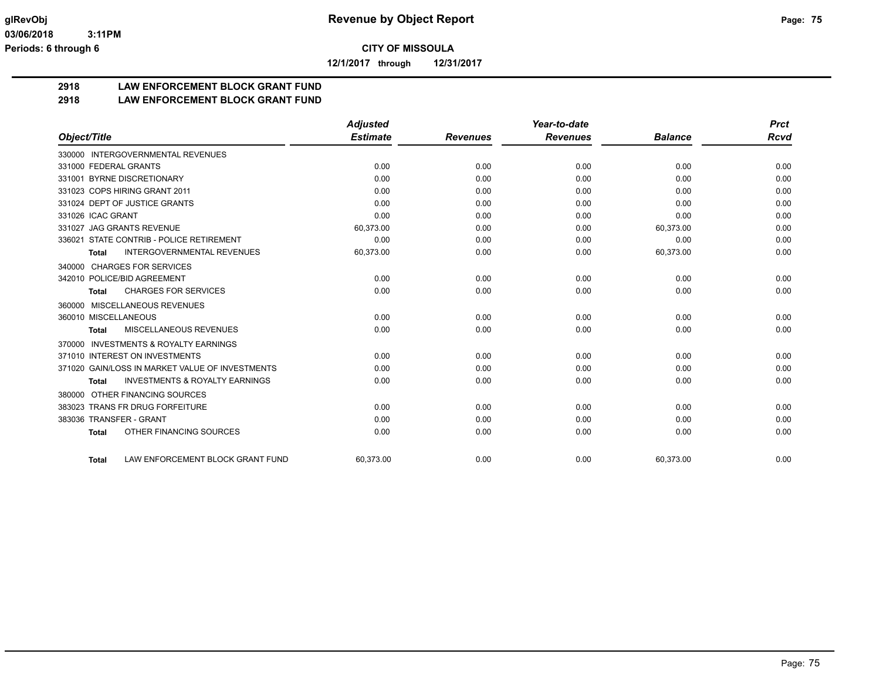**CITY OF MISSOULA**

**12/1/2017 through 12/31/2017**

## 2918 LAW ENFORCEMENT BLOCK GRANT FUND

## 2918 LAW ENFORCEMENT BLOCK GRANT FUND

| Object/Title | Adjusted Estimate | Revenues | Year-to-date Revenues | Balance | Prct Rcvd |
|---|---|---|---|---|---|
| 330000 INTERGOVERNMENTAL REVENUES | | | | | |
| 331000 FEDERAL GRANTS | 0.00 | 0.00 | 0.00 | 0.00 | 0.00 |
| 331001 BYRNE DISCRETIONARY | 0.00 | 0.00 | 0.00 | 0.00 | 0.00 |
| 331023 COPS HIRING GRANT 2011 | 0.00 | 0.00 | 0.00 | 0.00 | 0.00 |
| 331024 DEPT OF JUSTICE GRANTS | 0.00 | 0.00 | 0.00 | 0.00 | 0.00 |
| 331026 ICAC GRANT | 0.00 | 0.00 | 0.00 | 0.00 | 0.00 |
| 331027 JAG GRANTS REVENUE | 60,373.00 | 0.00 | 0.00 | 60,373.00 | 0.00 |
| 336021 STATE CONTRIB - POLICE RETIREMENT | 0.00 | 0.00 | 0.00 | 0.00 | 0.00 |
| **Total** INTERGOVERNMENTAL REVENUES | 60,373.00 | 0.00 | 0.00 | 60,373.00 | 0.00 |
| 340000 CHARGES FOR SERVICES | | | | | |
| 342010 POLICE/BID AGREEMENT | 0.00 | 0.00 | 0.00 | 0.00 | 0.00 |
| **Total** CHARGES FOR SERVICES | 0.00 | 0.00 | 0.00 | 0.00 | 0.00 |
| 360000 MISCELLANEOUS REVENUES | | | | | |
| 360010 MISCELLANEOUS | 0.00 | 0.00 | 0.00 | 0.00 | 0.00 |
| **Total** MISCELLANEOUS REVENUES | 0.00 | 0.00 | 0.00 | 0.00 | 0.00 |
| 370000 INVESTMENTS & ROYALTY EARNINGS | | | | | |
| 371010 INTEREST ON INVESTMENTS | 0.00 | 0.00 | 0.00 | 0.00 | 0.00 |
| 371020 GAIN/LOSS IN MARKET VALUE OF INVESTMENTS | 0.00 | 0.00 | 0.00 | 0.00 | 0.00 |
| **Total** INVESTMENTS & ROYALTY EARNINGS | 0.00 | 0.00 | 0.00 | 0.00 | 0.00 |
| 380000 OTHER FINANCING SOURCES | | | | | |
| 383023 TRANS FR DRUG FORFEITURE | 0.00 | 0.00 | 0.00 | 0.00 | 0.00 |
| 383036 TRANSFER - GRANT | 0.00 | 0.00 | 0.00 | 0.00 | 0.00 |
| **Total** OTHER FINANCING SOURCES | 0.00 | 0.00 | 0.00 | 0.00 | 0.00 |
| **Total** LAW ENFORCEMENT BLOCK GRANT FUND | 60,373.00 | 0.00 | 0.00 | 60,373.00 | 0.00 |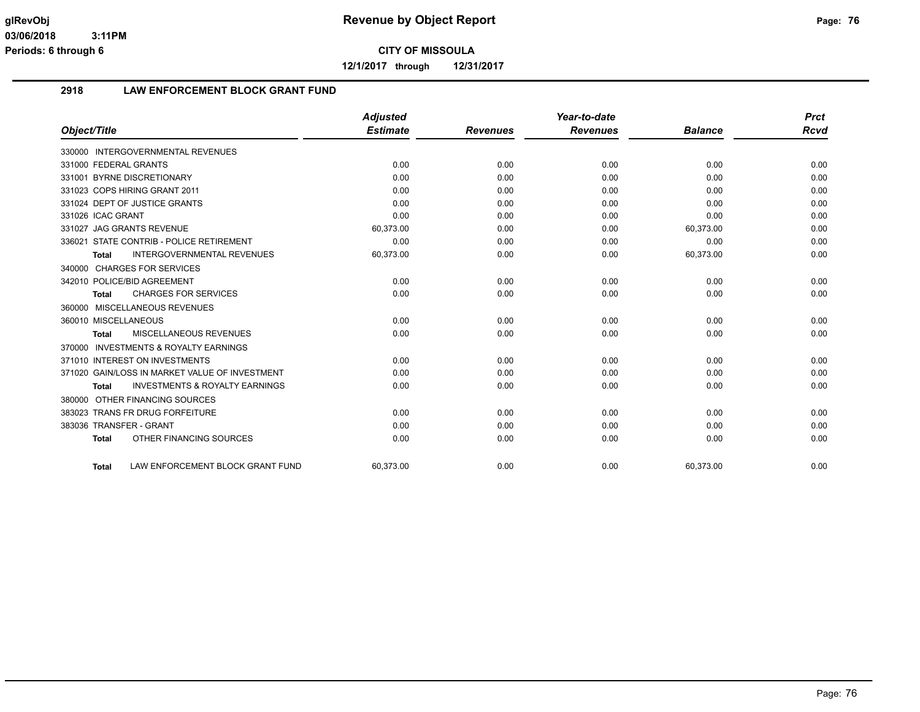**CITY OF MISSOULA**

**12/1/2017 through 12/31/2017**

## 2918 LAW ENFORCEMENT BLOCK GRANT FUND

| Object/Title | Adjusted Estimate | Revenues | Year-to-date Revenues | Balance | Prct Rcvd |
|---|---|---|---|---|---|
| 330000 INTERGOVERNMENTAL REVENUES | | | | | |
| 331000 FEDERAL GRANTS | 0.00 | 0.00 | 0.00 | 0.00 | 0.00 |
| 331001 BYRNE DISCRETIONARY | 0.00 | 0.00 | 0.00 | 0.00 | 0.00 |
| 331023 COPS HIRING GRANT 2011 | 0.00 | 0.00 | 0.00 | 0.00 | 0.00 |
| 331024 DEPT OF JUSTICE GRANTS | 0.00 | 0.00 | 0.00 | 0.00 | 0.00 |
| 331026 ICAC GRANT | 0.00 | 0.00 | 0.00 | 0.00 | 0.00 |
| 331027 JAG GRANTS REVENUE | 60,373.00 | 0.00 | 0.00 | 60,373.00 | 0.00 |
| 336021 STATE CONTRIB - POLICE RETIREMENT | 0.00 | 0.00 | 0.00 | 0.00 | 0.00 |
| **Total** INTERGOVERNMENTAL REVENUES | 60,373.00 | 0.00 | 0.00 | 60,373.00 | 0.00 |
| 340000 CHARGES FOR SERVICES | | | | | |
| 342010 POLICE/BID AGREEMENT | 0.00 | 0.00 | 0.00 | 0.00 | 0.00 |
| **Total** CHARGES FOR SERVICES | 0.00 | 0.00 | 0.00 | 0.00 | 0.00 |
| 360000 MISCELLANEOUS REVENUES | | | | | |
| 360010 MISCELLANEOUS | 0.00 | 0.00 | 0.00 | 0.00 | 0.00 |
| **Total** MISCELLANEOUS REVENUES | 0.00 | 0.00 | 0.00 | 0.00 | 0.00 |
| 370000 INVESTMENTS & ROYALTY EARNINGS | | | | | |
| 371010 INTEREST ON INVESTMENTS | 0.00 | 0.00 | 0.00 | 0.00 | 0.00 |
| 371020 GAIN/LOSS IN MARKET VALUE OF INVESTMENT | 0.00 | 0.00 | 0.00 | 0.00 | 0.00 |
| **Total** INVESTMENTS & ROYALTY EARNINGS | 0.00 | 0.00 | 0.00 | 0.00 | 0.00 |
| 380000 OTHER FINANCING SOURCES | | | | | |
| 383023 TRANS FR DRUG FORFEITURE | 0.00 | 0.00 | 0.00 | 0.00 | 0.00 |
| 383036 TRANSFER - GRANT | 0.00 | 0.00 | 0.00 | 0.00 | 0.00 |
| **Total** OTHER FINANCING SOURCES | 0.00 | 0.00 | 0.00 | 0.00 | 0.00 |
| **Total** LAW ENFORCEMENT BLOCK GRANT FUND | 60,373.00 | 0.00 | 0.00 | 60,373.00 | 0.00 |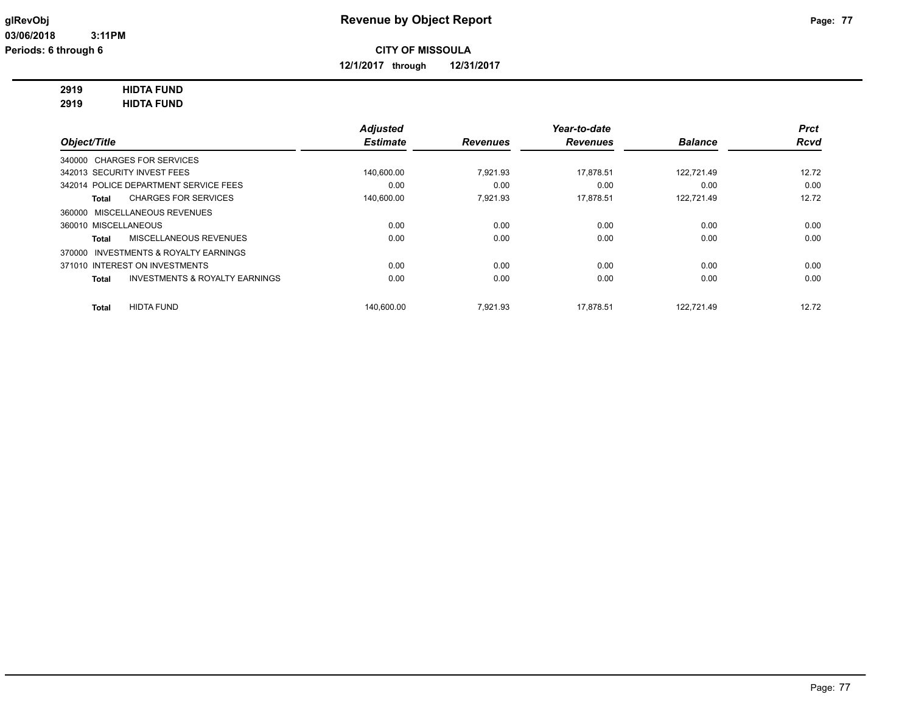**glRevObj**
**03/06/2018 3:11PM**
**Periods: 6 through 6**

# Revenue by Object Report

**CITY OF MISSOULA**

**12/1/2017 through 12/31/2017**

**2919 HIDTA FUND**
**2919 HIDTA FUND**

| Object/Title | Adjusted Estimate | Revenues | Year-to-date Revenues | Balance | Prct Rcvd |
|---|---|---|---|---|---|
| 340000 CHARGES FOR SERVICES | | | | | |
| 342013 SECURITY INVEST FEES | 140,600.00 | 7,921.93 | 17,878.51 | 122,721.49 | 12.72 |
| 342014 POLICE DEPARTMENT SERVICE FEES | 0.00 | 0.00 | 0.00 | 0.00 | 0.00 |
| **Total** CHARGES FOR SERVICES | 140,600.00 | 7,921.93 | 17,878.51 | 122,721.49 | 12.72 |
| 360000 MISCELLANEOUS REVENUES | | | | | |
| 360010 MISCELLANEOUS | 0.00 | 0.00 | 0.00 | 0.00 | 0.00 |
| **Total** MISCELLANEOUS REVENUES | 0.00 | 0.00 | 0.00 | 0.00 | 0.00 |
| 370000 INVESTMENTS & ROYALTY EARNINGS | | | | | |
| 371010 INTEREST ON INVESTMENTS | 0.00 | 0.00 | 0.00 | 0.00 | 0.00 |
| **Total** INVESTMENTS & ROYALTY EARNINGS | 0.00 | 0.00 | 0.00 | 0.00 | 0.00 |
| **Total** HIDTA FUND | 140,600.00 | 7,921.93 | 17,878.51 | 122,721.49 | 12.72 |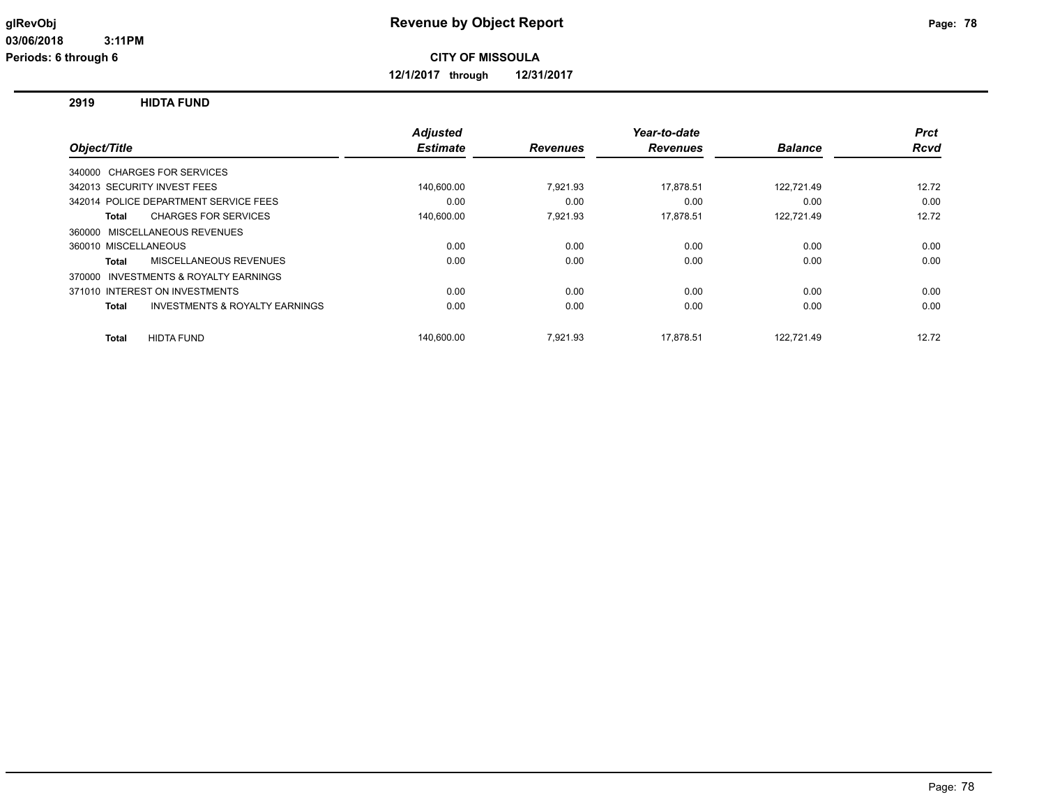**glRevObj**
**03/06/2018 3:11PM**
**Periods: 6 through 6**

# Revenue by Object Report

**CITY OF MISSOULA**

**12/1/2017 through 12/31/2017**

## 2919 HIDTA FUND

| Object/Title | Adjusted Estimate | Revenues | Year-to-date Revenues | Balance | Prct Rcvd |
|---|---|---|---|---|---|
| 340000 CHARGES FOR SERVICES | | | | | |
| 342013 SECURITY INVEST FEES | 140,600.00 | 7,921.93 | 17,878.51 | 122,721.49 | 12.72 |
| 342014 POLICE DEPARTMENT SERVICE FEES | 0.00 | 0.00 | 0.00 | 0.00 | 0.00 |
| **Total** CHARGES FOR SERVICES | 140,600.00 | 7,921.93 | 17,878.51 | 122,721.49 | 12.72 |
| 360000 MISCELLANEOUS REVENUES | | | | | |
| 360010 MISCELLANEOUS | 0.00 | 0.00 | 0.00 | 0.00 | 0.00 |
| **Total** MISCELLANEOUS REVENUES | 0.00 | 0.00 | 0.00 | 0.00 | 0.00 |
| 370000 INVESTMENTS & ROYALTY EARNINGS | | | | | |
| 371010 INTEREST ON INVESTMENTS | 0.00 | 0.00 | 0.00 | 0.00 | 0.00 |
| **Total** INVESTMENTS & ROYALTY EARNINGS | 0.00 | 0.00 | 0.00 | 0.00 | 0.00 |
| **Total** HIDTA FUND | 140,600.00 | 7,921.93 | 17,878.51 | 122,721.49 | 12.72 |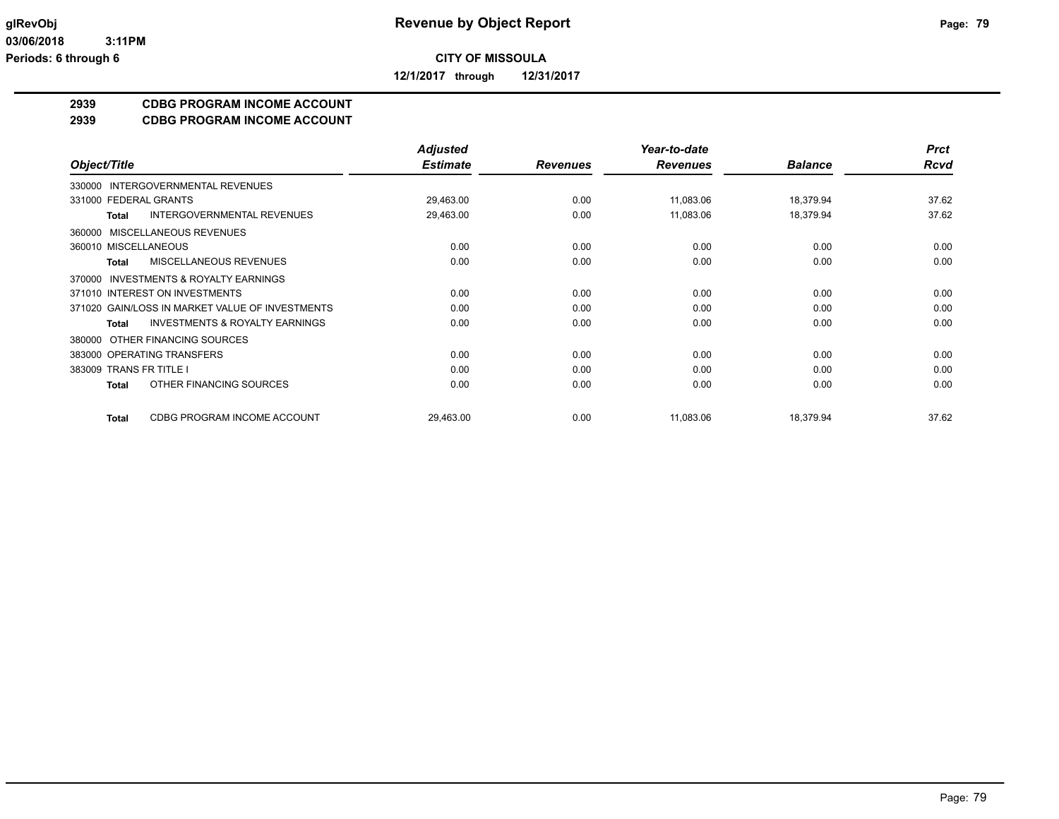**CITY OF MISSOULA**

**12/1/2017 through 12/31/2017**

## 2939 CDBG PROGRAM INCOME ACCOUNT
## 2939 CDBG PROGRAM INCOME ACCOUNT

| Object/Title | Adjusted Estimate | Revenues | Year-to-date Revenues | Balance | Prct Rcvd |
|---|---|---|---|---|---|
| 330000 INTERGOVERNMENTAL REVENUES | | | | | |
| 331000 FEDERAL GRANTS | 29,463.00 | 0.00 | 11,083.06 | 18,379.94 | 37.62 |
| **Total** INTERGOVERNMENTAL REVENUES | 29,463.00 | 0.00 | 11,083.06 | 18,379.94 | 37.62 |
| 360000 MISCELLANEOUS REVENUES | | | | | |
| 360010 MISCELLANEOUS | 0.00 | 0.00 | 0.00 | 0.00 | 0.00 |
| **Total** MISCELLANEOUS REVENUES | 0.00 | 0.00 | 0.00 | 0.00 | 0.00 |
| 370000 INVESTMENTS & ROYALTY EARNINGS | | | | | |
| 371010 INTEREST ON INVESTMENTS | 0.00 | 0.00 | 0.00 | 0.00 | 0.00 |
| 371020 GAIN/LOSS IN MARKET VALUE OF INVESTMENTS | 0.00 | 0.00 | 0.00 | 0.00 | 0.00 |
| **Total** INVESTMENTS & ROYALTY EARNINGS | 0.00 | 0.00 | 0.00 | 0.00 | 0.00 |
| 380000 OTHER FINANCING SOURCES | | | | | |
| 383000 OPERATING TRANSFERS | 0.00 | 0.00 | 0.00 | 0.00 | 0.00 |
| 383009 TRANS FR TITLE I | 0.00 | 0.00 | 0.00 | 0.00 | 0.00 |
| **Total** OTHER FINANCING SOURCES | 0.00 | 0.00 | 0.00 | 0.00 | 0.00 |
| **Total** CDBG PROGRAM INCOME ACCOUNT | 29,463.00 | 0.00 | 11,083.06 | 18,379.94 | 37.62 |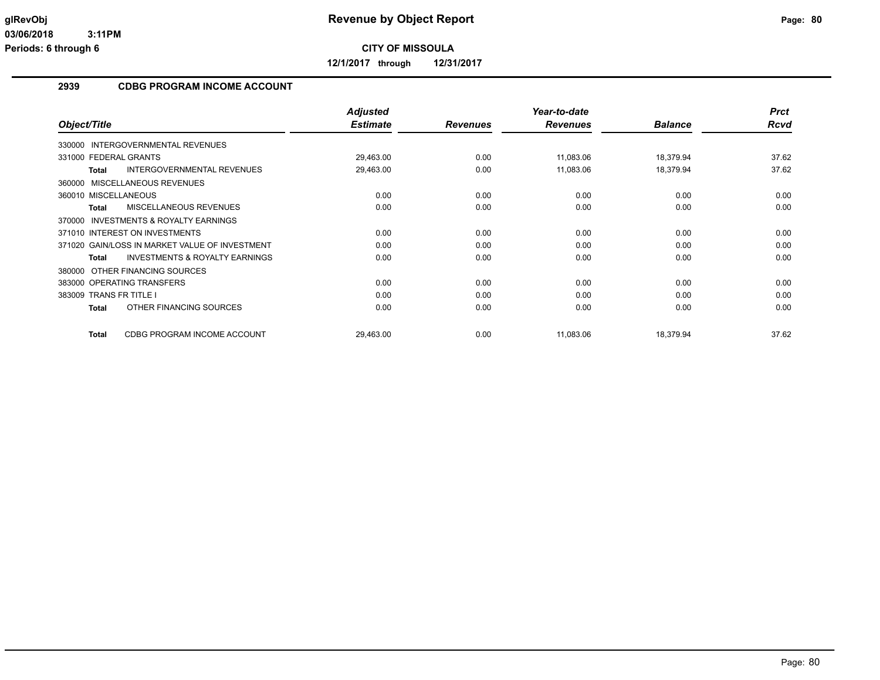# Revenue by Object Report

**CITY OF MISSOULA**

**12/1/2017 through 12/31/2017**

glRevObj
03/06/2018 3:11PM
Periods: 6 through 6

## 2939 CDBG PROGRAM INCOME ACCOUNT

| Object/Title | Adjusted Estimate | Revenues | Year-to-date Revenues | Balance | Prct Rcvd |
|---|---|---|---|---|---|
| 330000 INTERGOVERNMENTAL REVENUES | | | | | |
| 331000 FEDERAL GRANTS | 29,463.00 | 0.00 | 11,083.06 | 18,379.94 | 37.62 |
| **Total** INTERGOVERNMENTAL REVENUES | 29,463.00 | 0.00 | 11,083.06 | 18,379.94 | 37.62 |
| 360000 MISCELLANEOUS REVENUES | | | | | |
| 360010 MISCELLANEOUS | 0.00 | 0.00 | 0.00 | 0.00 | 0.00 |
| **Total** MISCELLANEOUS REVENUES | 0.00 | 0.00 | 0.00 | 0.00 | 0.00 |
| 370000 INVESTMENTS & ROYALTY EARNINGS | | | | | |
| 371010 INTEREST ON INVESTMENTS | 0.00 | 0.00 | 0.00 | 0.00 | 0.00 |
| 371020 GAIN/LOSS IN MARKET VALUE OF INVESTMENT | 0.00 | 0.00 | 0.00 | 0.00 | 0.00 |
| **Total** INVESTMENTS & ROYALTY EARNINGS | 0.00 | 0.00 | 0.00 | 0.00 | 0.00 |
| 380000 OTHER FINANCING SOURCES | | | | | |
| 383000 OPERATING TRANSFERS | 0.00 | 0.00 | 0.00 | 0.00 | 0.00 |
| 383009 TRANS FR TITLE I | 0.00 | 0.00 | 0.00 | 0.00 | 0.00 |
| **Total** OTHER FINANCING SOURCES | 0.00 | 0.00 | 0.00 | 0.00 | 0.00 |
| **Total** CDBG PROGRAM INCOME ACCOUNT | 29,463.00 | 0.00 | 11,083.06 | 18,379.94 | 37.62 |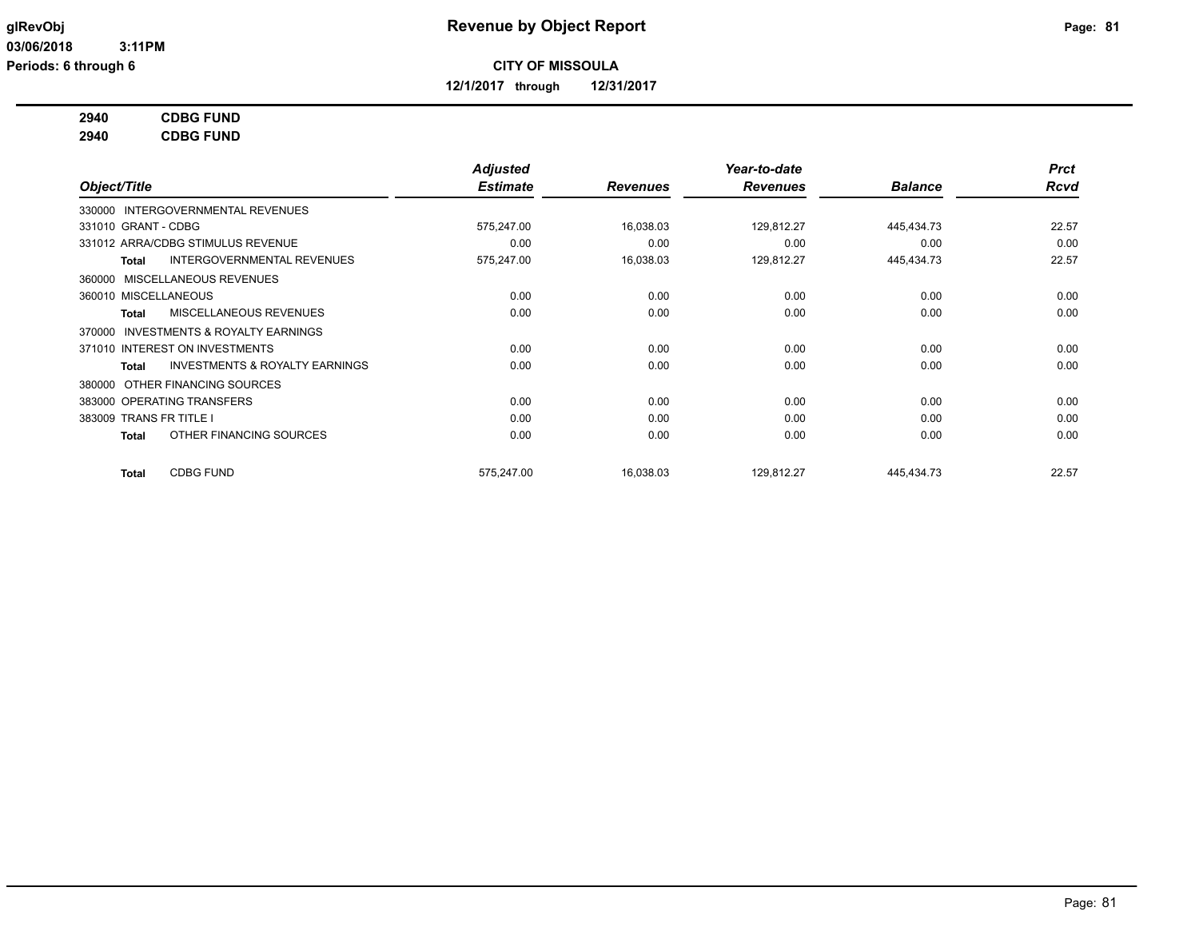**glRevObj**
**03/06/2018 3:11PM**
**Periods: 6 through 6**

# Revenue by Object Report

**CITY OF MISSOULA**

**12/1/2017 through 12/31/2017**

**2940 CDBG FUND**
**2940 CDBG FUND**

| Object/Title | Adjusted Estimate | Revenues | Year-to-date Revenues | Balance | Prct Rcvd |
|---|---|---|---|---|---|
| 330000 INTERGOVERNMENTAL REVENUES | | | | | |
| 331010 GRANT - CDBG | 575,247.00 | 16,038.03 | 129,812.27 | 445,434.73 | 22.57 |
| 331012 ARRA/CDBG STIMULUS REVENUE | 0.00 | 0.00 | 0.00 | 0.00 | 0.00 |
| **Total** INTERGOVERNMENTAL REVENUES | 575,247.00 | 16,038.03 | 129,812.27 | 445,434.73 | 22.57 |
| 360000 MISCELLANEOUS REVENUES | | | | | |
| 360010 MISCELLANEOUS | 0.00 | 0.00 | 0.00 | 0.00 | 0.00 |
| **Total** MISCELLANEOUS REVENUES | 0.00 | 0.00 | 0.00 | 0.00 | 0.00 |
| 370000 INVESTMENTS & ROYALTY EARNINGS | | | | | |
| 371010 INTEREST ON INVESTMENTS | 0.00 | 0.00 | 0.00 | 0.00 | 0.00 |
| **Total** INVESTMENTS & ROYALTY EARNINGS | 0.00 | 0.00 | 0.00 | 0.00 | 0.00 |
| 380000 OTHER FINANCING SOURCES | | | | | |
| 383000 OPERATING TRANSFERS | 0.00 | 0.00 | 0.00 | 0.00 | 0.00 |
| 383009 TRANS FR TITLE I | 0.00 | 0.00 | 0.00 | 0.00 | 0.00 |
| **Total** OTHER FINANCING SOURCES | 0.00 | 0.00 | 0.00 | 0.00 | 0.00 |
| **Total** CDBG FUND | 575,247.00 | 16,038.03 | 129,812.27 | 445,434.73 | 22.57 |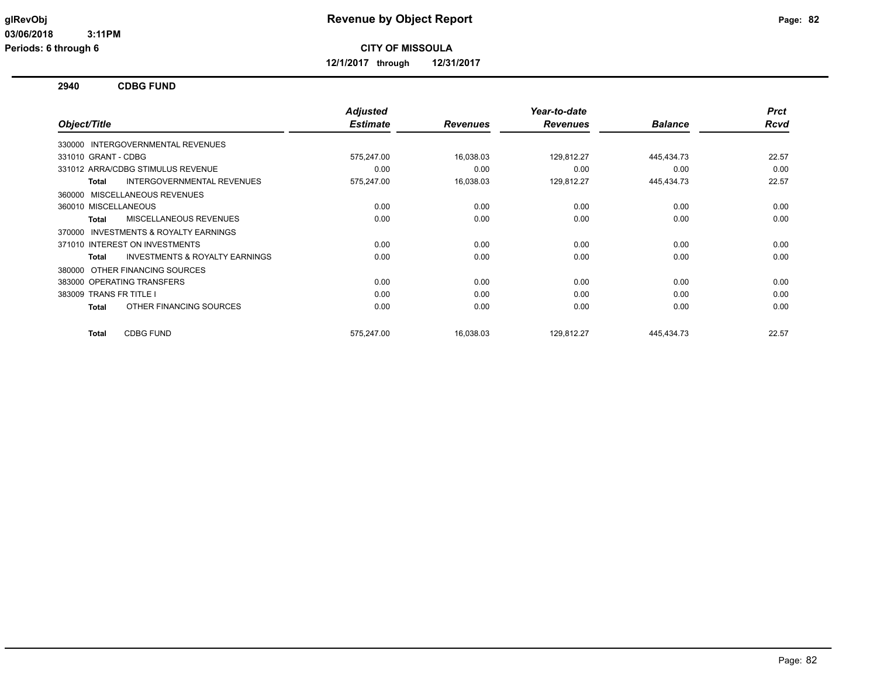# Revenue by Object Report

glRevObj
03/06/2018 3:11PM
Periods: 6 through 6

**CITY OF MISSOULA**

**12/1/2017 through 12/31/2017**

## 2940 CDBG FUND

| Object/Title | Adjusted Estimate | Revenues | Year-to-date Revenues | Balance | Prct Rcvd |
|---|---|---|---|---|---|
| 330000 INTERGOVERNMENTAL REVENUES | | | | | |
| 331010 GRANT - CDBG | 575,247.00 | 16,038.03 | 129,812.27 | 445,434.73 | 22.57 |
| 331012 ARRA/CDBG STIMULUS REVENUE | 0.00 | 0.00 | 0.00 | 0.00 | 0.00 |
| **Total** INTERGOVERNMENTAL REVENUES | 575,247.00 | 16,038.03 | 129,812.27 | 445,434.73 | 22.57 |
| 360000 MISCELLANEOUS REVENUES | | | | | |
| 360010 MISCELLANEOUS | 0.00 | 0.00 | 0.00 | 0.00 | 0.00 |
| **Total** MISCELLANEOUS REVENUES | 0.00 | 0.00 | 0.00 | 0.00 | 0.00 |
| 370000 INVESTMENTS & ROYALTY EARNINGS | | | | | |
| 371010 INTEREST ON INVESTMENTS | 0.00 | 0.00 | 0.00 | 0.00 | 0.00 |
| **Total** INVESTMENTS & ROYALTY EARNINGS | 0.00 | 0.00 | 0.00 | 0.00 | 0.00 |
| 380000 OTHER FINANCING SOURCES | | | | | |
| 383000 OPERATING TRANSFERS | 0.00 | 0.00 | 0.00 | 0.00 | 0.00 |
| 383009 TRANS FR TITLE I | 0.00 | 0.00 | 0.00 | 0.00 | 0.00 |
| **Total** OTHER FINANCING SOURCES | 0.00 | 0.00 | 0.00 | 0.00 | 0.00 |
| **Total** CDBG FUND | 575,247.00 | 16,038.03 | 129,812.27 | 445,434.73 | 22.57 |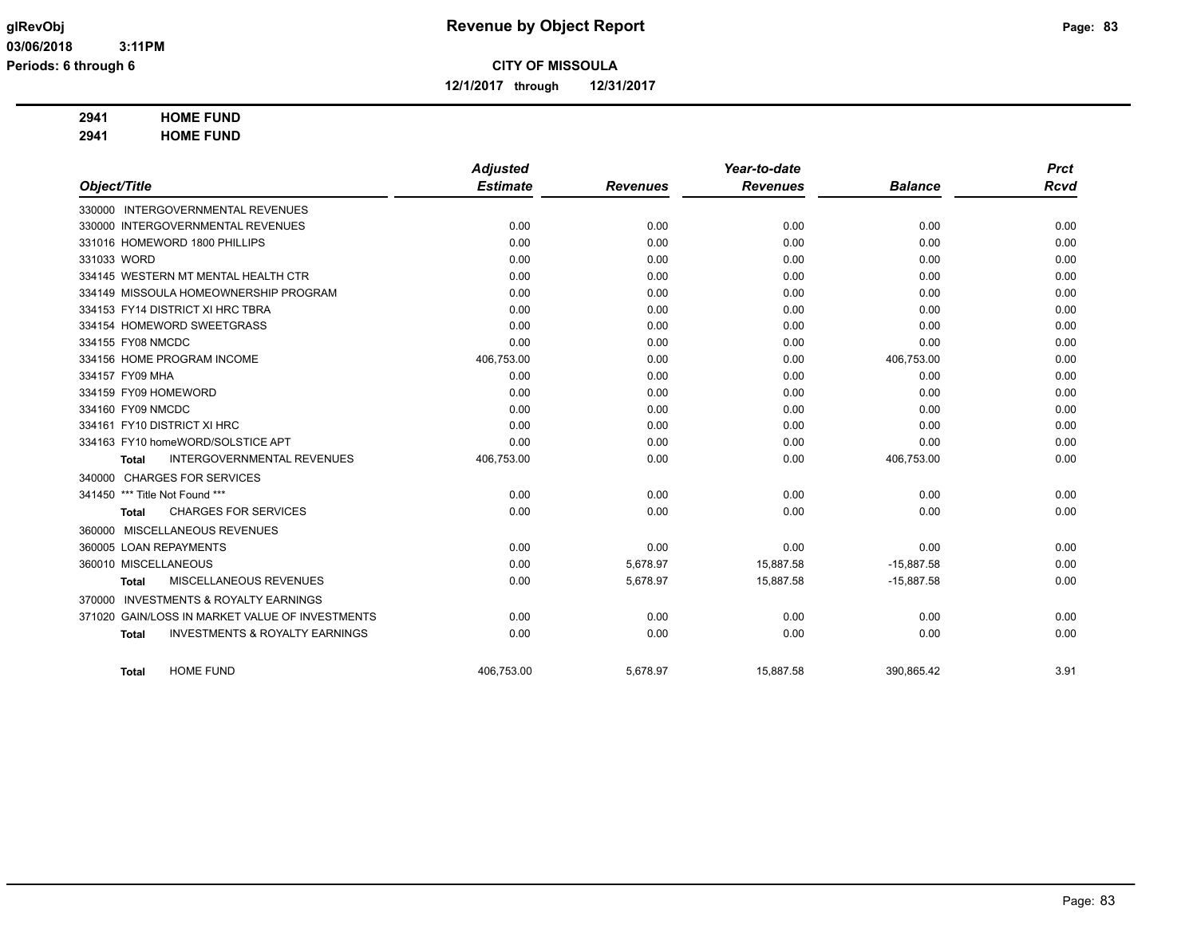# CITY OF MISSOULA

**12/1/2017 through 12/31/2017**

**2941 HOME FUND**
**2941 HOME FUND**

| Object/Title | Adjusted Estimate | Revenues | Year-to-date Revenues | Balance | Prct Rcvd |
|---|---|---|---|---|---|
| 330000 INTERGOVERNMENTAL REVENUES | | | | | |
| 330000 INTERGOVERNMENTAL REVENUES | 0.00 | 0.00 | 0.00 | 0.00 | 0.00 |
| 331016 HOMEWORD 1800 PHILLIPS | 0.00 | 0.00 | 0.00 | 0.00 | 0.00 |
| 331033 WORD | 0.00 | 0.00 | 0.00 | 0.00 | 0.00 |
| 334145 WESTERN MT MENTAL HEALTH CTR | 0.00 | 0.00 | 0.00 | 0.00 | 0.00 |
| 334149 MISSOULA HOMEOWNERSHIP PROGRAM | 0.00 | 0.00 | 0.00 | 0.00 | 0.00 |
| 334153 FY14 DISTRICT XI HRC TBRA | 0.00 | 0.00 | 0.00 | 0.00 | 0.00 |
| 334154 HOMEWORD SWEETGRASS | 0.00 | 0.00 | 0.00 | 0.00 | 0.00 |
| 334155 FY08 NMCDC | 0.00 | 0.00 | 0.00 | 0.00 | 0.00 |
| 334156 HOME PROGRAM INCOME | 406,753.00 | 0.00 | 0.00 | 406,753.00 | 0.00 |
| 334157 FY09 MHA | 0.00 | 0.00 | 0.00 | 0.00 | 0.00 |
| 334159 FY09 HOMEWORD | 0.00 | 0.00 | 0.00 | 0.00 | 0.00 |
| 334160 FY09 NMCDC | 0.00 | 0.00 | 0.00 | 0.00 | 0.00 |
| 334161 FY10 DISTRICT XI HRC | 0.00 | 0.00 | 0.00 | 0.00 | 0.00 |
| 334163 FY10 homeWORD/SOLSTICE APT | 0.00 | 0.00 | 0.00 | 0.00 | 0.00 |
| **Total** INTERGOVERNMENTAL REVENUES | 406,753.00 | 0.00 | 0.00 | 406,753.00 | 0.00 |
| 340000 CHARGES FOR SERVICES | | | | | |
| 341450 *** Title Not Found *** | 0.00 | 0.00 | 0.00 | 0.00 | 0.00 |
| **Total** CHARGES FOR SERVICES | 0.00 | 0.00 | 0.00 | 0.00 | 0.00 |
| 360000 MISCELLANEOUS REVENUES | | | | | |
| 360005 LOAN REPAYMENTS | 0.00 | 0.00 | 0.00 | 0.00 | 0.00 |
| 360010 MISCELLANEOUS | 0.00 | 5,678.97 | 15,887.58 | -15,887.58 | 0.00 |
| **Total** MISCELLANEOUS REVENUES | 0.00 | 5,678.97 | 15,887.58 | -15,887.58 | 0.00 |
| 370000 INVESTMENTS & ROYALTY EARNINGS | | | | | |
| 371020 GAIN/LOSS IN MARKET VALUE OF INVESTMENTS | 0.00 | 0.00 | 0.00 | 0.00 | 0.00 |
| **Total** INVESTMENTS & ROYALTY EARNINGS | 0.00 | 0.00 | 0.00 | 0.00 | 0.00 |
| **Total** HOME FUND | 406,753.00 | 5,678.97 | 15,887.58 | 390,865.42 | 3.91 |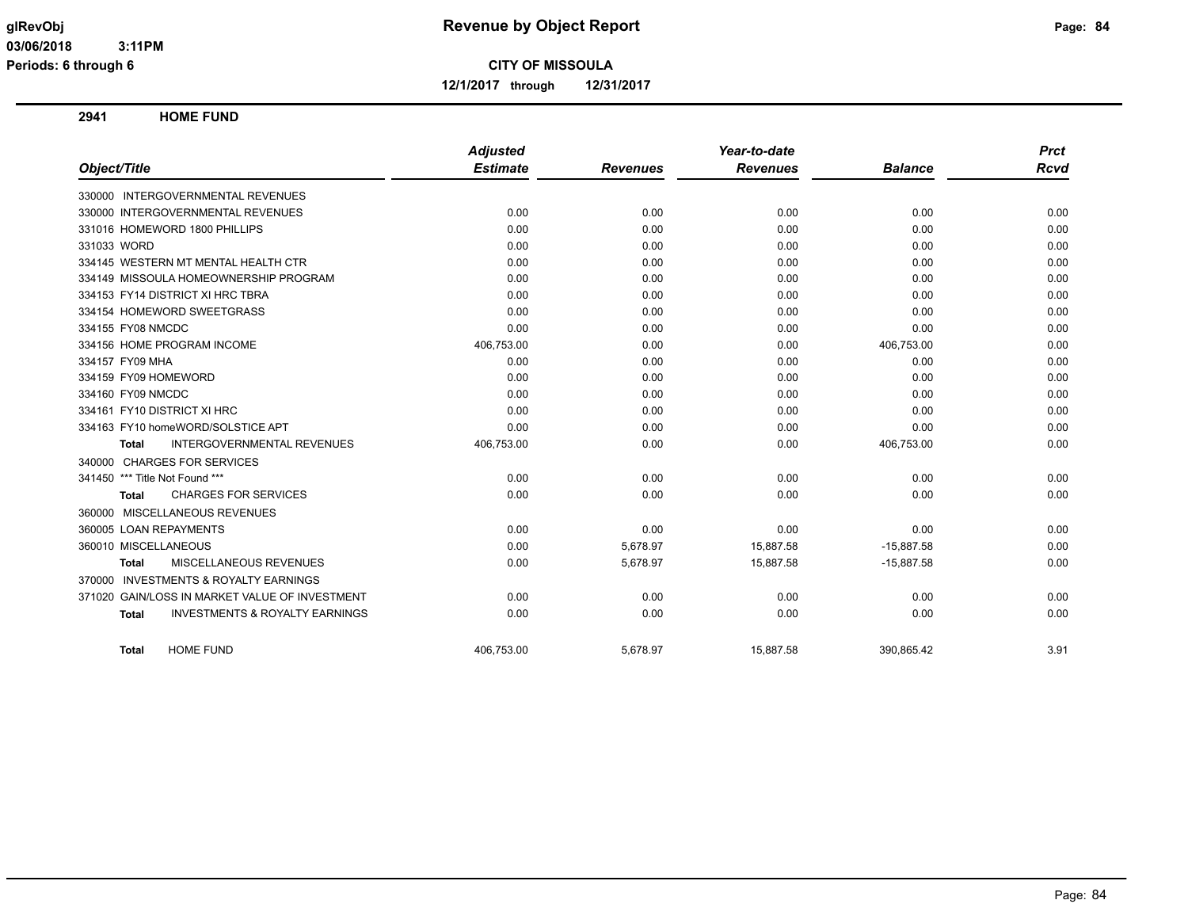# Revenue by Object Report

**CITY OF MISSOULA**

**12/1/2017 through 12/31/2017**

glRevObj
03/06/2018 3:11PM
Periods: 6 through 6

## 2941 HOME FUND

| Object/Title | Adjusted Estimate | Revenues | Year-to-date Revenues | Balance | Prct Rcvd |
|---|---|---|---|---|---|
| 330000 INTERGOVERNMENTAL REVENUES | | | | | |
| 330000 INTERGOVERNMENTAL REVENUES | 0.00 | 0.00 | 0.00 | 0.00 | 0.00 |
| 331016 HOMEWORD 1800 PHILLIPS | 0.00 | 0.00 | 0.00 | 0.00 | 0.00 |
| 331033 WORD | 0.00 | 0.00 | 0.00 | 0.00 | 0.00 |
| 334145 WESTERN MT MENTAL HEALTH CTR | 0.00 | 0.00 | 0.00 | 0.00 | 0.00 |
| 334149 MISSOULA HOMEOWNERSHIP PROGRAM | 0.00 | 0.00 | 0.00 | 0.00 | 0.00 |
| 334153 FY14 DISTRICT XI HRC TBRA | 0.00 | 0.00 | 0.00 | 0.00 | 0.00 |
| 334154 HOMEWORD SWEETGRASS | 0.00 | 0.00 | 0.00 | 0.00 | 0.00 |
| 334155 FY08 NMCDC | 0.00 | 0.00 | 0.00 | 0.00 | 0.00 |
| 334156 HOME PROGRAM INCOME | 406,753.00 | 0.00 | 0.00 | 406,753.00 | 0.00 |
| 334157 FY09 MHA | 0.00 | 0.00 | 0.00 | 0.00 | 0.00 |
| 334159 FY09 HOMEWORD | 0.00 | 0.00 | 0.00 | 0.00 | 0.00 |
| 334160 FY09 NMCDC | 0.00 | 0.00 | 0.00 | 0.00 | 0.00 |
| 334161 FY10 DISTRICT XI HRC | 0.00 | 0.00 | 0.00 | 0.00 | 0.00 |
| 334163 FY10 homeWORD/SOLSTICE APT | 0.00 | 0.00 | 0.00 | 0.00 | 0.00 |
| **Total** INTERGOVERNMENTAL REVENUES | 406,753.00 | 0.00 | 0.00 | 406,753.00 | 0.00 |
| 340000 CHARGES FOR SERVICES | | | | | |
| 341450 *** Title Not Found *** | 0.00 | 0.00 | 0.00 | 0.00 | 0.00 |
| **Total** CHARGES FOR SERVICES | 0.00 | 0.00 | 0.00 | 0.00 | 0.00 |
| 360000 MISCELLANEOUS REVENUES | | | | | |
| 360005 LOAN REPAYMENTS | 0.00 | 0.00 | 0.00 | 0.00 | 0.00 |
| 360010 MISCELLANEOUS | 0.00 | 5,678.97 | 15,887.58 | -15,887.58 | 0.00 |
| **Total** MISCELLANEOUS REVENUES | 0.00 | 5,678.97 | 15,887.58 | -15,887.58 | 0.00 |
| 370000 INVESTMENTS & ROYALTY EARNINGS | | | | | |
| 371020 GAIN/LOSS IN MARKET VALUE OF INVESTMENT | 0.00 | 0.00 | 0.00 | 0.00 | 0.00 |
| **Total** INVESTMENTS & ROYALTY EARNINGS | 0.00 | 0.00 | 0.00 | 0.00 | 0.00 |
| **Total** HOME FUND | 406,753.00 | 5,678.97 | 15,887.58 | 390,865.42 | 3.91 |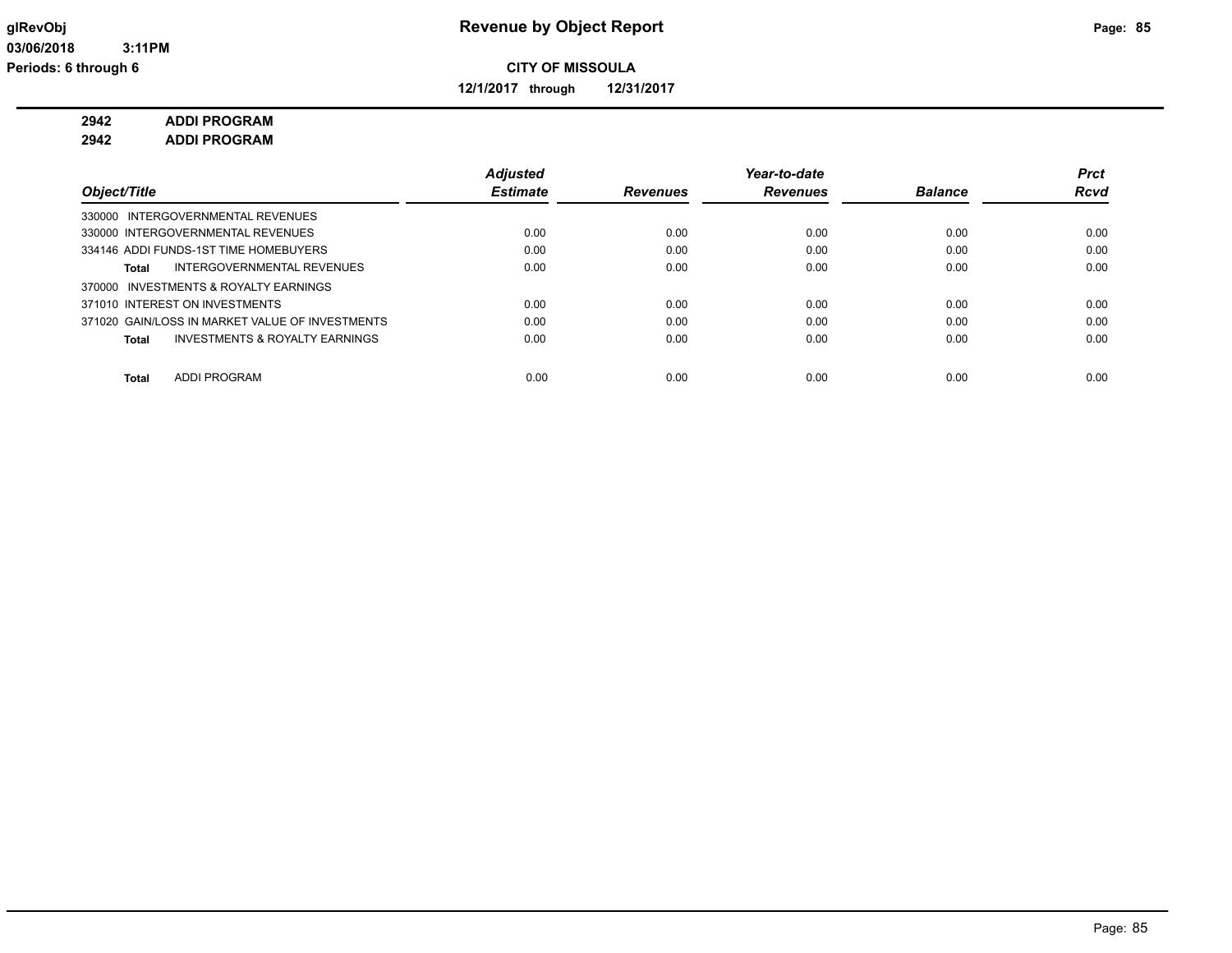# Revenue by Object Report

**CITY OF MISSOULA**

**12/1/2017 through 12/31/2017**

glRevObj
03/06/2018 3:11PM
Periods: 6 through 6

**2942 ADDI PROGRAM**
**2942 ADDI PROGRAM**

| Object/Title | Adjusted Estimate | Revenues | Year-to-date Revenues | Balance | Prct Rcvd |
|---|---|---|---|---|---|
| 330000 INTERGOVERNMENTAL REVENUES | | | | | |
| 330000 INTERGOVERNMENTAL REVENUES | 0.00 | 0.00 | 0.00 | 0.00 | 0.00 |
| 334146 ADDI FUNDS-1ST TIME HOMEBUYERS | 0.00 | 0.00 | 0.00 | 0.00 | 0.00 |
| **Total** INTERGOVERNMENTAL REVENUES | 0.00 | 0.00 | 0.00 | 0.00 | 0.00 |
| 370000 INVESTMENTS & ROYALTY EARNINGS | | | | | |
| 371010 INTEREST ON INVESTMENTS | 0.00 | 0.00 | 0.00 | 0.00 | 0.00 |
| 371020 GAIN/LOSS IN MARKET VALUE OF INVESTMENTS | 0.00 | 0.00 | 0.00 | 0.00 | 0.00 |
| **Total** INVESTMENTS & ROYALTY EARNINGS | 0.00 | 0.00 | 0.00 | 0.00 | 0.00 |
| **Total** ADDI PROGRAM | 0.00 | 0.00 | 0.00 | 0.00 | 0.00 |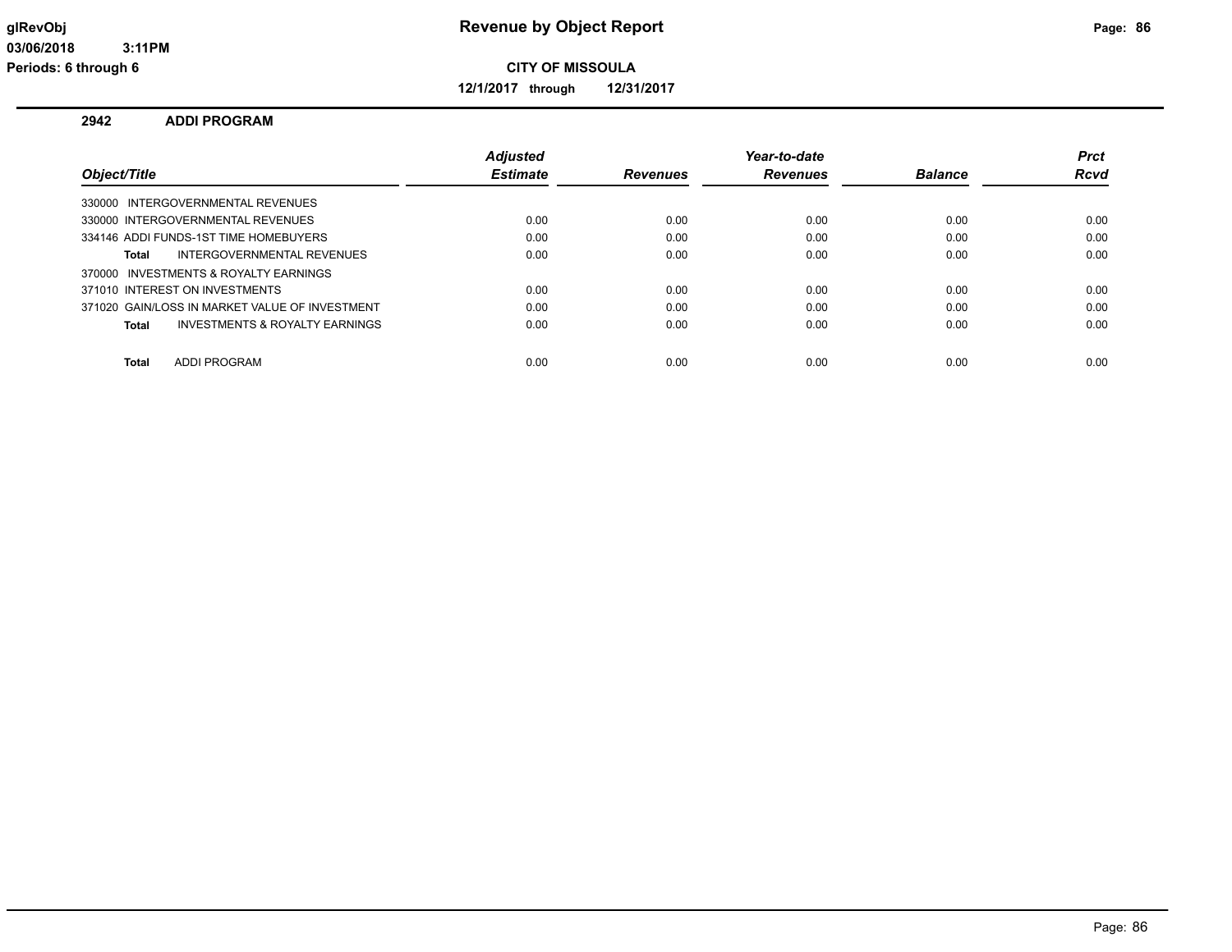**CITY OF MISSOULA**

**12/1/2017 through 12/31/2017**

## 2942 ADDI PROGRAM

| Object/Title | Adjusted Estimate | Revenues | Year-to-date Revenues | Balance | Prct Rcvd |
|---|---|---|---|---|---|
| 330000 INTERGOVERNMENTAL REVENUES | | | | | |
| 330000 INTERGOVERNMENTAL REVENUES | 0.00 | 0.00 | 0.00 | 0.00 | 0.00 |
| 334146 ADDI FUNDS-1ST TIME HOMEBUYERS | 0.00 | 0.00 | 0.00 | 0.00 | 0.00 |
| **Total** INTERGOVERNMENTAL REVENUES | 0.00 | 0.00 | 0.00 | 0.00 | 0.00 |
| 370000 INVESTMENTS & ROYALTY EARNINGS | | | | | |
| 371010 INTEREST ON INVESTMENTS | 0.00 | 0.00 | 0.00 | 0.00 | 0.00 |
| 371020 GAIN/LOSS IN MARKET VALUE OF INVESTMENT | 0.00 | 0.00 | 0.00 | 0.00 | 0.00 |
| **Total** INVESTMENTS & ROYALTY EARNINGS | 0.00 | 0.00 | 0.00 | 0.00 | 0.00 |
| **Total** ADDI PROGRAM | 0.00 | 0.00 | 0.00 | 0.00 | 0.00 |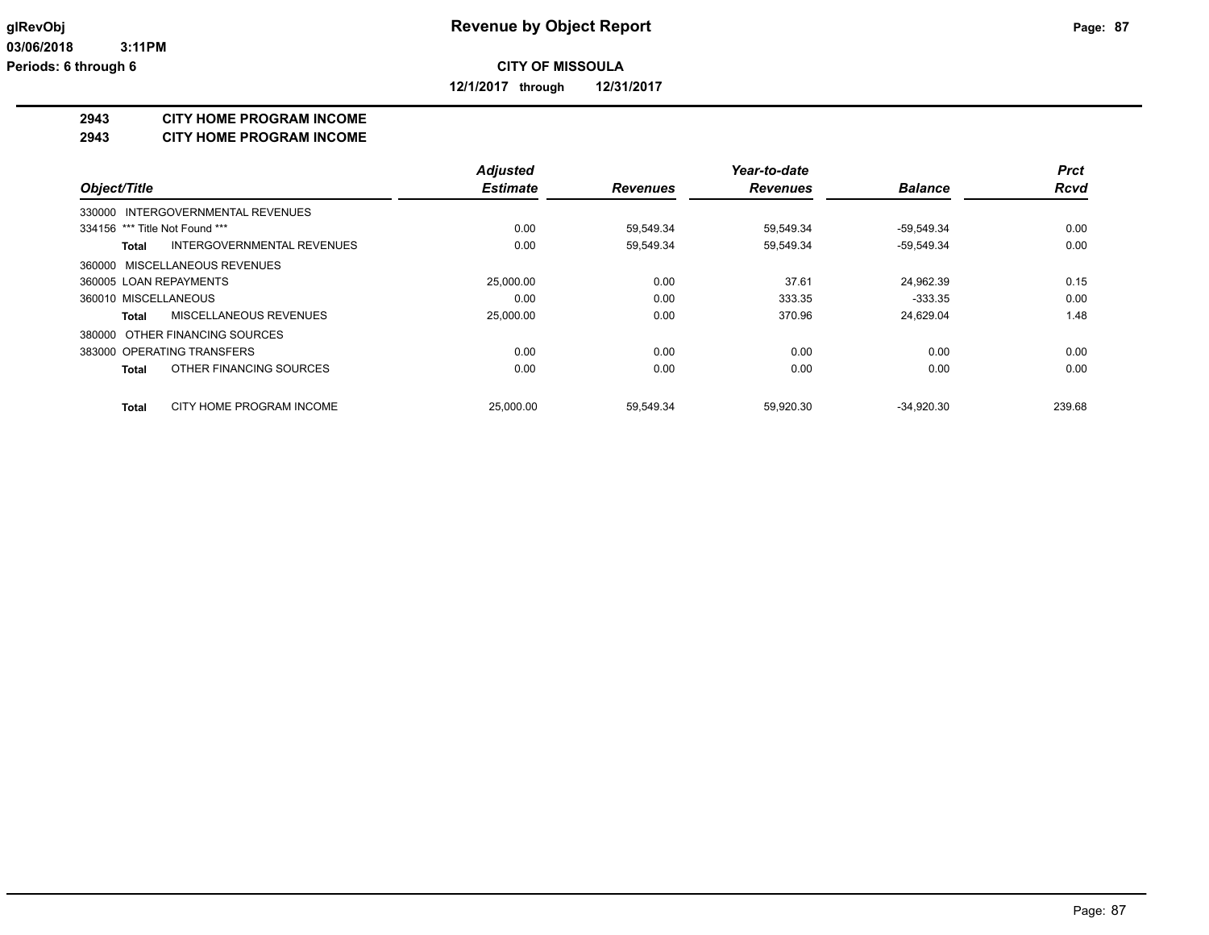**CITY OF MISSOULA**

**12/1/2017 through 12/31/2017**

# 2943 CITY HOME PROGRAM INCOME

## 2943 CITY HOME PROGRAM INCOME

| Object/Title | Adjusted Estimate | Revenues | Year-to-date Revenues | Balance | Prct Rcvd |
|---|---|---|---|---|---|
| 330000 INTERGOVERNMENTAL REVENUES | | | | | |
| 334156 *** Title Not Found *** | 0.00 | 59,549.34 | 59,549.34 | -59,549.34 | 0.00 |
| **Total** INTERGOVERNMENTAL REVENUES | 0.00 | 59,549.34 | 59,549.34 | -59,549.34 | 0.00 |
| 360000 MISCELLANEOUS REVENUES | | | | | |
| 360005 LOAN REPAYMENTS | 25,000.00 | 0.00 | 37.61 | 24,962.39 | 0.15 |
| 360010 MISCELLANEOUS | 0.00 | 0.00 | 333.35 | -333.35 | 0.00 |
| **Total** MISCELLANEOUS REVENUES | 25,000.00 | 0.00 | 370.96 | 24,629.04 | 1.48 |
| 380000 OTHER FINANCING SOURCES | | | | | |
| 383000 OPERATING TRANSFERS | 0.00 | 0.00 | 0.00 | 0.00 | 0.00 |
| **Total** OTHER FINANCING SOURCES | 0.00 | 0.00 | 0.00 | 0.00 | 0.00 |
| **Total** CITY HOME PROGRAM INCOME | 25,000.00 | 59,549.34 | 59,920.30 | -34,920.30 | 239.68 |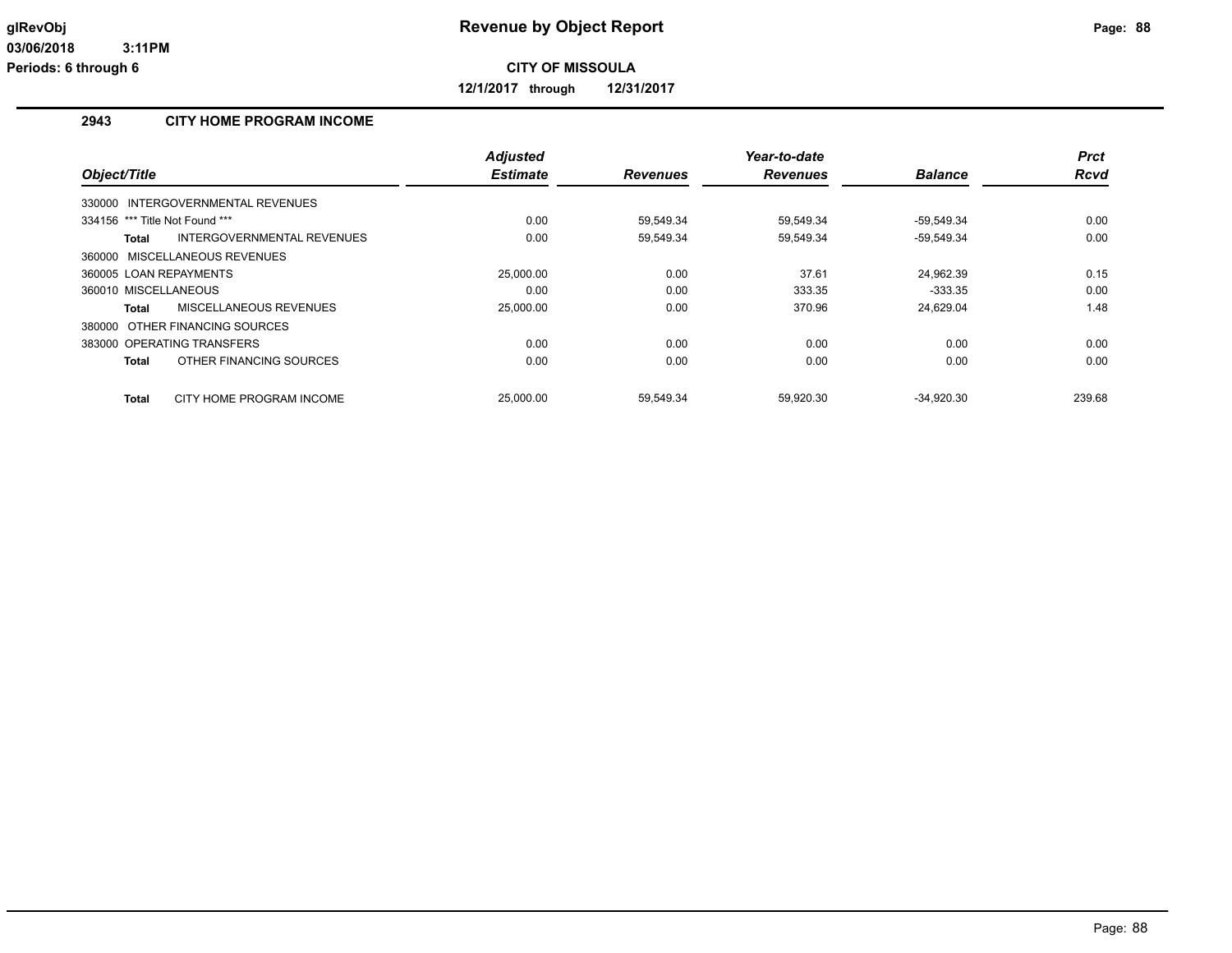**glRevObj**
**03/06/2018 3:11PM**
**Periods: 6 through 6**

# Revenue by Object Report

**CITY OF MISSOULA**

**12/1/2017 through 12/31/2017**

## 2943 CITY HOME PROGRAM INCOME

| Object/Title | Adjusted Estimate | Revenues | Year-to-date Revenues | Balance | Prct Rcvd |
|---|---|---|---|---|---|
| 330000 INTERGOVERNMENTAL REVENUES | | | | | |
| 334156 *** Title Not Found *** | 0.00 | 59,549.34 | 59,549.34 | -59,549.34 | 0.00 |
| **Total** INTERGOVERNMENTAL REVENUES | 0.00 | 59,549.34 | 59,549.34 | -59,549.34 | 0.00 |
| 360000 MISCELLANEOUS REVENUES | | | | | |
| 360005 LOAN REPAYMENTS | 25,000.00 | 0.00 | 37.61 | 24,962.39 | 0.15 |
| 360010 MISCELLANEOUS | 0.00 | 0.00 | 333.35 | -333.35 | 0.00 |
| **Total** MISCELLANEOUS REVENUES | 25,000.00 | 0.00 | 370.96 | 24,629.04 | 1.48 |
| 380000 OTHER FINANCING SOURCES | | | | | |
| 383000 OPERATING TRANSFERS | 0.00 | 0.00 | 0.00 | 0.00 | 0.00 |
| **Total** OTHER FINANCING SOURCES | 0.00 | 0.00 | 0.00 | 0.00 | 0.00 |
| **Total** CITY HOME PROGRAM INCOME | 25,000.00 | 59,549.34 | 59,920.30 | -34,920.30 | 239.68 |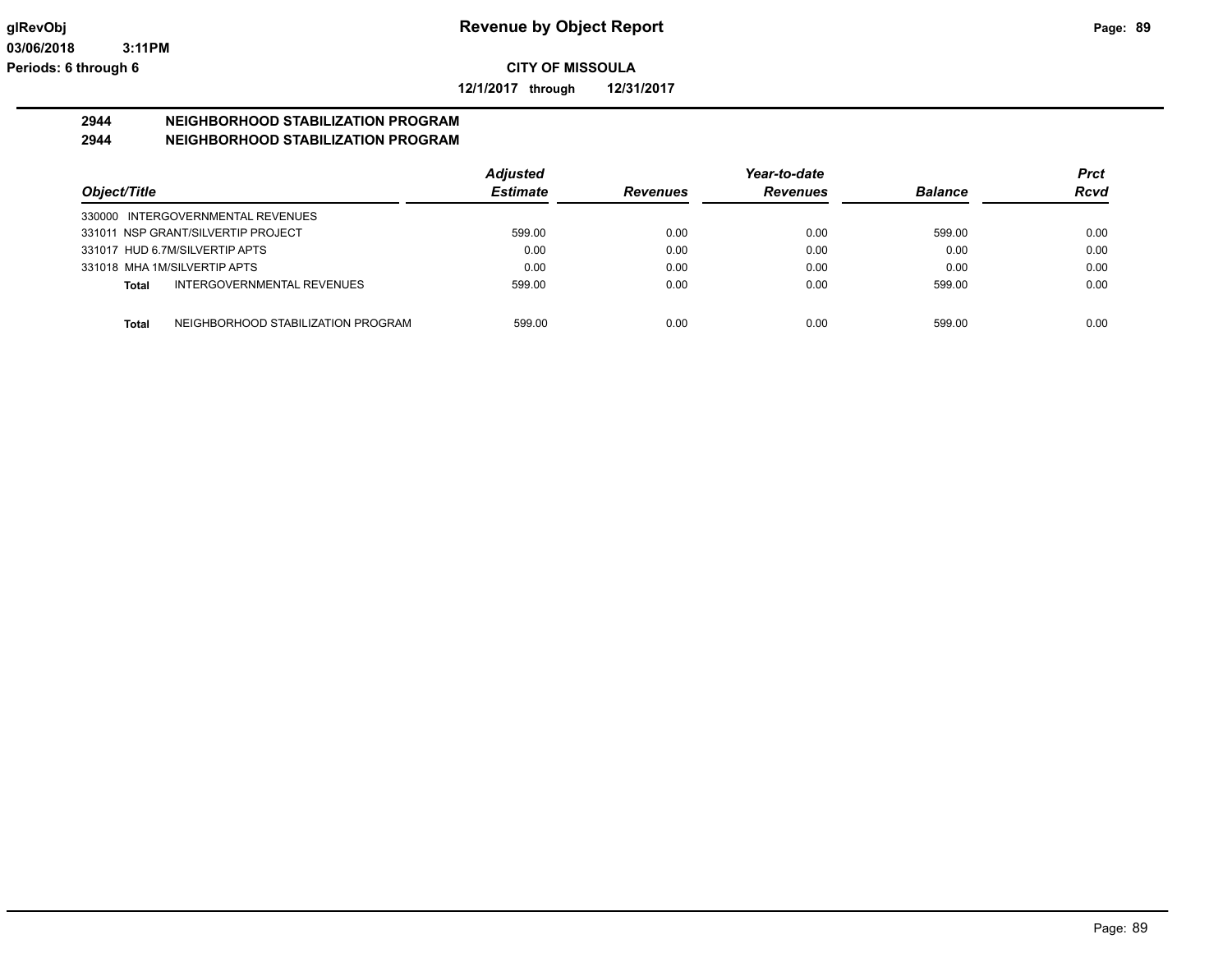**CITY OF MISSOULA**

**12/1/2017 through 12/31/2017**

## 2944 NEIGHBORHOOD STABILIZATION PROGRAM
## 2944 NEIGHBORHOOD STABILIZATION PROGRAM

| Object/Title | | Adjusted Estimate | Revenues | Year-to-date Revenues | Balance | Prct Rcvd |
|---|---|---|---|---|---|---|
| 330000 INTERGOVERNMENTAL REVENUES | | | | | | |
| 331011 NSP GRANT/SILVERTIP PROJECT | | 599.00 | 0.00 | 0.00 | 599.00 | 0.00 |
| 331017 HUD 6.7M/SILVERTIP APTS | | 0.00 | 0.00 | 0.00 | 0.00 | 0.00 |
| 331018 MHA 1M/SILVERTIP APTS | | 0.00 | 0.00 | 0.00 | 0.00 | 0.00 |
| **Total** | INTERGOVERNMENTAL REVENUES | 599.00 | 0.00 | 0.00 | 599.00 | 0.00 |
| **Total** | NEIGHBORHOOD STABILIZATION PROGRAM | 599.00 | 0.00 | 0.00 | 599.00 | 0.00 |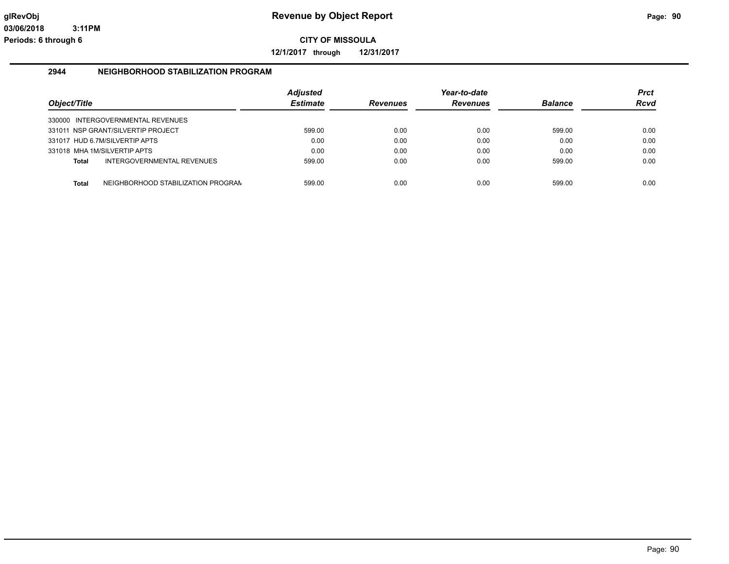glRevObj
03/06/2018 3:11PM
Periods: 6 through 6

# Revenue by Object Report

**CITY OF MISSOULA**

**12/1/2017 through 12/31/2017**

## 2944 NEIGHBORHOOD STABILIZATION PROGRAM

| Object/Title | Adjusted Estimate | Revenues | Year-to-date Revenues | Balance | Prct Rcvd |
|---|---|---|---|---|---|
| 330000 INTERGOVERNMENTAL REVENUES | | | | | |
| 331011 NSP GRANT/SILVERTIP PROJECT | 599.00 | 0.00 | 0.00 | 599.00 | 0.00 |
| 331017 HUD 6.7M/SILVERTIP APTS | 0.00 | 0.00 | 0.00 | 0.00 | 0.00 |
| 331018 MHA 1M/SILVERTIP APTS | 0.00 | 0.00 | 0.00 | 0.00 | 0.00 |
| **Total** INTERGOVERNMENTAL REVENUES | 599.00 | 0.00 | 0.00 | 599.00 | 0.00 |
| **Total** NEIGHBORHOOD STABILIZATION PROGRAM | 599.00 | 0.00 | 0.00 | 599.00 | 0.00 |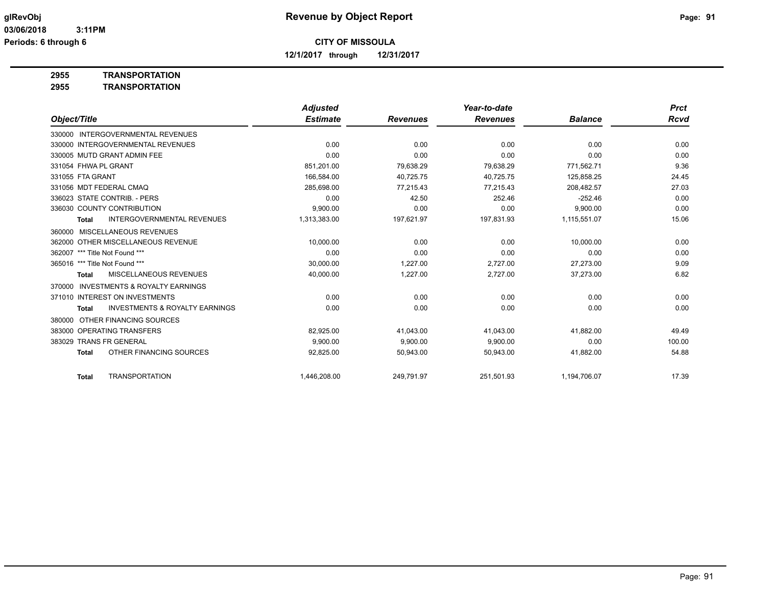**CITY OF MISSOULA**

**12/1/2017 through 12/31/2017**

**2955 TRANSPORTATION**

**2955 TRANSPORTATION**

| Object/Title | Adjusted Estimate | Revenues | Year-to-date Revenues | Balance | Prct Rcvd |
|---|---|---|---|---|---|
| 330000 INTERGOVERNMENTAL REVENUES | | | | | |
| 330000 INTERGOVERNMENTAL REVENUES | 0.00 | 0.00 | 0.00 | 0.00 | 0.00 |
| 330005 MUTD GRANT ADMIN FEE | 0.00 | 0.00 | 0.00 | 0.00 | 0.00 |
| 331054 FHWA PL GRANT | 851,201.00 | 79,638.29 | 79,638.29 | 771,562.71 | 9.36 |
| 331055 FTA GRANT | 166,584.00 | 40,725.75 | 40,725.75 | 125,858.25 | 24.45 |
| 331056 MDT FEDERAL CMAQ | 285,698.00 | 77,215.43 | 77,215.43 | 208,482.57 | 27.03 |
| 336023 STATE CONTRIB. - PERS | 0.00 | 42.50 | 252.46 | -252.46 | 0.00 |
| 336030 COUNTY CONTRIBUTION | 9,900.00 | 0.00 | 0.00 | 9,900.00 | 0.00 |
| **Total** INTERGOVERNMENTAL REVENUES | 1,313,383.00 | 197,621.97 | 197,831.93 | 1,115,551.07 | 15.06 |
| 360000 MISCELLANEOUS REVENUES | | | | | |
| 362000 OTHER MISCELLANEOUS REVENUE | 10,000.00 | 0.00 | 0.00 | 10,000.00 | 0.00 |
| 362007 *** Title Not Found *** | 0.00 | 0.00 | 0.00 | 0.00 | 0.00 |
| 365016 *** Title Not Found *** | 30,000.00 | 1,227.00 | 2,727.00 | 27,273.00 | 9.09 |
| **Total** MISCELLANEOUS REVENUES | 40,000.00 | 1,227.00 | 2,727.00 | 37,273.00 | 6.82 |
| 370000 INVESTMENTS & ROYALTY EARNINGS | | | | | |
| 371010 INTEREST ON INVESTMENTS | 0.00 | 0.00 | 0.00 | 0.00 | 0.00 |
| **Total** INVESTMENTS & ROYALTY EARNINGS | 0.00 | 0.00 | 0.00 | 0.00 | 0.00 |
| 380000 OTHER FINANCING SOURCES | | | | | |
| 383000 OPERATING TRANSFERS | 82,925.00 | 41,043.00 | 41,043.00 | 41,882.00 | 49.49 |
| 383029 TRANS FR GENERAL | 9,900.00 | 9,900.00 | 9,900.00 | 0.00 | 100.00 |
| **Total** OTHER FINANCING SOURCES | 92,825.00 | 50,943.00 | 50,943.00 | 41,882.00 | 54.88 |
| **Total** TRANSPORTATION | 1,446,208.00 | 249,791.97 | 251,501.93 | 1,194,706.07 | 17.39 |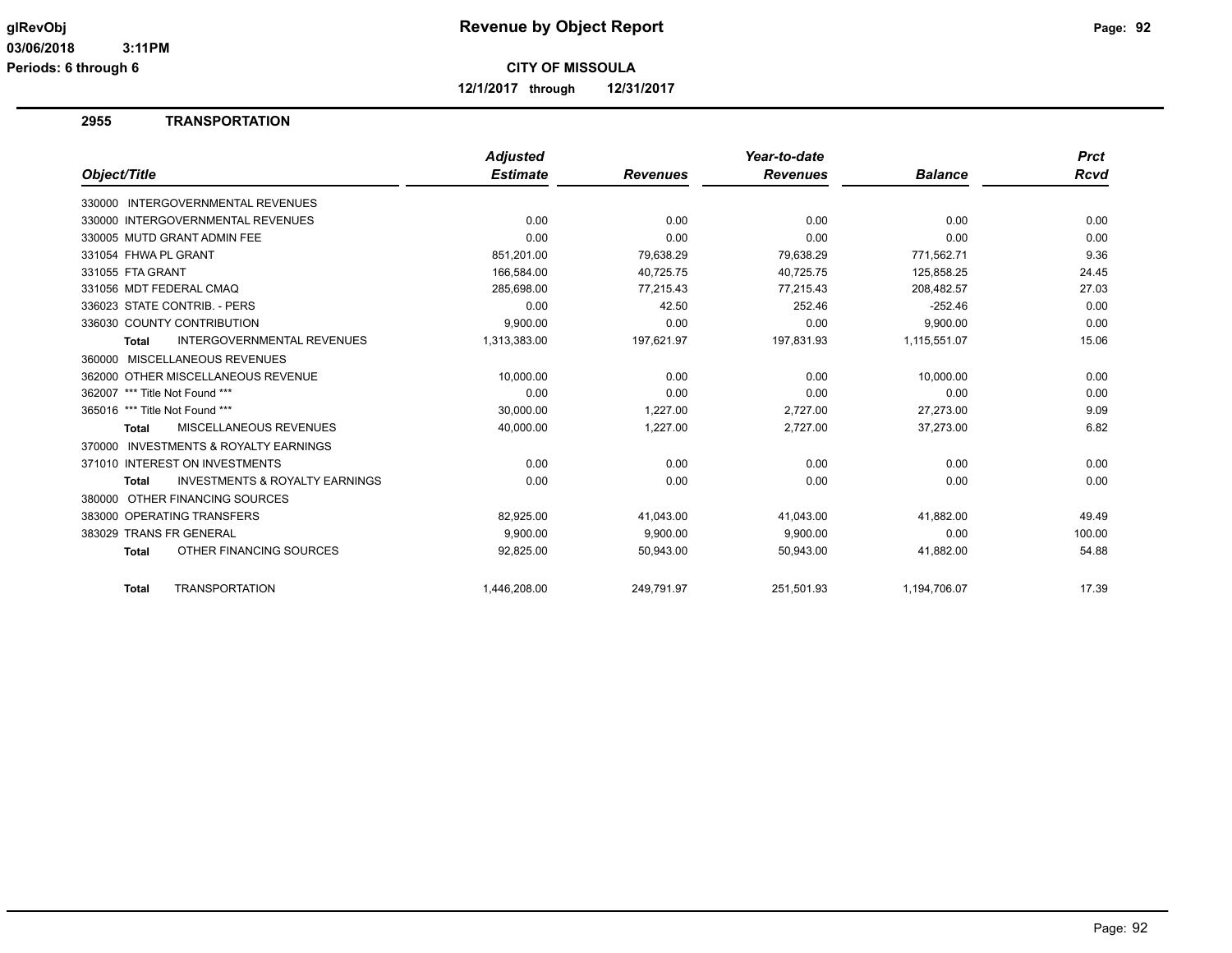# Revenue by Object Report

glRevObj
03/06/2018 3:11PM
Periods: 6 through 6

**CITY OF MISSOULA**

**12/1/2017 through 12/31/2017**

## 2955 TRANSPORTATION

| Object/Title | Adjusted Estimate | Revenues | Year-to-date Revenues | Balance | Prct Rcvd |
|---|---|---|---|---|---|
| 330000 INTERGOVERNMENTAL REVENUES | | | | | |
| 330000 INTERGOVERNMENTAL REVENUES | 0.00 | 0.00 | 0.00 | 0.00 | 0.00 |
| 330005 MUTD GRANT ADMIN FEE | 0.00 | 0.00 | 0.00 | 0.00 | 0.00 |
| 331054 FHWA PL GRANT | 851,201.00 | 79,638.29 | 79,638.29 | 771,562.71 | 9.36 |
| 331055 FTA GRANT | 166,584.00 | 40,725.75 | 40,725.75 | 125,858.25 | 24.45 |
| 331056 MDT FEDERAL CMAQ | 285,698.00 | 77,215.43 | 77,215.43 | 208,482.57 | 27.03 |
| 336023 STATE CONTRIB. - PERS | 0.00 | 42.50 | 252.46 | -252.46 | 0.00 |
| 336030 COUNTY CONTRIBUTION | 9,900.00 | 0.00 | 0.00 | 9,900.00 | 0.00 |
| **Total** INTERGOVERNMENTAL REVENUES | 1,313,383.00 | 197,621.97 | 197,831.93 | 1,115,551.07 | 15.06 |
| 360000 MISCELLANEOUS REVENUES | | | | | |
| 362000 OTHER MISCELLANEOUS REVENUE | 10,000.00 | 0.00 | 0.00 | 10,000.00 | 0.00 |
| 362007 *** Title Not Found *** | 0.00 | 0.00 | 0.00 | 0.00 | 0.00 |
| 365016 *** Title Not Found *** | 30,000.00 | 1,227.00 | 2,727.00 | 27,273.00 | 9.09 |
| **Total** MISCELLANEOUS REVENUES | 40,000.00 | 1,227.00 | 2,727.00 | 37,273.00 | 6.82 |
| 370000 INVESTMENTS & ROYALTY EARNINGS | | | | | |
| 371010 INTEREST ON INVESTMENTS | 0.00 | 0.00 | 0.00 | 0.00 | 0.00 |
| **Total** INVESTMENTS & ROYALTY EARNINGS | 0.00 | 0.00 | 0.00 | 0.00 | 0.00 |
| 380000 OTHER FINANCING SOURCES | | | | | |
| 383000 OPERATING TRANSFERS | 82,925.00 | 41,043.00 | 41,043.00 | 41,882.00 | 49.49 |
| 383029 TRANS FR GENERAL | 9,900.00 | 9,900.00 | 9,900.00 | 0.00 | 100.00 |
| **Total** OTHER FINANCING SOURCES | 92,825.00 | 50,943.00 | 50,943.00 | 41,882.00 | 54.88 |
| **Total** TRANSPORTATION | 1,446,208.00 | 249,791.97 | 251,501.93 | 1,194,706.07 | 17.39 |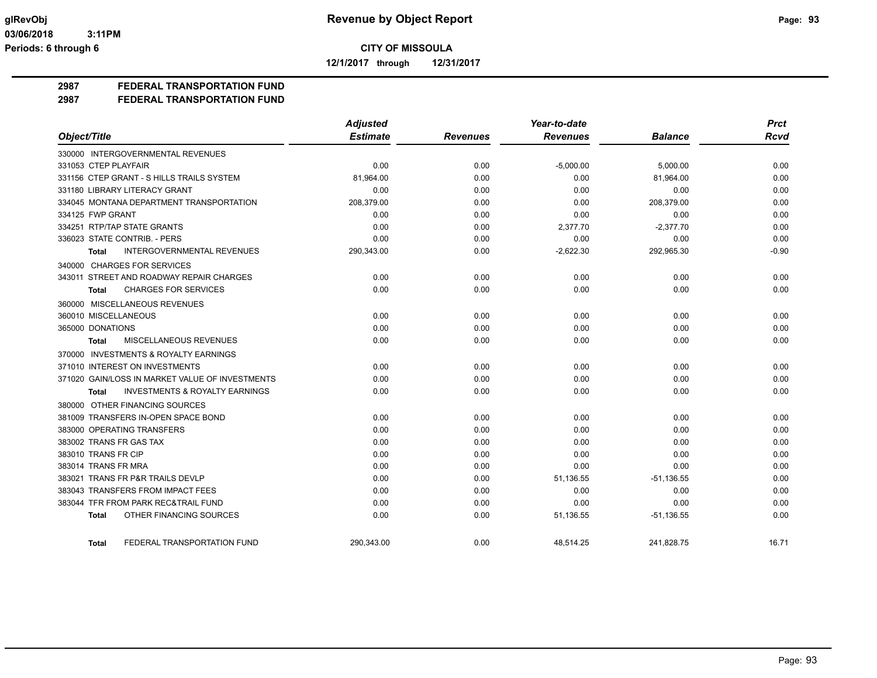**CITY OF MISSOULA**

**12/1/2017 through 12/31/2017**

## 2987 FEDERAL TRANSPORTATION FUND
## 2987 FEDERAL TRANSPORTATION FUND

| Object/Title | Adjusted Estimate | Revenues | Year-to-date Revenues | Balance | Prct Rcvd |
|---|---|---|---|---|---|
| 330000 INTERGOVERNMENTAL REVENUES | | | | | |
| 331053 CTEP PLAYFAIR | 0.00 | 0.00 | -5,000.00 | 5,000.00 | 0.00 |
| 331156 CTEP GRANT - S HILLS TRAILS SYSTEM | 81,964.00 | 0.00 | 0.00 | 81,964.00 | 0.00 |
| 331180 LIBRARY LITERACY GRANT | 0.00 | 0.00 | 0.00 | 0.00 | 0.00 |
| 334045 MONTANA DEPARTMENT TRANSPORTATION | 208,379.00 | 0.00 | 0.00 | 208,379.00 | 0.00 |
| 334125 FWP GRANT | 0.00 | 0.00 | 0.00 | 0.00 | 0.00 |
| 334251 RTP/TAP STATE GRANTS | 0.00 | 0.00 | 2,377.70 | -2,377.70 | 0.00 |
| 336023 STATE CONTRIB. - PERS | 0.00 | 0.00 | 0.00 | 0.00 | 0.00 |
| **Total** INTERGOVERNMENTAL REVENUES | 290,343.00 | 0.00 | -2,622.30 | 292,965.30 | -0.90 |
| 340000 CHARGES FOR SERVICES | | | | | |
| 343011 STREET AND ROADWAY REPAIR CHARGES | 0.00 | 0.00 | 0.00 | 0.00 | 0.00 |
| **Total** CHARGES FOR SERVICES | 0.00 | 0.00 | 0.00 | 0.00 | 0.00 |
| 360000 MISCELLANEOUS REVENUES | | | | | |
| 360010 MISCELLANEOUS | 0.00 | 0.00 | 0.00 | 0.00 | 0.00 |
| 365000 DONATIONS | 0.00 | 0.00 | 0.00 | 0.00 | 0.00 |
| **Total** MISCELLANEOUS REVENUES | 0.00 | 0.00 | 0.00 | 0.00 | 0.00 |
| 370000 INVESTMENTS & ROYALTY EARNINGS | | | | | |
| 371010 INTEREST ON INVESTMENTS | 0.00 | 0.00 | 0.00 | 0.00 | 0.00 |
| 371020 GAIN/LOSS IN MARKET VALUE OF INVESTMENTS | 0.00 | 0.00 | 0.00 | 0.00 | 0.00 |
| **Total** INVESTMENTS & ROYALTY EARNINGS | 0.00 | 0.00 | 0.00 | 0.00 | 0.00 |
| 380000 OTHER FINANCING SOURCES | | | | | |
| 381009 TRANSFERS IN-OPEN SPACE BOND | 0.00 | 0.00 | 0.00 | 0.00 | 0.00 |
| 383000 OPERATING TRANSFERS | 0.00 | 0.00 | 0.00 | 0.00 | 0.00 |
| 383002 TRANS FR GAS TAX | 0.00 | 0.00 | 0.00 | 0.00 | 0.00 |
| 383010 TRANS FR CIP | 0.00 | 0.00 | 0.00 | 0.00 | 0.00 |
| 383014 TRANS FR MRA | 0.00 | 0.00 | 0.00 | 0.00 | 0.00 |
| 383021 TRANS FR P&R TRAILS DEVLP | 0.00 | 0.00 | 51,136.55 | -51,136.55 | 0.00 |
| 383043 TRANSFERS FROM IMPACT FEES | 0.00 | 0.00 | 0.00 | 0.00 | 0.00 |
| 383044 TFR FROM PARK REC&TRAIL FUND | 0.00 | 0.00 | 0.00 | 0.00 | 0.00 |
| **Total** OTHER FINANCING SOURCES | 0.00 | 0.00 | 51,136.55 | -51,136.55 | 0.00 |
| **Total** FEDERAL TRANSPORTATION FUND | 290,343.00 | 0.00 | 48,514.25 | 241,828.75 | 16.71 |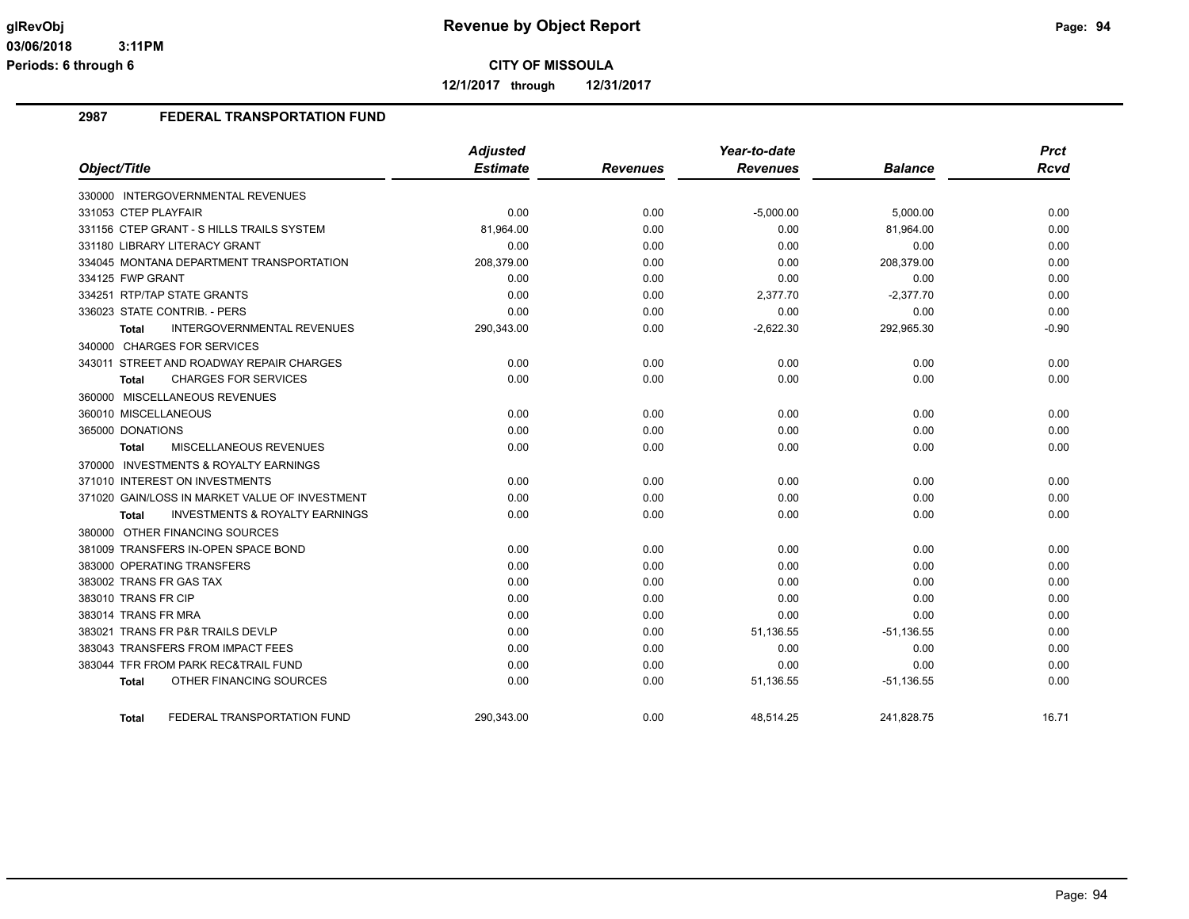**CITY OF MISSOULA**

**12/1/2017 through 12/31/2017**

## 2987 FEDERAL TRANSPORTATION FUND

| Object/Title | Adjusted Estimate | Revenues | Year-to-date Revenues | Balance | Prct Rcvd |
|---|---|---|---|---|---|
| 330000 INTERGOVERNMENTAL REVENUES | | | | | |
| 331053 CTEP PLAYFAIR | 0.00 | 0.00 | -5,000.00 | 5,000.00 | 0.00 |
| 331156 CTEP GRANT - S HILLS TRAILS SYSTEM | 81,964.00 | 0.00 | 0.00 | 81,964.00 | 0.00 |
| 331180 LIBRARY LITERACY GRANT | 0.00 | 0.00 | 0.00 | 0.00 | 0.00 |
| 334045 MONTANA DEPARTMENT TRANSPORTATION | 208,379.00 | 0.00 | 0.00 | 208,379.00 | 0.00 |
| 334125 FWP GRANT | 0.00 | 0.00 | 0.00 | 0.00 | 0.00 |
| 334251 RTP/TAP STATE GRANTS | 0.00 | 0.00 | 2,377.70 | -2,377.70 | 0.00 |
| 336023 STATE CONTRIB. - PERS | 0.00 | 0.00 | 0.00 | 0.00 | 0.00 |
| **Total** INTERGOVERNMENTAL REVENUES | 290,343.00 | 0.00 | -2,622.30 | 292,965.30 | -0.90 |
| 340000 CHARGES FOR SERVICES | | | | | |
| 343011 STREET AND ROADWAY REPAIR CHARGES | 0.00 | 0.00 | 0.00 | 0.00 | 0.00 |
| **Total** CHARGES FOR SERVICES | 0.00 | 0.00 | 0.00 | 0.00 | 0.00 |
| 360000 MISCELLANEOUS REVENUES | | | | | |
| 360010 MISCELLANEOUS | 0.00 | 0.00 | 0.00 | 0.00 | 0.00 |
| 365000 DONATIONS | 0.00 | 0.00 | 0.00 | 0.00 | 0.00 |
| **Total** MISCELLANEOUS REVENUES | 0.00 | 0.00 | 0.00 | 0.00 | 0.00 |
| 370000 INVESTMENTS & ROYALTY EARNINGS | | | | | |
| 371010 INTEREST ON INVESTMENTS | 0.00 | 0.00 | 0.00 | 0.00 | 0.00 |
| 371020 GAIN/LOSS IN MARKET VALUE OF INVESTMENT | 0.00 | 0.00 | 0.00 | 0.00 | 0.00 |
| **Total** INVESTMENTS & ROYALTY EARNINGS | 0.00 | 0.00 | 0.00 | 0.00 | 0.00 |
| 380000 OTHER FINANCING SOURCES | | | | | |
| 381009 TRANSFERS IN-OPEN SPACE BOND | 0.00 | 0.00 | 0.00 | 0.00 | 0.00 |
| 383000 OPERATING TRANSFERS | 0.00 | 0.00 | 0.00 | 0.00 | 0.00 |
| 383002 TRANS FR GAS TAX | 0.00 | 0.00 | 0.00 | 0.00 | 0.00 |
| 383010 TRANS FR CIP | 0.00 | 0.00 | 0.00 | 0.00 | 0.00 |
| 383014 TRANS FR MRA | 0.00 | 0.00 | 0.00 | 0.00 | 0.00 |
| 383021 TRANS FR P&R TRAILS DEVLP | 0.00 | 0.00 | 51,136.55 | -51,136.55 | 0.00 |
| 383043 TRANSFERS FROM IMPACT FEES | 0.00 | 0.00 | 0.00 | 0.00 | 0.00 |
| 383044 TFR FROM PARK REC&TRAIL FUND | 0.00 | 0.00 | 0.00 | 0.00 | 0.00 |
| **Total** OTHER FINANCING SOURCES | 0.00 | 0.00 | 51,136.55 | -51,136.55 | 0.00 |
| **Total** FEDERAL TRANSPORTATION FUND | 290,343.00 | 0.00 | 48,514.25 | 241,828.75 | 16.71 |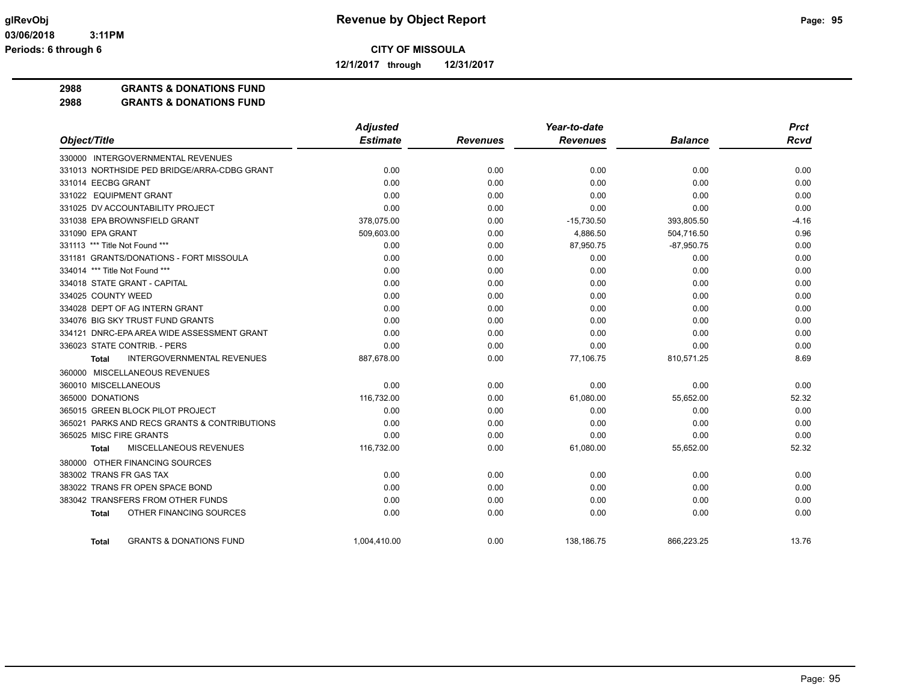**CITY OF MISSOULA**

**12/1/2017 through 12/31/2017**

**2988 GRANTS & DONATIONS FUND**

**2988 GRANTS & DONATIONS FUND**

| Object/Title | Adjusted Estimate | Revenues | Year-to-date Revenues | Balance | Prct Rcvd |
|---|---|---|---|---|---|
| 330000 INTERGOVERNMENTAL REVENUES | | | | | |
| 331013 NORTHSIDE PED BRIDGE/ARRA-CDBG GRANT | 0.00 | 0.00 | 0.00 | 0.00 | 0.00 |
| 331014 EECBG GRANT | 0.00 | 0.00 | 0.00 | 0.00 | 0.00 |
| 331022 EQUIPMENT GRANT | 0.00 | 0.00 | 0.00 | 0.00 | 0.00 |
| 331025 DV ACCOUNTABILITY PROJECT | 0.00 | 0.00 | 0.00 | 0.00 | 0.00 |
| 331038 EPA BROWNSFIELD GRANT | 378,075.00 | 0.00 | -15,730.50 | 393,805.50 | -4.16 |
| 331090 EPA GRANT | 509,603.00 | 0.00 | 4,886.50 | 504,716.50 | 0.96 |
| 331113 *** Title Not Found *** | 0.00 | 0.00 | 87,950.75 | -87,950.75 | 0.00 |
| 331181 GRANTS/DONATIONS - FORT MISSOULA | 0.00 | 0.00 | 0.00 | 0.00 | 0.00 |
| 334014 *** Title Not Found *** | 0.00 | 0.00 | 0.00 | 0.00 | 0.00 |
| 334018 STATE GRANT - CAPITAL | 0.00 | 0.00 | 0.00 | 0.00 | 0.00 |
| 334025 COUNTY WEED | 0.00 | 0.00 | 0.00 | 0.00 | 0.00 |
| 334028 DEPT OF AG INTERN GRANT | 0.00 | 0.00 | 0.00 | 0.00 | 0.00 |
| 334076 BIG SKY TRUST FUND GRANTS | 0.00 | 0.00 | 0.00 | 0.00 | 0.00 |
| 334121 DNRC-EPA AREA WIDE ASSESSMENT GRANT | 0.00 | 0.00 | 0.00 | 0.00 | 0.00 |
| 336023 STATE CONTRIB. - PERS | 0.00 | 0.00 | 0.00 | 0.00 | 0.00 |
| **Total** INTERGOVERNMENTAL REVENUES | 887,678.00 | 0.00 | 77,106.75 | 810,571.25 | 8.69 |
| 360000 MISCELLANEOUS REVENUES | | | | | |
| 360010 MISCELLANEOUS | 0.00 | 0.00 | 0.00 | 0.00 | 0.00 |
| 365000 DONATIONS | 116,732.00 | 0.00 | 61,080.00 | 55,652.00 | 52.32 |
| 365015 GREEN BLOCK PILOT PROJECT | 0.00 | 0.00 | 0.00 | 0.00 | 0.00 |
| 365021 PARKS AND RECS GRANTS & CONTRIBUTIONS | 0.00 | 0.00 | 0.00 | 0.00 | 0.00 |
| 365025 MISC FIRE GRANTS | 0.00 | 0.00 | 0.00 | 0.00 | 0.00 |
| **Total** MISCELLANEOUS REVENUES | 116,732.00 | 0.00 | 61,080.00 | 55,652.00 | 52.32 |
| 380000 OTHER FINANCING SOURCES | | | | | |
| 383002 TRANS FR GAS TAX | 0.00 | 0.00 | 0.00 | 0.00 | 0.00 |
| 383022 TRANS FR OPEN SPACE BOND | 0.00 | 0.00 | 0.00 | 0.00 | 0.00 |
| 383042 TRANSFERS FROM OTHER FUNDS | 0.00 | 0.00 | 0.00 | 0.00 | 0.00 |
| **Total** OTHER FINANCING SOURCES | 0.00 | 0.00 | 0.00 | 0.00 | 0.00 |
| **Total** GRANTS & DONATIONS FUND | 1,004,410.00 | 0.00 | 138,186.75 | 866,223.25 | 13.76 |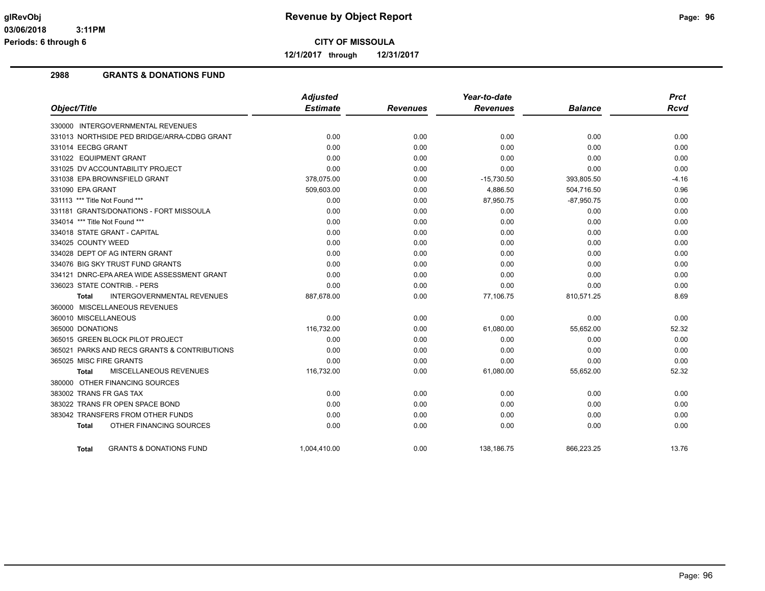**CITY OF MISSOULA**

**12/1/2017 through 12/31/2017**

## 2988 GRANTS & DONATIONS FUND

| Object/Title | Adjusted Estimate | Revenues | Year-to-date Revenues | Balance | Prct Rcvd |
|---|---|---|---|---|---|
| 330000 INTERGOVERNMENTAL REVENUES | | | | | |
| 331013 NORTHSIDE PED BRIDGE/ARRA-CDBG GRANT | 0.00 | 0.00 | 0.00 | 0.00 | 0.00 |
| 331014 EECBG GRANT | 0.00 | 0.00 | 0.00 | 0.00 | 0.00 |
| 331022 EQUIPMENT GRANT | 0.00 | 0.00 | 0.00 | 0.00 | 0.00 |
| 331025 DV ACCOUNTABILITY PROJECT | 0.00 | 0.00 | 0.00 | 0.00 | 0.00 |
| 331038 EPA BROWNSFIELD GRANT | 378,075.00 | 0.00 | -15,730.50 | 393,805.50 | -4.16 |
| 331090 EPA GRANT | 509,603.00 | 0.00 | 4,886.50 | 504,716.50 | 0.96 |
| 331113 *** Title Not Found *** | 0.00 | 0.00 | 87,950.75 | -87,950.75 | 0.00 |
| 331181 GRANTS/DONATIONS - FORT MISSOULA | 0.00 | 0.00 | 0.00 | 0.00 | 0.00 |
| 334014 *** Title Not Found *** | 0.00 | 0.00 | 0.00 | 0.00 | 0.00 |
| 334018 STATE GRANT - CAPITAL | 0.00 | 0.00 | 0.00 | 0.00 | 0.00 |
| 334025 COUNTY WEED | 0.00 | 0.00 | 0.00 | 0.00 | 0.00 |
| 334028 DEPT OF AG INTERN GRANT | 0.00 | 0.00 | 0.00 | 0.00 | 0.00 |
| 334076 BIG SKY TRUST FUND GRANTS | 0.00 | 0.00 | 0.00 | 0.00 | 0.00 |
| 334121 DNRC-EPA AREA WIDE ASSESSMENT GRANT | 0.00 | 0.00 | 0.00 | 0.00 | 0.00 |
| 336023 STATE CONTRIB. - PERS | 0.00 | 0.00 | 0.00 | 0.00 | 0.00 |
| **Total** INTERGOVERNMENTAL REVENUES | 887,678.00 | 0.00 | 77,106.75 | 810,571.25 | 8.69 |
| 360000 MISCELLANEOUS REVENUES | | | | | |
| 360010 MISCELLANEOUS | 0.00 | 0.00 | 0.00 | 0.00 | 0.00 |
| 365000 DONATIONS | 116,732.00 | 0.00 | 61,080.00 | 55,652.00 | 52.32 |
| 365015 GREEN BLOCK PILOT PROJECT | 0.00 | 0.00 | 0.00 | 0.00 | 0.00 |
| 365021 PARKS AND RECS GRANTS & CONTRIBUTIONS | 0.00 | 0.00 | 0.00 | 0.00 | 0.00 |
| 365025 MISC FIRE GRANTS | 0.00 | 0.00 | 0.00 | 0.00 | 0.00 |
| **Total** MISCELLANEOUS REVENUES | 116,732.00 | 0.00 | 61,080.00 | 55,652.00 | 52.32 |
| 380000 OTHER FINANCING SOURCES | | | | | |
| 383002 TRANS FR GAS TAX | 0.00 | 0.00 | 0.00 | 0.00 | 0.00 |
| 383022 TRANS FR OPEN SPACE BOND | 0.00 | 0.00 | 0.00 | 0.00 | 0.00 |
| 383042 TRANSFERS FROM OTHER FUNDS | 0.00 | 0.00 | 0.00 | 0.00 | 0.00 |
| **Total** OTHER FINANCING SOURCES | 0.00 | 0.00 | 0.00 | 0.00 | 0.00 |
| **Total** GRANTS & DONATIONS FUND | 1,004,410.00 | 0.00 | 138,186.75 | 866,223.25 | 13.76 |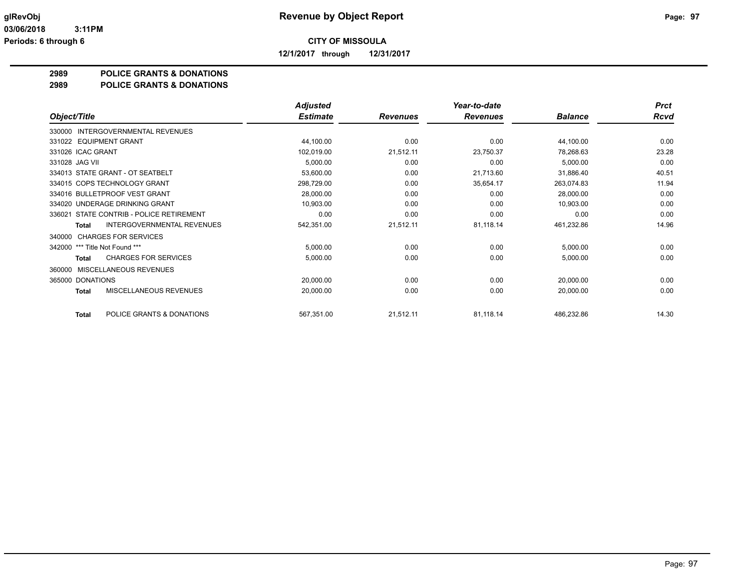# Revenue by Object Report

**CITY OF MISSOULA**

**12/1/2017 through 12/31/2017**

glRevObj
03/06/2018 3:11PM
Periods: 6 through 6

## 2989 POLICE GRANTS & DONATIONS
## 2989 POLICE GRANTS & DONATIONS

| Object/Title | Adjusted Estimate | Revenues | Year-to-date Revenues | Balance | Prct Rcvd |
|---|---|---|---|---|---|
| 330000 INTERGOVERNMENTAL REVENUES | | | | | |
| 331022 EQUIPMENT GRANT | 44,100.00 | 0.00 | 0.00 | 44,100.00 | 0.00 |
| 331026 ICAC GRANT | 102,019.00 | 21,512.11 | 23,750.37 | 78,268.63 | 23.28 |
| 331028 JAG VII | 5,000.00 | 0.00 | 0.00 | 5,000.00 | 0.00 |
| 334013 STATE GRANT - OT SEATBELT | 53,600.00 | 0.00 | 21,713.60 | 31,886.40 | 40.51 |
| 334015 COPS TECHNOLOGY GRANT | 298,729.00 | 0.00 | 35,654.17 | 263,074.83 | 11.94 |
| 334016 BULLETPROOF VEST GRANT | 28,000.00 | 0.00 | 0.00 | 28,000.00 | 0.00 |
| 334020 UNDERAGE DRINKING GRANT | 10,903.00 | 0.00 | 0.00 | 10,903.00 | 0.00 |
| 336021 STATE CONTRIB - POLICE RETIREMENT | 0.00 | 0.00 | 0.00 | 0.00 | 0.00 |
| **Total** INTERGOVERNMENTAL REVENUES | 542,351.00 | 21,512.11 | 81,118.14 | 461,232.86 | 14.96 |
| 340000 CHARGES FOR SERVICES | | | | | |
| 342000 *** Title Not Found *** | 5,000.00 | 0.00 | 0.00 | 5,000.00 | 0.00 |
| **Total** CHARGES FOR SERVICES | 5,000.00 | 0.00 | 0.00 | 5,000.00 | 0.00 |
| 360000 MISCELLANEOUS REVENUES | | | | | |
| 365000 DONATIONS | 20,000.00 | 0.00 | 0.00 | 20,000.00 | 0.00 |
| **Total** MISCELLANEOUS REVENUES | 20,000.00 | 0.00 | 0.00 | 20,000.00 | 0.00 |
| **Total** POLICE GRANTS & DONATIONS | 567,351.00 | 21,512.11 | 81,118.14 | 486,232.86 | 14.30 |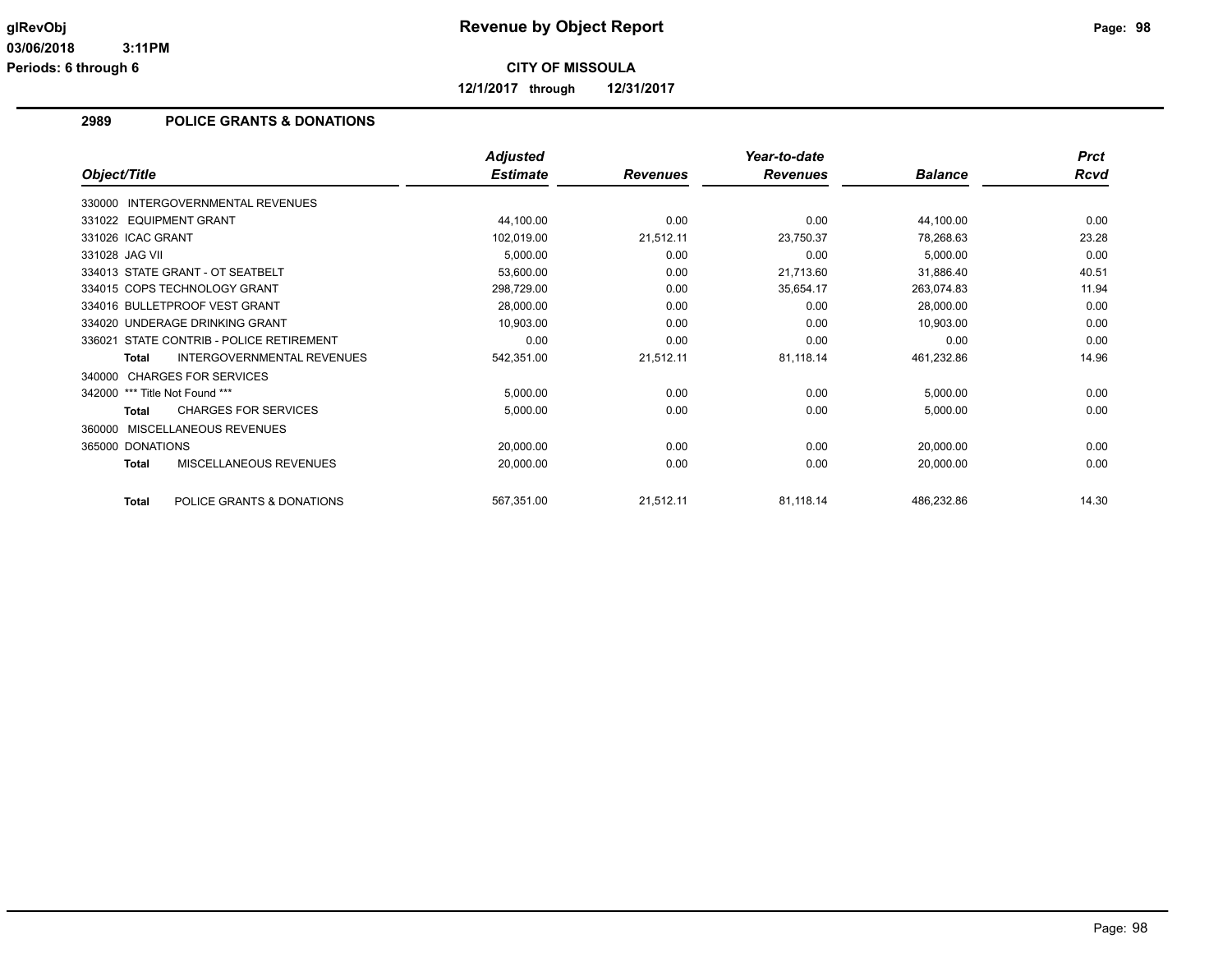**glRevObj**
**03/06/2018 3:11PM**
**Periods: 6 through 6**

# Revenue by Object Report

**CITY OF MISSOULA**

**12/1/2017 through 12/31/2017**

## 2989 POLICE GRANTS & DONATIONS

| Object/Title | Adjusted Estimate | Revenues | Year-to-date Revenues | Balance | Prct Rcvd |
|---|---|---|---|---|---|
| 330000 INTERGOVERNMENTAL REVENUES | | | | | |
| 331022 EQUIPMENT GRANT | 44,100.00 | 0.00 | 0.00 | 44,100.00 | 0.00 |
| 331026 ICAC GRANT | 102,019.00 | 21,512.11 | 23,750.37 | 78,268.63 | 23.28 |
| 331028 JAG VII | 5,000.00 | 0.00 | 0.00 | 5,000.00 | 0.00 |
| 334013 STATE GRANT - OT SEATBELT | 53,600.00 | 0.00 | 21,713.60 | 31,886.40 | 40.51 |
| 334015 COPS TECHNOLOGY GRANT | 298,729.00 | 0.00 | 35,654.17 | 263,074.83 | 11.94 |
| 334016 BULLETPROOF VEST GRANT | 28,000.00 | 0.00 | 0.00 | 28,000.00 | 0.00 |
| 334020 UNDERAGE DRINKING GRANT | 10,903.00 | 0.00 | 0.00 | 10,903.00 | 0.00 |
| 336021 STATE CONTRIB - POLICE RETIREMENT | 0.00 | 0.00 | 0.00 | 0.00 | 0.00 |
| **Total** INTERGOVERNMENTAL REVENUES | 542,351.00 | 21,512.11 | 81,118.14 | 461,232.86 | 14.96 |
| 340000 CHARGES FOR SERVICES | | | | | |
| 342000 *** Title Not Found *** | 5,000.00 | 0.00 | 0.00 | 5,000.00 | 0.00 |
| **Total** CHARGES FOR SERVICES | 5,000.00 | 0.00 | 0.00 | 5,000.00 | 0.00 |
| 360000 MISCELLANEOUS REVENUES | | | | | |
| 365000 DONATIONS | 20,000.00 | 0.00 | 0.00 | 20,000.00 | 0.00 |
| **Total** MISCELLANEOUS REVENUES | 20,000.00 | 0.00 | 0.00 | 20,000.00 | 0.00 |
| **Total** POLICE GRANTS & DONATIONS | 567,351.00 | 21,512.11 | 81,118.14 | 486,232.86 | 14.30 |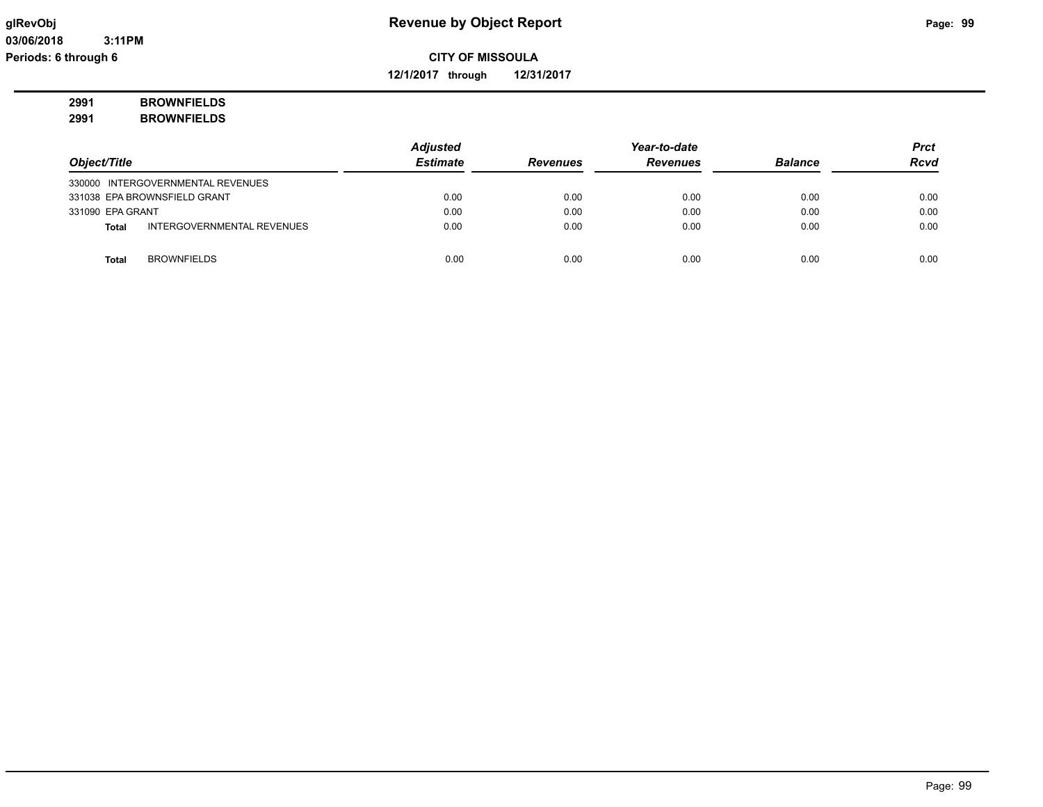# Revenue by Object Report

glRevObj
03/06/2018 3:11PM
Periods: 6 through 6

**CITY OF MISSOULA**

**12/1/2017 through 12/31/2017**

**2991 BROWNFIELDS**
**2991 BROWNFIELDS**

| Object/Title | Adjusted Estimate | Revenues | Year-to-date Revenues | Balance | Prct Rcvd |
|---|---|---|---|---|---|
| 330000 INTERGOVERNMENTAL REVENUES | | | | | |
| 331038 EPA BROWNSFIELD GRANT | 0.00 | 0.00 | 0.00 | 0.00 | 0.00 |
| 331090 EPA GRANT | 0.00 | 0.00 | 0.00 | 0.00 | 0.00 |
| **Total** INTERGOVERNMENTAL REVENUES | 0.00 | 0.00 | 0.00 | 0.00 | 0.00 |
| **Total** BROWNFIELDS | 0.00 | 0.00 | 0.00 | 0.00 | 0.00 |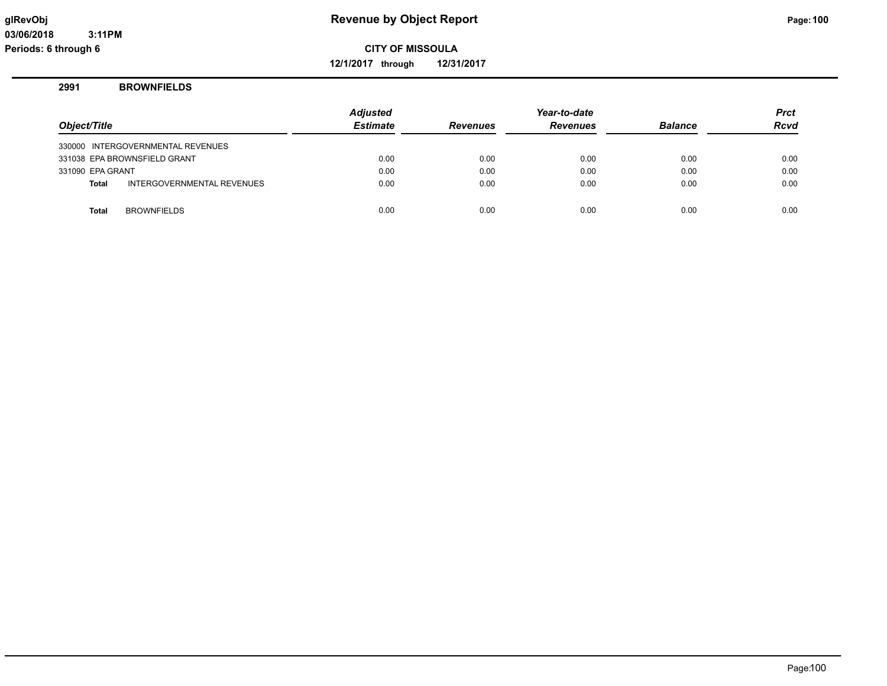# Revenue by Object Report

**CITY OF MISSOULA**

**12/1/2017 through 12/31/2017**

glRevObj
03/06/2018 3:11PM
Periods: 6 through 6

## 2991 BROWNFIELDS

| Object/Title | Adjusted Estimate | Revenues | Year-to-date Revenues | Balance | Prct Rcvd |
|---|---|---|---|---|---|
| 330000 INTERGOVERNMENTAL REVENUES | | | | | |
| 331038 EPA BROWNSFIELD GRANT | 0.00 | 0.00 | 0.00 | 0.00 | 0.00 |
| 331090 EPA GRANT | 0.00 | 0.00 | 0.00 | 0.00 | 0.00 |
| **Total** INTERGOVERNMENTAL REVENUES | 0.00 | 0.00 | 0.00 | 0.00 | 0.00 |
| **Total** BROWNFIELDS | 0.00 | 0.00 | 0.00 | 0.00 | 0.00 |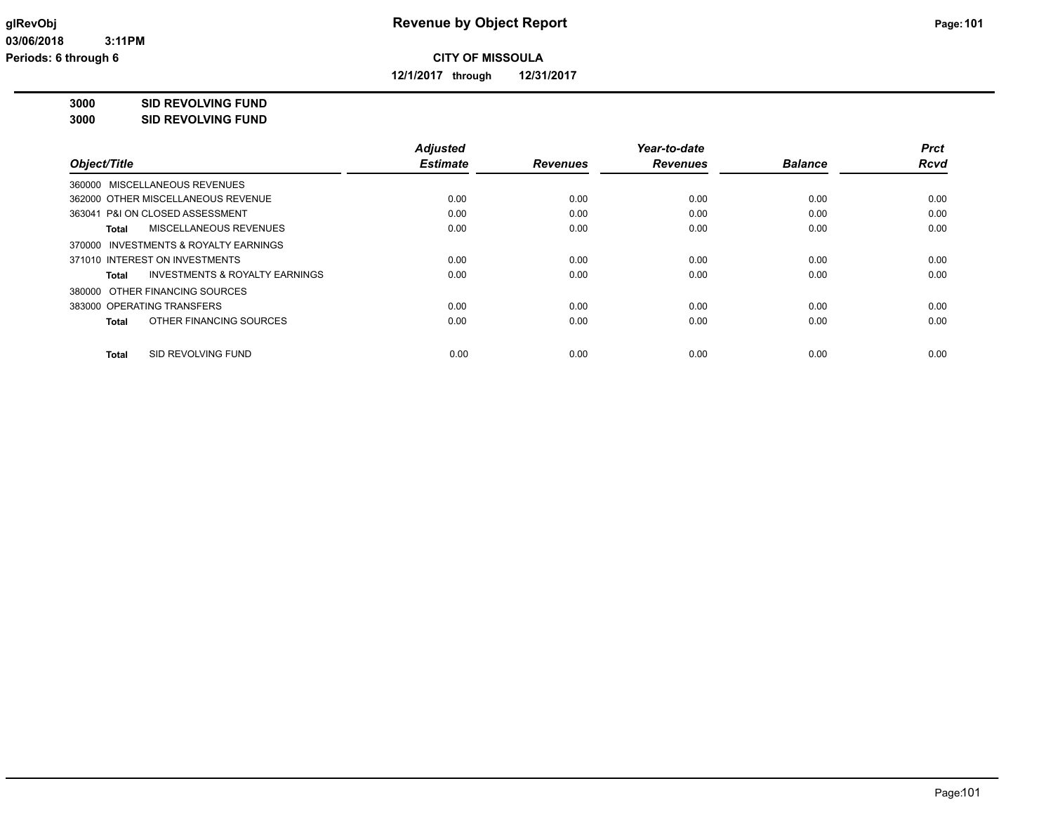# Revenue by Object Report

**CITY OF MISSOULA**

**12/1/2017 through 12/31/2017**

glRevObj
03/06/2018 3:11PM
Periods: 6 through 6

**3000 SID REVOLVING FUND**

**3000 SID REVOLVING FUND**

| Object/Title | Adjusted Estimate | Revenues | Year-to-date Revenues | Balance | Prct Rcvd |
|---|---|---|---|---|---|
| 360000 MISCELLANEOUS REVENUES | | | | | |
| 362000 OTHER MISCELLANEOUS REVENUE | 0.00 | 0.00 | 0.00 | 0.00 | 0.00 |
| 363041 P&I ON CLOSED ASSESSMENT | 0.00 | 0.00 | 0.00 | 0.00 | 0.00 |
| **Total** MISCELLANEOUS REVENUES | 0.00 | 0.00 | 0.00 | 0.00 | 0.00 |
| 370000 INVESTMENTS & ROYALTY EARNINGS | | | | | |
| 371010 INTEREST ON INVESTMENTS | 0.00 | 0.00 | 0.00 | 0.00 | 0.00 |
| **Total** INVESTMENTS & ROYALTY EARNINGS | 0.00 | 0.00 | 0.00 | 0.00 | 0.00 |
| 380000 OTHER FINANCING SOURCES | | | | | |
| 383000 OPERATING TRANSFERS | 0.00 | 0.00 | 0.00 | 0.00 | 0.00 |
| **Total** OTHER FINANCING SOURCES | 0.00 | 0.00 | 0.00 | 0.00 | 0.00 |
| **Total** SID REVOLVING FUND | 0.00 | 0.00 | 0.00 | 0.00 | 0.00 |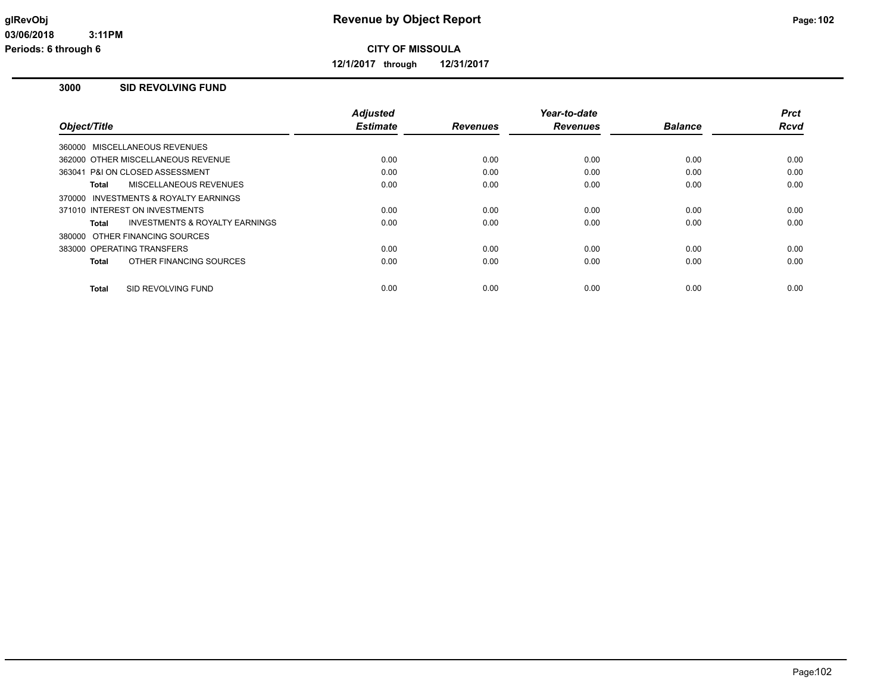# Revenue by Object Report

glRevObj
03/06/2018 3:11PM
Periods: 6 through 6

**CITY OF MISSOULA**

**12/1/2017 through 12/31/2017**

## 3000 SID REVOLVING FUND

| Object/Title | Adjusted Estimate | Revenues | Year-to-date Revenues | Balance | Prct Rcvd |
|---|---|---|---|---|---|
| 360000 MISCELLANEOUS REVENUES | | | | | |
| 362000 OTHER MISCELLANEOUS REVENUE | 0.00 | 0.00 | 0.00 | 0.00 | 0.00 |
| 363041 P&I ON CLOSED ASSESSMENT | 0.00 | 0.00 | 0.00 | 0.00 | 0.00 |
| **Total** MISCELLANEOUS REVENUES | 0.00 | 0.00 | 0.00 | 0.00 | 0.00 |
| 370000 INVESTMENTS & ROYALTY EARNINGS | | | | | |
| 371010 INTEREST ON INVESTMENTS | 0.00 | 0.00 | 0.00 | 0.00 | 0.00 |
| **Total** INVESTMENTS & ROYALTY EARNINGS | 0.00 | 0.00 | 0.00 | 0.00 | 0.00 |
| 380000 OTHER FINANCING SOURCES | | | | | |
| 383000 OPERATING TRANSFERS | 0.00 | 0.00 | 0.00 | 0.00 | 0.00 |
| **Total** OTHER FINANCING SOURCES | 0.00 | 0.00 | 0.00 | 0.00 | 0.00 |
| **Total** SID REVOLVING FUND | 0.00 | 0.00 | 0.00 | 0.00 | 0.00 |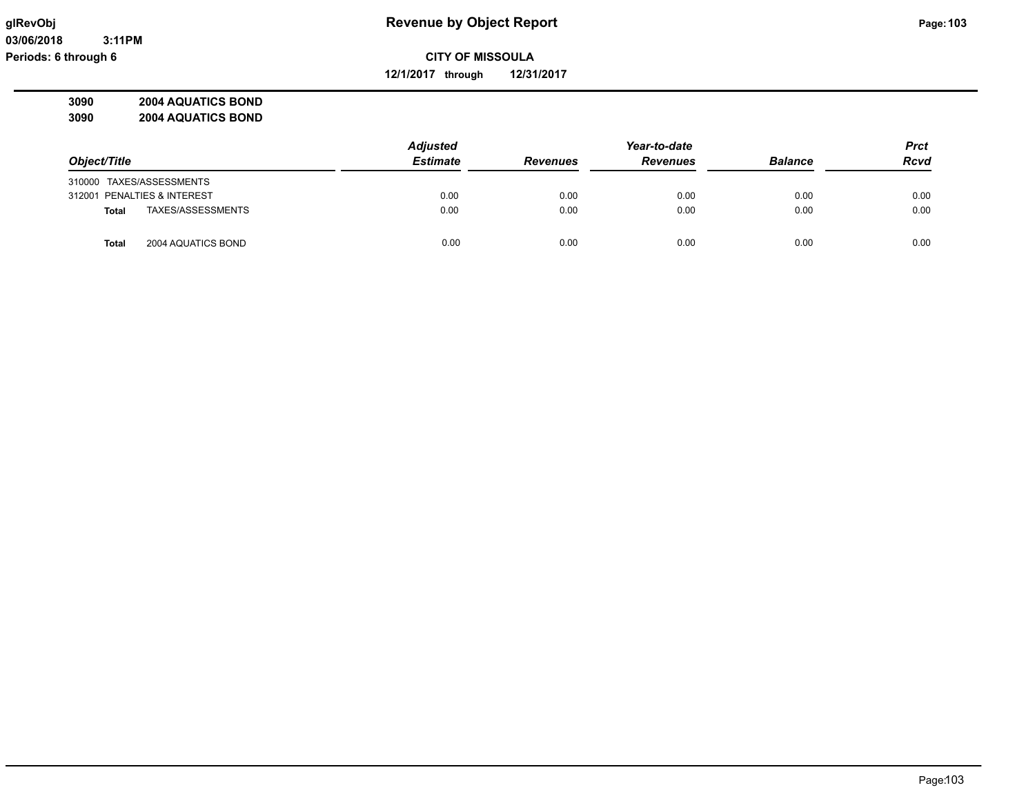# Revenue by Object Report

glRevObj
03/06/2018 3:11PM
Periods: 6 through 6

**CITY OF MISSOULA**

**12/1/2017 through 12/31/2017**

**3090 2004 AQUATICS BOND**
**3090 2004 AQUATICS BOND**

| Object/Title | | Adjusted Estimate | Revenues | Year-to-date Revenues | Balance | Prct Rcvd |
|---|---|---|---|---|---|---|
| 310000 TAXES/ASSESSMENTS | | | | | | |
| 312001 PENALTIES & INTEREST | | 0.00 | 0.00 | 0.00 | 0.00 | 0.00 |
| **Total** | TAXES/ASSESSMENTS | 0.00 | 0.00 | 0.00 | 0.00 | 0.00 |
| **Total** | 2004 AQUATICS BOND | 0.00 | 0.00 | 0.00 | 0.00 | 0.00 |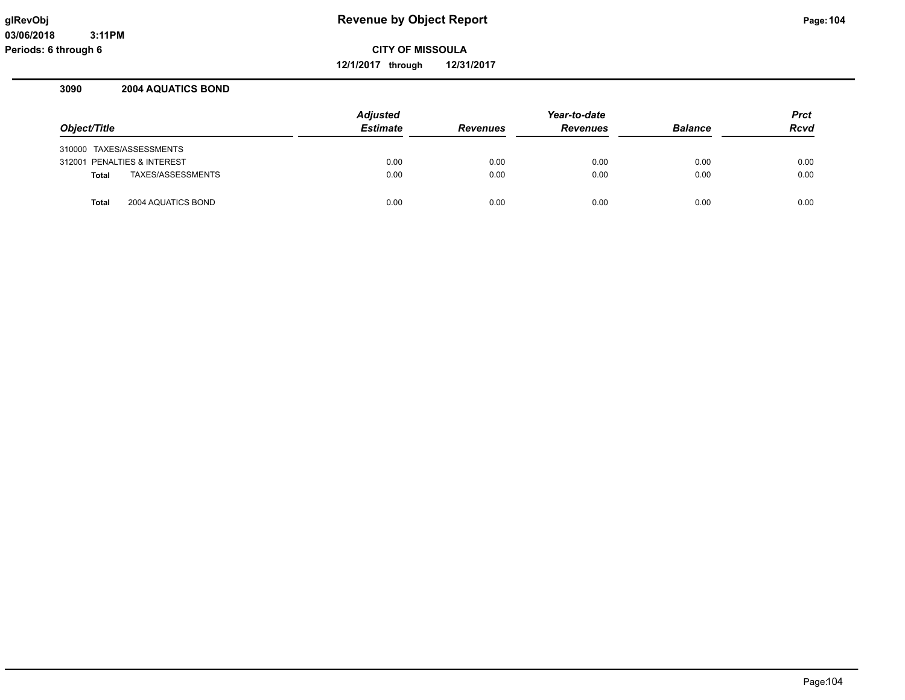**CITY OF MISSOULA**

**12/1/2017 through 12/31/2017**

### 3090 2004 AQUATICS BOND

| *Object/Title* | *Adjusted Estimate* | *Revenues* | *Year-to-date Revenues* | *Balance* | *Prct Rcvd* |
|---|---|---|---|---|---|
| 310000 TAXES/ASSESSMENTS | | | | | |
| 312001 PENALTIES & INTEREST | 0.00 | 0.00 | 0.00 | 0.00 | 0.00 |
| **Total** TAXES/ASSESSMENTS | 0.00 | 0.00 | 0.00 | 0.00 | 0.00 |
| **Total** 2004 AQUATICS BOND | 0.00 | 0.00 | 0.00 | 0.00 | 0.00 |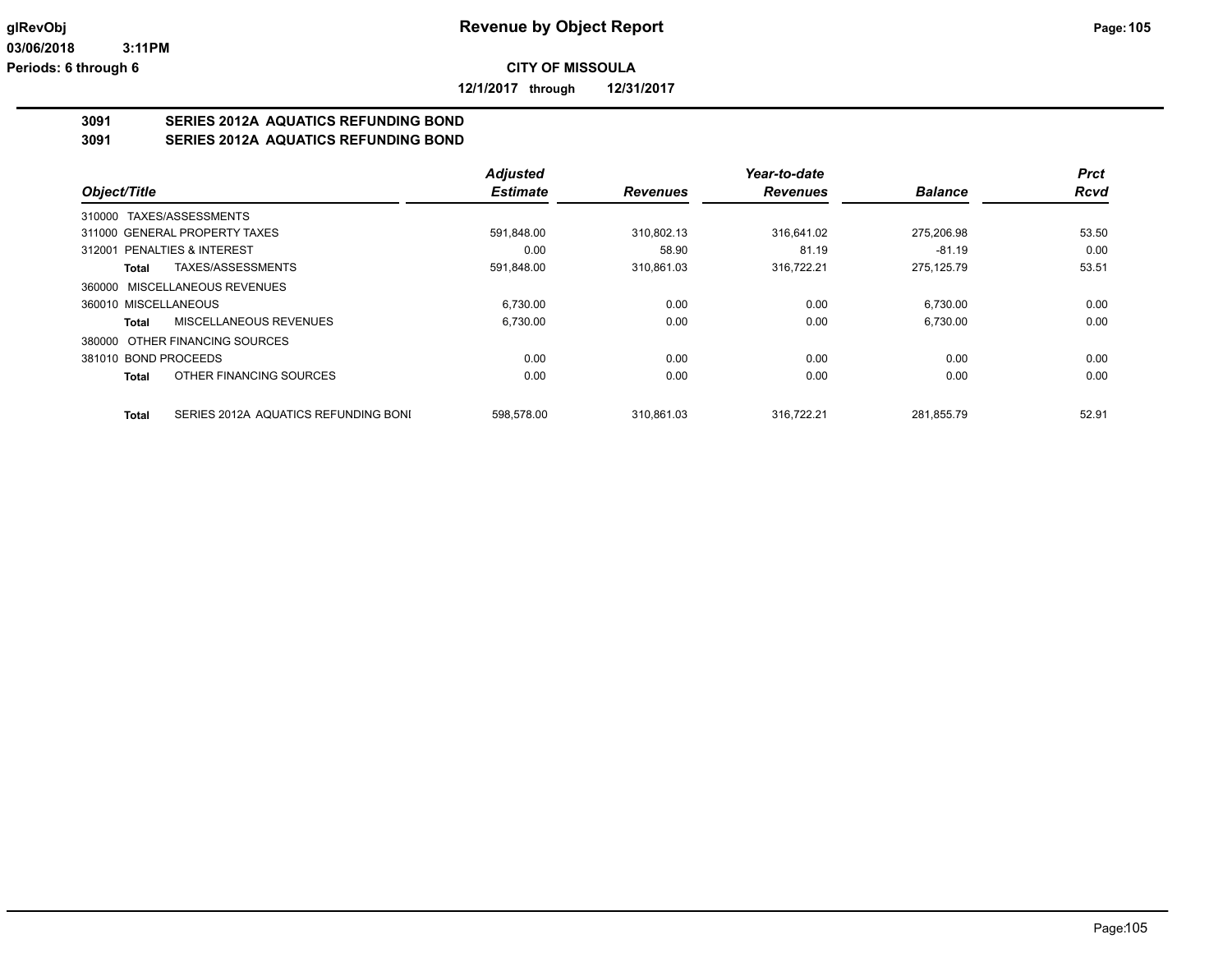# Revenue by Object Report

glRevObj
03/06/2018 3:11PM
Periods: 6 through 6

**CITY OF MISSOULA**

**12/1/2017 through 12/31/2017**

## 3091 SERIES 2012A AQUATICS REFUNDING BOND
## 3091 SERIES 2012A AQUATICS REFUNDING BOND

| Object/Title | | Adjusted Estimate | Revenues | Year-to-date Revenues | Balance | Prct Rcvd |
|---|---|---|---|---|---|---|
| 310000 TAXES/ASSESSMENTS | | | | | | |
| 311000 GENERAL PROPERTY TAXES | | 591,848.00 | 310,802.13 | 316,641.02 | 275,206.98 | 53.50 |
| 312001 PENALTIES & INTEREST | | 0.00 | 58.90 | 81.19 | -81.19 | 0.00 |
| Total | TAXES/ASSESSMENTS | 591,848.00 | 310,861.03 | 316,722.21 | 275,125.79 | 53.51 |
| 360000 MISCELLANEOUS REVENUES | | | | | | |
| 360010 MISCELLANEOUS | | 6,730.00 | 0.00 | 0.00 | 6,730.00 | 0.00 |
| Total | MISCELLANEOUS REVENUES | 6,730.00 | 0.00 | 0.00 | 6,730.00 | 0.00 |
| 380000 OTHER FINANCING SOURCES | | | | | | |
| 381010 BOND PROCEEDS | | 0.00 | 0.00 | 0.00 | 0.00 | 0.00 |
| Total | OTHER FINANCING SOURCES | 0.00 | 0.00 | 0.00 | 0.00 | 0.00 |
| Total | SERIES 2012A AQUATICS REFUNDING BONI | 598,578.00 | 310,861.03 | 316,722.21 | 281,855.79 | 52.91 |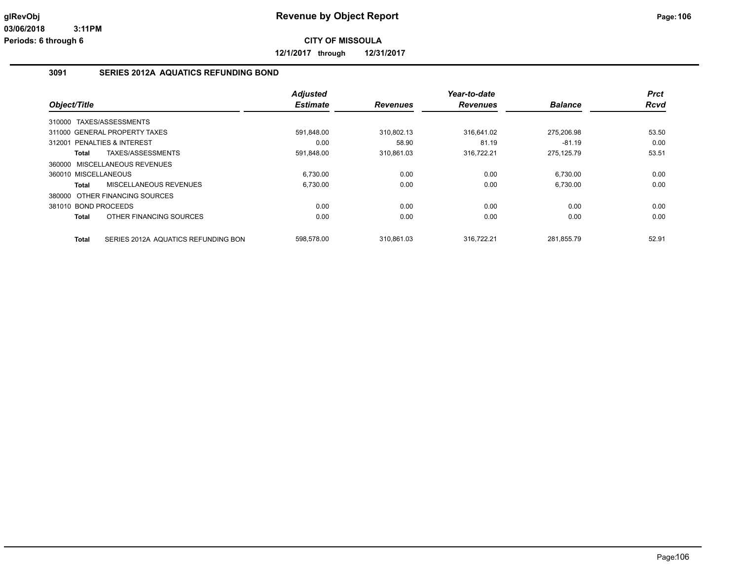# Revenue by Object Report

**CITY OF MISSOULA**

**12/1/2017 through 12/31/2017**

glRevObj
03/06/2018 3:11PM
Periods: 6 through 6

## 3091 SERIES 2012A AQUATICS REFUNDING BOND

| Object/Title | Adjusted Estimate | Revenues | Year-to-date Revenues | Balance | Prct Rcvd |
|---|---|---|---|---|---|
| 310000 TAXES/ASSESSMENTS | | | | | |
| 311000 GENERAL PROPERTY TAXES | 591,848.00 | 310,802.13 | 316,641.02 | 275,206.98 | 53.50 |
| 312001 PENALTIES & INTEREST | 0.00 | 58.90 | 81.19 | -81.19 | 0.00 |
| **Total** TAXES/ASSESSMENTS | 591,848.00 | 310,861.03 | 316,722.21 | 275,125.79 | 53.51 |
| 360000 MISCELLANEOUS REVENUES | | | | | |
| 360010 MISCELLANEOUS | 6,730.00 | 0.00 | 0.00 | 6,730.00 | 0.00 |
| **Total** MISCELLANEOUS REVENUES | 6,730.00 | 0.00 | 0.00 | 6,730.00 | 0.00 |
| 380000 OTHER FINANCING SOURCES | | | | | |
| 381010 BOND PROCEEDS | 0.00 | 0.00 | 0.00 | 0.00 | 0.00 |
| **Total** OTHER FINANCING SOURCES | 0.00 | 0.00 | 0.00 | 0.00 | 0.00 |
| **Total** SERIES 2012A AQUATICS REFUNDING BON | 598,578.00 | 310,861.03 | 316,722.21 | 281,855.79 | 52.91 |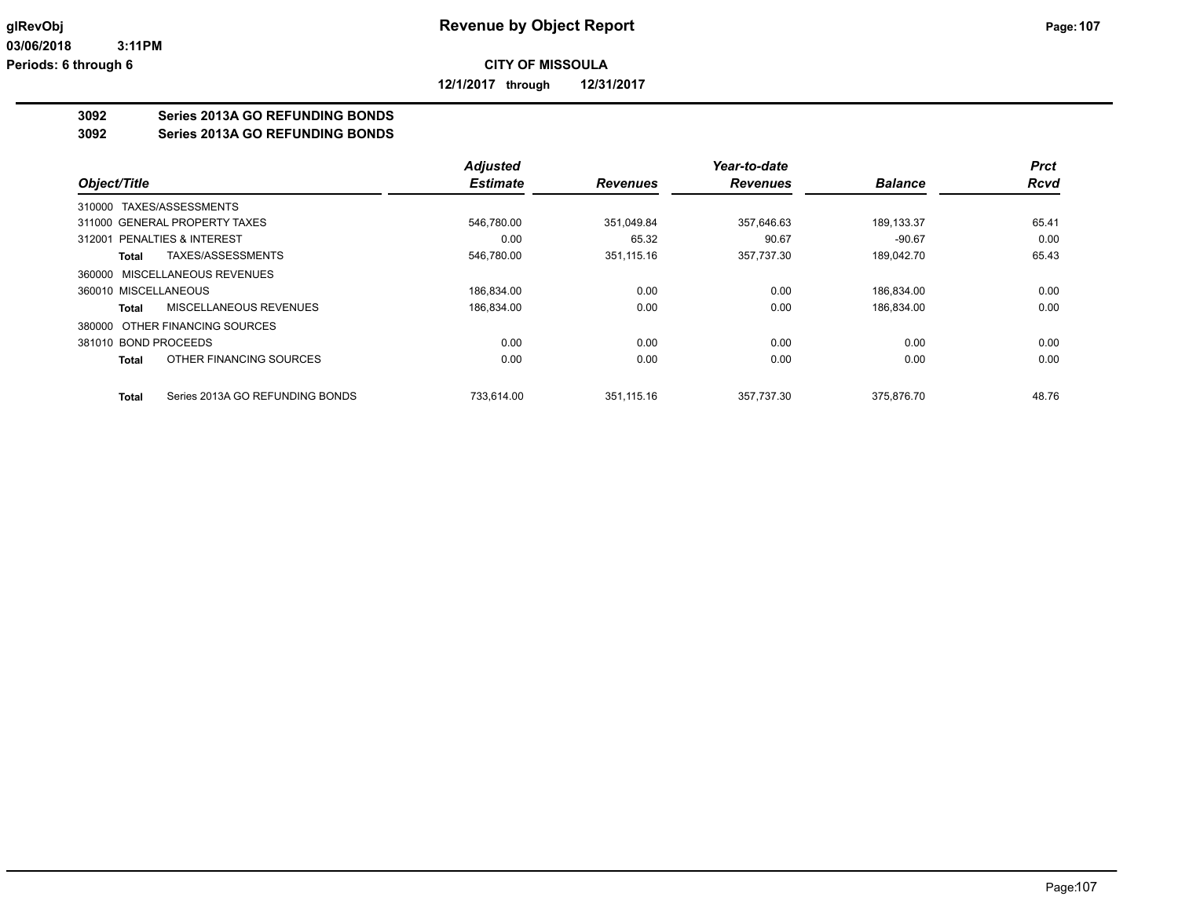# Revenue by Object Report

**glRevObj**
**03/06/2018 3:11PM**
**Periods: 6 through 6**

**CITY OF MISSOULA**

**12/1/2017 through 12/31/2017**

## 3092 Series 2013A GO REFUNDING BONDS

## 3092 Series 2013A GO REFUNDING BONDS

| Object/Title | Adjusted Estimate | Revenues | Year-to-date Revenues | Balance | Prct Rcvd |
|---|---|---|---|---|---|
| 310000 TAXES/ASSESSMENTS | | | | | |
| 311000 GENERAL PROPERTY TAXES | 546,780.00 | 351,049.84 | 357,646.63 | 189,133.37 | 65.41 |
| 312001 PENALTIES & INTEREST | 0.00 | 65.32 | 90.67 | -90.67 | 0.00 |
| **Total** TAXES/ASSESSMENTS | 546,780.00 | 351,115.16 | 357,737.30 | 189,042.70 | 65.43 |
| 360000 MISCELLANEOUS REVENUES | | | | | |
| 360010 MISCELLANEOUS | 186,834.00 | 0.00 | 0.00 | 186,834.00 | 0.00 |
| **Total** MISCELLANEOUS REVENUES | 186,834.00 | 0.00 | 0.00 | 186,834.00 | 0.00 |
| 380000 OTHER FINANCING SOURCES | | | | | |
| 381010 BOND PROCEEDS | 0.00 | 0.00 | 0.00 | 0.00 | 0.00 |
| **Total** OTHER FINANCING SOURCES | 0.00 | 0.00 | 0.00 | 0.00 | 0.00 |
| **Total** Series 2013A GO REFUNDING BONDS | 733,614.00 | 351,115.16 | 357,737.30 | 375,876.70 | 48.76 |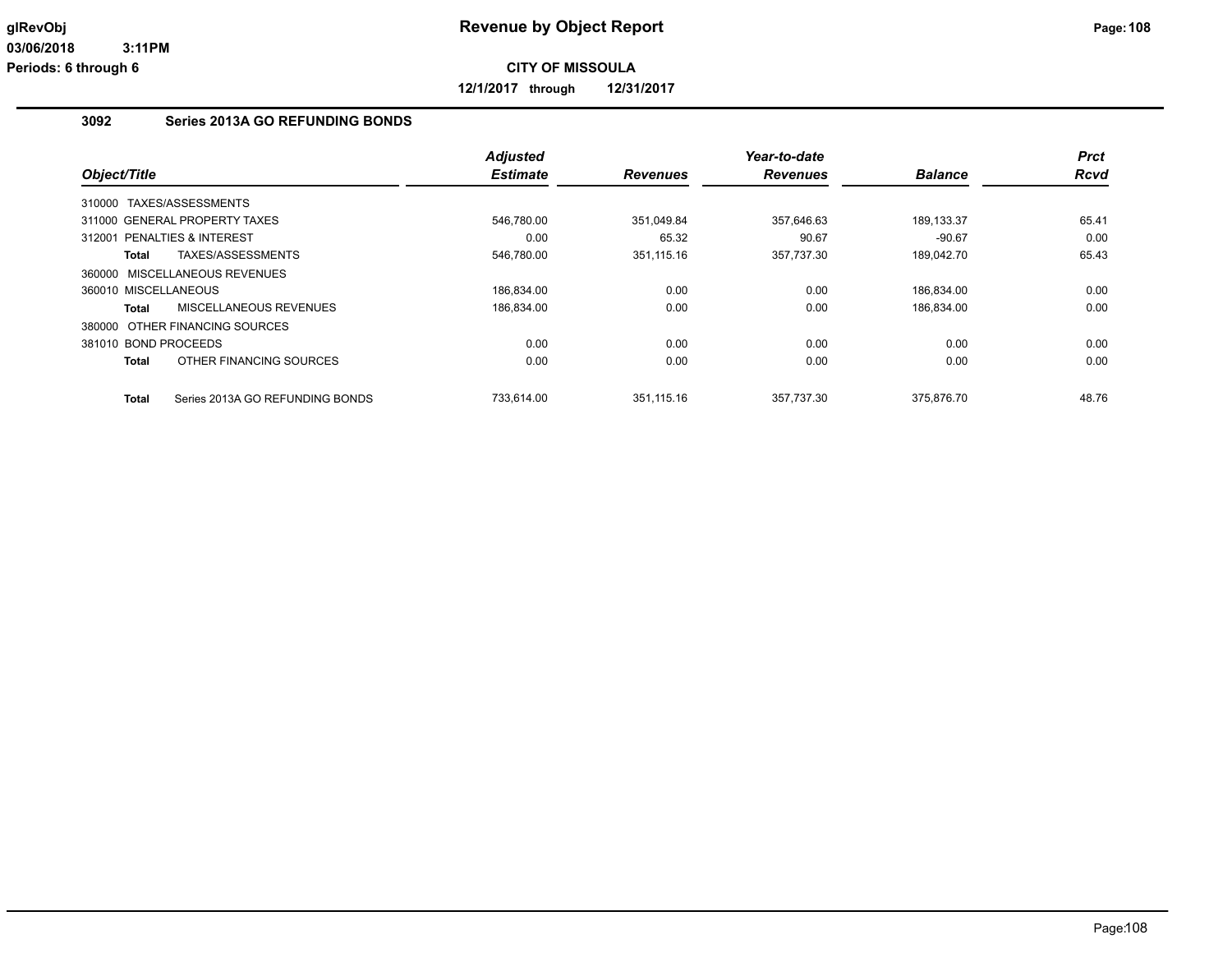# Revenue by Object Report

glRevObj
03/06/2018 3:11PM
Periods: 6 through 6

**CITY OF MISSOULA**

**12/1/2017 through 12/31/2017**

## 3092 Series 2013A GO REFUNDING BONDS

| Object/Title | Adjusted Estimate | Revenues | Year-to-date Revenues | Balance | Prct Rcvd |
|---|---|---|---|---|---|
| 310000 TAXES/ASSESSMENTS | | | | | |
| 311000 GENERAL PROPERTY TAXES | 546,780.00 | 351,049.84 | 357,646.63 | 189,133.37 | 65.41 |
| 312001 PENALTIES & INTEREST | 0.00 | 65.32 | 90.67 | -90.67 | 0.00 |
| **Total** TAXES/ASSESSMENTS | 546,780.00 | 351,115.16 | 357,737.30 | 189,042.70 | 65.43 |
| 360000 MISCELLANEOUS REVENUES | | | | | |
| 360010 MISCELLANEOUS | 186,834.00 | 0.00 | 0.00 | 186,834.00 | 0.00 |
| **Total** MISCELLANEOUS REVENUES | 186,834.00 | 0.00 | 0.00 | 186,834.00 | 0.00 |
| 380000 OTHER FINANCING SOURCES | | | | | |
| 381010 BOND PROCEEDS | 0.00 | 0.00 | 0.00 | 0.00 | 0.00 |
| **Total** OTHER FINANCING SOURCES | 0.00 | 0.00 | 0.00 | 0.00 | 0.00 |
| **Total** Series 2013A GO REFUNDING BONDS | 733,614.00 | 351,115.16 | 357,737.30 | 375,876.70 | 48.76 |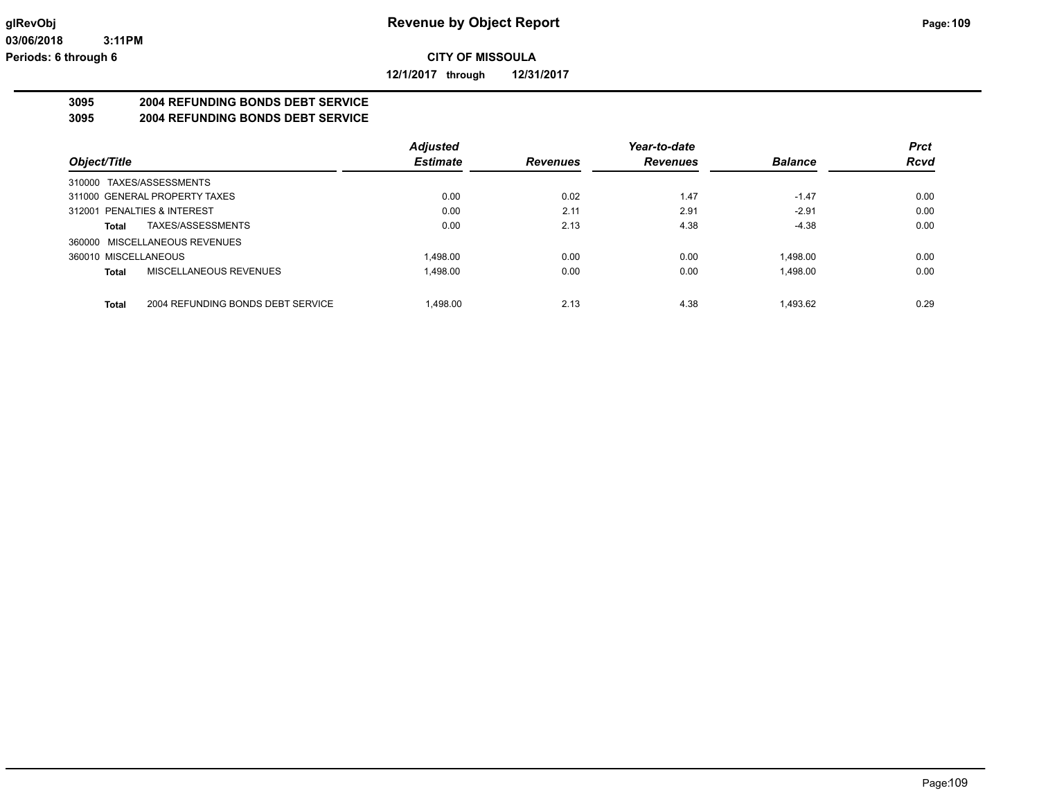**glRevObj** **Revenue by Object Report**

**03/06/2018 3:11PM**

**Periods: 6 through 6**

**CITY OF MISSOULA**

**12/1/2017 through 12/31/2017**

## 3095 2004 REFUNDING BONDS DEBT SERVICE

## 3095 2004 REFUNDING BONDS DEBT SERVICE

| Object/Title | | Adjusted Estimate | Revenues | Year-to-date Revenues | Balance | Prct Rcvd |
|---|---|---|---|---|---|---|
| 310000 TAXES/ASSESSMENTS | | | | | | |
| 311000 GENERAL PROPERTY TAXES | | 0.00 | 0.02 | 1.47 | -1.47 | 0.00 |
| 312001 PENALTIES & INTEREST | | 0.00 | 2.11 | 2.91 | -2.91 | 0.00 |
| **Total** | TAXES/ASSESSMENTS | 0.00 | 2.13 | 4.38 | -4.38 | 0.00 |
| 360000 MISCELLANEOUS REVENUES | | | | | | |
| 360010 MISCELLANEOUS | | 1,498.00 | 0.00 | 0.00 | 1,498.00 | 0.00 |
| **Total** | MISCELLANEOUS REVENUES | 1,498.00 | 0.00 | 0.00 | 1,498.00 | 0.00 |
| **Total** | 2004 REFUNDING BONDS DEBT SERVICE | 1,498.00 | 2.13 | 4.38 | 1,493.62 | 0.29 |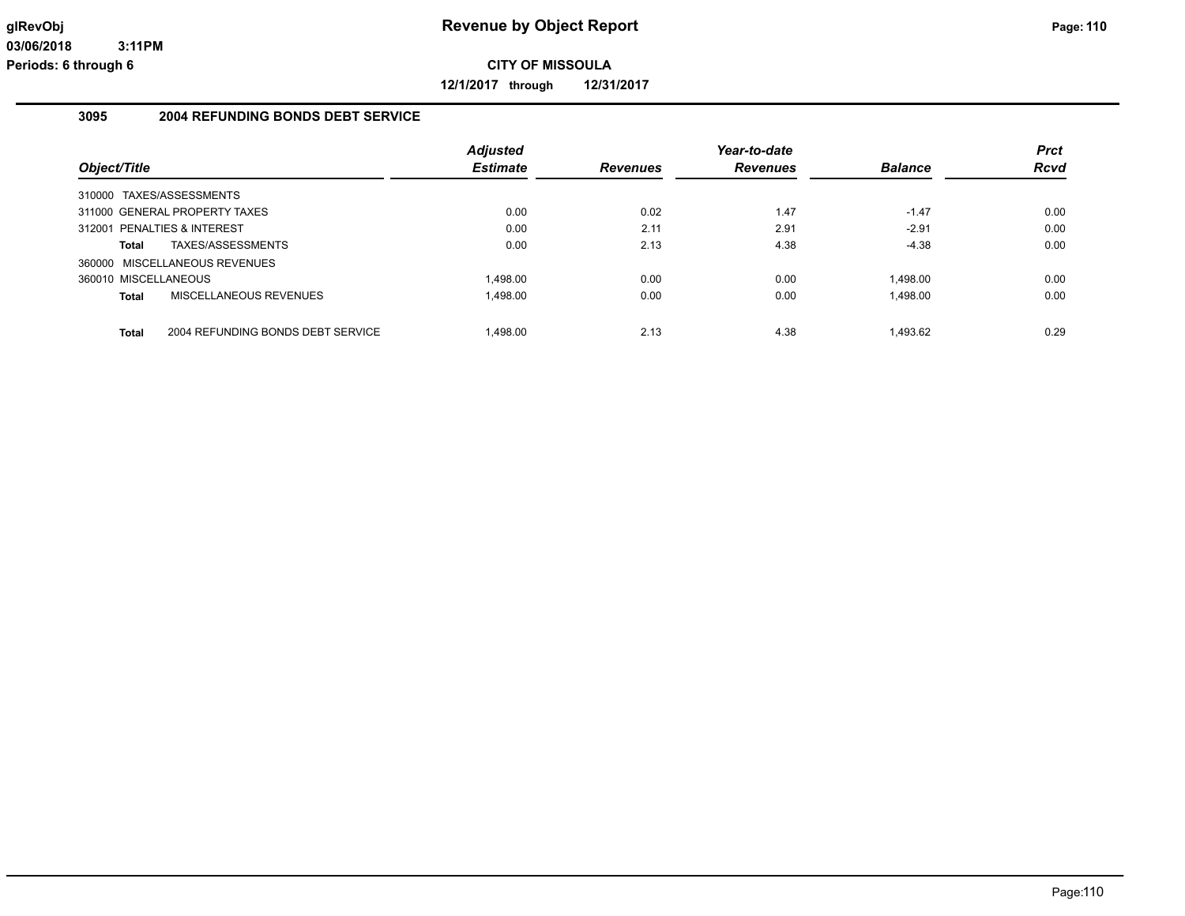# Revenue by Object Report

**CITY OF MISSOULA**

**12/1/2017 through 12/31/2017**

glRevObj
03/06/2018 3:11PM
Periods: 6 through 6

## 3095 2004 REFUNDING BONDS DEBT SERVICE

| Object/Title | Adjusted Estimate | Revenues | Year-to-date Revenues | Balance | Prct Rcvd |
|---|---|---|---|---|---|
| 310000 TAXES/ASSESSMENTS | | | | | |
| 311000 GENERAL PROPERTY TAXES | 0.00 | 0.02 | 1.47 | -1.47 | 0.00 |
| 312001 PENALTIES & INTEREST | 0.00 | 2.11 | 2.91 | -2.91 | 0.00 |
| **Total** TAXES/ASSESSMENTS | 0.00 | 2.13 | 4.38 | -4.38 | 0.00 |
| 360000 MISCELLANEOUS REVENUES | | | | | |
| 360010 MISCELLANEOUS | 1,498.00 | 0.00 | 0.00 | 1,498.00 | 0.00 |
| **Total** MISCELLANEOUS REVENUES | 1,498.00 | 0.00 | 0.00 | 1,498.00 | 0.00 |
| **Total** 2004 REFUNDING BONDS DEBT SERVICE | 1,498.00 | 2.13 | 4.38 | 1,493.62 | 0.29 |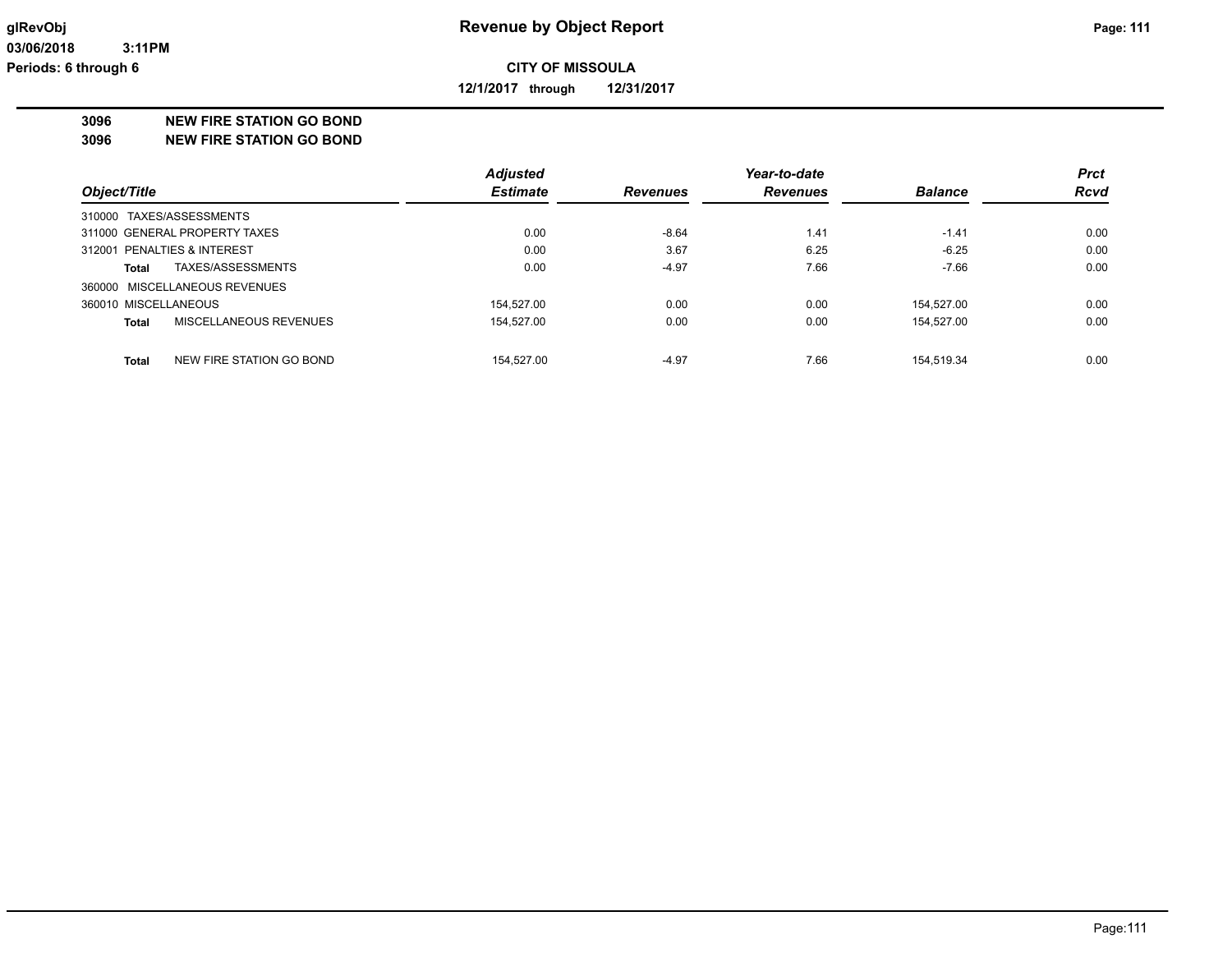**glRevObj**
**03/06/2018 3:11PM**
**Periods: 6 through 6**

# Revenue by Object Report

**CITY OF MISSOULA**

**12/1/2017 through 12/31/2017**

## 3096 NEW FIRE STATION GO BOND
## 3096 NEW FIRE STATION GO BOND

| Object/Title | | Adjusted Estimate | Revenues | Year-to-date Revenues | Balance | Prct Rcvd |
|---|---|---|---|---|---|---|
| 310000 TAXES/ASSESSMENTS | | | | | | |
| 311000 GENERAL PROPERTY TAXES | | 0.00 | -8.64 | 1.41 | -1.41 | 0.00 |
| 312001 PENALTIES & INTEREST | | 0.00 | 3.67 | 6.25 | -6.25 | 0.00 |
| **Total** | TAXES/ASSESSMENTS | 0.00 | -4.97 | 7.66 | -7.66 | 0.00 |
| 360000 MISCELLANEOUS REVENUES | | | | | | |
| 360010 MISCELLANEOUS | | 154,527.00 | 0.00 | 0.00 | 154,527.00 | 0.00 |
| **Total** | MISCELLANEOUS REVENUES | 154,527.00 | 0.00 | 0.00 | 154,527.00 | 0.00 |
| **Total** | NEW FIRE STATION GO BOND | 154,527.00 | -4.97 | 7.66 | 154,519.34 | 0.00 |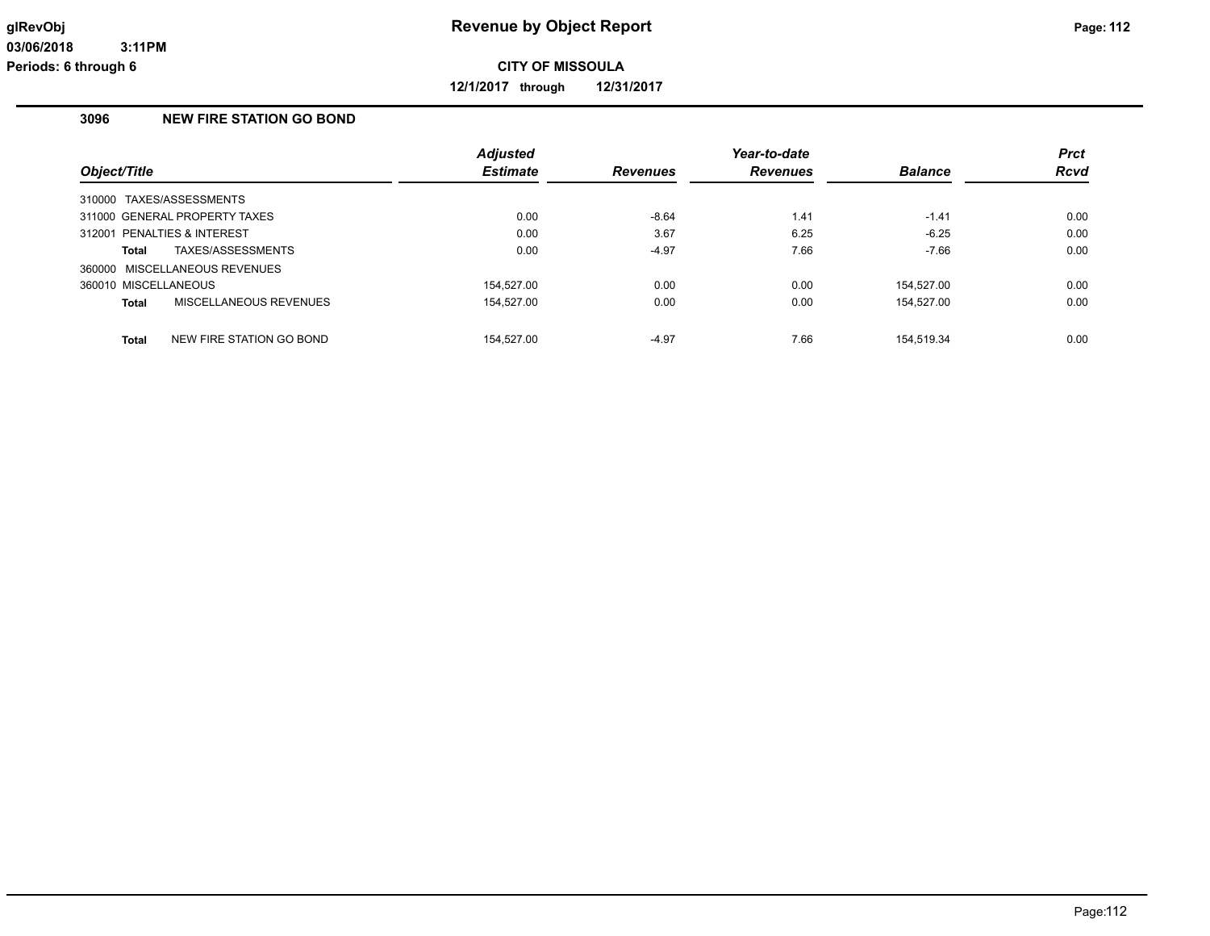# Revenue by Object Report

**CITY OF MISSOULA**

**12/1/2017 through 12/31/2017**

glRevObj
03/06/2018 3:11PM
Periods: 6 through 6

## 3096 NEW FIRE STATION GO BOND

| Object/Title | | Adjusted Estimate | Revenues | Year-to-date Revenues | Balance | Prct Rcvd |
|---|---|---|---|---|---|---|
| 310000 TAXES/ASSESSMENTS | | | | | | |
| 311000 GENERAL PROPERTY TAXES | | 0.00 | -8.64 | 1.41 | -1.41 | 0.00 |
| 312001 PENALTIES & INTEREST | | 0.00 | 3.67 | 6.25 | -6.25 | 0.00 |
| **Total** | TAXES/ASSESSMENTS | 0.00 | -4.97 | 7.66 | -7.66 | 0.00 |
| 360000 MISCELLANEOUS REVENUES | | | | | | |
| 360010 MISCELLANEOUS | | 154,527.00 | 0.00 | 0.00 | 154,527.00 | 0.00 |
| **Total** | MISCELLANEOUS REVENUES | 154,527.00 | 0.00 | 0.00 | 154,527.00 | 0.00 |
| **Total** | NEW FIRE STATION GO BOND | 154,527.00 | -4.97 | 7.66 | 154,519.34 | 0.00 |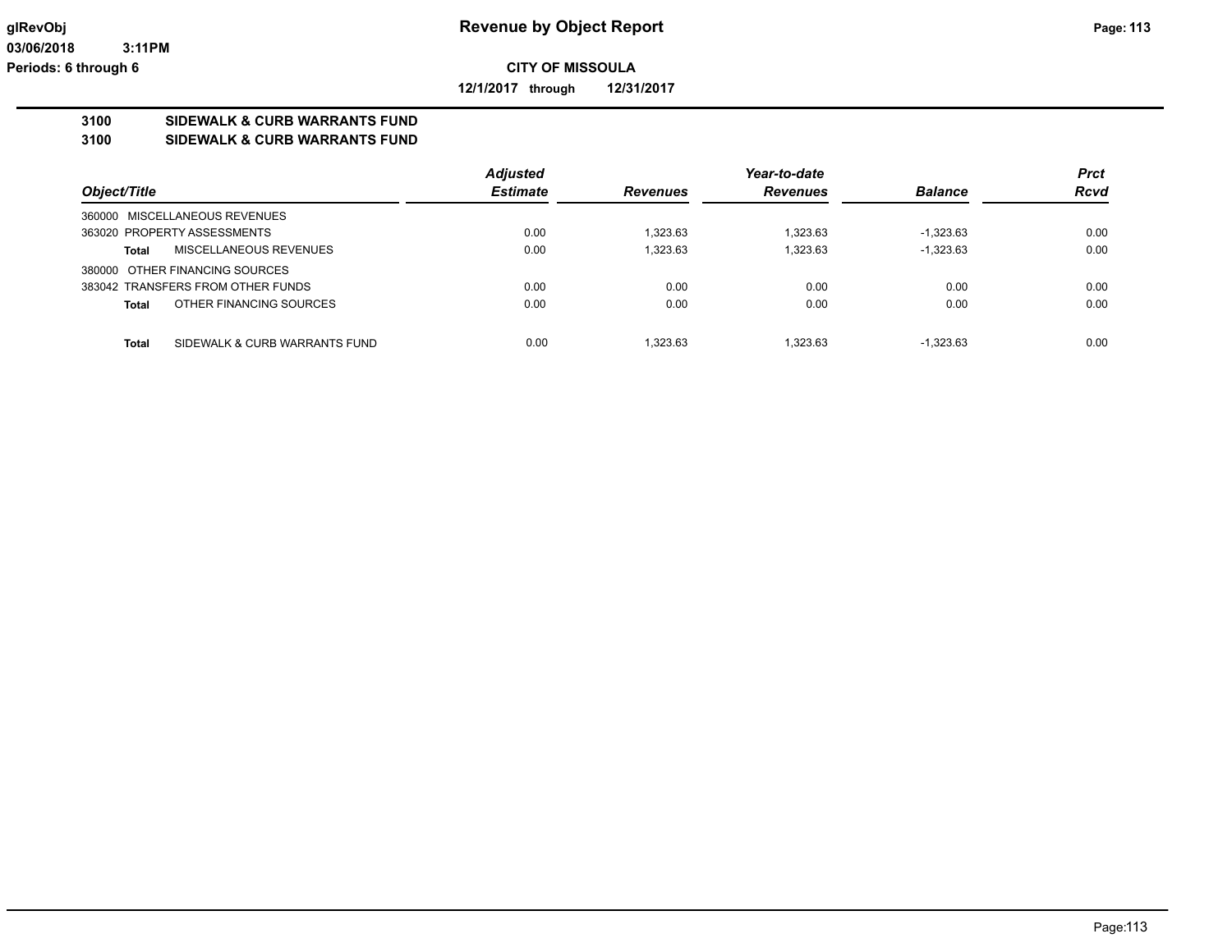**Revenue by Object Report**

**CITY OF MISSOULA**

**12/1/2017 through 12/31/2017**

**3100 SIDEWALK & CURB WARRANTS FUND**
**3100 SIDEWALK & CURB WARRANTS FUND**

| Object/Title | Adjusted Estimate | Revenues | Year-to-date Revenues | Balance | Prct Rcvd |
|---|---|---|---|---|---|
| 360000 MISCELLANEOUS REVENUES | | | | | |
| 363020 PROPERTY ASSESSMENTS | 0.00 | 1,323.63 | 1,323.63 | -1,323.63 | 0.00 |
| **Total** MISCELLANEOUS REVENUES | 0.00 | 1,323.63 | 1,323.63 | -1,323.63 | 0.00 |
| 380000 OTHER FINANCING SOURCES | | | | | |
| 383042 TRANSFERS FROM OTHER FUNDS | 0.00 | 0.00 | 0.00 | 0.00 | 0.00 |
| **Total** OTHER FINANCING SOURCES | 0.00 | 0.00 | 0.00 | 0.00 | 0.00 |
| **Total** SIDEWALK & CURB WARRANTS FUND | 0.00 | 1,323.63 | 1,323.63 | -1,323.63 | 0.00 |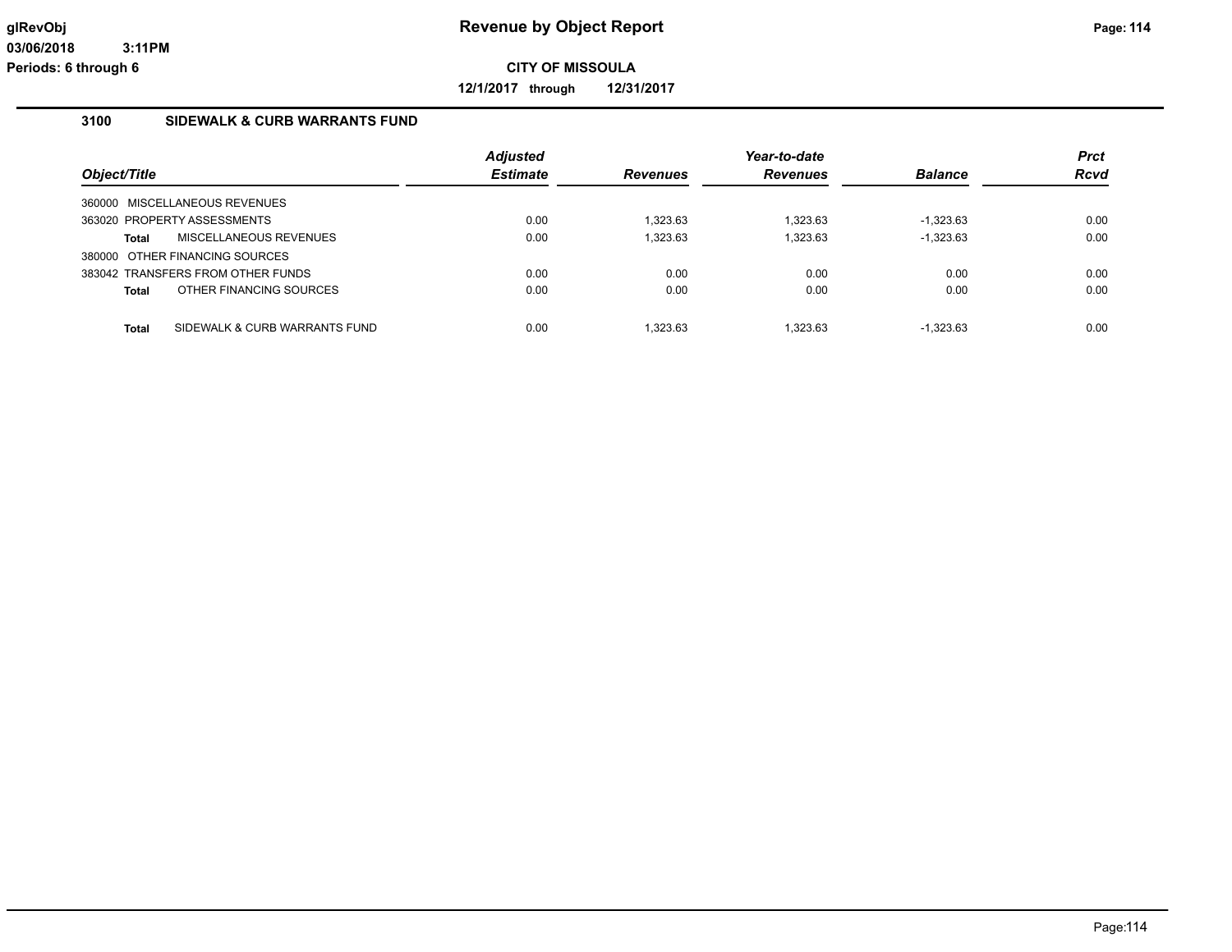# Revenue by Object Report

**CITY OF MISSOULA**

**12/1/2017 through 12/31/2017**

glRevObj
03/06/2018 3:11PM
Periods: 6 through 6

## 3100 SIDEWALK & CURB WARRANTS FUND

| Object/Title | Adjusted Estimate | Revenues | Year-to-date Revenues | Balance | Prct Rcvd |
|---|---|---|---|---|---|
| 360000 MISCELLANEOUS REVENUES | | | | | |
| 363020 PROPERTY ASSESSMENTS | 0.00 | 1,323.63 | 1,323.63 | -1,323.63 | 0.00 |
| **Total** MISCELLANEOUS REVENUES | 0.00 | 1,323.63 | 1,323.63 | -1,323.63 | 0.00 |
| 380000 OTHER FINANCING SOURCES | | | | | |
| 383042 TRANSFERS FROM OTHER FUNDS | 0.00 | 0.00 | 0.00 | 0.00 | 0.00 |
| **Total** OTHER FINANCING SOURCES | 0.00 | 0.00 | 0.00 | 0.00 | 0.00 |
| **Total** SIDEWALK & CURB WARRANTS FUND | 0.00 | 1,323.63 | 1,323.63 | -1,323.63 | 0.00 |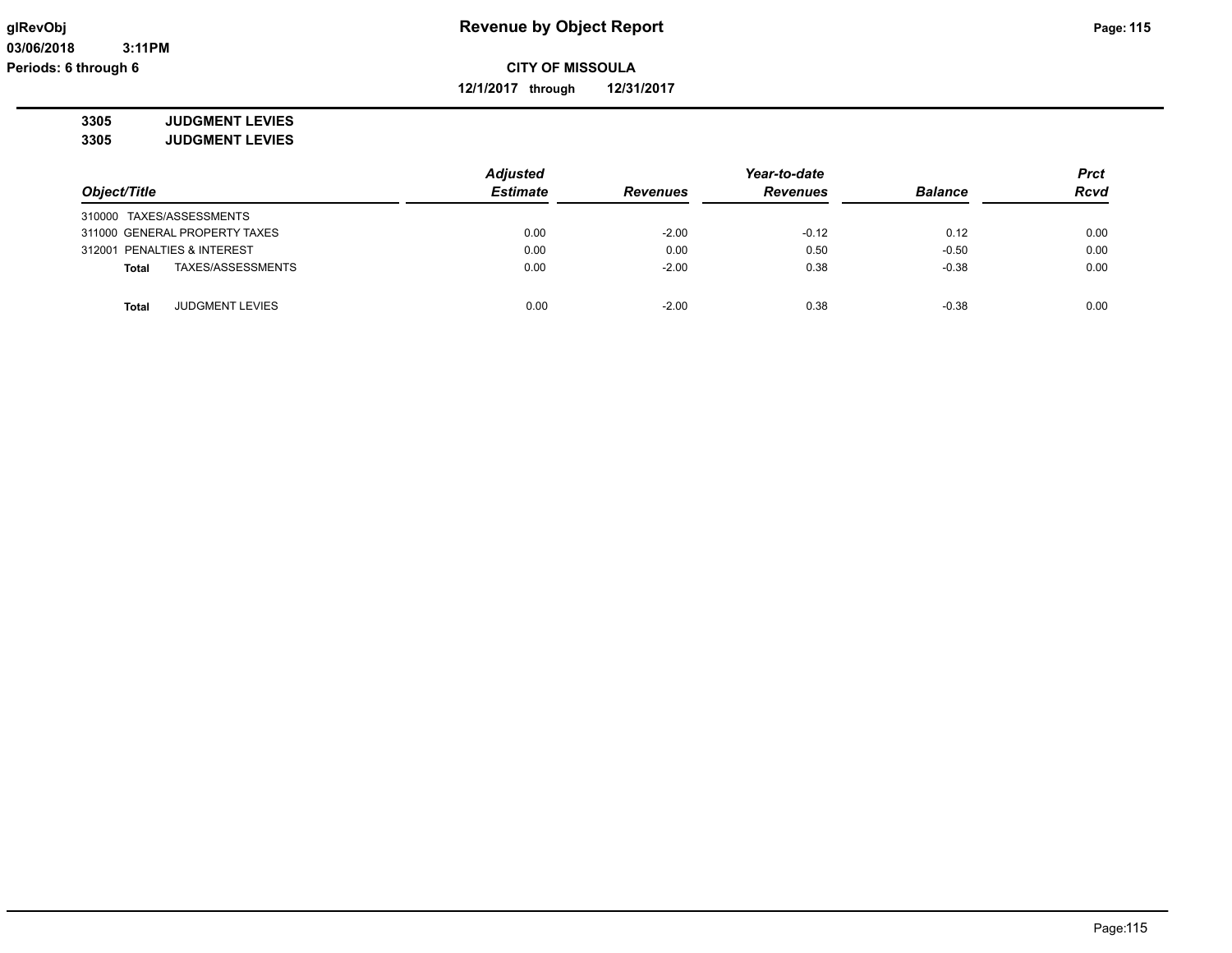# Revenue by Object Report

**CITY OF MISSOULA**

**12/1/2017 through 12/31/2017**

glRevObj
03/06/2018 3:11PM
Periods: 6 through 6

**3305 JUDGMENT LEVIES**
**3305 JUDGMENT LEVIES**

| Object/Title | Adjusted Estimate | Revenues | Year-to-date Revenues | Balance | Prct Rcvd |
|---|---|---|---|---|---|
| 310000 TAXES/ASSESSMENTS | | | | | |
| 311000 GENERAL PROPERTY TAXES | 0.00 | -2.00 | -0.12 | 0.12 | 0.00 |
| 312001 PENALTIES & INTEREST | 0.00 | 0.00 | 0.50 | -0.50 | 0.00 |
| **Total** TAXES/ASSESSMENTS | 0.00 | -2.00 | 0.38 | -0.38 | 0.00 |
| **Total** JUDGMENT LEVIES | 0.00 | -2.00 | 0.38 | -0.38 | 0.00 |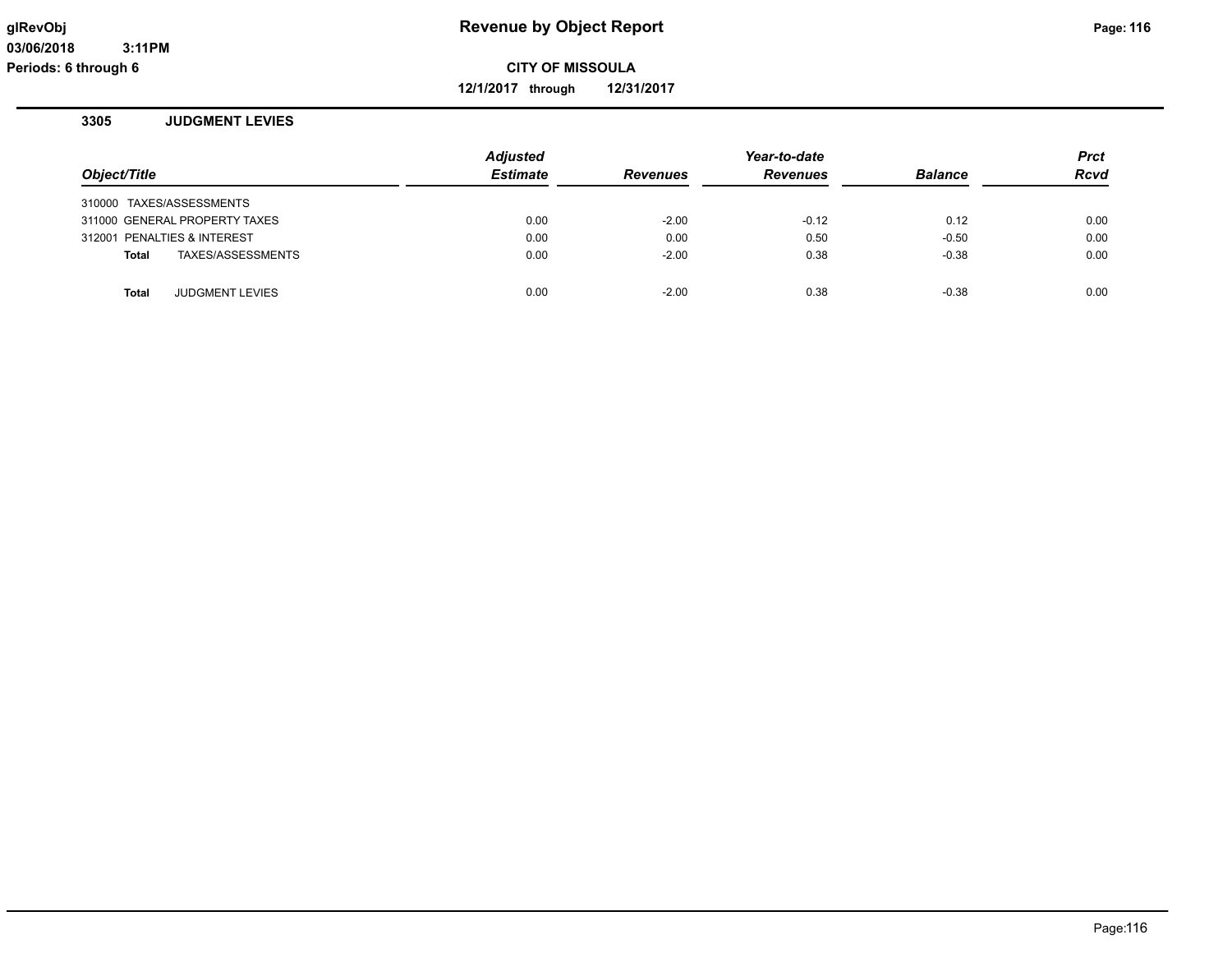# Revenue by Object Report

glRevObj
03/06/2018 3:11PM
Periods: 6 through 6

**CITY OF MISSOULA**

**12/1/2017 through 12/31/2017**

## 3305 JUDGMENT LEVIES

| Object/Title | Adjusted Estimate | Revenues | Year-to-date Revenues | Balance | Prct Rcvd |
|---|---|---|---|---|---|
| 310000 TAXES/ASSESSMENTS | | | | | |
| 311000 GENERAL PROPERTY TAXES | 0.00 | -2.00 | -0.12 | 0.12 | 0.00 |
| 312001 PENALTIES & INTEREST | 0.00 | 0.00 | 0.50 | -0.50 | 0.00 |
| **Total** TAXES/ASSESSMENTS | 0.00 | -2.00 | 0.38 | -0.38 | 0.00 |
| **Total** JUDGMENT LEVIES | 0.00 | -2.00 | 0.38 | -0.38 | 0.00 |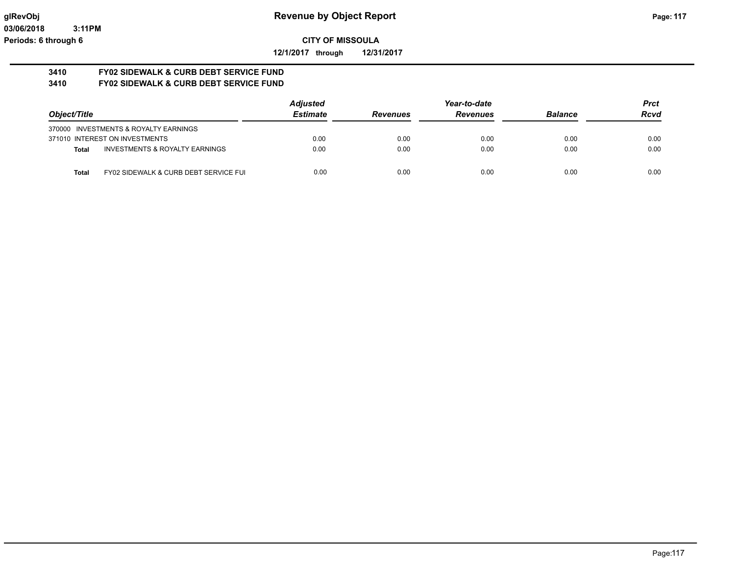**Revenue by Object Report**

**CITY OF MISSOULA**

**12/1/2017 through 12/31/2017**

glRevObj
03/06/2018 3:11PM
Periods: 6 through 6

## 3410 FY02 SIDEWALK & CURB DEBT SERVICE FUND
## 3410 FY02 SIDEWALK & CURB DEBT SERVICE FUND

| Object/Title | Adjusted Estimate | Revenues | Year-to-date Revenues | Balance | Prct Rcvd |
|---|---|---|---|---|---|
| 370000 INVESTMENTS & ROYALTY EARNINGS | | | | | |
| 371010 INTEREST ON INVESTMENTS | 0.00 | 0.00 | 0.00 | 0.00 | 0.00 |
| **Total** INVESTMENTS & ROYALTY EARNINGS | 0.00 | 0.00 | 0.00 | 0.00 | 0.00 |
| **Total** FY02 SIDEWALK & CURB DEBT SERVICE FUI | 0.00 | 0.00 | 0.00 | 0.00 | 0.00 |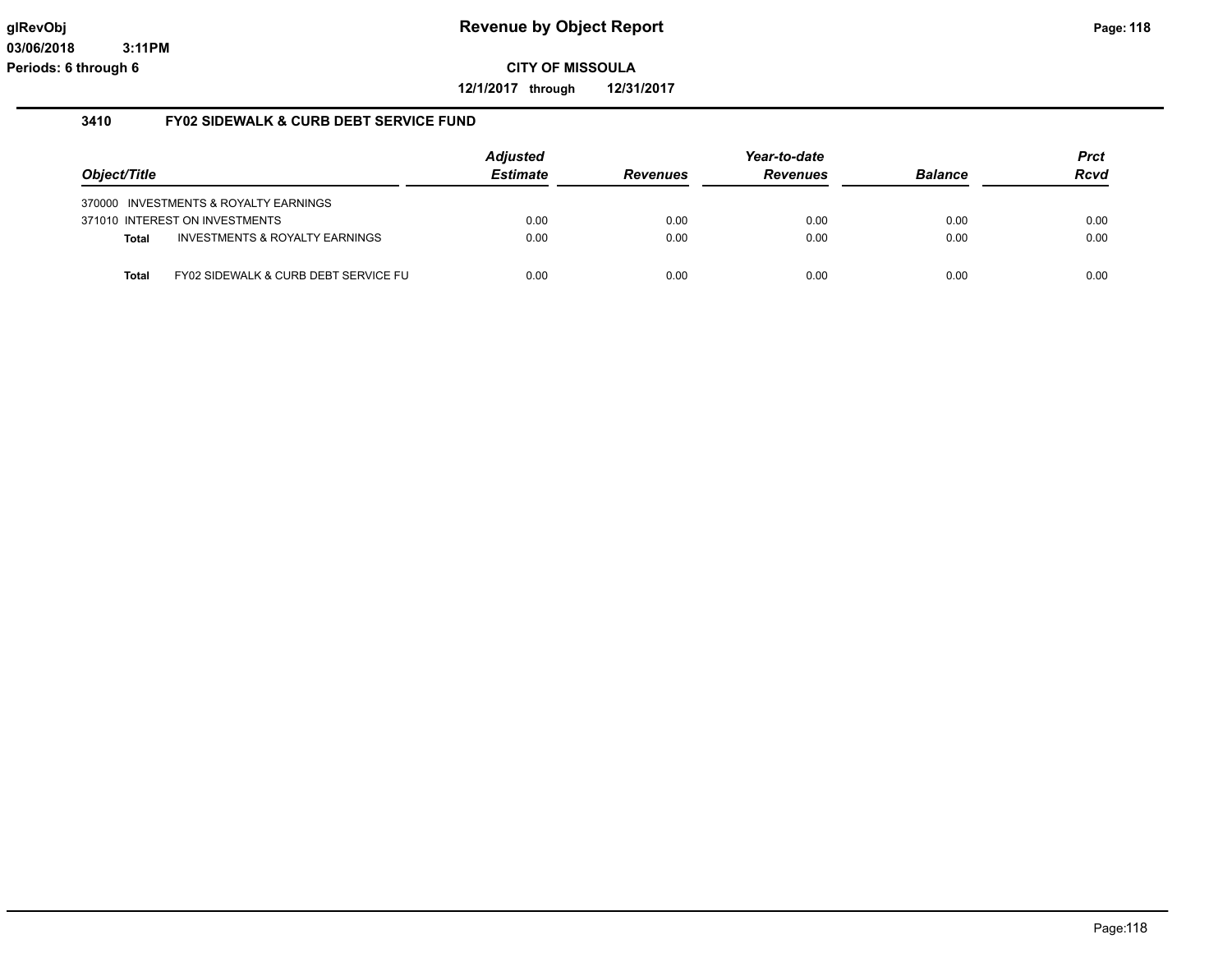# Revenue by Object Report

glRevObj
03/06/2018 3:11PM
Periods: 6 through 6

**CITY OF MISSOULA**

**12/1/2017 through 12/31/2017**

## 3410 FY02 SIDEWALK & CURB DEBT SERVICE FUND

| Object/Title | | Adjusted Estimate | Revenues | Year-to-date Revenues | Balance | Prct Rcvd |
|---|---|---|---|---|---|---|
| 370000 INVESTMENTS & ROYALTY EARNINGS | | | | | | |
| 371010 INTEREST ON INVESTMENTS | | 0.00 | 0.00 | 0.00 | 0.00 | 0.00 |
| **Total** | INVESTMENTS & ROYALTY EARNINGS | 0.00 | 0.00 | 0.00 | 0.00 | 0.00 |
| **Total** | FY02 SIDEWALK & CURB DEBT SERVICE FU | 0.00 | 0.00 | 0.00 | 0.00 | 0.00 |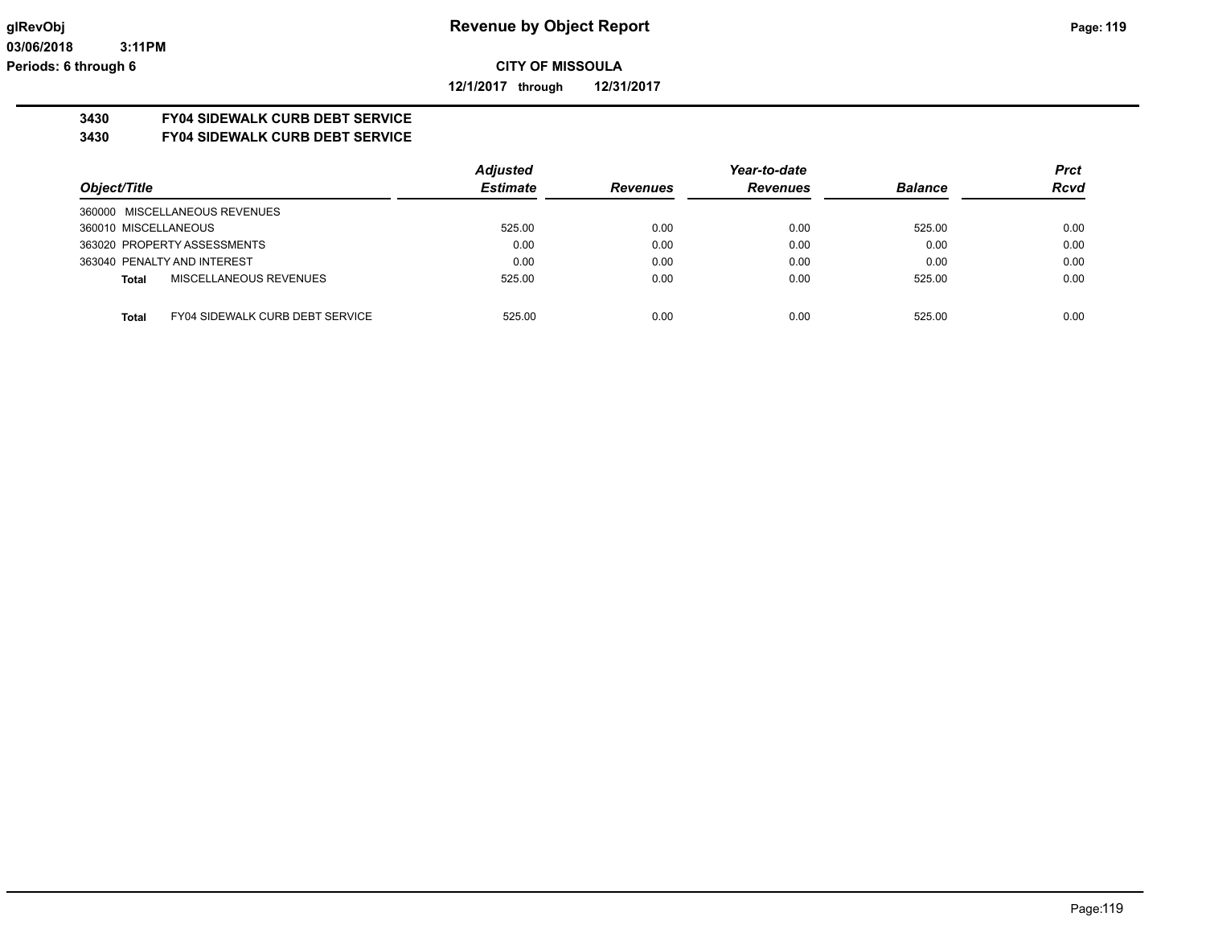**CITY OF MISSOULA**

**12/1/2017 through 12/31/2017**

**3430 FY04 SIDEWALK CURB DEBT SERVICE**

**3430 FY04 SIDEWALK CURB DEBT SERVICE**

| Object/Title | Adjusted Estimate | Revenues | Year-to-date Revenues | Balance | Prct Rcvd |
|---|---|---|---|---|---|
| 360000 MISCELLANEOUS REVENUES | | | | | |
| 360010 MISCELLANEOUS | 525.00 | 0.00 | 0.00 | 525.00 | 0.00 |
| 363020 PROPERTY ASSESSMENTS | 0.00 | 0.00 | 0.00 | 0.00 | 0.00 |
| 363040 PENALTY AND INTEREST | 0.00 | 0.00 | 0.00 | 0.00 | 0.00 |
| **Total** MISCELLANEOUS REVENUES | 525.00 | 0.00 | 0.00 | 525.00 | 0.00 |
| **Total** FY04 SIDEWALK CURB DEBT SERVICE | 525.00 | 0.00 | 0.00 | 525.00 | 0.00 |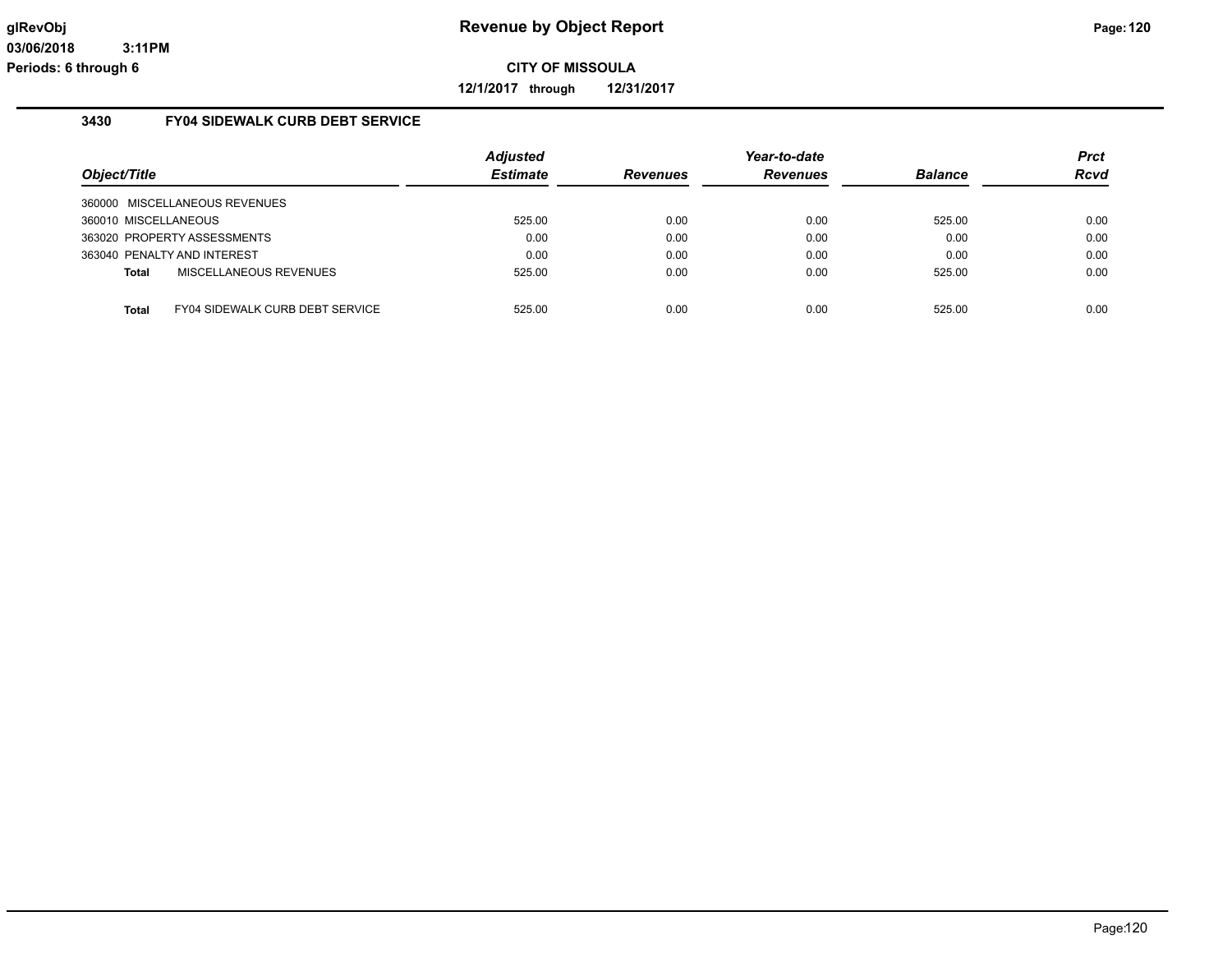**Revenue by Object Report**

**CITY OF MISSOULA**

**12/1/2017 through 12/31/2017**

glRevObj
03/06/2018 3:11PM
Periods: 6 through 6

### 3430 FY04 SIDEWALK CURB DEBT SERVICE

| Object/Title | Adjusted Estimate | Revenues | Year-to-date Revenues | Balance | Prct Rcvd |
|---|---|---|---|---|---|
| 360000 MISCELLANEOUS REVENUES | | | | | |
| 360010 MISCELLANEOUS | 525.00 | 0.00 | 0.00 | 525.00 | 0.00 |
| 363020 PROPERTY ASSESSMENTS | 0.00 | 0.00 | 0.00 | 0.00 | 0.00 |
| 363040 PENALTY AND INTEREST | 0.00 | 0.00 | 0.00 | 0.00 | 0.00 |
| **Total** MISCELLANEOUS REVENUES | 525.00 | 0.00 | 0.00 | 525.00 | 0.00 |
| **Total** FY04 SIDEWALK CURB DEBT SERVICE | 525.00 | 0.00 | 0.00 | 525.00 | 0.00 |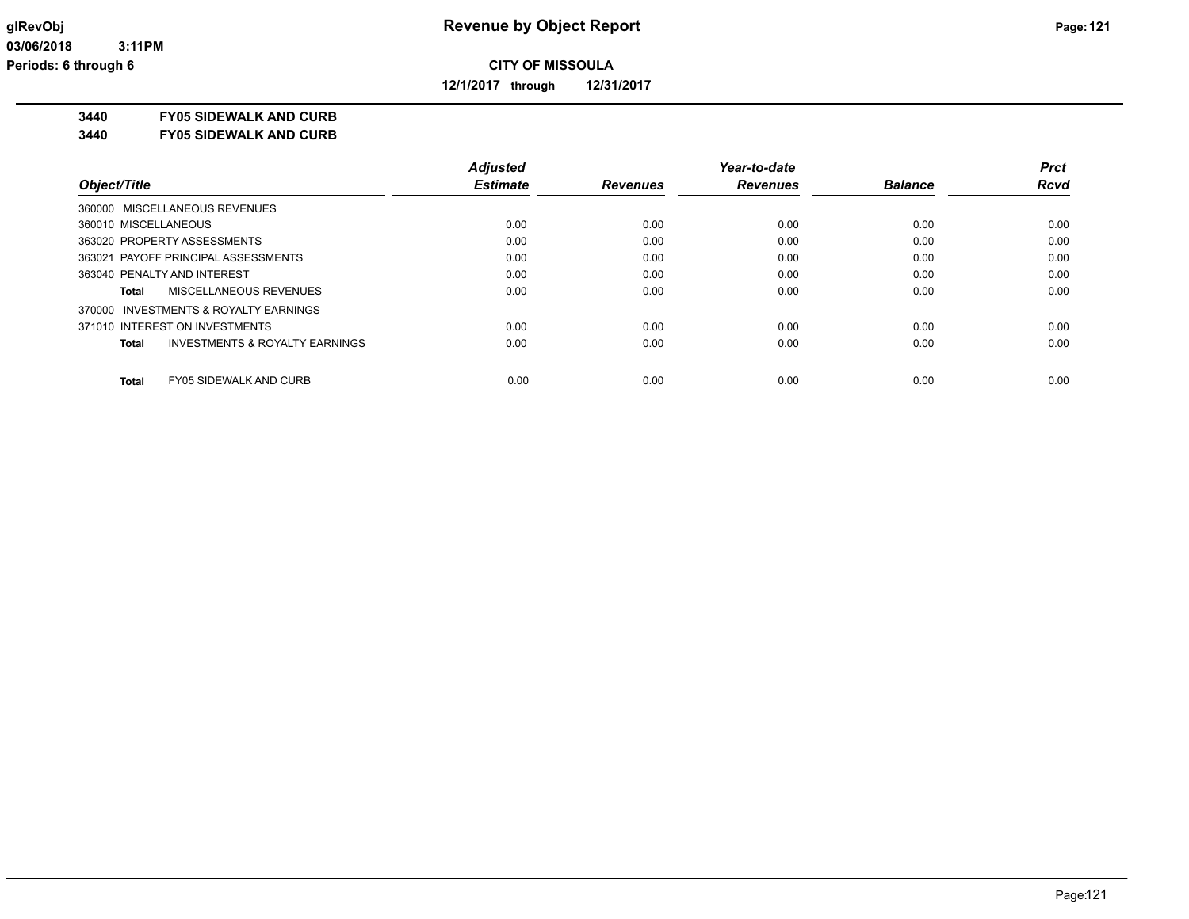**CITY OF MISSOULA**

**12/1/2017 through 12/31/2017**

**3440 FY05 SIDEWALK AND CURB**

**3440 FY05 SIDEWALK AND CURB**

| Object/Title | Adjusted Estimate | Revenues | Year-to-date Revenues | Balance | Prct Rcvd |
|---|---|---|---|---|---|
| 360000 MISCELLANEOUS REVENUES | | | | | |
| 360010 MISCELLANEOUS | 0.00 | 0.00 | 0.00 | 0.00 | 0.00 |
| 363020 PROPERTY ASSESSMENTS | 0.00 | 0.00 | 0.00 | 0.00 | 0.00 |
| 363021 PAYOFF PRINCIPAL ASSESSMENTS | 0.00 | 0.00 | 0.00 | 0.00 | 0.00 |
| 363040 PENALTY AND INTEREST | 0.00 | 0.00 | 0.00 | 0.00 | 0.00 |
| **Total** MISCELLANEOUS REVENUES | 0.00 | 0.00 | 0.00 | 0.00 | 0.00 |
| 370000 INVESTMENTS & ROYALTY EARNINGS | | | | | |
| 371010 INTEREST ON INVESTMENTS | 0.00 | 0.00 | 0.00 | 0.00 | 0.00 |
| **Total** INVESTMENTS & ROYALTY EARNINGS | 0.00 | 0.00 | 0.00 | 0.00 | 0.00 |
| **Total** FY05 SIDEWALK AND CURB | 0.00 | 0.00 | 0.00 | 0.00 | 0.00 |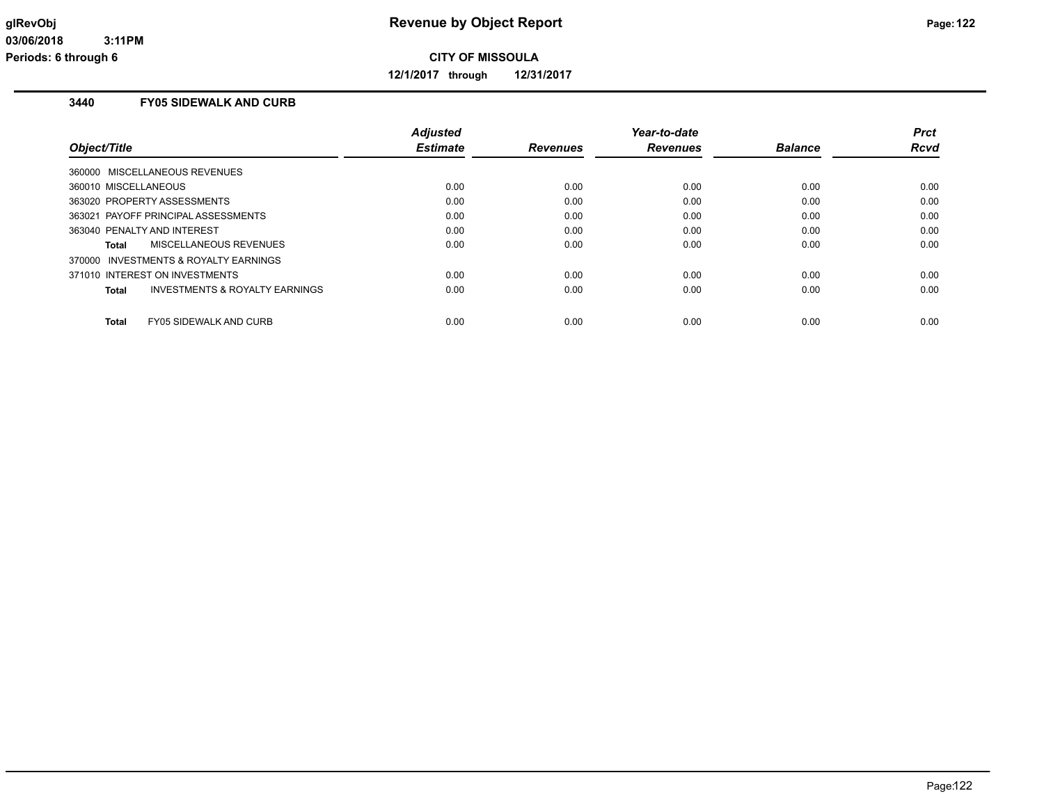**CITY OF MISSOULA**

**12/1/2017 through 12/31/2017**

### 3440 FY05 SIDEWALK AND CURB

| Object/Title | Adjusted Estimate | Revenues | Year-to-date Revenues | Balance | Prct Rcvd |
|---|---|---|---|---|---|
| 360000 MISCELLANEOUS REVENUES | | | | | |
| 360010 MISCELLANEOUS | 0.00 | 0.00 | 0.00 | 0.00 | 0.00 |
| 363020 PROPERTY ASSESSMENTS | 0.00 | 0.00 | 0.00 | 0.00 | 0.00 |
| 363021 PAYOFF PRINCIPAL ASSESSMENTS | 0.00 | 0.00 | 0.00 | 0.00 | 0.00 |
| 363040 PENALTY AND INTEREST | 0.00 | 0.00 | 0.00 | 0.00 | 0.00 |
| **Total** MISCELLANEOUS REVENUES | 0.00 | 0.00 | 0.00 | 0.00 | 0.00 |
| 370000 INVESTMENTS & ROYALTY EARNINGS | | | | | |
| 371010 INTEREST ON INVESTMENTS | 0.00 | 0.00 | 0.00 | 0.00 | 0.00 |
| **Total** INVESTMENTS & ROYALTY EARNINGS | 0.00 | 0.00 | 0.00 | 0.00 | 0.00 |
| **Total** FY05 SIDEWALK AND CURB | 0.00 | 0.00 | 0.00 | 0.00 | 0.00 |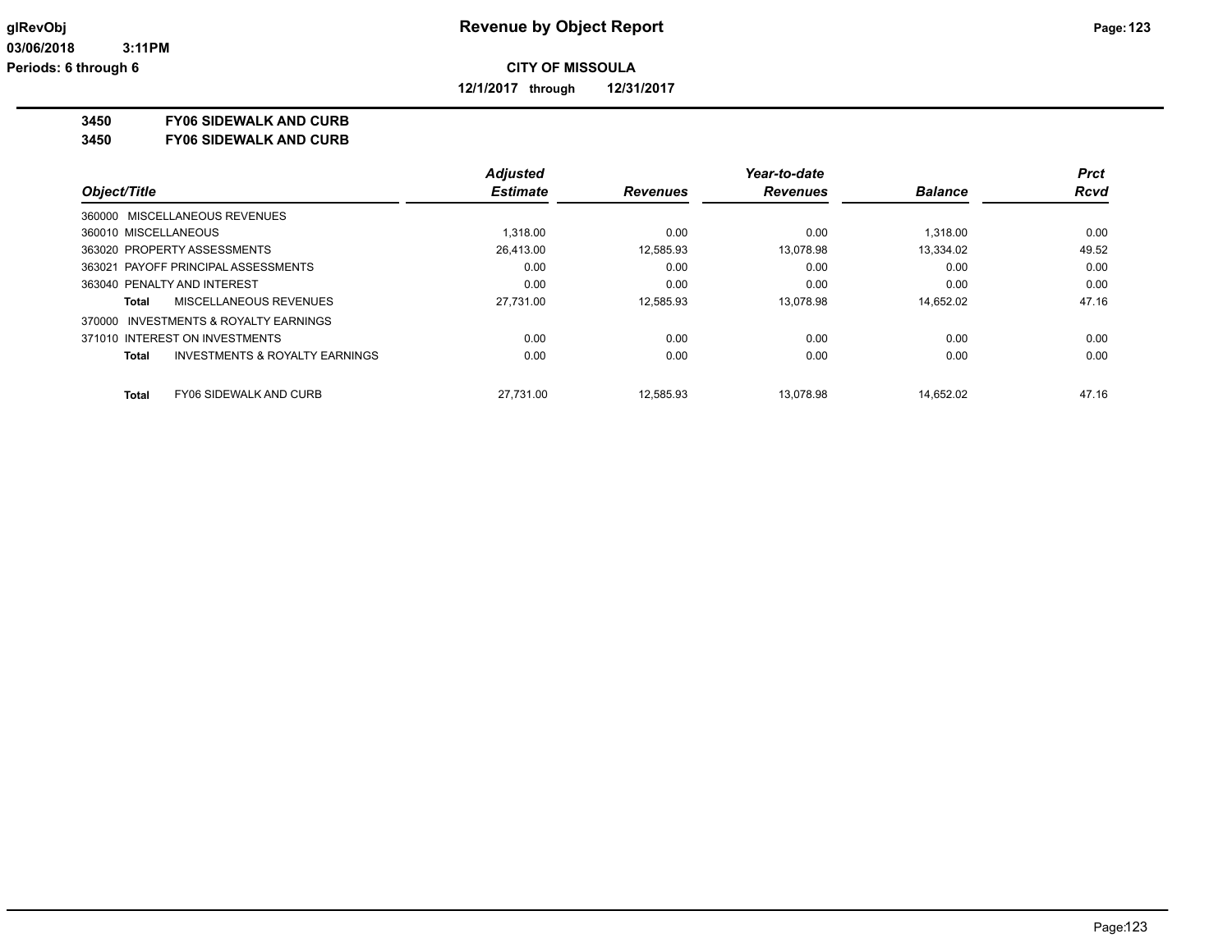# Revenue by Object Report

**CITY OF MISSOULA**

**12/1/2017 through 12/31/2017**

glRevObj
03/06/2018 3:11PM
Periods: 6 through 6

**3450 FY06 SIDEWALK AND CURB**
**3450 FY06 SIDEWALK AND CURB**

| Object/Title | Adjusted Estimate | Revenues | Year-to-date Revenues | Balance | Prct Rcvd |
|---|---|---|---|---|---|
| 360000 MISCELLANEOUS REVENUES | | | | | |
| 360010 MISCELLANEOUS | 1,318.00 | 0.00 | 0.00 | 1,318.00 | 0.00 |
| 363020 PROPERTY ASSESSMENTS | 26,413.00 | 12,585.93 | 13,078.98 | 13,334.02 | 49.52 |
| 363021 PAYOFF PRINCIPAL ASSESSMENTS | 0.00 | 0.00 | 0.00 | 0.00 | 0.00 |
| 363040 PENALTY AND INTEREST | 0.00 | 0.00 | 0.00 | 0.00 | 0.00 |
| **Total** MISCELLANEOUS REVENUES | 27,731.00 | 12,585.93 | 13,078.98 | 14,652.02 | 47.16 |
| 370000 INVESTMENTS & ROYALTY EARNINGS | | | | | |
| 371010 INTEREST ON INVESTMENTS | 0.00 | 0.00 | 0.00 | 0.00 | 0.00 |
| **Total** INVESTMENTS & ROYALTY EARNINGS | 0.00 | 0.00 | 0.00 | 0.00 | 0.00 |
| **Total** FY06 SIDEWALK AND CURB | 27,731.00 | 12,585.93 | 13,078.98 | 14,652.02 | 47.16 |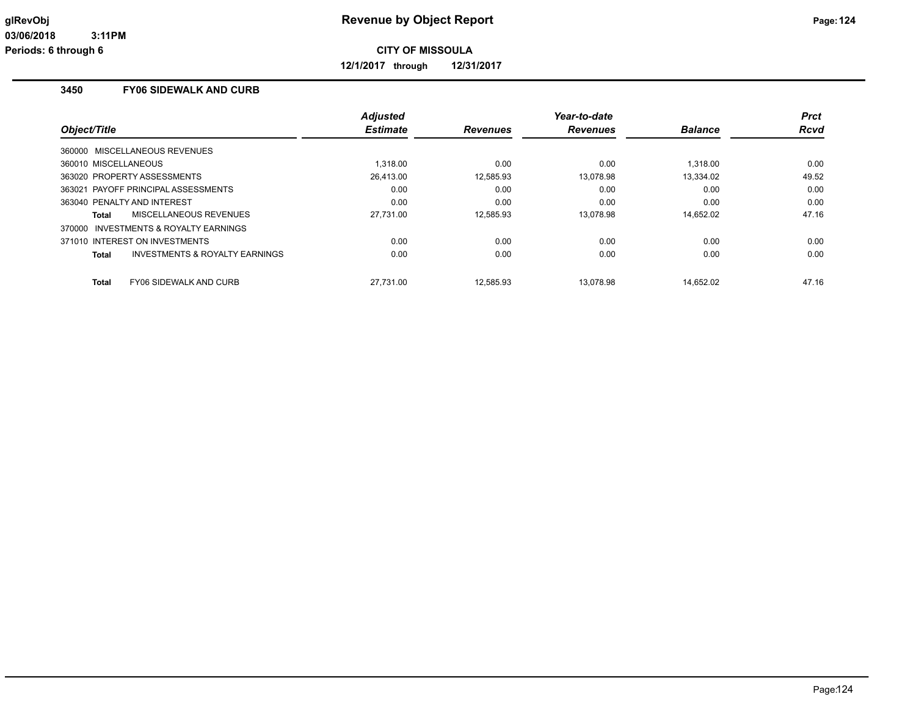# Revenue by Object Report

glRevObj
03/06/2018 3:11PM
Periods: 6 through 6

**CITY OF MISSOULA**

**12/1/2017 through 12/31/2017**

## 3450 FY06 SIDEWALK AND CURB

| Object/Title | Adjusted Estimate | Revenues | Year-to-date Revenues | Balance | Prct Rcvd |
|---|---|---|---|---|---|
| 360000 MISCELLANEOUS REVENUES | | | | | |
| 360010 MISCELLANEOUS | 1,318.00 | 0.00 | 0.00 | 1,318.00 | 0.00 |
| 363020 PROPERTY ASSESSMENTS | 26,413.00 | 12,585.93 | 13,078.98 | 13,334.02 | 49.52 |
| 363021 PAYOFF PRINCIPAL ASSESSMENTS | 0.00 | 0.00 | 0.00 | 0.00 | 0.00 |
| 363040 PENALTY AND INTEREST | 0.00 | 0.00 | 0.00 | 0.00 | 0.00 |
| **Total** MISCELLANEOUS REVENUES | 27,731.00 | 12,585.93 | 13,078.98 | 14,652.02 | 47.16 |
| 370000 INVESTMENTS & ROYALTY EARNINGS | | | | | |
| 371010 INTEREST ON INVESTMENTS | 0.00 | 0.00 | 0.00 | 0.00 | 0.00 |
| **Total** INVESTMENTS & ROYALTY EARNINGS | 0.00 | 0.00 | 0.00 | 0.00 | 0.00 |
| **Total** FY06 SIDEWALK AND CURB | 27,731.00 | 12,585.93 | 13,078.98 | 14,652.02 | 47.16 |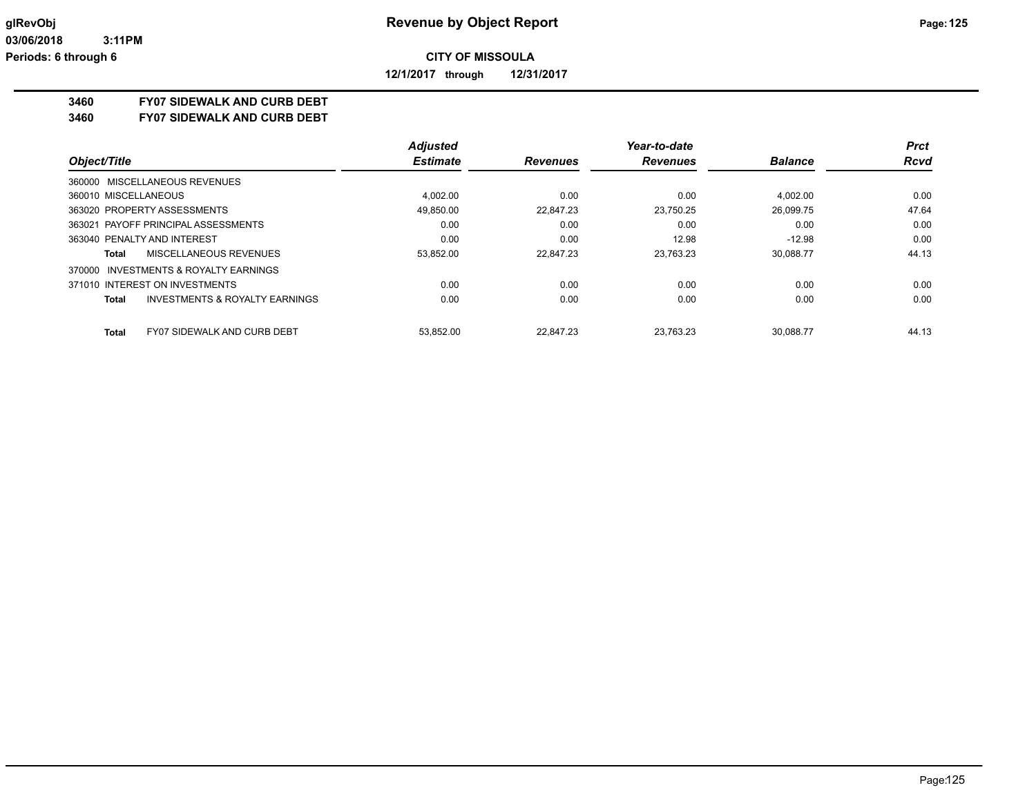**CITY OF MISSOULA**

**12/1/2017 through 12/31/2017**

# 3460 FY07 SIDEWALK AND CURB DEBT
## 3460 FY07 SIDEWALK AND CURB DEBT

| Object/Title | Adjusted Estimate | Revenues | Year-to-date Revenues | Balance | Prct Rcvd |
|---|---|---|---|---|---|
| 360000 MISCELLANEOUS REVENUES | | | | | |
| 360010 MISCELLANEOUS | 4,002.00 | 0.00 | 0.00 | 4,002.00 | 0.00 |
| 363020 PROPERTY ASSESSMENTS | 49,850.00 | 22,847.23 | 23,750.25 | 26,099.75 | 47.64 |
| 363021 PAYOFF PRINCIPAL ASSESSMENTS | 0.00 | 0.00 | 0.00 | 0.00 | 0.00 |
| 363040 PENALTY AND INTEREST | 0.00 | 0.00 | 12.98 | -12.98 | 0.00 |
| **Total** MISCELLANEOUS REVENUES | 53,852.00 | 22,847.23 | 23,763.23 | 30,088.77 | 44.13 |
| 370000 INVESTMENTS & ROYALTY EARNINGS | | | | | |
| 371010 INTEREST ON INVESTMENTS | 0.00 | 0.00 | 0.00 | 0.00 | 0.00 |
| **Total** INVESTMENTS & ROYALTY EARNINGS | 0.00 | 0.00 | 0.00 | 0.00 | 0.00 |
| **Total** FY07 SIDEWALK AND CURB DEBT | 53,852.00 | 22,847.23 | 23,763.23 | 30,088.77 | 44.13 |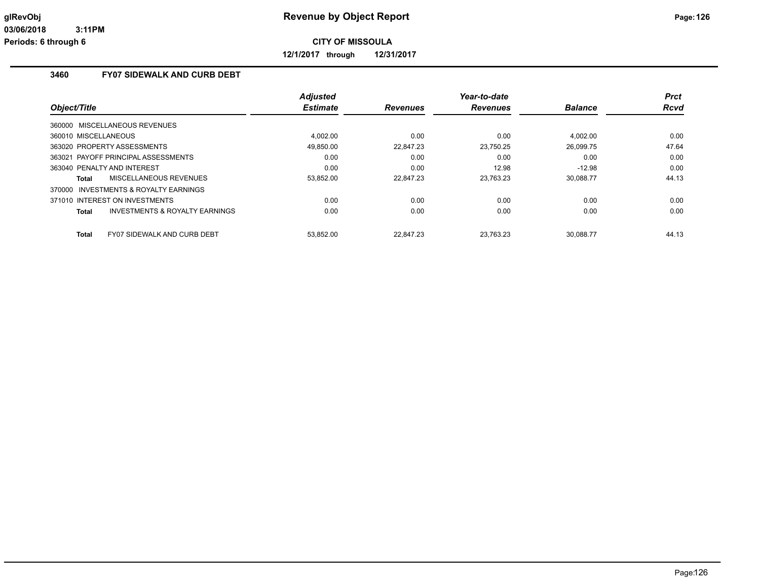**Revenue by Object Report**

**CITY OF MISSOULA**

**12/1/2017 through 12/31/2017**

glRevObj
03/06/2018 3:11PM
Periods: 6 through 6

### 3460 FY07 SIDEWALK AND CURB DEBT

| Object/Title | Adjusted Estimate | Revenues | Year-to-date Revenues | Balance | Prct Rcvd |
|---|---|---|---|---|---|
| 360000 MISCELLANEOUS REVENUES | | | | | |
| 360010 MISCELLANEOUS | 4,002.00 | 0.00 | 0.00 | 4,002.00 | 0.00 |
| 363020 PROPERTY ASSESSMENTS | 49,850.00 | 22,847.23 | 23,750.25 | 26,099.75 | 47.64 |
| 363021 PAYOFF PRINCIPAL ASSESSMENTS | 0.00 | 0.00 | 0.00 | 0.00 | 0.00 |
| 363040 PENALTY AND INTEREST | 0.00 | 0.00 | 12.98 | -12.98 | 0.00 |
| **Total** MISCELLANEOUS REVENUES | 53,852.00 | 22,847.23 | 23,763.23 | 30,088.77 | 44.13 |
| 370000 INVESTMENTS & ROYALTY EARNINGS | | | | | |
| 371010 INTEREST ON INVESTMENTS | 0.00 | 0.00 | 0.00 | 0.00 | 0.00 |
| **Total** INVESTMENTS & ROYALTY EARNINGS | 0.00 | 0.00 | 0.00 | 0.00 | 0.00 |
| **Total** FY07 SIDEWALK AND CURB DEBT | 53,852.00 | 22,847.23 | 23,763.23 | 30,088.77 | 44.13 |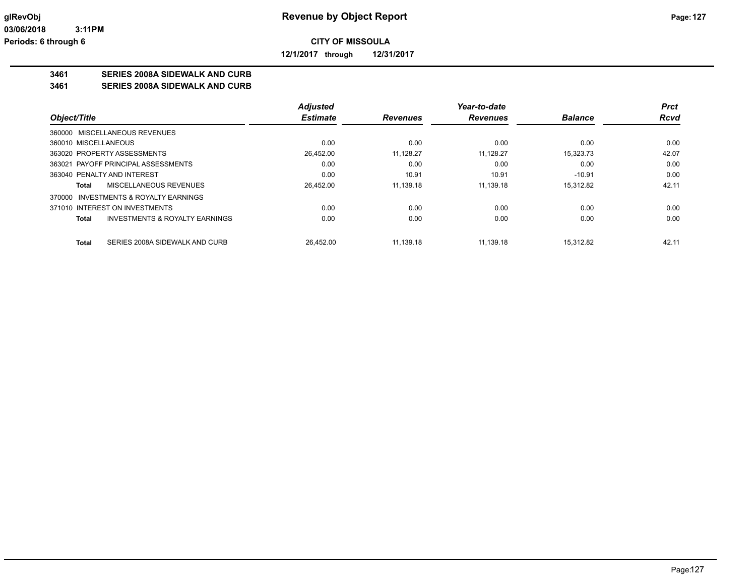**CITY OF MISSOULA**

**12/1/2017 through 12/31/2017**

# 3461 SERIES 2008A SIDEWALK AND CURB
## 3461 SERIES 2008A SIDEWALK AND CURB

| Object/Title | Adjusted Estimate | Revenues | Year-to-date Revenues | Balance | Prct Rcvd |
|---|---|---|---|---|---|
| 360000 MISCELLANEOUS REVENUES | | | | | |
| 360010 MISCELLANEOUS | 0.00 | 0.00 | 0.00 | 0.00 | 0.00 |
| 363020 PROPERTY ASSESSMENTS | 26,452.00 | 11,128.27 | 11,128.27 | 15,323.73 | 42.07 |
| 363021 PAYOFF PRINCIPAL ASSESSMENTS | 0.00 | 0.00 | 0.00 | 0.00 | 0.00 |
| 363040 PENALTY AND INTEREST | 0.00 | 10.91 | 10.91 | -10.91 | 0.00 |
| **Total** MISCELLANEOUS REVENUES | 26,452.00 | 11,139.18 | 11,139.18 | 15,312.82 | 42.11 |
| 370000 INVESTMENTS & ROYALTY EARNINGS | | | | | |
| 371010 INTEREST ON INVESTMENTS | 0.00 | 0.00 | 0.00 | 0.00 | 0.00 |
| **Total** INVESTMENTS & ROYALTY EARNINGS | 0.00 | 0.00 | 0.00 | 0.00 | 0.00 |
| **Total** SERIES 2008A SIDEWALK AND CURB | 26,452.00 | 11,139.18 | 11,139.18 | 15,312.82 | 42.11 |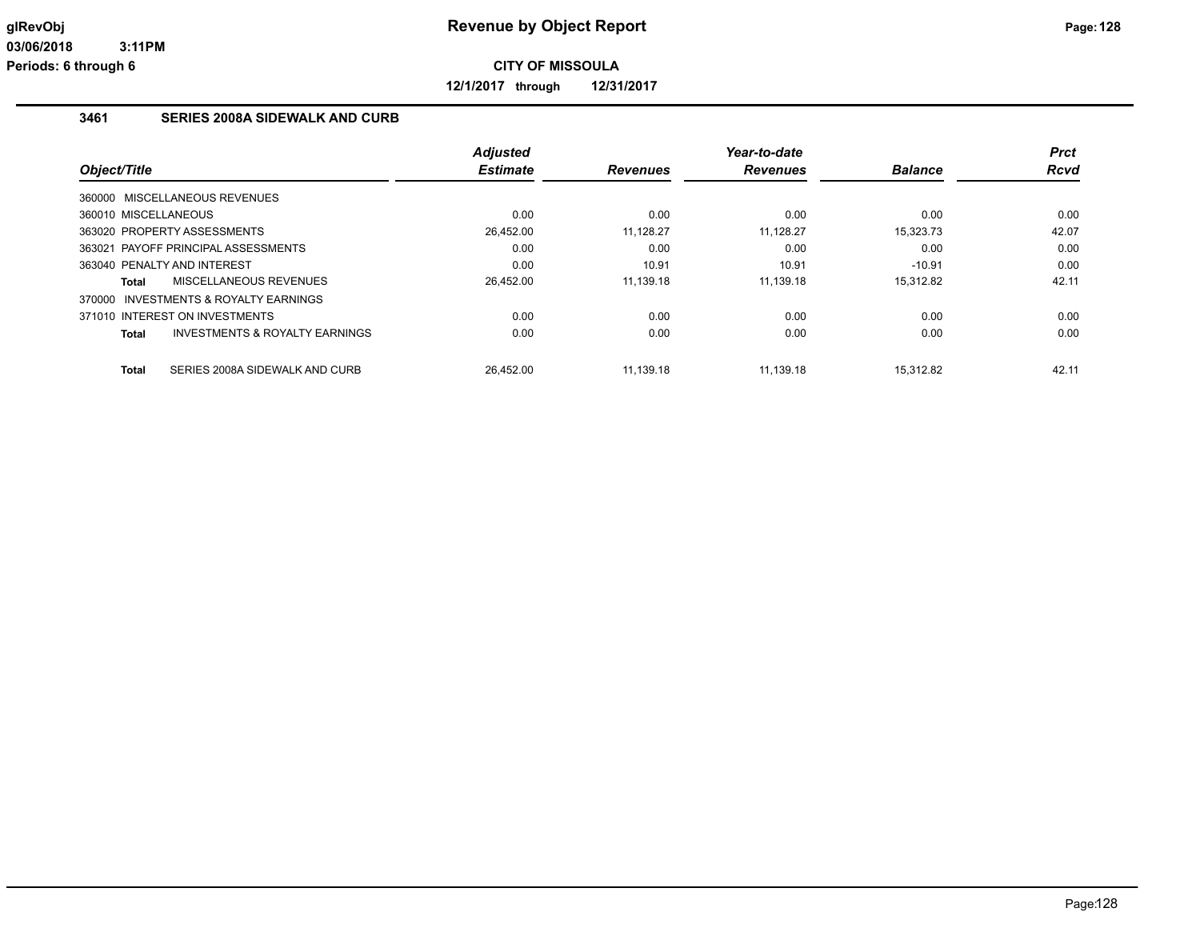# Revenue by Object Report

**CITY OF MISSOULA**

**12/1/2017 through 12/31/2017**

glRevObj
03/06/2018 3:11PM
Periods: 6 through 6

## 3461 SERIES 2008A SIDEWALK AND CURB

| Object/Title | Adjusted Estimate | Revenues | Year-to-date Revenues | Balance | Prct Rcvd |
|---|---|---|---|---|---|
| 360000 MISCELLANEOUS REVENUES | | | | | |
| 360010 MISCELLANEOUS | 0.00 | 0.00 | 0.00 | 0.00 | 0.00 |
| 363020 PROPERTY ASSESSMENTS | 26,452.00 | 11,128.27 | 11,128.27 | 15,323.73 | 42.07 |
| 363021 PAYOFF PRINCIPAL ASSESSMENTS | 0.00 | 0.00 | 0.00 | 0.00 | 0.00 |
| 363040 PENALTY AND INTEREST | 0.00 | 10.91 | 10.91 | -10.91 | 0.00 |
| **Total** MISCELLANEOUS REVENUES | 26,452.00 | 11,139.18 | 11,139.18 | 15,312.82 | 42.11 |
| 370000 INVESTMENTS & ROYALTY EARNINGS | | | | | |
| 371010 INTEREST ON INVESTMENTS | 0.00 | 0.00 | 0.00 | 0.00 | 0.00 |
| **Total** INVESTMENTS & ROYALTY EARNINGS | 0.00 | 0.00 | 0.00 | 0.00 | 0.00 |
| **Total** SERIES 2008A SIDEWALK AND CURB | 26,452.00 | 11,139.18 | 11,139.18 | 15,312.82 | 42.11 |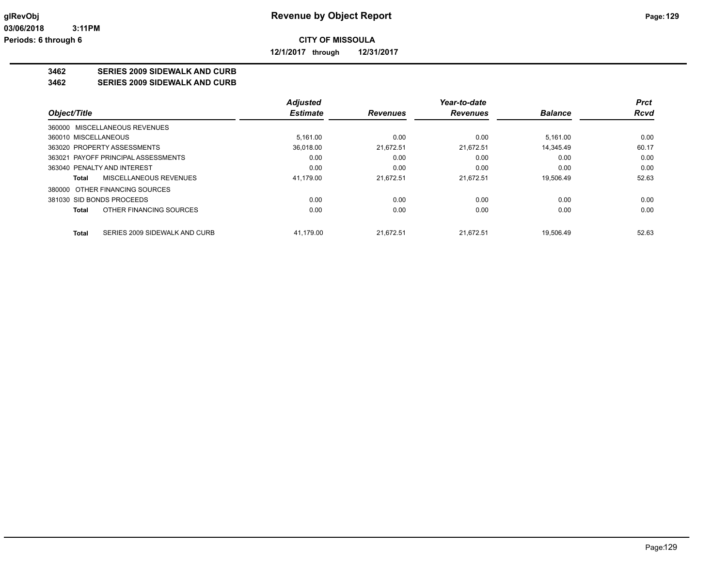# Revenue by Object Report

**CITY OF MISSOULA**

**12/1/2017 through 12/31/2017**

glRevObj
03/06/2018 3:11PM
Periods: 6 through 6

**3462 SERIES 2009 SIDEWALK AND CURB**
**3462 SERIES 2009 SIDEWALK AND CURB**

| Object/Title | Adjusted Estimate | Revenues | Year-to-date Revenues | Balance | Prct Rcvd |
|---|---|---|---|---|---|
| 360000 MISCELLANEOUS REVENUES | | | | | |
| 360010 MISCELLANEOUS | 5,161.00 | 0.00 | 0.00 | 5,161.00 | 0.00 |
| 363020 PROPERTY ASSESSMENTS | 36,018.00 | 21,672.51 | 21,672.51 | 14,345.49 | 60.17 |
| 363021 PAYOFF PRINCIPAL ASSESSMENTS | 0.00 | 0.00 | 0.00 | 0.00 | 0.00 |
| 363040 PENALTY AND INTEREST | 0.00 | 0.00 | 0.00 | 0.00 | 0.00 |
| **Total** MISCELLANEOUS REVENUES | 41,179.00 | 21,672.51 | 21,672.51 | 19,506.49 | 52.63 |
| 380000 OTHER FINANCING SOURCES | | | | | |
| 381030 SID BONDS PROCEEDS | 0.00 | 0.00 | 0.00 | 0.00 | 0.00 |
| **Total** OTHER FINANCING SOURCES | 0.00 | 0.00 | 0.00 | 0.00 | 0.00 |
| **Total** SERIES 2009 SIDEWALK AND CURB | 41,179.00 | 21,672.51 | 21,672.51 | 19,506.49 | 52.63 |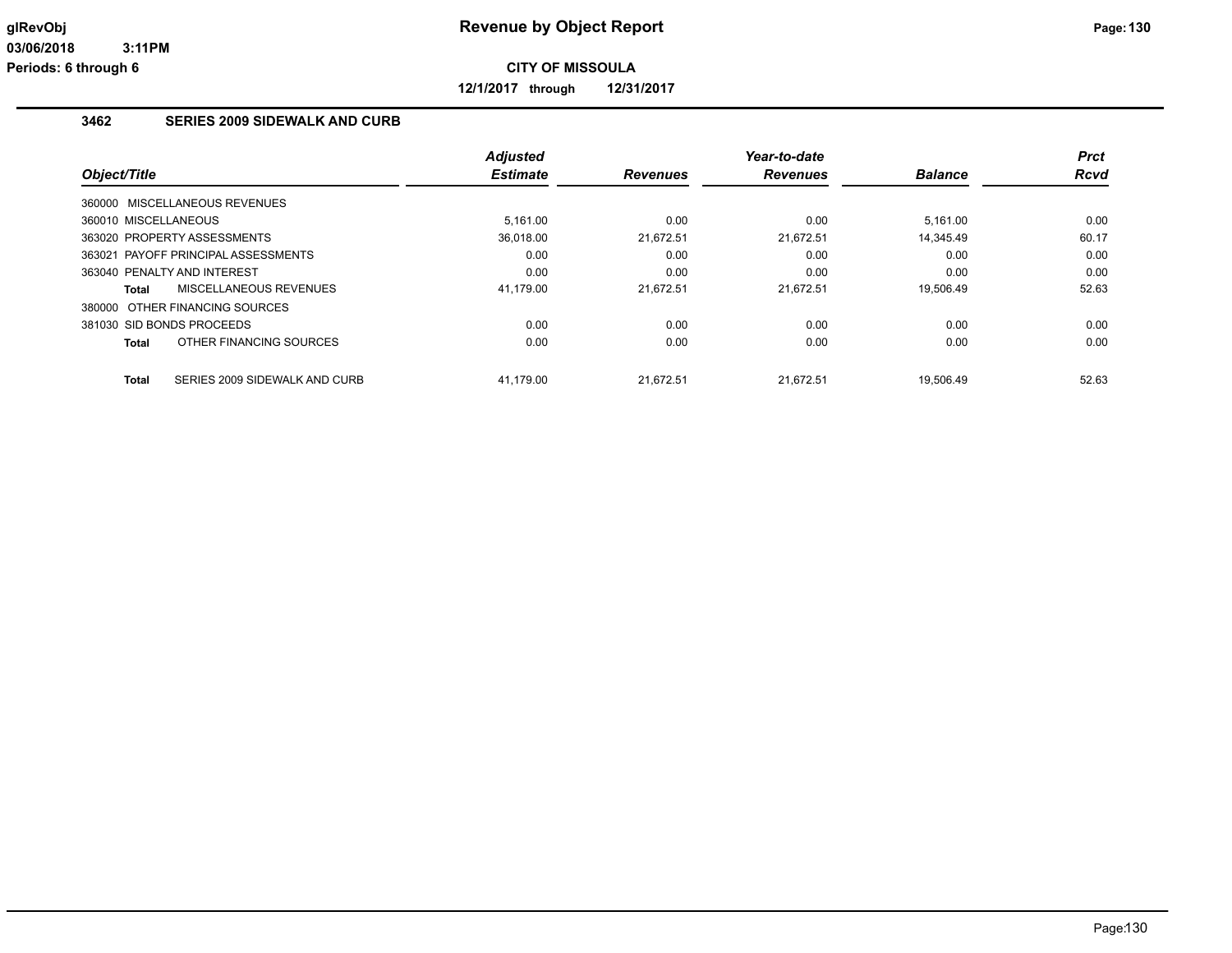# Revenue by Object Report

**CITY OF MISSOULA**

**12/1/2017 through 12/31/2017**

glRevObj
03/06/2018 3:11PM
Periods: 6 through 6

## 3462 SERIES 2009 SIDEWALK AND CURB

| Object/Title | Adjusted Estimate | Revenues | Year-to-date Revenues | Balance | Prct Rcvd |
|---|---|---|---|---|---|
| 360000 MISCELLANEOUS REVENUES | | | | | |
| 360010 MISCELLANEOUS | 5,161.00 | 0.00 | 0.00 | 5,161.00 | 0.00 |
| 363020 PROPERTY ASSESSMENTS | 36,018.00 | 21,672.51 | 21,672.51 | 14,345.49 | 60.17 |
| 363021 PAYOFF PRINCIPAL ASSESSMENTS | 0.00 | 0.00 | 0.00 | 0.00 | 0.00 |
| 363040 PENALTY AND INTEREST | 0.00 | 0.00 | 0.00 | 0.00 | 0.00 |
| **Total** MISCELLANEOUS REVENUES | 41,179.00 | 21,672.51 | 21,672.51 | 19,506.49 | 52.63 |
| 380000 OTHER FINANCING SOURCES | | | | | |
| 381030 SID BONDS PROCEEDS | 0.00 | 0.00 | 0.00 | 0.00 | 0.00 |
| **Total** OTHER FINANCING SOURCES | 0.00 | 0.00 | 0.00 | 0.00 | 0.00 |
| **Total** SERIES 2009 SIDEWALK AND CURB | 41,179.00 | 21,672.51 | 21,672.51 | 19,506.49 | 52.63 |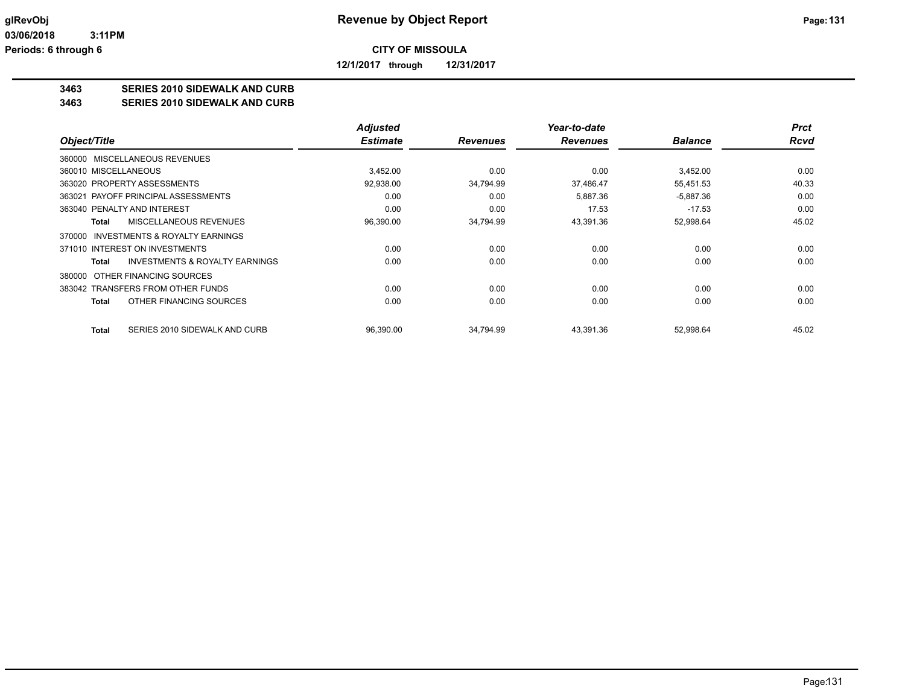**CITY OF MISSOULA**

**12/1/2017 through 12/31/2017**

**Revenue by Object Report**

glRevObj
03/06/2018 3:11PM
Periods: 6 through 6

## 3463 SERIES 2010 SIDEWALK AND CURB
## 3463 SERIES 2010 SIDEWALK AND CURB

| Object/Title | Adjusted Estimate | Revenues | Year-to-date Revenues | Balance | Prct Rcvd |
|---|---|---|---|---|---|
| 360000 MISCELLANEOUS REVENUES | | | | | |
| 360010 MISCELLANEOUS | 3,452.00 | 0.00 | 0.00 | 3,452.00 | 0.00 |
| 363020 PROPERTY ASSESSMENTS | 92,938.00 | 34,794.99 | 37,486.47 | 55,451.53 | 40.33 |
| 363021 PAYOFF PRINCIPAL ASSESSMENTS | 0.00 | 0.00 | 5,887.36 | -5,887.36 | 0.00 |
| 363040 PENALTY AND INTEREST | 0.00 | 0.00 | 17.53 | -17.53 | 0.00 |
| **Total** MISCELLANEOUS REVENUES | 96,390.00 | 34,794.99 | 43,391.36 | 52,998.64 | 45.02 |
| 370000 INVESTMENTS & ROYALTY EARNINGS | | | | | |
| 371010 INTEREST ON INVESTMENTS | 0.00 | 0.00 | 0.00 | 0.00 | 0.00 |
| **Total** INVESTMENTS & ROYALTY EARNINGS | 0.00 | 0.00 | 0.00 | 0.00 | 0.00 |
| 380000 OTHER FINANCING SOURCES | | | | | |
| 383042 TRANSFERS FROM OTHER FUNDS | 0.00 | 0.00 | 0.00 | 0.00 | 0.00 |
| **Total** OTHER FINANCING SOURCES | 0.00 | 0.00 | 0.00 | 0.00 | 0.00 |
| **Total** SERIES 2010 SIDEWALK AND CURB | 96,390.00 | 34,794.99 | 43,391.36 | 52,998.64 | 45.02 |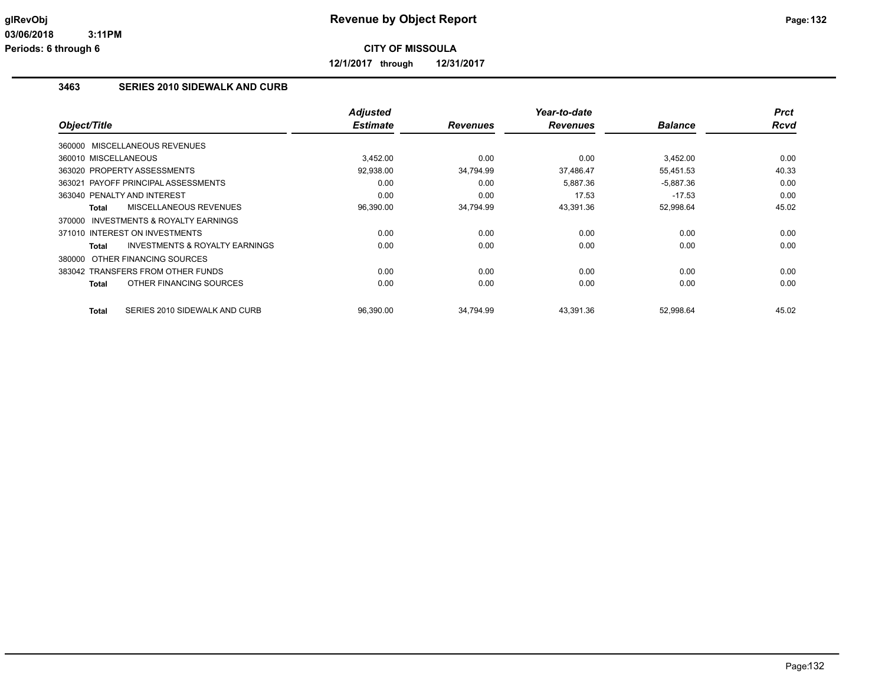**glRevObj** **Revenue by Object Report**

**03/06/2018 3:11PM**

**Periods: 6 through 6**

**CITY OF MISSOULA**

**12/1/2017 through 12/31/2017**

### 3463 SERIES 2010 SIDEWALK AND CURB

| Object/Title | Adjusted Estimate | Revenues | Year-to-date Revenues | Balance | Prct Rcvd |
|---|---|---|---|---|---|
| 360000 MISCELLANEOUS REVENUES | | | | | |
| 360010 MISCELLANEOUS | 3,452.00 | 0.00 | 0.00 | 3,452.00 | 0.00 |
| 363020 PROPERTY ASSESSMENTS | 92,938.00 | 34,794.99 | 37,486.47 | 55,451.53 | 40.33 |
| 363021 PAYOFF PRINCIPAL ASSESSMENTS | 0.00 | 0.00 | 5,887.36 | -5,887.36 | 0.00 |
| 363040 PENALTY AND INTEREST | 0.00 | 0.00 | 17.53 | -17.53 | 0.00 |
| **Total** MISCELLANEOUS REVENUES | 96,390.00 | 34,794.99 | 43,391.36 | 52,998.64 | 45.02 |
| 370000 INVESTMENTS & ROYALTY EARNINGS | | | | | |
| 371010 INTEREST ON INVESTMENTS | 0.00 | 0.00 | 0.00 | 0.00 | 0.00 |
| **Total** INVESTMENTS & ROYALTY EARNINGS | 0.00 | 0.00 | 0.00 | 0.00 | 0.00 |
| 380000 OTHER FINANCING SOURCES | | | | | |
| 383042 TRANSFERS FROM OTHER FUNDS | 0.00 | 0.00 | 0.00 | 0.00 | 0.00 |
| **Total** OTHER FINANCING SOURCES | 0.00 | 0.00 | 0.00 | 0.00 | 0.00 |
| **Total** SERIES 2010 SIDEWALK AND CURB | 96,390.00 | 34,794.99 | 43,391.36 | 52,998.64 | 45.02 |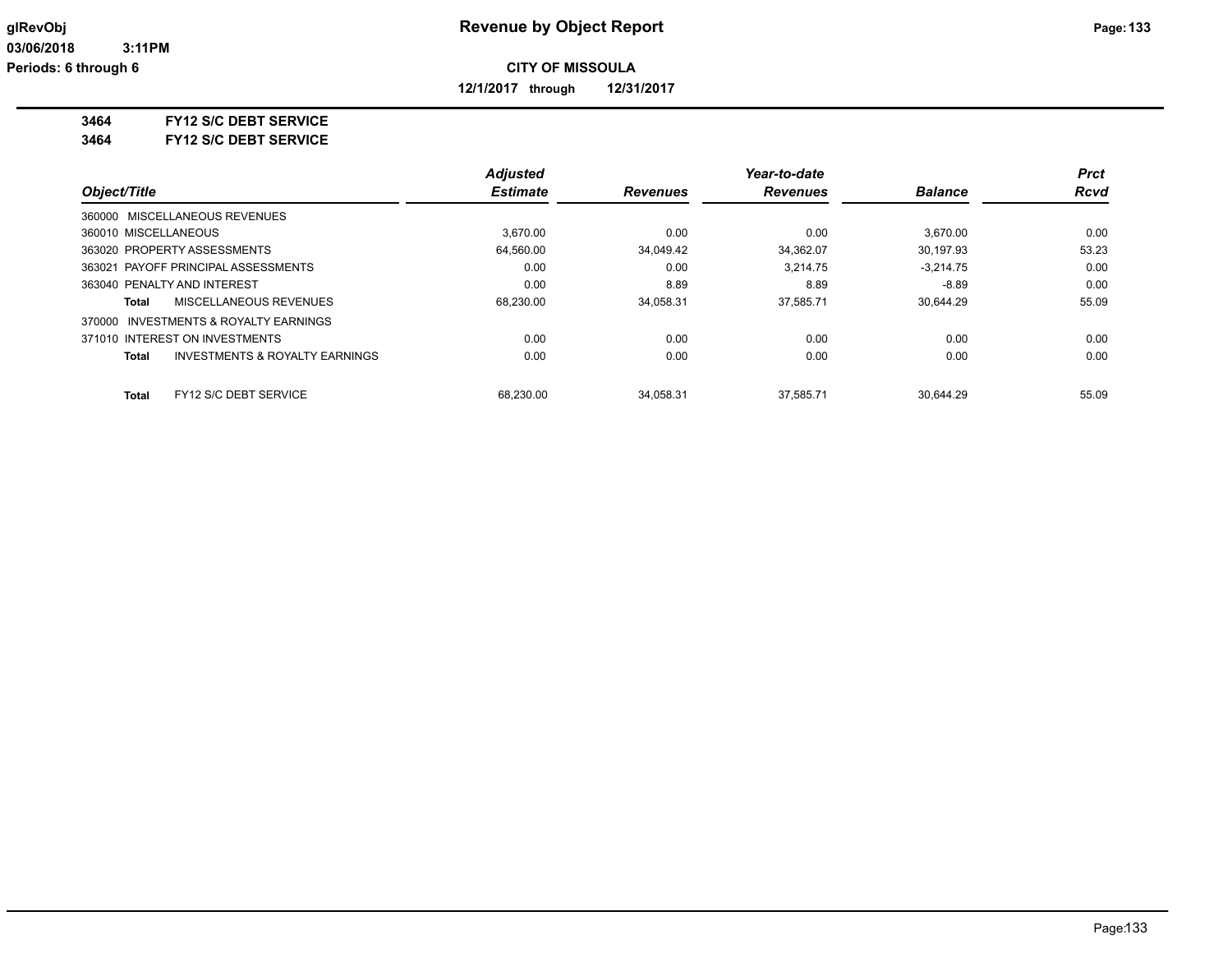# Revenue by Object Report

**CITY OF MISSOULA**

**12/1/2017 through 12/31/2017**

glRevObj
03/06/2018 3:11PM
Periods: 6 through 6

**3464 FY12 S/C DEBT SERVICE**
**3464 FY12 S/C DEBT SERVICE**

| Object/Title | Adjusted Estimate | Revenues | Year-to-date Revenues | Balance | Prct Rcvd |
|---|---|---|---|---|---|
| 360000 MISCELLANEOUS REVENUES | | | | | |
| 360010 MISCELLANEOUS | 3,670.00 | 0.00 | 0.00 | 3,670.00 | 0.00 |
| 363020 PROPERTY ASSESSMENTS | 64,560.00 | 34,049.42 | 34,362.07 | 30,197.93 | 53.23 |
| 363021 PAYOFF PRINCIPAL ASSESSMENTS | 0.00 | 0.00 | 3,214.75 | -3,214.75 | 0.00 |
| 363040 PENALTY AND INTEREST | 0.00 | 8.89 | 8.89 | -8.89 | 0.00 |
| **Total** MISCELLANEOUS REVENUES | 68,230.00 | 34,058.31 | 37,585.71 | 30,644.29 | 55.09 |
| 370000 INVESTMENTS & ROYALTY EARNINGS | | | | | |
| 371010 INTEREST ON INVESTMENTS | 0.00 | 0.00 | 0.00 | 0.00 | 0.00 |
| **Total** INVESTMENTS & ROYALTY EARNINGS | 0.00 | 0.00 | 0.00 | 0.00 | 0.00 |
| **Total** FY12 S/C DEBT SERVICE | 68,230.00 | 34,058.31 | 37,585.71 | 30,644.29 | 55.09 |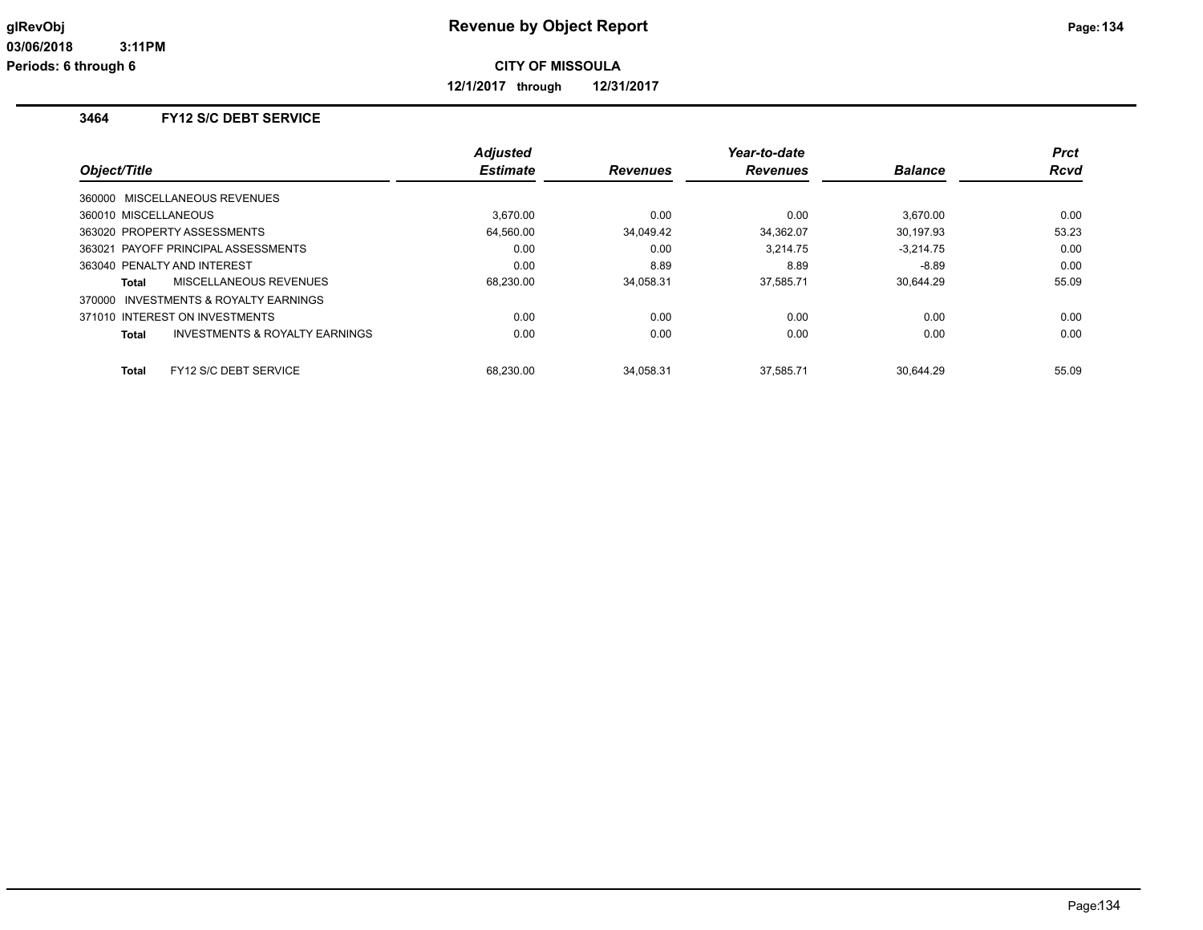**glRevObj**
**03/06/2018 3:11PM**
**Periods: 6 through 6**

# Revenue by Object Report

**CITY OF MISSOULA**

**12/1/2017 through 12/31/2017**

## 3464 FY12 S/C DEBT SERVICE

| Object/Title | Adjusted Estimate | Revenues | Year-to-date Revenues | Balance | Prct Rcvd |
|---|---|---|---|---|---|
| 360000 MISCELLANEOUS REVENUES | | | | | |
| 360010 MISCELLANEOUS | 3,670.00 | 0.00 | 0.00 | 3,670.00 | 0.00 |
| 363020 PROPERTY ASSESSMENTS | 64,560.00 | 34,049.42 | 34,362.07 | 30,197.93 | 53.23 |
| 363021 PAYOFF PRINCIPAL ASSESSMENTS | 0.00 | 0.00 | 3,214.75 | -3,214.75 | 0.00 |
| 363040 PENALTY AND INTEREST | 0.00 | 8.89 | 8.89 | -8.89 | 0.00 |
| **Total** MISCELLANEOUS REVENUES | 68,230.00 | 34,058.31 | 37,585.71 | 30,644.29 | 55.09 |
| 370000 INVESTMENTS & ROYALTY EARNINGS | | | | | |
| 371010 INTEREST ON INVESTMENTS | 0.00 | 0.00 | 0.00 | 0.00 | 0.00 |
| **Total** INVESTMENTS & ROYALTY EARNINGS | 0.00 | 0.00 | 0.00 | 0.00 | 0.00 |
| **Total** FY12 S/C DEBT SERVICE | 68,230.00 | 34,058.31 | 37,585.71 | 30,644.29 | 55.09 |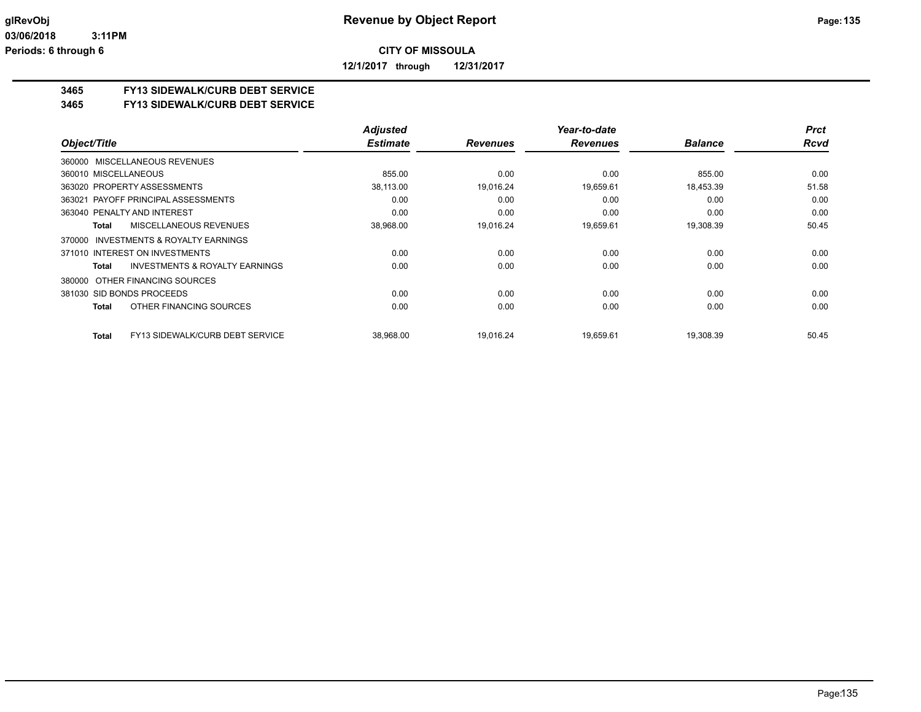**CITY OF MISSOULA**

**12/1/2017 through 12/31/2017**

## 3465 FY13 SIDEWALK/CURB DEBT SERVICE
## 3465 FY13 SIDEWALK/CURB DEBT SERVICE

| Object/Title | Adjusted Estimate | Revenues | Year-to-date Revenues | Balance | Prct Rcvd |
|---|---|---|---|---|---|
| 360000 MISCELLANEOUS REVENUES | | | | | |
| 360010 MISCELLANEOUS | 855.00 | 0.00 | 0.00 | 855.00 | 0.00 |
| 363020 PROPERTY ASSESSMENTS | 38,113.00 | 19,016.24 | 19,659.61 | 18,453.39 | 51.58 |
| 363021 PAYOFF PRINCIPAL ASSESSMENTS | 0.00 | 0.00 | 0.00 | 0.00 | 0.00 |
| 363040 PENALTY AND INTEREST | 0.00 | 0.00 | 0.00 | 0.00 | 0.00 |
| **Total** MISCELLANEOUS REVENUES | 38,968.00 | 19,016.24 | 19,659.61 | 19,308.39 | 50.45 |
| 370000 INVESTMENTS & ROYALTY EARNINGS | | | | | |
| 371010 INTEREST ON INVESTMENTS | 0.00 | 0.00 | 0.00 | 0.00 | 0.00 |
| **Total** INVESTMENTS & ROYALTY EARNINGS | 0.00 | 0.00 | 0.00 | 0.00 | 0.00 |
| 380000 OTHER FINANCING SOURCES | | | | | |
| 381030 SID BONDS PROCEEDS | 0.00 | 0.00 | 0.00 | 0.00 | 0.00 |
| **Total** OTHER FINANCING SOURCES | 0.00 | 0.00 | 0.00 | 0.00 | 0.00 |
| **Total** FY13 SIDEWALK/CURB DEBT SERVICE | 38,968.00 | 19,016.24 | 19,659.61 | 19,308.39 | 50.45 |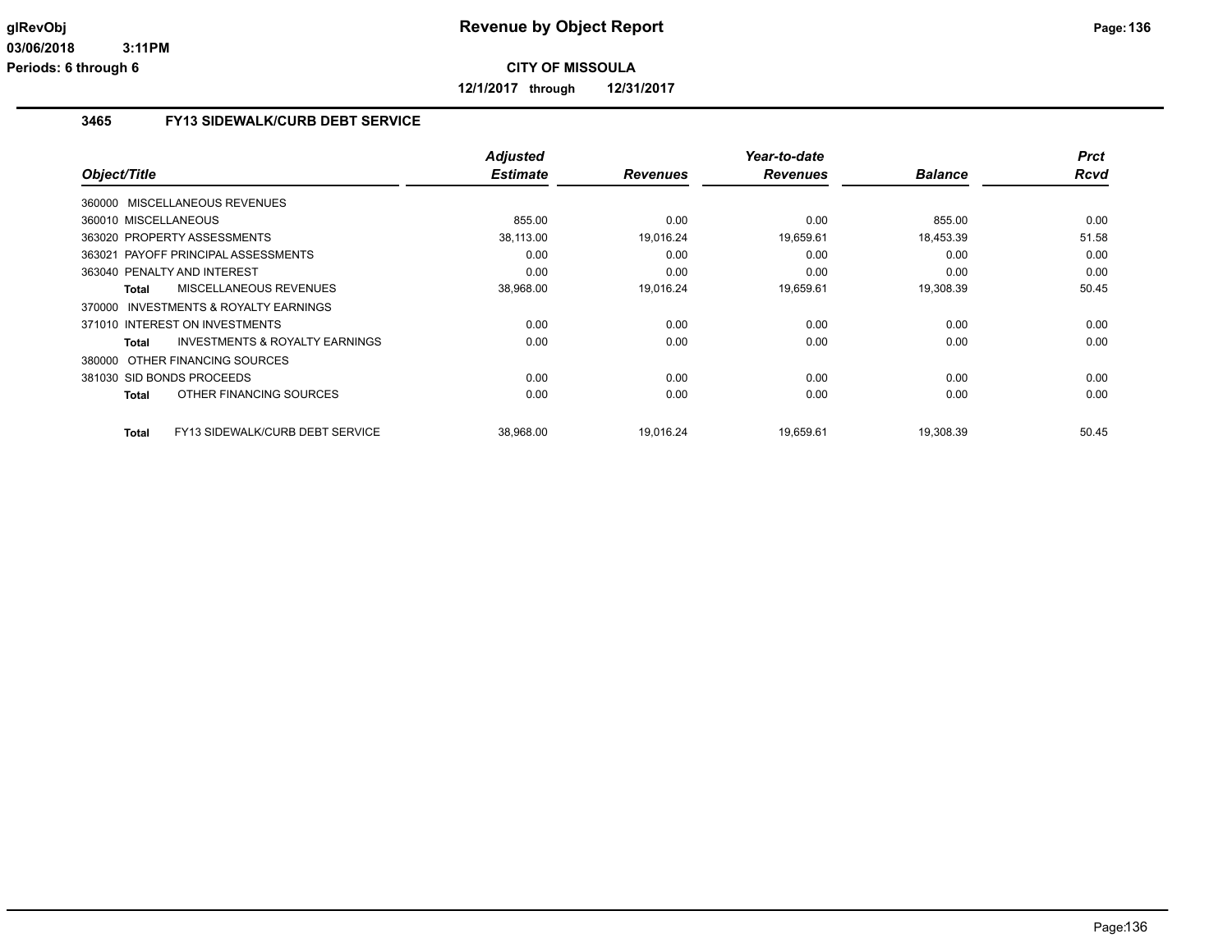# Revenue by Object Report

glRevObj
03/06/2018 3:11PM
Periods: 6 through 6

**CITY OF MISSOULA**

**12/1/2017 through 12/31/2017**

## 3465 FY13 SIDEWALK/CURB DEBT SERVICE

| Object/Title | Adjusted Estimate | Revenues | Year-to-date Revenues | Balance | Prct Rcvd |
|---|---|---|---|---|---|
| 360000 MISCELLANEOUS REVENUES | | | | | |
| 360010 MISCELLANEOUS | 855.00 | 0.00 | 0.00 | 855.00 | 0.00 |
| 363020 PROPERTY ASSESSMENTS | 38,113.00 | 19,016.24 | 19,659.61 | 18,453.39 | 51.58 |
| 363021 PAYOFF PRINCIPAL ASSESSMENTS | 0.00 | 0.00 | 0.00 | 0.00 | 0.00 |
| 363040 PENALTY AND INTEREST | 0.00 | 0.00 | 0.00 | 0.00 | 0.00 |
| **Total** MISCELLANEOUS REVENUES | 38,968.00 | 19,016.24 | 19,659.61 | 19,308.39 | 50.45 |
| 370000 INVESTMENTS & ROYALTY EARNINGS | | | | | |
| 371010 INTEREST ON INVESTMENTS | 0.00 | 0.00 | 0.00 | 0.00 | 0.00 |
| **Total** INVESTMENTS & ROYALTY EARNINGS | 0.00 | 0.00 | 0.00 | 0.00 | 0.00 |
| 380000 OTHER FINANCING SOURCES | | | | | |
| 381030 SID BONDS PROCEEDS | 0.00 | 0.00 | 0.00 | 0.00 | 0.00 |
| **Total** OTHER FINANCING SOURCES | 0.00 | 0.00 | 0.00 | 0.00 | 0.00 |
| **Total** FY13 SIDEWALK/CURB DEBT SERVICE | 38,968.00 | 19,016.24 | 19,659.61 | 19,308.39 | 50.45 |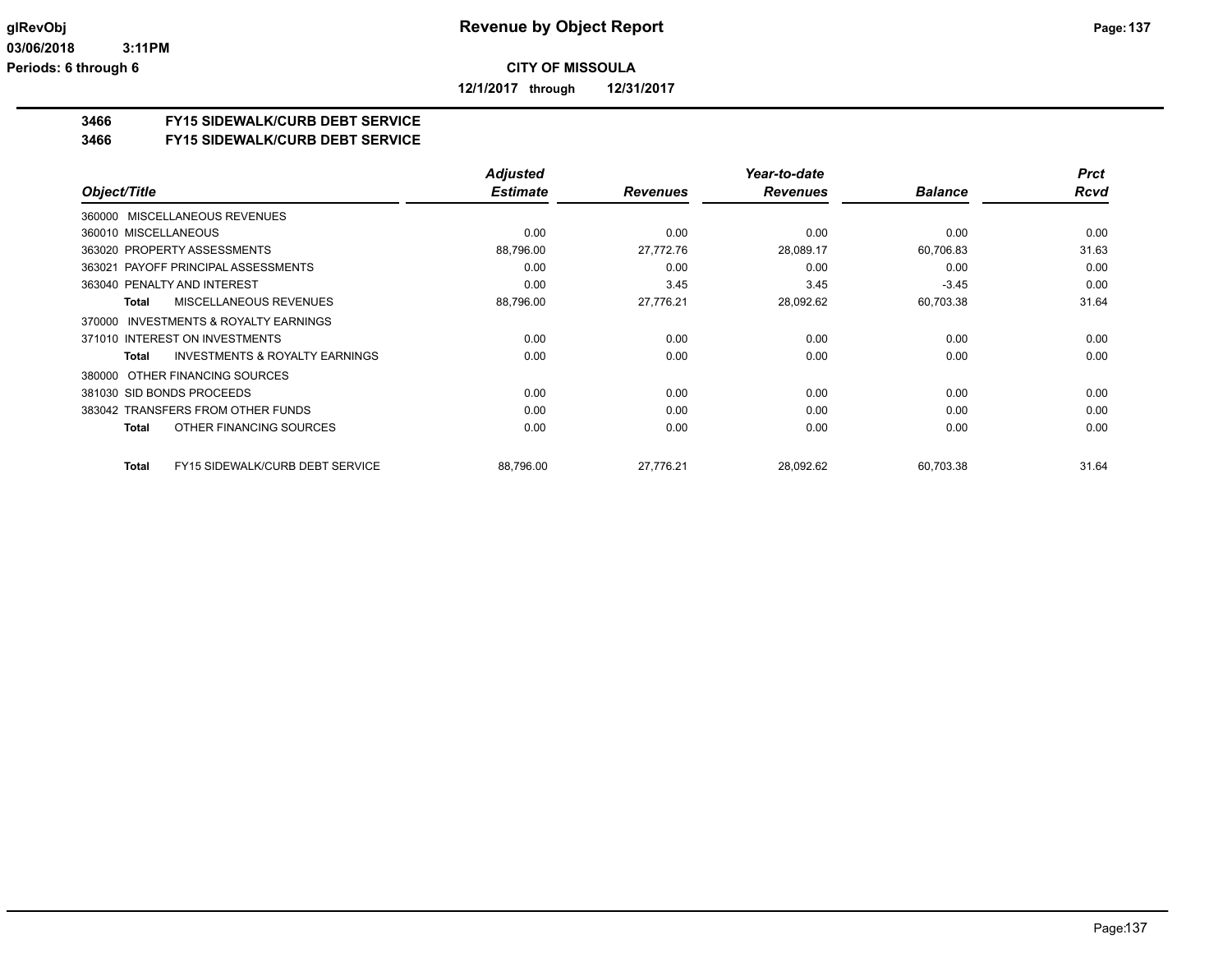**CITY OF MISSOULA**

**12/1/2017 through 12/31/2017**

# Revenue by Object Report

glRevObj
03/06/2018 3:11PM
Periods: 6 through 6

## 3466 FY15 SIDEWALK/CURB DEBT SERVICE
## 3466 FY15 SIDEWALK/CURB DEBT SERVICE

| Object/Title | Adjusted Estimate | Revenues | Year-to-date Revenues | Balance | Prct Rcvd |
|---|---|---|---|---|---|
| 360000 MISCELLANEOUS REVENUES | | | | | |
| 360010 MISCELLANEOUS | 0.00 | 0.00 | 0.00 | 0.00 | 0.00 |
| 363020 PROPERTY ASSESSMENTS | 88,796.00 | 27,772.76 | 28,089.17 | 60,706.83 | 31.63 |
| 363021 PAYOFF PRINCIPAL ASSESSMENTS | 0.00 | 0.00 | 0.00 | 0.00 | 0.00 |
| 363040 PENALTY AND INTEREST | 0.00 | 3.45 | 3.45 | -3.45 | 0.00 |
| **Total** MISCELLANEOUS REVENUES | 88,796.00 | 27,776.21 | 28,092.62 | 60,703.38 | 31.64 |
| 370000 INVESTMENTS & ROYALTY EARNINGS | | | | | |
| 371010 INTEREST ON INVESTMENTS | 0.00 | 0.00 | 0.00 | 0.00 | 0.00 |
| **Total** INVESTMENTS & ROYALTY EARNINGS | 0.00 | 0.00 | 0.00 | 0.00 | 0.00 |
| 380000 OTHER FINANCING SOURCES | | | | | |
| 381030 SID BONDS PROCEEDS | 0.00 | 0.00 | 0.00 | 0.00 | 0.00 |
| 383042 TRANSFERS FROM OTHER FUNDS | 0.00 | 0.00 | 0.00 | 0.00 | 0.00 |
| **Total** OTHER FINANCING SOURCES | 0.00 | 0.00 | 0.00 | 0.00 | 0.00 |
| **Total** FY15 SIDEWALK/CURB DEBT SERVICE | 88,796.00 | 27,776.21 | 28,092.62 | 60,703.38 | 31.64 |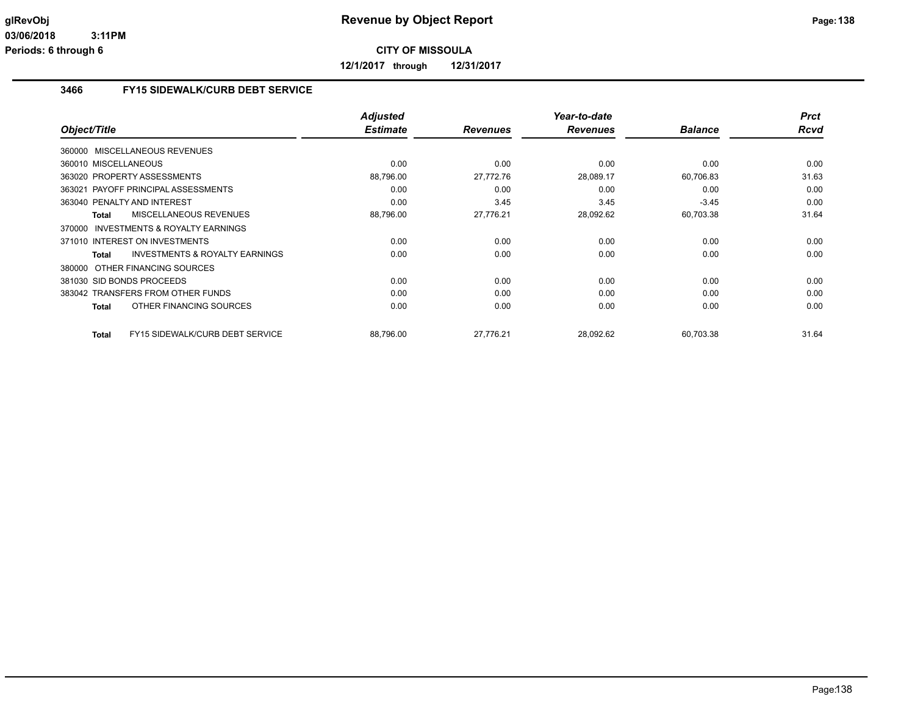# Revenue by Object Report

glRevObj
03/06/2018 3:11PM
Periods: 6 through 6

**CITY OF MISSOULA**

**12/1/2017 through 12/31/2017**

## 3466 FY15 SIDEWALK/CURB DEBT SERVICE

| Object/Title | Adjusted Estimate | Revenues | Year-to-date Revenues | Balance | Prct Rcvd |
|---|---|---|---|---|---|
| 360000 MISCELLANEOUS REVENUES | | | | | |
| 360010 MISCELLANEOUS | 0.00 | 0.00 | 0.00 | 0.00 | 0.00 |
| 363020 PROPERTY ASSESSMENTS | 88,796.00 | 27,772.76 | 28,089.17 | 60,706.83 | 31.63 |
| 363021 PAYOFF PRINCIPAL ASSESSMENTS | 0.00 | 0.00 | 0.00 | 0.00 | 0.00 |
| 363040 PENALTY AND INTEREST | 0.00 | 3.45 | 3.45 | -3.45 | 0.00 |
| **Total** MISCELLANEOUS REVENUES | 88,796.00 | 27,776.21 | 28,092.62 | 60,703.38 | 31.64 |
| 370000 INVESTMENTS & ROYALTY EARNINGS | | | | | |
| 371010 INTEREST ON INVESTMENTS | 0.00 | 0.00 | 0.00 | 0.00 | 0.00 |
| **Total** INVESTMENTS & ROYALTY EARNINGS | 0.00 | 0.00 | 0.00 | 0.00 | 0.00 |
| 380000 OTHER FINANCING SOURCES | | | | | |
| 381030 SID BONDS PROCEEDS | 0.00 | 0.00 | 0.00 | 0.00 | 0.00 |
| 383042 TRANSFERS FROM OTHER FUNDS | 0.00 | 0.00 | 0.00 | 0.00 | 0.00 |
| **Total** OTHER FINANCING SOURCES | 0.00 | 0.00 | 0.00 | 0.00 | 0.00 |
| **Total** FY15 SIDEWALK/CURB DEBT SERVICE | 88,796.00 | 27,776.21 | 28,092.62 | 60,703.38 | 31.64 |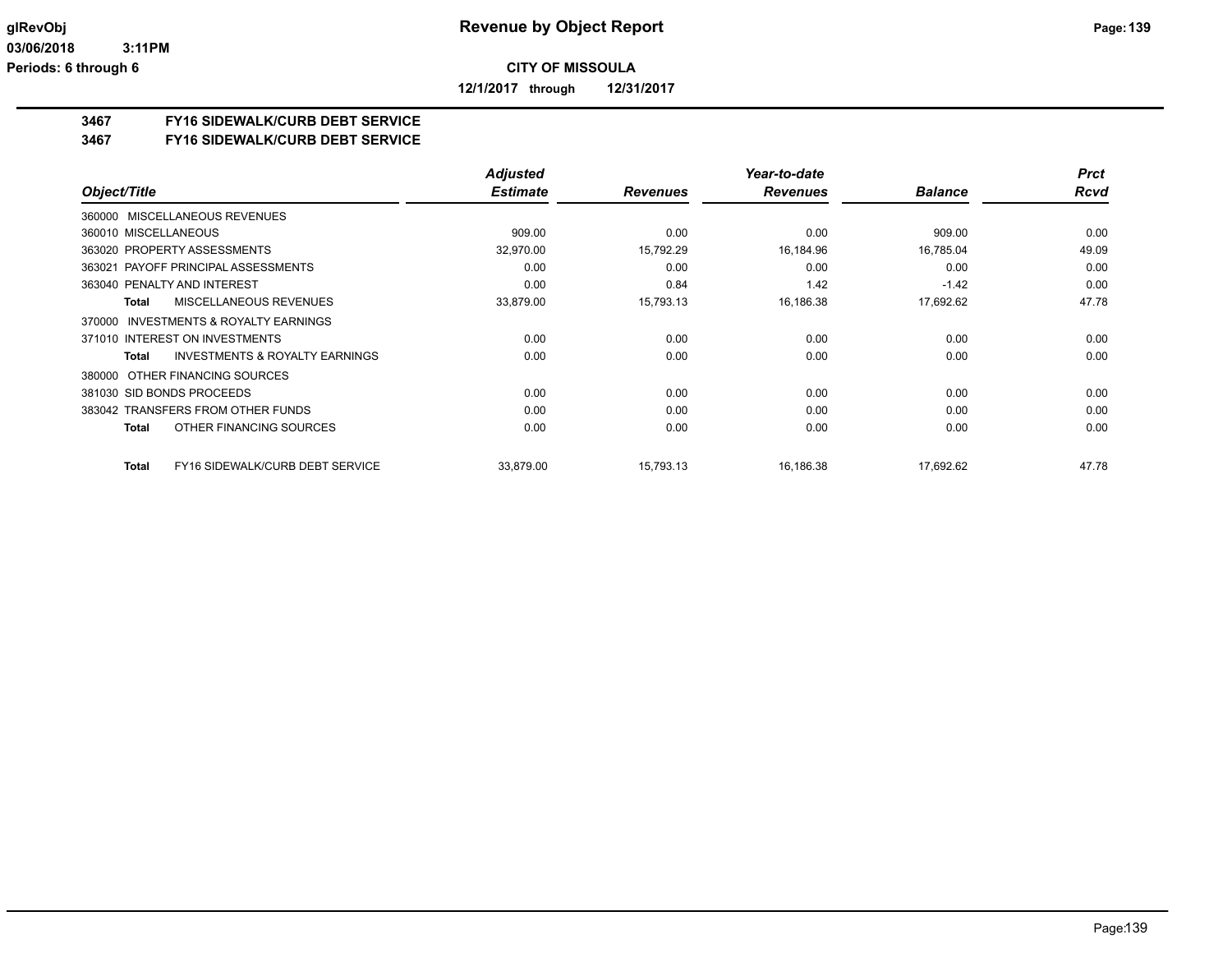**CITY OF MISSOULA**

**12/1/2017 through 12/31/2017**

# Revenue by Object Report

glRevObj
03/06/2018 3:11PM
Periods: 6 through 6

## 3467 FY16 SIDEWALK/CURB DEBT SERVICE

## 3467 FY16 SIDEWALK/CURB DEBT SERVICE

| Object/Title | Adjusted Estimate | Revenues | Year-to-date Revenues | Balance | Prct Rcvd |
|---|---|---|---|---|---|
| 360000 MISCELLANEOUS REVENUES | | | | | |
| 360010 MISCELLANEOUS | 909.00 | 0.00 | 0.00 | 909.00 | 0.00 |
| 363020 PROPERTY ASSESSMENTS | 32,970.00 | 15,792.29 | 16,184.96 | 16,785.04 | 49.09 |
| 363021 PAYOFF PRINCIPAL ASSESSMENTS | 0.00 | 0.00 | 0.00 | 0.00 | 0.00 |
| 363040 PENALTY AND INTEREST | 0.00 | 0.84 | 1.42 | -1.42 | 0.00 |
| **Total** MISCELLANEOUS REVENUES | 33,879.00 | 15,793.13 | 16,186.38 | 17,692.62 | 47.78 |
| 370000 INVESTMENTS & ROYALTY EARNINGS | | | | | |
| 371010 INTEREST ON INVESTMENTS | 0.00 | 0.00 | 0.00 | 0.00 | 0.00 |
| **Total** INVESTMENTS & ROYALTY EARNINGS | 0.00 | 0.00 | 0.00 | 0.00 | 0.00 |
| 380000 OTHER FINANCING SOURCES | | | | | |
| 381030 SID BONDS PROCEEDS | 0.00 | 0.00 | 0.00 | 0.00 | 0.00 |
| 383042 TRANSFERS FROM OTHER FUNDS | 0.00 | 0.00 | 0.00 | 0.00 | 0.00 |
| **Total** OTHER FINANCING SOURCES | 0.00 | 0.00 | 0.00 | 0.00 | 0.00 |
| **Total** FY16 SIDEWALK/CURB DEBT SERVICE | 33,879.00 | 15,793.13 | 16,186.38 | 17,692.62 | 47.78 |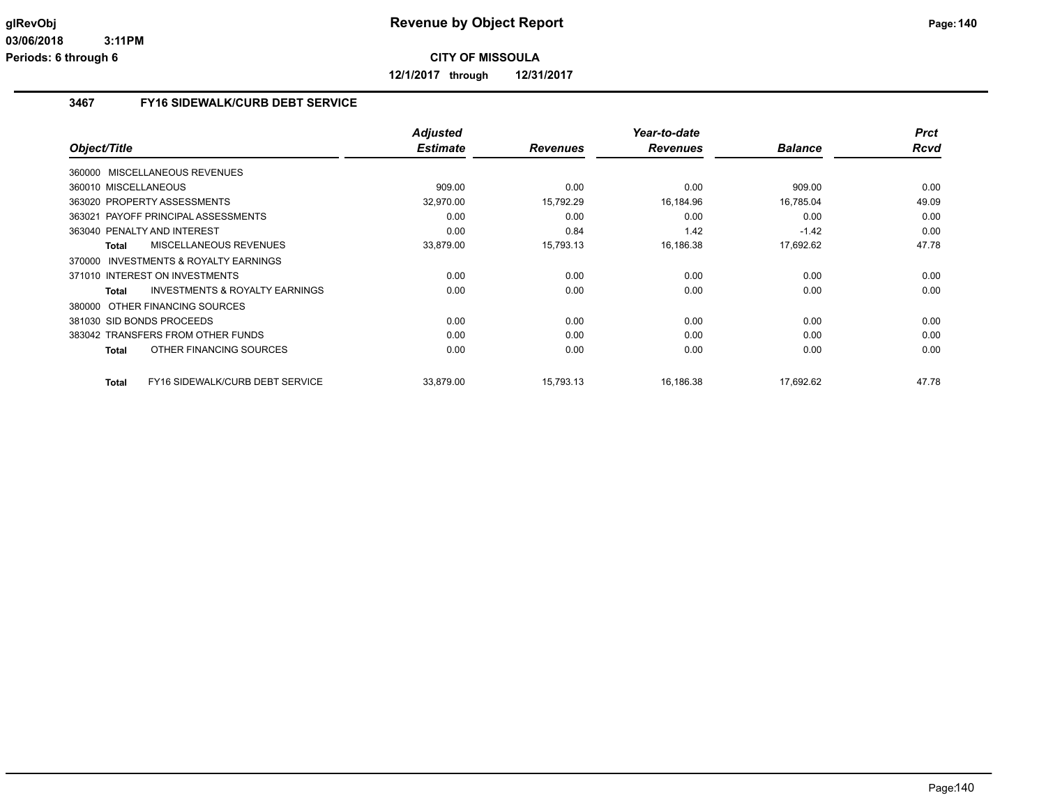**glRevObj**
**03/06/2018 3:11PM**
**Periods: 6 through 6**

# Revenue by Object Report

**CITY OF MISSOULA**

**12/1/2017 through 12/31/2017**

## 3467 FY16 SIDEWALK/CURB DEBT SERVICE

| Object/Title | Adjusted Estimate | Revenues | Year-to-date Revenues | Balance | Prct Rcvd |
|---|---|---|---|---|---|
| 360000 MISCELLANEOUS REVENUES | | | | | |
| 360010 MISCELLANEOUS | 909.00 | 0.00 | 0.00 | 909.00 | 0.00 |
| 363020 PROPERTY ASSESSMENTS | 32,970.00 | 15,792.29 | 16,184.96 | 16,785.04 | 49.09 |
| 363021 PAYOFF PRINCIPAL ASSESSMENTS | 0.00 | 0.00 | 0.00 | 0.00 | 0.00 |
| 363040 PENALTY AND INTEREST | 0.00 | 0.84 | 1.42 | -1.42 | 0.00 |
| **Total** MISCELLANEOUS REVENUES | 33,879.00 | 15,793.13 | 16,186.38 | 17,692.62 | 47.78 |
| 370000 INVESTMENTS & ROYALTY EARNINGS | | | | | |
| 371010 INTEREST ON INVESTMENTS | 0.00 | 0.00 | 0.00 | 0.00 | 0.00 |
| **Total** INVESTMENTS & ROYALTY EARNINGS | 0.00 | 0.00 | 0.00 | 0.00 | 0.00 |
| 380000 OTHER FINANCING SOURCES | | | | | |
| 381030 SID BONDS PROCEEDS | 0.00 | 0.00 | 0.00 | 0.00 | 0.00 |
| 383042 TRANSFERS FROM OTHER FUNDS | 0.00 | 0.00 | 0.00 | 0.00 | 0.00 |
| **Total** OTHER FINANCING SOURCES | 0.00 | 0.00 | 0.00 | 0.00 | 0.00 |
| **Total** FY16 SIDEWALK/CURB DEBT SERVICE | 33,879.00 | 15,793.13 | 16,186.38 | 17,692.62 | 47.78 |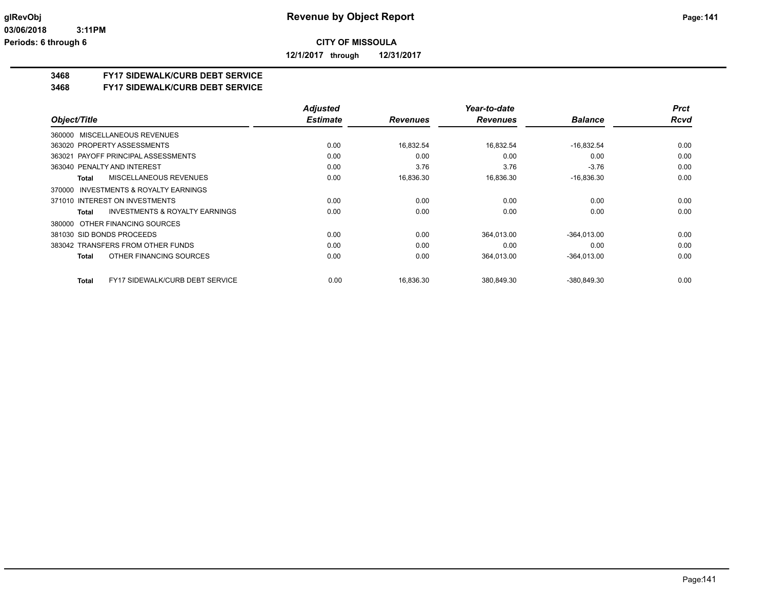**glRevObj**
**03/06/2018 3:11PM**
**Periods: 6 through 6**

# Revenue by Object Report

**CITY OF MISSOULA**

**12/1/2017 through 12/31/2017**

## 3468 FY17 SIDEWALK/CURB DEBT SERVICE
## 3468 FY17 SIDEWALK/CURB DEBT SERVICE

| Object/Title | Adjusted Estimate | Revenues | Year-to-date Revenues | Balance | Prct Rcvd |
|---|---|---|---|---|---|
| 360000 MISCELLANEOUS REVENUES | | | | | |
| 363020 PROPERTY ASSESSMENTS | 0.00 | 16,832.54 | 16,832.54 | -16,832.54 | 0.00 |
| 363021 PAYOFF PRINCIPAL ASSESSMENTS | 0.00 | 0.00 | 0.00 | 0.00 | 0.00 |
| 363040 PENALTY AND INTEREST | 0.00 | 3.76 | 3.76 | -3.76 | 0.00 |
| **Total** MISCELLANEOUS REVENUES | 0.00 | 16,836.30 | 16,836.30 | -16,836.30 | 0.00 |
| 370000 INVESTMENTS & ROYALTY EARNINGS | | | | | |
| 371010 INTEREST ON INVESTMENTS | 0.00 | 0.00 | 0.00 | 0.00 | 0.00 |
| **Total** INVESTMENTS & ROYALTY EARNINGS | 0.00 | 0.00 | 0.00 | 0.00 | 0.00 |
| 380000 OTHER FINANCING SOURCES | | | | | |
| 381030 SID BONDS PROCEEDS | 0.00 | 0.00 | 364,013.00 | -364,013.00 | 0.00 |
| 383042 TRANSFERS FROM OTHER FUNDS | 0.00 | 0.00 | 0.00 | 0.00 | 0.00 |
| **Total** OTHER FINANCING SOURCES | 0.00 | 0.00 | 364,013.00 | -364,013.00 | 0.00 |
| **Total** FY17 SIDEWALK/CURB DEBT SERVICE | 0.00 | 16,836.30 | 380,849.30 | -380,849.30 | 0.00 |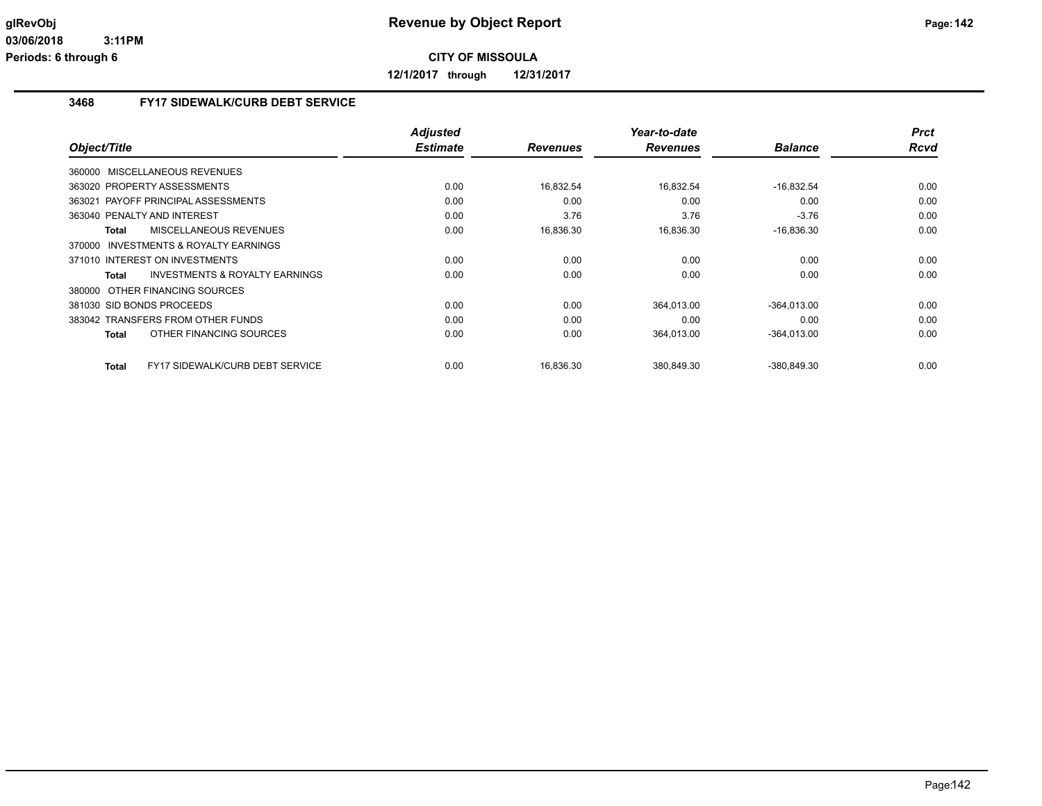**CITY OF MISSOULA**

**12/1/2017 through 12/31/2017**

## 3468 FY17 SIDEWALK/CURB DEBT SERVICE

| Object/Title | Adjusted Estimate | Revenues | Year-to-date Revenues | Balance | Prct Rcvd |
|---|---|---|---|---|---|
| 360000 MISCELLANEOUS REVENUES | | | | | |
| 363020 PROPERTY ASSESSMENTS | 0.00 | 16,832.54 | 16,832.54 | -16,832.54 | 0.00 |
| 363021 PAYOFF PRINCIPAL ASSESSMENTS | 0.00 | 0.00 | 0.00 | 0.00 | 0.00 |
| 363040 PENALTY AND INTEREST | 0.00 | 3.76 | 3.76 | -3.76 | 0.00 |
| **Total** MISCELLANEOUS REVENUES | 0.00 | 16,836.30 | 16,836.30 | -16,836.30 | 0.00 |
| 370000 INVESTMENTS & ROYALTY EARNINGS | | | | | |
| 371010 INTEREST ON INVESTMENTS | 0.00 | 0.00 | 0.00 | 0.00 | 0.00 |
| **Total** INVESTMENTS & ROYALTY EARNINGS | 0.00 | 0.00 | 0.00 | 0.00 | 0.00 |
| 380000 OTHER FINANCING SOURCES | | | | | |
| 381030 SID BONDS PROCEEDS | 0.00 | 0.00 | 364,013.00 | -364,013.00 | 0.00 |
| 383042 TRANSFERS FROM OTHER FUNDS | 0.00 | 0.00 | 0.00 | 0.00 | 0.00 |
| **Total** OTHER FINANCING SOURCES | 0.00 | 0.00 | 364,013.00 | -364,013.00 | 0.00 |
| **Total** FY17 SIDEWALK/CURB DEBT SERVICE | 0.00 | 16,836.30 | 380,849.30 | -380,849.30 | 0.00 |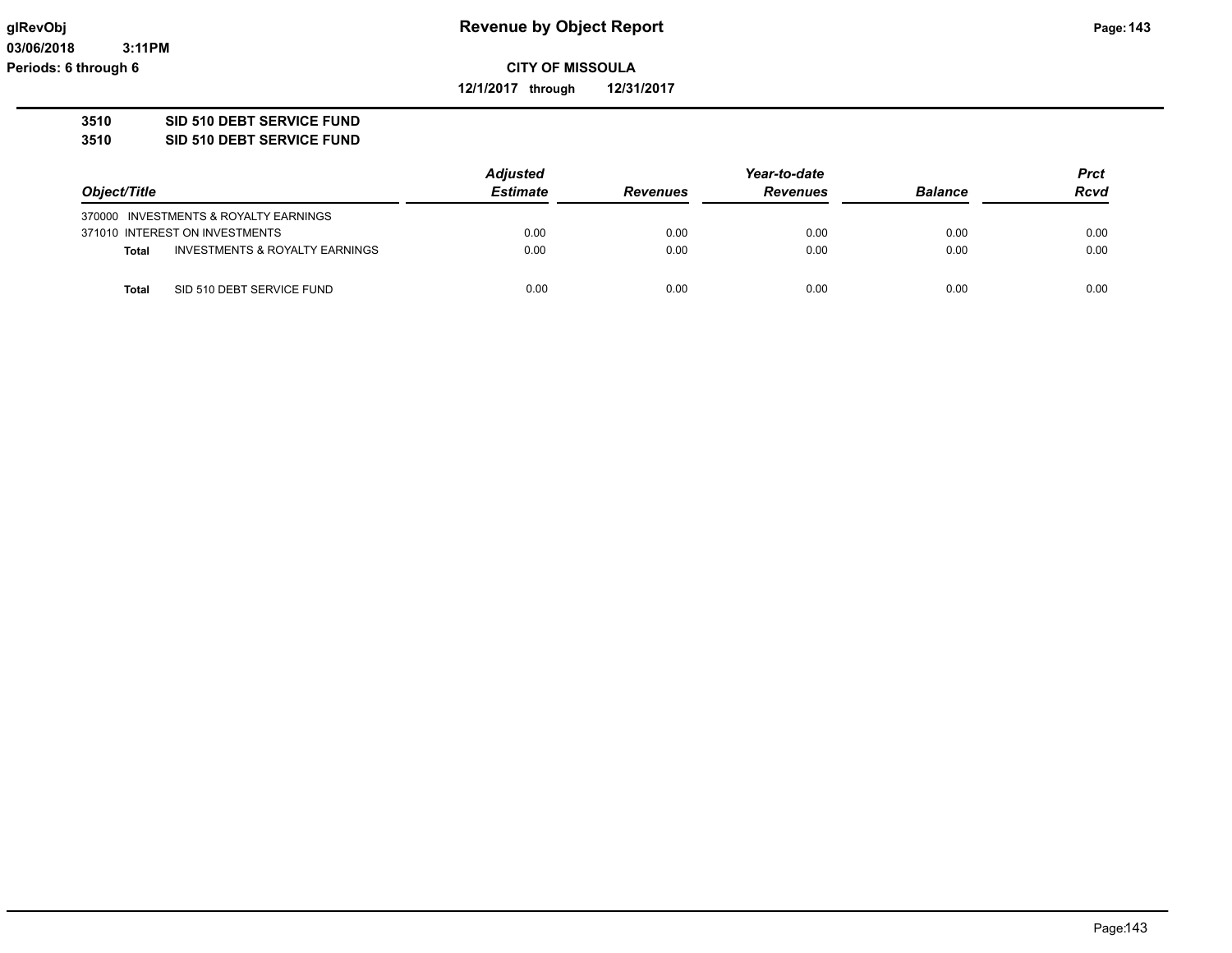**Revenue by Object Report**

**CITY OF MISSOULA**

**12/1/2017 through 12/31/2017**

glRevObj
03/06/2018 3:11PM
Periods: 6 through 6

**3510 SID 510 DEBT SERVICE FUND**
**3510 SID 510 DEBT SERVICE FUND**

| Object/Title | | Adjusted Estimate | Revenues | Year-to-date Revenues | Balance | Prct Rcvd |
|---|---|---|---|---|---|---|
| 370000 INVESTMENTS & ROYALTY EARNINGS | | | | | | |
| 371010 INTEREST ON INVESTMENTS | | 0.00 | 0.00 | 0.00 | 0.00 | 0.00 |
| **Total** | INVESTMENTS & ROYALTY EARNINGS | 0.00 | 0.00 | 0.00 | 0.00 | 0.00 |
| **Total** | SID 510 DEBT SERVICE FUND | 0.00 | 0.00 | 0.00 | 0.00 | 0.00 |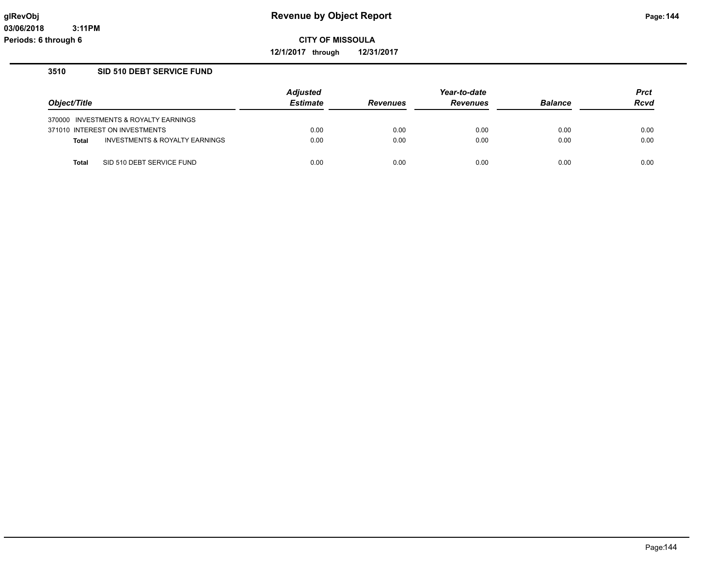**glRevObj**
**03/06/2018 3:11PM**
**Periods: 6 through 6**

# Revenue by Object Report

**CITY OF MISSOULA**

**12/1/2017 through 12/31/2017**

## 3510 SID 510 DEBT SERVICE FUND

| Object/Title | Adjusted Estimate | Revenues | Year-to-date Revenues | Balance | Prct Rcvd |
|---|---|---|---|---|---|
| 370000 INVESTMENTS & ROYALTY EARNINGS | | | | | |
| 371010 INTEREST ON INVESTMENTS | 0.00 | 0.00 | 0.00 | 0.00 | 0.00 |
| **Total** INVESTMENTS & ROYALTY EARNINGS | 0.00 | 0.00 | 0.00 | 0.00 | 0.00 |
| **Total** SID 510 DEBT SERVICE FUND | 0.00 | 0.00 | 0.00 | 0.00 | 0.00 |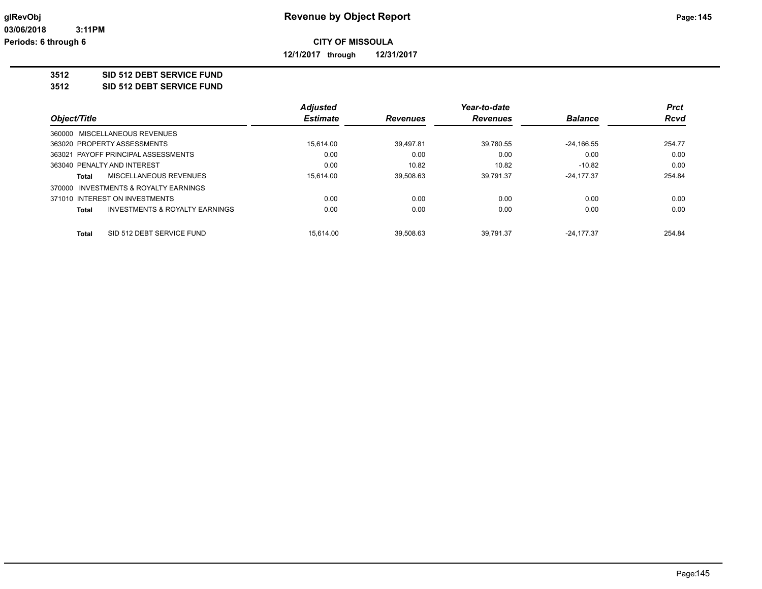**glRevObj**
**03/06/2018 3:11PM**
**Periods: 6 through 6**

# Revenue by Object Report

**CITY OF MISSOULA**

**12/1/2017 through 12/31/2017**

**3512 SID 512 DEBT SERVICE FUND**

**3512 SID 512 DEBT SERVICE FUND**

| Object/Title | | Adjusted Estimate | Revenues | Year-to-date Revenues | Balance | Prct Rcvd |
|---|---|---|---|---|---|---|
| 360000 MISCELLANEOUS REVENUES | | | | | | |
| 363020 PROPERTY ASSESSMENTS | | 15,614.00 | 39,497.81 | 39,780.55 | -24,166.55 | 254.77 |
| 363021 PAYOFF PRINCIPAL ASSESSMENTS | | 0.00 | 0.00 | 0.00 | 0.00 | 0.00 |
| 363040 PENALTY AND INTEREST | | 0.00 | 10.82 | 10.82 | -10.82 | 0.00 |
| **Total** | MISCELLANEOUS REVENUES | 15,614.00 | 39,508.63 | 39,791.37 | -24,177.37 | 254.84 |
| 370000 INVESTMENTS & ROYALTY EARNINGS | | | | | | |
| 371010 INTEREST ON INVESTMENTS | | 0.00 | 0.00 | 0.00 | 0.00 | 0.00 |
| **Total** | INVESTMENTS & ROYALTY EARNINGS | 0.00 | 0.00 | 0.00 | 0.00 | 0.00 |
| **Total** | SID 512 DEBT SERVICE FUND | 15,614.00 | 39,508.63 | 39,791.37 | -24,177.37 | 254.84 |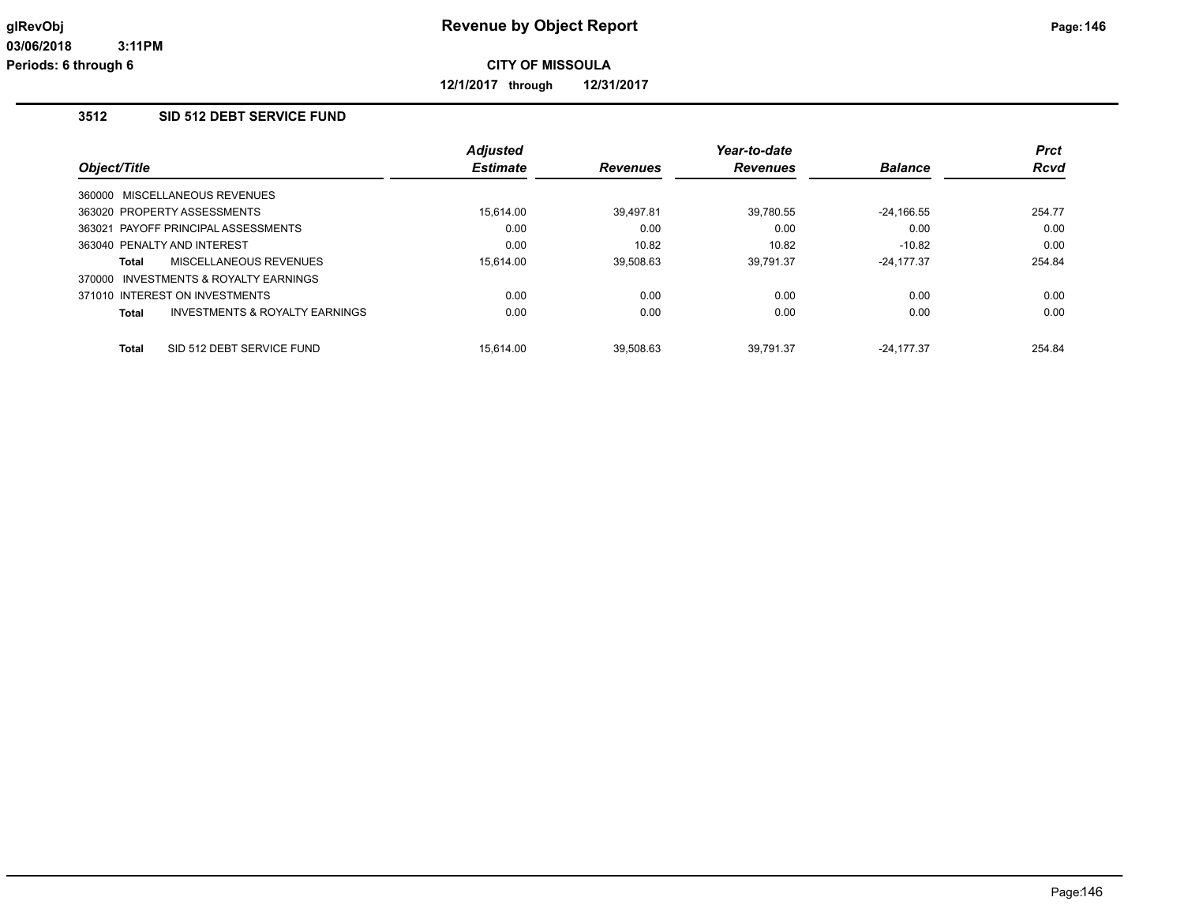# Revenue by Object Report

glRevObj
03/06/2018 3:11PM
Periods: 6 through 6

**CITY OF MISSOULA**

**12/1/2017 through 12/31/2017**

### 3512 SID 512 DEBT SERVICE FUND

| Object/Title | Adjusted Estimate | Revenues | Year-to-date Revenues | Balance | Prct Rcvd |
|---|---|---|---|---|---|
| 360000 MISCELLANEOUS REVENUES | | | | | |
| 363020 PROPERTY ASSESSMENTS | 15,614.00 | 39,497.81 | 39,780.55 | -24,166.55 | 254.77 |
| 363021 PAYOFF PRINCIPAL ASSESSMENTS | 0.00 | 0.00 | 0.00 | 0.00 | 0.00 |
| 363040 PENALTY AND INTEREST | 0.00 | 10.82 | 10.82 | -10.82 | 0.00 |
| **Total** MISCELLANEOUS REVENUES | 15,614.00 | 39,508.63 | 39,791.37 | -24,177.37 | 254.84 |
| 370000 INVESTMENTS & ROYALTY EARNINGS | | | | | |
| 371010 INTEREST ON INVESTMENTS | 0.00 | 0.00 | 0.00 | 0.00 | 0.00 |
| **Total** INVESTMENTS & ROYALTY EARNINGS | 0.00 | 0.00 | 0.00 | 0.00 | 0.00 |
| **Total** SID 512 DEBT SERVICE FUND | 15,614.00 | 39,508.63 | 39,791.37 | -24,177.37 | 254.84 |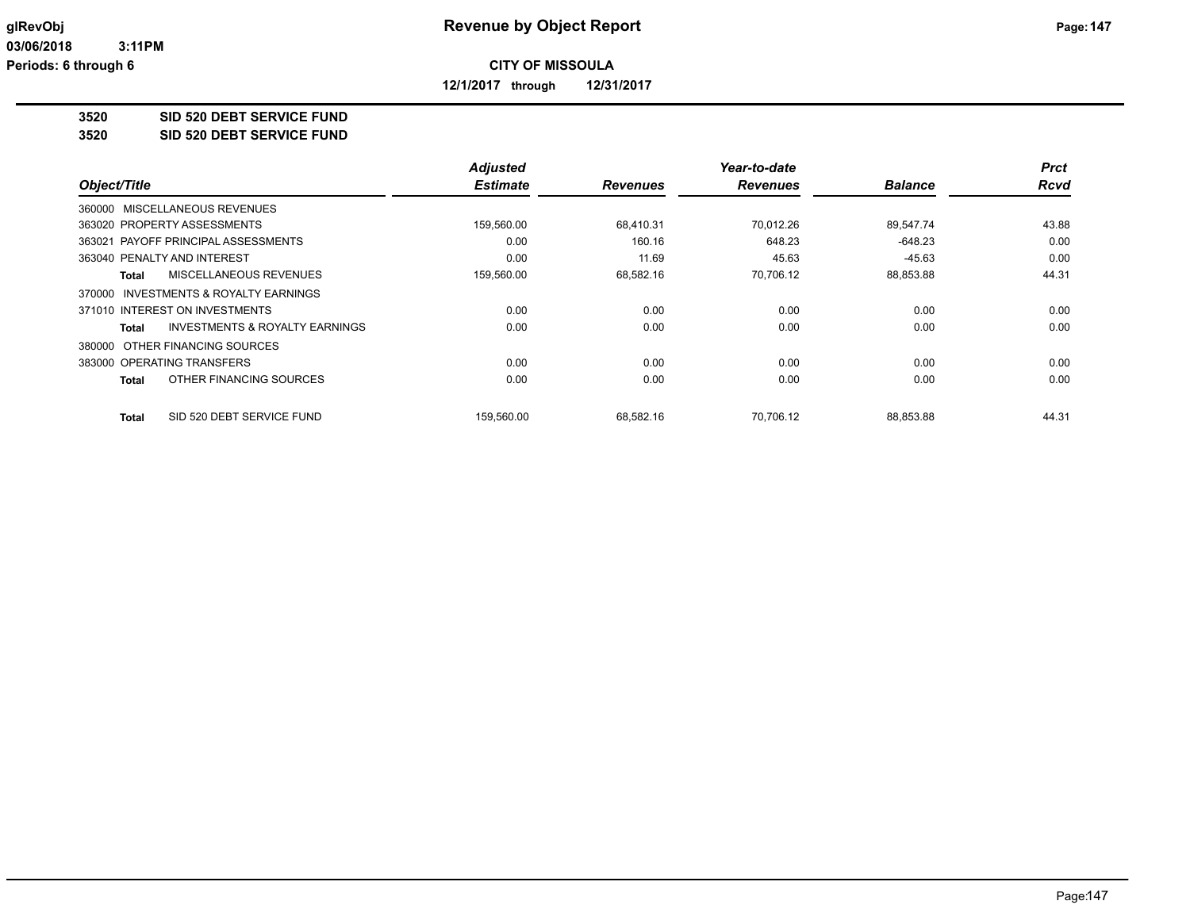# Revenue by Object Report

**CITY OF MISSOULA**

**12/1/2017 through 12/31/2017**

glRevObj
03/06/2018 3:11PM
Periods: 6 through 6

## 3520 SID 520 DEBT SERVICE FUND
## 3520 SID 520 DEBT SERVICE FUND

| Object/Title | Adjusted Estimate | Revenues | Year-to-date Revenues | Balance | Prct Rcvd |
|---|---|---|---|---|---|
| 360000 MISCELLANEOUS REVENUES | | | | | |
| 363020 PROPERTY ASSESSMENTS | 159,560.00 | 68,410.31 | 70,012.26 | 89,547.74 | 43.88 |
| 363021 PAYOFF PRINCIPAL ASSESSMENTS | 0.00 | 160.16 | 648.23 | -648.23 | 0.00 |
| 363040 PENALTY AND INTEREST | 0.00 | 11.69 | 45.63 | -45.63 | 0.00 |
| **Total** MISCELLANEOUS REVENUES | 159,560.00 | 68,582.16 | 70,706.12 | 88,853.88 | 44.31 |
| 370000 INVESTMENTS & ROYALTY EARNINGS | | | | | |
| 371010 INTEREST ON INVESTMENTS | 0.00 | 0.00 | 0.00 | 0.00 | 0.00 |
| **Total** INVESTMENTS & ROYALTY EARNINGS | 0.00 | 0.00 | 0.00 | 0.00 | 0.00 |
| 380000 OTHER FINANCING SOURCES | | | | | |
| 383000 OPERATING TRANSFERS | 0.00 | 0.00 | 0.00 | 0.00 | 0.00 |
| **Total** OTHER FINANCING SOURCES | 0.00 | 0.00 | 0.00 | 0.00 | 0.00 |
| **Total** SID 520 DEBT SERVICE FUND | 159,560.00 | 68,582.16 | 70,706.12 | 88,853.88 | 44.31 |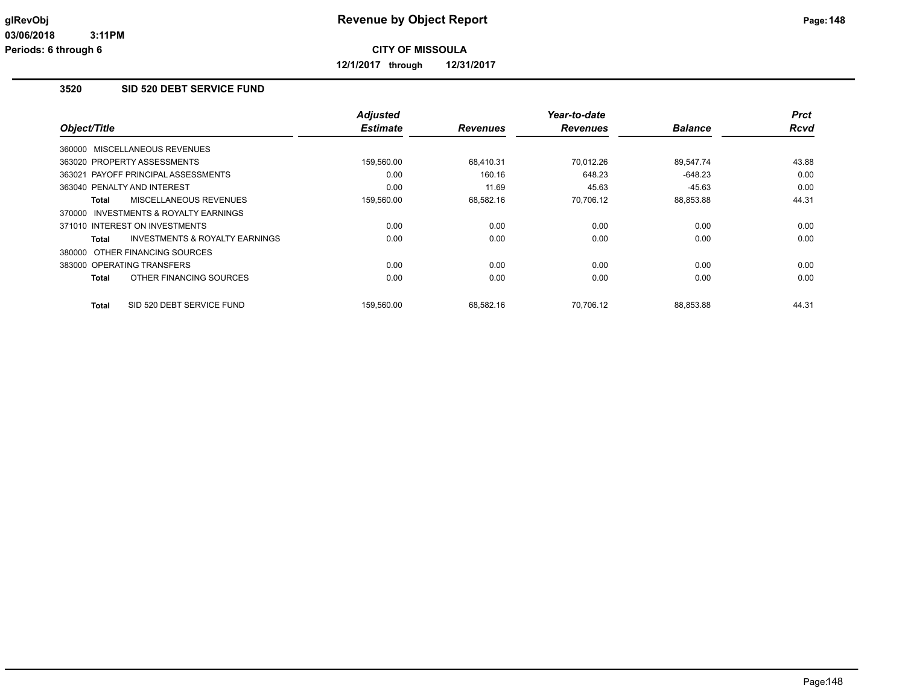# Revenue by Object Report

**CITY OF MISSOULA**

**12/1/2017 through 12/31/2017**

glRevObj
03/06/2018 3:11PM
Periods: 6 through 6

### 3520 SID 520 DEBT SERVICE FUND

| Object/Title | Adjusted Estimate | Revenues | Year-to-date Revenues | Balance | Prct Rcvd |
|---|---|---|---|---|---|
| 360000 MISCELLANEOUS REVENUES | | | | | |
| 363020 PROPERTY ASSESSMENTS | 159,560.00 | 68,410.31 | 70,012.26 | 89,547.74 | 43.88 |
| 363021 PAYOFF PRINCIPAL ASSESSMENTS | 0.00 | 160.16 | 648.23 | -648.23 | 0.00 |
| 363040 PENALTY AND INTEREST | 0.00 | 11.69 | 45.63 | -45.63 | 0.00 |
| **Total** MISCELLANEOUS REVENUES | 159,560.00 | 68,582.16 | 70,706.12 | 88,853.88 | 44.31 |
| 370000 INVESTMENTS & ROYALTY EARNINGS | | | | | |
| 371010 INTEREST ON INVESTMENTS | 0.00 | 0.00 | 0.00 | 0.00 | 0.00 |
| **Total** INVESTMENTS & ROYALTY EARNINGS | 0.00 | 0.00 | 0.00 | 0.00 | 0.00 |
| 380000 OTHER FINANCING SOURCES | | | | | |
| 383000 OPERATING TRANSFERS | 0.00 | 0.00 | 0.00 | 0.00 | 0.00 |
| **Total** OTHER FINANCING SOURCES | 0.00 | 0.00 | 0.00 | 0.00 | 0.00 |
| **Total** SID 520 DEBT SERVICE FUND | 159,560.00 | 68,582.16 | 70,706.12 | 88,853.88 | 44.31 |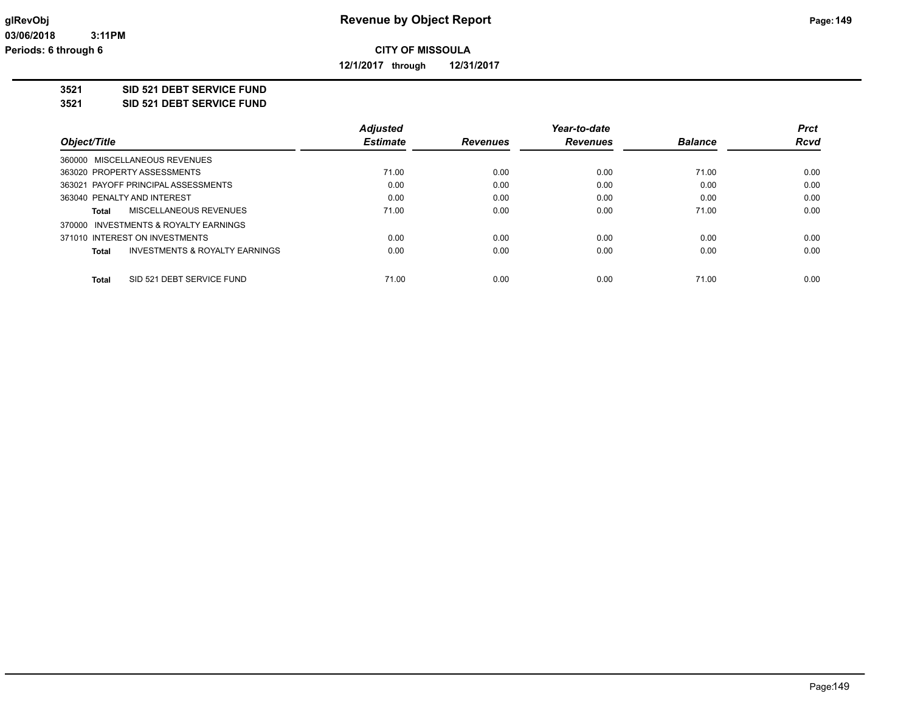glRevObj
03/06/2018 3:11PM
Periods: 6 through 6

# Revenue by Object Report

**CITY OF MISSOULA**

**12/1/2017 through 12/31/2017**

**3521 SID 521 DEBT SERVICE FUND**
**3521 SID 521 DEBT SERVICE FUND**

| Object/Title | Adjusted Estimate | Revenues | Year-to-date Revenues | Balance | Prct Rcvd |
|---|---|---|---|---|---|
| 360000 MISCELLANEOUS REVENUES | | | | | |
| 363020 PROPERTY ASSESSMENTS | 71.00 | 0.00 | 0.00 | 71.00 | 0.00 |
| 363021 PAYOFF PRINCIPAL ASSESSMENTS | 0.00 | 0.00 | 0.00 | 0.00 | 0.00 |
| 363040 PENALTY AND INTEREST | 0.00 | 0.00 | 0.00 | 0.00 | 0.00 |
| **Total** MISCELLANEOUS REVENUES | 71.00 | 0.00 | 0.00 | 71.00 | 0.00 |
| 370000 INVESTMENTS & ROYALTY EARNINGS | | | | | |
| 371010 INTEREST ON INVESTMENTS | 0.00 | 0.00 | 0.00 | 0.00 | 0.00 |
| **Total** INVESTMENTS & ROYALTY EARNINGS | 0.00 | 0.00 | 0.00 | 0.00 | 0.00 |
| **Total** SID 521 DEBT SERVICE FUND | 71.00 | 0.00 | 0.00 | 71.00 | 0.00 |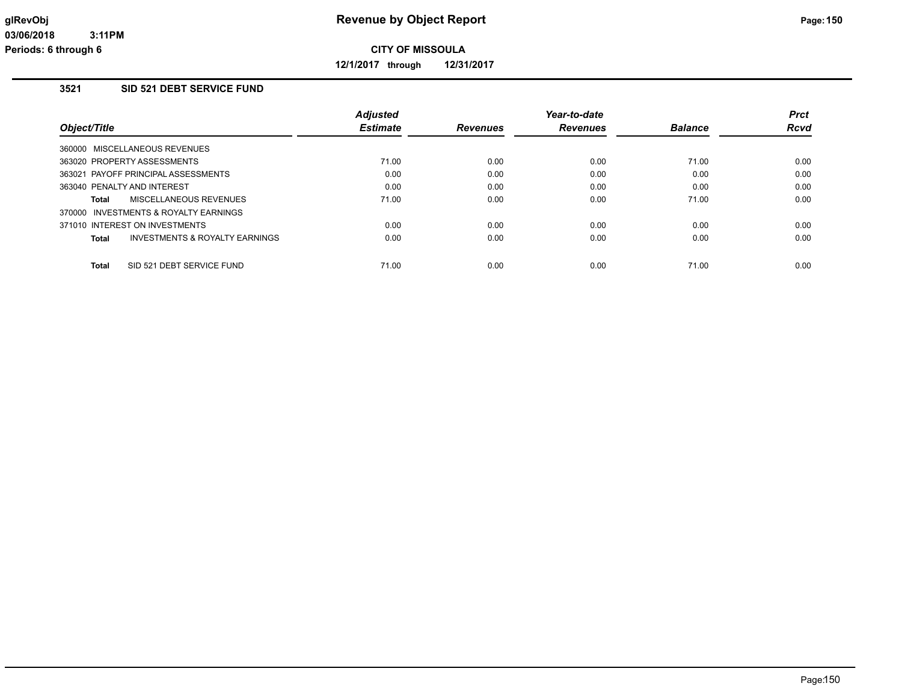# Revenue by Object Report

**CITY OF MISSOULA**

**12/1/2017 through 12/31/2017**

glRevObj
03/06/2018 3:11PM
Periods: 6 through 6

### 3521 SID 521 DEBT SERVICE FUND

| Object/Title | Adjusted Estimate | Revenues | Year-to-date Revenues | Balance | Prct Rcvd |
|---|---|---|---|---|---|
| 360000 MISCELLANEOUS REVENUES | | | | | |
| 363020 PROPERTY ASSESSMENTS | 71.00 | 0.00 | 0.00 | 71.00 | 0.00 |
| 363021 PAYOFF PRINCIPAL ASSESSMENTS | 0.00 | 0.00 | 0.00 | 0.00 | 0.00 |
| 363040 PENALTY AND INTEREST | 0.00 | 0.00 | 0.00 | 0.00 | 0.00 |
| **Total** MISCELLANEOUS REVENUES | 71.00 | 0.00 | 0.00 | 71.00 | 0.00 |
| 370000 INVESTMENTS & ROYALTY EARNINGS | | | | | |
| 371010 INTEREST ON INVESTMENTS | 0.00 | 0.00 | 0.00 | 0.00 | 0.00 |
| **Total** INVESTMENTS & ROYALTY EARNINGS | 0.00 | 0.00 | 0.00 | 0.00 | 0.00 |
| **Total** SID 521 DEBT SERVICE FUND | 71.00 | 0.00 | 0.00 | 71.00 | 0.00 |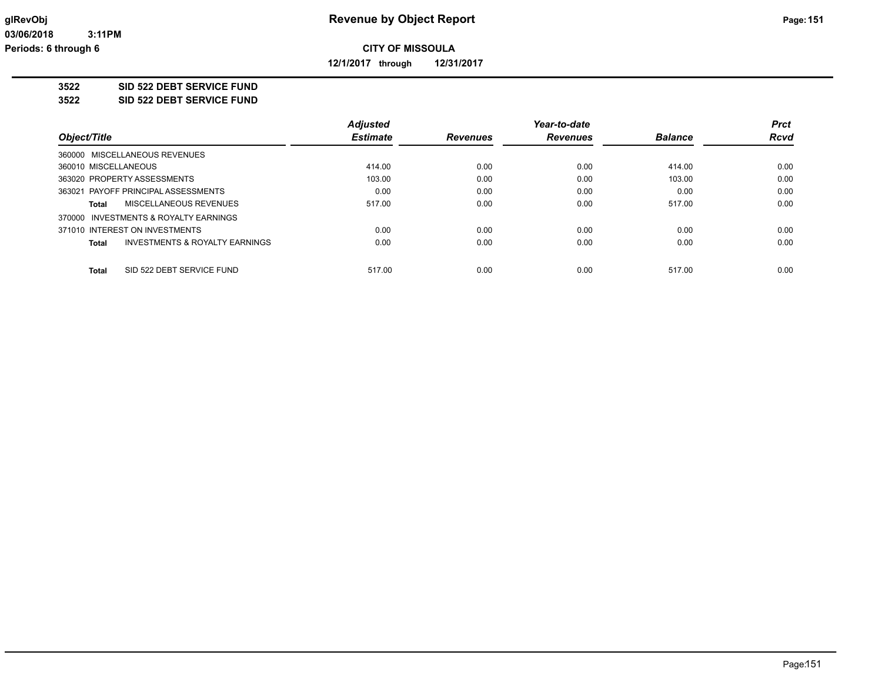**Revenue by Object Report**

**CITY OF MISSOULA**

**12/1/2017 through 12/31/2017**

glRevObj
03/06/2018 3:11PM
Periods: 6 through 6

## 3522 SID 522 DEBT SERVICE FUND
## 3522 SID 522 DEBT SERVICE FUND

| Object/Title | Adjusted Estimate | Revenues | Year-to-date Revenues | Balance | Prct Rcvd |
|---|---|---|---|---|---|
| 360000 MISCELLANEOUS REVENUES | | | | | |
| 360010 MISCELLANEOUS | 414.00 | 0.00 | 0.00 | 414.00 | 0.00 |
| 363020 PROPERTY ASSESSMENTS | 103.00 | 0.00 | 0.00 | 103.00 | 0.00 |
| 363021 PAYOFF PRINCIPAL ASSESSMENTS | 0.00 | 0.00 | 0.00 | 0.00 | 0.00 |
| **Total** MISCELLANEOUS REVENUES | 517.00 | 0.00 | 0.00 | 517.00 | 0.00 |
| 370000 INVESTMENTS & ROYALTY EARNINGS | | | | | |
| 371010 INTEREST ON INVESTMENTS | 0.00 | 0.00 | 0.00 | 0.00 | 0.00 |
| **Total** INVESTMENTS & ROYALTY EARNINGS | 0.00 | 0.00 | 0.00 | 0.00 | 0.00 |
| **Total** SID 522 DEBT SERVICE FUND | 517.00 | 0.00 | 0.00 | 517.00 | 0.00 |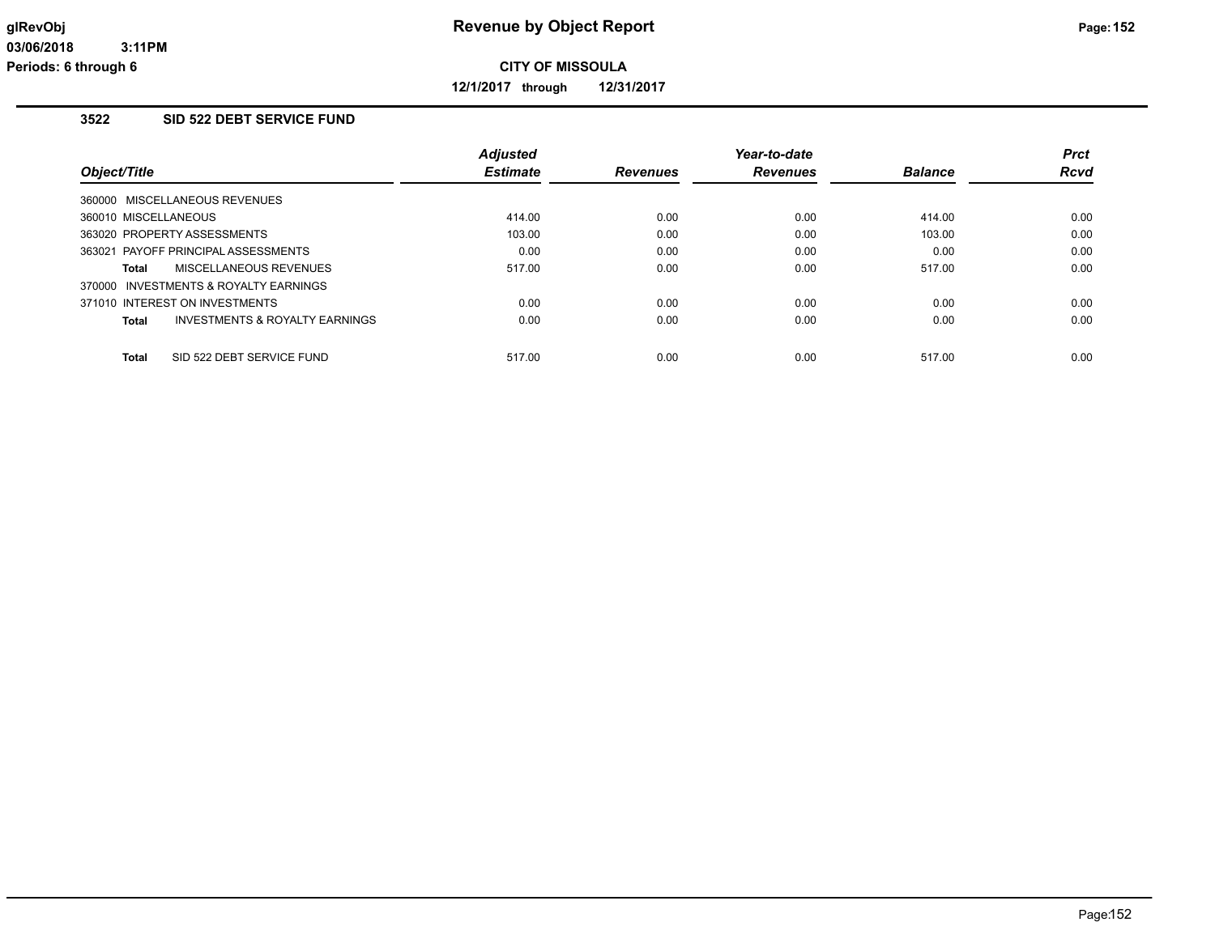# Revenue by Object Report

**CITY OF MISSOULA**

**12/1/2017 through 12/31/2017**

glRevObj
03/06/2018 3:11PM
Periods: 6 through 6

## 3522 SID 522 DEBT SERVICE FUND

| Object/Title | Adjusted Estimate | Revenues | Year-to-date Revenues | Balance | Prct Rcvd |
|---|---|---|---|---|---|
| 360000 MISCELLANEOUS REVENUES | | | | | |
| 360010 MISCELLANEOUS | 414.00 | 0.00 | 0.00 | 414.00 | 0.00 |
| 363020 PROPERTY ASSESSMENTS | 103.00 | 0.00 | 0.00 | 103.00 | 0.00 |
| 363021 PAYOFF PRINCIPAL ASSESSMENTS | 0.00 | 0.00 | 0.00 | 0.00 | 0.00 |
| **Total** MISCELLANEOUS REVENUES | 517.00 | 0.00 | 0.00 | 517.00 | 0.00 |
| 370000 INVESTMENTS & ROYALTY EARNINGS | | | | | |
| 371010 INTEREST ON INVESTMENTS | 0.00 | 0.00 | 0.00 | 0.00 | 0.00 |
| **Total** INVESTMENTS & ROYALTY EARNINGS | 0.00 | 0.00 | 0.00 | 0.00 | 0.00 |
| **Total** SID 522 DEBT SERVICE FUND | 517.00 | 0.00 | 0.00 | 517.00 | 0.00 |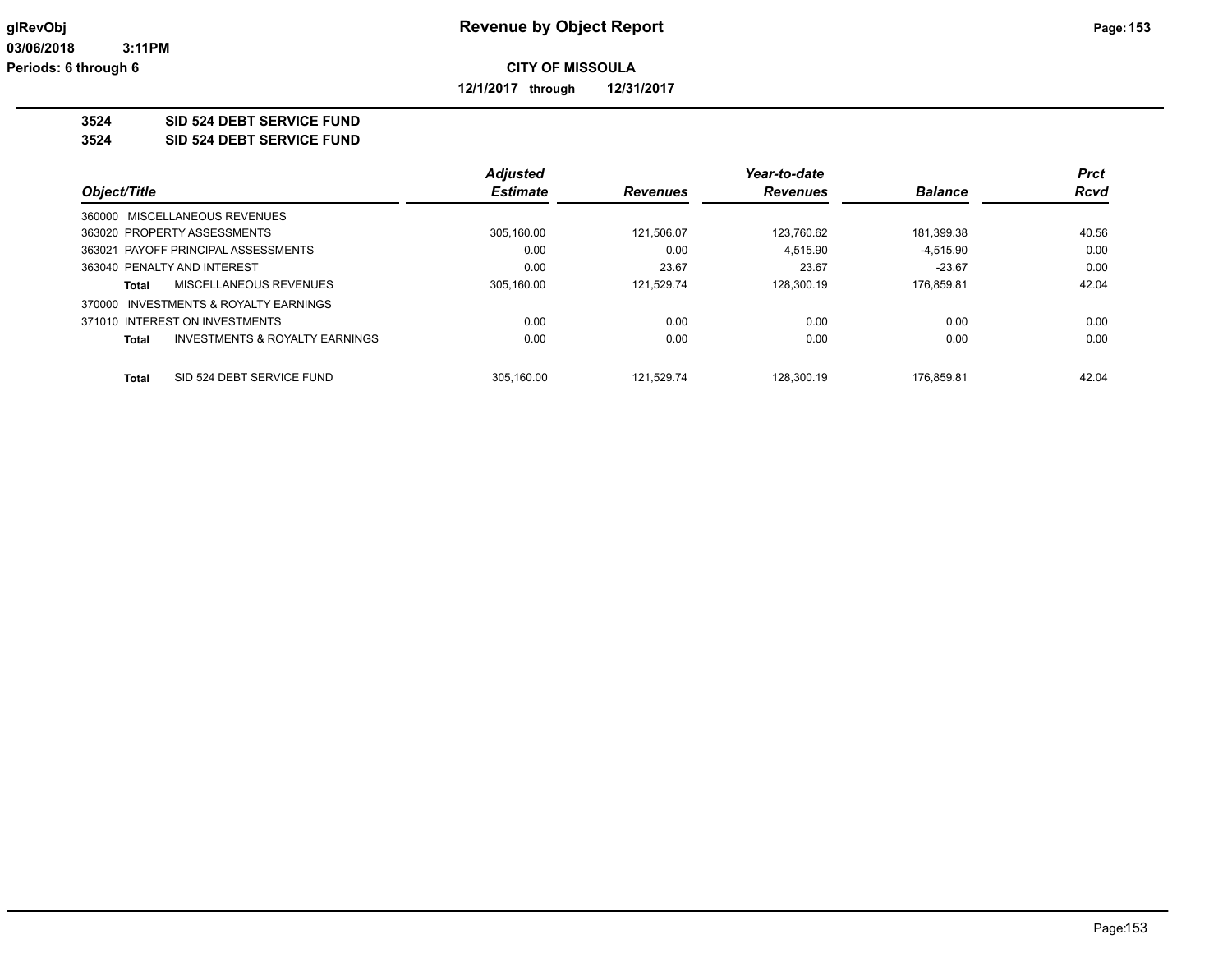# Revenue by Object Report

**CITY OF MISSOULA**

**12/1/2017 through 12/31/2017**

glRevObj
03/06/2018 3:11PM
Periods: 6 through 6

## 3524 SID 524 DEBT SERVICE FUND
## 3524 SID 524 DEBT SERVICE FUND

| Object/Title | Adjusted Estimate | Revenues | Year-to-date Revenues | Balance | Prct Rcvd |
|---|---|---|---|---|---|
| 360000 MISCELLANEOUS REVENUES | | | | | |
| 363020 PROPERTY ASSESSMENTS | 305,160.00 | 121,506.07 | 123,760.62 | 181,399.38 | 40.56 |
| 363021 PAYOFF PRINCIPAL ASSESSMENTS | 0.00 | 0.00 | 4,515.90 | -4,515.90 | 0.00 |
| 363040 PENALTY AND INTEREST | 0.00 | 23.67 | 23.67 | -23.67 | 0.00 |
| **Total** MISCELLANEOUS REVENUES | 305,160.00 | 121,529.74 | 128,300.19 | 176,859.81 | 42.04 |
| 370000 INVESTMENTS & ROYALTY EARNINGS | | | | | |
| 371010 INTEREST ON INVESTMENTS | 0.00 | 0.00 | 0.00 | 0.00 | 0.00 |
| **Total** INVESTMENTS & ROYALTY EARNINGS | 0.00 | 0.00 | 0.00 | 0.00 | 0.00 |
| **Total** SID 524 DEBT SERVICE FUND | 305,160.00 | 121,529.74 | 128,300.19 | 176,859.81 | 42.04 |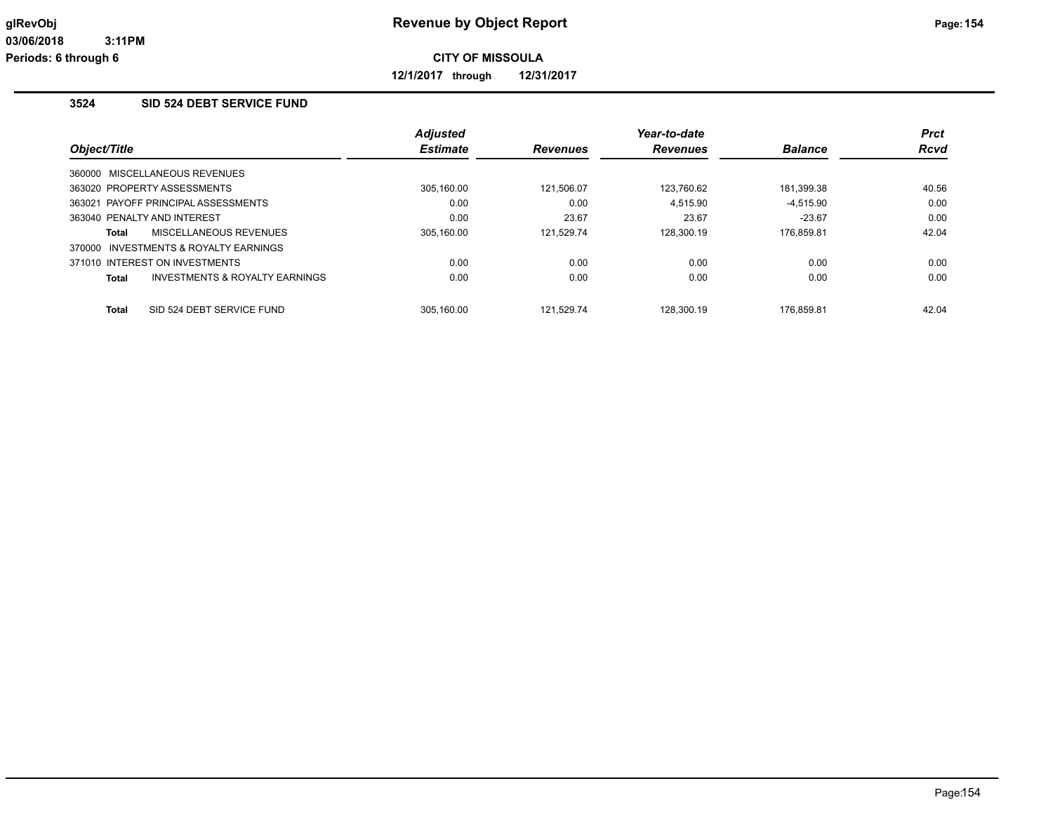# Revenue by Object Report

**CITY OF MISSOULA**

**12/1/2017 through 12/31/2017**

glRevObj
03/06/2018 3:11PM
Periods: 6 through 6

### 3524 SID 524 DEBT SERVICE FUND

| Object/Title | Adjusted Estimate | Revenues | Year-to-date Revenues | Balance | Prct Rcvd |
|---|---|---|---|---|---|
| 360000 MISCELLANEOUS REVENUES | | | | | |
| 363020 PROPERTY ASSESSMENTS | 305,160.00 | 121,506.07 | 123,760.62 | 181,399.38 | 40.56 |
| 363021 PAYOFF PRINCIPAL ASSESSMENTS | 0.00 | 0.00 | 4,515.90 | -4,515.90 | 0.00 |
| 363040 PENALTY AND INTEREST | 0.00 | 23.67 | 23.67 | -23.67 | 0.00 |
| **Total** MISCELLANEOUS REVENUES | 305,160.00 | 121,529.74 | 128,300.19 | 176,859.81 | 42.04 |
| 370000 INVESTMENTS & ROYALTY EARNINGS | | | | | |
| 371010 INTEREST ON INVESTMENTS | 0.00 | 0.00 | 0.00 | 0.00 | 0.00 |
| **Total** INVESTMENTS & ROYALTY EARNINGS | 0.00 | 0.00 | 0.00 | 0.00 | 0.00 |
| **Total** SID 524 DEBT SERVICE FUND | 305,160.00 | 121,529.74 | 128,300.19 | 176,859.81 | 42.04 |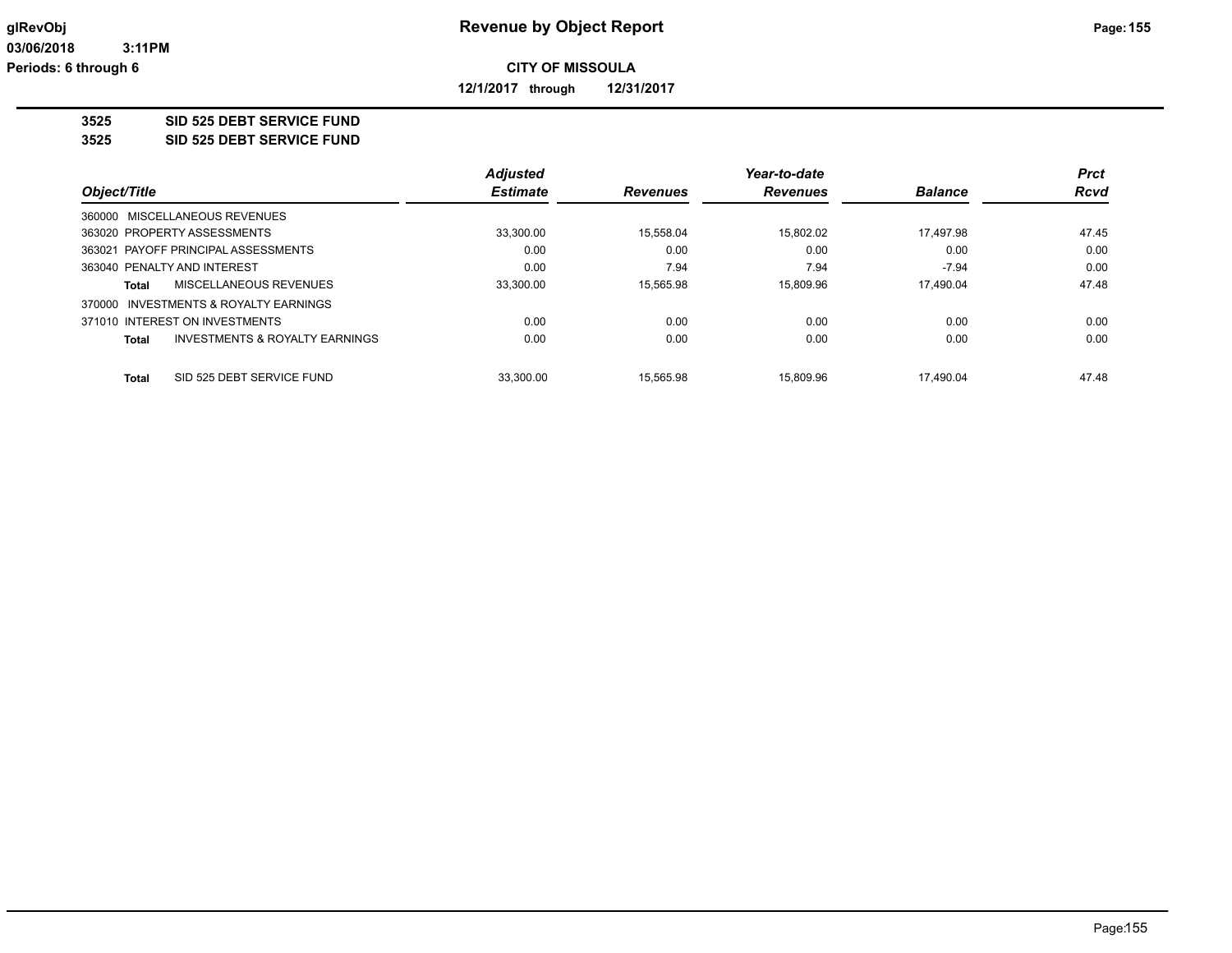**CITY OF MISSOULA**

**12/1/2017 through 12/31/2017**

**3525 SID 525 DEBT SERVICE FUND**

**3525 SID 525 DEBT SERVICE FUND**

| Object/Title | Adjusted Estimate | Revenues | Year-to-date Revenues | Balance | Prct Rcvd |
|---|---|---|---|---|---|
| 360000 MISCELLANEOUS REVENUES | | | | | |
| 363020 PROPERTY ASSESSMENTS | 33,300.00 | 15,558.04 | 15,802.02 | 17,497.98 | 47.45 |
| 363021 PAYOFF PRINCIPAL ASSESSMENTS | 0.00 | 0.00 | 0.00 | 0.00 | 0.00 |
| 363040 PENALTY AND INTEREST | 0.00 | 7.94 | 7.94 | -7.94 | 0.00 |
| **Total** MISCELLANEOUS REVENUES | 33,300.00 | 15,565.98 | 15,809.96 | 17,490.04 | 47.48 |
| 370000 INVESTMENTS & ROYALTY EARNINGS | | | | | |
| 371010 INTEREST ON INVESTMENTS | 0.00 | 0.00 | 0.00 | 0.00 | 0.00 |
| **Total** INVESTMENTS & ROYALTY EARNINGS | 0.00 | 0.00 | 0.00 | 0.00 | 0.00 |
| **Total** SID 525 DEBT SERVICE FUND | 33,300.00 | 15,565.98 | 15,809.96 | 17,490.04 | 47.48 |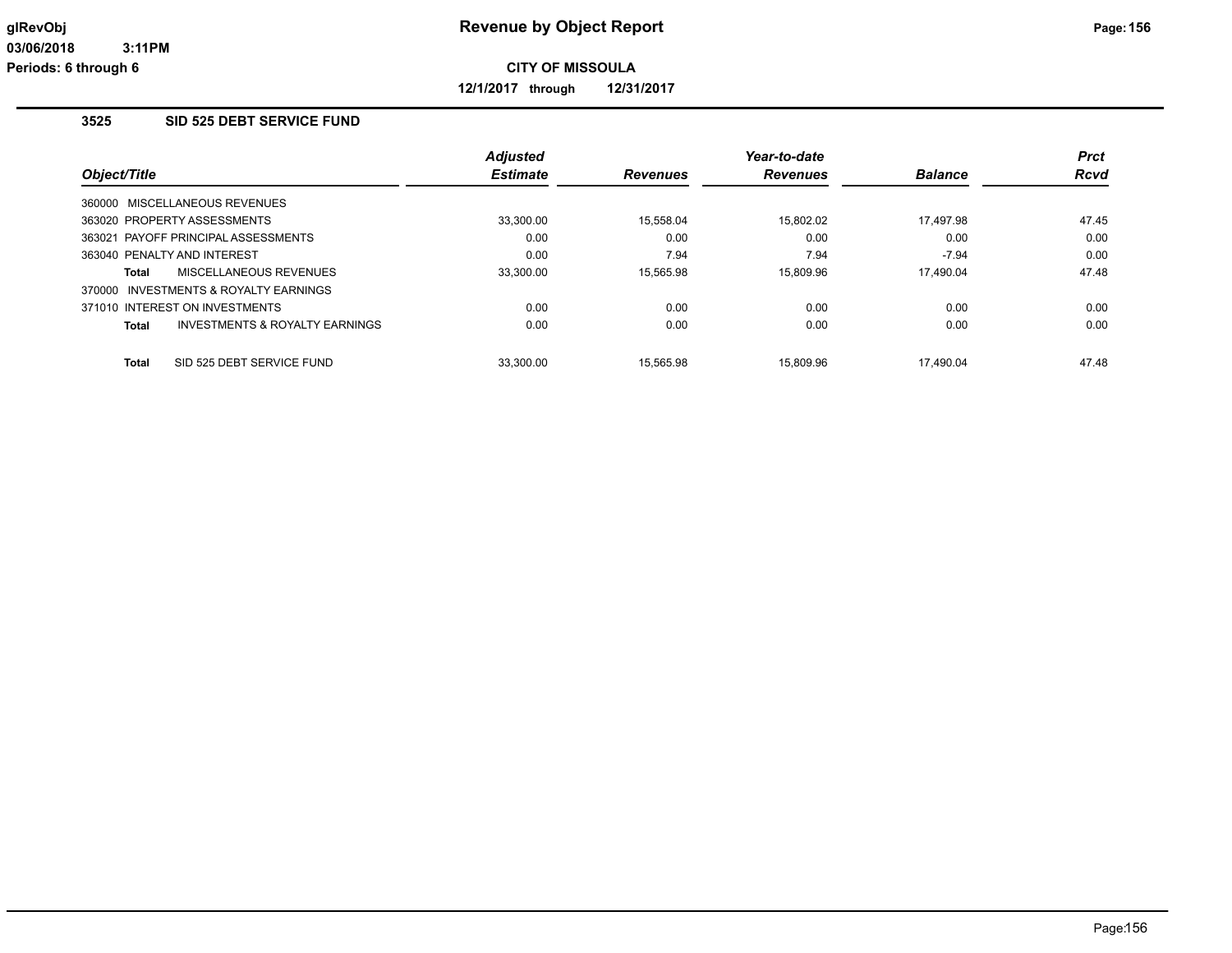**CITY OF MISSOULA**

**12/1/2017 through 12/31/2017**

## 3525 SID 525 DEBT SERVICE FUND

| Object/Title | Adjusted Estimate | Revenues | Year-to-date Revenues | Balance | Prct Rcvd |
|---|---|---|---|---|---|
| 360000 MISCELLANEOUS REVENUES | | | | | |
| 363020 PROPERTY ASSESSMENTS | 33,300.00 | 15,558.04 | 15,802.02 | 17,497.98 | 47.45 |
| 363021 PAYOFF PRINCIPAL ASSESSMENTS | 0.00 | 0.00 | 0.00 | 0.00 | 0.00 |
| 363040 PENALTY AND INTEREST | 0.00 | 7.94 | 7.94 | -7.94 | 0.00 |
| **Total** MISCELLANEOUS REVENUES | 33,300.00 | 15,565.98 | 15,809.96 | 17,490.04 | 47.48 |
| 370000 INVESTMENTS & ROYALTY EARNINGS | | | | | |
| 371010 INTEREST ON INVESTMENTS | 0.00 | 0.00 | 0.00 | 0.00 | 0.00 |
| **Total** INVESTMENTS & ROYALTY EARNINGS | 0.00 | 0.00 | 0.00 | 0.00 | 0.00 |
| **Total** SID 525 DEBT SERVICE FUND | 33,300.00 | 15,565.98 | 15,809.96 | 17,490.04 | 47.48 |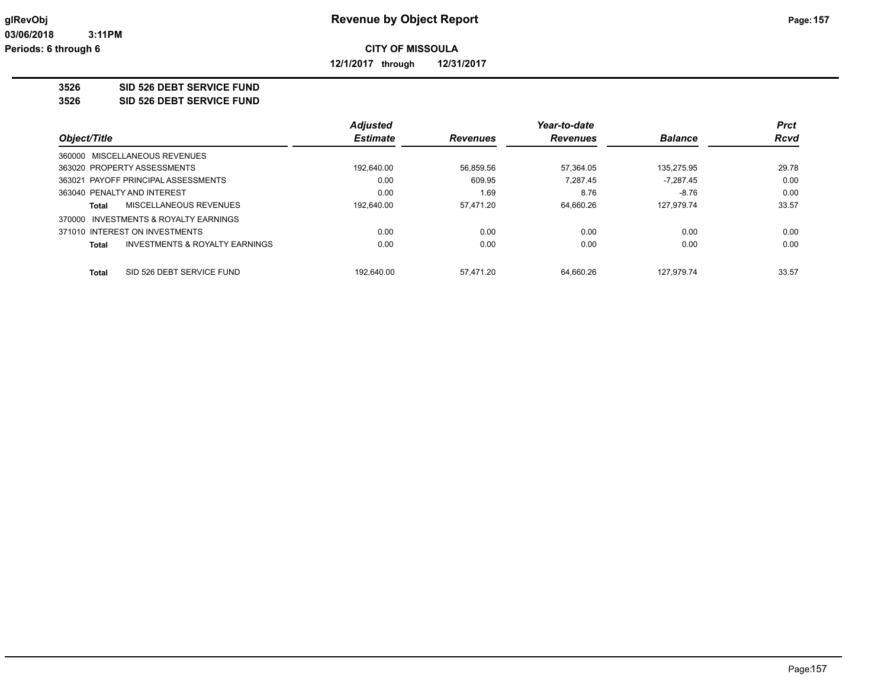glRevObj
03/06/2018 3:11PM
Periods: 6 through 6

# Revenue by Object Report

**CITY OF MISSOULA**

**12/1/2017 through 12/31/2017**

**3526 SID 526 DEBT SERVICE FUND**
**3526 SID 526 DEBT SERVICE FUND**

| Object/Title | Adjusted Estimate | Revenues | Year-to-date Revenues | Balance | Prct Rcvd |
|---|---|---|---|---|---|
| 360000 MISCELLANEOUS REVENUES | | | | | |
| 363020 PROPERTY ASSESSMENTS | 192,640.00 | 56,859.56 | 57,364.05 | 135,275.95 | 29.78 |
| 363021 PAYOFF PRINCIPAL ASSESSMENTS | 0.00 | 609.95 | 7,287.45 | -7,287.45 | 0.00 |
| 363040 PENALTY AND INTEREST | 0.00 | 1.69 | 8.76 | -8.76 | 0.00 |
| **Total** MISCELLANEOUS REVENUES | 192,640.00 | 57,471.20 | 64,660.26 | 127,979.74 | 33.57 |
| 370000 INVESTMENTS & ROYALTY EARNINGS | | | | | |
| 371010 INTEREST ON INVESTMENTS | 0.00 | 0.00 | 0.00 | 0.00 | 0.00 |
| **Total** INVESTMENTS & ROYALTY EARNINGS | 0.00 | 0.00 | 0.00 | 0.00 | 0.00 |
| **Total** SID 526 DEBT SERVICE FUND | 192,640.00 | 57,471.20 | 64,660.26 | 127,979.74 | 33.57 |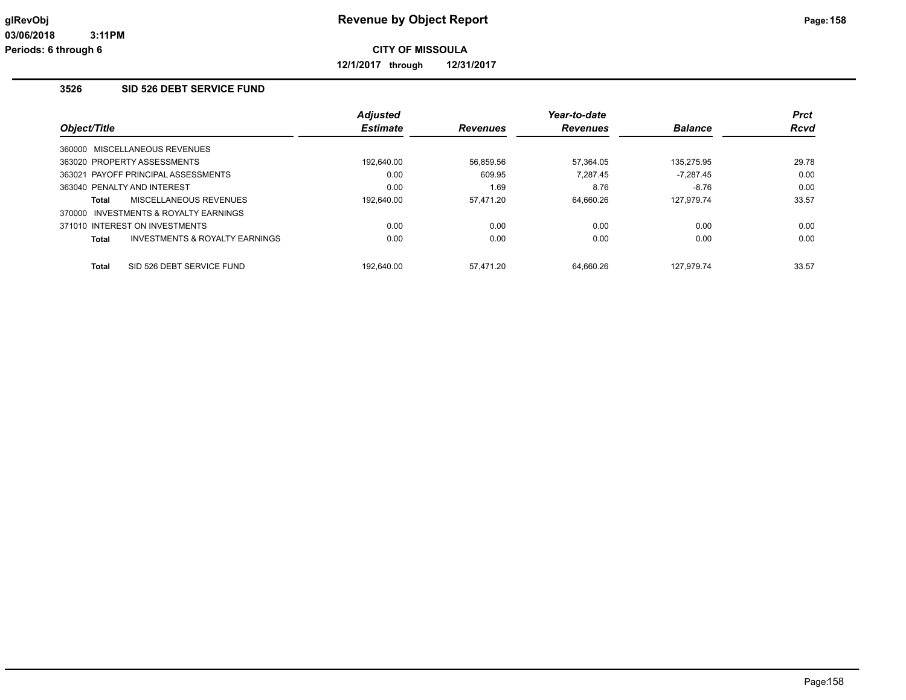**glRevObj** 
**03/06/2018 3:11PM** 
**Periods: 6 through 6**

# Revenue by Object Report

**CITY OF MISSOULA**

**12/1/2017 through 12/31/2017**

## 3526 SID 526 DEBT SERVICE FUND

| Object/Title | | Adjusted Estimate | Revenues | Year-to-date Revenues | Balance | Prct Rcvd |
|---|---|---|---|---|---|---|
| 360000 MISCELLANEOUS REVENUES | | | | | | |
| 363020 PROPERTY ASSESSMENTS | | 192,640.00 | 56,859.56 | 57,364.05 | 135,275.95 | 29.78 |
| 363021 PAYOFF PRINCIPAL ASSESSMENTS | | 0.00 | 609.95 | 7,287.45 | -7,287.45 | 0.00 |
| 363040 PENALTY AND INTEREST | | 0.00 | 1.69 | 8.76 | -8.76 | 0.00 |
| **Total** | MISCELLANEOUS REVENUES | 192,640.00 | 57,471.20 | 64,660.26 | 127,979.74 | 33.57 |
| 370000 INVESTMENTS & ROYALTY EARNINGS | | | | | | |
| 371010 INTEREST ON INVESTMENTS | | 0.00 | 0.00 | 0.00 | 0.00 | 0.00 |
| **Total** | INVESTMENTS & ROYALTY EARNINGS | 0.00 | 0.00 | 0.00 | 0.00 | 0.00 |
| **Total** | SID 526 DEBT SERVICE FUND | 192,640.00 | 57,471.20 | 64,660.26 | 127,979.74 | 33.57 |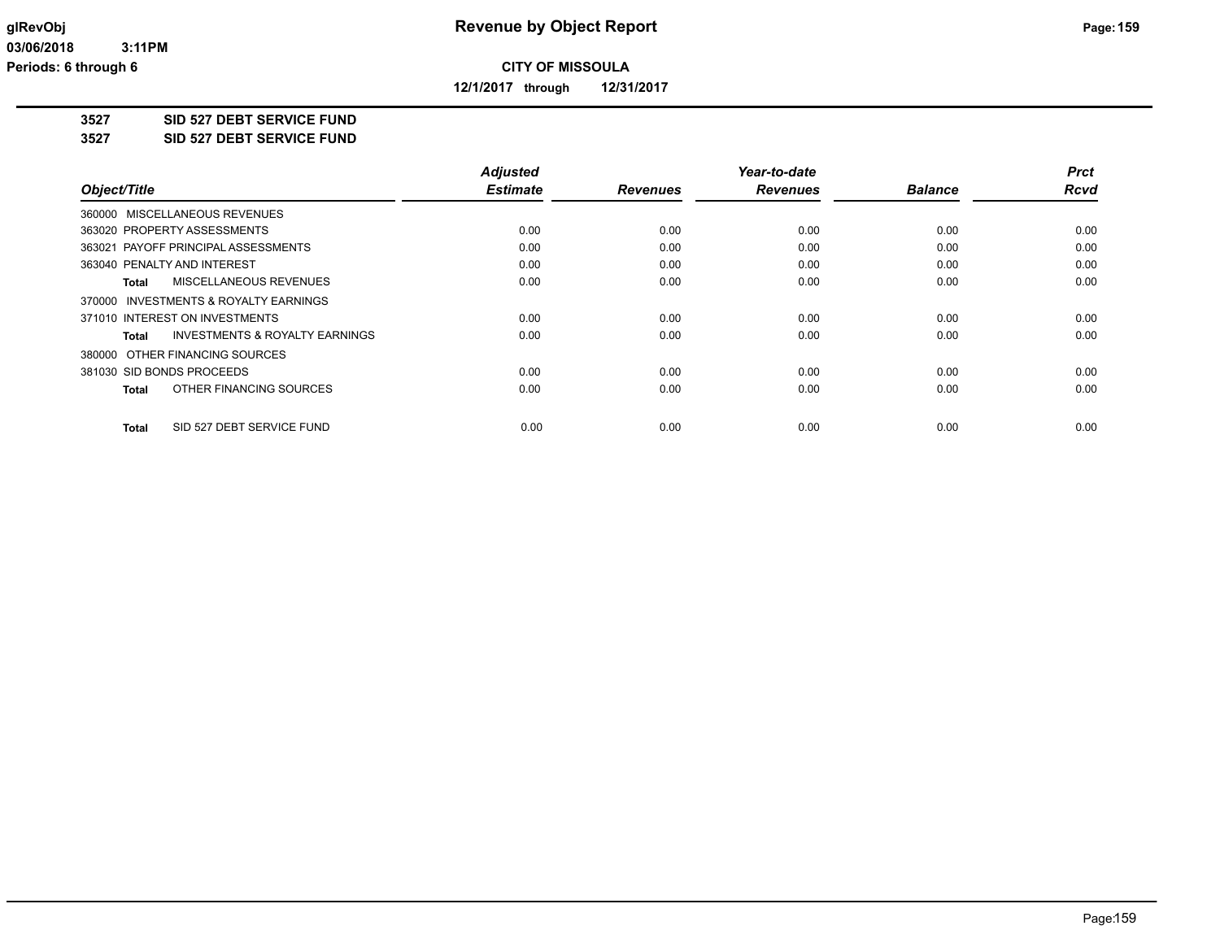# Revenue by Object Report

**CITY OF MISSOULA**

**12/1/2017 through 12/31/2017**

glRevObj
03/06/2018 3:11PM
Periods: 6 through 6

## 3527 SID 527 DEBT SERVICE FUND
## 3527 SID 527 DEBT SERVICE FUND

| Object/Title | Adjusted Estimate | Revenues | Year-to-date Revenues | Balance | Prct Rcvd |
|---|---|---|---|---|---|
| 360000 MISCELLANEOUS REVENUES | | | | | |
| 363020 PROPERTY ASSESSMENTS | 0.00 | 0.00 | 0.00 | 0.00 | 0.00 |
| 363021 PAYOFF PRINCIPAL ASSESSMENTS | 0.00 | 0.00 | 0.00 | 0.00 | 0.00 |
| 363040 PENALTY AND INTEREST | 0.00 | 0.00 | 0.00 | 0.00 | 0.00 |
| **Total** MISCELLANEOUS REVENUES | 0.00 | 0.00 | 0.00 | 0.00 | 0.00 |
| 370000 INVESTMENTS & ROYALTY EARNINGS | | | | | |
| 371010 INTEREST ON INVESTMENTS | 0.00 | 0.00 | 0.00 | 0.00 | 0.00 |
| **Total** INVESTMENTS & ROYALTY EARNINGS | 0.00 | 0.00 | 0.00 | 0.00 | 0.00 |
| 380000 OTHER FINANCING SOURCES | | | | | |
| 381030 SID BONDS PROCEEDS | 0.00 | 0.00 | 0.00 | 0.00 | 0.00 |
| **Total** OTHER FINANCING SOURCES | 0.00 | 0.00 | 0.00 | 0.00 | 0.00 |
| **Total** SID 527 DEBT SERVICE FUND | 0.00 | 0.00 | 0.00 | 0.00 | 0.00 |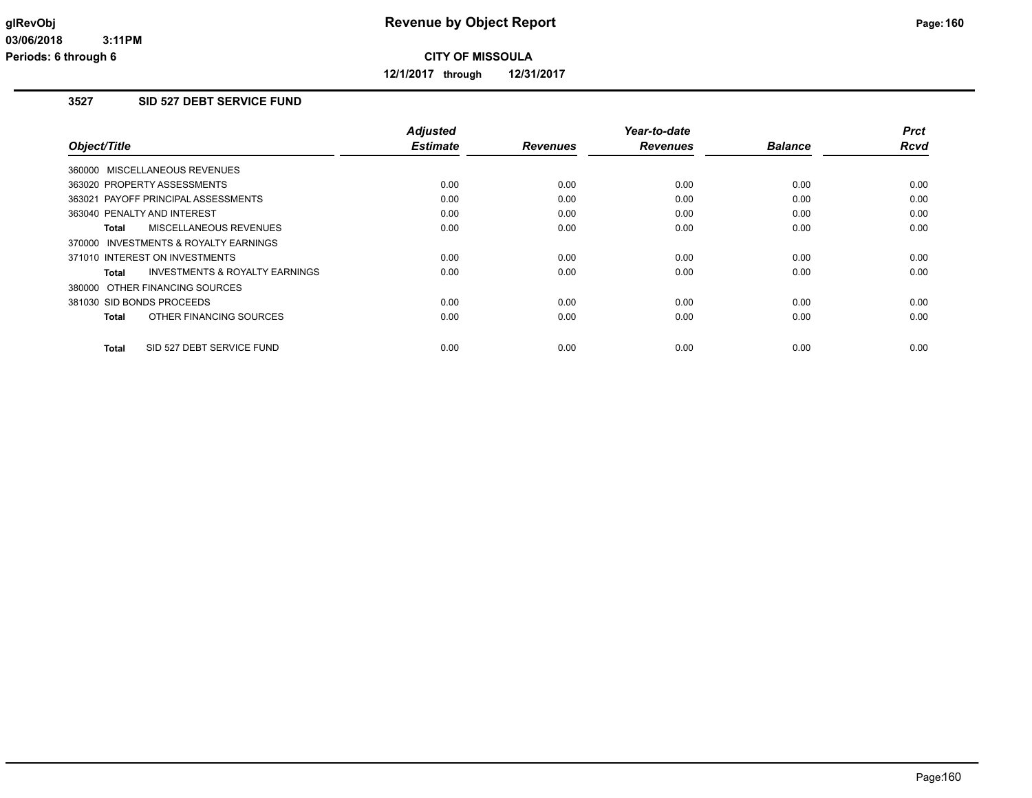# Revenue by Object Report

**CITY OF MISSOULA**

**12/1/2017 through 12/31/2017**

glRevObj
03/06/2018 3:11PM
Periods: 6 through 6

## 3527 SID 527 DEBT SERVICE FUND

| Object/Title | Adjusted Estimate | Revenues | Year-to-date Revenues | Balance | Prct Rcvd |
|---|---|---|---|---|---|
| 360000 MISCELLANEOUS REVENUES | | | | | |
| 363020 PROPERTY ASSESSMENTS | 0.00 | 0.00 | 0.00 | 0.00 | 0.00 |
| 363021 PAYOFF PRINCIPAL ASSESSMENTS | 0.00 | 0.00 | 0.00 | 0.00 | 0.00 |
| 363040 PENALTY AND INTEREST | 0.00 | 0.00 | 0.00 | 0.00 | 0.00 |
| **Total** MISCELLANEOUS REVENUES | 0.00 | 0.00 | 0.00 | 0.00 | 0.00 |
| 370000 INVESTMENTS & ROYALTY EARNINGS | | | | | |
| 371010 INTEREST ON INVESTMENTS | 0.00 | 0.00 | 0.00 | 0.00 | 0.00 |
| **Total** INVESTMENTS & ROYALTY EARNINGS | 0.00 | 0.00 | 0.00 | 0.00 | 0.00 |
| 380000 OTHER FINANCING SOURCES | | | | | |
| 381030 SID BONDS PROCEEDS | 0.00 | 0.00 | 0.00 | 0.00 | 0.00 |
| **Total** OTHER FINANCING SOURCES | 0.00 | 0.00 | 0.00 | 0.00 | 0.00 |
| **Total** SID 527 DEBT SERVICE FUND | 0.00 | 0.00 | 0.00 | 0.00 | 0.00 |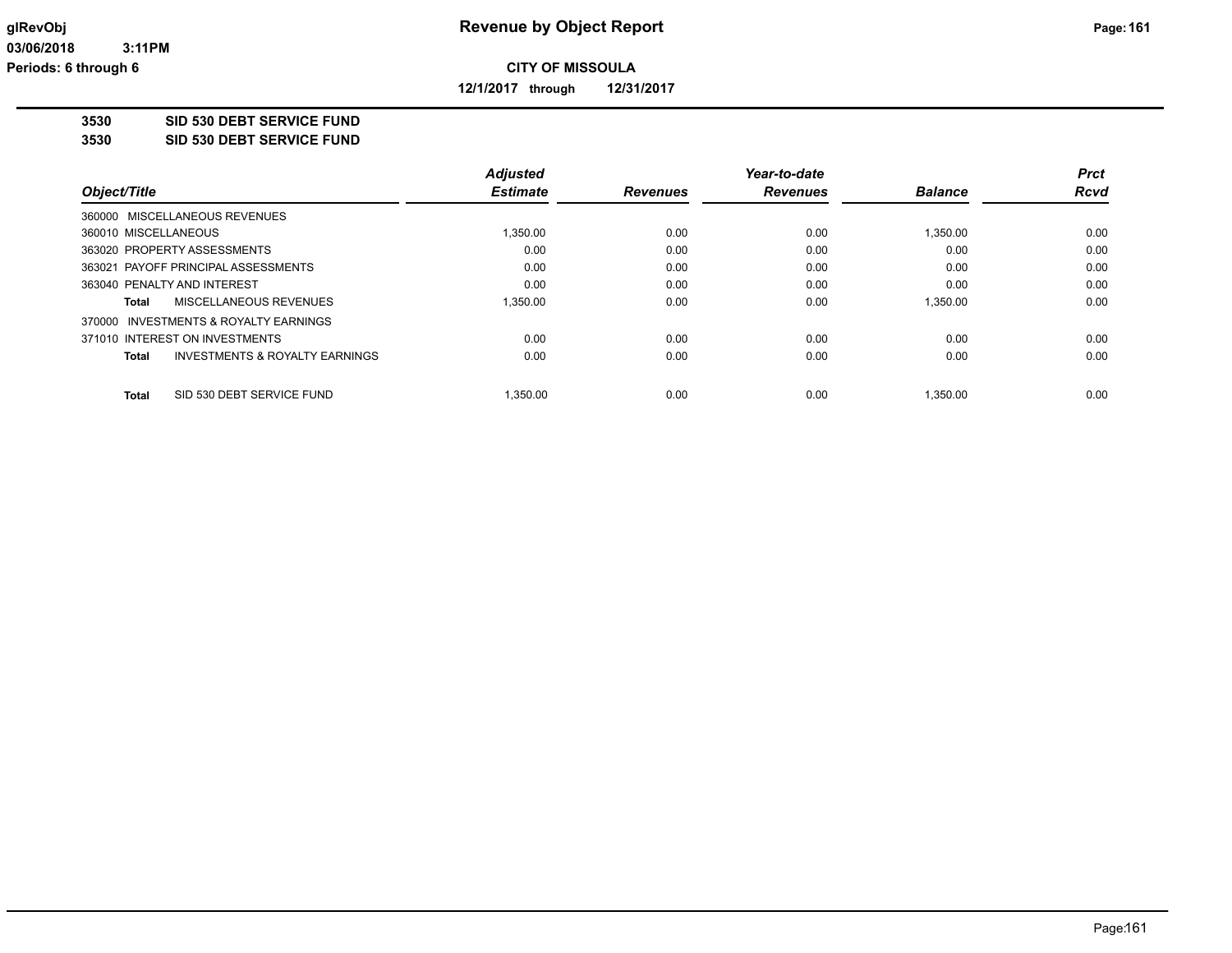glRevObj
03/06/2018 3:11PM
Periods: 6 through 6

# Revenue by Object Report

**CITY OF MISSOULA**

**12/1/2017 through 12/31/2017**

**3530 SID 530 DEBT SERVICE FUND**
**3530 SID 530 DEBT SERVICE FUND**

| Object/Title | Adjusted Estimate | Revenues | Year-to-date Revenues | Balance | Prct Rcvd |
|---|---|---|---|---|---|
| 360000 MISCELLANEOUS REVENUES | | | | | |
| 360010 MISCELLANEOUS | 1,350.00 | 0.00 | 0.00 | 1,350.00 | 0.00 |
| 363020 PROPERTY ASSESSMENTS | 0.00 | 0.00 | 0.00 | 0.00 | 0.00 |
| 363021 PAYOFF PRINCIPAL ASSESSMENTS | 0.00 | 0.00 | 0.00 | 0.00 | 0.00 |
| 363040 PENALTY AND INTEREST | 0.00 | 0.00 | 0.00 | 0.00 | 0.00 |
| **Total** MISCELLANEOUS REVENUES | 1,350.00 | 0.00 | 0.00 | 1,350.00 | 0.00 |
| 370000 INVESTMENTS & ROYALTY EARNINGS | | | | | |
| 371010 INTEREST ON INVESTMENTS | 0.00 | 0.00 | 0.00 | 0.00 | 0.00 |
| **Total** INVESTMENTS & ROYALTY EARNINGS | 0.00 | 0.00 | 0.00 | 0.00 | 0.00 |
| **Total** SID 530 DEBT SERVICE FUND | 1,350.00 | 0.00 | 0.00 | 1,350.00 | 0.00 |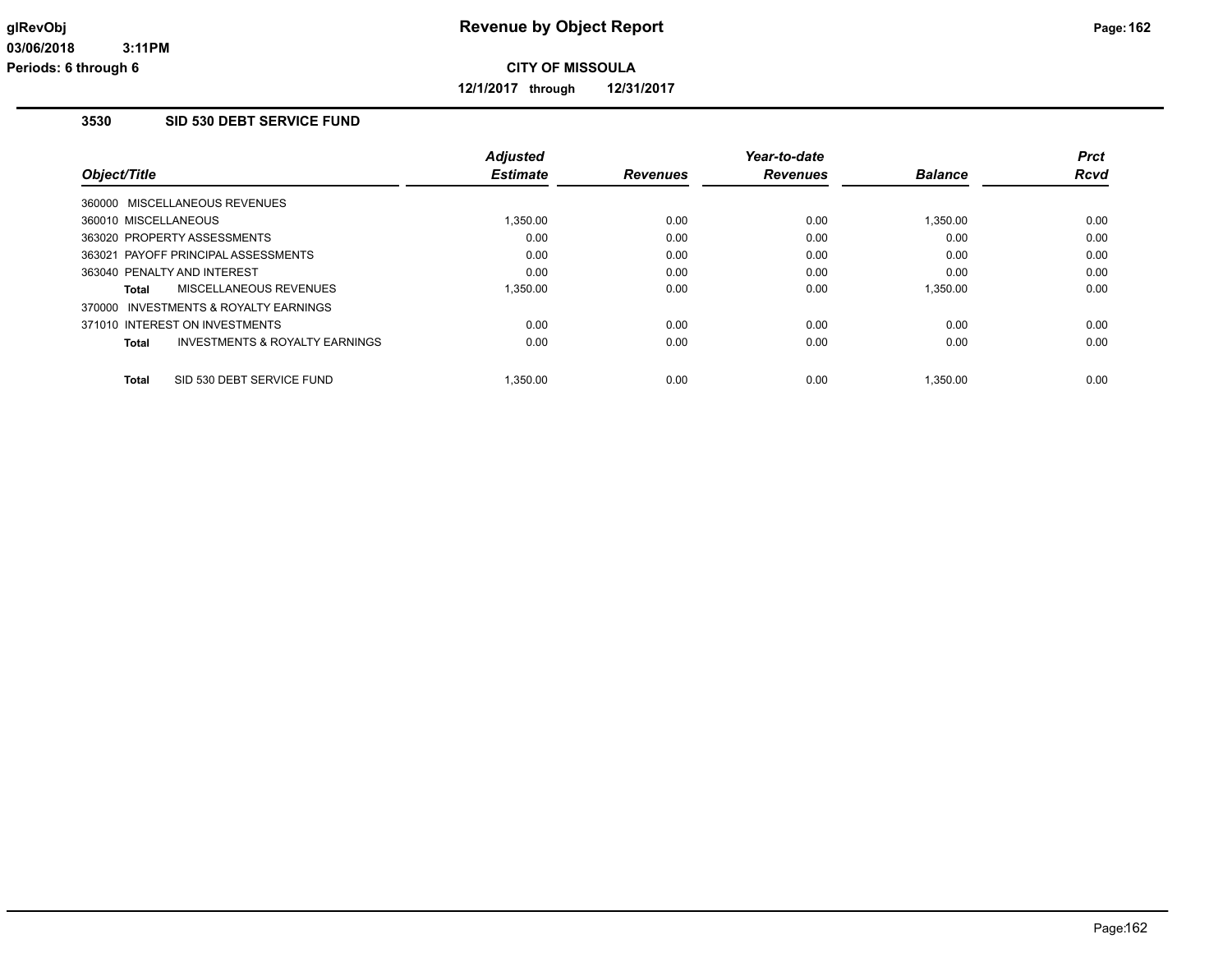**CITY OF MISSOULA**

**12/1/2017 through 12/31/2017**

### 3530 SID 530 DEBT SERVICE FUND

| Object/Title | Adjusted Estimate | Revenues | Year-to-date Revenues | Balance | Prct Rcvd |
|---|---|---|---|---|---|
| 360000 MISCELLANEOUS REVENUES | | | | | |
| 360010 MISCELLANEOUS | 1,350.00 | 0.00 | 0.00 | 1,350.00 | 0.00 |
| 363020 PROPERTY ASSESSMENTS | 0.00 | 0.00 | 0.00 | 0.00 | 0.00 |
| 363021 PAYOFF PRINCIPAL ASSESSMENTS | 0.00 | 0.00 | 0.00 | 0.00 | 0.00 |
| 363040 PENALTY AND INTEREST | 0.00 | 0.00 | 0.00 | 0.00 | 0.00 |
| **Total** MISCELLANEOUS REVENUES | 1,350.00 | 0.00 | 0.00 | 1,350.00 | 0.00 |
| 370000 INVESTMENTS & ROYALTY EARNINGS | | | | | |
| 371010 INTEREST ON INVESTMENTS | 0.00 | 0.00 | 0.00 | 0.00 | 0.00 |
| **Total** INVESTMENTS & ROYALTY EARNINGS | 0.00 | 0.00 | 0.00 | 0.00 | 0.00 |
| **Total** SID 530 DEBT SERVICE FUND | 1,350.00 | 0.00 | 0.00 | 1,350.00 | 0.00 |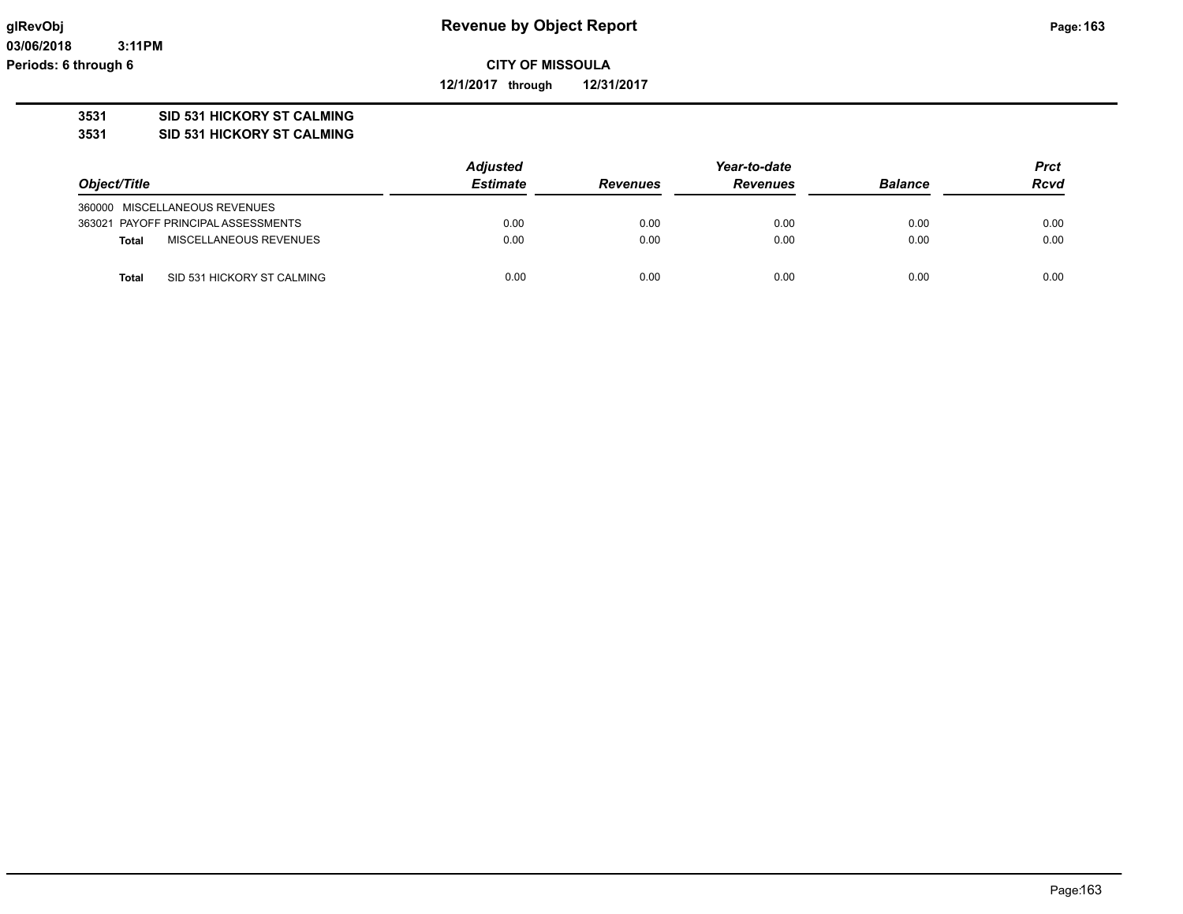**Revenue by Object Report**

**CITY OF MISSOULA**

**12/1/2017 through 12/31/2017**

glRevObj
03/06/2018 3:11PM
Periods: 6 through 6

**3531 SID 531 HICKORY ST CALMING**

**3531 SID 531 HICKORY ST CALMING**

| Object/Title | | Adjusted Estimate | Revenues | Year-to-date Revenues | Balance | Prct Rcvd |
|---|---|---|---|---|---|---|
| 360000 | MISCELLANEOUS REVENUES | | | | | |
| 363021 | PAYOFF PRINCIPAL ASSESSMENTS | 0.00 | 0.00 | 0.00 | 0.00 | 0.00 |
| **Total** | MISCELLANEOUS REVENUES | 0.00 | 0.00 | 0.00 | 0.00 | 0.00 |
| **Total** | SID 531 HICKORY ST CALMING | 0.00 | 0.00 | 0.00 | 0.00 | 0.00 |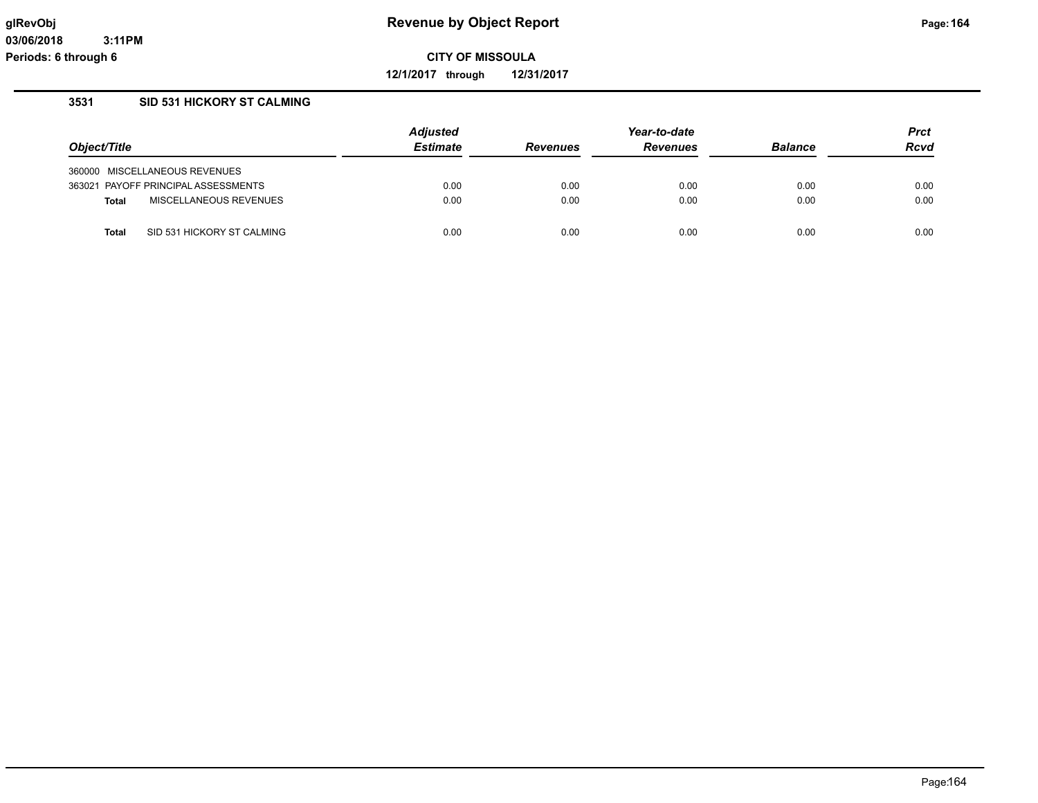# Revenue by Object Report

**CITY OF MISSOULA**

**12/1/2017 through 12/31/2017**

glRevObj
03/06/2018 3:11PM
Periods: 6 through 6

## 3531 SID 531 HICKORY ST CALMING

| Object/Title | | Adjusted Estimate | Revenues | Year-to-date Revenues | Balance | Prct Rcvd |
|---|---|---|---|---|---|---|
| 360000 | MISCELLANEOUS REVENUES | | | | | |
| 363021 | PAYOFF PRINCIPAL ASSESSMENTS | 0.00 | 0.00 | 0.00 | 0.00 | 0.00 |
| **Total** | MISCELLANEOUS REVENUES | 0.00 | 0.00 | 0.00 | 0.00 | 0.00 |
| **Total** | SID 531 HICKORY ST CALMING | 0.00 | 0.00 | 0.00 | 0.00 | 0.00 |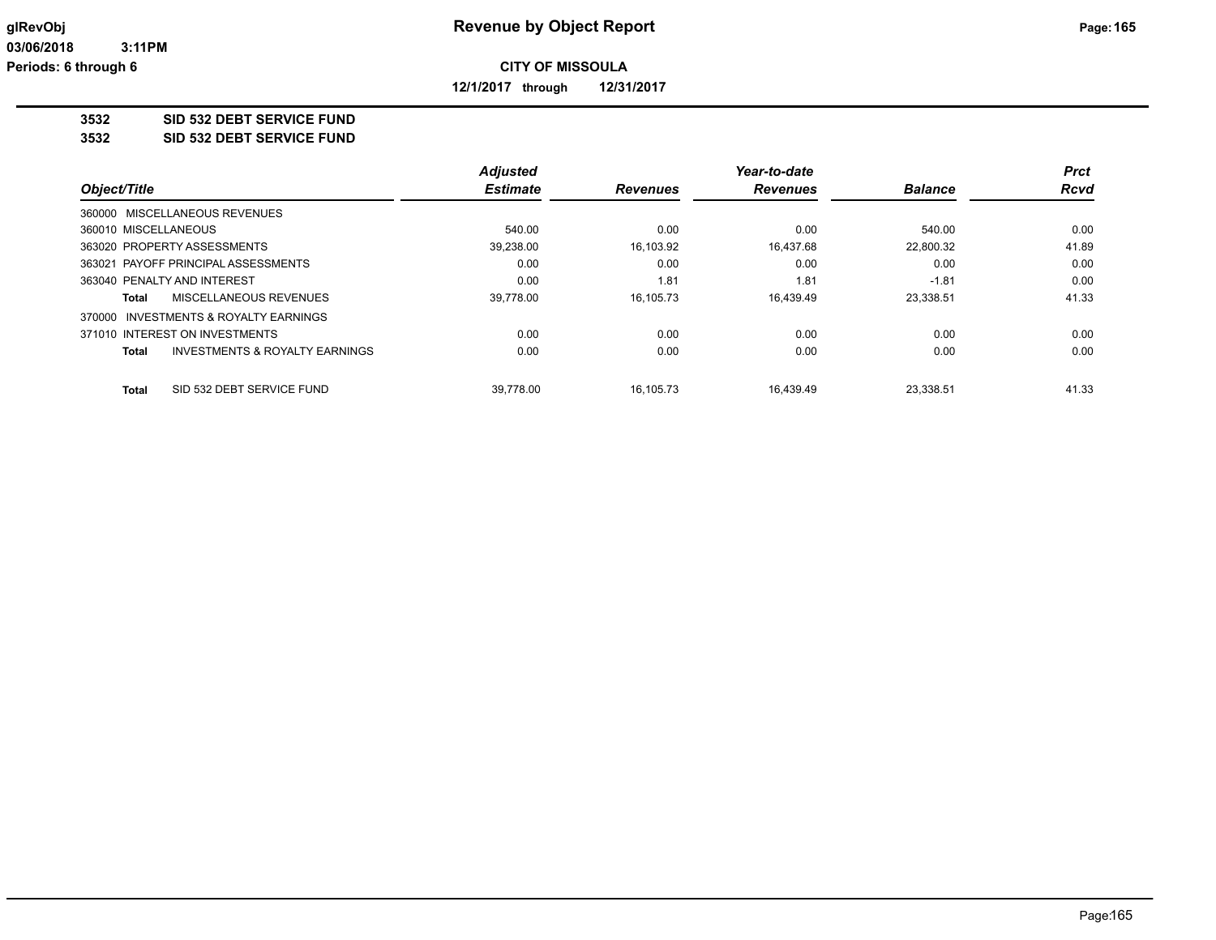# Revenue by Object Report

**CITY OF MISSOULA**

**12/1/2017 through 12/31/2017**

glRevObj
03/06/2018 3:11PM
Periods: 6 through 6

**3532 SID 532 DEBT SERVICE FUND**
**3532 SID 532 DEBT SERVICE FUND**

| Object/Title | Adjusted Estimate | Revenues | Year-to-date Revenues | Balance | Prct Rcvd |
|---|---|---|---|---|---|
| 360000 MISCELLANEOUS REVENUES | | | | | |
| 360010 MISCELLANEOUS | 540.00 | 0.00 | 0.00 | 540.00 | 0.00 |
| 363020 PROPERTY ASSESSMENTS | 39,238.00 | 16,103.92 | 16,437.68 | 22,800.32 | 41.89 |
| 363021 PAYOFF PRINCIPAL ASSESSMENTS | 0.00 | 0.00 | 0.00 | 0.00 | 0.00 |
| 363040 PENALTY AND INTEREST | 0.00 | 1.81 | 1.81 | -1.81 | 0.00 |
| **Total** MISCELLANEOUS REVENUES | 39,778.00 | 16,105.73 | 16,439.49 | 23,338.51 | 41.33 |
| 370000 INVESTMENTS & ROYALTY EARNINGS | | | | | |
| 371010 INTEREST ON INVESTMENTS | 0.00 | 0.00 | 0.00 | 0.00 | 0.00 |
| **Total** INVESTMENTS & ROYALTY EARNINGS | 0.00 | 0.00 | 0.00 | 0.00 | 0.00 |
| **Total** SID 532 DEBT SERVICE FUND | 39,778.00 | 16,105.73 | 16,439.49 | 23,338.51 | 41.33 |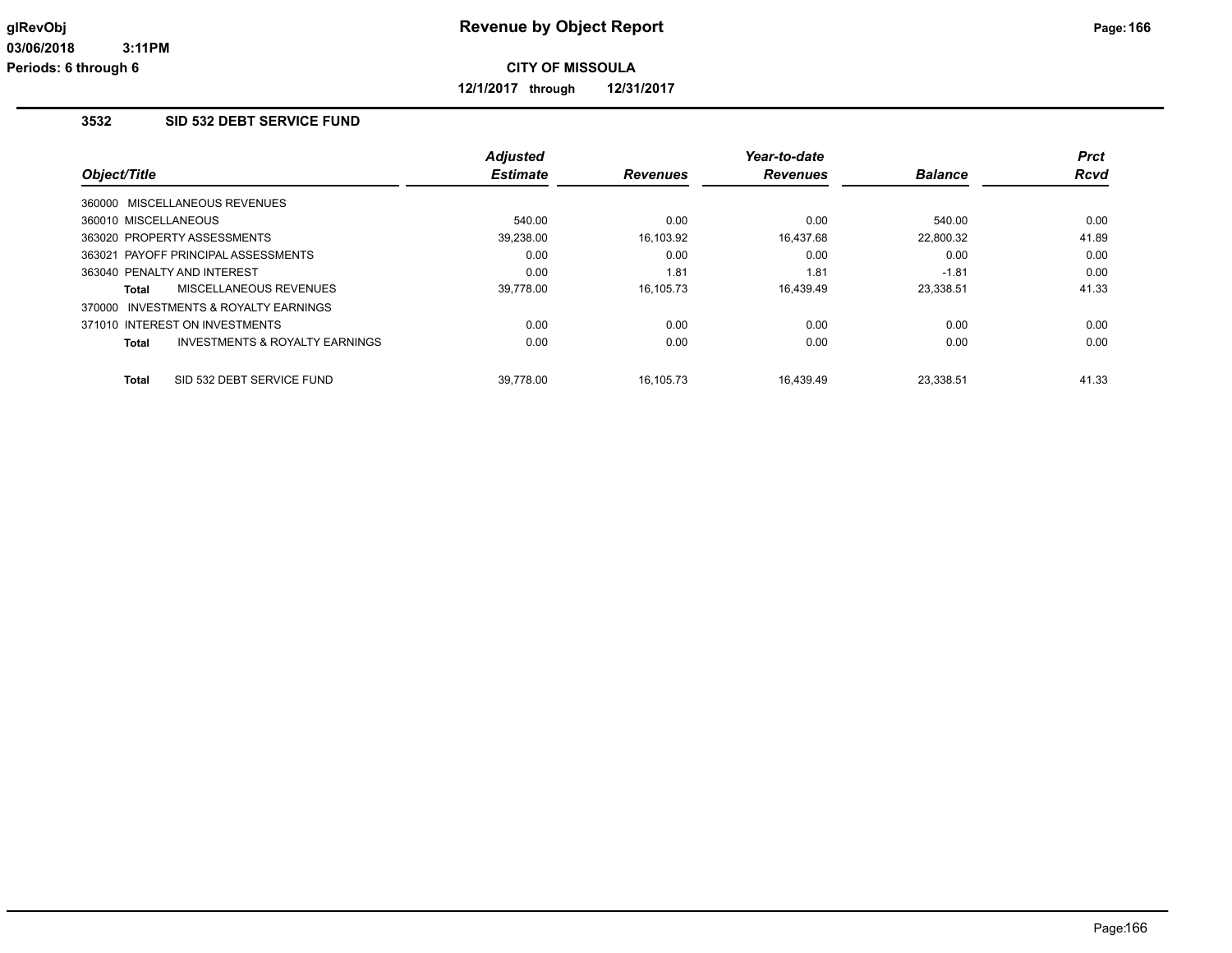# Revenue by Object Report

glRevObj
03/06/2018 3:11PM
Periods: 6 through 6

**CITY OF MISSOULA**

**12/1/2017 through 12/31/2017**

## 3532 SID 532 DEBT SERVICE FUND

| Object/Title | Adjusted Estimate | Revenues | Year-to-date Revenues | Balance | Prct Rcvd |
|---|---|---|---|---|---|
| 360000 MISCELLANEOUS REVENUES | | | | | |
| 360010 MISCELLANEOUS | 540.00 | 0.00 | 0.00 | 540.00 | 0.00 |
| 363020 PROPERTY ASSESSMENTS | 39,238.00 | 16,103.92 | 16,437.68 | 22,800.32 | 41.89 |
| 363021 PAYOFF PRINCIPAL ASSESSMENTS | 0.00 | 0.00 | 0.00 | 0.00 | 0.00 |
| 363040 PENALTY AND INTEREST | 0.00 | 1.81 | 1.81 | -1.81 | 0.00 |
| **Total** MISCELLANEOUS REVENUES | 39,778.00 | 16,105.73 | 16,439.49 | 23,338.51 | 41.33 |
| 370000 INVESTMENTS & ROYALTY EARNINGS | | | | | |
| 371010 INTEREST ON INVESTMENTS | 0.00 | 0.00 | 0.00 | 0.00 | 0.00 |
| **Total** INVESTMENTS & ROYALTY EARNINGS | 0.00 | 0.00 | 0.00 | 0.00 | 0.00 |
| **Total** SID 532 DEBT SERVICE FUND | 39,778.00 | 16,105.73 | 16,439.49 | 23,338.51 | 41.33 |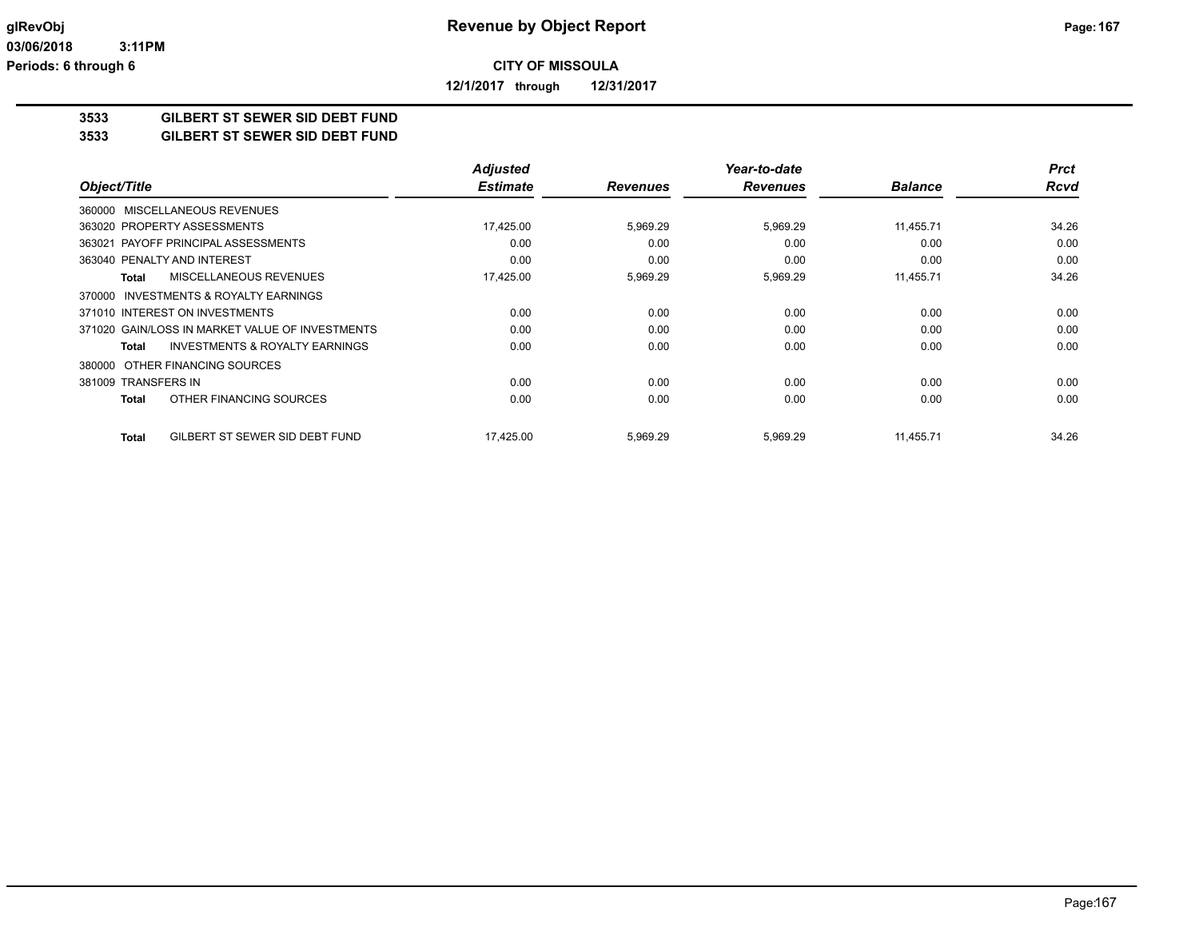**CITY OF MISSOULA**

**12/1/2017 through 12/31/2017**

## 3533 GILBERT ST SEWER SID DEBT FUND
## 3533 GILBERT ST SEWER SID DEBT FUND

| Object/Title | Adjusted Estimate | Revenues | Year-to-date Revenues | Balance | Prct Rcvd |
|---|---|---|---|---|---|
| 360000 MISCELLANEOUS REVENUES | | | | | |
| 363020 PROPERTY ASSESSMENTS | 17,425.00 | 5,969.29 | 5,969.29 | 11,455.71 | 34.26 |
| 363021 PAYOFF PRINCIPAL ASSESSMENTS | 0.00 | 0.00 | 0.00 | 0.00 | 0.00 |
| 363040 PENALTY AND INTEREST | 0.00 | 0.00 | 0.00 | 0.00 | 0.00 |
| **Total** MISCELLANEOUS REVENUES | 17,425.00 | 5,969.29 | 5,969.29 | 11,455.71 | 34.26 |
| 370000 INVESTMENTS & ROYALTY EARNINGS | | | | | |
| 371010 INTEREST ON INVESTMENTS | 0.00 | 0.00 | 0.00 | 0.00 | 0.00 |
| 371020 GAIN/LOSS IN MARKET VALUE OF INVESTMENTS | 0.00 | 0.00 | 0.00 | 0.00 | 0.00 |
| **Total** INVESTMENTS & ROYALTY EARNINGS | 0.00 | 0.00 | 0.00 | 0.00 | 0.00 |
| 380000 OTHER FINANCING SOURCES | | | | | |
| 381009 TRANSFERS IN | 0.00 | 0.00 | 0.00 | 0.00 | 0.00 |
| **Total** OTHER FINANCING SOURCES | 0.00 | 0.00 | 0.00 | 0.00 | 0.00 |
| **Total** GILBERT ST SEWER SID DEBT FUND | 17,425.00 | 5,969.29 | 5,969.29 | 11,455.71 | 34.26 |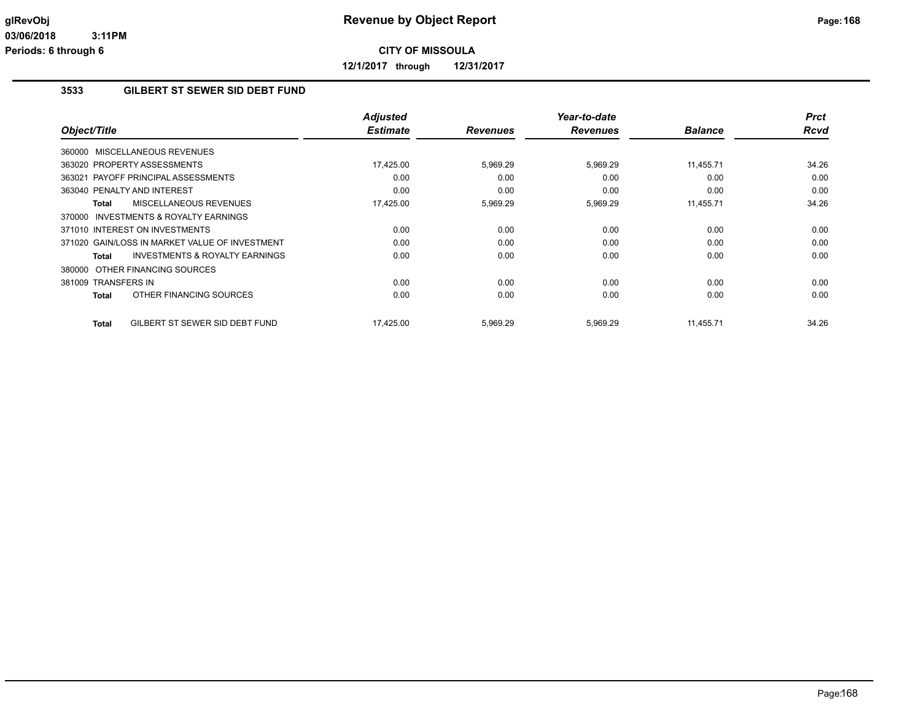# Revenue by Object Report

**CITY OF MISSOULA**

**12/1/2017 through 12/31/2017**

glRevObj
03/06/2018 3:11PM
Periods: 6 through 6

## 3533 GILBERT ST SEWER SID DEBT FUND

| Object/Title | Adjusted Estimate | Revenues | Year-to-date Revenues | Balance | Prct Rcvd |
|---|---|---|---|---|---|
| 360000 MISCELLANEOUS REVENUES | | | | | |
| 363020 PROPERTY ASSESSMENTS | 17,425.00 | 5,969.29 | 5,969.29 | 11,455.71 | 34.26 |
| 363021 PAYOFF PRINCIPAL ASSESSMENTS | 0.00 | 0.00 | 0.00 | 0.00 | 0.00 |
| 363040 PENALTY AND INTEREST | 0.00 | 0.00 | 0.00 | 0.00 | 0.00 |
| **Total** MISCELLANEOUS REVENUES | 17,425.00 | 5,969.29 | 5,969.29 | 11,455.71 | 34.26 |
| 370000 INVESTMENTS & ROYALTY EARNINGS | | | | | |
| 371010 INTEREST ON INVESTMENTS | 0.00 | 0.00 | 0.00 | 0.00 | 0.00 |
| 371020 GAIN/LOSS IN MARKET VALUE OF INVESTMENT | 0.00 | 0.00 | 0.00 | 0.00 | 0.00 |
| **Total** INVESTMENTS & ROYALTY EARNINGS | 0.00 | 0.00 | 0.00 | 0.00 | 0.00 |
| 380000 OTHER FINANCING SOURCES | | | | | |
| 381009 TRANSFERS IN | 0.00 | 0.00 | 0.00 | 0.00 | 0.00 |
| **Total** OTHER FINANCING SOURCES | 0.00 | 0.00 | 0.00 | 0.00 | 0.00 |
| **Total** GILBERT ST SEWER SID DEBT FUND | 17,425.00 | 5,969.29 | 5,969.29 | 11,455.71 | 34.26 |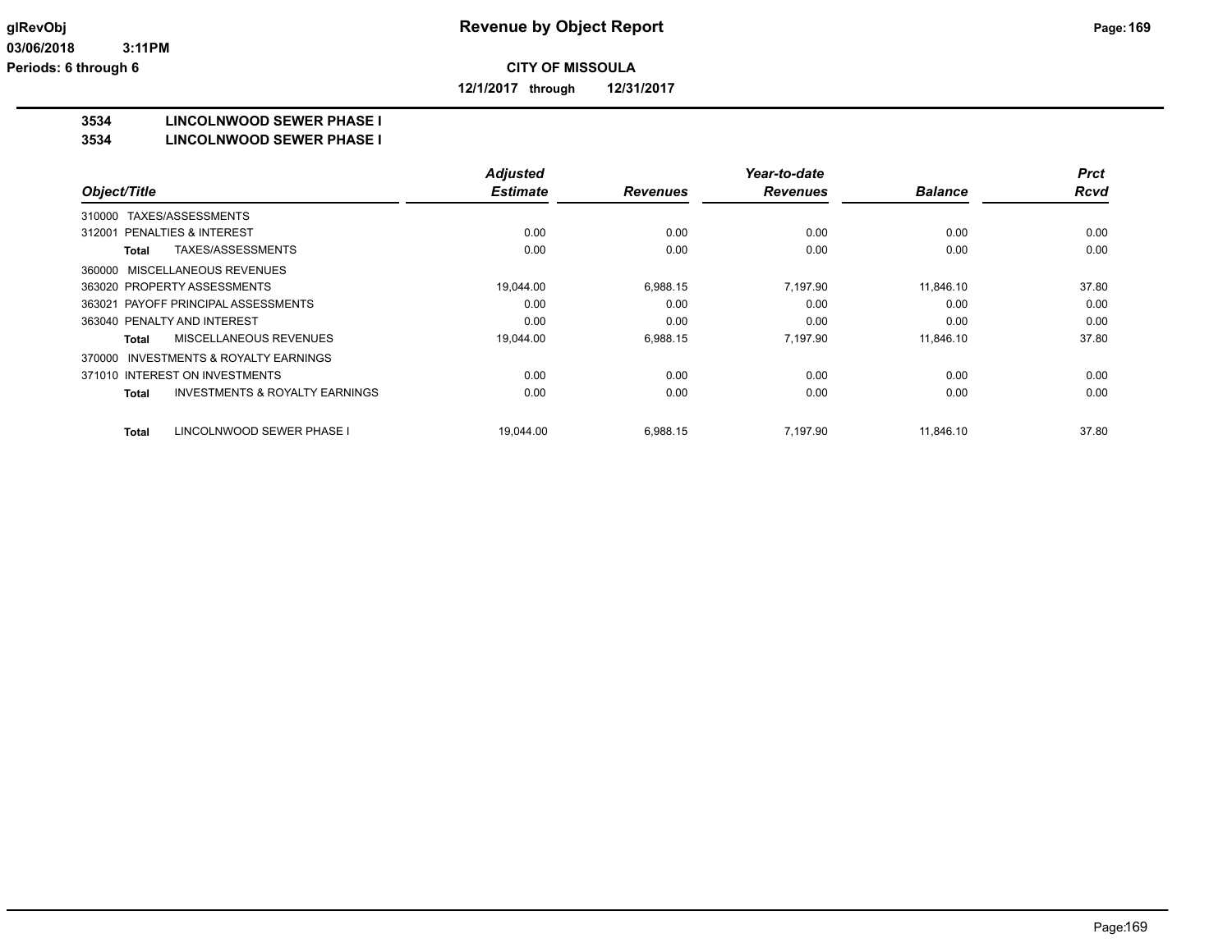**CITY OF MISSOULA**

**12/1/2017 through 12/31/2017**

## 3534 LINCOLNWOOD SEWER PHASE I

## 3534 LINCOLNWOOD SEWER PHASE I

| Object/Title | | Adjusted Estimate | Revenues | Year-to-date Revenues | Balance | Prct Rcvd |
|---|---|---|---|---|---|---|
| 310000 TAXES/ASSESSMENTS | | | | | | |
| 312001 PENALTIES & INTEREST | | 0.00 | 0.00 | 0.00 | 0.00 | 0.00 |
| Total | TAXES/ASSESSMENTS | 0.00 | 0.00 | 0.00 | 0.00 | 0.00 |
| 360000 MISCELLANEOUS REVENUES | | | | | | |
| 363020 PROPERTY ASSESSMENTS | | 19,044.00 | 6,988.15 | 7,197.90 | 11,846.10 | 37.80 |
| 363021 PAYOFF PRINCIPAL ASSESSMENTS | | 0.00 | 0.00 | 0.00 | 0.00 | 0.00 |
| 363040 PENALTY AND INTEREST | | 0.00 | 0.00 | 0.00 | 0.00 | 0.00 |
| Total | MISCELLANEOUS REVENUES | 19,044.00 | 6,988.15 | 7,197.90 | 11,846.10 | 37.80 |
| 370000 INVESTMENTS & ROYALTY EARNINGS | | | | | | |
| 371010 INTEREST ON INVESTMENTS | | 0.00 | 0.00 | 0.00 | 0.00 | 0.00 |
| Total | INVESTMENTS & ROYALTY EARNINGS | 0.00 | 0.00 | 0.00 | 0.00 | 0.00 |
| Total | LINCOLNWOOD SEWER PHASE I | 19,044.00 | 6,988.15 | 7,197.90 | 11,846.10 | 37.80 |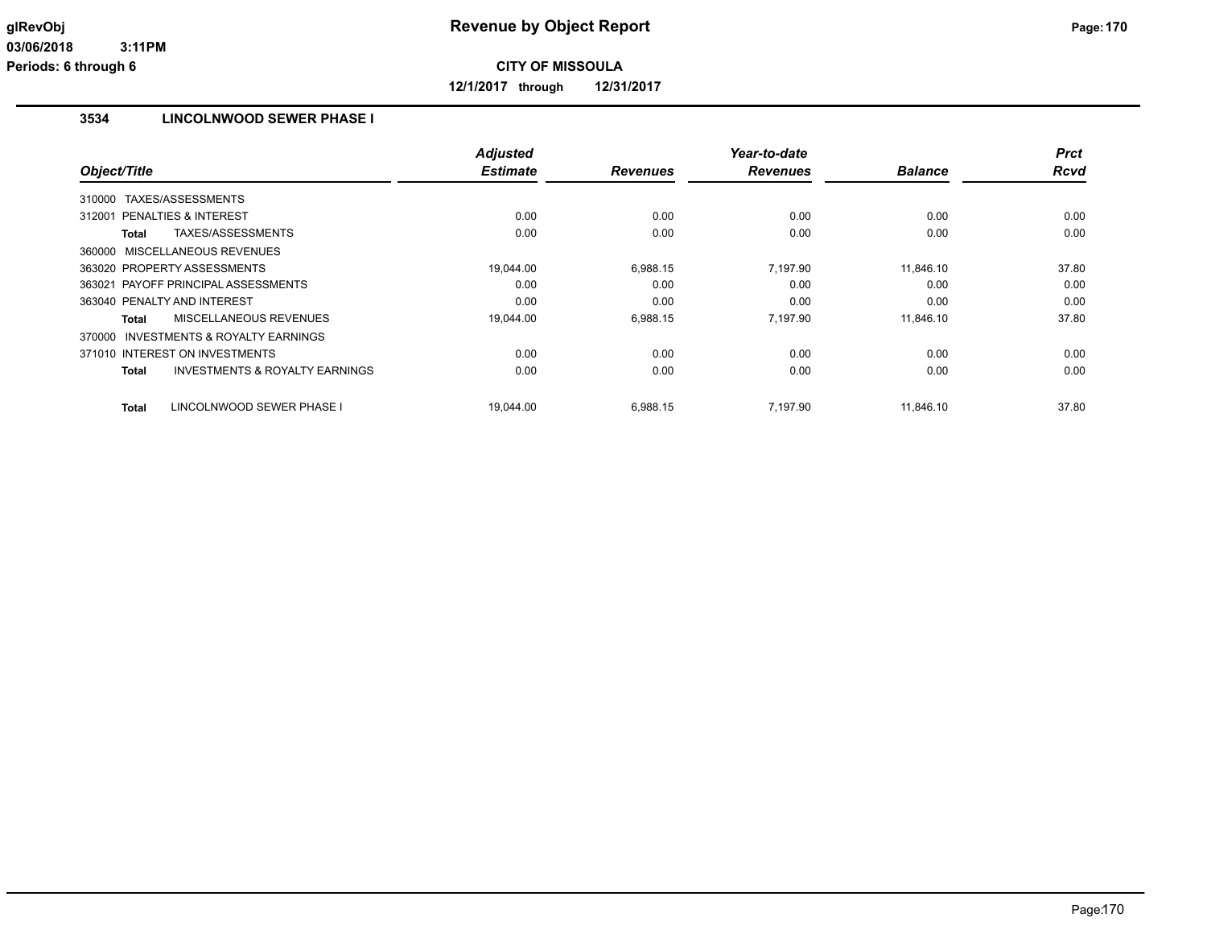# Revenue by Object Report

**CITY OF MISSOULA**

**12/1/2017 through 12/31/2017**

glRevObj
03/06/2018 3:11PM
Periods: 6 through 6

## 3534 LINCOLNWOOD SEWER PHASE I

| Object/Title | Adjusted Estimate | Revenues | Year-to-date Revenues | Balance | Prct Rcvd |
|---|---|---|---|---|---|
| 310000 TAXES/ASSESSMENTS | | | | | |
| 312001 PENALTIES & INTEREST | 0.00 | 0.00 | 0.00 | 0.00 | 0.00 |
| **Total** TAXES/ASSESSMENTS | 0.00 | 0.00 | 0.00 | 0.00 | 0.00 |
| 360000 MISCELLANEOUS REVENUES | | | | | |
| 363020 PROPERTY ASSESSMENTS | 19,044.00 | 6,988.15 | 7,197.90 | 11,846.10 | 37.80 |
| 363021 PAYOFF PRINCIPAL ASSESSMENTS | 0.00 | 0.00 | 0.00 | 0.00 | 0.00 |
| 363040 PENALTY AND INTEREST | 0.00 | 0.00 | 0.00 | 0.00 | 0.00 |
| **Total** MISCELLANEOUS REVENUES | 19,044.00 | 6,988.15 | 7,197.90 | 11,846.10 | 37.80 |
| 370000 INVESTMENTS & ROYALTY EARNINGS | | | | | |
| 371010 INTEREST ON INVESTMENTS | 0.00 | 0.00 | 0.00 | 0.00 | 0.00 |
| **Total** INVESTMENTS & ROYALTY EARNINGS | 0.00 | 0.00 | 0.00 | 0.00 | 0.00 |
| **Total** LINCOLNWOOD SEWER PHASE I | 19,044.00 | 6,988.15 | 7,197.90 | 11,846.10 | 37.80 |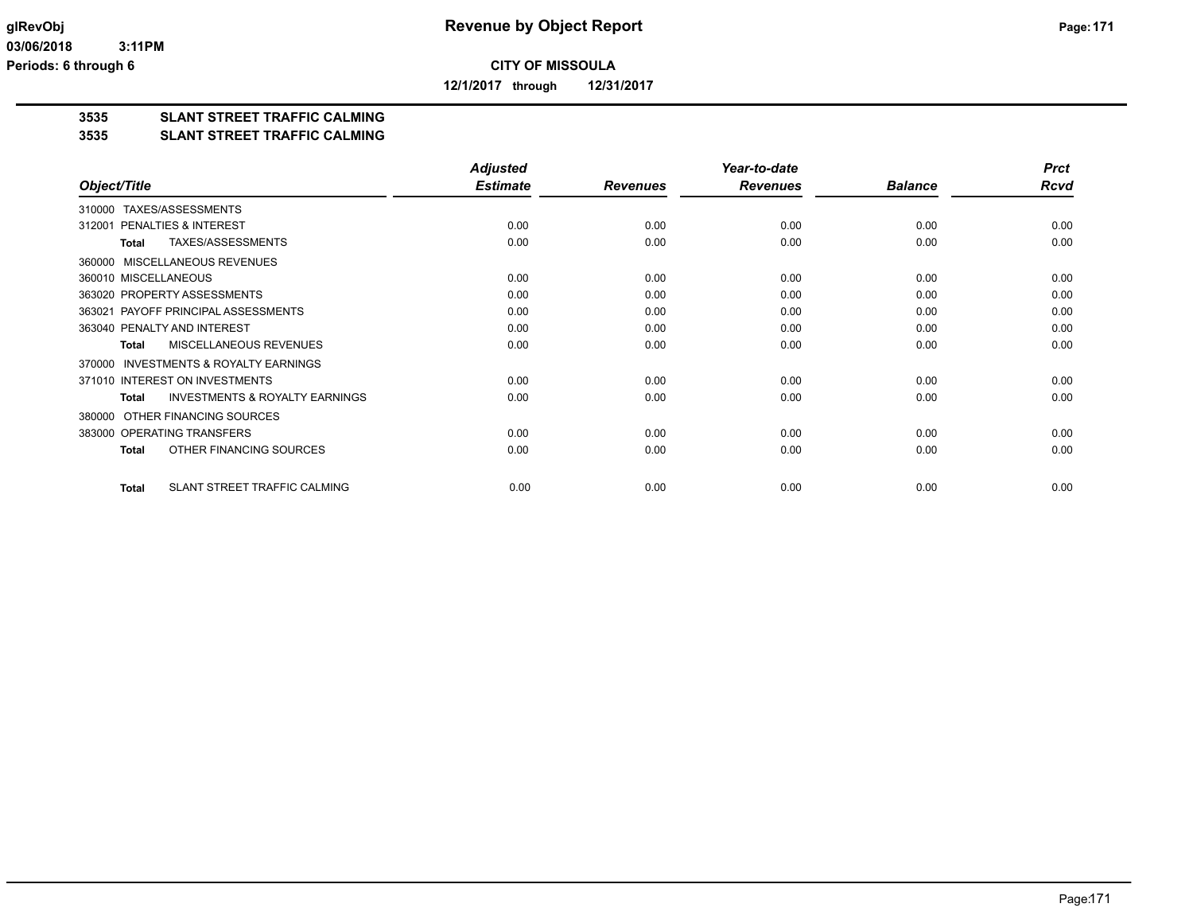**Revenue by Object Report**

**CITY OF MISSOULA**

**12/1/2017 through 12/31/2017**

glRevObj
03/06/2018 3:11PM
Periods: 6 through 6

## 3535 SLANT STREET TRAFFIC CALMING
## 3535 SLANT STREET TRAFFIC CALMING

| Object/Title | Adjusted Estimate | Revenues | Year-to-date Revenues | Balance | Prct Rcvd |
|---|---|---|---|---|---|
| 310000 TAXES/ASSESSMENTS | | | | | |
| 312001 PENALTIES & INTEREST | 0.00 | 0.00 | 0.00 | 0.00 | 0.00 |
| **Total** TAXES/ASSESSMENTS | 0.00 | 0.00 | 0.00 | 0.00 | 0.00 |
| 360000 MISCELLANEOUS REVENUES | | | | | |
| 360010 MISCELLANEOUS | 0.00 | 0.00 | 0.00 | 0.00 | 0.00 |
| 363020 PROPERTY ASSESSMENTS | 0.00 | 0.00 | 0.00 | 0.00 | 0.00 |
| 363021 PAYOFF PRINCIPAL ASSESSMENTS | 0.00 | 0.00 | 0.00 | 0.00 | 0.00 |
| 363040 PENALTY AND INTEREST | 0.00 | 0.00 | 0.00 | 0.00 | 0.00 |
| **Total** MISCELLANEOUS REVENUES | 0.00 | 0.00 | 0.00 | 0.00 | 0.00 |
| 370000 INVESTMENTS & ROYALTY EARNINGS | | | | | |
| 371010 INTEREST ON INVESTMENTS | 0.00 | 0.00 | 0.00 | 0.00 | 0.00 |
| **Total** INVESTMENTS & ROYALTY EARNINGS | 0.00 | 0.00 | 0.00 | 0.00 | 0.00 |
| 380000 OTHER FINANCING SOURCES | | | | | |
| 383000 OPERATING TRANSFERS | 0.00 | 0.00 | 0.00 | 0.00 | 0.00 |
| **Total** OTHER FINANCING SOURCES | 0.00 | 0.00 | 0.00 | 0.00 | 0.00 |
| **Total** SLANT STREET TRAFFIC CALMING | 0.00 | 0.00 | 0.00 | 0.00 | 0.00 |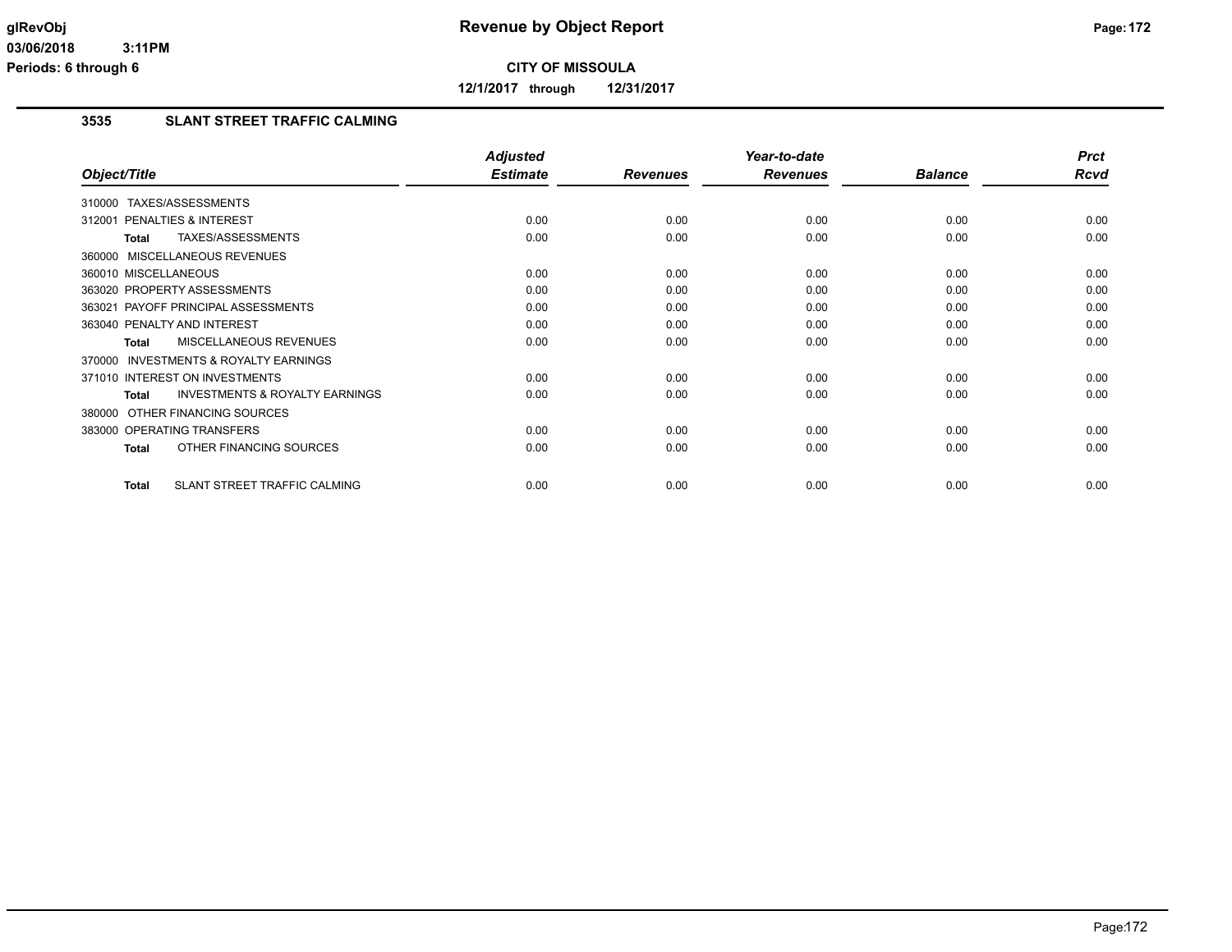**CITY OF MISSOULA**

**12/1/2017 through 12/31/2017**

## 3535 SLANT STREET TRAFFIC CALMING

| Object/Title | Adjusted Estimate | Revenues | Year-to-date Revenues | Balance | Prct Rcvd |
|---|---|---|---|---|---|
| 310000 TAXES/ASSESSMENTS | | | | | |
| 312001 PENALTIES & INTEREST | 0.00 | 0.00 | 0.00 | 0.00 | 0.00 |
| **Total** TAXES/ASSESSMENTS | 0.00 | 0.00 | 0.00 | 0.00 | 0.00 |
| 360000 MISCELLANEOUS REVENUES | | | | | |
| 360010 MISCELLANEOUS | 0.00 | 0.00 | 0.00 | 0.00 | 0.00 |
| 363020 PROPERTY ASSESSMENTS | 0.00 | 0.00 | 0.00 | 0.00 | 0.00 |
| 363021 PAYOFF PRINCIPAL ASSESSMENTS | 0.00 | 0.00 | 0.00 | 0.00 | 0.00 |
| 363040 PENALTY AND INTEREST | 0.00 | 0.00 | 0.00 | 0.00 | 0.00 |
| **Total** MISCELLANEOUS REVENUES | 0.00 | 0.00 | 0.00 | 0.00 | 0.00 |
| 370000 INVESTMENTS & ROYALTY EARNINGS | | | | | |
| 371010 INTEREST ON INVESTMENTS | 0.00 | 0.00 | 0.00 | 0.00 | 0.00 |
| **Total** INVESTMENTS & ROYALTY EARNINGS | 0.00 | 0.00 | 0.00 | 0.00 | 0.00 |
| 380000 OTHER FINANCING SOURCES | | | | | |
| 383000 OPERATING TRANSFERS | 0.00 | 0.00 | 0.00 | 0.00 | 0.00 |
| **Total** OTHER FINANCING SOURCES | 0.00 | 0.00 | 0.00 | 0.00 | 0.00 |
| **Total** SLANT STREET TRAFFIC CALMING | 0.00 | 0.00 | 0.00 | 0.00 | 0.00 |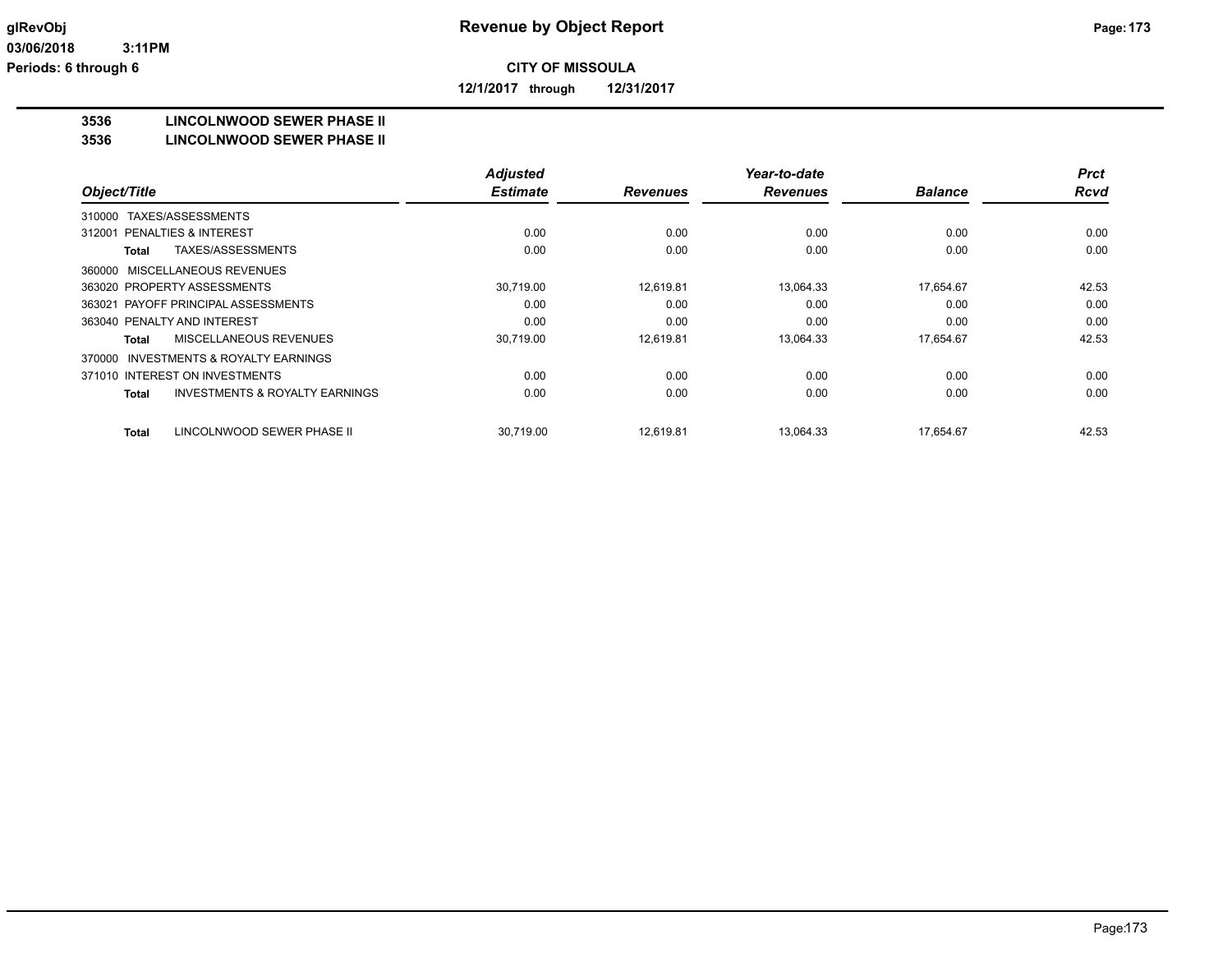**CITY OF MISSOULA**

**12/1/2017 through 12/31/2017**

**3536 LINCOLNWOOD SEWER PHASE II**

**3536 LINCOLNWOOD SEWER PHASE II**

| Object/Title | Adjusted Estimate | Revenues | Year-to-date Revenues | Balance | Prct Rcvd |
|---|---|---|---|---|---|
| 310000 TAXES/ASSESSMENTS | | | | | |
| 312001 PENALTIES & INTEREST | 0.00 | 0.00 | 0.00 | 0.00 | 0.00 |
| **Total** TAXES/ASSESSMENTS | 0.00 | 0.00 | 0.00 | 0.00 | 0.00 |
| 360000 MISCELLANEOUS REVENUES | | | | | |
| 363020 PROPERTY ASSESSMENTS | 30,719.00 | 12,619.81 | 13,064.33 | 17,654.67 | 42.53 |
| 363021 PAYOFF PRINCIPAL ASSESSMENTS | 0.00 | 0.00 | 0.00 | 0.00 | 0.00 |
| 363040 PENALTY AND INTEREST | 0.00 | 0.00 | 0.00 | 0.00 | 0.00 |
| **Total** MISCELLANEOUS REVENUES | 30,719.00 | 12,619.81 | 13,064.33 | 17,654.67 | 42.53 |
| 370000 INVESTMENTS & ROYALTY EARNINGS | | | | | |
| 371010 INTEREST ON INVESTMENTS | 0.00 | 0.00 | 0.00 | 0.00 | 0.00 |
| **Total** INVESTMENTS & ROYALTY EARNINGS | 0.00 | 0.00 | 0.00 | 0.00 | 0.00 |
| **Total** LINCOLNWOOD SEWER PHASE II | 30,719.00 | 12,619.81 | 13,064.33 | 17,654.67 | 42.53 |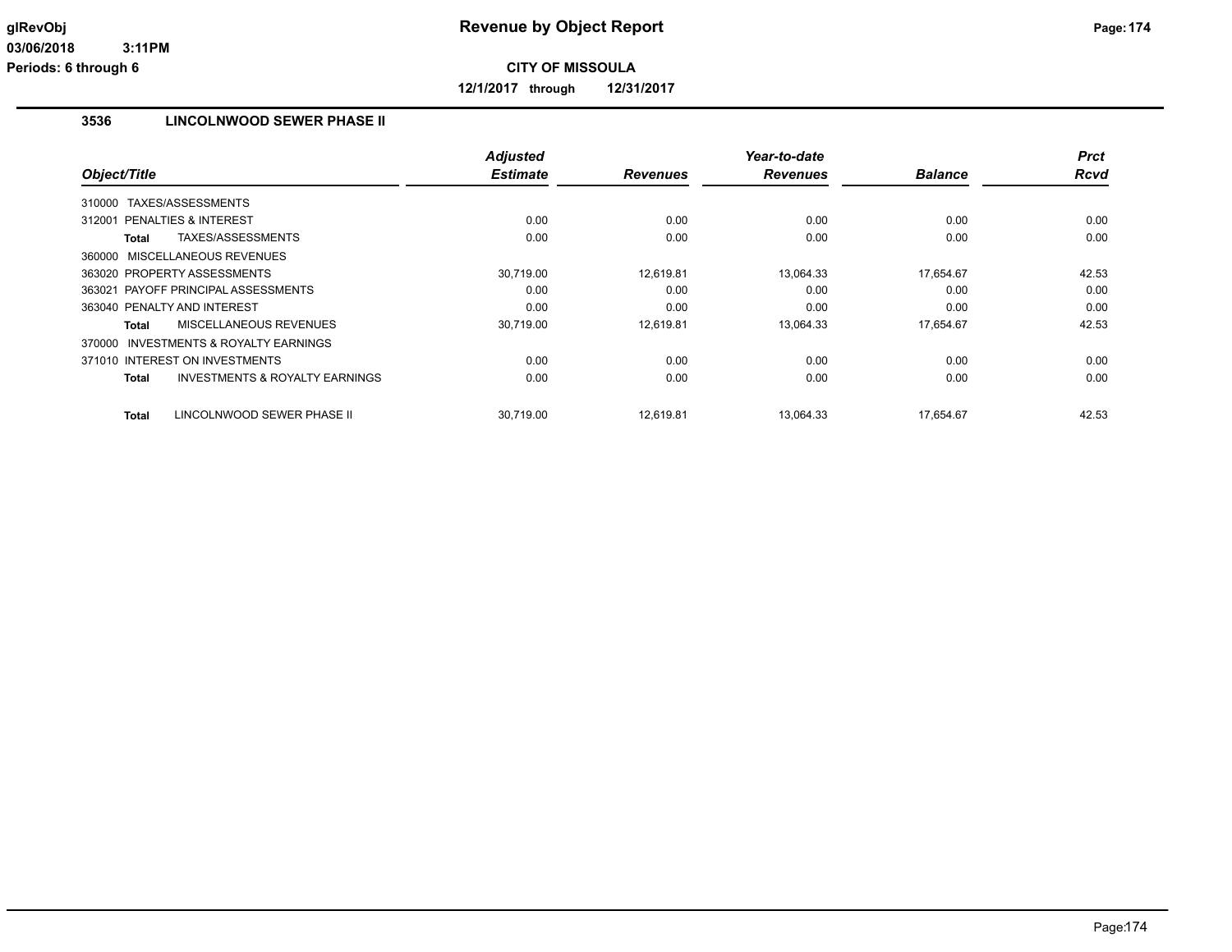# Revenue by Object Report

glRevObj
03/06/2018 3:11PM
Periods: 6 through 6

**CITY OF MISSOULA**

**12/1/2017 through 12/31/2017**

## 3536 LINCOLNWOOD SEWER PHASE II

| Object/Title | Adjusted Estimate | Revenues | Year-to-date Revenues | Balance | Prct Rcvd |
|---|---|---|---|---|---|
| 310000 TAXES/ASSESSMENTS | | | | | |
| 312001 PENALTIES & INTEREST | 0.00 | 0.00 | 0.00 | 0.00 | 0.00 |
| **Total** TAXES/ASSESSMENTS | 0.00 | 0.00 | 0.00 | 0.00 | 0.00 |
| 360000 MISCELLANEOUS REVENUES | | | | | |
| 363020 PROPERTY ASSESSMENTS | 30,719.00 | 12,619.81 | 13,064.33 | 17,654.67 | 42.53 |
| 363021 PAYOFF PRINCIPAL ASSESSMENTS | 0.00 | 0.00 | 0.00 | 0.00 | 0.00 |
| 363040 PENALTY AND INTEREST | 0.00 | 0.00 | 0.00 | 0.00 | 0.00 |
| **Total** MISCELLANEOUS REVENUES | 30,719.00 | 12,619.81 | 13,064.33 | 17,654.67 | 42.53 |
| 370000 INVESTMENTS & ROYALTY EARNINGS | | | | | |
| 371010 INTEREST ON INVESTMENTS | 0.00 | 0.00 | 0.00 | 0.00 | 0.00 |
| **Total** INVESTMENTS & ROYALTY EARNINGS | 0.00 | 0.00 | 0.00 | 0.00 | 0.00 |
| **Total** LINCOLNWOOD SEWER PHASE II | 30,719.00 | 12,619.81 | 13,064.33 | 17,654.67 | 42.53 |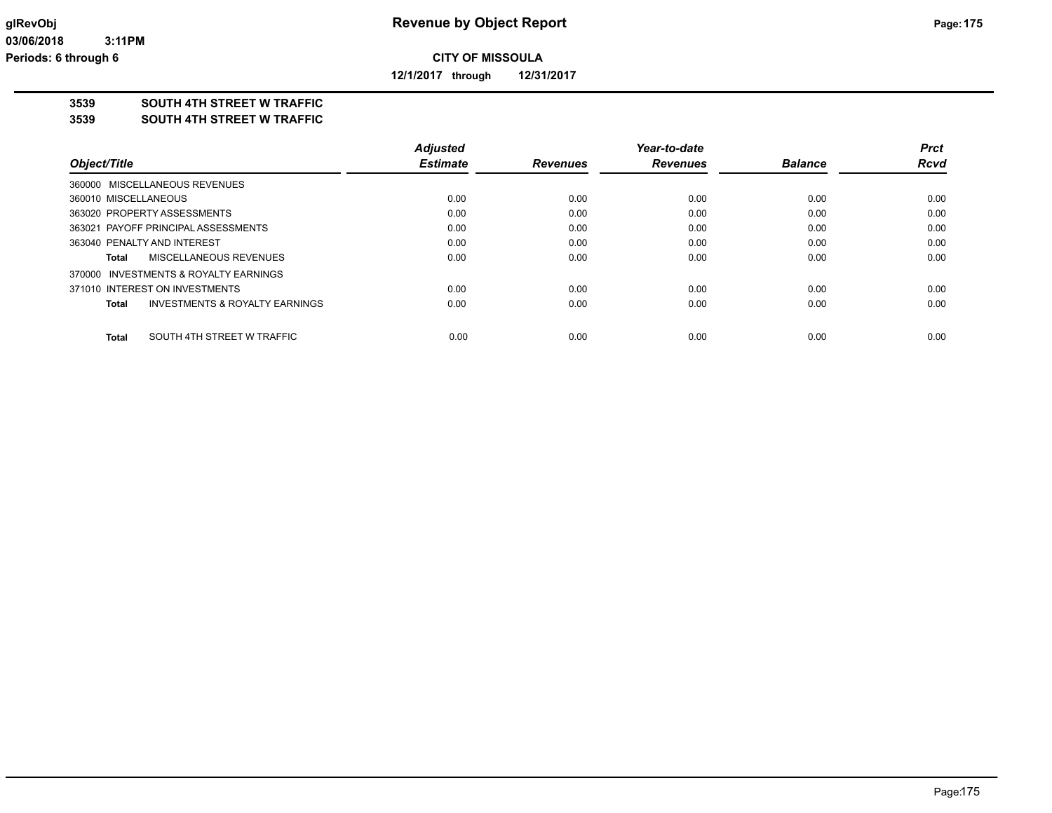**CITY OF MISSOULA**

**12/1/2017 through 12/31/2017**

**3539 SOUTH 4TH STREET W TRAFFIC**

**3539 SOUTH 4TH STREET W TRAFFIC**

| Object/Title | Adjusted Estimate | Revenues | Year-to-date Revenues | Balance | Prct Rcvd |
|---|---|---|---|---|---|
| 360000 MISCELLANEOUS REVENUES | | | | | |
| 360010 MISCELLANEOUS | 0.00 | 0.00 | 0.00 | 0.00 | 0.00 |
| 363020 PROPERTY ASSESSMENTS | 0.00 | 0.00 | 0.00 | 0.00 | 0.00 |
| 363021 PAYOFF PRINCIPAL ASSESSMENTS | 0.00 | 0.00 | 0.00 | 0.00 | 0.00 |
| 363040 PENALTY AND INTEREST | 0.00 | 0.00 | 0.00 | 0.00 | 0.00 |
| **Total** MISCELLANEOUS REVENUES | 0.00 | 0.00 | 0.00 | 0.00 | 0.00 |
| 370000 INVESTMENTS & ROYALTY EARNINGS | | | | | |
| 371010 INTEREST ON INVESTMENTS | 0.00 | 0.00 | 0.00 | 0.00 | 0.00 |
| **Total** INVESTMENTS & ROYALTY EARNINGS | 0.00 | 0.00 | 0.00 | 0.00 | 0.00 |
| **Total** SOUTH 4TH STREET W TRAFFIC | 0.00 | 0.00 | 0.00 | 0.00 | 0.00 |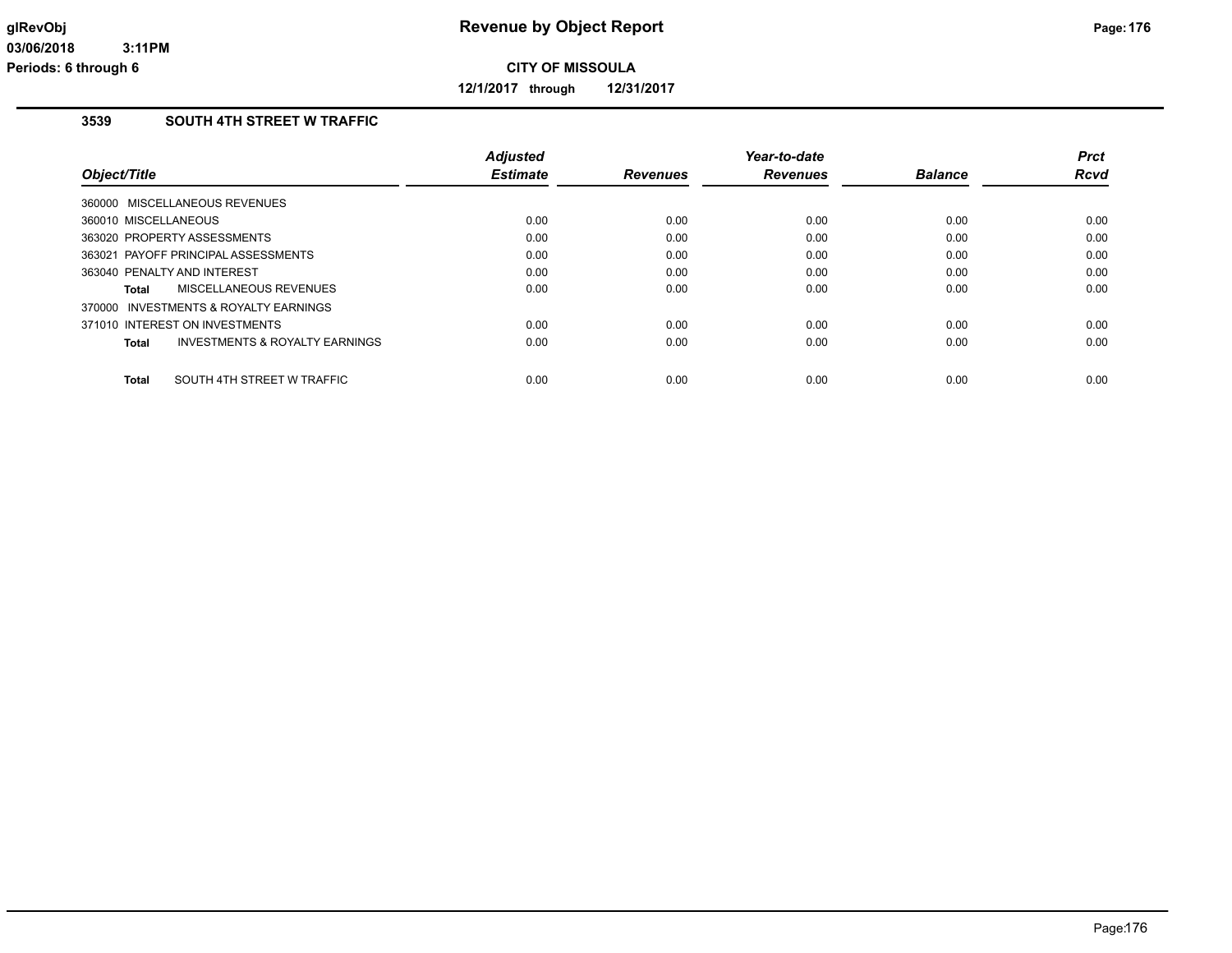**Revenue by Object Report**

**CITY OF MISSOULA**

**12/1/2017 through 12/31/2017**

glRevObj
03/06/2018 3:11PM
Periods: 6 through 6

### 3539 SOUTH 4TH STREET W TRAFFIC

| Object/Title | Adjusted Estimate | Revenues | Year-to-date Revenues | Balance | Prct Rcvd |
|---|---|---|---|---|---|
| 360000 MISCELLANEOUS REVENUES | | | | | |
| 360010 MISCELLANEOUS | 0.00 | 0.00 | 0.00 | 0.00 | 0.00 |
| 363020 PROPERTY ASSESSMENTS | 0.00 | 0.00 | 0.00 | 0.00 | 0.00 |
| 363021 PAYOFF PRINCIPAL ASSESSMENTS | 0.00 | 0.00 | 0.00 | 0.00 | 0.00 |
| 363040 PENALTY AND INTEREST | 0.00 | 0.00 | 0.00 | 0.00 | 0.00 |
| **Total** MISCELLANEOUS REVENUES | 0.00 | 0.00 | 0.00 | 0.00 | 0.00 |
| 370000 INVESTMENTS & ROYALTY EARNINGS | | | | | |
| 371010 INTEREST ON INVESTMENTS | 0.00 | 0.00 | 0.00 | 0.00 | 0.00 |
| **Total** INVESTMENTS & ROYALTY EARNINGS | 0.00 | 0.00 | 0.00 | 0.00 | 0.00 |
| **Total** SOUTH 4TH STREET W TRAFFIC | 0.00 | 0.00 | 0.00 | 0.00 | 0.00 |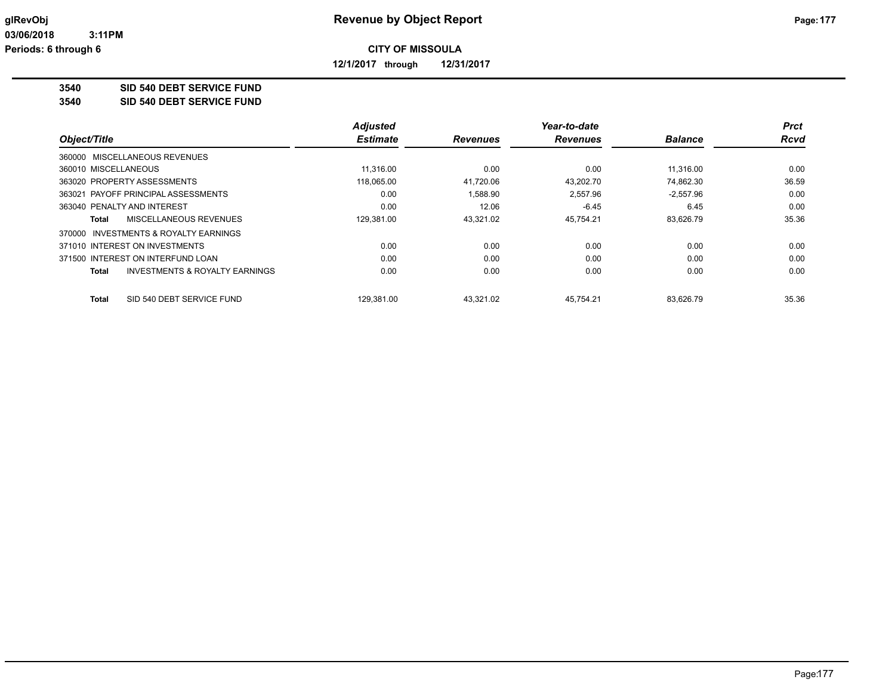# Revenue by Object Report

**CITY OF MISSOULA**

**12/1/2017 through 12/31/2017**

glRevObj
03/06/2018 3:11PM
Periods: 6 through 6

**3540 SID 540 DEBT SERVICE FUND**

**3540 SID 540 DEBT SERVICE FUND**

| Object/Title | Adjusted Estimate | Revenues | Year-to-date Revenues | Balance | Prct Rcvd |
|---|---|---|---|---|---|
| 360000 MISCELLANEOUS REVENUES | | | | | |
| 360010 MISCELLANEOUS | 11,316.00 | 0.00 | 0.00 | 11,316.00 | 0.00 |
| 363020 PROPERTY ASSESSMENTS | 118,065.00 | 41,720.06 | 43,202.70 | 74,862.30 | 36.59 |
| 363021 PAYOFF PRINCIPAL ASSESSMENTS | 0.00 | 1,588.90 | 2,557.96 | -2,557.96 | 0.00 |
| 363040 PENALTY AND INTEREST | 0.00 | 12.06 | -6.45 | 6.45 | 0.00 |
| **Total** MISCELLANEOUS REVENUES | 129,381.00 | 43,321.02 | 45,754.21 | 83,626.79 | 35.36 |
| 370000 INVESTMENTS & ROYALTY EARNINGS | | | | | |
| 371010 INTEREST ON INVESTMENTS | 0.00 | 0.00 | 0.00 | 0.00 | 0.00 |
| 371500 INTEREST ON INTERFUND LOAN | 0.00 | 0.00 | 0.00 | 0.00 | 0.00 |
| **Total** INVESTMENTS & ROYALTY EARNINGS | 0.00 | 0.00 | 0.00 | 0.00 | 0.00 |
| **Total** SID 540 DEBT SERVICE FUND | 129,381.00 | 43,321.02 | 45,754.21 | 83,626.79 | 35.36 |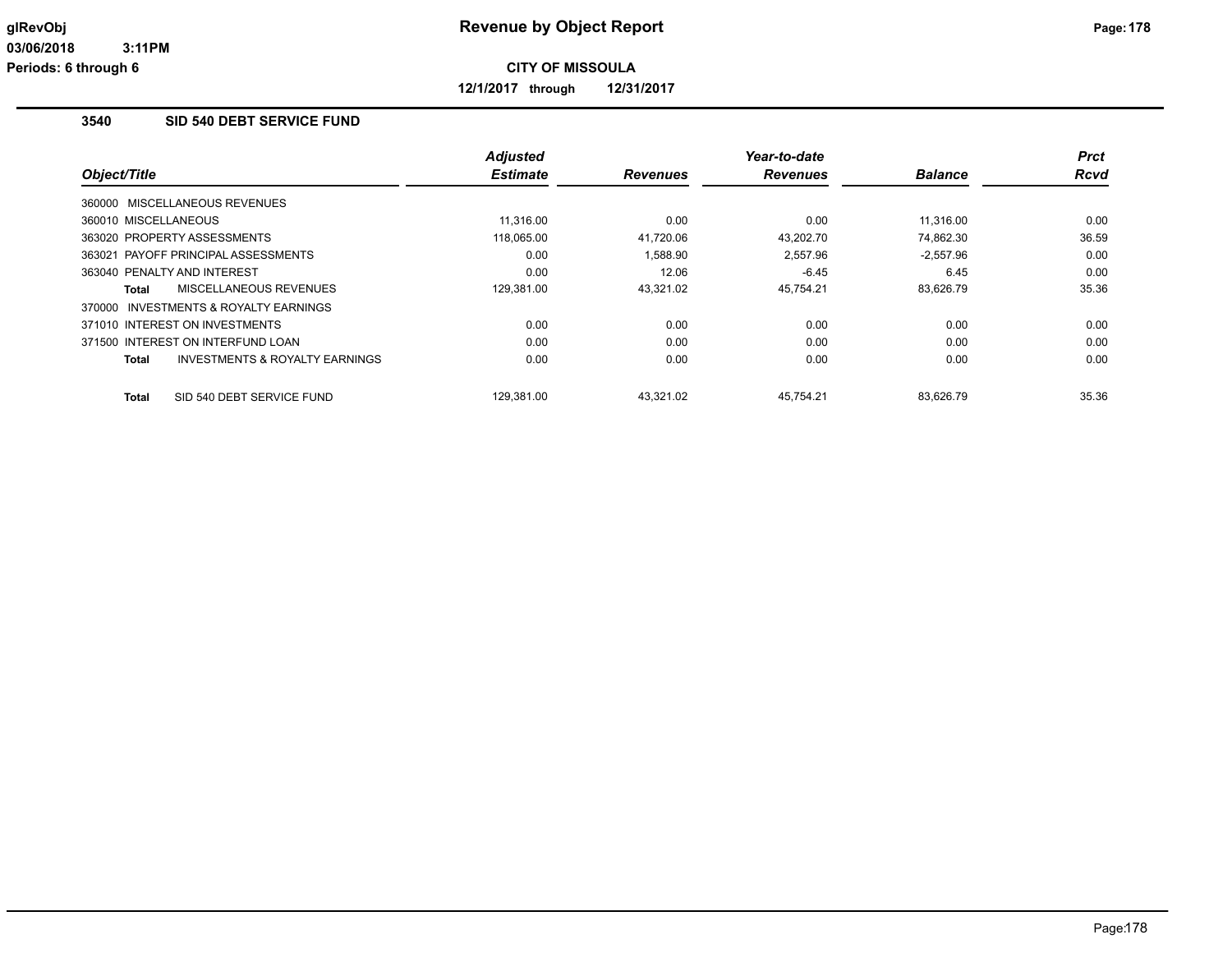# Revenue by Object Report

**CITY OF MISSOULA**

**12/1/2017 through 12/31/2017**

## 3540 SID 540 DEBT SERVICE FUND

| Object/Title | Adjusted Estimate | Revenues | Year-to-date Revenues | Balance | Prct Rcvd |
|---|---|---|---|---|---|
| 360000 MISCELLANEOUS REVENUES | | | | | |
| 360010 MISCELLANEOUS | 11,316.00 | 0.00 | 0.00 | 11,316.00 | 0.00 |
| 363020 PROPERTY ASSESSMENTS | 118,065.00 | 41,720.06 | 43,202.70 | 74,862.30 | 36.59 |
| 363021 PAYOFF PRINCIPAL ASSESSMENTS | 0.00 | 1,588.90 | 2,557.96 | -2,557.96 | 0.00 |
| 363040 PENALTY AND INTEREST | 0.00 | 12.06 | -6.45 | 6.45 | 0.00 |
| **Total** MISCELLANEOUS REVENUES | 129,381.00 | 43,321.02 | 45,754.21 | 83,626.79 | 35.36 |
| 370000 INVESTMENTS & ROYALTY EARNINGS | | | | | |
| 371010 INTEREST ON INVESTMENTS | 0.00 | 0.00 | 0.00 | 0.00 | 0.00 |
| 371500 INTEREST ON INTERFUND LOAN | 0.00 | 0.00 | 0.00 | 0.00 | 0.00 |
| **Total** INVESTMENTS & ROYALTY EARNINGS | 0.00 | 0.00 | 0.00 | 0.00 | 0.00 |
| **Total** SID 540 DEBT SERVICE FUND | 129,381.00 | 43,321.02 | 45,754.21 | 83,626.79 | 35.36 |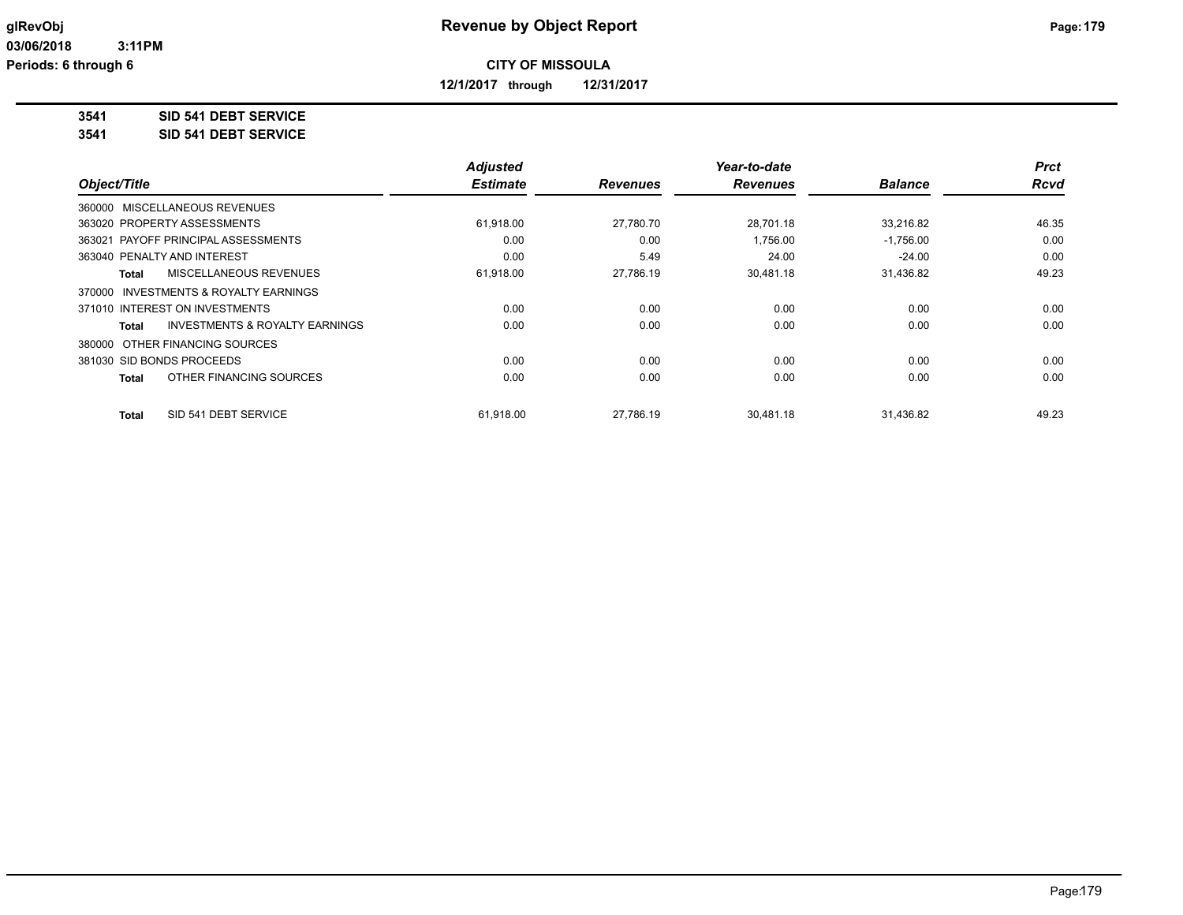# Revenue by Object Report

**CITY OF MISSOULA**

**12/1/2017 through 12/31/2017**

glRevObj
03/06/2018 3:11PM
Periods: 6 through 6

## 3541 SID 541 DEBT SERVICE
## 3541 SID 541 DEBT SERVICE

| Object/Title | Adjusted Estimate | Revenues | Year-to-date Revenues | Balance | Prct Rcvd |
|---|---|---|---|---|---|
| 360000 MISCELLANEOUS REVENUES | | | | | |
| 363020 PROPERTY ASSESSMENTS | 61,918.00 | 27,780.70 | 28,701.18 | 33,216.82 | 46.35 |
| 363021 PAYOFF PRINCIPAL ASSESSMENTS | 0.00 | 0.00 | 1,756.00 | -1,756.00 | 0.00 |
| 363040 PENALTY AND INTEREST | 0.00 | 5.49 | 24.00 | -24.00 | 0.00 |
| **Total** MISCELLANEOUS REVENUES | 61,918.00 | 27,786.19 | 30,481.18 | 31,436.82 | 49.23 |
| 370000 INVESTMENTS & ROYALTY EARNINGS | | | | | |
| 371010 INTEREST ON INVESTMENTS | 0.00 | 0.00 | 0.00 | 0.00 | 0.00 |
| **Total** INVESTMENTS & ROYALTY EARNINGS | 0.00 | 0.00 | 0.00 | 0.00 | 0.00 |
| 380000 OTHER FINANCING SOURCES | | | | | |
| 381030 SID BONDS PROCEEDS | 0.00 | 0.00 | 0.00 | 0.00 | 0.00 |
| **Total** OTHER FINANCING SOURCES | 0.00 | 0.00 | 0.00 | 0.00 | 0.00 |
| **Total** SID 541 DEBT SERVICE | 61,918.00 | 27,786.19 | 30,481.18 | 31,436.82 | 49.23 |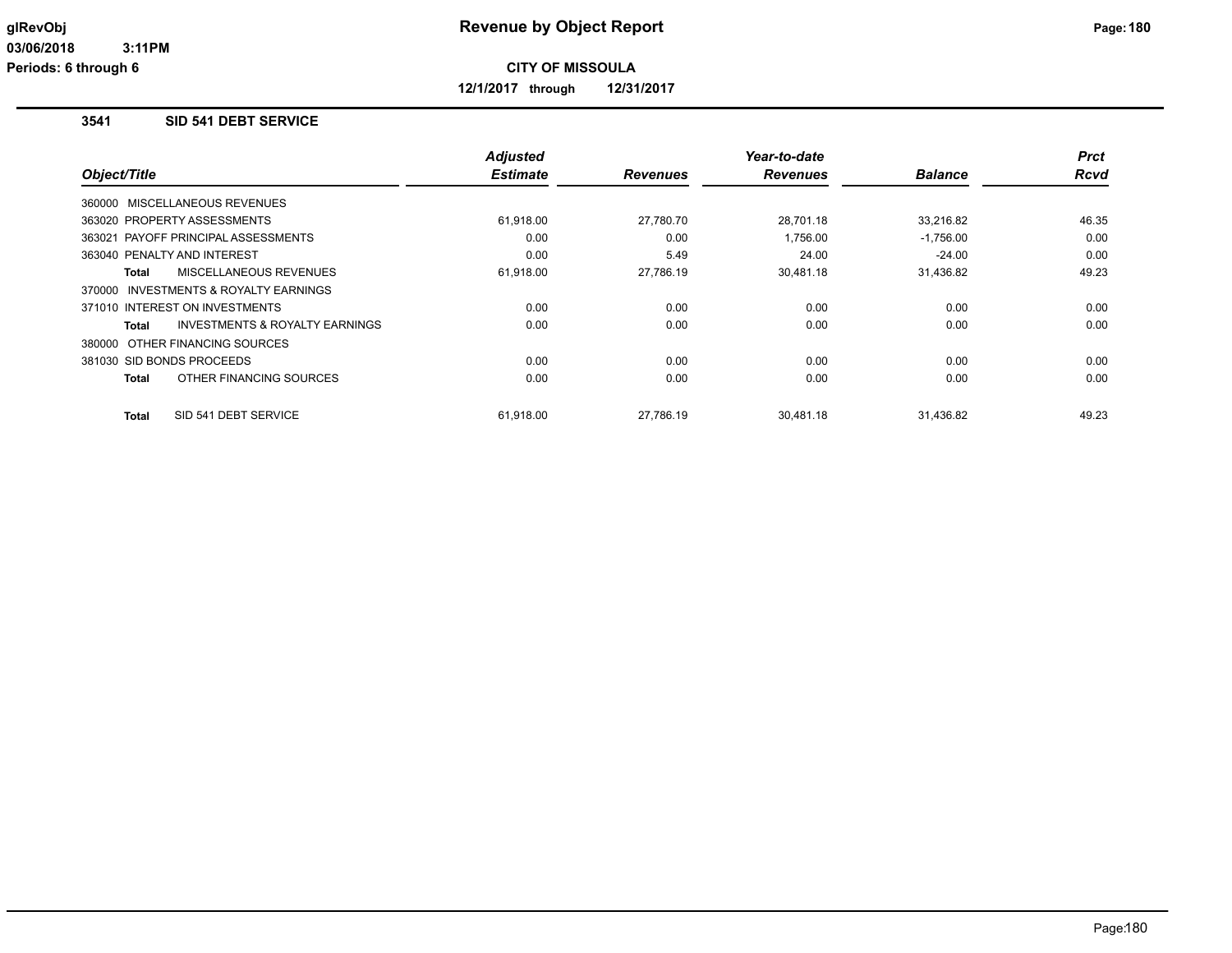# Revenue by Object Report

**CITY OF MISSOULA**

**12/1/2017 through 12/31/2017**

glRevObj
03/06/2018 3:11PM
Periods: 6 through 6

## 3541 SID 541 DEBT SERVICE

| Object/Title | Adjusted Estimate | Revenues | Year-to-date Revenues | Balance | Prct Rcvd |
|---|---|---|---|---|---|
| 360000 MISCELLANEOUS REVENUES | | | | | |
| 363020 PROPERTY ASSESSMENTS | 61,918.00 | 27,780.70 | 28,701.18 | 33,216.82 | 46.35 |
| 363021 PAYOFF PRINCIPAL ASSESSMENTS | 0.00 | 0.00 | 1,756.00 | -1,756.00 | 0.00 |
| 363040 PENALTY AND INTEREST | 0.00 | 5.49 | 24.00 | -24.00 | 0.00 |
| **Total** MISCELLANEOUS REVENUES | 61,918.00 | 27,786.19 | 30,481.18 | 31,436.82 | 49.23 |
| 370000 INVESTMENTS & ROYALTY EARNINGS | | | | | |
| 371010 INTEREST ON INVESTMENTS | 0.00 | 0.00 | 0.00 | 0.00 | 0.00 |
| **Total** INVESTMENTS & ROYALTY EARNINGS | 0.00 | 0.00 | 0.00 | 0.00 | 0.00 |
| 380000 OTHER FINANCING SOURCES | | | | | |
| 381030 SID BONDS PROCEEDS | 0.00 | 0.00 | 0.00 | 0.00 | 0.00 |
| **Total** OTHER FINANCING SOURCES | 0.00 | 0.00 | 0.00 | 0.00 | 0.00 |
| **Total** SID 541 DEBT SERVICE | 61,918.00 | 27,786.19 | 30,481.18 | 31,436.82 | 49.23 |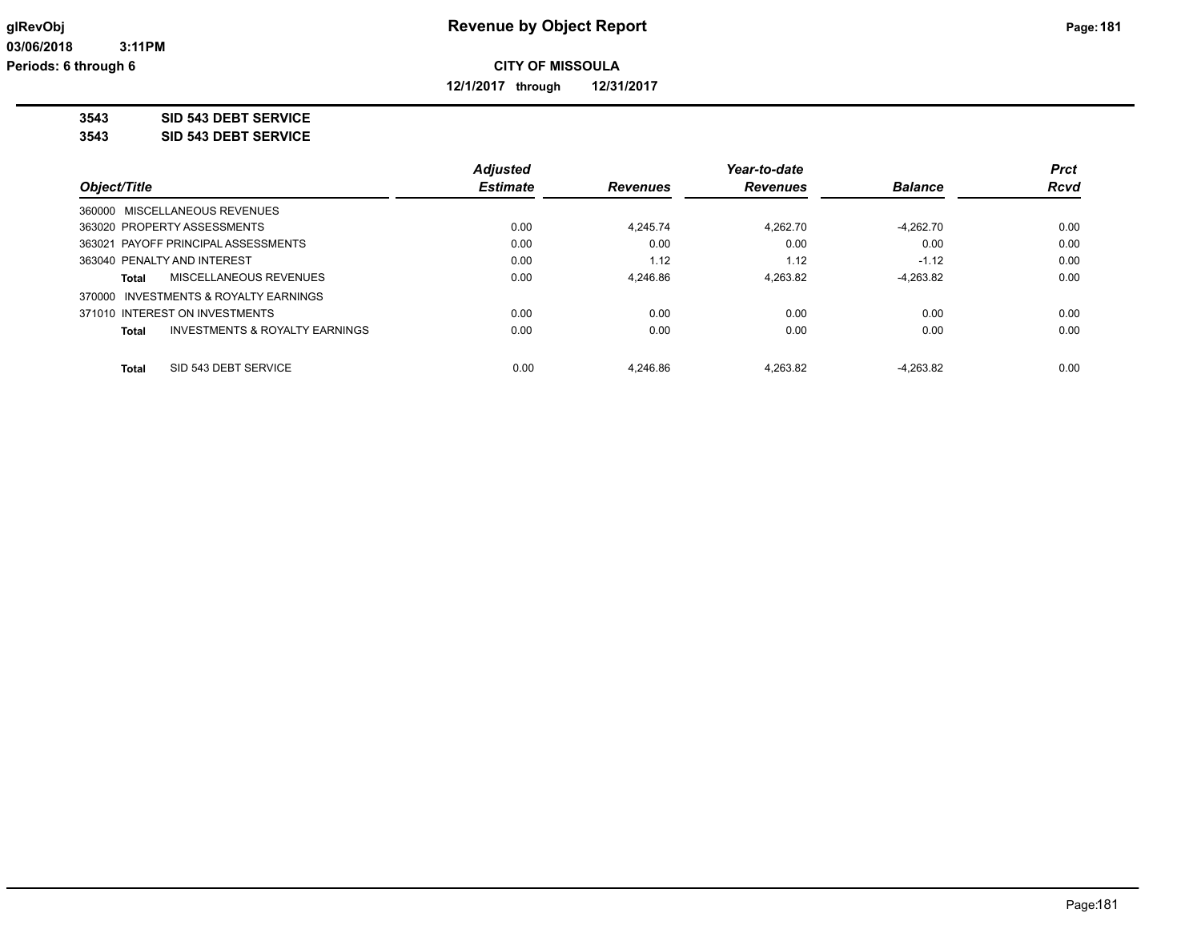**glRevObj**
**03/06/2018 3:11PM**
**Periods: 6 through 6**

# Revenue by Object Report

**CITY OF MISSOULA**

**12/1/2017 through 12/31/2017**

## 3543 SID 543 DEBT SERVICE
## 3543 SID 543 DEBT SERVICE

| Object/Title | Adjusted Estimate | Revenues | Year-to-date Revenues | Balance | Prct Rcvd |
|---|---|---|---|---|---|
| 360000 MISCELLANEOUS REVENUES | | | | | |
| 363020 PROPERTY ASSESSMENTS | 0.00 | 4,245.74 | 4,262.70 | -4,262.70 | 0.00 |
| 363021 PAYOFF PRINCIPAL ASSESSMENTS | 0.00 | 0.00 | 0.00 | 0.00 | 0.00 |
| 363040 PENALTY AND INTEREST | 0.00 | 1.12 | 1.12 | -1.12 | 0.00 |
| **Total** MISCELLANEOUS REVENUES | 0.00 | 4,246.86 | 4,263.82 | -4,263.82 | 0.00 |
| 370000 INVESTMENTS & ROYALTY EARNINGS | | | | | |
| 371010 INTEREST ON INVESTMENTS | 0.00 | 0.00 | 0.00 | 0.00 | 0.00 |
| **Total** INVESTMENTS & ROYALTY EARNINGS | 0.00 | 0.00 | 0.00 | 0.00 | 0.00 |
| **Total** SID 543 DEBT SERVICE | 0.00 | 4,246.86 | 4,263.82 | -4,263.82 | 0.00 |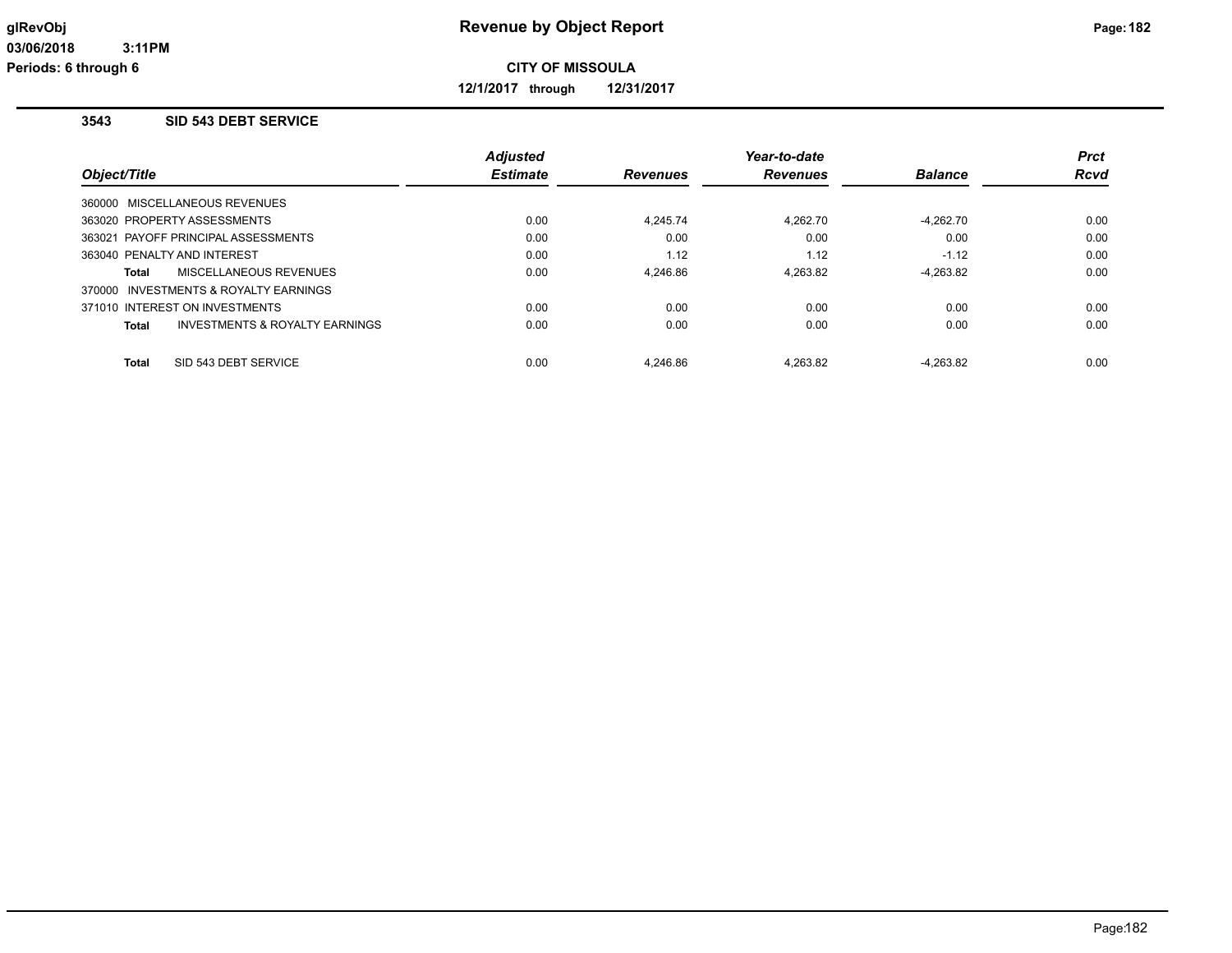# Revenue by Object Report

**CITY OF MISSOULA**

**12/1/2017 through 12/31/2017**

glRevObj
03/06/2018 3:11PM
Periods: 6 through 6

## 3543 SID 543 DEBT SERVICE

| Object/Title | Adjusted Estimate | Revenues | Year-to-date Revenues | Balance | Prct Rcvd |
|---|---|---|---|---|---|
| 360000 MISCELLANEOUS REVENUES | | | | | |
| 363020 PROPERTY ASSESSMENTS | 0.00 | 4,245.74 | 4,262.70 | -4,262.70 | 0.00 |
| 363021 PAYOFF PRINCIPAL ASSESSMENTS | 0.00 | 0.00 | 0.00 | 0.00 | 0.00 |
| 363040 PENALTY AND INTEREST | 0.00 | 1.12 | 1.12 | -1.12 | 0.00 |
| **Total** MISCELLANEOUS REVENUES | 0.00 | 4,246.86 | 4,263.82 | -4,263.82 | 0.00 |
| 370000 INVESTMENTS & ROYALTY EARNINGS | | | | | |
| 371010 INTEREST ON INVESTMENTS | 0.00 | 0.00 | 0.00 | 0.00 | 0.00 |
| **Total** INVESTMENTS & ROYALTY EARNINGS | 0.00 | 0.00 | 0.00 | 0.00 | 0.00 |
| **Total** SID 543 DEBT SERVICE | 0.00 | 4,246.86 | 4,263.82 | -4,263.82 | 0.00 |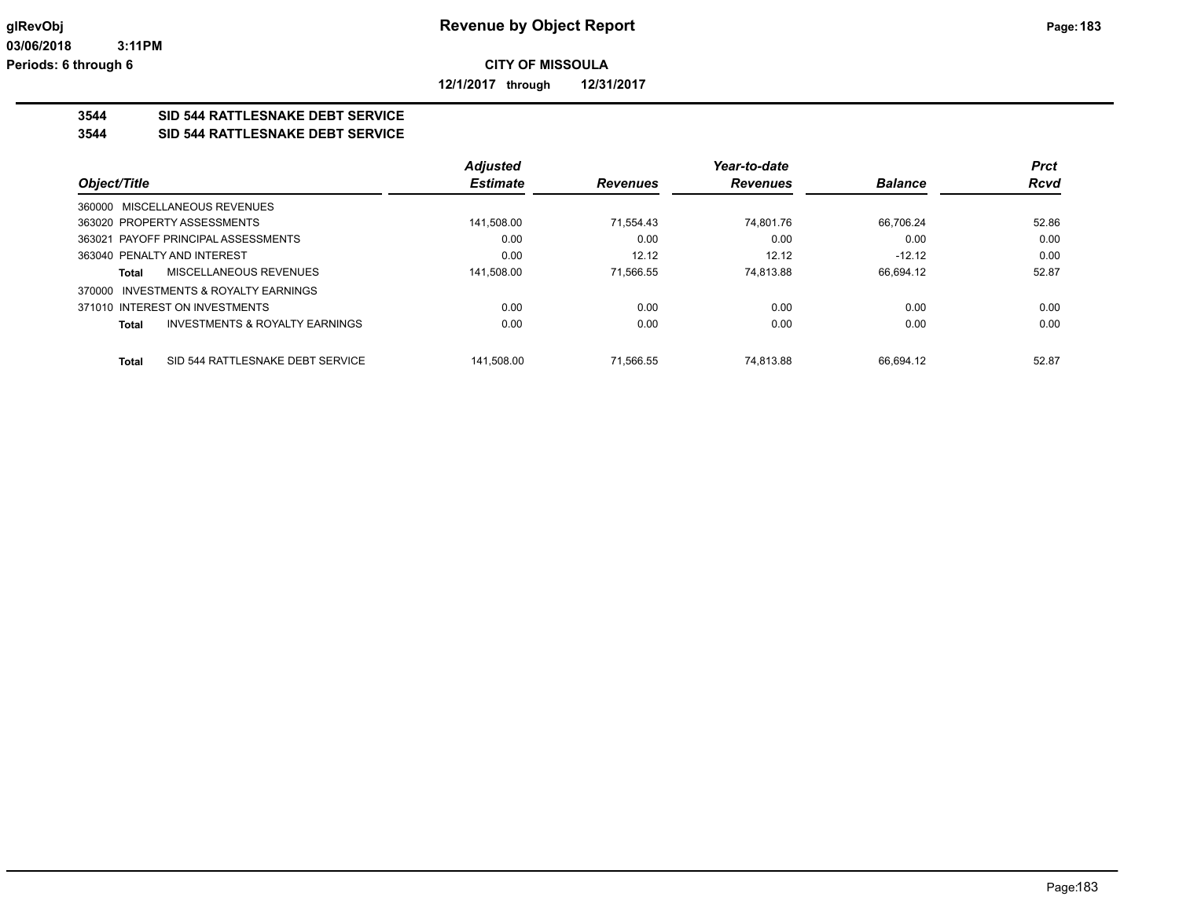# Revenue by Object Report

**CITY OF MISSOULA**

**12/1/2017 through 12/31/2017**

glRevObj
03/06/2018 3:11PM
Periods: 6 through 6

## 3544 SID 544 RATTLESNAKE DEBT SERVICE
## 3544 SID 544 RATTLESNAKE DEBT SERVICE

| Object/Title | Adjusted Estimate | Revenues | Year-to-date Revenues | Balance | Prct Rcvd |
|---|---|---|---|---|---|
| 360000 MISCELLANEOUS REVENUES | | | | | |
| 363020 PROPERTY ASSESSMENTS | 141,508.00 | 71,554.43 | 74,801.76 | 66,706.24 | 52.86 |
| 363021 PAYOFF PRINCIPAL ASSESSMENTS | 0.00 | 0.00 | 0.00 | 0.00 | 0.00 |
| 363040 PENALTY AND INTEREST | 0.00 | 12.12 | 12.12 | -12.12 | 0.00 |
| **Total** MISCELLANEOUS REVENUES | 141,508.00 | 71,566.55 | 74,813.88 | 66,694.12 | 52.87 |
| 370000 INVESTMENTS & ROYALTY EARNINGS | | | | | |
| 371010 INTEREST ON INVESTMENTS | 0.00 | 0.00 | 0.00 | 0.00 | 0.00 |
| **Total** INVESTMENTS & ROYALTY EARNINGS | 0.00 | 0.00 | 0.00 | 0.00 | 0.00 |
| **Total** SID 544 RATTLESNAKE DEBT SERVICE | 141,508.00 | 71,566.55 | 74,813.88 | 66,694.12 | 52.87 |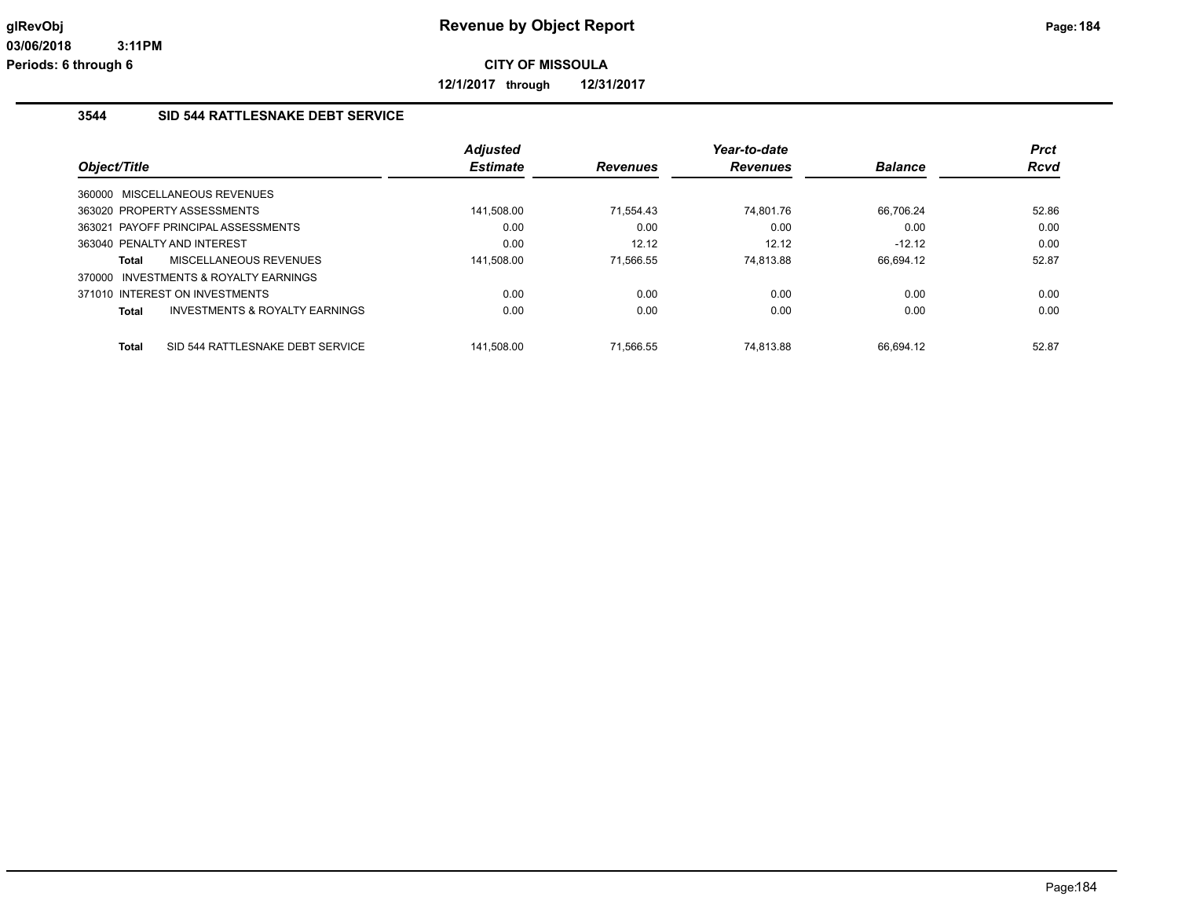# Revenue by Object Report

**CITY OF MISSOULA**

**12/1/2017 through 12/31/2017**

glRevObj
03/06/2018 3:11PM
Periods: 6 through 6

## 3544 SID 544 RATTLESNAKE DEBT SERVICE

| Object/Title | Adjusted Estimate | Revenues | Year-to-date Revenues | Balance | Prct Rcvd |
|---|---|---|---|---|---|
| 360000 MISCELLANEOUS REVENUES | | | | | |
| 363020 PROPERTY ASSESSMENTS | 141,508.00 | 71,554.43 | 74,801.76 | 66,706.24 | 52.86 |
| 363021 PAYOFF PRINCIPAL ASSESSMENTS | 0.00 | 0.00 | 0.00 | 0.00 | 0.00 |
| 363040 PENALTY AND INTEREST | 0.00 | 12.12 | 12.12 | -12.12 | 0.00 |
| **Total** MISCELLANEOUS REVENUES | 141,508.00 | 71,566.55 | 74,813.88 | 66,694.12 | 52.87 |
| 370000 INVESTMENTS & ROYALTY EARNINGS | | | | | |
| 371010 INTEREST ON INVESTMENTS | 0.00 | 0.00 | 0.00 | 0.00 | 0.00 |
| **Total** INVESTMENTS & ROYALTY EARNINGS | 0.00 | 0.00 | 0.00 | 0.00 | 0.00 |
| **Total** SID 544 RATTLESNAKE DEBT SERVICE | 141,508.00 | 71,566.55 | 74,813.88 | 66,694.12 | 52.87 |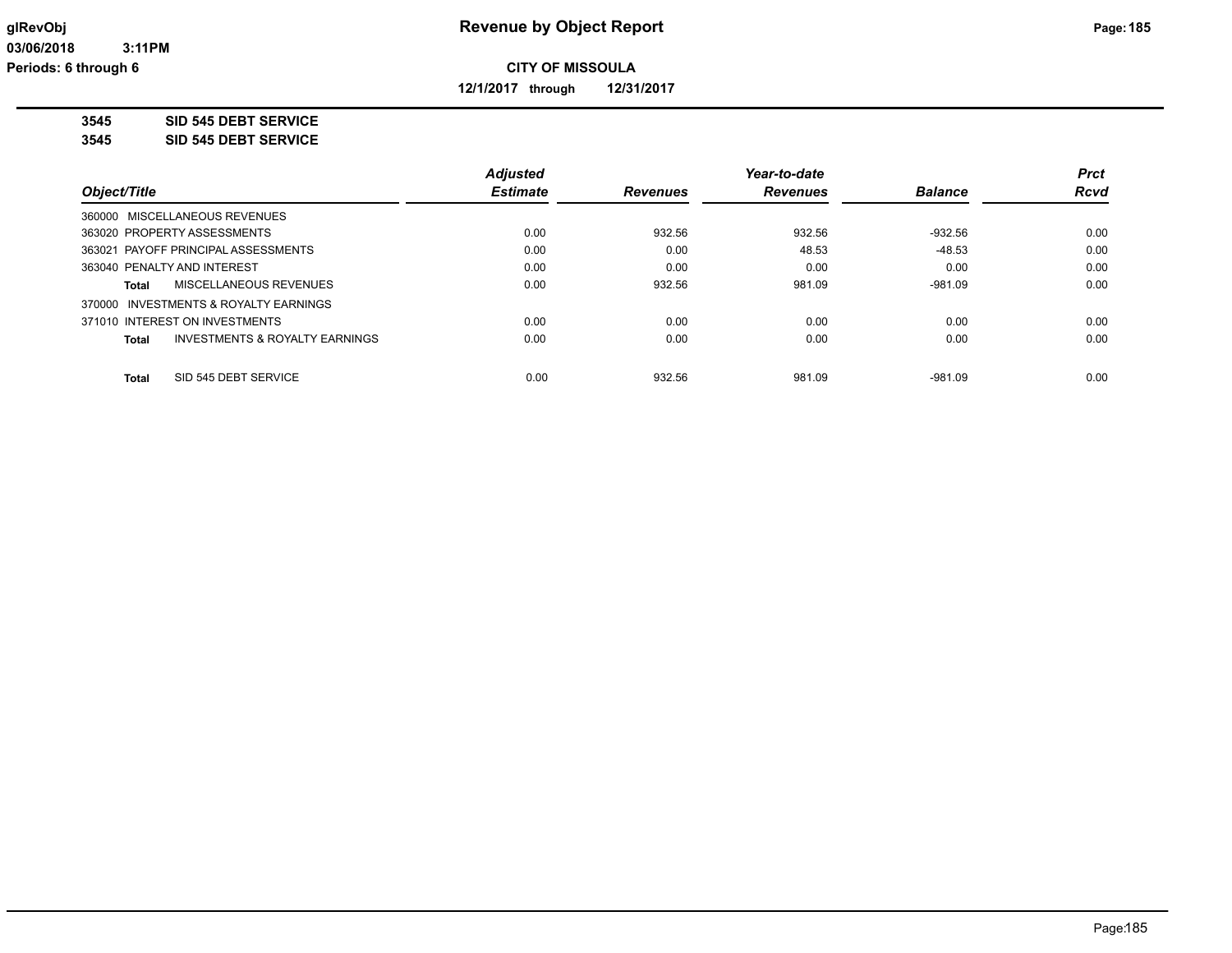**glRevObj** | **Revenue by Object Report**
**03/06/2018 3:11PM**
**Periods: 6 through 6**

**CITY OF MISSOULA**

**12/1/2017 through 12/31/2017**

**3545 SID 545 DEBT SERVICE**
**3545 SID 545 DEBT SERVICE**

| Object/Title | Adjusted Estimate | Revenues | Year-to-date Revenues | Balance | Prct Rcvd |
|---|---|---|---|---|---|
| 360000 MISCELLANEOUS REVENUES | | | | | |
| 363020 PROPERTY ASSESSMENTS | 0.00 | 932.56 | 932.56 | -932.56 | 0.00 |
| 363021 PAYOFF PRINCIPAL ASSESSMENTS | 0.00 | 0.00 | 48.53 | -48.53 | 0.00 |
| 363040 PENALTY AND INTEREST | 0.00 | 0.00 | 0.00 | 0.00 | 0.00 |
| **Total** MISCELLANEOUS REVENUES | 0.00 | 932.56 | 981.09 | -981.09 | 0.00 |
| 370000 INVESTMENTS & ROYALTY EARNINGS | | | | | |
| 371010 INTEREST ON INVESTMENTS | 0.00 | 0.00 | 0.00 | 0.00 | 0.00 |
| **Total** INVESTMENTS & ROYALTY EARNINGS | 0.00 | 0.00 | 0.00 | 0.00 | 0.00 |
| **Total** SID 545 DEBT SERVICE | 0.00 | 932.56 | 981.09 | -981.09 | 0.00 |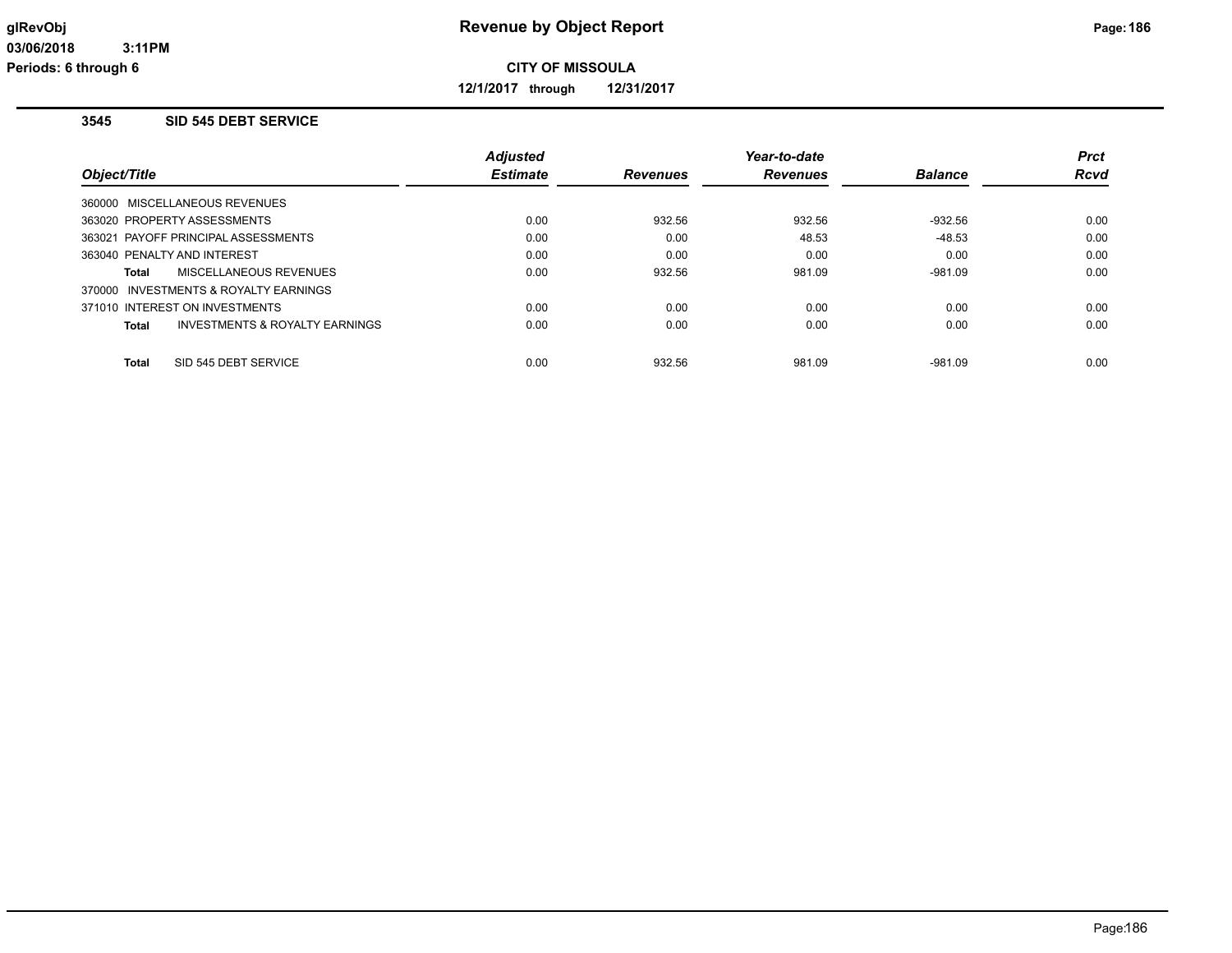**glRevObj**
**03/06/2018 3:11PM**
**Periods: 6 through 6**

# Revenue by Object Report

**CITY OF MISSOULA**

**12/1/2017 through 12/31/2017**

## 3545 SID 545 DEBT SERVICE

| Object/Title | Adjusted Estimate | Revenues | Year-to-date Revenues | Balance | Prct Rcvd |
|---|---|---|---|---|---|
| 360000 MISCELLANEOUS REVENUES | | | | | |
| 363020 PROPERTY ASSESSMENTS | 0.00 | 932.56 | 932.56 | -932.56 | 0.00 |
| 363021 PAYOFF PRINCIPAL ASSESSMENTS | 0.00 | 0.00 | 48.53 | -48.53 | 0.00 |
| 363040 PENALTY AND INTEREST | 0.00 | 0.00 | 0.00 | 0.00 | 0.00 |
| **Total** MISCELLANEOUS REVENUES | 0.00 | 932.56 | 981.09 | -981.09 | 0.00 |
| 370000 INVESTMENTS & ROYALTY EARNINGS | | | | | |
| 371010 INTEREST ON INVESTMENTS | 0.00 | 0.00 | 0.00 | 0.00 | 0.00 |
| **Total** INVESTMENTS & ROYALTY EARNINGS | 0.00 | 0.00 | 0.00 | 0.00 | 0.00 |
| **Total** SID 545 DEBT SERVICE | 0.00 | 932.56 | 981.09 | -981.09 | 0.00 |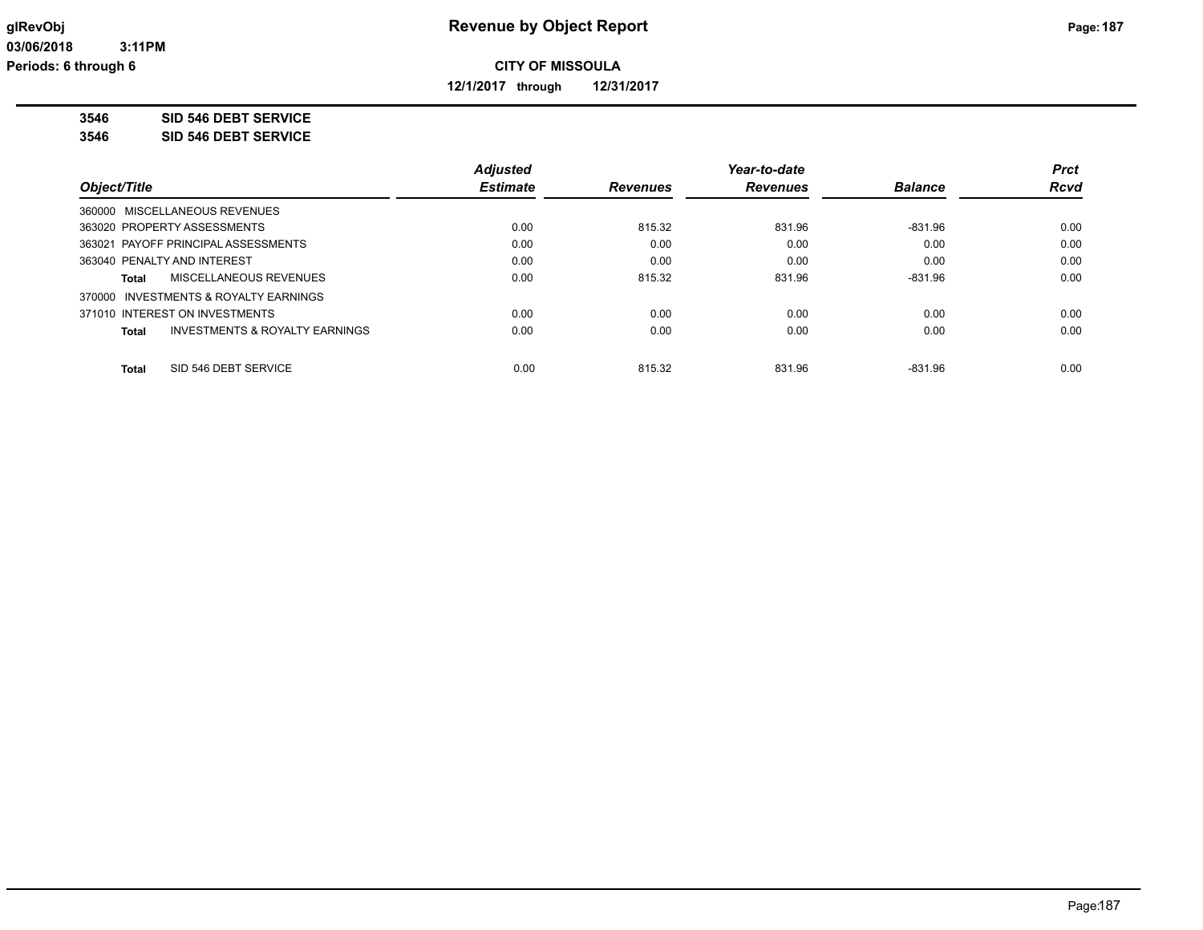# Revenue by Object Report

glRevObj
03/06/2018 3:11PM
Periods: 6 through 6

**CITY OF MISSOULA**

**12/1/2017 through 12/31/2017**

**3546 SID 546 DEBT SERVICE**

**3546 SID 546 DEBT SERVICE**

| Object/Title | Adjusted Estimate | Revenues | Year-to-date Revenues | Balance | Prct Rcvd |
|---|---|---|---|---|---|
| 360000 MISCELLANEOUS REVENUES | | | | | |
| 363020 PROPERTY ASSESSMENTS | 0.00 | 815.32 | 831.96 | -831.96 | 0.00 |
| 363021 PAYOFF PRINCIPAL ASSESSMENTS | 0.00 | 0.00 | 0.00 | 0.00 | 0.00 |
| 363040 PENALTY AND INTEREST | 0.00 | 0.00 | 0.00 | 0.00 | 0.00 |
| **Total** MISCELLANEOUS REVENUES | 0.00 | 815.32 | 831.96 | -831.96 | 0.00 |
| 370000 INVESTMENTS & ROYALTY EARNINGS | | | | | |
| 371010 INTEREST ON INVESTMENTS | 0.00 | 0.00 | 0.00 | 0.00 | 0.00 |
| **Total** INVESTMENTS & ROYALTY EARNINGS | 0.00 | 0.00 | 0.00 | 0.00 | 0.00 |
| **Total** SID 546 DEBT SERVICE | 0.00 | 815.32 | 831.96 | -831.96 | 0.00 |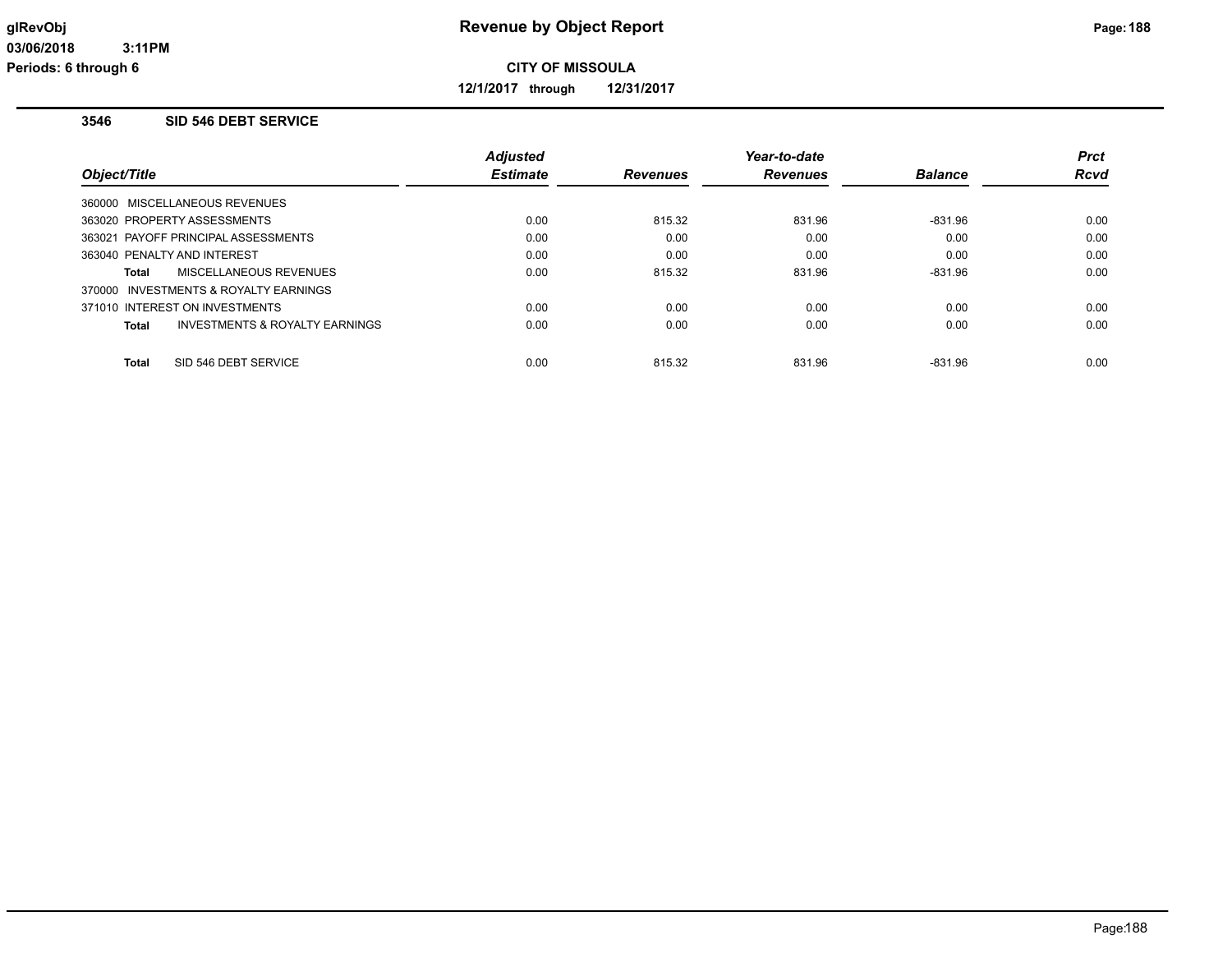# Revenue by Object Report

**CITY OF MISSOULA**

**12/1/2017 through 12/31/2017**

glRevObj
03/06/2018 3:11PM
Periods: 6 through 6

### 3546 SID 546 DEBT SERVICE

| Object/Title | Adjusted Estimate | Revenues | Year-to-date Revenues | Balance | Prct Rcvd |
|---|---|---|---|---|---|
| 360000 MISCELLANEOUS REVENUES | | | | | |
| 363020 PROPERTY ASSESSMENTS | 0.00 | 815.32 | 831.96 | -831.96 | 0.00 |
| 363021 PAYOFF PRINCIPAL ASSESSMENTS | 0.00 | 0.00 | 0.00 | 0.00 | 0.00 |
| 363040 PENALTY AND INTEREST | 0.00 | 0.00 | 0.00 | 0.00 | 0.00 |
| **Total** MISCELLANEOUS REVENUES | 0.00 | 815.32 | 831.96 | -831.96 | 0.00 |
| 370000 INVESTMENTS & ROYALTY EARNINGS | | | | | |
| 371010 INTEREST ON INVESTMENTS | 0.00 | 0.00 | 0.00 | 0.00 | 0.00 |
| **Total** INVESTMENTS & ROYALTY EARNINGS | 0.00 | 0.00 | 0.00 | 0.00 | 0.00 |
| **Total** SID 546 DEBT SERVICE | 0.00 | 815.32 | 831.96 | -831.96 | 0.00 |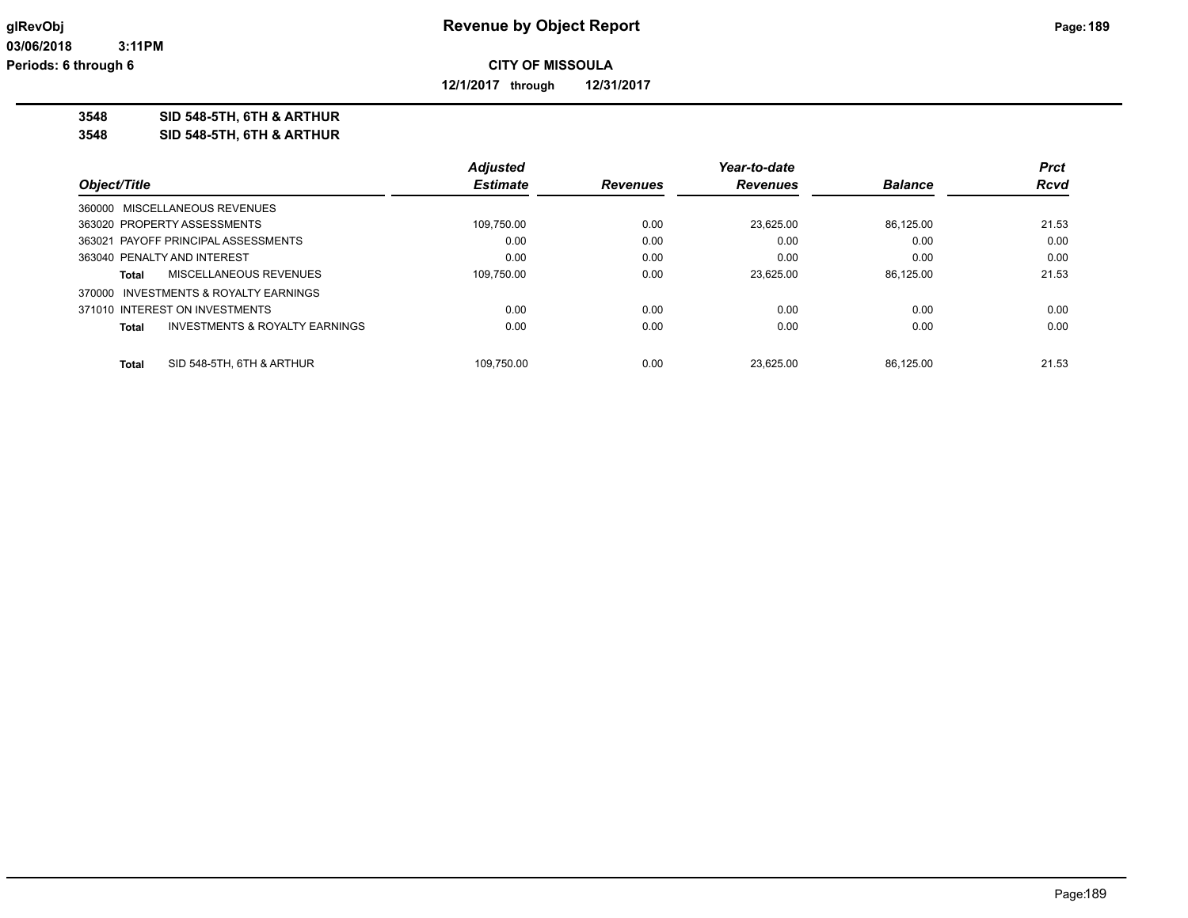# Revenue by Object Report

**CITY OF MISSOULA**

**12/1/2017 through 12/31/2017**

glRevObj
03/06/2018 3:11PM
Periods: 6 through 6

**3548 SID 548-5TH, 6TH & ARTHUR**
**3548 SID 548-5TH, 6TH & ARTHUR**

| Object/Title | Adjusted Estimate | Revenues | Year-to-date Revenues | Balance | Prct Rcvd |
|---|---|---|---|---|---|
| 360000 MISCELLANEOUS REVENUES | | | | | |
| 363020 PROPERTY ASSESSMENTS | 109,750.00 | 0.00 | 23,625.00 | 86,125.00 | 21.53 |
| 363021 PAYOFF PRINCIPAL ASSESSMENTS | 0.00 | 0.00 | 0.00 | 0.00 | 0.00 |
| 363040 PENALTY AND INTEREST | 0.00 | 0.00 | 0.00 | 0.00 | 0.00 |
| **Total** MISCELLANEOUS REVENUES | 109,750.00 | 0.00 | 23,625.00 | 86,125.00 | 21.53 |
| 370000 INVESTMENTS & ROYALTY EARNINGS | | | | | |
| 371010 INTEREST ON INVESTMENTS | 0.00 | 0.00 | 0.00 | 0.00 | 0.00 |
| **Total** INVESTMENTS & ROYALTY EARNINGS | 0.00 | 0.00 | 0.00 | 0.00 | 0.00 |
| **Total** SID 548-5TH, 6TH & ARTHUR | 109,750.00 | 0.00 | 23,625.00 | 86,125.00 | 21.53 |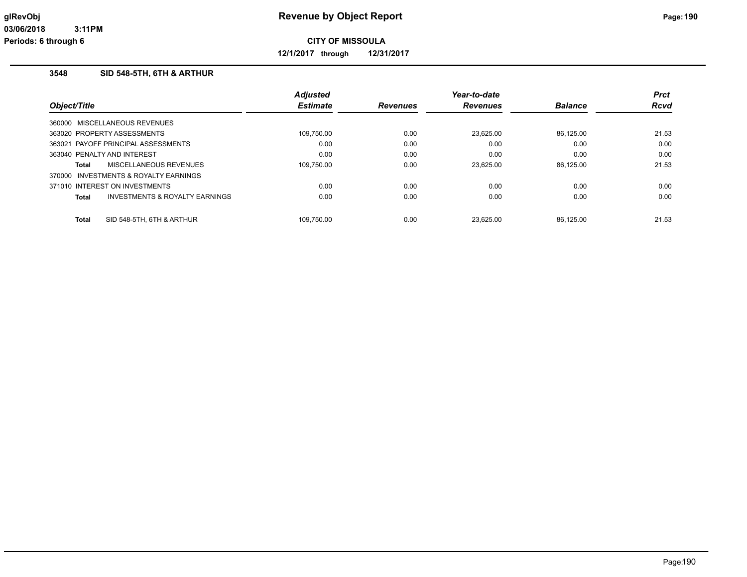**CITY OF MISSOULA**

**12/1/2017 through 12/31/2017**

### 3548 SID 548-5TH, 6TH & ARTHUR

| Object/Title | Adjusted Estimate | Revenues | Year-to-date Revenues | Balance | Prct Rcvd |
|---|---|---|---|---|---|
| 360000 MISCELLANEOUS REVENUES | | | | | |
| 363020 PROPERTY ASSESSMENTS | 109,750.00 | 0.00 | 23,625.00 | 86,125.00 | 21.53 |
| 363021 PAYOFF PRINCIPAL ASSESSMENTS | 0.00 | 0.00 | 0.00 | 0.00 | 0.00 |
| 363040 PENALTY AND INTEREST | 0.00 | 0.00 | 0.00 | 0.00 | 0.00 |
| **Total** MISCELLANEOUS REVENUES | 109,750.00 | 0.00 | 23,625.00 | 86,125.00 | 21.53 |
| 370000 INVESTMENTS & ROYALTY EARNINGS | | | | | |
| 371010 INTEREST ON INVESTMENTS | 0.00 | 0.00 | 0.00 | 0.00 | 0.00 |
| **Total** INVESTMENTS & ROYALTY EARNINGS | 0.00 | 0.00 | 0.00 | 0.00 | 0.00 |
| **Total** SID 548-5TH, 6TH & ARTHUR | 109,750.00 | 0.00 | 23,625.00 | 86,125.00 | 21.53 |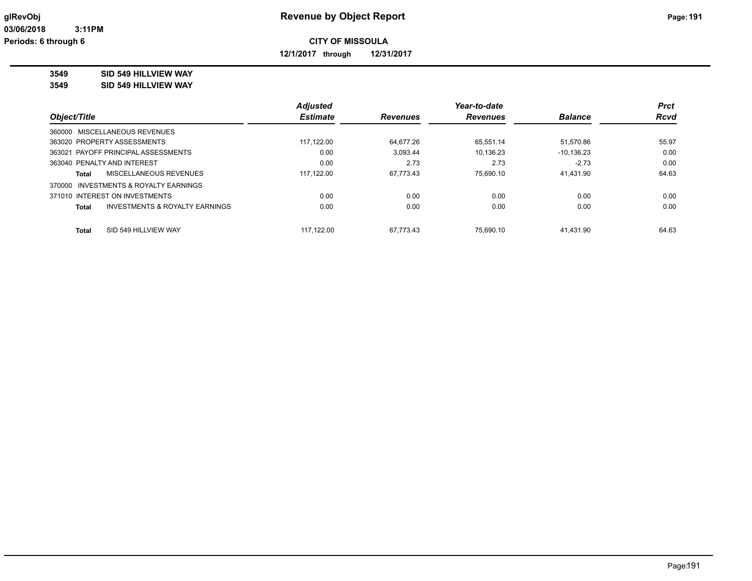**glRevObj** 03/06/2018 3:11PM
**Periods: 6 through 6**

# Revenue by Object Report

**CITY OF MISSOULA**

**12/1/2017 through 12/31/2017**

**3549 SID 549 HILLVIEW WAY**
**3549 SID 549 HILLVIEW WAY**

| Object/Title | Adjusted Estimate | Revenues | Year-to-date Revenues | Balance | Prct Rcvd |
|---|---|---|---|---|---|
| 360000 MISCELLANEOUS REVENUES | | | | | |
| 363020 PROPERTY ASSESSMENTS | 117,122.00 | 64,677.26 | 65,551.14 | 51,570.86 | 55.97 |
| 363021 PAYOFF PRINCIPAL ASSESSMENTS | 0.00 | 3,093.44 | 10,136.23 | -10,136.23 | 0.00 |
| 363040 PENALTY AND INTEREST | 0.00 | 2.73 | 2.73 | -2.73 | 0.00 |
| **Total** MISCELLANEOUS REVENUES | 117,122.00 | 67,773.43 | 75,690.10 | 41,431.90 | 64.63 |
| 370000 INVESTMENTS & ROYALTY EARNINGS | | | | | |
| 371010 INTEREST ON INVESTMENTS | 0.00 | 0.00 | 0.00 | 0.00 | 0.00 |
| **Total** INVESTMENTS & ROYALTY EARNINGS | 0.00 | 0.00 | 0.00 | 0.00 | 0.00 |
| **Total** SID 549 HILLVIEW WAY | 117,122.00 | 67,773.43 | 75,690.10 | 41,431.90 | 64.63 |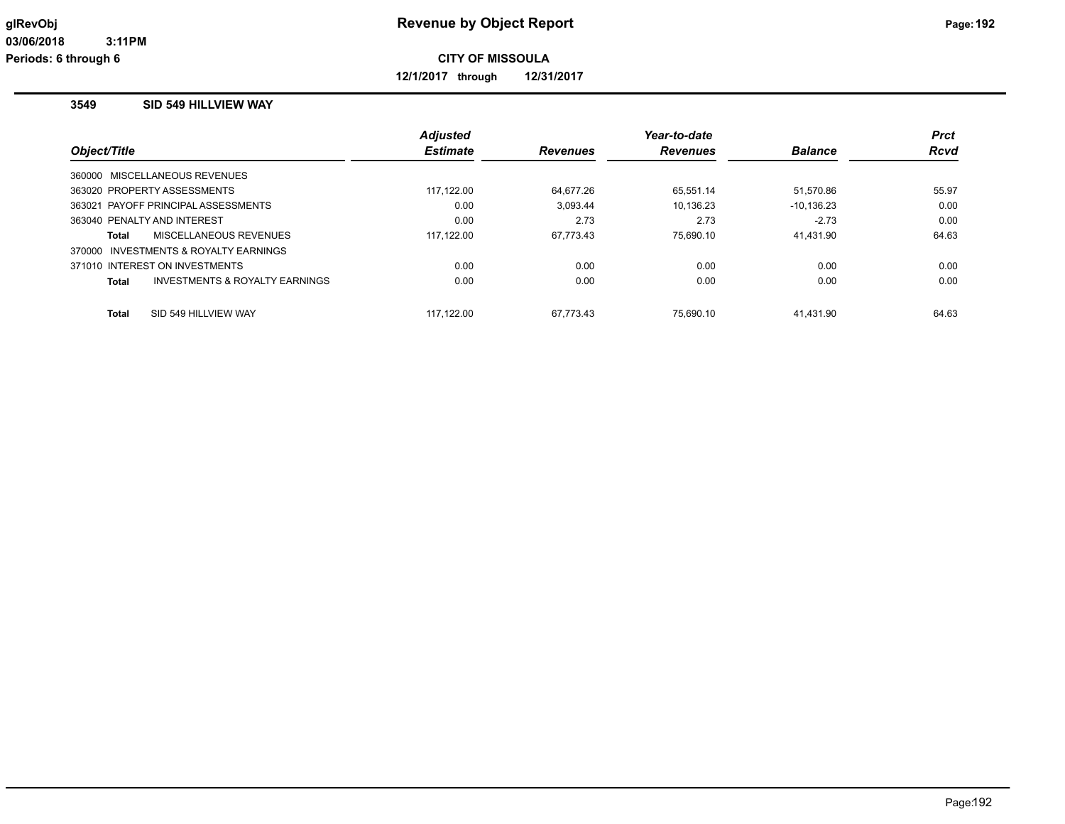**Revenue by Object Report**

**CITY OF MISSOULA**

**12/1/2017 through 12/31/2017**

glRevObj
03/06/2018 3:11PM
Periods: 6 through 6

### 3549 SID 549 HILLVIEW WAY

| Object/Title | Adjusted Estimate | Revenues | Year-to-date Revenues | Balance | Prct Rcvd |
|---|---|---|---|---|---|
| 360000 MISCELLANEOUS REVENUES | | | | | |
| 363020 PROPERTY ASSESSMENTS | 117,122.00 | 64,677.26 | 65,551.14 | 51,570.86 | 55.97 |
| 363021 PAYOFF PRINCIPAL ASSESSMENTS | 0.00 | 3,093.44 | 10,136.23 | -10,136.23 | 0.00 |
| 363040 PENALTY AND INTEREST | 0.00 | 2.73 | 2.73 | -2.73 | 0.00 |
| **Total** MISCELLANEOUS REVENUES | 117,122.00 | 67,773.43 | 75,690.10 | 41,431.90 | 64.63 |
| 370000 INVESTMENTS & ROYALTY EARNINGS | | | | | |
| 371010 INTEREST ON INVESTMENTS | 0.00 | 0.00 | 0.00 | 0.00 | 0.00 |
| **Total** INVESTMENTS & ROYALTY EARNINGS | 0.00 | 0.00 | 0.00 | 0.00 | 0.00 |
| **Total** SID 549 HILLVIEW WAY | 117,122.00 | 67,773.43 | 75,690.10 | 41,431.90 | 64.63 |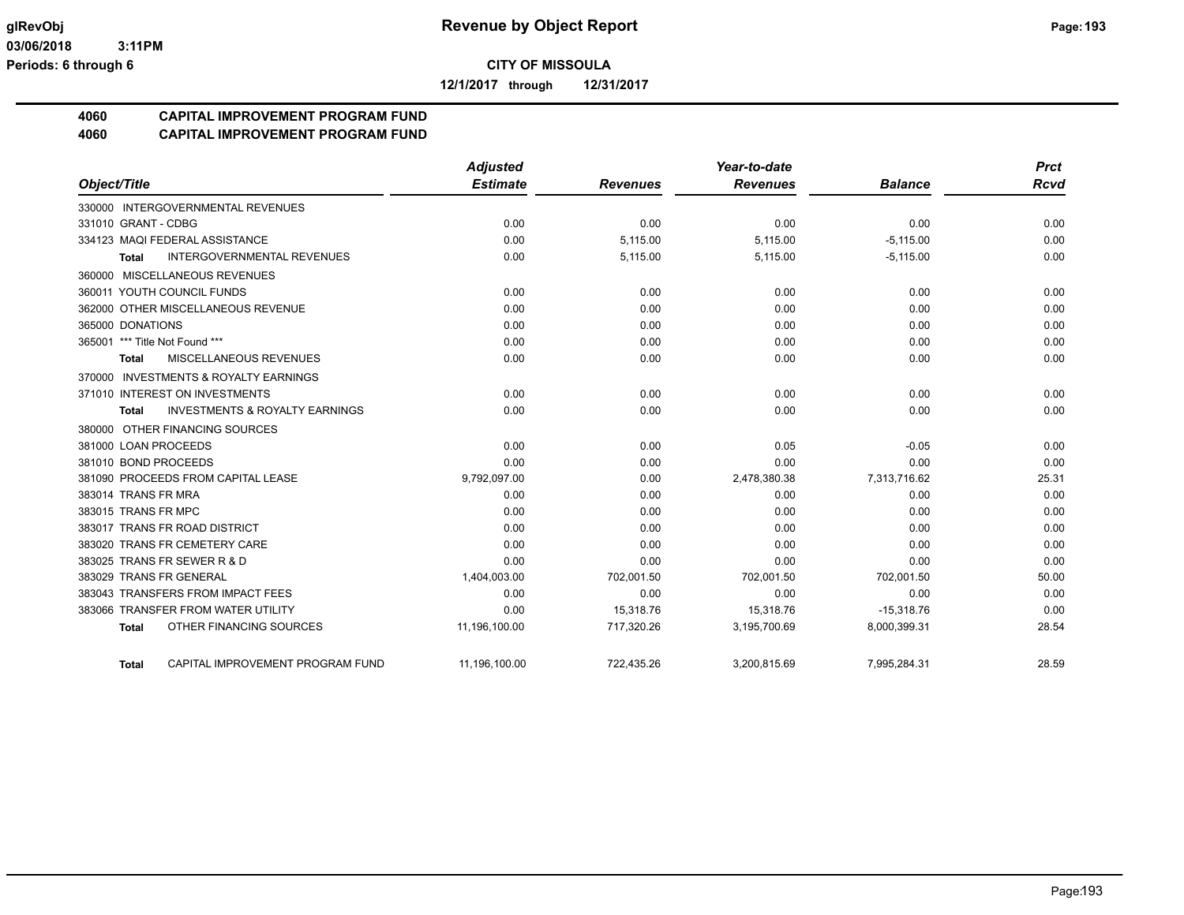**CITY OF MISSOULA**

**12/1/2017 through 12/31/2017**

# 4060 CAPITAL IMPROVEMENT PROGRAM FUND

## 4060 CAPITAL IMPROVEMENT PROGRAM FUND

| Object/Title | Adjusted Estimate | Revenues | Year-to-date Revenues | Balance | Prct Rcvd |
|---|---|---|---|---|---|
| 330000 INTERGOVERNMENTAL REVENUES | | | | | |
| 331010 GRANT - CDBG | 0.00 | 0.00 | 0.00 | 0.00 | 0.00 |
| 334123 MAQI FEDERAL ASSISTANCE | 0.00 | 5,115.00 | 5,115.00 | -5,115.00 | 0.00 |
| **Total** INTERGOVERNMENTAL REVENUES | 0.00 | 5,115.00 | 5,115.00 | -5,115.00 | 0.00 |
| 360000 MISCELLANEOUS REVENUES | | | | | |
| 360011 YOUTH COUNCIL FUNDS | 0.00 | 0.00 | 0.00 | 0.00 | 0.00 |
| 362000 OTHER MISCELLANEOUS REVENUE | 0.00 | 0.00 | 0.00 | 0.00 | 0.00 |
| 365000 DONATIONS | 0.00 | 0.00 | 0.00 | 0.00 | 0.00 |
| 365001 *** Title Not Found *** | 0.00 | 0.00 | 0.00 | 0.00 | 0.00 |
| **Total** MISCELLANEOUS REVENUES | 0.00 | 0.00 | 0.00 | 0.00 | 0.00 |
| 370000 INVESTMENTS & ROYALTY EARNINGS | | | | | |
| 371010 INTEREST ON INVESTMENTS | 0.00 | 0.00 | 0.00 | 0.00 | 0.00 |
| **Total** INVESTMENTS & ROYALTY EARNINGS | 0.00 | 0.00 | 0.00 | 0.00 | 0.00 |
| 380000 OTHER FINANCING SOURCES | | | | | |
| 381000 LOAN PROCEEDS | 0.00 | 0.00 | 0.05 | -0.05 | 0.00 |
| 381010 BOND PROCEEDS | 0.00 | 0.00 | 0.00 | 0.00 | 0.00 |
| 381090 PROCEEDS FROM CAPITAL LEASE | 9,792,097.00 | 0.00 | 2,478,380.38 | 7,313,716.62 | 25.31 |
| 383014 TRANS FR MRA | 0.00 | 0.00 | 0.00 | 0.00 | 0.00 |
| 383015 TRANS FR MPC | 0.00 | 0.00 | 0.00 | 0.00 | 0.00 |
| 383017 TRANS FR ROAD DISTRICT | 0.00 | 0.00 | 0.00 | 0.00 | 0.00 |
| 383020 TRANS FR CEMETERY CARE | 0.00 | 0.00 | 0.00 | 0.00 | 0.00 |
| 383025 TRANS FR SEWER R & D | 0.00 | 0.00 | 0.00 | 0.00 | 0.00 |
| 383029 TRANS FR GENERAL | 1,404,003.00 | 702,001.50 | 702,001.50 | 702,001.50 | 50.00 |
| 383043 TRANSFERS FROM IMPACT FEES | 0.00 | 0.00 | 0.00 | 0.00 | 0.00 |
| 383066 TRANSFER FROM WATER UTILITY | 0.00 | 15,318.76 | 15,318.76 | -15,318.76 | 0.00 |
| **Total** OTHER FINANCING SOURCES | 11,196,100.00 | 717,320.26 | 3,195,700.69 | 8,000,399.31 | 28.54 |
| **Total** CAPITAL IMPROVEMENT PROGRAM FUND | 11,196,100.00 | 722,435.26 | 3,200,815.69 | 7,995,284.31 | 28.59 |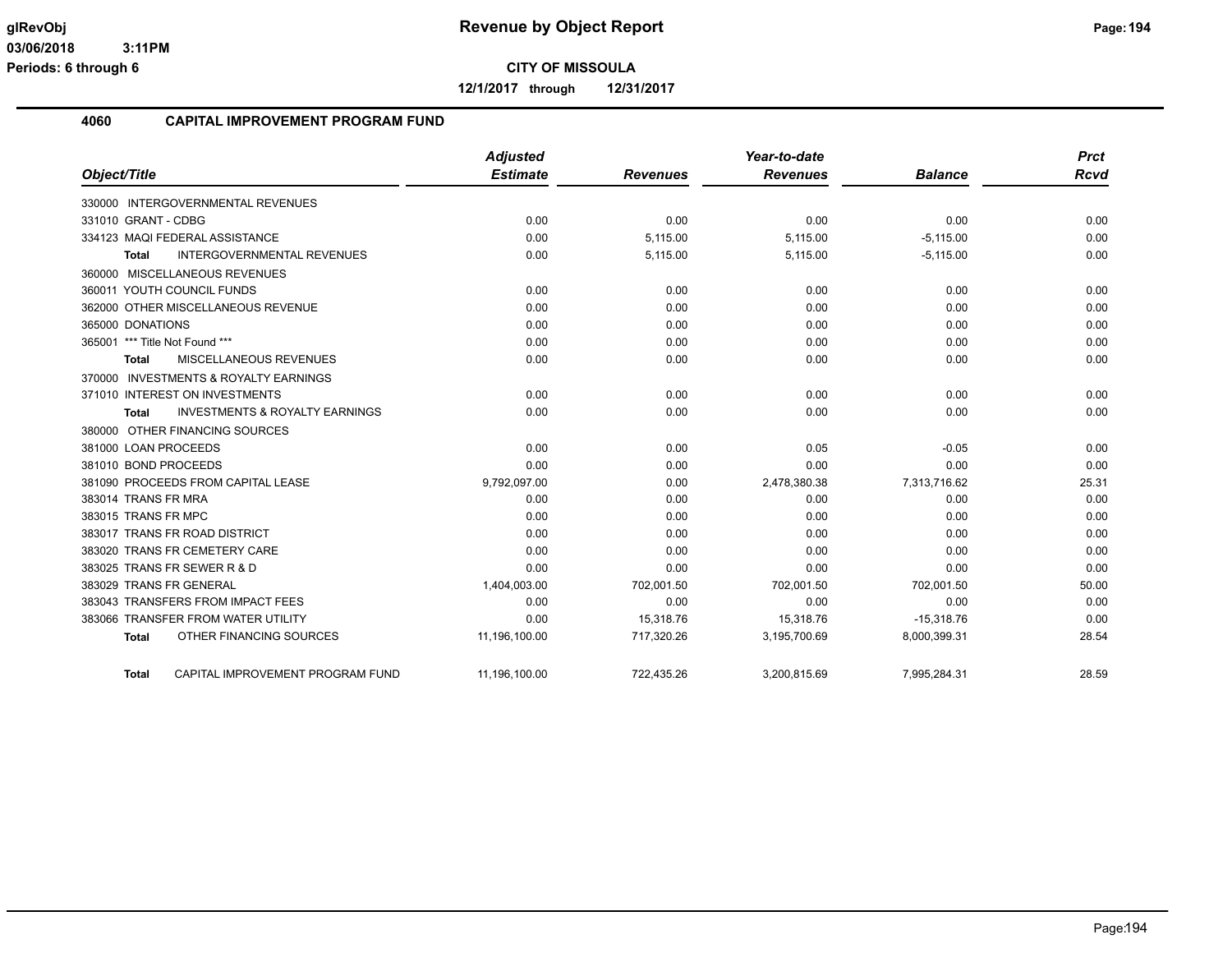# Revenue by Object Report

**CITY OF MISSOULA**

**12/1/2017 through 12/31/2017**

glRevObj
03/06/2018 3:11PM
Periods: 6 through 6

## 4060 CAPITAL IMPROVEMENT PROGRAM FUND

| Object/Title | Adjusted Estimate | Revenues | Year-to-date Revenues | Balance | Prct Rcvd |
|---|---|---|---|---|---|
| 330000 INTERGOVERNMENTAL REVENUES | | | | | |
| 331010 GRANT - CDBG | 0.00 | 0.00 | 0.00 | 0.00 | 0.00 |
| 334123 MAQI FEDERAL ASSISTANCE | 0.00 | 5,115.00 | 5,115.00 | -5,115.00 | 0.00 |
| **Total** INTERGOVERNMENTAL REVENUES | 0.00 | 5,115.00 | 5,115.00 | -5,115.00 | 0.00 |
| 360000 MISCELLANEOUS REVENUES | | | | | |
| 360011 YOUTH COUNCIL FUNDS | 0.00 | 0.00 | 0.00 | 0.00 | 0.00 |
| 362000 OTHER MISCELLANEOUS REVENUE | 0.00 | 0.00 | 0.00 | 0.00 | 0.00 |
| 365000 DONATIONS | 0.00 | 0.00 | 0.00 | 0.00 | 0.00 |
| 365001 *** Title Not Found *** | 0.00 | 0.00 | 0.00 | 0.00 | 0.00 |
| **Total** MISCELLANEOUS REVENUES | 0.00 | 0.00 | 0.00 | 0.00 | 0.00 |
| 370000 INVESTMENTS & ROYALTY EARNINGS | | | | | |
| 371010 INTEREST ON INVESTMENTS | 0.00 | 0.00 | 0.00 | 0.00 | 0.00 |
| **Total** INVESTMENTS & ROYALTY EARNINGS | 0.00 | 0.00 | 0.00 | 0.00 | 0.00 |
| 380000 OTHER FINANCING SOURCES | | | | | |
| 381000 LOAN PROCEEDS | 0.00 | 0.00 | 0.05 | -0.05 | 0.00 |
| 381010 BOND PROCEEDS | 0.00 | 0.00 | 0.00 | 0.00 | 0.00 |
| 381090 PROCEEDS FROM CAPITAL LEASE | 9,792,097.00 | 0.00 | 2,478,380.38 | 7,313,716.62 | 25.31 |
| 383014 TRANS FR MRA | 0.00 | 0.00 | 0.00 | 0.00 | 0.00 |
| 383015 TRANS FR MPC | 0.00 | 0.00 | 0.00 | 0.00 | 0.00 |
| 383017 TRANS FR ROAD DISTRICT | 0.00 | 0.00 | 0.00 | 0.00 | 0.00 |
| 383020 TRANS FR CEMETERY CARE | 0.00 | 0.00 | 0.00 | 0.00 | 0.00 |
| 383025 TRANS FR SEWER R & D | 0.00 | 0.00 | 0.00 | 0.00 | 0.00 |
| 383029 TRANS FR GENERAL | 1,404,003.00 | 702,001.50 | 702,001.50 | 702,001.50 | 50.00 |
| 383043 TRANSFERS FROM IMPACT FEES | 0.00 | 0.00 | 0.00 | 0.00 | 0.00 |
| 383066 TRANSFER FROM WATER UTILITY | 0.00 | 15,318.76 | 15,318.76 | -15,318.76 | 0.00 |
| **Total** OTHER FINANCING SOURCES | 11,196,100.00 | 717,320.26 | 3,195,700.69 | 8,000,399.31 | 28.54 |
| **Total** CAPITAL IMPROVEMENT PROGRAM FUND | 11,196,100.00 | 722,435.26 | 3,200,815.69 | 7,995,284.31 | 28.59 |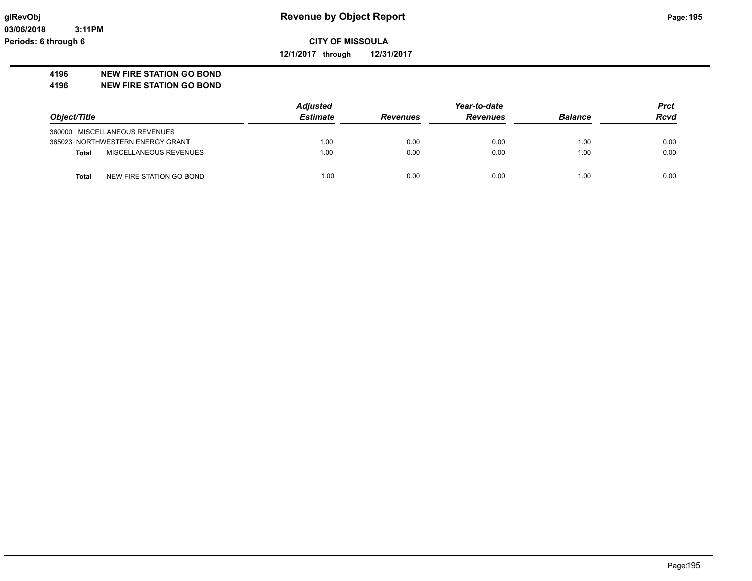# Revenue by Object Report

glRevObj
03/06/2018 3:11PM
Periods: 6 through 6

**CITY OF MISSOULA**

**12/1/2017 through 12/31/2017**

**4196 NEW FIRE STATION GO BOND**
**4196 NEW FIRE STATION GO BOND**

| Object/Title | | Adjusted Estimate | Revenues | Year-to-date Revenues | Balance | Prct Rcvd |
|---|---|---|---|---|---|---|
| 360000 MISCELLANEOUS REVENUES | | | | | | |
| 365023 NORTHWESTERN ENERGY GRANT | | 1.00 | 0.00 | 0.00 | 1.00 | 0.00 |
| **Total** | MISCELLANEOUS REVENUES | 1.00 | 0.00 | 0.00 | 1.00 | 0.00 |
| **Total** | NEW FIRE STATION GO BOND | 1.00 | 0.00 | 0.00 | 1.00 | 0.00 |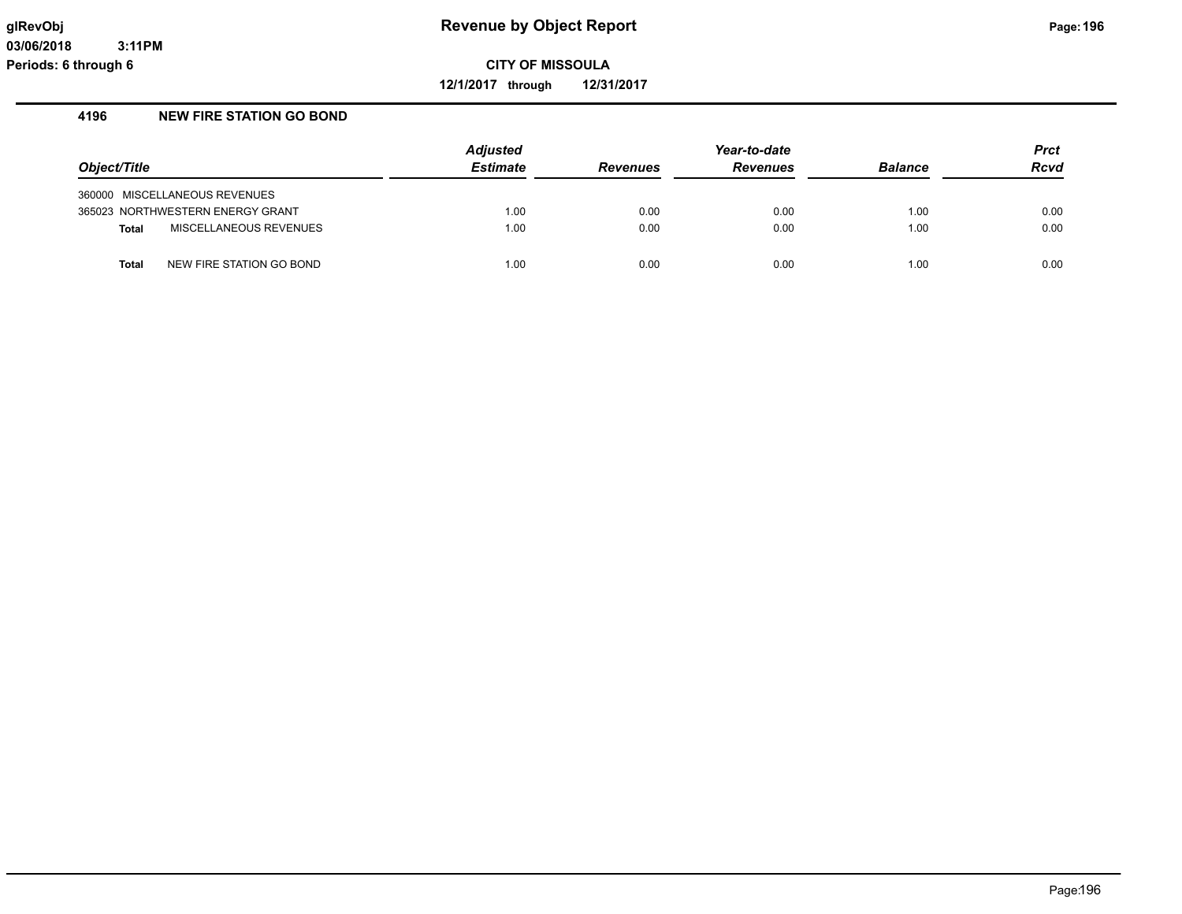# Revenue by Object Report

**CITY OF MISSOULA**

**12/1/2017 through 12/31/2017**

glRevObj
03/06/2018 3:11PM
Periods: 6 through 6

## 4196 NEW FIRE STATION GO BOND

| Object/Title | | Adjusted Estimate | Revenues | Year-to-date Revenues | Balance | Prct Rcvd |
|---|---|---|---|---|---|---|
| 360000 | MISCELLANEOUS REVENUES | | | | | |
| 365023 | NORTHWESTERN ENERGY GRANT | 1.00 | 0.00 | 0.00 | 1.00 | 0.00 |
| **Total** | MISCELLANEOUS REVENUES | 1.00 | 0.00 | 0.00 | 1.00 | 0.00 |
| **Total** | NEW FIRE STATION GO BOND | 1.00 | 0.00 | 0.00 | 1.00 | 0.00 |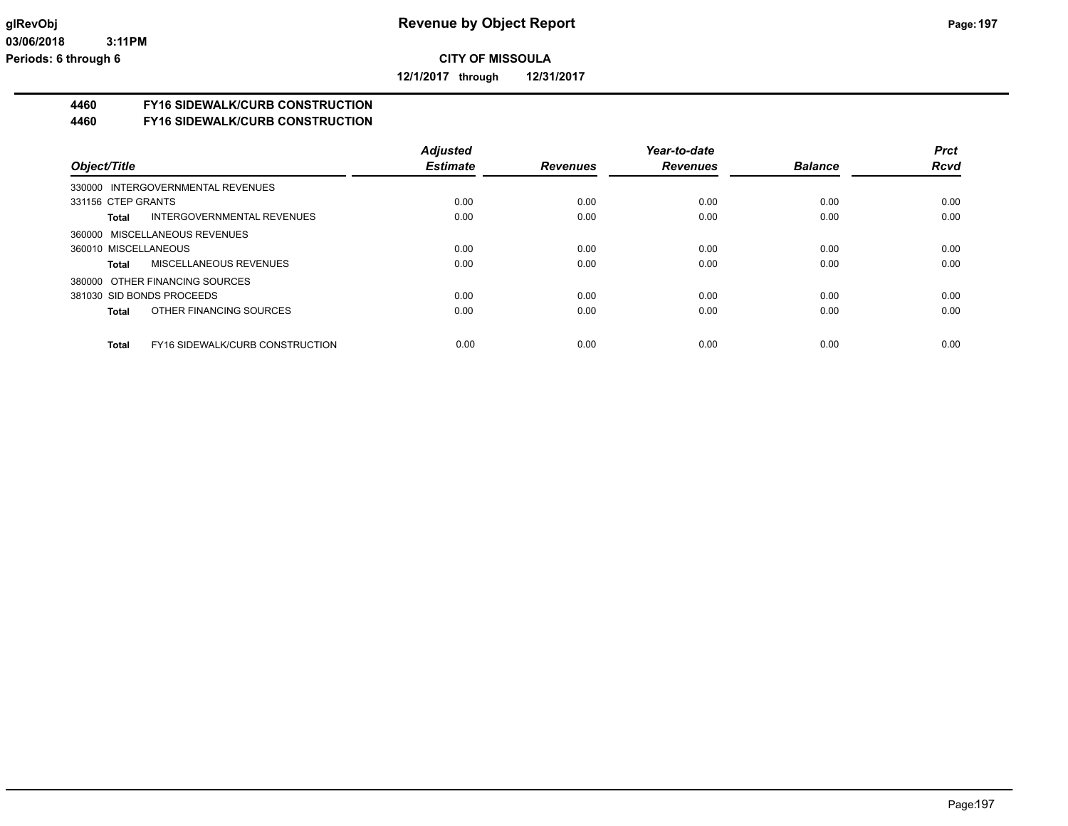**CITY OF MISSOULA**

**12/1/2017 through 12/31/2017**

## 4460 FY16 SIDEWALK/CURB CONSTRUCTION

## 4460 FY16 SIDEWALK/CURB CONSTRUCTION

| Object/Title | Adjusted Estimate | Revenues | Year-to-date Revenues | Balance | Prct Rcvd |
|---|---|---|---|---|---|
| 330000 INTERGOVERNMENTAL REVENUES | | | | | |
| 331156 CTEP GRANTS | 0.00 | 0.00 | 0.00 | 0.00 | 0.00 |
| **Total** INTERGOVERNMENTAL REVENUES | 0.00 | 0.00 | 0.00 | 0.00 | 0.00 |
| 360000 MISCELLANEOUS REVENUES | | | | | |
| 360010 MISCELLANEOUS | 0.00 | 0.00 | 0.00 | 0.00 | 0.00 |
| **Total** MISCELLANEOUS REVENUES | 0.00 | 0.00 | 0.00 | 0.00 | 0.00 |
| 380000 OTHER FINANCING SOURCES | | | | | |
| 381030 SID BONDS PROCEEDS | 0.00 | 0.00 | 0.00 | 0.00 | 0.00 |
| **Total** OTHER FINANCING SOURCES | 0.00 | 0.00 | 0.00 | 0.00 | 0.00 |
| **Total** FY16 SIDEWALK/CURB CONSTRUCTION | 0.00 | 0.00 | 0.00 | 0.00 | 0.00 |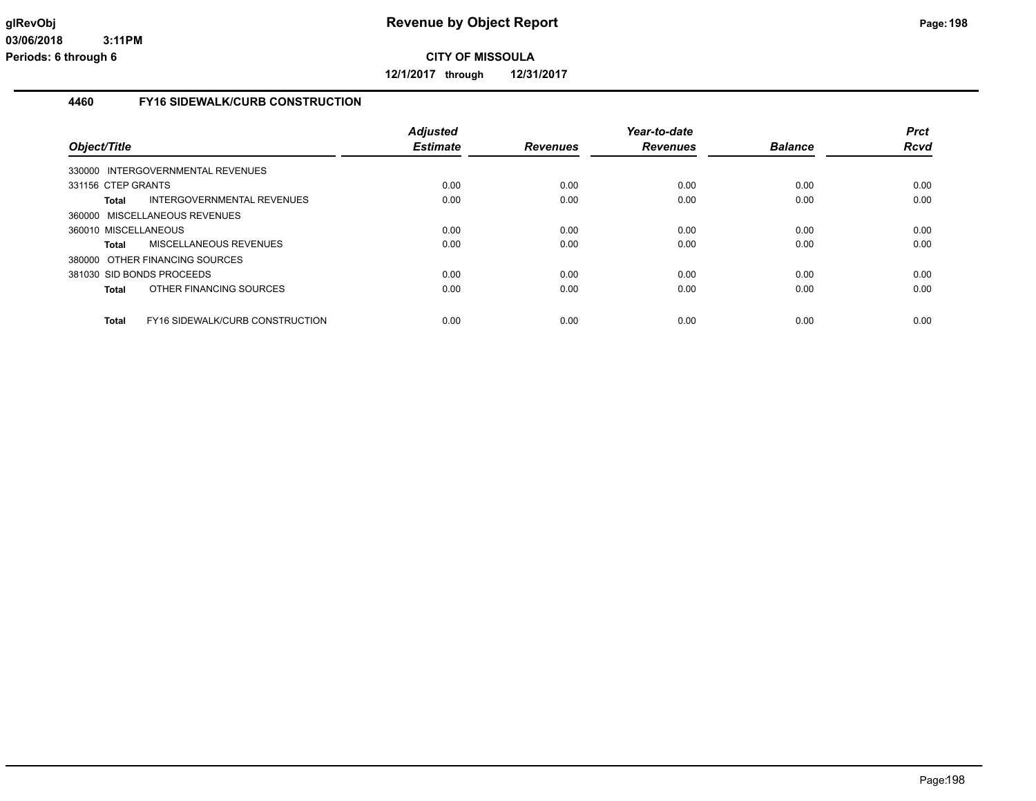**glRevObj**
**03/06/2018 3:11PM**
**Periods: 6 through 6**

# Revenue by Object Report

**CITY OF MISSOULA**

**12/1/2017 through 12/31/2017**

## 4460 FY16 SIDEWALK/CURB CONSTRUCTION

| Object/Title | Adjusted Estimate | Revenues | Year-to-date Revenues | Balance | Prct Rcvd |
|---|---|---|---|---|---|
| 330000 INTERGOVERNMENTAL REVENUES | | | | | |
| 331156 CTEP GRANTS | 0.00 | 0.00 | 0.00 | 0.00 | 0.00 |
| **Total** INTERGOVERNMENTAL REVENUES | 0.00 | 0.00 | 0.00 | 0.00 | 0.00 |
| 360000 MISCELLANEOUS REVENUES | | | | | |
| 360010 MISCELLANEOUS | 0.00 | 0.00 | 0.00 | 0.00 | 0.00 |
| **Total** MISCELLANEOUS REVENUES | 0.00 | 0.00 | 0.00 | 0.00 | 0.00 |
| 380000 OTHER FINANCING SOURCES | | | | | |
| 381030 SID BONDS PROCEEDS | 0.00 | 0.00 | 0.00 | 0.00 | 0.00 |
| **Total** OTHER FINANCING SOURCES | 0.00 | 0.00 | 0.00 | 0.00 | 0.00 |
| **Total** FY16 SIDEWALK/CURB CONSTRUCTION | 0.00 | 0.00 | 0.00 | 0.00 | 0.00 |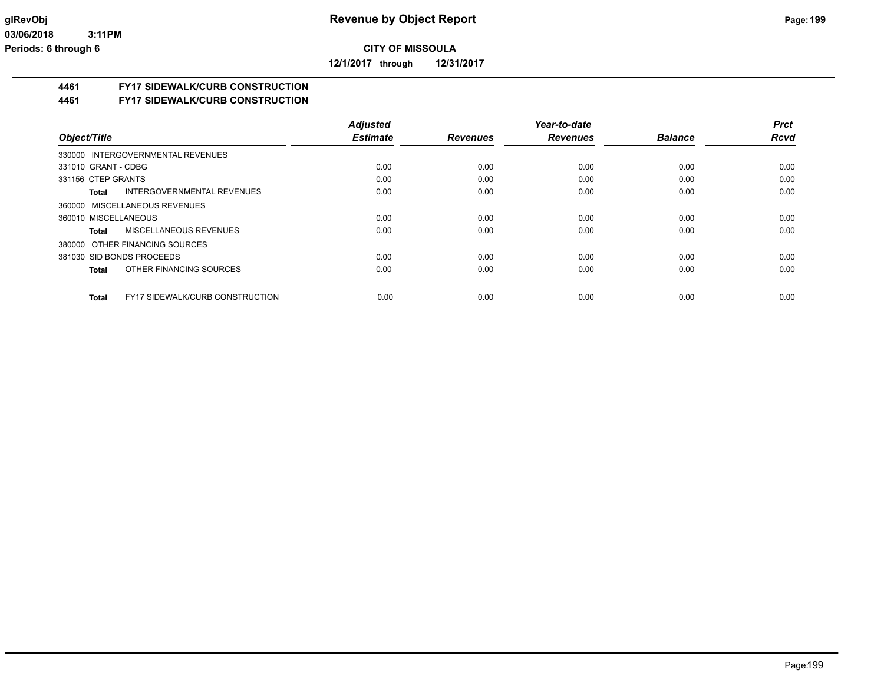**CITY OF MISSOULA**

**12/1/2017 through 12/31/2017**

## 4461 FY17 SIDEWALK/CURB CONSTRUCTION
## 4461 FY17 SIDEWALK/CURB CONSTRUCTION

| Object/Title | Adjusted Estimate | Revenues | Year-to-date Revenues | Balance | Prct Rcvd |
|---|---|---|---|---|---|
| 330000 INTERGOVERNMENTAL REVENUES | | | | | |
| 331010 GRANT - CDBG | 0.00 | 0.00 | 0.00 | 0.00 | 0.00 |
| 331156 CTEP GRANTS | 0.00 | 0.00 | 0.00 | 0.00 | 0.00 |
| **Total** INTERGOVERNMENTAL REVENUES | 0.00 | 0.00 | 0.00 | 0.00 | 0.00 |
| 360000 MISCELLANEOUS REVENUES | | | | | |
| 360010 MISCELLANEOUS | 0.00 | 0.00 | 0.00 | 0.00 | 0.00 |
| **Total** MISCELLANEOUS REVENUES | 0.00 | 0.00 | 0.00 | 0.00 | 0.00 |
| 380000 OTHER FINANCING SOURCES | | | | | |
| 381030 SID BONDS PROCEEDS | 0.00 | 0.00 | 0.00 | 0.00 | 0.00 |
| **Total** OTHER FINANCING SOURCES | 0.00 | 0.00 | 0.00 | 0.00 | 0.00 |
| **Total** FY17 SIDEWALK/CURB CONSTRUCTION | 0.00 | 0.00 | 0.00 | 0.00 | 0.00 |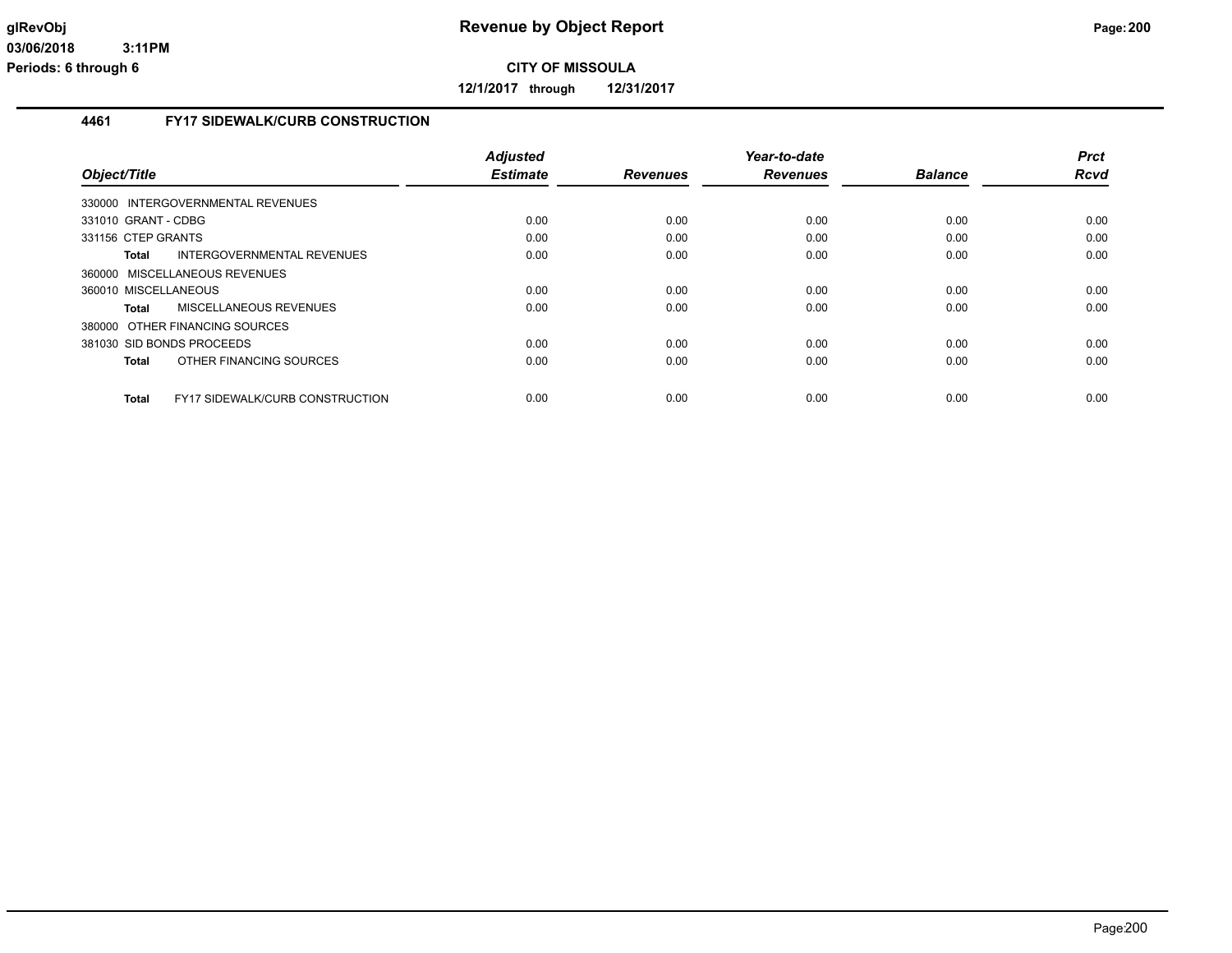**glRevObj** **Revenue by Object Report**

**03/06/2018 3:11PM**

**Periods: 6 through 6**

**CITY OF MISSOULA**

**12/1/2017 through 12/31/2017**

### 4461 FY17 SIDEWALK/CURB CONSTRUCTION

| Object/Title | Adjusted Estimate | Revenues | Year-to-date Revenues | Balance | Prct Rcvd |
|---|---|---|---|---|---|
| 330000 INTERGOVERNMENTAL REVENUES | | | | | |
| 331010 GRANT - CDBG | 0.00 | 0.00 | 0.00 | 0.00 | 0.00 |
| 331156 CTEP GRANTS | 0.00 | 0.00 | 0.00 | 0.00 | 0.00 |
| **Total** INTERGOVERNMENTAL REVENUES | 0.00 | 0.00 | 0.00 | 0.00 | 0.00 |
| 360000 MISCELLANEOUS REVENUES | | | | | |
| 360010 MISCELLANEOUS | 0.00 | 0.00 | 0.00 | 0.00 | 0.00 |
| **Total** MISCELLANEOUS REVENUES | 0.00 | 0.00 | 0.00 | 0.00 | 0.00 |
| 380000 OTHER FINANCING SOURCES | | | | | |
| 381030 SID BONDS PROCEEDS | 0.00 | 0.00 | 0.00 | 0.00 | 0.00 |
| **Total** OTHER FINANCING SOURCES | 0.00 | 0.00 | 0.00 | 0.00 | 0.00 |
| **Total** FY17 SIDEWALK/CURB CONSTRUCTION | 0.00 | 0.00 | 0.00 | 0.00 | 0.00 |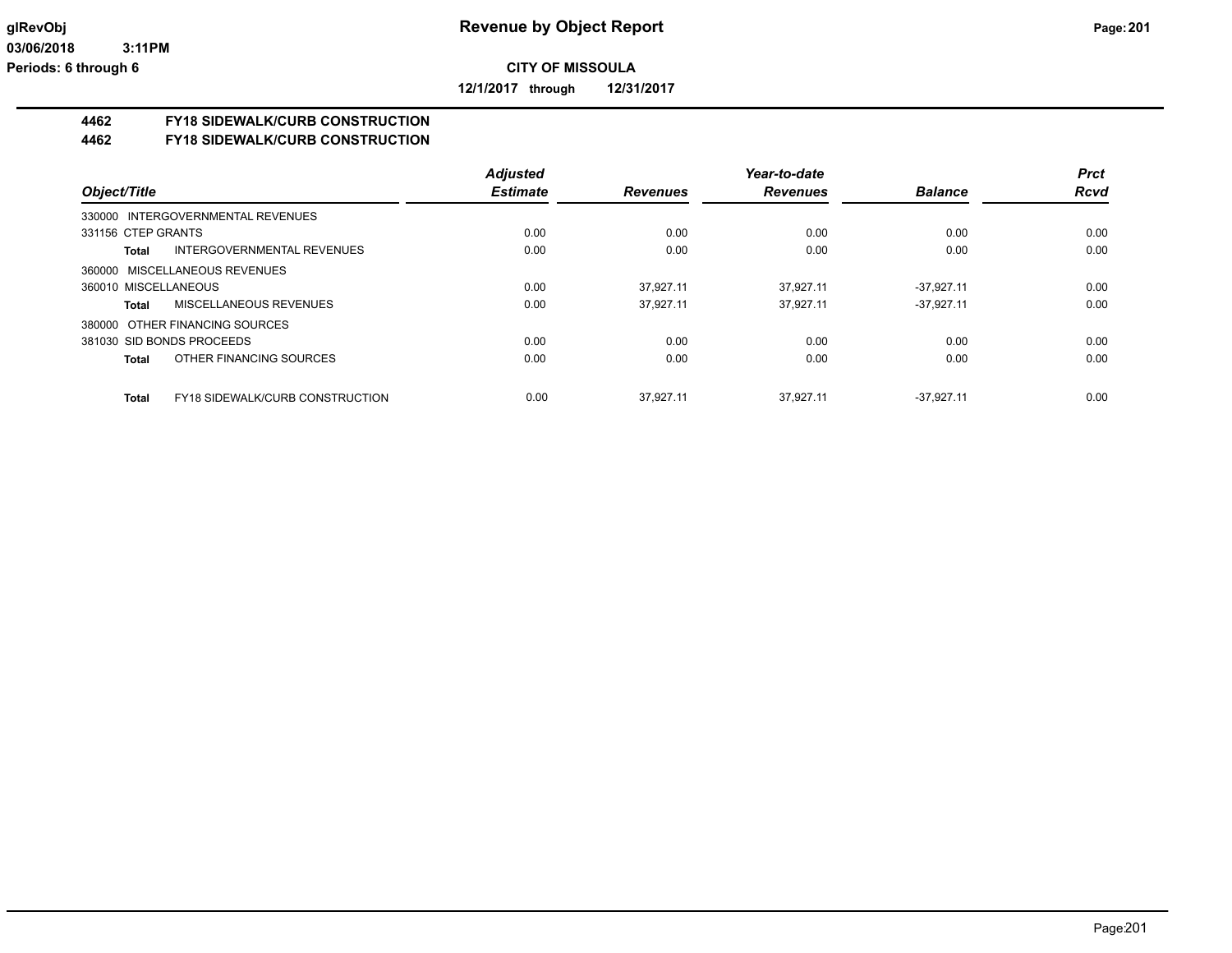**CITY OF MISSOULA**

**12/1/2017 through 12/31/2017**

**Revenue by Object Report**

glRevObj
03/06/2018 3:11PM
Periods: 6 through 6

## 4462 FY18 SIDEWALK/CURB CONSTRUCTION
## 4462 FY18 SIDEWALK/CURB CONSTRUCTION

| Object/Title | Adjusted Estimate | Revenues | Year-to-date Revenues | Balance | Prct Rcvd |
|---|---|---|---|---|---|
| 330000 INTERGOVERNMENTAL REVENUES | | | | | |
| 331156 CTEP GRANTS | 0.00 | 0.00 | 0.00 | 0.00 | 0.00 |
| **Total** INTERGOVERNMENTAL REVENUES | 0.00 | 0.00 | 0.00 | 0.00 | 0.00 |
| 360000 MISCELLANEOUS REVENUES | | | | | |
| 360010 MISCELLANEOUS | 0.00 | 37,927.11 | 37,927.11 | -37,927.11 | 0.00 |
| **Total** MISCELLANEOUS REVENUES | 0.00 | 37,927.11 | 37,927.11 | -37,927.11 | 0.00 |
| 380000 OTHER FINANCING SOURCES | | | | | |
| 381030 SID BONDS PROCEEDS | 0.00 | 0.00 | 0.00 | 0.00 | 0.00 |
| **Total** OTHER FINANCING SOURCES | 0.00 | 0.00 | 0.00 | 0.00 | 0.00 |
| **Total** FY18 SIDEWALK/CURB CONSTRUCTION | 0.00 | 37,927.11 | 37,927.11 | -37,927.11 | 0.00 |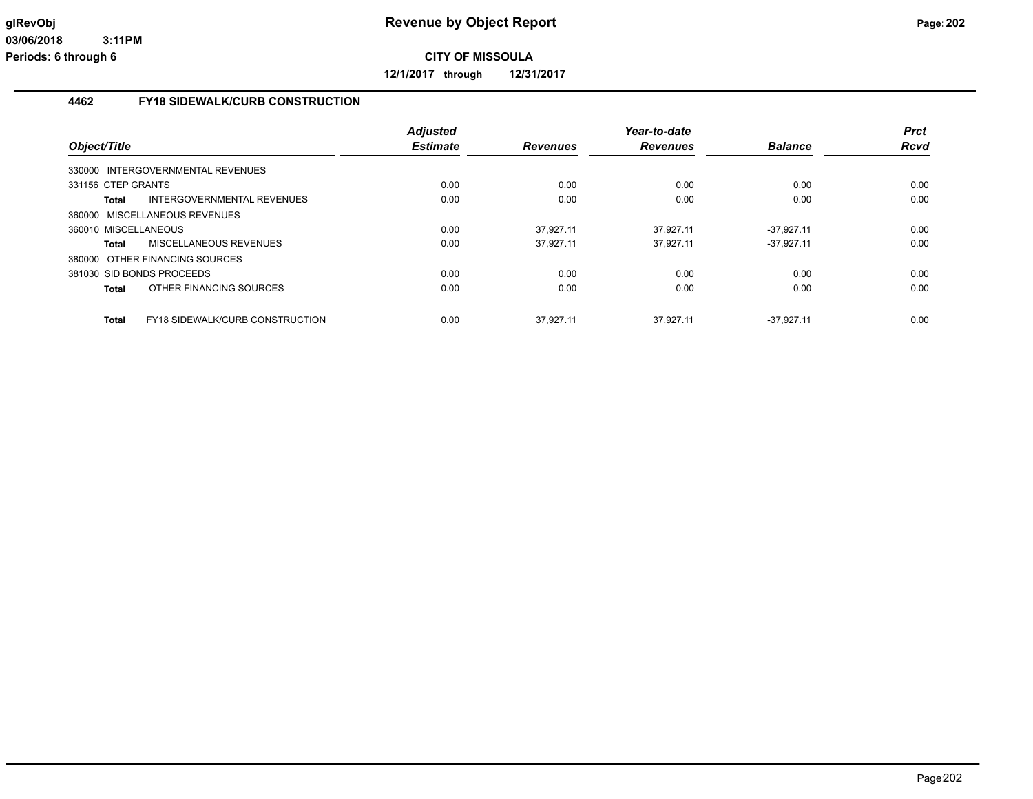**CITY OF MISSOULA**

**12/1/2017 through 12/31/2017**

## 4462 FY18 SIDEWALK/CURB CONSTRUCTION

| Object/Title | | Adjusted Estimate | Revenues | Year-to-date Revenues | Balance | Prct Rcvd |
|---|---|---|---|---|---|---|
| 330000 INTERGOVERNMENTAL REVENUES | | | | | | |
| 331156 CTEP GRANTS | | 0.00 | 0.00 | 0.00 | 0.00 | 0.00 |
| **Total** | INTERGOVERNMENTAL REVENUES | 0.00 | 0.00 | 0.00 | 0.00 | 0.00 |
| 360000 MISCELLANEOUS REVENUES | | | | | | |
| 360010 MISCELLANEOUS | | 0.00 | 37,927.11 | 37,927.11 | -37,927.11 | 0.00 |
| **Total** | MISCELLANEOUS REVENUES | 0.00 | 37,927.11 | 37,927.11 | -37,927.11 | 0.00 |
| 380000 OTHER FINANCING SOURCES | | | | | | |
| 381030 SID BONDS PROCEEDS | | 0.00 | 0.00 | 0.00 | 0.00 | 0.00 |
| **Total** | OTHER FINANCING SOURCES | 0.00 | 0.00 | 0.00 | 0.00 | 0.00 |
| **Total** | FY18 SIDEWALK/CURB CONSTRUCTION | 0.00 | 37,927.11 | 37,927.11 | -37,927.11 | 0.00 |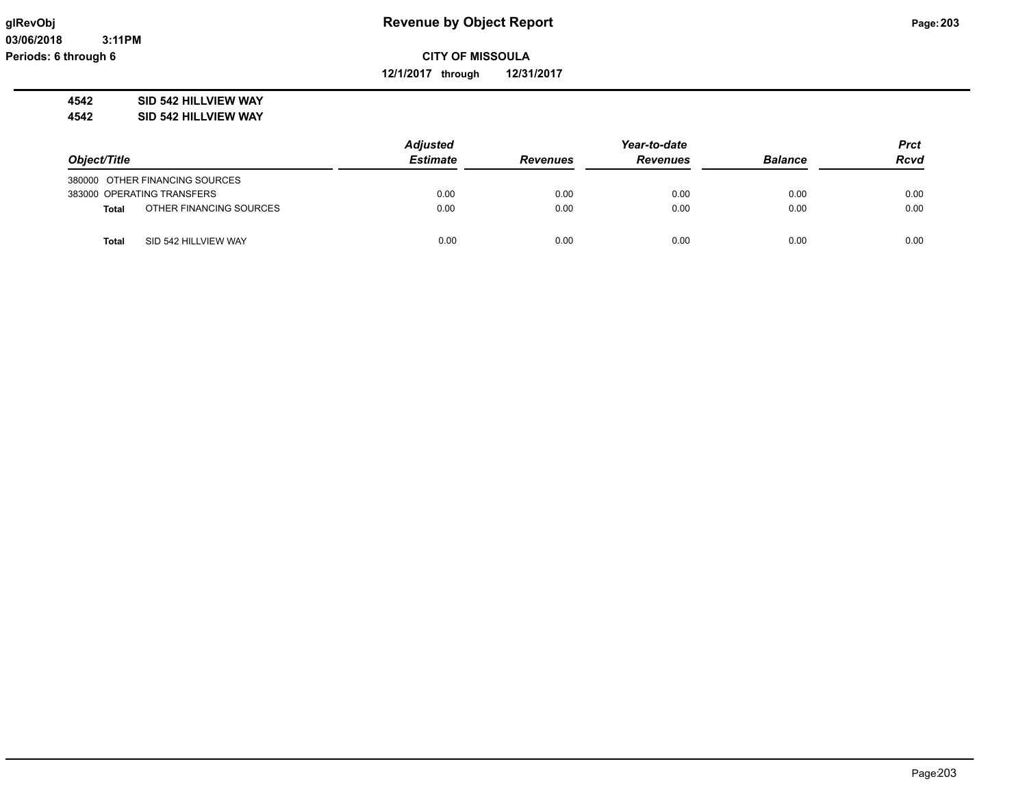# Revenue by Object Report

glRevObj
03/06/2018 3:11PM
Periods: 6 through 6

**CITY OF MISSOULA**

**12/1/2017 through 12/31/2017**

**4542 SID 542 HILLVIEW WAY**
**4542 SID 542 HILLVIEW WAY**

| Object/Title | | Adjusted Estimate | Revenues | Year-to-date Revenues | Balance | Prct Rcvd |
|---|---|---|---|---|---|---|
| 380000 OTHER FINANCING SOURCES | | | | | | |
| 383000 OPERATING TRANSFERS | | 0.00 | 0.00 | 0.00 | 0.00 | 0.00 |
| **Total** | OTHER FINANCING SOURCES | 0.00 | 0.00 | 0.00 | 0.00 | 0.00 |
| **Total** | SID 542 HILLVIEW WAY | 0.00 | 0.00 | 0.00 | 0.00 | 0.00 |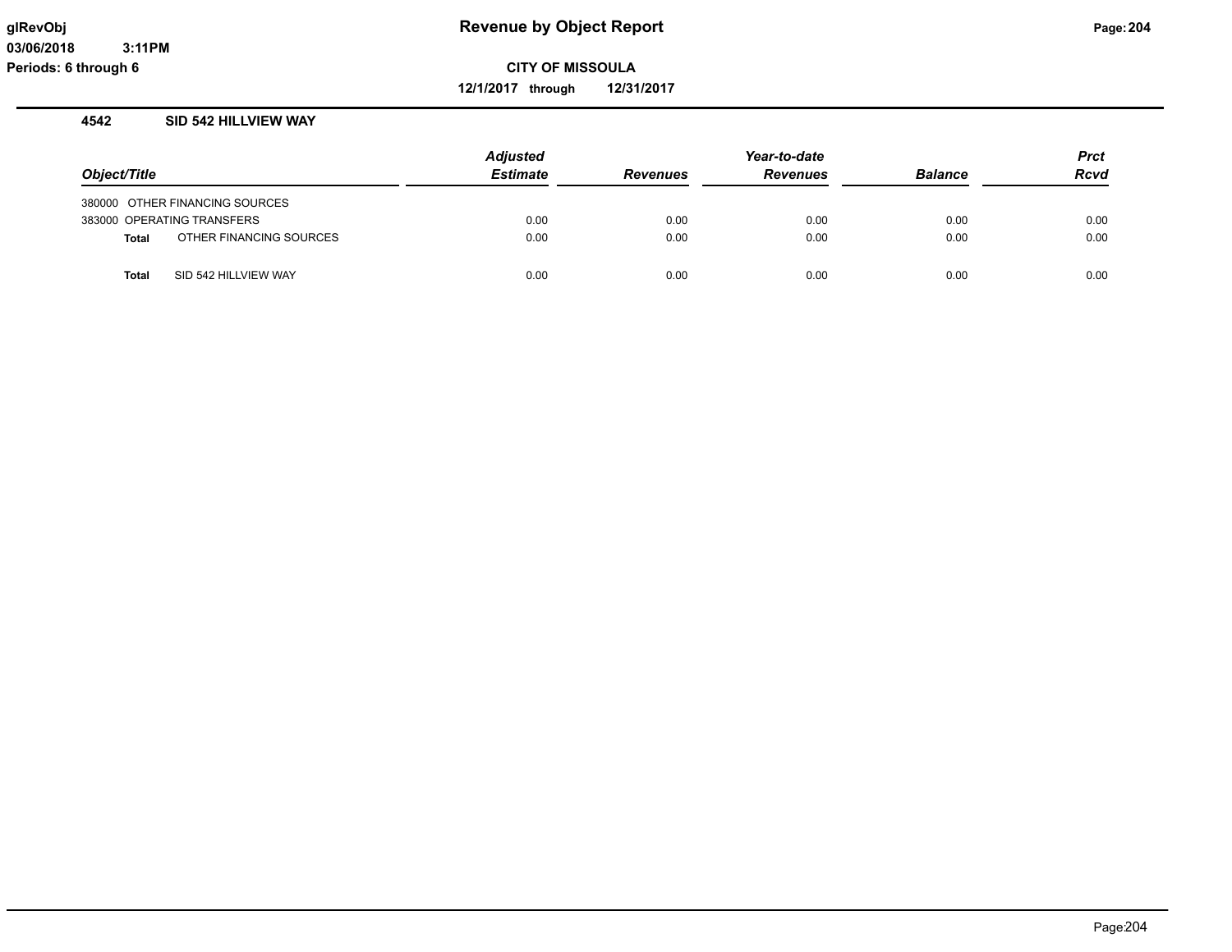# Revenue by Object Report

glRevObj
03/06/2018 3:11PM
Periods: 6 through 6

**CITY OF MISSOULA**

**12/1/2017 through 12/31/2017**

## 4542 SID 542 HILLVIEW WAY

| Object/Title | Adjusted Estimate | Revenues | Year-to-date Revenues | Balance | Prct Rcvd |
|---|---|---|---|---|---|
| 380000 OTHER FINANCING SOURCES | | | | | |
| 383000 OPERATING TRANSFERS | 0.00 | 0.00 | 0.00 | 0.00 | 0.00 |
| **Total** OTHER FINANCING SOURCES | 0.00 | 0.00 | 0.00 | 0.00 | 0.00 |
| **Total** SID 542 HILLVIEW WAY | 0.00 | 0.00 | 0.00 | 0.00 | 0.00 |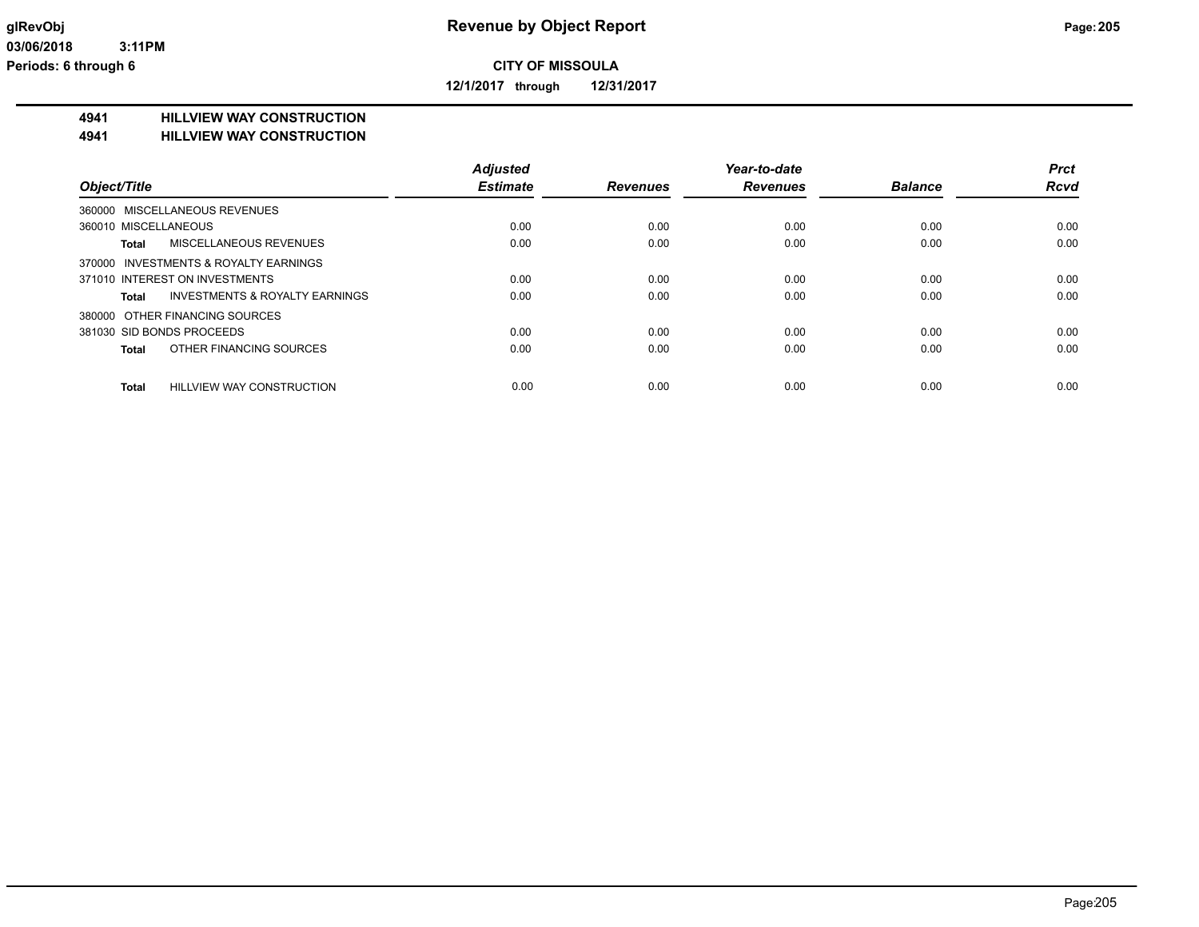# Revenue by Object Report

glRevObj
03/06/2018 3:11PM
Periods: 6 through 6

**CITY OF MISSOULA**

**12/1/2017 through 12/31/2017**

## 4941 HILLVIEW WAY CONSTRUCTION
## 4941 HILLVIEW WAY CONSTRUCTION

| Object/Title | Adjusted Estimate | Revenues | Year-to-date Revenues | Balance | Prct Rcvd |
|---|---|---|---|---|---|
| 360000 MISCELLANEOUS REVENUES | | | | | |
| 360010 MISCELLANEOUS | 0.00 | 0.00 | 0.00 | 0.00 | 0.00 |
| **Total** MISCELLANEOUS REVENUES | 0.00 | 0.00 | 0.00 | 0.00 | 0.00 |
| 370000 INVESTMENTS & ROYALTY EARNINGS | | | | | |
| 371010 INTEREST ON INVESTMENTS | 0.00 | 0.00 | 0.00 | 0.00 | 0.00 |
| **Total** INVESTMENTS & ROYALTY EARNINGS | 0.00 | 0.00 | 0.00 | 0.00 | 0.00 |
| 380000 OTHER FINANCING SOURCES | | | | | |
| 381030 SID BONDS PROCEEDS | 0.00 | 0.00 | 0.00 | 0.00 | 0.00 |
| **Total** OTHER FINANCING SOURCES | 0.00 | 0.00 | 0.00 | 0.00 | 0.00 |
| **Total** HILLVIEW WAY CONSTRUCTION | 0.00 | 0.00 | 0.00 | 0.00 | 0.00 |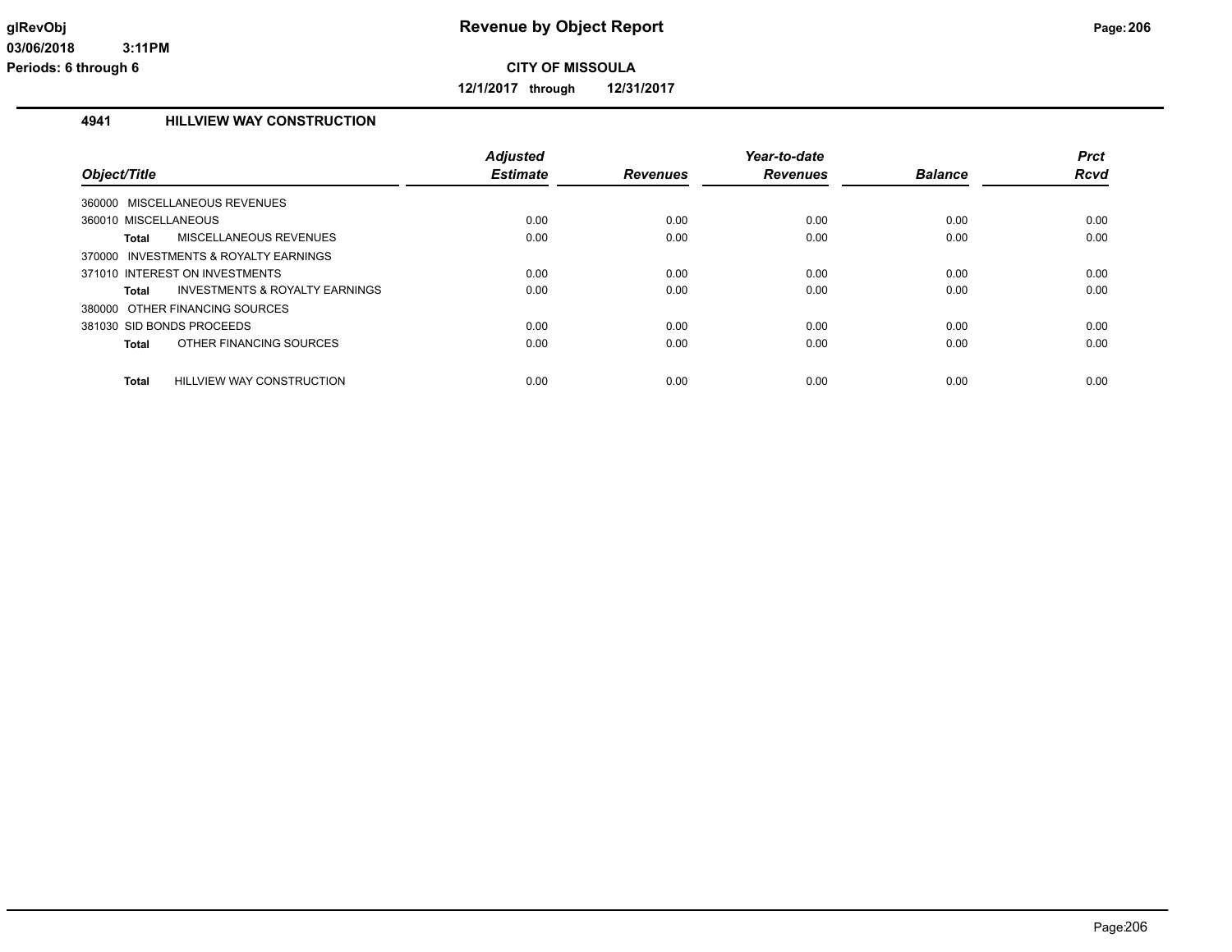# CITY OF MISSOULA

**12/1/2017 through 12/31/2017**

## 4941 HILLVIEW WAY CONSTRUCTION

| Object/Title | Adjusted Estimate | Revenues | Year-to-date Revenues | Balance | Prct Rcvd |
|---|---|---|---|---|---|
| 360000 MISCELLANEOUS REVENUES | | | | | |
| 360010 MISCELLANEOUS | 0.00 | 0.00 | 0.00 | 0.00 | 0.00 |
| **Total** MISCELLANEOUS REVENUES | 0.00 | 0.00 | 0.00 | 0.00 | 0.00 |
| 370000 INVESTMENTS & ROYALTY EARNINGS | | | | | |
| 371010 INTEREST ON INVESTMENTS | 0.00 | 0.00 | 0.00 | 0.00 | 0.00 |
| **Total** INVESTMENTS & ROYALTY EARNINGS | 0.00 | 0.00 | 0.00 | 0.00 | 0.00 |
| 380000 OTHER FINANCING SOURCES | | | | | |
| 381030 SID BONDS PROCEEDS | 0.00 | 0.00 | 0.00 | 0.00 | 0.00 |
| **Total** OTHER FINANCING SOURCES | 0.00 | 0.00 | 0.00 | 0.00 | 0.00 |
| **Total** HILLVIEW WAY CONSTRUCTION | 0.00 | 0.00 | 0.00 | 0.00 | 0.00 |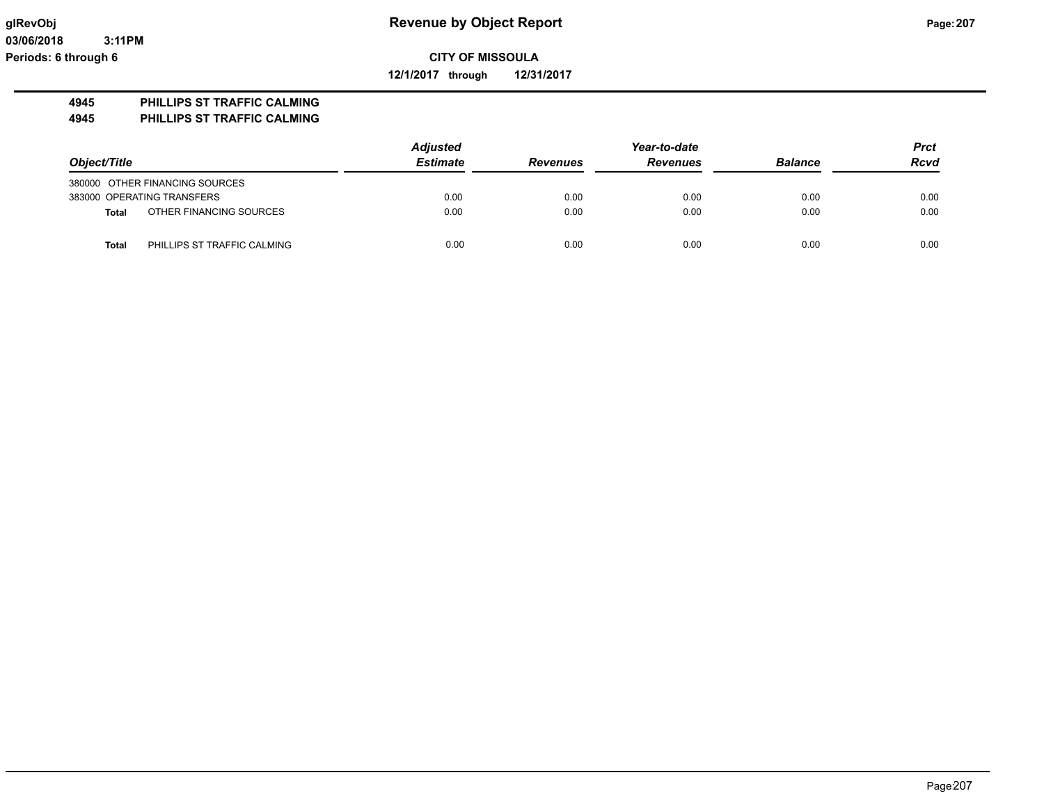# Revenue by Object Report

glRevObj
03/06/2018 3:11PM
Periods: 6 through 6

**CITY OF MISSOULA**

**12/1/2017 through 12/31/2017**

**4945 PHILLIPS ST TRAFFIC CALMING**
**4945 PHILLIPS ST TRAFFIC CALMING**

| Object/Title | | Adjusted Estimate | Revenues | Year-to-date Revenues | Balance | Prct Rcvd |
|---|---|---|---|---|---|---|
| 380000 OTHER FINANCING SOURCES | | | | | | |
| 383000 OPERATING TRANSFERS | | 0.00 | 0.00 | 0.00 | 0.00 | 0.00 |
| **Total** | OTHER FINANCING SOURCES | 0.00 | 0.00 | 0.00 | 0.00 | 0.00 |
| | | | | | | |
| **Total** | PHILLIPS ST TRAFFIC CALMING | 0.00 | 0.00 | 0.00 | 0.00 | 0.00 |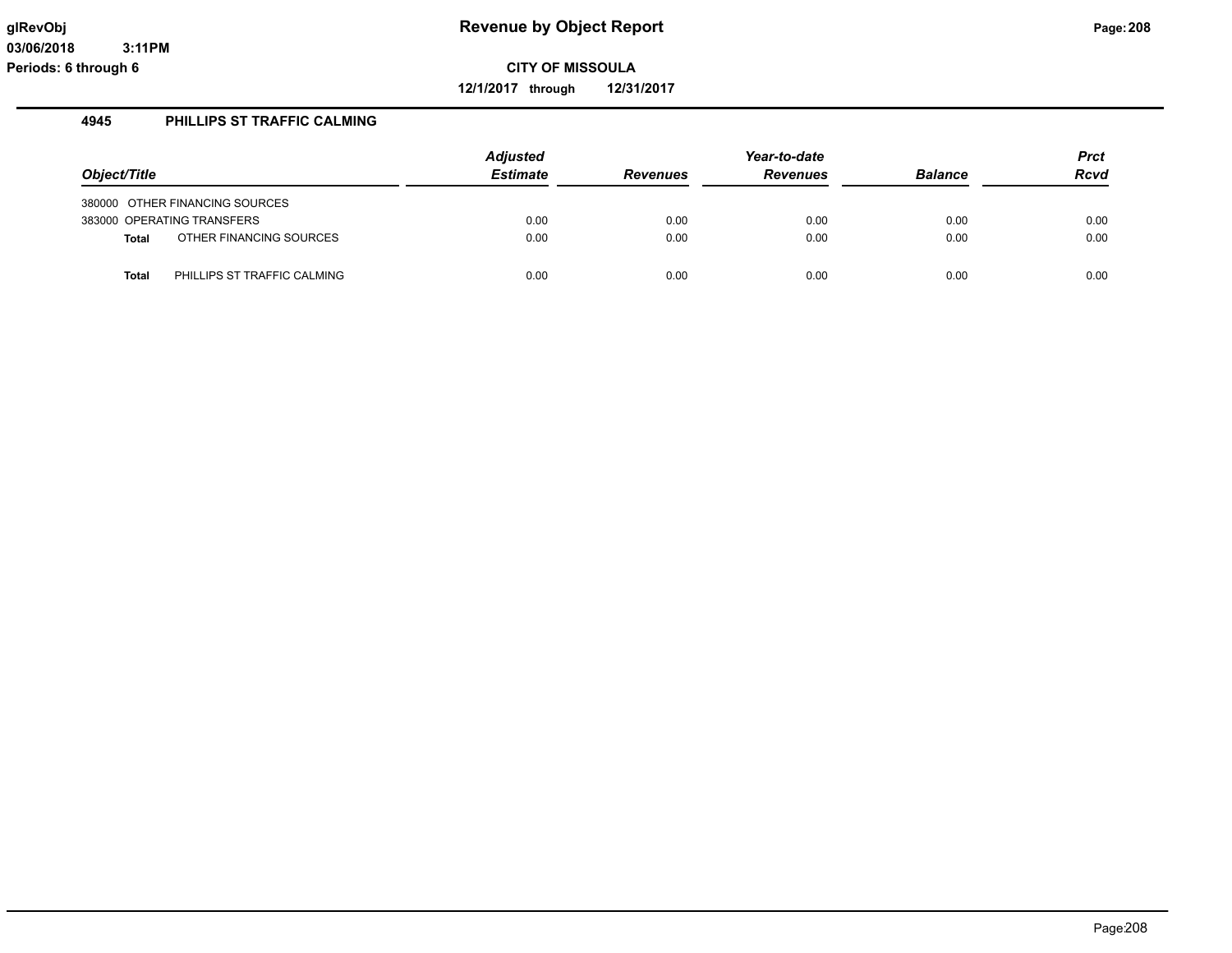**CITY OF MISSOULA**

**12/1/2017 through 12/31/2017**

### 4945 PHILLIPS ST TRAFFIC CALMING

| Object/Title | | Adjusted Estimate | Revenues | Year-to-date Revenues | Balance | Prct Rcvd |
|---|---|---|---|---|---|---|
| 380000 | OTHER FINANCING SOURCES | | | | | |
| 383000 | OPERATING TRANSFERS | 0.00 | 0.00 | 0.00 | 0.00 | 0.00 |
| **Total** | OTHER FINANCING SOURCES | 0.00 | 0.00 | 0.00 | 0.00 | 0.00 |
| **Total** | PHILLIPS ST TRAFFIC CALMING | 0.00 | 0.00 | 0.00 | 0.00 | 0.00 |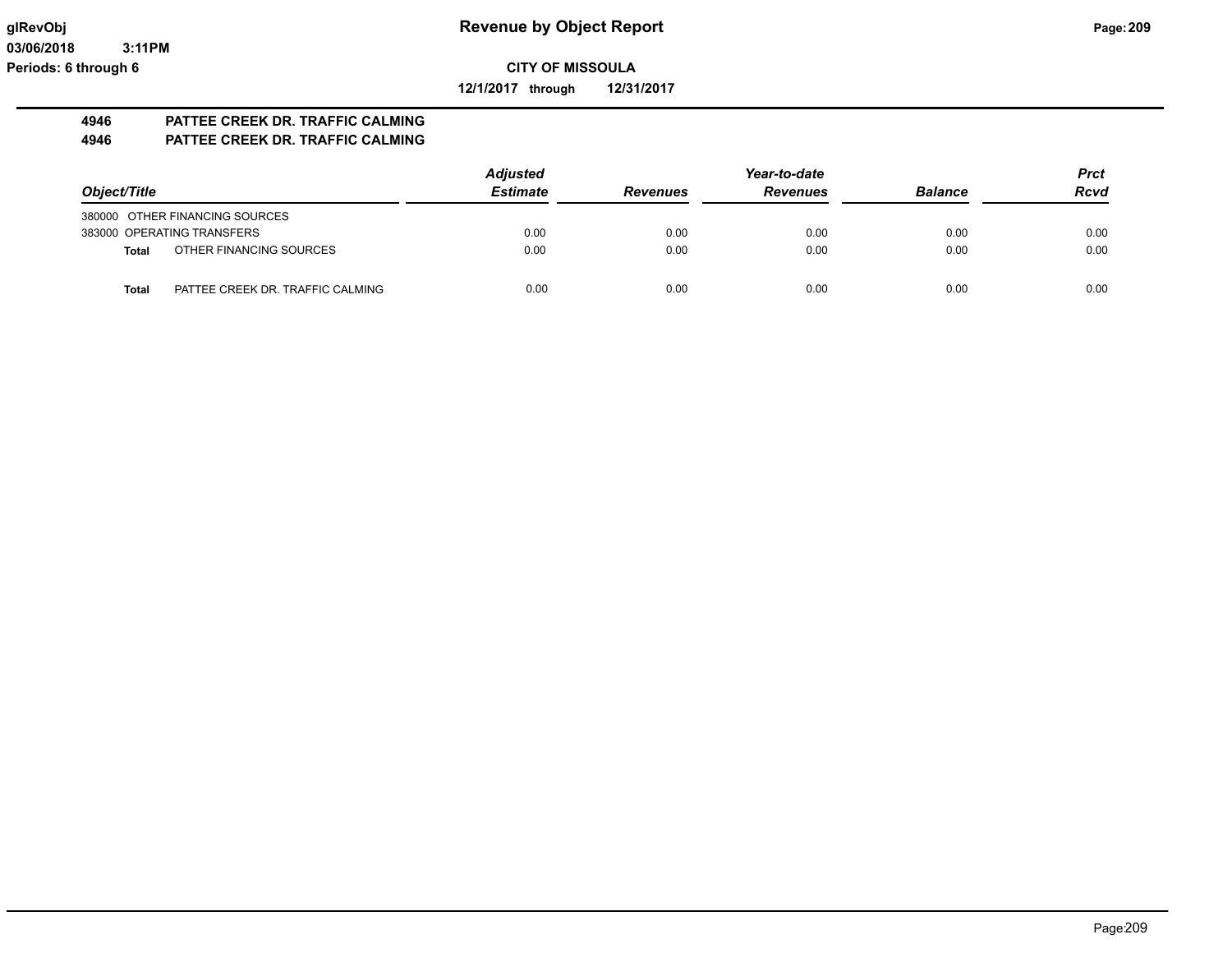**CITY OF MISSOULA**

**12/1/2017 through 12/31/2017**

## 4946 PATTEE CREEK DR. TRAFFIC CALMING
## 4946 PATTEE CREEK DR. TRAFFIC CALMING

| Object/Title | | Adjusted Estimate | Revenues | Year-to-date Revenues | Balance | Prct Rcvd |
|---|---|---|---|---|---|---|
| 380000 OTHER FINANCING SOURCES | | | | | | |
| 383000 OPERATING TRANSFERS | | 0.00 | 0.00 | 0.00 | 0.00 | 0.00 |
| **Total** | OTHER FINANCING SOURCES | 0.00 | 0.00 | 0.00 | 0.00 | 0.00 |
| **Total** | PATTEE CREEK DR. TRAFFIC CALMING | 0.00 | 0.00 | 0.00 | 0.00 | 0.00 |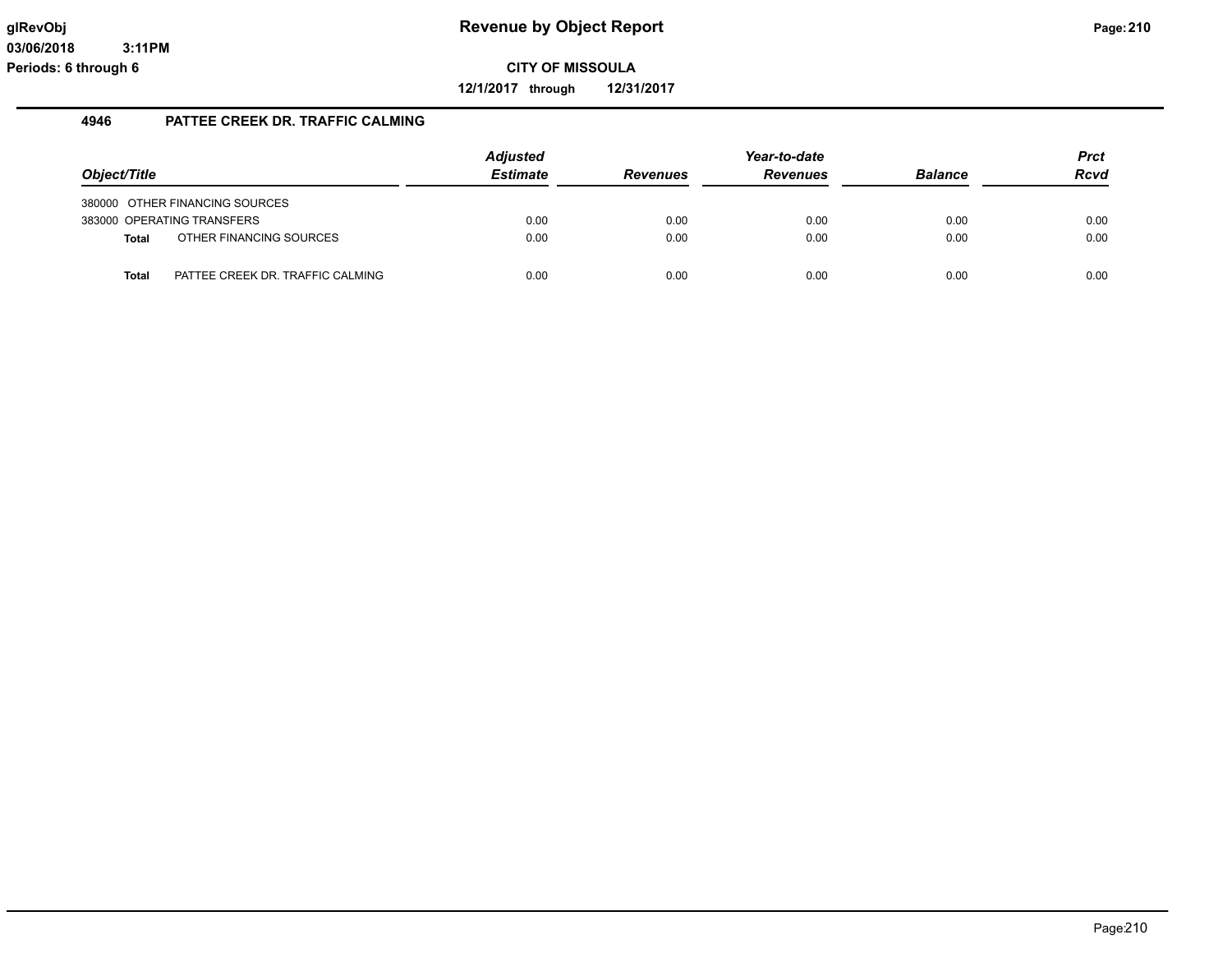## 4946 PATTEE CREEK DR. TRAFFIC CALMING

| Object/Title | | Adjusted Estimate | Revenues | Year-to-date Revenues | Balance | Prct Rcvd |
|---|---|---|---|---|---|---|
| 380000 | OTHER FINANCING SOURCES | | | | | |
| 383000 | OPERATING TRANSFERS | 0.00 | 0.00 | 0.00 | 0.00 | 0.00 |
| **Total** | OTHER FINANCING SOURCES | 0.00 | 0.00 | 0.00 | 0.00 | 0.00 |
| **Total** | PATTEE CREEK DR. TRAFFIC CALMING | 0.00 | 0.00 | 0.00 | 0.00 | 0.00 |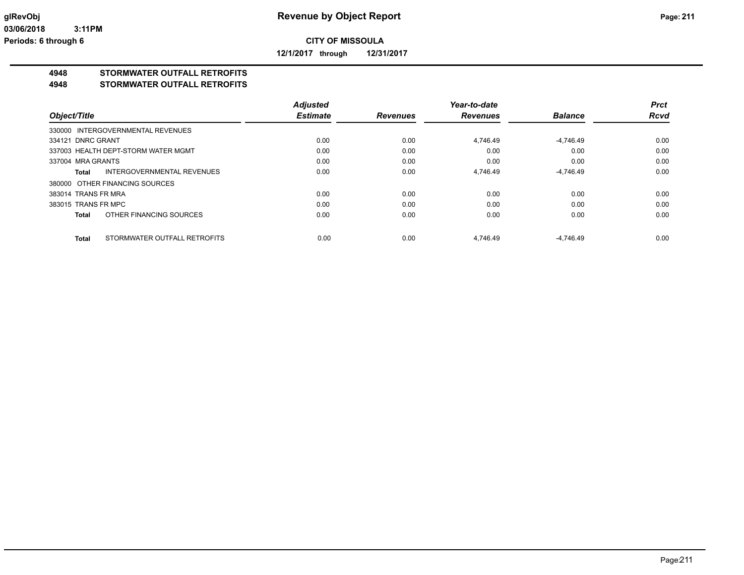# Revenue by Object Report

**CITY OF MISSOULA**

**12/1/2017 through 12/31/2017**

glRevObj
03/06/2018 3:11PM
Periods: 6 through 6

## 4948 STORMWATER OUTFALL RETROFITS
## 4948 STORMWATER OUTFALL RETROFITS

| Object/Title | Adjusted Estimate | Revenues | Year-to-date Revenues | Balance | Prct Rcvd |
|---|---|---|---|---|---|
| 330000 INTERGOVERNMENTAL REVENUES | | | | | |
| 334121 DNRC GRANT | 0.00 | 0.00 | 4,746.49 | -4,746.49 | 0.00 |
| 337003 HEALTH DEPT-STORM WATER MGMT | 0.00 | 0.00 | 0.00 | 0.00 | 0.00 |
| 337004 MRA GRANTS | 0.00 | 0.00 | 0.00 | 0.00 | 0.00 |
| **Total** INTERGOVERNMENTAL REVENUES | 0.00 | 0.00 | 4,746.49 | -4,746.49 | 0.00 |
| 380000 OTHER FINANCING SOURCES | | | | | |
| 383014 TRANS FR MRA | 0.00 | 0.00 | 0.00 | 0.00 | 0.00 |
| 383015 TRANS FR MPC | 0.00 | 0.00 | 0.00 | 0.00 | 0.00 |
| **Total** OTHER FINANCING SOURCES | 0.00 | 0.00 | 0.00 | 0.00 | 0.00 |
| **Total** STORMWATER OUTFALL RETROFITS | 0.00 | 0.00 | 4,746.49 | -4,746.49 | 0.00 |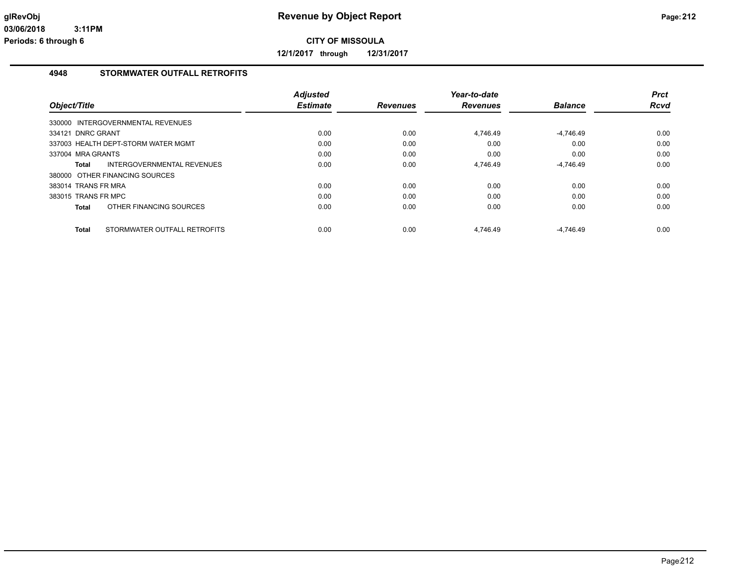# Revenue by Object Report

**CITY OF MISSOULA**

**12/1/2017 through 12/31/2017**

glRevObj
03/06/2018 3:11PM
Periods: 6 through 6

## 4948 STORMWATER OUTFALL RETROFITS

| Object/Title | Adjusted Estimate | Revenues | Year-to-date Revenues | Balance | Prct Rcvd |
|---|---|---|---|---|---|
| 330000 INTERGOVERNMENTAL REVENUES | | | | | |
| 334121 DNRC GRANT | 0.00 | 0.00 | 4,746.49 | -4,746.49 | 0.00 |
| 337003 HEALTH DEPT-STORM WATER MGMT | 0.00 | 0.00 | 0.00 | 0.00 | 0.00 |
| 337004 MRA GRANTS | 0.00 | 0.00 | 0.00 | 0.00 | 0.00 |
| **Total** INTERGOVERNMENTAL REVENUES | 0.00 | 0.00 | 4,746.49 | -4,746.49 | 0.00 |
| 380000 OTHER FINANCING SOURCES | | | | | |
| 383014 TRANS FR MRA | 0.00 | 0.00 | 0.00 | 0.00 | 0.00 |
| 383015 TRANS FR MPC | 0.00 | 0.00 | 0.00 | 0.00 | 0.00 |
| **Total** OTHER FINANCING SOURCES | 0.00 | 0.00 | 0.00 | 0.00 | 0.00 |
| **Total** STORMWATER OUTFALL RETROFITS | 0.00 | 0.00 | 4,746.49 | -4,746.49 | 0.00 |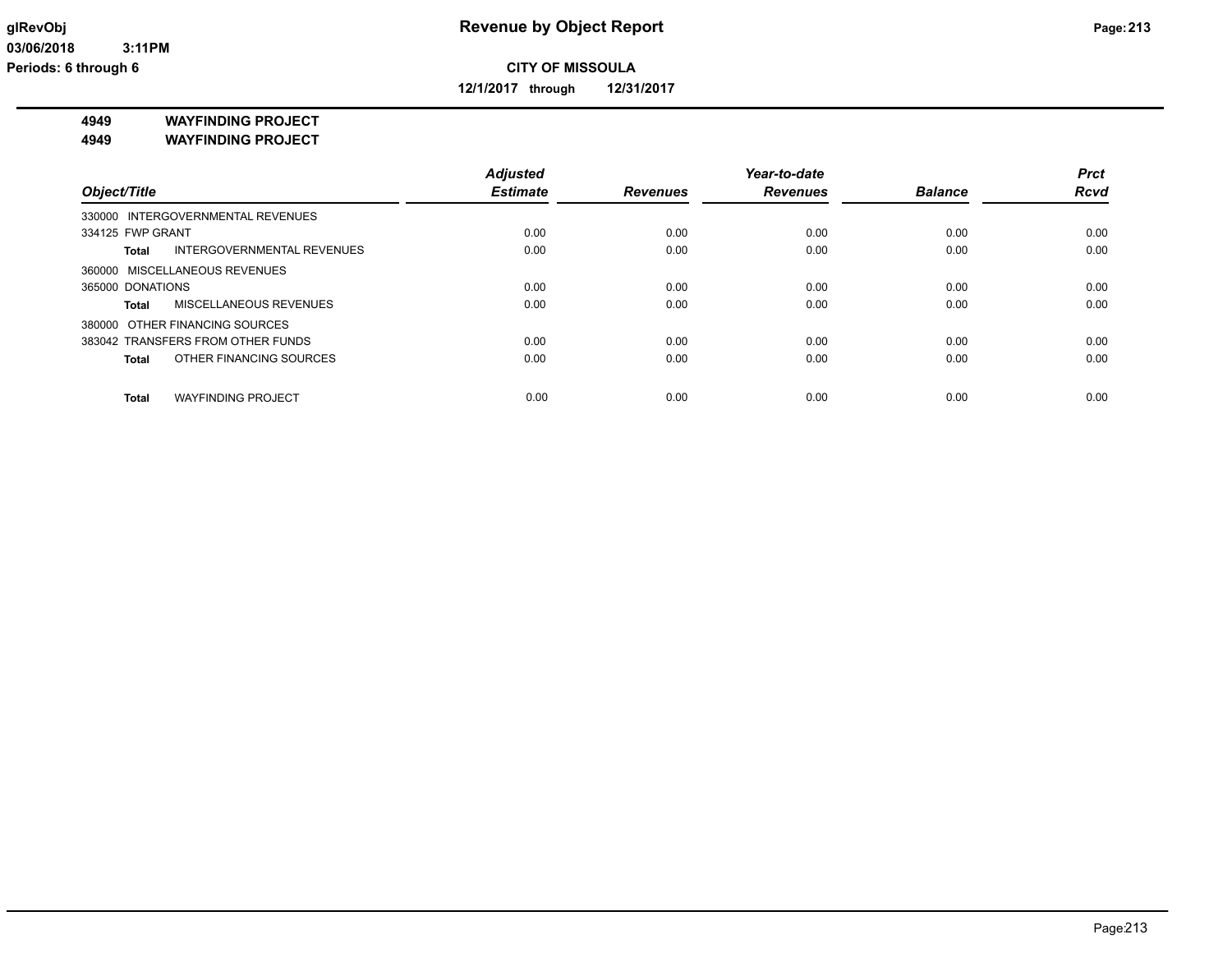**glRevObj**
**03/06/2018 3:11PM**
**Periods: 6 through 6**

# Revenue by Object Report

**CITY OF MISSOULA**

**12/1/2017 through 12/31/2017**

## 4949 WAYFINDING PROJECT
## 4949 WAYFINDING PROJECT

| Object/Title | Adjusted Estimate | Revenues | Year-to-date Revenues | Balance | Prct Rcvd |
|---|---|---|---|---|---|
| 330000 INTERGOVERNMENTAL REVENUES | | | | | |
| 334125 FWP GRANT | 0.00 | 0.00 | 0.00 | 0.00 | 0.00 |
| **Total** INTERGOVERNMENTAL REVENUES | 0.00 | 0.00 | 0.00 | 0.00 | 0.00 |
| 360000 MISCELLANEOUS REVENUES | | | | | |
| 365000 DONATIONS | 0.00 | 0.00 | 0.00 | 0.00 | 0.00 |
| **Total** MISCELLANEOUS REVENUES | 0.00 | 0.00 | 0.00 | 0.00 | 0.00 |
| 380000 OTHER FINANCING SOURCES | | | | | |
| 383042 TRANSFERS FROM OTHER FUNDS | 0.00 | 0.00 | 0.00 | 0.00 | 0.00 |
| **Total** OTHER FINANCING SOURCES | 0.00 | 0.00 | 0.00 | 0.00 | 0.00 |
| **Total** WAYFINDING PROJECT | 0.00 | 0.00 | 0.00 | 0.00 | 0.00 |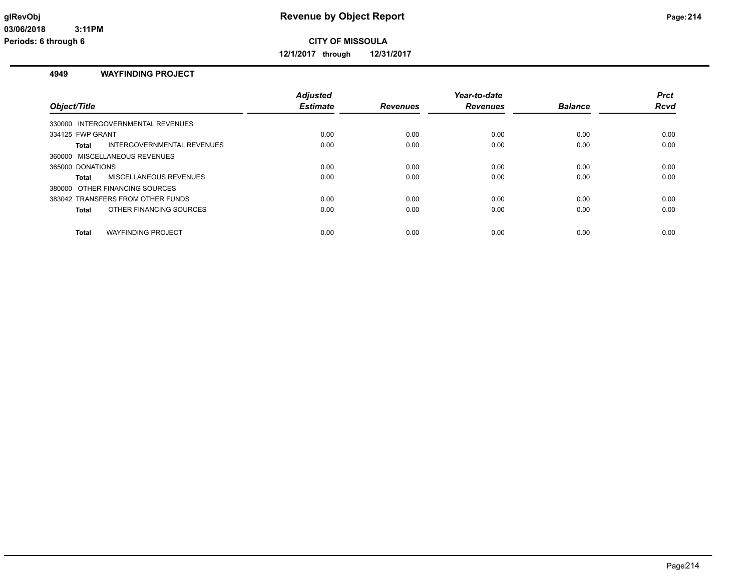# Revenue by Object Report

**CITY OF MISSOULA**

**12/1/2017 through 12/31/2017**

glRevObj
03/06/2018 3:11PM
Periods: 6 through 6

## 4949 WAYFINDING PROJECT

| Object/Title | | Adjusted Estimate | Revenues | Year-to-date Revenues | Balance | Prct Rcvd |
|---|---|---|---|---|---|---|
| 330000 INTERGOVERNMENTAL REVENUES | | | | | | |
| 334125 FWP GRANT | | 0.00 | 0.00 | 0.00 | 0.00 | 0.00 |
| Total | INTERGOVERNMENTAL REVENUES | 0.00 | 0.00 | 0.00 | 0.00 | 0.00 |
| 360000 MISCELLANEOUS REVENUES | | | | | | |
| 365000 DONATIONS | | 0.00 | 0.00 | 0.00 | 0.00 | 0.00 |
| Total | MISCELLANEOUS REVENUES | 0.00 | 0.00 | 0.00 | 0.00 | 0.00 |
| 380000 OTHER FINANCING SOURCES | | | | | | |
| 383042 TRANSFERS FROM OTHER FUNDS | | 0.00 | 0.00 | 0.00 | 0.00 | 0.00 |
| Total | OTHER FINANCING SOURCES | 0.00 | 0.00 | 0.00 | 0.00 | 0.00 |
| Total | WAYFINDING PROJECT | 0.00 | 0.00 | 0.00 | 0.00 | 0.00 |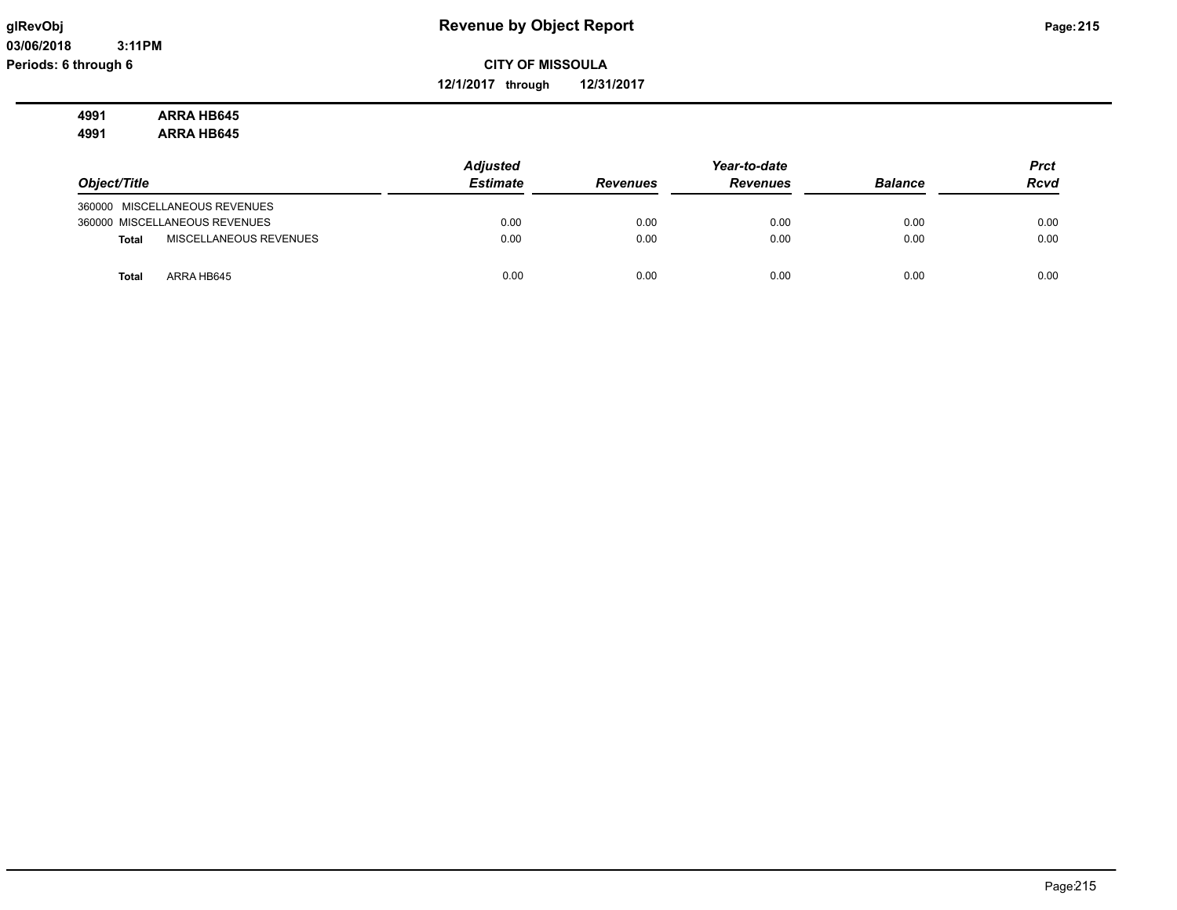**4991 ARRA HB645**

**4991 ARRA HB645**

| Object/Title | Adjusted Estimate | Revenues | Year-to-date Revenues | Balance | Prct Rcvd |
|---|---|---|---|---|---|
| 360000 MISCELLANEOUS REVENUES | | | | | |
| 360000 MISCELLANEOUS REVENUES | 0.00 | 0.00 | 0.00 | 0.00 | 0.00 |
| **Total** MISCELLANEOUS REVENUES | 0.00 | 0.00 | 0.00 | 0.00 | 0.00 |
| **Total** ARRA HB645 | 0.00 | 0.00 | 0.00 | 0.00 | 0.00 |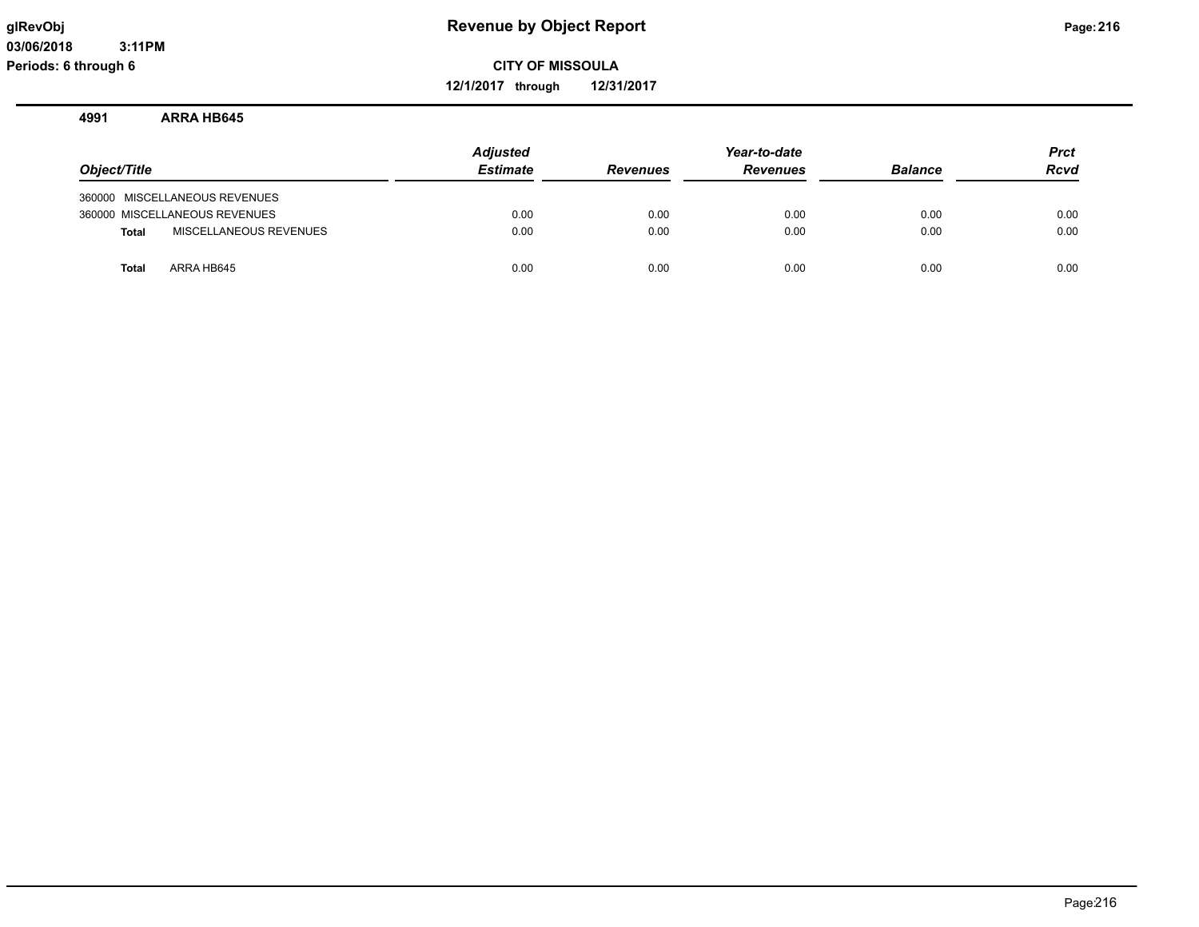# Revenue by Object Report

**CITY OF MISSOULA**

**12/1/2017 through 12/31/2017**

glRevObj
03/06/2018 3:11PM
Periods: 6 through 6

## 4991 ARRA HB645

| Object/Title | | Adjusted Estimate | Revenues | Year-to-date Revenues | Balance | Prct Rcvd |
|---|---|---|---|---|---|---|
| 360000 MISCELLANEOUS REVENUES | | | | | | |
| 360000 MISCELLANEOUS REVENUES | | 0.00 | 0.00 | 0.00 | 0.00 | 0.00 |
| **Total** | MISCELLANEOUS REVENUES | 0.00 | 0.00 | 0.00 | 0.00 | 0.00 |
| **Total** | ARRA HB645 | 0.00 | 0.00 | 0.00 | 0.00 | 0.00 |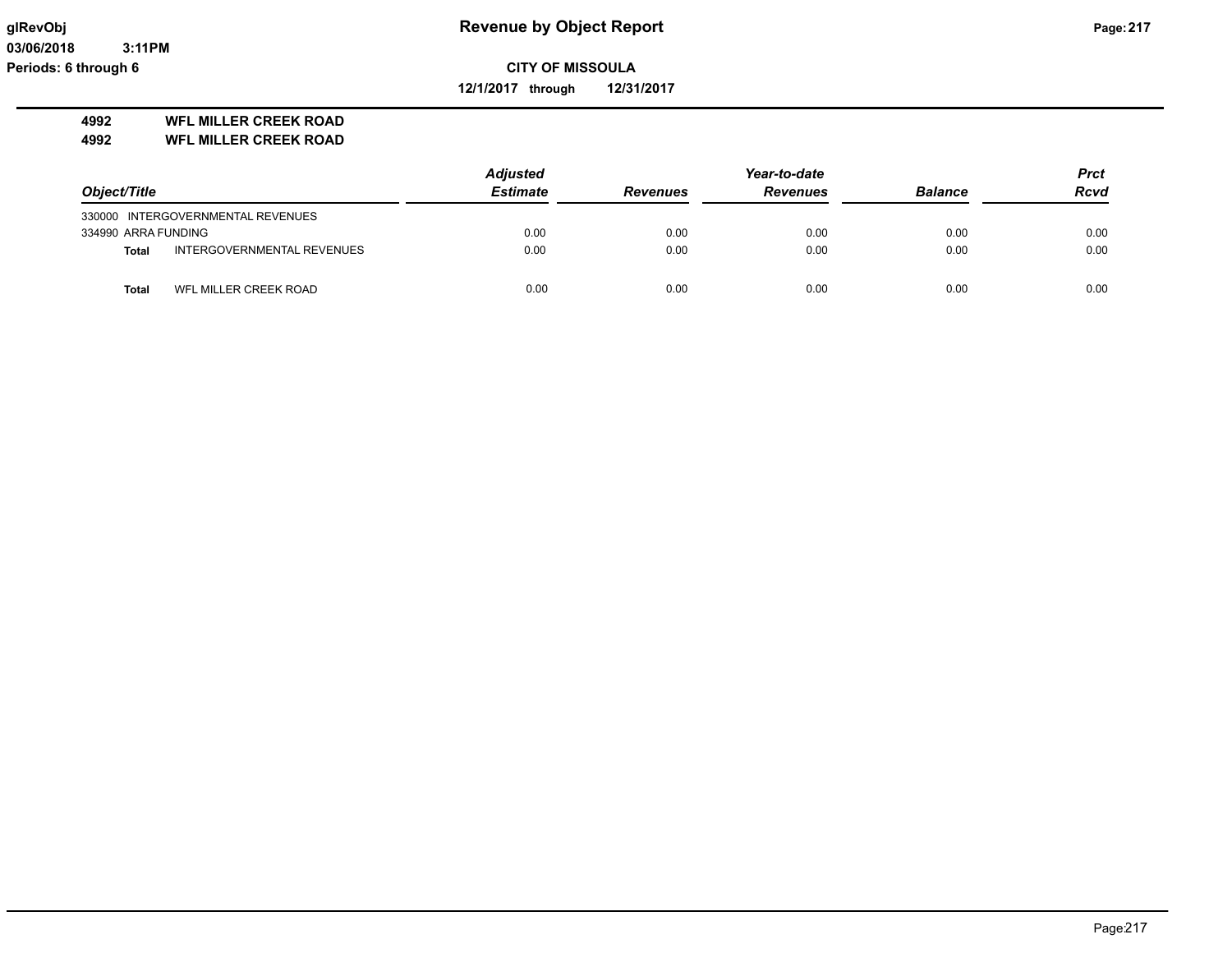**Revenue by Object Report**

**CITY OF MISSOULA**

**12/1/2017 through 12/31/2017**

glRevObj
03/06/2018 3:11PM
Periods: 6 through 6

**4992 WFL MILLER CREEK ROAD**
**4992 WFL MILLER CREEK ROAD**

| Object/Title | | Adjusted Estimate | Revenues | Year-to-date Revenues | Balance | Prct Rcvd |
|---|---|---|---|---|---|---|
| 330000 INTERGOVERNMENTAL REVENUES | | | | | | |
| 334990 ARRA FUNDING | | 0.00 | 0.00 | 0.00 | 0.00 | 0.00 |
| **Total** | INTERGOVERNMENTAL REVENUES | 0.00 | 0.00 | 0.00 | 0.00 | 0.00 |
| **Total** | WFL MILLER CREEK ROAD | 0.00 | 0.00 | 0.00 | 0.00 | 0.00 |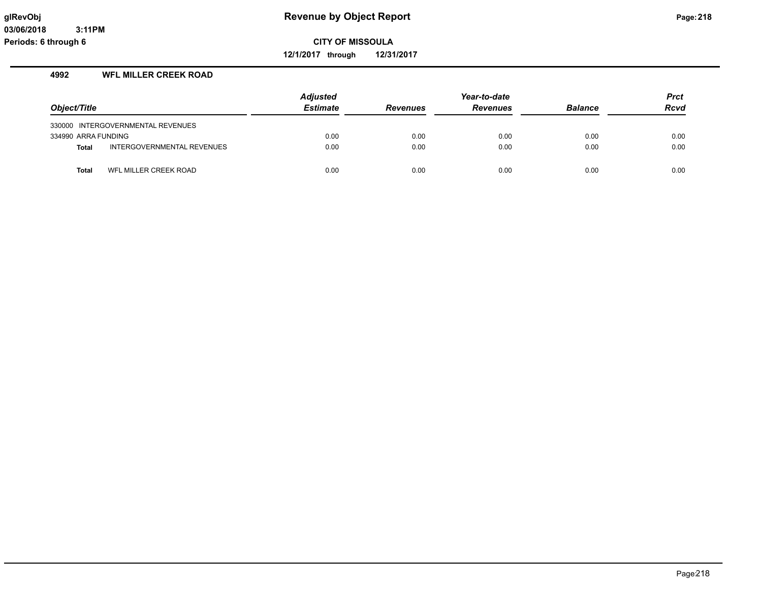# Revenue by Object Report

glRevObj
03/06/2018 3:11PM
Periods: 6 through 6

**CITY OF MISSOULA**

**12/1/2017 through 12/31/2017**

## 4992 WFL MILLER CREEK ROAD

| Object/Title | Adjusted Estimate | Revenues | Year-to-date Revenues | Balance | Prct Rcvd |
|---|---|---|---|---|---|
| 330000 INTERGOVERNMENTAL REVENUES | | | | | |
| 334990 ARRA FUNDING | 0.00 | 0.00 | 0.00 | 0.00 | 0.00 |
| **Total** INTERGOVERNMENTAL REVENUES | 0.00 | 0.00 | 0.00 | 0.00 | 0.00 |
| **Total** WFL MILLER CREEK ROAD | 0.00 | 0.00 | 0.00 | 0.00 | 0.00 |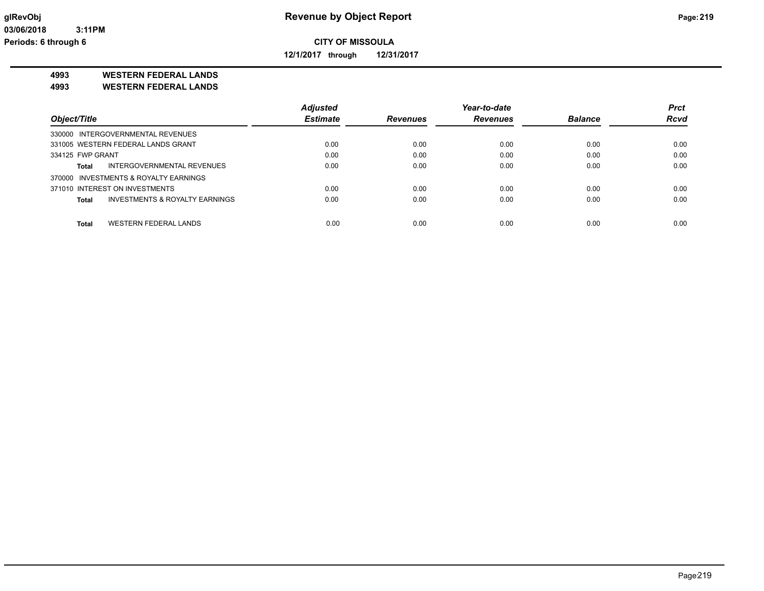**Revenue by Object Report**

**CITY OF MISSOULA**

**12/1/2017 through 12/31/2017**

glRevObj
03/06/2018 3:11PM
Periods: 6 through 6

**4993 WESTERN FEDERAL LANDS**
**4993 WESTERN FEDERAL LANDS**

| Object/Title | Adjusted Estimate | Revenues | Year-to-date Revenues | Balance | Prct Rcvd |
|---|---|---|---|---|---|
| 330000 INTERGOVERNMENTAL REVENUES | | | | | |
| 331005 WESTERN FEDERAL LANDS GRANT | 0.00 | 0.00 | 0.00 | 0.00 | 0.00 |
| 334125 FWP GRANT | 0.00 | 0.00 | 0.00 | 0.00 | 0.00 |
| **Total** INTERGOVERNMENTAL REVENUES | 0.00 | 0.00 | 0.00 | 0.00 | 0.00 |
| 370000 INVESTMENTS & ROYALTY EARNINGS | | | | | |
| 371010 INTEREST ON INVESTMENTS | 0.00 | 0.00 | 0.00 | 0.00 | 0.00 |
| **Total** INVESTMENTS & ROYALTY EARNINGS | 0.00 | 0.00 | 0.00 | 0.00 | 0.00 |
| **Total** WESTERN FEDERAL LANDS | 0.00 | 0.00 | 0.00 | 0.00 | 0.00 |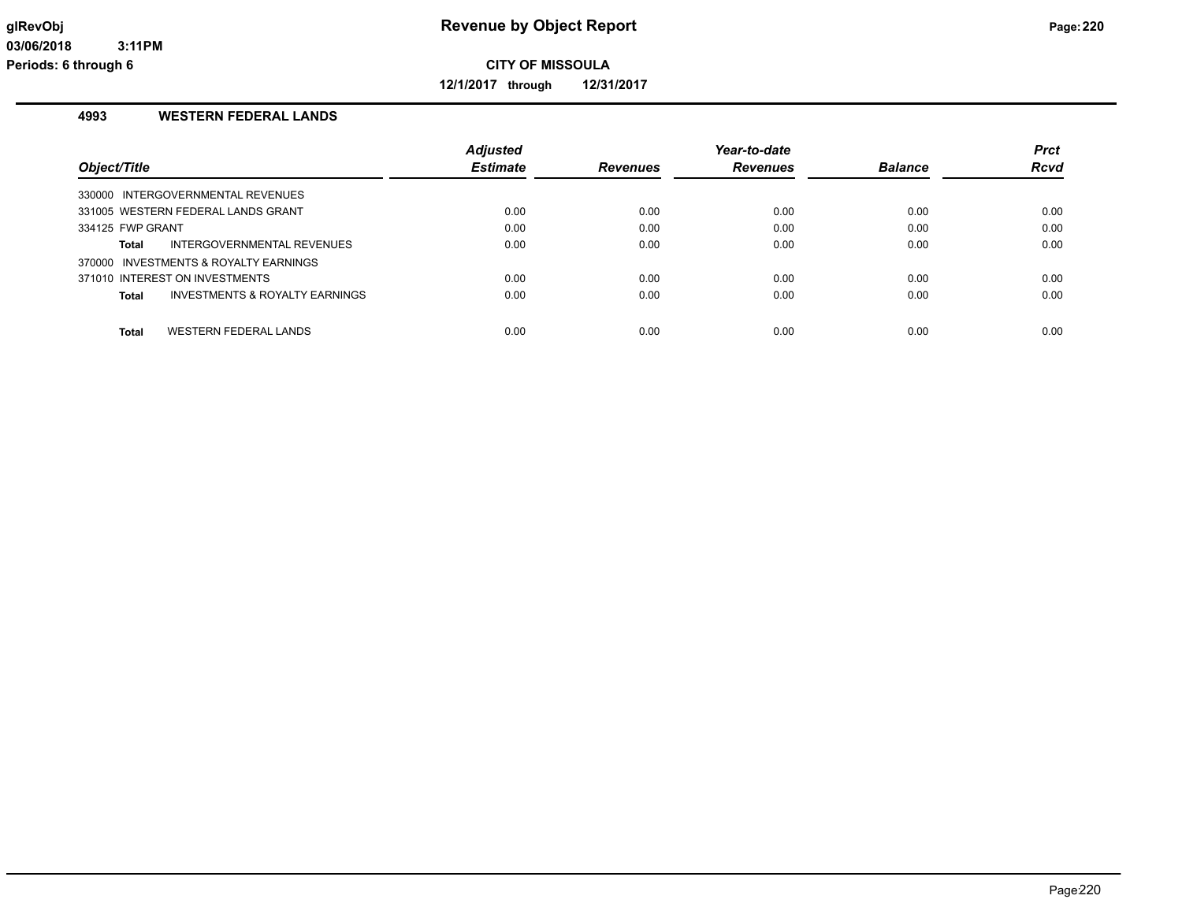# Revenue by Object Report

glRevObj
03/06/2018 3:11PM
Periods: 6 through 6

**CITY OF MISSOULA**

**12/1/2017 through 12/31/2017**

## 4993 WESTERN FEDERAL LANDS

| Object/Title | Adjusted Estimate | Revenues | Year-to-date Revenues | Balance | Prct Rcvd |
|---|---|---|---|---|---|
| 330000 INTERGOVERNMENTAL REVENUES | | | | | |
| 331005 WESTERN FEDERAL LANDS GRANT | 0.00 | 0.00 | 0.00 | 0.00 | 0.00 |
| 334125 FWP GRANT | 0.00 | 0.00 | 0.00 | 0.00 | 0.00 |
| **Total** INTERGOVERNMENTAL REVENUES | 0.00 | 0.00 | 0.00 | 0.00 | 0.00 |
| 370000 INVESTMENTS & ROYALTY EARNINGS | | | | | |
| 371010 INTEREST ON INVESTMENTS | 0.00 | 0.00 | 0.00 | 0.00 | 0.00 |
| **Total** INVESTMENTS & ROYALTY EARNINGS | 0.00 | 0.00 | 0.00 | 0.00 | 0.00 |
| **Total** WESTERN FEDERAL LANDS | 0.00 | 0.00 | 0.00 | 0.00 | 0.00 |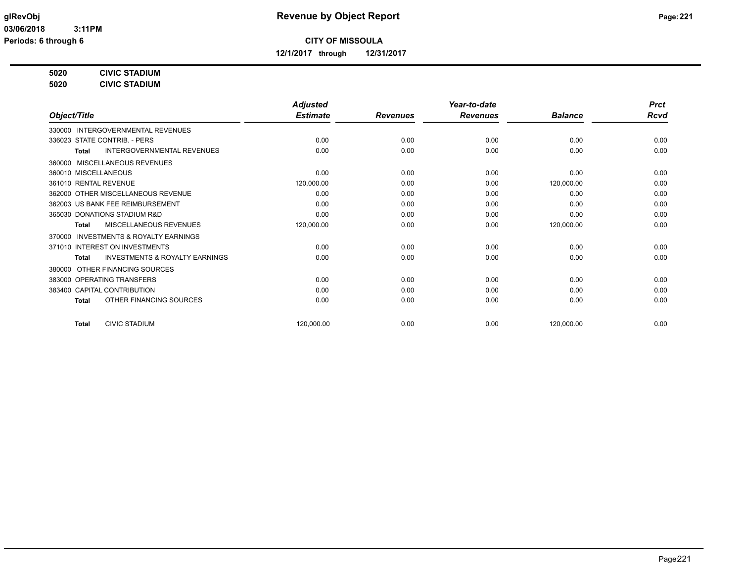# Revenue by Object Report

**CITY OF MISSOULA**

**12/1/2017 through 12/31/2017**

glRevObj
03/06/2018 3:11PM
Periods: 6 through 6

**5020 CIVIC STADIUM**
**5020 CIVIC STADIUM**

| Object/Title | Adjusted Estimate | Revenues | Year-to-date Revenues | Balance | Prct Rcvd |
|---|---|---|---|---|---|
| 330000 INTERGOVERNMENTAL REVENUES | | | | | |
| 336023 STATE CONTRIB. - PERS | 0.00 | 0.00 | 0.00 | 0.00 | 0.00 |
| **Total** INTERGOVERNMENTAL REVENUES | 0.00 | 0.00 | 0.00 | 0.00 | 0.00 |
| 360000 MISCELLANEOUS REVENUES | | | | | |
| 360010 MISCELLANEOUS | 0.00 | 0.00 | 0.00 | 0.00 | 0.00 |
| 361010 RENTAL REVENUE | 120,000.00 | 0.00 | 0.00 | 120,000.00 | 0.00 |
| 362000 OTHER MISCELLANEOUS REVENUE | 0.00 | 0.00 | 0.00 | 0.00 | 0.00 |
| 362003 US BANK FEE REIMBURSEMENT | 0.00 | 0.00 | 0.00 | 0.00 | 0.00 |
| 365030 DONATIONS STADIUM R&D | 0.00 | 0.00 | 0.00 | 0.00 | 0.00 |
| **Total** MISCELLANEOUS REVENUES | 120,000.00 | 0.00 | 0.00 | 120,000.00 | 0.00 |
| 370000 INVESTMENTS & ROYALTY EARNINGS | | | | | |
| 371010 INTEREST ON INVESTMENTS | 0.00 | 0.00 | 0.00 | 0.00 | 0.00 |
| **Total** INVESTMENTS & ROYALTY EARNINGS | 0.00 | 0.00 | 0.00 | 0.00 | 0.00 |
| 380000 OTHER FINANCING SOURCES | | | | | |
| 383000 OPERATING TRANSFERS | 0.00 | 0.00 | 0.00 | 0.00 | 0.00 |
| 383400 CAPITAL CONTRIBUTION | 0.00 | 0.00 | 0.00 | 0.00 | 0.00 |
| **Total** OTHER FINANCING SOURCES | 0.00 | 0.00 | 0.00 | 0.00 | 0.00 |
| **Total** CIVIC STADIUM | 120,000.00 | 0.00 | 0.00 | 120,000.00 | 0.00 |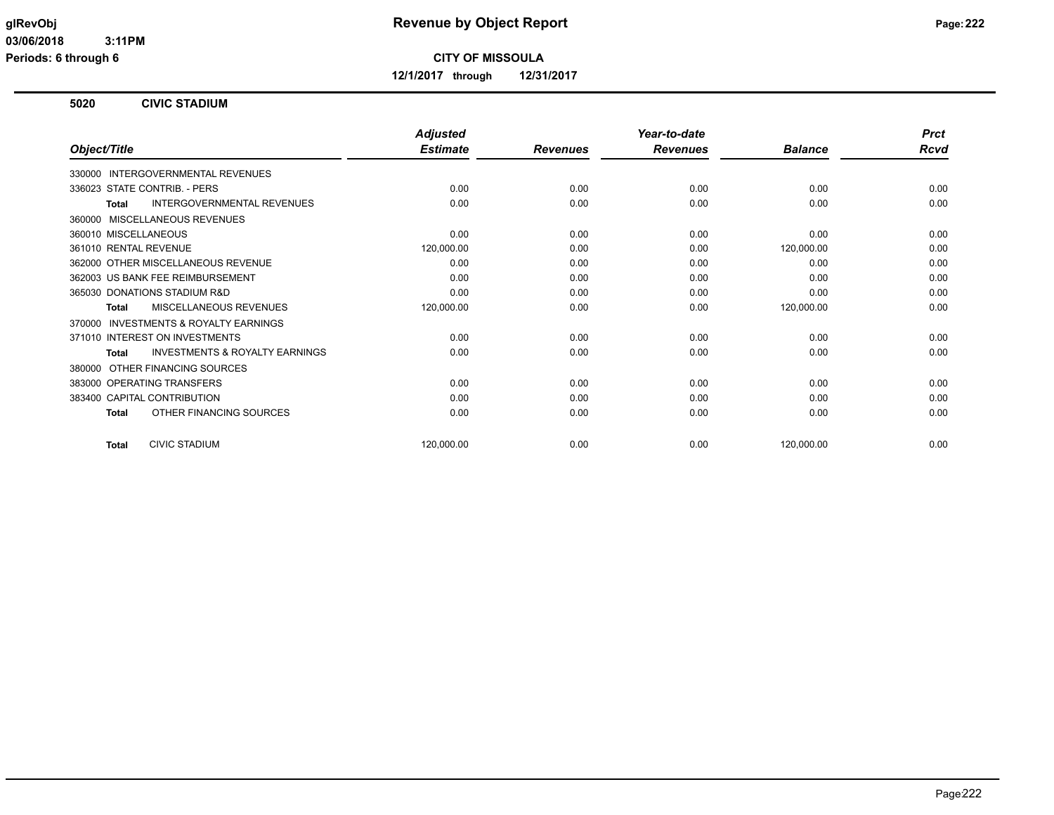# Revenue by Object Report

glRevObj
03/06/2018 3:11PM
Periods: 6 through 6

**CITY OF MISSOULA**

**12/1/2017 through 12/31/2017**

## 5020 CIVIC STADIUM

| Object/Title | Adjusted Estimate | Revenues | Year-to-date Revenues | Balance | Prct Rcvd |
|---|---|---|---|---|---|
| 330000 INTERGOVERNMENTAL REVENUES | | | | | |
| 336023 STATE CONTRIB. - PERS | 0.00 | 0.00 | 0.00 | 0.00 | 0.00 |
| **Total** INTERGOVERNMENTAL REVENUES | 0.00 | 0.00 | 0.00 | 0.00 | 0.00 |
| 360000 MISCELLANEOUS REVENUES | | | | | |
| 360010 MISCELLANEOUS | 0.00 | 0.00 | 0.00 | 0.00 | 0.00 |
| 361010 RENTAL REVENUE | 120,000.00 | 0.00 | 0.00 | 120,000.00 | 0.00 |
| 362000 OTHER MISCELLANEOUS REVENUE | 0.00 | 0.00 | 0.00 | 0.00 | 0.00 |
| 362003 US BANK FEE REIMBURSEMENT | 0.00 | 0.00 | 0.00 | 0.00 | 0.00 |
| 365030 DONATIONS STADIUM R&D | 0.00 | 0.00 | 0.00 | 0.00 | 0.00 |
| **Total** MISCELLANEOUS REVENUES | 120,000.00 | 0.00 | 0.00 | 120,000.00 | 0.00 |
| 370000 INVESTMENTS & ROYALTY EARNINGS | | | | | |
| 371010 INTEREST ON INVESTMENTS | 0.00 | 0.00 | 0.00 | 0.00 | 0.00 |
| **Total** INVESTMENTS & ROYALTY EARNINGS | 0.00 | 0.00 | 0.00 | 0.00 | 0.00 |
| 380000 OTHER FINANCING SOURCES | | | | | |
| 383000 OPERATING TRANSFERS | 0.00 | 0.00 | 0.00 | 0.00 | 0.00 |
| 383400 CAPITAL CONTRIBUTION | 0.00 | 0.00 | 0.00 | 0.00 | 0.00 |
| **Total** OTHER FINANCING SOURCES | 0.00 | 0.00 | 0.00 | 0.00 | 0.00 |
| **Total** CIVIC STADIUM | 120,000.00 | 0.00 | 0.00 | 120,000.00 | 0.00 |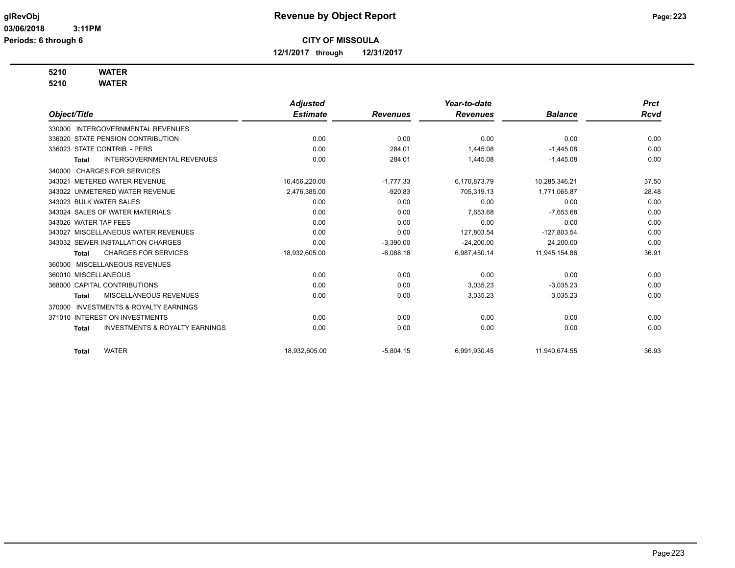**glRevObj**
**03/06/2018 3:11PM**
**Periods: 6 through 6**

# Revenue by Object Report

**CITY OF MISSOULA**

**12/1/2017 through 12/31/2017**

**5210 WATER**
**5210 WATER**

| Object/Title | Adjusted Estimate | Revenues | Year-to-date Revenues | Balance | Prct Rcvd |
|---|---|---|---|---|---|
| 330000 INTERGOVERNMENTAL REVENUES | | | | | |
| 336020 STATE PENSION CONTRIBUTION | 0.00 | 0.00 | 0.00 | 0.00 | 0.00 |
| 336023 STATE CONTRIB. - PERS | 0.00 | 284.01 | 1,445.08 | -1,445.08 | 0.00 |
| **Total** INTERGOVERNMENTAL REVENUES | 0.00 | 284.01 | 1,445.08 | -1,445.08 | 0.00 |
| 340000 CHARGES FOR SERVICES | | | | | |
| 343021 METERED WATER REVENUE | 16,456,220.00 | -1,777.33 | 6,170,873.79 | 10,285,346.21 | 37.50 |
| 343022 UNMETERED WATER REVENUE | 2,476,385.00 | -920.83 | 705,319.13 | 1,771,065.87 | 28.48 |
| 343023 BULK WATER SALES | 0.00 | 0.00 | 0.00 | 0.00 | 0.00 |
| 343024 SALES OF WATER MATERIALS | 0.00 | 0.00 | 7,653.68 | -7,653.68 | 0.00 |
| 343026 WATER TAP FEES | 0.00 | 0.00 | 0.00 | 0.00 | 0.00 |
| 343027 MISCELLANEOUS WATER REVENUES | 0.00 | 0.00 | 127,803.54 | -127,803.54 | 0.00 |
| 343032 SEWER INSTALLATION CHARGES | 0.00 | -3,390.00 | -24,200.00 | 24,200.00 | 0.00 |
| **Total** CHARGES FOR SERVICES | 18,932,605.00 | -6,088.16 | 6,987,450.14 | 11,945,154.86 | 36.91 |
| 360000 MISCELLANEOUS REVENUES | | | | | |
| 360010 MISCELLANEOUS | 0.00 | 0.00 | 0.00 | 0.00 | 0.00 |
| 368000 CAPITAL CONTRIBUTIONS | 0.00 | 0.00 | 3,035.23 | -3,035.23 | 0.00 |
| **Total** MISCELLANEOUS REVENUES | 0.00 | 0.00 | 3,035.23 | -3,035.23 | 0.00 |
| 370000 INVESTMENTS & ROYALTY EARNINGS | | | | | |
| 371010 INTEREST ON INVESTMENTS | 0.00 | 0.00 | 0.00 | 0.00 | 0.00 |
| **Total** INVESTMENTS & ROYALTY EARNINGS | 0.00 | 0.00 | 0.00 | 0.00 | 0.00 |
| **Total** WATER | 18,932,605.00 | -5,804.15 | 6,991,930.45 | 11,940,674.55 | 36.93 |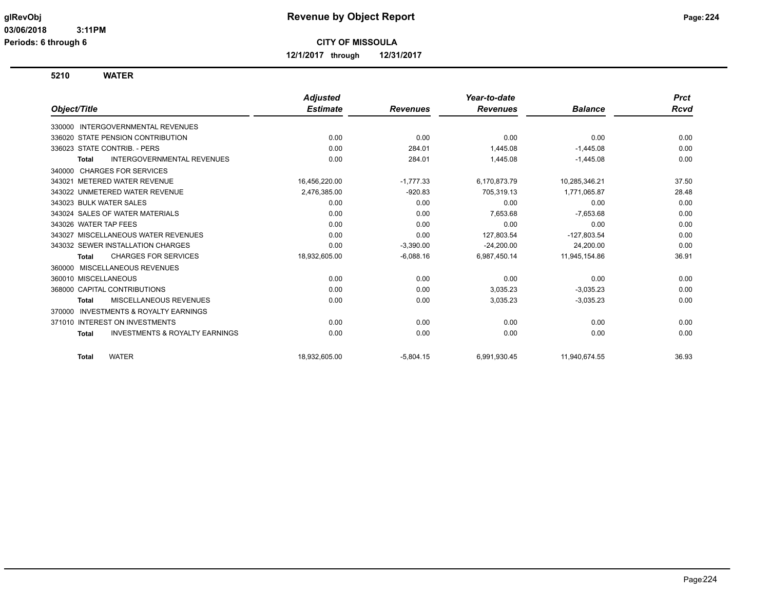**Revenue by Object Report**

**CITY OF MISSOULA**

**12/1/2017 through 12/31/2017**

glRevObj
03/06/2018 3:11PM
Periods: 6 through 6

## 5210 WATER

| Object/Title | Adjusted Estimate | Revenues | Year-to-date Revenues | Balance | Prct Rcvd |
|---|---|---|---|---|---|
| 330000 INTERGOVERNMENTAL REVENUES | | | | | |
| 336020 STATE PENSION CONTRIBUTION | 0.00 | 0.00 | 0.00 | 0.00 | 0.00 |
| 336023 STATE CONTRIB. - PERS | 0.00 | 284.01 | 1,445.08 | -1,445.08 | 0.00 |
| **Total** INTERGOVERNMENTAL REVENUES | 0.00 | 284.01 | 1,445.08 | -1,445.08 | 0.00 |
| 340000 CHARGES FOR SERVICES | | | | | |
| 343021 METERED WATER REVENUE | 16,456,220.00 | -1,777.33 | 6,170,873.79 | 10,285,346.21 | 37.50 |
| 343022 UNMETERED WATER REVENUE | 2,476,385.00 | -920.83 | 705,319.13 | 1,771,065.87 | 28.48 |
| 343023 BULK WATER SALES | 0.00 | 0.00 | 0.00 | 0.00 | 0.00 |
| 343024 SALES OF WATER MATERIALS | 0.00 | 0.00 | 7,653.68 | -7,653.68 | 0.00 |
| 343026 WATER TAP FEES | 0.00 | 0.00 | 0.00 | 0.00 | 0.00 |
| 343027 MISCELLANEOUS WATER REVENUES | 0.00 | 0.00 | 127,803.54 | -127,803.54 | 0.00 |
| 343032 SEWER INSTALLATION CHARGES | 0.00 | -3,390.00 | -24,200.00 | 24,200.00 | 0.00 |
| **Total** CHARGES FOR SERVICES | 18,932,605.00 | -6,088.16 | 6,987,450.14 | 11,945,154.86 | 36.91 |
| 360000 MISCELLANEOUS REVENUES | | | | | |
| 360010 MISCELLANEOUS | 0.00 | 0.00 | 0.00 | 0.00 | 0.00 |
| 368000 CAPITAL CONTRIBUTIONS | 0.00 | 0.00 | 3,035.23 | -3,035.23 | 0.00 |
| **Total** MISCELLANEOUS REVENUES | 0.00 | 0.00 | 3,035.23 | -3,035.23 | 0.00 |
| 370000 INVESTMENTS & ROYALTY EARNINGS | | | | | |
| 371010 INTEREST ON INVESTMENTS | 0.00 | 0.00 | 0.00 | 0.00 | 0.00 |
| **Total** INVESTMENTS & ROYALTY EARNINGS | 0.00 | 0.00 | 0.00 | 0.00 | 0.00 |
| **Total** WATER | 18,932,605.00 | -5,804.15 | 6,991,930.45 | 11,940,674.55 | 36.93 |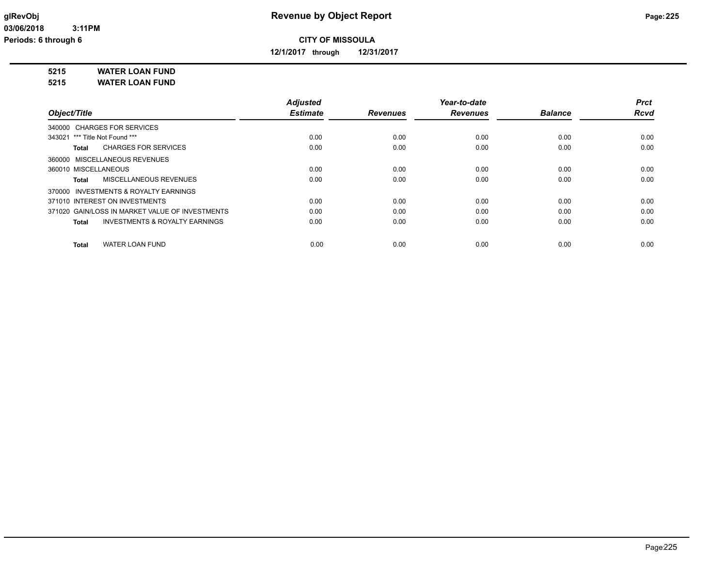# Revenue by Object Report

**CITY OF MISSOULA**

**12/1/2017 through 12/31/2017**

glRevObj
03/06/2018 3:11PM
Periods: 6 through 6

**5215 WATER LOAN FUND**
**5215 WATER LOAN FUND**

| Object/Title | Adjusted Estimate | Revenues | Year-to-date Revenues | Balance | Prct Rcvd |
|---|---|---|---|---|---|
| 340000 CHARGES FOR SERVICES | | | | | |
| 343021 *** Title Not Found *** | 0.00 | 0.00 | 0.00 | 0.00 | 0.00 |
| **Total** CHARGES FOR SERVICES | 0.00 | 0.00 | 0.00 | 0.00 | 0.00 |
| 360000 MISCELLANEOUS REVENUES | | | | | |
| 360010 MISCELLANEOUS | 0.00 | 0.00 | 0.00 | 0.00 | 0.00 |
| **Total** MISCELLANEOUS REVENUES | 0.00 | 0.00 | 0.00 | 0.00 | 0.00 |
| 370000 INVESTMENTS & ROYALTY EARNINGS | | | | | |
| 371010 INTEREST ON INVESTMENTS | 0.00 | 0.00 | 0.00 | 0.00 | 0.00 |
| 371020 GAIN/LOSS IN MARKET VALUE OF INVESTMENTS | 0.00 | 0.00 | 0.00 | 0.00 | 0.00 |
| **Total** INVESTMENTS & ROYALTY EARNINGS | 0.00 | 0.00 | 0.00 | 0.00 | 0.00 |
| **Total** WATER LOAN FUND | 0.00 | 0.00 | 0.00 | 0.00 | 0.00 |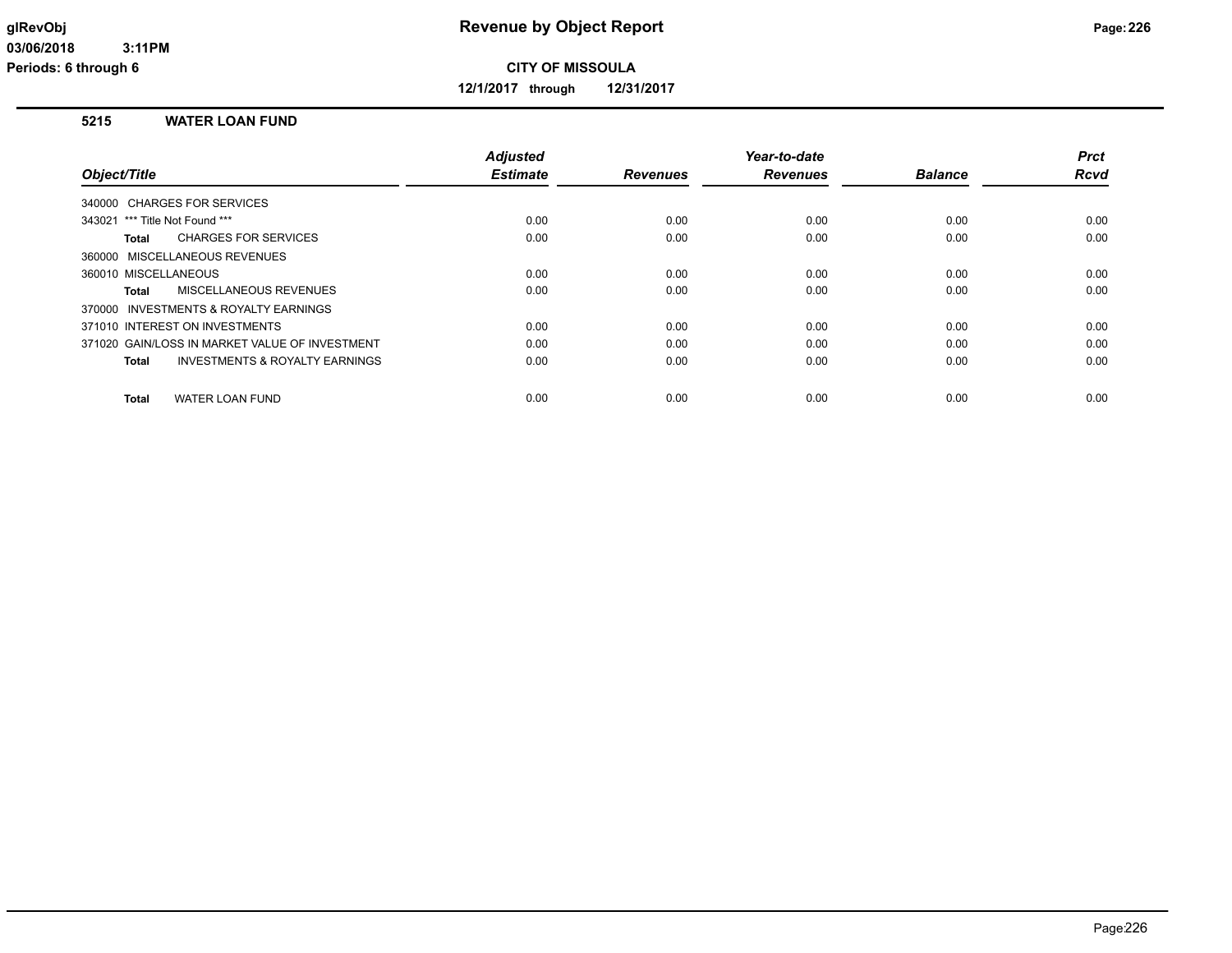# Revenue by Object Report

**CITY OF MISSOULA**

**12/1/2017 through 12/31/2017**

glRevObj
03/06/2018 3:11PM
Periods: 6 through 6

## 5215 WATER LOAN FUND

| Object/Title | Adjusted Estimate | Revenues | Year-to-date Revenues | Balance | Prct Rcvd |
|---|---|---|---|---|---|
| 340000 CHARGES FOR SERVICES | | | | | |
| 343021 *** Title Not Found *** | 0.00 | 0.00 | 0.00 | 0.00 | 0.00 |
| **Total** CHARGES FOR SERVICES | 0.00 | 0.00 | 0.00 | 0.00 | 0.00 |
| 360000 MISCELLANEOUS REVENUES | | | | | |
| 360010 MISCELLANEOUS | 0.00 | 0.00 | 0.00 | 0.00 | 0.00 |
| **Total** MISCELLANEOUS REVENUES | 0.00 | 0.00 | 0.00 | 0.00 | 0.00 |
| 370000 INVESTMENTS & ROYALTY EARNINGS | | | | | |
| 371010 INTEREST ON INVESTMENTS | 0.00 | 0.00 | 0.00 | 0.00 | 0.00 |
| 371020 GAIN/LOSS IN MARKET VALUE OF INVESTMENT | 0.00 | 0.00 | 0.00 | 0.00 | 0.00 |
| **Total** INVESTMENTS & ROYALTY EARNINGS | 0.00 | 0.00 | 0.00 | 0.00 | 0.00 |
| **Total** WATER LOAN FUND | 0.00 | 0.00 | 0.00 | 0.00 | 0.00 |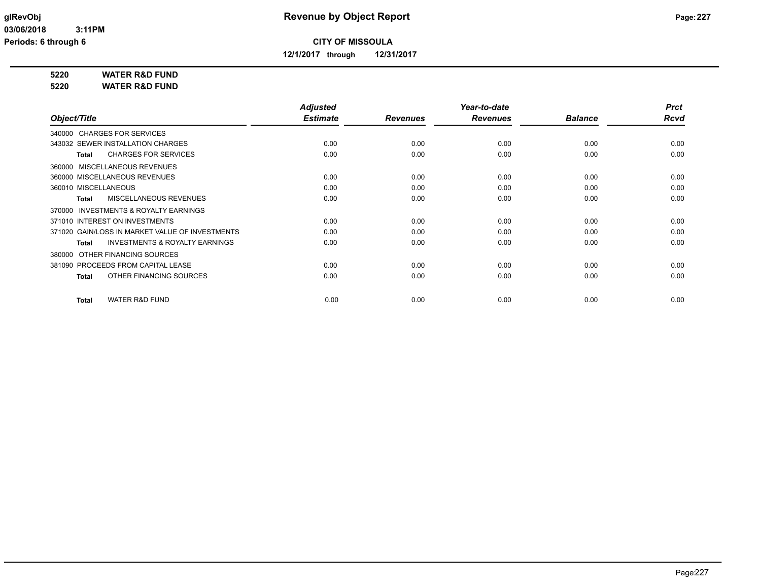# Revenue by Object Report

**CITY OF MISSOULA**

**12/1/2017 through 12/31/2017**

glRevObj
03/06/2018 3:11PM
Periods: 6 through 6

**5220 WATER R&D FUND**
**5220 WATER R&D FUND**

| Object/Title | Adjusted Estimate | Revenues | Year-to-date Revenues | Balance | Prct Rcvd |
|---|---|---|---|---|---|
| 340000 CHARGES FOR SERVICES | | | | | |
| 343032 SEWER INSTALLATION CHARGES | 0.00 | 0.00 | 0.00 | 0.00 | 0.00 |
| **Total** CHARGES FOR SERVICES | 0.00 | 0.00 | 0.00 | 0.00 | 0.00 |
| 360000 MISCELLANEOUS REVENUES | | | | | |
| 360000 MISCELLANEOUS REVENUES | 0.00 | 0.00 | 0.00 | 0.00 | 0.00 |
| 360010 MISCELLANEOUS | 0.00 | 0.00 | 0.00 | 0.00 | 0.00 |
| **Total** MISCELLANEOUS REVENUES | 0.00 | 0.00 | 0.00 | 0.00 | 0.00 |
| 370000 INVESTMENTS & ROYALTY EARNINGS | | | | | |
| 371010 INTEREST ON INVESTMENTS | 0.00 | 0.00 | 0.00 | 0.00 | 0.00 |
| 371020 GAIN/LOSS IN MARKET VALUE OF INVESTMENTS | 0.00 | 0.00 | 0.00 | 0.00 | 0.00 |
| **Total** INVESTMENTS & ROYALTY EARNINGS | 0.00 | 0.00 | 0.00 | 0.00 | 0.00 |
| 380000 OTHER FINANCING SOURCES | | | | | |
| 381090 PROCEEDS FROM CAPITAL LEASE | 0.00 | 0.00 | 0.00 | 0.00 | 0.00 |
| **Total** OTHER FINANCING SOURCES | 0.00 | 0.00 | 0.00 | 0.00 | 0.00 |
| **Total** WATER R&D FUND | 0.00 | 0.00 | 0.00 | 0.00 | 0.00 |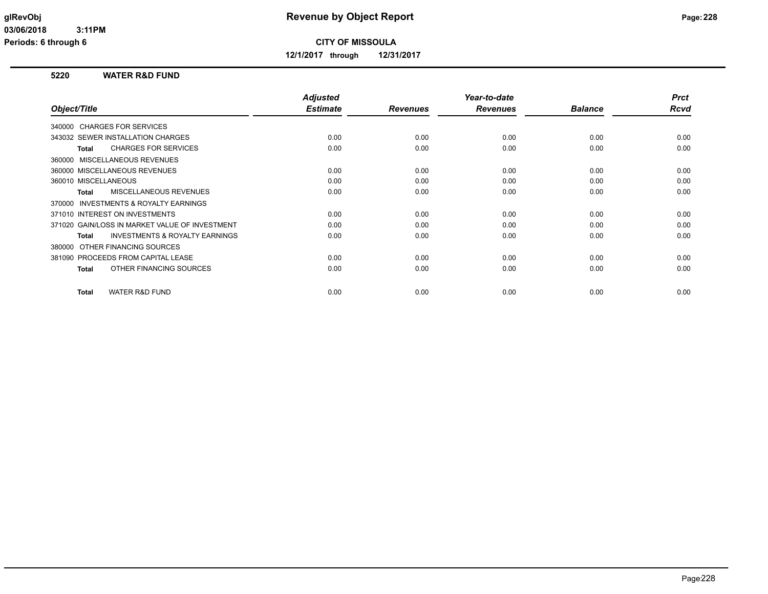# Revenue by Object Report

**CITY OF MISSOULA**

**12/1/2017 through 12/31/2017**

glRevObj
03/06/2018 3:11PM
Periods: 6 through 6

## 5220 WATER R&D FUND

| Object/Title | Adjusted Estimate | Revenues | Year-to-date Revenues | Balance | Prct Rcvd |
|---|---|---|---|---|---|
| 340000 CHARGES FOR SERVICES | | | | | |
| 343032 SEWER INSTALLATION CHARGES | 0.00 | 0.00 | 0.00 | 0.00 | 0.00 |
| **Total** CHARGES FOR SERVICES | 0.00 | 0.00 | 0.00 | 0.00 | 0.00 |
| 360000 MISCELLANEOUS REVENUES | | | | | |
| 360000 MISCELLANEOUS REVENUES | 0.00 | 0.00 | 0.00 | 0.00 | 0.00 |
| 360010 MISCELLANEOUS | 0.00 | 0.00 | 0.00 | 0.00 | 0.00 |
| **Total** MISCELLANEOUS REVENUES | 0.00 | 0.00 | 0.00 | 0.00 | 0.00 |
| 370000 INVESTMENTS & ROYALTY EARNINGS | | | | | |
| 371010 INTEREST ON INVESTMENTS | 0.00 | 0.00 | 0.00 | 0.00 | 0.00 |
| 371020 GAIN/LOSS IN MARKET VALUE OF INVESTMENT | 0.00 | 0.00 | 0.00 | 0.00 | 0.00 |
| **Total** INVESTMENTS & ROYALTY EARNINGS | 0.00 | 0.00 | 0.00 | 0.00 | 0.00 |
| 380000 OTHER FINANCING SOURCES | | | | | |
| 381090 PROCEEDS FROM CAPITAL LEASE | 0.00 | 0.00 | 0.00 | 0.00 | 0.00 |
| **Total** OTHER FINANCING SOURCES | 0.00 | 0.00 | 0.00 | 0.00 | 0.00 |
| **Total** WATER R&D FUND | 0.00 | 0.00 | 0.00 | 0.00 | 0.00 |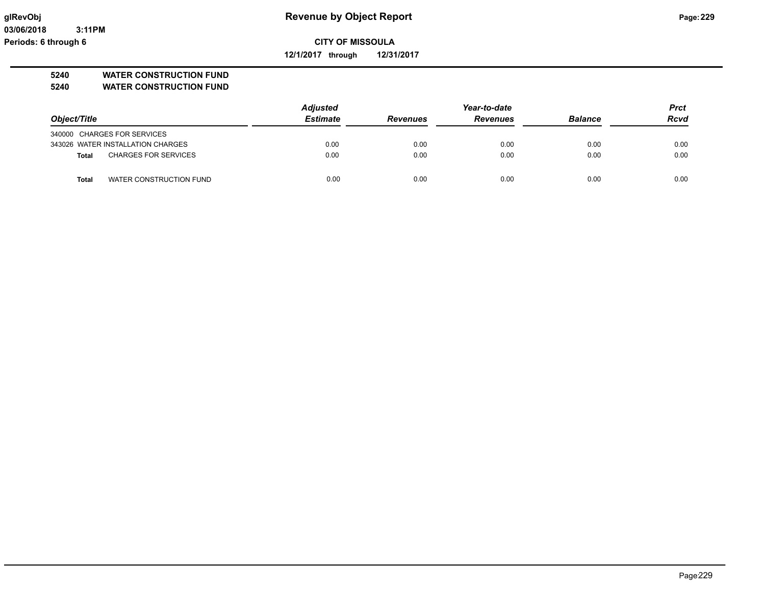# Revenue by Object Report

**CITY OF MISSOULA**

**12/1/2017 through 12/31/2017**

glRevObj
03/06/2018 3:11PM
Periods: 6 through 6

## 5240 WATER CONSTRUCTION FUND
## 5240 WATER CONSTRUCTION FUND

| Object/Title | | Adjusted Estimate | Revenues | Year-to-date Revenues | Balance | Prct Rcvd |
|---|---|---|---|---|---|---|
| 340000 CHARGES FOR SERVICES | | | | | | |
| 343026 WATER INSTALLATION CHARGES | | 0.00 | 0.00 | 0.00 | 0.00 | 0.00 |
| **Total** | CHARGES FOR SERVICES | 0.00 | 0.00 | 0.00 | 0.00 | 0.00 |
| **Total** | WATER CONSTRUCTION FUND | 0.00 | 0.00 | 0.00 | 0.00 | 0.00 |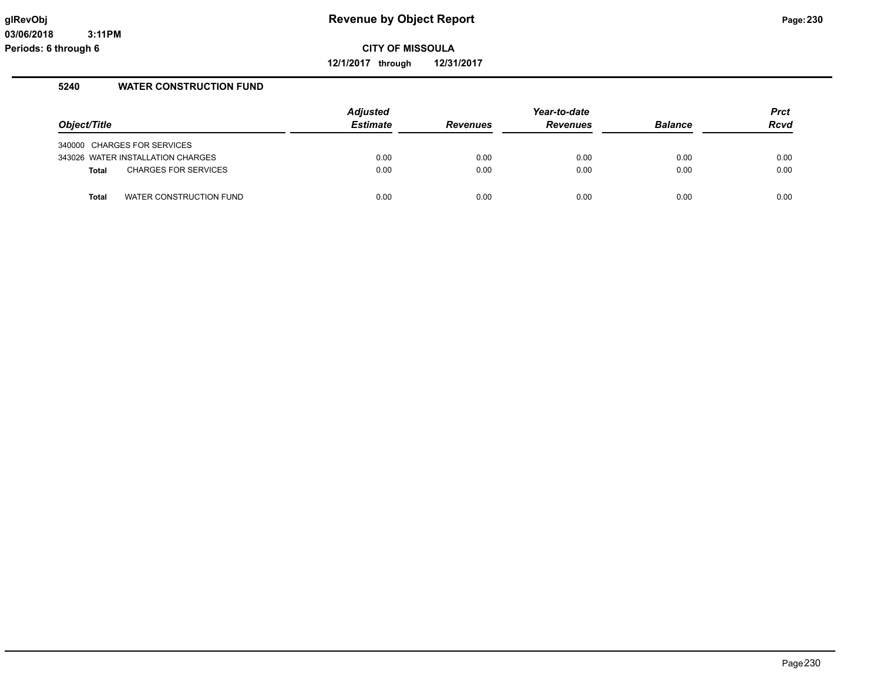# Revenue by Object Report

glRevObj
03/06/2018 3:11PM
Periods: 6 through 6

**CITY OF MISSOULA**

**12/1/2017 through 12/31/2017**

## 5240 WATER CONSTRUCTION FUND

| Object/Title | Adjusted Estimate | Revenues | Year-to-date Revenues | Balance | Prct Rcvd |
|---|---|---|---|---|---|
| 340000 CHARGES FOR SERVICES | | | | | |
| 343026 WATER INSTALLATION CHARGES | 0.00 | 0.00 | 0.00 | 0.00 | 0.00 |
| **Total** CHARGES FOR SERVICES | 0.00 | 0.00 | 0.00 | 0.00 | 0.00 |
| **Total** WATER CONSTRUCTION FUND | 0.00 | 0.00 | 0.00 | 0.00 | 0.00 |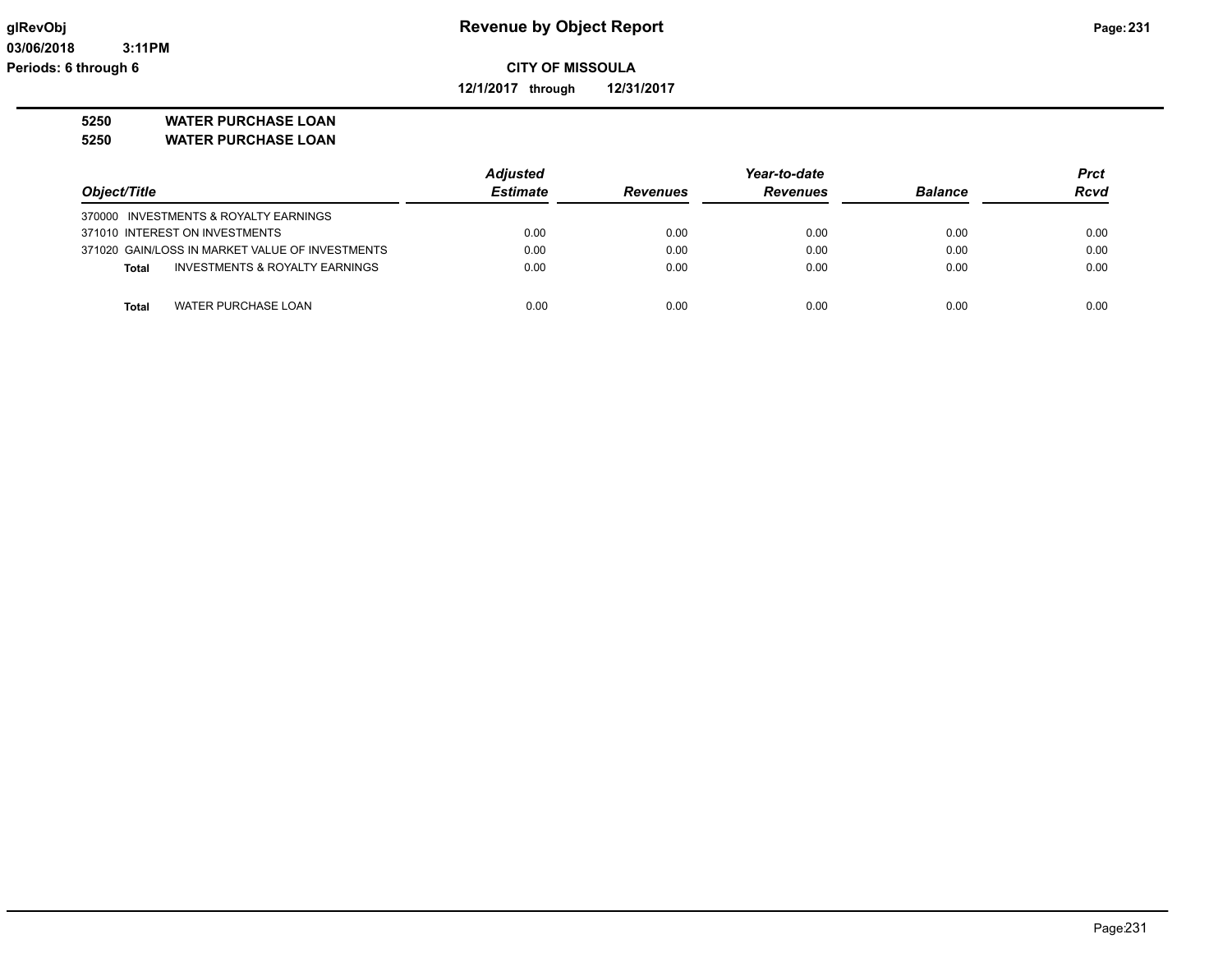**CITY OF MISSOULA**

**12/1/2017 through 12/31/2017**

## 5250 WATER PURCHASE LOAN

## 5250 WATER PURCHASE LOAN

| Object/Title | Adjusted Estimate | Revenues | Year-to-date Revenues | Balance | Prct Rcvd |
|---|---|---|---|---|---|
| 370000 INVESTMENTS & ROYALTY EARNINGS | | | | | |
| 371010 INTEREST ON INVESTMENTS | 0.00 | 0.00 | 0.00 | 0.00 | 0.00 |
| 371020 GAIN/LOSS IN MARKET VALUE OF INVESTMENTS | 0.00 | 0.00 | 0.00 | 0.00 | 0.00 |
| **Total** INVESTMENTS & ROYALTY EARNINGS | 0.00 | 0.00 | 0.00 | 0.00 | 0.00 |
| **Total** WATER PURCHASE LOAN | 0.00 | 0.00 | 0.00 | 0.00 | 0.00 |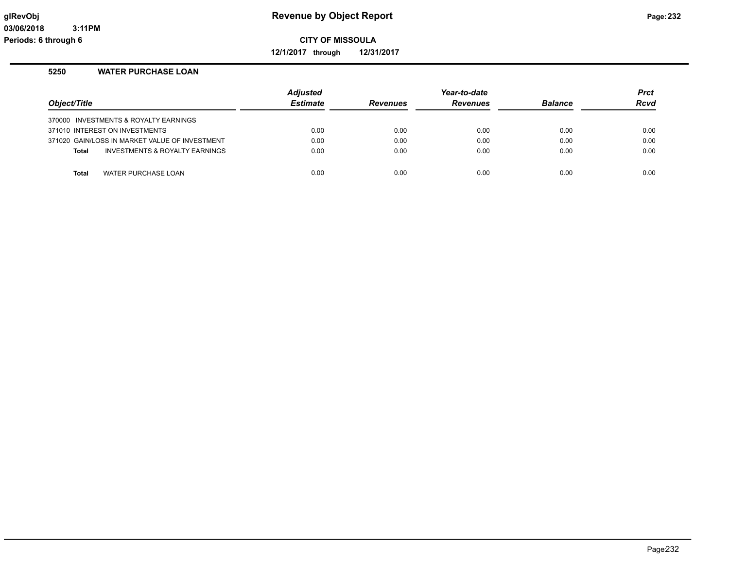**Revenue by Object Report**

**CITY OF MISSOULA**

**12/1/2017 through 12/31/2017**

glRevObj
03/06/2018 3:11PM
Periods: 6 through 6

## 5250 WATER PURCHASE LOAN

| Object/Title | Adjusted Estimate | Revenues | Year-to-date Revenues | Balance | Prct Rcvd |
|---|---|---|---|---|---|
| 370000 INVESTMENTS & ROYALTY EARNINGS | | | | | |
| 371010 INTEREST ON INVESTMENTS | 0.00 | 0.00 | 0.00 | 0.00 | 0.00 |
| 371020 GAIN/LOSS IN MARKET VALUE OF INVESTMENT | 0.00 | 0.00 | 0.00 | 0.00 | 0.00 |
| **Total** INVESTMENTS & ROYALTY EARNINGS | 0.00 | 0.00 | 0.00 | 0.00 | 0.00 |
| **Total** WATER PURCHASE LOAN | 0.00 | 0.00 | 0.00 | 0.00 | 0.00 |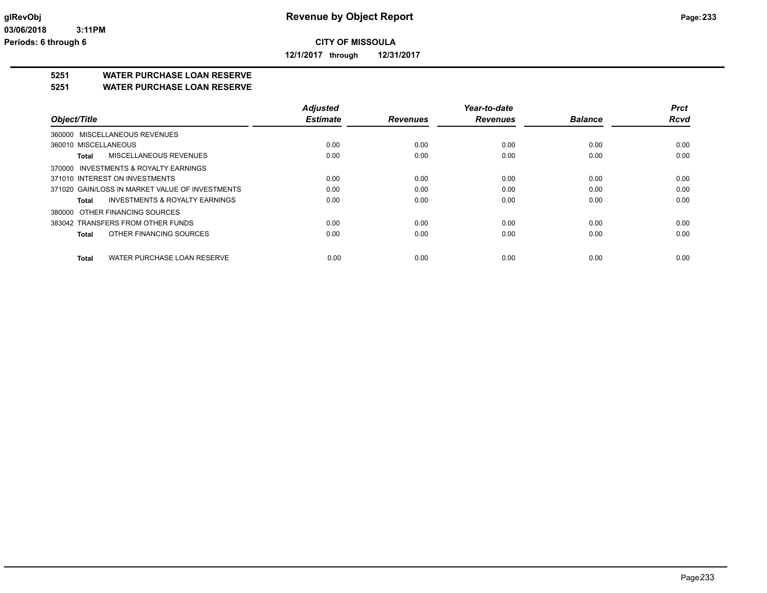**CITY OF MISSOULA**

**12/1/2017 through 12/31/2017**

## 5251 WATER PURCHASE LOAN RESERVE
## 5251 WATER PURCHASE LOAN RESERVE

| Object/Title | Adjusted Estimate | Revenues | Year-to-date Revenues | Balance | Prct Rcvd |
|---|---|---|---|---|---|
| 360000 MISCELLANEOUS REVENUES | | | | | |
| 360010 MISCELLANEOUS | 0.00 | 0.00 | 0.00 | 0.00 | 0.00 |
| **Total** MISCELLANEOUS REVENUES | 0.00 | 0.00 | 0.00 | 0.00 | 0.00 |
| 370000 INVESTMENTS & ROYALTY EARNINGS | | | | | |
| 371010 INTEREST ON INVESTMENTS | 0.00 | 0.00 | 0.00 | 0.00 | 0.00 |
| 371020 GAIN/LOSS IN MARKET VALUE OF INVESTMENTS | 0.00 | 0.00 | 0.00 | 0.00 | 0.00 |
| **Total** INVESTMENTS & ROYALTY EARNINGS | 0.00 | 0.00 | 0.00 | 0.00 | 0.00 |
| 380000 OTHER FINANCING SOURCES | | | | | |
| 383042 TRANSFERS FROM OTHER FUNDS | 0.00 | 0.00 | 0.00 | 0.00 | 0.00 |
| **Total** OTHER FINANCING SOURCES | 0.00 | 0.00 | 0.00 | 0.00 | 0.00 |
| **Total** WATER PURCHASE LOAN RESERVE | 0.00 | 0.00 | 0.00 | 0.00 | 0.00 |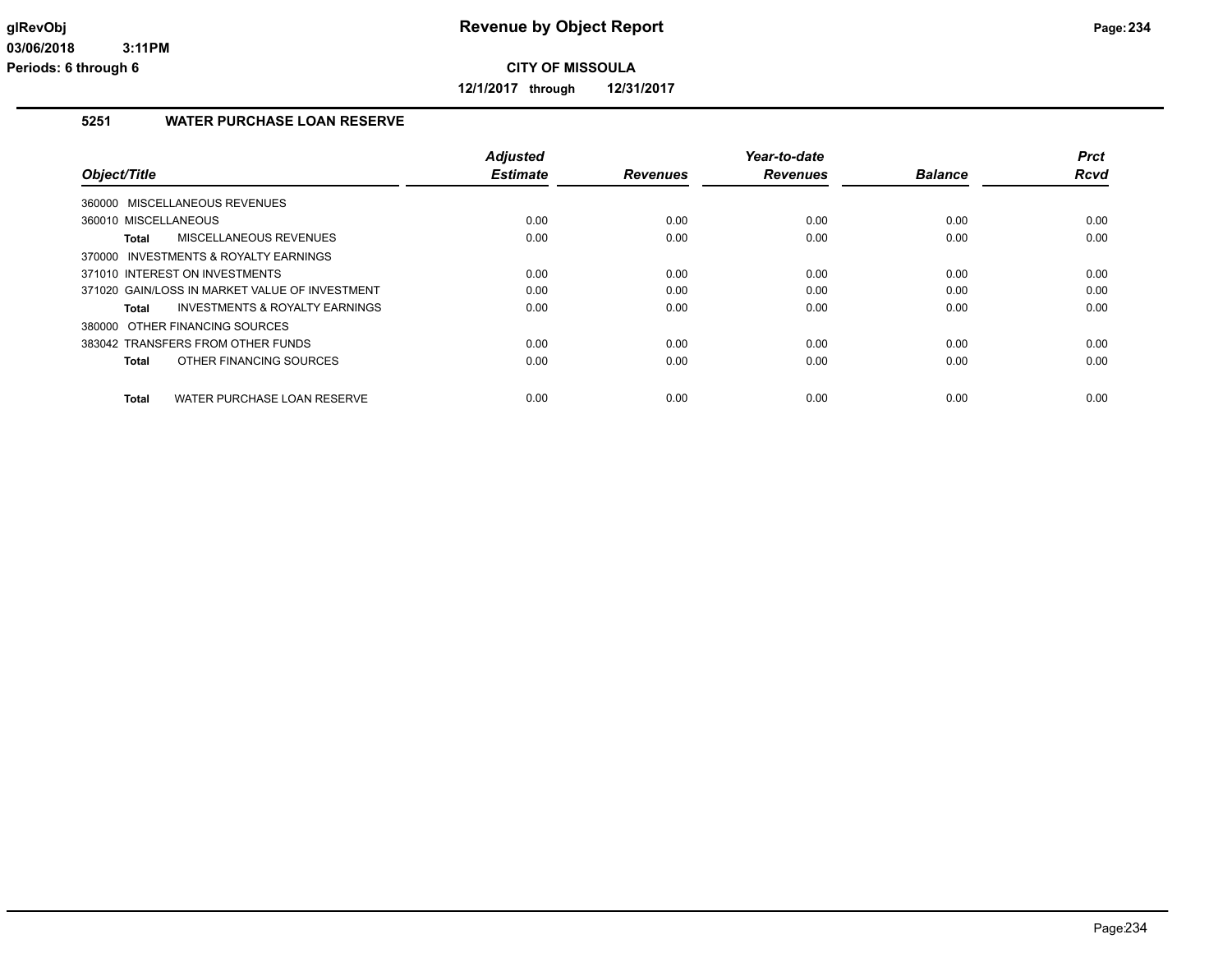**glRevObj** **Revenue by Object Report**

**03/06/2018 3:11PM**

**Periods: 6 through 6**

**CITY OF MISSOULA**

**12/1/2017 through 12/31/2017**

## 5251 WATER PURCHASE LOAN RESERVE

| Object/Title | Adjusted Estimate | Revenues | Year-to-date Revenues | Balance | Prct Rcvd |
|---|---|---|---|---|---|
| 360000 MISCELLANEOUS REVENUES | | | | | |
| 360010 MISCELLANEOUS | 0.00 | 0.00 | 0.00 | 0.00 | 0.00 |
| **Total** MISCELLANEOUS REVENUES | 0.00 | 0.00 | 0.00 | 0.00 | 0.00 |
| 370000 INVESTMENTS & ROYALTY EARNINGS | | | | | |
| 371010 INTEREST ON INVESTMENTS | 0.00 | 0.00 | 0.00 | 0.00 | 0.00 |
| 371020 GAIN/LOSS IN MARKET VALUE OF INVESTMENT | 0.00 | 0.00 | 0.00 | 0.00 | 0.00 |
| **Total** INVESTMENTS & ROYALTY EARNINGS | 0.00 | 0.00 | 0.00 | 0.00 | 0.00 |
| 380000 OTHER FINANCING SOURCES | | | | | |
| 383042 TRANSFERS FROM OTHER FUNDS | 0.00 | 0.00 | 0.00 | 0.00 | 0.00 |
| **Total** OTHER FINANCING SOURCES | 0.00 | 0.00 | 0.00 | 0.00 | 0.00 |
| **Total** WATER PURCHASE LOAN RESERVE | 0.00 | 0.00 | 0.00 | 0.00 | 0.00 |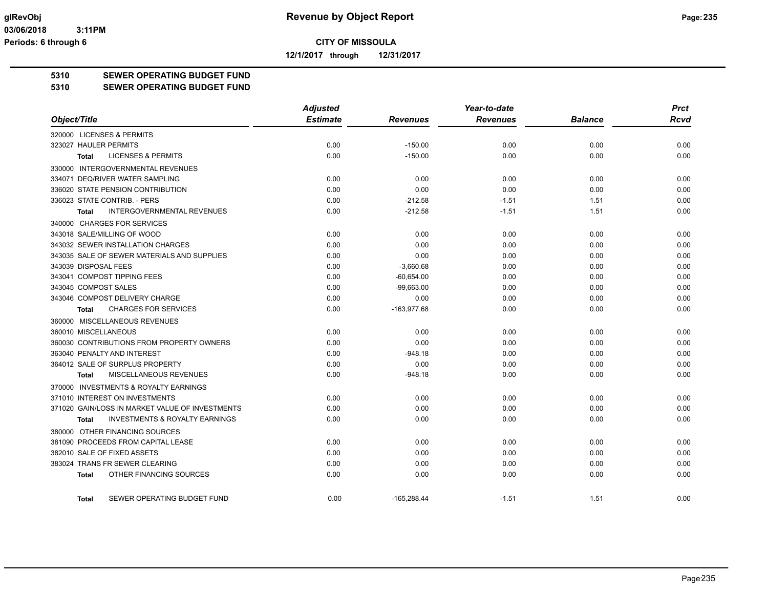**glRevObj** **Revenue by Object Report**

**03/06/2018 3:11PM**

**Periods: 6 through 6**

**CITY OF MISSOULA**

**12/1/2017 through 12/31/2017**

## 5310 SEWER OPERATING BUDGET FUND
## 5310 SEWER OPERATING BUDGET FUND

| Object/Title | Adjusted Estimate | Revenues | Year-to-date Revenues | Balance | Prct Rcvd |
|---|---|---|---|---|---|
| 320000 LICENSES & PERMITS | | | | | |
| 323027 HAULER PERMITS | 0.00 | -150.00 | 0.00 | 0.00 | 0.00 |
| **Total** LICENSES & PERMITS | 0.00 | -150.00 | 0.00 | 0.00 | 0.00 |
| 330000 INTERGOVERNMENTAL REVENUES | | | | | |
| 334071 DEQ/RIVER WATER SAMPLING | 0.00 | 0.00 | 0.00 | 0.00 | 0.00 |
| 336020 STATE PENSION CONTRIBUTION | 0.00 | 0.00 | 0.00 | 0.00 | 0.00 |
| 336023 STATE CONTRIB. - PERS | 0.00 | -212.58 | -1.51 | 1.51 | 0.00 |
| **Total** INTERGOVERNMENTAL REVENUES | 0.00 | -212.58 | -1.51 | 1.51 | 0.00 |
| 340000 CHARGES FOR SERVICES | | | | | |
| 343018 SALE/MILLING OF WOOD | 0.00 | 0.00 | 0.00 | 0.00 | 0.00 |
| 343032 SEWER INSTALLATION CHARGES | 0.00 | 0.00 | 0.00 | 0.00 | 0.00 |
| 343035 SALE OF SEWER MATERIALS AND SUPPLIES | 0.00 | 0.00 | 0.00 | 0.00 | 0.00 |
| 343039 DISPOSAL FEES | 0.00 | -3,660.68 | 0.00 | 0.00 | 0.00 |
| 343041 COMPOST TIPPING FEES | 0.00 | -60,654.00 | 0.00 | 0.00 | 0.00 |
| 343045 COMPOST SALES | 0.00 | -99,663.00 | 0.00 | 0.00 | 0.00 |
| 343046 COMPOST DELIVERY CHARGE | 0.00 | 0.00 | 0.00 | 0.00 | 0.00 |
| **Total** CHARGES FOR SERVICES | 0.00 | -163,977.68 | 0.00 | 0.00 | 0.00 |
| 360000 MISCELLANEOUS REVENUES | | | | | |
| 360010 MISCELLANEOUS | 0.00 | 0.00 | 0.00 | 0.00 | 0.00 |
| 360030 CONTRIBUTIONS FROM PROPERTY OWNERS | 0.00 | 0.00 | 0.00 | 0.00 | 0.00 |
| 363040 PENALTY AND INTEREST | 0.00 | -948.18 | 0.00 | 0.00 | 0.00 |
| 364012 SALE OF SURPLUS PROPERTY | 0.00 | 0.00 | 0.00 | 0.00 | 0.00 |
| **Total** MISCELLANEOUS REVENUES | 0.00 | -948.18 | 0.00 | 0.00 | 0.00 |
| 370000 INVESTMENTS & ROYALTY EARNINGS | | | | | |
| 371010 INTEREST ON INVESTMENTS | 0.00 | 0.00 | 0.00 | 0.00 | 0.00 |
| 371020 GAIN/LOSS IN MARKET VALUE OF INVESTMENTS | 0.00 | 0.00 | 0.00 | 0.00 | 0.00 |
| **Total** INVESTMENTS & ROYALTY EARNINGS | 0.00 | 0.00 | 0.00 | 0.00 | 0.00 |
| 380000 OTHER FINANCING SOURCES | | | | | |
| 381090 PROCEEDS FROM CAPITAL LEASE | 0.00 | 0.00 | 0.00 | 0.00 | 0.00 |
| 382010 SALE OF FIXED ASSETS | 0.00 | 0.00 | 0.00 | 0.00 | 0.00 |
| 383024 TRANS FR SEWER CLEARING | 0.00 | 0.00 | 0.00 | 0.00 | 0.00 |
| **Total** OTHER FINANCING SOURCES | 0.00 | 0.00 | 0.00 | 0.00 | 0.00 |
| **Total** SEWER OPERATING BUDGET FUND | 0.00 | -165,288.44 | -1.51 | 1.51 | 0.00 |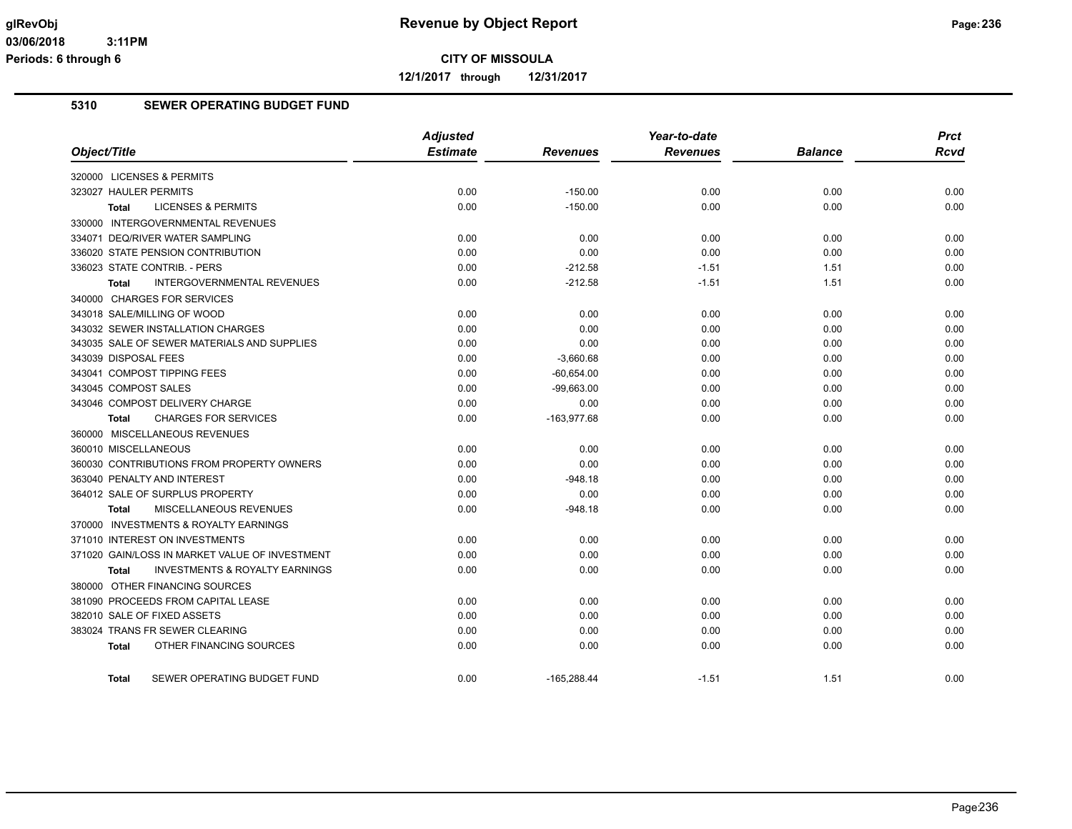# CITY OF MISSOULA

**12/1/2017 through 12/31/2017**

## 5310 SEWER OPERATING BUDGET FUND

| Object/Title | Adjusted Estimate | Revenues | Year-to-date Revenues | Balance | Prct Rcvd |
|---|---|---|---|---|---|
| 320000 LICENSES & PERMITS | | | | | |
| 323027 HAULER PERMITS | 0.00 | -150.00 | 0.00 | 0.00 | 0.00 |
| **Total** LICENSES & PERMITS | 0.00 | -150.00 | 0.00 | 0.00 | 0.00 |
| 330000 INTERGOVERNMENTAL REVENUES | | | | | |
| 334071 DEQ/RIVER WATER SAMPLING | 0.00 | 0.00 | 0.00 | 0.00 | 0.00 |
| 336020 STATE PENSION CONTRIBUTION | 0.00 | 0.00 | 0.00 | 0.00 | 0.00 |
| 336023 STATE CONTRIB. - PERS | 0.00 | -212.58 | -1.51 | 1.51 | 0.00 |
| **Total** INTERGOVERNMENTAL REVENUES | 0.00 | -212.58 | -1.51 | 1.51 | 0.00 |
| 340000 CHARGES FOR SERVICES | | | | | |
| 343018 SALE/MILLING OF WOOD | 0.00 | 0.00 | 0.00 | 0.00 | 0.00 |
| 343032 SEWER INSTALLATION CHARGES | 0.00 | 0.00 | 0.00 | 0.00 | 0.00 |
| 343035 SALE OF SEWER MATERIALS AND SUPPLIES | 0.00 | 0.00 | 0.00 | 0.00 | 0.00 |
| 343039 DISPOSAL FEES | 0.00 | -3,660.68 | 0.00 | 0.00 | 0.00 |
| 343041 COMPOST TIPPING FEES | 0.00 | -60,654.00 | 0.00 | 0.00 | 0.00 |
| 343045 COMPOST SALES | 0.00 | -99,663.00 | 0.00 | 0.00 | 0.00 |
| 343046 COMPOST DELIVERY CHARGE | 0.00 | 0.00 | 0.00 | 0.00 | 0.00 |
| **Total** CHARGES FOR SERVICES | 0.00 | -163,977.68 | 0.00 | 0.00 | 0.00 |
| 360000 MISCELLANEOUS REVENUES | | | | | |
| 360010 MISCELLANEOUS | 0.00 | 0.00 | 0.00 | 0.00 | 0.00 |
| 360030 CONTRIBUTIONS FROM PROPERTY OWNERS | 0.00 | 0.00 | 0.00 | 0.00 | 0.00 |
| 363040 PENALTY AND INTEREST | 0.00 | -948.18 | 0.00 | 0.00 | 0.00 |
| 364012 SALE OF SURPLUS PROPERTY | 0.00 | 0.00 | 0.00 | 0.00 | 0.00 |
| **Total** MISCELLANEOUS REVENUES | 0.00 | -948.18 | 0.00 | 0.00 | 0.00 |
| 370000 INVESTMENTS & ROYALTY EARNINGS | | | | | |
| 371010 INTEREST ON INVESTMENTS | 0.00 | 0.00 | 0.00 | 0.00 | 0.00 |
| 371020 GAIN/LOSS IN MARKET VALUE OF INVESTMENT | 0.00 | 0.00 | 0.00 | 0.00 | 0.00 |
| **Total** INVESTMENTS & ROYALTY EARNINGS | 0.00 | 0.00 | 0.00 | 0.00 | 0.00 |
| 380000 OTHER FINANCING SOURCES | | | | | |
| 381090 PROCEEDS FROM CAPITAL LEASE | 0.00 | 0.00 | 0.00 | 0.00 | 0.00 |
| 382010 SALE OF FIXED ASSETS | 0.00 | 0.00 | 0.00 | 0.00 | 0.00 |
| 383024 TRANS FR SEWER CLEARING | 0.00 | 0.00 | 0.00 | 0.00 | 0.00 |
| **Total** OTHER FINANCING SOURCES | 0.00 | 0.00 | 0.00 | 0.00 | 0.00 |
| **Total** SEWER OPERATING BUDGET FUND | 0.00 | -165,288.44 | -1.51 | 1.51 | 0.00 |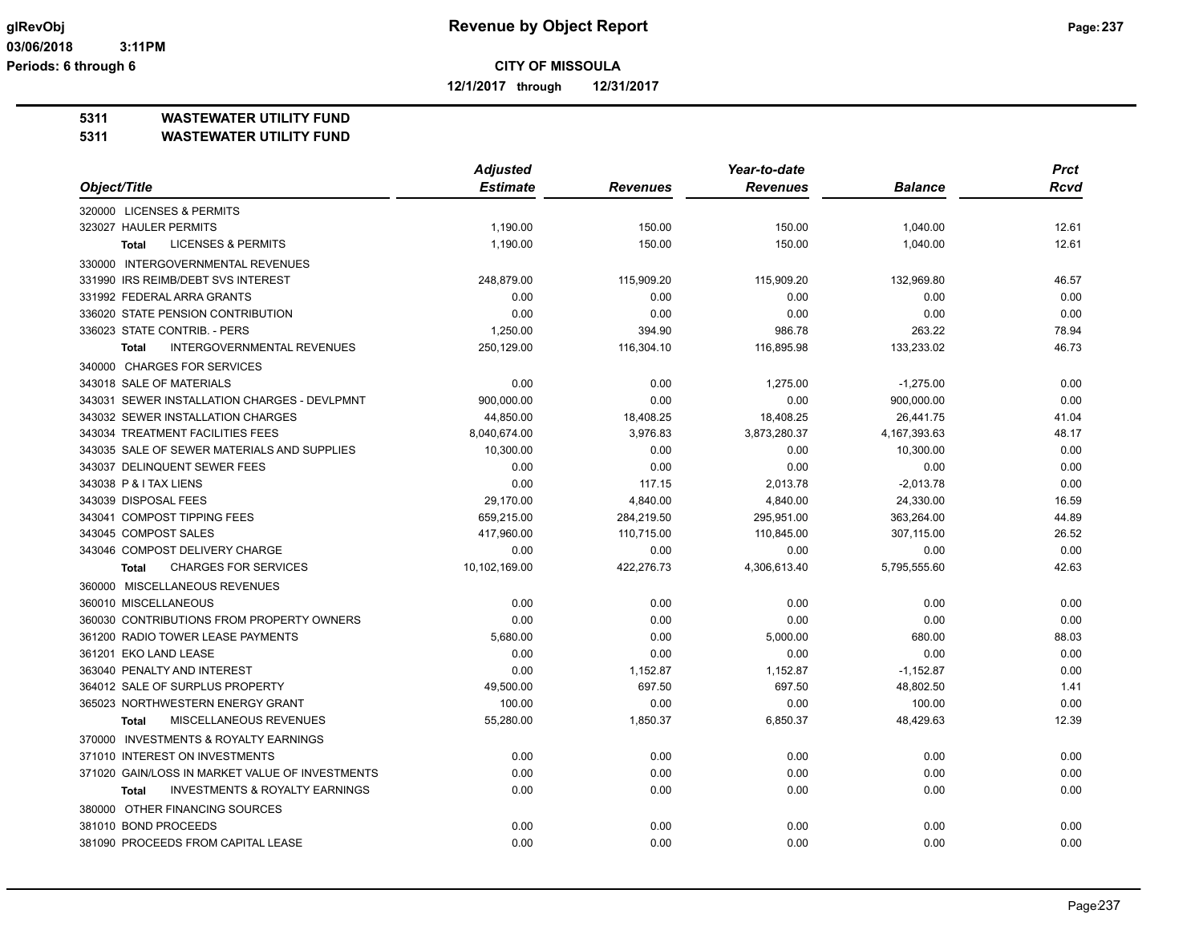**CITY OF MISSOULA**

**12/1/2017 through 12/31/2017**

## 5311 WASTEWATER UTILITY FUND
## 5311 WASTEWATER UTILITY FUND

| Object/Title | Adjusted Estimate | Revenues | Year-to-date Revenues | Balance | Prct Rcvd |
|---|---|---|---|---|---|
| 320000 LICENSES & PERMITS | | | | | |
| 323027 HAULER PERMITS | 1,190.00 | 150.00 | 150.00 | 1,040.00 | 12.61 |
| **Total** LICENSES & PERMITS | 1,190.00 | 150.00 | 150.00 | 1,040.00 | 12.61 |
| 330000 INTERGOVERNMENTAL REVENUES | | | | | |
| 331990 IRS REIMB/DEBT SVS INTEREST | 248,879.00 | 115,909.20 | 115,909.20 | 132,969.80 | 46.57 |
| 331992 FEDERAL ARRA GRANTS | 0.00 | 0.00 | 0.00 | 0.00 | 0.00 |
| 336020 STATE PENSION CONTRIBUTION | 0.00 | 0.00 | 0.00 | 0.00 | 0.00 |
| 336023 STATE CONTRIB. - PERS | 1,250.00 | 394.90 | 986.78 | 263.22 | 78.94 |
| **Total** INTERGOVERNMENTAL REVENUES | 250,129.00 | 116,304.10 | 116,895.98 | 133,233.02 | 46.73 |
| 340000 CHARGES FOR SERVICES | | | | | |
| 343018 SALE OF MATERIALS | 0.00 | 0.00 | 1,275.00 | -1,275.00 | 0.00 |
| 343031 SEWER INSTALLATION CHARGES - DEVLPMNT | 900,000.00 | 0.00 | 0.00 | 900,000.00 | 0.00 |
| 343032 SEWER INSTALLATION CHARGES | 44,850.00 | 18,408.25 | 18,408.25 | 26,441.75 | 41.04 |
| 343034 TREATMENT FACILITIES FEES | 8,040,674.00 | 3,976.83 | 3,873,280.37 | 4,167,393.63 | 48.17 |
| 343035 SALE OF SEWER MATERIALS AND SUPPLIES | 10,300.00 | 0.00 | 0.00 | 10,300.00 | 0.00 |
| 343037 DELINQUENT SEWER FEES | 0.00 | 0.00 | 0.00 | 0.00 | 0.00 |
| 343038 P & I TAX LIENS | 0.00 | 117.15 | 2,013.78 | -2,013.78 | 0.00 |
| 343039 DISPOSAL FEES | 29,170.00 | 4,840.00 | 4,840.00 | 24,330.00 | 16.59 |
| 343041 COMPOST TIPPING FEES | 659,215.00 | 284,219.50 | 295,951.00 | 363,264.00 | 44.89 |
| 343045 COMPOST SALES | 417,960.00 | 110,715.00 | 110,845.00 | 307,115.00 | 26.52 |
| 343046 COMPOST DELIVERY CHARGE | 0.00 | 0.00 | 0.00 | 0.00 | 0.00 |
| **Total** CHARGES FOR SERVICES | 10,102,169.00 | 422,276.73 | 4,306,613.40 | 5,795,555.60 | 42.63 |
| 360000 MISCELLANEOUS REVENUES | | | | | |
| 360010 MISCELLANEOUS | 0.00 | 0.00 | 0.00 | 0.00 | 0.00 |
| 360030 CONTRIBUTIONS FROM PROPERTY OWNERS | 0.00 | 0.00 | 0.00 | 0.00 | 0.00 |
| 361200 RADIO TOWER LEASE PAYMENTS | 5,680.00 | 0.00 | 5,000.00 | 680.00 | 88.03 |
| 361201 EKO LAND LEASE | 0.00 | 0.00 | 0.00 | 0.00 | 0.00 |
| 363040 PENALTY AND INTEREST | 0.00 | 1,152.87 | 1,152.87 | -1,152.87 | 0.00 |
| 364012 SALE OF SURPLUS PROPERTY | 49,500.00 | 697.50 | 697.50 | 48,802.50 | 1.41 |
| 365023 NORTHWESTERN ENERGY GRANT | 100.00 | 0.00 | 0.00 | 100.00 | 0.00 |
| **Total** MISCELLANEOUS REVENUES | 55,280.00 | 1,850.37 | 6,850.37 | 48,429.63 | 12.39 |
| 370000 INVESTMENTS & ROYALTY EARNINGS | | | | | |
| 371010 INTEREST ON INVESTMENTS | 0.00 | 0.00 | 0.00 | 0.00 | 0.00 |
| 371020 GAIN/LOSS IN MARKET VALUE OF INVESTMENTS | 0.00 | 0.00 | 0.00 | 0.00 | 0.00 |
| **Total** INVESTMENTS & ROYALTY EARNINGS | 0.00 | 0.00 | 0.00 | 0.00 | 0.00 |
| 380000 OTHER FINANCING SOURCES | | | | | |
| 381010 BOND PROCEEDS | 0.00 | 0.00 | 0.00 | 0.00 | 0.00 |
| 381090 PROCEEDS FROM CAPITAL LEASE | 0.00 | 0.00 | 0.00 | 0.00 | 0.00 |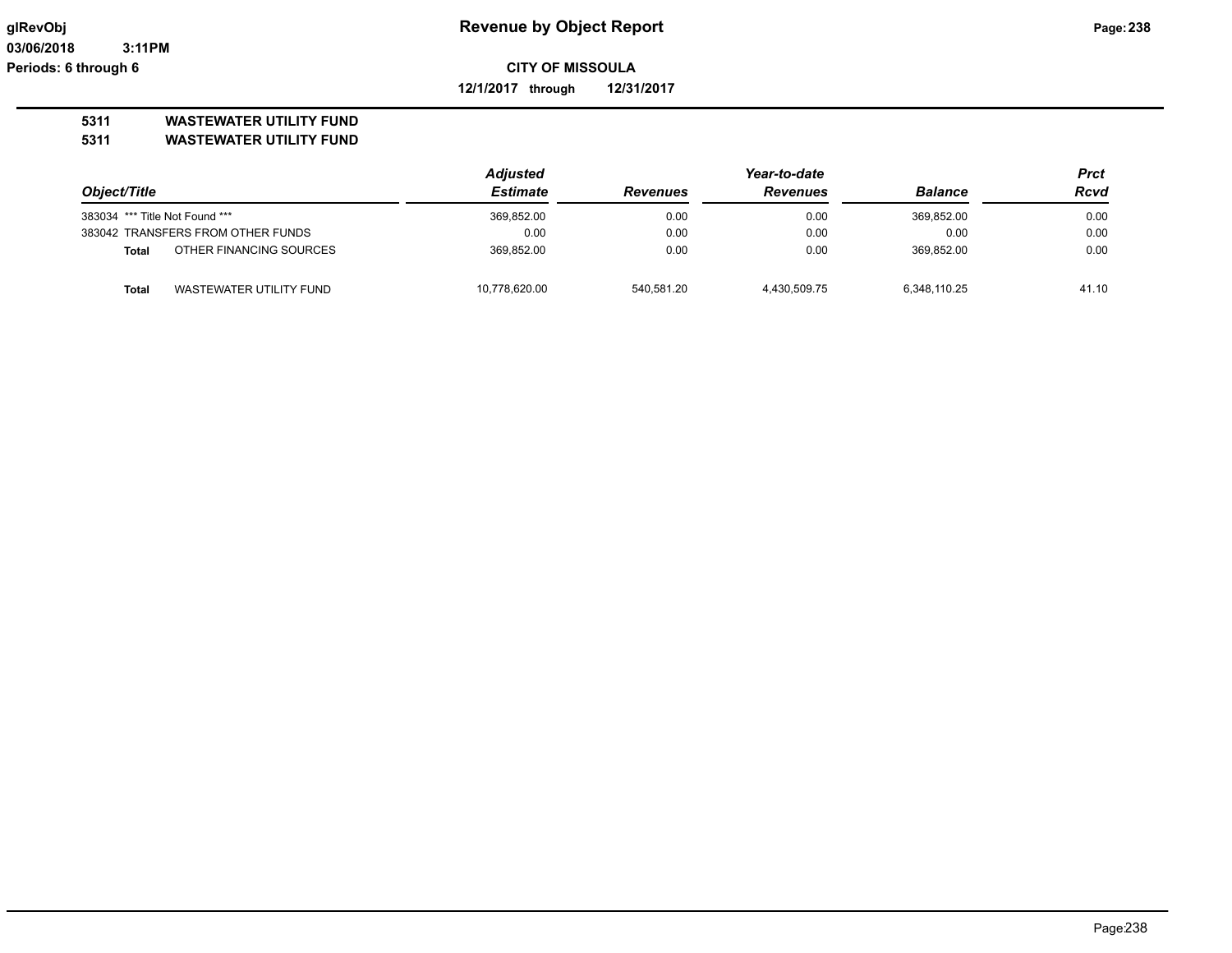**Revenue by Object Report**

**CITY OF MISSOULA**

**12/1/2017 through 12/31/2017**

**5311 WASTEWATER UTILITY FUND**
**5311 WASTEWATER UTILITY FUND**

| Object/Title | | Adjusted Estimate | Revenues | Year-to-date Revenues | Balance | Prct Rcvd |
|---|---|---|---|---|---|---|
| 383034 | *** Title Not Found *** | 369,852.00 | 0.00 | 0.00 | 369,852.00 | 0.00 |
| 383042 | TRANSFERS FROM OTHER FUNDS | 0.00 | 0.00 | 0.00 | 0.00 | 0.00 |
| **Total** | OTHER FINANCING SOURCES | 369,852.00 | 0.00 | 0.00 | 369,852.00 | 0.00 |
| **Total** | WASTEWATER UTILITY FUND | 10,778,620.00 | 540,581.20 | 4,430,509.75 | 6,348,110.25 | 41.10 |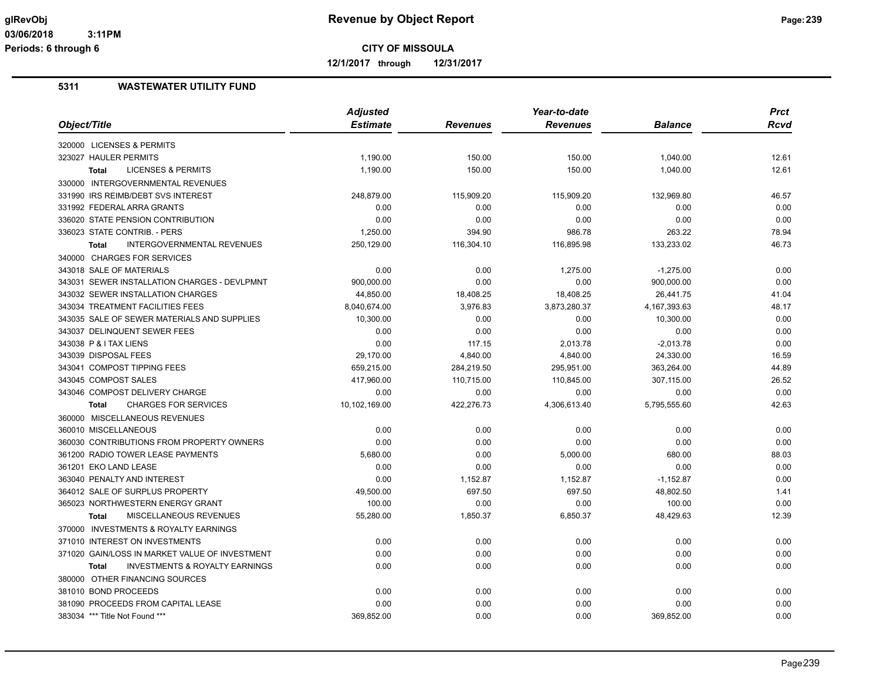**Revenue by Object Report**

**CITY OF MISSOULA**

**12/1/2017 through 12/31/2017**

glRevObj
03/06/2018 3:11PM
Periods: 6 through 6

## 5311 WASTEWATER UTILITY FUND

| Object/Title | Adjusted Estimate | Revenues | Year-to-date Revenues | Balance | Prct Rcvd |
|---|---|---|---|---|---|
| 320000 LICENSES & PERMITS | | | | | |
| 323027 HAULER PERMITS | 1,190.00 | 150.00 | 150.00 | 1,040.00 | 12.61 |
| **Total** LICENSES & PERMITS | 1,190.00 | 150.00 | 150.00 | 1,040.00 | 12.61 |
| 330000 INTERGOVERNMENTAL REVENUES | | | | | |
| 331990 IRS REIMB/DEBT SVS INTEREST | 248,879.00 | 115,909.20 | 115,909.20 | 132,969.80 | 46.57 |
| 331992 FEDERAL ARRA GRANTS | 0.00 | 0.00 | 0.00 | 0.00 | 0.00 |
| 336020 STATE PENSION CONTRIBUTION | 0.00 | 0.00 | 0.00 | 0.00 | 0.00 |
| 336023 STATE CONTRIB. - PERS | 1,250.00 | 394.90 | 986.78 | 263.22 | 78.94 |
| **Total** INTERGOVERNMENTAL REVENUES | 250,129.00 | 116,304.10 | 116,895.98 | 133,233.02 | 46.73 |
| 340000 CHARGES FOR SERVICES | | | | | |
| 343018 SALE OF MATERIALS | 0.00 | 0.00 | 1,275.00 | -1,275.00 | 0.00 |
| 343031 SEWER INSTALLATION CHARGES - DEVLPMNT | 900,000.00 | 0.00 | 0.00 | 900,000.00 | 0.00 |
| 343032 SEWER INSTALLATION CHARGES | 44,850.00 | 18,408.25 | 18,408.25 | 26,441.75 | 41.04 |
| 343034 TREATMENT FACILITIES FEES | 8,040,674.00 | 3,976.83 | 3,873,280.37 | 4,167,393.63 | 48.17 |
| 343035 SALE OF SEWER MATERIALS AND SUPPLIES | 10,300.00 | 0.00 | 0.00 | 10,300.00 | 0.00 |
| 343037 DELINQUENT SEWER FEES | 0.00 | 0.00 | 0.00 | 0.00 | 0.00 |
| 343038 P & I TAX LIENS | 0.00 | 117.15 | 2,013.78 | -2,013.78 | 0.00 |
| 343039 DISPOSAL FEES | 29,170.00 | 4,840.00 | 4,840.00 | 24,330.00 | 16.59 |
| 343041 COMPOST TIPPING FEES | 659,215.00 | 284,219.50 | 295,951.00 | 363,264.00 | 44.89 |
| 343045 COMPOST SALES | 417,960.00 | 110,715.00 | 110,845.00 | 307,115.00 | 26.52 |
| 343046 COMPOST DELIVERY CHARGE | 0.00 | 0.00 | 0.00 | 0.00 | 0.00 |
| **Total** CHARGES FOR SERVICES | 10,102,169.00 | 422,276.73 | 4,306,613.40 | 5,795,555.60 | 42.63 |
| 360000 MISCELLANEOUS REVENUES | | | | | |
| 360010 MISCELLANEOUS | 0.00 | 0.00 | 0.00 | 0.00 | 0.00 |
| 360030 CONTRIBUTIONS FROM PROPERTY OWNERS | 0.00 | 0.00 | 0.00 | 0.00 | 0.00 |
| 361200 RADIO TOWER LEASE PAYMENTS | 5,680.00 | 0.00 | 5,000.00 | 680.00 | 88.03 |
| 361201 EKO LAND LEASE | 0.00 | 0.00 | 0.00 | 0.00 | 0.00 |
| 363040 PENALTY AND INTEREST | 0.00 | 1,152.87 | 1,152.87 | -1,152.87 | 0.00 |
| 364012 SALE OF SURPLUS PROPERTY | 49,500.00 | 697.50 | 697.50 | 48,802.50 | 1.41 |
| 365023 NORTHWESTERN ENERGY GRANT | 100.00 | 0.00 | 0.00 | 100.00 | 0.00 |
| **Total** MISCELLANEOUS REVENUES | 55,280.00 | 1,850.37 | 6,850.37 | 48,429.63 | 12.39 |
| 370000 INVESTMENTS & ROYALTY EARNINGS | | | | | |
| 371010 INTEREST ON INVESTMENTS | 0.00 | 0.00 | 0.00 | 0.00 | 0.00 |
| 371020 GAIN/LOSS IN MARKET VALUE OF INVESTMENT | 0.00 | 0.00 | 0.00 | 0.00 | 0.00 |
| **Total** INVESTMENTS & ROYALTY EARNINGS | 0.00 | 0.00 | 0.00 | 0.00 | 0.00 |
| 380000 OTHER FINANCING SOURCES | | | | | |
| 381010 BOND PROCEEDS | 0.00 | 0.00 | 0.00 | 0.00 | 0.00 |
| 381090 PROCEEDS FROM CAPITAL LEASE | 0.00 | 0.00 | 0.00 | 0.00 | 0.00 |
| 383034 *** Title Not Found *** | 369,852.00 | 0.00 | 0.00 | 369,852.00 | 0.00 |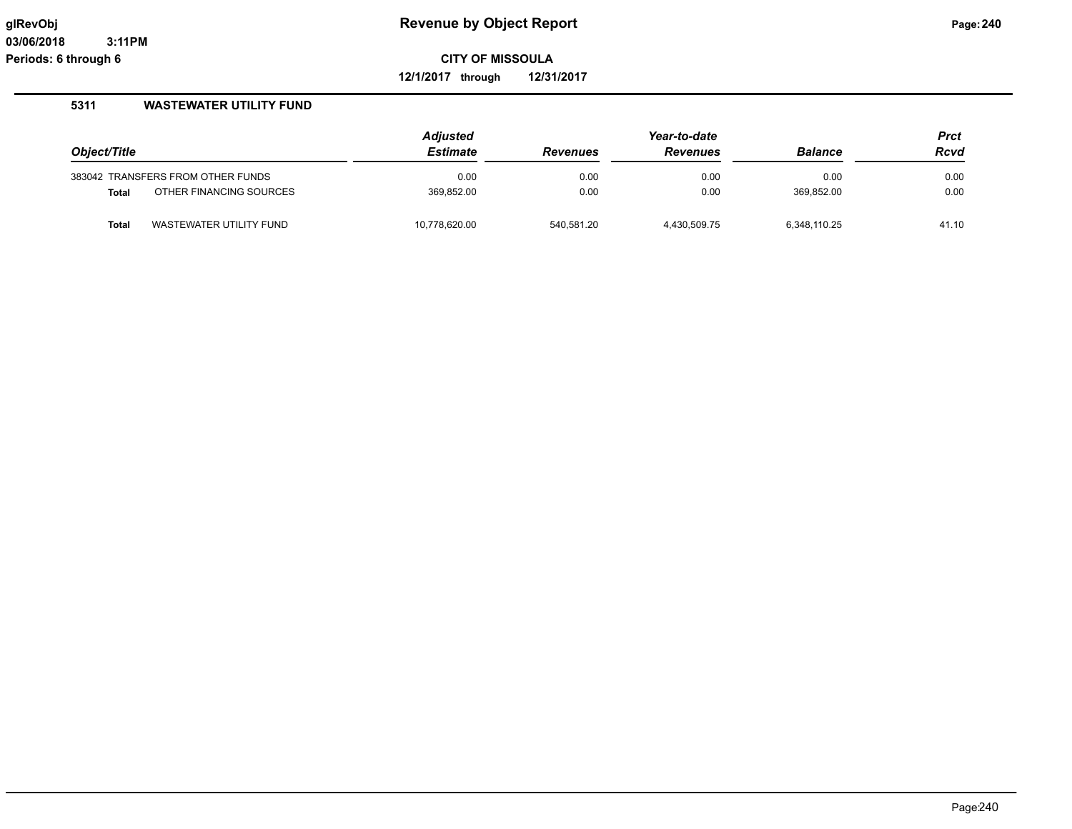# Revenue by Object Report

glRevObj
03/06/2018 3:11PM
Periods: 6 through 6

**CITY OF MISSOULA**

**12/1/2017 through 12/31/2017**

## 5311 WASTEWATER UTILITY FUND

| Object/Title | | Adjusted Estimate | Revenues | Year-to-date Revenues | Balance | Prct Rcvd |
|---|---|---|---|---|---|---|
| 383042 | TRANSFERS FROM OTHER FUNDS | 0.00 | 0.00 | 0.00 | 0.00 | 0.00 |
| **Total** | OTHER FINANCING SOURCES | 369,852.00 | 0.00 | 0.00 | 369,852.00 | 0.00 |
| **Total** | WASTEWATER UTILITY FUND | 10,778,620.00 | 540,581.20 | 4,430,509.75 | 6,348,110.25 | 41.10 |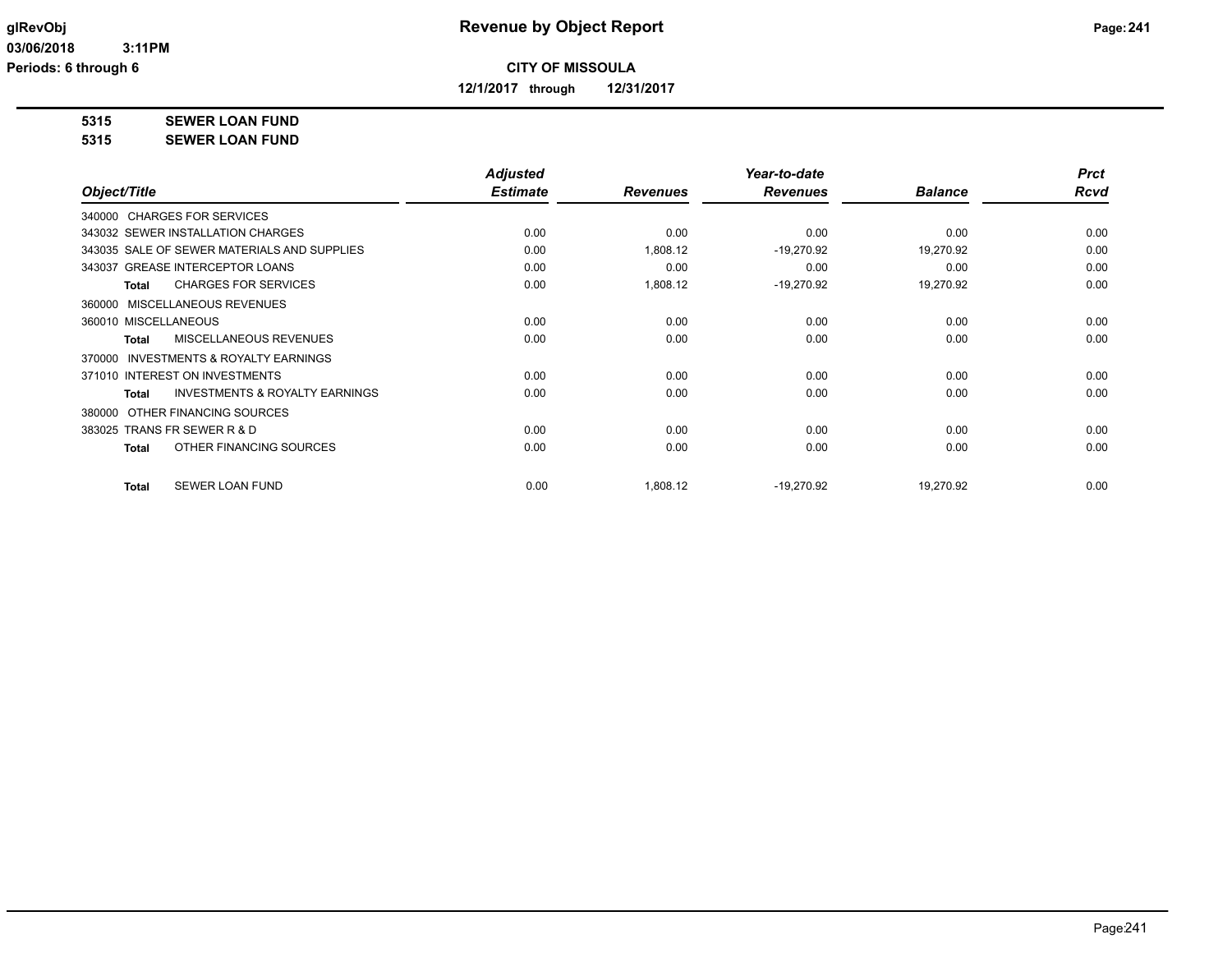**CITY OF MISSOULA**

**12/1/2017 through 12/31/2017**

**Revenue by Object Report**

glRevObj
03/06/2018 3:11PM
Periods: 6 through 6

**5315 SEWER LOAN FUND**
**5315 SEWER LOAN FUND**

| Object/Title | Adjusted Estimate | Revenues | Year-to-date Revenues | Balance | Prct Rcvd |
|---|---|---|---|---|---|
| 340000 CHARGES FOR SERVICES | | | | | |
| 343032 SEWER INSTALLATION CHARGES | 0.00 | 0.00 | 0.00 | 0.00 | 0.00 |
| 343035 SALE OF SEWER MATERIALS AND SUPPLIES | 0.00 | 1,808.12 | -19,270.92 | 19,270.92 | 0.00 |
| 343037 GREASE INTERCEPTOR LOANS | 0.00 | 0.00 | 0.00 | 0.00 | 0.00 |
| **Total** CHARGES FOR SERVICES | 0.00 | 1,808.12 | -19,270.92 | 19,270.92 | 0.00 |
| 360000 MISCELLANEOUS REVENUES | | | | | |
| 360010 MISCELLANEOUS | 0.00 | 0.00 | 0.00 | 0.00 | 0.00 |
| **Total** MISCELLANEOUS REVENUES | 0.00 | 0.00 | 0.00 | 0.00 | 0.00 |
| 370000 INVESTMENTS & ROYALTY EARNINGS | | | | | |
| 371010 INTEREST ON INVESTMENTS | 0.00 | 0.00 | 0.00 | 0.00 | 0.00 |
| **Total** INVESTMENTS & ROYALTY EARNINGS | 0.00 | 0.00 | 0.00 | 0.00 | 0.00 |
| 380000 OTHER FINANCING SOURCES | | | | | |
| 383025 TRANS FR SEWER R & D | 0.00 | 0.00 | 0.00 | 0.00 | 0.00 |
| **Total** OTHER FINANCING SOURCES | 0.00 | 0.00 | 0.00 | 0.00 | 0.00 |
| **Total** SEWER LOAN FUND | 0.00 | 1,808.12 | -19,270.92 | 19,270.92 | 0.00 |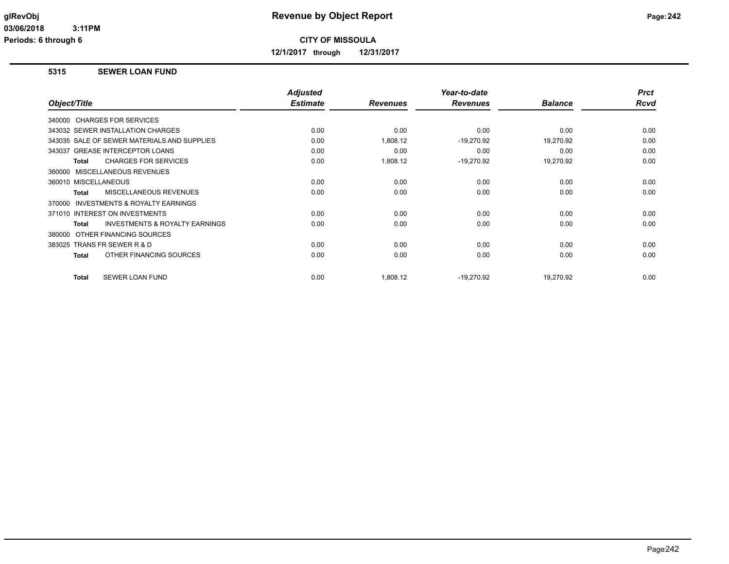# Revenue by Object Report

**CITY OF MISSOULA**

**12/1/2017 through 12/31/2017**

glRevObj
03/06/2018 3:11PM
Periods: 6 through 6

## 5315 SEWER LOAN FUND

| Object/Title | Adjusted Estimate | Revenues | Year-to-date Revenues | Balance | Prct Rcvd |
|---|---|---|---|---|---|
| 340000 CHARGES FOR SERVICES | | | | | |
| 343032 SEWER INSTALLATION CHARGES | 0.00 | 0.00 | 0.00 | 0.00 | 0.00 |
| 343035 SALE OF SEWER MATERIALS AND SUPPLIES | 0.00 | 1,808.12 | -19,270.92 | 19,270.92 | 0.00 |
| 343037 GREASE INTERCEPTOR LOANS | 0.00 | 0.00 | 0.00 | 0.00 | 0.00 |
| **Total** CHARGES FOR SERVICES | 0.00 | 1,808.12 | -19,270.92 | 19,270.92 | 0.00 |
| 360000 MISCELLANEOUS REVENUES | | | | | |
| 360010 MISCELLANEOUS | 0.00 | 0.00 | 0.00 | 0.00 | 0.00 |
| **Total** MISCELLANEOUS REVENUES | 0.00 | 0.00 | 0.00 | 0.00 | 0.00 |
| 370000 INVESTMENTS & ROYALTY EARNINGS | | | | | |
| 371010 INTEREST ON INVESTMENTS | 0.00 | 0.00 | 0.00 | 0.00 | 0.00 |
| **Total** INVESTMENTS & ROYALTY EARNINGS | 0.00 | 0.00 | 0.00 | 0.00 | 0.00 |
| 380000 OTHER FINANCING SOURCES | | | | | |
| 383025 TRANS FR SEWER R & D | 0.00 | 0.00 | 0.00 | 0.00 | 0.00 |
| **Total** OTHER FINANCING SOURCES | 0.00 | 0.00 | 0.00 | 0.00 | 0.00 |
| **Total** SEWER LOAN FUND | 0.00 | 1,808.12 | -19,270.92 | 19,270.92 | 0.00 |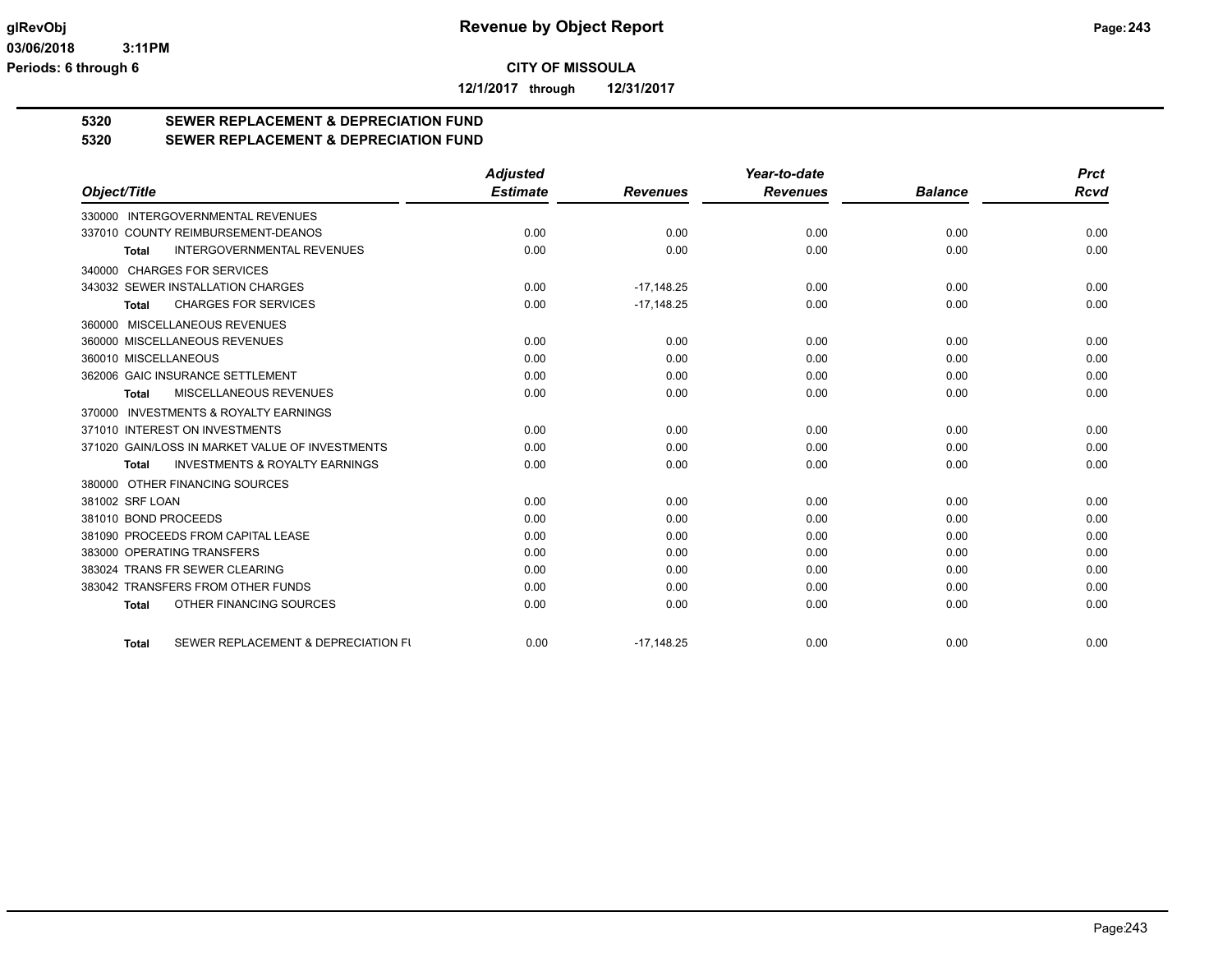**CITY OF MISSOULA**

**12/1/2017 through 12/31/2017**

## 5320 SEWER REPLACEMENT & DEPRECIATION FUND
## 5320 SEWER REPLACEMENT & DEPRECIATION FUND

| Object/Title | Adjusted Estimate | Revenues | Year-to-date Revenues | Balance | Prct Rcvd |
|---|---|---|---|---|---|
| 330000 INTERGOVERNMENTAL REVENUES | | | | | |
| 337010 COUNTY REIMBURSEMENT-DEANOS | 0.00 | 0.00 | 0.00 | 0.00 | 0.00 |
| **Total** INTERGOVERNMENTAL REVENUES | 0.00 | 0.00 | 0.00 | 0.00 | 0.00 |
| 340000 CHARGES FOR SERVICES | | | | | |
| 343032 SEWER INSTALLATION CHARGES | 0.00 | -17,148.25 | 0.00 | 0.00 | 0.00 |
| **Total** CHARGES FOR SERVICES | 0.00 | -17,148.25 | 0.00 | 0.00 | 0.00 |
| 360000 MISCELLANEOUS REVENUES | | | | | |
| 360000 MISCELLANEOUS REVENUES | 0.00 | 0.00 | 0.00 | 0.00 | 0.00 |
| 360010 MISCELLANEOUS | 0.00 | 0.00 | 0.00 | 0.00 | 0.00 |
| 362006 GAIC INSURANCE SETTLEMENT | 0.00 | 0.00 | 0.00 | 0.00 | 0.00 |
| **Total** MISCELLANEOUS REVENUES | 0.00 | 0.00 | 0.00 | 0.00 | 0.00 |
| 370000 INVESTMENTS & ROYALTY EARNINGS | | | | | |
| 371010 INTEREST ON INVESTMENTS | 0.00 | 0.00 | 0.00 | 0.00 | 0.00 |
| 371020 GAIN/LOSS IN MARKET VALUE OF INVESTMENTS | 0.00 | 0.00 | 0.00 | 0.00 | 0.00 |
| **Total** INVESTMENTS & ROYALTY EARNINGS | 0.00 | 0.00 | 0.00 | 0.00 | 0.00 |
| 380000 OTHER FINANCING SOURCES | | | | | |
| 381002 SRF LOAN | 0.00 | 0.00 | 0.00 | 0.00 | 0.00 |
| 381010 BOND PROCEEDS | 0.00 | 0.00 | 0.00 | 0.00 | 0.00 |
| 381090 PROCEEDS FROM CAPITAL LEASE | 0.00 | 0.00 | 0.00 | 0.00 | 0.00 |
| 383000 OPERATING TRANSFERS | 0.00 | 0.00 | 0.00 | 0.00 | 0.00 |
| 383024 TRANS FR SEWER CLEARING | 0.00 | 0.00 | 0.00 | 0.00 | 0.00 |
| 383042 TRANSFERS FROM OTHER FUNDS | 0.00 | 0.00 | 0.00 | 0.00 | 0.00 |
| **Total** OTHER FINANCING SOURCES | 0.00 | 0.00 | 0.00 | 0.00 | 0.00 |
| **Total** SEWER REPLACEMENT & DEPRECIATION FU | 0.00 | -17,148.25 | 0.00 | 0.00 | 0.00 |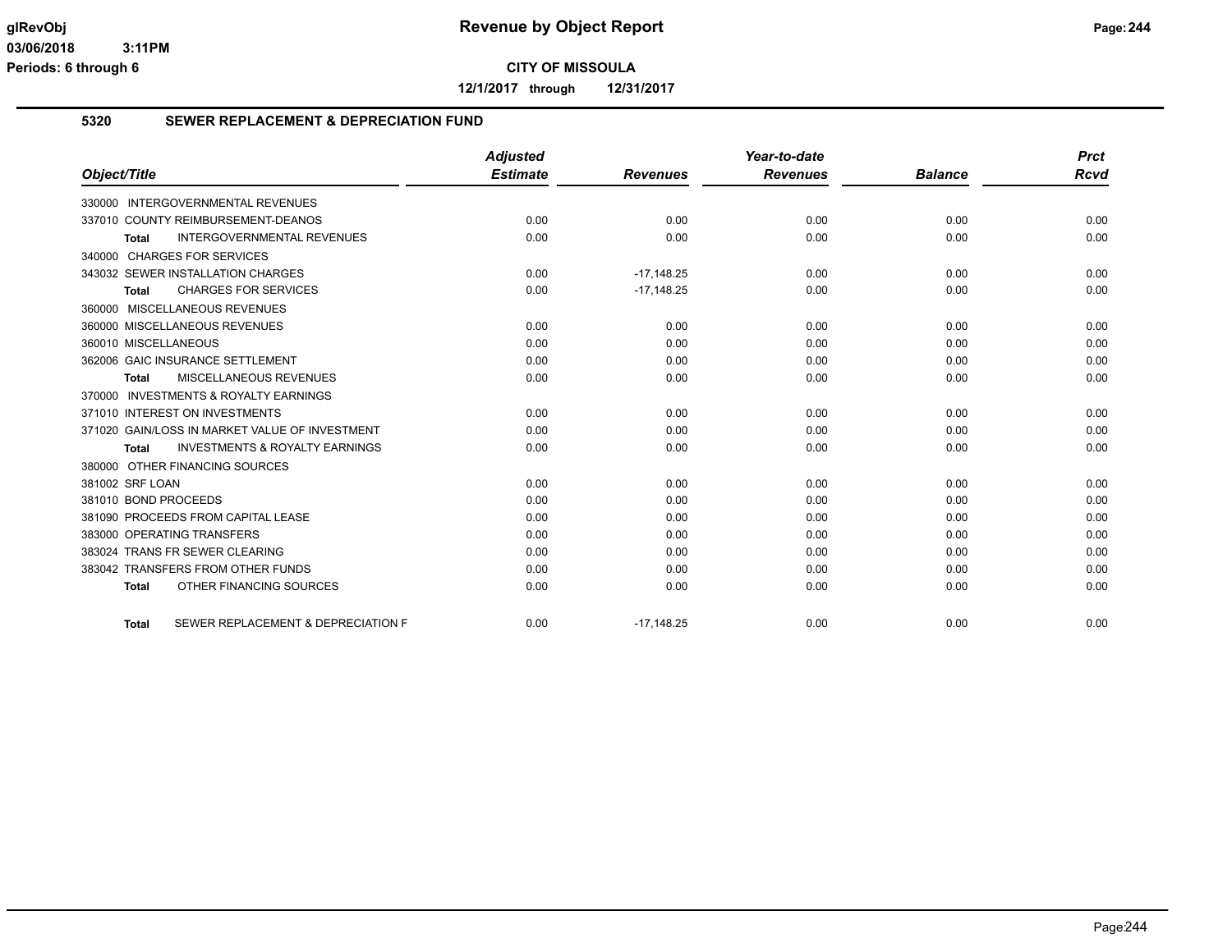**glRevObj** 
**03/06/2018 3:11PM** 
**Periods: 6 through 6**

# Revenue by Object Report

**CITY OF MISSOULA**

**12/1/2017 through 12/31/2017**

## 5320 SEWER REPLACEMENT & DEPRECIATION FUND

| Object/Title | Adjusted Estimate | Revenues | Year-to-date Revenues | Balance | Prct Rcvd |
|---|---|---|---|---|---|
| 330000 INTERGOVERNMENTAL REVENUES | | | | | |
| 337010 COUNTY REIMBURSEMENT-DEANOS | 0.00 | 0.00 | 0.00 | 0.00 | 0.00 |
| **Total** INTERGOVERNMENTAL REVENUES | 0.00 | 0.00 | 0.00 | 0.00 | 0.00 |
| 340000 CHARGES FOR SERVICES | | | | | |
| 343032 SEWER INSTALLATION CHARGES | 0.00 | -17,148.25 | 0.00 | 0.00 | 0.00 |
| **Total** CHARGES FOR SERVICES | 0.00 | -17,148.25 | 0.00 | 0.00 | 0.00 |
| 360000 MISCELLANEOUS REVENUES | | | | | |
| 360000 MISCELLANEOUS REVENUES | 0.00 | 0.00 | 0.00 | 0.00 | 0.00 |
| 360010 MISCELLANEOUS | 0.00 | 0.00 | 0.00 | 0.00 | 0.00 |
| 362006 GAIC INSURANCE SETTLEMENT | 0.00 | 0.00 | 0.00 | 0.00 | 0.00 |
| **Total** MISCELLANEOUS REVENUES | 0.00 | 0.00 | 0.00 | 0.00 | 0.00 |
| 370000 INVESTMENTS & ROYALTY EARNINGS | | | | | |
| 371010 INTEREST ON INVESTMENTS | 0.00 | 0.00 | 0.00 | 0.00 | 0.00 |
| 371020 GAIN/LOSS IN MARKET VALUE OF INVESTMENT | 0.00 | 0.00 | 0.00 | 0.00 | 0.00 |
| **Total** INVESTMENTS & ROYALTY EARNINGS | 0.00 | 0.00 | 0.00 | 0.00 | 0.00 |
| 380000 OTHER FINANCING SOURCES | | | | | |
| 381002 SRF LOAN | 0.00 | 0.00 | 0.00 | 0.00 | 0.00 |
| 381010 BOND PROCEEDS | 0.00 | 0.00 | 0.00 | 0.00 | 0.00 |
| 381090 PROCEEDS FROM CAPITAL LEASE | 0.00 | 0.00 | 0.00 | 0.00 | 0.00 |
| 383000 OPERATING TRANSFERS | 0.00 | 0.00 | 0.00 | 0.00 | 0.00 |
| 383024 TRANS FR SEWER CLEARING | 0.00 | 0.00 | 0.00 | 0.00 | 0.00 |
| 383042 TRANSFERS FROM OTHER FUNDS | 0.00 | 0.00 | 0.00 | 0.00 | 0.00 |
| **Total** OTHER FINANCING SOURCES | 0.00 | 0.00 | 0.00 | 0.00 | 0.00 |
| **Total** SEWER REPLACEMENT & DEPRECIATION F | 0.00 | -17,148.25 | 0.00 | 0.00 | 0.00 |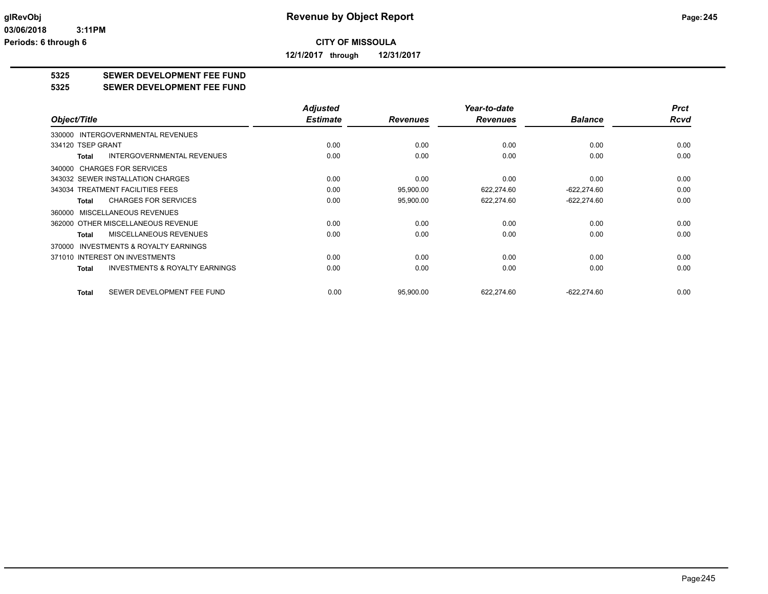**glRevObj** **Revenue by Object Report**

**03/06/2018 3:11PM**

**Periods: 6 through 6**

**CITY OF MISSOULA**

**12/1/2017 through 12/31/2017**

**5325 SEWER DEVELOPMENT FEE FUND**

**5325 SEWER DEVELOPMENT FEE FUND**

| Object/Title | Adjusted Estimate | Revenues | Year-to-date Revenues | Balance | Prct Rcvd |
|---|---|---|---|---|---|
| 330000 INTERGOVERNMENTAL REVENUES | | | | | |
| 334120 TSEP GRANT | 0.00 | 0.00 | 0.00 | 0.00 | 0.00 |
| **Total** INTERGOVERNMENTAL REVENUES | 0.00 | 0.00 | 0.00 | 0.00 | 0.00 |
| 340000 CHARGES FOR SERVICES | | | | | |
| 343032 SEWER INSTALLATION CHARGES | 0.00 | 0.00 | 0.00 | 0.00 | 0.00 |
| 343034 TREATMENT FACILITIES FEES | 0.00 | 95,900.00 | 622,274.60 | -622,274.60 | 0.00 |
| **Total** CHARGES FOR SERVICES | 0.00 | 95,900.00 | 622,274.60 | -622,274.60 | 0.00 |
| 360000 MISCELLANEOUS REVENUES | | | | | |
| 362000 OTHER MISCELLANEOUS REVENUE | 0.00 | 0.00 | 0.00 | 0.00 | 0.00 |
| **Total** MISCELLANEOUS REVENUES | 0.00 | 0.00 | 0.00 | 0.00 | 0.00 |
| 370000 INVESTMENTS & ROYALTY EARNINGS | | | | | |
| 371010 INTEREST ON INVESTMENTS | 0.00 | 0.00 | 0.00 | 0.00 | 0.00 |
| **Total** INVESTMENTS & ROYALTY EARNINGS | 0.00 | 0.00 | 0.00 | 0.00 | 0.00 |
| **Total** SEWER DEVELOPMENT FEE FUND | 0.00 | 95,900.00 | 622,274.60 | -622,274.60 | 0.00 |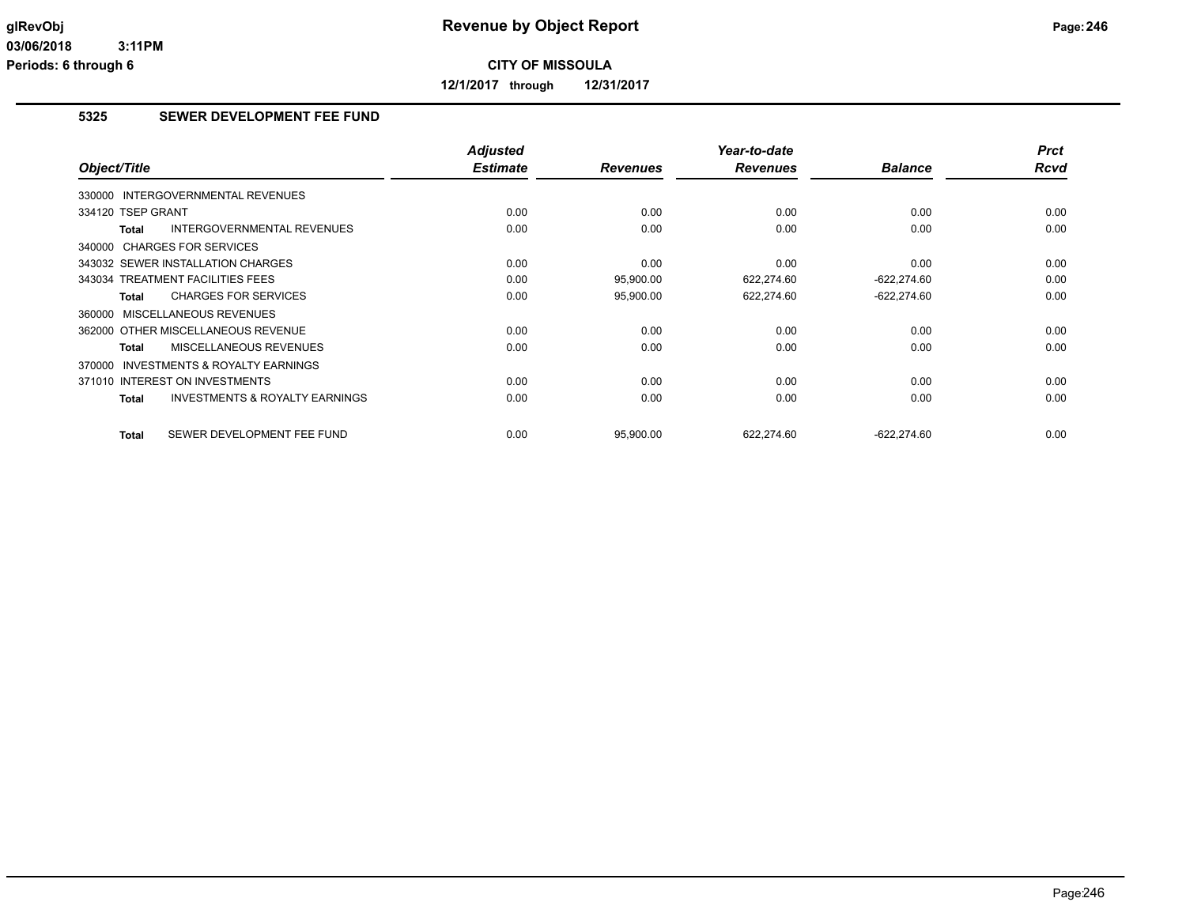**CITY OF MISSOULA**

**12/1/2017 through 12/31/2017**

## 5325 SEWER DEVELOPMENT FEE FUND

| Object/Title | Adjusted Estimate | Revenues | Year-to-date Revenues | Balance | Prct Rcvd |
|---|---|---|---|---|---|
| 330000 INTERGOVERNMENTAL REVENUES | | | | | |
| 334120 TSEP GRANT | 0.00 | 0.00 | 0.00 | 0.00 | 0.00 |
| **Total** INTERGOVERNMENTAL REVENUES | 0.00 | 0.00 | 0.00 | 0.00 | 0.00 |
| 340000 CHARGES FOR SERVICES | | | | | |
| 343032 SEWER INSTALLATION CHARGES | 0.00 | 0.00 | 0.00 | 0.00 | 0.00 |
| 343034 TREATMENT FACILITIES FEES | 0.00 | 95,900.00 | 622,274.60 | -622,274.60 | 0.00 |
| **Total** CHARGES FOR SERVICES | 0.00 | 95,900.00 | 622,274.60 | -622,274.60 | 0.00 |
| 360000 MISCELLANEOUS REVENUES | | | | | |
| 362000 OTHER MISCELLANEOUS REVENUE | 0.00 | 0.00 | 0.00 | 0.00 | 0.00 |
| **Total** MISCELLANEOUS REVENUES | 0.00 | 0.00 | 0.00 | 0.00 | 0.00 |
| 370000 INVESTMENTS & ROYALTY EARNINGS | | | | | |
| 371010 INTEREST ON INVESTMENTS | 0.00 | 0.00 | 0.00 | 0.00 | 0.00 |
| **Total** INVESTMENTS & ROYALTY EARNINGS | 0.00 | 0.00 | 0.00 | 0.00 | 0.00 |
| **Total** SEWER DEVELOPMENT FEE FUND | 0.00 | 95,900.00 | 622,274.60 | -622,274.60 | 0.00 |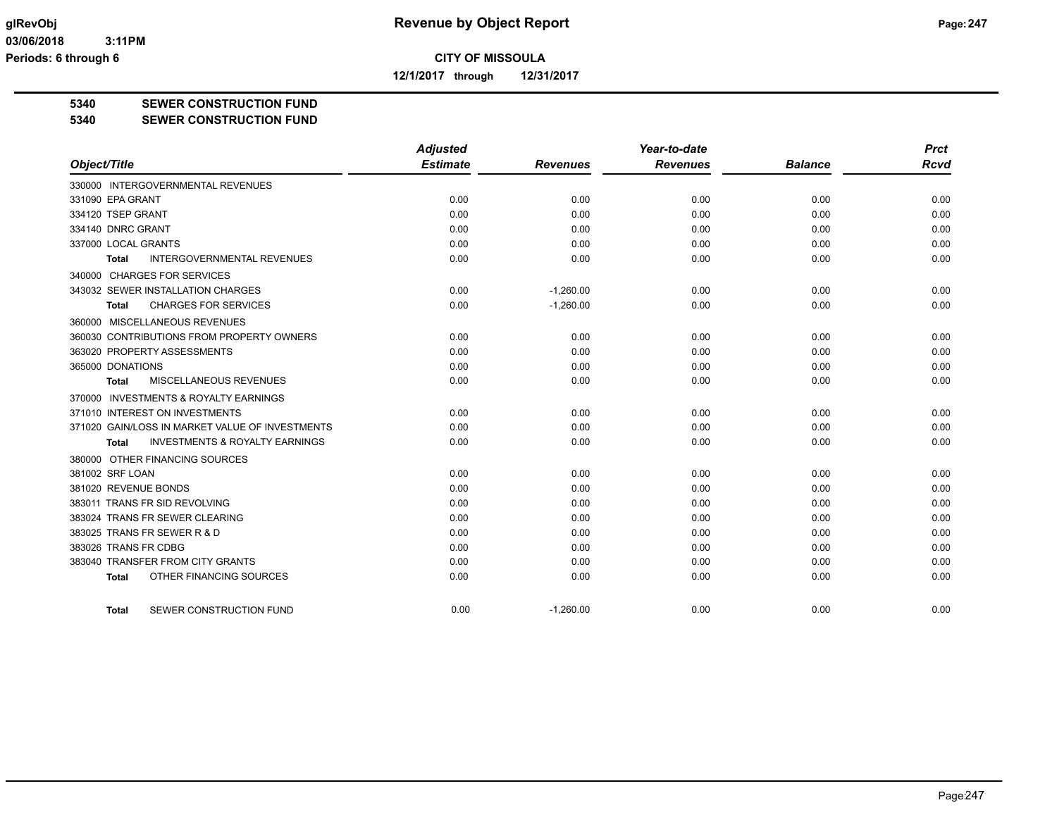# Revenue by Object Report

**CITY OF MISSOULA**

**12/1/2017 through 12/31/2017**

glRevObj
03/06/2018 3:11PM
Periods: 6 through 6

## 5340 SEWER CONSTRUCTION FUND
## 5340 SEWER CONSTRUCTION FUND

| Object/Title | Adjusted Estimate | Revenues | Year-to-date Revenues | Balance | Prct Rcvd |
|---|---|---|---|---|---|
| 330000 INTERGOVERNMENTAL REVENUES | | | | | |
| 331090 EPA GRANT | 0.00 | 0.00 | 0.00 | 0.00 | 0.00 |
| 334120 TSEP GRANT | 0.00 | 0.00 | 0.00 | 0.00 | 0.00 |
| 334140 DNRC GRANT | 0.00 | 0.00 | 0.00 | 0.00 | 0.00 |
| 337000 LOCAL GRANTS | 0.00 | 0.00 | 0.00 | 0.00 | 0.00 |
| **Total** INTERGOVERNMENTAL REVENUES | 0.00 | 0.00 | 0.00 | 0.00 | 0.00 |
| 340000 CHARGES FOR SERVICES | | | | | |
| 343032 SEWER INSTALLATION CHARGES | 0.00 | -1,260.00 | 0.00 | 0.00 | 0.00 |
| **Total** CHARGES FOR SERVICES | 0.00 | -1,260.00 | 0.00 | 0.00 | 0.00 |
| 360000 MISCELLANEOUS REVENUES | | | | | |
| 360030 CONTRIBUTIONS FROM PROPERTY OWNERS | 0.00 | 0.00 | 0.00 | 0.00 | 0.00 |
| 363020 PROPERTY ASSESSMENTS | 0.00 | 0.00 | 0.00 | 0.00 | 0.00 |
| 365000 DONATIONS | 0.00 | 0.00 | 0.00 | 0.00 | 0.00 |
| **Total** MISCELLANEOUS REVENUES | 0.00 | 0.00 | 0.00 | 0.00 | 0.00 |
| 370000 INVESTMENTS & ROYALTY EARNINGS | | | | | |
| 371010 INTEREST ON INVESTMENTS | 0.00 | 0.00 | 0.00 | 0.00 | 0.00 |
| 371020 GAIN/LOSS IN MARKET VALUE OF INVESTMENTS | 0.00 | 0.00 | 0.00 | 0.00 | 0.00 |
| **Total** INVESTMENTS & ROYALTY EARNINGS | 0.00 | 0.00 | 0.00 | 0.00 | 0.00 |
| 380000 OTHER FINANCING SOURCES | | | | | |
| 381002 SRF LOAN | 0.00 | 0.00 | 0.00 | 0.00 | 0.00 |
| 381020 REVENUE BONDS | 0.00 | 0.00 | 0.00 | 0.00 | 0.00 |
| 383011 TRANS FR SID REVOLVING | 0.00 | 0.00 | 0.00 | 0.00 | 0.00 |
| 383024 TRANS FR SEWER CLEARING | 0.00 | 0.00 | 0.00 | 0.00 | 0.00 |
| 383025 TRANS FR SEWER R & D | 0.00 | 0.00 | 0.00 | 0.00 | 0.00 |
| 383026 TRANS FR CDBG | 0.00 | 0.00 | 0.00 | 0.00 | 0.00 |
| 383040 TRANSFER FROM CITY GRANTS | 0.00 | 0.00 | 0.00 | 0.00 | 0.00 |
| **Total** OTHER FINANCING SOURCES | 0.00 | 0.00 | 0.00 | 0.00 | 0.00 |
| **Total** SEWER CONSTRUCTION FUND | 0.00 | -1,260.00 | 0.00 | 0.00 | 0.00 |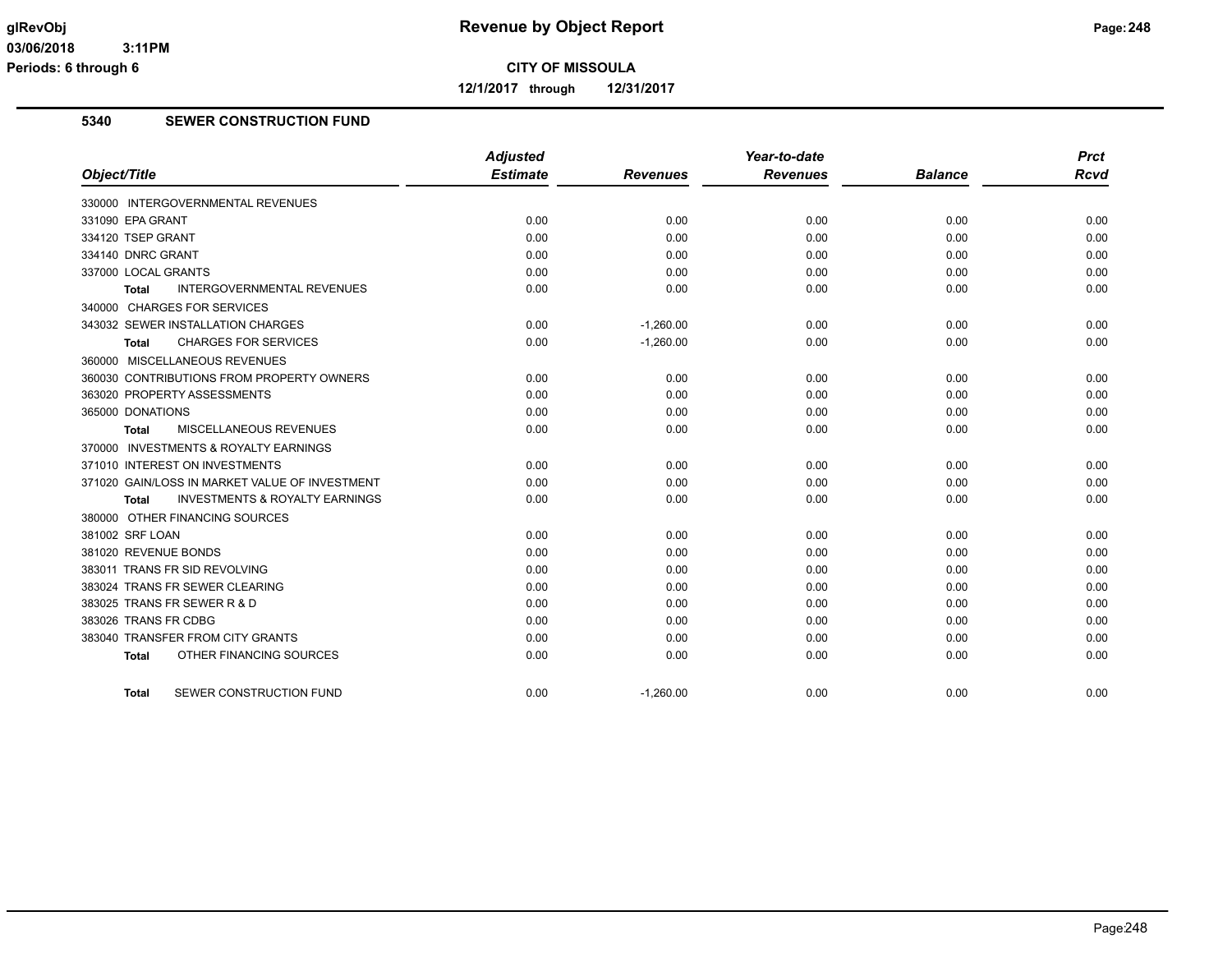**CITY OF MISSOULA**

**12/1/2017 through 12/31/2017**

## 5340 SEWER CONSTRUCTION FUND

| Object/Title | Adjusted Estimate | Revenues | Year-to-date Revenues | Balance | Prct Rcvd |
|---|---|---|---|---|---|
| 330000 INTERGOVERNMENTAL REVENUES | | | | | |
| 331090 EPA GRANT | 0.00 | 0.00 | 0.00 | 0.00 | 0.00 |
| 334120 TSEP GRANT | 0.00 | 0.00 | 0.00 | 0.00 | 0.00 |
| 334140 DNRC GRANT | 0.00 | 0.00 | 0.00 | 0.00 | 0.00 |
| 337000 LOCAL GRANTS | 0.00 | 0.00 | 0.00 | 0.00 | 0.00 |
| **Total** INTERGOVERNMENTAL REVENUES | 0.00 | 0.00 | 0.00 | 0.00 | 0.00 |
| 340000 CHARGES FOR SERVICES | | | | | |
| 343032 SEWER INSTALLATION CHARGES | 0.00 | -1,260.00 | 0.00 | 0.00 | 0.00 |
| **Total** CHARGES FOR SERVICES | 0.00 | -1,260.00 | 0.00 | 0.00 | 0.00 |
| 360000 MISCELLANEOUS REVENUES | | | | | |
| 360030 CONTRIBUTIONS FROM PROPERTY OWNERS | 0.00 | 0.00 | 0.00 | 0.00 | 0.00 |
| 363020 PROPERTY ASSESSMENTS | 0.00 | 0.00 | 0.00 | 0.00 | 0.00 |
| 365000 DONATIONS | 0.00 | 0.00 | 0.00 | 0.00 | 0.00 |
| **Total** MISCELLANEOUS REVENUES | 0.00 | 0.00 | 0.00 | 0.00 | 0.00 |
| 370000 INVESTMENTS & ROYALTY EARNINGS | | | | | |
| 371010 INTEREST ON INVESTMENTS | 0.00 | 0.00 | 0.00 | 0.00 | 0.00 |
| 371020 GAIN/LOSS IN MARKET VALUE OF INVESTMENT | 0.00 | 0.00 | 0.00 | 0.00 | 0.00 |
| **Total** INVESTMENTS & ROYALTY EARNINGS | 0.00 | 0.00 | 0.00 | 0.00 | 0.00 |
| 380000 OTHER FINANCING SOURCES | | | | | |
| 381002 SRF LOAN | 0.00 | 0.00 | 0.00 | 0.00 | 0.00 |
| 381020 REVENUE BONDS | 0.00 | 0.00 | 0.00 | 0.00 | 0.00 |
| 383011 TRANS FR SID REVOLVING | 0.00 | 0.00 | 0.00 | 0.00 | 0.00 |
| 383024 TRANS FR SEWER CLEARING | 0.00 | 0.00 | 0.00 | 0.00 | 0.00 |
| 383025 TRANS FR SEWER R & D | 0.00 | 0.00 | 0.00 | 0.00 | 0.00 |
| 383026 TRANS FR CDBG | 0.00 | 0.00 | 0.00 | 0.00 | 0.00 |
| 383040 TRANSFER FROM CITY GRANTS | 0.00 | 0.00 | 0.00 | 0.00 | 0.00 |
| **Total** OTHER FINANCING SOURCES | 0.00 | 0.00 | 0.00 | 0.00 | 0.00 |
| **Total** SEWER CONSTRUCTION FUND | 0.00 | -1,260.00 | 0.00 | 0.00 | 0.00 |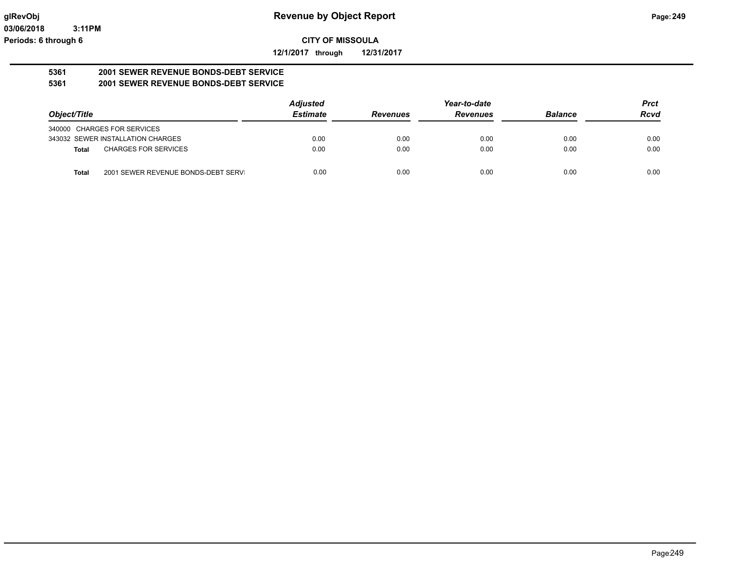**glRevObj**
**03/06/2018 3:11PM**
**Periods: 6 through 6**

# Revenue by Object Report

**CITY OF MISSOULA**

**12/1/2017 through 12/31/2017**

## 5361 2001 SEWER REVENUE BONDS-DEBT SERVICE
## 5361 2001 SEWER REVENUE BONDS-DEBT SERVICE

| Object/Title | | Adjusted Estimate | Revenues | Year-to-date Revenues | Balance | Prct Rcvd |
|---|---|---|---|---|---|---|
| 340000 CHARGES FOR SERVICES | | | | | | |
| 343032 SEWER INSTALLATION CHARGES | | 0.00 | 0.00 | 0.00 | 0.00 | 0.00 |
| **Total** | CHARGES FOR SERVICES | 0.00 | 0.00 | 0.00 | 0.00 | 0.00 |
| **Total** | 2001 SEWER REVENUE BONDS-DEBT SERVI | 0.00 | 0.00 | 0.00 | 0.00 | 0.00 |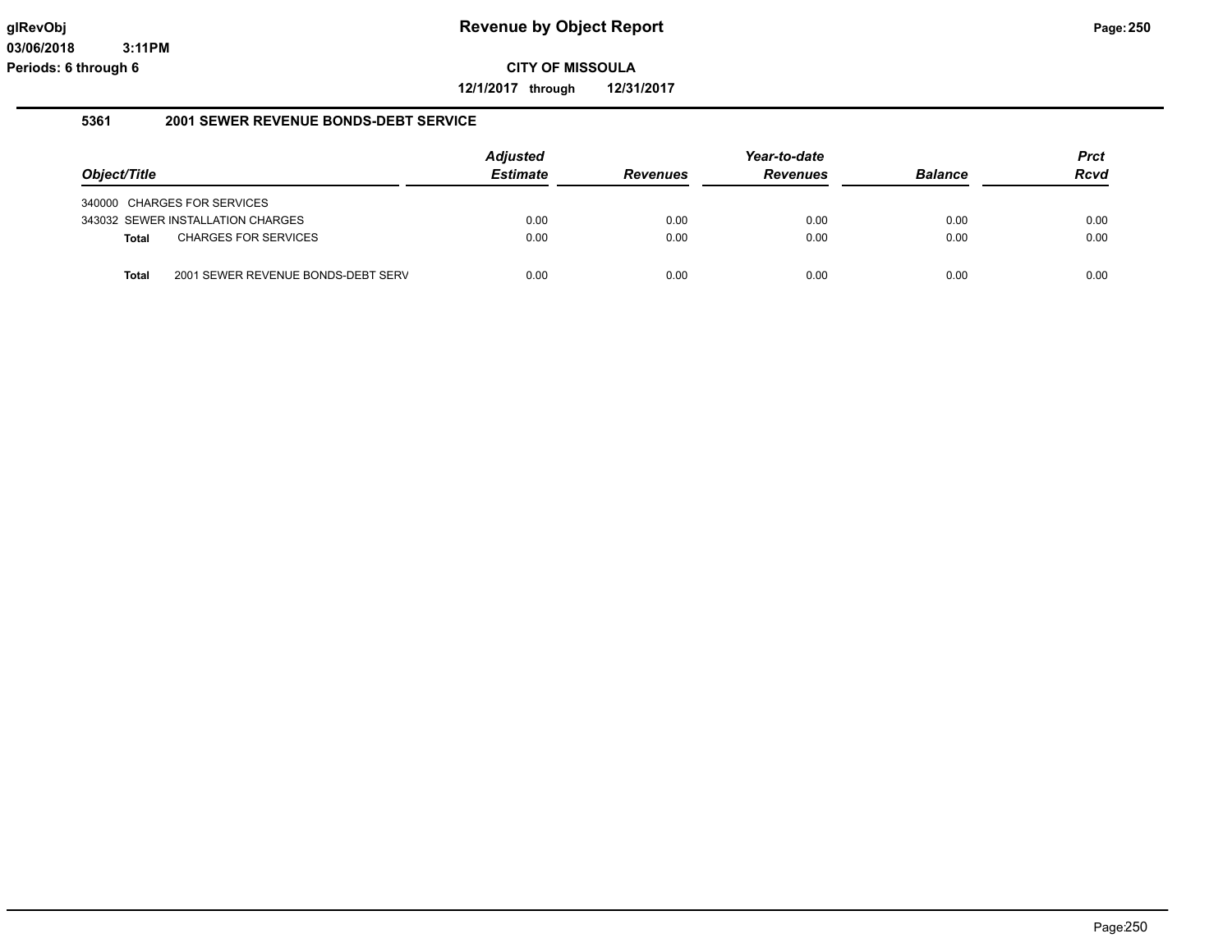# Revenue by Object Report

glRevObj
03/06/2018 3:11PM
Periods: 6 through 6

**CITY OF MISSOULA**

**12/1/2017 through 12/31/2017**

### 5361 2001 SEWER REVENUE BONDS-DEBT SERVICE

| Object/Title | | Adjusted Estimate | Revenues | Year-to-date Revenues | Balance | Prct Rcvd |
|---|---|---|---|---|---|---|
| 340000 | CHARGES FOR SERVICES | | | | | |
| 343032 | SEWER INSTALLATION CHARGES | 0.00 | 0.00 | 0.00 | 0.00 | 0.00 |
| **Total** | CHARGES FOR SERVICES | 0.00 | 0.00 | 0.00 | 0.00 | 0.00 |
| **Total** | 2001 SEWER REVENUE BONDS-DEBT SERV | 0.00 | 0.00 | 0.00 | 0.00 | 0.00 |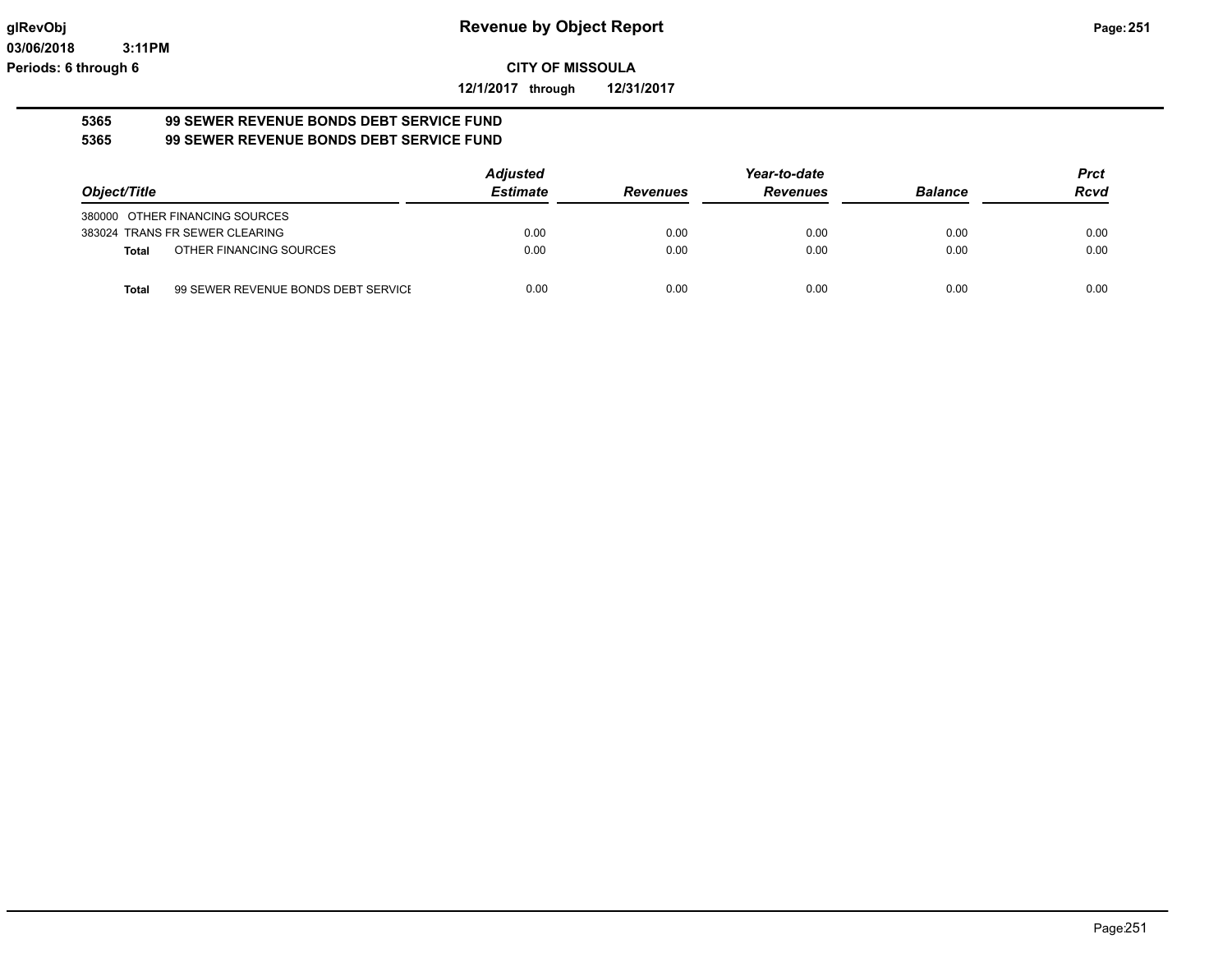# Revenue by Object Report

**CITY OF MISSOULA**

**12/1/2017 through 12/31/2017**

glRevObj
03/06/2018 3:11PM
Periods: 6 through 6

## 5365 99 SEWER REVENUE BONDS DEBT SERVICE FUND
## 5365 99 SEWER REVENUE BONDS DEBT SERVICE FUND

| Object/Title | | Adjusted Estimate | Revenues | Year-to-date Revenues | Balance | Prct Rcvd |
|---|---|---|---|---|---|---|
| 380000 | OTHER FINANCING SOURCES | | | | | |
| 383024 | TRANS FR SEWER CLEARING | 0.00 | 0.00 | 0.00 | 0.00 | 0.00 |
| **Total** | OTHER FINANCING SOURCES | 0.00 | 0.00 | 0.00 | 0.00 | 0.00 |
| **Total** | 99 SEWER REVENUE BONDS DEBT SERVICE | 0.00 | 0.00 | 0.00 | 0.00 | 0.00 |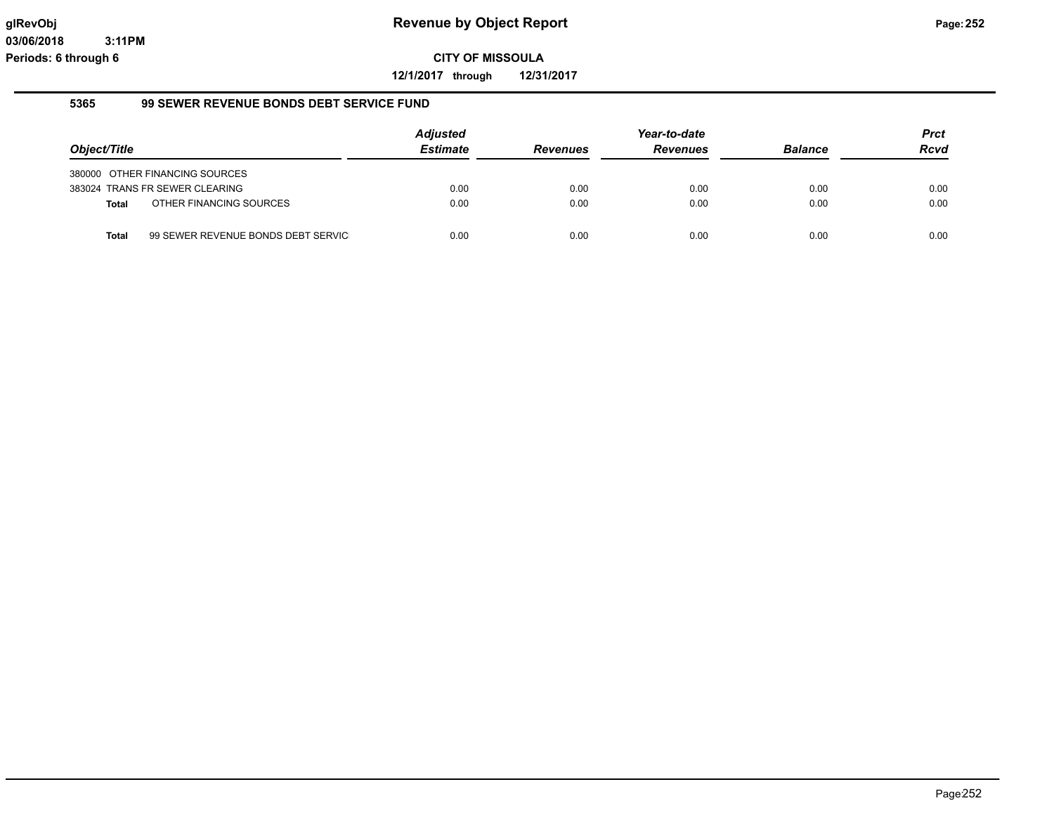# Revenue by Object Report

glRevObj
03/06/2018 3:11PM
Periods: 6 through 6

**CITY OF MISSOULA**

**12/1/2017 through 12/31/2017**

## 5365 99 SEWER REVENUE BONDS DEBT SERVICE FUND

| Object/Title | | Adjusted Estimate | Revenues | Year-to-date Revenues | Balance | Prct Rcvd |
|---|---|---|---|---|---|---|
| 380000 | OTHER FINANCING SOURCES | | | | | |
| 383024 | TRANS FR SEWER CLEARING | 0.00 | 0.00 | 0.00 | 0.00 | 0.00 |
| **Total** | OTHER FINANCING SOURCES | 0.00 | 0.00 | 0.00 | 0.00 | 0.00 |
| **Total** | 99 SEWER REVENUE BONDS DEBT SERVIC | 0.00 | 0.00 | 0.00 | 0.00 | 0.00 |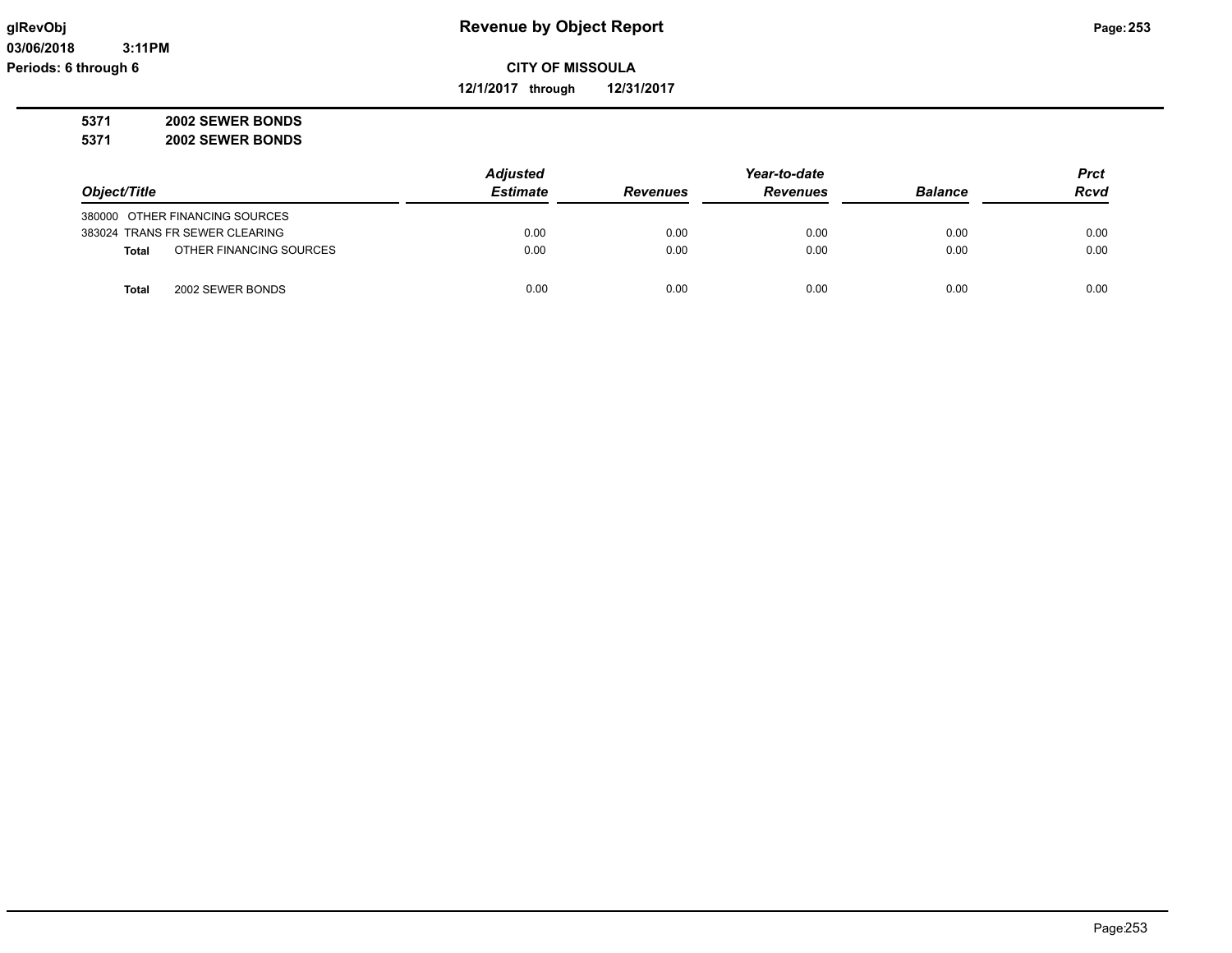# Revenue by Object Report

glRevObj
03/06/2018 3:11PM
Periods: 6 through 6

**CITY OF MISSOULA**

**12/1/2017 through 12/31/2017**

**5371 2002 SEWER BONDS**
**5371 2002 SEWER BONDS**

| Object/Title | | Adjusted Estimate | Revenues | Year-to-date Revenues | Balance | Prct Rcvd |
|---|---|---|---|---|---|---|
| 380000 OTHER FINANCING SOURCES | | | | | | |
| 383024 TRANS FR SEWER CLEARING | | 0.00 | 0.00 | 0.00 | 0.00 | 0.00 |
| **Total** | OTHER FINANCING SOURCES | 0.00 | 0.00 | 0.00 | 0.00 | 0.00 |
| **Total** | 2002 SEWER BONDS | 0.00 | 0.00 | 0.00 | 0.00 | 0.00 |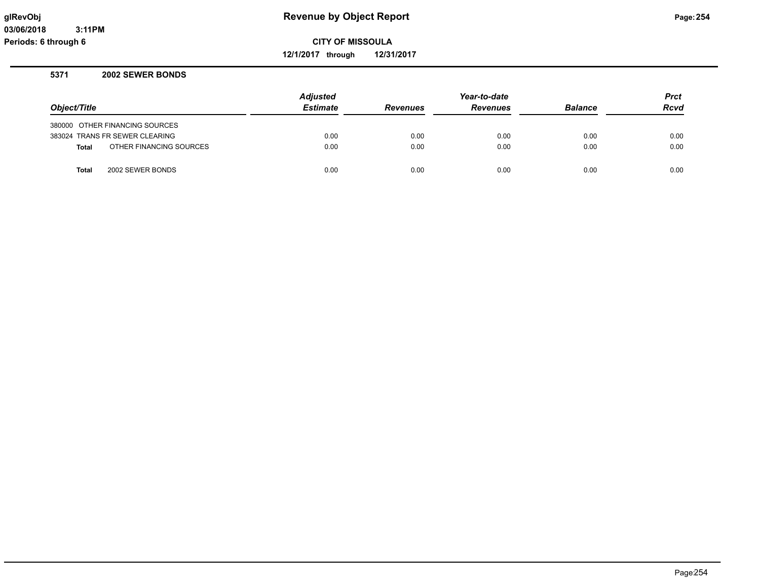# Revenue by Object Report

glRevObj
03/06/2018 3:11PM
Periods: 6 through 6

**CITY OF MISSOULA**

**12/1/2017 through 12/31/2017**

## 5371 2002 SEWER BONDS

| Object/Title | Adjusted Estimate | Revenues | Year-to-date Revenues | Balance | Prct Rcvd |
|---|---|---|---|---|---|
| 380000 OTHER FINANCING SOURCES | | | | | |
| 383024 TRANS FR SEWER CLEARING | 0.00 | 0.00 | 0.00 | 0.00 | 0.00 |
| **Total** OTHER FINANCING SOURCES | 0.00 | 0.00 | 0.00 | 0.00 | 0.00 |
| **Total** 2002 SEWER BONDS | 0.00 | 0.00 | 0.00 | 0.00 | 0.00 |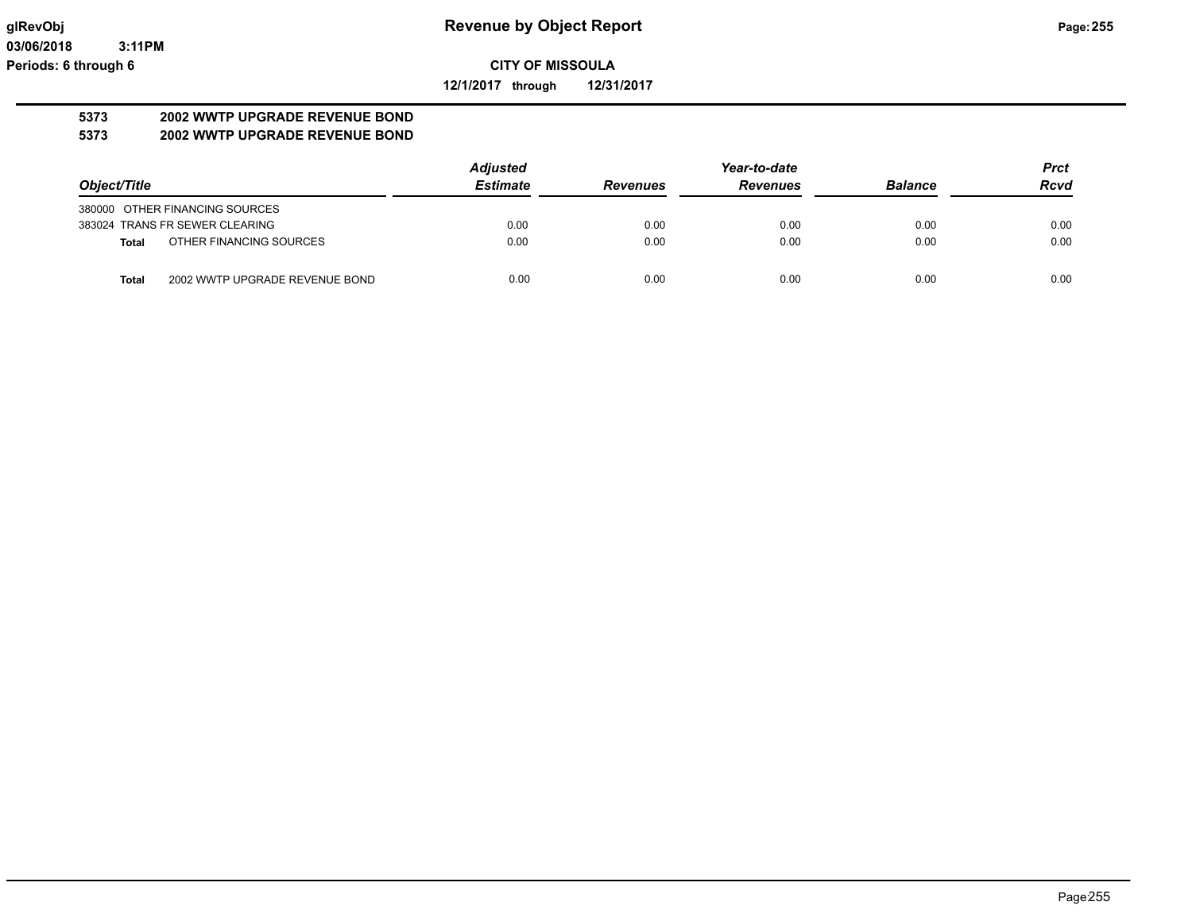**CITY OF MISSOULA**

**12/1/2017 through 12/31/2017**

**Revenue by Object Report**

glRevObj
03/06/2018 3:11PM
Periods: 6 through 6

## 5373 2002 WWTP UPGRADE REVENUE BOND
## 5373 2002 WWTP UPGRADE REVENUE BOND

| Object/Title | | Adjusted Estimate | Revenues | Year-to-date Revenues | Balance | Prct Rcvd |
|---|---|---|---|---|---|---|
| 380000 OTHER FINANCING SOURCES | | | | | | |
| 383024 TRANS FR SEWER CLEARING | | 0.00 | 0.00 | 0.00 | 0.00 | 0.00 |
| **Total** | OTHER FINANCING SOURCES | 0.00 | 0.00 | 0.00 | 0.00 | 0.00 |
| **Total** | 2002 WWTP UPGRADE REVENUE BOND | 0.00 | 0.00 | 0.00 | 0.00 | 0.00 |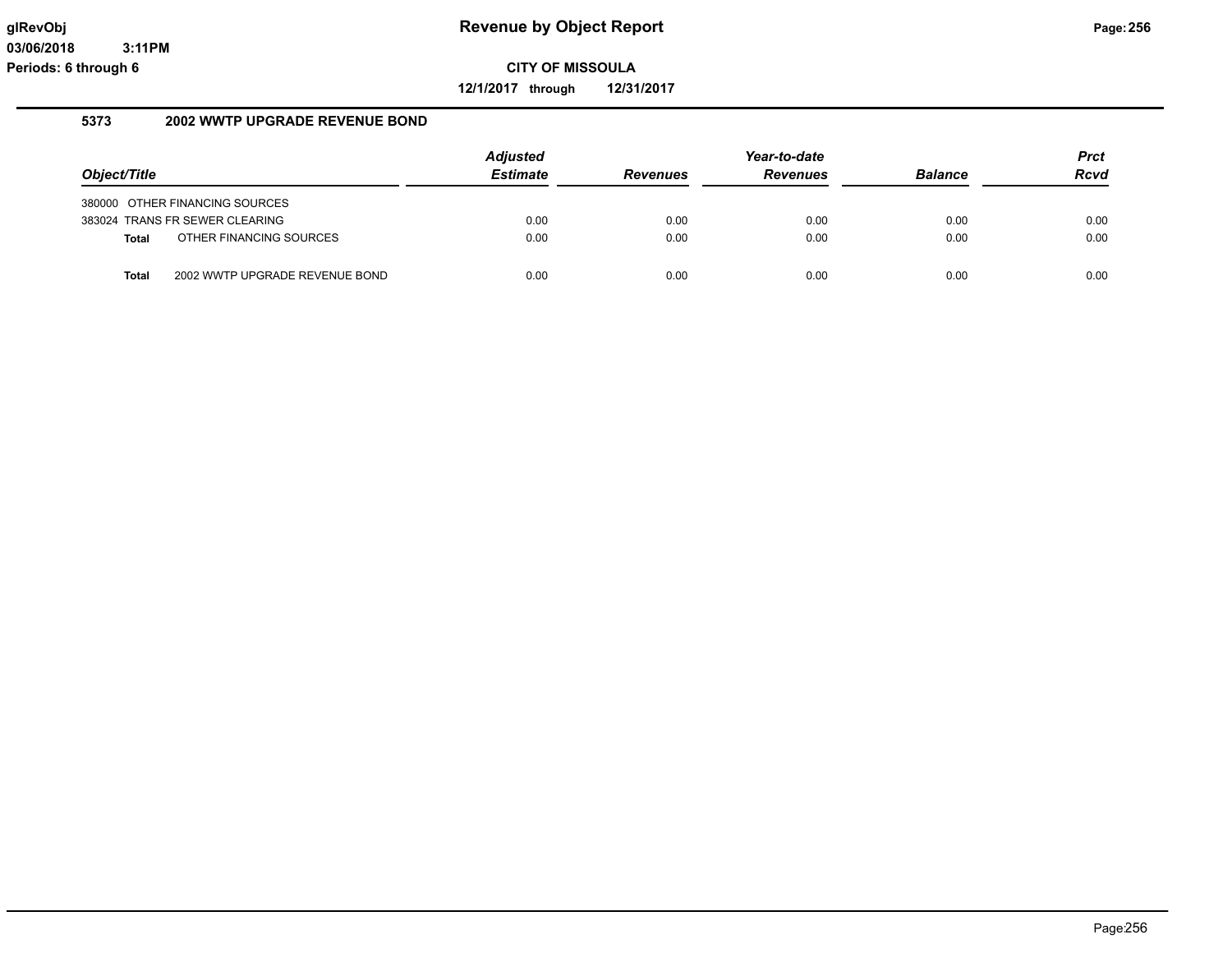# Revenue by Object Report

**CITY OF MISSOULA**

**12/1/2017 through 12/31/2017**

glRevObj
03/06/2018 3:11PM
Periods: 6 through 6

## 5373 2002 WWTP UPGRADE REVENUE BOND

| Object/Title | | Adjusted Estimate | Revenues | Year-to-date Revenues | Balance | Prct Rcvd |
|---|---|---|---|---|---|---|
| 380000 OTHER FINANCING SOURCES | | | | | | |
| 383024 TRANS FR SEWER CLEARING | | 0.00 | 0.00 | 0.00 | 0.00 | 0.00 |
| **Total** | OTHER FINANCING SOURCES | 0.00 | 0.00 | 0.00 | 0.00 | 0.00 |
| **Total** | 2002 WWTP UPGRADE REVENUE BOND | 0.00 | 0.00 | 0.00 | 0.00 | 0.00 |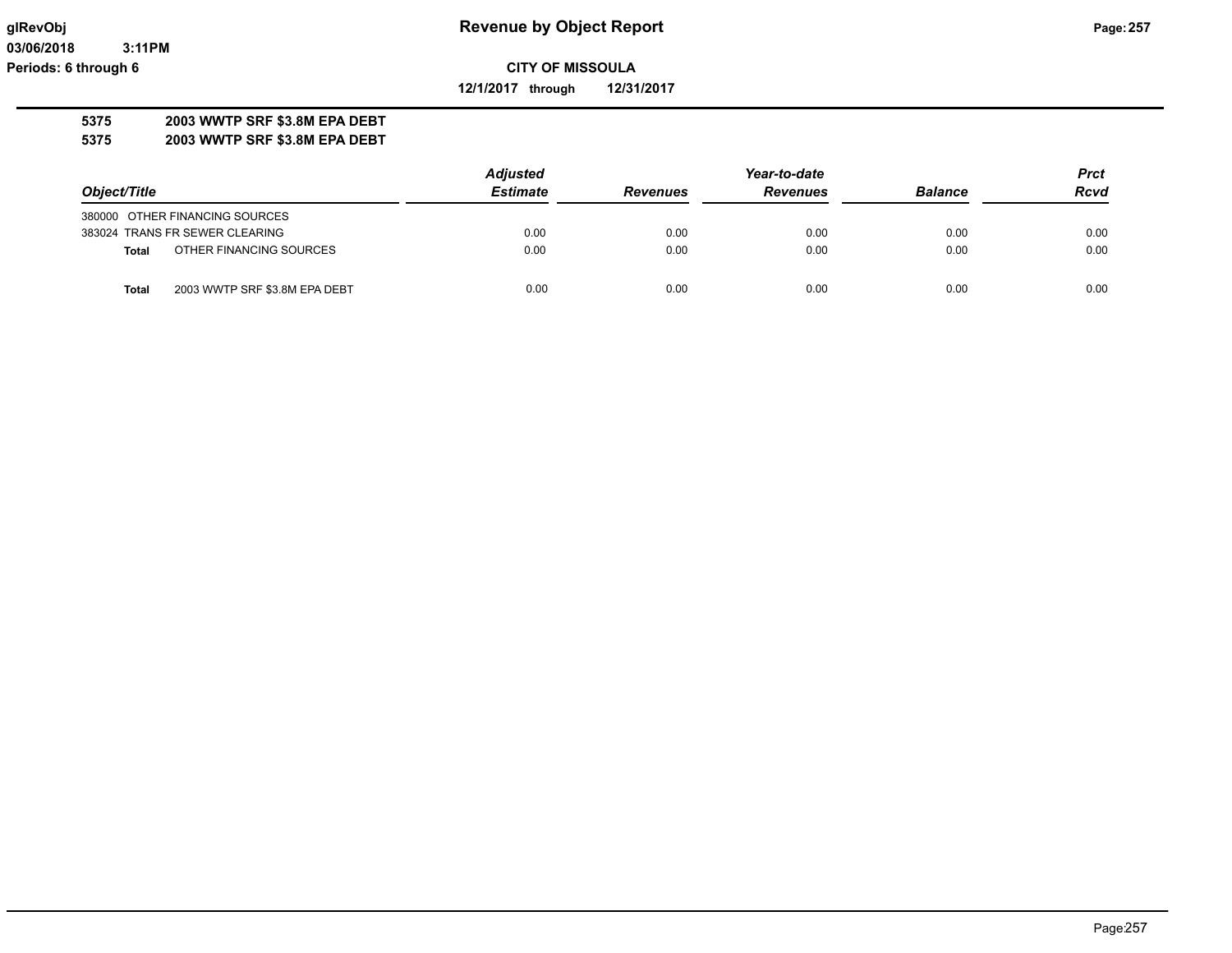# Revenue by Object Report

**CITY OF MISSOULA**

**12/1/2017 through 12/31/2017**

glRevObj
03/06/2018 3:11PM
Periods: 6 through 6

**5375 2003 WWTP SRF $3.8M EPA DEBT**
**5375 2003 WWTP SRF $3.8M EPA DEBT**

| Object/Title | Adjusted Estimate | Revenues | Year-to-date Revenues | Balance | Prct Rcvd |
|---|---|---|---|---|---|
| 380000 OTHER FINANCING SOURCES | | | | | |
| 383024 TRANS FR SEWER CLEARING | 0.00 | 0.00 | 0.00 | 0.00 | 0.00 |
| **Total** OTHER FINANCING SOURCES | 0.00 | 0.00 | 0.00 | 0.00 | 0.00 |
| **Total** 2003 WWTP SRF $3.8M EPA DEBT | 0.00 | 0.00 | 0.00 | 0.00 | 0.00 |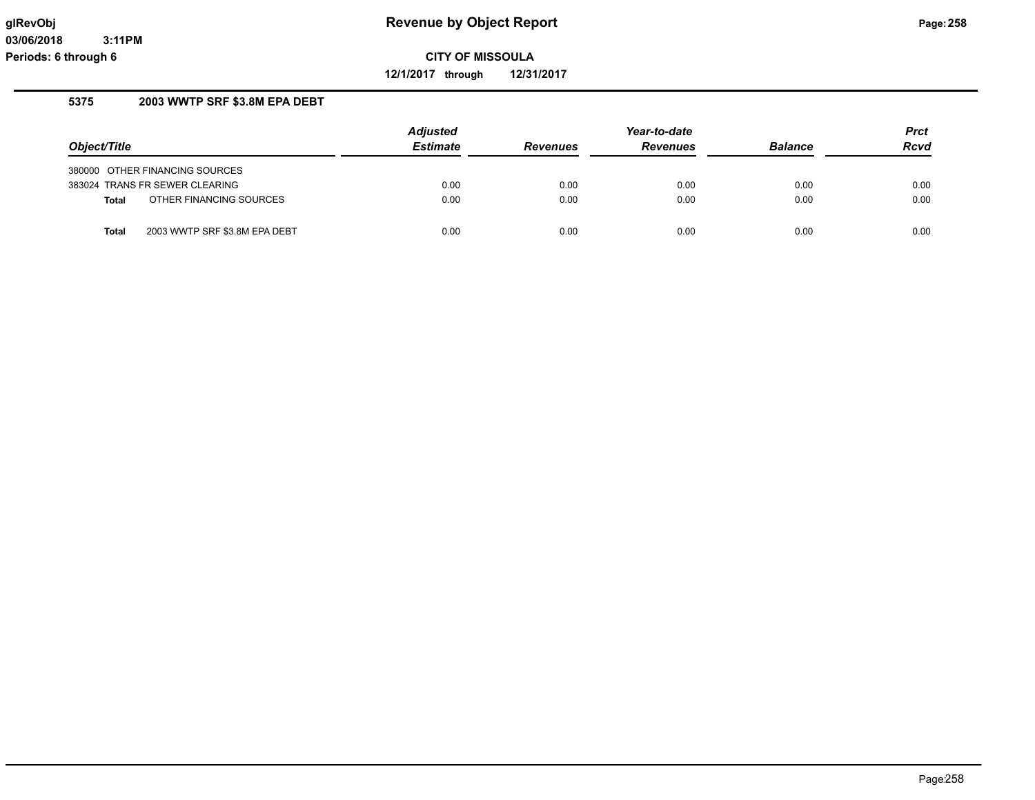# Revenue by Object Report

**CITY OF MISSOULA**

**12/1/2017 through 12/31/2017**

glRevObj
03/06/2018 3:11PM
Periods: 6 through 6

## 5375 2003 WWTP SRF $3.8M EPA DEBT

| Object/Title | | Adjusted Estimate | Revenues | Year-to-date Revenues | Balance | Prct Rcvd |
|---|---|---|---|---|---|---|
| 380000 OTHER FINANCING SOURCES | | | | | | |
| 383024 TRANS FR SEWER CLEARING | | 0.00 | 0.00 | 0.00 | 0.00 | 0.00 |
| **Total** | OTHER FINANCING SOURCES | 0.00 | 0.00 | 0.00 | 0.00 | 0.00 |
| **Total** | 2003 WWTP SRF $3.8M EPA DEBT | 0.00 | 0.00 | 0.00 | 0.00 | 0.00 |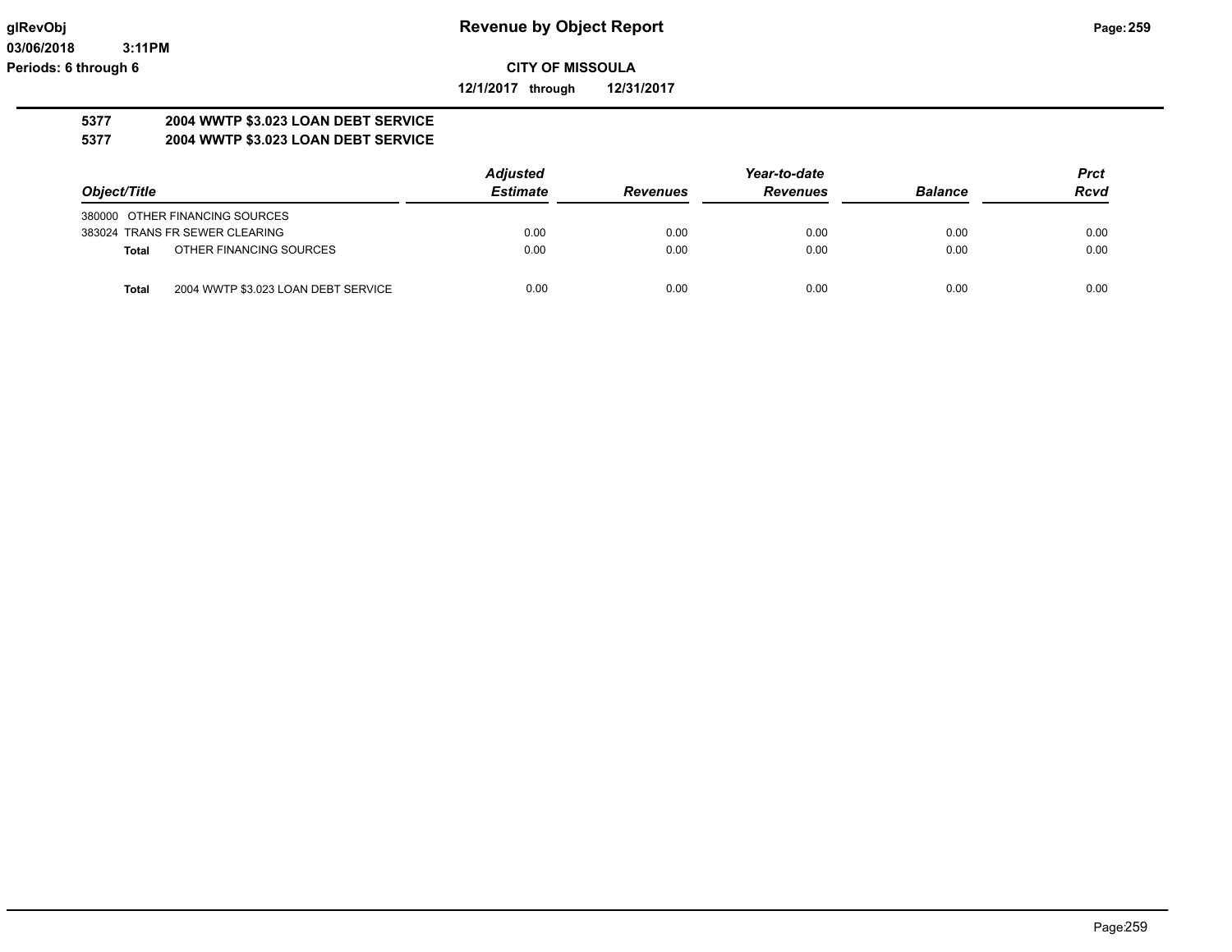**glRevObj** **Revenue by Object Report**

**03/06/2018 3:11PM**

**Periods: 6 through 6**

**CITY OF MISSOULA**

**12/1/2017 through 12/31/2017**

**5377 2004 WWTP $3.023 LOAN DEBT SERVICE**

**5377 2004 WWTP $3.023 LOAN DEBT SERVICE**

| Object/Title | | Adjusted Estimate | Revenues | Year-to-date Revenues | Balance | Prct Rcvd |
|---|---|---|---|---|---|---|
| 380000 OTHER FINANCING SOURCES | | | | | | |
| 383024 TRANS FR SEWER CLEARING | | 0.00 | 0.00 | 0.00 | 0.00 | 0.00 |
| **Total** | OTHER FINANCING SOURCES | 0.00 | 0.00 | 0.00 | 0.00 | 0.00 |
| **Total** | 2004 WWTP $3.023 LOAN DEBT SERVICE | 0.00 | 0.00 | 0.00 | 0.00 | 0.00 |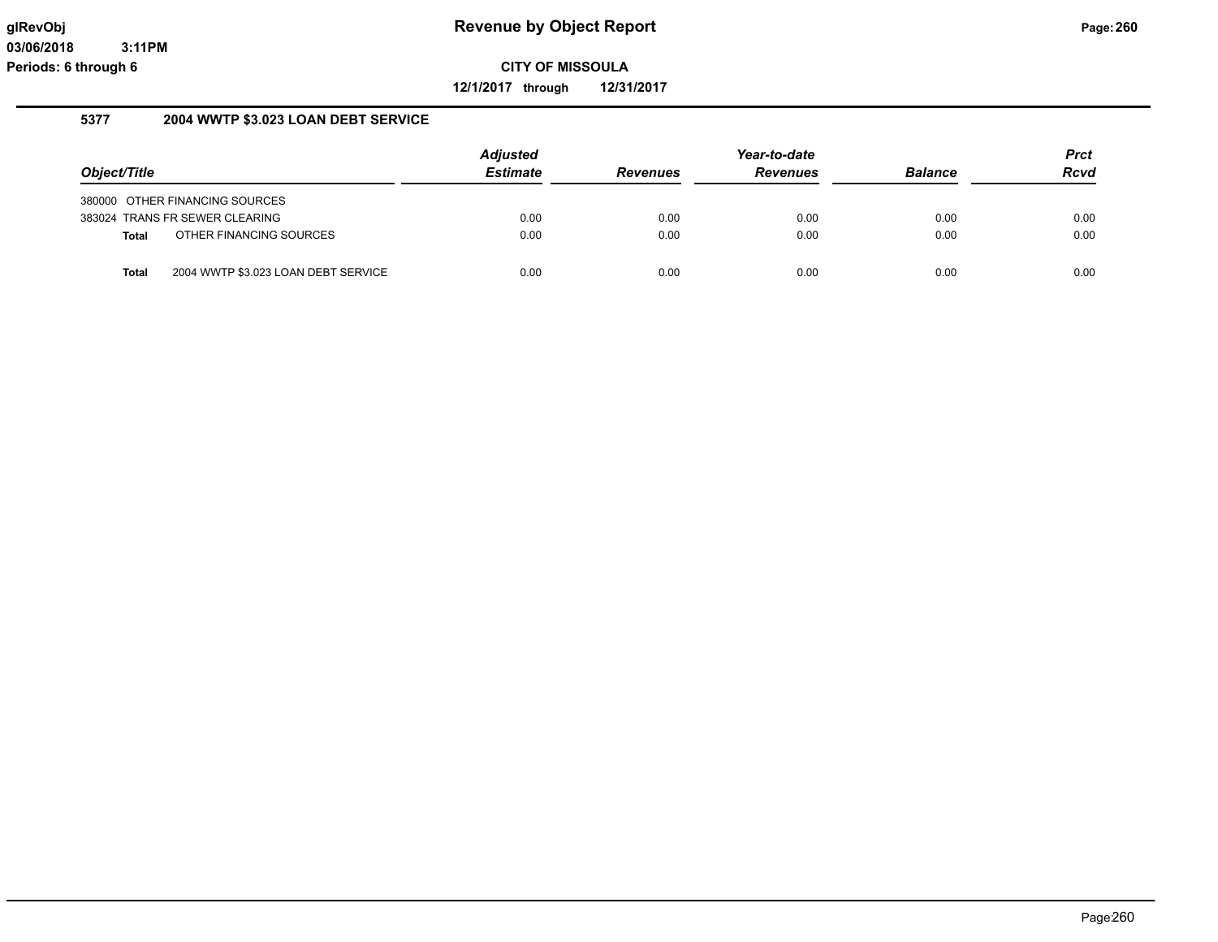# Revenue by Object Report

glRevObj
03/06/2018 3:11PM
Periods: 6 through 6

**CITY OF MISSOULA**

**12/1/2017 through 12/31/2017**

## 5377 2004 WWTP $3.023 LOAN DEBT SERVICE

| Object/Title | Adjusted Estimate | Revenues | Year-to-date Revenues | Balance | Prct Rcvd |
|---|---|---|---|---|---|
| 380000 OTHER FINANCING SOURCES | | | | | |
| 383024 TRANS FR SEWER CLEARING | 0.00 | 0.00 | 0.00 | 0.00 | 0.00 |
| **Total** OTHER FINANCING SOURCES | 0.00 | 0.00 | 0.00 | 0.00 | 0.00 |
| **Total** 2004 WWTP $3.023 LOAN DEBT SERVICE | 0.00 | 0.00 | 0.00 | 0.00 | 0.00 |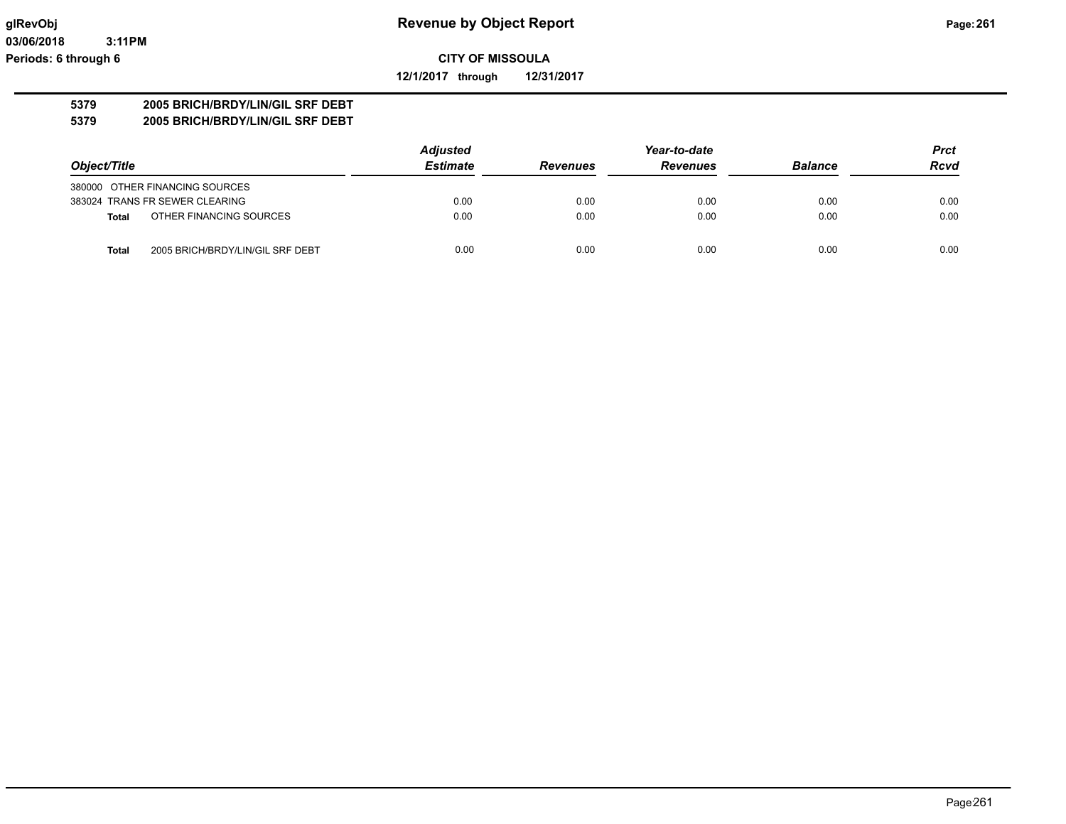**glRevObj** | **Revenue by Object Report**
**03/06/2018 3:11PM**
**Periods: 6 through 6**

**CITY OF MISSOULA**
**12/1/2017 through 12/31/2017**

**5379 2005 BRICH/BRDY/LIN/GIL SRF DEBT**
**5379 2005 BRICH/BRDY/LIN/GIL SRF DEBT**

| Object/Title | | Adjusted Estimate | Revenues | Year-to-date Revenues | Balance | Prct Rcvd |
|---|---|---|---|---|---|---|
| 380000 OTHER FINANCING SOURCES | | | | | | |
| 383024 TRANS FR SEWER CLEARING | | 0.00 | 0.00 | 0.00 | 0.00 | 0.00 |
| **Total** | OTHER FINANCING SOURCES | 0.00 | 0.00 | 0.00 | 0.00 | 0.00 |
| **Total** | 2005 BRICH/BRDY/LIN/GIL SRF DEBT | 0.00 | 0.00 | 0.00 | 0.00 | 0.00 |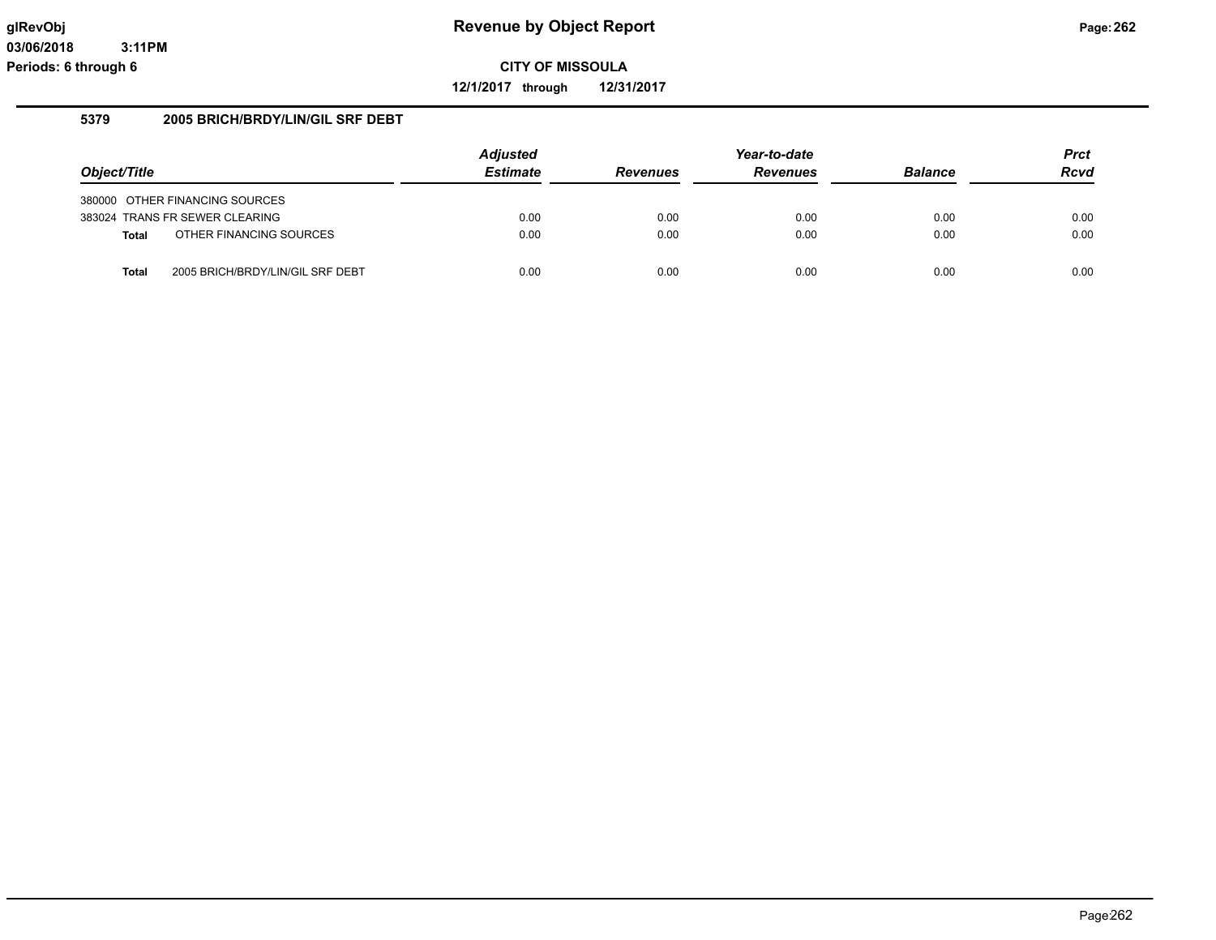# Revenue by Object Report

**CITY OF MISSOULA**

**12/1/2017 through 12/31/2017**

glRevObj
03/06/2018 3:11PM
Periods: 6 through 6

## 5379 2005 BRICH/BRDY/LIN/GIL SRF DEBT

| Object/Title | | Adjusted Estimate | Revenues | Year-to-date Revenues | Balance | Prct Rcvd |
|---|---|---|---|---|---|---|
| 380000 OTHER FINANCING SOURCES | | | | | | |
| 383024 TRANS FR SEWER CLEARING | | 0.00 | 0.00 | 0.00 | 0.00 | 0.00 |
| **Total** | OTHER FINANCING SOURCES | 0.00 | 0.00 | 0.00 | 0.00 | 0.00 |
| **Total** | 2005 BRICH/BRDY/LIN/GIL SRF DEBT | 0.00 | 0.00 | 0.00 | 0.00 | 0.00 |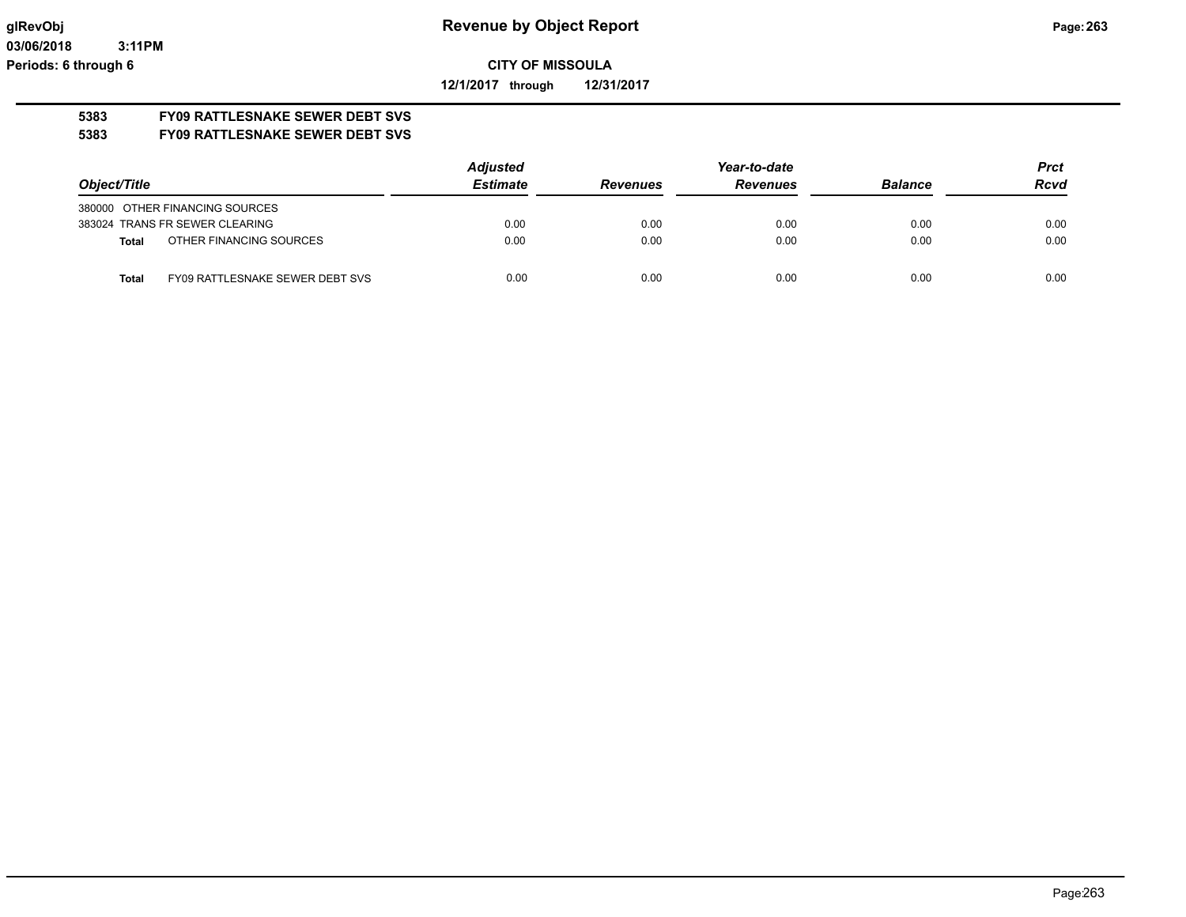**CITY OF MISSOULA**

**12/1/2017 through 12/31/2017**

**Revenue by Object Report**

glRevObj
03/06/2018 3:11PM
Periods: 6 through 6

## 5383 FY09 RATTLESNAKE SEWER DEBT SVS
## 5383 FY09 RATTLESNAKE SEWER DEBT SVS

| Object/Title | | Adjusted Estimate | Revenues | Year-to-date Revenues | Balance | Prct Rcvd |
|---|---|---|---|---|---|---|
| 380000 OTHER FINANCING SOURCES | | | | | | |
| 383024 TRANS FR SEWER CLEARING | | 0.00 | 0.00 | 0.00 | 0.00 | 0.00 |
| **Total** | OTHER FINANCING SOURCES | 0.00 | 0.00 | 0.00 | 0.00 | 0.00 |
| **Total** | FY09 RATTLESNAKE SEWER DEBT SVS | 0.00 | 0.00 | 0.00 | 0.00 | 0.00 |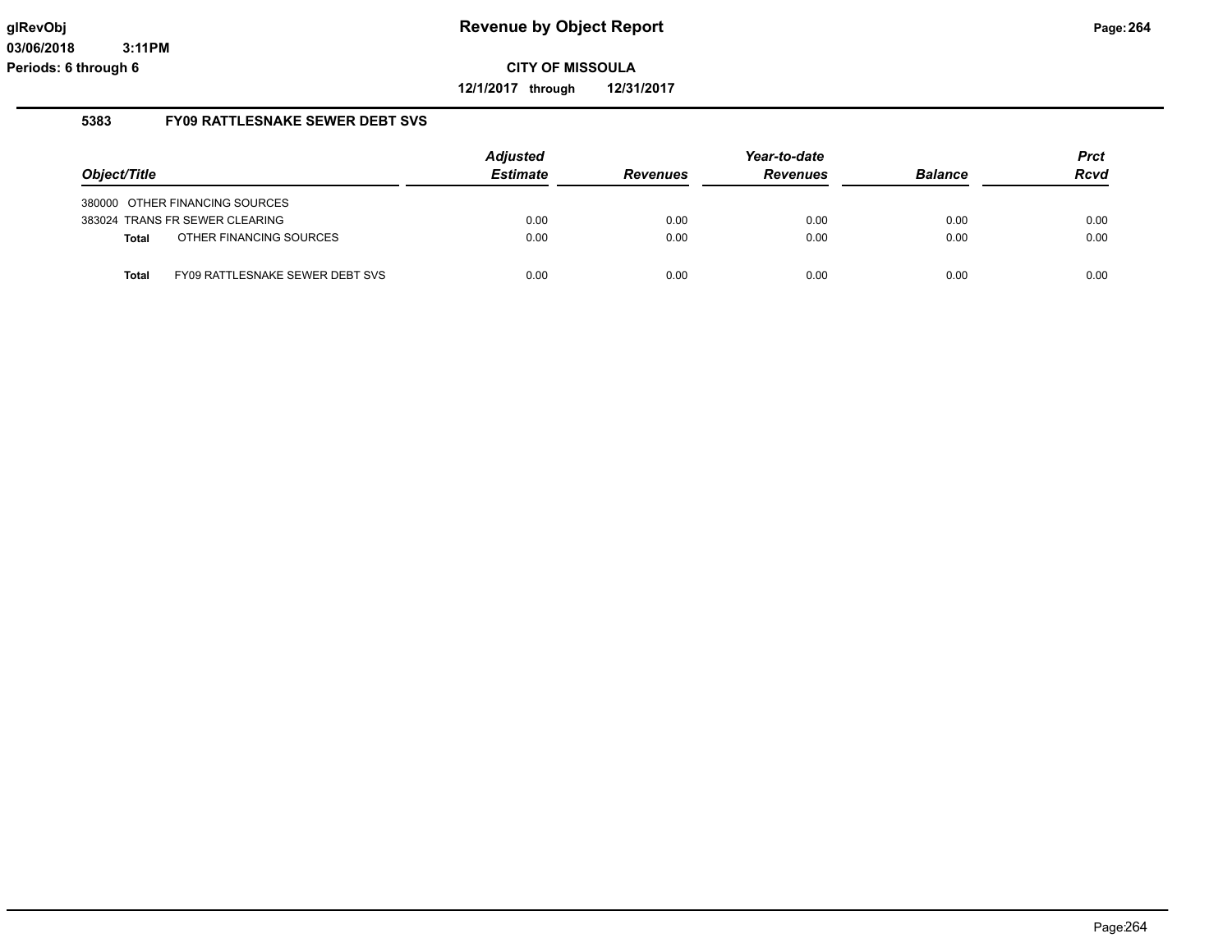**Revenue by Object Report**

**CITY OF MISSOULA**

**12/1/2017 through 12/31/2017**

glRevObj
03/06/2018 3:11PM
Periods: 6 through 6

## 5383 FY09 RATTLESNAKE SEWER DEBT SVS

| Object/Title | | Adjusted Estimate | Revenues | Year-to-date Revenues | Balance | Prct Rcvd |
|---|---|---|---|---|---|---|
| 380000 OTHER FINANCING SOURCES | | | | | | |
| 383024 TRANS FR SEWER CLEARING | | 0.00 | 0.00 | 0.00 | 0.00 | 0.00 |
| **Total** | OTHER FINANCING SOURCES | 0.00 | 0.00 | 0.00 | 0.00 | 0.00 |
| **Total** | FY09 RATTLESNAKE SEWER DEBT SVS | 0.00 | 0.00 | 0.00 | 0.00 | 0.00 |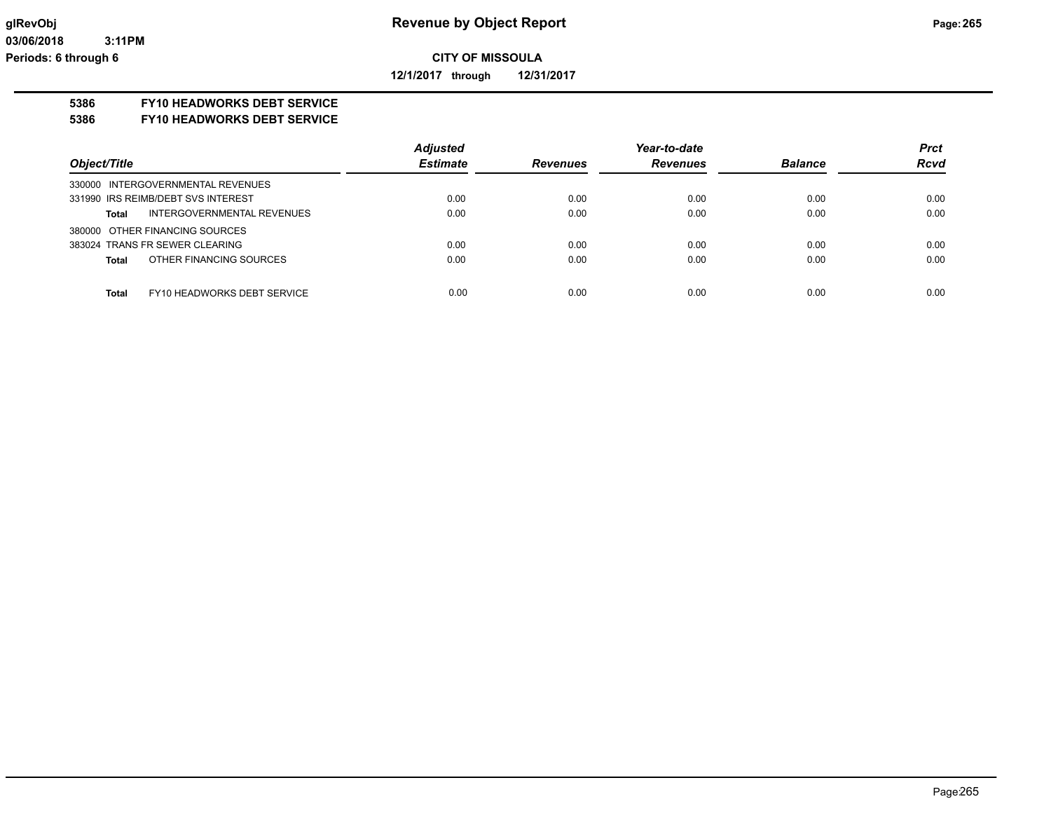**CITY OF MISSOULA**

**12/1/2017 through 12/31/2017**

**5386 FY10 HEADWORKS DEBT SERVICE**

**5386 FY10 HEADWORKS DEBT SERVICE**

| Object/Title | Adjusted Estimate | Revenues | Year-to-date Revenues | Balance | Prct Rcvd |
|---|---|---|---|---|---|
| 330000 INTERGOVERNMENTAL REVENUES | | | | | |
| 331990 IRS REIMB/DEBT SVS INTEREST | 0.00 | 0.00 | 0.00 | 0.00 | 0.00 |
| **Total** INTERGOVERNMENTAL REVENUES | 0.00 | 0.00 | 0.00 | 0.00 | 0.00 |
| 380000 OTHER FINANCING SOURCES | | | | | |
| 383024 TRANS FR SEWER CLEARING | 0.00 | 0.00 | 0.00 | 0.00 | 0.00 |
| **Total** OTHER FINANCING SOURCES | 0.00 | 0.00 | 0.00 | 0.00 | 0.00 |
| **Total** FY10 HEADWORKS DEBT SERVICE | 0.00 | 0.00 | 0.00 | 0.00 | 0.00 |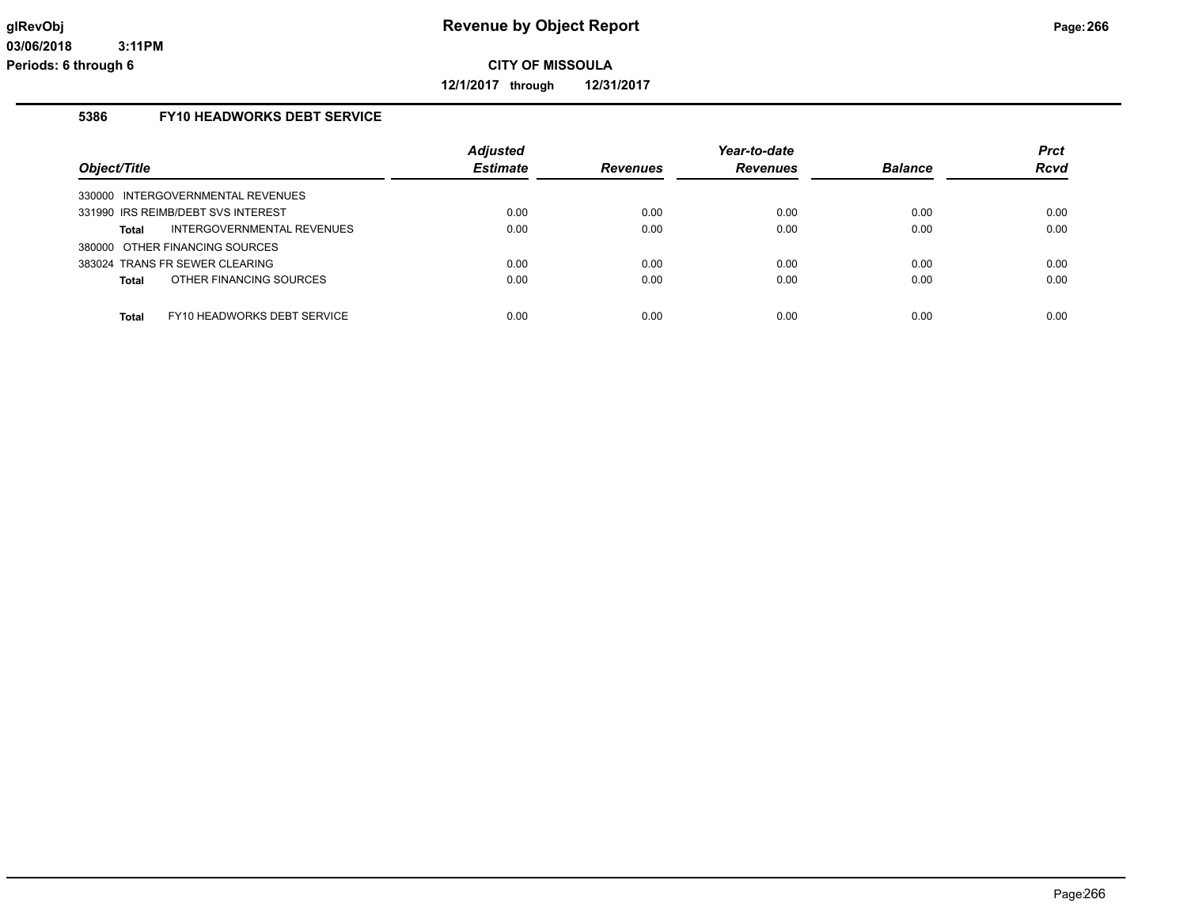# Revenue by Object Report

glRevObj
03/06/2018 3:11PM
Periods: 6 through 6

**CITY OF MISSOULA**

**12/1/2017 through 12/31/2017**

### 5386 FY10 HEADWORKS DEBT SERVICE

| Object/Title | Adjusted Estimate | Revenues | Year-to-date Revenues | Balance | Prct Rcvd |
|---|---|---|---|---|---|
| 330000 INTERGOVERNMENTAL REVENUES | | | | | |
| 331990 IRS REIMB/DEBT SVS INTEREST | 0.00 | 0.00 | 0.00 | 0.00 | 0.00 |
| **Total** INTERGOVERNMENTAL REVENUES | 0.00 | 0.00 | 0.00 | 0.00 | 0.00 |
| 380000 OTHER FINANCING SOURCES | | | | | |
| 383024 TRANS FR SEWER CLEARING | 0.00 | 0.00 | 0.00 | 0.00 | 0.00 |
| **Total** OTHER FINANCING SOURCES | 0.00 | 0.00 | 0.00 | 0.00 | 0.00 |
| **Total** FY10 HEADWORKS DEBT SERVICE | 0.00 | 0.00 | 0.00 | 0.00 | 0.00 |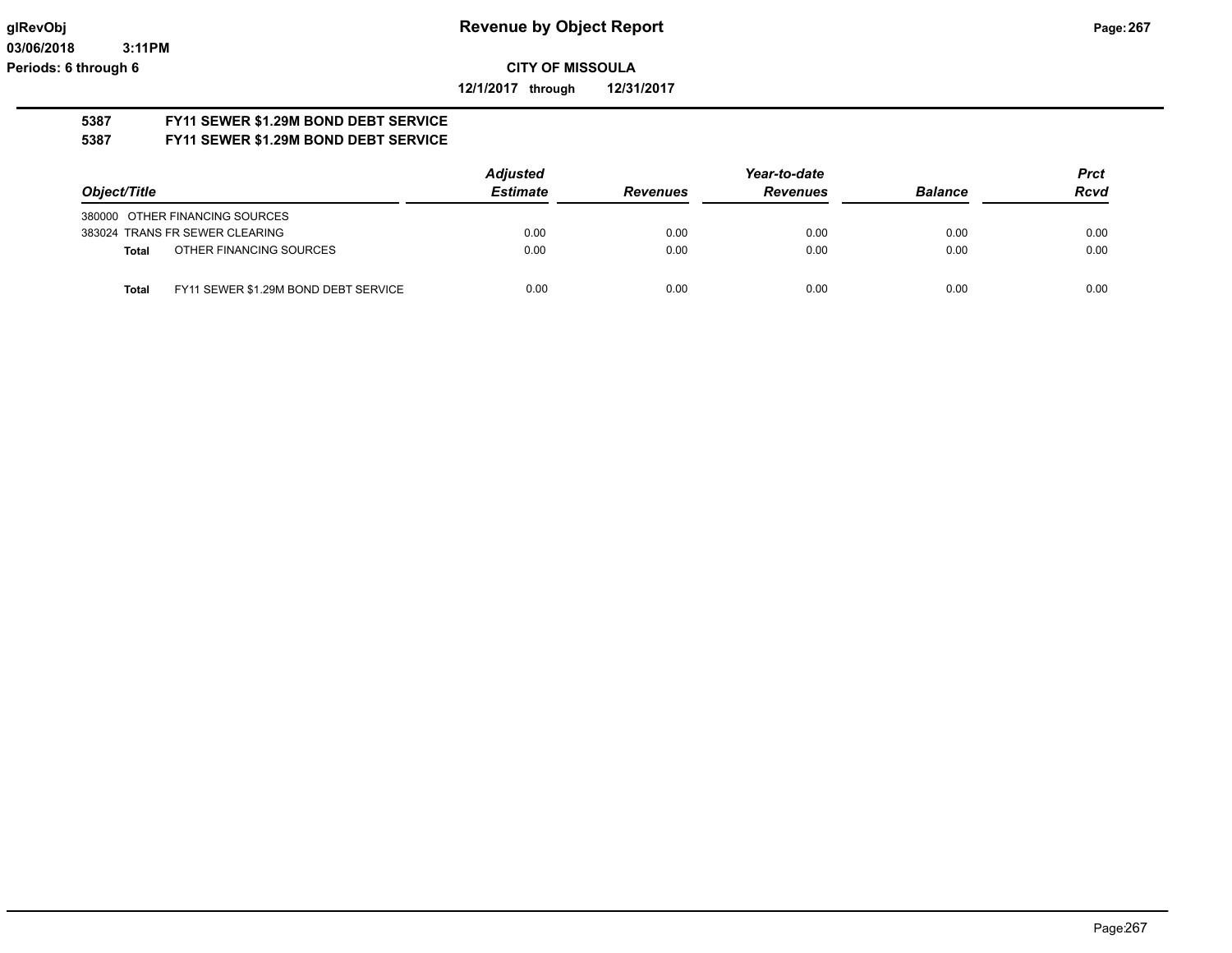# Revenue by Object Report

**CITY OF MISSOULA**

**12/1/2017 through 12/31/2017**

glRevObj
03/06/2018 3:11PM
Periods: 6 through 6

**5387 FY11 SEWER $1.29M BOND DEBT SERVICE**

**5387 FY11 SEWER $1.29M BOND DEBT SERVICE**

| Object/Title | | Adjusted Estimate | Revenues | Year-to-date Revenues | Balance | Prct Rcvd |
|---|---|---|---|---|---|---|
| 380000 OTHER FINANCING SOURCES | | | | | | |
| 383024 TRANS FR SEWER CLEARING | | 0.00 | 0.00 | 0.00 | 0.00 | 0.00 |
| **Total** | OTHER FINANCING SOURCES | 0.00 | 0.00 | 0.00 | 0.00 | 0.00 |
| **Total** | FY11 SEWER $1.29M BOND DEBT SERVICE | 0.00 | 0.00 | 0.00 | 0.00 | 0.00 |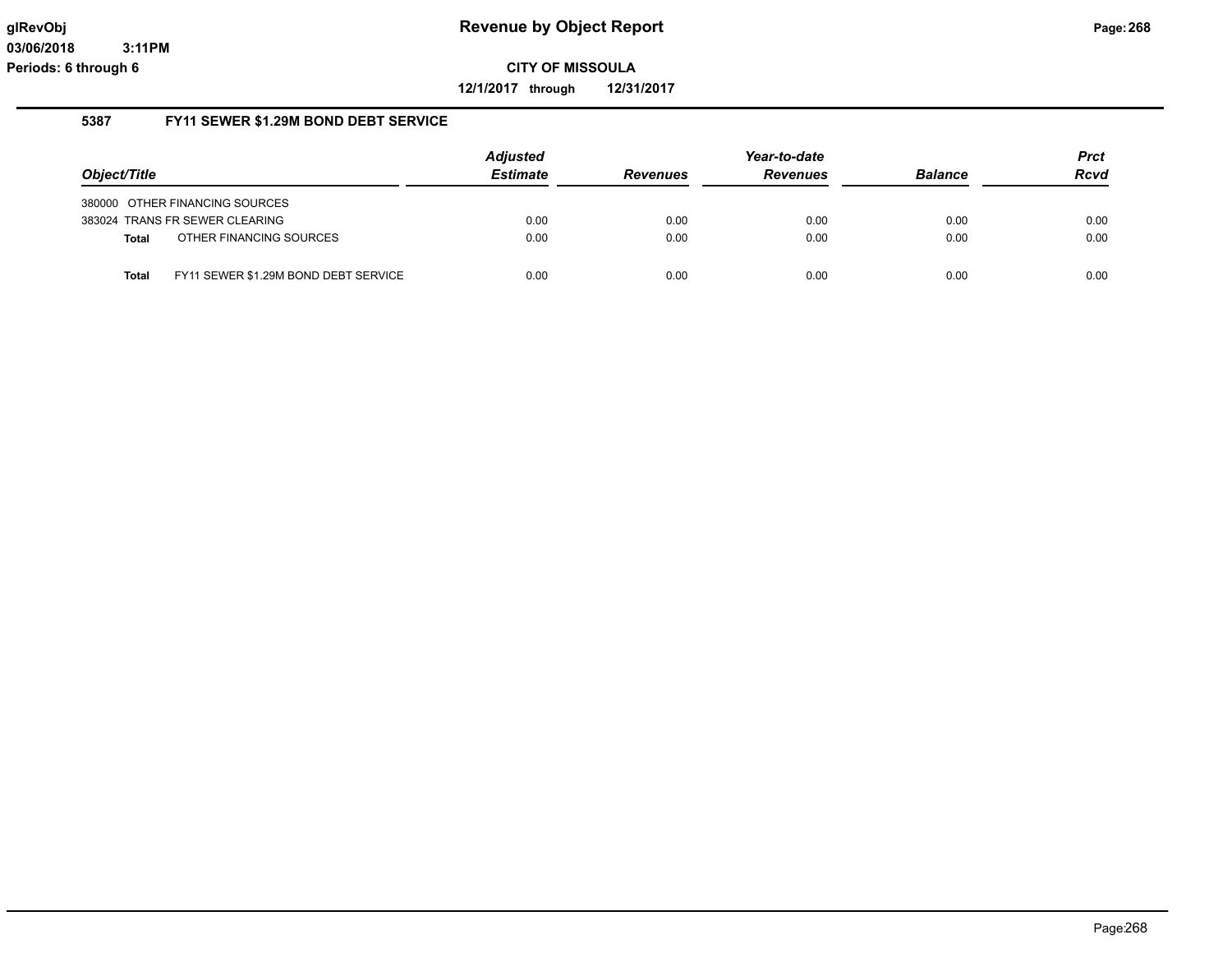**glRevObj** | **Revenue by Object Report**
**03/06/2018 3:11PM**
**Periods: 6 through 6**

**CITY OF MISSOULA**

**12/1/2017 through 12/31/2017**

### 5387 FY11 SEWER $1.29M BOND DEBT SERVICE

| Object/Title | | Adjusted Estimate | Revenues | Year-to-date Revenues | Balance | Prct Rcvd |
|---|---|---|---|---|---|---|
| 380000 OTHER FINANCING SOURCES | | | | | | |
| 383024 TRANS FR SEWER CLEARING | | 0.00 | 0.00 | 0.00 | 0.00 | 0.00 |
| **Total** | OTHER FINANCING SOURCES | 0.00 | 0.00 | 0.00 | 0.00 | 0.00 |
| **Total** | FY11 SEWER $1.29M BOND DEBT SERVICE | 0.00 | 0.00 | 0.00 | 0.00 | 0.00 |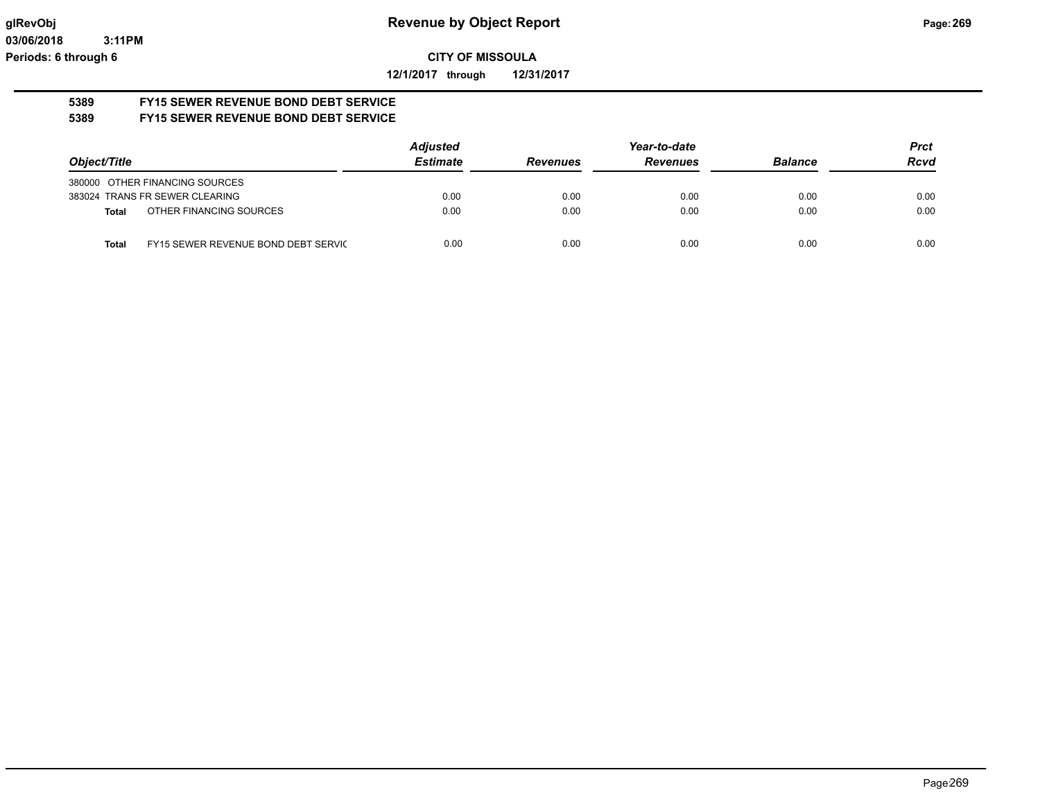# Revenue by Object Report

glRevObj
03/06/2018 3:11PM
Periods: 6 through 6

**CITY OF MISSOULA**

**12/1/2017 through 12/31/2017**

## 5389 FY15 SEWER REVENUE BOND DEBT SERVICE
## 5389 FY15 SEWER REVENUE BOND DEBT SERVICE

| Object/Title | | Adjusted Estimate | Revenues | Year-to-date Revenues | Balance | Prct Rcvd |
|---|---|---|---|---|---|---|
| 380000 OTHER FINANCING SOURCES | | | | | | |
| 383024 TRANS FR SEWER CLEARING | | 0.00 | 0.00 | 0.00 | 0.00 | 0.00 |
| **Total** | OTHER FINANCING SOURCES | 0.00 | 0.00 | 0.00 | 0.00 | 0.00 |
| **Total** | FY15 SEWER REVENUE BOND DEBT SERVIC | 0.00 | 0.00 | 0.00 | 0.00 | 0.00 |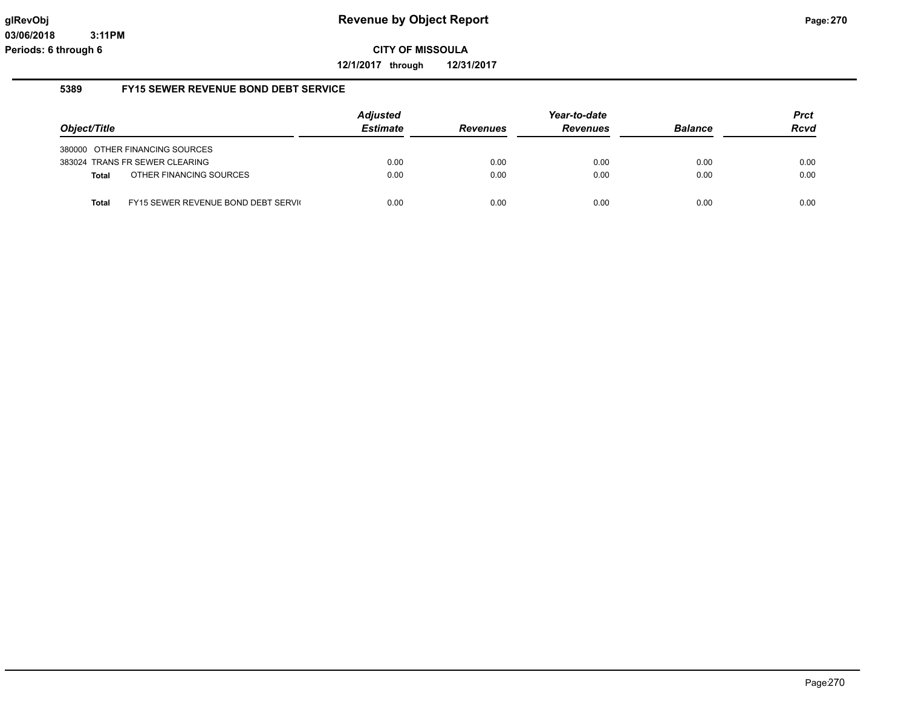# Revenue by Object Report

glRevObj
03/06/2018 3:11PM
Periods: 6 through 6

**CITY OF MISSOULA**

**12/1/2017 through 12/31/2017**

## 5389 FY15 SEWER REVENUE BOND DEBT SERVICE

| Object/Title | | Adjusted Estimate | Revenues | Year-to-date Revenues | Balance | Prct Rcvd |
|---|---|---|---|---|---|---|
| 380000 | OTHER FINANCING SOURCES | | | | | |
| 383024 | TRANS FR SEWER CLEARING | 0.00 | 0.00 | 0.00 | 0.00 | 0.00 |
| **Total** | OTHER FINANCING SOURCES | 0.00 | 0.00 | 0.00 | 0.00 | 0.00 |
| **Total** | FY15 SEWER REVENUE BOND DEBT SERVI( | 0.00 | 0.00 | 0.00 | 0.00 | 0.00 |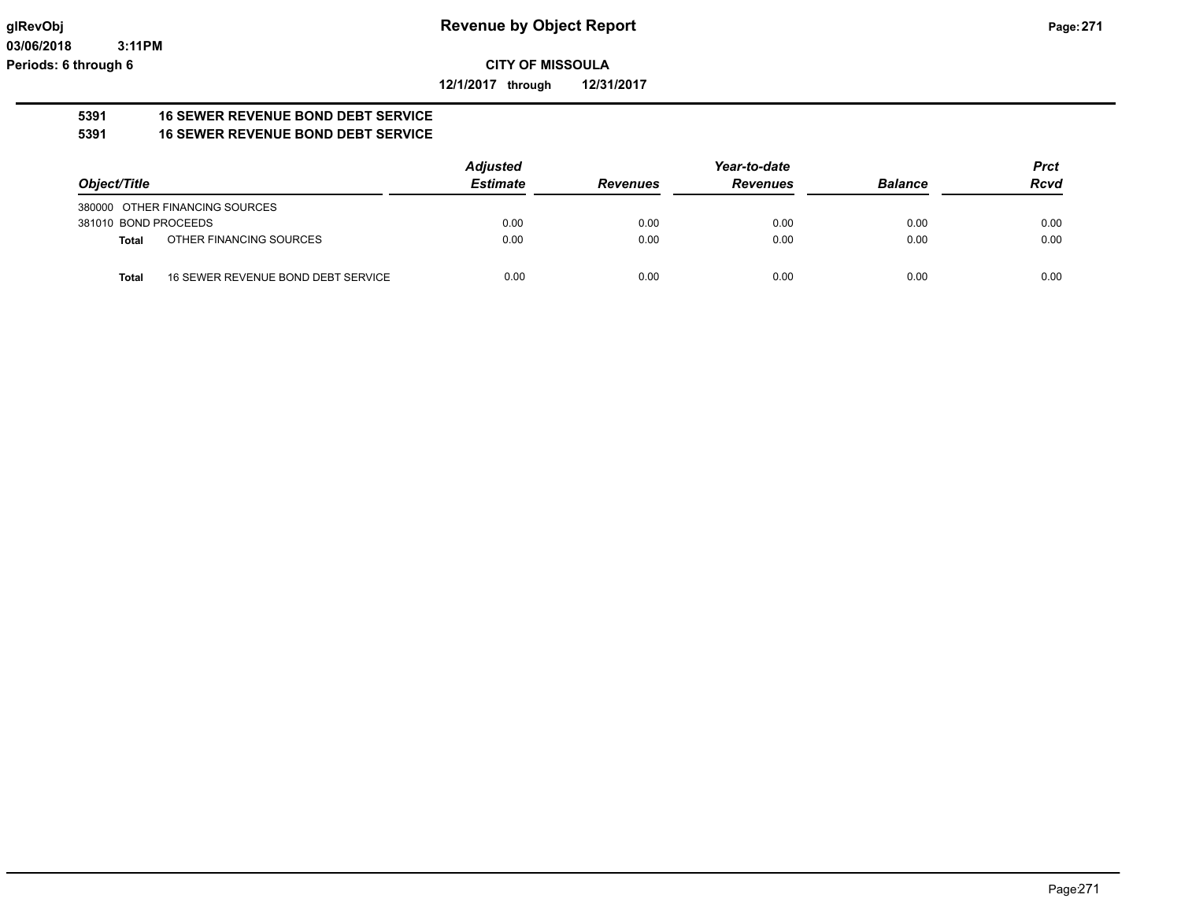**CITY OF MISSOULA**

**12/1/2017 through 12/31/2017**

**5391 16 SEWER REVENUE BOND DEBT SERVICE**

**5391 16 SEWER REVENUE BOND DEBT SERVICE**

| Object/Title | | Adjusted Estimate | Revenues | Year-to-date Revenues | Balance | Prct Rcvd |
|---|---|---|---|---|---|---|
| 380000 OTHER FINANCING SOURCES | | | | | | |
| 381010 BOND PROCEEDS | | 0.00 | 0.00 | 0.00 | 0.00 | 0.00 |
| **Total** | OTHER FINANCING SOURCES | 0.00 | 0.00 | 0.00 | 0.00 | 0.00 |
| **Total** | 16 SEWER REVENUE BOND DEBT SERVICE | 0.00 | 0.00 | 0.00 | 0.00 | 0.00 |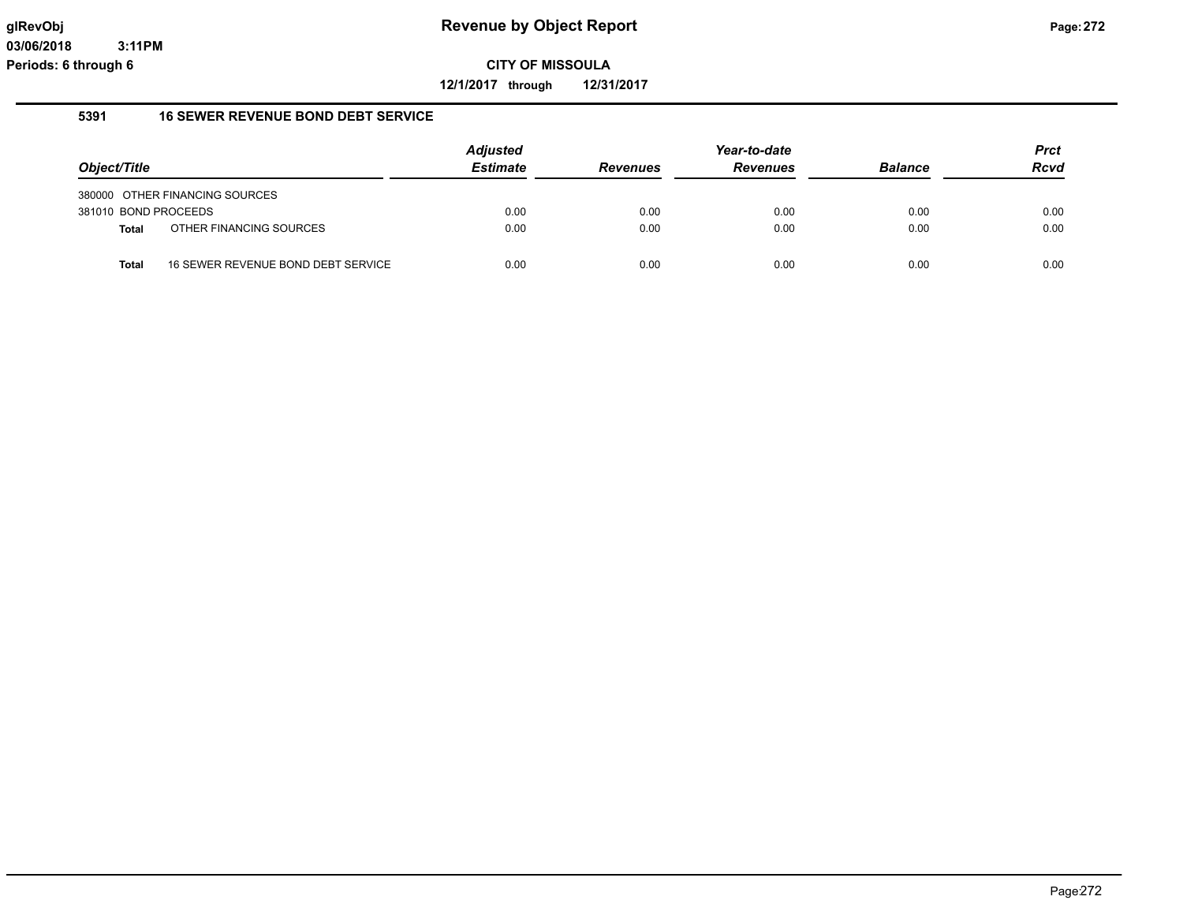# Revenue by Object Report

**CITY OF MISSOULA**

**12/1/2017 through 12/31/2017**

glRevObj
03/06/2018 3:11PM
Periods: 6 through 6

## 5391 16 SEWER REVENUE BOND DEBT SERVICE

| Object/Title | | Adjusted Estimate | Revenues | Year-to-date Revenues | Balance | Prct Rcvd |
|---|---|---|---|---|---|---|
| 380000 OTHER FINANCING SOURCES | | | | | | |
| 381010 BOND PROCEEDS | | 0.00 | 0.00 | 0.00 | 0.00 | 0.00 |
| **Total** | OTHER FINANCING SOURCES | 0.00 | 0.00 | 0.00 | 0.00 | 0.00 |
| **Total** | 16 SEWER REVENUE BOND DEBT SERVICE | 0.00 | 0.00 | 0.00 | 0.00 | 0.00 |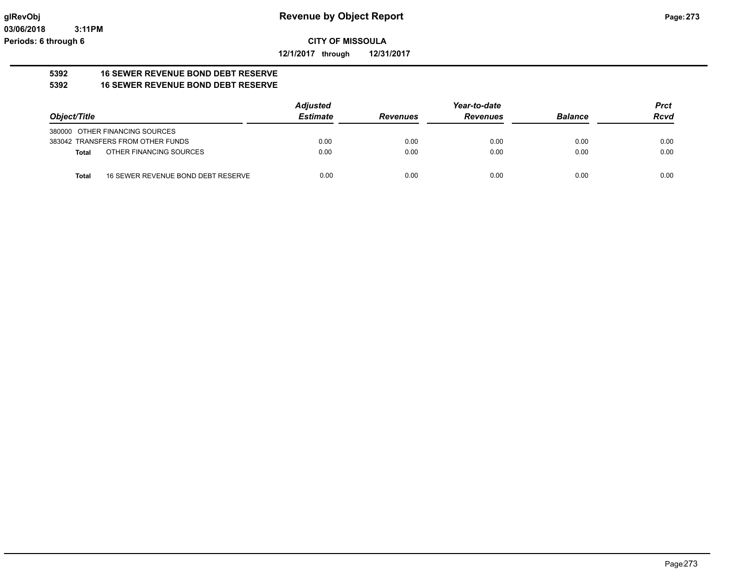**CITY OF MISSOULA**

**12/1/2017 through 12/31/2017**

**5392 16 SEWER REVENUE BOND DEBT RESERVE**
**5392 16 SEWER REVENUE BOND DEBT RESERVE**

| Object/Title | | Adjusted Estimate | Revenues | Year-to-date Revenues | Balance | Prct Rcvd |
|---|---|---|---|---|---|---|
| 380000 OTHER FINANCING SOURCES | | | | | | |
| 383042 TRANSFERS FROM OTHER FUNDS | | 0.00 | 0.00 | 0.00 | 0.00 | 0.00 |
| **Total** | OTHER FINANCING SOURCES | 0.00 | 0.00 | 0.00 | 0.00 | 0.00 |
| **Total** | 16 SEWER REVENUE BOND DEBT RESERVE | 0.00 | 0.00 | 0.00 | 0.00 | 0.00 |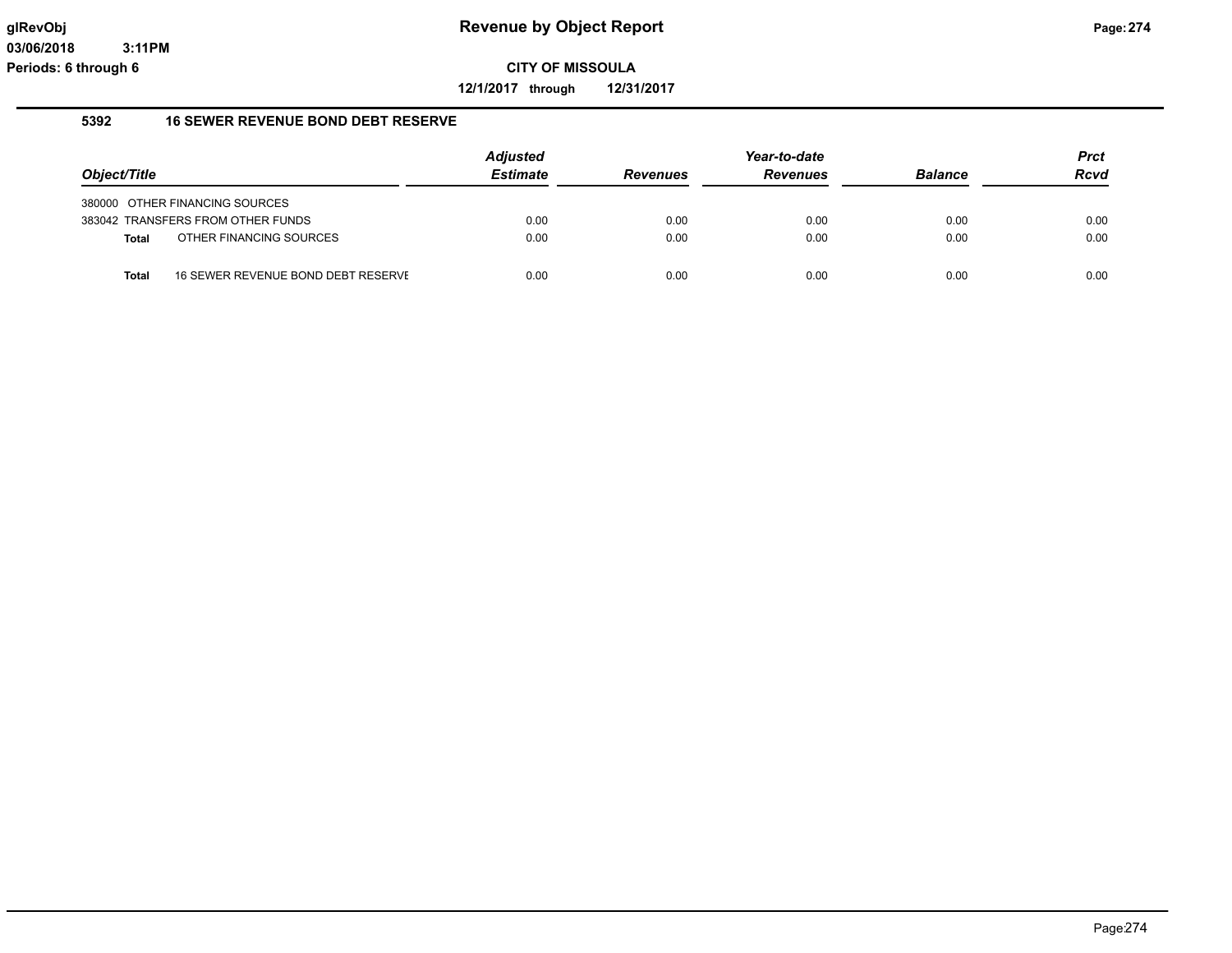**Revenue by Object Report**

**CITY OF MISSOULA**

**12/1/2017 through 12/31/2017**

glRevObj
03/06/2018 3:11PM
Periods: 6 through 6

### 5392 16 SEWER REVENUE BOND DEBT RESERVE

| Object/Title | | Adjusted Estimate | Revenues | Year-to-date Revenues | Balance | Prct Rcvd |
|---|---|---|---|---|---|---|
| 380000 | OTHER FINANCING SOURCES | | | | | |
| 383042 | TRANSFERS FROM OTHER FUNDS | 0.00 | 0.00 | 0.00 | 0.00 | 0.00 |
| **Total** | OTHER FINANCING SOURCES | 0.00 | 0.00 | 0.00 | 0.00 | 0.00 |
| **Total** | 16 SEWER REVENUE BOND DEBT RESERVE | 0.00 | 0.00 | 0.00 | 0.00 | 0.00 |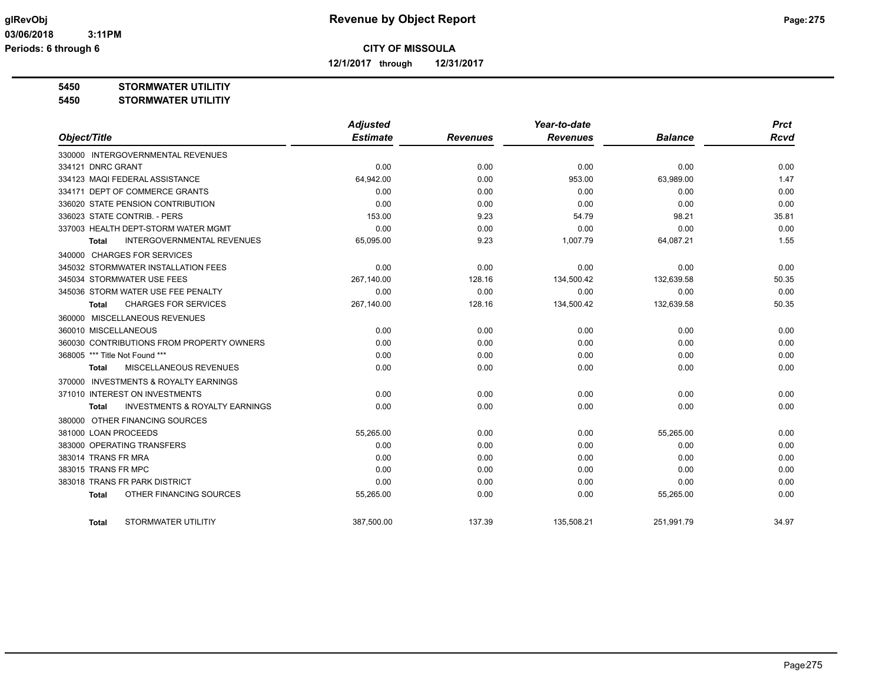# Revenue by Object Report

**CITY OF MISSOULA**

**12/1/2017 through 12/31/2017**

glRevObj
03/06/2018 3:11PM
Periods: 6 through 6

**5450 STORMWATER UTILITIY**
**5450 STORMWATER UTILITIY**

| Object/Title | Adjusted Estimate | Revenues | Year-to-date Revenues | Balance | Prct Rcvd |
|---|---|---|---|---|---|
| 330000 INTERGOVERNMENTAL REVENUES | | | | | |
| 334121 DNRC GRANT | 0.00 | 0.00 | 0.00 | 0.00 | 0.00 |
| 334123 MAQI FEDERAL ASSISTANCE | 64,942.00 | 0.00 | 953.00 | 63,989.00 | 1.47 |
| 334171 DEPT OF COMMERCE GRANTS | 0.00 | 0.00 | 0.00 | 0.00 | 0.00 |
| 336020 STATE PENSION CONTRIBUTION | 0.00 | 0.00 | 0.00 | 0.00 | 0.00 |
| 336023 STATE CONTRIB. - PERS | 153.00 | 9.23 | 54.79 | 98.21 | 35.81 |
| 337003 HEALTH DEPT-STORM WATER MGMT | 0.00 | 0.00 | 0.00 | 0.00 | 0.00 |
| **Total** INTERGOVERNMENTAL REVENUES | 65,095.00 | 9.23 | 1,007.79 | 64,087.21 | 1.55 |
| 340000 CHARGES FOR SERVICES | | | | | |
| 345032 STORMWATER INSTALLATION FEES | 0.00 | 0.00 | 0.00 | 0.00 | 0.00 |
| 345034 STORMWATER USE FEES | 267,140.00 | 128.16 | 134,500.42 | 132,639.58 | 50.35 |
| 345036 STORM WATER USE FEE PENALTY | 0.00 | 0.00 | 0.00 | 0.00 | 0.00 |
| **Total** CHARGES FOR SERVICES | 267,140.00 | 128.16 | 134,500.42 | 132,639.58 | 50.35 |
| 360000 MISCELLANEOUS REVENUES | | | | | |
| 360010 MISCELLANEOUS | 0.00 | 0.00 | 0.00 | 0.00 | 0.00 |
| 360030 CONTRIBUTIONS FROM PROPERTY OWNERS | 0.00 | 0.00 | 0.00 | 0.00 | 0.00 |
| 368005 *** Title Not Found *** | 0.00 | 0.00 | 0.00 | 0.00 | 0.00 |
| **Total** MISCELLANEOUS REVENUES | 0.00 | 0.00 | 0.00 | 0.00 | 0.00 |
| 370000 INVESTMENTS & ROYALTY EARNINGS | | | | | |
| 371010 INTEREST ON INVESTMENTS | 0.00 | 0.00 | 0.00 | 0.00 | 0.00 |
| **Total** INVESTMENTS & ROYALTY EARNINGS | 0.00 | 0.00 | 0.00 | 0.00 | 0.00 |
| 380000 OTHER FINANCING SOURCES | | | | | |
| 381000 LOAN PROCEEDS | 55,265.00 | 0.00 | 0.00 | 55,265.00 | 0.00 |
| 383000 OPERATING TRANSFERS | 0.00 | 0.00 | 0.00 | 0.00 | 0.00 |
| 383014 TRANS FR MRA | 0.00 | 0.00 | 0.00 | 0.00 | 0.00 |
| 383015 TRANS FR MPC | 0.00 | 0.00 | 0.00 | 0.00 | 0.00 |
| 383018 TRANS FR PARK DISTRICT | 0.00 | 0.00 | 0.00 | 0.00 | 0.00 |
| **Total** OTHER FINANCING SOURCES | 55,265.00 | 0.00 | 0.00 | 55,265.00 | 0.00 |
| **Total** STORMWATER UTILITIY | 387,500.00 | 137.39 | 135,508.21 | 251,991.79 | 34.97 |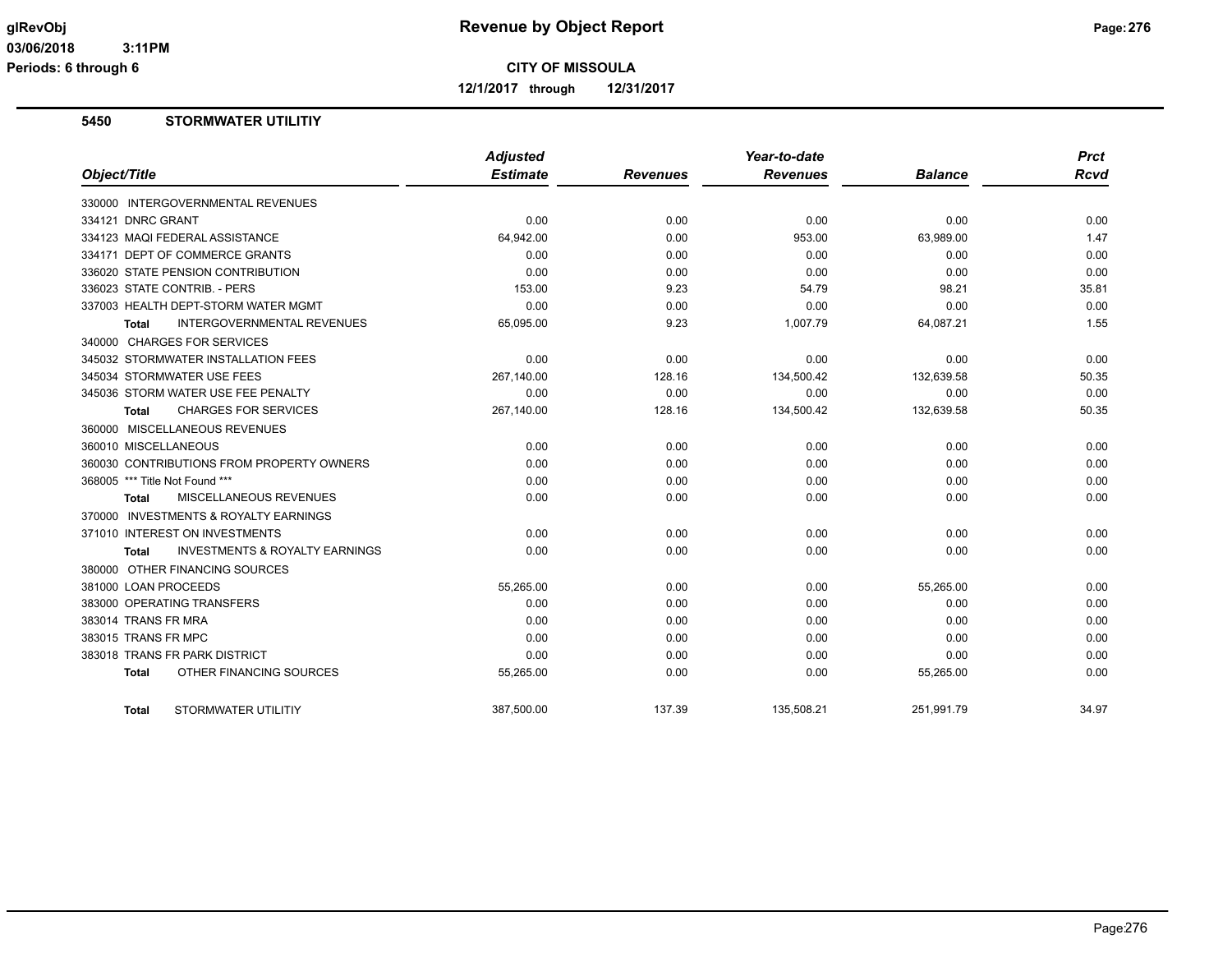# Revenue by Object Report

**CITY OF MISSOULA**

**12/1/2017 through 12/31/2017**

glRevObj
03/06/2018 3:11PM
Periods: 6 through 6

## 5450 STORMWATER UTILITIY

| Object/Title | Adjusted Estimate | Revenues | Year-to-date Revenues | Balance | Prct Rcvd |
|---|---|---|---|---|---|
| 330000 INTERGOVERNMENTAL REVENUES | | | | | |
| 334121 DNRC GRANT | 0.00 | 0.00 | 0.00 | 0.00 | 0.00 |
| 334123 MAQI FEDERAL ASSISTANCE | 64,942.00 | 0.00 | 953.00 | 63,989.00 | 1.47 |
| 334171 DEPT OF COMMERCE GRANTS | 0.00 | 0.00 | 0.00 | 0.00 | 0.00 |
| 336020 STATE PENSION CONTRIBUTION | 0.00 | 0.00 | 0.00 | 0.00 | 0.00 |
| 336023 STATE CONTRIB. - PERS | 153.00 | 9.23 | 54.79 | 98.21 | 35.81 |
| 337003 HEALTH DEPT-STORM WATER MGMT | 0.00 | 0.00 | 0.00 | 0.00 | 0.00 |
| **Total** INTERGOVERNMENTAL REVENUES | 65,095.00 | 9.23 | 1,007.79 | 64,087.21 | 1.55 |
| 340000 CHARGES FOR SERVICES | | | | | |
| 345032 STORMWATER INSTALLATION FEES | 0.00 | 0.00 | 0.00 | 0.00 | 0.00 |
| 345034 STORMWATER USE FEES | 267,140.00 | 128.16 | 134,500.42 | 132,639.58 | 50.35 |
| 345036 STORM WATER USE FEE PENALTY | 0.00 | 0.00 | 0.00 | 0.00 | 0.00 |
| **Total** CHARGES FOR SERVICES | 267,140.00 | 128.16 | 134,500.42 | 132,639.58 | 50.35 |
| 360000 MISCELLANEOUS REVENUES | | | | | |
| 360010 MISCELLANEOUS | 0.00 | 0.00 | 0.00 | 0.00 | 0.00 |
| 360030 CONTRIBUTIONS FROM PROPERTY OWNERS | 0.00 | 0.00 | 0.00 | 0.00 | 0.00 |
| 368005 *** Title Not Found *** | 0.00 | 0.00 | 0.00 | 0.00 | 0.00 |
| **Total** MISCELLANEOUS REVENUES | 0.00 | 0.00 | 0.00 | 0.00 | 0.00 |
| 370000 INVESTMENTS & ROYALTY EARNINGS | | | | | |
| 371010 INTEREST ON INVESTMENTS | 0.00 | 0.00 | 0.00 | 0.00 | 0.00 |
| **Total** INVESTMENTS & ROYALTY EARNINGS | 0.00 | 0.00 | 0.00 | 0.00 | 0.00 |
| 380000 OTHER FINANCING SOURCES | | | | | |
| 381000 LOAN PROCEEDS | 55,265.00 | 0.00 | 0.00 | 55,265.00 | 0.00 |
| 383000 OPERATING TRANSFERS | 0.00 | 0.00 | 0.00 | 0.00 | 0.00 |
| 383014 TRANS FR MRA | 0.00 | 0.00 | 0.00 | 0.00 | 0.00 |
| 383015 TRANS FR MPC | 0.00 | 0.00 | 0.00 | 0.00 | 0.00 |
| 383018 TRANS FR PARK DISTRICT | 0.00 | 0.00 | 0.00 | 0.00 | 0.00 |
| **Total** OTHER FINANCING SOURCES | 55,265.00 | 0.00 | 0.00 | 55,265.00 | 0.00 |
| **Total** STORMWATER UTILITIY | 387,500.00 | 137.39 | 135,508.21 | 251,991.79 | 34.97 |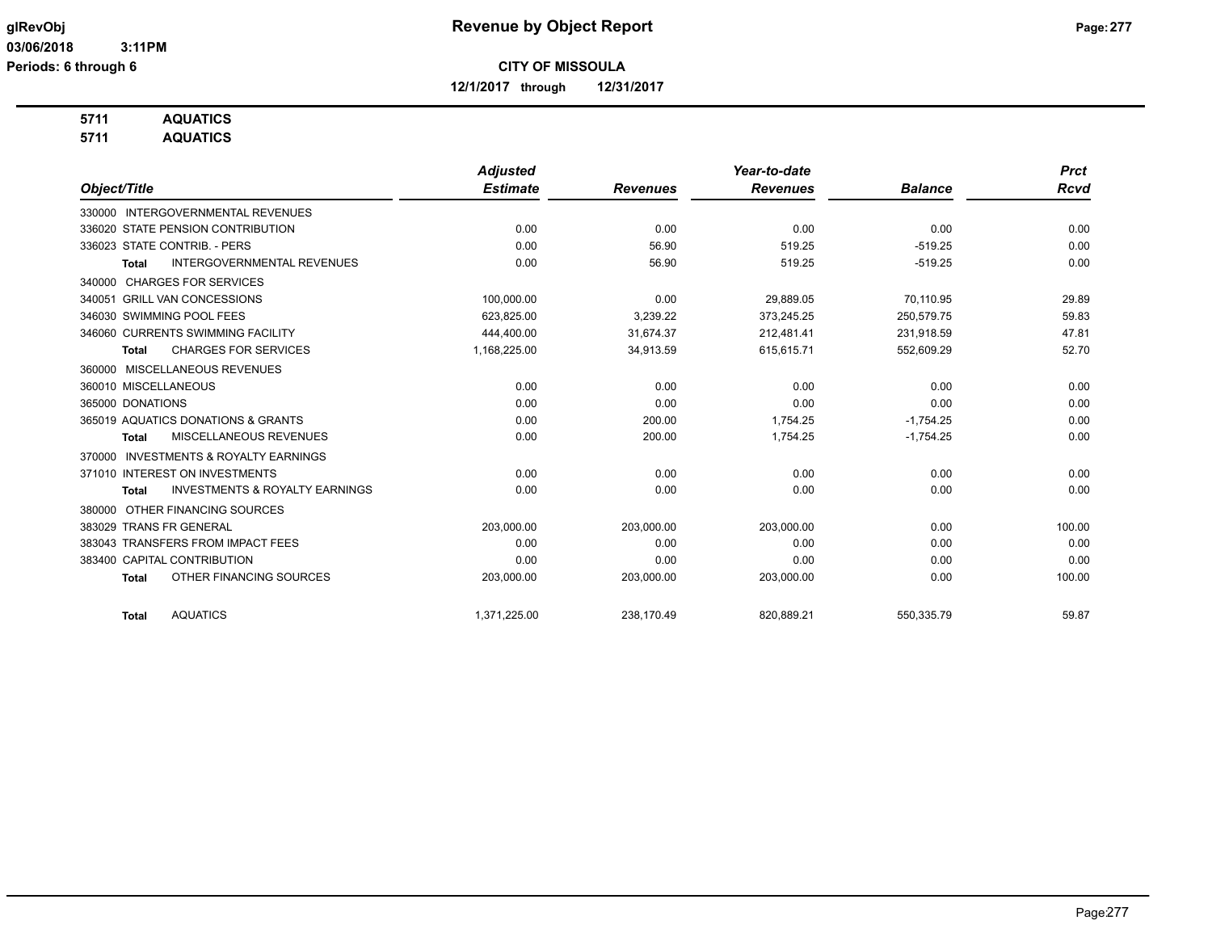**Revenue by Object Report**

**CITY OF MISSOULA**

**12/1/2017 through 12/31/2017**

glRevObj
03/06/2018 3:11PM
Periods: 6 through 6

**5711 AQUATICS**
**5711 AQUATICS**

| Object/Title | Adjusted Estimate | Revenues | Year-to-date Revenues | Balance | Prct Rcvd |
|---|---|---|---|---|---|
| 330000 INTERGOVERNMENTAL REVENUES | | | | | |
| 336020 STATE PENSION CONTRIBUTION | 0.00 | 0.00 | 0.00 | 0.00 | 0.00 |
| 336023 STATE CONTRIB. - PERS | 0.00 | 56.90 | 519.25 | -519.25 | 0.00 |
| Total INTERGOVERNMENTAL REVENUES | 0.00 | 56.90 | 519.25 | -519.25 | 0.00 |
| 340000 CHARGES FOR SERVICES | | | | | |
| 340051 GRILL VAN CONCESSIONS | 100,000.00 | 0.00 | 29,889.05 | 70,110.95 | 29.89 |
| 346030 SWIMMING POOL FEES | 623,825.00 | 3,239.22 | 373,245.25 | 250,579.75 | 59.83 |
| 346060 CURRENTS SWIMMING FACILITY | 444,400.00 | 31,674.37 | 212,481.41 | 231,918.59 | 47.81 |
| Total CHARGES FOR SERVICES | 1,168,225.00 | 34,913.59 | 615,615.71 | 552,609.29 | 52.70 |
| 360000 MISCELLANEOUS REVENUES | | | | | |
| 360010 MISCELLANEOUS | 0.00 | 0.00 | 0.00 | 0.00 | 0.00 |
| 365000 DONATIONS | 0.00 | 0.00 | 0.00 | 0.00 | 0.00 |
| 365019 AQUATICS DONATIONS & GRANTS | 0.00 | 200.00 | 1,754.25 | -1,754.25 | 0.00 |
| Total MISCELLANEOUS REVENUES | 0.00 | 200.00 | 1,754.25 | -1,754.25 | 0.00 |
| 370000 INVESTMENTS & ROYALTY EARNINGS | | | | | |
| 371010 INTEREST ON INVESTMENTS | 0.00 | 0.00 | 0.00 | 0.00 | 0.00 |
| Total INVESTMENTS & ROYALTY EARNINGS | 0.00 | 0.00 | 0.00 | 0.00 | 0.00 |
| 380000 OTHER FINANCING SOURCES | | | | | |
| 383029 TRANS FR GENERAL | 203,000.00 | 203,000.00 | 203,000.00 | 0.00 | 100.00 |
| 383043 TRANSFERS FROM IMPACT FEES | 0.00 | 0.00 | 0.00 | 0.00 | 0.00 |
| 383400 CAPITAL CONTRIBUTION | 0.00 | 0.00 | 0.00 | 0.00 | 0.00 |
| Total OTHER FINANCING SOURCES | 203,000.00 | 203,000.00 | 203,000.00 | 0.00 | 100.00 |
| Total AQUATICS | 1,371,225.00 | 238,170.49 | 820,889.21 | 550,335.79 | 59.87 |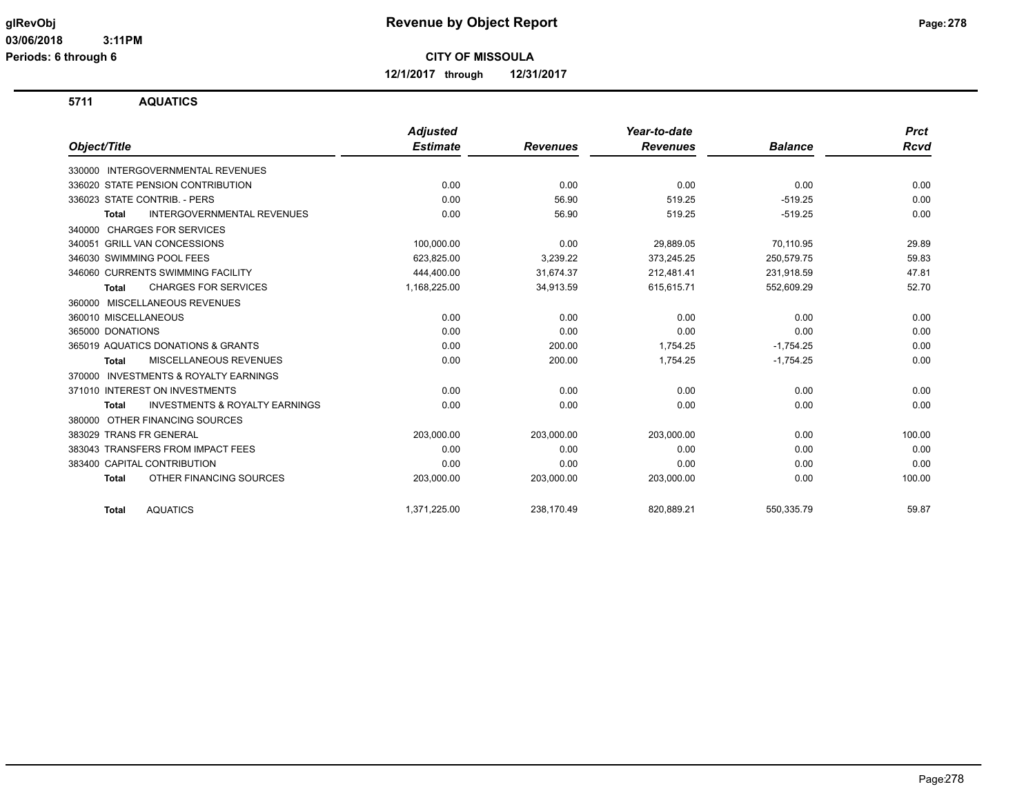**glRevObj**
**03/06/2018 3:11PM**
**Periods: 6 through 6**

# Revenue by Object Report

**CITY OF MISSOULA**

**12/1/2017 through 12/31/2017**

## 5711 AQUATICS

| Object/Title | Adjusted Estimate | Revenues | Year-to-date Revenues | Balance | Prct Rcvd |
|---|---|---|---|---|---|
| 330000 INTERGOVERNMENTAL REVENUES | | | | | |
| 336020 STATE PENSION CONTRIBUTION | 0.00 | 0.00 | 0.00 | 0.00 | 0.00 |
| 336023 STATE CONTRIB. - PERS | 0.00 | 56.90 | 519.25 | -519.25 | 0.00 |
| **Total** INTERGOVERNMENTAL REVENUES | 0.00 | 56.90 | 519.25 | -519.25 | 0.00 |
| 340000 CHARGES FOR SERVICES | | | | | |
| 340051 GRILL VAN CONCESSIONS | 100,000.00 | 0.00 | 29,889.05 | 70,110.95 | 29.89 |
| 346030 SWIMMING POOL FEES | 623,825.00 | 3,239.22 | 373,245.25 | 250,579.75 | 59.83 |
| 346060 CURRENTS SWIMMING FACILITY | 444,400.00 | 31,674.37 | 212,481.41 | 231,918.59 | 47.81 |
| **Total** CHARGES FOR SERVICES | 1,168,225.00 | 34,913.59 | 615,615.71 | 552,609.29 | 52.70 |
| 360000 MISCELLANEOUS REVENUES | | | | | |
| 360010 MISCELLANEOUS | 0.00 | 0.00 | 0.00 | 0.00 | 0.00 |
| 365000 DONATIONS | 0.00 | 0.00 | 0.00 | 0.00 | 0.00 |
| 365019 AQUATICS DONATIONS & GRANTS | 0.00 | 200.00 | 1,754.25 | -1,754.25 | 0.00 |
| **Total** MISCELLANEOUS REVENUES | 0.00 | 200.00 | 1,754.25 | -1,754.25 | 0.00 |
| 370000 INVESTMENTS & ROYALTY EARNINGS | | | | | |
| 371010 INTEREST ON INVESTMENTS | 0.00 | 0.00 | 0.00 | 0.00 | 0.00 |
| **Total** INVESTMENTS & ROYALTY EARNINGS | 0.00 | 0.00 | 0.00 | 0.00 | 0.00 |
| 380000 OTHER FINANCING SOURCES | | | | | |
| 383029 TRANS FR GENERAL | 203,000.00 | 203,000.00 | 203,000.00 | 0.00 | 100.00 |
| 383043 TRANSFERS FROM IMPACT FEES | 0.00 | 0.00 | 0.00 | 0.00 | 0.00 |
| 383400 CAPITAL CONTRIBUTION | 0.00 | 0.00 | 0.00 | 0.00 | 0.00 |
| **Total** OTHER FINANCING SOURCES | 203,000.00 | 203,000.00 | 203,000.00 | 0.00 | 100.00 |
| **Total** AQUATICS | 1,371,225.00 | 238,170.49 | 820,889.21 | 550,335.79 | 59.87 |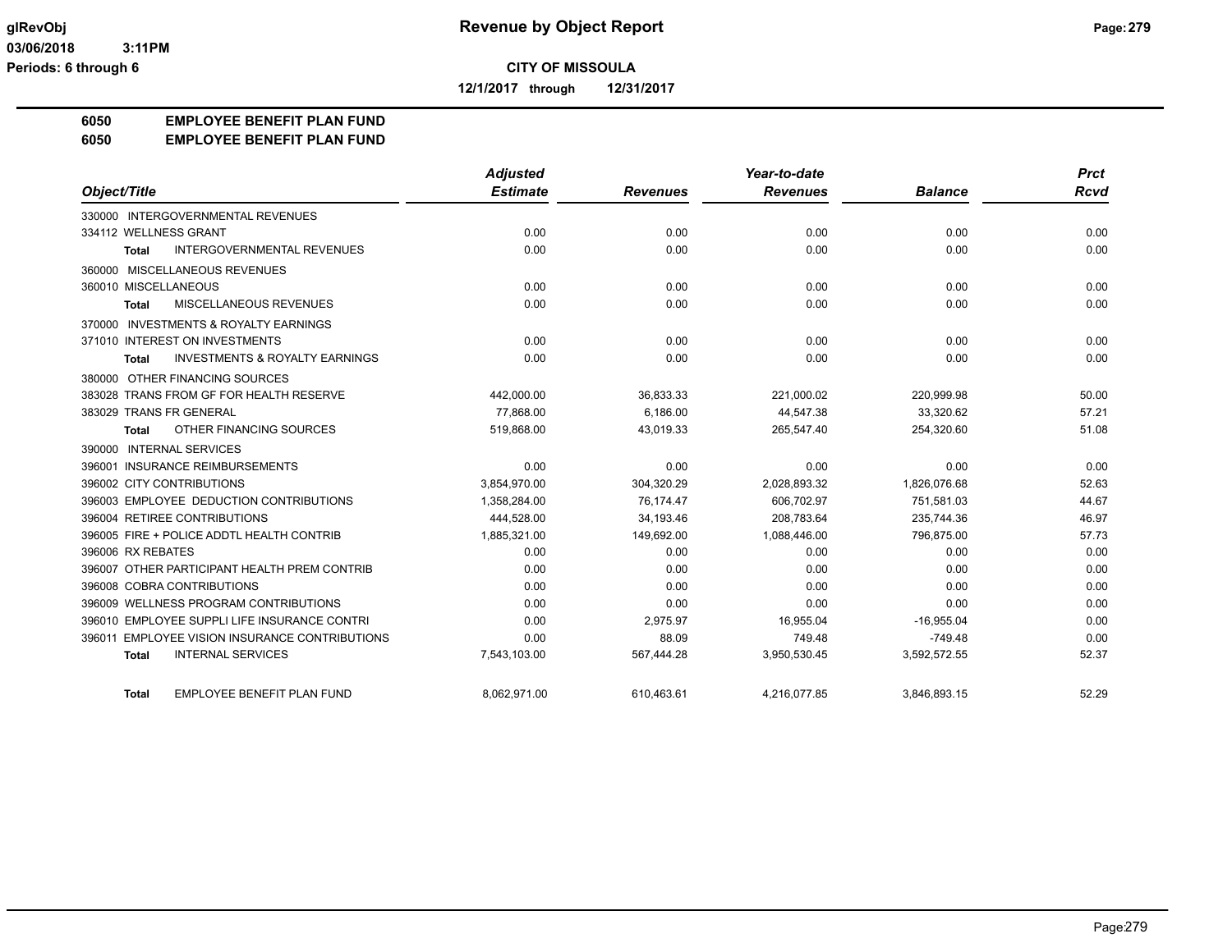**Revenue by Object Report**

**CITY OF MISSOULA**

**12/1/2017 through 12/31/2017**

glRevObj
03/06/2018 3:11PM
Periods: 6 through 6

## 6050 EMPLOYEE BENEFIT PLAN FUND
## 6050 EMPLOYEE BENEFIT PLAN FUND

| Object/Title | Adjusted Estimate | Revenues | Year-to-date Revenues | Balance | Prct Rcvd |
|---|---|---|---|---|---|
| 330000 INTERGOVERNMENTAL REVENUES | | | | | |
| 334112 WELLNESS GRANT | 0.00 | 0.00 | 0.00 | 0.00 | 0.00 |
| **Total** INTERGOVERNMENTAL REVENUES | 0.00 | 0.00 | 0.00 | 0.00 | 0.00 |
| 360000 MISCELLANEOUS REVENUES | | | | | |
| 360010 MISCELLANEOUS | 0.00 | 0.00 | 0.00 | 0.00 | 0.00 |
| **Total** MISCELLANEOUS REVENUES | 0.00 | 0.00 | 0.00 | 0.00 | 0.00 |
| 370000 INVESTMENTS & ROYALTY EARNINGS | | | | | |
| 371010 INTEREST ON INVESTMENTS | 0.00 | 0.00 | 0.00 | 0.00 | 0.00 |
| **Total** INVESTMENTS & ROYALTY EARNINGS | 0.00 | 0.00 | 0.00 | 0.00 | 0.00 |
| 380000 OTHER FINANCING SOURCES | | | | | |
| 383028 TRANS FROM GF FOR HEALTH RESERVE | 442,000.00 | 36,833.33 | 221,000.02 | 220,999.98 | 50.00 |
| 383029 TRANS FR GENERAL | 77,868.00 | 6,186.00 | 44,547.38 | 33,320.62 | 57.21 |
| **Total** OTHER FINANCING SOURCES | 519,868.00 | 43,019.33 | 265,547.40 | 254,320.60 | 51.08 |
| 390000 INTERNAL SERVICES | | | | | |
| 396001 INSURANCE REIMBURSEMENTS | 0.00 | 0.00 | 0.00 | 0.00 | 0.00 |
| 396002 CITY CONTRIBUTIONS | 3,854,970.00 | 304,320.29 | 2,028,893.32 | 1,826,076.68 | 52.63 |
| 396003 EMPLOYEE DEDUCTION CONTRIBUTIONS | 1,358,284.00 | 76,174.47 | 606,702.97 | 751,581.03 | 44.67 |
| 396004 RETIREE CONTRIBUTIONS | 444,528.00 | 34,193.46 | 208,783.64 | 235,744.36 | 46.97 |
| 396005 FIRE + POLICE ADDTL HEALTH CONTRIB | 1,885,321.00 | 149,692.00 | 1,088,446.00 | 796,875.00 | 57.73 |
| 396006 RX REBATES | 0.00 | 0.00 | 0.00 | 0.00 | 0.00 |
| 396007 OTHER PARTICIPANT HEALTH PREM CONTRIB | 0.00 | 0.00 | 0.00 | 0.00 | 0.00 |
| 396008 COBRA CONTRIBUTIONS | 0.00 | 0.00 | 0.00 | 0.00 | 0.00 |
| 396009 WELLNESS PROGRAM CONTRIBUTIONS | 0.00 | 0.00 | 0.00 | 0.00 | 0.00 |
| 396010 EMPLOYEE SUPPLI LIFE INSURANCE CONTRI | 0.00 | 2,975.97 | 16,955.04 | -16,955.04 | 0.00 |
| 396011 EMPLOYEE VISION INSURANCE CONTRIBUTIONS | 0.00 | 88.09 | 749.48 | -749.48 | 0.00 |
| **Total** INTERNAL SERVICES | 7,543,103.00 | 567,444.28 | 3,950,530.45 | 3,592,572.55 | 52.37 |
| **Total** EMPLOYEE BENEFIT PLAN FUND | 8,062,971.00 | 610,463.61 | 4,216,077.85 | 3,846,893.15 | 52.29 |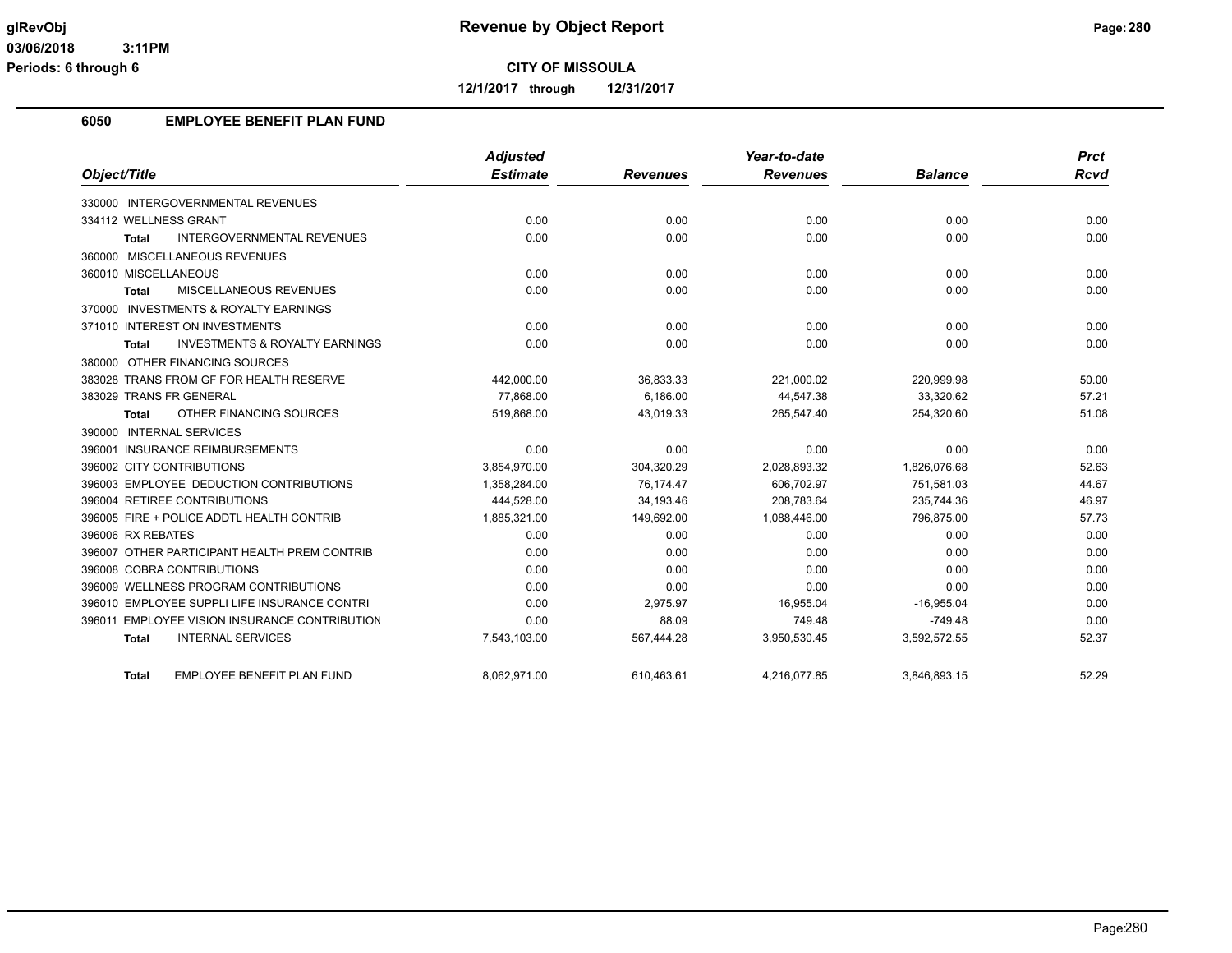# Revenue by Object Report

**CITY OF MISSOULA**

**12/1/2017 through 12/31/2017**

glRevObj
03/06/2018 3:11PM
Periods: 6 through 6

## 6050 EMPLOYEE BENEFIT PLAN FUND

| Object/Title | Adjusted Estimate | Revenues | Year-to-date Revenues | Balance | Prct Rcvd |
|---|---|---|---|---|---|
| 330000 INTERGOVERNMENTAL REVENUES | | | | | |
| 334112 WELLNESS GRANT | 0.00 | 0.00 | 0.00 | 0.00 | 0.00 |
| **Total** INTERGOVERNMENTAL REVENUES | 0.00 | 0.00 | 0.00 | 0.00 | 0.00 |
| 360000 MISCELLANEOUS REVENUES | | | | | |
| 360010 MISCELLANEOUS | 0.00 | 0.00 | 0.00 | 0.00 | 0.00 |
| **Total** MISCELLANEOUS REVENUES | 0.00 | 0.00 | 0.00 | 0.00 | 0.00 |
| 370000 INVESTMENTS & ROYALTY EARNINGS | | | | | |
| 371010 INTEREST ON INVESTMENTS | 0.00 | 0.00 | 0.00 | 0.00 | 0.00 |
| **Total** INVESTMENTS & ROYALTY EARNINGS | 0.00 | 0.00 | 0.00 | 0.00 | 0.00 |
| 380000 OTHER FINANCING SOURCES | | | | | |
| 383028 TRANS FROM GF FOR HEALTH RESERVE | 442,000.00 | 36,833.33 | 221,000.02 | 220,999.98 | 50.00 |
| 383029 TRANS FR GENERAL | 77,868.00 | 6,186.00 | 44,547.38 | 33,320.62 | 57.21 |
| **Total** OTHER FINANCING SOURCES | 519,868.00 | 43,019.33 | 265,547.40 | 254,320.60 | 51.08 |
| 390000 INTERNAL SERVICES | | | | | |
| 396001 INSURANCE REIMBURSEMENTS | 0.00 | 0.00 | 0.00 | 0.00 | 0.00 |
| 396002 CITY CONTRIBUTIONS | 3,854,970.00 | 304,320.29 | 2,028,893.32 | 1,826,076.68 | 52.63 |
| 396003 EMPLOYEE DEDUCTION CONTRIBUTIONS | 1,358,284.00 | 76,174.47 | 606,702.97 | 751,581.03 | 44.67 |
| 396004 RETIREE CONTRIBUTIONS | 444,528.00 | 34,193.46 | 208,783.64 | 235,744.36 | 46.97 |
| 396005 FIRE + POLICE ADDTL HEALTH CONTRIB | 1,885,321.00 | 149,692.00 | 1,088,446.00 | 796,875.00 | 57.73 |
| 396006 RX REBATES | 0.00 | 0.00 | 0.00 | 0.00 | 0.00 |
| 396007 OTHER PARTICIPANT HEALTH PREM CONTRIB | 0.00 | 0.00 | 0.00 | 0.00 | 0.00 |
| 396008 COBRA CONTRIBUTIONS | 0.00 | 0.00 | 0.00 | 0.00 | 0.00 |
| 396009 WELLNESS PROGRAM CONTRIBUTIONS | 0.00 | 0.00 | 0.00 | 0.00 | 0.00 |
| 396010 EMPLOYEE SUPPLI LIFE INSURANCE CONTRI | 0.00 | 2,975.97 | 16,955.04 | -16,955.04 | 0.00 |
| 396011 EMPLOYEE VISION INSURANCE CONTRIBUTION | 0.00 | 88.09 | 749.48 | -749.48 | 0.00 |
| **Total** INTERNAL SERVICES | 7,543,103.00 | 567,444.28 | 3,950,530.45 | 3,592,572.55 | 52.37 |
| **Total** EMPLOYEE BENEFIT PLAN FUND | 8,062,971.00 | 610,463.61 | 4,216,077.85 | 3,846,893.15 | 52.29 |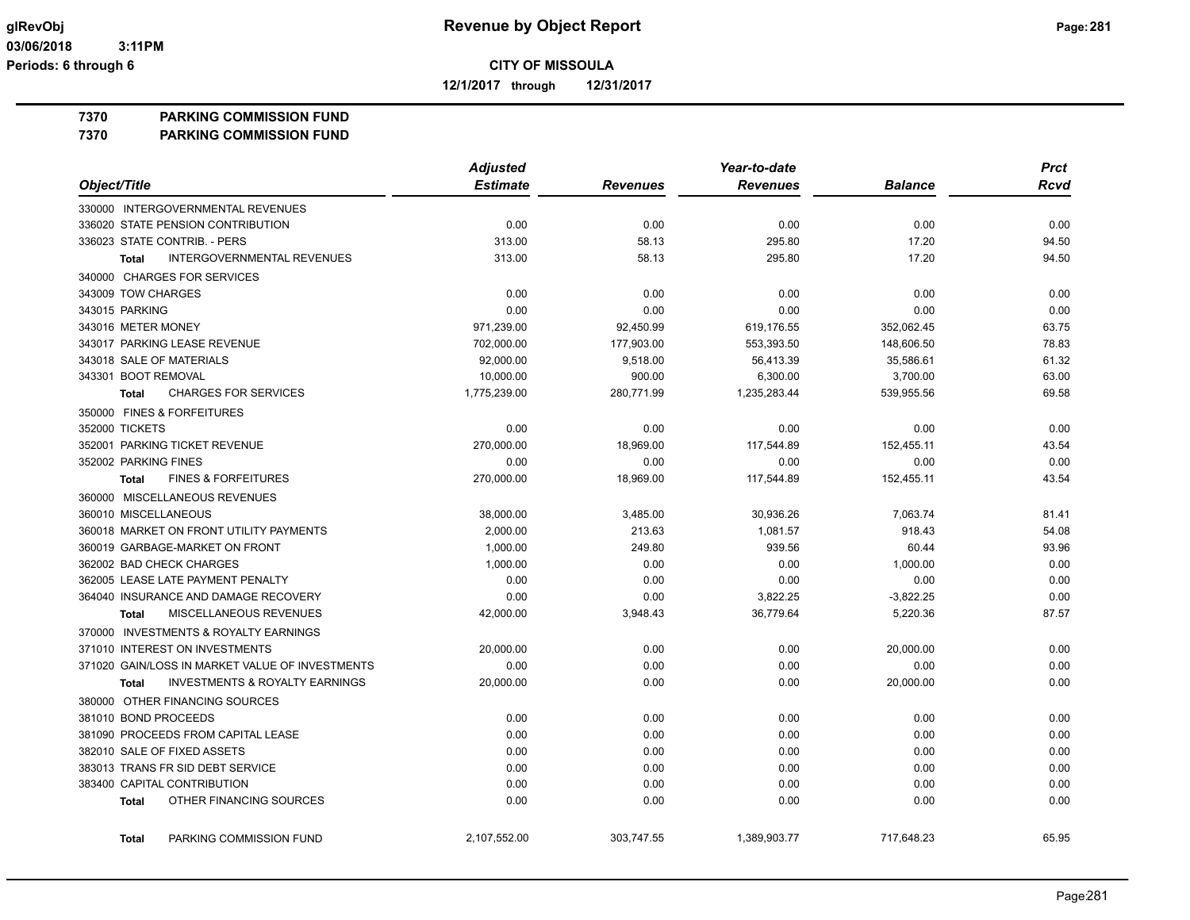**glRevObj** — **Revenue by Object Report**

**03/06/2018 3:11PM**

**Periods: 6 through 6**

**CITY OF MISSOULA**

**12/1/2017 through 12/31/2017**

## 7370 PARKING COMMISSION FUND
## 7370 PARKING COMMISSION FUND

| Object/Title | Adjusted Estimate | Revenues | Year-to-date Revenues | Balance | Prct Rcvd |
|---|---|---|---|---|---|
| 330000 INTERGOVERNMENTAL REVENUES | | | | | |
| 336020 STATE PENSION CONTRIBUTION | 0.00 | 0.00 | 0.00 | 0.00 | 0.00 |
| 336023 STATE CONTRIB. - PERS | 313.00 | 58.13 | 295.80 | 17.20 | 94.50 |
| **Total** INTERGOVERNMENTAL REVENUES | 313.00 | 58.13 | 295.80 | 17.20 | 94.50 |
| 340000 CHARGES FOR SERVICES | | | | | |
| 343009 TOW CHARGES | 0.00 | 0.00 | 0.00 | 0.00 | 0.00 |
| 343015 PARKING | 0.00 | 0.00 | 0.00 | 0.00 | 0.00 |
| 343016 METER MONEY | 971,239.00 | 92,450.99 | 619,176.55 | 352,062.45 | 63.75 |
| 343017 PARKING LEASE REVENUE | 702,000.00 | 177,903.00 | 553,393.50 | 148,606.50 | 78.83 |
| 343018 SALE OF MATERIALS | 92,000.00 | 9,518.00 | 56,413.39 | 35,586.61 | 61.32 |
| 343301 BOOT REMOVAL | 10,000.00 | 900.00 | 6,300.00 | 3,700.00 | 63.00 |
| **Total** CHARGES FOR SERVICES | 1,775,239.00 | 280,771.99 | 1,235,283.44 | 539,955.56 | 69.58 |
| 350000 FINES & FORFEITURES | | | | | |
| 352000 TICKETS | 0.00 | 0.00 | 0.00 | 0.00 | 0.00 |
| 352001 PARKING TICKET REVENUE | 270,000.00 | 18,969.00 | 117,544.89 | 152,455.11 | 43.54 |
| 352002 PARKING FINES | 0.00 | 0.00 | 0.00 | 0.00 | 0.00 |
| **Total** FINES & FORFEITURES | 270,000.00 | 18,969.00 | 117,544.89 | 152,455.11 | 43.54 |
| 360000 MISCELLANEOUS REVENUES | | | | | |
| 360010 MISCELLANEOUS | 38,000.00 | 3,485.00 | 30,936.26 | 7,063.74 | 81.41 |
| 360018 MARKET ON FRONT UTILITY PAYMENTS | 2,000.00 | 213.63 | 1,081.57 | 918.43 | 54.08 |
| 360019 GARBAGE-MARKET ON FRONT | 1,000.00 | 249.80 | 939.56 | 60.44 | 93.96 |
| 362002 BAD CHECK CHARGES | 1,000.00 | 0.00 | 0.00 | 1,000.00 | 0.00 |
| 362005 LEASE LATE PAYMENT PENALTY | 0.00 | 0.00 | 0.00 | 0.00 | 0.00 |
| 364040 INSURANCE AND DAMAGE RECOVERY | 0.00 | 0.00 | 3,822.25 | -3,822.25 | 0.00 |
| **Total** MISCELLANEOUS REVENUES | 42,000.00 | 3,948.43 | 36,779.64 | 5,220.36 | 87.57 |
| 370000 INVESTMENTS & ROYALTY EARNINGS | | | | | |
| 371010 INTEREST ON INVESTMENTS | 20,000.00 | 0.00 | 0.00 | 20,000.00 | 0.00 |
| 371020 GAIN/LOSS IN MARKET VALUE OF INVESTMENTS | 0.00 | 0.00 | 0.00 | 0.00 | 0.00 |
| **Total** INVESTMENTS & ROYALTY EARNINGS | 20,000.00 | 0.00 | 0.00 | 20,000.00 | 0.00 |
| 380000 OTHER FINANCING SOURCES | | | | | |
| 381010 BOND PROCEEDS | 0.00 | 0.00 | 0.00 | 0.00 | 0.00 |
| 381090 PROCEEDS FROM CAPITAL LEASE | 0.00 | 0.00 | 0.00 | 0.00 | 0.00 |
| 382010 SALE OF FIXED ASSETS | 0.00 | 0.00 | 0.00 | 0.00 | 0.00 |
| 383013 TRANS FR SID DEBT SERVICE | 0.00 | 0.00 | 0.00 | 0.00 | 0.00 |
| 383400 CAPITAL CONTRIBUTION | 0.00 | 0.00 | 0.00 | 0.00 | 0.00 |
| **Total** OTHER FINANCING SOURCES | 0.00 | 0.00 | 0.00 | 0.00 | 0.00 |
| **Total** PARKING COMMISSION FUND | 2,107,552.00 | 303,747.55 | 1,389,903.77 | 717,648.23 | 65.95 |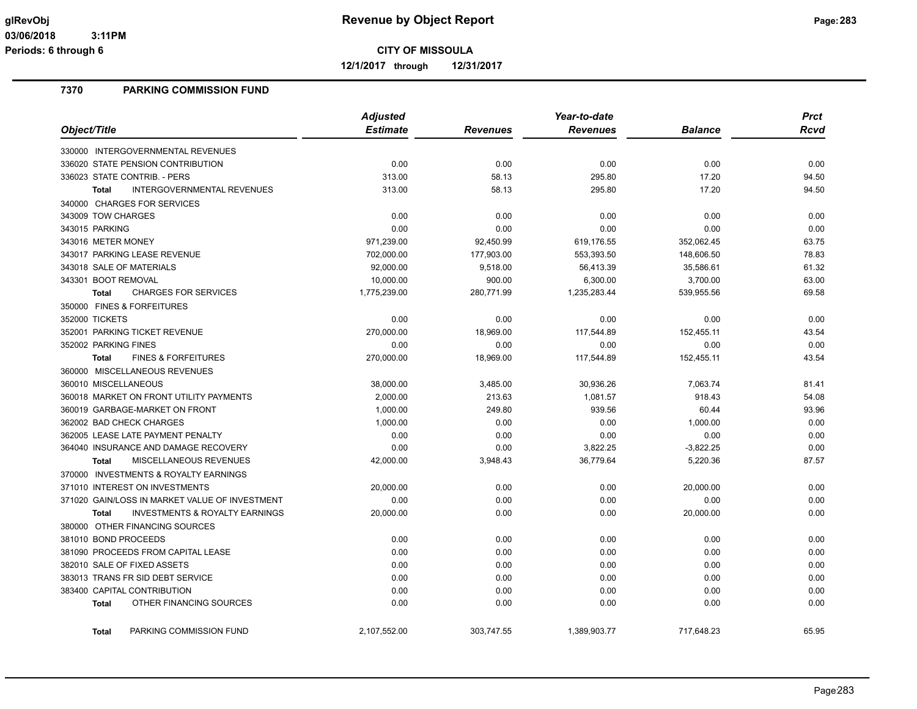**glRevObj**
**03/06/2018 3:11PM**
**Periods: 6 through 6**

# Revenue by Object Report

**CITY OF MISSOULA**

**12/1/2017 through 12/31/2017**

## 7370 PARKING COMMISSION FUND

| Object/Title | Adjusted Estimate | Revenues | Year-to-date Revenues | Balance | Prct Rcvd |
|---|---|---|---|---|---|
| 330000 INTERGOVERNMENTAL REVENUES | | | | | |
| 336020 STATE PENSION CONTRIBUTION | 0.00 | 0.00 | 0.00 | 0.00 | 0.00 |
| 336023 STATE CONTRIB. - PERS | 313.00 | 58.13 | 295.80 | 17.20 | 94.50 |
| **Total** INTERGOVERNMENTAL REVENUES | 313.00 | 58.13 | 295.80 | 17.20 | 94.50 |
| 340000 CHARGES FOR SERVICES | | | | | |
| 343009 TOW CHARGES | 0.00 | 0.00 | 0.00 | 0.00 | 0.00 |
| 343015 PARKING | 0.00 | 0.00 | 0.00 | 0.00 | 0.00 |
| 343016 METER MONEY | 971,239.00 | 92,450.99 | 619,176.55 | 352,062.45 | 63.75 |
| 343017 PARKING LEASE REVENUE | 702,000.00 | 177,903.00 | 553,393.50 | 148,606.50 | 78.83 |
| 343018 SALE OF MATERIALS | 92,000.00 | 9,518.00 | 56,413.39 | 35,586.61 | 61.32 |
| 343301 BOOT REMOVAL | 10,000.00 | 900.00 | 6,300.00 | 3,700.00 | 63.00 |
| **Total** CHARGES FOR SERVICES | 1,775,239.00 | 280,771.99 | 1,235,283.44 | 539,955.56 | 69.58 |
| 350000 FINES & FORFEITURES | | | | | |
| 352000 TICKETS | 0.00 | 0.00 | 0.00 | 0.00 | 0.00 |
| 352001 PARKING TICKET REVENUE | 270,000.00 | 18,969.00 | 117,544.89 | 152,455.11 | 43.54 |
| 352002 PARKING FINES | 0.00 | 0.00 | 0.00 | 0.00 | 0.00 |
| **Total** FINES & FORFEITURES | 270,000.00 | 18,969.00 | 117,544.89 | 152,455.11 | 43.54 |
| 360000 MISCELLANEOUS REVENUES | | | | | |
| 360010 MISCELLANEOUS | 38,000.00 | 3,485.00 | 30,936.26 | 7,063.74 | 81.41 |
| 360018 MARKET ON FRONT UTILITY PAYMENTS | 2,000.00 | 213.63 | 1,081.57 | 918.43 | 54.08 |
| 360019 GARBAGE-MARKET ON FRONT | 1,000.00 | 249.80 | 939.56 | 60.44 | 93.96 |
| 362002 BAD CHECK CHARGES | 1,000.00 | 0.00 | 0.00 | 1,000.00 | 0.00 |
| 362005 LEASE LATE PAYMENT PENALTY | 0.00 | 0.00 | 0.00 | 0.00 | 0.00 |
| 364040 INSURANCE AND DAMAGE RECOVERY | 0.00 | 0.00 | 3,822.25 | -3,822.25 | 0.00 |
| **Total** MISCELLANEOUS REVENUES | 42,000.00 | 3,948.43 | 36,779.64 | 5,220.36 | 87.57 |
| 370000 INVESTMENTS & ROYALTY EARNINGS | | | | | |
| 371010 INTEREST ON INVESTMENTS | 20,000.00 | 0.00 | 0.00 | 20,000.00 | 0.00 |
| 371020 GAIN/LOSS IN MARKET VALUE OF INVESTMENT | 0.00 | 0.00 | 0.00 | 0.00 | 0.00 |
| **Total** INVESTMENTS & ROYALTY EARNINGS | 20,000.00 | 0.00 | 0.00 | 20,000.00 | 0.00 |
| 380000 OTHER FINANCING SOURCES | | | | | |
| 381010 BOND PROCEEDS | 0.00 | 0.00 | 0.00 | 0.00 | 0.00 |
| 381090 PROCEEDS FROM CAPITAL LEASE | 0.00 | 0.00 | 0.00 | 0.00 | 0.00 |
| 382010 SALE OF FIXED ASSETS | 0.00 | 0.00 | 0.00 | 0.00 | 0.00 |
| 383013 TRANS FR SID DEBT SERVICE | 0.00 | 0.00 | 0.00 | 0.00 | 0.00 |
| 383400 CAPITAL CONTRIBUTION | 0.00 | 0.00 | 0.00 | 0.00 | 0.00 |
| **Total** OTHER FINANCING SOURCES | 0.00 | 0.00 | 0.00 | 0.00 | 0.00 |
| **Total** PARKING COMMISSION FUND | 2,107,552.00 | 303,747.55 | 1,389,903.77 | 717,648.23 | 65.95 |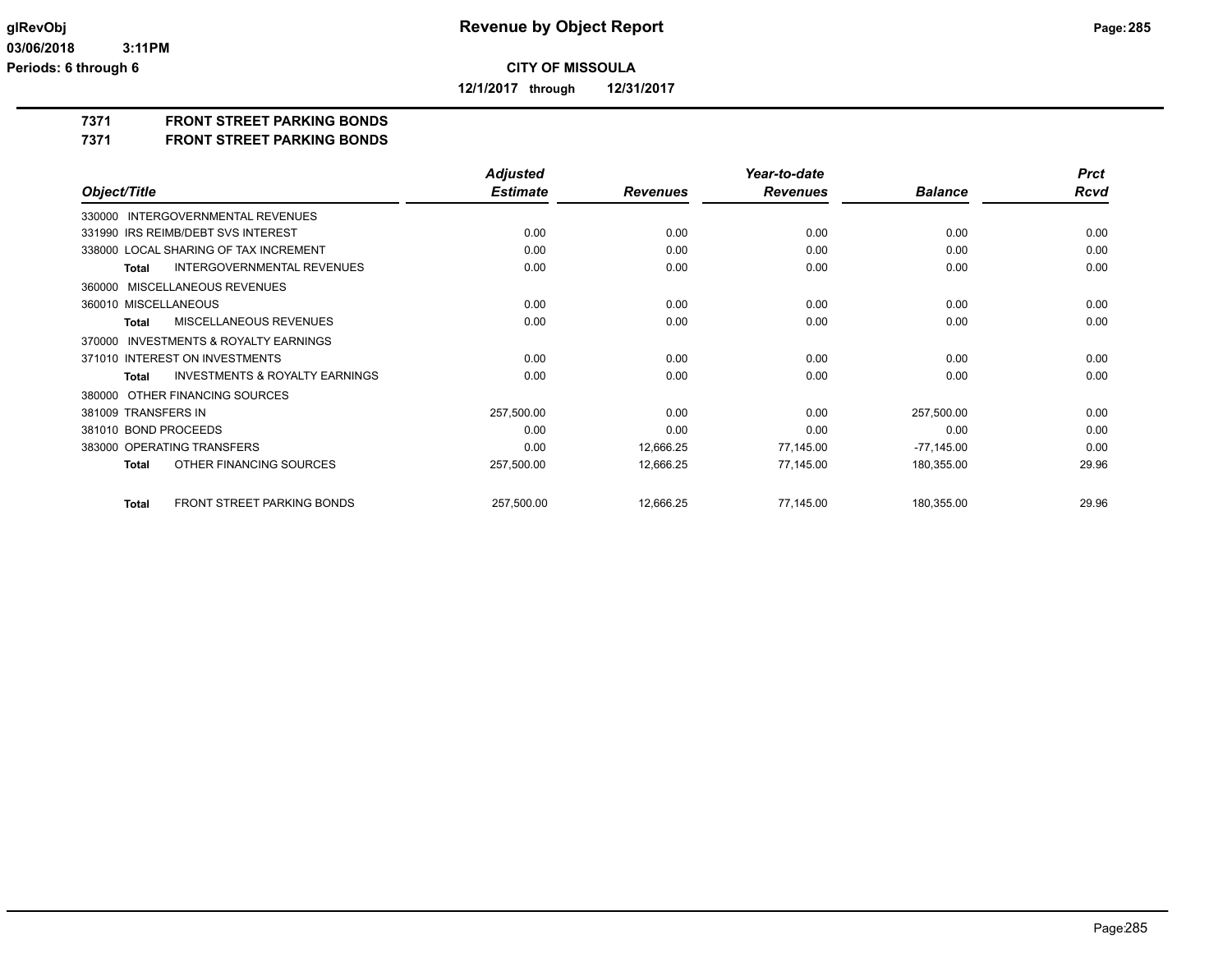**glRevObj**
**03/06/2018 3:11PM**
**Periods: 6 through 6**

# Revenue by Object Report

**CITY OF MISSOULA**

**12/1/2017 through 12/31/2017**

## 7371 FRONT STREET PARKING BONDS
## 7371 FRONT STREET PARKING BONDS

| Object/Title | Adjusted Estimate | Revenues | Year-to-date Revenues | Balance | Prct Rcvd |
|---|---|---|---|---|---|
| 330000 INTERGOVERNMENTAL REVENUES | | | | | |
| 331990 IRS REIMB/DEBT SVS INTEREST | 0.00 | 0.00 | 0.00 | 0.00 | 0.00 |
| 338000 LOCAL SHARING OF TAX INCREMENT | 0.00 | 0.00 | 0.00 | 0.00 | 0.00 |
| **Total** INTERGOVERNMENTAL REVENUES | 0.00 | 0.00 | 0.00 | 0.00 | 0.00 |
| 360000 MISCELLANEOUS REVENUES | | | | | |
| 360010 MISCELLANEOUS | 0.00 | 0.00 | 0.00 | 0.00 | 0.00 |
| **Total** MISCELLANEOUS REVENUES | 0.00 | 0.00 | 0.00 | 0.00 | 0.00 |
| 370000 INVESTMENTS & ROYALTY EARNINGS | | | | | |
| 371010 INTEREST ON INVESTMENTS | 0.00 | 0.00 | 0.00 | 0.00 | 0.00 |
| **Total** INVESTMENTS & ROYALTY EARNINGS | 0.00 | 0.00 | 0.00 | 0.00 | 0.00 |
| 380000 OTHER FINANCING SOURCES | | | | | |
| 381009 TRANSFERS IN | 257,500.00 | 0.00 | 0.00 | 257,500.00 | 0.00 |
| 381010 BOND PROCEEDS | 0.00 | 0.00 | 0.00 | 0.00 | 0.00 |
| 383000 OPERATING TRANSFERS | 0.00 | 12,666.25 | 77,145.00 | -77,145.00 | 0.00 |
| **Total** OTHER FINANCING SOURCES | 257,500.00 | 12,666.25 | 77,145.00 | 180,355.00 | 29.96 |
| **Total** FRONT STREET PARKING BONDS | 257,500.00 | 12,666.25 | 77,145.00 | 180,355.00 | 29.96 |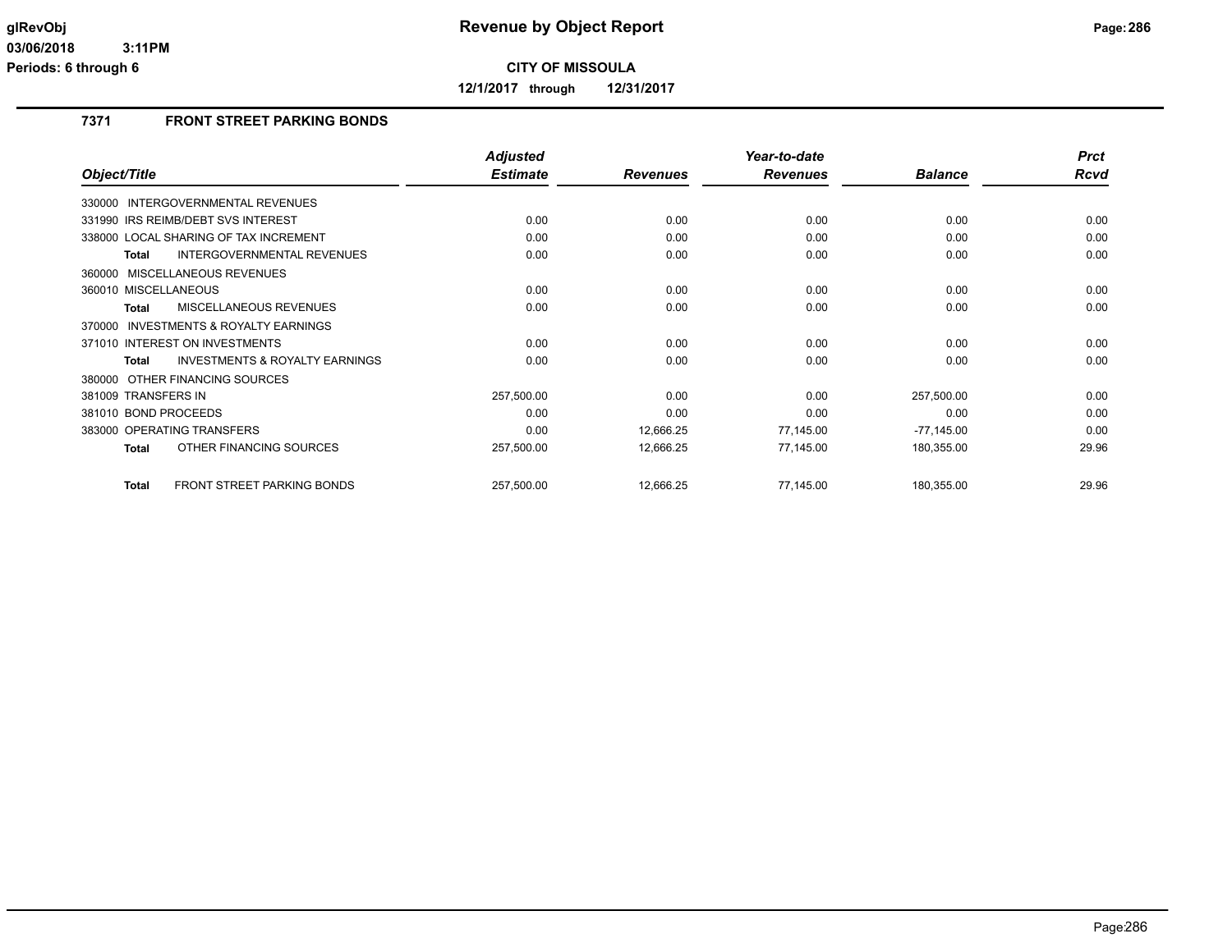**glRevObj** 03/06/2018 3:11PM Periods: 6 through 6

# Revenue by Object Report

**CITY OF MISSOULA**

**12/1/2017 through 12/31/2017**

## 7371 FRONT STREET PARKING BONDS

| Object/Title | Adjusted Estimate | Revenues | Year-to-date Revenues | Balance | Prct Rcvd |
|---|---|---|---|---|---|
| 330000 INTERGOVERNMENTAL REVENUES | | | | | |
| 331990 IRS REIMB/DEBT SVS INTEREST | 0.00 | 0.00 | 0.00 | 0.00 | 0.00 |
| 338000 LOCAL SHARING OF TAX INCREMENT | 0.00 | 0.00 | 0.00 | 0.00 | 0.00 |
| **Total** INTERGOVERNMENTAL REVENUES | 0.00 | 0.00 | 0.00 | 0.00 | 0.00 |
| 360000 MISCELLANEOUS REVENUES | | | | | |
| 360010 MISCELLANEOUS | 0.00 | 0.00 | 0.00 | 0.00 | 0.00 |
| **Total** MISCELLANEOUS REVENUES | 0.00 | 0.00 | 0.00 | 0.00 | 0.00 |
| 370000 INVESTMENTS & ROYALTY EARNINGS | | | | | |
| 371010 INTEREST ON INVESTMENTS | 0.00 | 0.00 | 0.00 | 0.00 | 0.00 |
| **Total** INVESTMENTS & ROYALTY EARNINGS | 0.00 | 0.00 | 0.00 | 0.00 | 0.00 |
| 380000 OTHER FINANCING SOURCES | | | | | |
| 381009 TRANSFERS IN | 257,500.00 | 0.00 | 0.00 | 257,500.00 | 0.00 |
| 381010 BOND PROCEEDS | 0.00 | 0.00 | 0.00 | 0.00 | 0.00 |
| 383000 OPERATING TRANSFERS | 0.00 | 12,666.25 | 77,145.00 | -77,145.00 | 0.00 |
| **Total** OTHER FINANCING SOURCES | 257,500.00 | 12,666.25 | 77,145.00 | 180,355.00 | 29.96 |
| **Total** FRONT STREET PARKING BONDS | 257,500.00 | 12,666.25 | 77,145.00 | 180,355.00 | 29.96 |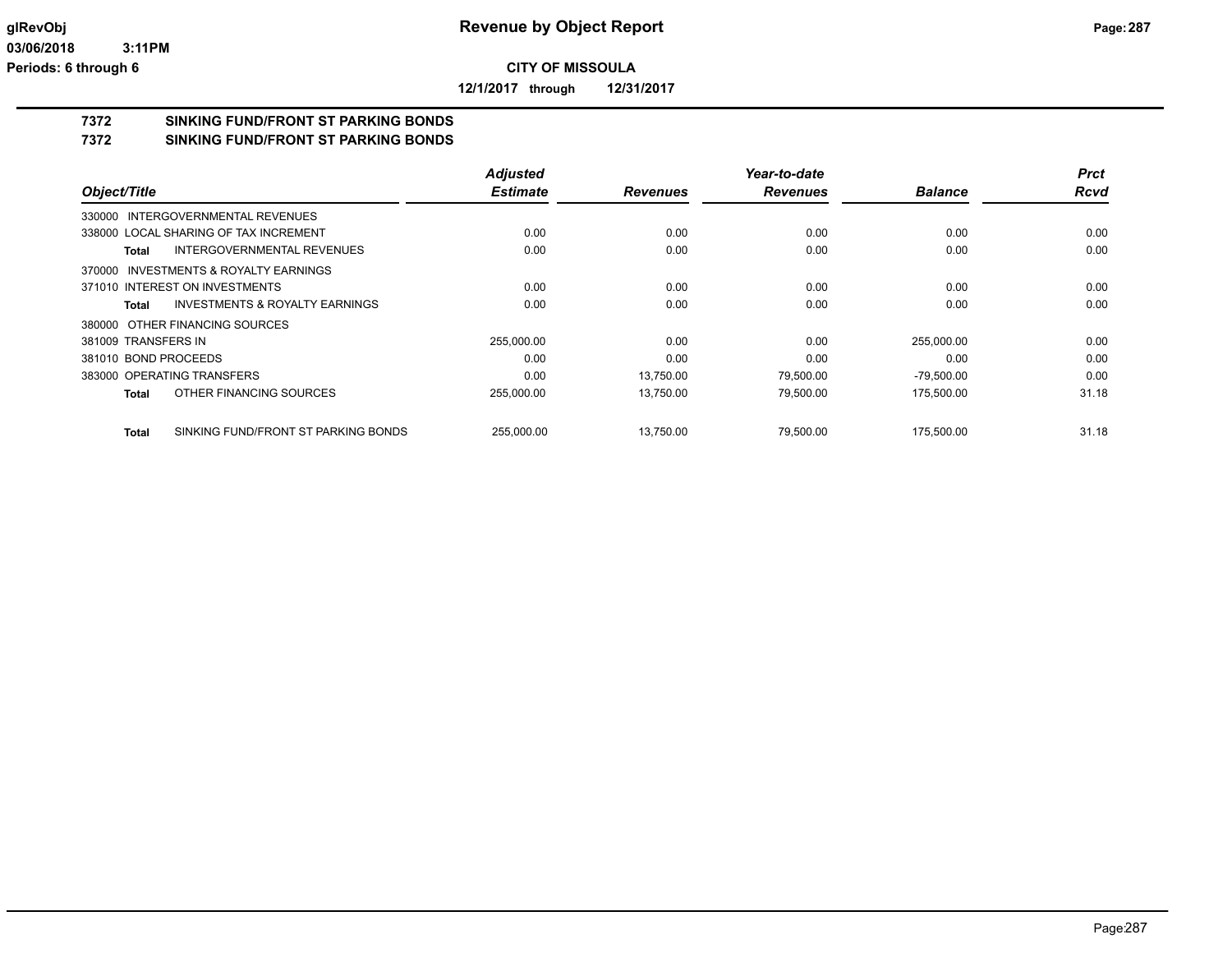**CITY OF MISSOULA**

**12/1/2017 through 12/31/2017**

## 7372 SINKING FUND/FRONT ST PARKING BONDS
## 7372 SINKING FUND/FRONT ST PARKING BONDS

| Object/Title | Adjusted Estimate | Revenues | Year-to-date Revenues | Balance | Prct Rcvd |
|---|---|---|---|---|---|
| 330000 INTERGOVERNMENTAL REVENUES | | | | | |
| 338000 LOCAL SHARING OF TAX INCREMENT | 0.00 | 0.00 | 0.00 | 0.00 | 0.00 |
| **Total** INTERGOVERNMENTAL REVENUES | 0.00 | 0.00 | 0.00 | 0.00 | 0.00 |
| 370000 INVESTMENTS & ROYALTY EARNINGS | | | | | |
| 371010 INTEREST ON INVESTMENTS | 0.00 | 0.00 | 0.00 | 0.00 | 0.00 |
| **Total** INVESTMENTS & ROYALTY EARNINGS | 0.00 | 0.00 | 0.00 | 0.00 | 0.00 |
| 380000 OTHER FINANCING SOURCES | | | | | |
| 381009 TRANSFERS IN | 255,000.00 | 0.00 | 0.00 | 255,000.00 | 0.00 |
| 381010 BOND PROCEEDS | 0.00 | 0.00 | 0.00 | 0.00 | 0.00 |
| 383000 OPERATING TRANSFERS | 0.00 | 13,750.00 | 79,500.00 | -79,500.00 | 0.00 |
| **Total** OTHER FINANCING SOURCES | 255,000.00 | 13,750.00 | 79,500.00 | 175,500.00 | 31.18 |
| **Total** SINKING FUND/FRONT ST PARKING BONDS | 255,000.00 | 13,750.00 | 79,500.00 | 175,500.00 | 31.18 |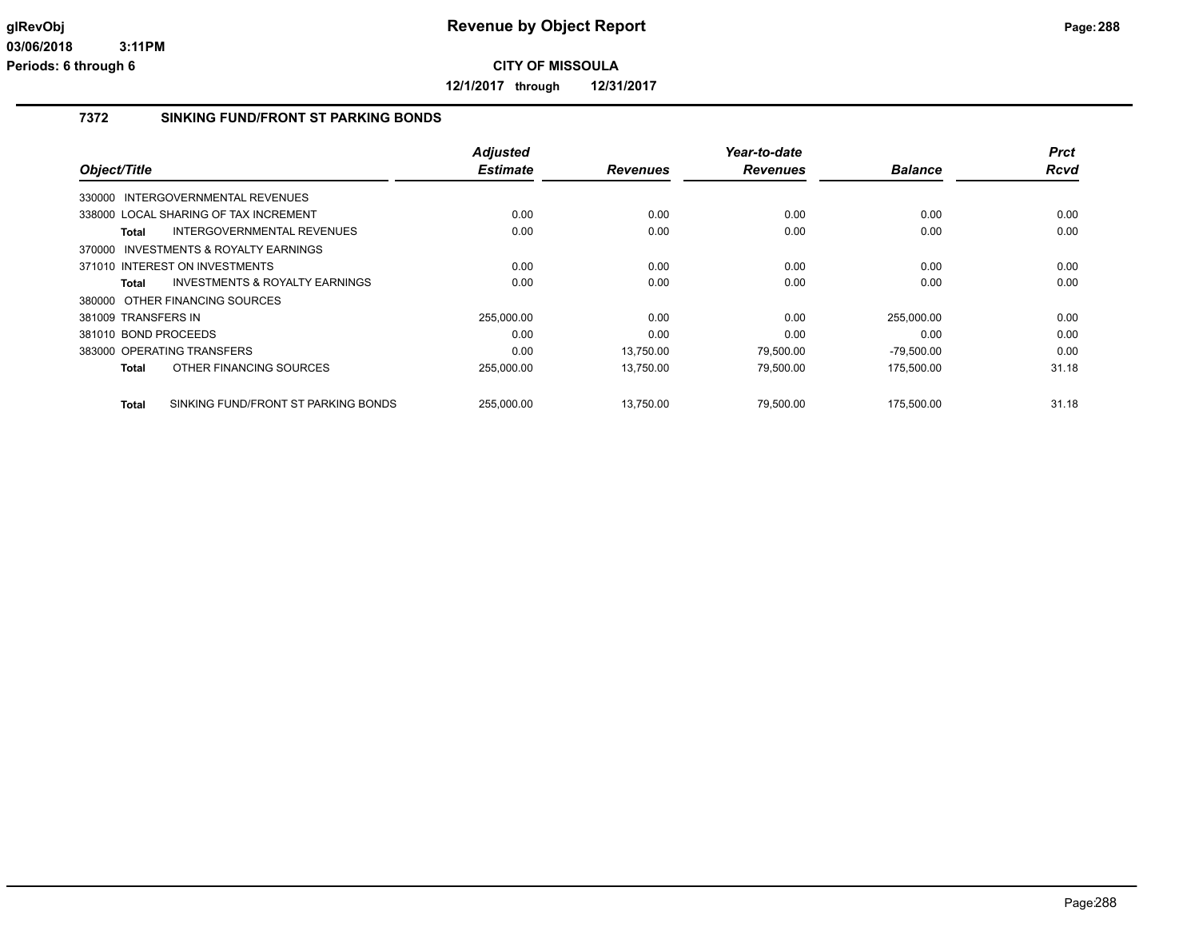**glRevObj** 
**03/06/2018 3:11PM** 
**Periods: 6 through 6**

# Revenue by Object Report

**CITY OF MISSOULA**

**12/1/2017 through 12/31/2017**

## 7372 SINKING FUND/FRONT ST PARKING BONDS

| Object/Title | Adjusted Estimate | Revenues | Year-to-date Revenues | Balance | Prct Rcvd |
|---|---|---|---|---|---|
| 330000 INTERGOVERNMENTAL REVENUES | | | | | |
| 338000 LOCAL SHARING OF TAX INCREMENT | 0.00 | 0.00 | 0.00 | 0.00 | 0.00 |
| **Total** INTERGOVERNMENTAL REVENUES | 0.00 | 0.00 | 0.00 | 0.00 | 0.00 |
| 370000 INVESTMENTS & ROYALTY EARNINGS | | | | | |
| 371010 INTEREST ON INVESTMENTS | 0.00 | 0.00 | 0.00 | 0.00 | 0.00 |
| **Total** INVESTMENTS & ROYALTY EARNINGS | 0.00 | 0.00 | 0.00 | 0.00 | 0.00 |
| 380000 OTHER FINANCING SOURCES | | | | | |
| 381009 TRANSFERS IN | 255,000.00 | 0.00 | 0.00 | 255,000.00 | 0.00 |
| 381010 BOND PROCEEDS | 0.00 | 0.00 | 0.00 | 0.00 | 0.00 |
| 383000 OPERATING TRANSFERS | 0.00 | 13,750.00 | 79,500.00 | -79,500.00 | 0.00 |
| **Total** OTHER FINANCING SOURCES | 255,000.00 | 13,750.00 | 79,500.00 | 175,500.00 | 31.18 |
| **Total** SINKING FUND/FRONT ST PARKING BONDS | 255,000.00 | 13,750.00 | 79,500.00 | 175,500.00 | 31.18 |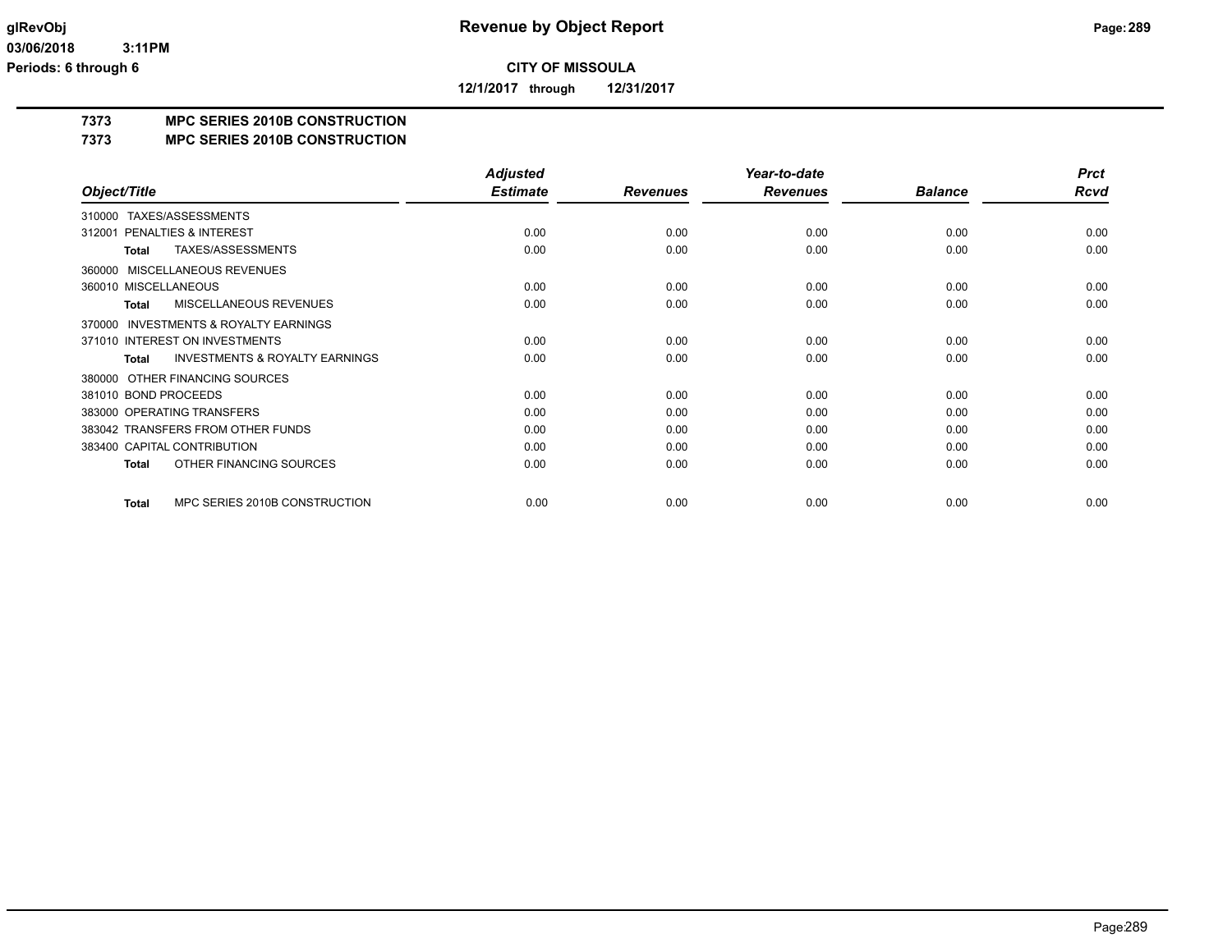**CITY OF MISSOULA**

**12/1/2017 through 12/31/2017**

**Revenue by Object Report**

glRevObj
03/06/2018 3:11PM
Periods: 6 through 6

## 7373 MPC SERIES 2010B CONSTRUCTION
## 7373 MPC SERIES 2010B CONSTRUCTION

| Object/Title | Adjusted Estimate | Revenues | Year-to-date Revenues | Balance | Prct Rcvd |
|---|---|---|---|---|---|
| 310000 TAXES/ASSESSMENTS | | | | | |
| 312001 PENALTIES & INTEREST | 0.00 | 0.00 | 0.00 | 0.00 | 0.00 |
| **Total** TAXES/ASSESSMENTS | 0.00 | 0.00 | 0.00 | 0.00 | 0.00 |
| 360000 MISCELLANEOUS REVENUES | | | | | |
| 360010 MISCELLANEOUS | 0.00 | 0.00 | 0.00 | 0.00 | 0.00 |
| **Total** MISCELLANEOUS REVENUES | 0.00 | 0.00 | 0.00 | 0.00 | 0.00 |
| 370000 INVESTMENTS & ROYALTY EARNINGS | | | | | |
| 371010 INTEREST ON INVESTMENTS | 0.00 | 0.00 | 0.00 | 0.00 | 0.00 |
| **Total** INVESTMENTS & ROYALTY EARNINGS | 0.00 | 0.00 | 0.00 | 0.00 | 0.00 |
| 380000 OTHER FINANCING SOURCES | | | | | |
| 381010 BOND PROCEEDS | 0.00 | 0.00 | 0.00 | 0.00 | 0.00 |
| 383000 OPERATING TRANSFERS | 0.00 | 0.00 | 0.00 | 0.00 | 0.00 |
| 383042 TRANSFERS FROM OTHER FUNDS | 0.00 | 0.00 | 0.00 | 0.00 | 0.00 |
| 383400 CAPITAL CONTRIBUTION | 0.00 | 0.00 | 0.00 | 0.00 | 0.00 |
| **Total** OTHER FINANCING SOURCES | 0.00 | 0.00 | 0.00 | 0.00 | 0.00 |
| **Total** MPC SERIES 2010B CONSTRUCTION | 0.00 | 0.00 | 0.00 | 0.00 | 0.00 |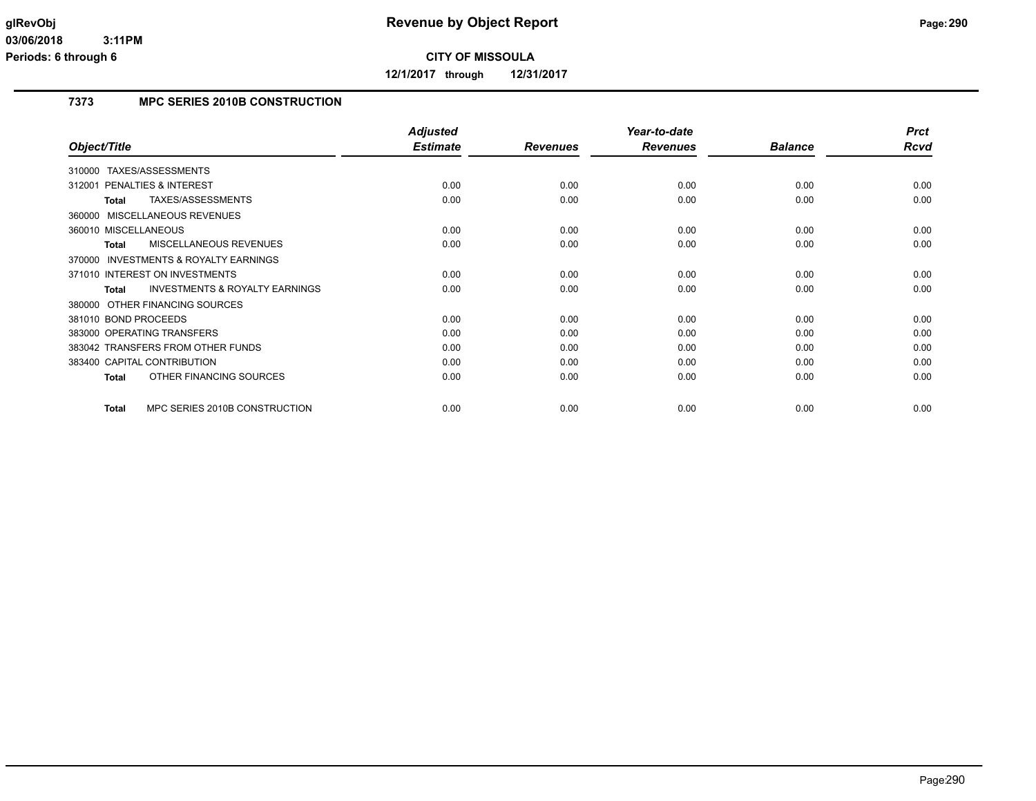**Revenue by Object Report**

**CITY OF MISSOULA**

**12/1/2017 through 12/31/2017**

glRevObj
03/06/2018 3:11PM
Periods: 6 through 6

## 7373 MPC SERIES 2010B CONSTRUCTION

| Object/Title | Adjusted Estimate | Revenues | Year-to-date Revenues | Balance | Prct Rcvd |
|---|---|---|---|---|---|
| 310000 TAXES/ASSESSMENTS | | | | | |
| 312001 PENALTIES & INTEREST | 0.00 | 0.00 | 0.00 | 0.00 | 0.00 |
| **Total** TAXES/ASSESSMENTS | 0.00 | 0.00 | 0.00 | 0.00 | 0.00 |
| 360000 MISCELLANEOUS REVENUES | | | | | |
| 360010 MISCELLANEOUS | 0.00 | 0.00 | 0.00 | 0.00 | 0.00 |
| **Total** MISCELLANEOUS REVENUES | 0.00 | 0.00 | 0.00 | 0.00 | 0.00 |
| 370000 INVESTMENTS & ROYALTY EARNINGS | | | | | |
| 371010 INTEREST ON INVESTMENTS | 0.00 | 0.00 | 0.00 | 0.00 | 0.00 |
| **Total** INVESTMENTS & ROYALTY EARNINGS | 0.00 | 0.00 | 0.00 | 0.00 | 0.00 |
| 380000 OTHER FINANCING SOURCES | | | | | |
| 381010 BOND PROCEEDS | 0.00 | 0.00 | 0.00 | 0.00 | 0.00 |
| 383000 OPERATING TRANSFERS | 0.00 | 0.00 | 0.00 | 0.00 | 0.00 |
| 383042 TRANSFERS FROM OTHER FUNDS | 0.00 | 0.00 | 0.00 | 0.00 | 0.00 |
| 383400 CAPITAL CONTRIBUTION | 0.00 | 0.00 | 0.00 | 0.00 | 0.00 |
| **Total** OTHER FINANCING SOURCES | 0.00 | 0.00 | 0.00 | 0.00 | 0.00 |
| **Total** MPC SERIES 2010B CONSTRUCTION | 0.00 | 0.00 | 0.00 | 0.00 | 0.00 |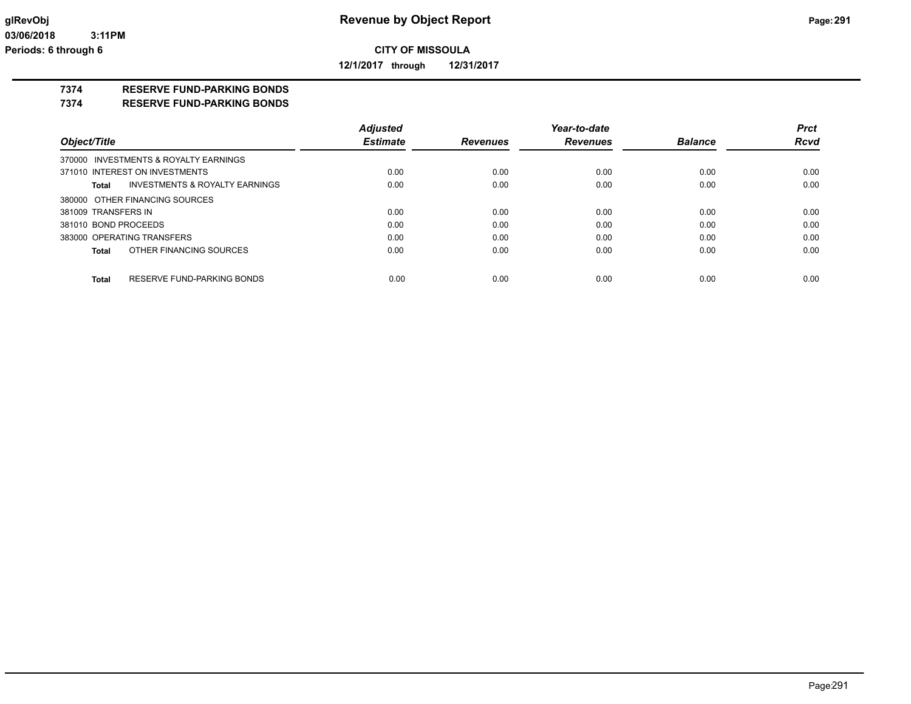**CITY OF MISSOULA**

**12/1/2017 through 12/31/2017**

## 7374 RESERVE FUND-PARKING BONDS
## 7374 RESERVE FUND-PARKING BONDS

| Object/Title | Adjusted Estimate | Revenues | Year-to-date Revenues | Balance | Prct Rcvd |
|---|---|---|---|---|---|
| 370000 INVESTMENTS & ROYALTY EARNINGS | | | | | |
| 371010 INTEREST ON INVESTMENTS | 0.00 | 0.00 | 0.00 | 0.00 | 0.00 |
| **Total** INVESTMENTS & ROYALTY EARNINGS | 0.00 | 0.00 | 0.00 | 0.00 | 0.00 |
| 380000 OTHER FINANCING SOURCES | | | | | |
| 381009 TRANSFERS IN | 0.00 | 0.00 | 0.00 | 0.00 | 0.00 |
| 381010 BOND PROCEEDS | 0.00 | 0.00 | 0.00 | 0.00 | 0.00 |
| 383000 OPERATING TRANSFERS | 0.00 | 0.00 | 0.00 | 0.00 | 0.00 |
| **Total** OTHER FINANCING SOURCES | 0.00 | 0.00 | 0.00 | 0.00 | 0.00 |
| **Total** RESERVE FUND-PARKING BONDS | 0.00 | 0.00 | 0.00 | 0.00 | 0.00 |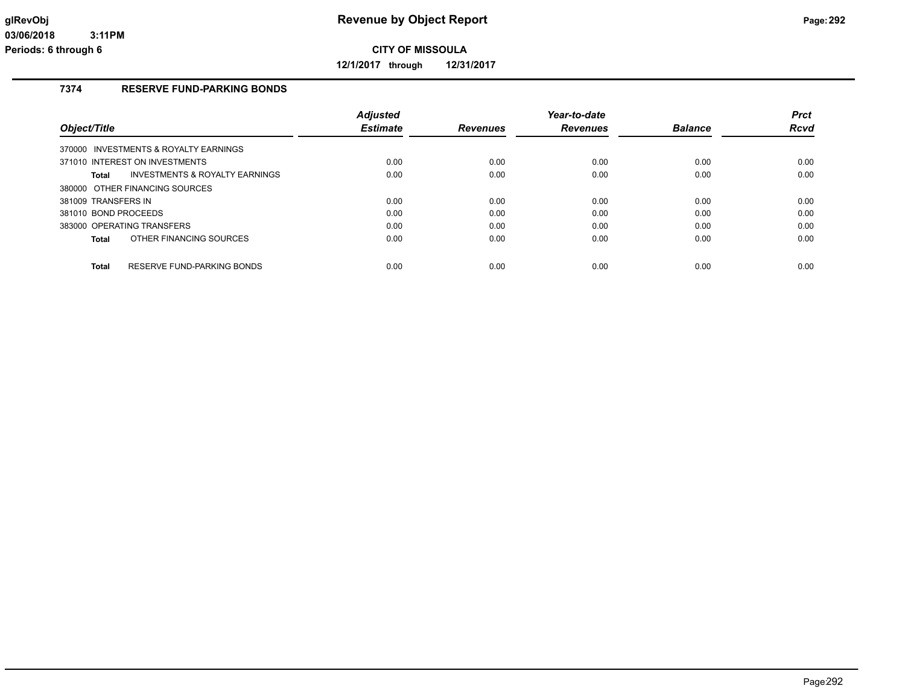**CITY OF MISSOULA**

**12/1/2017 through 12/31/2017**

## 7374 RESERVE FUND-PARKING BONDS

| Object/Title | Adjusted Estimate | Revenues | Year-to-date Revenues | Balance | Prct Rcvd |
|---|---|---|---|---|---|
| 370000 INVESTMENTS & ROYALTY EARNINGS | | | | | |
| 371010 INTEREST ON INVESTMENTS | 0.00 | 0.00 | 0.00 | 0.00 | 0.00 |
| **Total** INVESTMENTS & ROYALTY EARNINGS | 0.00 | 0.00 | 0.00 | 0.00 | 0.00 |
| 380000 OTHER FINANCING SOURCES | | | | | |
| 381009 TRANSFERS IN | 0.00 | 0.00 | 0.00 | 0.00 | 0.00 |
| 381010 BOND PROCEEDS | 0.00 | 0.00 | 0.00 | 0.00 | 0.00 |
| 383000 OPERATING TRANSFERS | 0.00 | 0.00 | 0.00 | 0.00 | 0.00 |
| **Total** OTHER FINANCING SOURCES | 0.00 | 0.00 | 0.00 | 0.00 | 0.00 |
| **Total** RESERVE FUND-PARKING BONDS | 0.00 | 0.00 | 0.00 | 0.00 | 0.00 |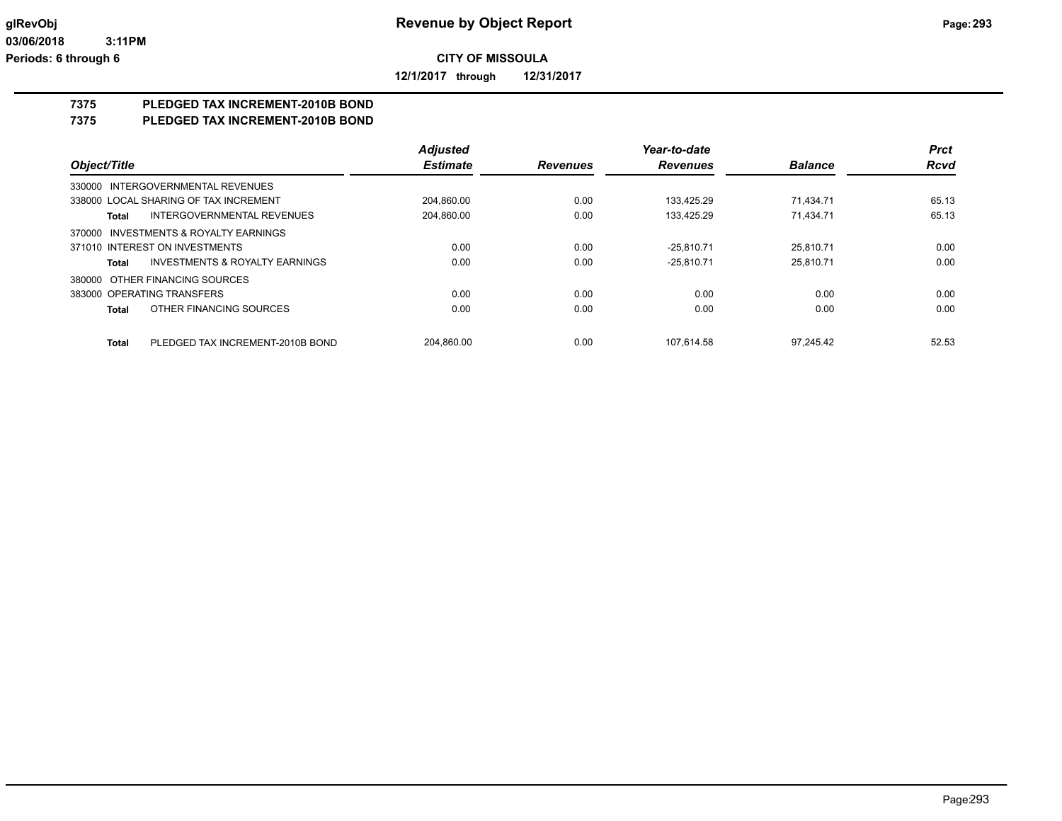**Revenue by Object Report**

**CITY OF MISSOULA**

**12/1/2017 through 12/31/2017**

glRevObj
03/06/2018 3:11PM
Periods: 6 through 6

## 7375 PLEDGED TAX INCREMENT-2010B BOND
## 7375 PLEDGED TAX INCREMENT-2010B BOND

| Object/Title | Adjusted Estimate | Revenues | Year-to-date Revenues | Balance | Prct Rcvd |
|---|---|---|---|---|---|
| 330000 INTERGOVERNMENTAL REVENUES | | | | | |
| 338000 LOCAL SHARING OF TAX INCREMENT | 204,860.00 | 0.00 | 133,425.29 | 71,434.71 | 65.13 |
| **Total** INTERGOVERNMENTAL REVENUES | 204,860.00 | 0.00 | 133,425.29 | 71,434.71 | 65.13 |
| 370000 INVESTMENTS & ROYALTY EARNINGS | | | | | |
| 371010 INTEREST ON INVESTMENTS | 0.00 | 0.00 | -25,810.71 | 25,810.71 | 0.00 |
| **Total** INVESTMENTS & ROYALTY EARNINGS | 0.00 | 0.00 | -25,810.71 | 25,810.71 | 0.00 |
| 380000 OTHER FINANCING SOURCES | | | | | |
| 383000 OPERATING TRANSFERS | 0.00 | 0.00 | 0.00 | 0.00 | 0.00 |
| **Total** OTHER FINANCING SOURCES | 0.00 | 0.00 | 0.00 | 0.00 | 0.00 |
| **Total** PLEDGED TAX INCREMENT-2010B BOND | 204,860.00 | 0.00 | 107,614.58 | 97,245.42 | 52.53 |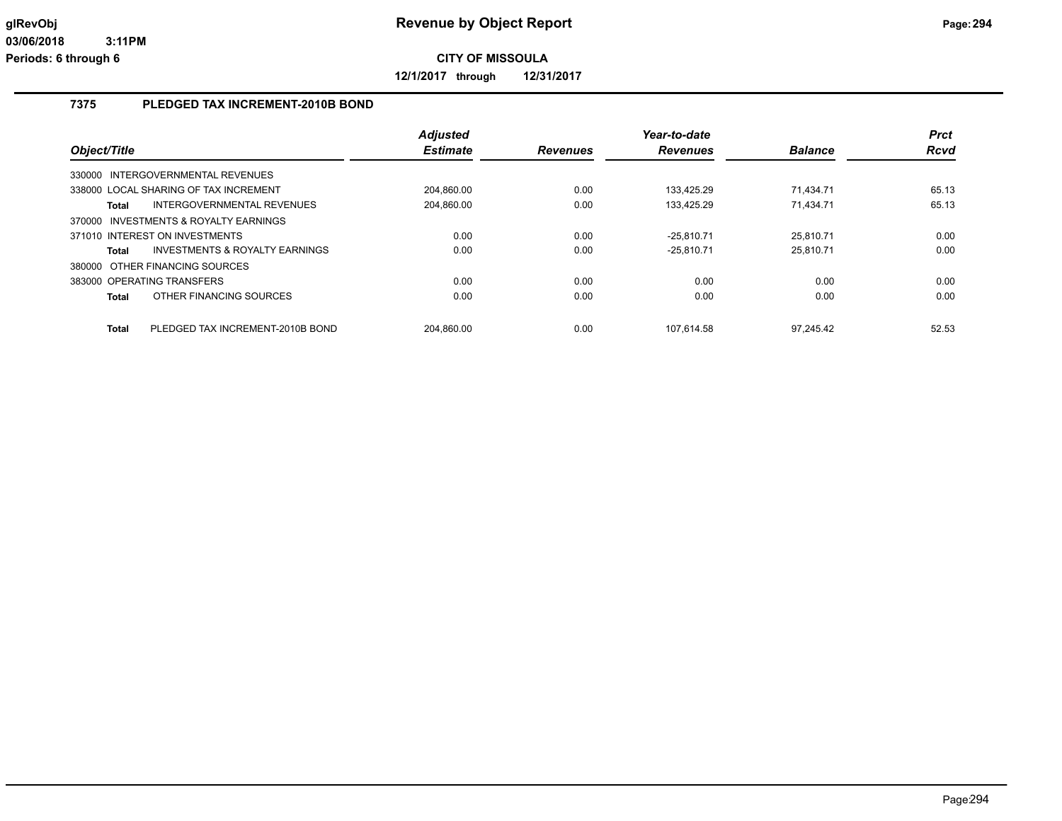# Revenue by Object Report

**CITY OF MISSOULA**

**12/1/2017 through 12/31/2017**

glRevObj
03/06/2018 3:11PM
Periods: 6 through 6

## 7375 PLEDGED TAX INCREMENT-2010B BOND

| Object/Title | | Adjusted Estimate | Revenues | Year-to-date Revenues | Balance | Prct Rcvd |
|---|---|---|---|---|---|---|
| 330000 INTERGOVERNMENTAL REVENUES | | | | | | |
| 338000 LOCAL SHARING OF TAX INCREMENT | | 204,860.00 | 0.00 | 133,425.29 | 71,434.71 | 65.13 |
| **Total** | INTERGOVERNMENTAL REVENUES | 204,860.00 | 0.00 | 133,425.29 | 71,434.71 | 65.13 |
| 370000 INVESTMENTS & ROYALTY EARNINGS | | | | | | |
| 371010 INTEREST ON INVESTMENTS | | 0.00 | 0.00 | -25,810.71 | 25,810.71 | 0.00 |
| **Total** | INVESTMENTS & ROYALTY EARNINGS | 0.00 | 0.00 | -25,810.71 | 25,810.71 | 0.00 |
| 380000 OTHER FINANCING SOURCES | | | | | | |
| 383000 OPERATING TRANSFERS | | 0.00 | 0.00 | 0.00 | 0.00 | 0.00 |
| **Total** | OTHER FINANCING SOURCES | 0.00 | 0.00 | 0.00 | 0.00 | 0.00 |
| **Total** | PLEDGED TAX INCREMENT-2010B BOND | 204,860.00 | 0.00 | 107,614.58 | 97,245.42 | 52.53 |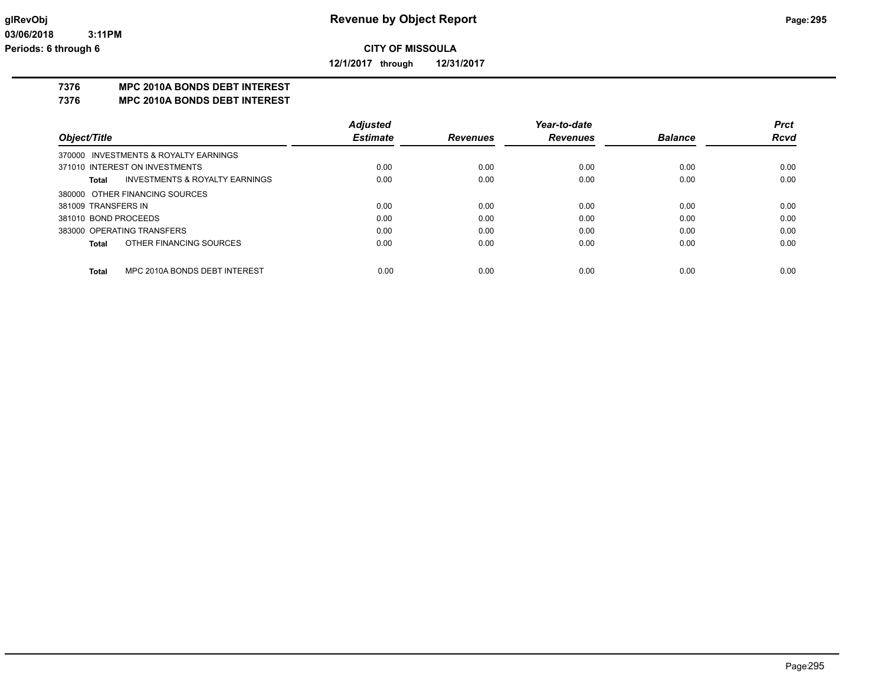# Revenue by Object Report

**CITY OF MISSOULA**

**12/1/2017 through 12/31/2017**

glRevObj
03/06/2018 3:11PM
Periods: 6 through 6

## 7376 MPC 2010A BONDS DEBT INTEREST
## 7376 MPC 2010A BONDS DEBT INTEREST

| Object/Title | Adjusted Estimate | Revenues | Year-to-date Revenues | Balance | Prct Rcvd |
|---|---|---|---|---|---|
| 370000 INVESTMENTS & ROYALTY EARNINGS | | | | | |
| 371010 INTEREST ON INVESTMENTS | 0.00 | 0.00 | 0.00 | 0.00 | 0.00 |
| **Total** INVESTMENTS & ROYALTY EARNINGS | 0.00 | 0.00 | 0.00 | 0.00 | 0.00 |
| 380000 OTHER FINANCING SOURCES | | | | | |
| 381009 TRANSFERS IN | 0.00 | 0.00 | 0.00 | 0.00 | 0.00 |
| 381010 BOND PROCEEDS | 0.00 | 0.00 | 0.00 | 0.00 | 0.00 |
| 383000 OPERATING TRANSFERS | 0.00 | 0.00 | 0.00 | 0.00 | 0.00 |
| **Total** OTHER FINANCING SOURCES | 0.00 | 0.00 | 0.00 | 0.00 | 0.00 |
| **Total** MPC 2010A BONDS DEBT INTEREST | 0.00 | 0.00 | 0.00 | 0.00 | 0.00 |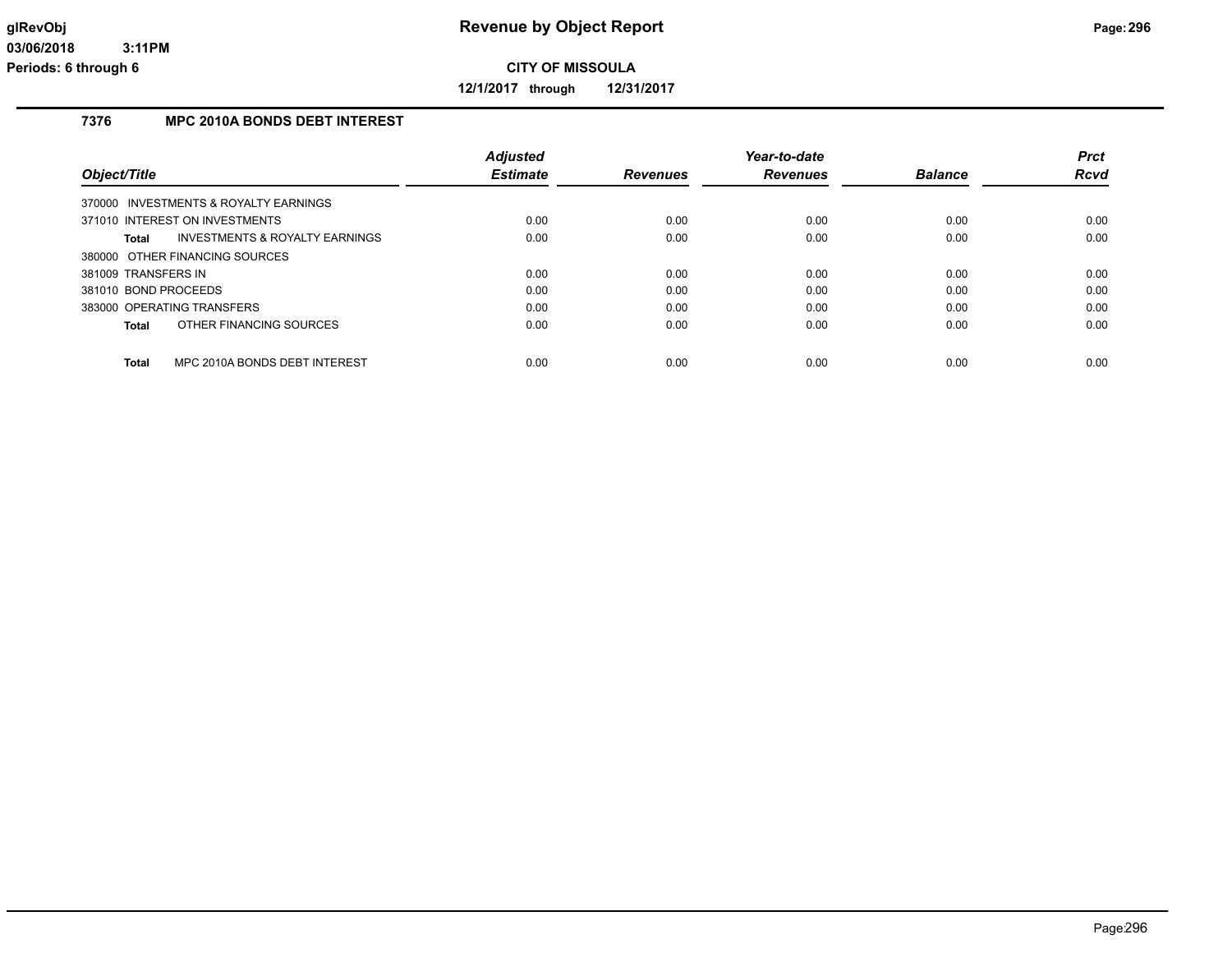**CITY OF MISSOULA**

**12/1/2017 through 12/31/2017**

### 7376 MPC 2010A BONDS DEBT INTEREST

| Object/Title | Adjusted Estimate | Revenues | Year-to-date Revenues | Balance | Prct Rcvd |
|---|---|---|---|---|---|
| 370000 INVESTMENTS & ROYALTY EARNINGS | | | | | |
| 371010 INTEREST ON INVESTMENTS | 0.00 | 0.00 | 0.00 | 0.00 | 0.00 |
| **Total** INVESTMENTS & ROYALTY EARNINGS | 0.00 | 0.00 | 0.00 | 0.00 | 0.00 |
| 380000 OTHER FINANCING SOURCES | | | | | |
| 381009 TRANSFERS IN | 0.00 | 0.00 | 0.00 | 0.00 | 0.00 |
| 381010 BOND PROCEEDS | 0.00 | 0.00 | 0.00 | 0.00 | 0.00 |
| 383000 OPERATING TRANSFERS | 0.00 | 0.00 | 0.00 | 0.00 | 0.00 |
| **Total** OTHER FINANCING SOURCES | 0.00 | 0.00 | 0.00 | 0.00 | 0.00 |
| **Total** MPC 2010A BONDS DEBT INTEREST | 0.00 | 0.00 | 0.00 | 0.00 | 0.00 |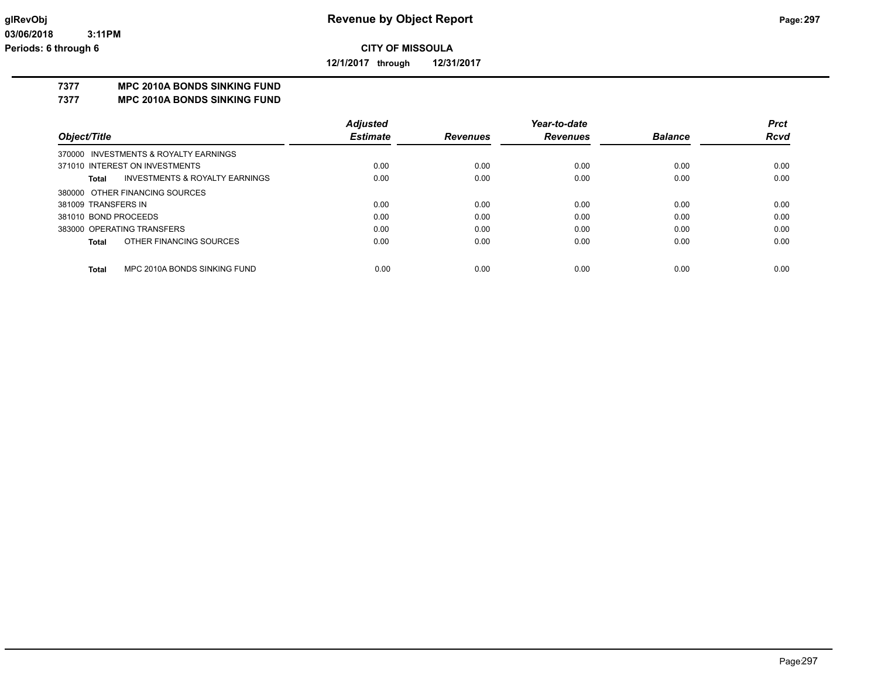**CITY OF MISSOULA**

**12/1/2017 through 12/31/2017**

**7377 MPC 2010A BONDS SINKING FUND**

**7377 MPC 2010A BONDS SINKING FUND**

| Object/Title | Adjusted Estimate | Revenues | Year-to-date Revenues | Balance | Prct Rcvd |
|---|---|---|---|---|---|
| 370000 INVESTMENTS & ROYALTY EARNINGS | | | | | |
| 371010 INTEREST ON INVESTMENTS | 0.00 | 0.00 | 0.00 | 0.00 | 0.00 |
| **Total** INVESTMENTS & ROYALTY EARNINGS | 0.00 | 0.00 | 0.00 | 0.00 | 0.00 |
| 380000 OTHER FINANCING SOURCES | | | | | |
| 381009 TRANSFERS IN | 0.00 | 0.00 | 0.00 | 0.00 | 0.00 |
| 381010 BOND PROCEEDS | 0.00 | 0.00 | 0.00 | 0.00 | 0.00 |
| 383000 OPERATING TRANSFERS | 0.00 | 0.00 | 0.00 | 0.00 | 0.00 |
| **Total** OTHER FINANCING SOURCES | 0.00 | 0.00 | 0.00 | 0.00 | 0.00 |
| **Total** MPC 2010A BONDS SINKING FUND | 0.00 | 0.00 | 0.00 | 0.00 | 0.00 |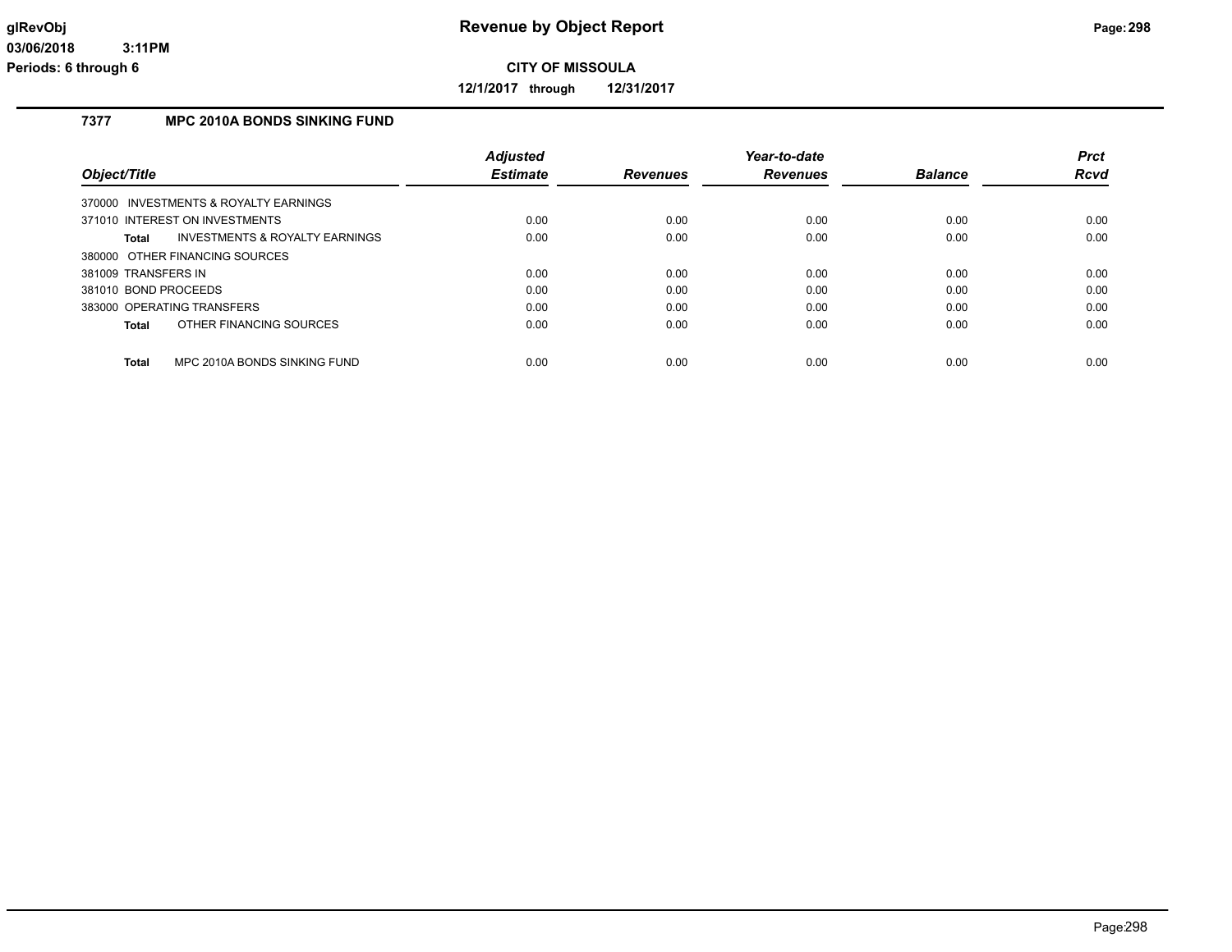# Revenue by Object Report

**CITY OF MISSOULA**

**12/1/2017 through 12/31/2017**

glRevObj
03/06/2018 3:11PM
Periods: 6 through 6

## 7377 MPC 2010A BONDS SINKING FUND

| Object/Title | Adjusted Estimate | Revenues | Year-to-date Revenues | Balance | Prct Rcvd |
|---|---|---|---|---|---|
| 370000 INVESTMENTS & ROYALTY EARNINGS | | | | | |
| 371010 INTEREST ON INVESTMENTS | 0.00 | 0.00 | 0.00 | 0.00 | 0.00 |
| **Total** INVESTMENTS & ROYALTY EARNINGS | 0.00 | 0.00 | 0.00 | 0.00 | 0.00 |
| 380000 OTHER FINANCING SOURCES | | | | | |
| 381009 TRANSFERS IN | 0.00 | 0.00 | 0.00 | 0.00 | 0.00 |
| 381010 BOND PROCEEDS | 0.00 | 0.00 | 0.00 | 0.00 | 0.00 |
| 383000 OPERATING TRANSFERS | 0.00 | 0.00 | 0.00 | 0.00 | 0.00 |
| **Total** OTHER FINANCING SOURCES | 0.00 | 0.00 | 0.00 | 0.00 | 0.00 |
| **Total** MPC 2010A BONDS SINKING FUND | 0.00 | 0.00 | 0.00 | 0.00 | 0.00 |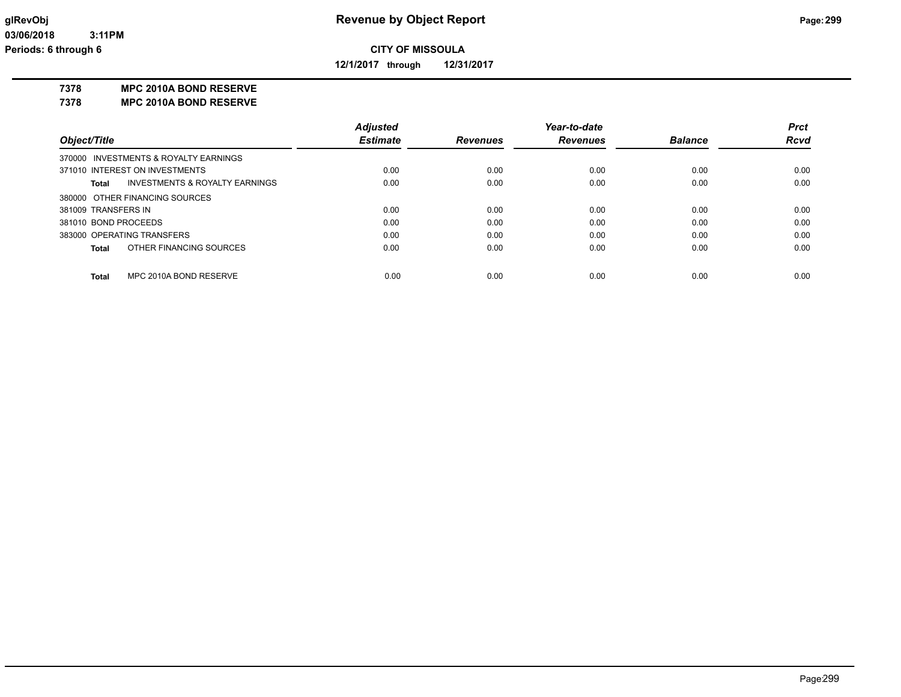# Revenue by Object Report

glRevObj
03/06/2018 3:11PM
Periods: 6 through 6

**CITY OF MISSOULA**

**12/1/2017 through 12/31/2017**

**7378 MPC 2010A BOND RESERVE**
**7378 MPC 2010A BOND RESERVE**

| Object/Title | Adjusted Estimate | Revenues | Year-to-date Revenues | Balance | Prct Rcvd |
|---|---|---|---|---|---|
| 370000 INVESTMENTS & ROYALTY EARNINGS | | | | | |
| 371010 INTEREST ON INVESTMENTS | 0.00 | 0.00 | 0.00 | 0.00 | 0.00 |
| **Total** INVESTMENTS & ROYALTY EARNINGS | 0.00 | 0.00 | 0.00 | 0.00 | 0.00 |
| 380000 OTHER FINANCING SOURCES | | | | | |
| 381009 TRANSFERS IN | 0.00 | 0.00 | 0.00 | 0.00 | 0.00 |
| 381010 BOND PROCEEDS | 0.00 | 0.00 | 0.00 | 0.00 | 0.00 |
| 383000 OPERATING TRANSFERS | 0.00 | 0.00 | 0.00 | 0.00 | 0.00 |
| **Total** OTHER FINANCING SOURCES | 0.00 | 0.00 | 0.00 | 0.00 | 0.00 |
| **Total** MPC 2010A BOND RESERVE | 0.00 | 0.00 | 0.00 | 0.00 | 0.00 |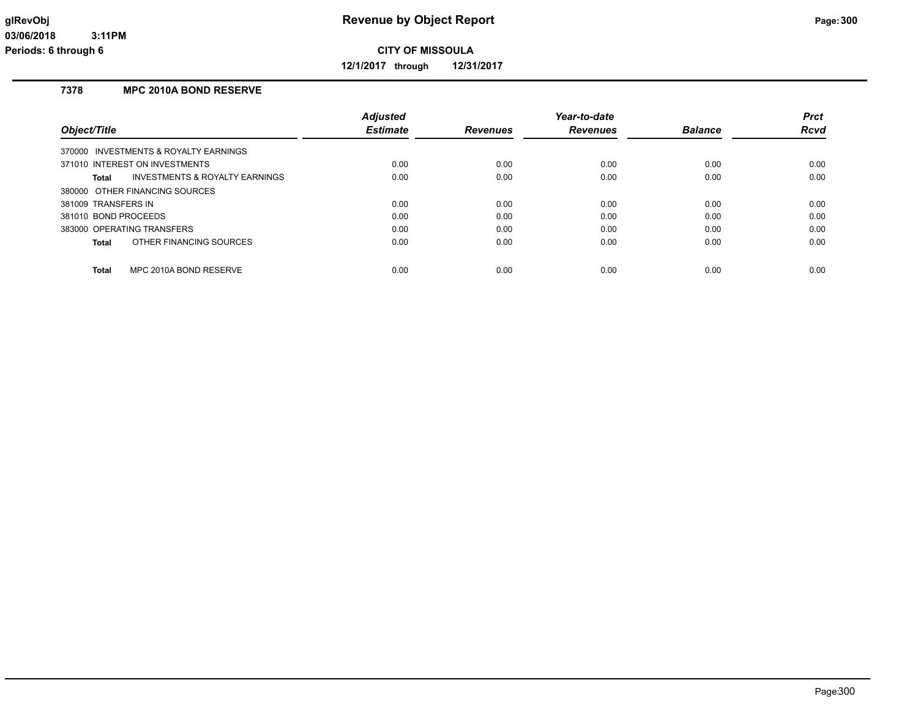# Revenue by Object Report

**CITY OF MISSOULA**

**12/1/2017 through 12/31/2017**

**glRevObj**
**03/06/2018 3:11PM**
**Periods: 6 through 6**

## 7378 MPC 2010A BOND RESERVE

| Object/Title | Adjusted Estimate | Revenues | Year-to-date Revenues | Balance | Prct Rcvd |
|---|---|---|---|---|---|
| 370000 INVESTMENTS & ROYALTY EARNINGS | | | | | |
| 371010 INTEREST ON INVESTMENTS | 0.00 | 0.00 | 0.00 | 0.00 | 0.00 |
| **Total** INVESTMENTS & ROYALTY EARNINGS | 0.00 | 0.00 | 0.00 | 0.00 | 0.00 |
| 380000 OTHER FINANCING SOURCES | | | | | |
| 381009 TRANSFERS IN | 0.00 | 0.00 | 0.00 | 0.00 | 0.00 |
| 381010 BOND PROCEEDS | 0.00 | 0.00 | 0.00 | 0.00 | 0.00 |
| 383000 OPERATING TRANSFERS | 0.00 | 0.00 | 0.00 | 0.00 | 0.00 |
| **Total** OTHER FINANCING SOURCES | 0.00 | 0.00 | 0.00 | 0.00 | 0.00 |
| **Total** MPC 2010A BOND RESERVE | 0.00 | 0.00 | 0.00 | 0.00 | 0.00 |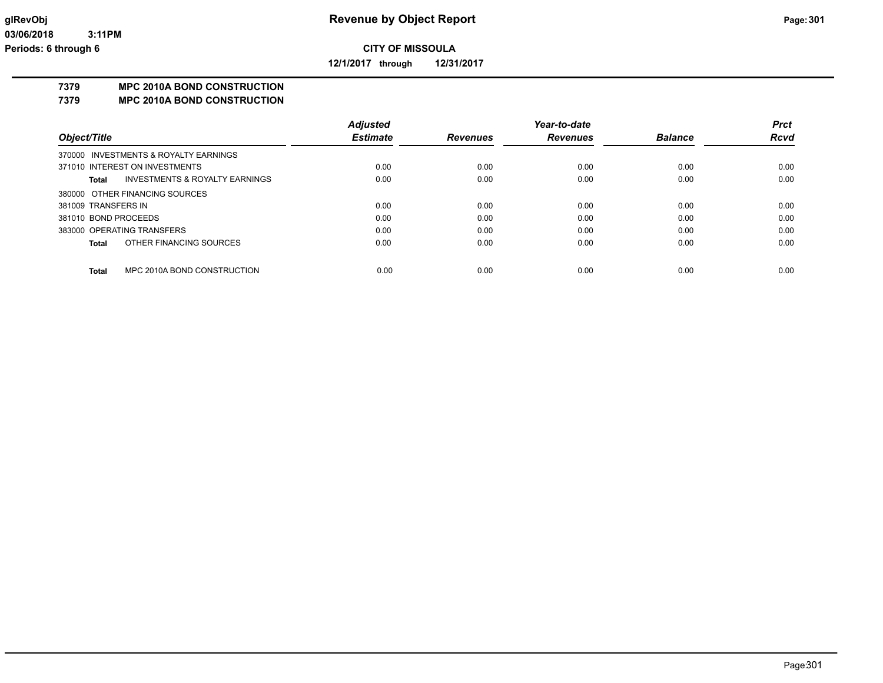**Revenue by Object Report**

**CITY OF MISSOULA**

**12/1/2017 through 12/31/2017**

glRevObj
03/06/2018 3:11PM
Periods: 6 through 6

## 7379 MPC 2010A BOND CONSTRUCTION
## 7379 MPC 2010A BOND CONSTRUCTION

| Object/Title | | Adjusted Estimate | Revenues | Year-to-date Revenues | Balance | Prct Rcvd |
|---|---|---|---|---|---|---|
| 370000 INVESTMENTS & ROYALTY EARNINGS | | | | | | |
| 371010 INTEREST ON INVESTMENTS | | 0.00 | 0.00 | 0.00 | 0.00 | 0.00 |
| **Total** | INVESTMENTS & ROYALTY EARNINGS | 0.00 | 0.00 | 0.00 | 0.00 | 0.00 |
| 380000 OTHER FINANCING SOURCES | | | | | | |
| 381009 TRANSFERS IN | | 0.00 | 0.00 | 0.00 | 0.00 | 0.00 |
| 381010 BOND PROCEEDS | | 0.00 | 0.00 | 0.00 | 0.00 | 0.00 |
| 383000 OPERATING TRANSFERS | | 0.00 | 0.00 | 0.00 | 0.00 | 0.00 |
| **Total** | OTHER FINANCING SOURCES | 0.00 | 0.00 | 0.00 | 0.00 | 0.00 |
| **Total** | MPC 2010A BOND CONSTRUCTION | 0.00 | 0.00 | 0.00 | 0.00 | 0.00 |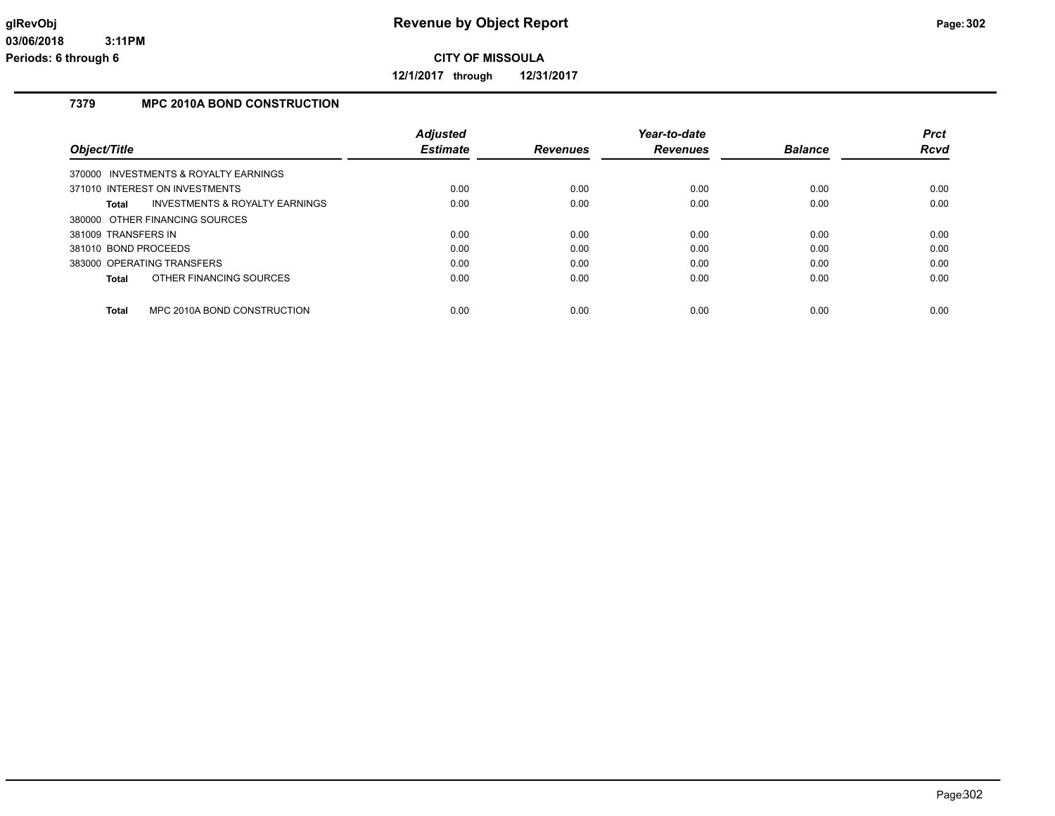# Revenue by Object Report

**CITY OF MISSOULA**

**12/1/2017 through 12/31/2017**

## 7379 MPC 2010A BOND CONSTRUCTION

| Object/Title | | Adjusted Estimate | Revenues | Year-to-date Revenues | Balance | Prct Rcvd |
|---|---|---|---|---|---|---|
| 370000 INVESTMENTS & ROYALTY EARNINGS | | | | | | |
| 371010 INTEREST ON INVESTMENTS | | 0.00 | 0.00 | 0.00 | 0.00 | 0.00 |
| **Total** | INVESTMENTS & ROYALTY EARNINGS | 0.00 | 0.00 | 0.00 | 0.00 | 0.00 |
| 380000 OTHER FINANCING SOURCES | | | | | | |
| 381009 TRANSFERS IN | | 0.00 | 0.00 | 0.00 | 0.00 | 0.00 |
| 381010 BOND PROCEEDS | | 0.00 | 0.00 | 0.00 | 0.00 | 0.00 |
| 383000 OPERATING TRANSFERS | | 0.00 | 0.00 | 0.00 | 0.00 | 0.00 |
| **Total** | OTHER FINANCING SOURCES | 0.00 | 0.00 | 0.00 | 0.00 | 0.00 |
| **Total** | MPC 2010A BOND CONSTRUCTION | 0.00 | 0.00 | 0.00 | 0.00 | 0.00 |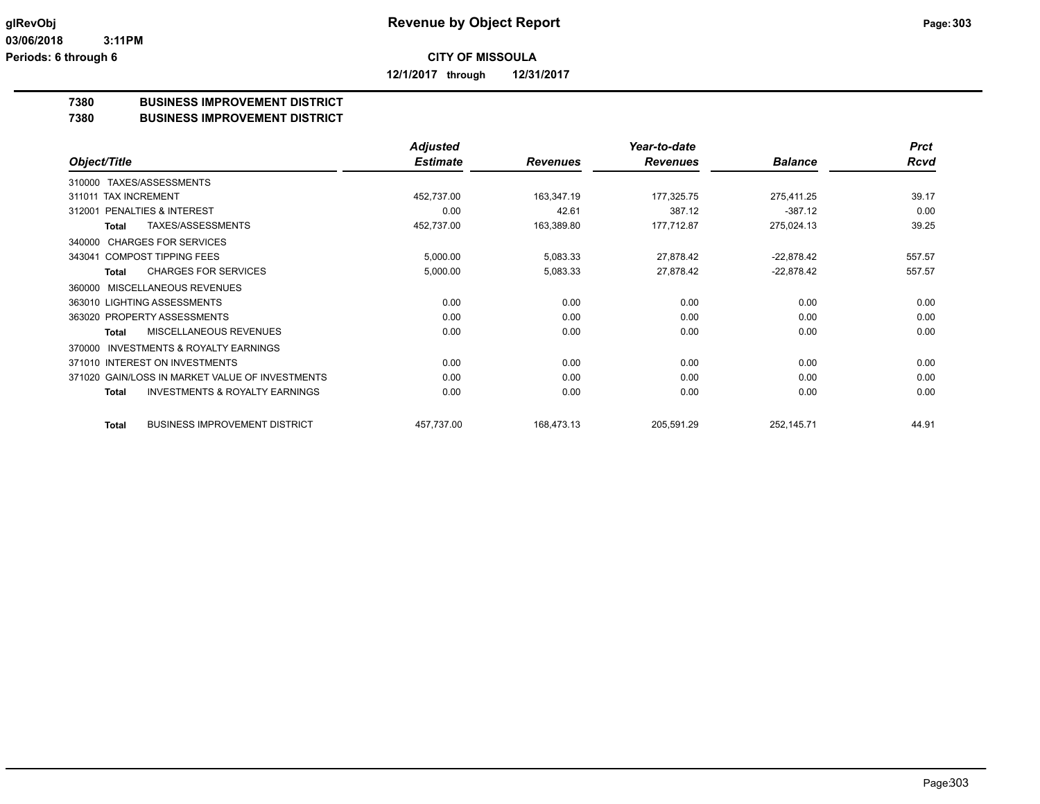**Revenue by Object Report**

glRevObj
03/06/2018 3:11PM
Periods: 6 through 6

**CITY OF MISSOULA**

**12/1/2017 through 12/31/2017**

## 7380 BUSINESS IMPROVEMENT DISTRICT
## 7380 BUSINESS IMPROVEMENT DISTRICT

| Object/Title | Adjusted Estimate | Revenues | Year-to-date Revenues | Balance | Prct Rcvd |
|---|---|---|---|---|---|
| 310000 TAXES/ASSESSMENTS | | | | | |
| 311011 TAX INCREMENT | 452,737.00 | 163,347.19 | 177,325.75 | 275,411.25 | 39.17 |
| 312001 PENALTIES & INTEREST | 0.00 | 42.61 | 387.12 | -387.12 | 0.00 |
| **Total** TAXES/ASSESSMENTS | 452,737.00 | 163,389.80 | 177,712.87 | 275,024.13 | 39.25 |
| 340000 CHARGES FOR SERVICES | | | | | |
| 343041 COMPOST TIPPING FEES | 5,000.00 | 5,083.33 | 27,878.42 | -22,878.42 | 557.57 |
| **Total** CHARGES FOR SERVICES | 5,000.00 | 5,083.33 | 27,878.42 | -22,878.42 | 557.57 |
| 360000 MISCELLANEOUS REVENUES | | | | | |
| 363010 LIGHTING ASSESSMENTS | 0.00 | 0.00 | 0.00 | 0.00 | 0.00 |
| 363020 PROPERTY ASSESSMENTS | 0.00 | 0.00 | 0.00 | 0.00 | 0.00 |
| **Total** MISCELLANEOUS REVENUES | 0.00 | 0.00 | 0.00 | 0.00 | 0.00 |
| 370000 INVESTMENTS & ROYALTY EARNINGS | | | | | |
| 371010 INTEREST ON INVESTMENTS | 0.00 | 0.00 | 0.00 | 0.00 | 0.00 |
| 371020 GAIN/LOSS IN MARKET VALUE OF INVESTMENTS | 0.00 | 0.00 | 0.00 | 0.00 | 0.00 |
| **Total** INVESTMENTS & ROYALTY EARNINGS | 0.00 | 0.00 | 0.00 | 0.00 | 0.00 |
| **Total** BUSINESS IMPROVEMENT DISTRICT | 457,737.00 | 168,473.13 | 205,591.29 | 252,145.71 | 44.91 |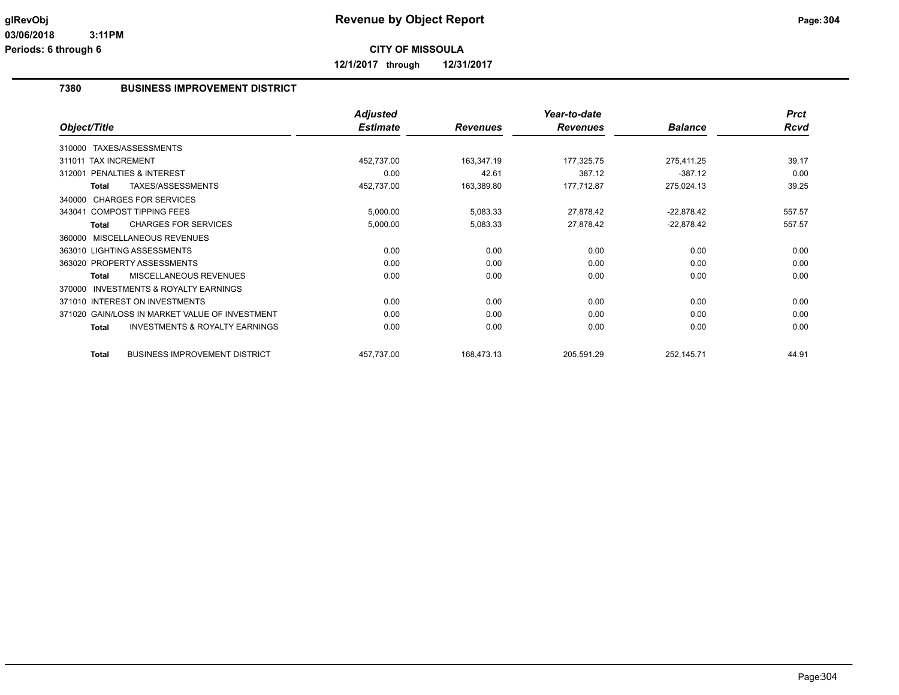glRevObj

03/06/2018 3:11PM

Periods: 6 through 6

# Revenue by Object Report

**CITY OF MISSOULA**

**12/1/2017 through 12/31/2017**

## 7380 BUSINESS IMPROVEMENT DISTRICT

| Object/Title | Adjusted Estimate | Revenues | Year-to-date Revenues | Balance | Prct Rcvd |
|---|---|---|---|---|---|
| 310000 TAXES/ASSESSMENTS | | | | | |
| 311011 TAX INCREMENT | 452,737.00 | 163,347.19 | 177,325.75 | 275,411.25 | 39.17 |
| 312001 PENALTIES & INTEREST | 0.00 | 42.61 | 387.12 | -387.12 | 0.00 |
| **Total** TAXES/ASSESSMENTS | 452,737.00 | 163,389.80 | 177,712.87 | 275,024.13 | 39.25 |
| 340000 CHARGES FOR SERVICES | | | | | |
| 343041 COMPOST TIPPING FEES | 5,000.00 | 5,083.33 | 27,878.42 | -22,878.42 | 557.57 |
| **Total** CHARGES FOR SERVICES | 5,000.00 | 5,083.33 | 27,878.42 | -22,878.42 | 557.57 |
| 360000 MISCELLANEOUS REVENUES | | | | | |
| 363010 LIGHTING ASSESSMENTS | 0.00 | 0.00 | 0.00 | 0.00 | 0.00 |
| 363020 PROPERTY ASSESSMENTS | 0.00 | 0.00 | 0.00 | 0.00 | 0.00 |
| **Total** MISCELLANEOUS REVENUES | 0.00 | 0.00 | 0.00 | 0.00 | 0.00 |
| 370000 INVESTMENTS & ROYALTY EARNINGS | | | | | |
| 371010 INTEREST ON INVESTMENTS | 0.00 | 0.00 | 0.00 | 0.00 | 0.00 |
| 371020 GAIN/LOSS IN MARKET VALUE OF INVESTMENT | 0.00 | 0.00 | 0.00 | 0.00 | 0.00 |
| **Total** INVESTMENTS & ROYALTY EARNINGS | 0.00 | 0.00 | 0.00 | 0.00 | 0.00 |
| **Total** BUSINESS IMPROVEMENT DISTRICT | 457,737.00 | 168,473.13 | 205,591.29 | 252,145.71 | 44.91 |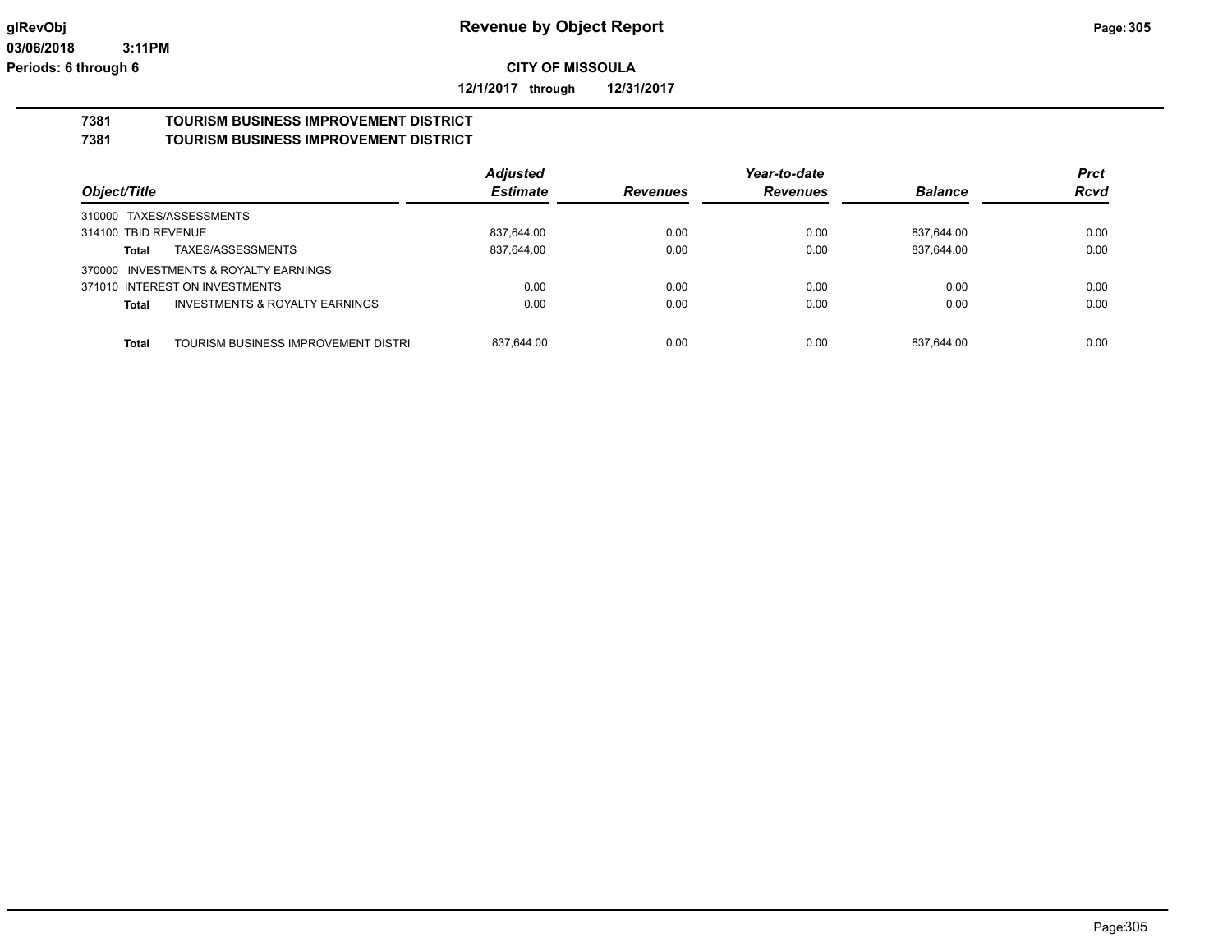# Revenue by Object Report

**CITY OF MISSOULA**

**12/1/2017 through 12/31/2017**

glRevObj
03/06/2018 3:11PM
Periods: 6 through 6

## 7381 TOURISM BUSINESS IMPROVEMENT DISTRICT
## 7381 TOURISM BUSINESS IMPROVEMENT DISTRICT

| Object/Title | | Adjusted Estimate | Revenues | Year-to-date Revenues | Balance | Prct Rcvd |
|---|---|---|---|---|---|---|
| 310000 TAXES/ASSESSMENTS | | | | | | |
| 314100 TBID REVENUE | | 837,644.00 | 0.00 | 0.00 | 837,644.00 | 0.00 |
| **Total** | TAXES/ASSESSMENTS | 837,644.00 | 0.00 | 0.00 | 837,644.00 | 0.00 |
| 370000 INVESTMENTS & ROYALTY EARNINGS | | | | | | |
| 371010 INTEREST ON INVESTMENTS | | 0.00 | 0.00 | 0.00 | 0.00 | 0.00 |
| **Total** | INVESTMENTS & ROYALTY EARNINGS | 0.00 | 0.00 | 0.00 | 0.00 | 0.00 |
| **Total** | TOURISM BUSINESS IMPROVEMENT DISTRI | 837,644.00 | 0.00 | 0.00 | 837,644.00 | 0.00 |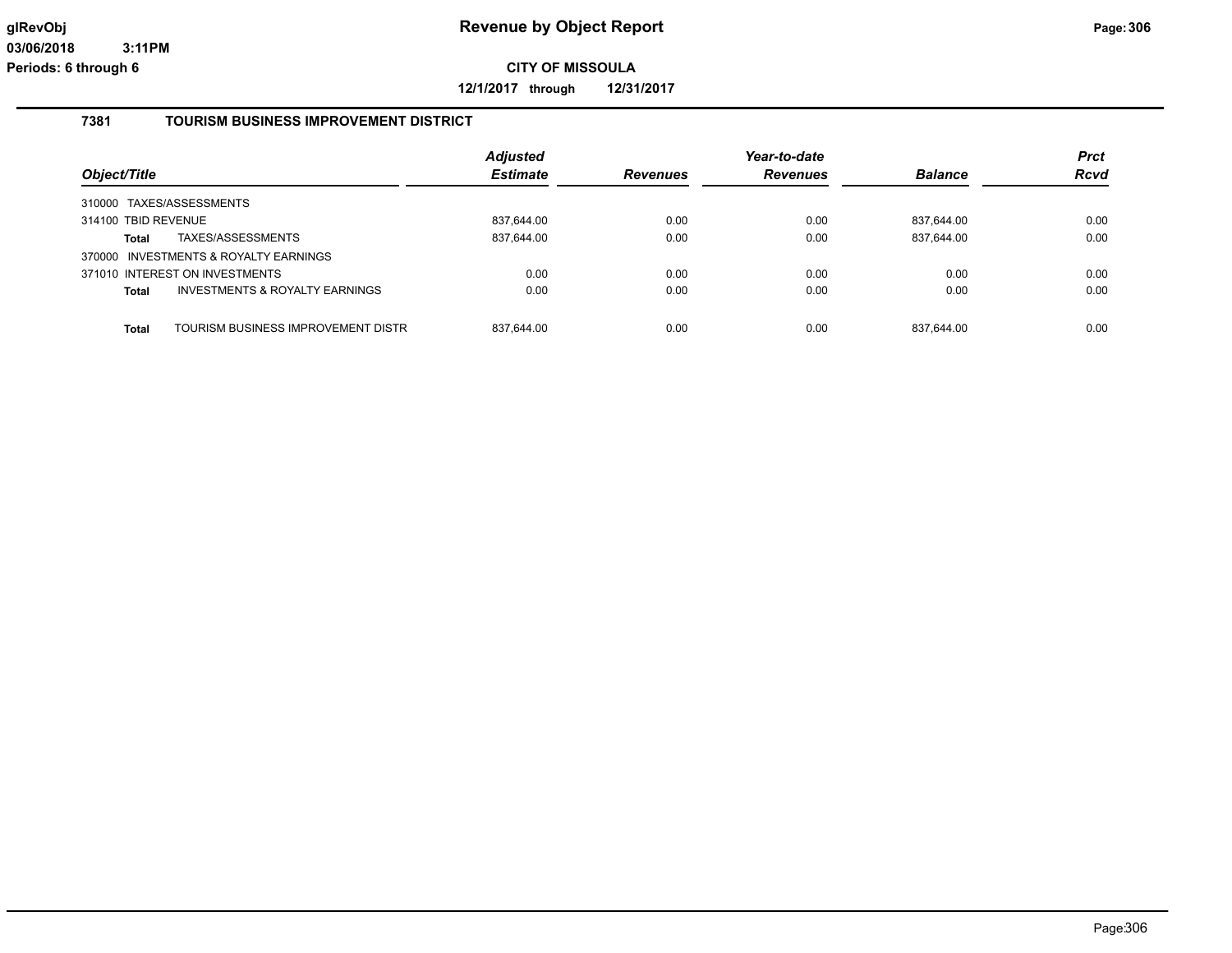**CITY OF MISSOULA**

**12/1/2017 through 12/31/2017**

### 7381 TOURISM BUSINESS IMPROVEMENT DISTRICT

| Object/Title | | Adjusted Estimate | Revenues | Year-to-date Revenues | Balance | Prct Rcvd |
|---|---|---|---|---|---|---|
| 310000 TAXES/ASSESSMENTS | | | | | | |
| 314100 TBID REVENUE | | 837,644.00 | 0.00 | 0.00 | 837,644.00 | 0.00 |
| **Total** | TAXES/ASSESSMENTS | 837,644.00 | 0.00 | 0.00 | 837,644.00 | 0.00 |
| 370000 INVESTMENTS & ROYALTY EARNINGS | | | | | | |
| 371010 INTEREST ON INVESTMENTS | | 0.00 | 0.00 | 0.00 | 0.00 | 0.00 |
| **Total** | INVESTMENTS & ROYALTY EARNINGS | 0.00 | 0.00 | 0.00 | 0.00 | 0.00 |
| **Total** | TOURISM BUSINESS IMPROVEMENT DISTR | 837,644.00 | 0.00 | 0.00 | 837,644.00 | 0.00 |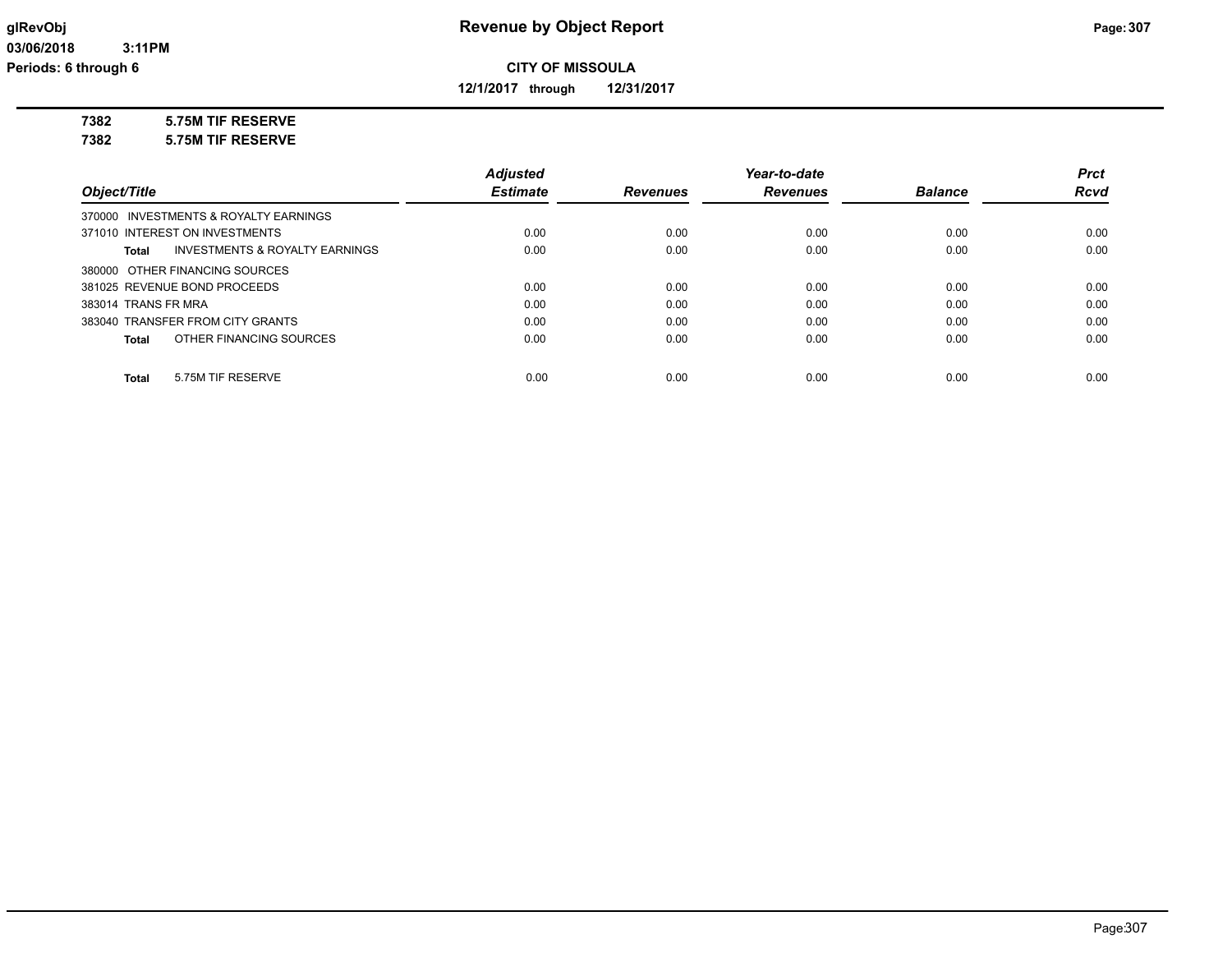**CITY OF MISSOULA**

**12/1/2017 through 12/31/2017**

**7382 5.75M TIF RESERVE**

**7382 5.75M TIF RESERVE**

| Object/Title | Adjusted Estimate | Revenues | Year-to-date Revenues | Balance | Prct Rcvd |
|---|---|---|---|---|---|
| 370000 INVESTMENTS & ROYALTY EARNINGS | | | | | |
| 371010 INTEREST ON INVESTMENTS | 0.00 | 0.00 | 0.00 | 0.00 | 0.00 |
| **Total** INVESTMENTS & ROYALTY EARNINGS | 0.00 | 0.00 | 0.00 | 0.00 | 0.00 |
| 380000 OTHER FINANCING SOURCES | | | | | |
| 381025 REVENUE BOND PROCEEDS | 0.00 | 0.00 | 0.00 | 0.00 | 0.00 |
| 383014 TRANS FR MRA | 0.00 | 0.00 | 0.00 | 0.00 | 0.00 |
| 383040 TRANSFER FROM CITY GRANTS | 0.00 | 0.00 | 0.00 | 0.00 | 0.00 |
| **Total** OTHER FINANCING SOURCES | 0.00 | 0.00 | 0.00 | 0.00 | 0.00 |
| **Total** 5.75M TIF RESERVE | 0.00 | 0.00 | 0.00 | 0.00 | 0.00 |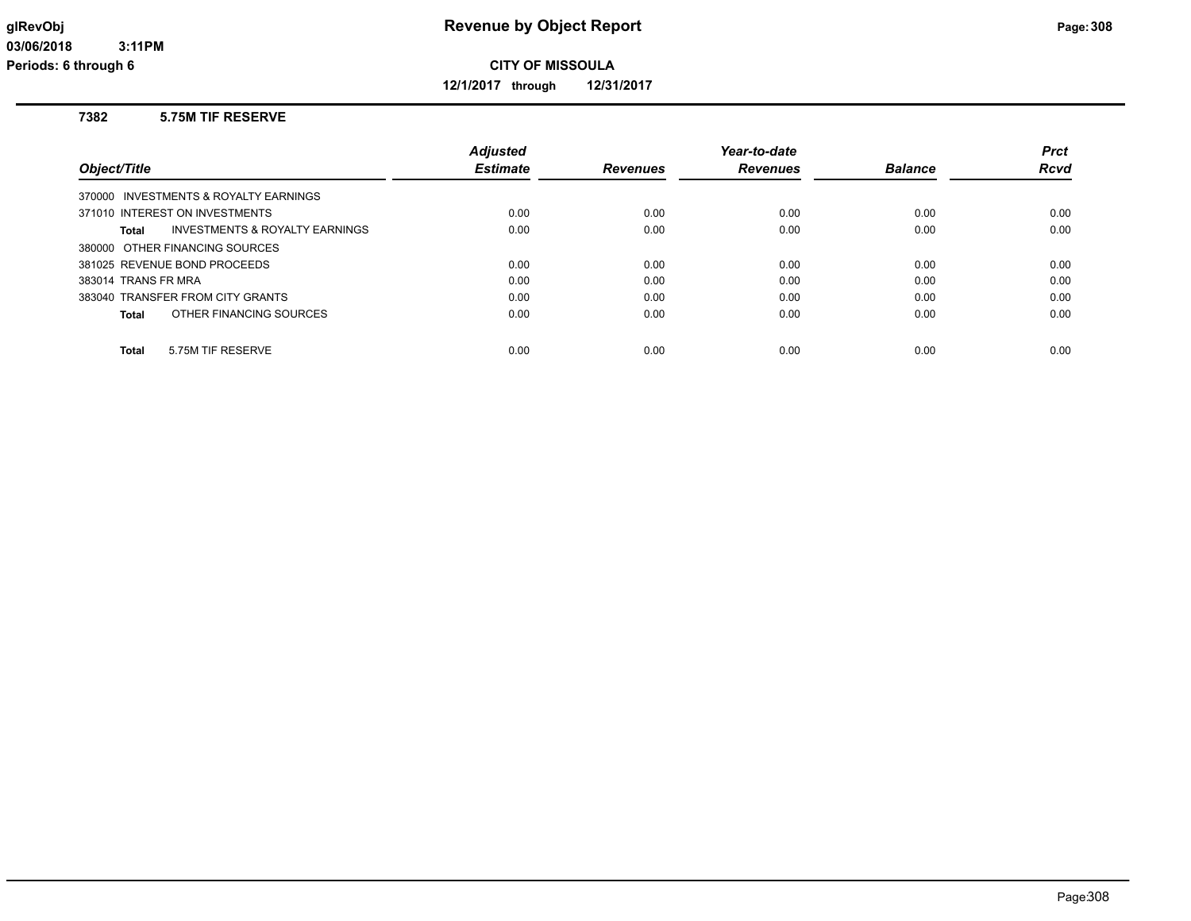# Revenue by Object Report

**CITY OF MISSOULA**

**12/1/2017 through 12/31/2017**

glRevObj
03/06/2018 3:11PM
Periods: 6 through 6

## 7382 5.75M TIF RESERVE

| Object/Title | Adjusted Estimate | Revenues | Year-to-date Revenues | Balance | Prct Rcvd |
|---|---|---|---|---|---|
| 370000 INVESTMENTS & ROYALTY EARNINGS | | | | | |
| 371010 INTEREST ON INVESTMENTS | 0.00 | 0.00 | 0.00 | 0.00 | 0.00 |
| **Total** INVESTMENTS & ROYALTY EARNINGS | 0.00 | 0.00 | 0.00 | 0.00 | 0.00 |
| 380000 OTHER FINANCING SOURCES | | | | | |
| 381025 REVENUE BOND PROCEEDS | 0.00 | 0.00 | 0.00 | 0.00 | 0.00 |
| 383014 TRANS FR MRA | 0.00 | 0.00 | 0.00 | 0.00 | 0.00 |
| 383040 TRANSFER FROM CITY GRANTS | 0.00 | 0.00 | 0.00 | 0.00 | 0.00 |
| **Total** OTHER FINANCING SOURCES | 0.00 | 0.00 | 0.00 | 0.00 | 0.00 |
| **Total** 5.75M TIF RESERVE | 0.00 | 0.00 | 0.00 | 0.00 | 0.00 |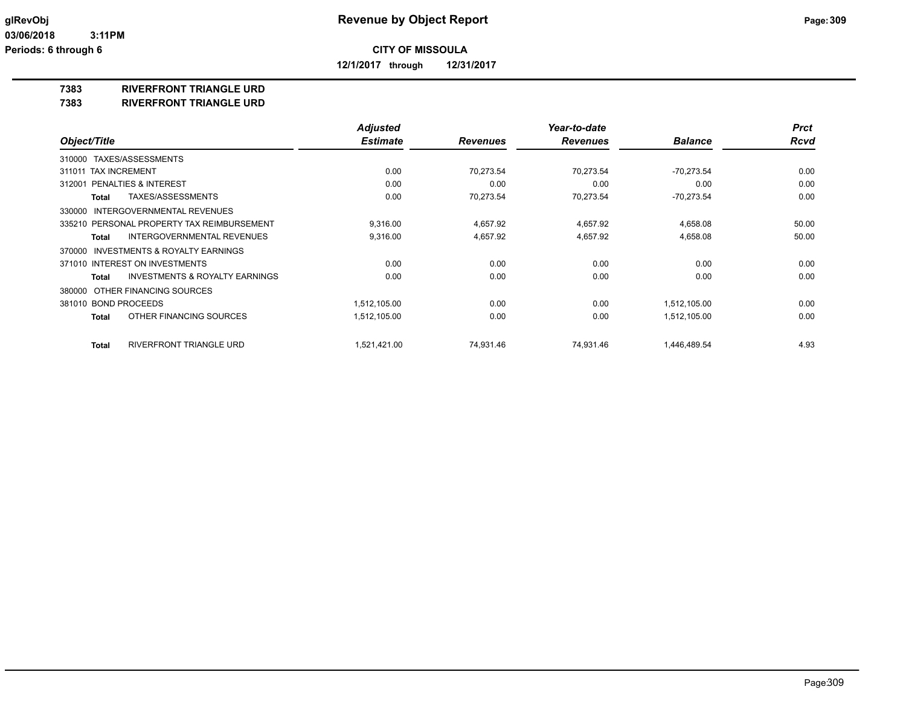**CITY OF MISSOULA**

**12/1/2017 through 12/31/2017**

**Revenue by Object Report**

glRevObj
03/06/2018 3:11PM
Periods: 6 through 6

## 7383 RIVERFRONT TRIANGLE URD
## 7383 RIVERFRONT TRIANGLE URD

| Object/Title | Adjusted Estimate | Revenues | Year-to-date Revenues | Balance | Prct Rcvd |
|---|---|---|---|---|---|
| 310000 TAXES/ASSESSMENTS | | | | | |
| 311011 TAX INCREMENT | 0.00 | 70,273.54 | 70,273.54 | -70,273.54 | 0.00 |
| 312001 PENALTIES & INTEREST | 0.00 | 0.00 | 0.00 | 0.00 | 0.00 |
| **Total** TAXES/ASSESSMENTS | 0.00 | 70,273.54 | 70,273.54 | -70,273.54 | 0.00 |
| 330000 INTERGOVERNMENTAL REVENUES | | | | | |
| 335210 PERSONAL PROPERTY TAX REIMBURSEMENT | 9,316.00 | 4,657.92 | 4,657.92 | 4,658.08 | 50.00 |
| **Total** INTERGOVERNMENTAL REVENUES | 9,316.00 | 4,657.92 | 4,657.92 | 4,658.08 | 50.00 |
| 370000 INVESTMENTS & ROYALTY EARNINGS | | | | | |
| 371010 INTEREST ON INVESTMENTS | 0.00 | 0.00 | 0.00 | 0.00 | 0.00 |
| **Total** INVESTMENTS & ROYALTY EARNINGS | 0.00 | 0.00 | 0.00 | 0.00 | 0.00 |
| 380000 OTHER FINANCING SOURCES | | | | | |
| 381010 BOND PROCEEDS | 1,512,105.00 | 0.00 | 0.00 | 1,512,105.00 | 0.00 |
| **Total** OTHER FINANCING SOURCES | 1,512,105.00 | 0.00 | 0.00 | 1,512,105.00 | 0.00 |
| **Total** RIVERFRONT TRIANGLE URD | 1,521,421.00 | 74,931.46 | 74,931.46 | 1,446,489.54 | 4.93 |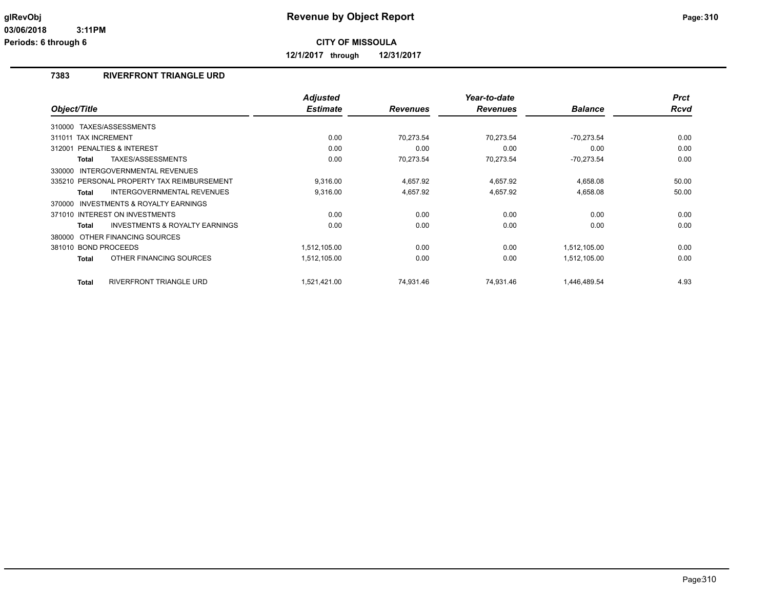**CITY OF MISSOULA**

**12/1/2017 through 12/31/2017**

## 7383 RIVERFRONT TRIANGLE URD

| Object/Title | Adjusted Estimate | Revenues | Year-to-date Revenues | Balance | Prct Rcvd |
|---|---|---|---|---|---|
| 310000 TAXES/ASSESSMENTS | | | | | |
| 311011 TAX INCREMENT | 0.00 | 70,273.54 | 70,273.54 | -70,273.54 | 0.00 |
| 312001 PENALTIES & INTEREST | 0.00 | 0.00 | 0.00 | 0.00 | 0.00 |
| **Total** TAXES/ASSESSMENTS | 0.00 | 70,273.54 | 70,273.54 | -70,273.54 | 0.00 |
| 330000 INTERGOVERNMENTAL REVENUES | | | | | |
| 335210 PERSONAL PROPERTY TAX REIMBURSEMENT | 9,316.00 | 4,657.92 | 4,657.92 | 4,658.08 | 50.00 |
| **Total** INTERGOVERNMENTAL REVENUES | 9,316.00 | 4,657.92 | 4,657.92 | 4,658.08 | 50.00 |
| 370000 INVESTMENTS & ROYALTY EARNINGS | | | | | |
| 371010 INTEREST ON INVESTMENTS | 0.00 | 0.00 | 0.00 | 0.00 | 0.00 |
| **Total** INVESTMENTS & ROYALTY EARNINGS | 0.00 | 0.00 | 0.00 | 0.00 | 0.00 |
| 380000 OTHER FINANCING SOURCES | | | | | |
| 381010 BOND PROCEEDS | 1,512,105.00 | 0.00 | 0.00 | 1,512,105.00 | 0.00 |
| **Total** OTHER FINANCING SOURCES | 1,512,105.00 | 0.00 | 0.00 | 1,512,105.00 | 0.00 |
| **Total** RIVERFRONT TRIANGLE URD | 1,521,421.00 | 74,931.46 | 74,931.46 | 1,446,489.54 | 4.93 |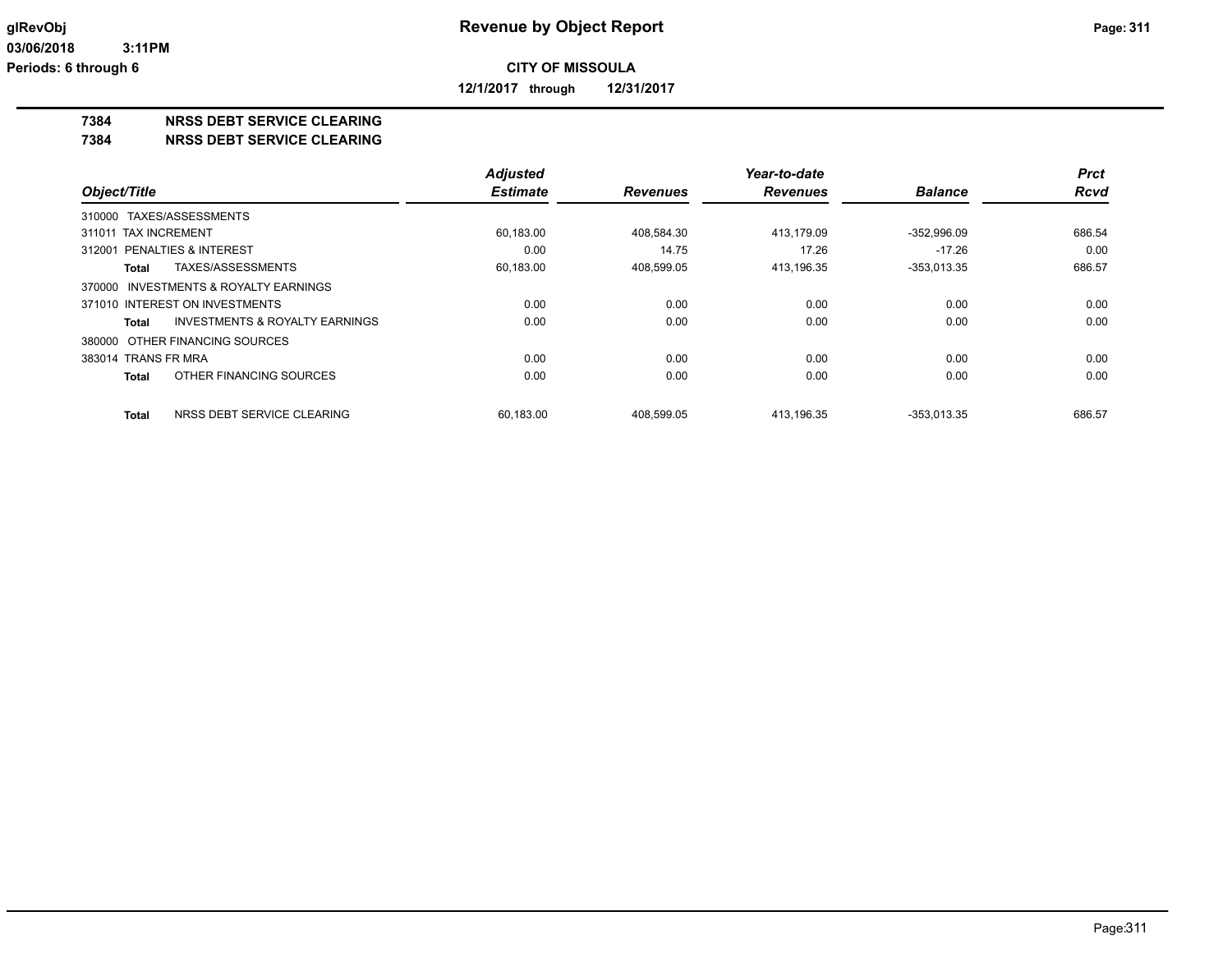**Revenue by Object Report**

**CITY OF MISSOULA**

**12/1/2017 through 12/31/2017**

glRevObj
03/06/2018 3:11PM
Periods: 6 through 6

## 7384 NRSS DEBT SERVICE CLEARING
## 7384 NRSS DEBT SERVICE CLEARING

| Object/Title | Adjusted Estimate | Revenues | Year-to-date Revenues | Balance | Prct Rcvd |
|---|---|---|---|---|---|
| 310000 TAXES/ASSESSMENTS | | | | | |
| 311011 TAX INCREMENT | 60,183.00 | 408,584.30 | 413,179.09 | -352,996.09 | 686.54 |
| 312001 PENALTIES & INTEREST | 0.00 | 14.75 | 17.26 | -17.26 | 0.00 |
| **Total** TAXES/ASSESSMENTS | 60,183.00 | 408,599.05 | 413,196.35 | -353,013.35 | 686.57 |
| 370000 INVESTMENTS & ROYALTY EARNINGS | | | | | |
| 371010 INTEREST ON INVESTMENTS | 0.00 | 0.00 | 0.00 | 0.00 | 0.00 |
| **Total** INVESTMENTS & ROYALTY EARNINGS | 0.00 | 0.00 | 0.00 | 0.00 | 0.00 |
| 380000 OTHER FINANCING SOURCES | | | | | |
| 383014 TRANS FR MRA | 0.00 | 0.00 | 0.00 | 0.00 | 0.00 |
| **Total** OTHER FINANCING SOURCES | 0.00 | 0.00 | 0.00 | 0.00 | 0.00 |
| **Total** NRSS DEBT SERVICE CLEARING | 60,183.00 | 408,599.05 | 413,196.35 | -353,013.35 | 686.57 |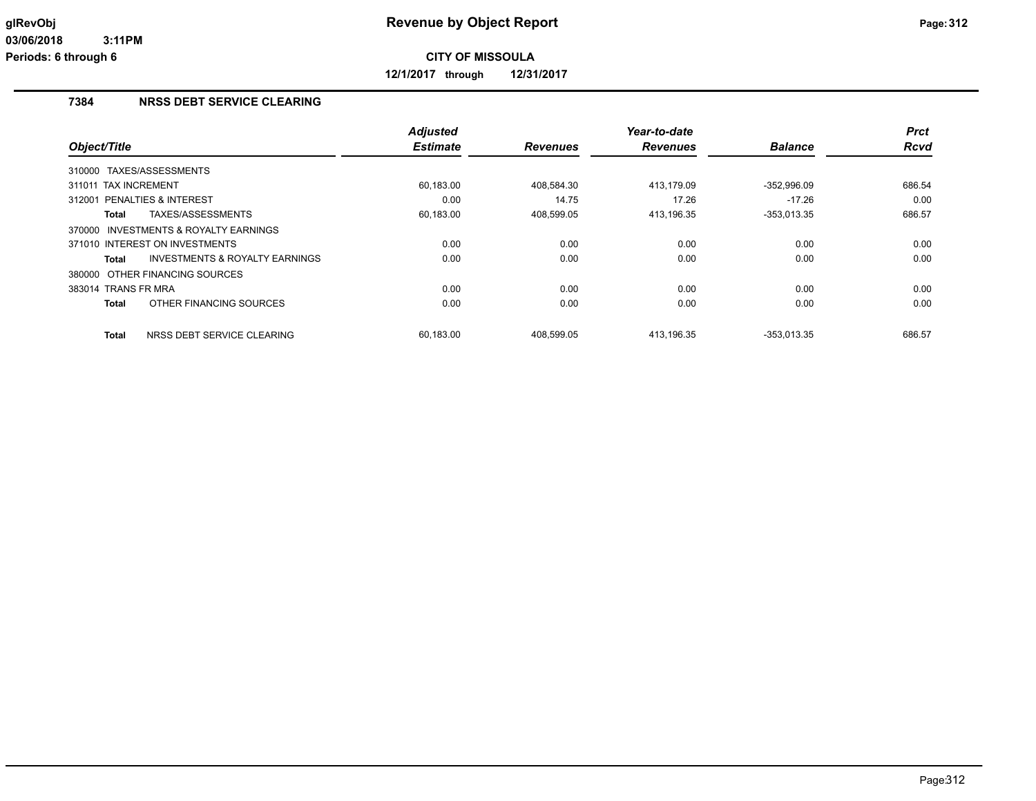**CITY OF MISSOULA**

**12/1/2017 through 12/31/2017**

### 7384 NRSS DEBT SERVICE CLEARING

| Object/Title | Adjusted Estimate | Revenues | Year-to-date Revenues | Balance | Prct Rcvd |
|---|---|---|---|---|---|
| 310000 TAXES/ASSESSMENTS | | | | | |
| 311011 TAX INCREMENT | 60,183.00 | 408,584.30 | 413,179.09 | -352,996.09 | 686.54 |
| 312001 PENALTIES & INTEREST | 0.00 | 14.75 | 17.26 | -17.26 | 0.00 |
| **Total** TAXES/ASSESSMENTS | 60,183.00 | 408,599.05 | 413,196.35 | -353,013.35 | 686.57 |
| 370000 INVESTMENTS & ROYALTY EARNINGS | | | | | |
| 371010 INTEREST ON INVESTMENTS | 0.00 | 0.00 | 0.00 | 0.00 | 0.00 |
| **Total** INVESTMENTS & ROYALTY EARNINGS | 0.00 | 0.00 | 0.00 | 0.00 | 0.00 |
| 380000 OTHER FINANCING SOURCES | | | | | |
| 383014 TRANS FR MRA | 0.00 | 0.00 | 0.00 | 0.00 | 0.00 |
| **Total** OTHER FINANCING SOURCES | 0.00 | 0.00 | 0.00 | 0.00 | 0.00 |
| **Total** NRSS DEBT SERVICE CLEARING | 60,183.00 | 408,599.05 | 413,196.35 | -353,013.35 | 686.57 |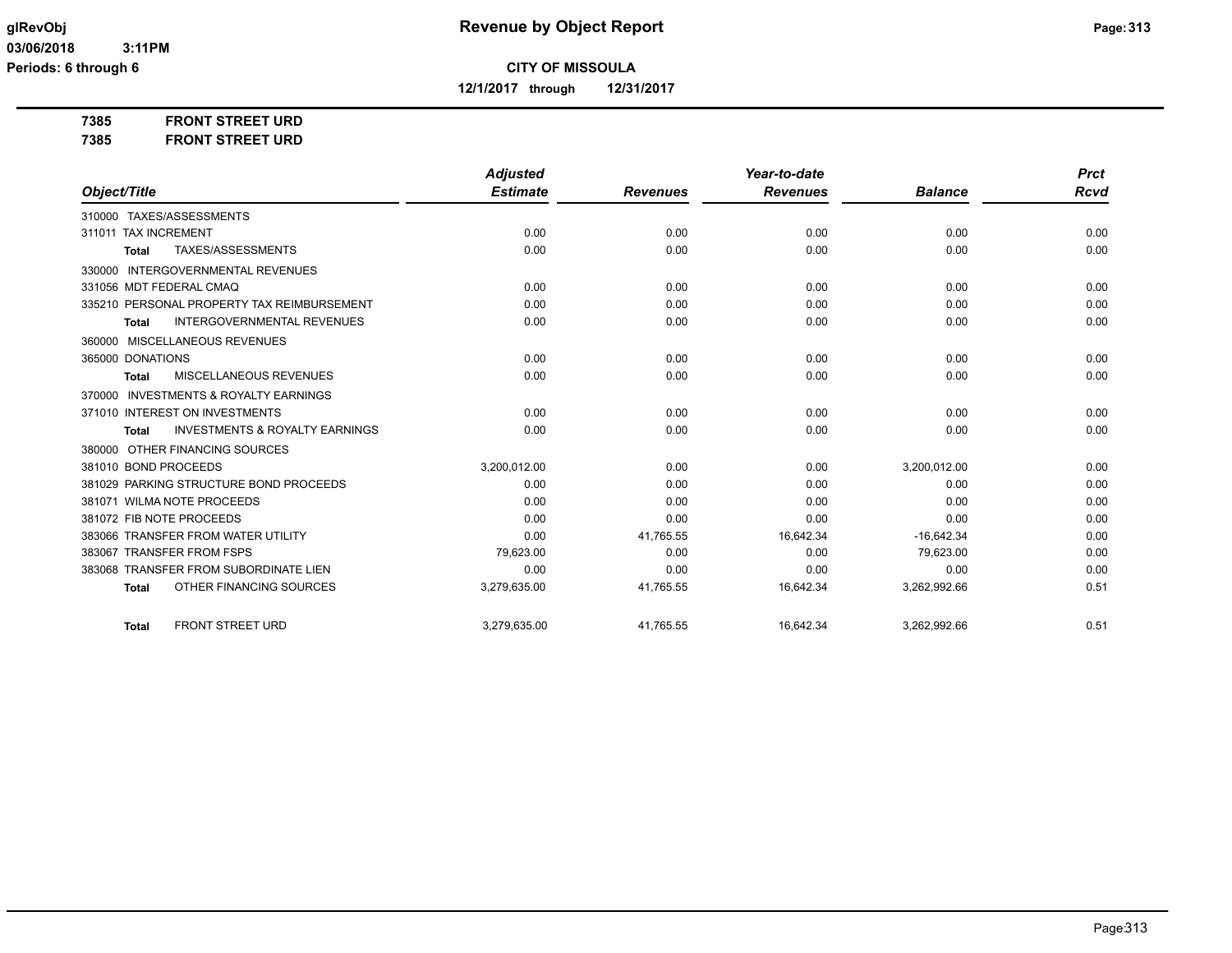**Revenue by Object Report**

**CITY OF MISSOULA**

**12/1/2017 through 12/31/2017**

glRevObj
03/06/2018 3:11PM
Periods: 6 through 6

**7385 FRONT STREET URD**
**7385 FRONT STREET URD**

| Object/Title | Adjusted Estimate | Revenues | Year-to-date Revenues | Balance | Prct Rcvd |
|---|---|---|---|---|---|
| 310000 TAXES/ASSESSMENTS | | | | | |
| 311011 TAX INCREMENT | 0.00 | 0.00 | 0.00 | 0.00 | 0.00 |
| **Total** TAXES/ASSESSMENTS | 0.00 | 0.00 | 0.00 | 0.00 | 0.00 |
| 330000 INTERGOVERNMENTAL REVENUES | | | | | |
| 331056 MDT FEDERAL CMAQ | 0.00 | 0.00 | 0.00 | 0.00 | 0.00 |
| 335210 PERSONAL PROPERTY TAX REIMBURSEMENT | 0.00 | 0.00 | 0.00 | 0.00 | 0.00 |
| **Total** INTERGOVERNMENTAL REVENUES | 0.00 | 0.00 | 0.00 | 0.00 | 0.00 |
| 360000 MISCELLANEOUS REVENUES | | | | | |
| 365000 DONATIONS | 0.00 | 0.00 | 0.00 | 0.00 | 0.00 |
| **Total** MISCELLANEOUS REVENUES | 0.00 | 0.00 | 0.00 | 0.00 | 0.00 |
| 370000 INVESTMENTS & ROYALTY EARNINGS | | | | | |
| 371010 INTEREST ON INVESTMENTS | 0.00 | 0.00 | 0.00 | 0.00 | 0.00 |
| **Total** INVESTMENTS & ROYALTY EARNINGS | 0.00 | 0.00 | 0.00 | 0.00 | 0.00 |
| 380000 OTHER FINANCING SOURCES | | | | | |
| 381010 BOND PROCEEDS | 3,200,012.00 | 0.00 | 0.00 | 3,200,012.00 | 0.00 |
| 381029 PARKING STRUCTURE BOND PROCEEDS | 0.00 | 0.00 | 0.00 | 0.00 | 0.00 |
| 381071 WILMA NOTE PROCEEDS | 0.00 | 0.00 | 0.00 | 0.00 | 0.00 |
| 381072 FIB NOTE PROCEEDS | 0.00 | 0.00 | 0.00 | 0.00 | 0.00 |
| 383066 TRANSFER FROM WATER UTILITY | 0.00 | 41,765.55 | 16,642.34 | -16,642.34 | 0.00 |
| 383067 TRANSFER FROM FSPS | 79,623.00 | 0.00 | 0.00 | 79,623.00 | 0.00 |
| 383068 TRANSFER FROM SUBORDINATE LIEN | 0.00 | 0.00 | 0.00 | 0.00 | 0.00 |
| **Total** OTHER FINANCING SOURCES | 3,279,635.00 | 41,765.55 | 16,642.34 | 3,262,992.66 | 0.51 |
| **Total** FRONT STREET URD | 3,279,635.00 | 41,765.55 | 16,642.34 | 3,262,992.66 | 0.51 |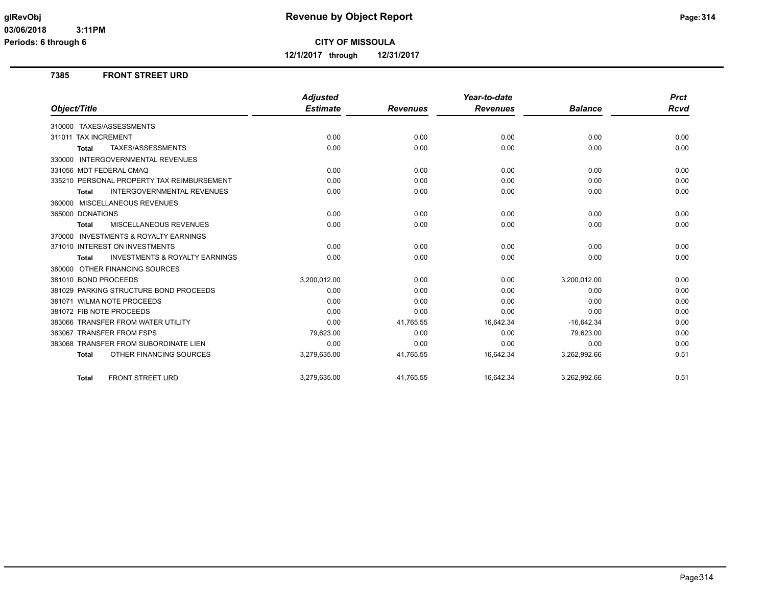# Revenue by Object Report

**CITY OF MISSOULA**

**12/1/2017 through 12/31/2017**

glRevObj
03/06/2018 3:11PM
Periods: 6 through 6

## 7385 FRONT STREET URD

| Object/Title | Adjusted Estimate | Revenues | Year-to-date Revenues | Balance | Prct Rcvd |
|---|---|---|---|---|---|
| 310000 TAXES/ASSESSMENTS | | | | | |
| 311011 TAX INCREMENT | 0.00 | 0.00 | 0.00 | 0.00 | 0.00 |
| **Total** TAXES/ASSESSMENTS | 0.00 | 0.00 | 0.00 | 0.00 | 0.00 |
| 330000 INTERGOVERNMENTAL REVENUES | | | | | |
| 331056 MDT FEDERAL CMAQ | 0.00 | 0.00 | 0.00 | 0.00 | 0.00 |
| 335210 PERSONAL PROPERTY TAX REIMBURSEMENT | 0.00 | 0.00 | 0.00 | 0.00 | 0.00 |
| **Total** INTERGOVERNMENTAL REVENUES | 0.00 | 0.00 | 0.00 | 0.00 | 0.00 |
| 360000 MISCELLANEOUS REVENUES | | | | | |
| 365000 DONATIONS | 0.00 | 0.00 | 0.00 | 0.00 | 0.00 |
| **Total** MISCELLANEOUS REVENUES | 0.00 | 0.00 | 0.00 | 0.00 | 0.00 |
| 370000 INVESTMENTS & ROYALTY EARNINGS | | | | | |
| 371010 INTEREST ON INVESTMENTS | 0.00 | 0.00 | 0.00 | 0.00 | 0.00 |
| **Total** INVESTMENTS & ROYALTY EARNINGS | 0.00 | 0.00 | 0.00 | 0.00 | 0.00 |
| 380000 OTHER FINANCING SOURCES | | | | | |
| 381010 BOND PROCEEDS | 3,200,012.00 | 0.00 | 0.00 | 3,200,012.00 | 0.00 |
| 381029 PARKING STRUCTURE BOND PROCEEDS | 0.00 | 0.00 | 0.00 | 0.00 | 0.00 |
| 381071 WILMA NOTE PROCEEDS | 0.00 | 0.00 | 0.00 | 0.00 | 0.00 |
| 381072 FIB NOTE PROCEEDS | 0.00 | 0.00 | 0.00 | 0.00 | 0.00 |
| 383066 TRANSFER FROM WATER UTILITY | 0.00 | 41,765.55 | 16,642.34 | -16,642.34 | 0.00 |
| 383067 TRANSFER FROM FSPS | 79,623.00 | 0.00 | 0.00 | 79,623.00 | 0.00 |
| 383068 TRANSFER FROM SUBORDINATE LIEN | 0.00 | 0.00 | 0.00 | 0.00 | 0.00 |
| **Total** OTHER FINANCING SOURCES | 3,279,635.00 | 41,765.55 | 16,642.34 | 3,262,992.66 | 0.51 |
| **Total** FRONT STREET URD | 3,279,635.00 | 41,765.55 | 16,642.34 | 3,262,992.66 | 0.51 |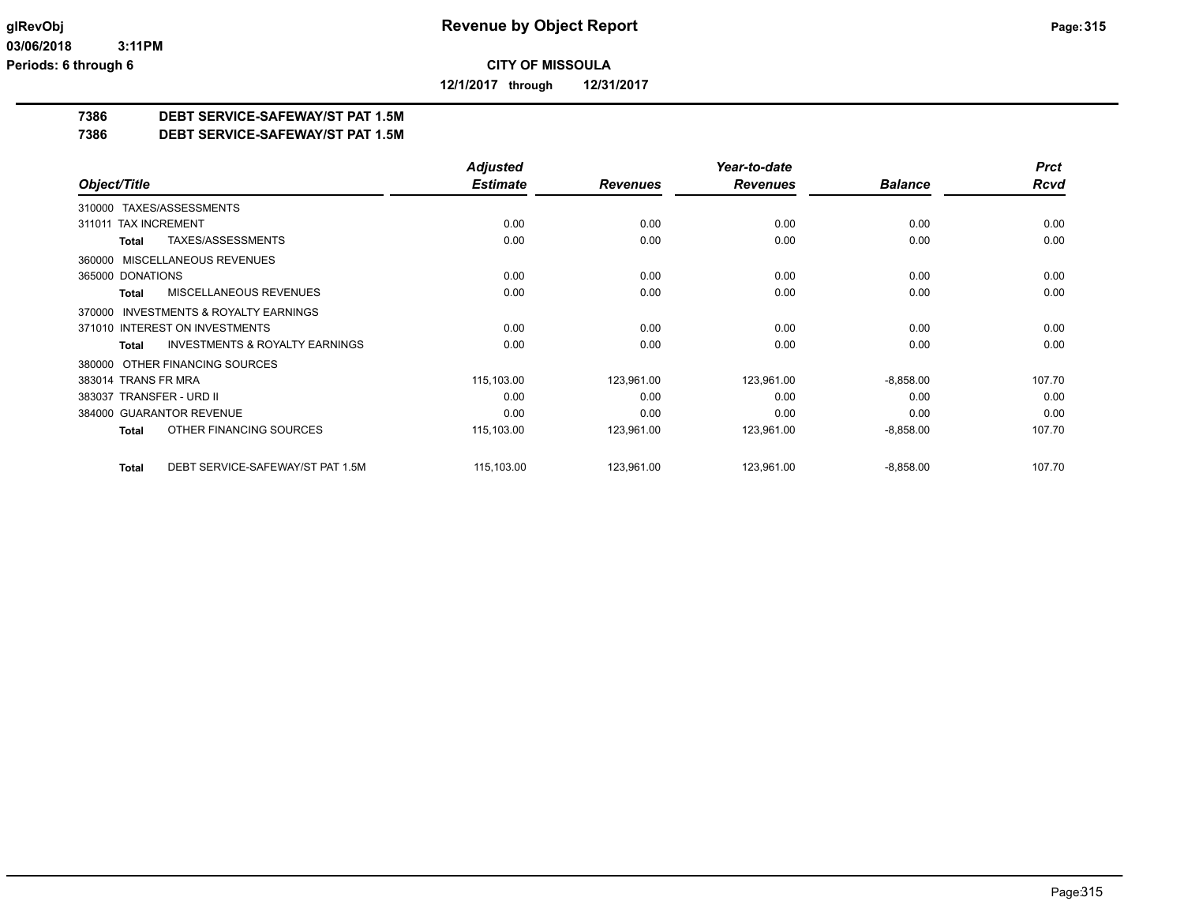**glRevObj** **Revenue by Object Report**

**03/06/2018 3:11PM**

**Periods: 6 through 6**

**CITY OF MISSOULA**

**12/1/2017 through 12/31/2017**

## 7386 DEBT SERVICE-SAFEWAY/ST PAT 1.5M

## 7386 DEBT SERVICE-SAFEWAY/ST PAT 1.5M

| Object/Title | Adjusted Estimate | Revenues | Year-to-date Revenues | Balance | Prct Rcvd |
|---|---|---|---|---|---|
| 310000 TAXES/ASSESSMENTS | | | | | |
| 311011 TAX INCREMENT | 0.00 | 0.00 | 0.00 | 0.00 | 0.00 |
| **Total** TAXES/ASSESSMENTS | 0.00 | 0.00 | 0.00 | 0.00 | 0.00 |
| 360000 MISCELLANEOUS REVENUES | | | | | |
| 365000 DONATIONS | 0.00 | 0.00 | 0.00 | 0.00 | 0.00 |
| **Total** MISCELLANEOUS REVENUES | 0.00 | 0.00 | 0.00 | 0.00 | 0.00 |
| 370000 INVESTMENTS & ROYALTY EARNINGS | | | | | |
| 371010 INTEREST ON INVESTMENTS | 0.00 | 0.00 | 0.00 | 0.00 | 0.00 |
| **Total** INVESTMENTS & ROYALTY EARNINGS | 0.00 | 0.00 | 0.00 | 0.00 | 0.00 |
| 380000 OTHER FINANCING SOURCES | | | | | |
| 383014 TRANS FR MRA | 115,103.00 | 123,961.00 | 123,961.00 | -8,858.00 | 107.70 |
| 383037 TRANSFER - URD II | 0.00 | 0.00 | 0.00 | 0.00 | 0.00 |
| 384000 GUARANTOR REVENUE | 0.00 | 0.00 | 0.00 | 0.00 | 0.00 |
| **Total** OTHER FINANCING SOURCES | 115,103.00 | 123,961.00 | 123,961.00 | -8,858.00 | 107.70 |
| **Total** DEBT SERVICE-SAFEWAY/ST PAT 1.5M | 115,103.00 | 123,961.00 | 123,961.00 | -8,858.00 | 107.70 |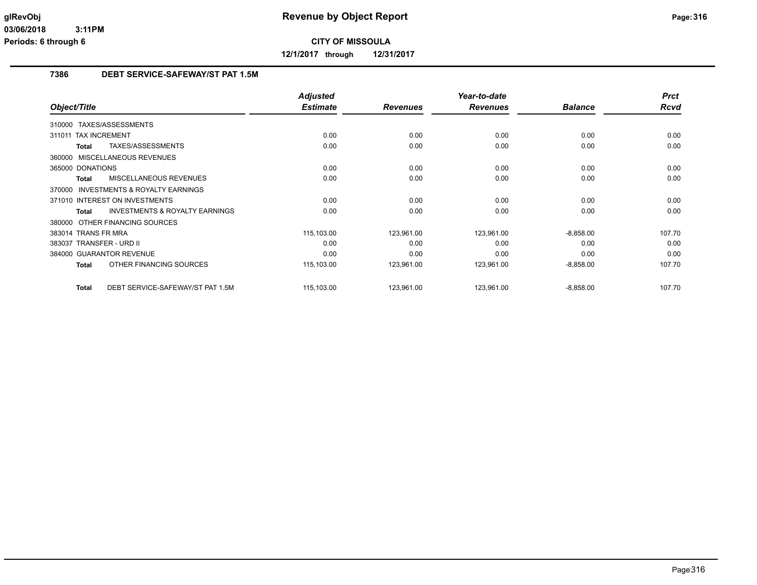**glRevObj**
**03/06/2018 3:11PM**
**Periods: 6 through 6**

# Revenue by Object Report

**CITY OF MISSOULA**

**12/1/2017 through 12/31/2017**

## 7386 DEBT SERVICE-SAFEWAY/ST PAT 1.5M

| Object/Title | | Adjusted Estimate | Revenues | Year-to-date Revenues | Balance | Prct Rcvd |
|---|---|---|---|---|---|---|
| 310000 TAXES/ASSESSMENTS | | | | | | |
| 311011 TAX INCREMENT | | 0.00 | 0.00 | 0.00 | 0.00 | 0.00 |
| **Total** | TAXES/ASSESSMENTS | 0.00 | 0.00 | 0.00 | 0.00 | 0.00 |
| 360000 MISCELLANEOUS REVENUES | | | | | | |
| 365000 DONATIONS | | 0.00 | 0.00 | 0.00 | 0.00 | 0.00 |
| **Total** | MISCELLANEOUS REVENUES | 0.00 | 0.00 | 0.00 | 0.00 | 0.00 |
| 370000 INVESTMENTS & ROYALTY EARNINGS | | | | | | |
| 371010 INTEREST ON INVESTMENTS | | 0.00 | 0.00 | 0.00 | 0.00 | 0.00 |
| **Total** | INVESTMENTS & ROYALTY EARNINGS | 0.00 | 0.00 | 0.00 | 0.00 | 0.00 |
| 380000 OTHER FINANCING SOURCES | | | | | | |
| 383014 TRANS FR MRA | | 115,103.00 | 123,961.00 | 123,961.00 | -8,858.00 | 107.70 |
| 383037 TRANSFER - URD II | | 0.00 | 0.00 | 0.00 | 0.00 | 0.00 |
| 384000 GUARANTOR REVENUE | | 0.00 | 0.00 | 0.00 | 0.00 | 0.00 |
| **Total** | OTHER FINANCING SOURCES | 115,103.00 | 123,961.00 | 123,961.00 | -8,858.00 | 107.70 |
| **Total** | DEBT SERVICE-SAFEWAY/ST PAT 1.5M | 115,103.00 | 123,961.00 | 123,961.00 | -8,858.00 | 107.70 |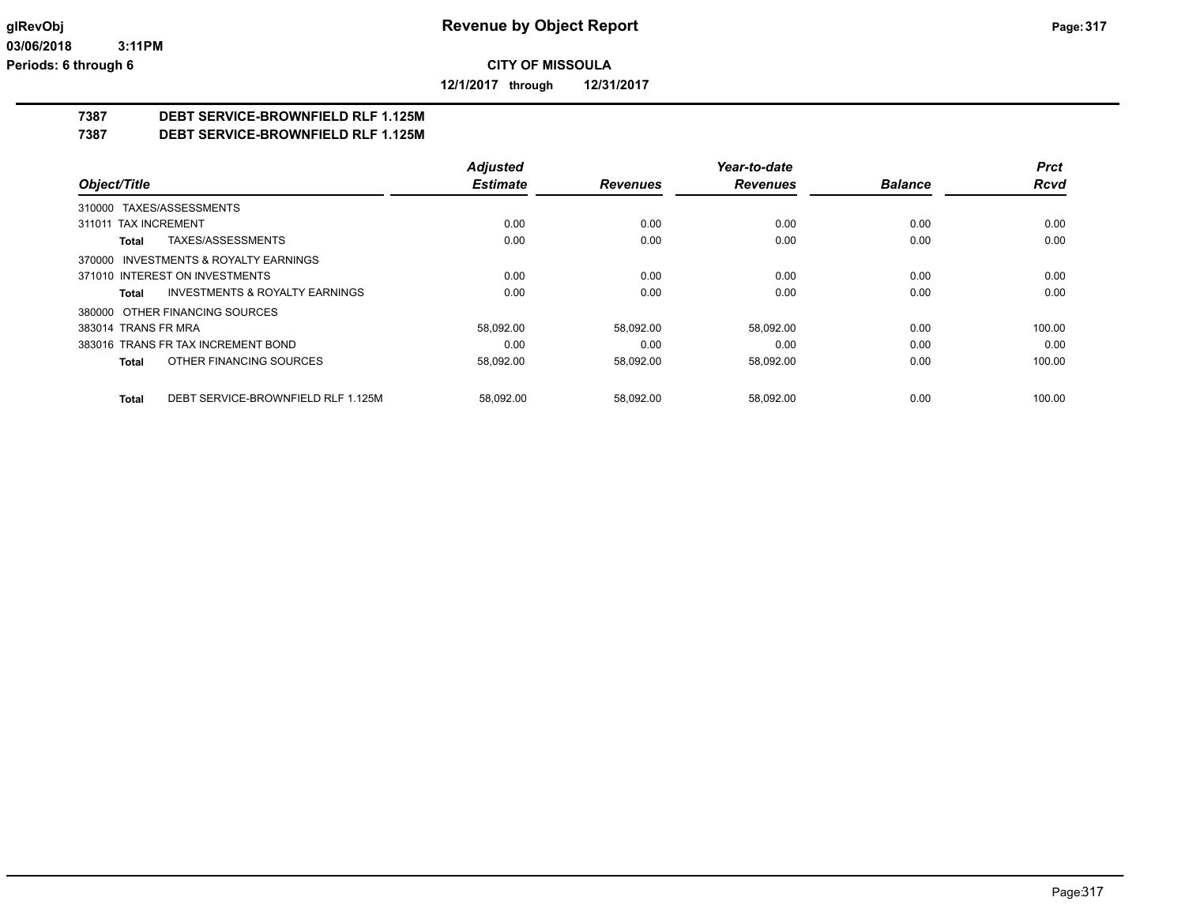**glRevObj**
**03/06/2018 3:11PM**
**Periods: 6 through 6**

# Revenue by Object Report

**CITY OF MISSOULA**

**12/1/2017 through 12/31/2017**

## 7387 DEBT SERVICE-BROWNFIELD RLF 1.125M
## 7387 DEBT SERVICE-BROWNFIELD RLF 1.125M

| Object/Title | Adjusted Estimate | Revenues | Year-to-date Revenues | Balance | Prct Rcvd |
|---|---|---|---|---|---|
| 310000 TAXES/ASSESSMENTS | | | | | |
| 311011 TAX INCREMENT | 0.00 | 0.00 | 0.00 | 0.00 | 0.00 |
| **Total** TAXES/ASSESSMENTS | 0.00 | 0.00 | 0.00 | 0.00 | 0.00 |
| 370000 INVESTMENTS & ROYALTY EARNINGS | | | | | |
| 371010 INTEREST ON INVESTMENTS | 0.00 | 0.00 | 0.00 | 0.00 | 0.00 |
| **Total** INVESTMENTS & ROYALTY EARNINGS | 0.00 | 0.00 | 0.00 | 0.00 | 0.00 |
| 380000 OTHER FINANCING SOURCES | | | | | |
| 383014 TRANS FR MRA | 58,092.00 | 58,092.00 | 58,092.00 | 0.00 | 100.00 |
| 383016 TRANS FR TAX INCREMENT BOND | 0.00 | 0.00 | 0.00 | 0.00 | 0.00 |
| **Total** OTHER FINANCING SOURCES | 58,092.00 | 58,092.00 | 58,092.00 | 0.00 | 100.00 |
| **Total** DEBT SERVICE-BROWNFIELD RLF 1.125M | 58,092.00 | 58,092.00 | 58,092.00 | 0.00 | 100.00 |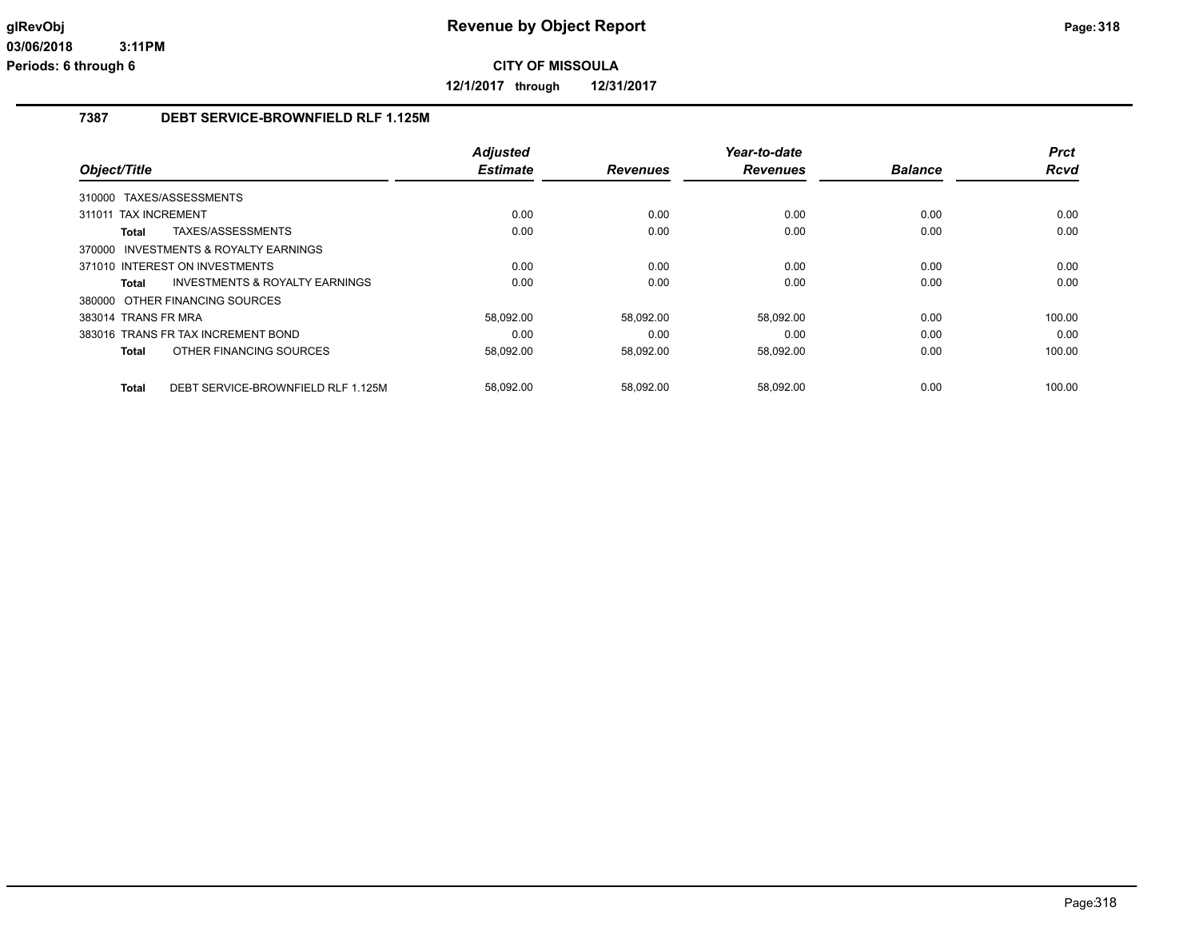**CITY OF MISSOULA**

**12/1/2017 through 12/31/2017**

## 7387 DEBT SERVICE-BROWNFIELD RLF 1.125M

| Object/Title | Adjusted Estimate | Revenues | Year-to-date Revenues | Balance | Prct Rcvd |
|---|---|---|---|---|---|
| 310000 TAXES/ASSESSMENTS | | | | | |
| 311011 TAX INCREMENT | 0.00 | 0.00 | 0.00 | 0.00 | 0.00 |
| **Total** TAXES/ASSESSMENTS | 0.00 | 0.00 | 0.00 | 0.00 | 0.00 |
| 370000 INVESTMENTS & ROYALTY EARNINGS | | | | | |
| 371010 INTEREST ON INVESTMENTS | 0.00 | 0.00 | 0.00 | 0.00 | 0.00 |
| **Total** INVESTMENTS & ROYALTY EARNINGS | 0.00 | 0.00 | 0.00 | 0.00 | 0.00 |
| 380000 OTHER FINANCING SOURCES | | | | | |
| 383014 TRANS FR MRA | 58,092.00 | 58,092.00 | 58,092.00 | 0.00 | 100.00 |
| 383016 TRANS FR TAX INCREMENT BOND | 0.00 | 0.00 | 0.00 | 0.00 | 0.00 |
| **Total** OTHER FINANCING SOURCES | 58,092.00 | 58,092.00 | 58,092.00 | 0.00 | 100.00 |
| **Total** DEBT SERVICE-BROWNFIELD RLF 1.125M | 58,092.00 | 58,092.00 | 58,092.00 | 0.00 | 100.00 |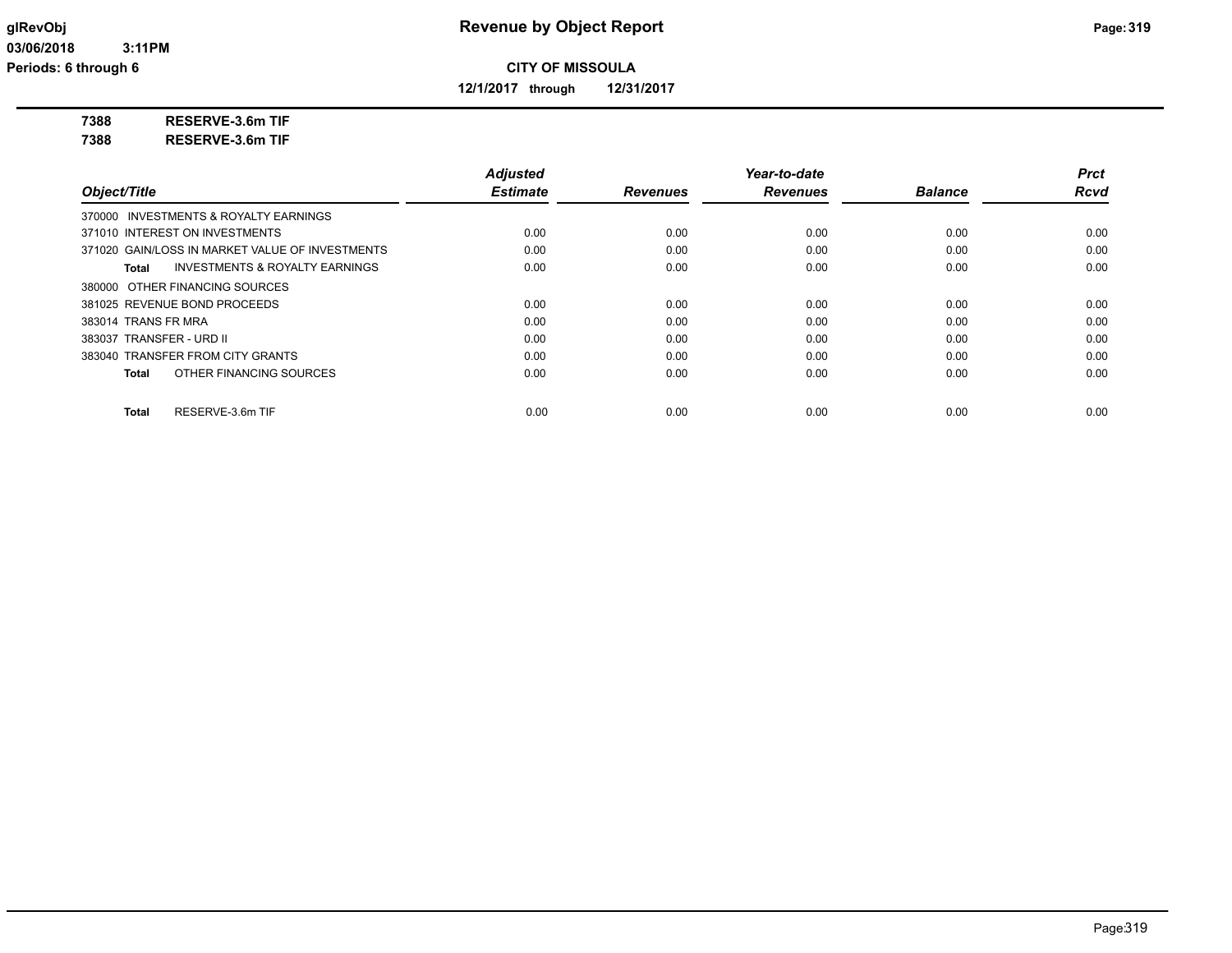**CITY OF MISSOULA**

**12/1/2017 through 12/31/2017**

**7388 RESERVE-3.6m TIF**

**7388 RESERVE-3.6m TIF**

| Object/Title | Adjusted Estimate | Revenues | Year-to-date Revenues | Balance | Prct Rcvd |
|---|---|---|---|---|---|
| 370000 INVESTMENTS & ROYALTY EARNINGS | | | | | |
| 371010 INTEREST ON INVESTMENTS | 0.00 | 0.00 | 0.00 | 0.00 | 0.00 |
| 371020 GAIN/LOSS IN MARKET VALUE OF INVESTMENTS | 0.00 | 0.00 | 0.00 | 0.00 | 0.00 |
| **Total** INVESTMENTS & ROYALTY EARNINGS | 0.00 | 0.00 | 0.00 | 0.00 | 0.00 |
| 380000 OTHER FINANCING SOURCES | | | | | |
| 381025 REVENUE BOND PROCEEDS | 0.00 | 0.00 | 0.00 | 0.00 | 0.00 |
| 383014 TRANS FR MRA | 0.00 | 0.00 | 0.00 | 0.00 | 0.00 |
| 383037 TRANSFER - URD II | 0.00 | 0.00 | 0.00 | 0.00 | 0.00 |
| 383040 TRANSFER FROM CITY GRANTS | 0.00 | 0.00 | 0.00 | 0.00 | 0.00 |
| **Total** OTHER FINANCING SOURCES | 0.00 | 0.00 | 0.00 | 0.00 | 0.00 |
| **Total** RESERVE-3.6m TIF | 0.00 | 0.00 | 0.00 | 0.00 | 0.00 |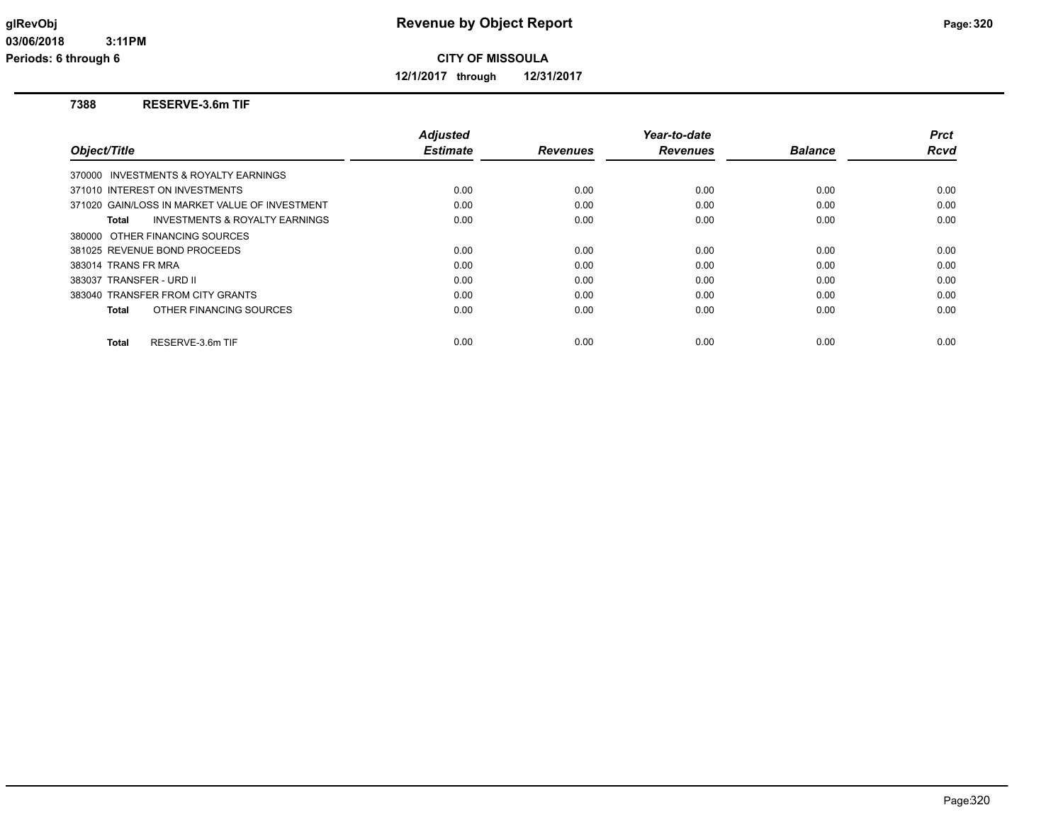## CITY OF MISSOULA

**12/1/2017 through 12/31/2017**

### 7388 RESERVE-3.6m TIF

| Object/Title | Adjusted Estimate | Revenues | Year-to-date Revenues | Balance | Prct Rcvd |
|---|---|---|---|---|---|
| 370000 INVESTMENTS & ROYALTY EARNINGS | | | | | |
| 371010 INTEREST ON INVESTMENTS | 0.00 | 0.00 | 0.00 | 0.00 | 0.00 |
| 371020 GAIN/LOSS IN MARKET VALUE OF INVESTMENT | 0.00 | 0.00 | 0.00 | 0.00 | 0.00 |
| **Total** INVESTMENTS & ROYALTY EARNINGS | 0.00 | 0.00 | 0.00 | 0.00 | 0.00 |
| 380000 OTHER FINANCING SOURCES | | | | | |
| 381025 REVENUE BOND PROCEEDS | 0.00 | 0.00 | 0.00 | 0.00 | 0.00 |
| 383014 TRANS FR MRA | 0.00 | 0.00 | 0.00 | 0.00 | 0.00 |
| 383037 TRANSFER - URD II | 0.00 | 0.00 | 0.00 | 0.00 | 0.00 |
| 383040 TRANSFER FROM CITY GRANTS | 0.00 | 0.00 | 0.00 | 0.00 | 0.00 |
| **Total** OTHER FINANCING SOURCES | 0.00 | 0.00 | 0.00 | 0.00 | 0.00 |
| **Total** RESERVE-3.6m TIF | 0.00 | 0.00 | 0.00 | 0.00 | 0.00 |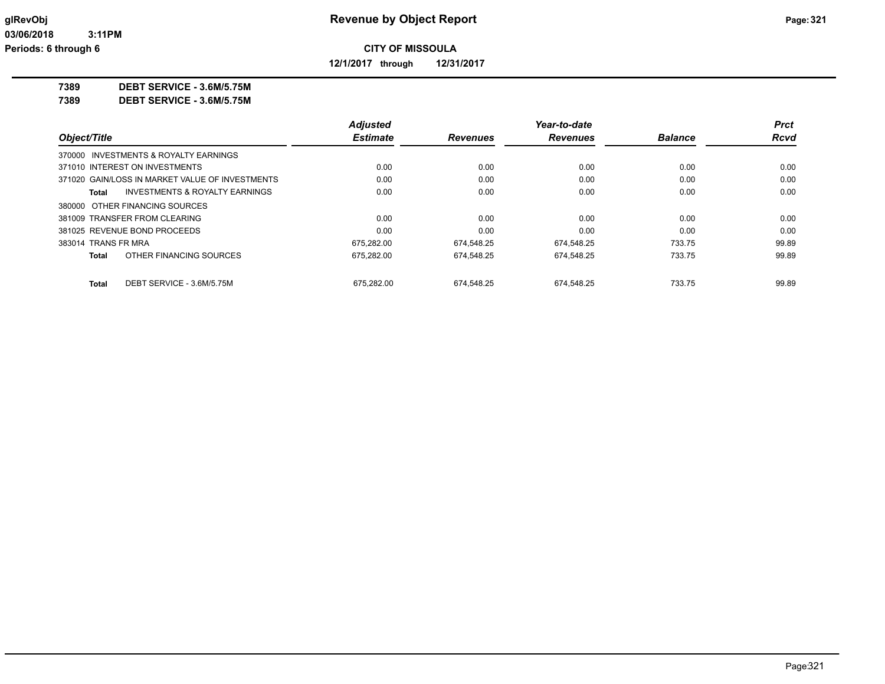**glRevObj**
**03/06/2018 3:11PM**
**Periods: 6 through 6**

# Revenue by Object Report

**CITY OF MISSOULA**

**12/1/2017 through 12/31/2017**

**7389 DEBT SERVICE - 3.6M/5.75M**

**7389 DEBT SERVICE - 3.6M/5.75M**

| Object/Title | Adjusted Estimate | Revenues | Year-to-date Revenues | Balance | Prct Rcvd |
|---|---|---|---|---|---|
| 370000 INVESTMENTS & ROYALTY EARNINGS | | | | | |
| 371010 INTEREST ON INVESTMENTS | 0.00 | 0.00 | 0.00 | 0.00 | 0.00 |
| 371020 GAIN/LOSS IN MARKET VALUE OF INVESTMENTS | 0.00 | 0.00 | 0.00 | 0.00 | 0.00 |
| **Total** INVESTMENTS & ROYALTY EARNINGS | 0.00 | 0.00 | 0.00 | 0.00 | 0.00 |
| 380000 OTHER FINANCING SOURCES | | | | | |
| 381009 TRANSFER FROM CLEARING | 0.00 | 0.00 | 0.00 | 0.00 | 0.00 |
| 381025 REVENUE BOND PROCEEDS | 0.00 | 0.00 | 0.00 | 0.00 | 0.00 |
| 383014 TRANS FR MRA | 675,282.00 | 674,548.25 | 674,548.25 | 733.75 | 99.89 |
| **Total** OTHER FINANCING SOURCES | 675,282.00 | 674,548.25 | 674,548.25 | 733.75 | 99.89 |
| **Total** DEBT SERVICE - 3.6M/5.75M | 675,282.00 | 674,548.25 | 674,548.25 | 733.75 | 99.89 |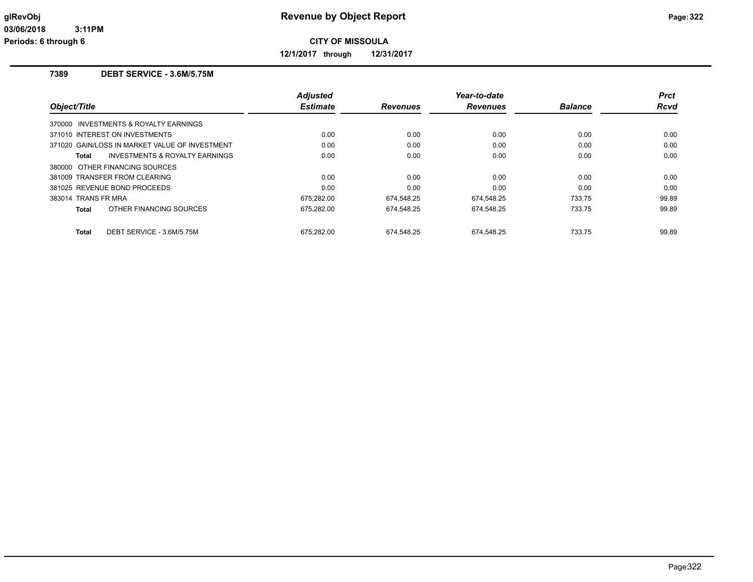# Revenue by Object Report

**CITY OF MISSOULA**

**12/1/2017 through 12/31/2017**

glRevObj
03/06/2018 3:11PM
Periods: 6 through 6

## 7389 DEBT SERVICE - 3.6M/5.75M

| Object/Title | Adjusted Estimate | Revenues | Year-to-date Revenues | Balance | Prct Rcvd |
|---|---|---|---|---|---|
| 370000 INVESTMENTS & ROYALTY EARNINGS | | | | | |
| 371010 INTEREST ON INVESTMENTS | 0.00 | 0.00 | 0.00 | 0.00 | 0.00 |
| 371020 GAIN/LOSS IN MARKET VALUE OF INVESTMENT | 0.00 | 0.00 | 0.00 | 0.00 | 0.00 |
| **Total** INVESTMENTS & ROYALTY EARNINGS | 0.00 | 0.00 | 0.00 | 0.00 | 0.00 |
| 380000 OTHER FINANCING SOURCES | | | | | |
| 381009 TRANSFER FROM CLEARING | 0.00 | 0.00 | 0.00 | 0.00 | 0.00 |
| 381025 REVENUE BOND PROCEEDS | 0.00 | 0.00 | 0.00 | 0.00 | 0.00 |
| 383014 TRANS FR MRA | 675,282.00 | 674,548.25 | 674,548.25 | 733.75 | 99.89 |
| **Total** OTHER FINANCING SOURCES | 675,282.00 | 674,548.25 | 674,548.25 | 733.75 | 99.89 |
| **Total** DEBT SERVICE - 3.6M/5.75M | 675,282.00 | 674,548.25 | 674,548.25 | 733.75 | 99.89 |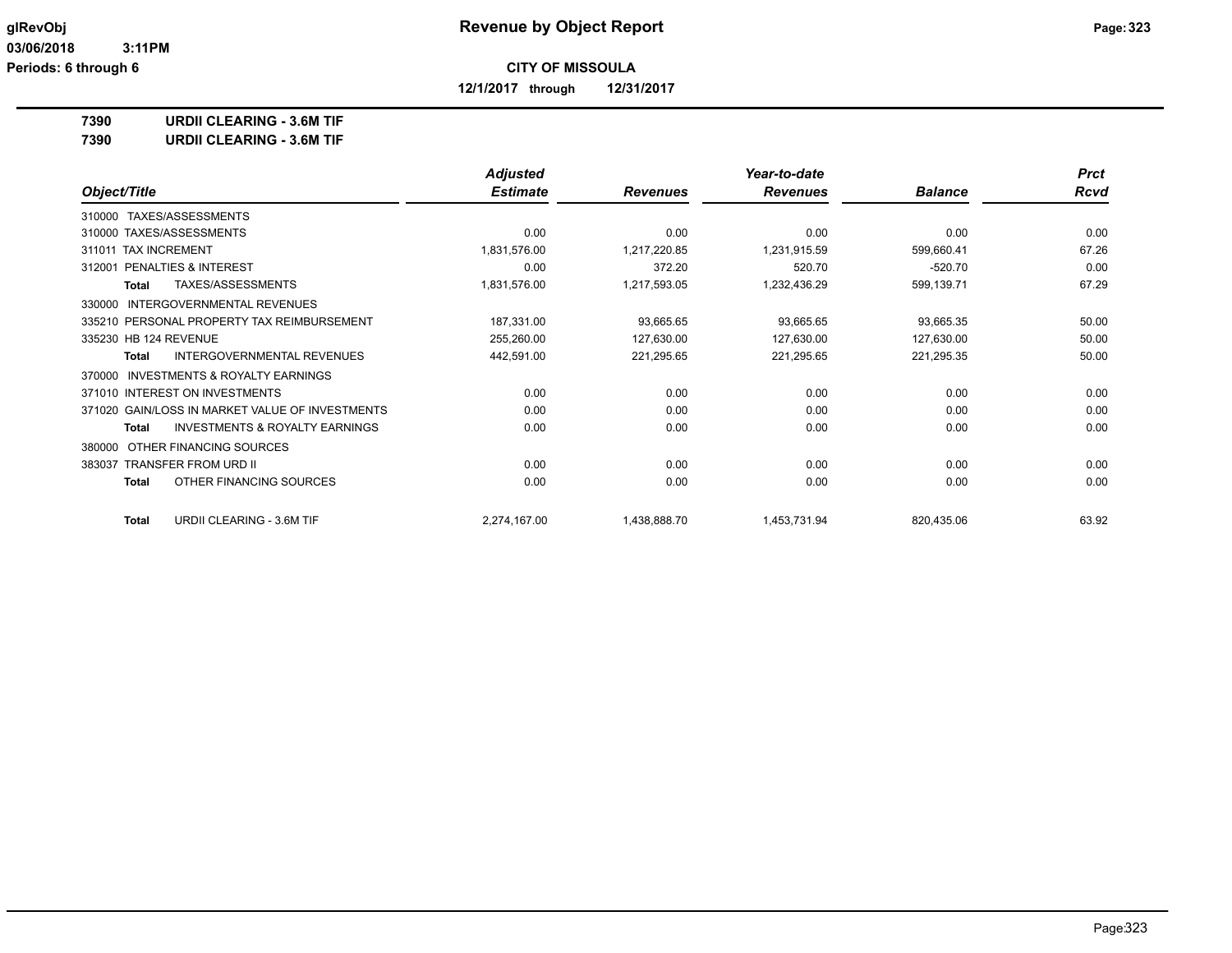**glRevObj** **Revenue by Object Report**

**03/06/2018 3:11PM**

**Periods: 6 through 6**

**CITY OF MISSOULA**

**12/1/2017 through 12/31/2017**

**7390 URDII CLEARING - 3.6M TIF**

**7390 URDII CLEARING - 3.6M TIF**

| Object/Title | Adjusted Estimate | Revenues | Year-to-date Revenues | Balance | Prct Rcvd |
|---|---|---|---|---|---|
| 310000 TAXES/ASSESSMENTS | | | | | |
| 310000 TAXES/ASSESSMENTS | 0.00 | 0.00 | 0.00 | 0.00 | 0.00 |
| 311011 TAX INCREMENT | 1,831,576.00 | 1,217,220.85 | 1,231,915.59 | 599,660.41 | 67.26 |
| 312001 PENALTIES & INTEREST | 0.00 | 372.20 | 520.70 | -520.70 | 0.00 |
| **Total** TAXES/ASSESSMENTS | 1,831,576.00 | 1,217,593.05 | 1,232,436.29 | 599,139.71 | 67.29 |
| 330000 INTERGOVERNMENTAL REVENUES | | | | | |
| 335210 PERSONAL PROPERTY TAX REIMBURSEMENT | 187,331.00 | 93,665.65 | 93,665.65 | 93,665.35 | 50.00 |
| 335230 HB 124 REVENUE | 255,260.00 | 127,630.00 | 127,630.00 | 127,630.00 | 50.00 |
| **Total** INTERGOVERNMENTAL REVENUES | 442,591.00 | 221,295.65 | 221,295.65 | 221,295.35 | 50.00 |
| 370000 INVESTMENTS & ROYALTY EARNINGS | | | | | |
| 371010 INTEREST ON INVESTMENTS | 0.00 | 0.00 | 0.00 | 0.00 | 0.00 |
| 371020 GAIN/LOSS IN MARKET VALUE OF INVESTMENTS | 0.00 | 0.00 | 0.00 | 0.00 | 0.00 |
| **Total** INVESTMENTS & ROYALTY EARNINGS | 0.00 | 0.00 | 0.00 | 0.00 | 0.00 |
| 380000 OTHER FINANCING SOURCES | | | | | |
| 383037 TRANSFER FROM URD II | 0.00 | 0.00 | 0.00 | 0.00 | 0.00 |
| **Total** OTHER FINANCING SOURCES | 0.00 | 0.00 | 0.00 | 0.00 | 0.00 |
| **Total** URDII CLEARING - 3.6M TIF | 2,274,167.00 | 1,438,888.70 | 1,453,731.94 | 820,435.06 | 63.92 |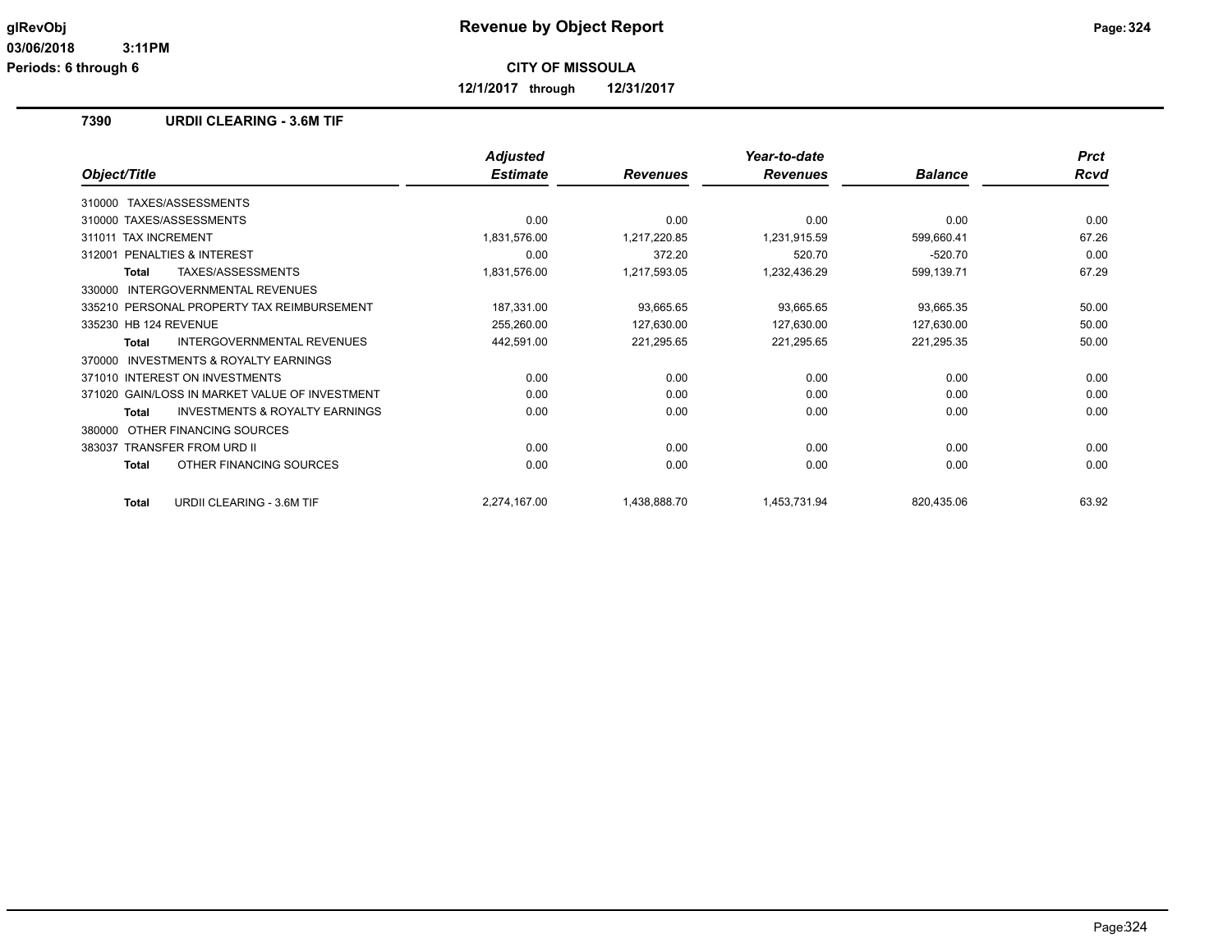# Revenue by Object Report

**CITY OF MISSOULA**

**12/1/2017 through 12/31/2017**

glRevObj
03/06/2018 3:11PM
Periods: 6 through 6

## 7390 URDII CLEARING - 3.6M TIF

| Object/Title | Adjusted Estimate | Revenues | Year-to-date Revenues | Balance | Prct Rcvd |
|---|---|---|---|---|---|
| 310000 TAXES/ASSESSMENTS | | | | | |
| 310000 TAXES/ASSESSMENTS | 0.00 | 0.00 | 0.00 | 0.00 | 0.00 |
| 311011 TAX INCREMENT | 1,831,576.00 | 1,217,220.85 | 1,231,915.59 | 599,660.41 | 67.26 |
| 312001 PENALTIES & INTEREST | 0.00 | 372.20 | 520.70 | -520.70 | 0.00 |
| **Total** TAXES/ASSESSMENTS | 1,831,576.00 | 1,217,593.05 | 1,232,436.29 | 599,139.71 | 67.29 |
| 330000 INTERGOVERNMENTAL REVENUES | | | | | |
| 335210 PERSONAL PROPERTY TAX REIMBURSEMENT | 187,331.00 | 93,665.65 | 93,665.65 | 93,665.35 | 50.00 |
| 335230 HB 124 REVENUE | 255,260.00 | 127,630.00 | 127,630.00 | 127,630.00 | 50.00 |
| **Total** INTERGOVERNMENTAL REVENUES | 442,591.00 | 221,295.65 | 221,295.65 | 221,295.35 | 50.00 |
| 370000 INVESTMENTS & ROYALTY EARNINGS | | | | | |
| 371010 INTEREST ON INVESTMENTS | 0.00 | 0.00 | 0.00 | 0.00 | 0.00 |
| 371020 GAIN/LOSS IN MARKET VALUE OF INVESTMENT | 0.00 | 0.00 | 0.00 | 0.00 | 0.00 |
| **Total** INVESTMENTS & ROYALTY EARNINGS | 0.00 | 0.00 | 0.00 | 0.00 | 0.00 |
| 380000 OTHER FINANCING SOURCES | | | | | |
| 383037 TRANSFER FROM URD II | 0.00 | 0.00 | 0.00 | 0.00 | 0.00 |
| **Total** OTHER FINANCING SOURCES | 0.00 | 0.00 | 0.00 | 0.00 | 0.00 |
| **Total** URDII CLEARING - 3.6M TIF | 2,274,167.00 | 1,438,888.70 | 1,453,731.94 | 820,435.06 | 63.92 |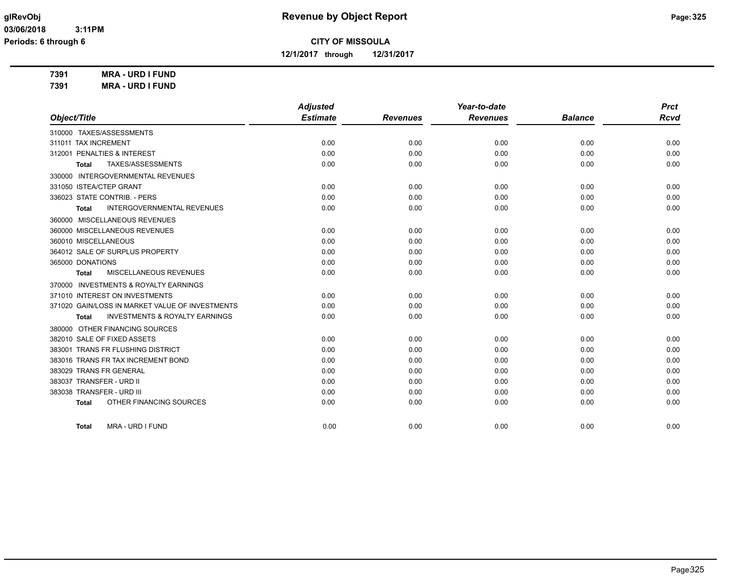**CITY OF MISSOULA**

**12/1/2017 through 12/31/2017**

**7391 MRA - URD I FUND**

**7391 MRA - URD I FUND**

| Object/Title | Adjusted Estimate | Revenues | Year-to-date Revenues | Balance | Prct Rcvd |
|---|---|---|---|---|---|
| 310000 TAXES/ASSESSMENTS | | | | | |
| 311011 TAX INCREMENT | 0.00 | 0.00 | 0.00 | 0.00 | 0.00 |
| 312001 PENALTIES & INTEREST | 0.00 | 0.00 | 0.00 | 0.00 | 0.00 |
| **Total** TAXES/ASSESSMENTS | 0.00 | 0.00 | 0.00 | 0.00 | 0.00 |
| 330000 INTERGOVERNMENTAL REVENUES | | | | | |
| 331050 ISTEA/CTEP GRANT | 0.00 | 0.00 | 0.00 | 0.00 | 0.00 |
| 336023 STATE CONTRIB. - PERS | 0.00 | 0.00 | 0.00 | 0.00 | 0.00 |
| **Total** INTERGOVERNMENTAL REVENUES | 0.00 | 0.00 | 0.00 | 0.00 | 0.00 |
| 360000 MISCELLANEOUS REVENUES | | | | | |
| 360000 MISCELLANEOUS REVENUES | 0.00 | 0.00 | 0.00 | 0.00 | 0.00 |
| 360010 MISCELLANEOUS | 0.00 | 0.00 | 0.00 | 0.00 | 0.00 |
| 364012 SALE OF SURPLUS PROPERTY | 0.00 | 0.00 | 0.00 | 0.00 | 0.00 |
| 365000 DONATIONS | 0.00 | 0.00 | 0.00 | 0.00 | 0.00 |
| **Total** MISCELLANEOUS REVENUES | 0.00 | 0.00 | 0.00 | 0.00 | 0.00 |
| 370000 INVESTMENTS & ROYALTY EARNINGS | | | | | |
| 371010 INTEREST ON INVESTMENTS | 0.00 | 0.00 | 0.00 | 0.00 | 0.00 |
| 371020 GAIN/LOSS IN MARKET VALUE OF INVESTMENTS | 0.00 | 0.00 | 0.00 | 0.00 | 0.00 |
| **Total** INVESTMENTS & ROYALTY EARNINGS | 0.00 | 0.00 | 0.00 | 0.00 | 0.00 |
| 380000 OTHER FINANCING SOURCES | | | | | |
| 382010 SALE OF FIXED ASSETS | 0.00 | 0.00 | 0.00 | 0.00 | 0.00 |
| 383001 TRANS FR FLUSHING DISTRICT | 0.00 | 0.00 | 0.00 | 0.00 | 0.00 |
| 383016 TRANS FR TAX INCREMENT BOND | 0.00 | 0.00 | 0.00 | 0.00 | 0.00 |
| 383029 TRANS FR GENERAL | 0.00 | 0.00 | 0.00 | 0.00 | 0.00 |
| 383037 TRANSFER - URD II | 0.00 | 0.00 | 0.00 | 0.00 | 0.00 |
| 383038 TRANSFER - URD III | 0.00 | 0.00 | 0.00 | 0.00 | 0.00 |
| **Total** OTHER FINANCING SOURCES | 0.00 | 0.00 | 0.00 | 0.00 | 0.00 |
| **Total** MRA - URD I FUND | 0.00 | 0.00 | 0.00 | 0.00 | 0.00 |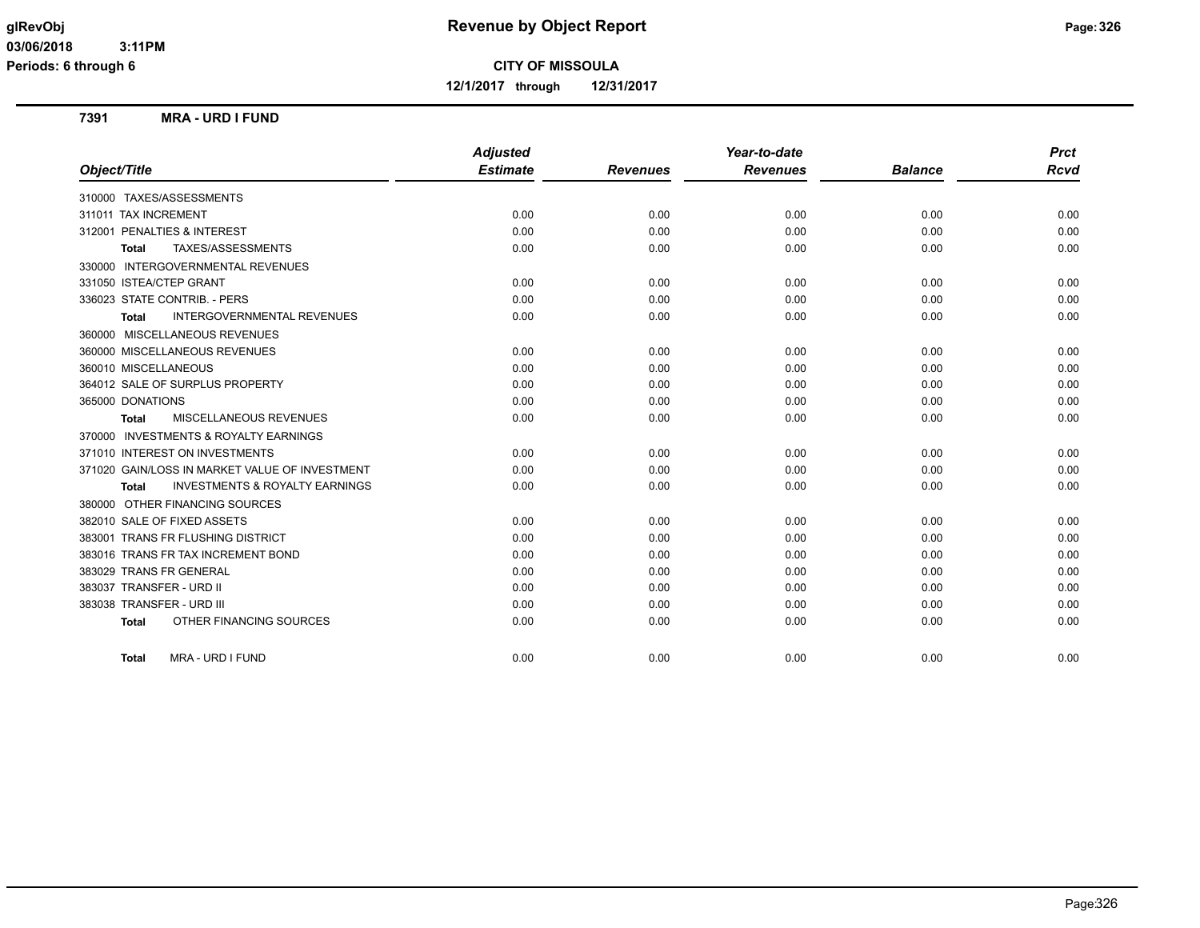# Revenue by Object Report

**CITY OF MISSOULA**

**12/1/2017 through 12/31/2017**

glRevObj
03/06/2018 3:11PM
Periods: 6 through 6

## 7391 MRA - URD I FUND

| Object/Title | Adjusted Estimate | Revenues | Year-to-date Revenues | Balance | Prct Rcvd |
|---|---|---|---|---|---|
| 310000 TAXES/ASSESSMENTS | | | | | |
| 311011 TAX INCREMENT | 0.00 | 0.00 | 0.00 | 0.00 | 0.00 |
| 312001 PENALTIES & INTEREST | 0.00 | 0.00 | 0.00 | 0.00 | 0.00 |
| **Total** TAXES/ASSESSMENTS | 0.00 | 0.00 | 0.00 | 0.00 | 0.00 |
| 330000 INTERGOVERNMENTAL REVENUES | | | | | |
| 331050 ISTEA/CTEP GRANT | 0.00 | 0.00 | 0.00 | 0.00 | 0.00 |
| 336023 STATE CONTRIB. - PERS | 0.00 | 0.00 | 0.00 | 0.00 | 0.00 |
| **Total** INTERGOVERNMENTAL REVENUES | 0.00 | 0.00 | 0.00 | 0.00 | 0.00 |
| 360000 MISCELLANEOUS REVENUES | | | | | |
| 360000 MISCELLANEOUS REVENUES | 0.00 | 0.00 | 0.00 | 0.00 | 0.00 |
| 360010 MISCELLANEOUS | 0.00 | 0.00 | 0.00 | 0.00 | 0.00 |
| 364012 SALE OF SURPLUS PROPERTY | 0.00 | 0.00 | 0.00 | 0.00 | 0.00 |
| 365000 DONATIONS | 0.00 | 0.00 | 0.00 | 0.00 | 0.00 |
| **Total** MISCELLANEOUS REVENUES | 0.00 | 0.00 | 0.00 | 0.00 | 0.00 |
| 370000 INVESTMENTS & ROYALTY EARNINGS | | | | | |
| 371010 INTEREST ON INVESTMENTS | 0.00 | 0.00 | 0.00 | 0.00 | 0.00 |
| 371020 GAIN/LOSS IN MARKET VALUE OF INVESTMENT | 0.00 | 0.00 | 0.00 | 0.00 | 0.00 |
| **Total** INVESTMENTS & ROYALTY EARNINGS | 0.00 | 0.00 | 0.00 | 0.00 | 0.00 |
| 380000 OTHER FINANCING SOURCES | | | | | |
| 382010 SALE OF FIXED ASSETS | 0.00 | 0.00 | 0.00 | 0.00 | 0.00 |
| 383001 TRANS FR FLUSHING DISTRICT | 0.00 | 0.00 | 0.00 | 0.00 | 0.00 |
| 383016 TRANS FR TAX INCREMENT BOND | 0.00 | 0.00 | 0.00 | 0.00 | 0.00 |
| 383029 TRANS FR GENERAL | 0.00 | 0.00 | 0.00 | 0.00 | 0.00 |
| 383037 TRANSFER - URD II | 0.00 | 0.00 | 0.00 | 0.00 | 0.00 |
| 383038 TRANSFER - URD III | 0.00 | 0.00 | 0.00 | 0.00 | 0.00 |
| **Total** OTHER FINANCING SOURCES | 0.00 | 0.00 | 0.00 | 0.00 | 0.00 |
| **Total** MRA - URD I FUND | 0.00 | 0.00 | 0.00 | 0.00 | 0.00 |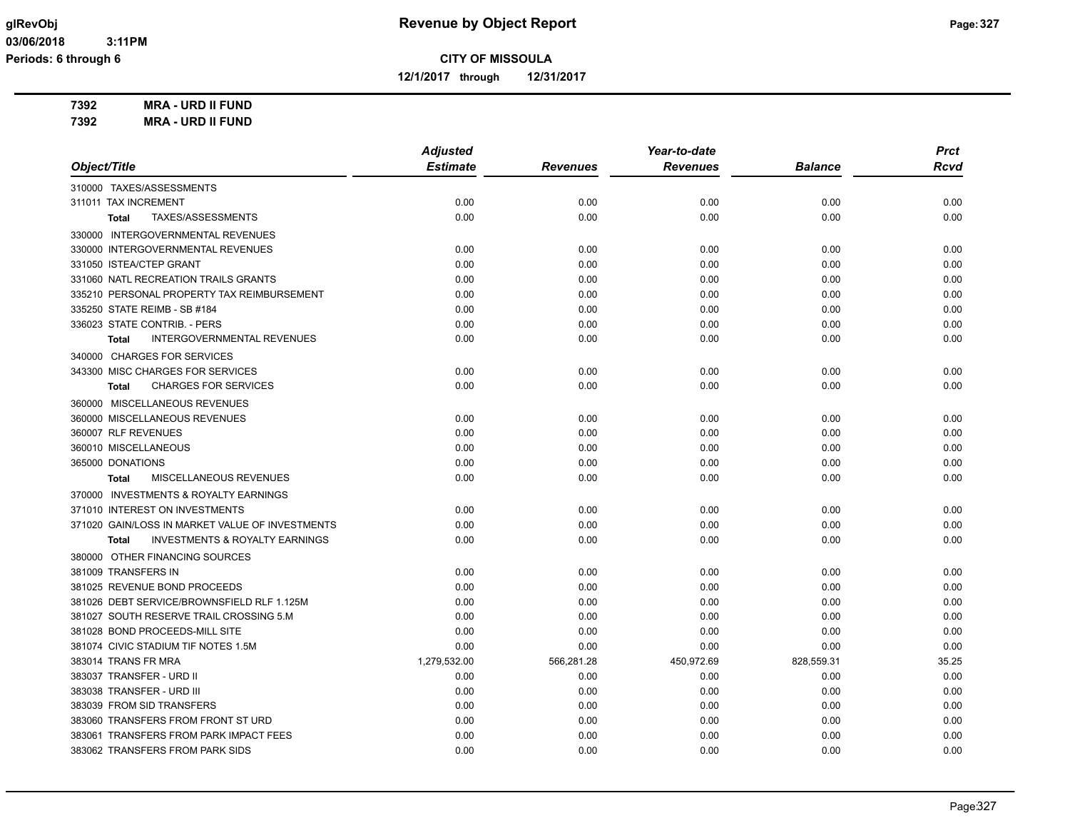# Revenue by Object Report

glRevObj
03/06/2018 3:11PM
Periods: 6 through 6

**CITY OF MISSOULA**

**12/1/2017 through 12/31/2017**

**7392 MRA - URD II FUND**
**7392 MRA - URD II FUND**

| Object/Title | Adjusted Estimate | Revenues | Year-to-date Revenues | Balance | Prct Rcvd |
|---|---|---|---|---|---|
| 310000 TAXES/ASSESSMENTS | | | | | |
| 311011 TAX INCREMENT | 0.00 | 0.00 | 0.00 | 0.00 | 0.00 |
| **Total** TAXES/ASSESSMENTS | 0.00 | 0.00 | 0.00 | 0.00 | 0.00 |
| 330000 INTERGOVERNMENTAL REVENUES | | | | | |
| 330000 INTERGOVERNMENTAL REVENUES | 0.00 | 0.00 | 0.00 | 0.00 | 0.00 |
| 331050 ISTEA/CTEP GRANT | 0.00 | 0.00 | 0.00 | 0.00 | 0.00 |
| 331060 NATL RECREATION TRAILS GRANTS | 0.00 | 0.00 | 0.00 | 0.00 | 0.00 |
| 335210 PERSONAL PROPERTY TAX REIMBURSEMENT | 0.00 | 0.00 | 0.00 | 0.00 | 0.00 |
| 335250 STATE REIMB - SB #184 | 0.00 | 0.00 | 0.00 | 0.00 | 0.00 |
| 336023 STATE CONTRIB. - PERS | 0.00 | 0.00 | 0.00 | 0.00 | 0.00 |
| **Total** INTERGOVERNMENTAL REVENUES | 0.00 | 0.00 | 0.00 | 0.00 | 0.00 |
| 340000 CHARGES FOR SERVICES | | | | | |
| 343300 MISC CHARGES FOR SERVICES | 0.00 | 0.00 | 0.00 | 0.00 | 0.00 |
| **Total** CHARGES FOR SERVICES | 0.00 | 0.00 | 0.00 | 0.00 | 0.00 |
| 360000 MISCELLANEOUS REVENUES | | | | | |
| 360000 MISCELLANEOUS REVENUES | 0.00 | 0.00 | 0.00 | 0.00 | 0.00 |
| 360007 RLF REVENUES | 0.00 | 0.00 | 0.00 | 0.00 | 0.00 |
| 360010 MISCELLANEOUS | 0.00 | 0.00 | 0.00 | 0.00 | 0.00 |
| 365000 DONATIONS | 0.00 | 0.00 | 0.00 | 0.00 | 0.00 |
| **Total** MISCELLANEOUS REVENUES | 0.00 | 0.00 | 0.00 | 0.00 | 0.00 |
| 370000 INVESTMENTS & ROYALTY EARNINGS | | | | | |
| 371010 INTEREST ON INVESTMENTS | 0.00 | 0.00 | 0.00 | 0.00 | 0.00 |
| 371020 GAIN/LOSS IN MARKET VALUE OF INVESTMENTS | 0.00 | 0.00 | 0.00 | 0.00 | 0.00 |
| **Total** INVESTMENTS & ROYALTY EARNINGS | 0.00 | 0.00 | 0.00 | 0.00 | 0.00 |
| 380000 OTHER FINANCING SOURCES | | | | | |
| 381009 TRANSFERS IN | 0.00 | 0.00 | 0.00 | 0.00 | 0.00 |
| 381025 REVENUE BOND PROCEEDS | 0.00 | 0.00 | 0.00 | 0.00 | 0.00 |
| 381026 DEBT SERVICE/BROWNSFIELD RLF 1.125M | 0.00 | 0.00 | 0.00 | 0.00 | 0.00 |
| 381027 SOUTH RESERVE TRAIL CROSSING 5.M | 0.00 | 0.00 | 0.00 | 0.00 | 0.00 |
| 381028 BOND PROCEEDS-MILL SITE | 0.00 | 0.00 | 0.00 | 0.00 | 0.00 |
| 381074 CIVIC STADIUM TIF NOTES 1.5M | 0.00 | 0.00 | 0.00 | 0.00 | 0.00 |
| 383014 TRANS FR MRA | 1,279,532.00 | 566,281.28 | 450,972.69 | 828,559.31 | 35.25 |
| 383037 TRANSFER - URD II | 0.00 | 0.00 | 0.00 | 0.00 | 0.00 |
| 383038 TRANSFER - URD III | 0.00 | 0.00 | 0.00 | 0.00 | 0.00 |
| 383039 FROM SID TRANSFERS | 0.00 | 0.00 | 0.00 | 0.00 | 0.00 |
| 383060 TRANSFERS FROM FRONT ST URD | 0.00 | 0.00 | 0.00 | 0.00 | 0.00 |
| 383061 TRANSFERS FROM PARK IMPACT FEES | 0.00 | 0.00 | 0.00 | 0.00 | 0.00 |
| 383062 TRANSFERS FROM PARK SIDS | 0.00 | 0.00 | 0.00 | 0.00 | 0.00 |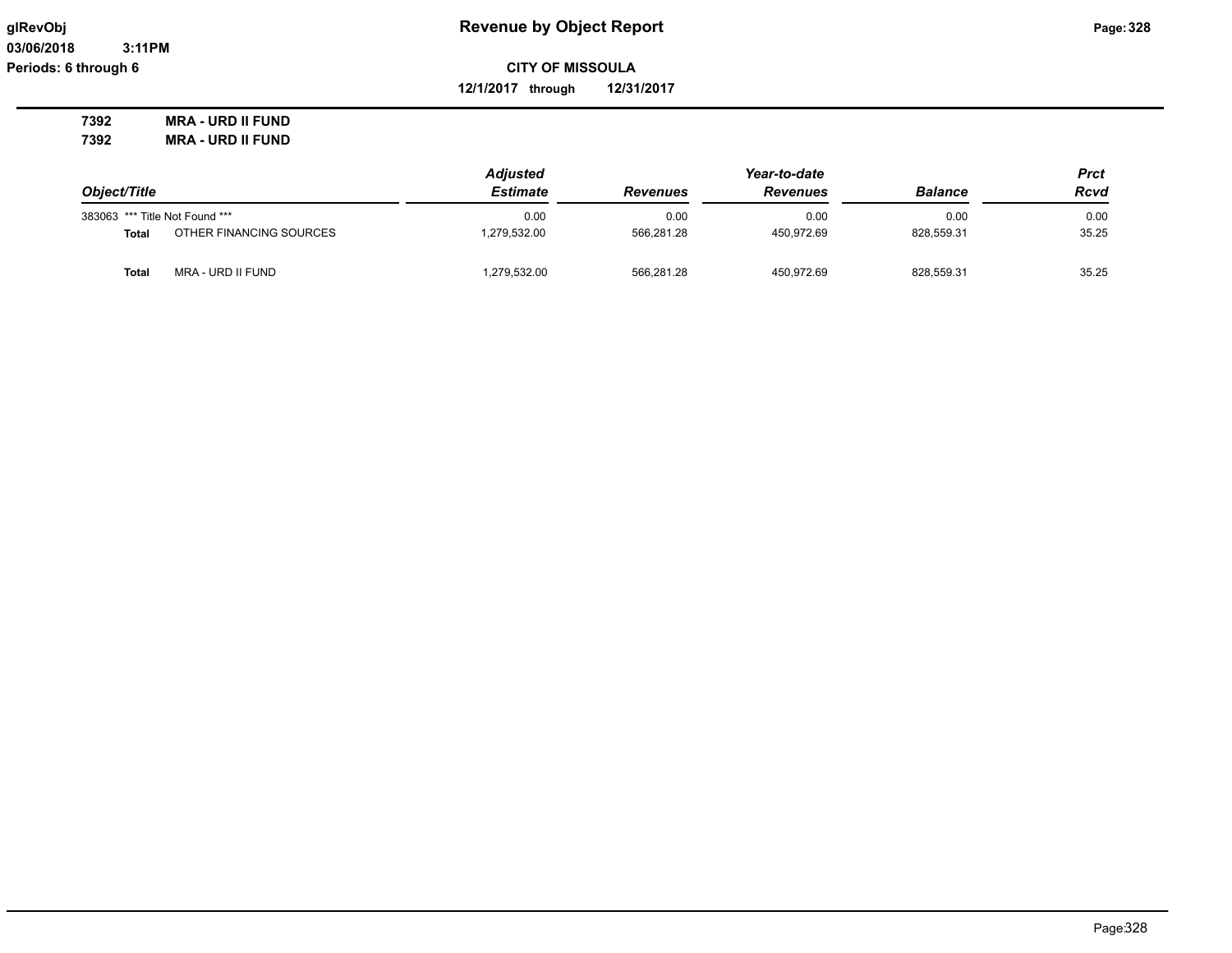**Revenue by Object Report**

**CITY OF MISSOULA**

**12/1/2017 through 12/31/2017**

glRevObj
03/06/2018 3:11PM
Periods: 6 through 6

**7392 MRA - URD II FUND**
**7392 MRA - URD II FUND**

| Object/Title | | Adjusted Estimate | Revenues | Year-to-date Revenues | Balance | Prct Rcvd |
|---|---|---|---|---|---|---|
| 383063 | *** Title Not Found *** | 0.00 | 0.00 | 0.00 | 0.00 | 0.00 |
| **Total** | OTHER FINANCING SOURCES | 1,279,532.00 | 566,281.28 | 450,972.69 | 828,559.31 | 35.25 |
| **Total** | MRA - URD II FUND | 1,279,532.00 | 566,281.28 | 450,972.69 | 828,559.31 | 35.25 |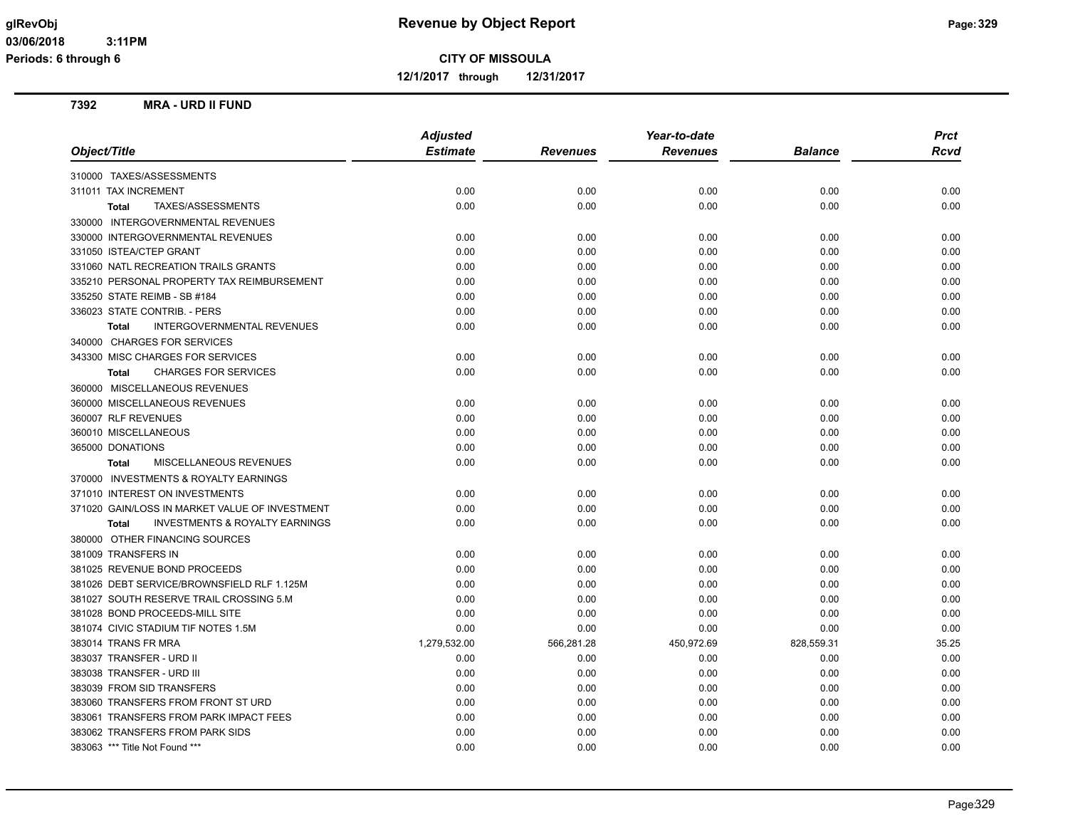**CITY OF MISSOULA**

**12/1/2017 through 12/31/2017**

**7392 MRA - URD II FUND**

| Object/Title | Adjusted Estimate | Revenues | Year-to-date Revenues | Balance | Prct Rcvd |
|---|---|---|---|---|---|
| 310000 TAXES/ASSESSMENTS | | | | | |
| 311011 TAX INCREMENT | 0.00 | 0.00 | 0.00 | 0.00 | 0.00 |
| **Total** TAXES/ASSESSMENTS | 0.00 | 0.00 | 0.00 | 0.00 | 0.00 |
| 330000 INTERGOVERNMENTAL REVENUES | | | | | |
| 330000 INTERGOVERNMENTAL REVENUES | 0.00 | 0.00 | 0.00 | 0.00 | 0.00 |
| 331050 ISTEA/CTEP GRANT | 0.00 | 0.00 | 0.00 | 0.00 | 0.00 |
| 331060 NATL RECREATION TRAILS GRANTS | 0.00 | 0.00 | 0.00 | 0.00 | 0.00 |
| 335210 PERSONAL PROPERTY TAX REIMBURSEMENT | 0.00 | 0.00 | 0.00 | 0.00 | 0.00 |
| 335250 STATE REIMB - SB #184 | 0.00 | 0.00 | 0.00 | 0.00 | 0.00 |
| 336023 STATE CONTRIB. - PERS | 0.00 | 0.00 | 0.00 | 0.00 | 0.00 |
| **Total** INTERGOVERNMENTAL REVENUES | 0.00 | 0.00 | 0.00 | 0.00 | 0.00 |
| 340000 CHARGES FOR SERVICES | | | | | |
| 343300 MISC CHARGES FOR SERVICES | 0.00 | 0.00 | 0.00 | 0.00 | 0.00 |
| **Total** CHARGES FOR SERVICES | 0.00 | 0.00 | 0.00 | 0.00 | 0.00 |
| 360000 MISCELLANEOUS REVENUES | | | | | |
| 360000 MISCELLANEOUS REVENUES | 0.00 | 0.00 | 0.00 | 0.00 | 0.00 |
| 360007 RLF REVENUES | 0.00 | 0.00 | 0.00 | 0.00 | 0.00 |
| 360010 MISCELLANEOUS | 0.00 | 0.00 | 0.00 | 0.00 | 0.00 |
| 365000 DONATIONS | 0.00 | 0.00 | 0.00 | 0.00 | 0.00 |
| **Total** MISCELLANEOUS REVENUES | 0.00 | 0.00 | 0.00 | 0.00 | 0.00 |
| 370000 INVESTMENTS & ROYALTY EARNINGS | | | | | |
| 371010 INTEREST ON INVESTMENTS | 0.00 | 0.00 | 0.00 | 0.00 | 0.00 |
| 371020 GAIN/LOSS IN MARKET VALUE OF INVESTMENT | 0.00 | 0.00 | 0.00 | 0.00 | 0.00 |
| **Total** INVESTMENTS & ROYALTY EARNINGS | 0.00 | 0.00 | 0.00 | 0.00 | 0.00 |
| 380000 OTHER FINANCING SOURCES | | | | | |
| 381009 TRANSFERS IN | 0.00 | 0.00 | 0.00 | 0.00 | 0.00 |
| 381025 REVENUE BOND PROCEEDS | 0.00 | 0.00 | 0.00 | 0.00 | 0.00 |
| 381026 DEBT SERVICE/BROWNSFIELD RLF 1.125M | 0.00 | 0.00 | 0.00 | 0.00 | 0.00 |
| 381027 SOUTH RESERVE TRAIL CROSSING 5.M | 0.00 | 0.00 | 0.00 | 0.00 | 0.00 |
| 381028 BOND PROCEEDS-MILL SITE | 0.00 | 0.00 | 0.00 | 0.00 | 0.00 |
| 381074 CIVIC STADIUM TIF NOTES 1.5M | 0.00 | 0.00 | 0.00 | 0.00 | 0.00 |
| 383014 TRANS FR MRA | 1,279,532.00 | 566,281.28 | 450,972.69 | 828,559.31 | 35.25 |
| 383037 TRANSFER - URD II | 0.00 | 0.00 | 0.00 | 0.00 | 0.00 |
| 383038 TRANSFER - URD III | 0.00 | 0.00 | 0.00 | 0.00 | 0.00 |
| 383039 FROM SID TRANSFERS | 0.00 | 0.00 | 0.00 | 0.00 | 0.00 |
| 383060 TRANSFERS FROM FRONT ST URD | 0.00 | 0.00 | 0.00 | 0.00 | 0.00 |
| 383061 TRANSFERS FROM PARK IMPACT FEES | 0.00 | 0.00 | 0.00 | 0.00 | 0.00 |
| 383062 TRANSFERS FROM PARK SIDS | 0.00 | 0.00 | 0.00 | 0.00 | 0.00 |
| 383063 *** Title Not Found *** | 0.00 | 0.00 | 0.00 | 0.00 | 0.00 |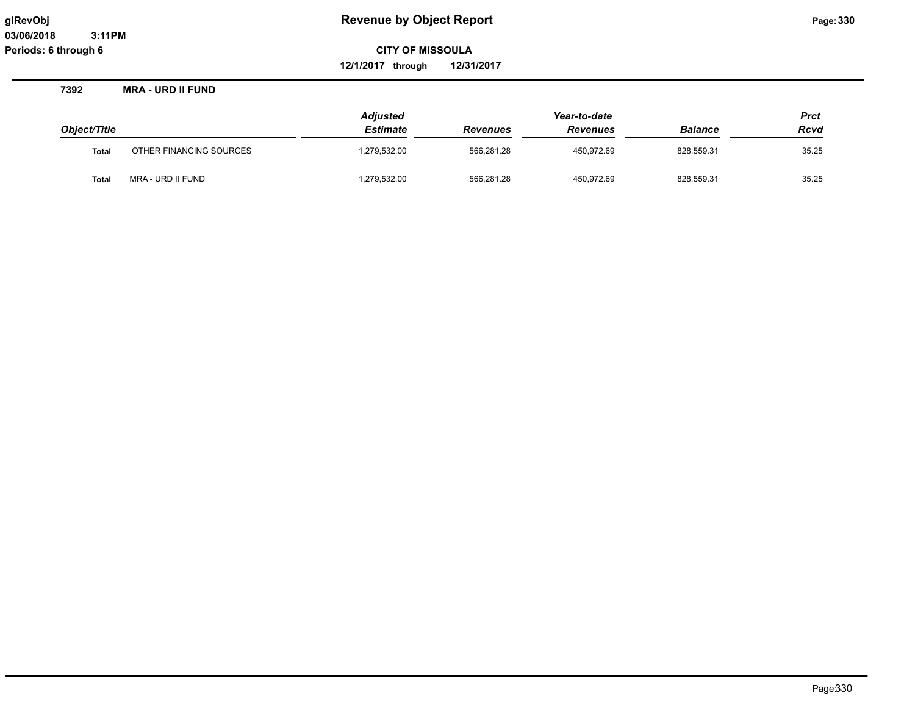# Revenue by Object Report

glRevObj
03/06/2018 3:11PM
Periods: 6 through 6

**CITY OF MISSOULA**

**12/1/2017 through 12/31/2017**

**7392 MRA - URD II FUND**

| Object/Title | | Adjusted Estimate | Revenues | Year-to-date Revenues | Balance | Prct Rcvd |
|---|---|---|---|---|---|---|
| **Total** | OTHER FINANCING SOURCES | 1,279,532.00 | 566,281.28 | 450,972.69 | 828,559.31 | 35.25 |
| **Total** | MRA - URD II FUND | 1,279,532.00 | 566,281.28 | 450,972.69 | 828,559.31 | 35.25 |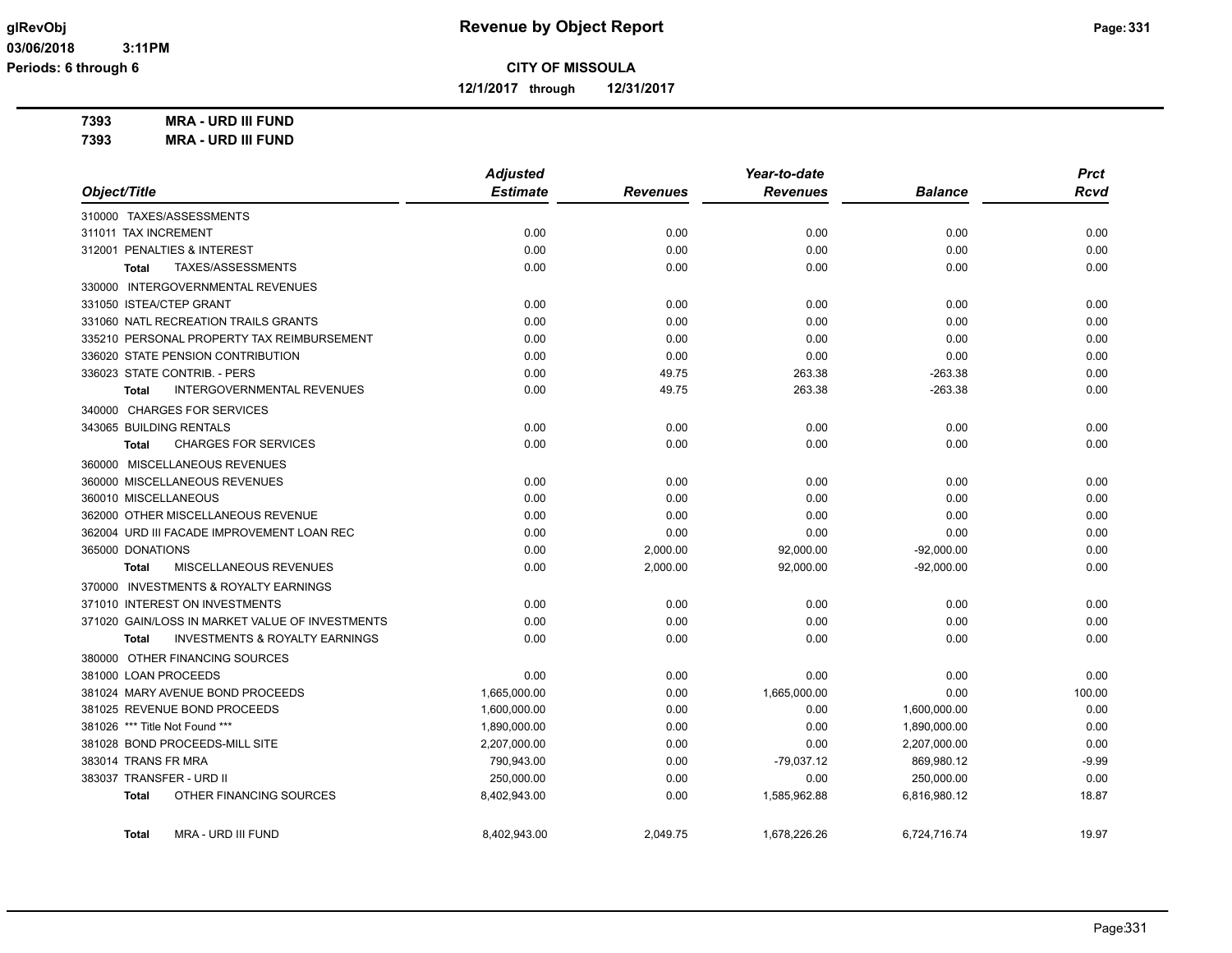**CITY OF MISSOULA**

**12/1/2017 through 12/31/2017**

**7393 MRA - URD III FUND**

**7393 MRA - URD III FUND**

| Object/Title | Adjusted Estimate | Revenues | Year-to-date Revenues | Balance | Prct Rcvd |
|---|---|---|---|---|---|
| 310000 TAXES/ASSESSMENTS | | | | | |
| 311011 TAX INCREMENT | 0.00 | 0.00 | 0.00 | 0.00 | 0.00 |
| 312001 PENALTIES & INTEREST | 0.00 | 0.00 | 0.00 | 0.00 | 0.00 |
| **Total** TAXES/ASSESSMENTS | 0.00 | 0.00 | 0.00 | 0.00 | 0.00 |
| 330000 INTERGOVERNMENTAL REVENUES | | | | | |
| 331050 ISTEA/CTEP GRANT | 0.00 | 0.00 | 0.00 | 0.00 | 0.00 |
| 331060 NATL RECREATION TRAILS GRANTS | 0.00 | 0.00 | 0.00 | 0.00 | 0.00 |
| 335210 PERSONAL PROPERTY TAX REIMBURSEMENT | 0.00 | 0.00 | 0.00 | 0.00 | 0.00 |
| 336020 STATE PENSION CONTRIBUTION | 0.00 | 0.00 | 0.00 | 0.00 | 0.00 |
| 336023 STATE CONTRIB. - PERS | 0.00 | 49.75 | 263.38 | -263.38 | 0.00 |
| **Total** INTERGOVERNMENTAL REVENUES | 0.00 | 49.75 | 263.38 | -263.38 | 0.00 |
| 340000 CHARGES FOR SERVICES | | | | | |
| 343065 BUILDING RENTALS | 0.00 | 0.00 | 0.00 | 0.00 | 0.00 |
| **Total** CHARGES FOR SERVICES | 0.00 | 0.00 | 0.00 | 0.00 | 0.00 |
| 360000 MISCELLANEOUS REVENUES | | | | | |
| 360000 MISCELLANEOUS REVENUES | 0.00 | 0.00 | 0.00 | 0.00 | 0.00 |
| 360010 MISCELLANEOUS | 0.00 | 0.00 | 0.00 | 0.00 | 0.00 |
| 362000 OTHER MISCELLANEOUS REVENUE | 0.00 | 0.00 | 0.00 | 0.00 | 0.00 |
| 362004 URD III FACADE IMPROVEMENT LOAN REC | 0.00 | 0.00 | 0.00 | 0.00 | 0.00 |
| 365000 DONATIONS | 0.00 | 2,000.00 | 92,000.00 | -92,000.00 | 0.00 |
| **Total** MISCELLANEOUS REVENUES | 0.00 | 2,000.00 | 92,000.00 | -92,000.00 | 0.00 |
| 370000 INVESTMENTS & ROYALTY EARNINGS | | | | | |
| 371010 INTEREST ON INVESTMENTS | 0.00 | 0.00 | 0.00 | 0.00 | 0.00 |
| 371020 GAIN/LOSS IN MARKET VALUE OF INVESTMENTS | 0.00 | 0.00 | 0.00 | 0.00 | 0.00 |
| **Total** INVESTMENTS & ROYALTY EARNINGS | 0.00 | 0.00 | 0.00 | 0.00 | 0.00 |
| 380000 OTHER FINANCING SOURCES | | | | | |
| 381000 LOAN PROCEEDS | 0.00 | 0.00 | 0.00 | 0.00 | 0.00 |
| 381024 MARY AVENUE BOND PROCEEDS | 1,665,000.00 | 0.00 | 1,665,000.00 | 0.00 | 100.00 |
| 381025 REVENUE BOND PROCEEDS | 1,600,000.00 | 0.00 | 0.00 | 1,600,000.00 | 0.00 |
| 381026 *** Title Not Found *** | 1,890,000.00 | 0.00 | 0.00 | 1,890,000.00 | 0.00 |
| 381028 BOND PROCEEDS-MILL SITE | 2,207,000.00 | 0.00 | 0.00 | 2,207,000.00 | 0.00 |
| 383014 TRANS FR MRA | 790,943.00 | 0.00 | -79,037.12 | 869,980.12 | -9.99 |
| 383037 TRANSFER - URD II | 250,000.00 | 0.00 | 0.00 | 250,000.00 | 0.00 |
| **Total** OTHER FINANCING SOURCES | 8,402,943.00 | 0.00 | 1,585,962.88 | 6,816,980.12 | 18.87 |
| **Total** MRA - URD III FUND | 8,402,943.00 | 2,049.75 | 1,678,226.26 | 6,724,716.74 | 19.97 |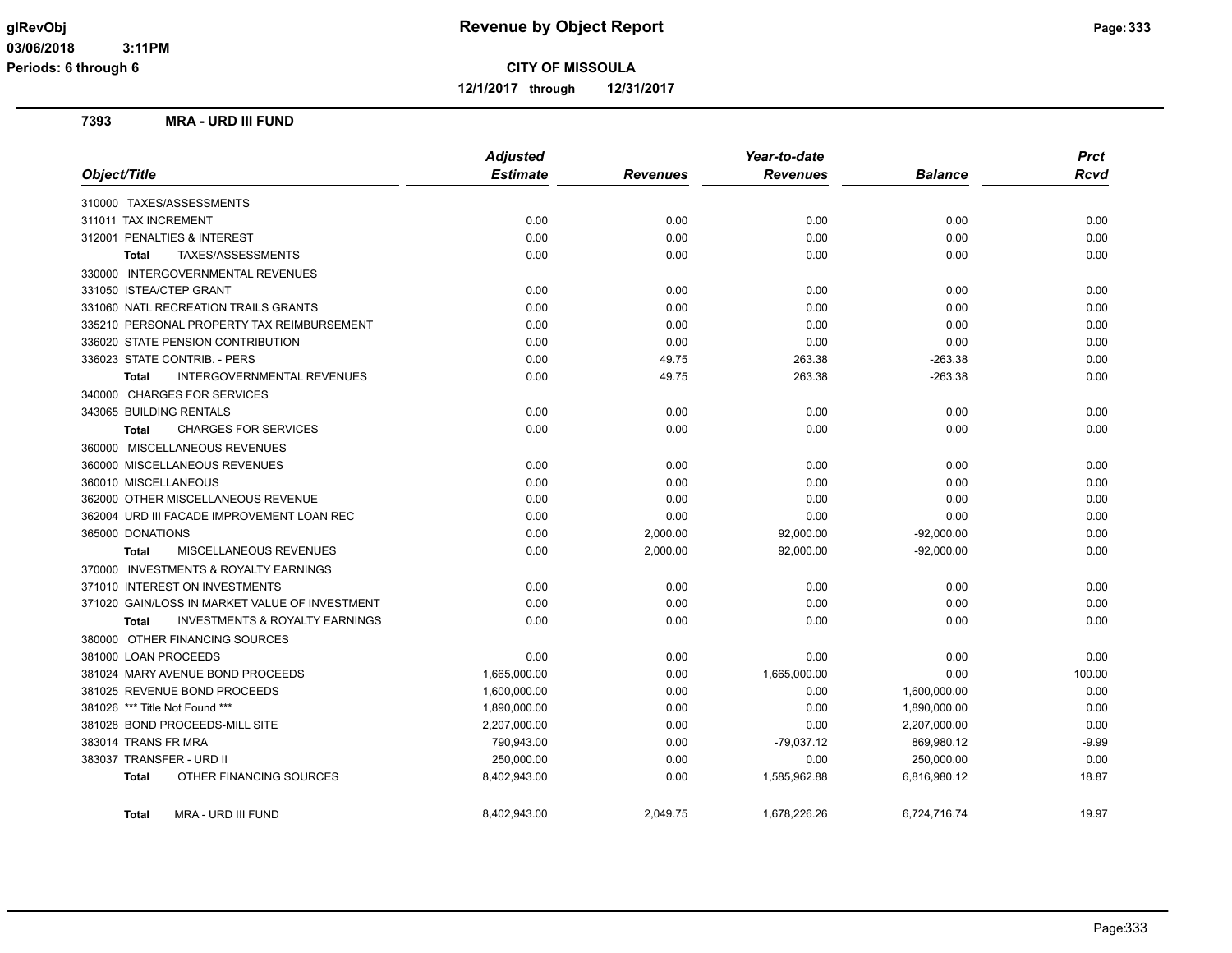**glRevObj** — **Revenue by Object Report**

**03/06/2018 3:11PM**

**Periods: 6 through 6**

**CITY OF MISSOULA**

**12/1/2017 through 12/31/2017**

### 7393 MRA - URD III FUND

| Object/Title | Adjusted Estimate | Revenues | Year-to-date Revenues | Balance | Prct Rcvd |
|---|---|---|---|---|---|
| 310000 TAXES/ASSESSMENTS | | | | | |
| 311011 TAX INCREMENT | 0.00 | 0.00 | 0.00 | 0.00 | 0.00 |
| 312001 PENALTIES & INTEREST | 0.00 | 0.00 | 0.00 | 0.00 | 0.00 |
| **Total** TAXES/ASSESSMENTS | 0.00 | 0.00 | 0.00 | 0.00 | 0.00 |
| 330000 INTERGOVERNMENTAL REVENUES | | | | | |
| 331050 ISTEA/CTEP GRANT | 0.00 | 0.00 | 0.00 | 0.00 | 0.00 |
| 331060 NATL RECREATION TRAILS GRANTS | 0.00 | 0.00 | 0.00 | 0.00 | 0.00 |
| 335210 PERSONAL PROPERTY TAX REIMBURSEMENT | 0.00 | 0.00 | 0.00 | 0.00 | 0.00 |
| 336020 STATE PENSION CONTRIBUTION | 0.00 | 0.00 | 0.00 | 0.00 | 0.00 |
| 336023 STATE CONTRIB. - PERS | 0.00 | 49.75 | 263.38 | -263.38 | 0.00 |
| **Total** INTERGOVERNMENTAL REVENUES | 0.00 | 49.75 | 263.38 | -263.38 | 0.00 |
| 340000 CHARGES FOR SERVICES | | | | | |
| 343065 BUILDING RENTALS | 0.00 | 0.00 | 0.00 | 0.00 | 0.00 |
| **Total** CHARGES FOR SERVICES | 0.00 | 0.00 | 0.00 | 0.00 | 0.00 |
| 360000 MISCELLANEOUS REVENUES | | | | | |
| 360000 MISCELLANEOUS REVENUES | 0.00 | 0.00 | 0.00 | 0.00 | 0.00 |
| 360010 MISCELLANEOUS | 0.00 | 0.00 | 0.00 | 0.00 | 0.00 |
| 362000 OTHER MISCELLANEOUS REVENUE | 0.00 | 0.00 | 0.00 | 0.00 | 0.00 |
| 362004 URD III FACADE IMPROVEMENT LOAN REC | 0.00 | 0.00 | 0.00 | 0.00 | 0.00 |
| 365000 DONATIONS | 0.00 | 2,000.00 | 92,000.00 | -92,000.00 | 0.00 |
| **Total** MISCELLANEOUS REVENUES | 0.00 | 2,000.00 | 92,000.00 | -92,000.00 | 0.00 |
| 370000 INVESTMENTS & ROYALTY EARNINGS | | | | | |
| 371010 INTEREST ON INVESTMENTS | 0.00 | 0.00 | 0.00 | 0.00 | 0.00 |
| 371020 GAIN/LOSS IN MARKET VALUE OF INVESTMENT | 0.00 | 0.00 | 0.00 | 0.00 | 0.00 |
| **Total** INVESTMENTS & ROYALTY EARNINGS | 0.00 | 0.00 | 0.00 | 0.00 | 0.00 |
| 380000 OTHER FINANCING SOURCES | | | | | |
| 381000 LOAN PROCEEDS | 0.00 | 0.00 | 0.00 | 0.00 | 0.00 |
| 381024 MARY AVENUE BOND PROCEEDS | 1,665,000.00 | 0.00 | 1,665,000.00 | 0.00 | 100.00 |
| 381025 REVENUE BOND PROCEEDS | 1,600,000.00 | 0.00 | 0.00 | 1,600,000.00 | 0.00 |
| 381026 *** Title Not Found *** | 1,890,000.00 | 0.00 | 0.00 | 1,890,000.00 | 0.00 |
| 381028 BOND PROCEEDS-MILL SITE | 2,207,000.00 | 0.00 | 0.00 | 2,207,000.00 | 0.00 |
| 383014 TRANS FR MRA | 790,943.00 | 0.00 | -79,037.12 | 869,980.12 | -9.99 |
| 383037 TRANSFER - URD II | 250,000.00 | 0.00 | 0.00 | 250,000.00 | 0.00 |
| **Total** OTHER FINANCING SOURCES | 8,402,943.00 | 0.00 | 1,585,962.88 | 6,816,980.12 | 18.87 |
| **Total** MRA - URD III FUND | 8,402,943.00 | 2,049.75 | 1,678,226.26 | 6,724,716.74 | 19.97 |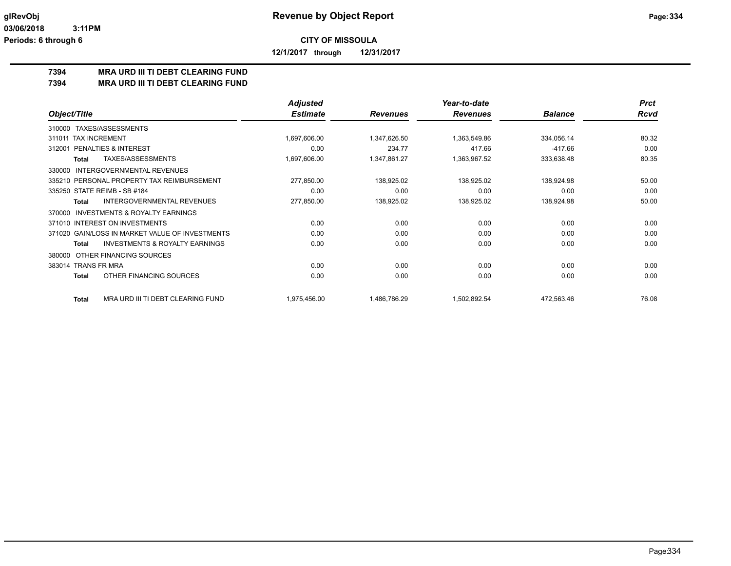# Revenue by Object Report

**CITY OF MISSOULA**

**12/1/2017 through 12/31/2017**

glRevObj
03/06/2018 3:11PM
Periods: 6 through 6

## 7394 MRA URD III TI DEBT CLEARING FUND
## 7394 MRA URD III TI DEBT CLEARING FUND

| Object/Title | Adjusted Estimate | Revenues | Year-to-date Revenues | Balance | Prct Rcvd |
|---|---|---|---|---|---|
| 310000 TAXES/ASSESSMENTS | | | | | |
| 311011 TAX INCREMENT | 1,697,606.00 | 1,347,626.50 | 1,363,549.86 | 334,056.14 | 80.32 |
| 312001 PENALTIES & INTEREST | 0.00 | 234.77 | 417.66 | -417.66 | 0.00 |
| **Total** TAXES/ASSESSMENTS | 1,697,606.00 | 1,347,861.27 | 1,363,967.52 | 333,638.48 | 80.35 |
| 330000 INTERGOVERNMENTAL REVENUES | | | | | |
| 335210 PERSONAL PROPERTY TAX REIMBURSEMENT | 277,850.00 | 138,925.02 | 138,925.02 | 138,924.98 | 50.00 |
| 335250 STATE REIMB - SB #184 | 0.00 | 0.00 | 0.00 | 0.00 | 0.00 |
| **Total** INTERGOVERNMENTAL REVENUES | 277,850.00 | 138,925.02 | 138,925.02 | 138,924.98 | 50.00 |
| 370000 INVESTMENTS & ROYALTY EARNINGS | | | | | |
| 371010 INTEREST ON INVESTMENTS | 0.00 | 0.00 | 0.00 | 0.00 | 0.00 |
| 371020 GAIN/LOSS IN MARKET VALUE OF INVESTMENTS | 0.00 | 0.00 | 0.00 | 0.00 | 0.00 |
| **Total** INVESTMENTS & ROYALTY EARNINGS | 0.00 | 0.00 | 0.00 | 0.00 | 0.00 |
| 380000 OTHER FINANCING SOURCES | | | | | |
| 383014 TRANS FR MRA | 0.00 | 0.00 | 0.00 | 0.00 | 0.00 |
| **Total** OTHER FINANCING SOURCES | 0.00 | 0.00 | 0.00 | 0.00 | 0.00 |
| **Total** MRA URD III TI DEBT CLEARING FUND | 1,975,456.00 | 1,486,786.29 | 1,502,892.54 | 472,563.46 | 76.08 |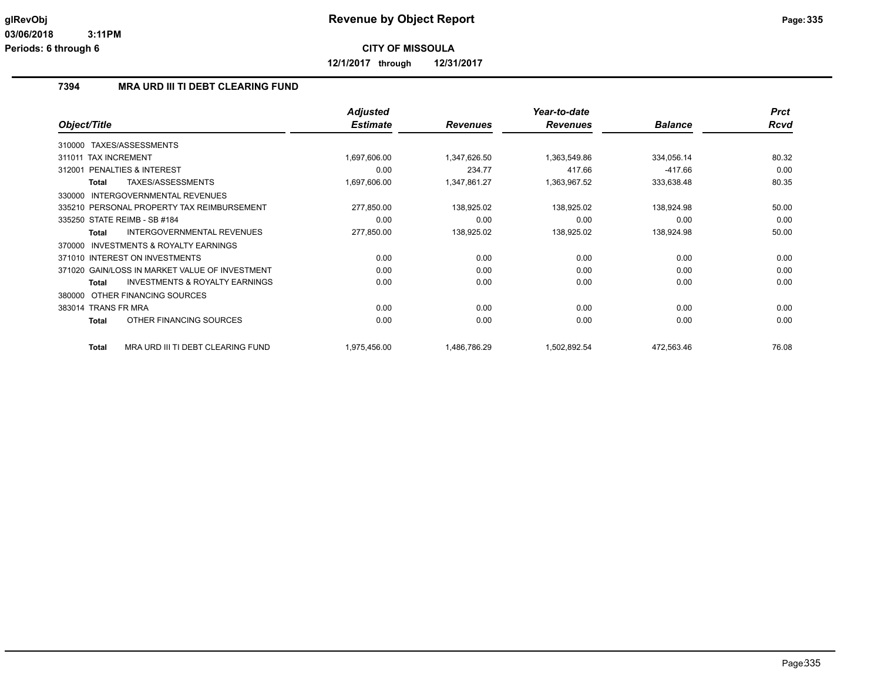# Revenue by Object Report

**CITY OF MISSOULA**

**12/1/2017 through 12/31/2017**

glRevObj
03/06/2018 3:11PM
Periods: 6 through 6

## 7394 MRA URD III TI DEBT CLEARING FUND

| Object/Title | Adjusted Estimate | Revenues | Year-to-date Revenues | Balance | Prct Rcvd |
|---|---|---|---|---|---|
| 310000 TAXES/ASSESSMENTS | | | | | |
| 311011 TAX INCREMENT | 1,697,606.00 | 1,347,626.50 | 1,363,549.86 | 334,056.14 | 80.32 |
| 312001 PENALTIES & INTEREST | 0.00 | 234.77 | 417.66 | -417.66 | 0.00 |
| **Total** TAXES/ASSESSMENTS | 1,697,606.00 | 1,347,861.27 | 1,363,967.52 | 333,638.48 | 80.35 |
| 330000 INTERGOVERNMENTAL REVENUES | | | | | |
| 335210 PERSONAL PROPERTY TAX REIMBURSEMENT | 277,850.00 | 138,925.02 | 138,925.02 | 138,924.98 | 50.00 |
| 335250 STATE REIMB - SB #184 | 0.00 | 0.00 | 0.00 | 0.00 | 0.00 |
| **Total** INTERGOVERNMENTAL REVENUES | 277,850.00 | 138,925.02 | 138,925.02 | 138,924.98 | 50.00 |
| 370000 INVESTMENTS & ROYALTY EARNINGS | | | | | |
| 371010 INTEREST ON INVESTMENTS | 0.00 | 0.00 | 0.00 | 0.00 | 0.00 |
| 371020 GAIN/LOSS IN MARKET VALUE OF INVESTMENT | 0.00 | 0.00 | 0.00 | 0.00 | 0.00 |
| **Total** INVESTMENTS & ROYALTY EARNINGS | 0.00 | 0.00 | 0.00 | 0.00 | 0.00 |
| 380000 OTHER FINANCING SOURCES | | | | | |
| 383014 TRANS FR MRA | 0.00 | 0.00 | 0.00 | 0.00 | 0.00 |
| **Total** OTHER FINANCING SOURCES | 0.00 | 0.00 | 0.00 | 0.00 | 0.00 |
| **Total** MRA URD III TI DEBT CLEARING FUND | 1,975,456.00 | 1,486,786.29 | 1,502,892.54 | 472,563.46 | 76.08 |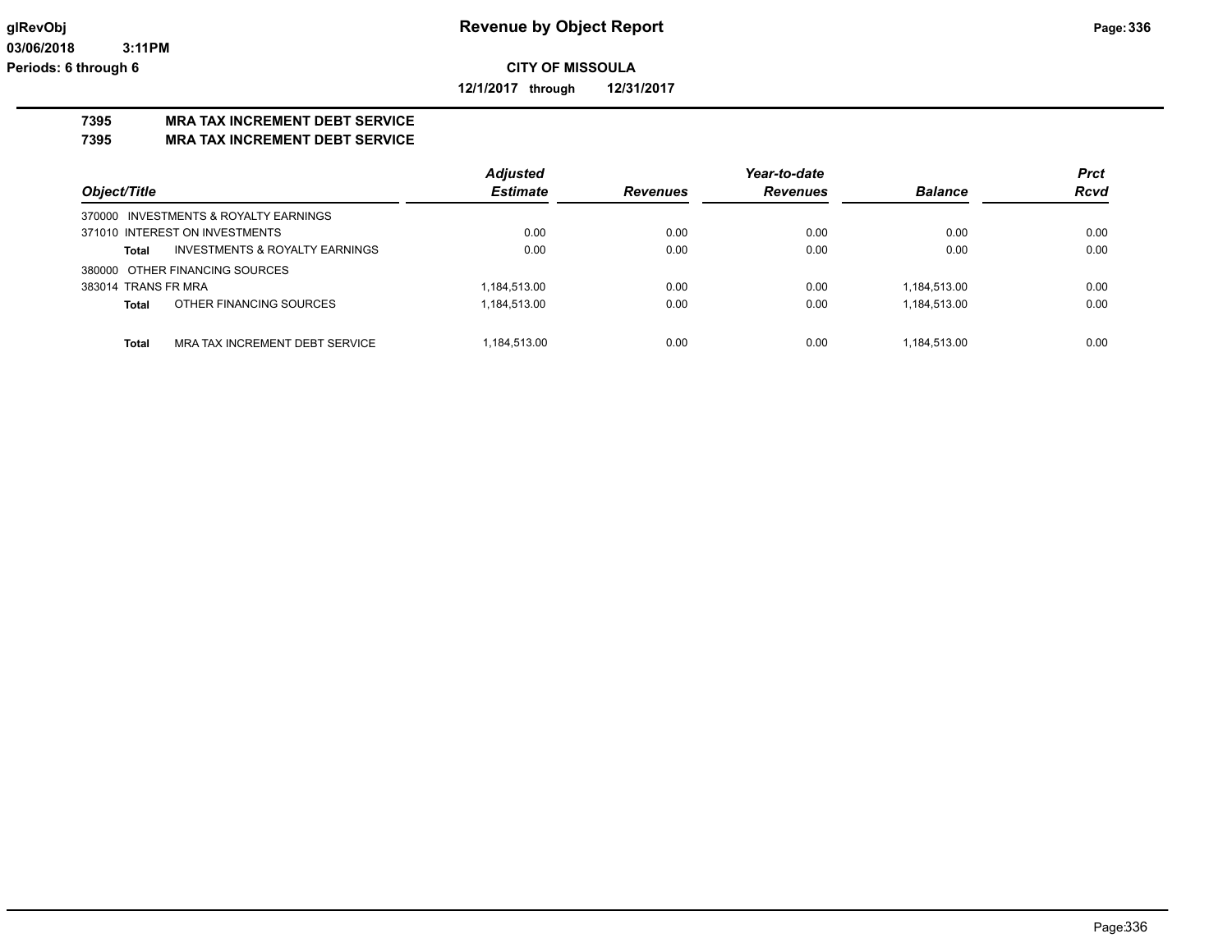**CITY OF MISSOULA**

**12/1/2017 through 12/31/2017**

**7395 MRA TAX INCREMENT DEBT SERVICE**

**7395 MRA TAX INCREMENT DEBT SERVICE**

| Object/Title | | Adjusted Estimate | Revenues | Year-to-date Revenues | Balance | Prct Rcvd |
|---|---|---|---|---|---|---|
| 370000 INVESTMENTS & ROYALTY EARNINGS | | | | | | |
| 371010 INTEREST ON INVESTMENTS | | 0.00 | 0.00 | 0.00 | 0.00 | 0.00 |
| **Total** | INVESTMENTS & ROYALTY EARNINGS | 0.00 | 0.00 | 0.00 | 0.00 | 0.00 |
| 380000 OTHER FINANCING SOURCES | | | | | | |
| 383014 TRANS FR MRA | | 1,184,513.00 | 0.00 | 0.00 | 1,184,513.00 | 0.00 |
| **Total** | OTHER FINANCING SOURCES | 1,184,513.00 | 0.00 | 0.00 | 1,184,513.00 | 0.00 |
| **Total** | MRA TAX INCREMENT DEBT SERVICE | 1,184,513.00 | 0.00 | 0.00 | 1,184,513.00 | 0.00 |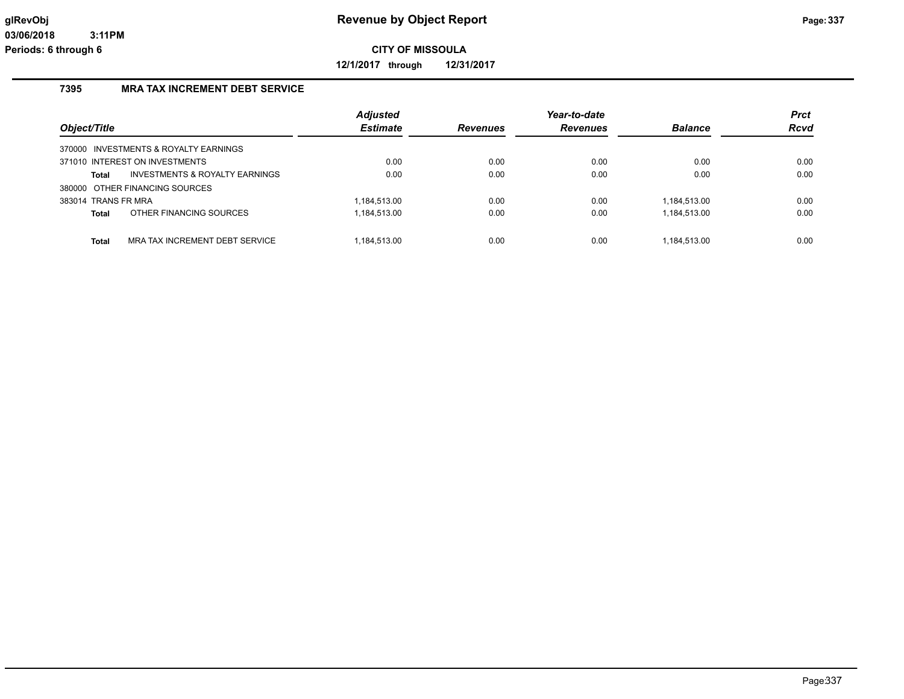**CITY OF MISSOULA**

**12/1/2017 through 12/31/2017**

**Revenue by Object Report**

glRevObj
03/06/2018 3:11PM
Periods: 6 through 6

## 7395 MRA TAX INCREMENT DEBT SERVICE

| Object/Title | Adjusted Estimate | Revenues | Year-to-date Revenues | Balance | Prct Rcvd |
|---|---|---|---|---|---|
| 370000 INVESTMENTS & ROYALTY EARNINGS | | | | | |
| 371010 INTEREST ON INVESTMENTS | 0.00 | 0.00 | 0.00 | 0.00 | 0.00 |
| **Total** INVESTMENTS & ROYALTY EARNINGS | 0.00 | 0.00 | 0.00 | 0.00 | 0.00 |
| 380000 OTHER FINANCING SOURCES | | | | | |
| 383014 TRANS FR MRA | 1,184,513.00 | 0.00 | 0.00 | 1,184,513.00 | 0.00 |
| **Total** OTHER FINANCING SOURCES | 1,184,513.00 | 0.00 | 0.00 | 1,184,513.00 | 0.00 |
| **Total** MRA TAX INCREMENT DEBT SERVICE | 1,184,513.00 | 0.00 | 0.00 | 1,184,513.00 | 0.00 |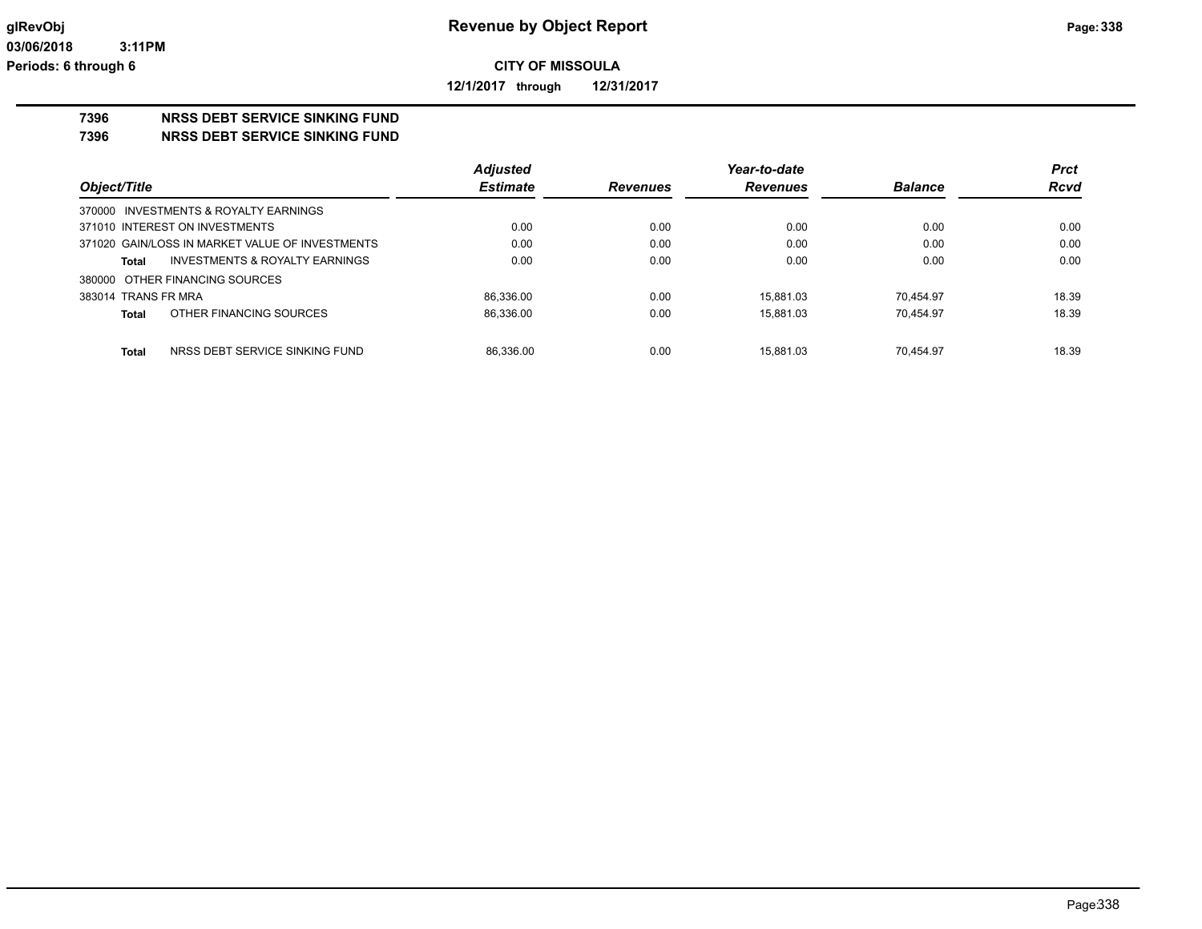**CITY OF MISSOULA**

**12/1/2017 through 12/31/2017**

## 7396 NRSS DEBT SERVICE SINKING FUND
## 7396 NRSS DEBT SERVICE SINKING FUND

| Object/Title | | Adjusted Estimate | Revenues | Year-to-date Revenues | Balance | Prct Rcvd |
|---|---|---|---|---|---|---|
| 370000 INVESTMENTS & ROYALTY EARNINGS | | | | | | |
| 371010 INTEREST ON INVESTMENTS | | 0.00 | 0.00 | 0.00 | 0.00 | 0.00 |
| 371020 GAIN/LOSS IN MARKET VALUE OF INVESTMENTS | | 0.00 | 0.00 | 0.00 | 0.00 | 0.00 |
| **Total** | INVESTMENTS & ROYALTY EARNINGS | 0.00 | 0.00 | 0.00 | 0.00 | 0.00 |
| 380000 OTHER FINANCING SOURCES | | | | | | |
| 383014 TRANS FR MRA | | 86,336.00 | 0.00 | 15,881.03 | 70,454.97 | 18.39 |
| **Total** | OTHER FINANCING SOURCES | 86,336.00 | 0.00 | 15,881.03 | 70,454.97 | 18.39 |
| **Total** | NRSS DEBT SERVICE SINKING FUND | 86,336.00 | 0.00 | 15,881.03 | 70,454.97 | 18.39 |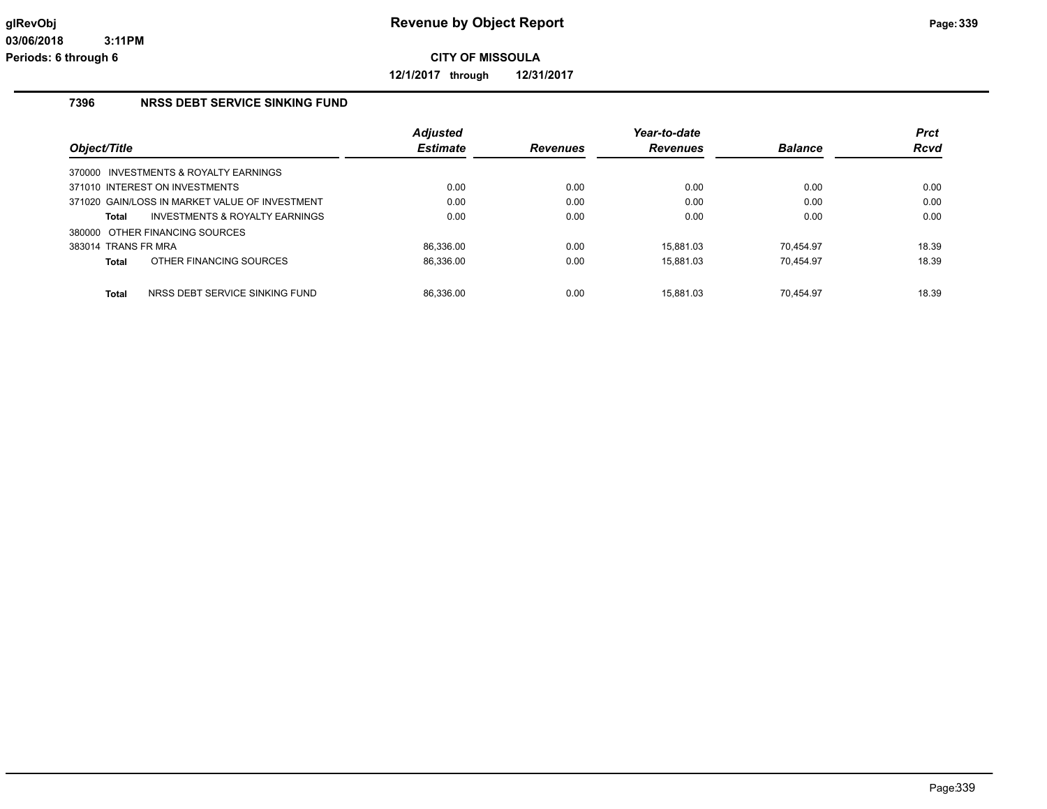**Revenue by Object Report**

**CITY OF MISSOULA**

**12/1/2017 through 12/31/2017**

glRevObj
03/06/2018 3:11PM
Periods: 6 through 6

## 7396 NRSS DEBT SERVICE SINKING FUND

| Object/Title | Adjusted Estimate | Revenues | Year-to-date Revenues | Balance | Prct Rcvd |
|---|---|---|---|---|---|
| 370000 INVESTMENTS & ROYALTY EARNINGS | | | | | |
| 371010 INTEREST ON INVESTMENTS | 0.00 | 0.00 | 0.00 | 0.00 | 0.00 |
| 371020 GAIN/LOSS IN MARKET VALUE OF INVESTMENT | 0.00 | 0.00 | 0.00 | 0.00 | 0.00 |
| **Total** INVESTMENTS & ROYALTY EARNINGS | 0.00 | 0.00 | 0.00 | 0.00 | 0.00 |
| 380000 OTHER FINANCING SOURCES | | | | | |
| 383014 TRANS FR MRA | 86,336.00 | 0.00 | 15,881.03 | 70,454.97 | 18.39 |
| **Total** OTHER FINANCING SOURCES | 86,336.00 | 0.00 | 15,881.03 | 70,454.97 | 18.39 |
| **Total** NRSS DEBT SERVICE SINKING FUND | 86,336.00 | 0.00 | 15,881.03 | 70,454.97 | 18.39 |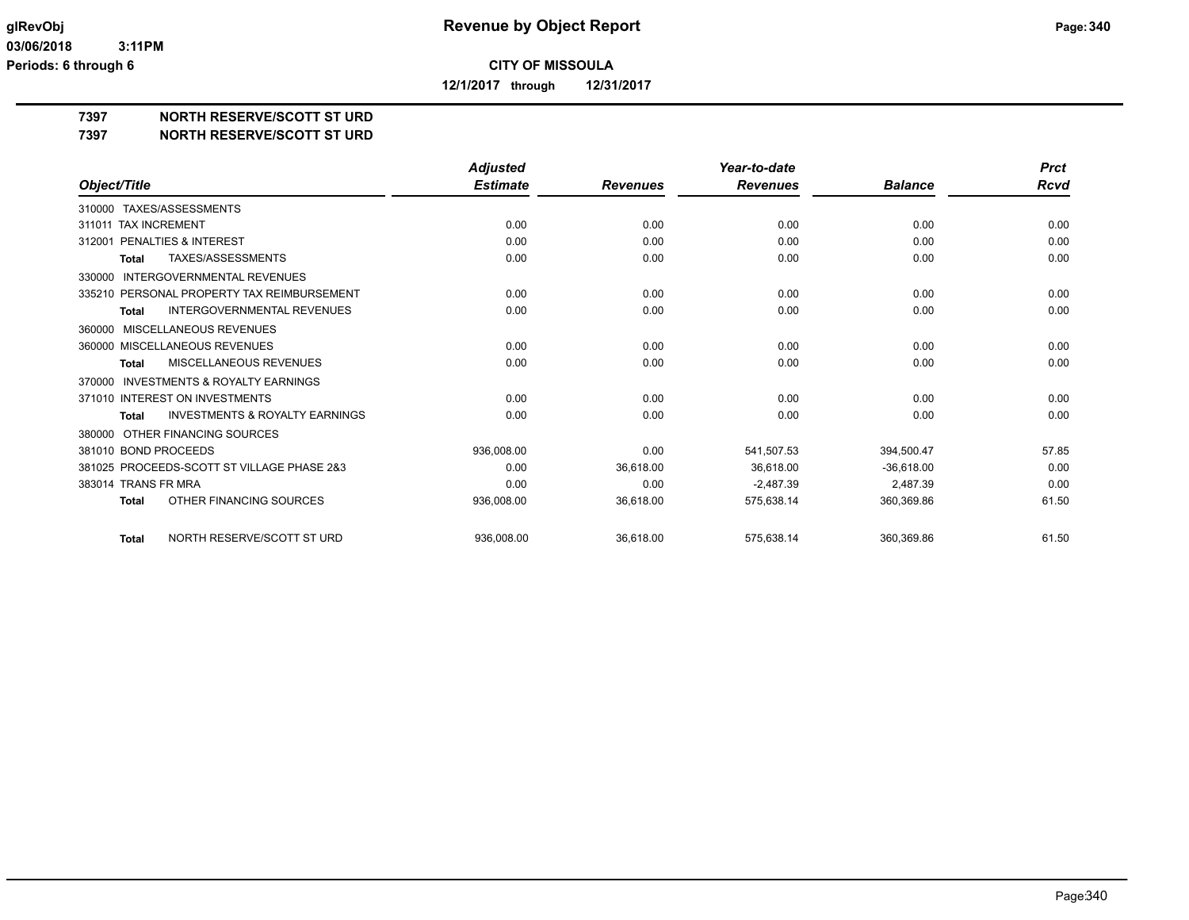**CITY OF MISSOULA**

**12/1/2017 through 12/31/2017**

## 7397 NORTH RESERVE/SCOTT ST URD
## 7397 NORTH RESERVE/SCOTT ST URD

| Object/Title | Adjusted Estimate | Revenues | Year-to-date Revenues | Balance | Prct Rcvd |
|---|---|---|---|---|---|
| 310000 TAXES/ASSESSMENTS | | | | | |
| 311011 TAX INCREMENT | 0.00 | 0.00 | 0.00 | 0.00 | 0.00 |
| 312001 PENALTIES & INTEREST | 0.00 | 0.00 | 0.00 | 0.00 | 0.00 |
| **Total** TAXES/ASSESSMENTS | 0.00 | 0.00 | 0.00 | 0.00 | 0.00 |
| 330000 INTERGOVERNMENTAL REVENUES | | | | | |
| 335210 PERSONAL PROPERTY TAX REIMBURSEMENT | 0.00 | 0.00 | 0.00 | 0.00 | 0.00 |
| **Total** INTERGOVERNMENTAL REVENUES | 0.00 | 0.00 | 0.00 | 0.00 | 0.00 |
| 360000 MISCELLANEOUS REVENUES | | | | | |
| 360000 MISCELLANEOUS REVENUES | 0.00 | 0.00 | 0.00 | 0.00 | 0.00 |
| **Total** MISCELLANEOUS REVENUES | 0.00 | 0.00 | 0.00 | 0.00 | 0.00 |
| 370000 INVESTMENTS & ROYALTY EARNINGS | | | | | |
| 371010 INTEREST ON INVESTMENTS | 0.00 | 0.00 | 0.00 | 0.00 | 0.00 |
| **Total** INVESTMENTS & ROYALTY EARNINGS | 0.00 | 0.00 | 0.00 | 0.00 | 0.00 |
| 380000 OTHER FINANCING SOURCES | | | | | |
| 381010 BOND PROCEEDS | 936,008.00 | 0.00 | 541,507.53 | 394,500.47 | 57.85 |
| 381025 PROCEEDS-SCOTT ST VILLAGE PHASE 2&3 | 0.00 | 36,618.00 | 36,618.00 | -36,618.00 | 0.00 |
| 383014 TRANS FR MRA | 0.00 | 0.00 | -2,487.39 | 2,487.39 | 0.00 |
| **Total** OTHER FINANCING SOURCES | 936,008.00 | 36,618.00 | 575,638.14 | 360,369.86 | 61.50 |
| **Total** NORTH RESERVE/SCOTT ST URD | 936,008.00 | 36,618.00 | 575,638.14 | 360,369.86 | 61.50 |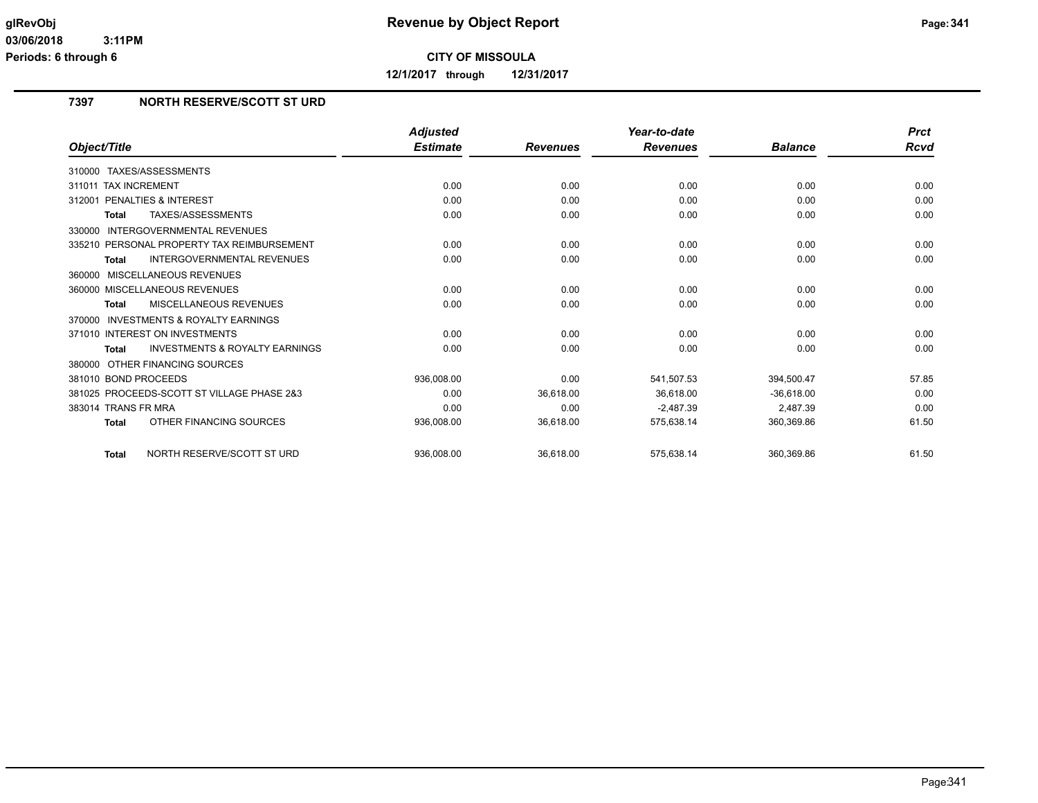**Revenue by Object Report**

**CITY OF MISSOULA**

**12/1/2017 through 12/31/2017**

glRevObj
03/06/2018 3:11PM
Periods: 6 through 6

## 7397 NORTH RESERVE/SCOTT ST URD

| Object/Title | Adjusted Estimate | Revenues | Year-to-date Revenues | Balance | Prct Rcvd |
|---|---|---|---|---|---|
| 310000 TAXES/ASSESSMENTS | | | | | |
| 311011 TAX INCREMENT | 0.00 | 0.00 | 0.00 | 0.00 | 0.00 |
| 312001 PENALTIES & INTEREST | 0.00 | 0.00 | 0.00 | 0.00 | 0.00 |
| **Total** TAXES/ASSESSMENTS | 0.00 | 0.00 | 0.00 | 0.00 | 0.00 |
| 330000 INTERGOVERNMENTAL REVENUES | | | | | |
| 335210 PERSONAL PROPERTY TAX REIMBURSEMENT | 0.00 | 0.00 | 0.00 | 0.00 | 0.00 |
| **Total** INTERGOVERNMENTAL REVENUES | 0.00 | 0.00 | 0.00 | 0.00 | 0.00 |
| 360000 MISCELLANEOUS REVENUES | | | | | |
| 360000 MISCELLANEOUS REVENUES | 0.00 | 0.00 | 0.00 | 0.00 | 0.00 |
| **Total** MISCELLANEOUS REVENUES | 0.00 | 0.00 | 0.00 | 0.00 | 0.00 |
| 370000 INVESTMENTS & ROYALTY EARNINGS | | | | | |
| 371010 INTEREST ON INVESTMENTS | 0.00 | 0.00 | 0.00 | 0.00 | 0.00 |
| **Total** INVESTMENTS & ROYALTY EARNINGS | 0.00 | 0.00 | 0.00 | 0.00 | 0.00 |
| 380000 OTHER FINANCING SOURCES | | | | | |
| 381010 BOND PROCEEDS | 936,008.00 | 0.00 | 541,507.53 | 394,500.47 | 57.85 |
| 381025 PROCEEDS-SCOTT ST VILLAGE PHASE 2&3 | 0.00 | 36,618.00 | 36,618.00 | -36,618.00 | 0.00 |
| 383014 TRANS FR MRA | 0.00 | 0.00 | -2,487.39 | 2,487.39 | 0.00 |
| **Total** OTHER FINANCING SOURCES | 936,008.00 | 36,618.00 | 575,638.14 | 360,369.86 | 61.50 |
| **Total** NORTH RESERVE/SCOTT ST URD | 936,008.00 | 36,618.00 | 575,638.14 | 360,369.86 | 61.50 |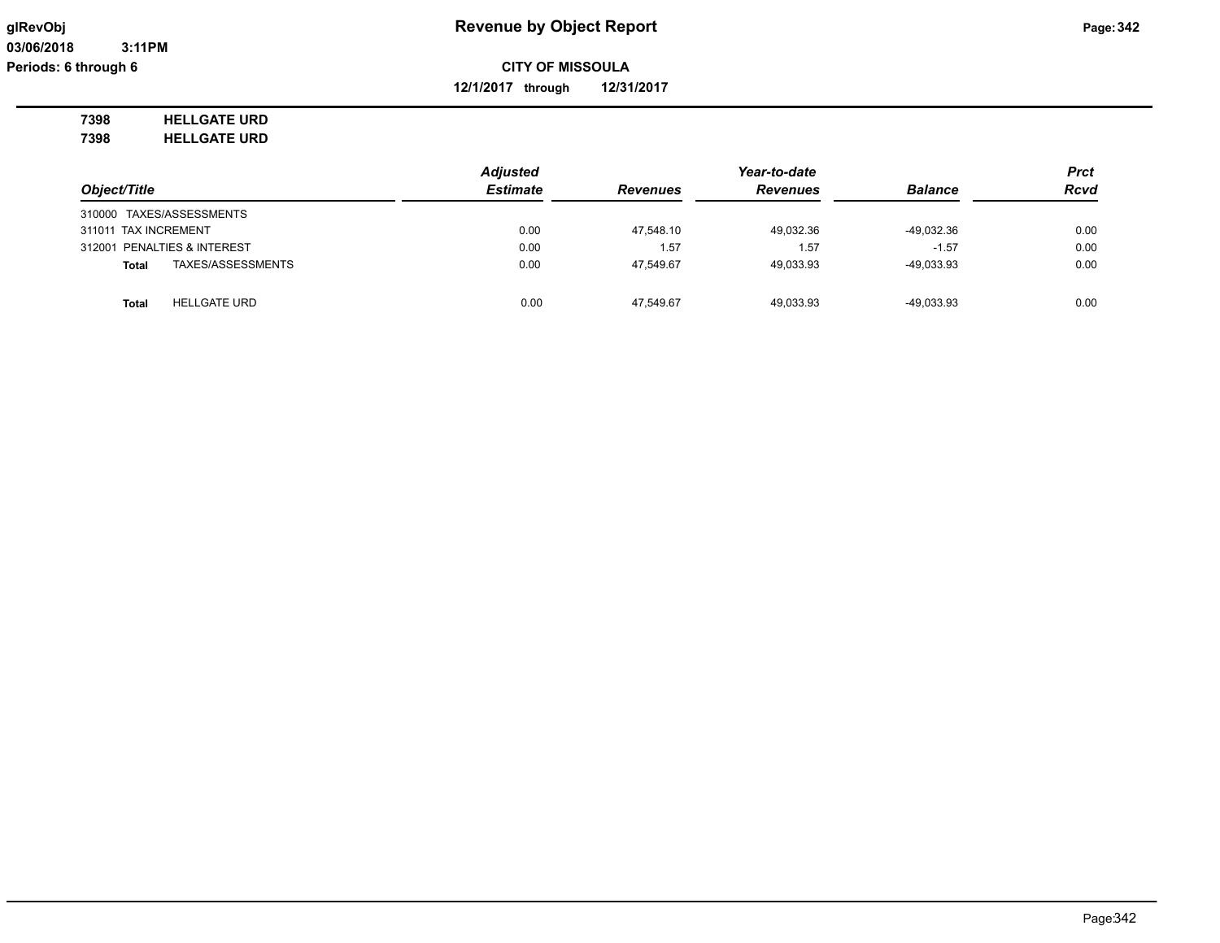**Revenue by Object Report**

**CITY OF MISSOULA**

**12/1/2017 through 12/31/2017**

glRevObj
03/06/2018 3:11PM
Periods: 6 through 6

**7398 HELLGATE URD**
**7398 HELLGATE URD**

| Object/Title | | Adjusted Estimate | Revenues | Year-to-date Revenues | Balance | Prct Rcvd |
|---|---|---|---|---|---|---|
| 310000 TAXES/ASSESSMENTS | | | | | | |
| 311011 TAX INCREMENT | | 0.00 | 47,548.10 | 49,032.36 | -49,032.36 | 0.00 |
| 312001 PENALTIES & INTEREST | | 0.00 | 1.57 | 1.57 | -1.57 | 0.00 |
| **Total** | TAXES/ASSESSMENTS | 0.00 | 47,549.67 | 49,033.93 | -49,033.93 | 0.00 |
| **Total** | HELLGATE URD | 0.00 | 47,549.67 | 49,033.93 | -49,033.93 | 0.00 |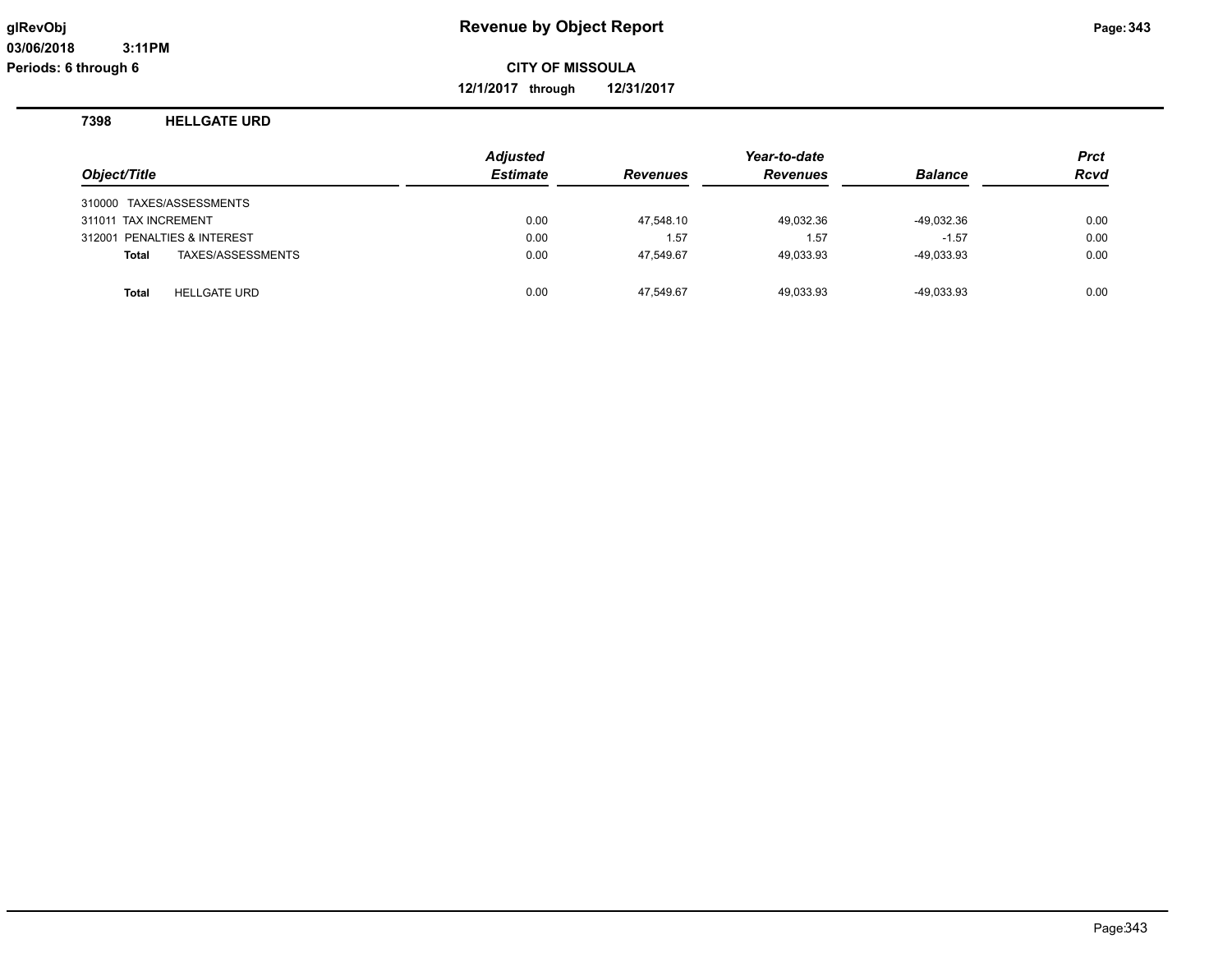**glRevObj**
**03/06/2018 3:11PM**
**Periods: 6 through 6**

# Revenue by Object Report

**CITY OF MISSOULA**

**12/1/2017 through 12/31/2017**

## 7398 HELLGATE URD

| *Object/Title* | *Adjusted Estimate* | *Revenues* | *Year-to-date Revenues* | *Balance* | *Prct Rcvd* |
|---|---|---|---|---|---|
| 310000 TAXES/ASSESSMENTS | | | | | |
| 311011 TAX INCREMENT | 0.00 | 47,548.10 | 49,032.36 | -49,032.36 | 0.00 |
| 312001 PENALTIES & INTEREST | 0.00 | 1.57 | 1.57 | -1.57 | 0.00 |
| **Total** TAXES/ASSESSMENTS | 0.00 | 47,549.67 | 49,033.93 | -49,033.93 | 0.00 |
| **Total** HELLGATE URD | 0.00 | 47,549.67 | 49,033.93 | -49,033.93 | 0.00 |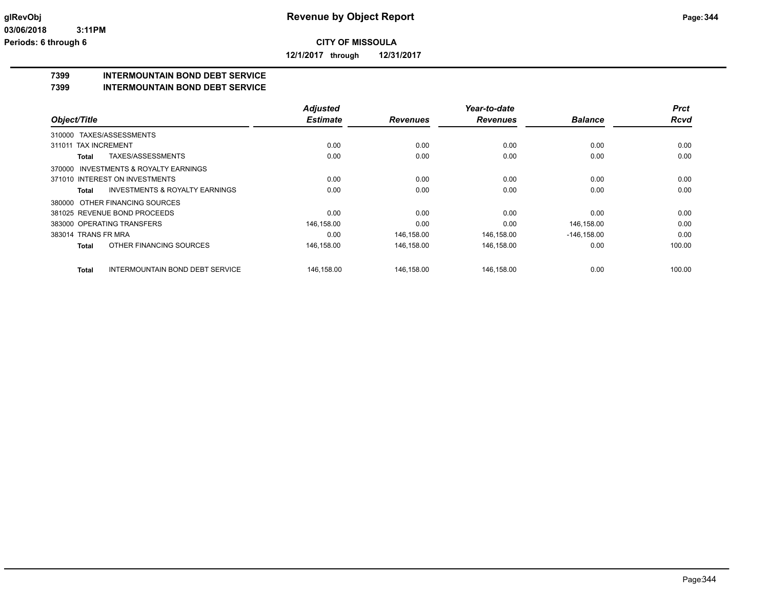**Revenue by Object Report**

**CITY OF MISSOULA**

**12/1/2017 through 12/31/2017**

glRevObj
03/06/2018 3:11PM
Periods: 6 through 6

## 7399 INTERMOUNTAIN BOND DEBT SERVICE
## 7399 INTERMOUNTAIN BOND DEBT SERVICE

| Object/Title | Adjusted Estimate | Revenues | Year-to-date Revenues | Balance | Prct Rcvd |
|---|---|---|---|---|---|
| 310000 TAXES/ASSESSMENTS | | | | | |
| 311011 TAX INCREMENT | 0.00 | 0.00 | 0.00 | 0.00 | 0.00 |
| **Total** TAXES/ASSESSMENTS | 0.00 | 0.00 | 0.00 | 0.00 | 0.00 |
| 370000 INVESTMENTS & ROYALTY EARNINGS | | | | | |
| 371010 INTEREST ON INVESTMENTS | 0.00 | 0.00 | 0.00 | 0.00 | 0.00 |
| **Total** INVESTMENTS & ROYALTY EARNINGS | 0.00 | 0.00 | 0.00 | 0.00 | 0.00 |
| 380000 OTHER FINANCING SOURCES | | | | | |
| 381025 REVENUE BOND PROCEEDS | 0.00 | 0.00 | 0.00 | 0.00 | 0.00 |
| 383000 OPERATING TRANSFERS | 146,158.00 | 0.00 | 0.00 | 146,158.00 | 0.00 |
| 383014 TRANS FR MRA | 0.00 | 146,158.00 | 146,158.00 | -146,158.00 | 0.00 |
| **Total** OTHER FINANCING SOURCES | 146,158.00 | 146,158.00 | 146,158.00 | 0.00 | 100.00 |
| **Total** INTERMOUNTAIN BOND DEBT SERVICE | 146,158.00 | 146,158.00 | 146,158.00 | 0.00 | 100.00 |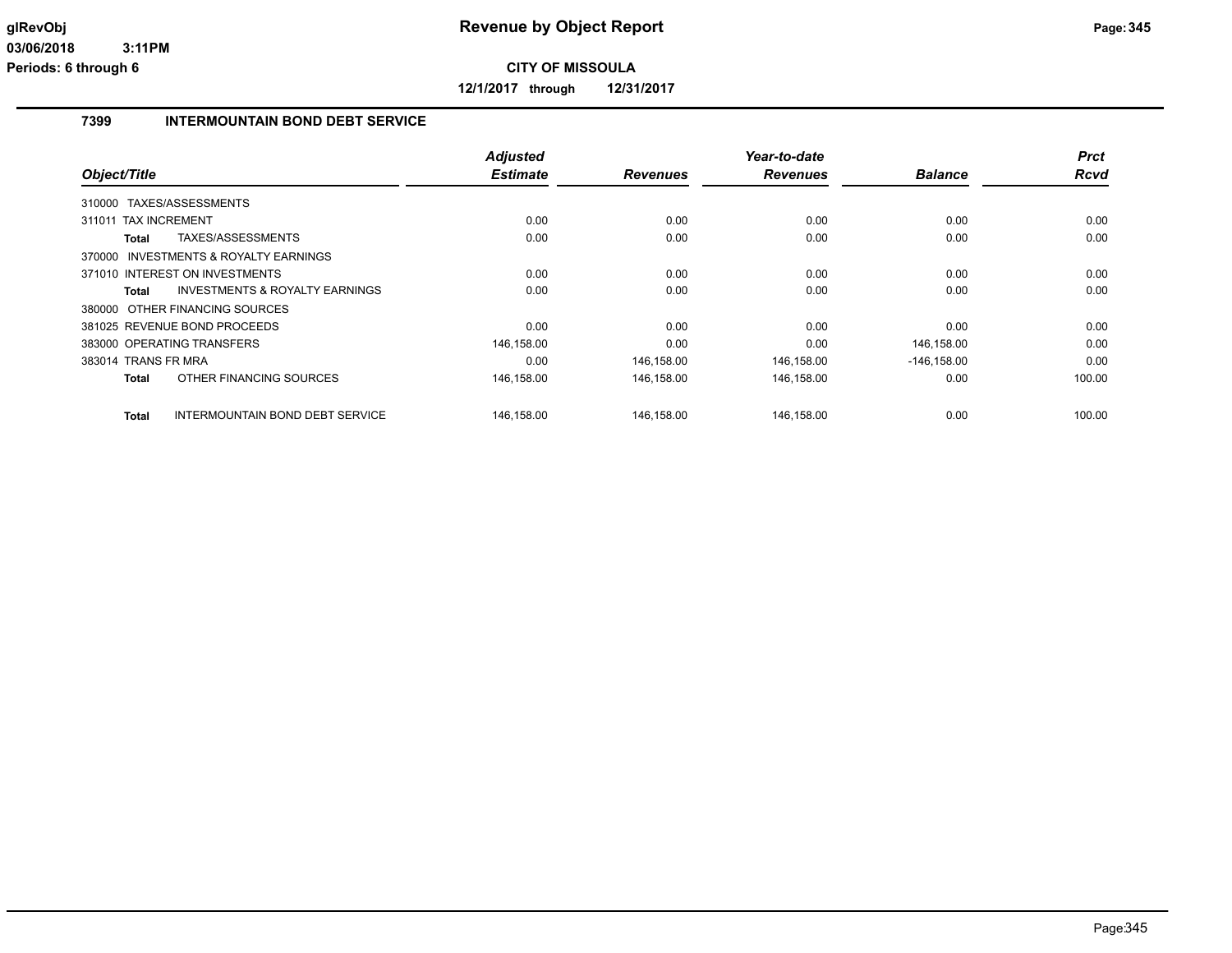# Revenue by Object Report

**CITY OF MISSOULA**

**12/1/2017 through 12/31/2017**

glRevObj
03/06/2018 3:11PM
Periods: 6 through 6

## 7399 INTERMOUNTAIN BOND DEBT SERVICE

| Object/Title | | Adjusted Estimate | Revenues | Year-to-date Revenues | Balance | Prct Rcvd |
|---|---|---|---|---|---|---|
| 310000 TAXES/ASSESSMENTS | | | | | | |
| 311011 TAX INCREMENT | | 0.00 | 0.00 | 0.00 | 0.00 | 0.00 |
| **Total** | TAXES/ASSESSMENTS | 0.00 | 0.00 | 0.00 | 0.00 | 0.00 |
| 370000 INVESTMENTS & ROYALTY EARNINGS | | | | | | |
| 371010 INTEREST ON INVESTMENTS | | 0.00 | 0.00 | 0.00 | 0.00 | 0.00 |
| **Total** | INVESTMENTS & ROYALTY EARNINGS | 0.00 | 0.00 | 0.00 | 0.00 | 0.00 |
| 380000 OTHER FINANCING SOURCES | | | | | | |
| 381025 REVENUE BOND PROCEEDS | | 0.00 | 0.00 | 0.00 | 0.00 | 0.00 |
| 383000 OPERATING TRANSFERS | | 146,158.00 | 0.00 | 0.00 | 146,158.00 | 0.00 |
| 383014 TRANS FR MRA | | 0.00 | 146,158.00 | 146,158.00 | -146,158.00 | 0.00 |
| **Total** | OTHER FINANCING SOURCES | 146,158.00 | 146,158.00 | 146,158.00 | 0.00 | 100.00 |
| **Total** | INTERMOUNTAIN BOND DEBT SERVICE | 146,158.00 | 146,158.00 | 146,158.00 | 0.00 | 100.00 |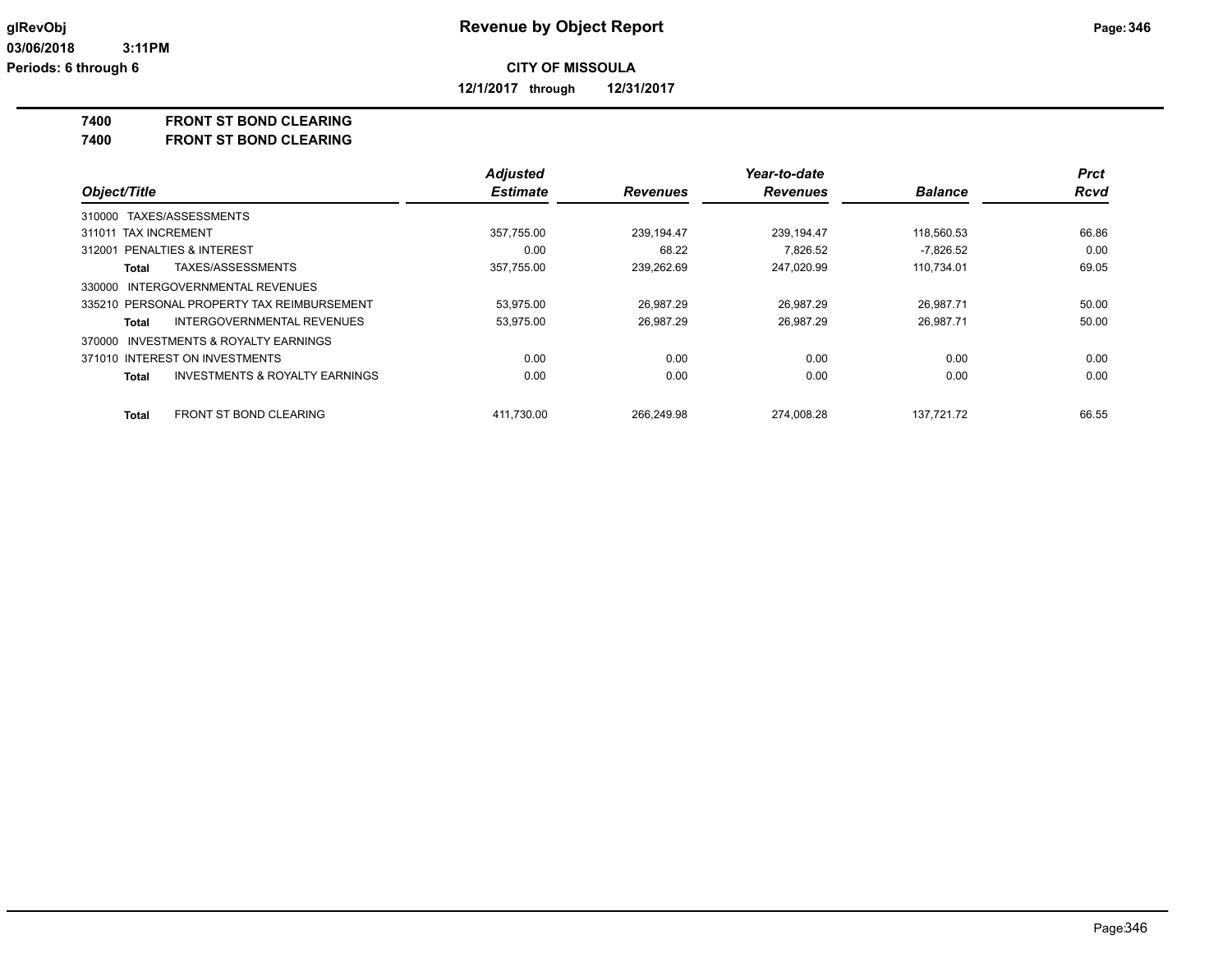**CITY OF MISSOULA**

**12/1/2017 through 12/31/2017**

## 7400 FRONT ST BOND CLEARING
## 7400 FRONT ST BOND CLEARING

| Object/Title | | Adjusted Estimate | Revenues | Year-to-date Revenues | Balance | Prct Rcvd |
|---|---|---|---|---|---|---|
| 310000 TAXES/ASSESSMENTS | | | | | | |
| 311011 TAX INCREMENT | | 357,755.00 | 239,194.47 | 239,194.47 | 118,560.53 | 66.86 |
| 312001 PENALTIES & INTEREST | | 0.00 | 68.22 | 7,826.52 | -7,826.52 | 0.00 |
| **Total** | TAXES/ASSESSMENTS | 357,755.00 | 239,262.69 | 247,020.99 | 110,734.01 | 69.05 |
| 330000 INTERGOVERNMENTAL REVENUES | | | | | | |
| 335210 PERSONAL PROPERTY TAX REIMBURSEMENT | | 53,975.00 | 26,987.29 | 26,987.29 | 26,987.71 | 50.00 |
| **Total** | INTERGOVERNMENTAL REVENUES | 53,975.00 | 26,987.29 | 26,987.29 | 26,987.71 | 50.00 |
| 370000 INVESTMENTS & ROYALTY EARNINGS | | | | | | |
| 371010 INTEREST ON INVESTMENTS | | 0.00 | 0.00 | 0.00 | 0.00 | 0.00 |
| **Total** | INVESTMENTS & ROYALTY EARNINGS | 0.00 | 0.00 | 0.00 | 0.00 | 0.00 |
| **Total** | FRONT ST BOND CLEARING | 411,730.00 | 266,249.98 | 274,008.28 | 137,721.72 | 66.55 |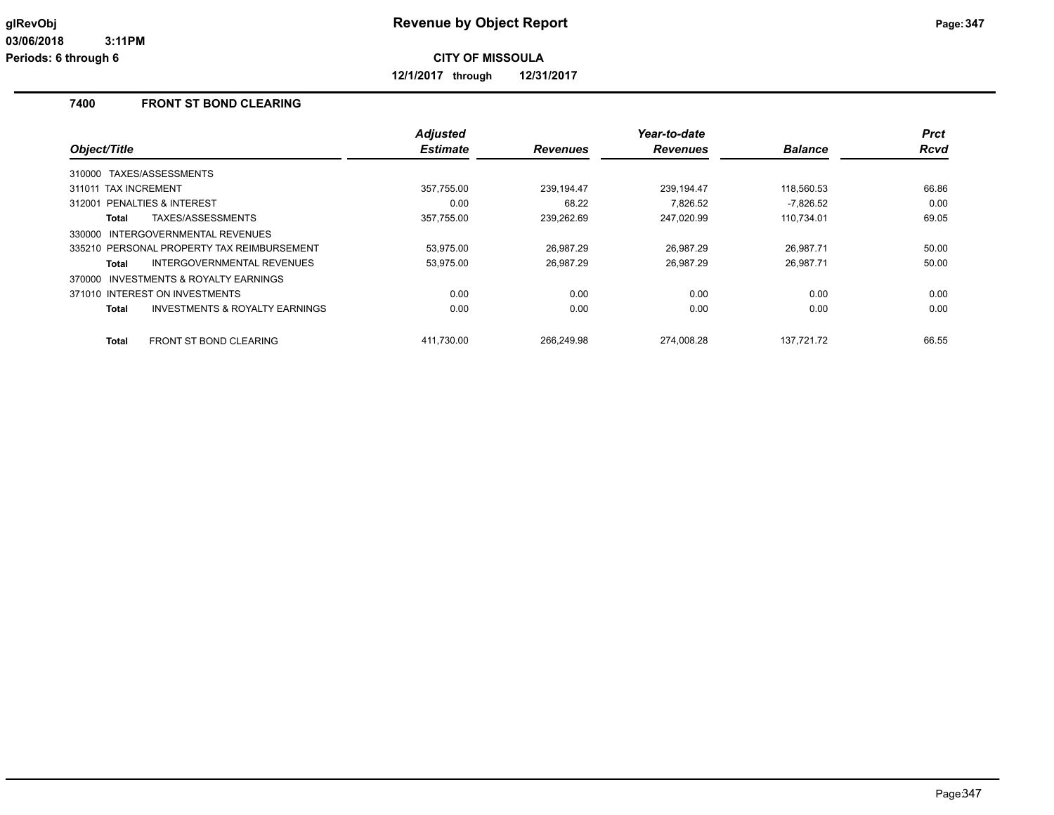# Revenue by Object Report

**CITY OF MISSOULA**

**12/1/2017 through 12/31/2017**

glRevObj
03/06/2018 3:11PM
Periods: 6 through 6

## 7400 FRONT ST BOND CLEARING

| Object/Title | | Adjusted Estimate | Revenues | Year-to-date Revenues | Balance | Prct Rcvd |
|---|---|---|---|---|---|---|
| 310000 TAXES/ASSESSMENTS | | | | | | |
| 311011 TAX INCREMENT | | 357,755.00 | 239,194.47 | 239,194.47 | 118,560.53 | 66.86 |
| 312001 PENALTIES & INTEREST | | 0.00 | 68.22 | 7,826.52 | -7,826.52 | 0.00 |
| **Total** | TAXES/ASSESSMENTS | 357,755.00 | 239,262.69 | 247,020.99 | 110,734.01 | 69.05 |
| 330000 INTERGOVERNMENTAL REVENUES | | | | | | |
| 335210 PERSONAL PROPERTY TAX REIMBURSEMENT | | 53,975.00 | 26,987.29 | 26,987.29 | 26,987.71 | 50.00 |
| **Total** | INTERGOVERNMENTAL REVENUES | 53,975.00 | 26,987.29 | 26,987.29 | 26,987.71 | 50.00 |
| 370000 INVESTMENTS & ROYALTY EARNINGS | | | | | | |
| 371010 INTEREST ON INVESTMENTS | | 0.00 | 0.00 | 0.00 | 0.00 | 0.00 |
| **Total** | INVESTMENTS & ROYALTY EARNINGS | 0.00 | 0.00 | 0.00 | 0.00 | 0.00 |
| **Total** | FRONT ST BOND CLEARING | 411,730.00 | 266,249.98 | 274,008.28 | 137,721.72 | 66.55 |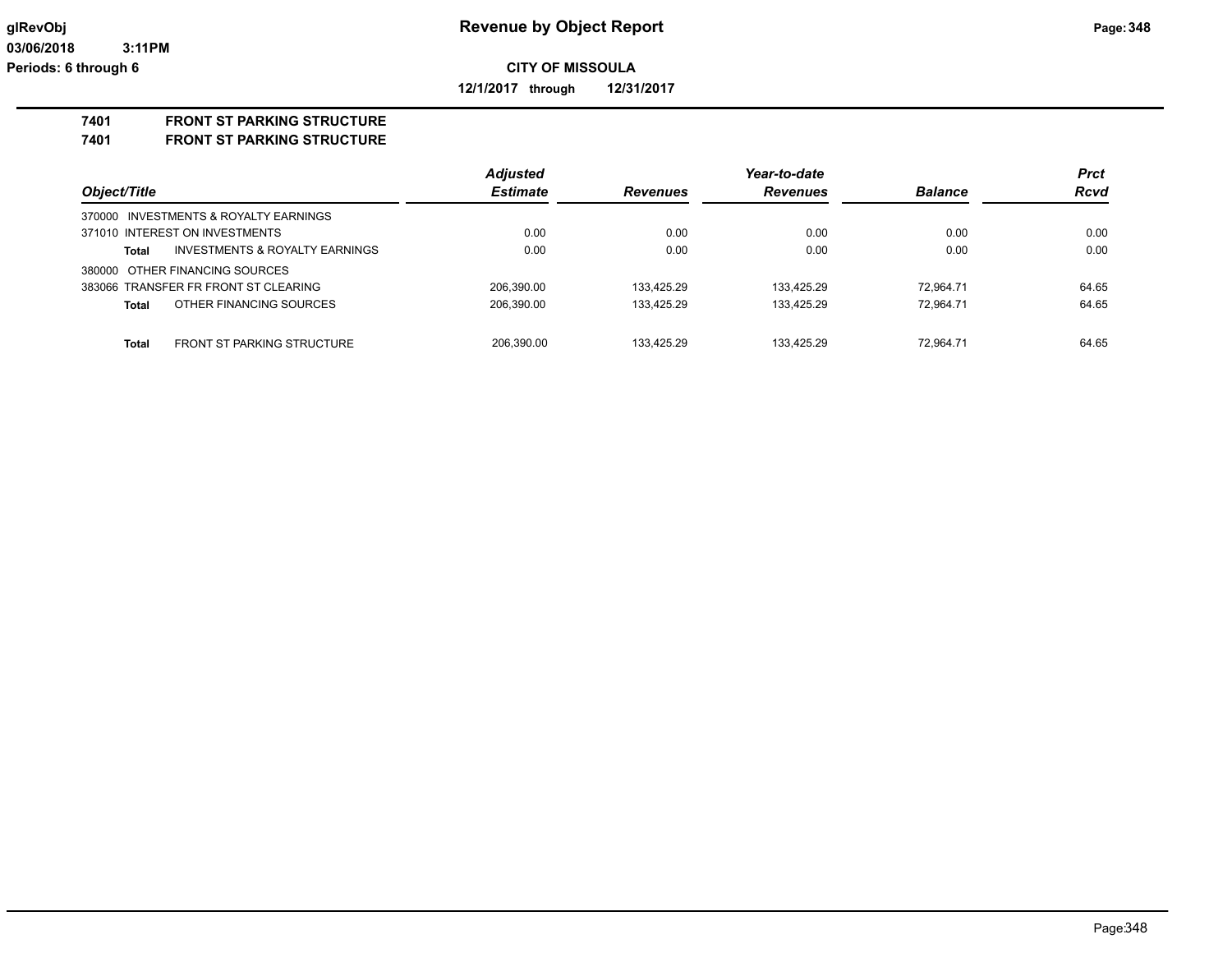# Revenue by Object Report

**CITY OF MISSOULA**

**12/1/2017 through 12/31/2017**

glRevObj
03/06/2018 3:11PM
Periods: 6 through 6

## 7401 FRONT ST PARKING STRUCTURE
## 7401 FRONT ST PARKING STRUCTURE

| Object/Title | Adjusted Estimate | Revenues | Year-to-date Revenues | Balance | Prct Rcvd |
|---|---|---|---|---|---|
| 370000 INVESTMENTS & ROYALTY EARNINGS | | | | | |
| 371010 INTEREST ON INVESTMENTS | 0.00 | 0.00 | 0.00 | 0.00 | 0.00 |
| **Total** INVESTMENTS & ROYALTY EARNINGS | 0.00 | 0.00 | 0.00 | 0.00 | 0.00 |
| 380000 OTHER FINANCING SOURCES | | | | | |
| 383066 TRANSFER FR FRONT ST CLEARING | 206,390.00 | 133,425.29 | 133,425.29 | 72,964.71 | 64.65 |
| **Total** OTHER FINANCING SOURCES | 206,390.00 | 133,425.29 | 133,425.29 | 72,964.71 | 64.65 |
| **Total** FRONT ST PARKING STRUCTURE | 206,390.00 | 133,425.29 | 133,425.29 | 72,964.71 | 64.65 |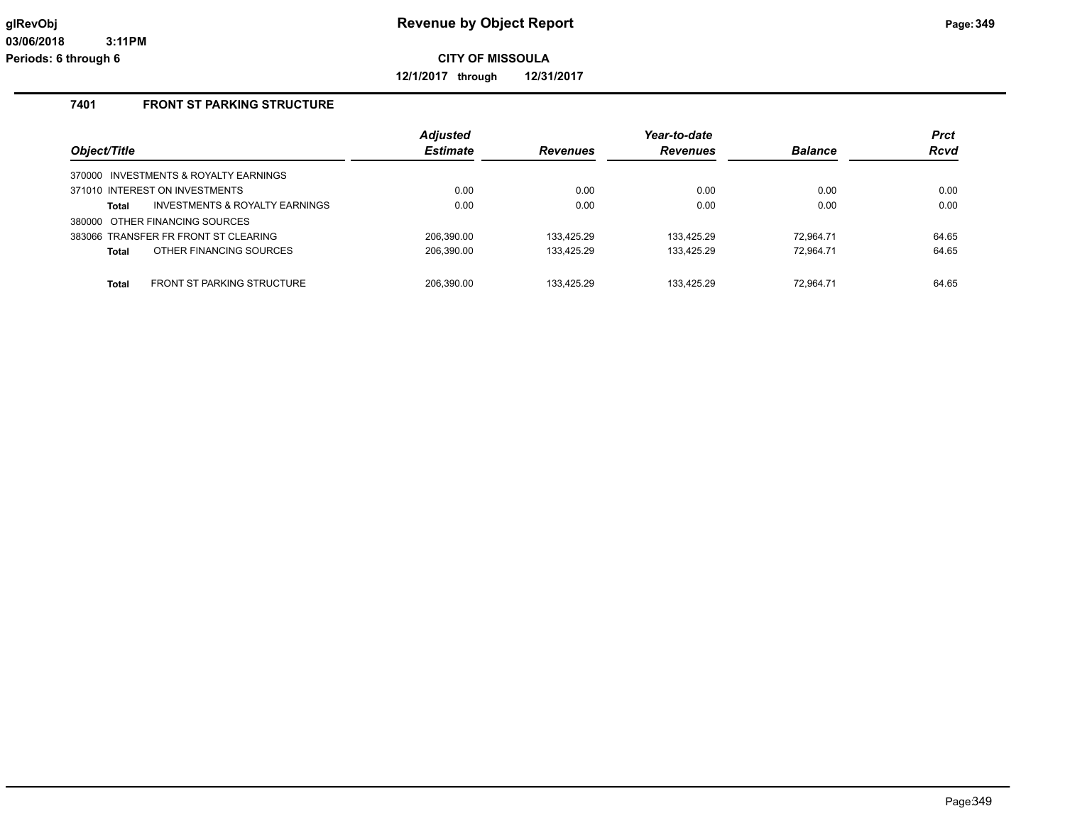# Revenue by Object Report

**CITY OF MISSOULA**

**12/1/2017 through 12/31/2017**

glRevObj
03/06/2018 3:11PM
Periods: 6 through 6

## 7401 FRONT ST PARKING STRUCTURE

| Object/Title | Adjusted Estimate | Revenues | Year-to-date Revenues | Balance | Prct Rcvd |
|---|---|---|---|---|---|
| 370000 INVESTMENTS & ROYALTY EARNINGS | | | | | |
| 371010 INTEREST ON INVESTMENTS | 0.00 | 0.00 | 0.00 | 0.00 | 0.00 |
| **Total** INVESTMENTS & ROYALTY EARNINGS | 0.00 | 0.00 | 0.00 | 0.00 | 0.00 |
| 380000 OTHER FINANCING SOURCES | | | | | |
| 383066 TRANSFER FR FRONT ST CLEARING | 206,390.00 | 133,425.29 | 133,425.29 | 72,964.71 | 64.65 |
| **Total** OTHER FINANCING SOURCES | 206,390.00 | 133,425.29 | 133,425.29 | 72,964.71 | 64.65 |
| **Total** FRONT ST PARKING STRUCTURE | 206,390.00 | 133,425.29 | 133,425.29 | 72,964.71 | 64.65 |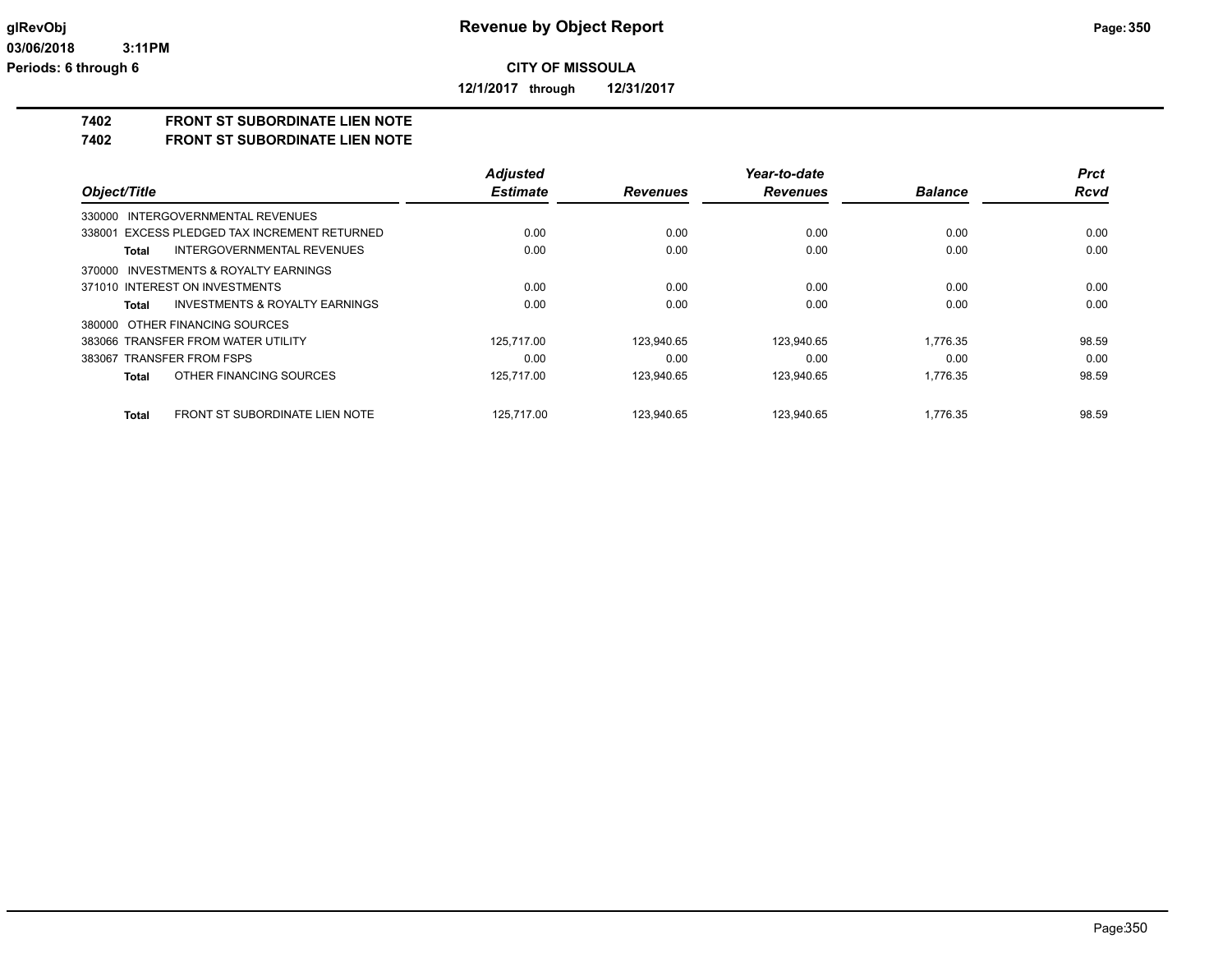**glRevObj**
**03/06/2018 3:11PM**
**Periods: 6 through 6**

# Revenue by Object Report

**CITY OF MISSOULA**

**12/1/2017 through 12/31/2017**

## 7402 FRONT ST SUBORDINATE LIEN NOTE
## 7402 FRONT ST SUBORDINATE LIEN NOTE

| Object/Title | Adjusted Estimate | Revenues | Year-to-date Revenues | Balance | Prct Rcvd |
|---|---|---|---|---|---|
| 330000 INTERGOVERNMENTAL REVENUES | | | | | |
| 338001 EXCESS PLEDGED TAX INCREMENT RETURNED | 0.00 | 0.00 | 0.00 | 0.00 | 0.00 |
| **Total** INTERGOVERNMENTAL REVENUES | 0.00 | 0.00 | 0.00 | 0.00 | 0.00 |
| 370000 INVESTMENTS & ROYALTY EARNINGS | | | | | |
| 371010 INTEREST ON INVESTMENTS | 0.00 | 0.00 | 0.00 | 0.00 | 0.00 |
| **Total** INVESTMENTS & ROYALTY EARNINGS | 0.00 | 0.00 | 0.00 | 0.00 | 0.00 |
| 380000 OTHER FINANCING SOURCES | | | | | |
| 383066 TRANSFER FROM WATER UTILITY | 125,717.00 | 123,940.65 | 123,940.65 | 1,776.35 | 98.59 |
| 383067 TRANSFER FROM FSPS | 0.00 | 0.00 | 0.00 | 0.00 | 0.00 |
| **Total** OTHER FINANCING SOURCES | 125,717.00 | 123,940.65 | 123,940.65 | 1,776.35 | 98.59 |
| **Total** FRONT ST SUBORDINATE LIEN NOTE | 125,717.00 | 123,940.65 | 123,940.65 | 1,776.35 | 98.59 |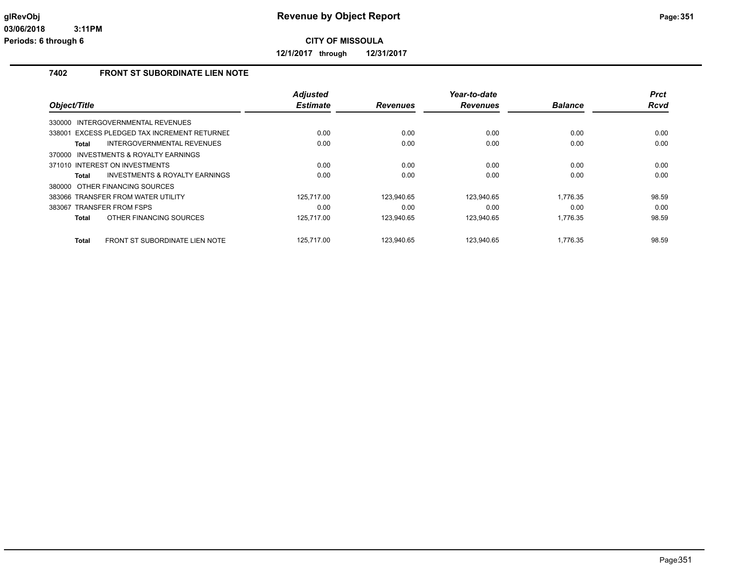# Revenue by Object Report

**CITY OF MISSOULA**

**12/1/2017 through 12/31/2017**

glRevObj
03/06/2018 3:11PM
Periods: 6 through 6

## 7402 FRONT ST SUBORDINATE LIEN NOTE

| Object/Title | Adjusted Estimate | Revenues | Year-to-date Revenues | Balance | Prct Rcvd |
|---|---|---|---|---|---|
| 330000 INTERGOVERNMENTAL REVENUES | | | | | |
| 338001 EXCESS PLEDGED TAX INCREMENT RETURNED | 0.00 | 0.00 | 0.00 | 0.00 | 0.00 |
| **Total** INTERGOVERNMENTAL REVENUES | 0.00 | 0.00 | 0.00 | 0.00 | 0.00 |
| 370000 INVESTMENTS & ROYALTY EARNINGS | | | | | |
| 371010 INTEREST ON INVESTMENTS | 0.00 | 0.00 | 0.00 | 0.00 | 0.00 |
| **Total** INVESTMENTS & ROYALTY EARNINGS | 0.00 | 0.00 | 0.00 | 0.00 | 0.00 |
| 380000 OTHER FINANCING SOURCES | | | | | |
| 383066 TRANSFER FROM WATER UTILITY | 125,717.00 | 123,940.65 | 123,940.65 | 1,776.35 | 98.59 |
| 383067 TRANSFER FROM FSPS | 0.00 | 0.00 | 0.00 | 0.00 | 0.00 |
| **Total** OTHER FINANCING SOURCES | 125,717.00 | 123,940.65 | 123,940.65 | 1,776.35 | 98.59 |
| **Total** FRONT ST SUBORDINATE LIEN NOTE | 125,717.00 | 123,940.65 | 123,940.65 | 1,776.35 | 98.59 |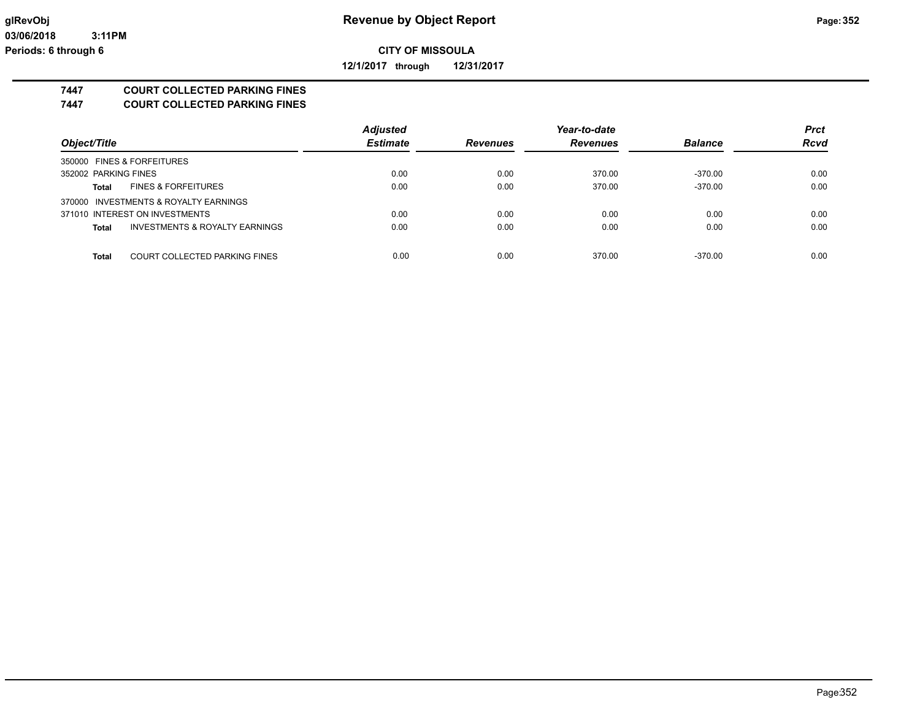**CITY OF MISSOULA**

**12/1/2017 through 12/31/2017**

# 7447 COURT COLLECTED PARKING FINES
## 7447 COURT COLLECTED PARKING FINES

| Object/Title | | Adjusted Estimate | Revenues | Year-to-date Revenues | Balance | Prct Rcvd |
|---|---|---|---|---|---|---|
| 350000 FINES & FORFEITURES | | | | | | |
| 352002 PARKING FINES | | 0.00 | 0.00 | 370.00 | -370.00 | 0.00 |
| **Total** | FINES & FORFEITURES | 0.00 | 0.00 | 370.00 | -370.00 | 0.00 |
| 370000 INVESTMENTS & ROYALTY EARNINGS | | | | | | |
| 371010 INTEREST ON INVESTMENTS | | 0.00 | 0.00 | 0.00 | 0.00 | 0.00 |
| **Total** | INVESTMENTS & ROYALTY EARNINGS | 0.00 | 0.00 | 0.00 | 0.00 | 0.00 |
| **Total** | COURT COLLECTED PARKING FINES | 0.00 | 0.00 | 370.00 | -370.00 | 0.00 |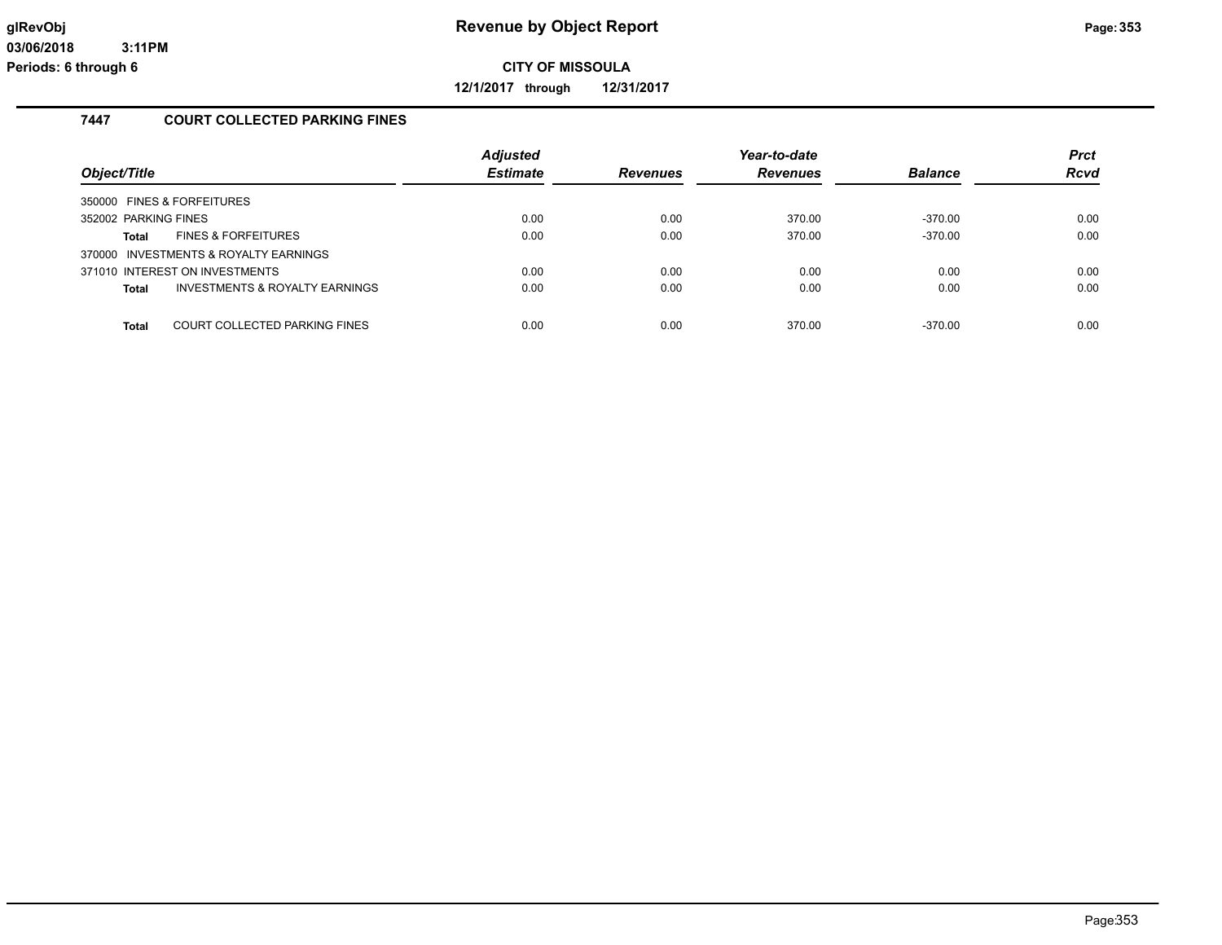**glRevObj**
**03/06/2018 3:11PM**
**Periods: 6 through 6**

# Revenue by Object Report

**CITY OF MISSOULA**

**12/1/2017 through 12/31/2017**

## 7447 COURT COLLECTED PARKING FINES

| Object/Title | Adjusted Estimate | Revenues | Year-to-date Revenues | Balance | Prct Rcvd |
|---|---|---|---|---|---|
| 350000 FINES & FORFEITURES | | | | | |
| 352002 PARKING FINES | 0.00 | 0.00 | 370.00 | -370.00 | 0.00 |
| **Total** FINES & FORFEITURES | 0.00 | 0.00 | 370.00 | -370.00 | 0.00 |
| 370000 INVESTMENTS & ROYALTY EARNINGS | | | | | |
| 371010 INTEREST ON INVESTMENTS | 0.00 | 0.00 | 0.00 | 0.00 | 0.00 |
| **Total** INVESTMENTS & ROYALTY EARNINGS | 0.00 | 0.00 | 0.00 | 0.00 | 0.00 |
| **Total** COURT COLLECTED PARKING FINES | 0.00 | 0.00 | 370.00 | -370.00 | 0.00 |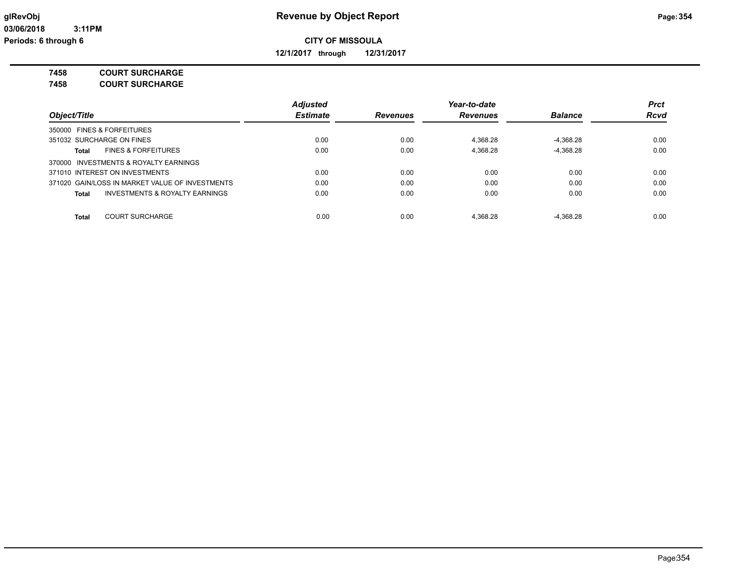# Revenue by Object Report

**CITY OF MISSOULA**

**12/1/2017 through 12/31/2017**

glRevObj
03/06/2018 3:11PM
Periods: 6 through 6

**7458 COURT SURCHARGE**
**7458 COURT SURCHARGE**

| Object/Title | Adjusted Estimate | Revenues | Year-to-date Revenues | Balance | Prct Rcvd |
|---|---|---|---|---|---|
| 350000 FINES & FORFEITURES | | | | | |
| 351032 SURCHARGE ON FINES | 0.00 | 0.00 | 4,368.28 | -4,368.28 | 0.00 |
| **Total** FINES & FORFEITURES | 0.00 | 0.00 | 4,368.28 | -4,368.28 | 0.00 |
| 370000 INVESTMENTS & ROYALTY EARNINGS | | | | | |
| 371010 INTEREST ON INVESTMENTS | 0.00 | 0.00 | 0.00 | 0.00 | 0.00 |
| 371020 GAIN/LOSS IN MARKET VALUE OF INVESTMENTS | 0.00 | 0.00 | 0.00 | 0.00 | 0.00 |
| **Total** INVESTMENTS & ROYALTY EARNINGS | 0.00 | 0.00 | 0.00 | 0.00 | 0.00 |
| **Total** COURT SURCHARGE | 0.00 | 0.00 | 4,368.28 | -4,368.28 | 0.00 |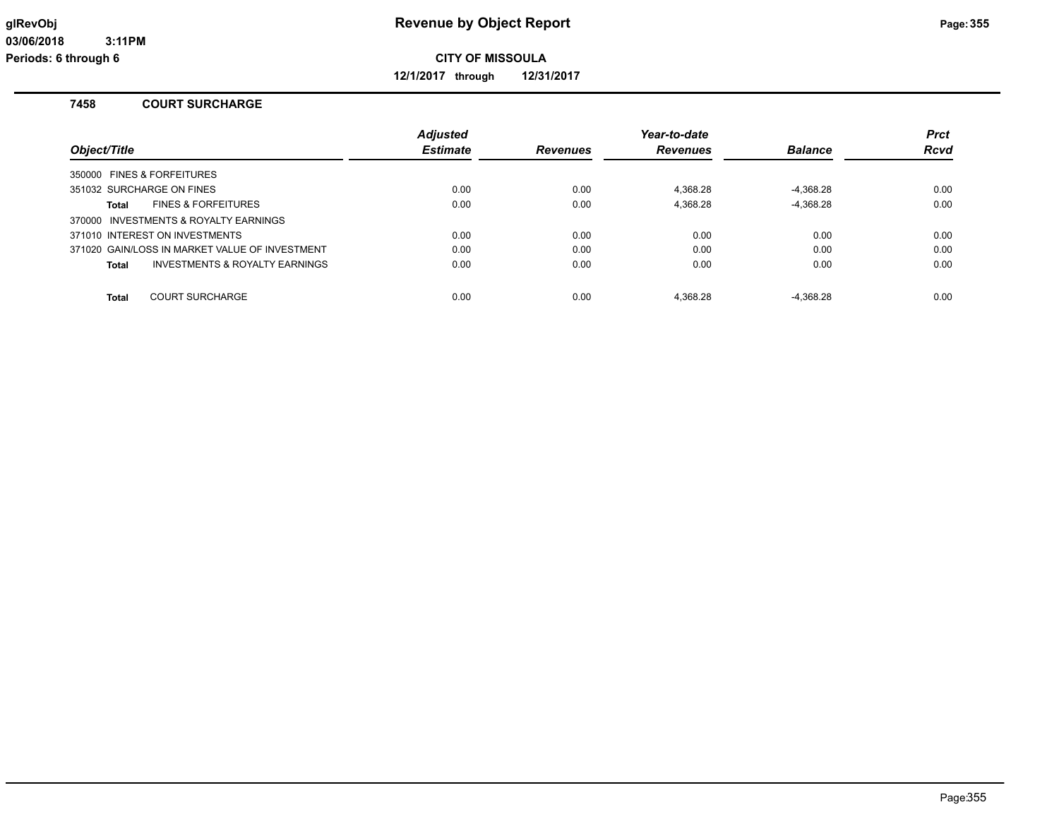# Revenue by Object Report

**CITY OF MISSOULA**

**12/1/2017 through 12/31/2017**

glRevObj
03/06/2018 3:11PM
Periods: 6 through 6

## 7458 COURT SURCHARGE

| Object/Title | Adjusted Estimate | Revenues | Year-to-date Revenues | Balance | Prct Rcvd |
|---|---|---|---|---|---|
| 350000 FINES & FORFEITURES | | | | | |
| 351032 SURCHARGE ON FINES | 0.00 | 0.00 | 4,368.28 | -4,368.28 | 0.00 |
| **Total** FINES & FORFEITURES | 0.00 | 0.00 | 4,368.28 | -4,368.28 | 0.00 |
| 370000 INVESTMENTS & ROYALTY EARNINGS | | | | | |
| 371010 INTEREST ON INVESTMENTS | 0.00 | 0.00 | 0.00 | 0.00 | 0.00 |
| 371020 GAIN/LOSS IN MARKET VALUE OF INVESTMENT | 0.00 | 0.00 | 0.00 | 0.00 | 0.00 |
| **Total** INVESTMENTS & ROYALTY EARNINGS | 0.00 | 0.00 | 0.00 | 0.00 | 0.00 |
| **Total** COURT SURCHARGE | 0.00 | 0.00 | 4,368.28 | -4,368.28 | 0.00 |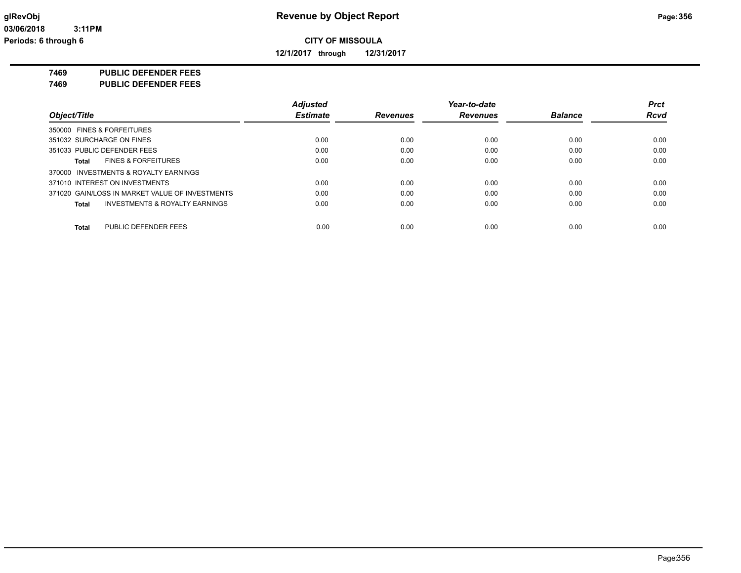**CITY OF MISSOULA**

**12/1/2017 through 12/31/2017**

**7469 PUBLIC DEFENDER FEES**

**7469 PUBLIC DEFENDER FEES**

| Object/Title | Adjusted Estimate | Revenues | Year-to-date Revenues | Balance | Prct Rcvd |
|---|---|---|---|---|---|
| 350000 FINES & FORFEITURES | | | | | |
| 351032 SURCHARGE ON FINES | 0.00 | 0.00 | 0.00 | 0.00 | 0.00 |
| 351033 PUBLIC DEFENDER FEES | 0.00 | 0.00 | 0.00 | 0.00 | 0.00 |
| Total FINES & FORFEITURES | 0.00 | 0.00 | 0.00 | 0.00 | 0.00 |
| 370000 INVESTMENTS & ROYALTY EARNINGS | | | | | |
| 371010 INTEREST ON INVESTMENTS | 0.00 | 0.00 | 0.00 | 0.00 | 0.00 |
| 371020 GAIN/LOSS IN MARKET VALUE OF INVESTMENTS | 0.00 | 0.00 | 0.00 | 0.00 | 0.00 |
| Total INVESTMENTS & ROYALTY EARNINGS | 0.00 | 0.00 | 0.00 | 0.00 | 0.00 |
| Total PUBLIC DEFENDER FEES | 0.00 | 0.00 | 0.00 | 0.00 | 0.00 |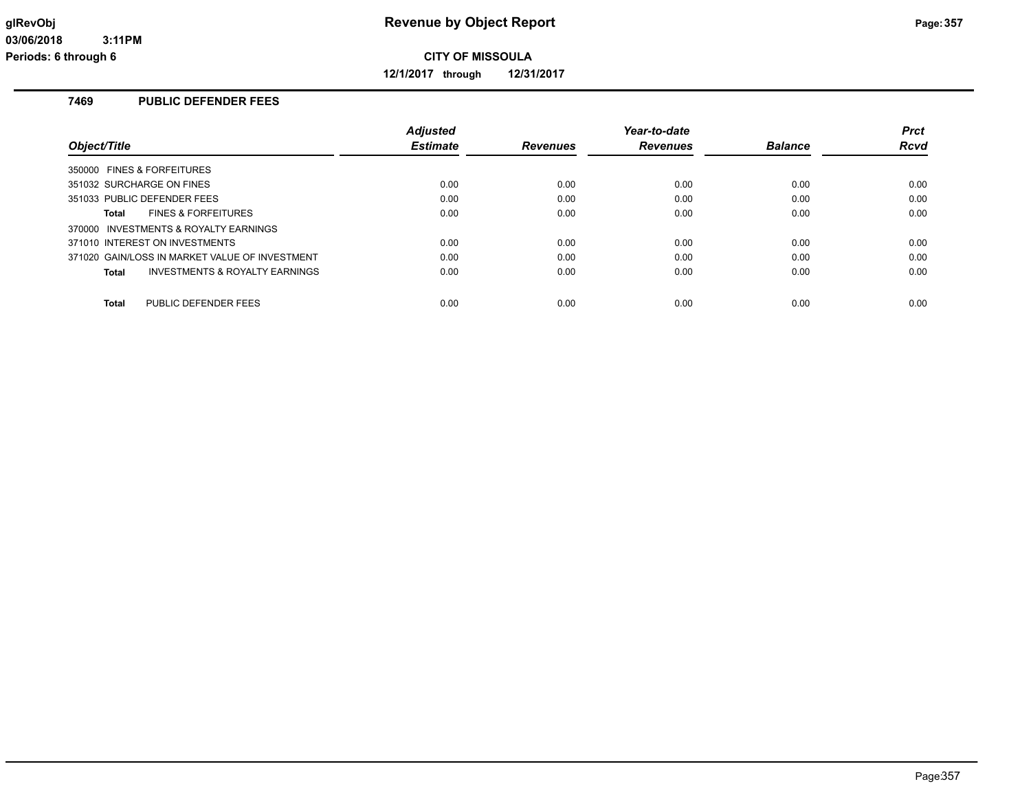# Revenue by Object Report

**CITY OF MISSOULA**

**12/1/2017 through 12/31/2017**

glRevObj
03/06/2018 3:11PM
Periods: 6 through 6

## 7469 PUBLIC DEFENDER FEES

| Object/Title | Adjusted Estimate | Revenues | Year-to-date Revenues | Balance | Prct Rcvd |
|---|---|---|---|---|---|
| 350000 FINES & FORFEITURES | | | | | |
| 351032 SURCHARGE ON FINES | 0.00 | 0.00 | 0.00 | 0.00 | 0.00 |
| 351033 PUBLIC DEFENDER FEES | 0.00 | 0.00 | 0.00 | 0.00 | 0.00 |
| **Total** FINES & FORFEITURES | 0.00 | 0.00 | 0.00 | 0.00 | 0.00 |
| 370000 INVESTMENTS & ROYALTY EARNINGS | | | | | |
| 371010 INTEREST ON INVESTMENTS | 0.00 | 0.00 | 0.00 | 0.00 | 0.00 |
| 371020 GAIN/LOSS IN MARKET VALUE OF INVESTMENT | 0.00 | 0.00 | 0.00 | 0.00 | 0.00 |
| **Total** INVESTMENTS & ROYALTY EARNINGS | 0.00 | 0.00 | 0.00 | 0.00 | 0.00 |
| **Total** PUBLIC DEFENDER FEES | 0.00 | 0.00 | 0.00 | 0.00 | 0.00 |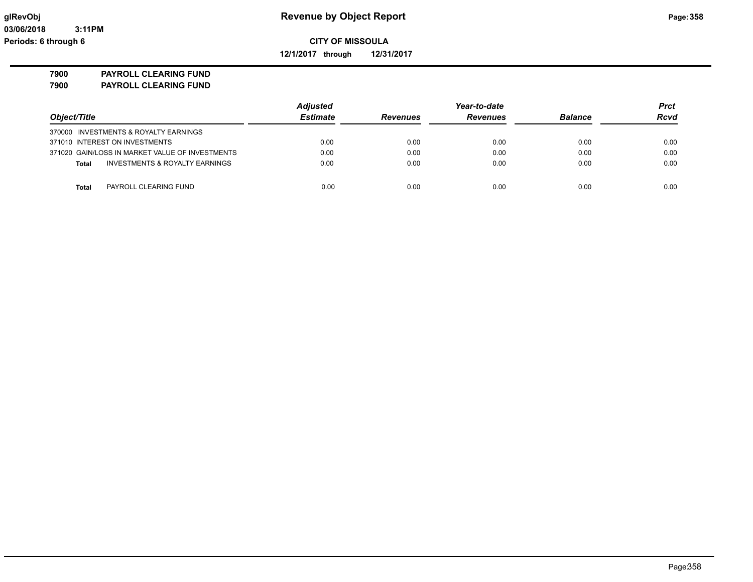**Revenue by Object Report**

**CITY OF MISSOULA**

**12/1/2017 through 12/31/2017**

glRevObj
03/06/2018 3:11PM
Periods: 6 through 6

**7900 PAYROLL CLEARING FUND**
**7900 PAYROLL CLEARING FUND**

| Object/Title | Adjusted Estimate | Revenues | Year-to-date Revenues | Balance | Prct Rcvd |
|---|---|---|---|---|---|
| 370000 INVESTMENTS & ROYALTY EARNINGS | | | | | |
| 371010 INTEREST ON INVESTMENTS | 0.00 | 0.00 | 0.00 | 0.00 | 0.00 |
| 371020 GAIN/LOSS IN MARKET VALUE OF INVESTMENTS | 0.00 | 0.00 | 0.00 | 0.00 | 0.00 |
| **Total** INVESTMENTS & ROYALTY EARNINGS | 0.00 | 0.00 | 0.00 | 0.00 | 0.00 |
| **Total** PAYROLL CLEARING FUND | 0.00 | 0.00 | 0.00 | 0.00 | 0.00 |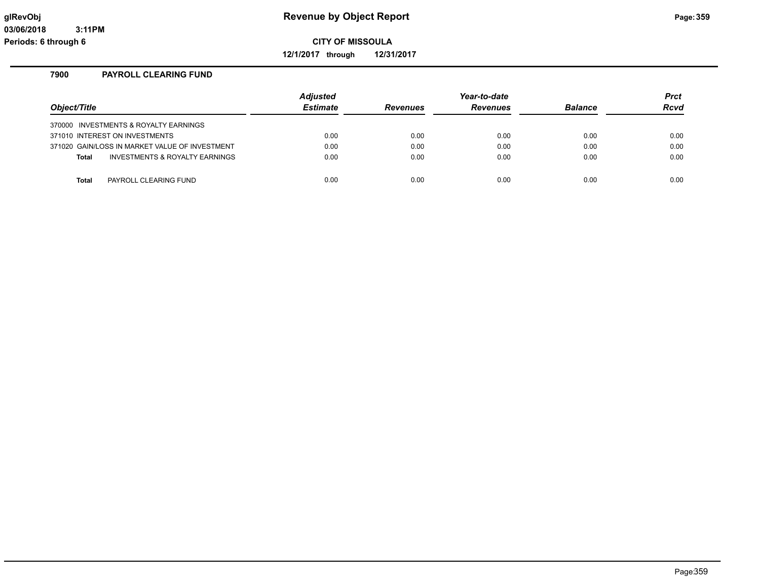# Revenue by Object Report

**CITY OF MISSOULA**

**12/1/2017 through 12/31/2017**

glRevObj
03/06/2018 3:11PM
Periods: 6 through 6

## 7900 PAYROLL CLEARING FUND

| Object/Title | Adjusted Estimate | Revenues | Year-to-date Revenues | Balance | Prct Rcvd |
|---|---|---|---|---|---|
| 370000 INVESTMENTS & ROYALTY EARNINGS | | | | | |
| 371010 INTEREST ON INVESTMENTS | 0.00 | 0.00 | 0.00 | 0.00 | 0.00 |
| 371020 GAIN/LOSS IN MARKET VALUE OF INVESTMENT | 0.00 | 0.00 | 0.00 | 0.00 | 0.00 |
| **Total** INVESTMENTS & ROYALTY EARNINGS | 0.00 | 0.00 | 0.00 | 0.00 | 0.00 |
| **Total** PAYROLL CLEARING FUND | 0.00 | 0.00 | 0.00 | 0.00 | 0.00 |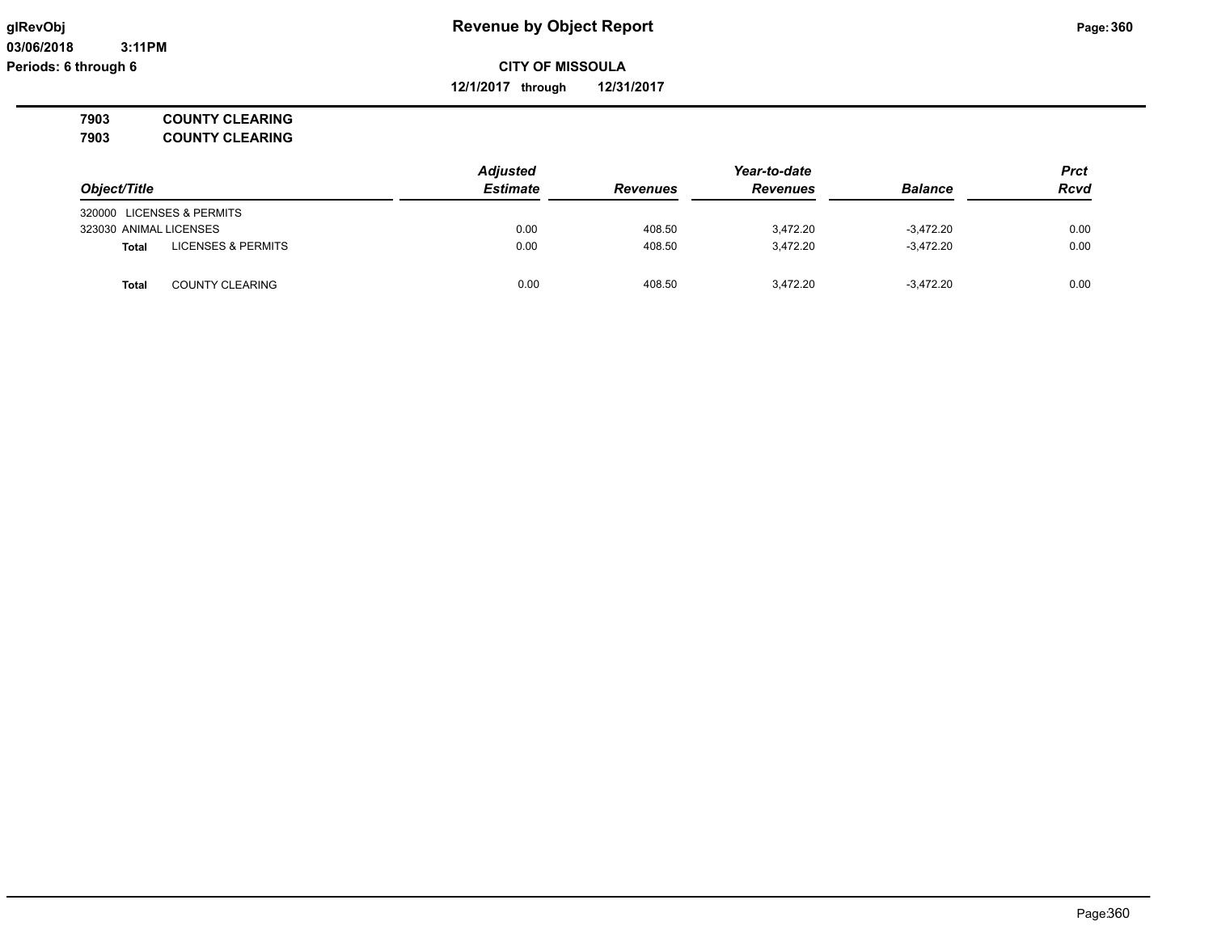**glRevObj**
**03/06/2018 3:11PM**
**Periods: 6 through 6**

# Revenue by Object Report

**CITY OF MISSOULA**

**12/1/2017 through 12/31/2017**

**7903 COUNTY CLEARING**
**7903 COUNTY CLEARING**

| Object/Title | | Adjusted Estimate | Revenues | Year-to-date Revenues | Balance | Prct Rcvd |
|---|---|---|---|---|---|---|
| 320000 LICENSES & PERMITS | | | | | | |
| 323030 ANIMAL LICENSES | | 0.00 | 408.50 | 3,472.20 | -3,472.20 | 0.00 |
| **Total** | LICENSES & PERMITS | 0.00 | 408.50 | 3,472.20 | -3,472.20 | 0.00 |
| **Total** | COUNTY CLEARING | 0.00 | 408.50 | 3,472.20 | -3,472.20 | 0.00 |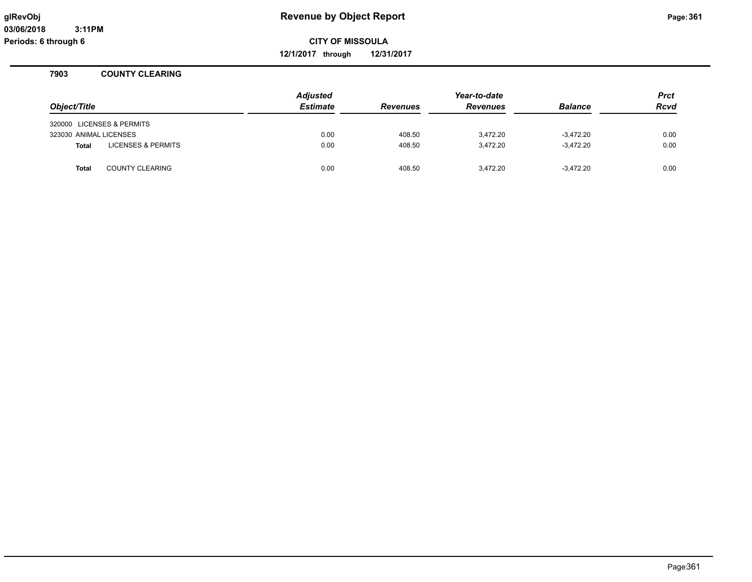# Revenue by Object Report

**CITY OF MISSOULA**

**12/1/2017 through 12/31/2017**

glRevObj
03/06/2018 3:11PM
Periods: 6 through 6

## 7903 COUNTY CLEARING

| Object/Title | Adjusted Estimate | Revenues | Year-to-date Revenues | Balance | Prct Rcvd |
|---|---|---|---|---|---|
| 320000 LICENSES & PERMITS | | | | | |
| 323030 ANIMAL LICENSES | 0.00 | 408.50 | 3,472.20 | -3,472.20 | 0.00 |
| **Total** LICENSES & PERMITS | 0.00 | 408.50 | 3,472.20 | -3,472.20 | 0.00 |
| **Total** COUNTY CLEARING | 0.00 | 408.50 | 3,472.20 | -3,472.20 | 0.00 |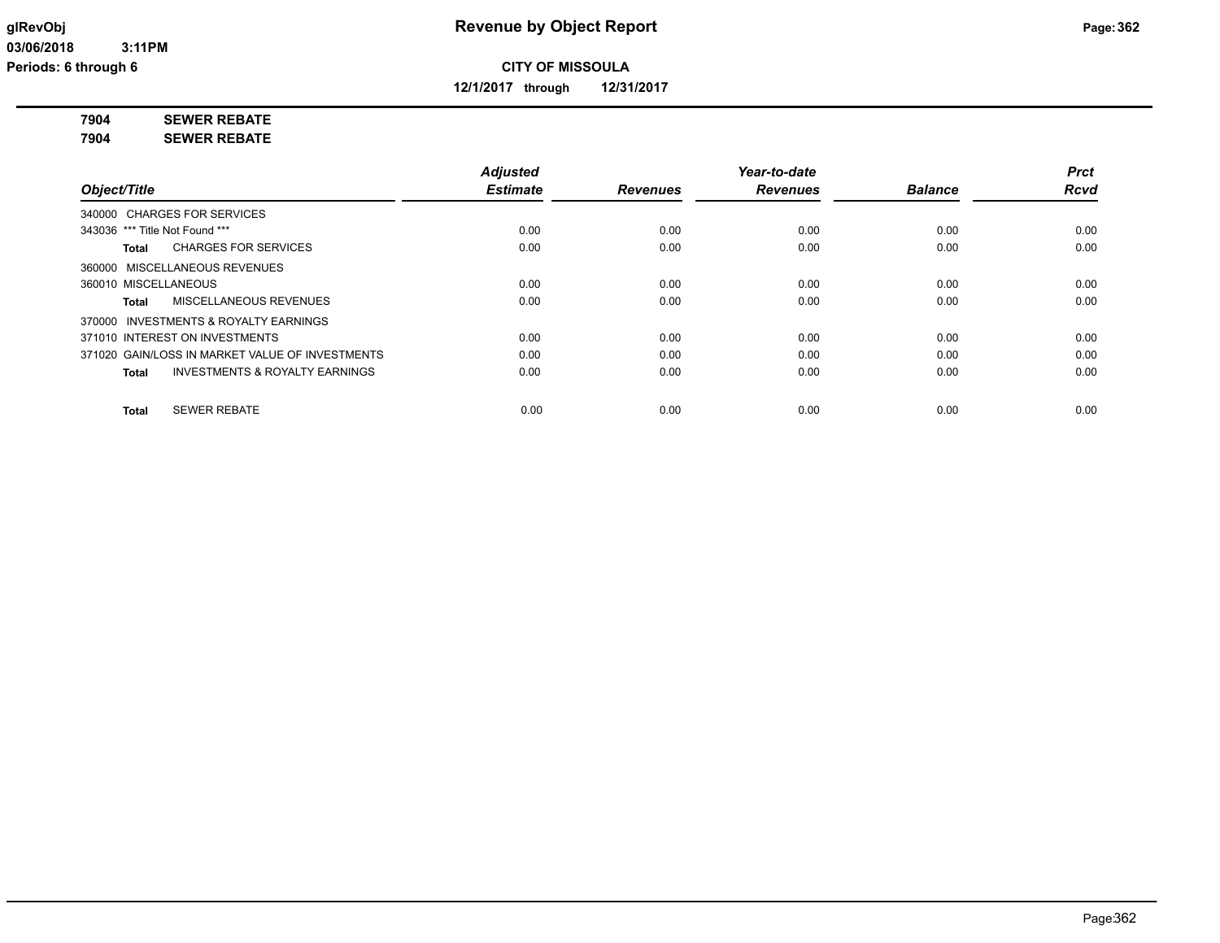# Revenue by Object Report

**CITY OF MISSOULA**

**12/1/2017 through 12/31/2017**

glRevObj
03/06/2018 3:11PM
Periods: 6 through 6

**7904 SEWER REBATE**
**7904 SEWER REBATE**

| Object/Title | Adjusted Estimate | Revenues | Year-to-date Revenues | Balance | Prct Rcvd |
|---|---|---|---|---|---|
| 340000 CHARGES FOR SERVICES | | | | | |
| 343036 *** Title Not Found *** | 0.00 | 0.00 | 0.00 | 0.00 | 0.00 |
| **Total** CHARGES FOR SERVICES | 0.00 | 0.00 | 0.00 | 0.00 | 0.00 |
| 360000 MISCELLANEOUS REVENUES | | | | | |
| 360010 MISCELLANEOUS | 0.00 | 0.00 | 0.00 | 0.00 | 0.00 |
| **Total** MISCELLANEOUS REVENUES | 0.00 | 0.00 | 0.00 | 0.00 | 0.00 |
| 370000 INVESTMENTS & ROYALTY EARNINGS | | | | | |
| 371010 INTEREST ON INVESTMENTS | 0.00 | 0.00 | 0.00 | 0.00 | 0.00 |
| 371020 GAIN/LOSS IN MARKET VALUE OF INVESTMENTS | 0.00 | 0.00 | 0.00 | 0.00 | 0.00 |
| **Total** INVESTMENTS & ROYALTY EARNINGS | 0.00 | 0.00 | 0.00 | 0.00 | 0.00 |
| **Total** SEWER REBATE | 0.00 | 0.00 | 0.00 | 0.00 | 0.00 |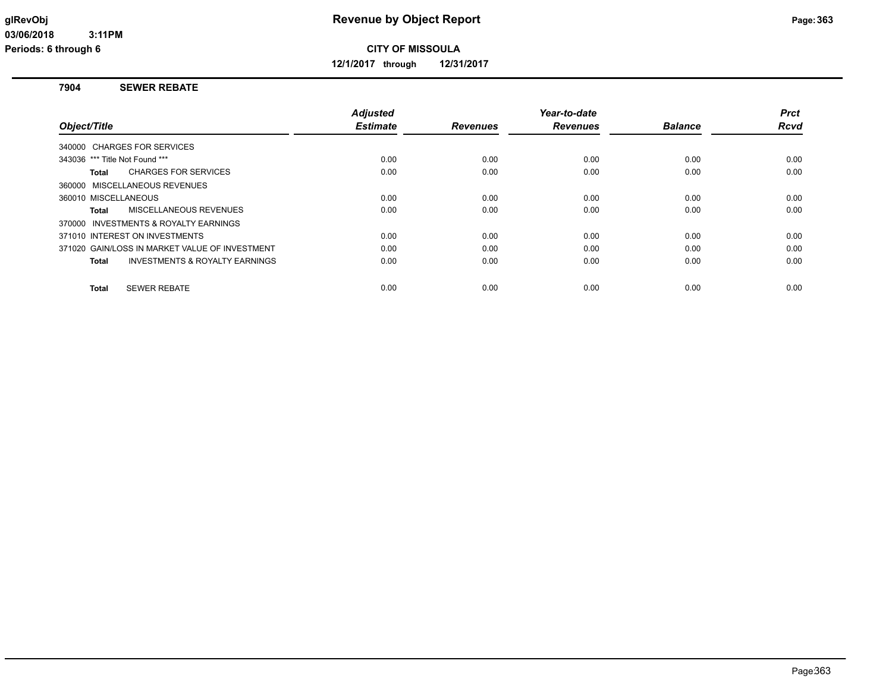# Revenue by Object Report

**CITY OF MISSOULA**

**12/1/2017 through 12/31/2017**

glRevObj
03/06/2018 3:11PM
Periods: 6 through 6

## 7904 SEWER REBATE

| Object/Title | Adjusted Estimate | Revenues | Year-to-date Revenues | Balance | Prct Rcvd |
|---|---|---|---|---|---|
| 340000 CHARGES FOR SERVICES | | | | | |
| 343036 *** Title Not Found *** | 0.00 | 0.00 | 0.00 | 0.00 | 0.00 |
| **Total** CHARGES FOR SERVICES | 0.00 | 0.00 | 0.00 | 0.00 | 0.00 |
| 360000 MISCELLANEOUS REVENUES | | | | | |
| 360010 MISCELLANEOUS | 0.00 | 0.00 | 0.00 | 0.00 | 0.00 |
| **Total** MISCELLANEOUS REVENUES | 0.00 | 0.00 | 0.00 | 0.00 | 0.00 |
| 370000 INVESTMENTS & ROYALTY EARNINGS | | | | | |
| 371010 INTEREST ON INVESTMENTS | 0.00 | 0.00 | 0.00 | 0.00 | 0.00 |
| 371020 GAIN/LOSS IN MARKET VALUE OF INVESTMENT | 0.00 | 0.00 | 0.00 | 0.00 | 0.00 |
| **Total** INVESTMENTS & ROYALTY EARNINGS | 0.00 | 0.00 | 0.00 | 0.00 | 0.00 |
| **Total** SEWER REBATE | 0.00 | 0.00 | 0.00 | 0.00 | 0.00 |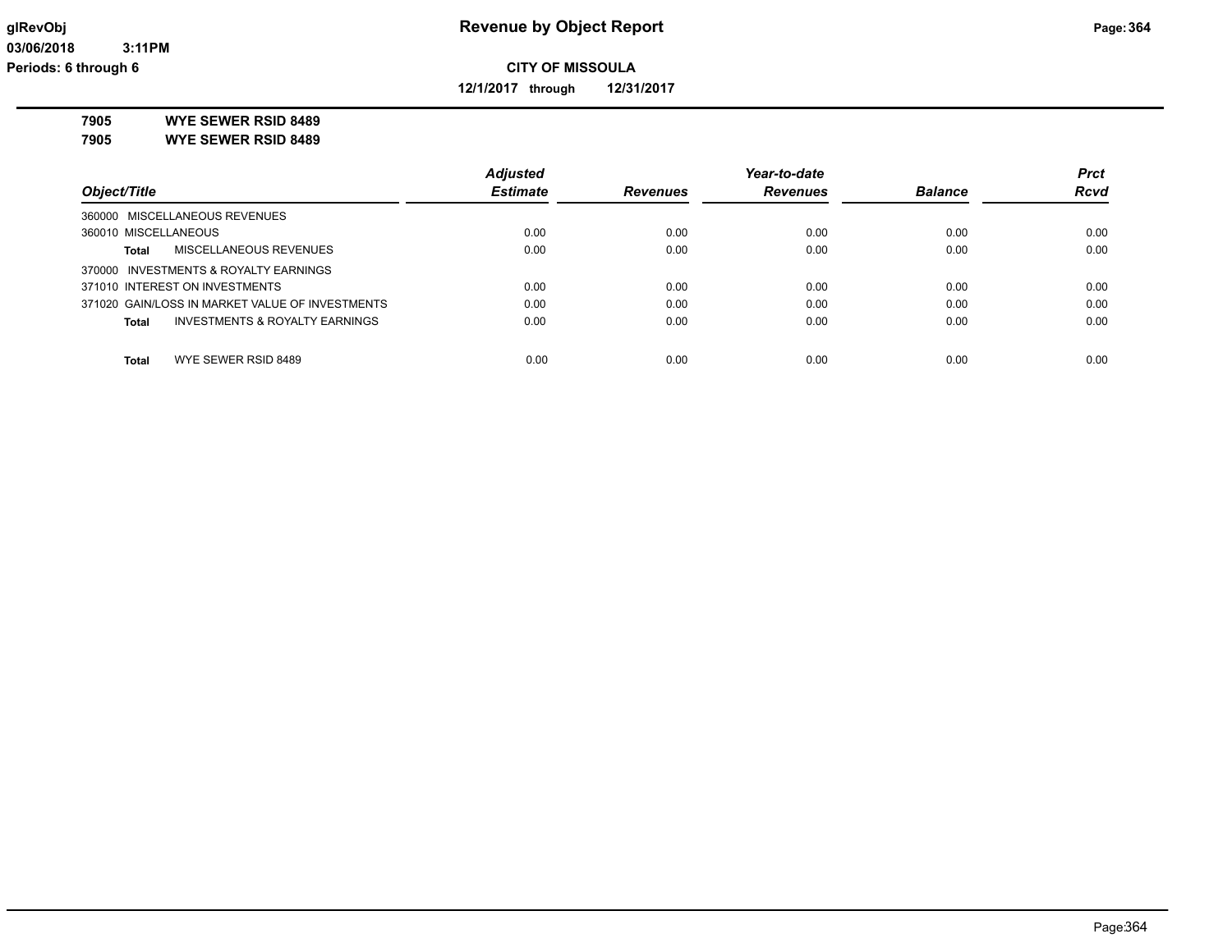# Revenue by Object Report

**CITY OF MISSOULA**

**12/1/2017 through 12/31/2017**

glRevObj
03/06/2018 3:11PM
Periods: 6 through 6

**7905 WYE SEWER RSID 8489**
**7905 WYE SEWER RSID 8489**

| Object/Title | | Adjusted Estimate | Revenues | Year-to-date Revenues | Balance | Prct Rcvd |
|---|---|---|---|---|---|---|
| 360000 MISCELLANEOUS REVENUES | | | | | | |
| 360010 MISCELLANEOUS | | 0.00 | 0.00 | 0.00 | 0.00 | 0.00 |
| **Total** | MISCELLANEOUS REVENUES | 0.00 | 0.00 | 0.00 | 0.00 | 0.00 |
| 370000 INVESTMENTS & ROYALTY EARNINGS | | | | | | |
| 371010 INTEREST ON INVESTMENTS | | 0.00 | 0.00 | 0.00 | 0.00 | 0.00 |
| 371020 GAIN/LOSS IN MARKET VALUE OF INVESTMENTS | | 0.00 | 0.00 | 0.00 | 0.00 | 0.00 |
| **Total** | INVESTMENTS & ROYALTY EARNINGS | 0.00 | 0.00 | 0.00 | 0.00 | 0.00 |
| **Total** | WYE SEWER RSID 8489 | 0.00 | 0.00 | 0.00 | 0.00 | 0.00 |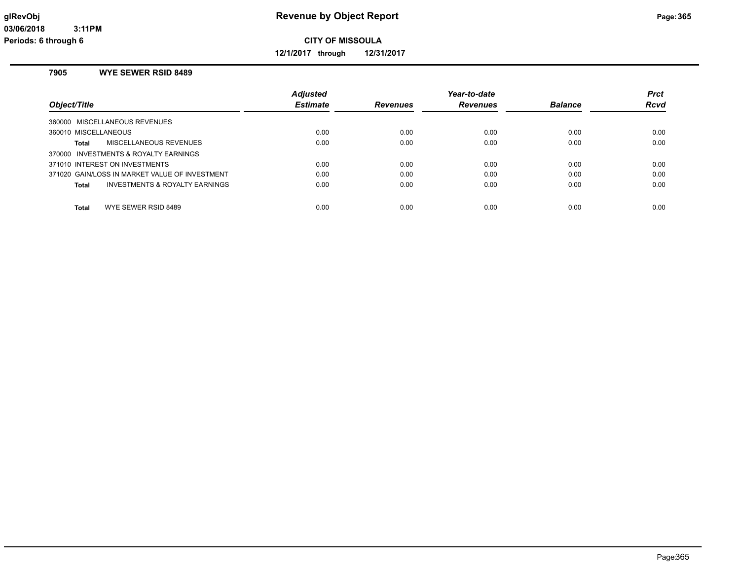# Revenue by Object Report

**CITY OF MISSOULA**

**12/1/2017 through 12/31/2017**

glRevObj
03/06/2018 3:11PM
Periods: 6 through 6

## 7905 WYE SEWER RSID 8489

| Object/Title | Adjusted Estimate | Revenues | Year-to-date Revenues | Balance | Prct Rcvd |
|---|---|---|---|---|---|
| 360000 MISCELLANEOUS REVENUES | | | | | |
| 360010 MISCELLANEOUS | 0.00 | 0.00 | 0.00 | 0.00 | 0.00 |
| **Total** MISCELLANEOUS REVENUES | 0.00 | 0.00 | 0.00 | 0.00 | 0.00 |
| 370000 INVESTMENTS & ROYALTY EARNINGS | | | | | |
| 371010 INTEREST ON INVESTMENTS | 0.00 | 0.00 | 0.00 | 0.00 | 0.00 |
| 371020 GAIN/LOSS IN MARKET VALUE OF INVESTMENT | 0.00 | 0.00 | 0.00 | 0.00 | 0.00 |
| **Total** INVESTMENTS & ROYALTY EARNINGS | 0.00 | 0.00 | 0.00 | 0.00 | 0.00 |
| **Total** WYE SEWER RSID 8489 | 0.00 | 0.00 | 0.00 | 0.00 | 0.00 |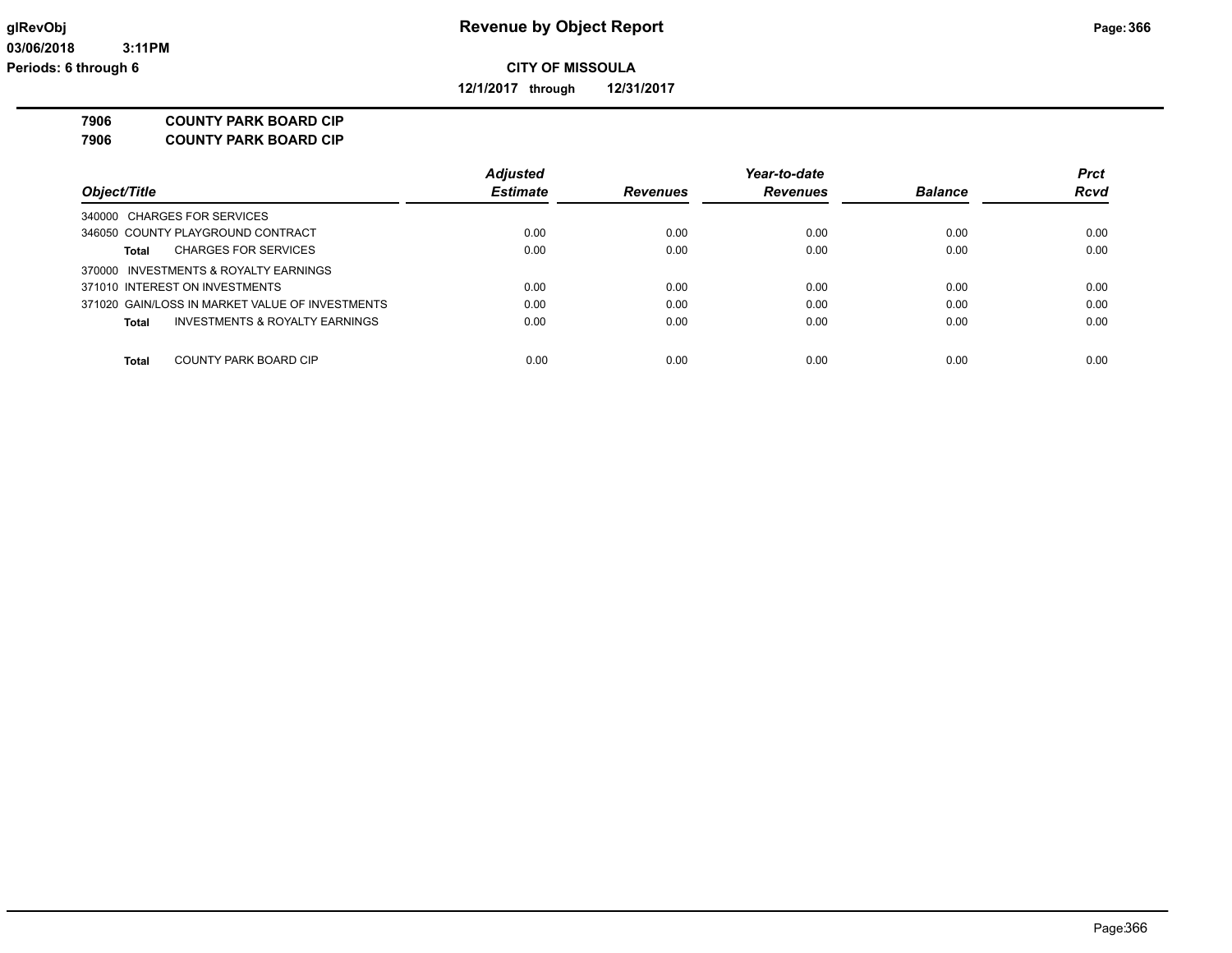**CITY OF MISSOULA**

**12/1/2017 through 12/31/2017**

**7906 COUNTY PARK BOARD CIP**

**7906 COUNTY PARK BOARD CIP**

| Object/Title | Adjusted Estimate | Revenues | Year-to-date Revenues | Balance | Prct Rcvd |
|---|---|---|---|---|---|
| 340000 CHARGES FOR SERVICES | | | | | |
| 346050 COUNTY PLAYGROUND CONTRACT | 0.00 | 0.00 | 0.00 | 0.00 | 0.00 |
| **Total** CHARGES FOR SERVICES | 0.00 | 0.00 | 0.00 | 0.00 | 0.00 |
| 370000 INVESTMENTS & ROYALTY EARNINGS | | | | | |
| 371010 INTEREST ON INVESTMENTS | 0.00 | 0.00 | 0.00 | 0.00 | 0.00 |
| 371020 GAIN/LOSS IN MARKET VALUE OF INVESTMENTS | 0.00 | 0.00 | 0.00 | 0.00 | 0.00 |
| **Total** INVESTMENTS & ROYALTY EARNINGS | 0.00 | 0.00 | 0.00 | 0.00 | 0.00 |
| **Total** COUNTY PARK BOARD CIP | 0.00 | 0.00 | 0.00 | 0.00 | 0.00 |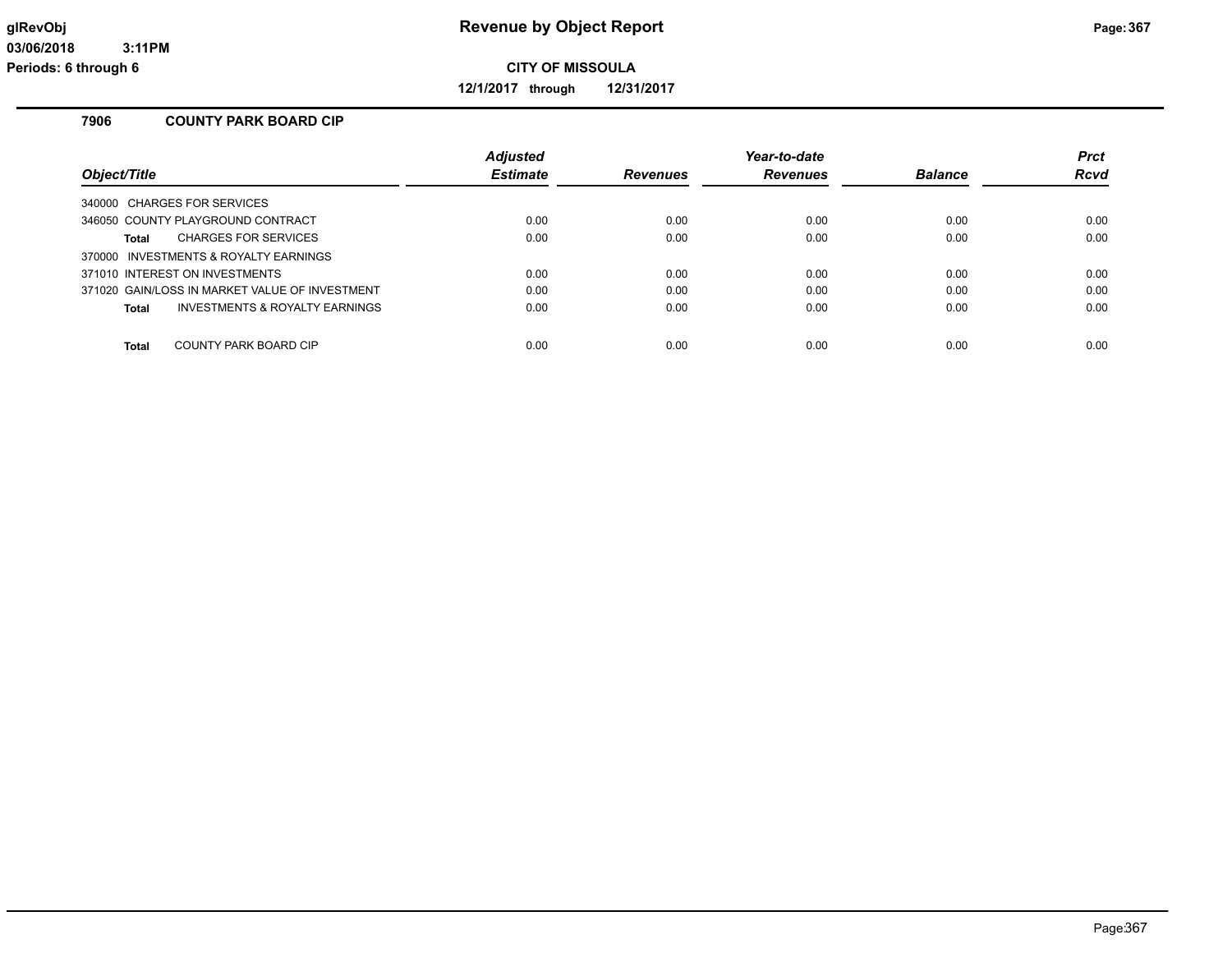# Revenue by Object Report

glRevObj
03/06/2018 3:11PM
Periods: 6 through 6

**CITY OF MISSOULA**

**12/1/2017 through 12/31/2017**

## 7906 COUNTY PARK BOARD CIP

| Object/Title | Adjusted Estimate | Revenues | Year-to-date Revenues | Balance | Prct Rcvd |
|---|---|---|---|---|---|
| 340000 CHARGES FOR SERVICES | | | | | |
| 346050 COUNTY PLAYGROUND CONTRACT | 0.00 | 0.00 | 0.00 | 0.00 | 0.00 |
| **Total** CHARGES FOR SERVICES | 0.00 | 0.00 | 0.00 | 0.00 | 0.00 |
| 370000 INVESTMENTS & ROYALTY EARNINGS | | | | | |
| 371010 INTEREST ON INVESTMENTS | 0.00 | 0.00 | 0.00 | 0.00 | 0.00 |
| 371020 GAIN/LOSS IN MARKET VALUE OF INVESTMENT | 0.00 | 0.00 | 0.00 | 0.00 | 0.00 |
| **Total** INVESTMENTS & ROYALTY EARNINGS | 0.00 | 0.00 | 0.00 | 0.00 | 0.00 |
| **Total** COUNTY PARK BOARD CIP | 0.00 | 0.00 | 0.00 | 0.00 | 0.00 |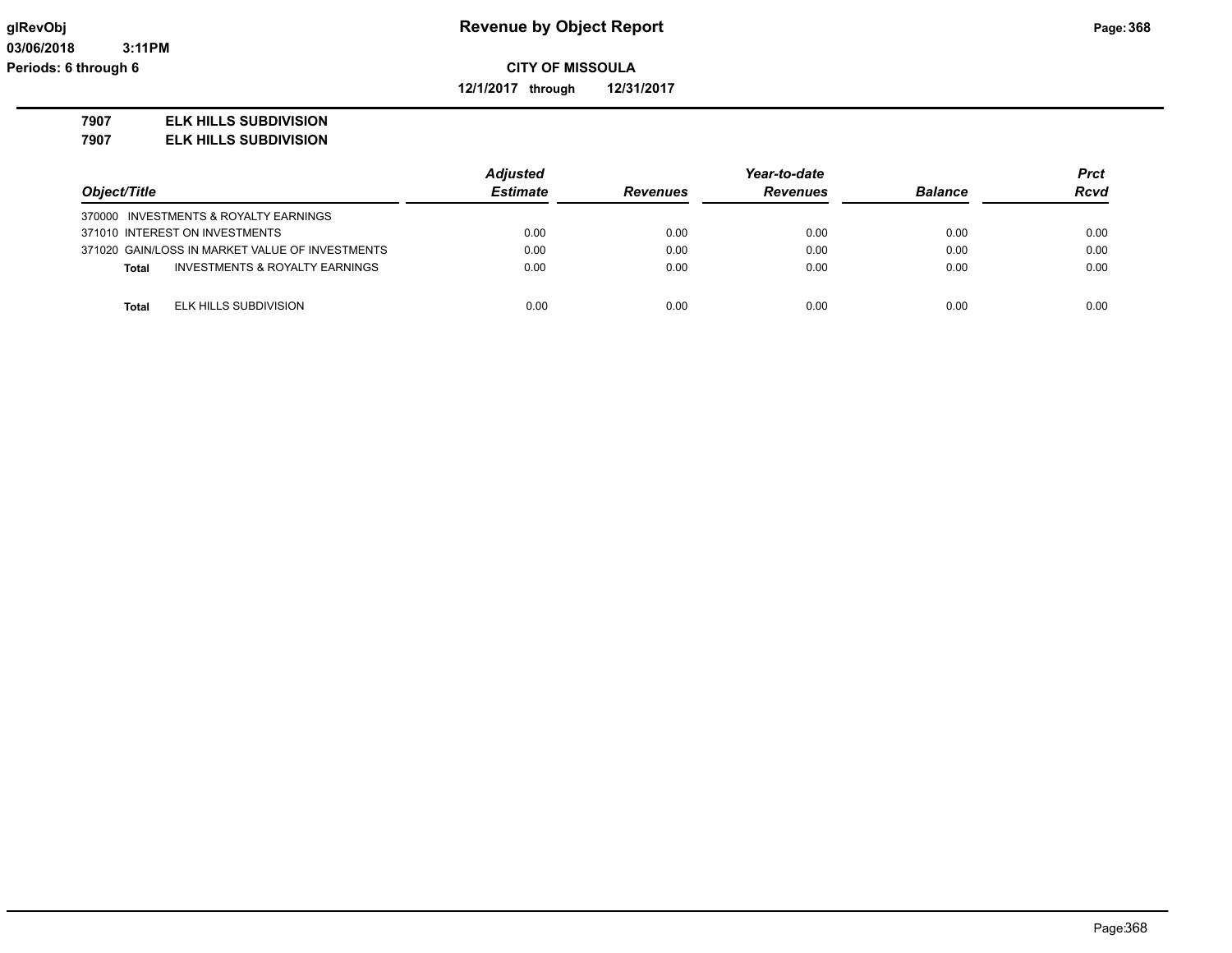**glRevObj**
**03/06/2018 3:11PM**
**Periods: 6 through 6**

# Revenue by Object Report

**CITY OF MISSOULA**

**12/1/2017 through 12/31/2017**

**7907 ELK HILLS SUBDIVISION**
**7907 ELK HILLS SUBDIVISION**

| Object/Title | Adjusted Estimate | Revenues | Year-to-date Revenues | Balance | Prct Rcvd |
|---|---|---|---|---|---|
| 370000 INVESTMENTS & ROYALTY EARNINGS | | | | | |
| 371010 INTEREST ON INVESTMENTS | 0.00 | 0.00 | 0.00 | 0.00 | 0.00 |
| 371020 GAIN/LOSS IN MARKET VALUE OF INVESTMENTS | 0.00 | 0.00 | 0.00 | 0.00 | 0.00 |
| **Total** INVESTMENTS & ROYALTY EARNINGS | 0.00 | 0.00 | 0.00 | 0.00 | 0.00 |
| **Total** ELK HILLS SUBDIVISION | 0.00 | 0.00 | 0.00 | 0.00 | 0.00 |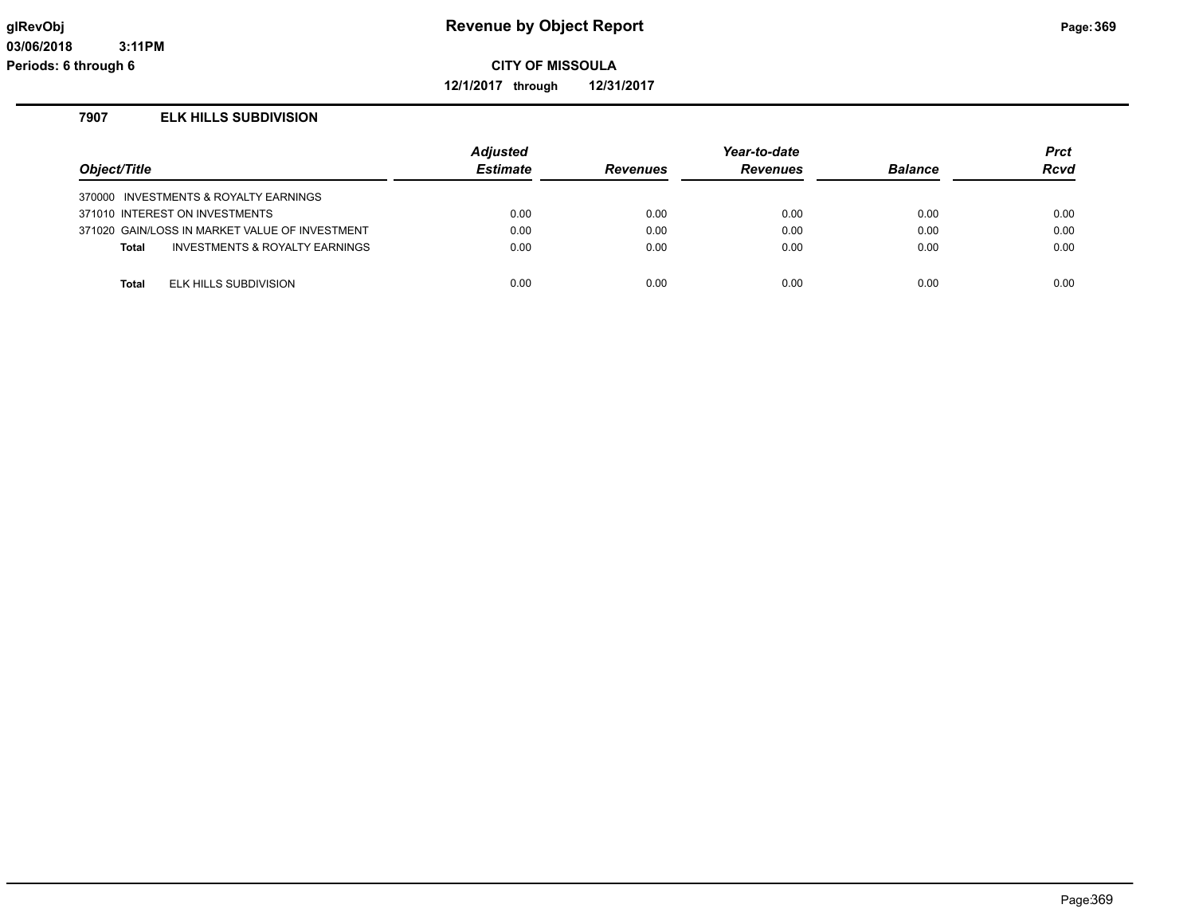# Revenue by Object Report

**CITY OF MISSOULA**

**12/1/2017 through 12/31/2017**

**glRevObj**
**03/06/2018 3:11PM**
**Periods: 6 through 6**

## 7907 ELK HILLS SUBDIVISION

| Object/Title | Adjusted Estimate | Revenues | Year-to-date Revenues | Balance | Prct Rcvd |
|---|---|---|---|---|---|
| 370000 INVESTMENTS & ROYALTY EARNINGS | | | | | |
| 371010 INTEREST ON INVESTMENTS | 0.00 | 0.00 | 0.00 | 0.00 | 0.00 |
| 371020 GAIN/LOSS IN MARKET VALUE OF INVESTMENT | 0.00 | 0.00 | 0.00 | 0.00 | 0.00 |
| **Total** INVESTMENTS & ROYALTY EARNINGS | 0.00 | 0.00 | 0.00 | 0.00 | 0.00 |
| **Total** ELK HILLS SUBDIVISION | 0.00 | 0.00 | 0.00 | 0.00 | 0.00 |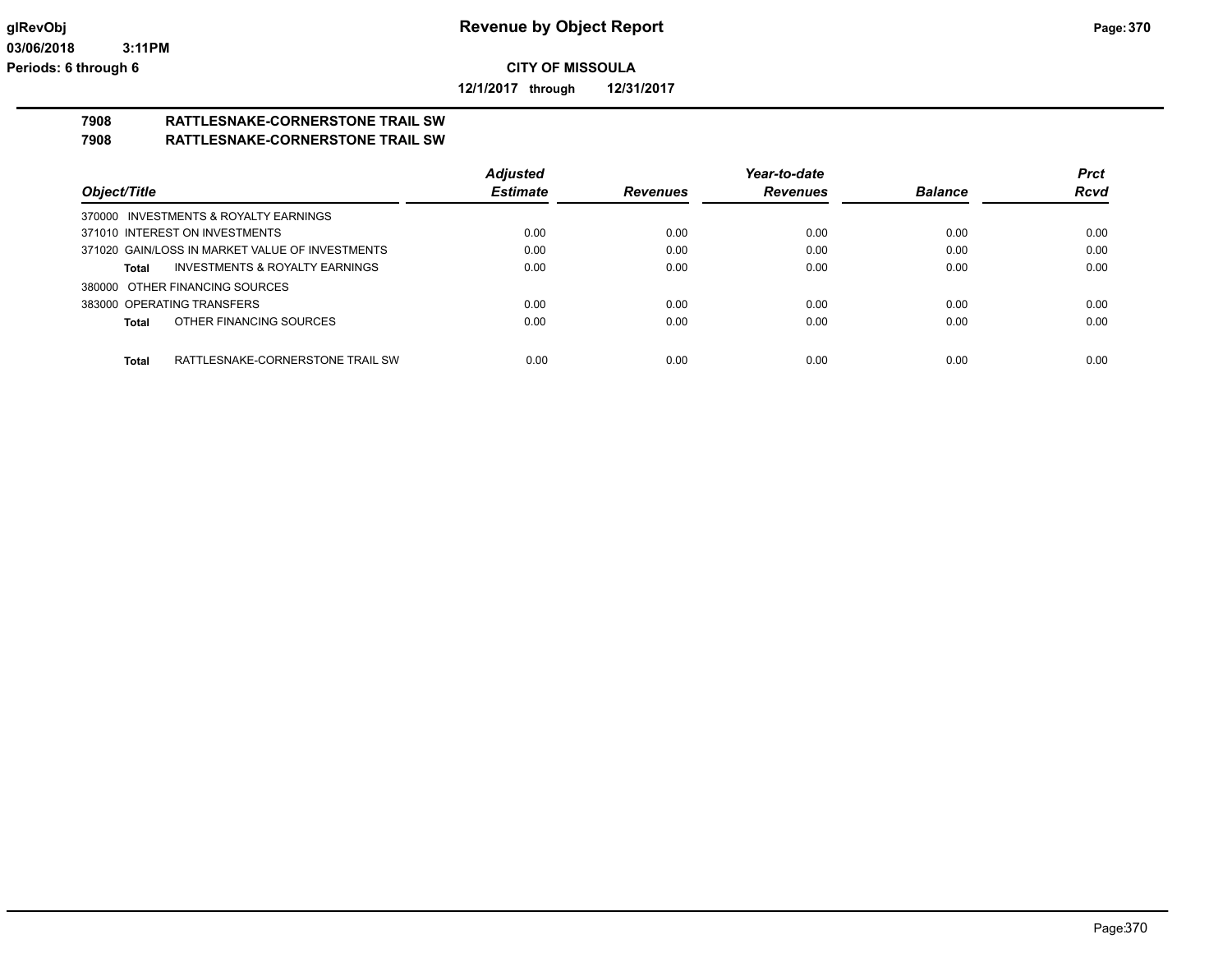**glRevObj**
**03/06/2018 3:11PM**
**Periods: 6 through 6**

# Revenue by Object Report

**CITY OF MISSOULA**

**12/1/2017 through 12/31/2017**

## 7908 RATTLESNAKE-CORNERSTONE TRAIL SW
## 7908 RATTLESNAKE-CORNERSTONE TRAIL SW

| Object/Title | Adjusted Estimate | Revenues | Year-to-date Revenues | Balance | Prct Rcvd |
|---|---|---|---|---|---|
| 370000 INVESTMENTS & ROYALTY EARNINGS | | | | | |
| 371010 INTEREST ON INVESTMENTS | 0.00 | 0.00 | 0.00 | 0.00 | 0.00 |
| 371020 GAIN/LOSS IN MARKET VALUE OF INVESTMENTS | 0.00 | 0.00 | 0.00 | 0.00 | 0.00 |
| **Total** INVESTMENTS & ROYALTY EARNINGS | 0.00 | 0.00 | 0.00 | 0.00 | 0.00 |
| 380000 OTHER FINANCING SOURCES | | | | | |
| 383000 OPERATING TRANSFERS | 0.00 | 0.00 | 0.00 | 0.00 | 0.00 |
| **Total** OTHER FINANCING SOURCES | 0.00 | 0.00 | 0.00 | 0.00 | 0.00 |
| **Total** RATTLESNAKE-CORNERSTONE TRAIL SW | 0.00 | 0.00 | 0.00 | 0.00 | 0.00 |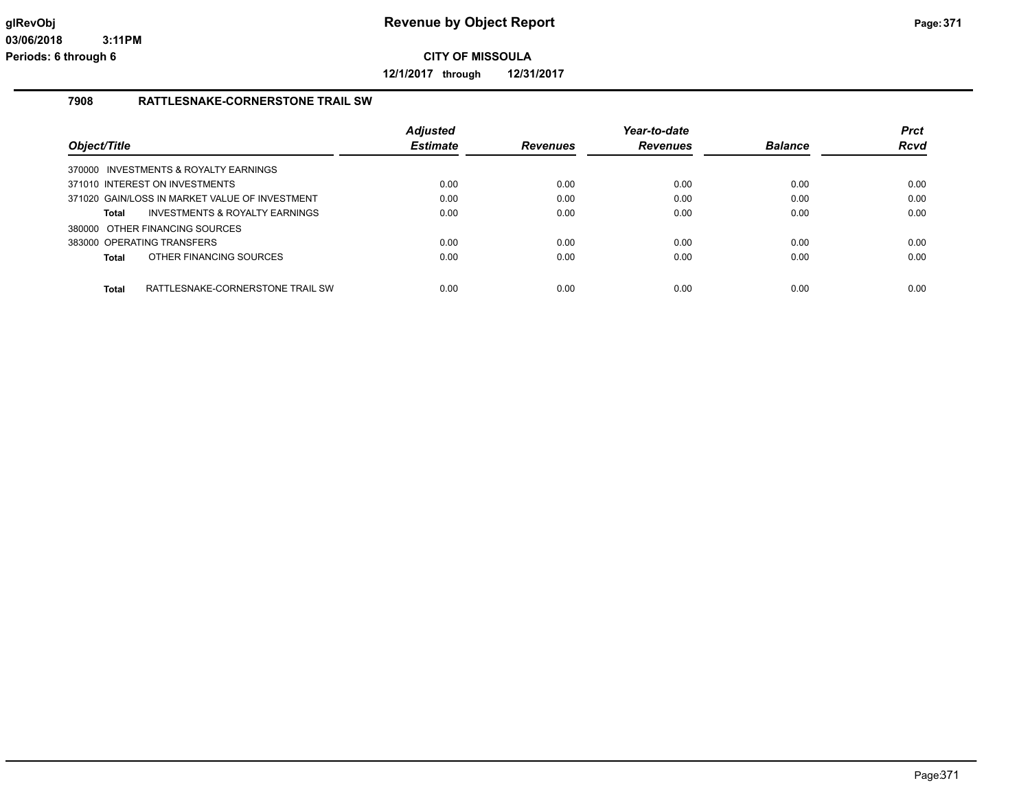**Revenue by Object Report**

**CITY OF MISSOULA**

**12/1/2017 through 12/31/2017**

glRevObj
03/06/2018 3:11PM
Periods: 6 through 6

## 7908 RATTLESNAKE-CORNERSTONE TRAIL SW

| Object/Title | Adjusted Estimate | Revenues | Year-to-date Revenues | Balance | Prct Rcvd |
|---|---|---|---|---|---|
| 370000 INVESTMENTS & ROYALTY EARNINGS | | | | | |
| 371010 INTEREST ON INVESTMENTS | 0.00 | 0.00 | 0.00 | 0.00 | 0.00 |
| 371020 GAIN/LOSS IN MARKET VALUE OF INVESTMENT | 0.00 | 0.00 | 0.00 | 0.00 | 0.00 |
| **Total** INVESTMENTS & ROYALTY EARNINGS | 0.00 | 0.00 | 0.00 | 0.00 | 0.00 |
| 380000 OTHER FINANCING SOURCES | | | | | |
| 383000 OPERATING TRANSFERS | 0.00 | 0.00 | 0.00 | 0.00 | 0.00 |
| **Total** OTHER FINANCING SOURCES | 0.00 | 0.00 | 0.00 | 0.00 | 0.00 |
| **Total** RATTLESNAKE-CORNERSTONE TRAIL SW | 0.00 | 0.00 | 0.00 | 0.00 | 0.00 |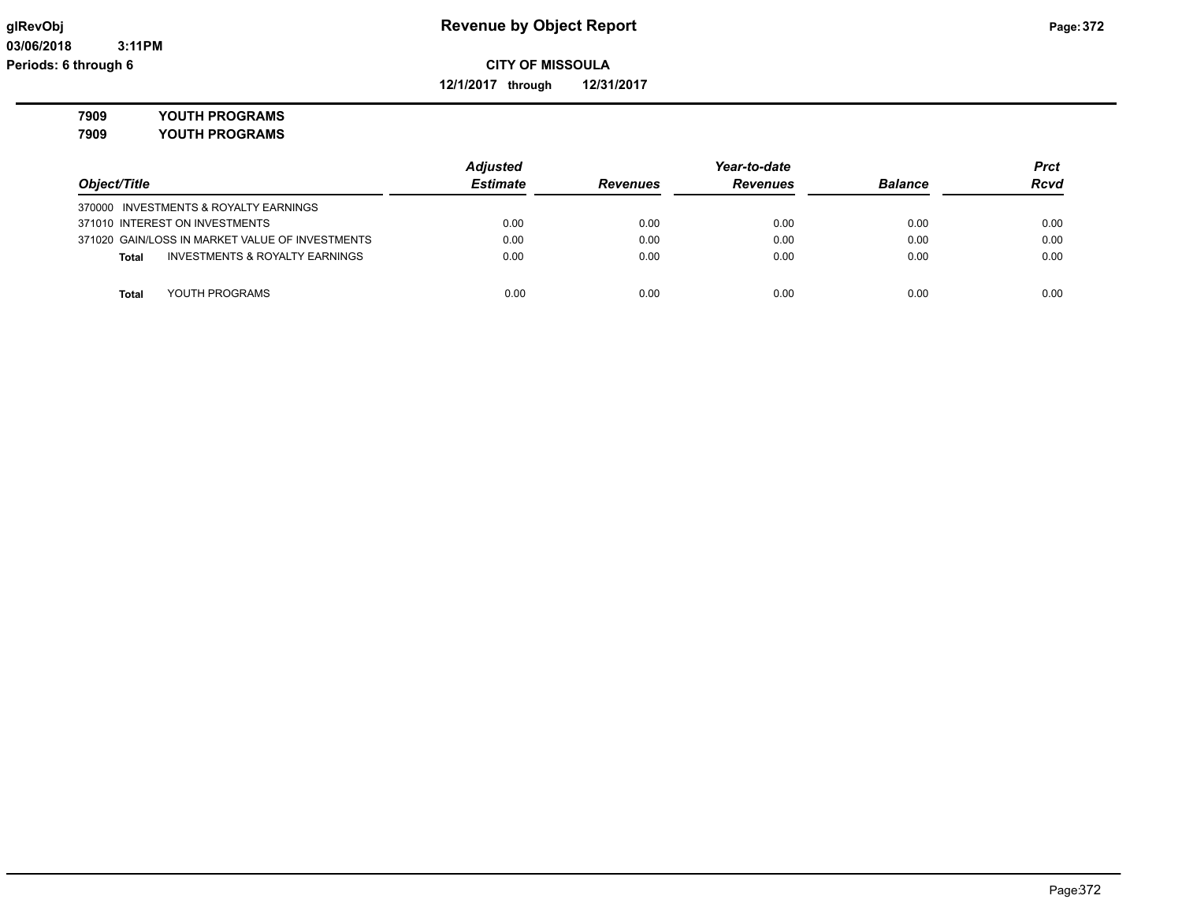**Revenue by Object Report**

**CITY OF MISSOULA**

**12/1/2017 through 12/31/2017**

**glRevObj**
**03/06/2018 3:11PM**
**Periods: 6 through 6**

**7909 YOUTH PROGRAMS**
**7909 YOUTH PROGRAMS**

| *Object/Title* | *Adjusted Estimate* | *Revenues* | *Year-to-date Revenues* | *Balance* | *Prct Rcvd* |
|---|---|---|---|---|---|
| 370000 INVESTMENTS & ROYALTY EARNINGS | | | | | |
| 371010 INTEREST ON INVESTMENTS | 0.00 | 0.00 | 0.00 | 0.00 | 0.00 |
| 371020 GAIN/LOSS IN MARKET VALUE OF INVESTMENTS | 0.00 | 0.00 | 0.00 | 0.00 | 0.00 |
| **Total** INVESTMENTS & ROYALTY EARNINGS | 0.00 | 0.00 | 0.00 | 0.00 | 0.00 |
| **Total** YOUTH PROGRAMS | 0.00 | 0.00 | 0.00 | 0.00 | 0.00 |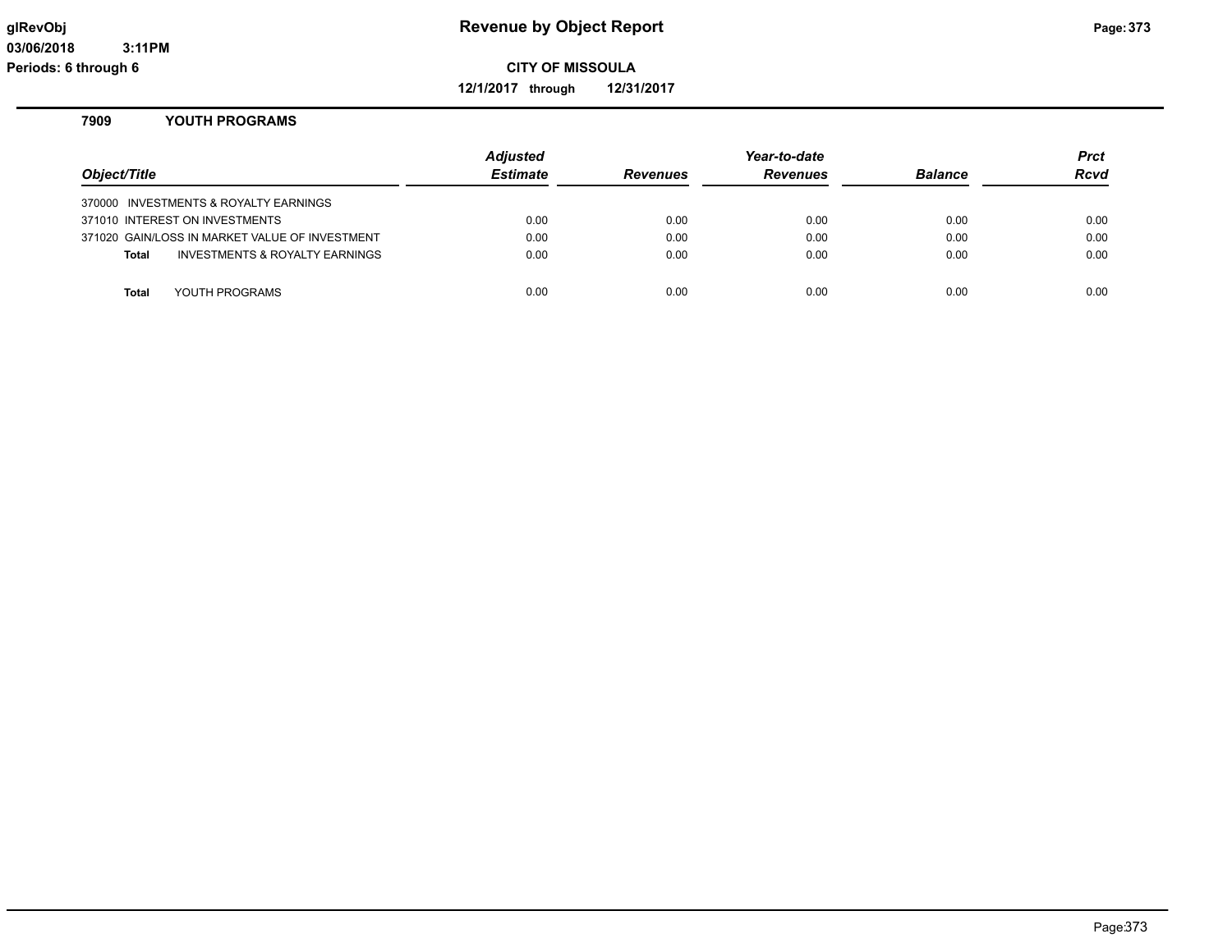# Revenue by Object Report

**CITY OF MISSOULA**

**12/1/2017 through 12/31/2017**

glRevObj
03/06/2018 3:11PM
Periods: 6 through 6

## 7909 YOUTH PROGRAMS

| Object/Title | Adjusted Estimate | Revenues | Year-to-date Revenues | Balance | Prct Rcvd |
|---|---|---|---|---|---|
| 370000 INVESTMENTS & ROYALTY EARNINGS | | | | | |
| 371010 INTEREST ON INVESTMENTS | 0.00 | 0.00 | 0.00 | 0.00 | 0.00 |
| 371020 GAIN/LOSS IN MARKET VALUE OF INVESTMENT | 0.00 | 0.00 | 0.00 | 0.00 | 0.00 |
| **Total** INVESTMENTS & ROYALTY EARNINGS | 0.00 | 0.00 | 0.00 | 0.00 | 0.00 |
| **Total** YOUTH PROGRAMS | 0.00 | 0.00 | 0.00 | 0.00 | 0.00 |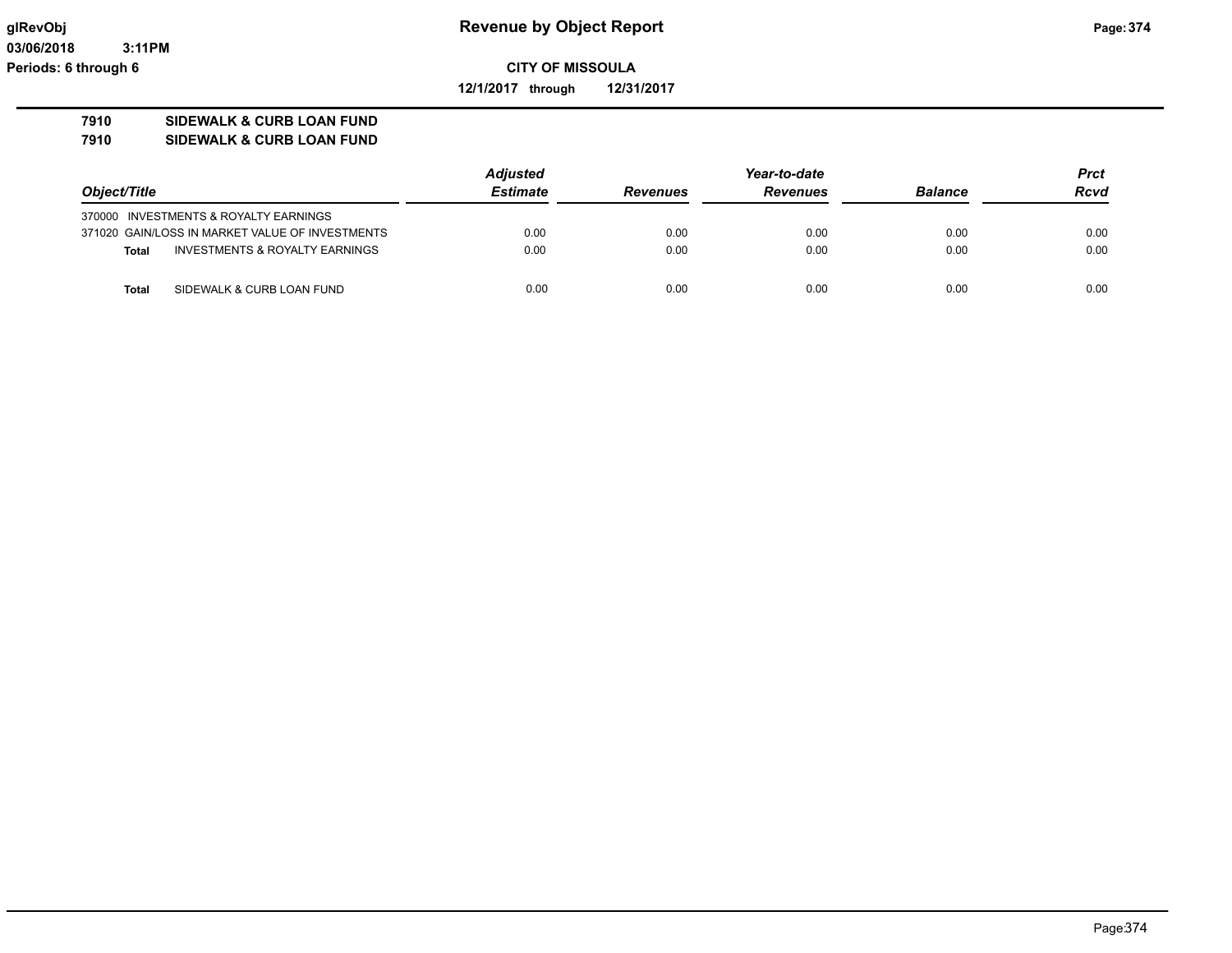**Revenue by Object Report**

**CITY OF MISSOULA**

**12/1/2017 through 12/31/2017**

glRevObj
03/06/2018 3:11PM
Periods: 6 through 6

## 7910 SIDEWALK & CURB LOAN FUND
## 7910 SIDEWALK & CURB LOAN FUND

| Object/Title | | Adjusted Estimate | Revenues | Year-to-date Revenues | Balance | Prct Rcvd |
|---|---|---|---|---|---|---|
| 370000 INVESTMENTS & ROYALTY EARNINGS | | | | | | |
| 371020 GAIN/LOSS IN MARKET VALUE OF INVESTMENTS | | 0.00 | 0.00 | 0.00 | 0.00 | 0.00 |
| **Total** | INVESTMENTS & ROYALTY EARNINGS | 0.00 | 0.00 | 0.00 | 0.00 | 0.00 |
| **Total** | SIDEWALK & CURB LOAN FUND | 0.00 | 0.00 | 0.00 | 0.00 | 0.00 |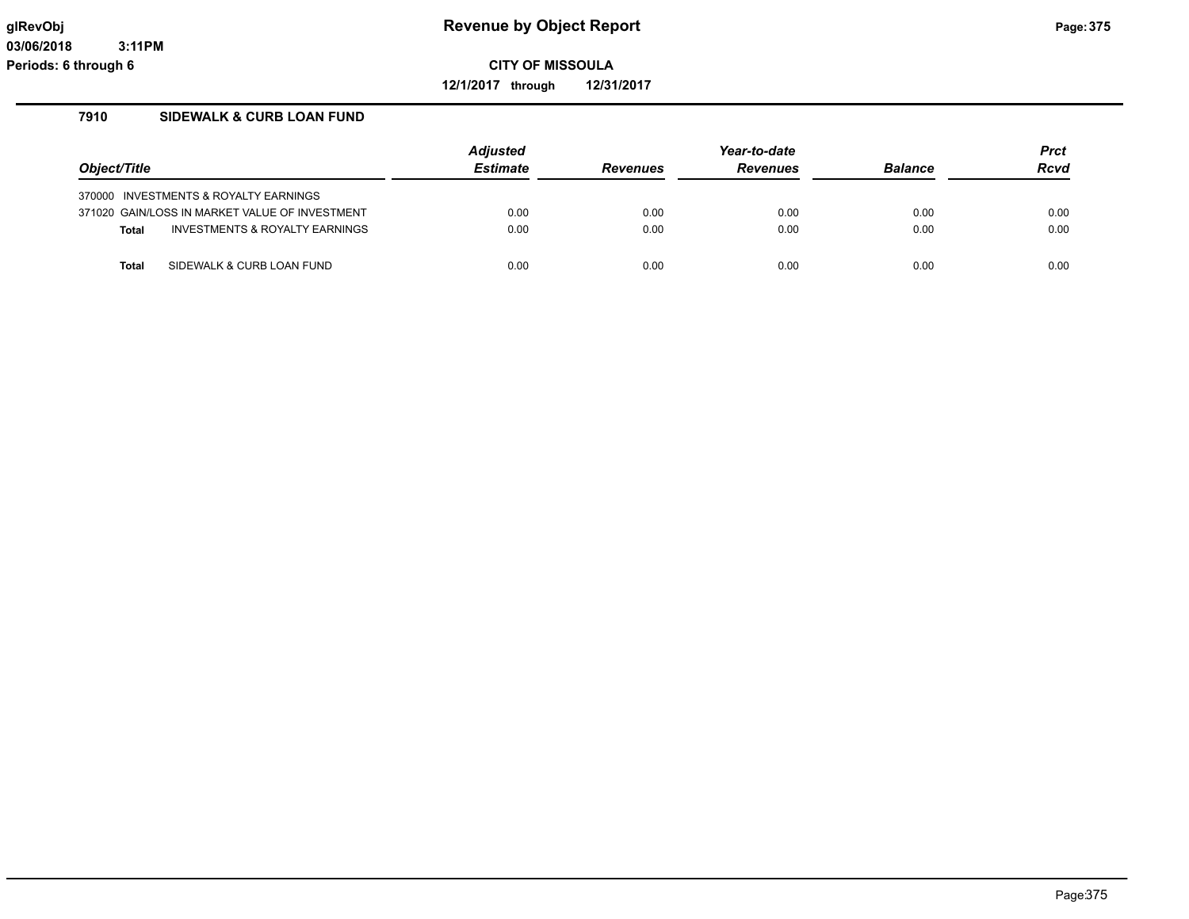**Revenue by Object Report**

**CITY OF MISSOULA**

**12/1/2017 through 12/31/2017**

glRevObj
03/06/2018 3:11PM
Periods: 6 through 6

## 7910 SIDEWALK & CURB LOAN FUND

| Object/Title | Adjusted Estimate | Revenues | Year-to-date Revenues | Balance | Prct Rcvd |
|---|---|---|---|---|---|
| 370000 INVESTMENTS & ROYALTY EARNINGS | | | | | |
| 371020 GAIN/LOSS IN MARKET VALUE OF INVESTMENT | 0.00 | 0.00 | 0.00 | 0.00 | 0.00 |
| **Total** INVESTMENTS & ROYALTY EARNINGS | 0.00 | 0.00 | 0.00 | 0.00 | 0.00 |
| **Total** SIDEWALK & CURB LOAN FUND | 0.00 | 0.00 | 0.00 | 0.00 | 0.00 |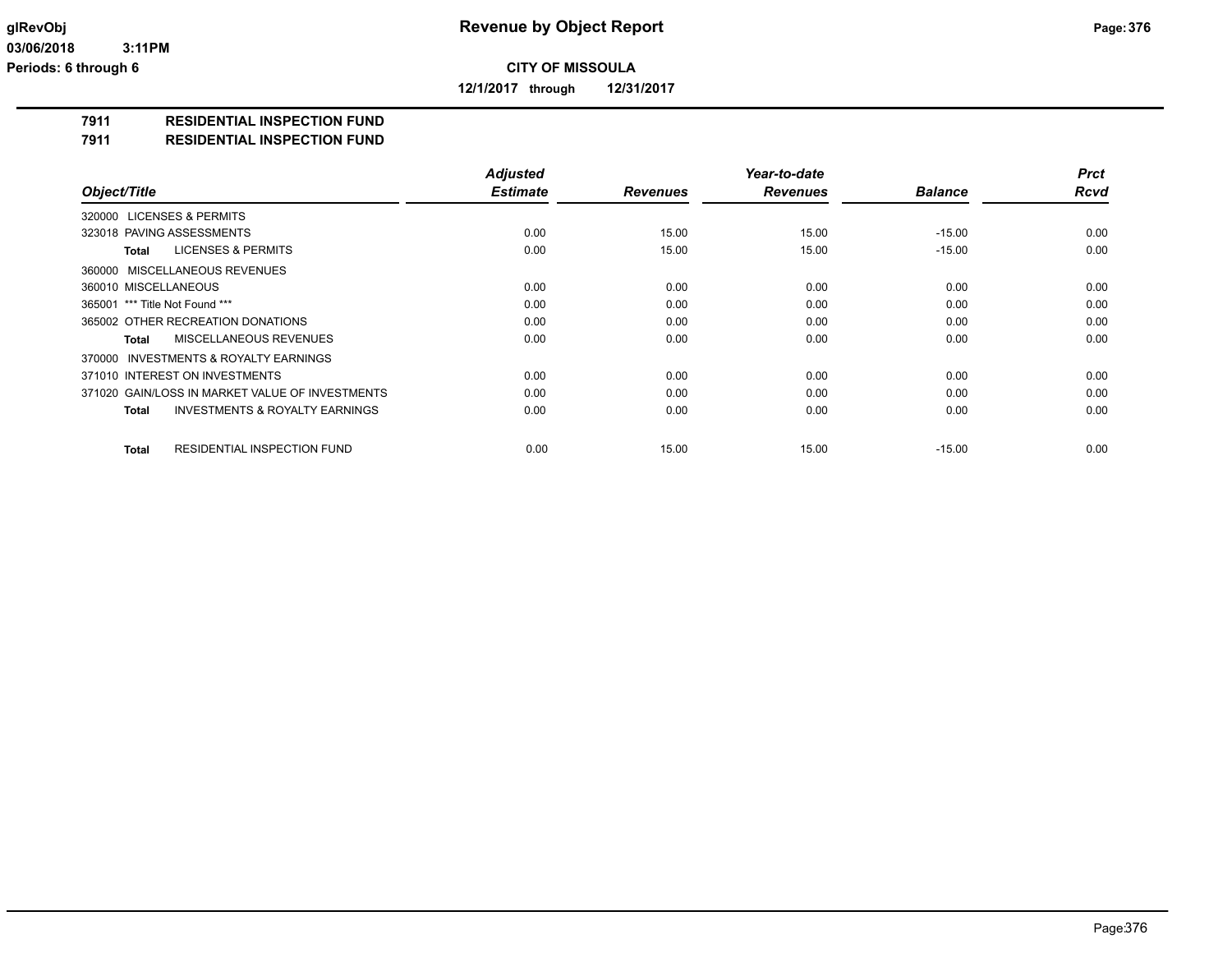# Revenue by Object Report

**CITY OF MISSOULA**

**12/1/2017 through 12/31/2017**

glRevObj
03/06/2018 3:11PM
Periods: 6 through 6

## 7911 RESIDENTIAL INSPECTION FUND
## 7911 RESIDENTIAL INSPECTION FUND

| Object/Title | Adjusted Estimate | Revenues | Year-to-date Revenues | Balance | Prct Rcvd |
|---|---|---|---|---|---|
| 320000 LICENSES & PERMITS | | | | | |
| 323018 PAVING ASSESSMENTS | 0.00 | 15.00 | 15.00 | -15.00 | 0.00 |
| **Total** LICENSES & PERMITS | 0.00 | 15.00 | 15.00 | -15.00 | 0.00 |
| 360000 MISCELLANEOUS REVENUES | | | | | |
| 360010 MISCELLANEOUS | 0.00 | 0.00 | 0.00 | 0.00 | 0.00 |
| 365001 *** Title Not Found *** | 0.00 | 0.00 | 0.00 | 0.00 | 0.00 |
| 365002 OTHER RECREATION DONATIONS | 0.00 | 0.00 | 0.00 | 0.00 | 0.00 |
| **Total** MISCELLANEOUS REVENUES | 0.00 | 0.00 | 0.00 | 0.00 | 0.00 |
| 370000 INVESTMENTS & ROYALTY EARNINGS | | | | | |
| 371010 INTEREST ON INVESTMENTS | 0.00 | 0.00 | 0.00 | 0.00 | 0.00 |
| 371020 GAIN/LOSS IN MARKET VALUE OF INVESTMENTS | 0.00 | 0.00 | 0.00 | 0.00 | 0.00 |
| **Total** INVESTMENTS & ROYALTY EARNINGS | 0.00 | 0.00 | 0.00 | 0.00 | 0.00 |
| **Total** RESIDENTIAL INSPECTION FUND | 0.00 | 15.00 | 15.00 | -15.00 | 0.00 |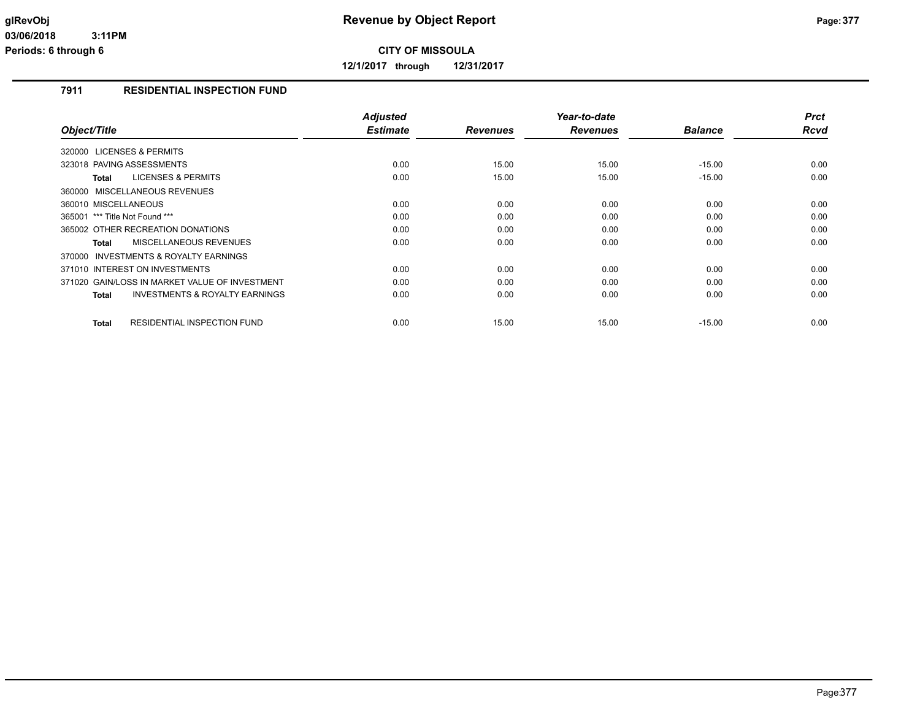**Revenue by Object Report**

**CITY OF MISSOULA**

**12/1/2017 through 12/31/2017**

glRevObj
03/06/2018 3:11PM
Periods: 6 through 6

## 7911 RESIDENTIAL INSPECTION FUND

| Object/Title | Adjusted Estimate | Revenues | Year-to-date Revenues | Balance | Prct Rcvd |
|---|---|---|---|---|---|
| 320000 LICENSES & PERMITS | | | | | |
| 323018 PAVING ASSESSMENTS | 0.00 | 15.00 | 15.00 | -15.00 | 0.00 |
| **Total** LICENSES & PERMITS | 0.00 | 15.00 | 15.00 | -15.00 | 0.00 |
| 360000 MISCELLANEOUS REVENUES | | | | | |
| 360010 MISCELLANEOUS | 0.00 | 0.00 | 0.00 | 0.00 | 0.00 |
| 365001 *** Title Not Found *** | 0.00 | 0.00 | 0.00 | 0.00 | 0.00 |
| 365002 OTHER RECREATION DONATIONS | 0.00 | 0.00 | 0.00 | 0.00 | 0.00 |
| **Total** MISCELLANEOUS REVENUES | 0.00 | 0.00 | 0.00 | 0.00 | 0.00 |
| 370000 INVESTMENTS & ROYALTY EARNINGS | | | | | |
| 371010 INTEREST ON INVESTMENTS | 0.00 | 0.00 | 0.00 | 0.00 | 0.00 |
| 371020 GAIN/LOSS IN MARKET VALUE OF INVESTMENT | 0.00 | 0.00 | 0.00 | 0.00 | 0.00 |
| **Total** INVESTMENTS & ROYALTY EARNINGS | 0.00 | 0.00 | 0.00 | 0.00 | 0.00 |
| **Total** RESIDENTIAL INSPECTION FUND | 0.00 | 15.00 | 15.00 | -15.00 | 0.00 |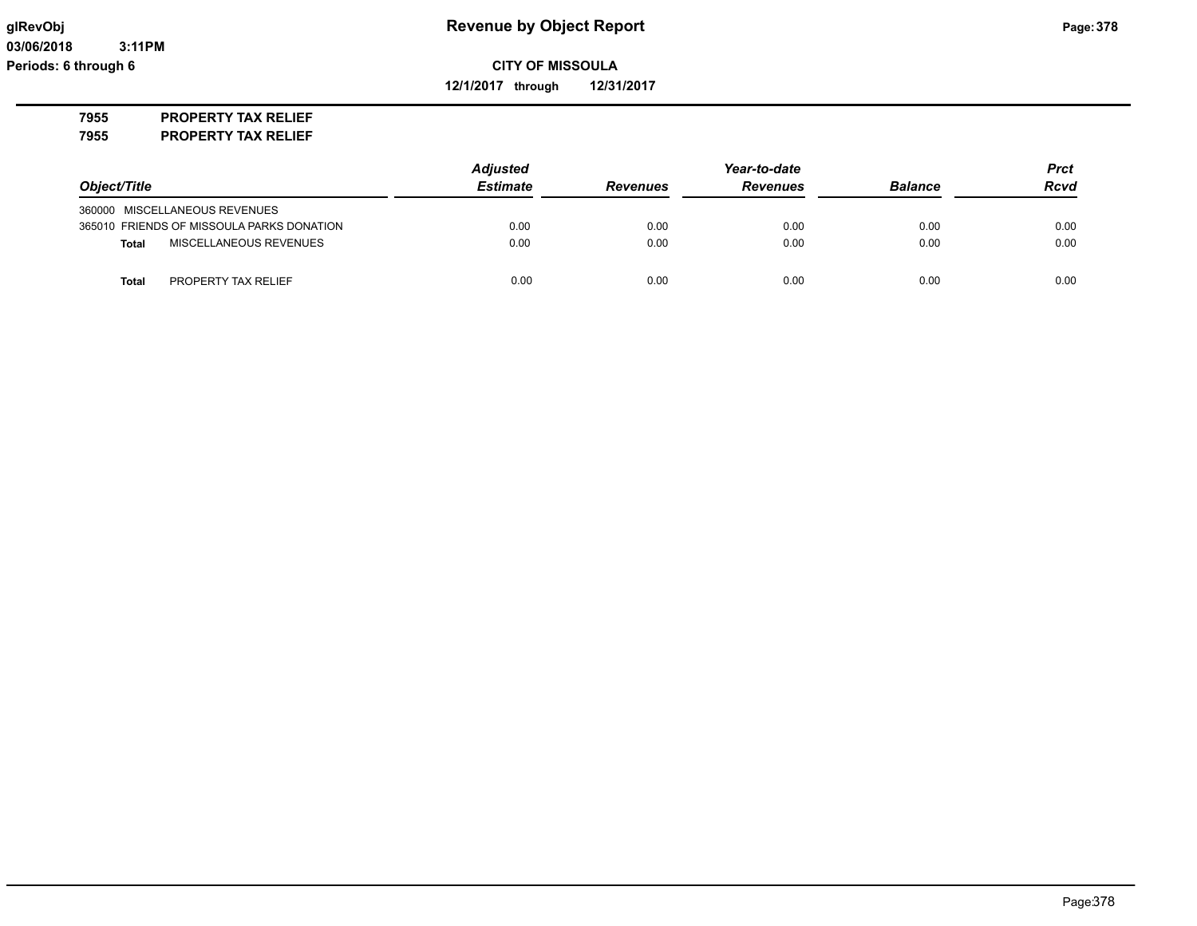# Revenue by Object Report

**CITY OF MISSOULA**

**12/1/2017 through 12/31/2017**

glRevObj
03/06/2018 3:11PM
Periods: 6 through 6

**7955 PROPERTY TAX RELIEF**
**7955 PROPERTY TAX RELIEF**

| Object/Title | | Adjusted Estimate | Revenues | Year-to-date Revenues | Balance | Prct Rcvd |
|---|---|---|---|---|---|---|
| 360000 MISCELLANEOUS REVENUES | | | | | | |
| 365010 FRIENDS OF MISSOULA PARKS DONATION | | 0.00 | 0.00 | 0.00 | 0.00 | 0.00 |
| **Total** | MISCELLANEOUS REVENUES | 0.00 | 0.00 | 0.00 | 0.00 | 0.00 |
| **Total** | PROPERTY TAX RELIEF | 0.00 | 0.00 | 0.00 | 0.00 | 0.00 |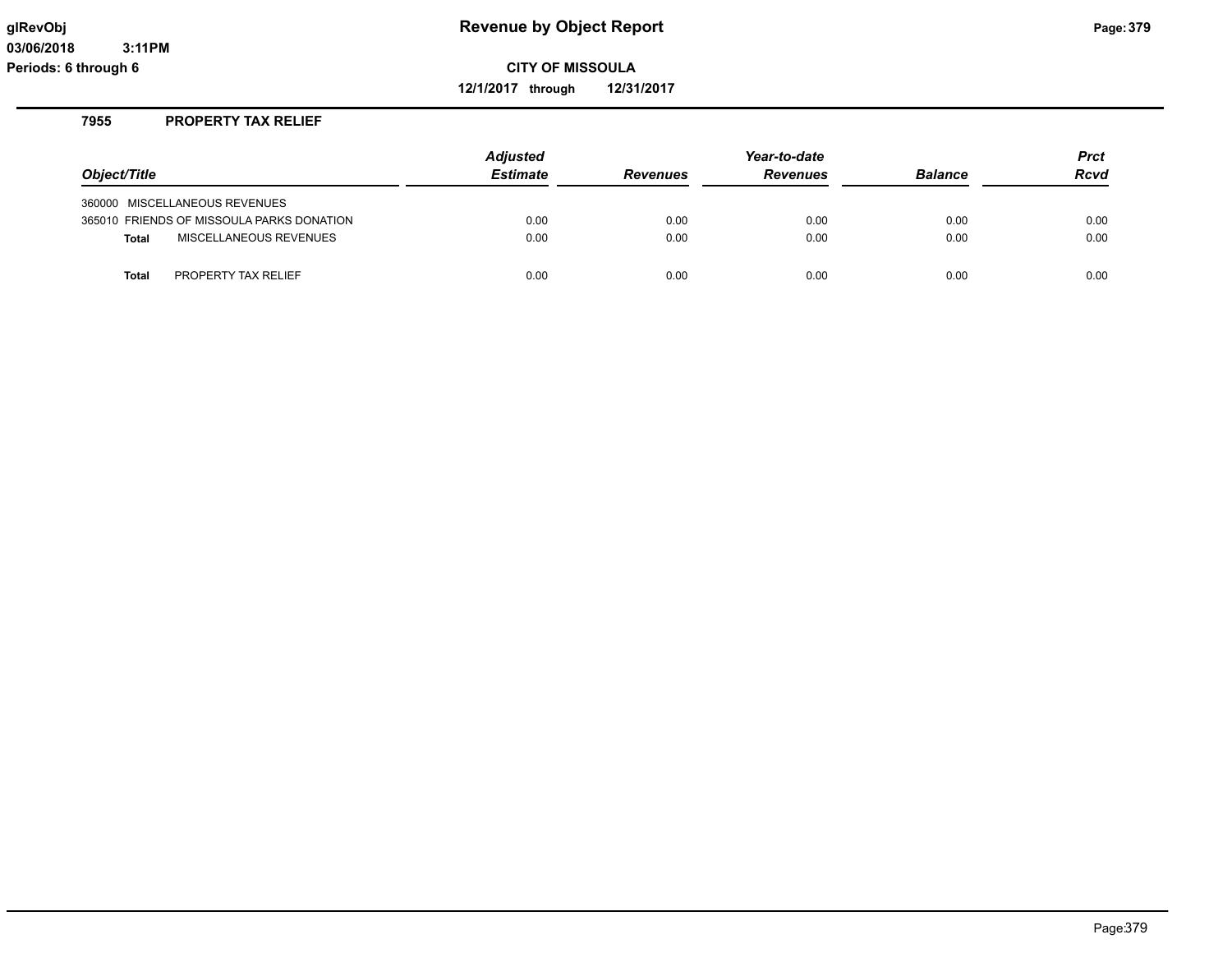# Revenue by Object Report

**CITY OF MISSOULA**

**12/1/2017 through 12/31/2017**

glRevObj
03/06/2018 3:11PM
Periods: 6 through 6

## 7955 PROPERTY TAX RELIEF

| Object/Title | | Adjusted Estimate | Revenues | Year-to-date Revenues | Balance | Prct Rcvd |
|---|---|---|---|---|---|---|
| 360000 MISCELLANEOUS REVENUES | | | | | | |
| 365010 FRIENDS OF MISSOULA PARKS DONATION | | 0.00 | 0.00 | 0.00 | 0.00 | 0.00 |
| **Total** | MISCELLANEOUS REVENUES | 0.00 | 0.00 | 0.00 | 0.00 | 0.00 |
| **Total** | PROPERTY TAX RELIEF | 0.00 | 0.00 | 0.00 | 0.00 | 0.00 |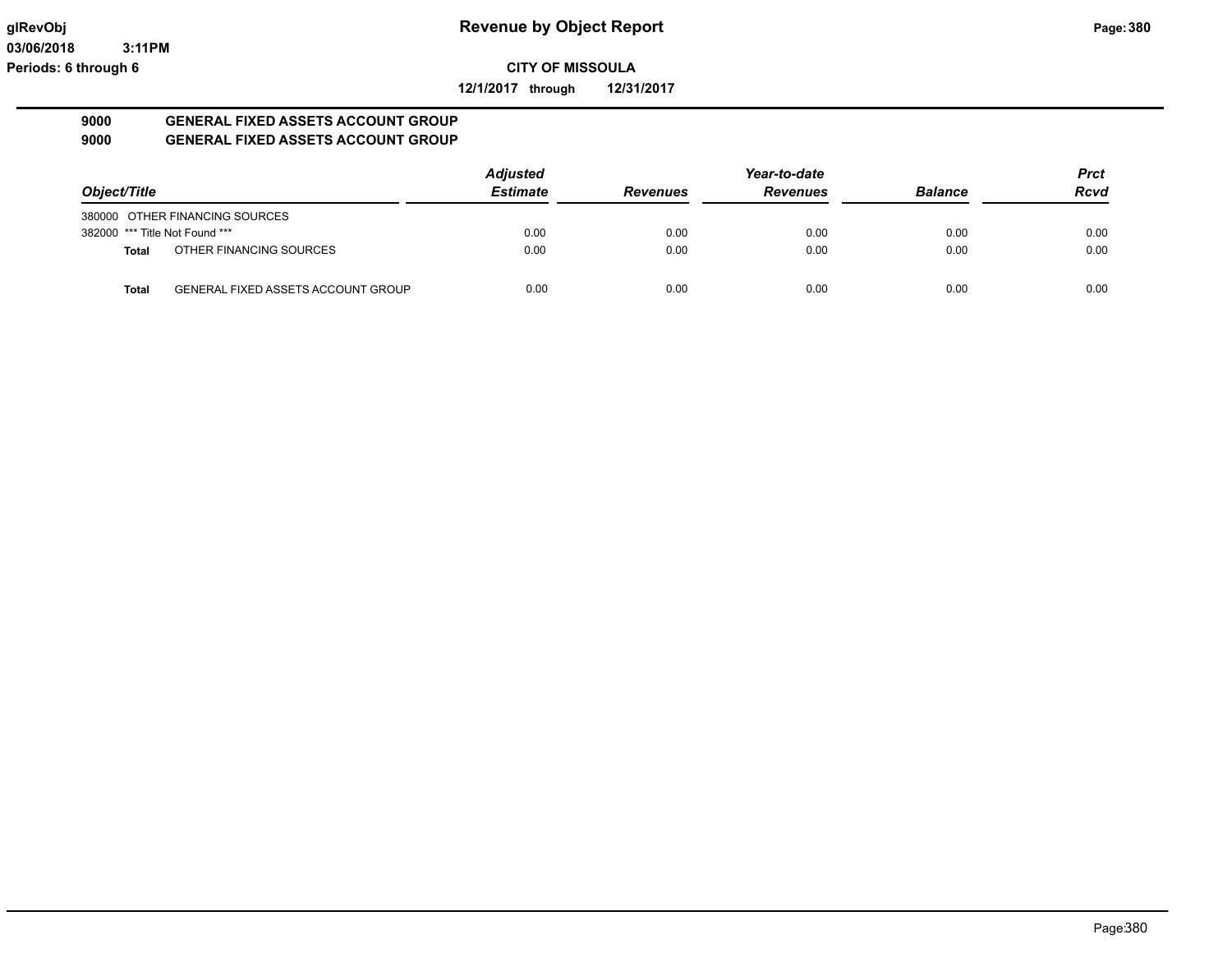**glRevObj**
**03/06/2018 3:11PM**
**Periods: 6 through 6**

# Revenue by Object Report

**CITY OF MISSOULA**

**12/1/2017 through 12/31/2017**

## 9000 GENERAL FIXED ASSETS ACCOUNT GROUP
## 9000 GENERAL FIXED ASSETS ACCOUNT GROUP

| Object/Title | | Adjusted Estimate | Revenues | Year-to-date Revenues | Balance | Prct Rcvd |
|---|---|---|---|---|---|---|
| 380000 OTHER FINANCING SOURCES | | | | | | |
| 382000 *** Title Not Found *** | | 0.00 | 0.00 | 0.00 | 0.00 | 0.00 |
| **Total** | OTHER FINANCING SOURCES | 0.00 | 0.00 | 0.00 | 0.00 | 0.00 |
| **Total** | GENERAL FIXED ASSETS ACCOUNT GROUP | 0.00 | 0.00 | 0.00 | 0.00 | 0.00 |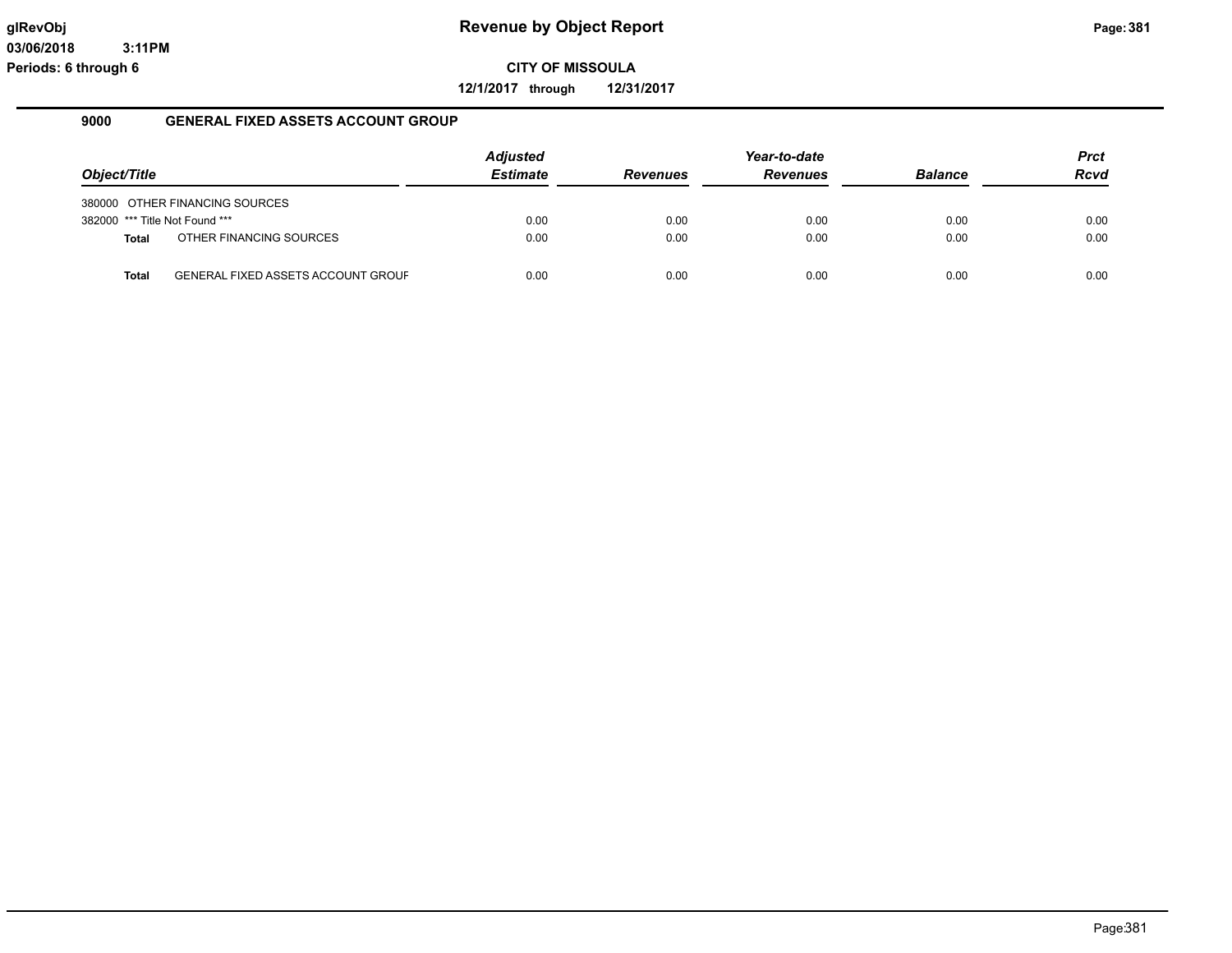# Revenue by Object Report

glRevObj
03/06/2018 3:11PM
Periods: 6 through 6

**CITY OF MISSOULA**

**12/1/2017 through 12/31/2017**

## 9000 GENERAL FIXED ASSETS ACCOUNT GROUP

| Object/Title | | Adjusted Estimate | Revenues | Year-to-date Revenues | Balance | Prct Rcvd |
|---|---|---|---|---|---|---|
| 380000 | OTHER FINANCING SOURCES | | | | | |
| 382000 | *** Title Not Found *** | 0.00 | 0.00 | 0.00 | 0.00 | 0.00 |
| **Total** | OTHER FINANCING SOURCES | 0.00 | 0.00 | 0.00 | 0.00 | 0.00 |
| **Total** | GENERAL FIXED ASSETS ACCOUNT GROUF | 0.00 | 0.00 | 0.00 | 0.00 | 0.00 |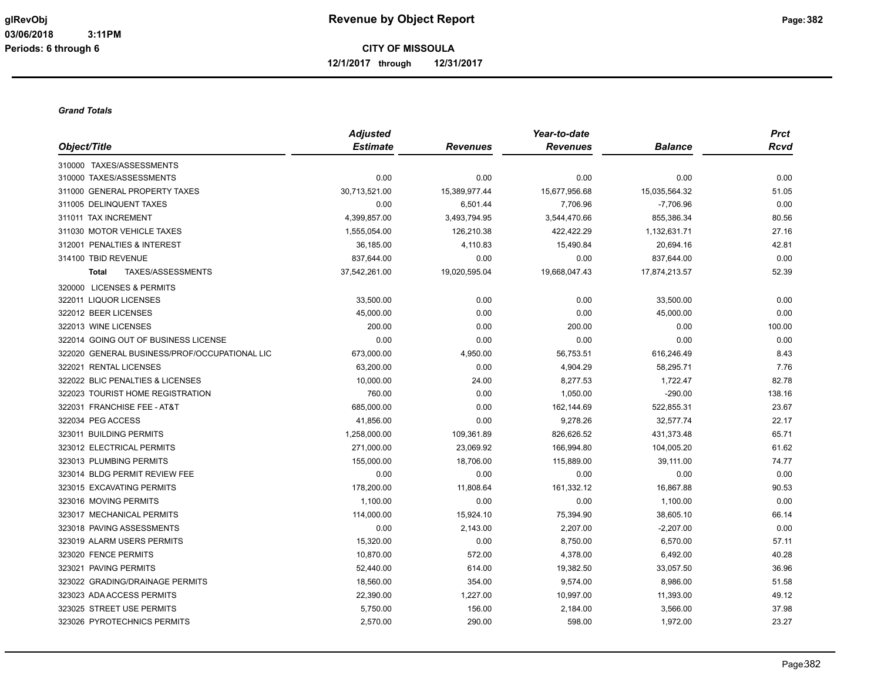# Revenue by Object Report

**CITY OF MISSOULA**

**12/1/2017 through 12/31/2017**

glRevObj
03/06/2018 3:11PM
Periods: 6 through 6

*Grand Totals*

| Object/Title | Adjusted Estimate | Revenues | Year-to-date Revenues | Balance | Prct Rcvd |
|---|---|---|---|---|---|
| 310000 TAXES/ASSESSMENTS | | | | | |
| 310000 TAXES/ASSESSMENTS | 0.00 | 0.00 | 0.00 | 0.00 | 0.00 |
| 311000 GENERAL PROPERTY TAXES | 30,713,521.00 | 15,389,977.44 | 15,677,956.68 | 15,035,564.32 | 51.05 |
| 311005 DELINQUENT TAXES | 0.00 | 6,501.44 | 7,706.96 | -7,706.96 | 0.00 |
| 311011 TAX INCREMENT | 4,399,857.00 | 3,493,794.95 | 3,544,470.66 | 855,386.34 | 80.56 |
| 311030 MOTOR VEHICLE TAXES | 1,555,054.00 | 126,210.38 | 422,422.29 | 1,132,631.71 | 27.16 |
| 312001 PENALTIES & INTEREST | 36,185.00 | 4,110.83 | 15,490.84 | 20,694.16 | 42.81 |
| 314100 TBID REVENUE | 837,644.00 | 0.00 | 0.00 | 837,644.00 | 0.00 |
| **Total** TAXES/ASSESSMENTS | 37,542,261.00 | 19,020,595.04 | 19,668,047.43 | 17,874,213.57 | 52.39 |
| 320000 LICENSES & PERMITS | | | | | |
| 322011 LIQUOR LICENSES | 33,500.00 | 0.00 | 0.00 | 33,500.00 | 0.00 |
| 322012 BEER LICENSES | 45,000.00 | 0.00 | 0.00 | 45,000.00 | 0.00 |
| 322013 WINE LICENSES | 200.00 | 0.00 | 200.00 | 0.00 | 100.00 |
| 322014 GOING OUT OF BUSINESS LICENSE | 0.00 | 0.00 | 0.00 | 0.00 | 0.00 |
| 322020 GENERAL BUSINESS/PROF/OCCUPATIONAL LIC | 673,000.00 | 4,950.00 | 56,753.51 | 616,246.49 | 8.43 |
| 322021 RENTAL LICENSES | 63,200.00 | 0.00 | 4,904.29 | 58,295.71 | 7.76 |
| 322022 BLIC PENALTIES & LICENSES | 10,000.00 | 24.00 | 8,277.53 | 1,722.47 | 82.78 |
| 322023 TOURIST HOME REGISTRATION | 760.00 | 0.00 | 1,050.00 | -290.00 | 138.16 |
| 322031 FRANCHISE FEE - AT&T | 685,000.00 | 0.00 | 162,144.69 | 522,855.31 | 23.67 |
| 322034 PEG ACCESS | 41,856.00 | 0.00 | 9,278.26 | 32,577.74 | 22.17 |
| 323011 BUILDING PERMITS | 1,258,000.00 | 109,361.89 | 826,626.52 | 431,373.48 | 65.71 |
| 323012 ELECTRICAL PERMITS | 271,000.00 | 23,069.92 | 166,994.80 | 104,005.20 | 61.62 |
| 323013 PLUMBING PERMITS | 155,000.00 | 18,706.00 | 115,889.00 | 39,111.00 | 74.77 |
| 323014 BLDG PERMIT REVIEW FEE | 0.00 | 0.00 | 0.00 | 0.00 | 0.00 |
| 323015 EXCAVATING PERMITS | 178,200.00 | 11,808.64 | 161,332.12 | 16,867.88 | 90.53 |
| 323016 MOVING PERMITS | 1,100.00 | 0.00 | 0.00 | 1,100.00 | 0.00 |
| 323017 MECHANICAL PERMITS | 114,000.00 | 15,924.10 | 75,394.90 | 38,605.10 | 66.14 |
| 323018 PAVING ASSESSMENTS | 0.00 | 2,143.00 | 2,207.00 | -2,207.00 | 0.00 |
| 323019 ALARM USERS PERMITS | 15,320.00 | 0.00 | 8,750.00 | 6,570.00 | 57.11 |
| 323020 FENCE PERMITS | 10,870.00 | 572.00 | 4,378.00 | 6,492.00 | 40.28 |
| 323021 PAVING PERMITS | 52,440.00 | 614.00 | 19,382.50 | 33,057.50 | 36.96 |
| 323022 GRADING/DRAINAGE PERMITS | 18,560.00 | 354.00 | 9,574.00 | 8,986.00 | 51.58 |
| 323023 ADA ACCESS PERMITS | 22,390.00 | 1,227.00 | 10,997.00 | 11,393.00 | 49.12 |
| 323025 STREET USE PERMITS | 5,750.00 | 156.00 | 2,184.00 | 3,566.00 | 37.98 |
| 323026 PYROTECHNICS PERMITS | 2,570.00 | 290.00 | 598.00 | 1,972.00 | 23.27 |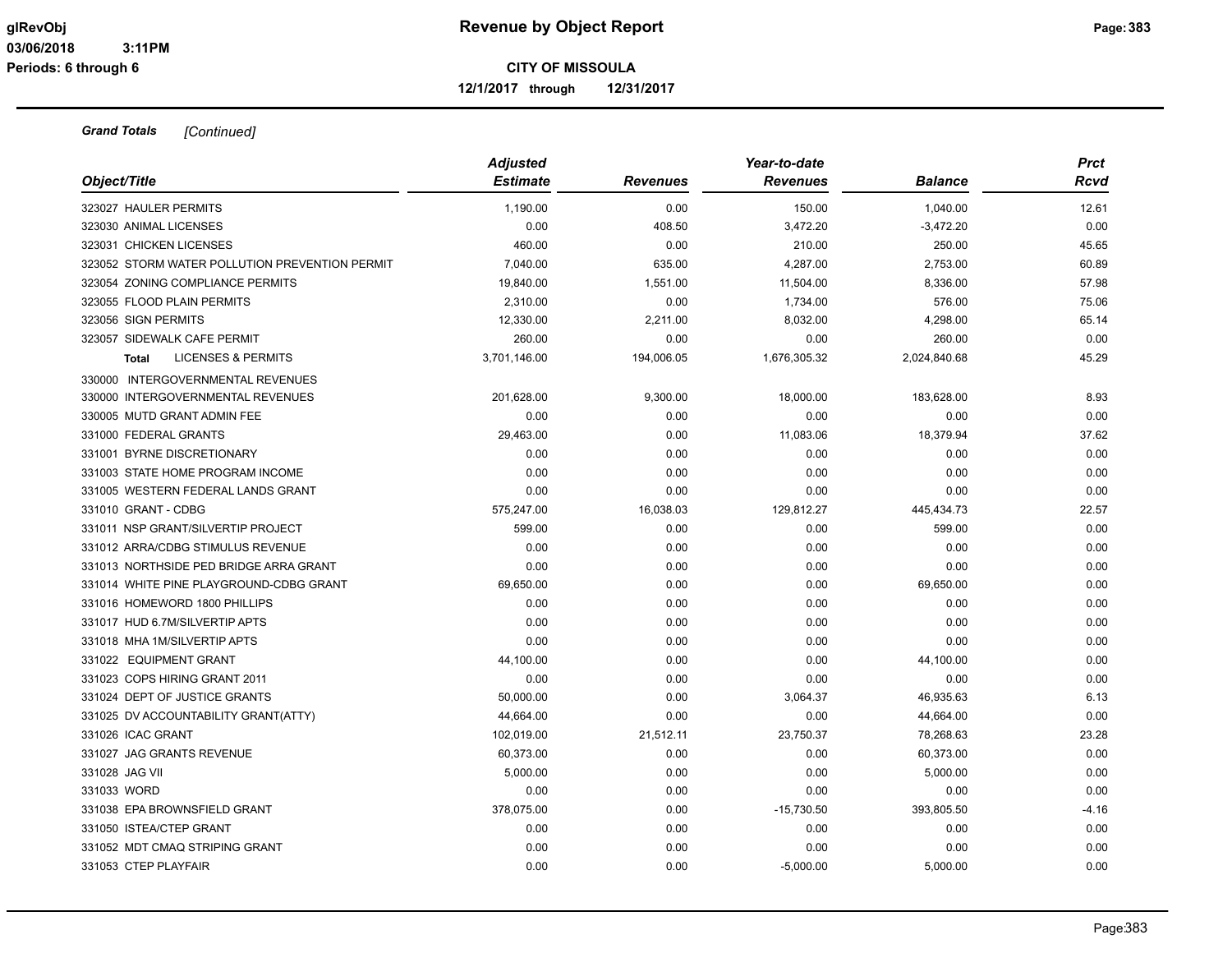**Revenue by Object Report**

**CITY OF MISSOULA**

**12/1/2017 through 12/31/2017**

***Grand Totals*** *[Continued]*

| Object/Title | Adjusted Estimate | Revenues | Year-to-date Revenues | Balance | Prct Rcvd |
|---|---|---|---|---|---|
| 323027 HAULER PERMITS | 1,190.00 | 0.00 | 150.00 | 1,040.00 | 12.61 |
| 323030 ANIMAL LICENSES | 0.00 | 408.50 | 3,472.20 | -3,472.20 | 0.00 |
| 323031 CHICKEN LICENSES | 460.00 | 0.00 | 210.00 | 250.00 | 45.65 |
| 323052 STORM WATER POLLUTION PREVENTION PERMIT | 7,040.00 | 635.00 | 4,287.00 | 2,753.00 | 60.89 |
| 323054 ZONING COMPLIANCE PERMITS | 19,840.00 | 1,551.00 | 11,504.00 | 8,336.00 | 57.98 |
| 323055 FLOOD PLAIN PERMITS | 2,310.00 | 0.00 | 1,734.00 | 576.00 | 75.06 |
| 323056 SIGN PERMITS | 12,330.00 | 2,211.00 | 8,032.00 | 4,298.00 | 65.14 |
| 323057 SIDEWALK CAFE PERMIT | 260.00 | 0.00 | 0.00 | 260.00 | 0.00 |
| **Total** LICENSES & PERMITS | 3,701,146.00 | 194,006.05 | 1,676,305.32 | 2,024,840.68 | 45.29 |
| 330000 INTERGOVERNMENTAL REVENUES | | | | | |
| 330000 INTERGOVERNMENTAL REVENUES | 201,628.00 | 9,300.00 | 18,000.00 | 183,628.00 | 8.93 |
| 330005 MUTD GRANT ADMIN FEE | 0.00 | 0.00 | 0.00 | 0.00 | 0.00 |
| 331000 FEDERAL GRANTS | 29,463.00 | 0.00 | 11,083.06 | 18,379.94 | 37.62 |
| 331001 BYRNE DISCRETIONARY | 0.00 | 0.00 | 0.00 | 0.00 | 0.00 |
| 331003 STATE HOME PROGRAM INCOME | 0.00 | 0.00 | 0.00 | 0.00 | 0.00 |
| 331005 WESTERN FEDERAL LANDS GRANT | 0.00 | 0.00 | 0.00 | 0.00 | 0.00 |
| 331010 GRANT - CDBG | 575,247.00 | 16,038.03 | 129,812.27 | 445,434.73 | 22.57 |
| 331011 NSP GRANT/SILVERTIP PROJECT | 599.00 | 0.00 | 0.00 | 599.00 | 0.00 |
| 331012 ARRA/CDBG STIMULUS REVENUE | 0.00 | 0.00 | 0.00 | 0.00 | 0.00 |
| 331013 NORTHSIDE PED BRIDGE ARRA GRANT | 0.00 | 0.00 | 0.00 | 0.00 | 0.00 |
| 331014 WHITE PINE PLAYGROUND-CDBG GRANT | 69,650.00 | 0.00 | 0.00 | 69,650.00 | 0.00 |
| 331016 HOMEWORD 1800 PHILLIPS | 0.00 | 0.00 | 0.00 | 0.00 | 0.00 |
| 331017 HUD 6.7M/SILVERTIP APTS | 0.00 | 0.00 | 0.00 | 0.00 | 0.00 |
| 331018 MHA 1M/SILVERTIP APTS | 0.00 | 0.00 | 0.00 | 0.00 | 0.00 |
| 331022 EQUIPMENT GRANT | 44,100.00 | 0.00 | 0.00 | 44,100.00 | 0.00 |
| 331023 COPS HIRING GRANT 2011 | 0.00 | 0.00 | 0.00 | 0.00 | 0.00 |
| 331024 DEPT OF JUSTICE GRANTS | 50,000.00 | 0.00 | 3,064.37 | 46,935.63 | 6.13 |
| 331025 DV ACCOUNTABILITY GRANT(ATTY) | 44,664.00 | 0.00 | 0.00 | 44,664.00 | 0.00 |
| 331026 ICAC GRANT | 102,019.00 | 21,512.11 | 23,750.37 | 78,268.63 | 23.28 |
| 331027 JAG GRANTS REVENUE | 60,373.00 | 0.00 | 0.00 | 60,373.00 | 0.00 |
| 331028 JAG VII | 5,000.00 | 0.00 | 0.00 | 5,000.00 | 0.00 |
| 331033 WORD | 0.00 | 0.00 | 0.00 | 0.00 | 0.00 |
| 331038 EPA BROWNSFIELD GRANT | 378,075.00 | 0.00 | -15,730.50 | 393,805.50 | -4.16 |
| 331050 ISTEA/CTEP GRANT | 0.00 | 0.00 | 0.00 | 0.00 | 0.00 |
| 331052 MDT CMAQ STRIPING GRANT | 0.00 | 0.00 | 0.00 | 0.00 | 0.00 |
| 331053 CTEP PLAYFAIR | 0.00 | 0.00 | -5,000.00 | 5,000.00 | 0.00 |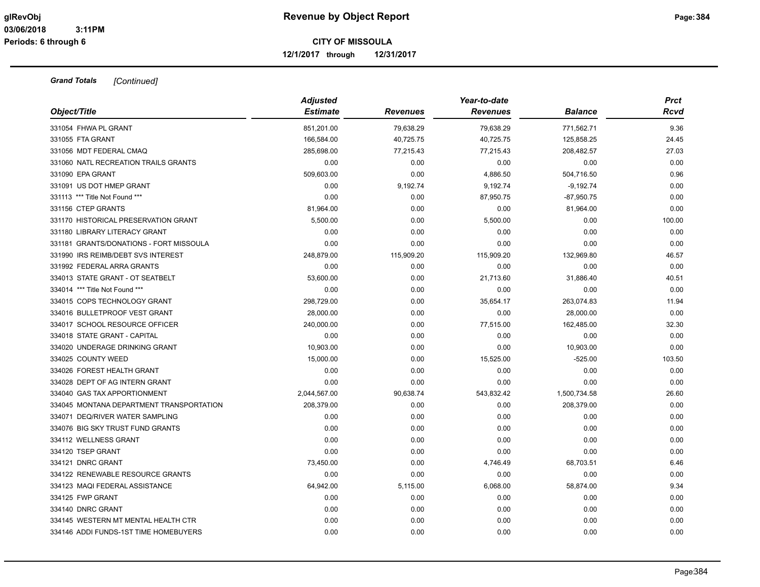**Grand Totals** *[Continued]*

| *Object/Title* | *Adjusted Estimate* | *Revenues* | *Year-to-date Revenues* | *Balance* | *Prct Rcvd* |
|---|---|---|---|---|---|
| 331054 FHWA PL GRANT | 851,201.00 | 79,638.29 | 79,638.29 | 771,562.71 | 9.36 |
| 331055 FTA GRANT | 166,584.00 | 40,725.75 | 40,725.75 | 125,858.25 | 24.45 |
| 331056 MDT FEDERAL CMAQ | 285,698.00 | 77,215.43 | 77,215.43 | 208,482.57 | 27.03 |
| 331060 NATL RECREATION TRAILS GRANTS | 0.00 | 0.00 | 0.00 | 0.00 | 0.00 |
| 331090 EPA GRANT | 509,603.00 | 0.00 | 4,886.50 | 504,716.50 | 0.96 |
| 331091 US DOT HMEP GRANT | 0.00 | 9,192.74 | 9,192.74 | -9,192.74 | 0.00 |
| 331113 *** Title Not Found *** | 0.00 | 0.00 | 87,950.75 | -87,950.75 | 0.00 |
| 331156 CTEP GRANTS | 81,964.00 | 0.00 | 0.00 | 81,964.00 | 0.00 |
| 331170 HISTORICAL PRESERVATION GRANT | 5,500.00 | 0.00 | 5,500.00 | 0.00 | 100.00 |
| 331180 LIBRARY LITERACY GRANT | 0.00 | 0.00 | 0.00 | 0.00 | 0.00 |
| 331181 GRANTS/DONATIONS - FORT MISSOULA | 0.00 | 0.00 | 0.00 | 0.00 | 0.00 |
| 331990 IRS REIMB/DEBT SVS INTEREST | 248,879.00 | 115,909.20 | 115,909.20 | 132,969.80 | 46.57 |
| 331992 FEDERAL ARRA GRANTS | 0.00 | 0.00 | 0.00 | 0.00 | 0.00 |
| 334013 STATE GRANT - OT SEATBELT | 53,600.00 | 0.00 | 21,713.60 | 31,886.40 | 40.51 |
| 334014 *** Title Not Found *** | 0.00 | 0.00 | 0.00 | 0.00 | 0.00 |
| 334015 COPS TECHNOLOGY GRANT | 298,729.00 | 0.00 | 35,654.17 | 263,074.83 | 11.94 |
| 334016 BULLETPROOF VEST GRANT | 28,000.00 | 0.00 | 0.00 | 28,000.00 | 0.00 |
| 334017 SCHOOL RESOURCE OFFICER | 240,000.00 | 0.00 | 77,515.00 | 162,485.00 | 32.30 |
| 334018 STATE GRANT - CAPITAL | 0.00 | 0.00 | 0.00 | 0.00 | 0.00 |
| 334020 UNDERAGE DRINKING GRANT | 10,903.00 | 0.00 | 0.00 | 10,903.00 | 0.00 |
| 334025 COUNTY WEED | 15,000.00 | 0.00 | 15,525.00 | -525.00 | 103.50 |
| 334026 FOREST HEALTH GRANT | 0.00 | 0.00 | 0.00 | 0.00 | 0.00 |
| 334028 DEPT OF AG INTERN GRANT | 0.00 | 0.00 | 0.00 | 0.00 | 0.00 |
| 334040 GAS TAX APPORTIONMENT | 2,044,567.00 | 90,638.74 | 543,832.42 | 1,500,734.58 | 26.60 |
| 334045 MONTANA DEPARTMENT TRANSPORTATION | 208,379.00 | 0.00 | 0.00 | 208,379.00 | 0.00 |
| 334071 DEQ/RIVER WATER SAMPLING | 0.00 | 0.00 | 0.00 | 0.00 | 0.00 |
| 334076 BIG SKY TRUST FUND GRANTS | 0.00 | 0.00 | 0.00 | 0.00 | 0.00 |
| 334112 WELLNESS GRANT | 0.00 | 0.00 | 0.00 | 0.00 | 0.00 |
| 334120 TSEP GRANT | 0.00 | 0.00 | 0.00 | 0.00 | 0.00 |
| 334121 DNRC GRANT | 73,450.00 | 0.00 | 4,746.49 | 68,703.51 | 6.46 |
| 334122 RENEWABLE RESOURCE GRANTS | 0.00 | 0.00 | 0.00 | 0.00 | 0.00 |
| 334123 MAQI FEDERAL ASSISTANCE | 64,942.00 | 5,115.00 | 6,068.00 | 58,874.00 | 9.34 |
| 334125 FWP GRANT | 0.00 | 0.00 | 0.00 | 0.00 | 0.00 |
| 334140 DNRC GRANT | 0.00 | 0.00 | 0.00 | 0.00 | 0.00 |
| 334145 WESTERN MT MENTAL HEALTH CTR | 0.00 | 0.00 | 0.00 | 0.00 | 0.00 |
| 334146 ADDI FUNDS-1ST TIME HOMEBUYERS | 0.00 | 0.00 | 0.00 | 0.00 | 0.00 |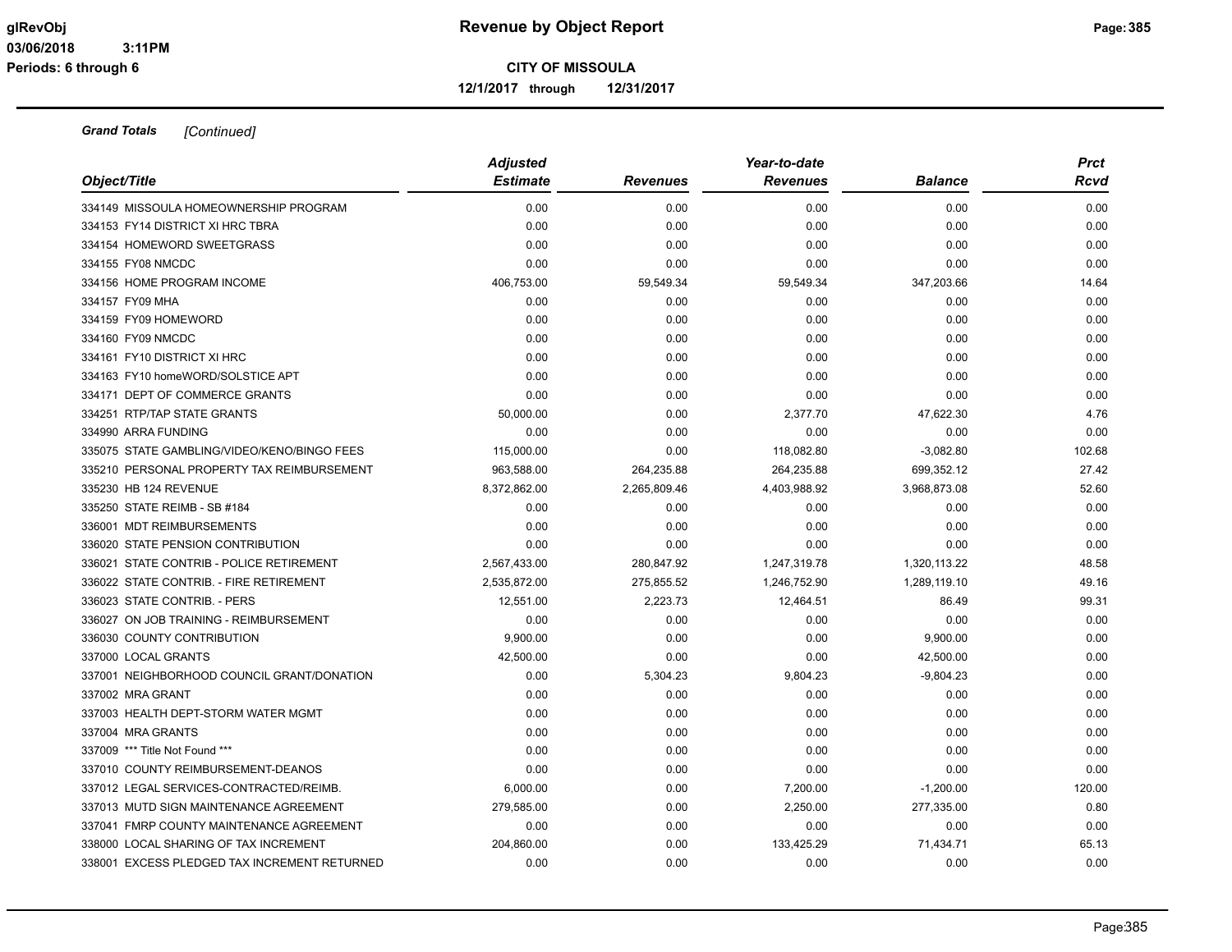**Grand Totals** *[Continued]*

| Object/Title | Adjusted Estimate | Revenues | Year-to-date Revenues | Balance | Prct Rcvd |
|---|---|---|---|---|---|
| 334149 MISSOULA HOMEOWNERSHIP PROGRAM | 0.00 | 0.00 | 0.00 | 0.00 | 0.00 |
| 334153 FY14 DISTRICT XI HRC TBRA | 0.00 | 0.00 | 0.00 | 0.00 | 0.00 |
| 334154 HOMEWORD SWEETGRASS | 0.00 | 0.00 | 0.00 | 0.00 | 0.00 |
| 334155 FY08 NMCDC | 0.00 | 0.00 | 0.00 | 0.00 | 0.00 |
| 334156 HOME PROGRAM INCOME | 406,753.00 | 59,549.34 | 59,549.34 | 347,203.66 | 14.64 |
| 334157 FY09 MHA | 0.00 | 0.00 | 0.00 | 0.00 | 0.00 |
| 334159 FY09 HOMEWORD | 0.00 | 0.00 | 0.00 | 0.00 | 0.00 |
| 334160 FY09 NMCDC | 0.00 | 0.00 | 0.00 | 0.00 | 0.00 |
| 334161 FY10 DISTRICT XI HRC | 0.00 | 0.00 | 0.00 | 0.00 | 0.00 |
| 334163 FY10 homeWORD/SOLSTICE APT | 0.00 | 0.00 | 0.00 | 0.00 | 0.00 |
| 334171 DEPT OF COMMERCE GRANTS | 0.00 | 0.00 | 0.00 | 0.00 | 0.00 |
| 334251 RTP/TAP STATE GRANTS | 50,000.00 | 0.00 | 2,377.70 | 47,622.30 | 4.76 |
| 334990 ARRA FUNDING | 0.00 | 0.00 | 0.00 | 0.00 | 0.00 |
| 335075 STATE GAMBLING/VIDEO/KENO/BINGO FEES | 115,000.00 | 0.00 | 118,082.80 | -3,082.80 | 102.68 |
| 335210 PERSONAL PROPERTY TAX REIMBURSEMENT | 963,588.00 | 264,235.88 | 264,235.88 | 699,352.12 | 27.42 |
| 335230 HB 124 REVENUE | 8,372,862.00 | 2,265,809.46 | 4,403,988.92 | 3,968,873.08 | 52.60 |
| 335250 STATE REIMB - SB #184 | 0.00 | 0.00 | 0.00 | 0.00 | 0.00 |
| 336001 MDT REIMBURSEMENTS | 0.00 | 0.00 | 0.00 | 0.00 | 0.00 |
| 336020 STATE PENSION CONTRIBUTION | 0.00 | 0.00 | 0.00 | 0.00 | 0.00 |
| 336021 STATE CONTRIB - POLICE RETIREMENT | 2,567,433.00 | 280,847.92 | 1,247,319.78 | 1,320,113.22 | 48.58 |
| 336022 STATE CONTRIB. - FIRE RETIREMENT | 2,535,872.00 | 275,855.52 | 1,246,752.90 | 1,289,119.10 | 49.16 |
| 336023 STATE CONTRIB. - PERS | 12,551.00 | 2,223.73 | 12,464.51 | 86.49 | 99.31 |
| 336027 ON JOB TRAINING - REIMBURSEMENT | 0.00 | 0.00 | 0.00 | 0.00 | 0.00 |
| 336030 COUNTY CONTRIBUTION | 9,900.00 | 0.00 | 0.00 | 9,900.00 | 0.00 |
| 337000 LOCAL GRANTS | 42,500.00 | 0.00 | 0.00 | 42,500.00 | 0.00 |
| 337001 NEIGHBORHOOD COUNCIL GRANT/DONATION | 0.00 | 5,304.23 | 9,804.23 | -9,804.23 | 0.00 |
| 337002 MRA GRANT | 0.00 | 0.00 | 0.00 | 0.00 | 0.00 |
| 337003 HEALTH DEPT-STORM WATER MGMT | 0.00 | 0.00 | 0.00 | 0.00 | 0.00 |
| 337004 MRA GRANTS | 0.00 | 0.00 | 0.00 | 0.00 | 0.00 |
| 337009 *** Title Not Found *** | 0.00 | 0.00 | 0.00 | 0.00 | 0.00 |
| 337010 COUNTY REIMBURSEMENT-DEANOS | 0.00 | 0.00 | 0.00 | 0.00 | 0.00 |
| 337012 LEGAL SERVICES-CONTRACTED/REIMB. | 6,000.00 | 0.00 | 7,200.00 | -1,200.00 | 120.00 |
| 337013 MUTD SIGN MAINTENANCE AGREEMENT | 279,585.00 | 0.00 | 2,250.00 | 277,335.00 | 0.80 |
| 337041 FMRP COUNTY MAINTENANCE AGREEMENT | 0.00 | 0.00 | 0.00 | 0.00 | 0.00 |
| 338000 LOCAL SHARING OF TAX INCREMENT | 204,860.00 | 0.00 | 133,425.29 | 71,434.71 | 65.13 |
| 338001 EXCESS PLEDGED TAX INCREMENT RETURNED | 0.00 | 0.00 | 0.00 | 0.00 | 0.00 |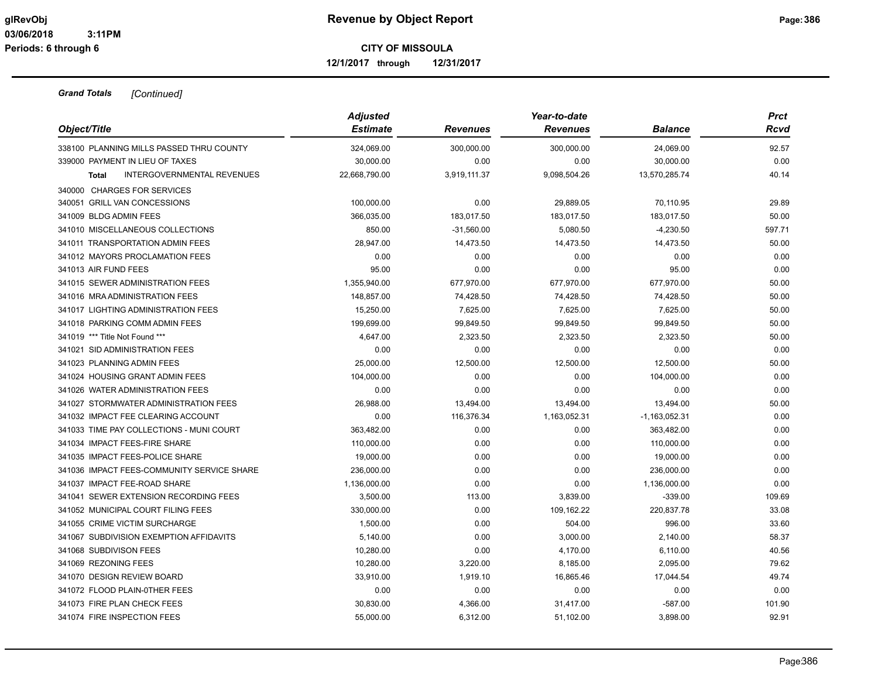**Grand Totals** *[Continued]*

| Object/Title | Adjusted Estimate | Revenues | Year-to-date Revenues | Balance | Prct Rcvd |
|---|---|---|---|---|---|
| 338100 PLANNING MILLS PASSED THRU COUNTY | 324,069.00 | 300,000.00 | 300,000.00 | 24,069.00 | 92.57 |
| 339000 PAYMENT IN LIEU OF TAXES | 30,000.00 | 0.00 | 0.00 | 30,000.00 | 0.00 |
| **Total** INTERGOVERNMENTAL REVENUES | 22,668,790.00 | 3,919,111.37 | 9,098,504.26 | 13,570,285.74 | 40.14 |
| 340000 CHARGES FOR SERVICES | | | | | |
| 340051 GRILL VAN CONCESSIONS | 100,000.00 | 0.00 | 29,889.05 | 70,110.95 | 29.89 |
| 341009 BLDG ADMIN FEES | 366,035.00 | 183,017.50 | 183,017.50 | 183,017.50 | 50.00 |
| 341010 MISCELLANEOUS COLLECTIONS | 850.00 | -31,560.00 | 5,080.50 | -4,230.50 | 597.71 |
| 341011 TRANSPORTATION ADMIN FEES | 28,947.00 | 14,473.50 | 14,473.50 | 14,473.50 | 50.00 |
| 341012 MAYORS PROCLAMATION FEES | 0.00 | 0.00 | 0.00 | 0.00 | 0.00 |
| 341013 AIR FUND FEES | 95.00 | 0.00 | 0.00 | 95.00 | 0.00 |
| 341015 SEWER ADMINISTRATION FEES | 1,355,940.00 | 677,970.00 | 677,970.00 | 677,970.00 | 50.00 |
| 341016 MRA ADMINISTRATION FEES | 148,857.00 | 74,428.50 | 74,428.50 | 74,428.50 | 50.00 |
| 341017 LIGHTING ADMINISTRATION FEES | 15,250.00 | 7,625.00 | 7,625.00 | 7,625.00 | 50.00 |
| 341018 PARKING COMM ADMIN FEES | 199,699.00 | 99,849.50 | 99,849.50 | 99,849.50 | 50.00 |
| 341019 *** Title Not Found *** | 4,647.00 | 2,323.50 | 2,323.50 | 2,323.50 | 50.00 |
| 341021 SID ADMINISTRATION FEES | 0.00 | 0.00 | 0.00 | 0.00 | 0.00 |
| 341023 PLANNING ADMIN FEES | 25,000.00 | 12,500.00 | 12,500.00 | 12,500.00 | 50.00 |
| 341024 HOUSING GRANT ADMIN FEES | 104,000.00 | 0.00 | 0.00 | 104,000.00 | 0.00 |
| 341026 WATER ADMINISTRATION FEES | 0.00 | 0.00 | 0.00 | 0.00 | 0.00 |
| 341027 STORMWATER ADMINISTRATION FEES | 26,988.00 | 13,494.00 | 13,494.00 | 13,494.00 | 50.00 |
| 341032 IMPACT FEE CLEARING ACCOUNT | 0.00 | 116,376.34 | 1,163,052.31 | -1,163,052.31 | 0.00 |
| 341033 TIME PAY COLLECTIONS - MUNI COURT | 363,482.00 | 0.00 | 0.00 | 363,482.00 | 0.00 |
| 341034 IMPACT FEES-FIRE SHARE | 110,000.00 | 0.00 | 0.00 | 110,000.00 | 0.00 |
| 341035 IMPACT FEES-POLICE SHARE | 19,000.00 | 0.00 | 0.00 | 19,000.00 | 0.00 |
| 341036 IMPACT FEES-COMMUNITY SERVICE SHARE | 236,000.00 | 0.00 | 0.00 | 236,000.00 | 0.00 |
| 341037 IMPACT FEE-ROAD SHARE | 1,136,000.00 | 0.00 | 0.00 | 1,136,000.00 | 0.00 |
| 341041 SEWER EXTENSION RECORDING FEES | 3,500.00 | 113.00 | 3,839.00 | -339.00 | 109.69 |
| 341052 MUNICIPAL COURT FILING FEES | 330,000.00 | 0.00 | 109,162.22 | 220,837.78 | 33.08 |
| 341055 CRIME VICTIM SURCHARGE | 1,500.00 | 0.00 | 504.00 | 996.00 | 33.60 |
| 341067 SUBDIVISION EXEMPTION AFFIDAVITS | 5,140.00 | 0.00 | 3,000.00 | 2,140.00 | 58.37 |
| 341068 SUBDIVISON FEES | 10,280.00 | 0.00 | 4,170.00 | 6,110.00 | 40.56 |
| 341069 REZONING FEES | 10,280.00 | 3,220.00 | 8,185.00 | 2,095.00 | 79.62 |
| 341070 DESIGN REVIEW BOARD | 33,910.00 | 1,919.10 | 16,865.46 | 17,044.54 | 49.74 |
| 341072 FLOOD PLAIN-0THER FEES | 0.00 | 0.00 | 0.00 | 0.00 | 0.00 |
| 341073 FIRE PLAN CHECK FEES | 30,830.00 | 4,366.00 | 31,417.00 | -587.00 | 101.90 |
| 341074 FIRE INSPECTION FEES | 55,000.00 | 6,312.00 | 51,102.00 | 3,898.00 | 92.91 |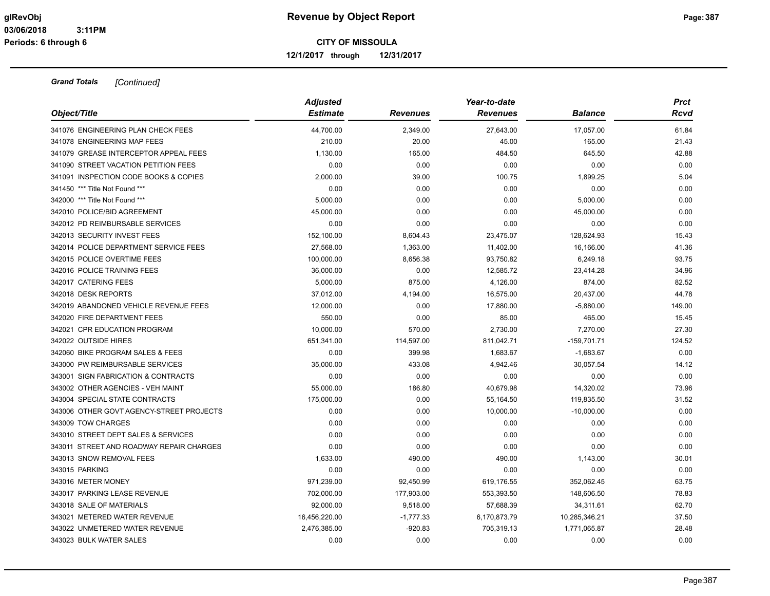**Grand Totals** *[Continued]*

| Object/Title | Adjusted Estimate | Revenues | Year-to-date Revenues | Balance | Prct Rcvd |
|---|---|---|---|---|---|
| 341076 ENGINEERING PLAN CHECK FEES | 44,700.00 | 2,349.00 | 27,643.00 | 17,057.00 | 61.84 |
| 341078 ENGINEERING MAP FEES | 210.00 | 20.00 | 45.00 | 165.00 | 21.43 |
| 341079 GREASE INTERCEPTOR APPEAL FEES | 1,130.00 | 165.00 | 484.50 | 645.50 | 42.88 |
| 341090 STREET VACATION PETITION FEES | 0.00 | 0.00 | 0.00 | 0.00 | 0.00 |
| 341091 INSPECTION CODE BOOKS & COPIES | 2,000.00 | 39.00 | 100.75 | 1,899.25 | 5.04 |
| 341450 *** Title Not Found *** | 0.00 | 0.00 | 0.00 | 0.00 | 0.00 |
| 342000 *** Title Not Found *** | 5,000.00 | 0.00 | 0.00 | 5,000.00 | 0.00 |
| 342010 POLICE/BID AGREEMENT | 45,000.00 | 0.00 | 0.00 | 45,000.00 | 0.00 |
| 342012 PD REIMBURSABLE SERVICES | 0.00 | 0.00 | 0.00 | 0.00 | 0.00 |
| 342013 SECURITY INVEST FEES | 152,100.00 | 8,604.43 | 23,475.07 | 128,624.93 | 15.43 |
| 342014 POLICE DEPARTMENT SERVICE FEES | 27,568.00 | 1,363.00 | 11,402.00 | 16,166.00 | 41.36 |
| 342015 POLICE OVERTIME FEES | 100,000.00 | 8,656.38 | 93,750.82 | 6,249.18 | 93.75 |
| 342016 POLICE TRAINING FEES | 36,000.00 | 0.00 | 12,585.72 | 23,414.28 | 34.96 |
| 342017 CATERING FEES | 5,000.00 | 875.00 | 4,126.00 | 874.00 | 82.52 |
| 342018 DESK REPORTS | 37,012.00 | 4,194.00 | 16,575.00 | 20,437.00 | 44.78 |
| 342019 ABANDONED VEHICLE REVENUE FEES | 12,000.00 | 0.00 | 17,880.00 | -5,880.00 | 149.00 |
| 342020 FIRE DEPARTMENT FEES | 550.00 | 0.00 | 85.00 | 465.00 | 15.45 |
| 342021 CPR EDUCATION PROGRAM | 10,000.00 | 570.00 | 2,730.00 | 7,270.00 | 27.30 |
| 342022 OUTSIDE HIRES | 651,341.00 | 114,597.00 | 811,042.71 | -159,701.71 | 124.52 |
| 342060 BIKE PROGRAM SALES & FEES | 0.00 | 399.98 | 1,683.67 | -1,683.67 | 0.00 |
| 343000 PW REIMBURSABLE SERVICES | 35,000.00 | 433.08 | 4,942.46 | 30,057.54 | 14.12 |
| 343001 SIGN FABRICATION & CONTRACTS | 0.00 | 0.00 | 0.00 | 0.00 | 0.00 |
| 343002 OTHER AGENCIES - VEH MAINT | 55,000.00 | 186.80 | 40,679.98 | 14,320.02 | 73.96 |
| 343004 SPECIAL STATE CONTRACTS | 175,000.00 | 0.00 | 55,164.50 | 119,835.50 | 31.52 |
| 343006 OTHER GOVT AGENCY-STREET PROJECTS | 0.00 | 0.00 | 10,000.00 | -10,000.00 | 0.00 |
| 343009 TOW CHARGES | 0.00 | 0.00 | 0.00 | 0.00 | 0.00 |
| 343010 STREET DEPT SALES & SERVICES | 0.00 | 0.00 | 0.00 | 0.00 | 0.00 |
| 343011 STREET AND ROADWAY REPAIR CHARGES | 0.00 | 0.00 | 0.00 | 0.00 | 0.00 |
| 343013 SNOW REMOVAL FEES | 1,633.00 | 490.00 | 490.00 | 1,143.00 | 30.01 |
| 343015 PARKING | 0.00 | 0.00 | 0.00 | 0.00 | 0.00 |
| 343016 METER MONEY | 971,239.00 | 92,450.99 | 619,176.55 | 352,062.45 | 63.75 |
| 343017 PARKING LEASE REVENUE | 702,000.00 | 177,903.00 | 553,393.50 | 148,606.50 | 78.83 |
| 343018 SALE OF MATERIALS | 92,000.00 | 9,518.00 | 57,688.39 | 34,311.61 | 62.70 |
| 343021 METERED WATER REVENUE | 16,456,220.00 | -1,777.33 | 6,170,873.79 | 10,285,346.21 | 37.50 |
| 343022 UNMETERED WATER REVENUE | 2,476,385.00 | -920.83 | 705,319.13 | 1,771,065.87 | 28.48 |
| 343023 BULK WATER SALES | 0.00 | 0.00 | 0.00 | 0.00 | 0.00 |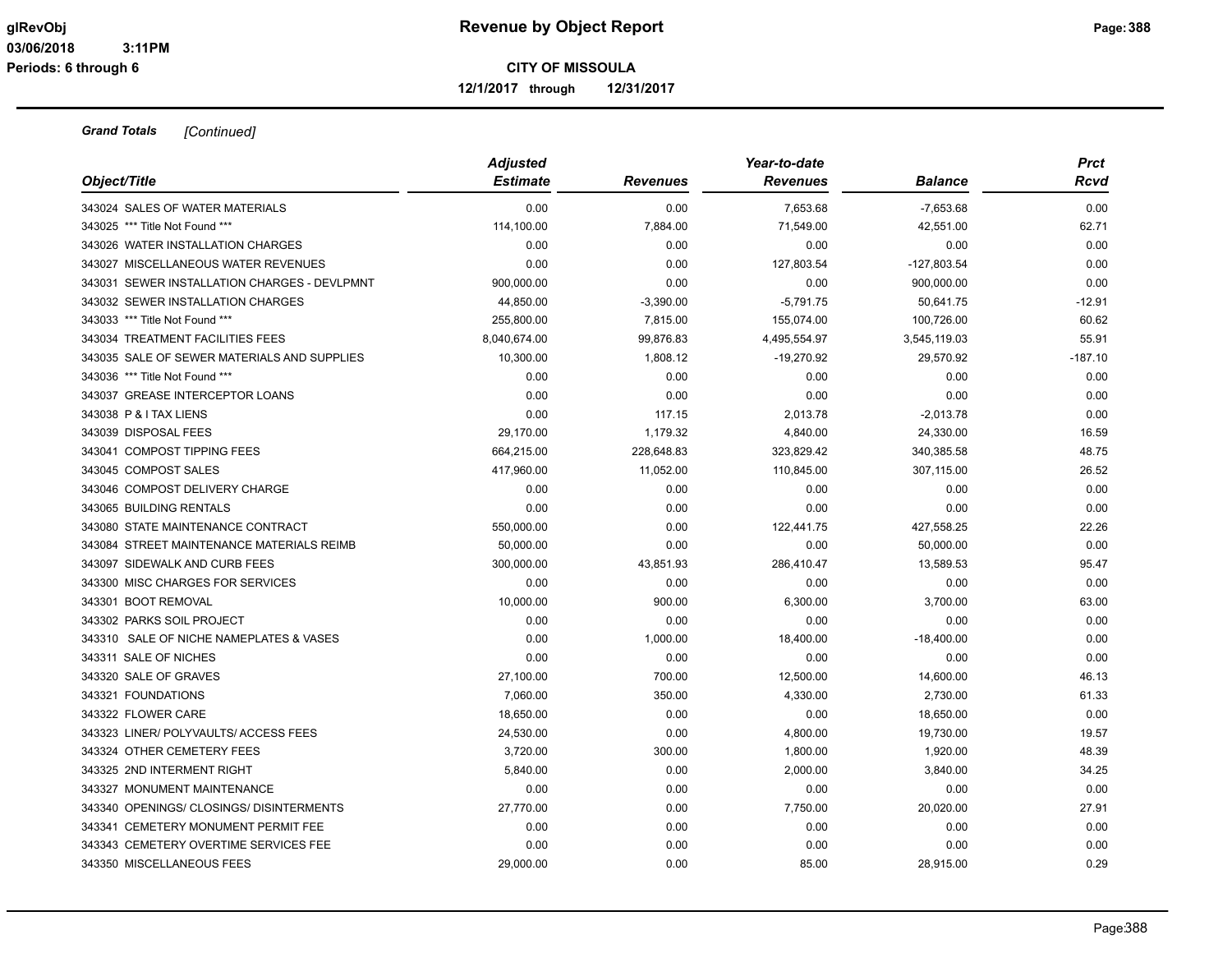**Grand Totals** *[Continued]*

| Object/Title | Adjusted Estimate | Revenues | Year-to-date Revenues | Balance | Prct Rcvd |
|---|---|---|---|---|---|
| 343024 SALES OF WATER MATERIALS | 0.00 | 0.00 | 7,653.68 | -7,653.68 | 0.00 |
| 343025 *** Title Not Found *** | 114,100.00 | 7,884.00 | 71,549.00 | 42,551.00 | 62.71 |
| 343026 WATER INSTALLATION CHARGES | 0.00 | 0.00 | 0.00 | 0.00 | 0.00 |
| 343027 MISCELLANEOUS WATER REVENUES | 0.00 | 0.00 | 127,803.54 | -127,803.54 | 0.00 |
| 343031 SEWER INSTALLATION CHARGES - DEVLPMNT | 900,000.00 | 0.00 | 0.00 | 900,000.00 | 0.00 |
| 343032 SEWER INSTALLATION CHARGES | 44,850.00 | -3,390.00 | -5,791.75 | 50,641.75 | -12.91 |
| 343033 *** Title Not Found *** | 255,800.00 | 7,815.00 | 155,074.00 | 100,726.00 | 60.62 |
| 343034 TREATMENT FACILITIES FEES | 8,040,674.00 | 99,876.83 | 4,495,554.97 | 3,545,119.03 | 55.91 |
| 343035 SALE OF SEWER MATERIALS AND SUPPLIES | 10,300.00 | 1,808.12 | -19,270.92 | 29,570.92 | -187.10 |
| 343036 *** Title Not Found *** | 0.00 | 0.00 | 0.00 | 0.00 | 0.00 |
| 343037 GREASE INTERCEPTOR LOANS | 0.00 | 0.00 | 0.00 | 0.00 | 0.00 |
| 343038 P & I TAX LIENS | 0.00 | 117.15 | 2,013.78 | -2,013.78 | 0.00 |
| 343039 DISPOSAL FEES | 29,170.00 | 1,179.32 | 4,840.00 | 24,330.00 | 16.59 |
| 343041 COMPOST TIPPING FEES | 664,215.00 | 228,648.83 | 323,829.42 | 340,385.58 | 48.75 |
| 343045 COMPOST SALES | 417,960.00 | 11,052.00 | 110,845.00 | 307,115.00 | 26.52 |
| 343046 COMPOST DELIVERY CHARGE | 0.00 | 0.00 | 0.00 | 0.00 | 0.00 |
| 343065 BUILDING RENTALS | 0.00 | 0.00 | 0.00 | 0.00 | 0.00 |
| 343080 STATE MAINTENANCE CONTRACT | 550,000.00 | 0.00 | 122,441.75 | 427,558.25 | 22.26 |
| 343084 STREET MAINTENANCE MATERIALS REIMB | 50,000.00 | 0.00 | 0.00 | 50,000.00 | 0.00 |
| 343097 SIDEWALK AND CURB FEES | 300,000.00 | 43,851.93 | 286,410.47 | 13,589.53 | 95.47 |
| 343300 MISC CHARGES FOR SERVICES | 0.00 | 0.00 | 0.00 | 0.00 | 0.00 |
| 343301 BOOT REMOVAL | 10,000.00 | 900.00 | 6,300.00 | 3,700.00 | 63.00 |
| 343302 PARKS SOIL PROJECT | 0.00 | 0.00 | 0.00 | 0.00 | 0.00 |
| 343310 SALE OF NICHE NAMEPLATES & VASES | 0.00 | 1,000.00 | 18,400.00 | -18,400.00 | 0.00 |
| 343311 SALE OF NICHES | 0.00 | 0.00 | 0.00 | 0.00 | 0.00 |
| 343320 SALE OF GRAVES | 27,100.00 | 700.00 | 12,500.00 | 14,600.00 | 46.13 |
| 343321 FOUNDATIONS | 7,060.00 | 350.00 | 4,330.00 | 2,730.00 | 61.33 |
| 343322 FLOWER CARE | 18,650.00 | 0.00 | 0.00 | 18,650.00 | 0.00 |
| 343323 LINER/ POLYVAULTS/ ACCESS FEES | 24,530.00 | 0.00 | 4,800.00 | 19,730.00 | 19.57 |
| 343324 OTHER CEMETERY FEES | 3,720.00 | 300.00 | 1,800.00 | 1,920.00 | 48.39 |
| 343325 2ND INTERMENT RIGHT | 5,840.00 | 0.00 | 2,000.00 | 3,840.00 | 34.25 |
| 343327 MONUMENT MAINTENANCE | 0.00 | 0.00 | 0.00 | 0.00 | 0.00 |
| 343340 OPENINGS/ CLOSINGS/ DISINTERMENTS | 27,770.00 | 0.00 | 7,750.00 | 20,020.00 | 27.91 |
| 343341 CEMETERY MONUMENT PERMIT FEE | 0.00 | 0.00 | 0.00 | 0.00 | 0.00 |
| 343343 CEMETERY OVERTIME SERVICES FEE | 0.00 | 0.00 | 0.00 | 0.00 | 0.00 |
| 343350 MISCELLANEOUS FEES | 29,000.00 | 0.00 | 85.00 | 28,915.00 | 0.29 |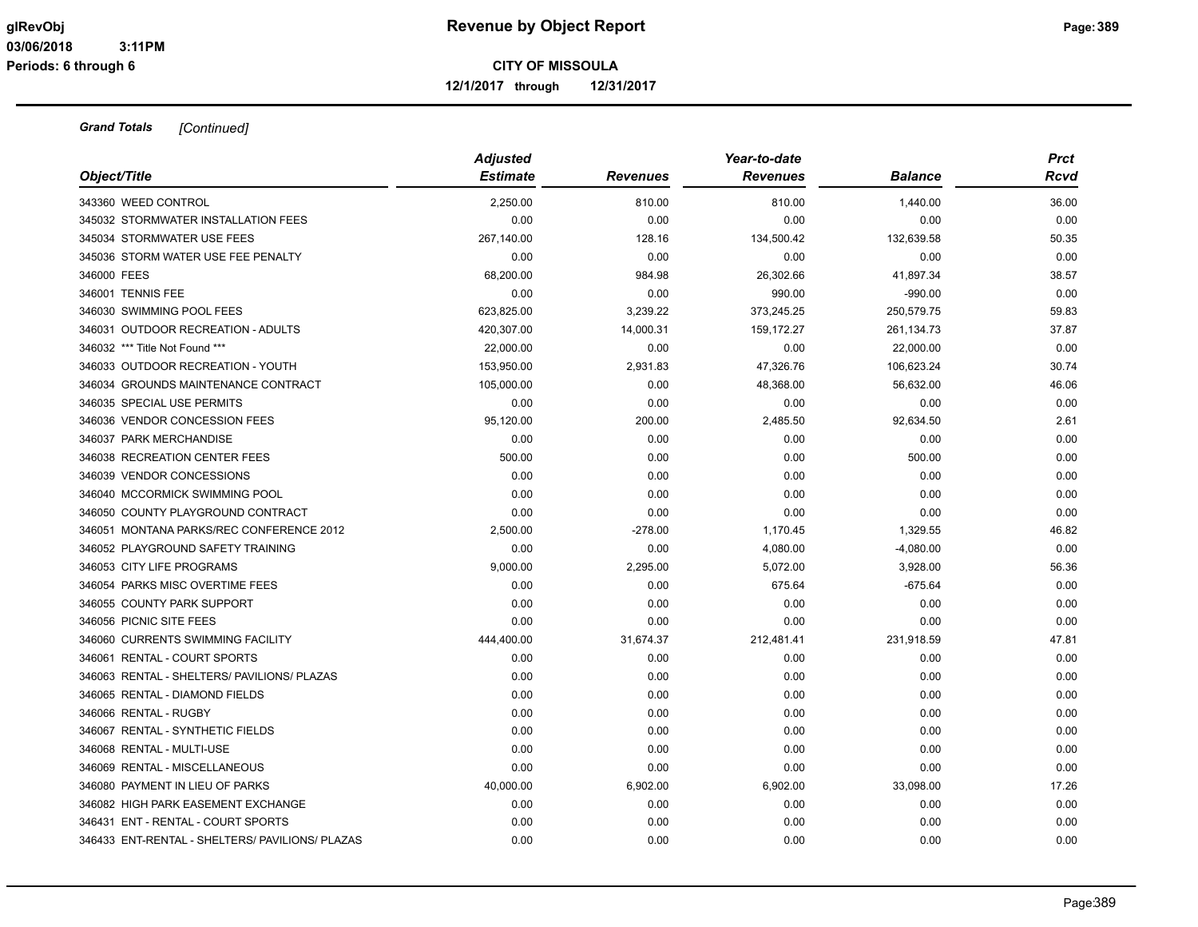# Revenue by Object Report

**CITY OF MISSOULA**

**12/1/2017 through 12/31/2017**

***Grand Totals*** *[Continued]*

| Object/Title | Adjusted Estimate | Revenues | Year-to-date Revenues | Balance | Prct Rcvd |
|---|---|---|---|---|---|
| 343360 WEED CONTROL | 2,250.00 | 810.00 | 810.00 | 1,440.00 | 36.00 |
| 345032 STORMWATER INSTALLATION FEES | 0.00 | 0.00 | 0.00 | 0.00 | 0.00 |
| 345034 STORMWATER USE FEES | 267,140.00 | 128.16 | 134,500.42 | 132,639.58 | 50.35 |
| 345036 STORM WATER USE FEE PENALTY | 0.00 | 0.00 | 0.00 | 0.00 | 0.00 |
| 346000 FEES | 68,200.00 | 984.98 | 26,302.66 | 41,897.34 | 38.57 |
| 346001 TENNIS FEE | 0.00 | 0.00 | 990.00 | -990.00 | 0.00 |
| 346030 SWIMMING POOL FEES | 623,825.00 | 3,239.22 | 373,245.25 | 250,579.75 | 59.83 |
| 346031 OUTDOOR RECREATION - ADULTS | 420,307.00 | 14,000.31 | 159,172.27 | 261,134.73 | 37.87 |
| 346032 *** Title Not Found *** | 22,000.00 | 0.00 | 0.00 | 22,000.00 | 0.00 |
| 346033 OUTDOOR RECREATION - YOUTH | 153,950.00 | 2,931.83 | 47,326.76 | 106,623.24 | 30.74 |
| 346034 GROUNDS MAINTENANCE CONTRACT | 105,000.00 | 0.00 | 48,368.00 | 56,632.00 | 46.06 |
| 346035 SPECIAL USE PERMITS | 0.00 | 0.00 | 0.00 | 0.00 | 0.00 |
| 346036 VENDOR CONCESSION FEES | 95,120.00 | 200.00 | 2,485.50 | 92,634.50 | 2.61 |
| 346037 PARK MERCHANDISE | 0.00 | 0.00 | 0.00 | 0.00 | 0.00 |
| 346038 RECREATION CENTER FEES | 500.00 | 0.00 | 0.00 | 500.00 | 0.00 |
| 346039 VENDOR CONCESSIONS | 0.00 | 0.00 | 0.00 | 0.00 | 0.00 |
| 346040 MCCORMICK SWIMMING POOL | 0.00 | 0.00 | 0.00 | 0.00 | 0.00 |
| 346050 COUNTY PLAYGROUND CONTRACT | 0.00 | 0.00 | 0.00 | 0.00 | 0.00 |
| 346051 MONTANA PARKS/REC CONFERENCE 2012 | 2,500.00 | -278.00 | 1,170.45 | 1,329.55 | 46.82 |
| 346052 PLAYGROUND SAFETY TRAINING | 0.00 | 0.00 | 4,080.00 | -4,080.00 | 0.00 |
| 346053 CITY LIFE PROGRAMS | 9,000.00 | 2,295.00 | 5,072.00 | 3,928.00 | 56.36 |
| 346054 PARKS MISC OVERTIME FEES | 0.00 | 0.00 | 675.64 | -675.64 | 0.00 |
| 346055 COUNTY PARK SUPPORT | 0.00 | 0.00 | 0.00 | 0.00 | 0.00 |
| 346056 PICNIC SITE FEES | 0.00 | 0.00 | 0.00 | 0.00 | 0.00 |
| 346060 CURRENTS SWIMMING FACILITY | 444,400.00 | 31,674.37 | 212,481.41 | 231,918.59 | 47.81 |
| 346061 RENTAL - COURT SPORTS | 0.00 | 0.00 | 0.00 | 0.00 | 0.00 |
| 346063 RENTAL - SHELTERS/ PAVILIONS/ PLAZAS | 0.00 | 0.00 | 0.00 | 0.00 | 0.00 |
| 346065 RENTAL - DIAMOND FIELDS | 0.00 | 0.00 | 0.00 | 0.00 | 0.00 |
| 346066 RENTAL - RUGBY | 0.00 | 0.00 | 0.00 | 0.00 | 0.00 |
| 346067 RENTAL - SYNTHETIC FIELDS | 0.00 | 0.00 | 0.00 | 0.00 | 0.00 |
| 346068 RENTAL - MULTI-USE | 0.00 | 0.00 | 0.00 | 0.00 | 0.00 |
| 346069 RENTAL - MISCELLANEOUS | 0.00 | 0.00 | 0.00 | 0.00 | 0.00 |
| 346080 PAYMENT IN LIEU OF PARKS | 40,000.00 | 6,902.00 | 6,902.00 | 33,098.00 | 17.26 |
| 346082 HIGH PARK EASEMENT EXCHANGE | 0.00 | 0.00 | 0.00 | 0.00 | 0.00 |
| 346431 ENT - RENTAL - COURT SPORTS | 0.00 | 0.00 | 0.00 | 0.00 | 0.00 |
| 346433 ENT-RENTAL - SHELTERS/ PAVILIONS/ PLAZAS | 0.00 | 0.00 | 0.00 | 0.00 | 0.00 |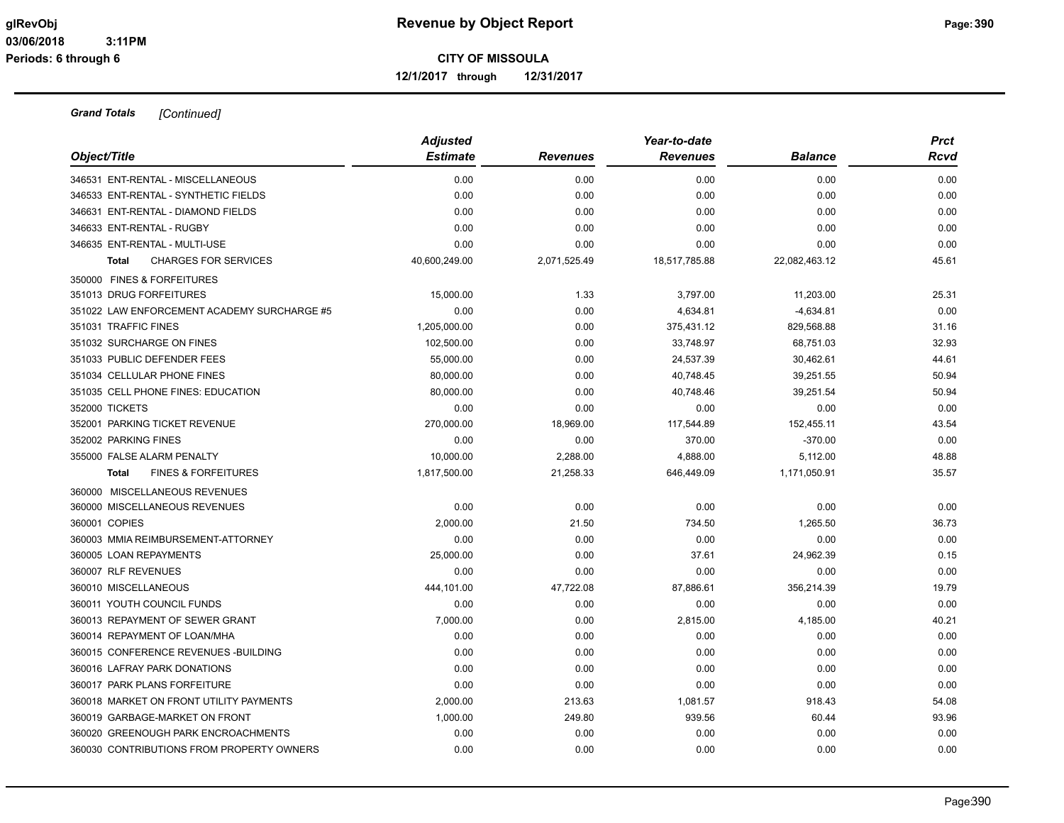**CITY OF MISSOULA**

**12/1/2017 through 12/31/2017**

***Grand Totals*** *[Continued]*

| Object/Title | Adjusted Estimate | Revenues | Year-to-date Revenues | Balance | Prct Rcvd |
|---|---|---|---|---|---|
| 346531 ENT-RENTAL - MISCELLANEOUS | 0.00 | 0.00 | 0.00 | 0.00 | 0.00 |
| 346533 ENT-RENTAL - SYNTHETIC FIELDS | 0.00 | 0.00 | 0.00 | 0.00 | 0.00 |
| 346631 ENT-RENTAL - DIAMOND FIELDS | 0.00 | 0.00 | 0.00 | 0.00 | 0.00 |
| 346633 ENT-RENTAL - RUGBY | 0.00 | 0.00 | 0.00 | 0.00 | 0.00 |
| 346635 ENT-RENTAL - MULTI-USE | 0.00 | 0.00 | 0.00 | 0.00 | 0.00 |
| **Total** CHARGES FOR SERVICES | 40,600,249.00 | 2,071,525.49 | 18,517,785.88 | 22,082,463.12 | 45.61 |
| 350000 FINES & FORFEITURES | | | | | |
| 351013 DRUG FORFEITURES | 15,000.00 | 1.33 | 3,797.00 | 11,203.00 | 25.31 |
| 351022 LAW ENFORCEMENT ACADEMY SURCHARGE #5 | 0.00 | 0.00 | 4,634.81 | -4,634.81 | 0.00 |
| 351031 TRAFFIC FINES | 1,205,000.00 | 0.00 | 375,431.12 | 829,568.88 | 31.16 |
| 351032 SURCHARGE ON FINES | 102,500.00 | 0.00 | 33,748.97 | 68,751.03 | 32.93 |
| 351033 PUBLIC DEFENDER FEES | 55,000.00 | 0.00 | 24,537.39 | 30,462.61 | 44.61 |
| 351034 CELLULAR PHONE FINES | 80,000.00 | 0.00 | 40,748.45 | 39,251.55 | 50.94 |
| 351035 CELL PHONE FINES: EDUCATION | 80,000.00 | 0.00 | 40,748.46 | 39,251.54 | 50.94 |
| 352000 TICKETS | 0.00 | 0.00 | 0.00 | 0.00 | 0.00 |
| 352001 PARKING TICKET REVENUE | 270,000.00 | 18,969.00 | 117,544.89 | 152,455.11 | 43.54 |
| 352002 PARKING FINES | 0.00 | 0.00 | 370.00 | -370.00 | 0.00 |
| 355000 FALSE ALARM PENALTY | 10,000.00 | 2,288.00 | 4,888.00 | 5,112.00 | 48.88 |
| **Total** FINES & FORFEITURES | 1,817,500.00 | 21,258.33 | 646,449.09 | 1,171,050.91 | 35.57 |
| 360000 MISCELLANEOUS REVENUES | | | | | |
| 360000 MISCELLANEOUS REVENUES | 0.00 | 0.00 | 0.00 | 0.00 | 0.00 |
| 360001 COPIES | 2,000.00 | 21.50 | 734.50 | 1,265.50 | 36.73 |
| 360003 MMIA REIMBURSEMENT-ATTORNEY | 0.00 | 0.00 | 0.00 | 0.00 | 0.00 |
| 360005 LOAN REPAYMENTS | 25,000.00 | 0.00 | 37.61 | 24,962.39 | 0.15 |
| 360007 RLF REVENUES | 0.00 | 0.00 | 0.00 | 0.00 | 0.00 |
| 360010 MISCELLANEOUS | 444,101.00 | 47,722.08 | 87,886.61 | 356,214.39 | 19.79 |
| 360011 YOUTH COUNCIL FUNDS | 0.00 | 0.00 | 0.00 | 0.00 | 0.00 |
| 360013 REPAYMENT OF SEWER GRANT | 7,000.00 | 0.00 | 2,815.00 | 4,185.00 | 40.21 |
| 360014 REPAYMENT OF LOAN/MHA | 0.00 | 0.00 | 0.00 | 0.00 | 0.00 |
| 360015 CONFERENCE REVENUES -BUILDING | 0.00 | 0.00 | 0.00 | 0.00 | 0.00 |
| 360016 LAFRAY PARK DONATIONS | 0.00 | 0.00 | 0.00 | 0.00 | 0.00 |
| 360017 PARK PLANS FORFEITURE | 0.00 | 0.00 | 0.00 | 0.00 | 0.00 |
| 360018 MARKET ON FRONT UTILITY PAYMENTS | 2,000.00 | 213.63 | 1,081.57 | 918.43 | 54.08 |
| 360019 GARBAGE-MARKET ON FRONT | 1,000.00 | 249.80 | 939.56 | 60.44 | 93.96 |
| 360020 GREENOUGH PARK ENCROACHMENTS | 0.00 | 0.00 | 0.00 | 0.00 | 0.00 |
| 360030 CONTRIBUTIONS FROM PROPERTY OWNERS | 0.00 | 0.00 | 0.00 | 0.00 | 0.00 |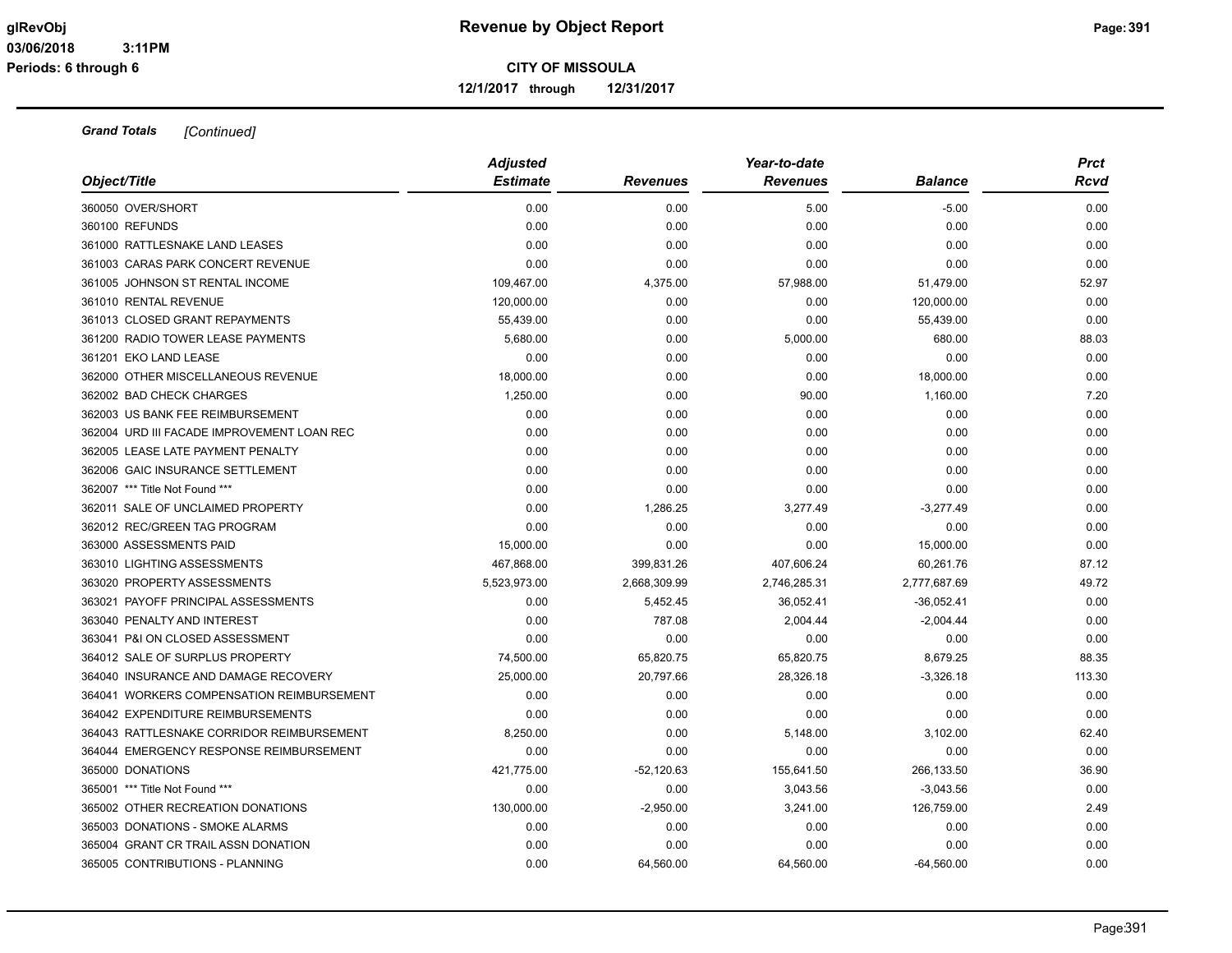**Grand Totals** *[Continued]*

| Object/Title | Adjusted Estimate | Revenues | Year-to-date Revenues | Balance | Prct Rcvd |
|---|---|---|---|---|---|
| 360050 OVER/SHORT | 0.00 | 0.00 | 5.00 | -5.00 | 0.00 |
| 360100 REFUNDS | 0.00 | 0.00 | 0.00 | 0.00 | 0.00 |
| 361000 RATTLESNAKE LAND LEASES | 0.00 | 0.00 | 0.00 | 0.00 | 0.00 |
| 361003 CARAS PARK CONCERT REVENUE | 0.00 | 0.00 | 0.00 | 0.00 | 0.00 |
| 361005 JOHNSON ST RENTAL INCOME | 109,467.00 | 4,375.00 | 57,988.00 | 51,479.00 | 52.97 |
| 361010 RENTAL REVENUE | 120,000.00 | 0.00 | 0.00 | 120,000.00 | 0.00 |
| 361013 CLOSED GRANT REPAYMENTS | 55,439.00 | 0.00 | 0.00 | 55,439.00 | 0.00 |
| 361200 RADIO TOWER LEASE PAYMENTS | 5,680.00 | 0.00 | 5,000.00 | 680.00 | 88.03 |
| 361201 EKO LAND LEASE | 0.00 | 0.00 | 0.00 | 0.00 | 0.00 |
| 362000 OTHER MISCELLANEOUS REVENUE | 18,000.00 | 0.00 | 0.00 | 18,000.00 | 0.00 |
| 362002 BAD CHECK CHARGES | 1,250.00 | 0.00 | 90.00 | 1,160.00 | 7.20 |
| 362003 US BANK FEE REIMBURSEMENT | 0.00 | 0.00 | 0.00 | 0.00 | 0.00 |
| 362004 URD III FACADE IMPROVEMENT LOAN REC | 0.00 | 0.00 | 0.00 | 0.00 | 0.00 |
| 362005 LEASE LATE PAYMENT PENALTY | 0.00 | 0.00 | 0.00 | 0.00 | 0.00 |
| 362006 GAIC INSURANCE SETTLEMENT | 0.00 | 0.00 | 0.00 | 0.00 | 0.00 |
| 362007 *** Title Not Found *** | 0.00 | 0.00 | 0.00 | 0.00 | 0.00 |
| 362011 SALE OF UNCLAIMED PROPERTY | 0.00 | 1,286.25 | 3,277.49 | -3,277.49 | 0.00 |
| 362012 REC/GREEN TAG PROGRAM | 0.00 | 0.00 | 0.00 | 0.00 | 0.00 |
| 363000 ASSESSMENTS PAID | 15,000.00 | 0.00 | 0.00 | 15,000.00 | 0.00 |
| 363010 LIGHTING ASSESSMENTS | 467,868.00 | 399,831.26 | 407,606.24 | 60,261.76 | 87.12 |
| 363020 PROPERTY ASSESSMENTS | 5,523,973.00 | 2,668,309.99 | 2,746,285.31 | 2,777,687.69 | 49.72 |
| 363021 PAYOFF PRINCIPAL ASSESSMENTS | 0.00 | 5,452.45 | 36,052.41 | -36,052.41 | 0.00 |
| 363040 PENALTY AND INTEREST | 0.00 | 787.08 | 2,004.44 | -2,004.44 | 0.00 |
| 363041 P&I ON CLOSED ASSESSMENT | 0.00 | 0.00 | 0.00 | 0.00 | 0.00 |
| 364012 SALE OF SURPLUS PROPERTY | 74,500.00 | 65,820.75 | 65,820.75 | 8,679.25 | 88.35 |
| 364040 INSURANCE AND DAMAGE RECOVERY | 25,000.00 | 20,797.66 | 28,326.18 | -3,326.18 | 113.30 |
| 364041 WORKERS COMPENSATION REIMBURSEMENT | 0.00 | 0.00 | 0.00 | 0.00 | 0.00 |
| 364042 EXPENDITURE REIMBURSEMENTS | 0.00 | 0.00 | 0.00 | 0.00 | 0.00 |
| 364043 RATTLESNAKE CORRIDOR REIMBURSEMENT | 8,250.00 | 0.00 | 5,148.00 | 3,102.00 | 62.40 |
| 364044 EMERGENCY RESPONSE REIMBURSEMENT | 0.00 | 0.00 | 0.00 | 0.00 | 0.00 |
| 365000 DONATIONS | 421,775.00 | -52,120.63 | 155,641.50 | 266,133.50 | 36.90 |
| 365001 *** Title Not Found *** | 0.00 | 0.00 | 3,043.56 | -3,043.56 | 0.00 |
| 365002 OTHER RECREATION DONATIONS | 130,000.00 | -2,950.00 | 3,241.00 | 126,759.00 | 2.49 |
| 365003 DONATIONS - SMOKE ALARMS | 0.00 | 0.00 | 0.00 | 0.00 | 0.00 |
| 365004 GRANT CR TRAIL ASSN DONATION | 0.00 | 0.00 | 0.00 | 0.00 | 0.00 |
| 365005 CONTRIBUTIONS - PLANNING | 0.00 | 64,560.00 | 64,560.00 | -64,560.00 | 0.00 |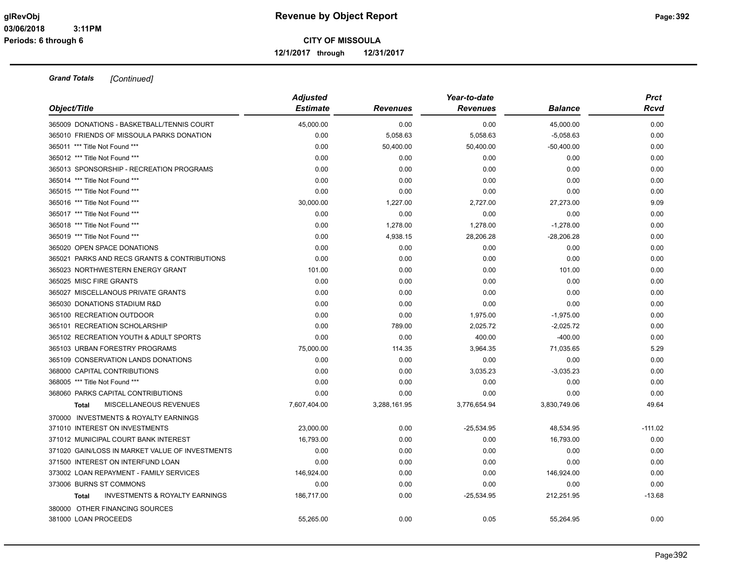**Revenue by Object Report**

**CITY OF MISSOULA**

**12/1/2017 through 12/31/2017**

glRevObj
03/06/2018 3:11PM
Periods: 6 through 6

***Grand Totals*** *[Continued]*

| Object/Title | Adjusted Estimate | Revenues | Year-to-date Revenues | Balance | Prct Rcvd |
|---|---|---|---|---|---|
| 365009 DONATIONS - BASKETBALL/TENNIS COURT | 45,000.00 | 0.00 | 0.00 | 45,000.00 | 0.00 |
| 365010 FRIENDS OF MISSOULA PARKS DONATION | 0.00 | 5,058.63 | 5,058.63 | -5,058.63 | 0.00 |
| 365011 *** Title Not Found *** | 0.00 | 50,400.00 | 50,400.00 | -50,400.00 | 0.00 |
| 365012 *** Title Not Found *** | 0.00 | 0.00 | 0.00 | 0.00 | 0.00 |
| 365013 SPONSORSHIP - RECREATION PROGRAMS | 0.00 | 0.00 | 0.00 | 0.00 | 0.00 |
| 365014 *** Title Not Found *** | 0.00 | 0.00 | 0.00 | 0.00 | 0.00 |
| 365015 *** Title Not Found *** | 0.00 | 0.00 | 0.00 | 0.00 | 0.00 |
| 365016 *** Title Not Found *** | 30,000.00 | 1,227.00 | 2,727.00 | 27,273.00 | 9.09 |
| 365017 *** Title Not Found *** | 0.00 | 0.00 | 0.00 | 0.00 | 0.00 |
| 365018 *** Title Not Found *** | 0.00 | 1,278.00 | 1,278.00 | -1,278.00 | 0.00 |
| 365019 *** Title Not Found *** | 0.00 | 4,938.15 | 28,206.28 | -28,206.28 | 0.00 |
| 365020 OPEN SPACE DONATIONS | 0.00 | 0.00 | 0.00 | 0.00 | 0.00 |
| 365021 PARKS AND RECS GRANTS & CONTRIBUTIONS | 0.00 | 0.00 | 0.00 | 0.00 | 0.00 |
| 365023 NORTHWESTERN ENERGY GRANT | 101.00 | 0.00 | 0.00 | 101.00 | 0.00 |
| 365025 MISC FIRE GRANTS | 0.00 | 0.00 | 0.00 | 0.00 | 0.00 |
| 365027 MISCELLANOUS PRIVATE GRANTS | 0.00 | 0.00 | 0.00 | 0.00 | 0.00 |
| 365030 DONATIONS STADIUM R&D | 0.00 | 0.00 | 0.00 | 0.00 | 0.00 |
| 365100 RECREATION OUTDOOR | 0.00 | 0.00 | 1,975.00 | -1,975.00 | 0.00 |
| 365101 RECREATION SCHOLARSHIP | 0.00 | 789.00 | 2,025.72 | -2,025.72 | 0.00 |
| 365102 RECREATION YOUTH & ADULT SPORTS | 0.00 | 0.00 | 400.00 | -400.00 | 0.00 |
| 365103 URBAN FORESTRY PROGRAMS | 75,000.00 | 114.35 | 3,964.35 | 71,035.65 | 5.29 |
| 365109 CONSERVATION LANDS DONATIONS | 0.00 | 0.00 | 0.00 | 0.00 | 0.00 |
| 368000 CAPITAL CONTRIBUTIONS | 0.00 | 0.00 | 3,035.23 | -3,035.23 | 0.00 |
| 368005 *** Title Not Found *** | 0.00 | 0.00 | 0.00 | 0.00 | 0.00 |
| 368060 PARKS CAPITAL CONTRIBUTIONS | 0.00 | 0.00 | 0.00 | 0.00 | 0.00 |
| **Total** MISCELLANEOUS REVENUES | 7,607,404.00 | 3,288,161.95 | 3,776,654.94 | 3,830,749.06 | 49.64 |
| 370000 INVESTMENTS & ROYALTY EARNINGS | | | | | |
| 371010 INTEREST ON INVESTMENTS | 23,000.00 | 0.00 | -25,534.95 | 48,534.95 | -111.02 |
| 371012 MUNICIPAL COURT BANK INTEREST | 16,793.00 | 0.00 | 0.00 | 16,793.00 | 0.00 |
| 371020 GAIN/LOSS IN MARKET VALUE OF INVESTMENTS | 0.00 | 0.00 | 0.00 | 0.00 | 0.00 |
| 371500 INTEREST ON INTERFUND LOAN | 0.00 | 0.00 | 0.00 | 0.00 | 0.00 |
| 373002 LOAN REPAYMENT - FAMILY SERVICES | 146,924.00 | 0.00 | 0.00 | 146,924.00 | 0.00 |
| 373006 BURNS ST COMMONS | 0.00 | 0.00 | 0.00 | 0.00 | 0.00 |
| **Total** INVESTMENTS & ROYALTY EARNINGS | 186,717.00 | 0.00 | -25,534.95 | 212,251.95 | -13.68 |
| 380000 OTHER FINANCING SOURCES | | | | | |
| 381000 LOAN PROCEEDS | 55,265.00 | 0.00 | 0.05 | 55,264.95 | 0.00 |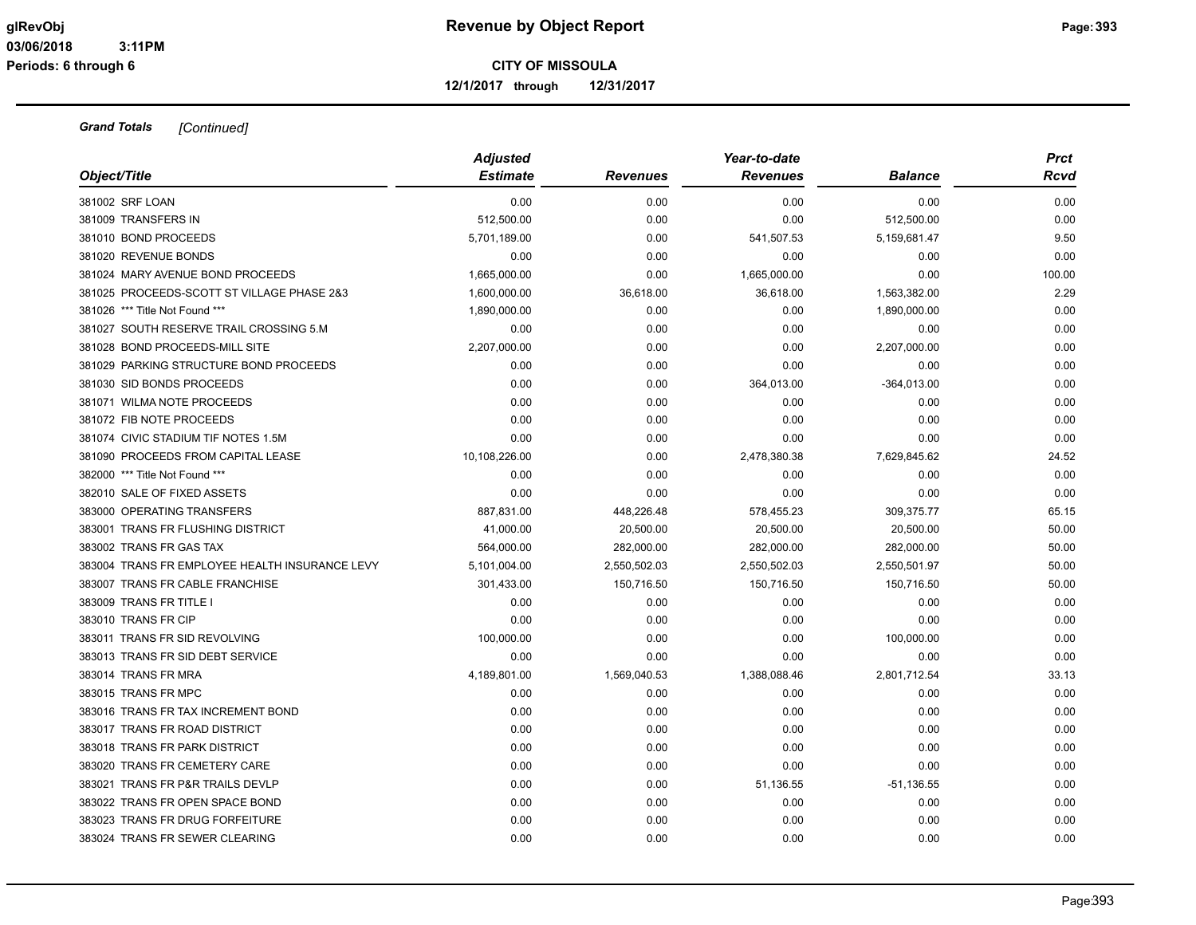# Revenue by Object Report

**CITY OF MISSOULA**

**12/1/2017 through 12/31/2017**

***Grand Totals*** *[Continued]*

| Object/Title | Adjusted Estimate | Revenues | Year-to-date Revenues | Balance | Prct Rcvd |
|---|---|---|---|---|---|
| 381002 SRF LOAN | 0.00 | 0.00 | 0.00 | 0.00 | 0.00 |
| 381009 TRANSFERS IN | 512,500.00 | 0.00 | 0.00 | 512,500.00 | 0.00 |
| 381010 BOND PROCEEDS | 5,701,189.00 | 0.00 | 541,507.53 | 5,159,681.47 | 9.50 |
| 381020 REVENUE BONDS | 0.00 | 0.00 | 0.00 | 0.00 | 0.00 |
| 381024 MARY AVENUE BOND PROCEEDS | 1,665,000.00 | 0.00 | 1,665,000.00 | 0.00 | 100.00 |
| 381025 PROCEEDS-SCOTT ST VILLAGE PHASE 2&3 | 1,600,000.00 | 36,618.00 | 36,618.00 | 1,563,382.00 | 2.29 |
| 381026 *** Title Not Found *** | 1,890,000.00 | 0.00 | 0.00 | 1,890,000.00 | 0.00 |
| 381027 SOUTH RESERVE TRAIL CROSSING 5.M | 0.00 | 0.00 | 0.00 | 0.00 | 0.00 |
| 381028 BOND PROCEEDS-MILL SITE | 2,207,000.00 | 0.00 | 0.00 | 2,207,000.00 | 0.00 |
| 381029 PARKING STRUCTURE BOND PROCEEDS | 0.00 | 0.00 | 0.00 | 0.00 | 0.00 |
| 381030 SID BONDS PROCEEDS | 0.00 | 0.00 | 364,013.00 | -364,013.00 | 0.00 |
| 381071 WILMA NOTE PROCEEDS | 0.00 | 0.00 | 0.00 | 0.00 | 0.00 |
| 381072 FIB NOTE PROCEEDS | 0.00 | 0.00 | 0.00 | 0.00 | 0.00 |
| 381074 CIVIC STADIUM TIF NOTES 1.5M | 0.00 | 0.00 | 0.00 | 0.00 | 0.00 |
| 381090 PROCEEDS FROM CAPITAL LEASE | 10,108,226.00 | 0.00 | 2,478,380.38 | 7,629,845.62 | 24.52 |
| 382000 *** Title Not Found *** | 0.00 | 0.00 | 0.00 | 0.00 | 0.00 |
| 382010 SALE OF FIXED ASSETS | 0.00 | 0.00 | 0.00 | 0.00 | 0.00 |
| 383000 OPERATING TRANSFERS | 887,831.00 | 448,226.48 | 578,455.23 | 309,375.77 | 65.15 |
| 383001 TRANS FR FLUSHING DISTRICT | 41,000.00 | 20,500.00 | 20,500.00 | 20,500.00 | 50.00 |
| 383002 TRANS FR GAS TAX | 564,000.00 | 282,000.00 | 282,000.00 | 282,000.00 | 50.00 |
| 383004 TRANS FR EMPLOYEE HEALTH INSURANCE LEVY | 5,101,004.00 | 2,550,502.03 | 2,550,502.03 | 2,550,501.97 | 50.00 |
| 383007 TRANS FR CABLE FRANCHISE | 301,433.00 | 150,716.50 | 150,716.50 | 150,716.50 | 50.00 |
| 383009 TRANS FR TITLE I | 0.00 | 0.00 | 0.00 | 0.00 | 0.00 |
| 383010 TRANS FR CIP | 0.00 | 0.00 | 0.00 | 0.00 | 0.00 |
| 383011 TRANS FR SID REVOLVING | 100,000.00 | 0.00 | 0.00 | 100,000.00 | 0.00 |
| 383013 TRANS FR SID DEBT SERVICE | 0.00 | 0.00 | 0.00 | 0.00 | 0.00 |
| 383014 TRANS FR MRA | 4,189,801.00 | 1,569,040.53 | 1,388,088.46 | 2,801,712.54 | 33.13 |
| 383015 TRANS FR MPC | 0.00 | 0.00 | 0.00 | 0.00 | 0.00 |
| 383016 TRANS FR TAX INCREMENT BOND | 0.00 | 0.00 | 0.00 | 0.00 | 0.00 |
| 383017 TRANS FR ROAD DISTRICT | 0.00 | 0.00 | 0.00 | 0.00 | 0.00 |
| 383018 TRANS FR PARK DISTRICT | 0.00 | 0.00 | 0.00 | 0.00 | 0.00 |
| 383020 TRANS FR CEMETERY CARE | 0.00 | 0.00 | 0.00 | 0.00 | 0.00 |
| 383021 TRANS FR P&R TRAILS DEVLP | 0.00 | 0.00 | 51,136.55 | -51,136.55 | 0.00 |
| 383022 TRANS FR OPEN SPACE BOND | 0.00 | 0.00 | 0.00 | 0.00 | 0.00 |
| 383023 TRANS FR DRUG FORFEITURE | 0.00 | 0.00 | 0.00 | 0.00 | 0.00 |
| 383024 TRANS FR SEWER CLEARING | 0.00 | 0.00 | 0.00 | 0.00 | 0.00 |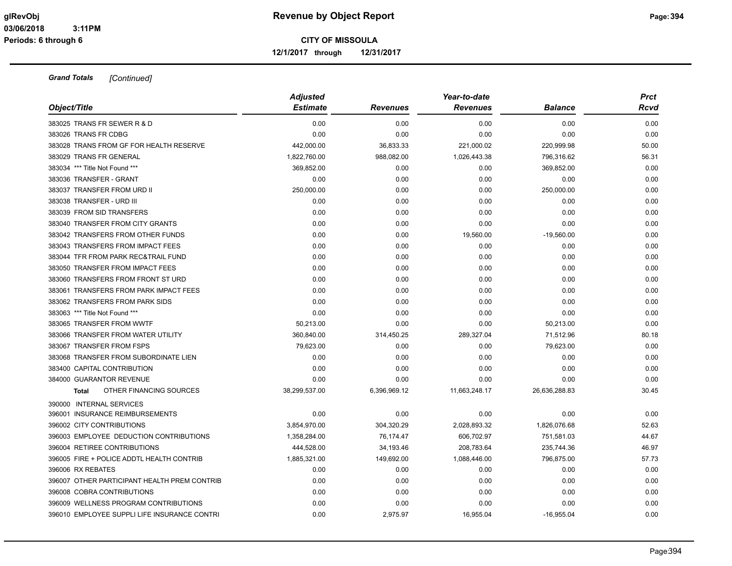**Grand Totals** *[Continued]*

| Object/Title | Adjusted Estimate | Revenues | Year-to-date Revenues | Balance | Prct Rcvd |
|---|---|---|---|---|---|
| 383025 TRANS FR SEWER R & D | 0.00 | 0.00 | 0.00 | 0.00 | 0.00 |
| 383026 TRANS FR CDBG | 0.00 | 0.00 | 0.00 | 0.00 | 0.00 |
| 383028 TRANS FROM GF FOR HEALTH RESERVE | 442,000.00 | 36,833.33 | 221,000.02 | 220,999.98 | 50.00 |
| 383029 TRANS FR GENERAL | 1,822,760.00 | 988,082.00 | 1,026,443.38 | 796,316.62 | 56.31 |
| 383034 *** Title Not Found *** | 369,852.00 | 0.00 | 0.00 | 369,852.00 | 0.00 |
| 383036 TRANSFER - GRANT | 0.00 | 0.00 | 0.00 | 0.00 | 0.00 |
| 383037 TRANSFER FROM URD II | 250,000.00 | 0.00 | 0.00 | 250,000.00 | 0.00 |
| 383038 TRANSFER - URD III | 0.00 | 0.00 | 0.00 | 0.00 | 0.00 |
| 383039 FROM SID TRANSFERS | 0.00 | 0.00 | 0.00 | 0.00 | 0.00 |
| 383040 TRANSFER FROM CITY GRANTS | 0.00 | 0.00 | 0.00 | 0.00 | 0.00 |
| 383042 TRANSFERS FROM OTHER FUNDS | 0.00 | 0.00 | 19,560.00 | -19,560.00 | 0.00 |
| 383043 TRANSFERS FROM IMPACT FEES | 0.00 | 0.00 | 0.00 | 0.00 | 0.00 |
| 383044 TFR FROM PARK REC&TRAIL FUND | 0.00 | 0.00 | 0.00 | 0.00 | 0.00 |
| 383050 TRANSFER FROM IMPACT FEES | 0.00 | 0.00 | 0.00 | 0.00 | 0.00 |
| 383060 TRANSFERS FROM FRONT ST URD | 0.00 | 0.00 | 0.00 | 0.00 | 0.00 |
| 383061 TRANSFERS FROM PARK IMPACT FEES | 0.00 | 0.00 | 0.00 | 0.00 | 0.00 |
| 383062 TRANSFERS FROM PARK SIDS | 0.00 | 0.00 | 0.00 | 0.00 | 0.00 |
| 383063 *** Title Not Found *** | 0.00 | 0.00 | 0.00 | 0.00 | 0.00 |
| 383065 TRANSFER FROM WWTF | 50,213.00 | 0.00 | 0.00 | 50,213.00 | 0.00 |
| 383066 TRANSFER FROM WATER UTILITY | 360,840.00 | 314,450.25 | 289,327.04 | 71,512.96 | 80.18 |
| 383067 TRANSFER FROM FSPS | 79,623.00 | 0.00 | 0.00 | 79,623.00 | 0.00 |
| 383068 TRANSFER FROM SUBORDINATE LIEN | 0.00 | 0.00 | 0.00 | 0.00 | 0.00 |
| 383400 CAPITAL CONTRIBUTION | 0.00 | 0.00 | 0.00 | 0.00 | 0.00 |
| 384000 GUARANTOR REVENUE | 0.00 | 0.00 | 0.00 | 0.00 | 0.00 |
| **Total** OTHER FINANCING SOURCES | 38,299,537.00 | 6,396,969.12 | 11,663,248.17 | 26,636,288.83 | 30.45 |
| 390000 INTERNAL SERVICES | | | | | |
| 396001 INSURANCE REIMBURSEMENTS | 0.00 | 0.00 | 0.00 | 0.00 | 0.00 |
| 396002 CITY CONTRIBUTIONS | 3,854,970.00 | 304,320.29 | 2,028,893.32 | 1,826,076.68 | 52.63 |
| 396003 EMPLOYEE DEDUCTION CONTRIBUTIONS | 1,358,284.00 | 76,174.47 | 606,702.97 | 751,581.03 | 44.67 |
| 396004 RETIREE CONTRIBUTIONS | 444,528.00 | 34,193.46 | 208,783.64 | 235,744.36 | 46.97 |
| 396005 FIRE + POLICE ADDTL HEALTH CONTRIB | 1,885,321.00 | 149,692.00 | 1,088,446.00 | 796,875.00 | 57.73 |
| 396006 RX REBATES | 0.00 | 0.00 | 0.00 | 0.00 | 0.00 |
| 396007 OTHER PARTICIPANT HEALTH PREM CONTRIB | 0.00 | 0.00 | 0.00 | 0.00 | 0.00 |
| 396008 COBRA CONTRIBUTIONS | 0.00 | 0.00 | 0.00 | 0.00 | 0.00 |
| 396009 WELLNESS PROGRAM CONTRIBUTIONS | 0.00 | 0.00 | 0.00 | 0.00 | 0.00 |
| 396010 EMPLOYEE SUPPLI LIFE INSURANCE CONTRI | 0.00 | 2,975.97 | 16,955.04 | -16,955.04 | 0.00 |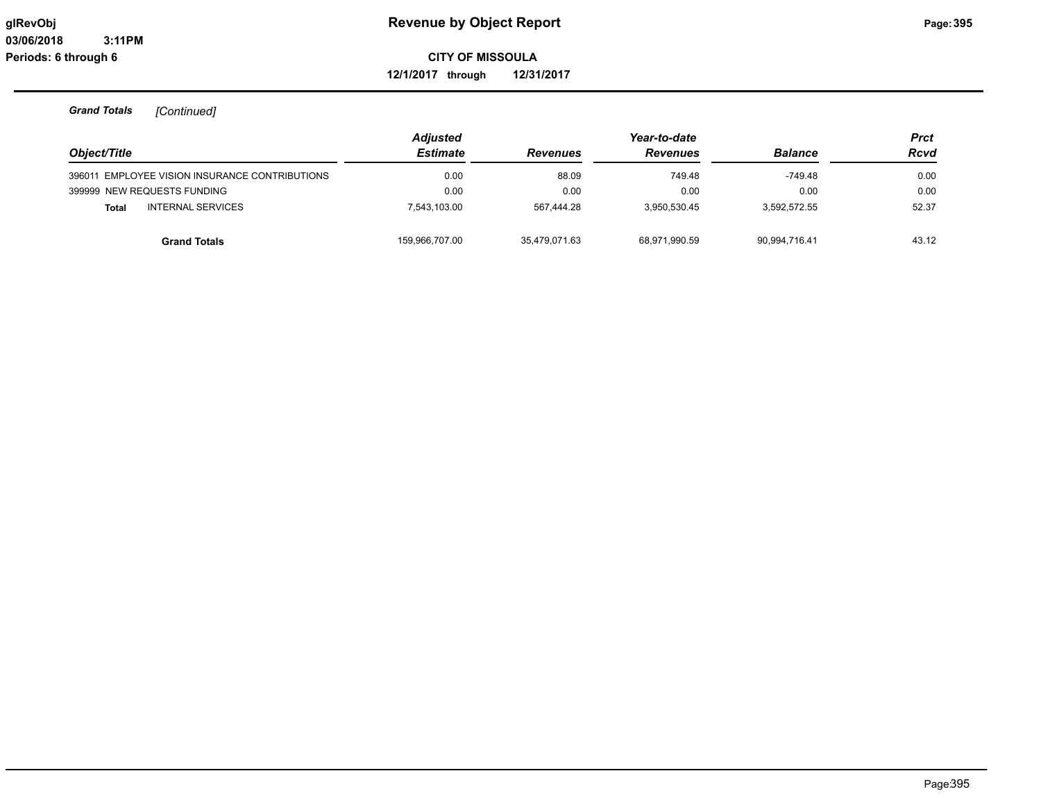**Grand Totals** *[Continued]*

| Object/Title | Adjusted Estimate | Revenues | Year-to-date Revenues | Balance | Prct Rcvd |
|---|---|---|---|---|---|
| 396011 EMPLOYEE VISION INSURANCE CONTRIBUTIONS | 0.00 | 88.09 | 749.48 | -749.48 | 0.00 |
| 399999 NEW REQUESTS FUNDING | 0.00 | 0.00 | 0.00 | 0.00 | 0.00 |
| **Total** INTERNAL SERVICES | 7,543,103.00 | 567,444.28 | 3,950,530.45 | 3,592,572.55 | 52.37 |
| **Grand Totals** | 159,966,707.00 | 35,479,071.63 | 68,971,990.59 | 90,994,716.41 | 43.12 |